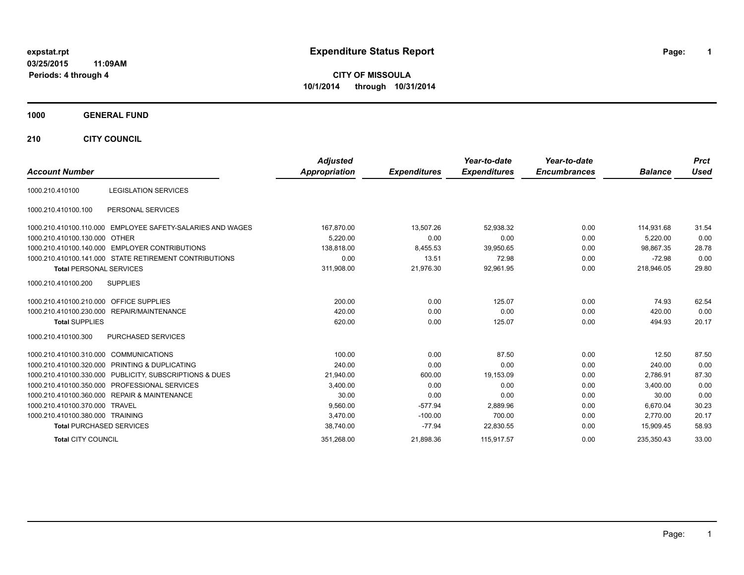expstat.rpt
03/25/2015 11:09AM
Periods: 4 through 4

# Expenditure Status Report

**CITY OF MISSOULA**
**10/1/2014 through 10/31/2014**

## 1000 GENERAL FUND

## 210 CITY COUNCIL

| Account Number | | Adjusted Appropriation | Expenditures | Year-to-date Expenditures | Year-to-date Encumbrances | Balance | Prct Used |
|---|---|---|---|---|---|---|---|
| 1000.210.410100 | LEGISLATION SERVICES | | | | | | |
| 1000.210.410100.100 | PERSONAL SERVICES | | | | | | |
| 1000.210.410100.110.000 | EMPLOYEE SAFETY-SALARIES AND WAGES | 167,870.00 | 13,507.26 | 52,938.32 | 0.00 | 114,931.68 | 31.54 |
| 1000.210.410100.130.000 | OTHER | 5,220.00 | 0.00 | 0.00 | 0.00 | 5,220.00 | 0.00 |
| 1000.210.410100.140.000 | EMPLOYER CONTRIBUTIONS | 138,818.00 | 8,455.53 | 39,950.65 | 0.00 | 98,867.35 | 28.78 |
| 1000.210.410100.141.000 | STATE RETIREMENT CONTRIBUTIONS | 0.00 | 13.51 | 72.98 | 0.00 | -72.98 | 0.00 |
| **Total** PERSONAL SERVICES | | 311,908.00 | 21,976.30 | 92,961.95 | 0.00 | 218,946.05 | 29.80 |
| 1000.210.410100.200 | SUPPLIES | | | | | | |
| 1000.210.410100.210.000 | OFFICE SUPPLIES | 200.00 | 0.00 | 125.07 | 0.00 | 74.93 | 62.54 |
| 1000.210.410100.230.000 | REPAIR/MAINTENANCE | 420.00 | 0.00 | 0.00 | 0.00 | 420.00 | 0.00 |
| **Total** SUPPLIES | | 620.00 | 0.00 | 125.07 | 0.00 | 494.93 | 20.17 |
| 1000.210.410100.300 | PURCHASED SERVICES | | | | | | |
| 1000.210.410100.310.000 | COMMUNICATIONS | 100.00 | 0.00 | 87.50 | 0.00 | 12.50 | 87.50 |
| 1000.210.410100.320.000 | PRINTING & DUPLICATING | 240.00 | 0.00 | 0.00 | 0.00 | 240.00 | 0.00 |
| 1000.210.410100.330.000 | PUBLICITY, SUBSCRIPTIONS & DUES | 21,940.00 | 600.00 | 19,153.09 | 0.00 | 2,786.91 | 87.30 |
| 1000.210.410100.350.000 | PROFESSIONAL SERVICES | 3,400.00 | 0.00 | 0.00 | 0.00 | 3,400.00 | 0.00 |
| 1000.210.410100.360.000 | REPAIR & MAINTENANCE | 30.00 | 0.00 | 0.00 | 0.00 | 30.00 | 0.00 |
| 1000.210.410100.370.000 | TRAVEL | 9,560.00 | -577.94 | 2,889.96 | 0.00 | 6,670.04 | 30.23 |
| 1000.210.410100.380.000 | TRAINING | 3,470.00 | -100.00 | 700.00 | 0.00 | 2,770.00 | 20.17 |
| **Total** PURCHASED SERVICES | | 38,740.00 | -77.94 | 22,830.55 | 0.00 | 15,909.45 | 58.93 |
| **Total** CITY COUNCIL | | 351,268.00 | 21,898.36 | 115,917.57 | 0.00 | 235,350.43 | 33.00 |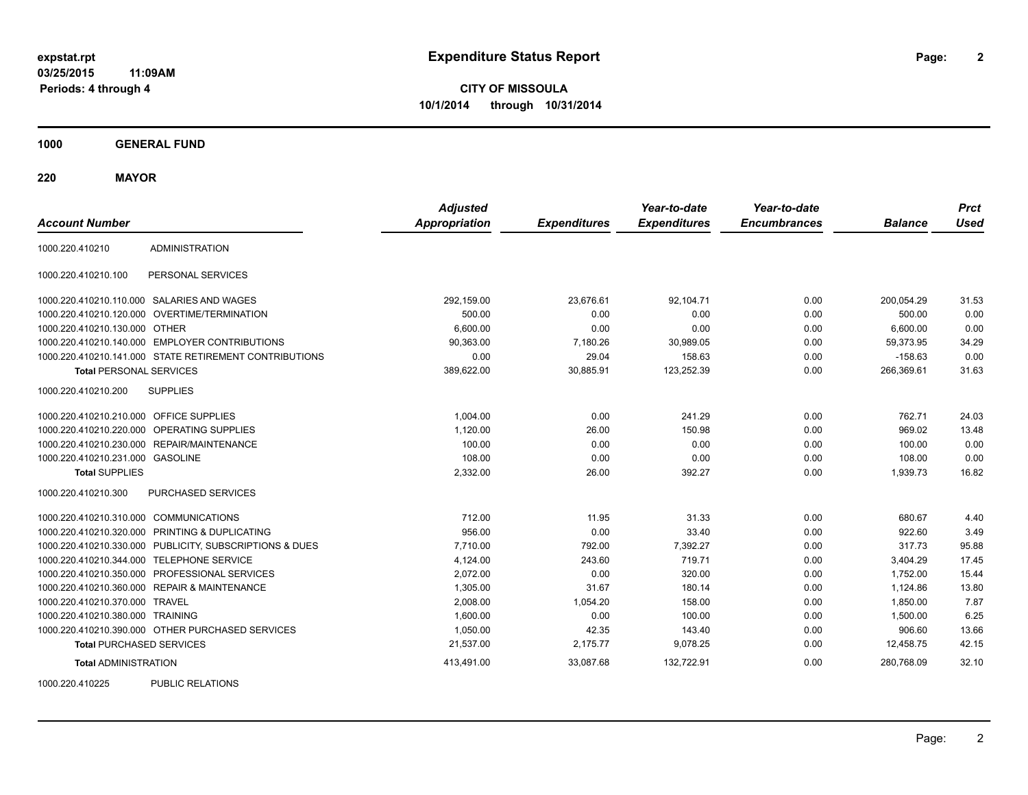**expstat.rpt**
**03/25/2015 11:09AM**
**Periods: 4 through 4**

# Expenditure Status Report

**CITY OF MISSOULA**
**10/1/2014 through 10/31/2014**

## 1000 GENERAL FUND

### 220 MAYOR

| Account Number | | Adjusted Appropriation | Expenditures | Year-to-date Expenditures | Year-to-date Encumbrances | Balance | Prct Used |
|---|---|---|---|---|---|---|---|
| 1000.220.410210 | ADMINISTRATION | | | | | | |
| 1000.220.410210.100 | PERSONAL SERVICES | | | | | | |
| 1000.220.410210.110.000 | SALARIES AND WAGES | 292,159.00 | 23,676.61 | 92,104.71 | 0.00 | 200,054.29 | 31.53 |
| 1000.220.410210.120.000 | OVERTIME/TERMINATION | 500.00 | 0.00 | 0.00 | 0.00 | 500.00 | 0.00 |
| 1000.220.410210.130.000 | OTHER | 6,600.00 | 0.00 | 0.00 | 0.00 | 6,600.00 | 0.00 |
| 1000.220.410210.140.000 | EMPLOYER CONTRIBUTIONS | 90,363.00 | 7,180.26 | 30,989.05 | 0.00 | 59,373.95 | 34.29 |
| 1000.220.410210.141.000 | STATE RETIREMENT CONTRIBUTIONS | 0.00 | 29.04 | 158.63 | 0.00 | -158.63 | 0.00 |
| **Total** PERSONAL SERVICES | | 389,622.00 | 30,885.91 | 123,252.39 | 0.00 | 266,369.61 | 31.63 |
| 1000.220.410210.200 | SUPPLIES | | | | | | |
| 1000.220.410210.210.000 | OFFICE SUPPLIES | 1,004.00 | 0.00 | 241.29 | 0.00 | 762.71 | 24.03 |
| 1000.220.410210.220.000 | OPERATING SUPPLIES | 1,120.00 | 26.00 | 150.98 | 0.00 | 969.02 | 13.48 |
| 1000.220.410210.230.000 | REPAIR/MAINTENANCE | 100.00 | 0.00 | 0.00 | 0.00 | 100.00 | 0.00 |
| 1000.220.410210.231.000 | GASOLINE | 108.00 | 0.00 | 0.00 | 0.00 | 108.00 | 0.00 |
| **Total** SUPPLIES | | 2,332.00 | 26.00 | 392.27 | 0.00 | 1,939.73 | 16.82 |
| 1000.220.410210.300 | PURCHASED SERVICES | | | | | | |
| 1000.220.410210.310.000 | COMMUNICATIONS | 712.00 | 11.95 | 31.33 | 0.00 | 680.67 | 4.40 |
| 1000.220.410210.320.000 | PRINTING & DUPLICATING | 956.00 | 0.00 | 33.40 | 0.00 | 922.60 | 3.49 |
| 1000.220.410210.330.000 | PUBLICITY, SUBSCRIPTIONS & DUES | 7,710.00 | 792.00 | 7,392.27 | 0.00 | 317.73 | 95.88 |
| 1000.220.410210.344.000 | TELEPHONE SERVICE | 4,124.00 | 243.60 | 719.71 | 0.00 | 3,404.29 | 17.45 |
| 1000.220.410210.350.000 | PROFESSIONAL SERVICES | 2,072.00 | 0.00 | 320.00 | 0.00 | 1,752.00 | 15.44 |
| 1000.220.410210.360.000 | REPAIR & MAINTENANCE | 1,305.00 | 31.67 | 180.14 | 0.00 | 1,124.86 | 13.80 |
| 1000.220.410210.370.000 | TRAVEL | 2,008.00 | 1,054.20 | 158.00 | 0.00 | 1,850.00 | 7.87 |
| 1000.220.410210.380.000 | TRAINING | 1,600.00 | 0.00 | 100.00 | 0.00 | 1,500.00 | 6.25 |
| 1000.220.410210.390.000 | OTHER PURCHASED SERVICES | 1,050.00 | 42.35 | 143.40 | 0.00 | 906.60 | 13.66 |
| **Total** PURCHASED SERVICES | | 21,537.00 | 2,175.77 | 9,078.25 | 0.00 | 12,458.75 | 42.15 |
| **Total** ADMINISTRATION | | 413,491.00 | 33,087.68 | 132,722.91 | 0.00 | 280,768.09 | 32.10 |
| 1000.220.410225 | PUBLIC RELATIONS | | | | | | |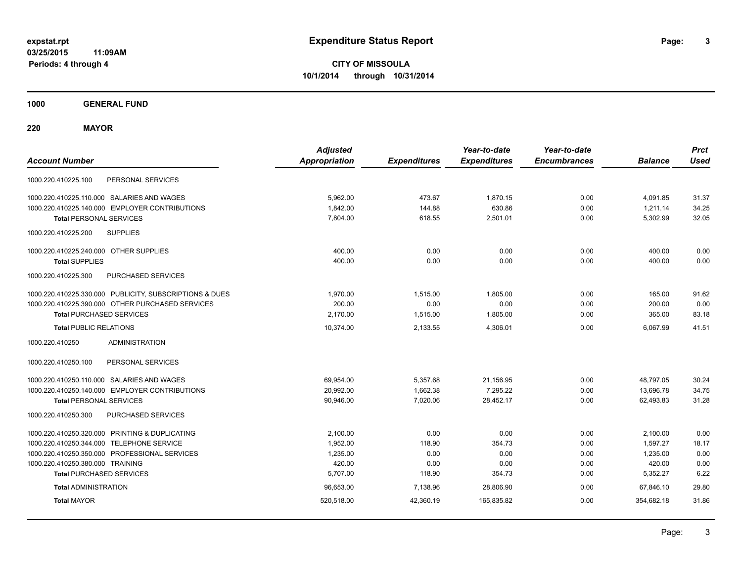**expstat.rpt**
**03/25/2015 11:09AM**
**Periods: 4 through 4**

# Expenditure Status Report

**CITY OF MISSOULA**
**10/1/2014 through 10/31/2014**

## 1000 GENERAL FUND

### 220 MAYOR

| Account Number | | *Adjusted Appropriation* | *Expenditures* | *Year-to-date Expenditures* | *Year-to-date Encumbrances* | *Balance* | *Prct Used* |
|---|---|---|---|---|---|---|---|
| 1000.220.410225.100 | PERSONAL SERVICES | | | | | | |
| 1000.220.410225.110.000 | SALARIES AND WAGES | 5,962.00 | 473.67 | 1,870.15 | 0.00 | 4,091.85 | 31.37 |
| 1000.220.410225.140.000 | EMPLOYER CONTRIBUTIONS | 1,842.00 | 144.88 | 630.86 | 0.00 | 1,211.14 | 34.25 |
| **Total** PERSONAL SERVICES | | 7,804.00 | 618.55 | 2,501.01 | 0.00 | 5,302.99 | 32.05 |
| 1000.220.410225.200 | SUPPLIES | | | | | | |
| 1000.220.410225.240.000 | OTHER SUPPLIES | 400.00 | 0.00 | 0.00 | 0.00 | 400.00 | 0.00 |
| **Total** SUPPLIES | | 400.00 | 0.00 | 0.00 | 0.00 | 400.00 | 0.00 |
| 1000.220.410225.300 | PURCHASED SERVICES | | | | | | |
| 1000.220.410225.330.000 | PUBLICITY, SUBSCRIPTIONS & DUES | 1,970.00 | 1,515.00 | 1,805.00 | 0.00 | 165.00 | 91.62 |
| 1000.220.410225.390.000 | OTHER PURCHASED SERVICES | 200.00 | 0.00 | 0.00 | 0.00 | 200.00 | 0.00 |
| **Total** PURCHASED SERVICES | | 2,170.00 | 1,515.00 | 1,805.00 | 0.00 | 365.00 | 83.18 |
| **Total** PUBLIC RELATIONS | | 10,374.00 | 2,133.55 | 4,306.01 | 0.00 | 6,067.99 | 41.51 |
| 1000.220.410250 | ADMINISTRATION | | | | | | |
| 1000.220.410250.100 | PERSONAL SERVICES | | | | | | |
| 1000.220.410250.110.000 | SALARIES AND WAGES | 69,954.00 | 5,357.68 | 21,156.95 | 0.00 | 48,797.05 | 30.24 |
| 1000.220.410250.140.000 | EMPLOYER CONTRIBUTIONS | 20,992.00 | 1,662.38 | 7,295.22 | 0.00 | 13,696.78 | 34.75 |
| **Total** PERSONAL SERVICES | | 90,946.00 | 7,020.06 | 28,452.17 | 0.00 | 62,493.83 | 31.28 |
| 1000.220.410250.300 | PURCHASED SERVICES | | | | | | |
| 1000.220.410250.320.000 | PRINTING & DUPLICATING | 2,100.00 | 0.00 | 0.00 | 0.00 | 2,100.00 | 0.00 |
| 1000.220.410250.344.000 | TELEPHONE SERVICE | 1,952.00 | 118.90 | 354.73 | 0.00 | 1,597.27 | 18.17 |
| 1000.220.410250.350.000 | PROFESSIONAL SERVICES | 1,235.00 | 0.00 | 0.00 | 0.00 | 1,235.00 | 0.00 |
| 1000.220.410250.380.000 | TRAINING | 420.00 | 0.00 | 0.00 | 0.00 | 420.00 | 0.00 |
| **Total** PURCHASED SERVICES | | 5,707.00 | 118.90 | 354.73 | 0.00 | 5,352.27 | 6.22 |
| **Total** ADMINISTRATION | | 96,653.00 | 7,138.96 | 28,806.90 | 0.00 | 67,846.10 | 29.80 |
| **Total** MAYOR | | 520,518.00 | 42,360.19 | 165,835.82 | 0.00 | 354,682.18 | 31.86 |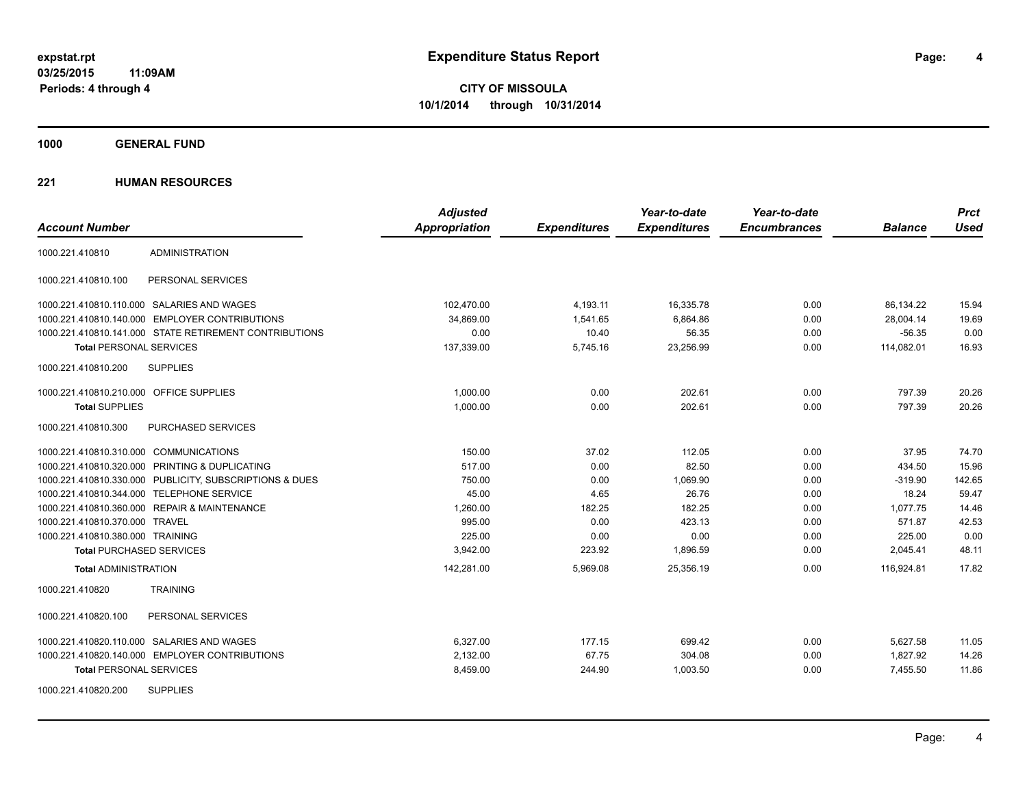# Expenditure Status Report

**expstat.rpt**
**03/25/2015 11:09AM**
**Periods: 4 through 4**

**CITY OF MISSOULA**
**10/1/2014 through 10/31/2014**

## 1000 GENERAL FUND

### 221 HUMAN RESOURCES

| Account Number | | Adjusted Appropriation | Expenditures | Year-to-date Expenditures | Year-to-date Encumbrances | Balance | Prct Used |
|---|---|---|---|---|---|---|---|
| 1000.221.410810 | ADMINISTRATION | | | | | | |
| 1000.221.410810.100 | PERSONAL SERVICES | | | | | | |
| 1000.221.410810.110.000 | SALARIES AND WAGES | 102,470.00 | 4,193.11 | 16,335.78 | 0.00 | 86,134.22 | 15.94 |
| 1000.221.410810.140.000 | EMPLOYER CONTRIBUTIONS | 34,869.00 | 1,541.65 | 6,864.86 | 0.00 | 28,004.14 | 19.69 |
| 1000.221.410810.141.000 | STATE RETIREMENT CONTRIBUTIONS | 0.00 | 10.40 | 56.35 | 0.00 | -56.35 | 0.00 |
| **Total** PERSONAL SERVICES | | 137,339.00 | 5,745.16 | 23,256.99 | 0.00 | 114,082.01 | 16.93 |
| 1000.221.410810.200 | SUPPLIES | | | | | | |
| 1000.221.410810.210.000 | OFFICE SUPPLIES | 1,000.00 | 0.00 | 202.61 | 0.00 | 797.39 | 20.26 |
| **Total** SUPPLIES | | 1,000.00 | 0.00 | 202.61 | 0.00 | 797.39 | 20.26 |
| 1000.221.410810.300 | PURCHASED SERVICES | | | | | | |
| 1000.221.410810.310.000 | COMMUNICATIONS | 150.00 | 37.02 | 112.05 | 0.00 | 37.95 | 74.70 |
| 1000.221.410810.320.000 | PRINTING & DUPLICATING | 517.00 | 0.00 | 82.50 | 0.00 | 434.50 | 15.96 |
| 1000.221.410810.330.000 | PUBLICITY, SUBSCRIPTIONS & DUES | 750.00 | 0.00 | 1,069.90 | 0.00 | -319.90 | 142.65 |
| 1000.221.410810.344.000 | TELEPHONE SERVICE | 45.00 | 4.65 | 26.76 | 0.00 | 18.24 | 59.47 |
| 1000.221.410810.360.000 | REPAIR & MAINTENANCE | 1,260.00 | 182.25 | 182.25 | 0.00 | 1,077.75 | 14.46 |
| 1000.221.410810.370.000 | TRAVEL | 995.00 | 0.00 | 423.13 | 0.00 | 571.87 | 42.53 |
| 1000.221.410810.380.000 | TRAINING | 225.00 | 0.00 | 0.00 | 0.00 | 225.00 | 0.00 |
| **Total** PURCHASED SERVICES | | 3,942.00 | 223.92 | 1,896.59 | 0.00 | 2,045.41 | 48.11 |
| **Total** ADMINISTRATION | | 142,281.00 | 5,969.08 | 25,356.19 | 0.00 | 116,924.81 | 17.82 |
| 1000.221.410820 | TRAINING | | | | | | |
| 1000.221.410820.100 | PERSONAL SERVICES | | | | | | |
| 1000.221.410820.110.000 | SALARIES AND WAGES | 6,327.00 | 177.15 | 699.42 | 0.00 | 5,627.58 | 11.05 |
| 1000.221.410820.140.000 | EMPLOYER CONTRIBUTIONS | 2,132.00 | 67.75 | 304.08 | 0.00 | 1,827.92 | 14.26 |
| **Total** PERSONAL SERVICES | | 8,459.00 | 244.90 | 1,003.50 | 0.00 | 7,455.50 | 11.86 |
| 1000.221.410820.200 | SUPPLIES | | | | | | |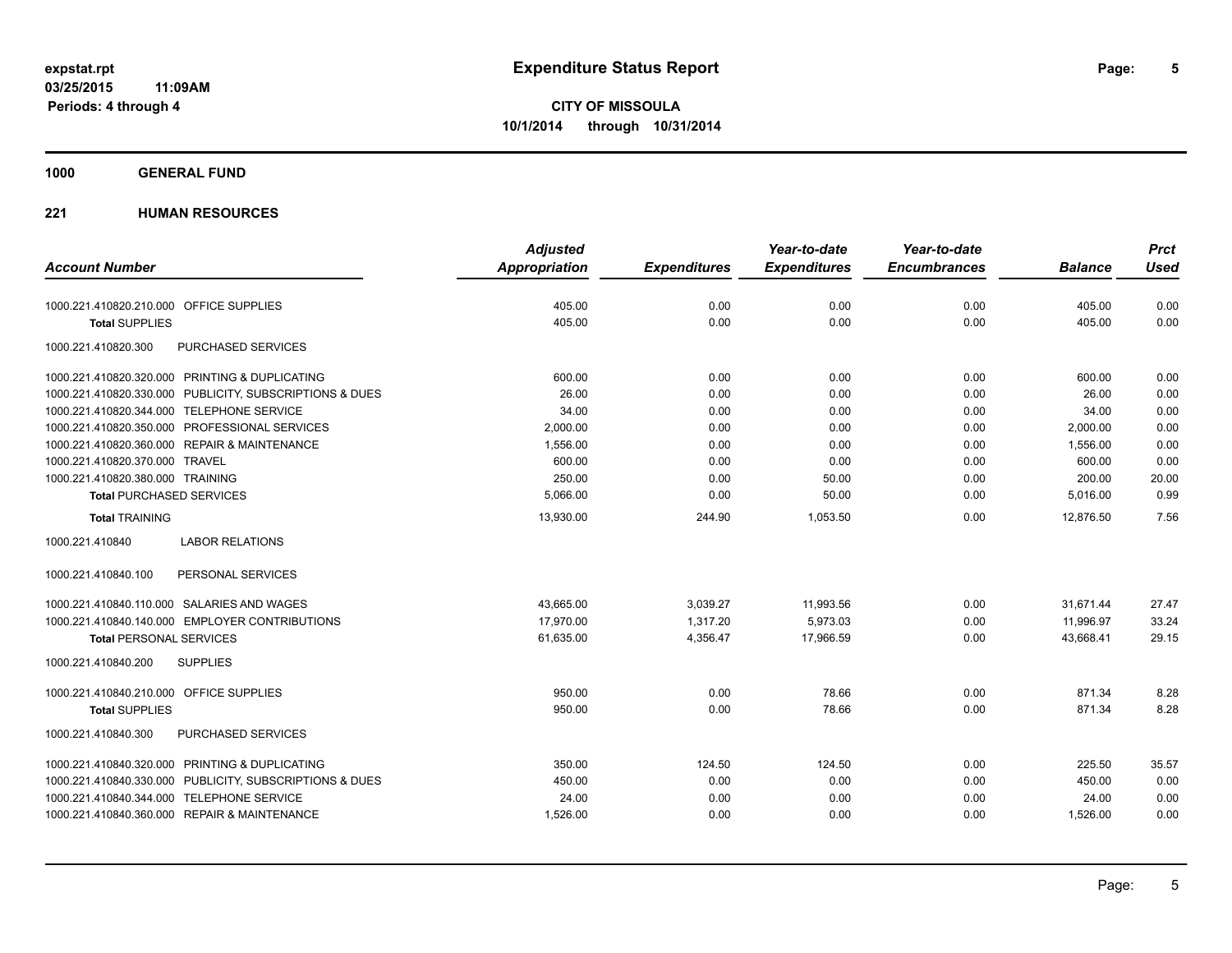**expstat.rpt**
**03/25/2015 11:09AM**
**Periods: 4 through 4**

# Expenditure Status Report

**CITY OF MISSOULA**
**10/1/2014 through 10/31/2014**

## 1000 GENERAL FUND

### 221 HUMAN RESOURCES

| Account Number | Adjusted Appropriation | Expenditures | Year-to-date Expenditures | Year-to-date Encumbrances | Balance | Prct Used |
|---|---|---|---|---|---|---|
| 1000.221.410820.210.000 OFFICE SUPPLIES | 405.00 | 0.00 | 0.00 | 0.00 | 405.00 | 0.00 |
| **Total** SUPPLIES | 405.00 | 0.00 | 0.00 | 0.00 | 405.00 | 0.00 |
| 1000.221.410820.300 PURCHASED SERVICES | | | | | | |
| 1000.221.410820.320.000 PRINTING & DUPLICATING | 600.00 | 0.00 | 0.00 | 0.00 | 600.00 | 0.00 |
| 1000.221.410820.330.000 PUBLICITY, SUBSCRIPTIONS & DUES | 26.00 | 0.00 | 0.00 | 0.00 | 26.00 | 0.00 |
| 1000.221.410820.344.000 TELEPHONE SERVICE | 34.00 | 0.00 | 0.00 | 0.00 | 34.00 | 0.00 |
| 1000.221.410820.350.000 PROFESSIONAL SERVICES | 2,000.00 | 0.00 | 0.00 | 0.00 | 2,000.00 | 0.00 |
| 1000.221.410820.360.000 REPAIR & MAINTENANCE | 1,556.00 | 0.00 | 0.00 | 0.00 | 1,556.00 | 0.00 |
| 1000.221.410820.370.000 TRAVEL | 600.00 | 0.00 | 0.00 | 0.00 | 600.00 | 0.00 |
| 1000.221.410820.380.000 TRAINING | 250.00 | 0.00 | 50.00 | 0.00 | 200.00 | 20.00 |
| **Total** PURCHASED SERVICES | 5,066.00 | 0.00 | 50.00 | 0.00 | 5,016.00 | 0.99 |
| **Total** TRAINING | 13,930.00 | 244.90 | 1,053.50 | 0.00 | 12,876.50 | 7.56 |
| 1000.221.410840 LABOR RELATIONS | | | | | | |
| 1000.221.410840.100 PERSONAL SERVICES | | | | | | |
| 1000.221.410840.110.000 SALARIES AND WAGES | 43,665.00 | 3,039.27 | 11,993.56 | 0.00 | 31,671.44 | 27.47 |
| 1000.221.410840.140.000 EMPLOYER CONTRIBUTIONS | 17,970.00 | 1,317.20 | 5,973.03 | 0.00 | 11,996.97 | 33.24 |
| **Total** PERSONAL SERVICES | 61,635.00 | 4,356.47 | 17,966.59 | 0.00 | 43,668.41 | 29.15 |
| 1000.221.410840.200 SUPPLIES | | | | | | |
| 1000.221.410840.210.000 OFFICE SUPPLIES | 950.00 | 0.00 | 78.66 | 0.00 | 871.34 | 8.28 |
| **Total** SUPPLIES | 950.00 | 0.00 | 78.66 | 0.00 | 871.34 | 8.28 |
| 1000.221.410840.300 PURCHASED SERVICES | | | | | | |
| 1000.221.410840.320.000 PRINTING & DUPLICATING | 350.00 | 124.50 | 124.50 | 0.00 | 225.50 | 35.57 |
| 1000.221.410840.330.000 PUBLICITY, SUBSCRIPTIONS & DUES | 450.00 | 0.00 | 0.00 | 0.00 | 450.00 | 0.00 |
| 1000.221.410840.344.000 TELEPHONE SERVICE | 24.00 | 0.00 | 0.00 | 0.00 | 24.00 | 0.00 |
| 1000.221.410840.360.000 REPAIR & MAINTENANCE | 1,526.00 | 0.00 | 0.00 | 0.00 | 1,526.00 | 0.00 |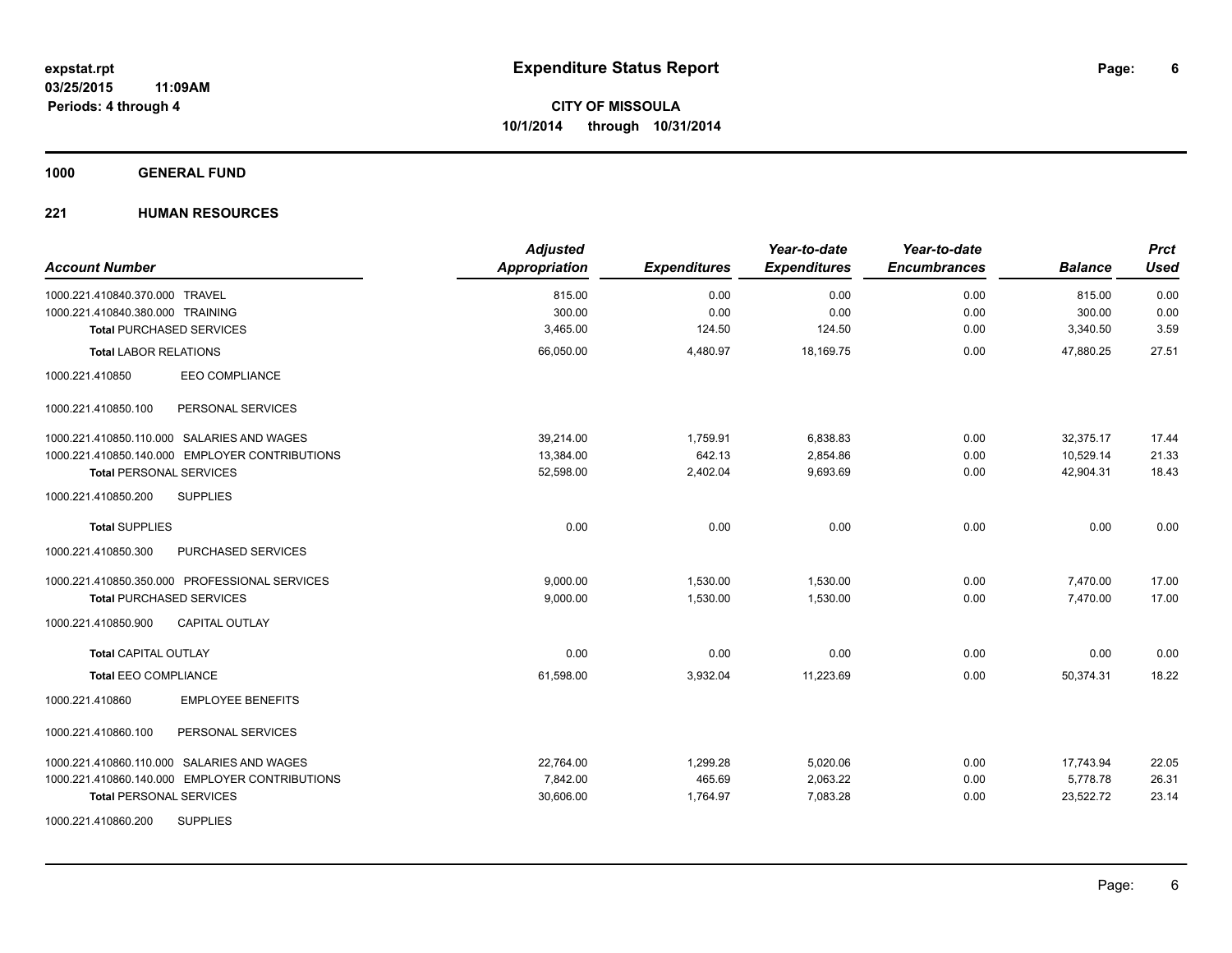# Expenditure Status Report

expstat.rpt
03/25/2015 11:09AM
Periods: 4 through 4

**CITY OF MISSOULA**
**10/1/2014 through 10/31/2014**

## 1000 GENERAL FUND

### 221 HUMAN RESOURCES

| Account Number | Adjusted Appropriation | Expenditures | Year-to-date Expenditures | Year-to-date Encumbrances | Balance | Prct Used |
|---|---|---|---|---|---|---|
| 1000.221.410840.370.000 TRAVEL | 815.00 | 0.00 | 0.00 | 0.00 | 815.00 | 0.00 |
| 1000.221.410840.380.000 TRAINING | 300.00 | 0.00 | 0.00 | 0.00 | 300.00 | 0.00 |
| **Total** PURCHASED SERVICES | 3,465.00 | 124.50 | 124.50 | 0.00 | 3,340.50 | 3.59 |
| **Total** LABOR RELATIONS | 66,050.00 | 4,480.97 | 18,169.75 | 0.00 | 47,880.25 | 27.51 |
| 1000.221.410850 EEO COMPLIANCE | | | | | | |
| 1000.221.410850.100 PERSONAL SERVICES | | | | | | |
| 1000.221.410850.110.000 SALARIES AND WAGES | 39,214.00 | 1,759.91 | 6,838.83 | 0.00 | 32,375.17 | 17.44 |
| 1000.221.410850.140.000 EMPLOYER CONTRIBUTIONS | 13,384.00 | 642.13 | 2,854.86 | 0.00 | 10,529.14 | 21.33 |
| **Total** PERSONAL SERVICES | 52,598.00 | 2,402.04 | 9,693.69 | 0.00 | 42,904.31 | 18.43 |
| 1000.221.410850.200 SUPPLIES | | | | | | |
| **Total** SUPPLIES | 0.00 | 0.00 | 0.00 | 0.00 | 0.00 | 0.00 |
| 1000.221.410850.300 PURCHASED SERVICES | | | | | | |
| 1000.221.410850.350.000 PROFESSIONAL SERVICES | 9,000.00 | 1,530.00 | 1,530.00 | 0.00 | 7,470.00 | 17.00 |
| **Total** PURCHASED SERVICES | 9,000.00 | 1,530.00 | 1,530.00 | 0.00 | 7,470.00 | 17.00 |
| 1000.221.410850.900 CAPITAL OUTLAY | | | | | | |
| **Total** CAPITAL OUTLAY | 0.00 | 0.00 | 0.00 | 0.00 | 0.00 | 0.00 |
| **Total** EEO COMPLIANCE | 61,598.00 | 3,932.04 | 11,223.69 | 0.00 | 50,374.31 | 18.22 |
| 1000.221.410860 EMPLOYEE BENEFITS | | | | | | |
| 1000.221.410860.100 PERSONAL SERVICES | | | | | | |
| 1000.221.410860.110.000 SALARIES AND WAGES | 22,764.00 | 1,299.28 | 5,020.06 | 0.00 | 17,743.94 | 22.05 |
| 1000.221.410860.140.000 EMPLOYER CONTRIBUTIONS | 7,842.00 | 465.69 | 2,063.22 | 0.00 | 5,778.78 | 26.31 |
| **Total** PERSONAL SERVICES | 30,606.00 | 1,764.97 | 7,083.28 | 0.00 | 23,522.72 | 23.14 |
| 1000.221.410860.200 SUPPLIES | | | | | | |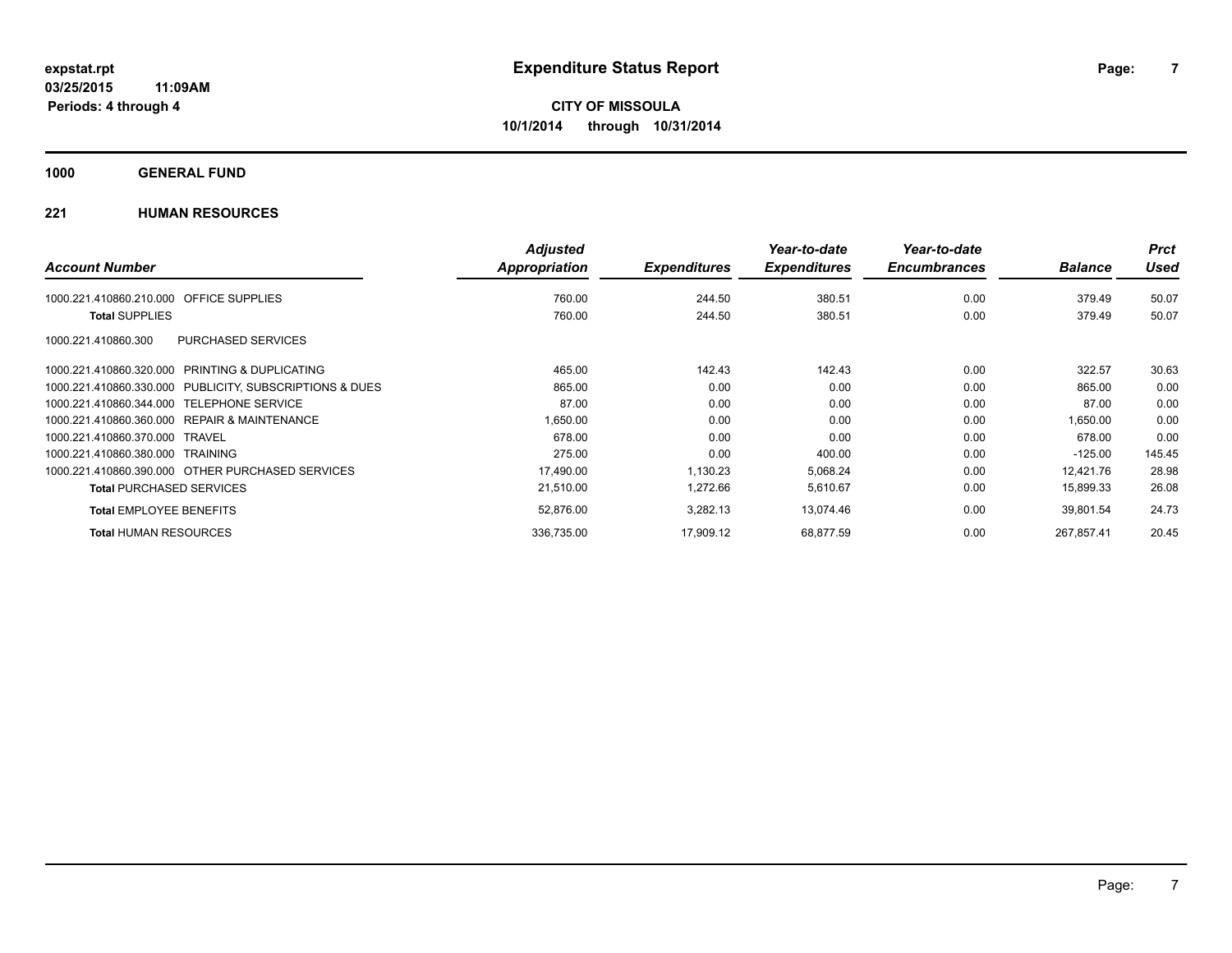**expstat.rpt**
**03/25/2015 11:09AM**
**Periods: 4 through 4**

# Expenditure Status Report

**CITY OF MISSOULA**
**10/1/2014 through 10/31/2014**

## 1000 GENERAL FUND

### 221 HUMAN RESOURCES

| Account Number | Adjusted Appropriation | Expenditures | Year-to-date Expenditures | Year-to-date Encumbrances | Balance | Prct Used |
|---|---|---|---|---|---|---|
| 1000.221.410860.210.000 OFFICE SUPPLIES | 760.00 | 244.50 | 380.51 | 0.00 | 379.49 | 50.07 |
| **Total** SUPPLIES | 760.00 | 244.50 | 380.51 | 0.00 | 379.49 | 50.07 |
| 1000.221.410860.300 PURCHASED SERVICES | | | | | | |
| 1000.221.410860.320.000 PRINTING & DUPLICATING | 465.00 | 142.43 | 142.43 | 0.00 | 322.57 | 30.63 |
| 1000.221.410860.330.000 PUBLICITY, SUBSCRIPTIONS & DUES | 865.00 | 0.00 | 0.00 | 0.00 | 865.00 | 0.00 |
| 1000.221.410860.344.000 TELEPHONE SERVICE | 87.00 | 0.00 | 0.00 | 0.00 | 87.00 | 0.00 |
| 1000.221.410860.360.000 REPAIR & MAINTENANCE | 1,650.00 | 0.00 | 0.00 | 0.00 | 1,650.00 | 0.00 |
| 1000.221.410860.370.000 TRAVEL | 678.00 | 0.00 | 0.00 | 0.00 | 678.00 | 0.00 |
| 1000.221.410860.380.000 TRAINING | 275.00 | 0.00 | 400.00 | 0.00 | -125.00 | 145.45 |
| 1000.221.410860.390.000 OTHER PURCHASED SERVICES | 17,490.00 | 1,130.23 | 5,068.24 | 0.00 | 12,421.76 | 28.98 |
| **Total** PURCHASED SERVICES | 21,510.00 | 1,272.66 | 5,610.67 | 0.00 | 15,899.33 | 26.08 |
| **Total** EMPLOYEE BENEFITS | 52,876.00 | 3,282.13 | 13,074.46 | 0.00 | 39,801.54 | 24.73 |
| **Total** HUMAN RESOURCES | 336,735.00 | 17,909.12 | 68,877.59 | 0.00 | 267,857.41 | 20.45 |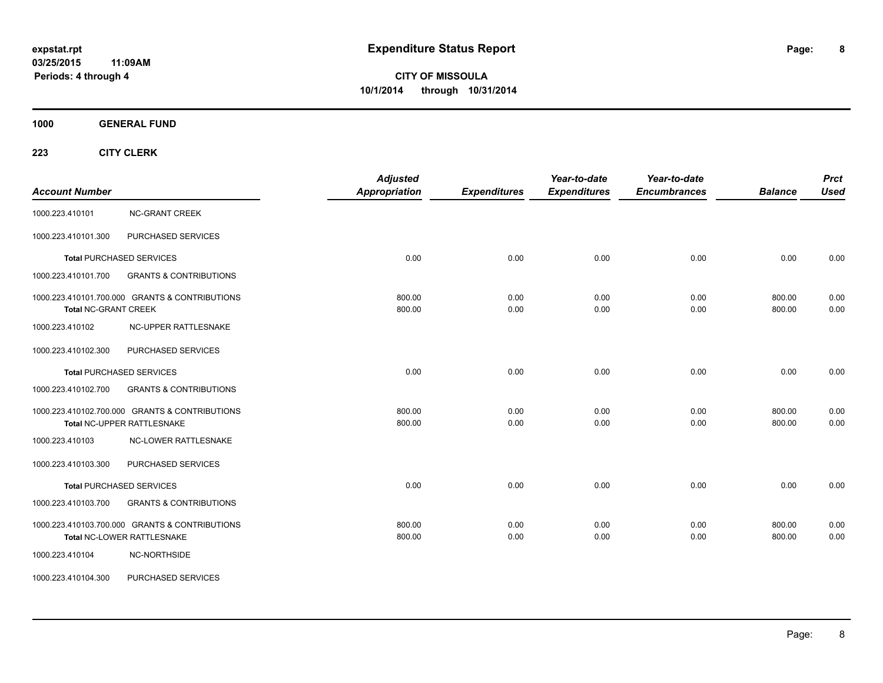**expstat.rpt**
**03/25/2015 11:09AM**
**Periods: 4 through 4**

# Expenditure Status Report

**CITY OF MISSOULA**
**10/1/2014 through 10/31/2014**

## 1000 GENERAL FUND

### 223 CITY CLERK

| Account Number | | Adjusted Appropriation | Expenditures | Year-to-date Expenditures | Year-to-date Encumbrances | Balance | Prct Used |
|---|---|---|---|---|---|---|---|
| 1000.223.410101 | NC-GRANT CREEK | | | | | | |
| 1000.223.410101.300 | PURCHASED SERVICES | | | | | | |
| **Total** PURCHASED SERVICES | | 0.00 | 0.00 | 0.00 | 0.00 | 0.00 | 0.00 |
| 1000.223.410101.700 | GRANTS & CONTRIBUTIONS | | | | | | |
| 1000.223.410101.700.000 GRANTS & CONTRIBUTIONS | | 800.00 | 0.00 | 0.00 | 0.00 | 800.00 | 0.00 |
| **Total** NC-GRANT CREEK | | 800.00 | 0.00 | 0.00 | 0.00 | 800.00 | 0.00 |
| 1000.223.410102 | NC-UPPER RATTLESNAKE | | | | | | |
| 1000.223.410102.300 | PURCHASED SERVICES | | | | | | |
| **Total** PURCHASED SERVICES | | 0.00 | 0.00 | 0.00 | 0.00 | 0.00 | 0.00 |
| 1000.223.410102.700 | GRANTS & CONTRIBUTIONS | | | | | | |
| 1000.223.410102.700.000 GRANTS & CONTRIBUTIONS | | 800.00 | 0.00 | 0.00 | 0.00 | 800.00 | 0.00 |
| **Total** NC-UPPER RATTLESNAKE | | 800.00 | 0.00 | 0.00 | 0.00 | 800.00 | 0.00 |
| 1000.223.410103 | NC-LOWER RATTLESNAKE | | | | | | |
| 1000.223.410103.300 | PURCHASED SERVICES | | | | | | |
| **Total** PURCHASED SERVICES | | 0.00 | 0.00 | 0.00 | 0.00 | 0.00 | 0.00 |
| 1000.223.410103.700 | GRANTS & CONTRIBUTIONS | | | | | | |
| 1000.223.410103.700.000 GRANTS & CONTRIBUTIONS | | 800.00 | 0.00 | 0.00 | 0.00 | 800.00 | 0.00 |
| **Total** NC-LOWER RATTLESNAKE | | 800.00 | 0.00 | 0.00 | 0.00 | 800.00 | 0.00 |
| 1000.223.410104 | NC-NORTHSIDE | | | | | | |
| 1000.223.410104.300 | PURCHASED SERVICES | | | | | | |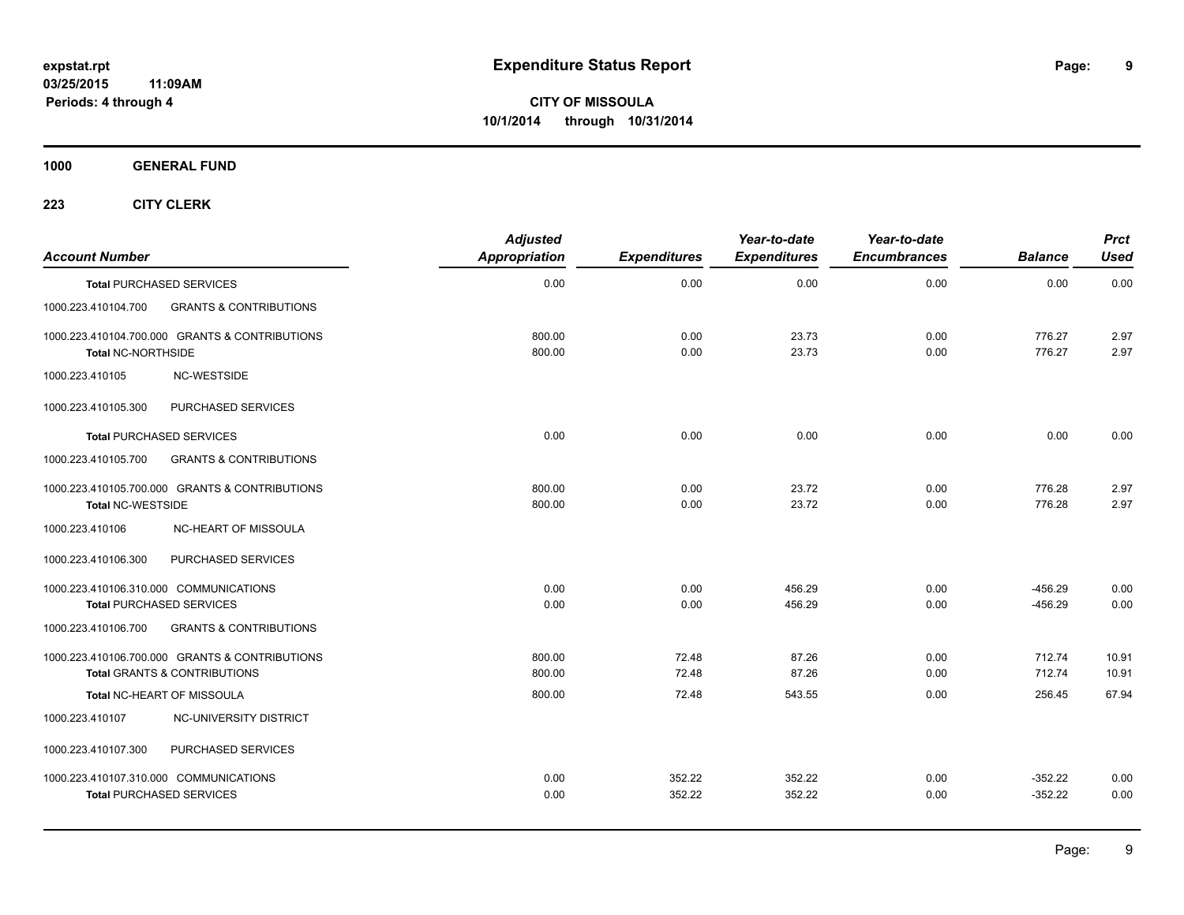**expstat.rpt**
**03/25/2015 11:09AM**
**Periods: 4 through 4**

# Expenditure Status Report

**CITY OF MISSOULA**
**10/1/2014 through 10/31/2014**

## 1000 GENERAL FUND

### 223 CITY CLERK

| Account Number | Adjusted Appropriation | Expenditures | Year-to-date Expenditures | Year-to-date Encumbrances | Balance | Prct Used |
|---|---|---|---|---|---|---|
| **Total** PURCHASED SERVICES | 0.00 | 0.00 | 0.00 | 0.00 | 0.00 | 0.00 |
| 1000.223.410104.700 GRANTS & CONTRIBUTIONS | | | | | | |
| 1000.223.410104.700.000 GRANTS & CONTRIBUTIONS | 800.00 | 0.00 | 23.73 | 0.00 | 776.27 | 2.97 |
| **Total** NC-NORTHSIDE | 800.00 | 0.00 | 23.73 | 0.00 | 776.27 | 2.97 |
| 1000.223.410105 NC-WESTSIDE | | | | | | |
| 1000.223.410105.300 PURCHASED SERVICES | | | | | | |
| **Total** PURCHASED SERVICES | 0.00 | 0.00 | 0.00 | 0.00 | 0.00 | 0.00 |
| 1000.223.410105.700 GRANTS & CONTRIBUTIONS | | | | | | |
| 1000.223.410105.700.000 GRANTS & CONTRIBUTIONS | 800.00 | 0.00 | 23.72 | 0.00 | 776.28 | 2.97 |
| **Total** NC-WESTSIDE | 800.00 | 0.00 | 23.72 | 0.00 | 776.28 | 2.97 |
| 1000.223.410106 NC-HEART OF MISSOULA | | | | | | |
| 1000.223.410106.300 PURCHASED SERVICES | | | | | | |
| 1000.223.410106.310.000 COMMUNICATIONS | 0.00 | 0.00 | 456.29 | 0.00 | -456.29 | 0.00 |
| **Total** PURCHASED SERVICES | 0.00 | 0.00 | 456.29 | 0.00 | -456.29 | 0.00 |
| 1000.223.410106.700 GRANTS & CONTRIBUTIONS | | | | | | |
| 1000.223.410106.700.000 GRANTS & CONTRIBUTIONS | 800.00 | 72.48 | 87.26 | 0.00 | 712.74 | 10.91 |
| **Total** GRANTS & CONTRIBUTIONS | 800.00 | 72.48 | 87.26 | 0.00 | 712.74 | 10.91 |
| **Total** NC-HEART OF MISSOULA | 800.00 | 72.48 | 543.55 | 0.00 | 256.45 | 67.94 |
| 1000.223.410107 NC-UNIVERSITY DISTRICT | | | | | | |
| 1000.223.410107.300 PURCHASED SERVICES | | | | | | |
| 1000.223.410107.310.000 COMMUNICATIONS | 0.00 | 352.22 | 352.22 | 0.00 | -352.22 | 0.00 |
| **Total** PURCHASED SERVICES | 0.00 | 352.22 | 352.22 | 0.00 | -352.22 | 0.00 |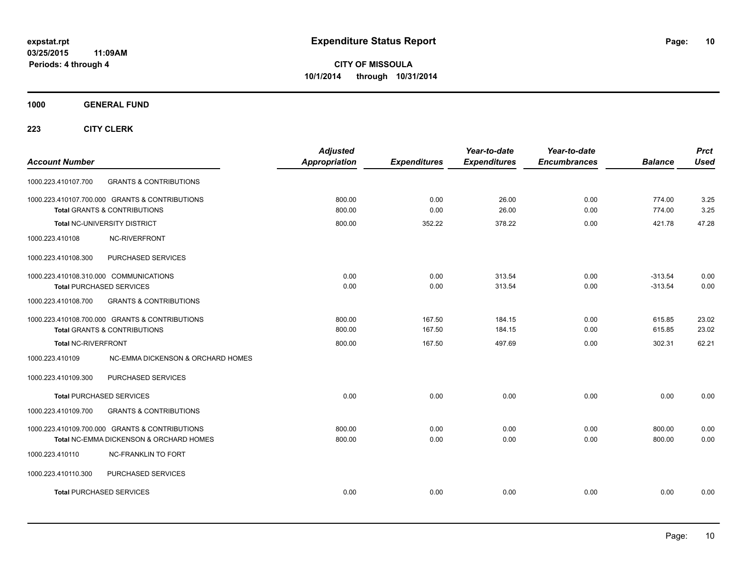**expstat.rpt**
**03/25/2015 11:09AM**
**Periods: 4 through 4**

# Expenditure Status Report

**CITY OF MISSOULA**
**10/1/2014 through 10/31/2014**

## 1000 GENERAL FUND

### 223 CITY CLERK

| Account Number | | Adjusted Appropriation | Expenditures | Year-to-date Expenditures | Year-to-date Encumbrances | Balance | Prct Used |
|---|---|---|---|---|---|---|---|
| 1000.223.410107.700 | GRANTS & CONTRIBUTIONS | | | | | | |
| 1000.223.410107.700.000 | GRANTS & CONTRIBUTIONS | 800.00 | 0.00 | 26.00 | 0.00 | 774.00 | 3.25 |
| **Total** GRANTS & CONTRIBUTIONS | | 800.00 | 0.00 | 26.00 | 0.00 | 774.00 | 3.25 |
| **Total** NC-UNIVERSITY DISTRICT | | 800.00 | 352.22 | 378.22 | 0.00 | 421.78 | 47.28 |
| 1000.223.410108 | NC-RIVERFRONT | | | | | | |
| 1000.223.410108.300 | PURCHASED SERVICES | | | | | | |
| 1000.223.410108.310.000 | COMMUNICATIONS | 0.00 | 0.00 | 313.54 | 0.00 | -313.54 | 0.00 |
| **Total** PURCHASED SERVICES | | 0.00 | 0.00 | 313.54 | 0.00 | -313.54 | 0.00 |
| 1000.223.410108.700 | GRANTS & CONTRIBUTIONS | | | | | | |
| 1000.223.410108.700.000 | GRANTS & CONTRIBUTIONS | 800.00 | 167.50 | 184.15 | 0.00 | 615.85 | 23.02 |
| **Total** GRANTS & CONTRIBUTIONS | | 800.00 | 167.50 | 184.15 | 0.00 | 615.85 | 23.02 |
| **Total** NC-RIVERFRONT | | 800.00 | 167.50 | 497.69 | 0.00 | 302.31 | 62.21 |
| 1000.223.410109 | NC-EMMA DICKENSON & ORCHARD HOMES | | | | | | |
| 1000.223.410109.300 | PURCHASED SERVICES | | | | | | |
| **Total** PURCHASED SERVICES | | 0.00 | 0.00 | 0.00 | 0.00 | 0.00 | 0.00 |
| 1000.223.410109.700 | GRANTS & CONTRIBUTIONS | | | | | | |
| 1000.223.410109.700.000 | GRANTS & CONTRIBUTIONS | 800.00 | 0.00 | 0.00 | 0.00 | 800.00 | 0.00 |
| **Total** NC-EMMA DICKENSON & ORCHARD HOMES | | 800.00 | 0.00 | 0.00 | 0.00 | 800.00 | 0.00 |
| 1000.223.410110 | NC-FRANKLIN TO FORT | | | | | | |
| 1000.223.410110.300 | PURCHASED SERVICES | | | | | | |
| **Total** PURCHASED SERVICES | | 0.00 | 0.00 | 0.00 | 0.00 | 0.00 | 0.00 |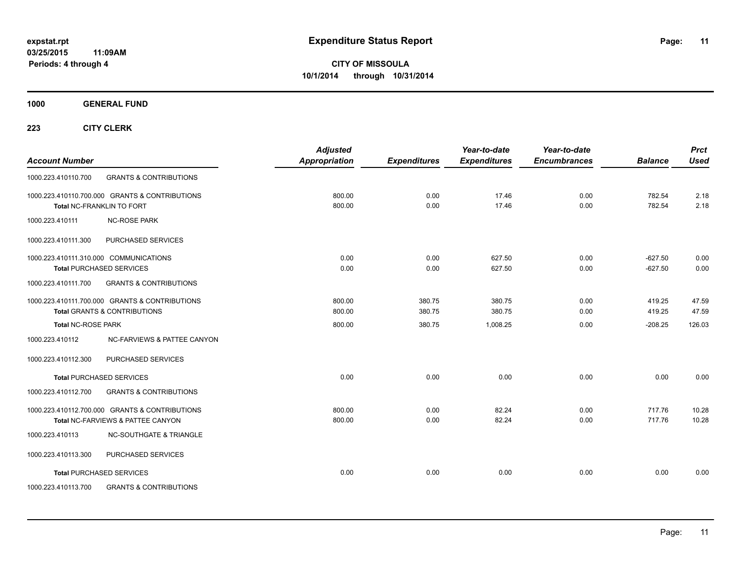**expstat.rpt**
**03/25/2015 11:09AM**
**Periods: 4 through 4**

# Expenditure Status Report

**CITY OF MISSOULA**
**10/1/2014 through 10/31/2014**

## 1000 GENERAL FUND

### 223 CITY CLERK

| Account Number | | Adjusted Appropriation | Expenditures | Year-to-date Expenditures | Year-to-date Encumbrances | Balance | Prct Used |
|---|---|---|---|---|---|---|---|
| 1000.223.410110.700 | GRANTS & CONTRIBUTIONS | | | | | | |
| 1000.223.410110.700.000 GRANTS & CONTRIBUTIONS | | 800.00 | 0.00 | 17.46 | 0.00 | 782.54 | 2.18 |
| Total NC-FRANKLIN TO FORT | | 800.00 | 0.00 | 17.46 | 0.00 | 782.54 | 2.18 |
| 1000.223.410111 | NC-ROSE PARK | | | | | | |
| 1000.223.410111.300 | PURCHASED SERVICES | | | | | | |
| 1000.223.410111.310.000 COMMUNICATIONS | | 0.00 | 0.00 | 627.50 | 0.00 | -627.50 | 0.00 |
| **Total** PURCHASED SERVICES | | 0.00 | 0.00 | 627.50 | 0.00 | -627.50 | 0.00 |
| 1000.223.410111.700 | GRANTS & CONTRIBUTIONS | | | | | | |
| 1000.223.410111.700.000 GRANTS & CONTRIBUTIONS | | 800.00 | 380.75 | 380.75 | 0.00 | 419.25 | 47.59 |
| **Total** GRANTS & CONTRIBUTIONS | | 800.00 | 380.75 | 380.75 | 0.00 | 419.25 | 47.59 |
| **Total** NC-ROSE PARK | | 800.00 | 380.75 | 1,008.25 | 0.00 | -208.25 | 126.03 |
| 1000.223.410112 | NC-FARVIEWS & PATTEE CANYON | | | | | | |
| 1000.223.410112.300 | PURCHASED SERVICES | | | | | | |
| **Total** PURCHASED SERVICES | | 0.00 | 0.00 | 0.00 | 0.00 | 0.00 | 0.00 |
| 1000.223.410112.700 | GRANTS & CONTRIBUTIONS | | | | | | |
| 1000.223.410112.700.000 GRANTS & CONTRIBUTIONS | | 800.00 | 0.00 | 82.24 | 0.00 | 717.76 | 10.28 |
| Total NC-FARVIEWS & PATTEE CANYON | | 800.00 | 0.00 | 82.24 | 0.00 | 717.76 | 10.28 |
| 1000.223.410113 | NC-SOUTHGATE & TRIANGLE | | | | | | |
| 1000.223.410113.300 | PURCHASED SERVICES | | | | | | |
| **Total** PURCHASED SERVICES | | 0.00 | 0.00 | 0.00 | 0.00 | 0.00 | 0.00 |
| 1000.223.410113.700 | GRANTS & CONTRIBUTIONS | | | | | | |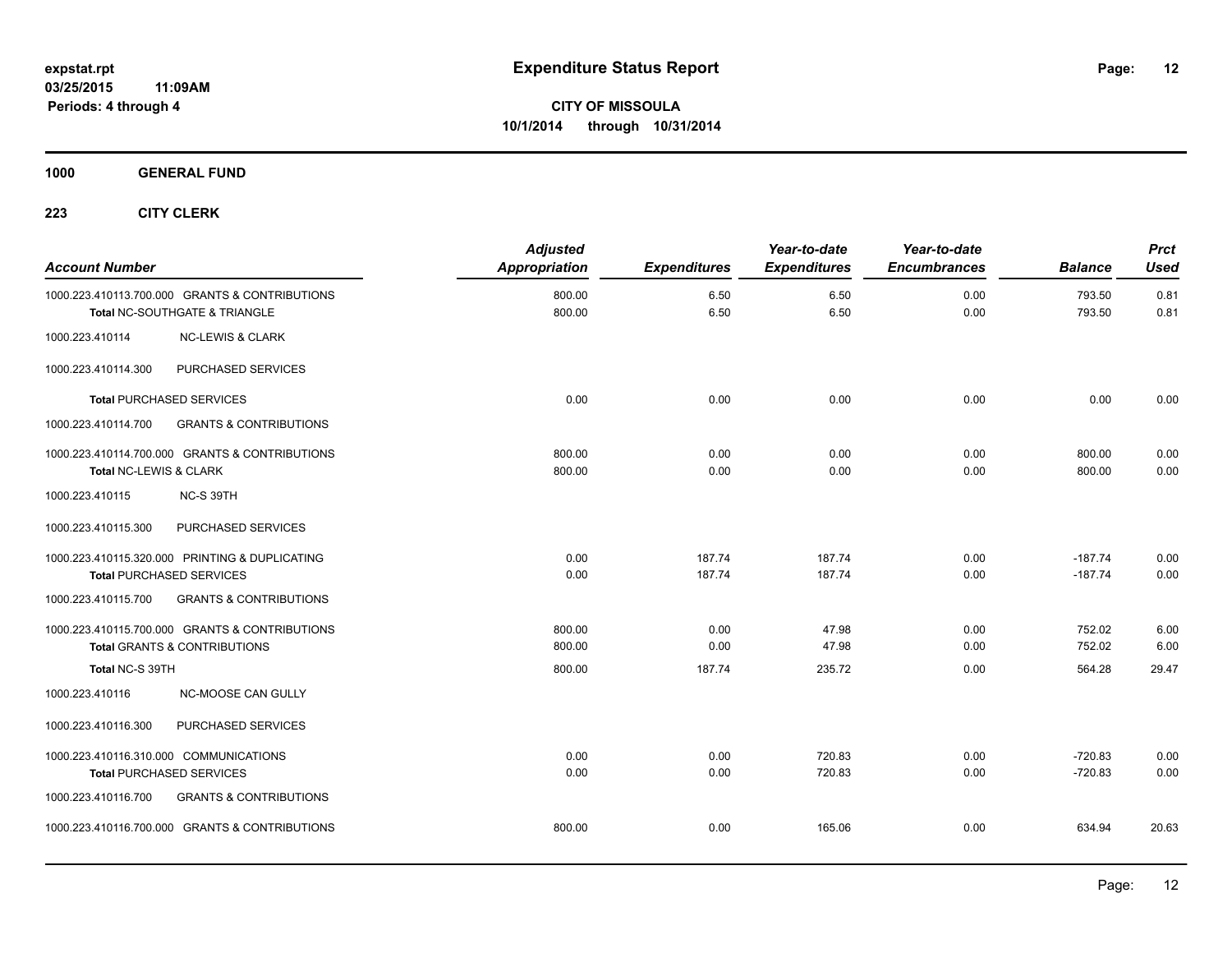**expstat.rpt**
**03/25/2015 11:09AM**
**Periods: 4 through 4**

# Expenditure Status Report

**CITY OF MISSOULA**
**10/1/2014 through 10/31/2014**

**1000 GENERAL FUND**

**223 CITY CLERK**

| Account Number | | Adjusted Appropriation | Expenditures | Year-to-date Expenditures | Year-to-date Encumbrances | Balance | Prct Used |
|---|---|---|---|---|---|---|---|
| 1000.223.410113.700.000 | GRANTS & CONTRIBUTIONS | 800.00 | 6.50 | 6.50 | 0.00 | 793.50 | 0.81 |
| **Total** NC-SOUTHGATE & TRIANGLE | | 800.00 | 6.50 | 6.50 | 0.00 | 793.50 | 0.81 |
| 1000.223.410114 | NC-LEWIS & CLARK | | | | | | |
| 1000.223.410114.300 | PURCHASED SERVICES | | | | | | |
| **Total** PURCHASED SERVICES | | 0.00 | 0.00 | 0.00 | 0.00 | 0.00 | 0.00 |
| 1000.223.410114.700 | GRANTS & CONTRIBUTIONS | | | | | | |
| 1000.223.410114.700.000 | GRANTS & CONTRIBUTIONS | 800.00 | 0.00 | 0.00 | 0.00 | 800.00 | 0.00 |
| **Total** NC-LEWIS & CLARK | | 800.00 | 0.00 | 0.00 | 0.00 | 800.00 | 0.00 |
| 1000.223.410115 | NC-S 39TH | | | | | | |
| 1000.223.410115.300 | PURCHASED SERVICES | | | | | | |
| 1000.223.410115.320.000 | PRINTING & DUPLICATING | 0.00 | 187.74 | 187.74 | 0.00 | -187.74 | 0.00 |
| **Total** PURCHASED SERVICES | | 0.00 | 187.74 | 187.74 | 0.00 | -187.74 | 0.00 |
| 1000.223.410115.700 | GRANTS & CONTRIBUTIONS | | | | | | |
| 1000.223.410115.700.000 | GRANTS & CONTRIBUTIONS | 800.00 | 0.00 | 47.98 | 0.00 | 752.02 | 6.00 |
| **Total** GRANTS & CONTRIBUTIONS | | 800.00 | 0.00 | 47.98 | 0.00 | 752.02 | 6.00 |
| **Total** NC-S 39TH | | 800.00 | 187.74 | 235.72 | 0.00 | 564.28 | 29.47 |
| 1000.223.410116 | NC-MOOSE CAN GULLY | | | | | | |
| 1000.223.410116.300 | PURCHASED SERVICES | | | | | | |
| 1000.223.410116.310.000 | COMMUNICATIONS | 0.00 | 0.00 | 720.83 | 0.00 | -720.83 | 0.00 |
| **Total** PURCHASED SERVICES | | 0.00 | 0.00 | 720.83 | 0.00 | -720.83 | 0.00 |
| 1000.223.410116.700 | GRANTS & CONTRIBUTIONS | | | | | | |
| 1000.223.410116.700.000 | GRANTS & CONTRIBUTIONS | 800.00 | 0.00 | 165.06 | 0.00 | 634.94 | 20.63 |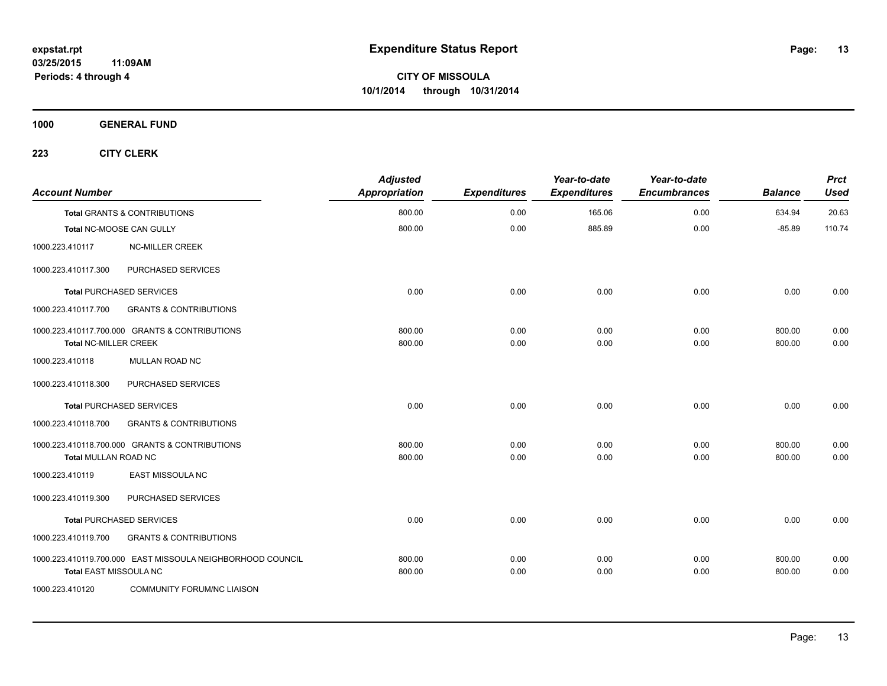# Expenditure Status Report

**CITY OF MISSOULA**
**10/1/2014 through 10/31/2014**

expstat.rpt
03/25/2015 11:09AM
Periods: 4 through 4

## 1000 GENERAL FUND

### 223 CITY CLERK

| Account Number | | Adjusted Appropriation | Expenditures | Year-to-date Expenditures | Year-to-date Encumbrances | Balance | Prct Used |
|---|---|---|---|---|---|---|---|
| **Total** GRANTS & CONTRIBUTIONS | | 800.00 | 0.00 | 165.06 | 0.00 | 634.94 | 20.63 |
| **Total** NC-MOOSE CAN GULLY | | 800.00 | 0.00 | 885.89 | 0.00 | -85.89 | 110.74 |
| 1000.223.410117 | NC-MILLER CREEK | | | | | | |
| 1000.223.410117.300 | PURCHASED SERVICES | | | | | | |
| **Total** PURCHASED SERVICES | | 0.00 | 0.00 | 0.00 | 0.00 | 0.00 | 0.00 |
| 1000.223.410117.700 | GRANTS & CONTRIBUTIONS | | | | | | |
| 1000.223.410117.700.000 GRANTS & CONTRIBUTIONS | | 800.00 | 0.00 | 0.00 | 0.00 | 800.00 | 0.00 |
| **Total** NC-MILLER CREEK | | 800.00 | 0.00 | 0.00 | 0.00 | 800.00 | 0.00 |
| 1000.223.410118 | MULLAN ROAD NC | | | | | | |
| 1000.223.410118.300 | PURCHASED SERVICES | | | | | | |
| **Total** PURCHASED SERVICES | | 0.00 | 0.00 | 0.00 | 0.00 | 0.00 | 0.00 |
| 1000.223.410118.700 | GRANTS & CONTRIBUTIONS | | | | | | |
| 1000.223.410118.700.000 GRANTS & CONTRIBUTIONS | | 800.00 | 0.00 | 0.00 | 0.00 | 800.00 | 0.00 |
| **Total** MULLAN ROAD NC | | 800.00 | 0.00 | 0.00 | 0.00 | 800.00 | 0.00 |
| 1000.223.410119 | EAST MISSOULA NC | | | | | | |
| 1000.223.410119.300 | PURCHASED SERVICES | | | | | | |
| **Total** PURCHASED SERVICES | | 0.00 | 0.00 | 0.00 | 0.00 | 0.00 | 0.00 |
| 1000.223.410119.700 | GRANTS & CONTRIBUTIONS | | | | | | |
| 1000.223.410119.700.000 EAST MISSOULA NEIGHBORHOOD COUNCIL | | 800.00 | 0.00 | 0.00 | 0.00 | 800.00 | 0.00 |
| **Total** EAST MISSOULA NC | | 800.00 | 0.00 | 0.00 | 0.00 | 800.00 | 0.00 |
| 1000.223.410120 | COMMUNITY FORUM/NC LIAISON | | | | | | |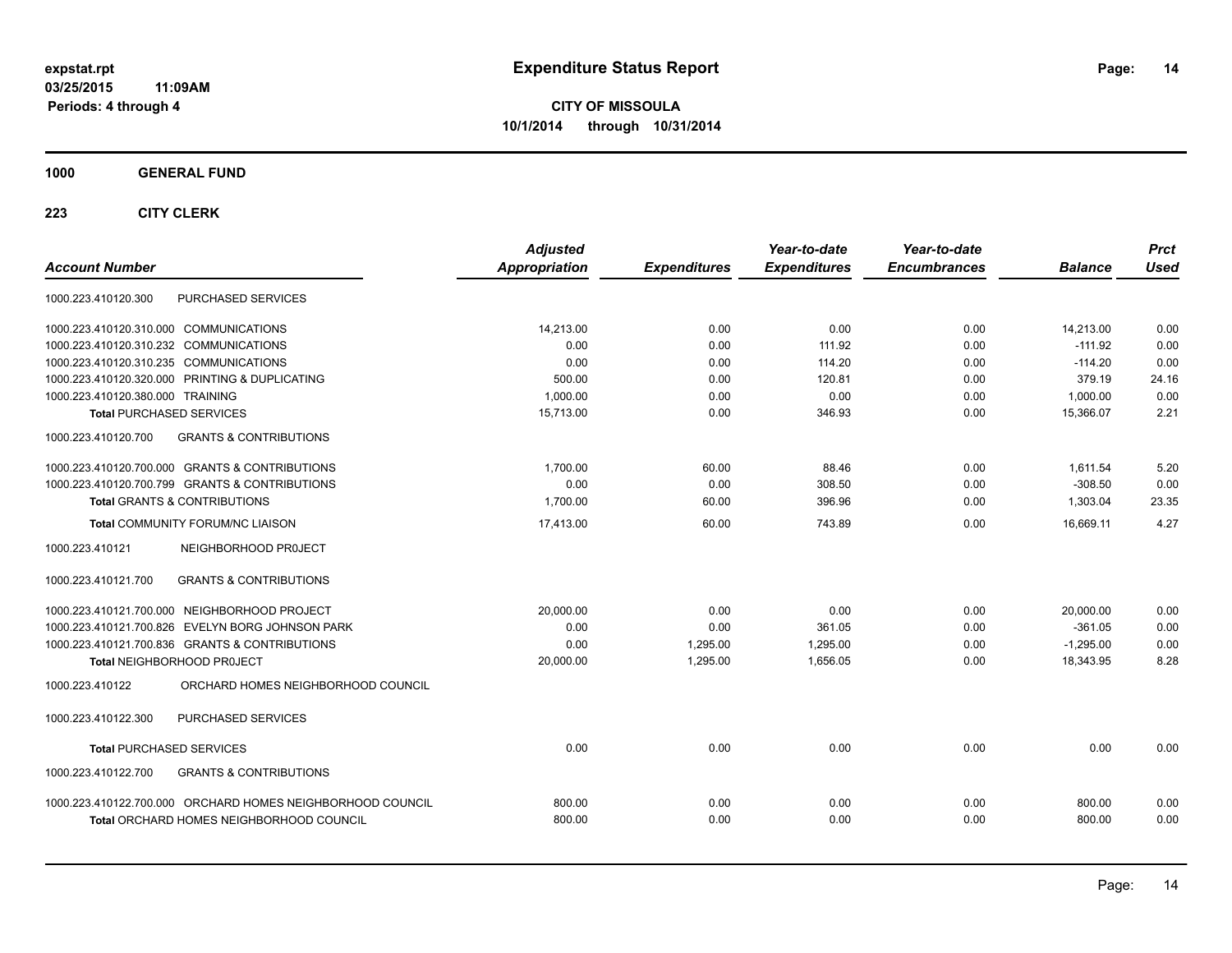**expstat.rpt**
**03/25/2015 11:09AM**
**Periods: 4 through 4**

# Expenditure Status Report

**CITY OF MISSOULA**
**10/1/2014 through 10/31/2014**

## 1000 GENERAL FUND

## 223 CITY CLERK

| Account Number | | Adjusted Appropriation | Expenditures | Year-to-date Expenditures | Year-to-date Encumbrances | Balance | Prct Used |
|---|---|---|---|---|---|---|---|
| 1000.223.410120.300 | PURCHASED SERVICES | | | | | | |
| 1000.223.410120.310.000 | COMMUNICATIONS | 14,213.00 | 0.00 | 0.00 | 0.00 | 14,213.00 | 0.00 |
| 1000.223.410120.310.232 | COMMUNICATIONS | 0.00 | 0.00 | 111.92 | 0.00 | -111.92 | 0.00 |
| 1000.223.410120.310.235 | COMMUNICATIONS | 0.00 | 0.00 | 114.20 | 0.00 | -114.20 | 0.00 |
| 1000.223.410120.320.000 | PRINTING & DUPLICATING | 500.00 | 0.00 | 120.81 | 0.00 | 379.19 | 24.16 |
| 1000.223.410120.380.000 | TRAINING | 1,000.00 | 0.00 | 0.00 | 0.00 | 1,000.00 | 0.00 |
| **Total** PURCHASED SERVICES | | 15,713.00 | 0.00 | 346.93 | 0.00 | 15,366.07 | 2.21 |
| 1000.223.410120.700 | GRANTS & CONTRIBUTIONS | | | | | | |
| 1000.223.410120.700.000 | GRANTS & CONTRIBUTIONS | 1,700.00 | 60.00 | 88.46 | 0.00 | 1,611.54 | 5.20 |
| 1000.223.410120.700.799 | GRANTS & CONTRIBUTIONS | 0.00 | 0.00 | 308.50 | 0.00 | -308.50 | 0.00 |
| **Total** GRANTS & CONTRIBUTIONS | | 1,700.00 | 60.00 | 396.96 | 0.00 | 1,303.04 | 23.35 |
| **Total** COMMUNITY FORUM/NC LIAISON | | 17,413.00 | 60.00 | 743.89 | 0.00 | 16,669.11 | 4.27 |
| 1000.223.410121 | NEIGHBORHOOD PR0JECT | | | | | | |
| 1000.223.410121.700 | GRANTS & CONTRIBUTIONS | | | | | | |
| 1000.223.410121.700.000 | NEIGHBORHOOD PROJECT | 20,000.00 | 0.00 | 0.00 | 0.00 | 20,000.00 | 0.00 |
| 1000.223.410121.700.826 | EVELYN BORG JOHNSON PARK | 0.00 | 0.00 | 361.05 | 0.00 | -361.05 | 0.00 |
| 1000.223.410121.700.836 | GRANTS & CONTRIBUTIONS | 0.00 | 1,295.00 | 1,295.00 | 0.00 | -1,295.00 | 0.00 |
| **Total** NEIGHBORHOOD PR0JECT | | 20,000.00 | 1,295.00 | 1,656.05 | 0.00 | 18,343.95 | 8.28 |
| 1000.223.410122 | ORCHARD HOMES NEIGHBORHOOD COUNCIL | | | | | | |
| 1000.223.410122.300 | PURCHASED SERVICES | | | | | | |
| **Total** PURCHASED SERVICES | | 0.00 | 0.00 | 0.00 | 0.00 | 0.00 | 0.00 |
| 1000.223.410122.700 | GRANTS & CONTRIBUTIONS | | | | | | |
| 1000.223.410122.700.000 | ORCHARD HOMES NEIGHBORHOOD COUNCIL | 800.00 | 0.00 | 0.00 | 0.00 | 800.00 | 0.00 |
| **Total** ORCHARD HOMES NEIGHBORHOOD COUNCIL | | 800.00 | 0.00 | 0.00 | 0.00 | 800.00 | 0.00 |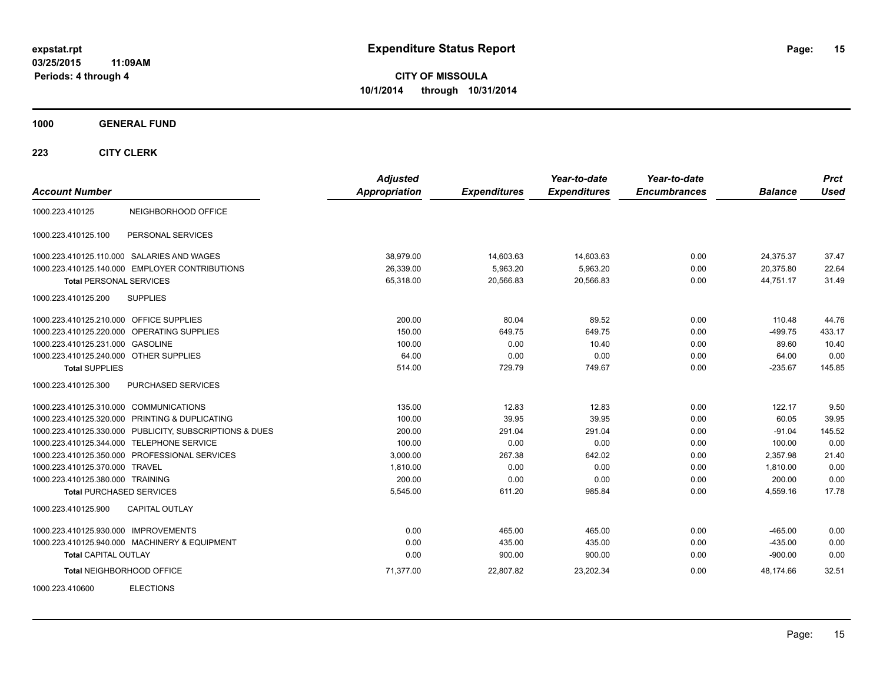expstat.rpt
03/25/2015 11:09AM
Periods: 4 through 4

# Expenditure Status Report

**CITY OF MISSOULA**
**10/1/2014 through 10/31/2014**

**1000 GENERAL FUND**

**223 CITY CLERK**

| Account Number | | Adjusted Appropriation | Expenditures | Year-to-date Expenditures | Year-to-date Encumbrances | Balance | Prct Used |
|---|---|---|---|---|---|---|---|
| 1000.223.410125 | NEIGHBORHOOD OFFICE | | | | | | |
| 1000.223.410125.100 | PERSONAL SERVICES | | | | | | |
| 1000.223.410125.110.000 | SALARIES AND WAGES | 38,979.00 | 14,603.63 | 14,603.63 | 0.00 | 24,375.37 | 37.47 |
| 1000.223.410125.140.000 | EMPLOYER CONTRIBUTIONS | 26,339.00 | 5,963.20 | 5,963.20 | 0.00 | 20,375.80 | 22.64 |
| **Total** PERSONAL SERVICES | | 65,318.00 | 20,566.83 | 20,566.83 | 0.00 | 44,751.17 | 31.49 |
| 1000.223.410125.200 | SUPPLIES | | | | | | |
| 1000.223.410125.210.000 | OFFICE SUPPLIES | 200.00 | 80.04 | 89.52 | 0.00 | 110.48 | 44.76 |
| 1000.223.410125.220.000 | OPERATING SUPPLIES | 150.00 | 649.75 | 649.75 | 0.00 | -499.75 | 433.17 |
| 1000.223.410125.231.000 | GASOLINE | 100.00 | 0.00 | 10.40 | 0.00 | 89.60 | 10.40 |
| 1000.223.410125.240.000 | OTHER SUPPLIES | 64.00 | 0.00 | 0.00 | 0.00 | 64.00 | 0.00 |
| **Total** SUPPLIES | | 514.00 | 729.79 | 749.67 | 0.00 | -235.67 | 145.85 |
| 1000.223.410125.300 | PURCHASED SERVICES | | | | | | |
| 1000.223.410125.310.000 | COMMUNICATIONS | 135.00 | 12.83 | 12.83 | 0.00 | 122.17 | 9.50 |
| 1000.223.410125.320.000 | PRINTING & DUPLICATING | 100.00 | 39.95 | 39.95 | 0.00 | 60.05 | 39.95 |
| 1000.223.410125.330.000 | PUBLICITY, SUBSCRIPTIONS & DUES | 200.00 | 291.04 | 291.04 | 0.00 | -91.04 | 145.52 |
| 1000.223.410125.344.000 | TELEPHONE SERVICE | 100.00 | 0.00 | 0.00 | 0.00 | 100.00 | 0.00 |
| 1000.223.410125.350.000 | PROFESSIONAL SERVICES | 3,000.00 | 267.38 | 642.02 | 0.00 | 2,357.98 | 21.40 |
| 1000.223.410125.370.000 | TRAVEL | 1,810.00 | 0.00 | 0.00 | 0.00 | 1,810.00 | 0.00 |
| 1000.223.410125.380.000 | TRAINING | 200.00 | 0.00 | 0.00 | 0.00 | 200.00 | 0.00 |
| **Total** PURCHASED SERVICES | | 5,545.00 | 611.20 | 985.84 | 0.00 | 4,559.16 | 17.78 |
| 1000.223.410125.900 | CAPITAL OUTLAY | | | | | | |
| 1000.223.410125.930.000 | IMPROVEMENTS | 0.00 | 465.00 | 465.00 | 0.00 | -465.00 | 0.00 |
| 1000.223.410125.940.000 | MACHINERY & EQUIPMENT | 0.00 | 435.00 | 435.00 | 0.00 | -435.00 | 0.00 |
| **Total** CAPITAL OUTLAY | | 0.00 | 900.00 | 900.00 | 0.00 | -900.00 | 0.00 |
| **Total** NEIGHBORHOOD OFFICE | | 71,377.00 | 22,807.82 | 23,202.34 | 0.00 | 48,174.66 | 32.51 |
| 1000.223.410600 | ELECTIONS | | | | | | |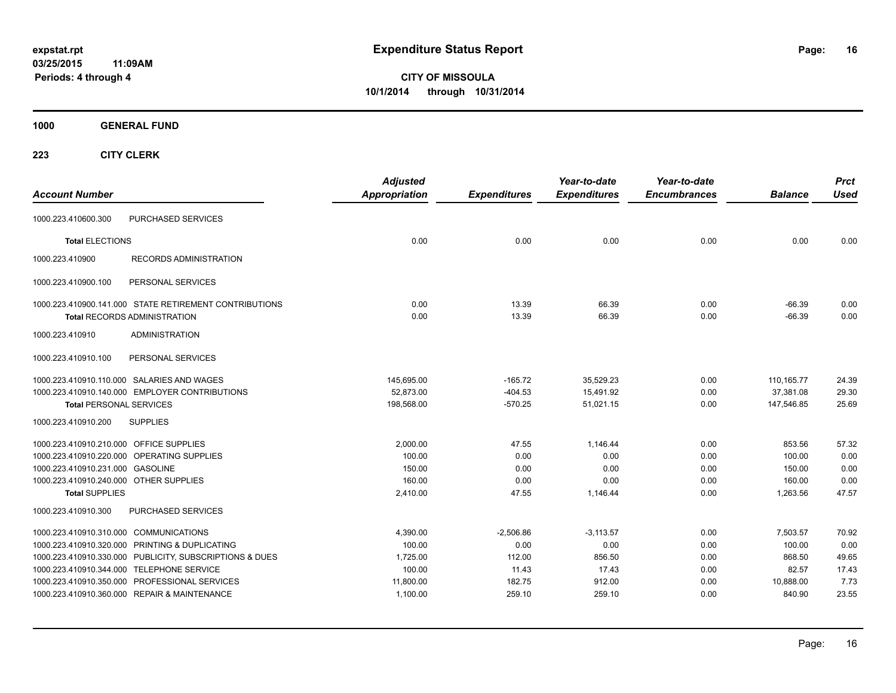**expstat.rpt**
**03/25/2015 11:09AM**
**Periods: 4 through 4**

# Expenditure Status Report

**CITY OF MISSOULA**
**10/1/2014 through 10/31/2014**

## 1000 GENERAL FUND

### 223 CITY CLERK

| Account Number | | Adjusted Appropriation | Expenditures | Year-to-date Expenditures | Year-to-date Encumbrances | Balance | Prct Used |
|---|---|---|---|---|---|---|---|
| 1000.223.410600.300 | PURCHASED SERVICES | | | | | | |
| **Total** ELECTIONS | | 0.00 | 0.00 | 0.00 | 0.00 | 0.00 | 0.00 |
| 1000.223.410900 | RECORDS ADMINISTRATION | | | | | | |
| 1000.223.410900.100 | PERSONAL SERVICES | | | | | | |
| 1000.223.410900.141.000 | STATE RETIREMENT CONTRIBUTIONS | 0.00 | 13.39 | 66.39 | 0.00 | -66.39 | 0.00 |
| **Total** RECORDS ADMINISTRATION | | 0.00 | 13.39 | 66.39 | 0.00 | -66.39 | 0.00 |
| 1000.223.410910 | ADMINISTRATION | | | | | | |
| 1000.223.410910.100 | PERSONAL SERVICES | | | | | | |
| 1000.223.410910.110.000 | SALARIES AND WAGES | 145,695.00 | -165.72 | 35,529.23 | 0.00 | 110,165.77 | 24.39 |
| 1000.223.410910.140.000 | EMPLOYER CONTRIBUTIONS | 52,873.00 | -404.53 | 15,491.92 | 0.00 | 37,381.08 | 29.30 |
| **Total** PERSONAL SERVICES | | 198,568.00 | -570.25 | 51,021.15 | 0.00 | 147,546.85 | 25.69 |
| 1000.223.410910.200 | SUPPLIES | | | | | | |
| 1000.223.410910.210.000 | OFFICE SUPPLIES | 2,000.00 | 47.55 | 1,146.44 | 0.00 | 853.56 | 57.32 |
| 1000.223.410910.220.000 | OPERATING SUPPLIES | 100.00 | 0.00 | 0.00 | 0.00 | 100.00 | 0.00 |
| 1000.223.410910.231.000 | GASOLINE | 150.00 | 0.00 | 0.00 | 0.00 | 150.00 | 0.00 |
| 1000.223.410910.240.000 | OTHER SUPPLIES | 160.00 | 0.00 | 0.00 | 0.00 | 160.00 | 0.00 |
| **Total** SUPPLIES | | 2,410.00 | 47.55 | 1,146.44 | 0.00 | 1,263.56 | 47.57 |
| 1000.223.410910.300 | PURCHASED SERVICES | | | | | | |
| 1000.223.410910.310.000 | COMMUNICATIONS | 4,390.00 | -2,506.86 | -3,113.57 | 0.00 | 7,503.57 | 70.92 |
| 1000.223.410910.320.000 | PRINTING & DUPLICATING | 100.00 | 0.00 | 0.00 | 0.00 | 100.00 | 0.00 |
| 1000.223.410910.330.000 | PUBLICITY, SUBSCRIPTIONS & DUES | 1,725.00 | 112.00 | 856.50 | 0.00 | 868.50 | 49.65 |
| 1000.223.410910.344.000 | TELEPHONE SERVICE | 100.00 | 11.43 | 17.43 | 0.00 | 82.57 | 17.43 |
| 1000.223.410910.350.000 | PROFESSIONAL SERVICES | 11,800.00 | 182.75 | 912.00 | 0.00 | 10,888.00 | 7.73 |
| 1000.223.410910.360.000 | REPAIR & MAINTENANCE | 1,100.00 | 259.10 | 259.10 | 0.00 | 840.90 | 23.55 |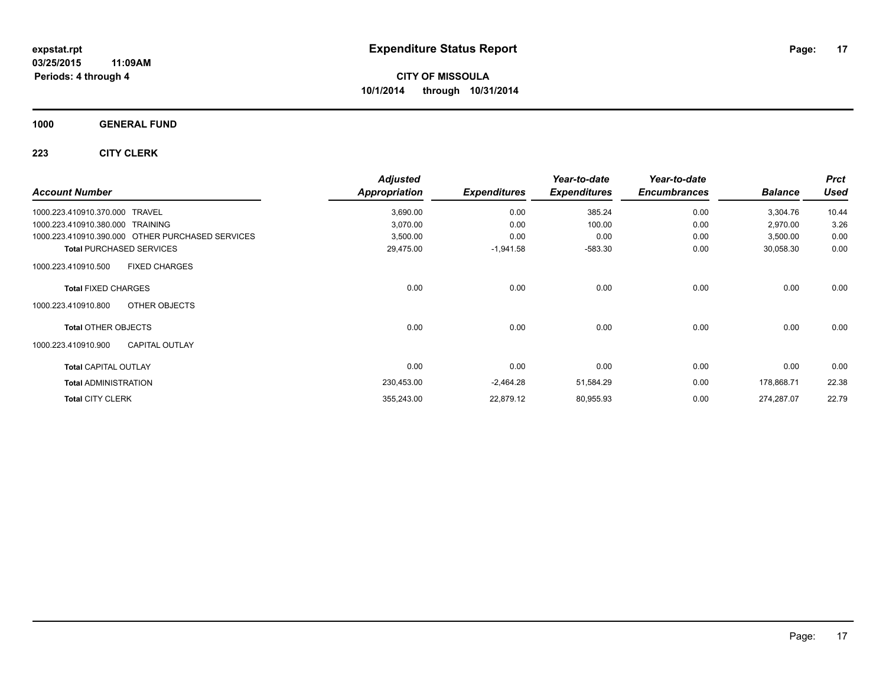# Expenditure Status Report

**CITY OF MISSOULA**
**10/1/2014 through 10/31/2014**

expstat.rpt
03/25/2015 11:09AM
Periods: 4 through 4

## 1000 GENERAL FUND

### 223 CITY CLERK

| Account Number | Adjusted Appropriation | Expenditures | Year-to-date Expenditures | Year-to-date Encumbrances | Balance | Prct Used |
|---|---|---|---|---|---|---|
| 1000.223.410910.370.000 TRAVEL | 3,690.00 | 0.00 | 385.24 | 0.00 | 3,304.76 | 10.44 |
| 1000.223.410910.380.000 TRAINING | 3,070.00 | 0.00 | 100.00 | 0.00 | 2,970.00 | 3.26 |
| 1000.223.410910.390.000 OTHER PURCHASED SERVICES | 3,500.00 | 0.00 | 0.00 | 0.00 | 3,500.00 | 0.00 |
| **Total** PURCHASED SERVICES | 29,475.00 | -1,941.58 | -583.30 | 0.00 | 30,058.30 | 0.00 |
| 1000.223.410910.500 FIXED CHARGES | | | | | | |
| **Total** FIXED CHARGES | 0.00 | 0.00 | 0.00 | 0.00 | 0.00 | 0.00 |
| 1000.223.410910.800 OTHER OBJECTS | | | | | | |
| **Total** OTHER OBJECTS | 0.00 | 0.00 | 0.00 | 0.00 | 0.00 | 0.00 |
| 1000.223.410910.900 CAPITAL OUTLAY | | | | | | |
| **Total** CAPITAL OUTLAY | 0.00 | 0.00 | 0.00 | 0.00 | 0.00 | 0.00 |
| **Total** ADMINISTRATION | 230,453.00 | -2,464.28 | 51,584.29 | 0.00 | 178,868.71 | 22.38 |
| **Total** CITY CLERK | 355,243.00 | 22,879.12 | 80,955.93 | 0.00 | 274,287.07 | 22.79 |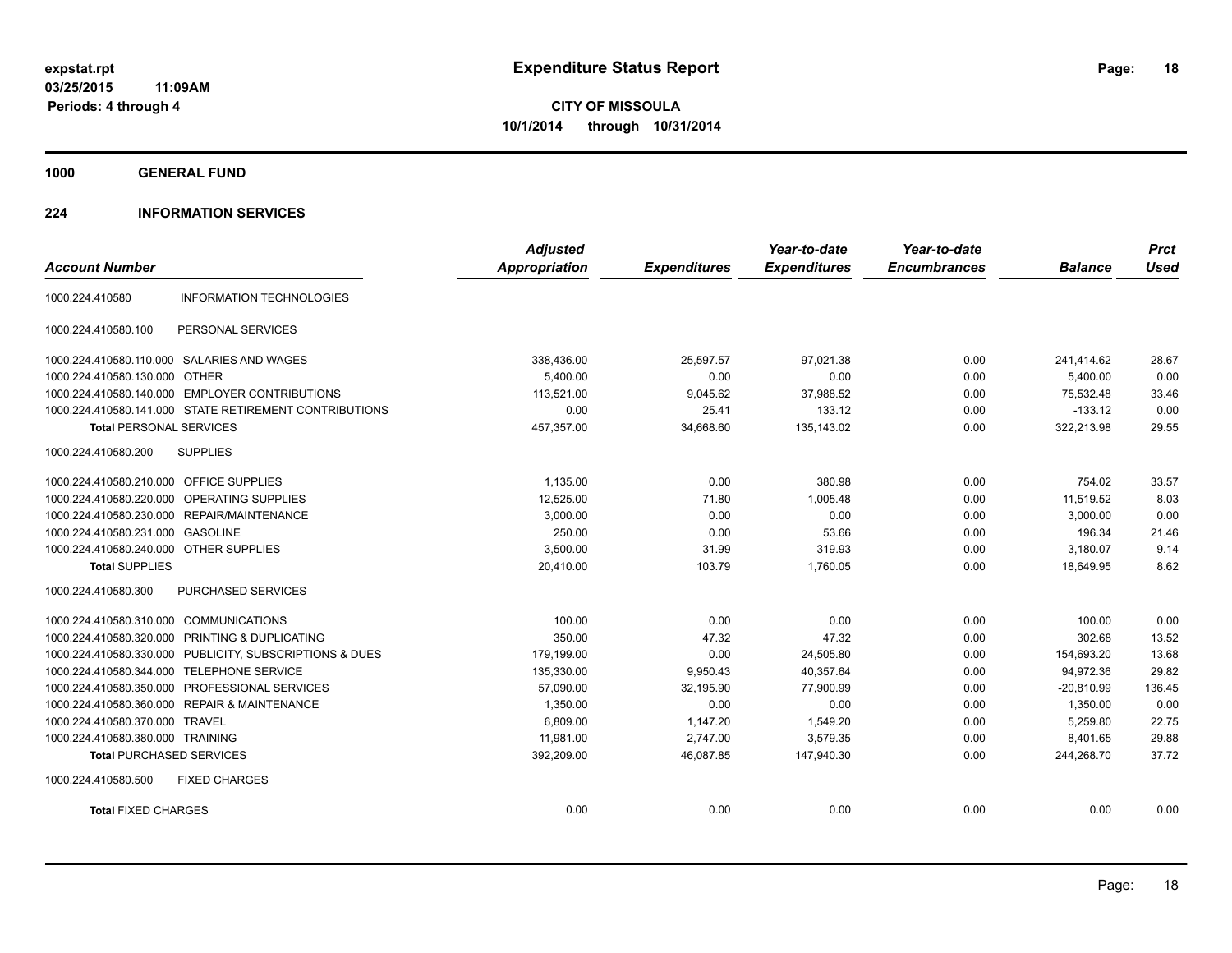# Expenditure Status Report

expstat.rpt
03/25/2015 11:09AM
Periods: 4 through 4

**CITY OF MISSOULA**
**10/1/2014 through 10/31/2014**

## 1000 GENERAL FUND

## 224 INFORMATION SERVICES

| Account Number | | Adjusted Appropriation | Expenditures | Year-to-date Expenditures | Year-to-date Encumbrances | Balance | Prct Used |
|---|---|---|---|---|---|---|---|
| 1000.224.410580 | INFORMATION TECHNOLOGIES | | | | | | |
| 1000.224.410580.100 | PERSONAL SERVICES | | | | | | |
| 1000.224.410580.110.000 | SALARIES AND WAGES | 338,436.00 | 25,597.57 | 97,021.38 | 0.00 | 241,414.62 | 28.67 |
| 1000.224.410580.130.000 | OTHER | 5,400.00 | 0.00 | 0.00 | 0.00 | 5,400.00 | 0.00 |
| 1000.224.410580.140.000 | EMPLOYER CONTRIBUTIONS | 113,521.00 | 9,045.62 | 37,988.52 | 0.00 | 75,532.48 | 33.46 |
| 1000.224.410580.141.000 | STATE RETIREMENT CONTRIBUTIONS | 0.00 | 25.41 | 133.12 | 0.00 | -133.12 | 0.00 |
| **Total** PERSONAL SERVICES | | 457,357.00 | 34,668.60 | 135,143.02 | 0.00 | 322,213.98 | 29.55 |
| 1000.224.410580.200 | SUPPLIES | | | | | | |
| 1000.224.410580.210.000 | OFFICE SUPPLIES | 1,135.00 | 0.00 | 380.98 | 0.00 | 754.02 | 33.57 |
| 1000.224.410580.220.000 | OPERATING SUPPLIES | 12,525.00 | 71.80 | 1,005.48 | 0.00 | 11,519.52 | 8.03 |
| 1000.224.410580.230.000 | REPAIR/MAINTENANCE | 3,000.00 | 0.00 | 0.00 | 0.00 | 3,000.00 | 0.00 |
| 1000.224.410580.231.000 | GASOLINE | 250.00 | 0.00 | 53.66 | 0.00 | 196.34 | 21.46 |
| 1000.224.410580.240.000 | OTHER SUPPLIES | 3,500.00 | 31.99 | 319.93 | 0.00 | 3,180.07 | 9.14 |
| **Total** SUPPLIES | | 20,410.00 | 103.79 | 1,760.05 | 0.00 | 18,649.95 | 8.62 |
| 1000.224.410580.300 | PURCHASED SERVICES | | | | | | |
| 1000.224.410580.310.000 | COMMUNICATIONS | 100.00 | 0.00 | 0.00 | 0.00 | 100.00 | 0.00 |
| 1000.224.410580.320.000 | PRINTING & DUPLICATING | 350.00 | 47.32 | 47.32 | 0.00 | 302.68 | 13.52 |
| 1000.224.410580.330.000 | PUBLICITY, SUBSCRIPTIONS & DUES | 179,199.00 | 0.00 | 24,505.80 | 0.00 | 154,693.20 | 13.68 |
| 1000.224.410580.344.000 | TELEPHONE SERVICE | 135,330.00 | 9,950.43 | 40,357.64 | 0.00 | 94,972.36 | 29.82 |
| 1000.224.410580.350.000 | PROFESSIONAL SERVICES | 57,090.00 | 32,195.90 | 77,900.99 | 0.00 | -20,810.99 | 136.45 |
| 1000.224.410580.360.000 | REPAIR & MAINTENANCE | 1,350.00 | 0.00 | 0.00 | 0.00 | 1,350.00 | 0.00 |
| 1000.224.410580.370.000 | TRAVEL | 6,809.00 | 1,147.20 | 1,549.20 | 0.00 | 5,259.80 | 22.75 |
| 1000.224.410580.380.000 | TRAINING | 11,981.00 | 2,747.00 | 3,579.35 | 0.00 | 8,401.65 | 29.88 |
| **Total** PURCHASED SERVICES | | 392,209.00 | 46,087.85 | 147,940.30 | 0.00 | 244,268.70 | 37.72 |
| 1000.224.410580.500 | FIXED CHARGES | | | | | | |
| **Total** FIXED CHARGES | | 0.00 | 0.00 | 0.00 | 0.00 | 0.00 | 0.00 |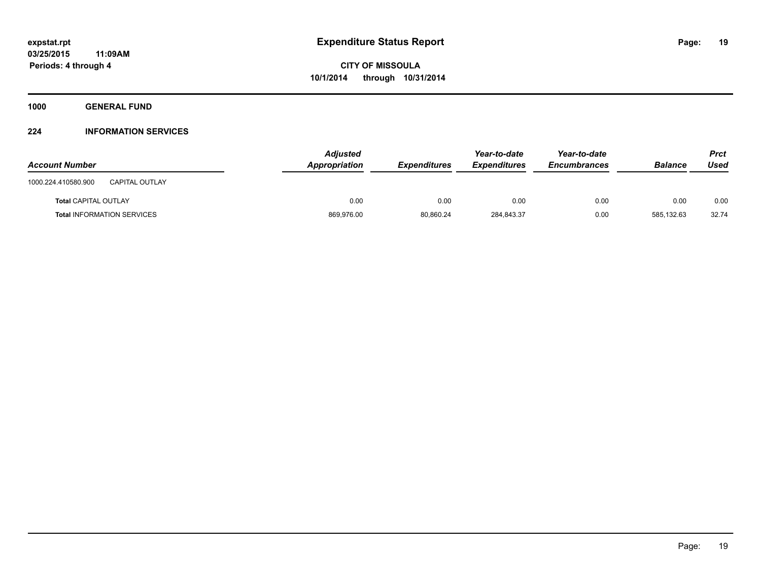# Expenditure Status Report

expstat.rpt
03/25/2015 11:09AM
Periods: 4 through 4

**CITY OF MISSOULA**
**10/1/2014 through 10/31/2014**

## 1000 GENERAL FUND

## 224 INFORMATION SERVICES

| Account Number | | Adjusted Appropriation | Expenditures | Year-to-date Expenditures | Year-to-date Encumbrances | Balance | Prct Used |
|---|---|---|---|---|---|---|---|
| 1000.224.410580.900 | CAPITAL OUTLAY | | | | | | |
| **Total** CAPITAL OUTLAY | | 0.00 | 0.00 | 0.00 | 0.00 | 0.00 | 0.00 |
| **Total** INFORMATION SERVICES | | 869,976.00 | 80,860.24 | 284,843.37 | 0.00 | 585,132.63 | 32.74 |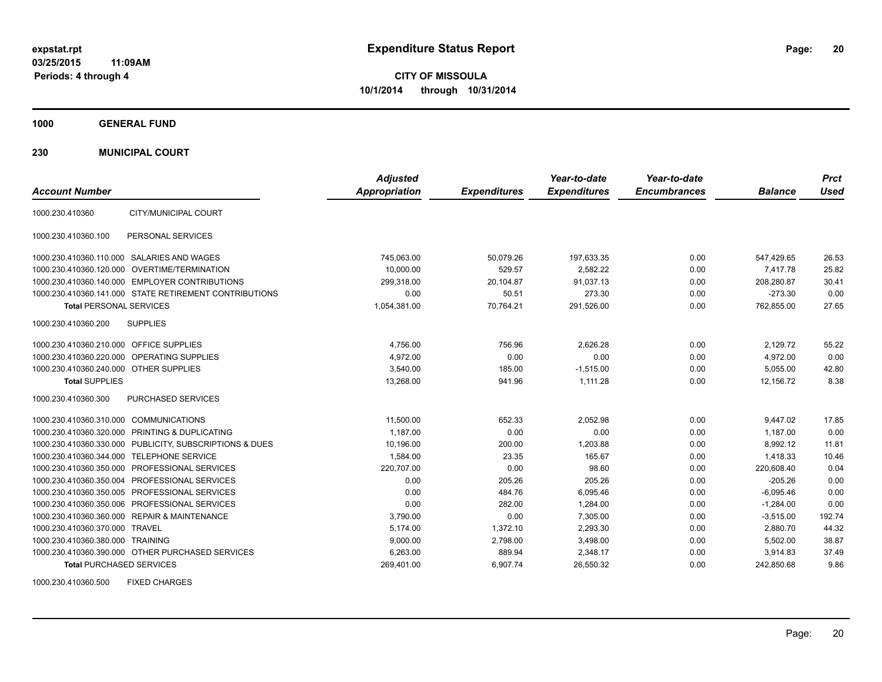# Expenditure Status Report

expstat.rpt
03/25/2015 11:09AM
Periods: 4 through 4

**CITY OF MISSOULA**
**10/1/2014 through 10/31/2014**

**1000 GENERAL FUND**

**230 MUNICIPAL COURT**

| Account Number | | Adjusted Appropriation | Expenditures | Year-to-date Expenditures | Year-to-date Encumbrances | Balance | Prct Used |
|---|---|---|---|---|---|---|---|
| 1000.230.410360 | CITY/MUNICIPAL COURT | | | | | | |
| 1000.230.410360.100 | PERSONAL SERVICES | | | | | | |
| 1000.230.410360.110.000 | SALARIES AND WAGES | 745,063.00 | 50,079.26 | 197,633.35 | 0.00 | 547,429.65 | 26.53 |
| 1000.230.410360.120.000 | OVERTIME/TERMINATION | 10,000.00 | 529.57 | 2,582.22 | 0.00 | 7,417.78 | 25.82 |
| 1000.230.410360.140.000 | EMPLOYER CONTRIBUTIONS | 299,318.00 | 20,104.87 | 91,037.13 | 0.00 | 208,280.87 | 30.41 |
| 1000.230.410360.141.000 | STATE RETIREMENT CONTRIBUTIONS | 0.00 | 50.51 | 273.30 | 0.00 | -273.30 | 0.00 |
| **Total** PERSONAL SERVICES | | 1,054,381.00 | 70,764.21 | 291,526.00 | 0.00 | 762,855.00 | 27.65 |
| 1000.230.410360.200 | SUPPLIES | | | | | | |
| 1000.230.410360.210.000 | OFFICE SUPPLIES | 4,756.00 | 756.96 | 2,626.28 | 0.00 | 2,129.72 | 55.22 |
| 1000.230.410360.220.000 | OPERATING SUPPLIES | 4,972.00 | 0.00 | 0.00 | 0.00 | 4,972.00 | 0.00 |
| 1000.230.410360.240.000 | OTHER SUPPLIES | 3,540.00 | 185.00 | -1,515.00 | 0.00 | 5,055.00 | 42.80 |
| **Total** SUPPLIES | | 13,268.00 | 941.96 | 1,111.28 | 0.00 | 12,156.72 | 8.38 |
| 1000.230.410360.300 | PURCHASED SERVICES | | | | | | |
| 1000.230.410360.310.000 | COMMUNICATIONS | 11,500.00 | 652.33 | 2,052.98 | 0.00 | 9,447.02 | 17.85 |
| 1000.230.410360.320.000 | PRINTING & DUPLICATING | 1,187.00 | 0.00 | 0.00 | 0.00 | 1,187.00 | 0.00 |
| 1000.230.410360.330.000 | PUBLICITY, SUBSCRIPTIONS & DUES | 10,196.00 | 200.00 | 1,203.88 | 0.00 | 8,992.12 | 11.81 |
| 1000.230.410360.344.000 | TELEPHONE SERVICE | 1,584.00 | 23.35 | 165.67 | 0.00 | 1,418.33 | 10.46 |
| 1000.230.410360.350.000 | PROFESSIONAL SERVICES | 220,707.00 | 0.00 | 98.60 | 0.00 | 220,608.40 | 0.04 |
| 1000.230.410360.350.004 | PROFESSIONAL SERVICES | 0.00 | 205.26 | 205.26 | 0.00 | -205.26 | 0.00 |
| 1000.230.410360.350.005 | PROFESSIONAL SERVICES | 0.00 | 484.76 | 6,095.46 | 0.00 | -6,095.46 | 0.00 |
| 1000.230.410360.350.006 | PROFESSIONAL SERVICES | 0.00 | 282.00 | 1,284.00 | 0.00 | -1,284.00 | 0.00 |
| 1000.230.410360.360.000 | REPAIR & MAINTENANCE | 3,790.00 | 0.00 | 7,305.00 | 0.00 | -3,515.00 | 192.74 |
| 1000.230.410360.370.000 | TRAVEL | 5,174.00 | 1,372.10 | 2,293.30 | 0.00 | 2,880.70 | 44.32 |
| 1000.230.410360.380.000 | TRAINING | 9,000.00 | 2,798.00 | 3,498.00 | 0.00 | 5,502.00 | 38.87 |
| 1000.230.410360.390.000 | OTHER PURCHASED SERVICES | 6,263.00 | 889.94 | 2,348.17 | 0.00 | 3,914.83 | 37.49 |
| **Total** PURCHASED SERVICES | | 269,401.00 | 6,907.74 | 26,550.32 | 0.00 | 242,850.68 | 9.86 |
| 1000.230.410360.500 | FIXED CHARGES | | | | | | |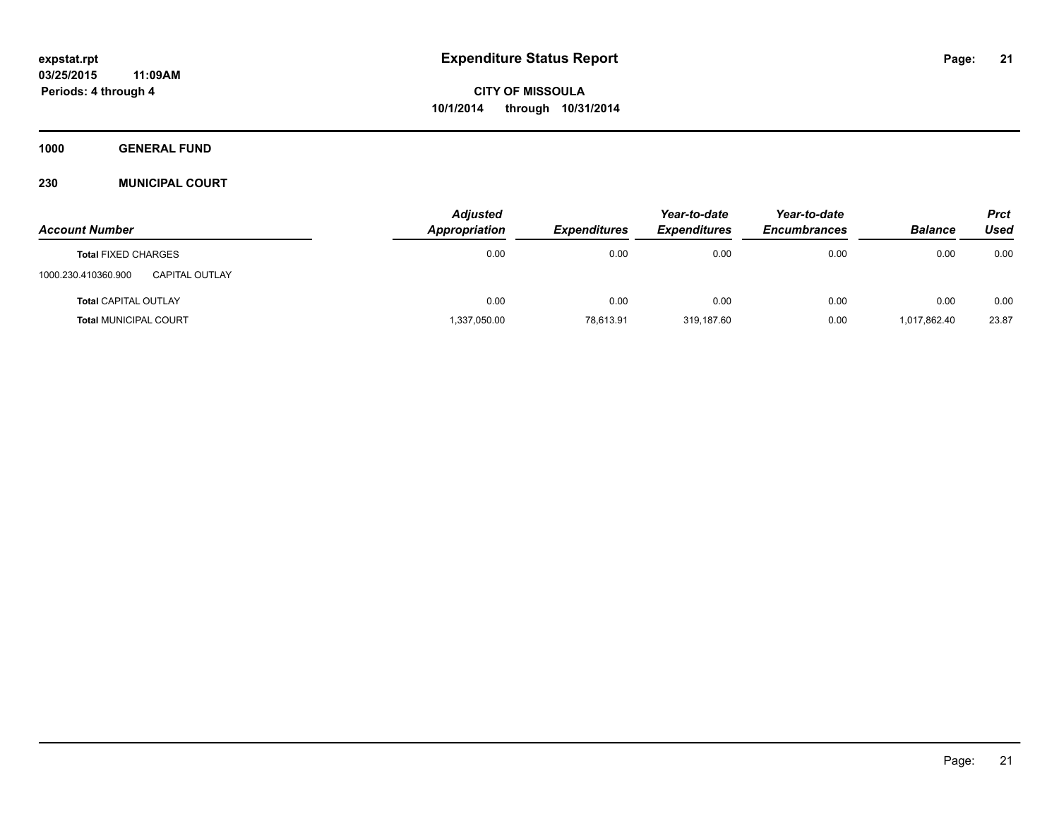**expstat.rpt**
**03/25/2015 11:09AM**
**Periods: 4 through 4**

# Expenditure Status Report

**CITY OF MISSOULA**
**10/1/2014 through 10/31/2014**

## 1000 GENERAL FUND

### 230 MUNICIPAL COURT

| Account Number | | Adjusted Appropriation | Expenditures | Year-to-date Expenditures | Year-to-date Encumbrances | Balance | Prct Used |
|---|---|---|---|---|---|---|---|
| **Total** FIXED CHARGES | | 0.00 | 0.00 | 0.00 | 0.00 | 0.00 | 0.00 |
| 1000.230.410360.900 | CAPITAL OUTLAY | | | | | | |
| **Total** CAPITAL OUTLAY | | 0.00 | 0.00 | 0.00 | 0.00 | 0.00 | 0.00 |
| **Total** MUNICIPAL COURT | | 1,337,050.00 | 78,613.91 | 319,187.60 | 0.00 | 1,017,862.40 | 23.87 |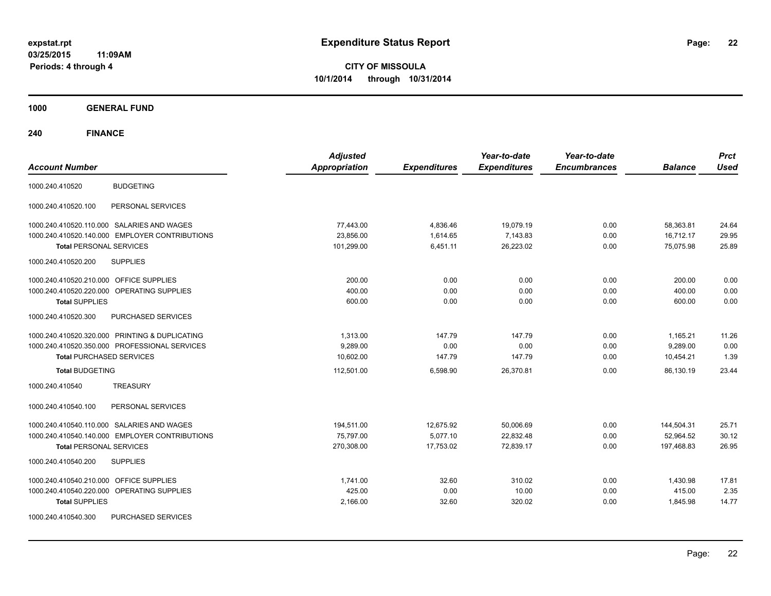**expstat.rpt**
**03/25/2015 11:09AM**
**Periods: 4 through 4**

# Expenditure Status Report

**CITY OF MISSOULA**
**10/1/2014 through 10/31/2014**

## 1000 GENERAL FUND

## 240 FINANCE

| Account Number | | Adjusted Appropriation | Expenditures | Year-to-date Expenditures | Year-to-date Encumbrances | Balance | Prct Used |
|---|---|---|---|---|---|---|---|
| 1000.240.410520 | BUDGETING | | | | | | |
| 1000.240.410520.100 | PERSONAL SERVICES | | | | | | |
| 1000.240.410520.110.000 | SALARIES AND WAGES | 77,443.00 | 4,836.46 | 19,079.19 | 0.00 | 58,363.81 | 24.64 |
| 1000.240.410520.140.000 | EMPLOYER CONTRIBUTIONS | 23,856.00 | 1,614.65 | 7,143.83 | 0.00 | 16,712.17 | 29.95 |
| **Total** PERSONAL SERVICES | | 101,299.00 | 6,451.11 | 26,223.02 | 0.00 | 75,075.98 | 25.89 |
| 1000.240.410520.200 | SUPPLIES | | | | | | |
| 1000.240.410520.210.000 | OFFICE SUPPLIES | 200.00 | 0.00 | 0.00 | 0.00 | 200.00 | 0.00 |
| 1000.240.410520.220.000 | OPERATING SUPPLIES | 400.00 | 0.00 | 0.00 | 0.00 | 400.00 | 0.00 |
| **Total** SUPPLIES | | 600.00 | 0.00 | 0.00 | 0.00 | 600.00 | 0.00 |
| 1000.240.410520.300 | PURCHASED SERVICES | | | | | | |
| 1000.240.410520.320.000 | PRINTING & DUPLICATING | 1,313.00 | 147.79 | 147.79 | 0.00 | 1,165.21 | 11.26 |
| 1000.240.410520.350.000 | PROFESSIONAL SERVICES | 9,289.00 | 0.00 | 0.00 | 0.00 | 9,289.00 | 0.00 |
| **Total** PURCHASED SERVICES | | 10,602.00 | 147.79 | 147.79 | 0.00 | 10,454.21 | 1.39 |
| **Total** BUDGETING | | 112,501.00 | 6,598.90 | 26,370.81 | 0.00 | 86,130.19 | 23.44 |
| 1000.240.410540 | TREASURY | | | | | | |
| 1000.240.410540.100 | PERSONAL SERVICES | | | | | | |
| 1000.240.410540.110.000 | SALARIES AND WAGES | 194,511.00 | 12,675.92 | 50,006.69 | 0.00 | 144,504.31 | 25.71 |
| 1000.240.410540.140.000 | EMPLOYER CONTRIBUTIONS | 75,797.00 | 5,077.10 | 22,832.48 | 0.00 | 52,964.52 | 30.12 |
| **Total** PERSONAL SERVICES | | 270,308.00 | 17,753.02 | 72,839.17 | 0.00 | 197,468.83 | 26.95 |
| 1000.240.410540.200 | SUPPLIES | | | | | | |
| 1000.240.410540.210.000 | OFFICE SUPPLIES | 1,741.00 | 32.60 | 310.02 | 0.00 | 1,430.98 | 17.81 |
| 1000.240.410540.220.000 | OPERATING SUPPLIES | 425.00 | 0.00 | 10.00 | 0.00 | 415.00 | 2.35 |
| **Total** SUPPLIES | | 2,166.00 | 32.60 | 320.02 | 0.00 | 1,845.98 | 14.77 |
| 1000.240.410540.300 | PURCHASED SERVICES | | | | | | |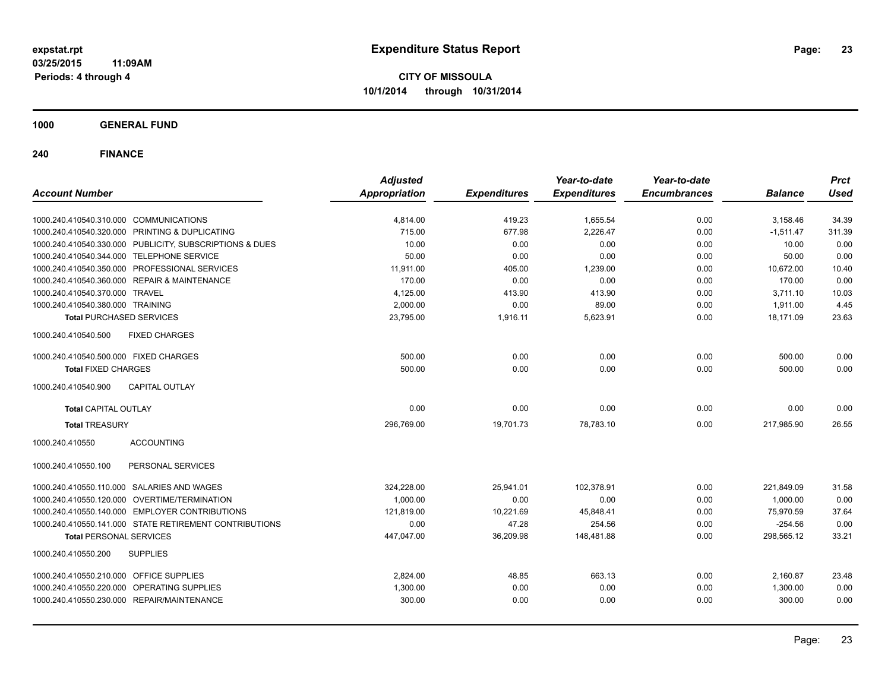**expstat.rpt**
**03/25/2015 11:09AM**
**Periods: 4 through 4**

# Expenditure Status Report

**CITY OF MISSOULA**
**10/1/2014 through 10/31/2014**

## 1000 GENERAL FUND

## 240 FINANCE

| Account Number | Adjusted Appropriation | Expenditures | Year-to-date Expenditures | Year-to-date Encumbrances | Balance | Prct Used |
|---|---|---|---|---|---|---|
| 1000.240.410540.310.000 COMMUNICATIONS | 4,814.00 | 419.23 | 1,655.54 | 0.00 | 3,158.46 | 34.39 |
| 1000.240.410540.320.000 PRINTING & DUPLICATING | 715.00 | 677.98 | 2,226.47 | 0.00 | -1,511.47 | 311.39 |
| 1000.240.410540.330.000 PUBLICITY, SUBSCRIPTIONS & DUES | 10.00 | 0.00 | 0.00 | 0.00 | 10.00 | 0.00 |
| 1000.240.410540.344.000 TELEPHONE SERVICE | 50.00 | 0.00 | 0.00 | 0.00 | 50.00 | 0.00 |
| 1000.240.410540.350.000 PROFESSIONAL SERVICES | 11,911.00 | 405.00 | 1,239.00 | 0.00 | 10,672.00 | 10.40 |
| 1000.240.410540.360.000 REPAIR & MAINTENANCE | 170.00 | 0.00 | 0.00 | 0.00 | 170.00 | 0.00 |
| 1000.240.410540.370.000 TRAVEL | 4,125.00 | 413.90 | 413.90 | 0.00 | 3,711.10 | 10.03 |
| 1000.240.410540.380.000 TRAINING | 2,000.00 | 0.00 | 89.00 | 0.00 | 1,911.00 | 4.45 |
| **Total** PURCHASED SERVICES | 23,795.00 | 1,916.11 | 5,623.91 | 0.00 | 18,171.09 | 23.63 |
| 1000.240.410540.500 FIXED CHARGES | | | | | | |
| 1000.240.410540.500.000 FIXED CHARGES | 500.00 | 0.00 | 0.00 | 0.00 | 500.00 | 0.00 |
| **Total** FIXED CHARGES | 500.00 | 0.00 | 0.00 | 0.00 | 500.00 | 0.00 |
| 1000.240.410540.900 CAPITAL OUTLAY | | | | | | |
| **Total** CAPITAL OUTLAY | 0.00 | 0.00 | 0.00 | 0.00 | 0.00 | 0.00 |
| **Total** TREASURY | 296,769.00 | 19,701.73 | 78,783.10 | 0.00 | 217,985.90 | 26.55 |
| 1000.240.410550 ACCOUNTING | | | | | | |
| 1000.240.410550.100 PERSONAL SERVICES | | | | | | |
| 1000.240.410550.110.000 SALARIES AND WAGES | 324,228.00 | 25,941.01 | 102,378.91 | 0.00 | 221,849.09 | 31.58 |
| 1000.240.410550.120.000 OVERTIME/TERMINATION | 1,000.00 | 0.00 | 0.00 | 0.00 | 1,000.00 | 0.00 |
| 1000.240.410550.140.000 EMPLOYER CONTRIBUTIONS | 121,819.00 | 10,221.69 | 45,848.41 | 0.00 | 75,970.59 | 37.64 |
| 1000.240.410550.141.000 STATE RETIREMENT CONTRIBUTIONS | 0.00 | 47.28 | 254.56 | 0.00 | -254.56 | 0.00 |
| **Total** PERSONAL SERVICES | 447,047.00 | 36,209.98 | 148,481.88 | 0.00 | 298,565.12 | 33.21 |
| 1000.240.410550.200 SUPPLIES | | | | | | |
| 1000.240.410550.210.000 OFFICE SUPPLIES | 2,824.00 | 48.85 | 663.13 | 0.00 | 2,160.87 | 23.48 |
| 1000.240.410550.220.000 OPERATING SUPPLIES | 1,300.00 | 0.00 | 0.00 | 0.00 | 1,300.00 | 0.00 |
| 1000.240.410550.230.000 REPAIR/MAINTENANCE | 300.00 | 0.00 | 0.00 | 0.00 | 300.00 | 0.00 |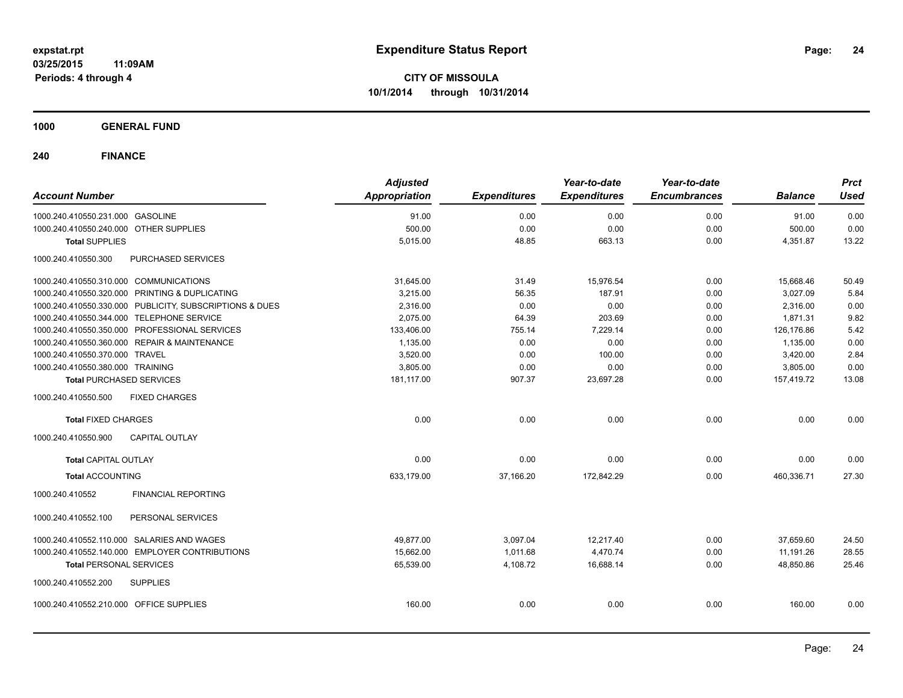**expstat.rpt**
**03/25/2015 11:09AM**
**Periods: 4 through 4**

# Expenditure Status Report

**CITY OF MISSOULA**
**10/1/2014 through 10/31/2014**

## 1000 GENERAL FUND

## 240 FINANCE

| Account Number | | Adjusted Appropriation | Expenditures | Year-to-date Expenditures | Year-to-date Encumbrances | Balance | Prct Used |
|---|---|---|---|---|---|---|---|
| 1000.240.410550.231.000 | GASOLINE | 91.00 | 0.00 | 0.00 | 0.00 | 91.00 | 0.00 |
| 1000.240.410550.240.000 | OTHER SUPPLIES | 500.00 | 0.00 | 0.00 | 0.00 | 500.00 | 0.00 |
| **Total** SUPPLIES | | 5,015.00 | 48.85 | 663.13 | 0.00 | 4,351.87 | 13.22 |
| 1000.240.410550.300 | PURCHASED SERVICES | | | | | | |
| 1000.240.410550.310.000 | COMMUNICATIONS | 31,645.00 | 31.49 | 15,976.54 | 0.00 | 15,668.46 | 50.49 |
| 1000.240.410550.320.000 | PRINTING & DUPLICATING | 3,215.00 | 56.35 | 187.91 | 0.00 | 3,027.09 | 5.84 |
| 1000.240.410550.330.000 | PUBLICITY, SUBSCRIPTIONS & DUES | 2,316.00 | 0.00 | 0.00 | 0.00 | 2,316.00 | 0.00 |
| 1000.240.410550.344.000 | TELEPHONE SERVICE | 2,075.00 | 64.39 | 203.69 | 0.00 | 1,871.31 | 9.82 |
| 1000.240.410550.350.000 | PROFESSIONAL SERVICES | 133,406.00 | 755.14 | 7,229.14 | 0.00 | 126,176.86 | 5.42 |
| 1000.240.410550.360.000 | REPAIR & MAINTENANCE | 1,135.00 | 0.00 | 0.00 | 0.00 | 1,135.00 | 0.00 |
| 1000.240.410550.370.000 | TRAVEL | 3,520.00 | 0.00 | 100.00 | 0.00 | 3,420.00 | 2.84 |
| 1000.240.410550.380.000 | TRAINING | 3,805.00 | 0.00 | 0.00 | 0.00 | 3,805.00 | 0.00 |
| **Total** PURCHASED SERVICES | | 181,117.00 | 907.37 | 23,697.28 | 0.00 | 157,419.72 | 13.08 |
| 1000.240.410550.500 | FIXED CHARGES | | | | | | |
| **Total** FIXED CHARGES | | 0.00 | 0.00 | 0.00 | 0.00 | 0.00 | 0.00 |
| 1000.240.410550.900 | CAPITAL OUTLAY | | | | | | |
| **Total** CAPITAL OUTLAY | | 0.00 | 0.00 | 0.00 | 0.00 | 0.00 | 0.00 |
| **Total** ACCOUNTING | | 633,179.00 | 37,166.20 | 172,842.29 | 0.00 | 460,336.71 | 27.30 |
| 1000.240.410552 | FINANCIAL REPORTING | | | | | | |
| 1000.240.410552.100 | PERSONAL SERVICES | | | | | | |
| 1000.240.410552.110.000 | SALARIES AND WAGES | 49,877.00 | 3,097.04 | 12,217.40 | 0.00 | 37,659.60 | 24.50 |
| 1000.240.410552.140.000 | EMPLOYER CONTRIBUTIONS | 15,662.00 | 1,011.68 | 4,470.74 | 0.00 | 11,191.26 | 28.55 |
| **Total** PERSONAL SERVICES | | 65,539.00 | 4,108.72 | 16,688.14 | 0.00 | 48,850.86 | 25.46 |
| 1000.240.410552.200 | SUPPLIES | | | | | | |
| 1000.240.410552.210.000 | OFFICE SUPPLIES | 160.00 | 0.00 | 0.00 | 0.00 | 160.00 | 0.00 |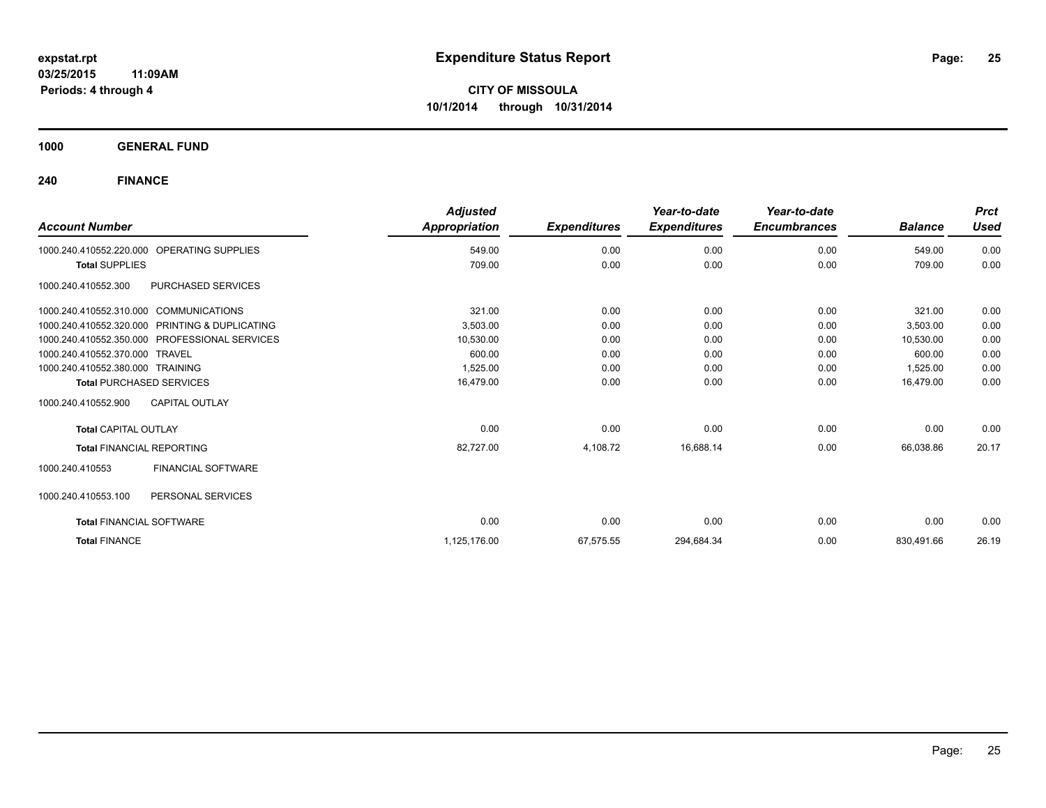**expstat.rpt**
**03/25/2015 11:09AM**
**Periods: 4 through 4**

# Expenditure Status Report

**CITY OF MISSOULA**
**10/1/2014 through 10/31/2014**

## 1000 GENERAL FUND

### 240 FINANCE

| Account Number | | Adjusted Appropriation | Expenditures | Year-to-date Expenditures | Year-to-date Encumbrances | Balance | Prct Used |
|---|---|---|---|---|---|---|---|
| 1000.240.410552.220.000 | OPERATING SUPPLIES | 549.00 | 0.00 | 0.00 | 0.00 | 549.00 | 0.00 |
| **Total** SUPPLIES | | 709.00 | 0.00 | 0.00 | 0.00 | 709.00 | 0.00 |
| 1000.240.410552.300 | PURCHASED SERVICES | | | | | | |
| 1000.240.410552.310.000 | COMMUNICATIONS | 321.00 | 0.00 | 0.00 | 0.00 | 321.00 | 0.00 |
| 1000.240.410552.320.000 | PRINTING & DUPLICATING | 3,503.00 | 0.00 | 0.00 | 0.00 | 3,503.00 | 0.00 |
| 1000.240.410552.350.000 | PROFESSIONAL SERVICES | 10,530.00 | 0.00 | 0.00 | 0.00 | 10,530.00 | 0.00 |
| 1000.240.410552.370.000 | TRAVEL | 600.00 | 0.00 | 0.00 | 0.00 | 600.00 | 0.00 |
| 1000.240.410552.380.000 | TRAINING | 1,525.00 | 0.00 | 0.00 | 0.00 | 1,525.00 | 0.00 |
| **Total** PURCHASED SERVICES | | 16,479.00 | 0.00 | 0.00 | 0.00 | 16,479.00 | 0.00 |
| 1000.240.410552.900 | CAPITAL OUTLAY | | | | | | |
| **Total** CAPITAL OUTLAY | | 0.00 | 0.00 | 0.00 | 0.00 | 0.00 | 0.00 |
| **Total** FINANCIAL REPORTING | | 82,727.00 | 4,108.72 | 16,688.14 | 0.00 | 66,038.86 | 20.17 |
| 1000.240.410553 | FINANCIAL SOFTWARE | | | | | | |
| 1000.240.410553.100 | PERSONAL SERVICES | | | | | | |
| **Total** FINANCIAL SOFTWARE | | 0.00 | 0.00 | 0.00 | 0.00 | 0.00 | 0.00 |
| **Total** FINANCE | | 1,125,176.00 | 67,575.55 | 294,684.34 | 0.00 | 830,491.66 | 26.19 |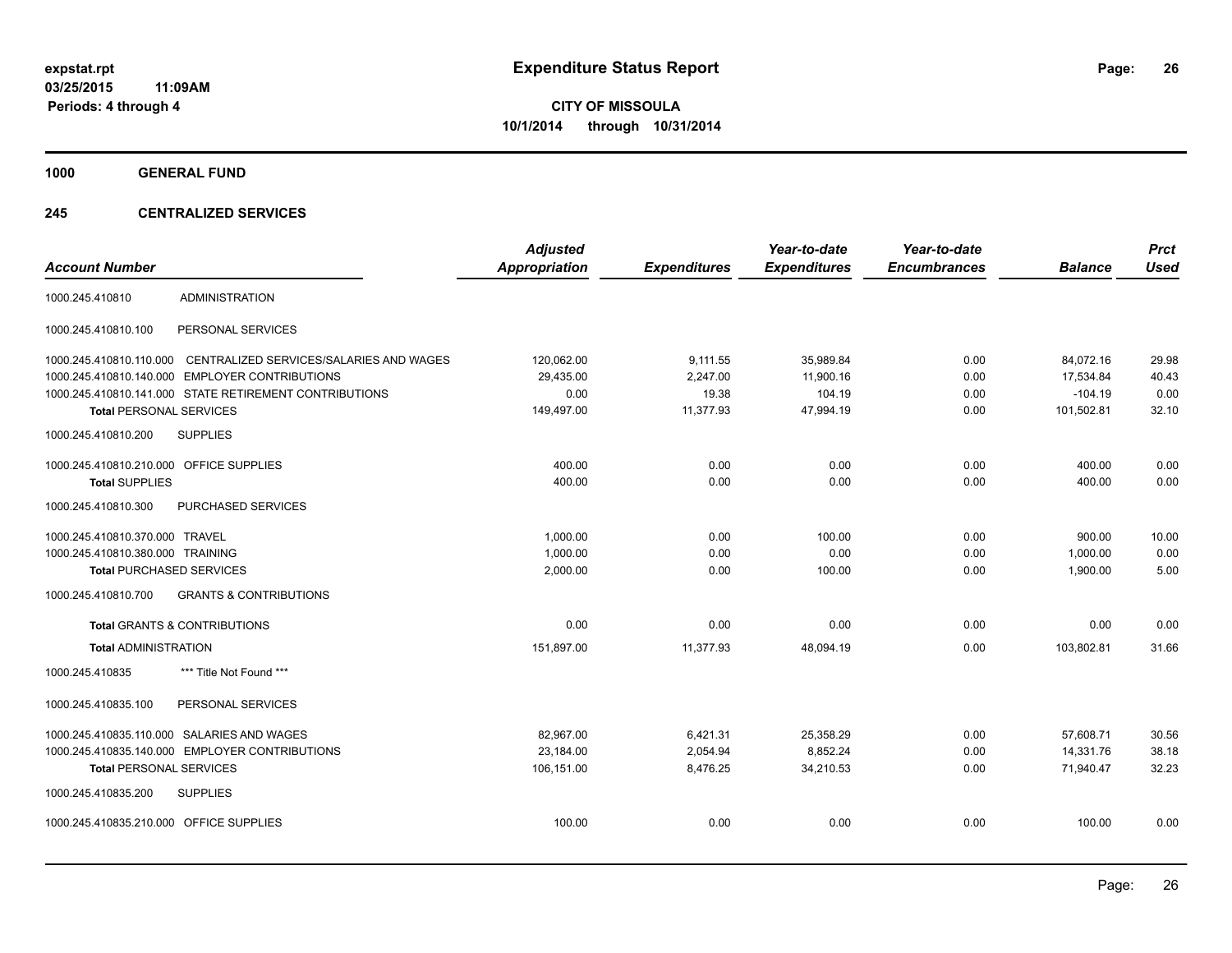**expstat.rpt**
**03/25/2015 11:09AM**
**Periods: 4 through 4**

# Expenditure Status Report

**CITY OF MISSOULA**
**10/1/2014 through 10/31/2014**

## 1000 GENERAL FUND

### 245 CENTRALIZED SERVICES

| Account Number | | Adjusted Appropriation | Expenditures | Year-to-date Expenditures | Year-to-date Encumbrances | Balance | Prct Used |
|---|---|---|---|---|---|---|---|
| 1000.245.410810 | ADMINISTRATION | | | | | | |
| 1000.245.410810.100 | PERSONAL SERVICES | | | | | | |
| 1000.245.410810.110.000 | CENTRALIZED SERVICES/SALARIES AND WAGES | 120,062.00 | 9,111.55 | 35,989.84 | 0.00 | 84,072.16 | 29.98 |
| 1000.245.410810.140.000 | EMPLOYER CONTRIBUTIONS | 29,435.00 | 2,247.00 | 11,900.16 | 0.00 | 17,534.84 | 40.43 |
| 1000.245.410810.141.000 | STATE RETIREMENT CONTRIBUTIONS | 0.00 | 19.38 | 104.19 | 0.00 | -104.19 | 0.00 |
| **Total** PERSONAL SERVICES | | 149,497.00 | 11,377.93 | 47,994.19 | 0.00 | 101,502.81 | 32.10 |
| 1000.245.410810.200 | SUPPLIES | | | | | | |
| 1000.245.410810.210.000 | OFFICE SUPPLIES | 400.00 | 0.00 | 0.00 | 0.00 | 400.00 | 0.00 |
| **Total** SUPPLIES | | 400.00 | 0.00 | 0.00 | 0.00 | 400.00 | 0.00 |
| 1000.245.410810.300 | PURCHASED SERVICES | | | | | | |
| 1000.245.410810.370.000 | TRAVEL | 1,000.00 | 0.00 | 100.00 | 0.00 | 900.00 | 10.00 |
| 1000.245.410810.380.000 | TRAINING | 1,000.00 | 0.00 | 0.00 | 0.00 | 1,000.00 | 0.00 |
| **Total** PURCHASED SERVICES | | 2,000.00 | 0.00 | 100.00 | 0.00 | 1,900.00 | 5.00 |
| 1000.245.410810.700 | GRANTS & CONTRIBUTIONS | | | | | | |
| **Total** GRANTS & CONTRIBUTIONS | | 0.00 | 0.00 | 0.00 | 0.00 | 0.00 | 0.00 |
| **Total** ADMINISTRATION | | 151,897.00 | 11,377.93 | 48,094.19 | 0.00 | 103,802.81 | 31.66 |
| 1000.245.410835 | *** Title Not Found *** | | | | | | |
| 1000.245.410835.100 | PERSONAL SERVICES | | | | | | |
| 1000.245.410835.110.000 | SALARIES AND WAGES | 82,967.00 | 6,421.31 | 25,358.29 | 0.00 | 57,608.71 | 30.56 |
| 1000.245.410835.140.000 | EMPLOYER CONTRIBUTIONS | 23,184.00 | 2,054.94 | 8,852.24 | 0.00 | 14,331.76 | 38.18 |
| **Total** PERSONAL SERVICES | | 106,151.00 | 8,476.25 | 34,210.53 | 0.00 | 71,940.47 | 32.23 |
| 1000.245.410835.200 | SUPPLIES | | | | | | |
| 1000.245.410835.210.000 | OFFICE SUPPLIES | 100.00 | 0.00 | 0.00 | 0.00 | 100.00 | 0.00 |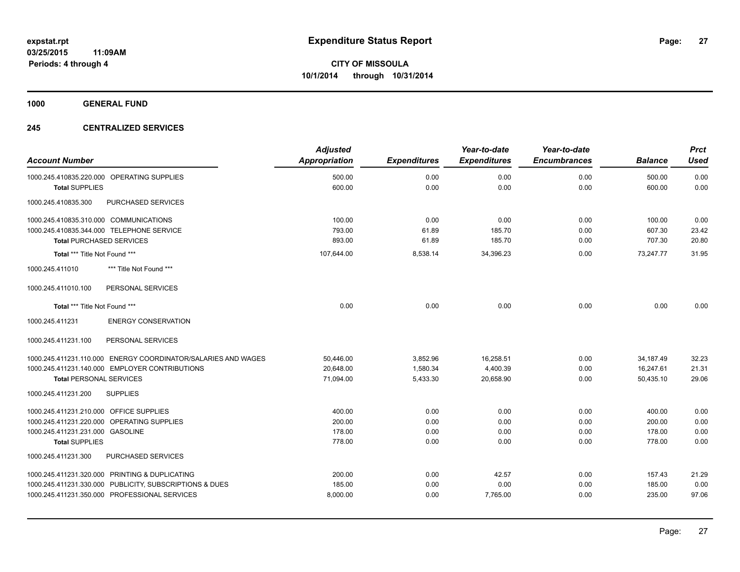**expstat.rpt**
**03/25/2015 11:09AM**
**Periods: 4 through 4**

# Expenditure Status Report

**CITY OF MISSOULA**
**10/1/2014 through 10/31/2014**

## 1000 GENERAL FUND

### 245 CENTRALIZED SERVICES

| Account Number | Adjusted Appropriation | Expenditures | Year-to-date Expenditures | Year-to-date Encumbrances | Balance | Prct Used |
|---|---|---|---|---|---|---|
| 1000.245.410835.220.000 OPERATING SUPPLIES | 500.00 | 0.00 | 0.00 | 0.00 | 500.00 | 0.00 |
| **Total** SUPPLIES | 600.00 | 0.00 | 0.00 | 0.00 | 600.00 | 0.00 |
| 1000.245.410835.300 PURCHASED SERVICES | | | | | | |
| 1000.245.410835.310.000 COMMUNICATIONS | 100.00 | 0.00 | 0.00 | 0.00 | 100.00 | 0.00 |
| 1000.245.410835.344.000 TELEPHONE SERVICE | 793.00 | 61.89 | 185.70 | 0.00 | 607.30 | 23.42 |
| **Total** PURCHASED SERVICES | 893.00 | 61.89 | 185.70 | 0.00 | 707.30 | 20.80 |
| **Total** *** Title Not Found *** | 107,644.00 | 8,538.14 | 34,396.23 | 0.00 | 73,247.77 | 31.95 |
| 1000.245.411010 *** Title Not Found *** | | | | | | |
| 1000.245.411010.100 PERSONAL SERVICES | | | | | | |
| **Total** *** Title Not Found *** | 0.00 | 0.00 | 0.00 | 0.00 | 0.00 | 0.00 |
| 1000.245.411231 ENERGY CONSERVATION | | | | | | |
| 1000.245.411231.100 PERSONAL SERVICES | | | | | | |
| 1000.245.411231.110.000 ENERGY COORDINATOR/SALARIES AND WAGES | 50,446.00 | 3,852.96 | 16,258.51 | 0.00 | 34,187.49 | 32.23 |
| 1000.245.411231.140.000 EMPLOYER CONTRIBUTIONS | 20,648.00 | 1,580.34 | 4,400.39 | 0.00 | 16,247.61 | 21.31 |
| **Total** PERSONAL SERVICES | 71,094.00 | 5,433.30 | 20,658.90 | 0.00 | 50,435.10 | 29.06 |
| 1000.245.411231.200 SUPPLIES | | | | | | |
| 1000.245.411231.210.000 OFFICE SUPPLIES | 400.00 | 0.00 | 0.00 | 0.00 | 400.00 | 0.00 |
| 1000.245.411231.220.000 OPERATING SUPPLIES | 200.00 | 0.00 | 0.00 | 0.00 | 200.00 | 0.00 |
| 1000.245.411231.231.000 GASOLINE | 178.00 | 0.00 | 0.00 | 0.00 | 178.00 | 0.00 |
| **Total** SUPPLIES | 778.00 | 0.00 | 0.00 | 0.00 | 778.00 | 0.00 |
| 1000.245.411231.300 PURCHASED SERVICES | | | | | | |
| 1000.245.411231.320.000 PRINTING & DUPLICATING | 200.00 | 0.00 | 42.57 | 0.00 | 157.43 | 21.29 |
| 1000.245.411231.330.000 PUBLICITY, SUBSCRIPTIONS & DUES | 185.00 | 0.00 | 0.00 | 0.00 | 185.00 | 0.00 |
| 1000.245.411231.350.000 PROFESSIONAL SERVICES | 8,000.00 | 0.00 | 7,765.00 | 0.00 | 235.00 | 97.06 |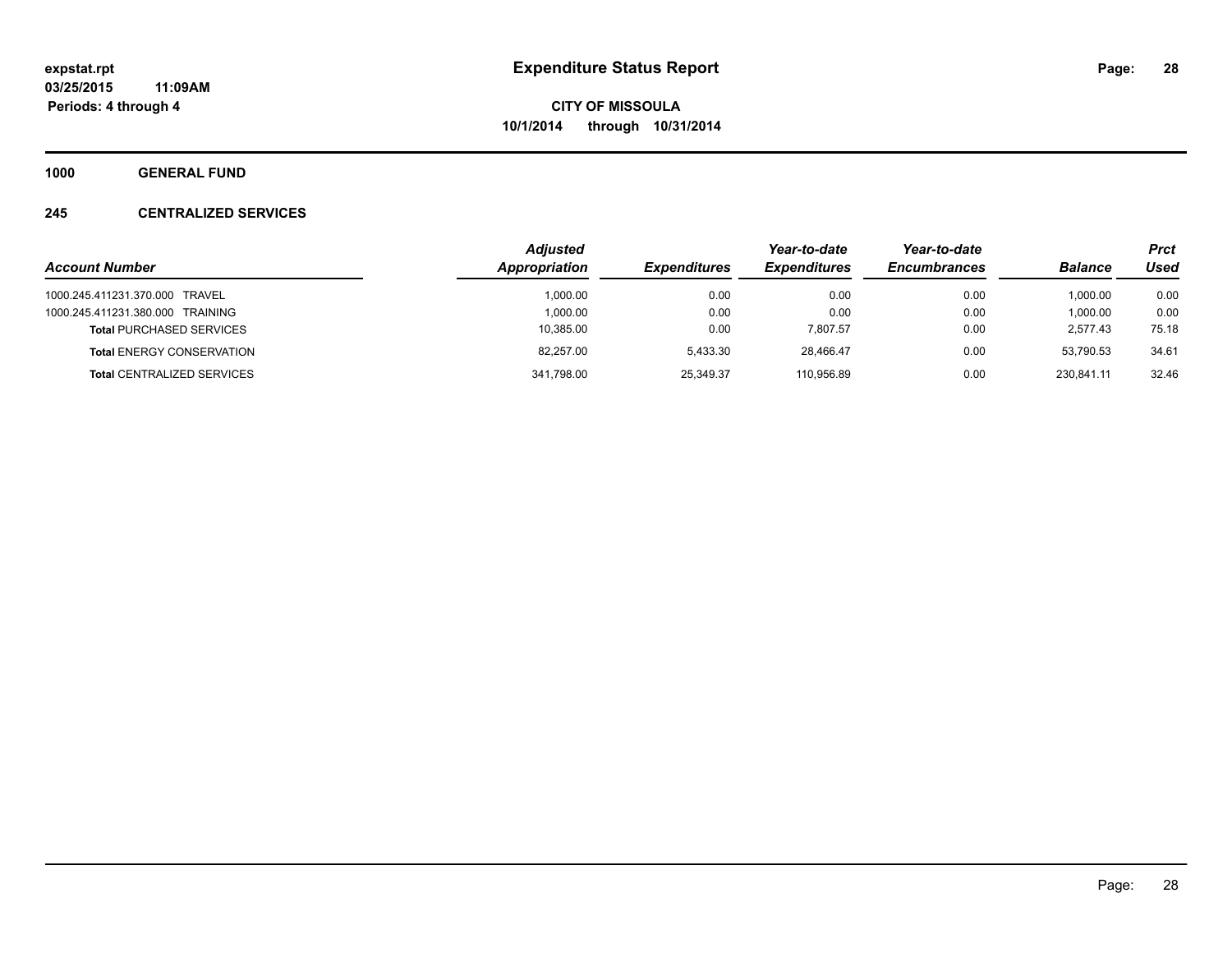# Expenditure Status Report

expstat.rpt
03/25/2015 11:09AM
Periods: 4 through 4

**CITY OF MISSOULA**
**10/1/2014 through 10/31/2014**

## 1000 GENERAL FUND

### 245 CENTRALIZED SERVICES

| Account Number | Adjusted Appropriation | Expenditures | Year-to-date Expenditures | Year-to-date Encumbrances | Balance | Prct Used |
|---|---|---|---|---|---|---|
| 1000.245.411231.370.000 TRAVEL | 1,000.00 | 0.00 | 0.00 | 0.00 | 1,000.00 | 0.00 |
| 1000.245.411231.380.000 TRAINING | 1,000.00 | 0.00 | 0.00 | 0.00 | 1,000.00 | 0.00 |
| **Total** PURCHASED SERVICES | 10,385.00 | 0.00 | 7,807.57 | 0.00 | 2,577.43 | 75.18 |
| **Total** ENERGY CONSERVATION | 82,257.00 | 5,433.30 | 28,466.47 | 0.00 | 53,790.53 | 34.61 |
| **Total** CENTRALIZED SERVICES | 341,798.00 | 25,349.37 | 110,956.89 | 0.00 | 230,841.11 | 32.46 |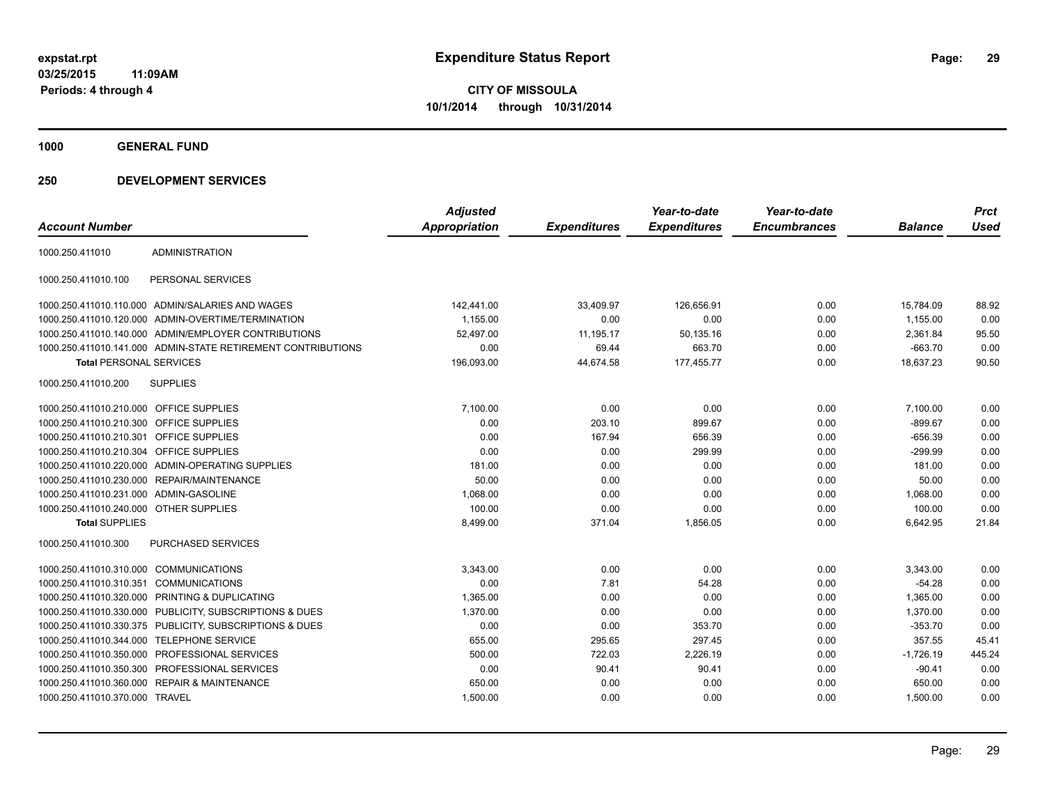**expstat.rpt**
**03/25/2015 11:09AM**
**Periods: 4 through 4**

# Expenditure Status Report

**CITY OF MISSOULA**
**10/1/2014 through 10/31/2014**

## 1000 GENERAL FUND

## 250 DEVELOPMENT SERVICES

| Account Number | | Adjusted Appropriation | Expenditures | Year-to-date Expenditures | Year-to-date Encumbrances | Balance | Prct Used |
|---|---|---|---|---|---|---|---|
| 1000.250.411010 | ADMINISTRATION | | | | | | |
| 1000.250.411010.100 | PERSONAL SERVICES | | | | | | |
| 1000.250.411010.110.000 | ADMIN/SALARIES AND WAGES | 142,441.00 | 33,409.97 | 126,656.91 | 0.00 | 15,784.09 | 88.92 |
| 1000.250.411010.120.000 | ADMIN-OVERTIME/TERMINATION | 1,155.00 | 0.00 | 0.00 | 0.00 | 1,155.00 | 0.00 |
| 1000.250.411010.140.000 | ADMIN/EMPLOYER CONTRIBUTIONS | 52,497.00 | 11,195.17 | 50,135.16 | 0.00 | 2,361.84 | 95.50 |
| 1000.250.411010.141.000 | ADMIN-STATE RETIREMENT CONTRIBUTIONS | 0.00 | 69.44 | 663.70 | 0.00 | -663.70 | 0.00 |
| **Total** PERSONAL SERVICES | | 196,093.00 | 44,674.58 | 177,455.77 | 0.00 | 18,637.23 | 90.50 |
| 1000.250.411010.200 | SUPPLIES | | | | | | |
| 1000.250.411010.210.000 | OFFICE SUPPLIES | 7,100.00 | 0.00 | 0.00 | 0.00 | 7,100.00 | 0.00 |
| 1000.250.411010.210.300 | OFFICE SUPPLIES | 0.00 | 203.10 | 899.67 | 0.00 | -899.67 | 0.00 |
| 1000.250.411010.210.301 | OFFICE SUPPLIES | 0.00 | 167.94 | 656.39 | 0.00 | -656.39 | 0.00 |
| 1000.250.411010.210.304 | OFFICE SUPPLIES | 0.00 | 0.00 | 299.99 | 0.00 | -299.99 | 0.00 |
| 1000.250.411010.220.000 | ADMIN-OPERATING SUPPLIES | 181.00 | 0.00 | 0.00 | 0.00 | 181.00 | 0.00 |
| 1000.250.411010.230.000 | REPAIR/MAINTENANCE | 50.00 | 0.00 | 0.00 | 0.00 | 50.00 | 0.00 |
| 1000.250.411010.231.000 | ADMIN-GASOLINE | 1,068.00 | 0.00 | 0.00 | 0.00 | 1,068.00 | 0.00 |
| 1000.250.411010.240.000 | OTHER SUPPLIES | 100.00 | 0.00 | 0.00 | 0.00 | 100.00 | 0.00 |
| **Total** SUPPLIES | | 8,499.00 | 371.04 | 1,856.05 | 0.00 | 6,642.95 | 21.84 |
| 1000.250.411010.300 | PURCHASED SERVICES | | | | | | |
| 1000.250.411010.310.000 | COMMUNICATIONS | 3,343.00 | 0.00 | 0.00 | 0.00 | 3,343.00 | 0.00 |
| 1000.250.411010.310.351 | COMMUNICATIONS | 0.00 | 7.81 | 54.28 | 0.00 | -54.28 | 0.00 |
| 1000.250.411010.320.000 | PRINTING & DUPLICATING | 1,365.00 | 0.00 | 0.00 | 0.00 | 1,365.00 | 0.00 |
| 1000.250.411010.330.000 | PUBLICITY, SUBSCRIPTIONS & DUES | 1,370.00 | 0.00 | 0.00 | 0.00 | 1,370.00 | 0.00 |
| 1000.250.411010.330.375 | PUBLICITY, SUBSCRIPTIONS & DUES | 0.00 | 0.00 | 353.70 | 0.00 | -353.70 | 0.00 |
| 1000.250.411010.344.000 | TELEPHONE SERVICE | 655.00 | 295.65 | 297.45 | 0.00 | 357.55 | 45.41 |
| 1000.250.411010.350.000 | PROFESSIONAL SERVICES | 500.00 | 722.03 | 2,226.19 | 0.00 | -1,726.19 | 445.24 |
| 1000.250.411010.350.300 | PROFESSIONAL SERVICES | 0.00 | 90.41 | 90.41 | 0.00 | -90.41 | 0.00 |
| 1000.250.411010.360.000 | REPAIR & MAINTENANCE | 650.00 | 0.00 | 0.00 | 0.00 | 650.00 | 0.00 |
| 1000.250.411010.370.000 | TRAVEL | 1,500.00 | 0.00 | 0.00 | 0.00 | 1,500.00 | 0.00 |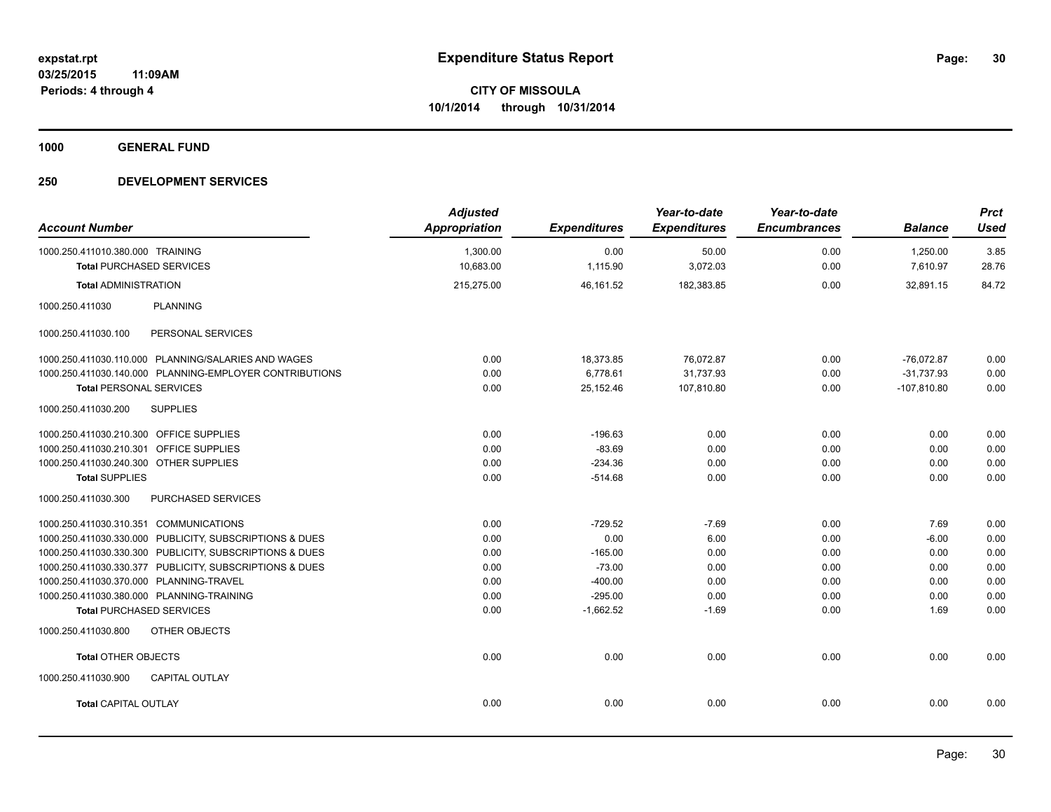# Expenditure Status Report

**CITY OF MISSOULA**

**10/1/2014 through 10/31/2014**

expstat.rpt
03/25/2015 11:09AM
Periods: 4 through 4

## 1000 GENERAL FUND

## 250 DEVELOPMENT SERVICES

| Account Number | Adjusted Appropriation | Expenditures | Year-to-date Expenditures | Year-to-date Encumbrances | Balance | Prct Used |
|---|---|---|---|---|---|---|
| 1000.250.411010.380.000 TRAINING | 1,300.00 | 0.00 | 50.00 | 0.00 | 1,250.00 | 3.85 |
| **Total** PURCHASED SERVICES | 10,683.00 | 1,115.90 | 3,072.03 | 0.00 | 7,610.97 | 28.76 |
| **Total** ADMINISTRATION | 215,275.00 | 46,161.52 | 182,383.85 | 0.00 | 32,891.15 | 84.72 |
| 1000.250.411030 PLANNING | | | | | | |
| 1000.250.411030.100 PERSONAL SERVICES | | | | | | |
| 1000.250.411030.110.000 PLANNING/SALARIES AND WAGES | 0.00 | 18,373.85 | 76,072.87 | 0.00 | -76,072.87 | 0.00 |
| 1000.250.411030.140.000 PLANNING-EMPLOYER CONTRIBUTIONS | 0.00 | 6,778.61 | 31,737.93 | 0.00 | -31,737.93 | 0.00 |
| **Total** PERSONAL SERVICES | 0.00 | 25,152.46 | 107,810.80 | 0.00 | -107,810.80 | 0.00 |
| 1000.250.411030.200 SUPPLIES | | | | | | |
| 1000.250.411030.210.300 OFFICE SUPPLIES | 0.00 | -196.63 | 0.00 | 0.00 | 0.00 | 0.00 |
| 1000.250.411030.210.301 OFFICE SUPPLIES | 0.00 | -83.69 | 0.00 | 0.00 | 0.00 | 0.00 |
| 1000.250.411030.240.300 OTHER SUPPLIES | 0.00 | -234.36 | 0.00 | 0.00 | 0.00 | 0.00 |
| **Total** SUPPLIES | 0.00 | -514.68 | 0.00 | 0.00 | 0.00 | 0.00 |
| 1000.250.411030.300 PURCHASED SERVICES | | | | | | |
| 1000.250.411030.310.351 COMMUNICATIONS | 0.00 | -729.52 | -7.69 | 0.00 | 7.69 | 0.00 |
| 1000.250.411030.330.000 PUBLICITY, SUBSCRIPTIONS & DUES | 0.00 | 0.00 | 6.00 | 0.00 | -6.00 | 0.00 |
| 1000.250.411030.330.300 PUBLICITY, SUBSCRIPTIONS & DUES | 0.00 | -165.00 | 0.00 | 0.00 | 0.00 | 0.00 |
| 1000.250.411030.330.377 PUBLICITY, SUBSCRIPTIONS & DUES | 0.00 | -73.00 | 0.00 | 0.00 | 0.00 | 0.00 |
| 1000.250.411030.370.000 PLANNING-TRAVEL | 0.00 | -400.00 | 0.00 | 0.00 | 0.00 | 0.00 |
| 1000.250.411030.380.000 PLANNING-TRAINING | 0.00 | -295.00 | 0.00 | 0.00 | 0.00 | 0.00 |
| **Total** PURCHASED SERVICES | 0.00 | -1,662.52 | -1.69 | 0.00 | 1.69 | 0.00 |
| 1000.250.411030.800 OTHER OBJECTS | | | | | | |
| **Total** OTHER OBJECTS | 0.00 | 0.00 | 0.00 | 0.00 | 0.00 | 0.00 |
| 1000.250.411030.900 CAPITAL OUTLAY | | | | | | |
| **Total** CAPITAL OUTLAY | 0.00 | 0.00 | 0.00 | 0.00 | 0.00 | 0.00 |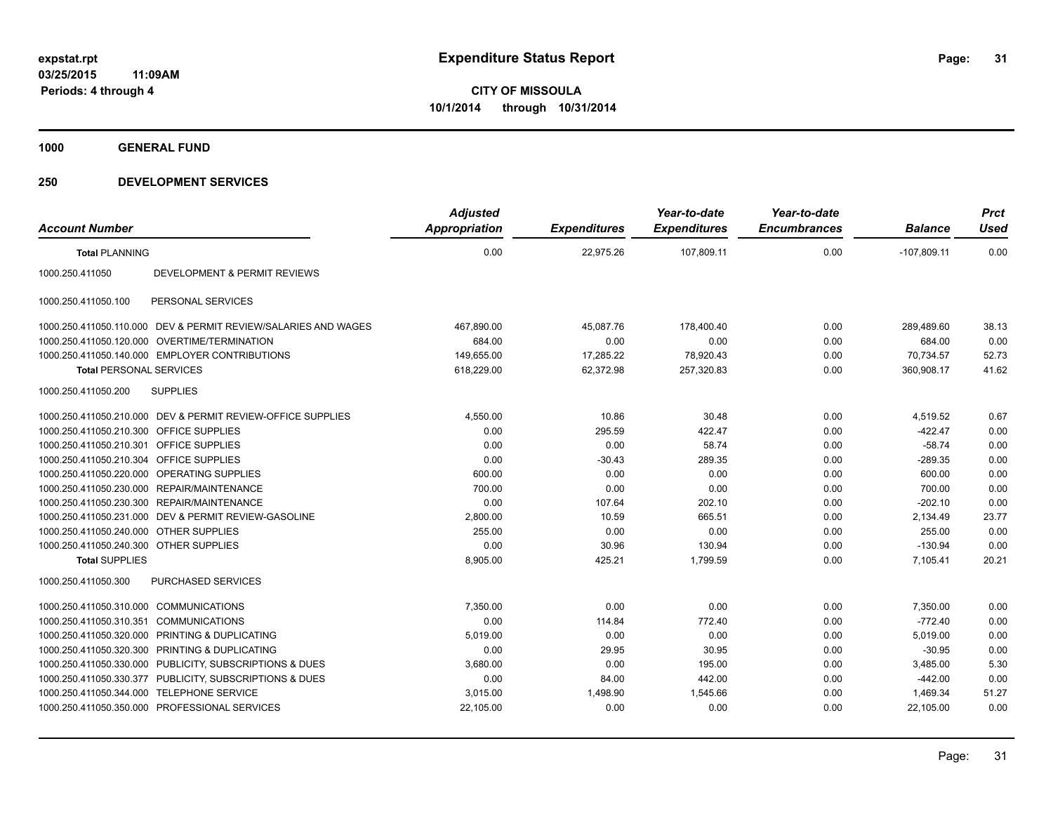expstat.rpt
03/25/2015 11:09AM
Periods: 4 through 4

# Expenditure Status Report

**CITY OF MISSOULA**
**10/1/2014 through 10/31/2014**

## 1000 GENERAL FUND

## 250 DEVELOPMENT SERVICES

| Account Number | | Adjusted Appropriation | Expenditures | Year-to-date Expenditures | Year-to-date Encumbrances | Balance | Prct Used |
|---|---|---|---|---|---|---|---|
| **Total PLANNING** | | 0.00 | 22,975.26 | 107,809.11 | 0.00 | -107,809.11 | 0.00 |
| 1000.250.411050 | DEVELOPMENT & PERMIT REVIEWS | | | | | | |
| 1000.250.411050.100 | PERSONAL SERVICES | | | | | | |
| 1000.250.411050.110.000 | DEV & PERMIT REVIEW/SALARIES AND WAGES | 467,890.00 | 45,087.76 | 178,400.40 | 0.00 | 289,489.60 | 38.13 |
| 1000.250.411050.120.000 | OVERTIME/TERMINATION | 684.00 | 0.00 | 0.00 | 0.00 | 684.00 | 0.00 |
| 1000.250.411050.140.000 | EMPLOYER CONTRIBUTIONS | 149,655.00 | 17,285.22 | 78,920.43 | 0.00 | 70,734.57 | 52.73 |
| **Total PERSONAL SERVICES** | | 618,229.00 | 62,372.98 | 257,320.83 | 0.00 | 360,908.17 | 41.62 |
| 1000.250.411050.200 | SUPPLIES | | | | | | |
| 1000.250.411050.210.000 | DEV & PERMIT REVIEW-OFFICE SUPPLIES | 4,550.00 | 10.86 | 30.48 | 0.00 | 4,519.52 | 0.67 |
| 1000.250.411050.210.300 | OFFICE SUPPLIES | 0.00 | 295.59 | 422.47 | 0.00 | -422.47 | 0.00 |
| 1000.250.411050.210.301 | OFFICE SUPPLIES | 0.00 | 0.00 | 58.74 | 0.00 | -58.74 | 0.00 |
| 1000.250.411050.210.304 | OFFICE SUPPLIES | 0.00 | -30.43 | 289.35 | 0.00 | -289.35 | 0.00 |
| 1000.250.411050.220.000 | OPERATING SUPPLIES | 600.00 | 0.00 | 0.00 | 0.00 | 600.00 | 0.00 |
| 1000.250.411050.230.000 | REPAIR/MAINTENANCE | 700.00 | 0.00 | 0.00 | 0.00 | 700.00 | 0.00 |
| 1000.250.411050.230.300 | REPAIR/MAINTENANCE | 0.00 | 107.64 | 202.10 | 0.00 | -202.10 | 0.00 |
| 1000.250.411050.231.000 | DEV & PERMIT REVIEW-GASOLINE | 2,800.00 | 10.59 | 665.51 | 0.00 | 2,134.49 | 23.77 |
| 1000.250.411050.240.000 | OTHER SUPPLIES | 255.00 | 0.00 | 0.00 | 0.00 | 255.00 | 0.00 |
| 1000.250.411050.240.300 | OTHER SUPPLIES | 0.00 | 30.96 | 130.94 | 0.00 | -130.94 | 0.00 |
| **Total SUPPLIES** | | 8,905.00 | 425.21 | 1,799.59 | 0.00 | 7,105.41 | 20.21 |
| 1000.250.411050.300 | PURCHASED SERVICES | | | | | | |
| 1000.250.411050.310.000 | COMMUNICATIONS | 7,350.00 | 0.00 | 0.00 | 0.00 | 7,350.00 | 0.00 |
| 1000.250.411050.310.351 | COMMUNICATIONS | 0.00 | 114.84 | 772.40 | 0.00 | -772.40 | 0.00 |
| 1000.250.411050.320.000 | PRINTING & DUPLICATING | 5,019.00 | 0.00 | 0.00 | 0.00 | 5,019.00 | 0.00 |
| 1000.250.411050.320.300 | PRINTING & DUPLICATING | 0.00 | 29.95 | 30.95 | 0.00 | -30.95 | 0.00 |
| 1000.250.411050.330.000 | PUBLICITY, SUBSCRIPTIONS & DUES | 3,680.00 | 0.00 | 195.00 | 0.00 | 3,485.00 | 5.30 |
| 1000.250.411050.330.377 | PUBLICITY, SUBSCRIPTIONS & DUES | 0.00 | 84.00 | 442.00 | 0.00 | -442.00 | 0.00 |
| 1000.250.411050.344.000 | TELEPHONE SERVICE | 3,015.00 | 1,498.90 | 1,545.66 | 0.00 | 1,469.34 | 51.27 |
| 1000.250.411050.350.000 | PROFESSIONAL SERVICES | 22,105.00 | 0.00 | 0.00 | 0.00 | 22,105.00 | 0.00 |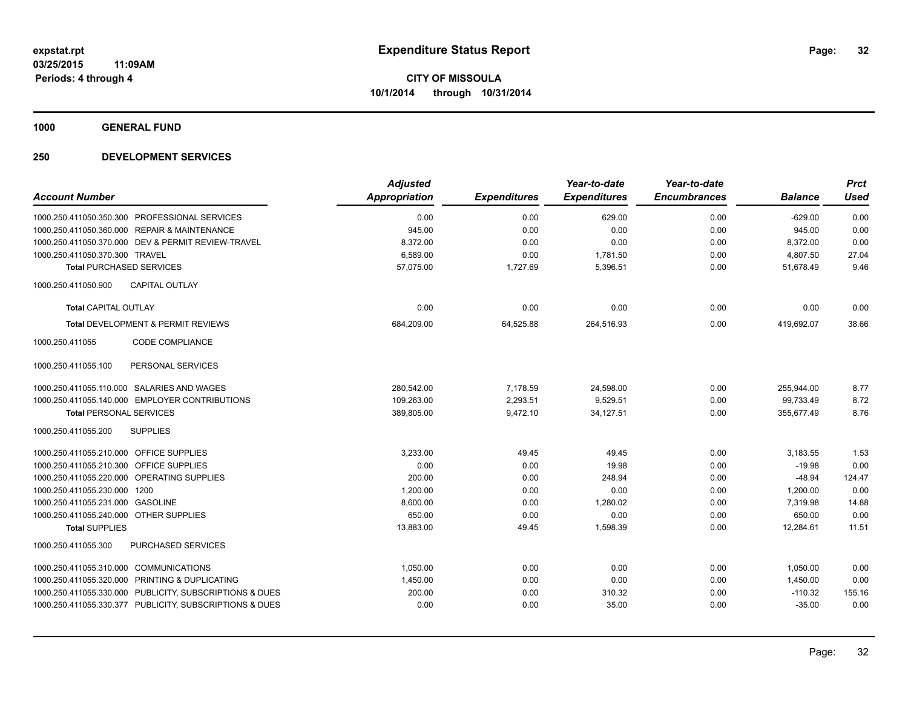**expstat.rpt**
**03/25/2015 11:09AM**
**Periods: 4 through 4**

# Expenditure Status Report

**CITY OF MISSOULA**
**10/1/2014 through 10/31/2014**

## 1000 GENERAL FUND

## 250 DEVELOPMENT SERVICES

| Account Number | Adjusted Appropriation | Expenditures | Year-to-date Expenditures | Year-to-date Encumbrances | Balance | Prct Used |
|---|---|---|---|---|---|---|
| 1000.250.411050.350.300 PROFESSIONAL SERVICES | 0.00 | 0.00 | 629.00 | 0.00 | -629.00 | 0.00 |
| 1000.250.411050.360.000 REPAIR & MAINTENANCE | 945.00 | 0.00 | 0.00 | 0.00 | 945.00 | 0.00 |
| 1000.250.411050.370.000 DEV & PERMIT REVIEW-TRAVEL | 8,372.00 | 0.00 | 0.00 | 0.00 | 8,372.00 | 0.00 |
| 1000.250.411050.370.300 TRAVEL | 6,589.00 | 0.00 | 1,781.50 | 0.00 | 4,807.50 | 27.04 |
| **Total** PURCHASED SERVICES | 57,075.00 | 1,727.69 | 5,396.51 | 0.00 | 51,678.49 | 9.46 |
| 1000.250.411050.900 CAPITAL OUTLAY | | | | | | |
| **Total** CAPITAL OUTLAY | 0.00 | 0.00 | 0.00 | 0.00 | 0.00 | 0.00 |
| **Total** DEVELOPMENT & PERMIT REVIEWS | 684,209.00 | 64,525.88 | 264,516.93 | 0.00 | 419,692.07 | 38.66 |
| 1000.250.411055 CODE COMPLIANCE | | | | | | |
| 1000.250.411055.100 PERSONAL SERVICES | | | | | | |
| 1000.250.411055.110.000 SALARIES AND WAGES | 280,542.00 | 7,178.59 | 24,598.00 | 0.00 | 255,944.00 | 8.77 |
| 1000.250.411055.140.000 EMPLOYER CONTRIBUTIONS | 109,263.00 | 2,293.51 | 9,529.51 | 0.00 | 99,733.49 | 8.72 |
| **Total** PERSONAL SERVICES | 389,805.00 | 9,472.10 | 34,127.51 | 0.00 | 355,677.49 | 8.76 |
| 1000.250.411055.200 SUPPLIES | | | | | | |
| 1000.250.411055.210.000 OFFICE SUPPLIES | 3,233.00 | 49.45 | 49.45 | 0.00 | 3,183.55 | 1.53 |
| 1000.250.411055.210.300 OFFICE SUPPLIES | 0.00 | 0.00 | 19.98 | 0.00 | -19.98 | 0.00 |
| 1000.250.411055.220.000 OPERATING SUPPLIES | 200.00 | 0.00 | 248.94 | 0.00 | -48.94 | 124.47 |
| 1000.250.411055.230.000 1200 | 1,200.00 | 0.00 | 0.00 | 0.00 | 1,200.00 | 0.00 |
| 1000.250.411055.231.000 GASOLINE | 8,600.00 | 0.00 | 1,280.02 | 0.00 | 7,319.98 | 14.88 |
| 1000.250.411055.240.000 OTHER SUPPLIES | 650.00 | 0.00 | 0.00 | 0.00 | 650.00 | 0.00 |
| **Total** SUPPLIES | 13,883.00 | 49.45 | 1,598.39 | 0.00 | 12,284.61 | 11.51 |
| 1000.250.411055.300 PURCHASED SERVICES | | | | | | |
| 1000.250.411055.310.000 COMMUNICATIONS | 1,050.00 | 0.00 | 0.00 | 0.00 | 1,050.00 | 0.00 |
| 1000.250.411055.320.000 PRINTING & DUPLICATING | 1,450.00 | 0.00 | 0.00 | 0.00 | 1,450.00 | 0.00 |
| 1000.250.411055.330.000 PUBLICITY, SUBSCRIPTIONS & DUES | 200.00 | 0.00 | 310.32 | 0.00 | -110.32 | 155.16 |
| 1000.250.411055.330.377 PUBLICITY, SUBSCRIPTIONS & DUES | 0.00 | 0.00 | 35.00 | 0.00 | -35.00 | 0.00 |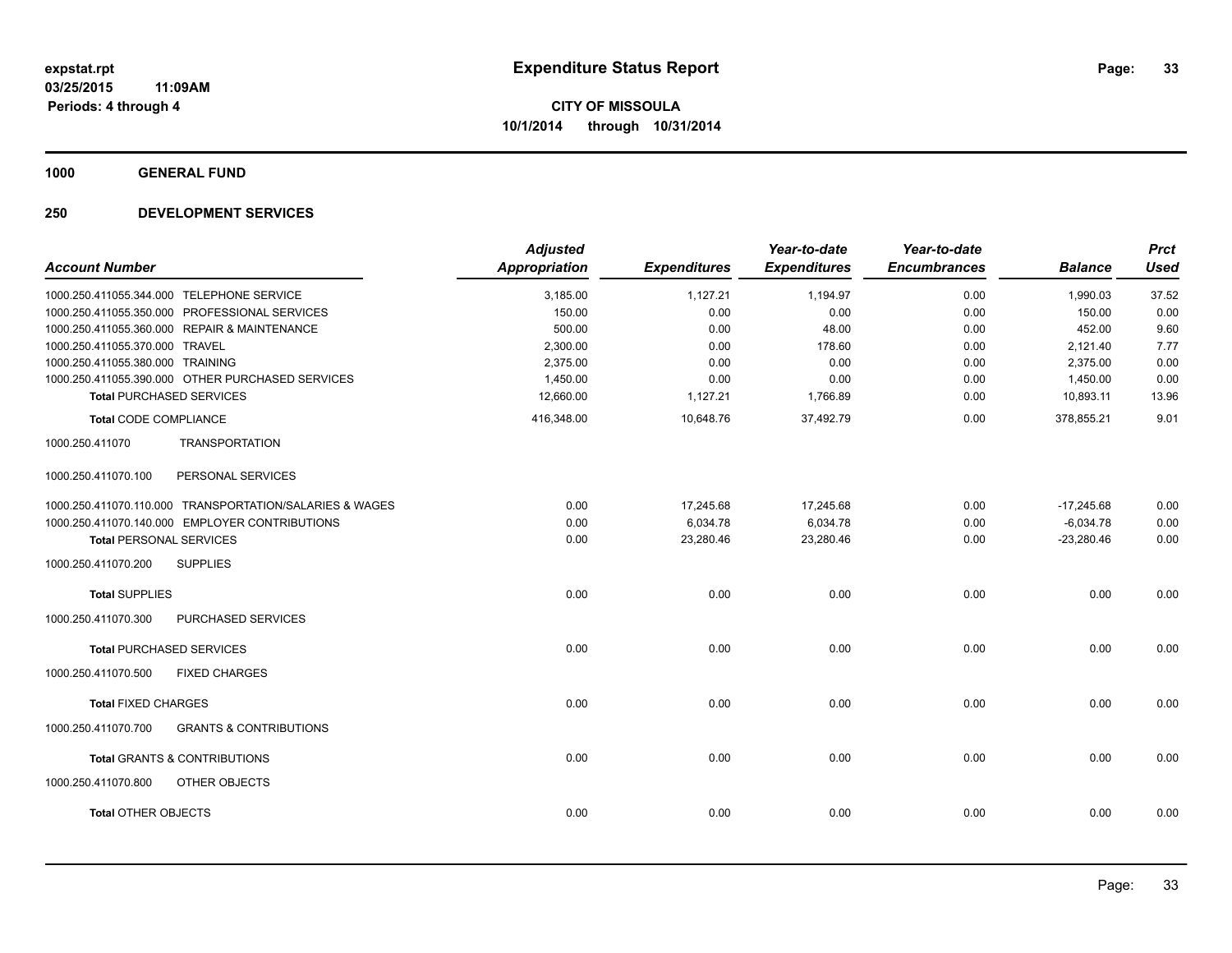**expstat.rpt**
**03/25/2015 11:09AM**
**Periods: 4 through 4**

# Expenditure Status Report

**CITY OF MISSOULA**
**10/1/2014 through 10/31/2014**

## 1000 GENERAL FUND

## 250 DEVELOPMENT SERVICES

| Account Number | Adjusted Appropriation | Expenditures | Year-to-date Expenditures | Year-to-date Encumbrances | Balance | Prct Used |
|---|---|---|---|---|---|---|
| 1000.250.411055.344.000 TELEPHONE SERVICE | 3,185.00 | 1,127.21 | 1,194.97 | 0.00 | 1,990.03 | 37.52 |
| 1000.250.411055.350.000 PROFESSIONAL SERVICES | 150.00 | 0.00 | 0.00 | 0.00 | 150.00 | 0.00 |
| 1000.250.411055.360.000 REPAIR & MAINTENANCE | 500.00 | 0.00 | 48.00 | 0.00 | 452.00 | 9.60 |
| 1000.250.411055.370.000 TRAVEL | 2,300.00 | 0.00 | 178.60 | 0.00 | 2,121.40 | 7.77 |
| 1000.250.411055.380.000 TRAINING | 2,375.00 | 0.00 | 0.00 | 0.00 | 2,375.00 | 0.00 |
| 1000.250.411055.390.000 OTHER PURCHASED SERVICES | 1,450.00 | 0.00 | 0.00 | 0.00 | 1,450.00 | 0.00 |
| **Total PURCHASED SERVICES** | 12,660.00 | 1,127.21 | 1,766.89 | 0.00 | 10,893.11 | 13.96 |
| **Total CODE COMPLIANCE** | 416,348.00 | 10,648.76 | 37,492.79 | 0.00 | 378,855.21 | 9.01 |
| 1000.250.411070 TRANSPORTATION | | | | | | |
| 1000.250.411070.100 PERSONAL SERVICES | | | | | | |
| 1000.250.411070.110.000 TRANSPORTATION/SALARIES & WAGES | 0.00 | 17,245.68 | 17,245.68 | 0.00 | -17,245.68 | 0.00 |
| 1000.250.411070.140.000 EMPLOYER CONTRIBUTIONS | 0.00 | 6,034.78 | 6,034.78 | 0.00 | -6,034.78 | 0.00 |
| **Total PERSONAL SERVICES** | 0.00 | 23,280.46 | 23,280.46 | 0.00 | -23,280.46 | 0.00 |
| 1000.250.411070.200 SUPPLIES | | | | | | |
| **Total SUPPLIES** | 0.00 | 0.00 | 0.00 | 0.00 | 0.00 | 0.00 |
| 1000.250.411070.300 PURCHASED SERVICES | | | | | | |
| **Total PURCHASED SERVICES** | 0.00 | 0.00 | 0.00 | 0.00 | 0.00 | 0.00 |
| 1000.250.411070.500 FIXED CHARGES | | | | | | |
| **Total FIXED CHARGES** | 0.00 | 0.00 | 0.00 | 0.00 | 0.00 | 0.00 |
| 1000.250.411070.700 GRANTS & CONTRIBUTIONS | | | | | | |
| **Total GRANTS & CONTRIBUTIONS** | 0.00 | 0.00 | 0.00 | 0.00 | 0.00 | 0.00 |
| 1000.250.411070.800 OTHER OBJECTS | | | | | | |
| **Total OTHER OBJECTS** | 0.00 | 0.00 | 0.00 | 0.00 | 0.00 | 0.00 |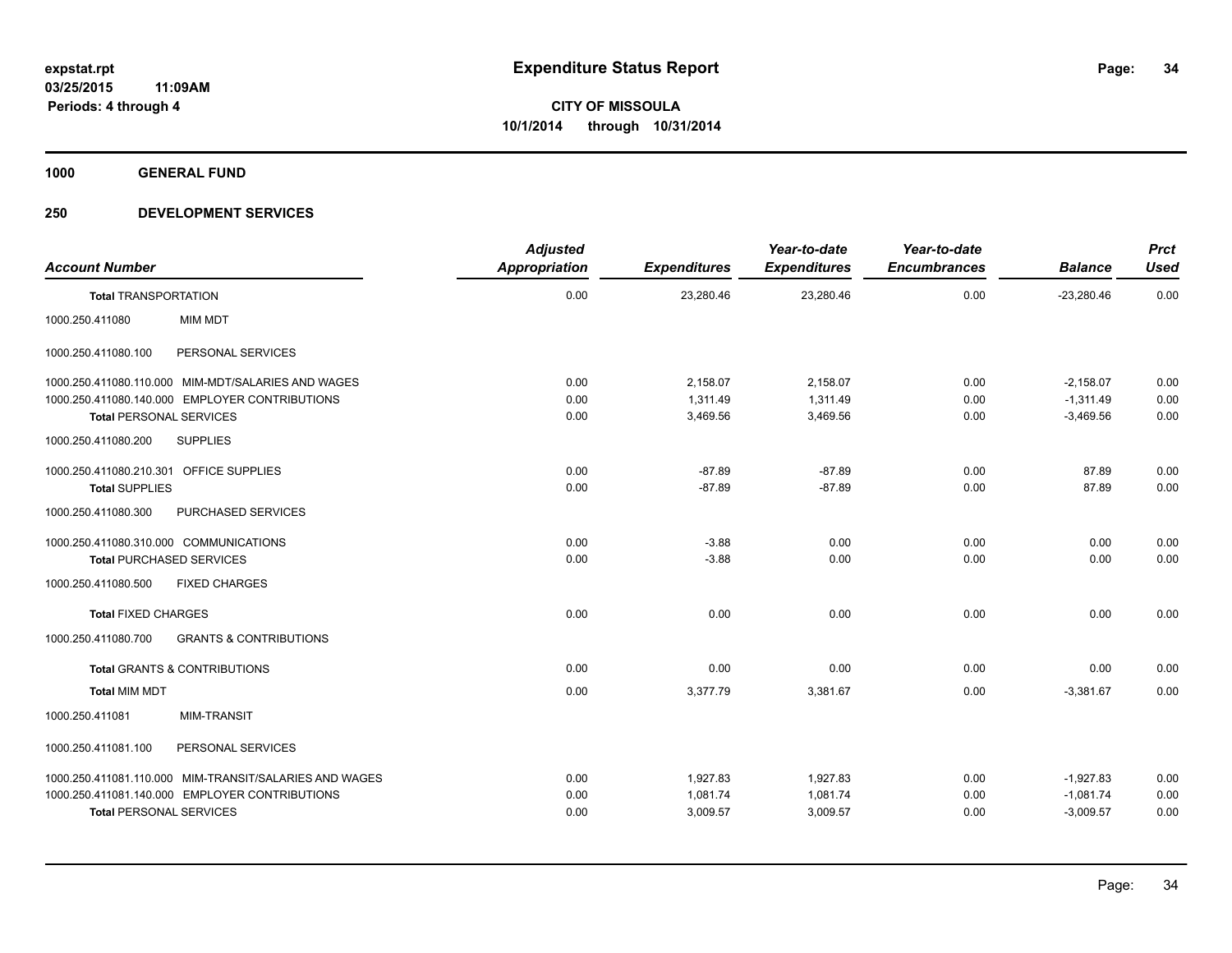**expstat.rpt**
**03/25/2015 11:09AM**
**Periods: 4 through 4**

# Expenditure Status Report

**CITY OF MISSOULA**
**10/1/2014 through 10/31/2014**

## 1000 GENERAL FUND

## 250 DEVELOPMENT SERVICES

| Account Number | | Adjusted Appropriation | Expenditures | Year-to-date Expenditures | Year-to-date Encumbrances | Balance | Prct Used |
|---|---|---|---|---|---|---|---|
| **Total** TRANSPORTATION | | 0.00 | 23,280.46 | 23,280.46 | 0.00 | -23,280.46 | 0.00 |
| 1000.250.411080 | MIM MDT | | | | | | |
| 1000.250.411080.100 | PERSONAL SERVICES | | | | | | |
| 1000.250.411080.110.000 | MIM-MDT/SALARIES AND WAGES | 0.00 | 2,158.07 | 2,158.07 | 0.00 | -2,158.07 | 0.00 |
| 1000.250.411080.140.000 | EMPLOYER CONTRIBUTIONS | 0.00 | 1,311.49 | 1,311.49 | 0.00 | -1,311.49 | 0.00 |
| **Total** PERSONAL SERVICES | | 0.00 | 3,469.56 | 3,469.56 | 0.00 | -3,469.56 | 0.00 |
| 1000.250.411080.200 | SUPPLIES | | | | | | |
| 1000.250.411080.210.301 | OFFICE SUPPLIES | 0.00 | -87.89 | -87.89 | 0.00 | 87.89 | 0.00 |
| **Total** SUPPLIES | | 0.00 | -87.89 | -87.89 | 0.00 | 87.89 | 0.00 |
| 1000.250.411080.300 | PURCHASED SERVICES | | | | | | |
| 1000.250.411080.310.000 | COMMUNICATIONS | 0.00 | -3.88 | 0.00 | 0.00 | 0.00 | 0.00 |
| **Total** PURCHASED SERVICES | | 0.00 | -3.88 | 0.00 | 0.00 | 0.00 | 0.00 |
| 1000.250.411080.500 | FIXED CHARGES | | | | | | |
| **Total** FIXED CHARGES | | 0.00 | 0.00 | 0.00 | 0.00 | 0.00 | 0.00 |
| 1000.250.411080.700 | GRANTS & CONTRIBUTIONS | | | | | | |
| **Total** GRANTS & CONTRIBUTIONS | | 0.00 | 0.00 | 0.00 | 0.00 | 0.00 | 0.00 |
| **Total MIM MDT** | | 0.00 | 3,377.79 | 3,381.67 | 0.00 | -3,381.67 | 0.00 |
| 1000.250.411081 | MIM-TRANSIT | | | | | | |
| 1000.250.411081.100 | PERSONAL SERVICES | | | | | | |
| 1000.250.411081.110.000 | MIM-TRANSIT/SALARIES AND WAGES | 0.00 | 1,927.83 | 1,927.83 | 0.00 | -1,927.83 | 0.00 |
| 1000.250.411081.140.000 | EMPLOYER CONTRIBUTIONS | 0.00 | 1,081.74 | 1,081.74 | 0.00 | -1,081.74 | 0.00 |
| **Total** PERSONAL SERVICES | | 0.00 | 3,009.57 | 3,009.57 | 0.00 | -3,009.57 | 0.00 |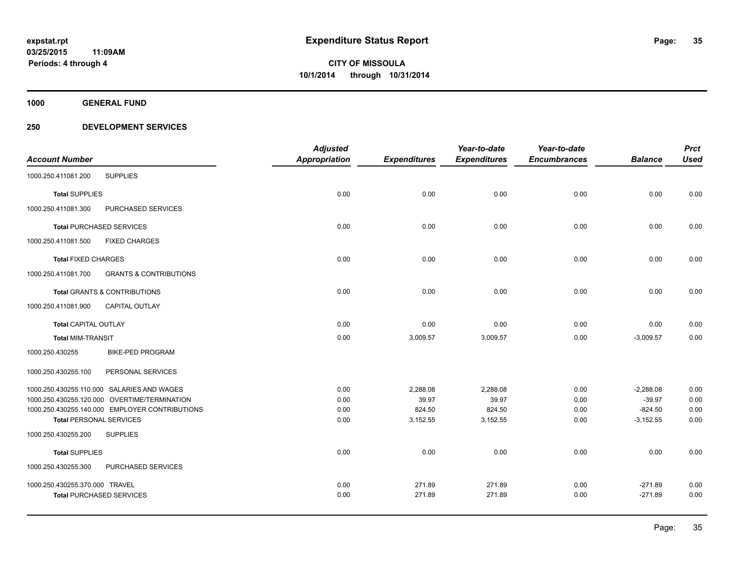**expstat.rpt**
**03/25/2015 11:09AM**
**Periods: 4 through 4**

# Expenditure Status Report

**CITY OF MISSOULA**
**10/1/2014 through 10/31/2014**

**1000 GENERAL FUND**

**250 DEVELOPMENT SERVICES**

| Account Number | | Adjusted Appropriation | Expenditures | Year-to-date Expenditures | Year-to-date Encumbrances | Balance | Prct Used |
|---|---|---|---|---|---|---|---|
| 1000.250.411081.200 | SUPPLIES | | | | | | |
| **Total** SUPPLIES | | 0.00 | 0.00 | 0.00 | 0.00 | 0.00 | 0.00 |
| 1000.250.411081.300 | PURCHASED SERVICES | | | | | | |
| **Total** PURCHASED SERVICES | | 0.00 | 0.00 | 0.00 | 0.00 | 0.00 | 0.00 |
| 1000.250.411081.500 | FIXED CHARGES | | | | | | |
| **Total** FIXED CHARGES | | 0.00 | 0.00 | 0.00 | 0.00 | 0.00 | 0.00 |
| 1000.250.411081.700 | GRANTS & CONTRIBUTIONS | | | | | | |
| **Total** GRANTS & CONTRIBUTIONS | | 0.00 | 0.00 | 0.00 | 0.00 | 0.00 | 0.00 |
| 1000.250.411081.900 | CAPITAL OUTLAY | | | | | | |
| **Total** CAPITAL OUTLAY | | 0.00 | 0.00 | 0.00 | 0.00 | 0.00 | 0.00 |
| **Total** MIM-TRANSIT | | 0.00 | 3,009.57 | 3,009.57 | 0.00 | -3,009.57 | 0.00 |
| 1000.250.430255 | BIKE-PED PROGRAM | | | | | | |
| 1000.250.430255.100 | PERSONAL SERVICES | | | | | | |
| 1000.250.430255.110.000 | SALARIES AND WAGES | 0.00 | 2,288.08 | 2,288.08 | 0.00 | -2,288.08 | 0.00 |
| 1000.250.430255.120.000 | OVERTIME/TERMINATION | 0.00 | 39.97 | 39.97 | 0.00 | -39.97 | 0.00 |
| 1000.250.430255.140.000 | EMPLOYER CONTRIBUTIONS | 0.00 | 824.50 | 824.50 | 0.00 | -824.50 | 0.00 |
| **Total** PERSONAL SERVICES | | 0.00 | 3,152.55 | 3,152.55 | 0.00 | -3,152.55 | 0.00 |
| 1000.250.430255.200 | SUPPLIES | | | | | | |
| **Total** SUPPLIES | | 0.00 | 0.00 | 0.00 | 0.00 | 0.00 | 0.00 |
| 1000.250.430255.300 | PURCHASED SERVICES | | | | | | |
| 1000.250.430255.370.000 | TRAVEL | 0.00 | 271.89 | 271.89 | 0.00 | -271.89 | 0.00 |
| **Total** PURCHASED SERVICES | | 0.00 | 271.89 | 271.89 | 0.00 | -271.89 | 0.00 |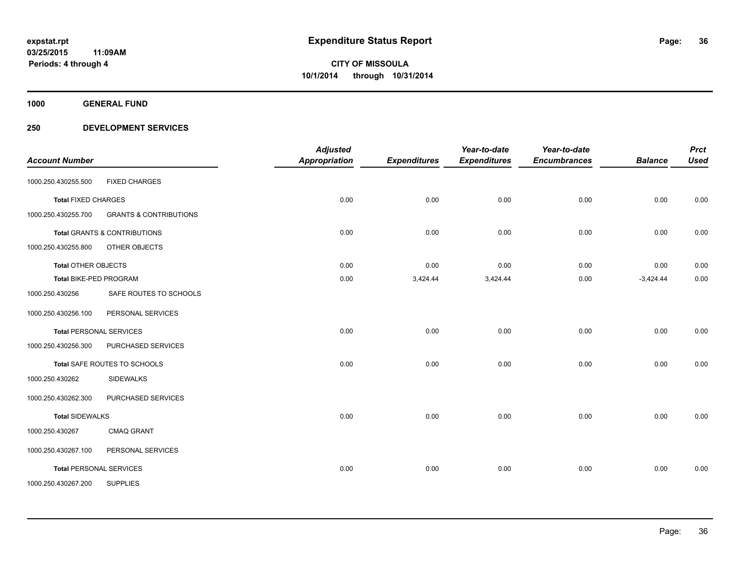# Expenditure Status Report

**CITY OF MISSOULA**
**10/1/2014 through 10/31/2014**

expstat.rpt
03/25/2015 11:09AM
Periods: 4 through 4

**1000 GENERAL FUND**

**250 DEVELOPMENT SERVICES**

| Account Number | | Adjusted Appropriation | Expenditures | Year-to-date Expenditures | Year-to-date Encumbrances | Balance | Prct Used |
|---|---|---|---|---|---|---|---|
| 1000.250.430255.500 | FIXED CHARGES | | | | | | |
| **Total** FIXED CHARGES | | 0.00 | 0.00 | 0.00 | 0.00 | 0.00 | 0.00 |
| 1000.250.430255.700 | GRANTS & CONTRIBUTIONS | | | | | | |
| **Total** GRANTS & CONTRIBUTIONS | | 0.00 | 0.00 | 0.00 | 0.00 | 0.00 | 0.00 |
| 1000.250.430255.800 | OTHER OBJECTS | | | | | | |
| **Total** OTHER OBJECTS | | 0.00 | 0.00 | 0.00 | 0.00 | 0.00 | 0.00 |
| **Total** BIKE-PED PROGRAM | | 0.00 | 3,424.44 | 3,424.44 | 0.00 | -3,424.44 | 0.00 |
| 1000.250.430256 | SAFE ROUTES TO SCHOOLS | | | | | | |
| 1000.250.430256.100 | PERSONAL SERVICES | | | | | | |
| **Total** PERSONAL SERVICES | | 0.00 | 0.00 | 0.00 | 0.00 | 0.00 | 0.00 |
| 1000.250.430256.300 | PURCHASED SERVICES | | | | | | |
| **Total** SAFE ROUTES TO SCHOOLS | | 0.00 | 0.00 | 0.00 | 0.00 | 0.00 | 0.00 |
| 1000.250.430262 | SIDEWALKS | | | | | | |
| 1000.250.430262.300 | PURCHASED SERVICES | | | | | | |
| **Total** SIDEWALKS | | 0.00 | 0.00 | 0.00 | 0.00 | 0.00 | 0.00 |
| 1000.250.430267 | CMAQ GRANT | | | | | | |
| 1000.250.430267.100 | PERSONAL SERVICES | | | | | | |
| **Total** PERSONAL SERVICES | | 0.00 | 0.00 | 0.00 | 0.00 | 0.00 | 0.00 |
| 1000.250.430267.200 | SUPPLIES | | | | | | |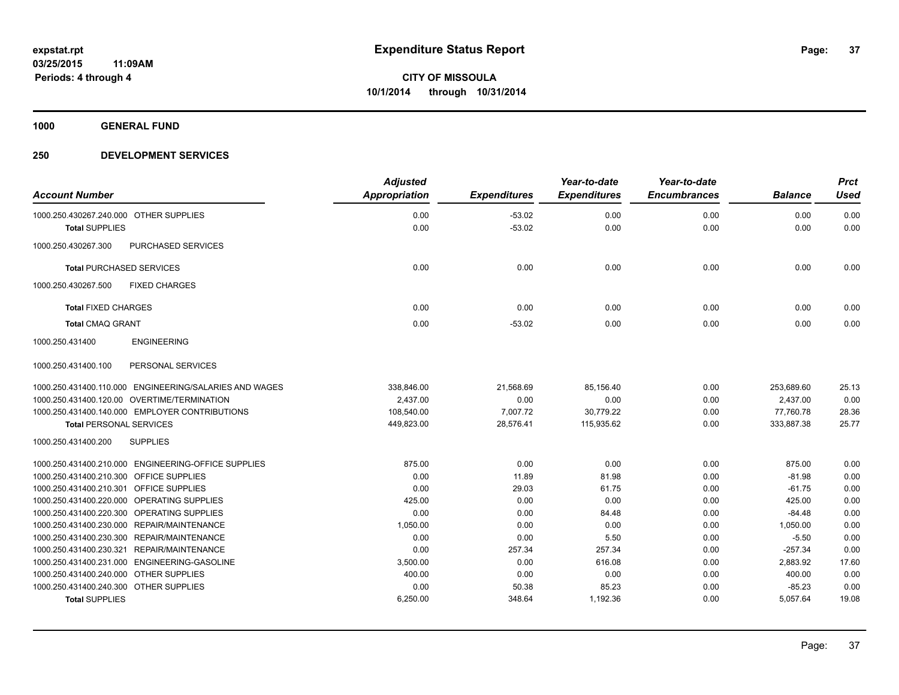**expstat.rpt**
**03/25/2015 11:09AM**
**Periods: 4 through 4**

# Expenditure Status Report

**CITY OF MISSOULA**
**10/1/2014 through 10/31/2014**

## 1000 GENERAL FUND

## 250 DEVELOPMENT SERVICES

| Account Number | | Adjusted Appropriation | Expenditures | Year-to-date Expenditures | Year-to-date Encumbrances | Balance | Prct Used |
|---|---|---|---|---|---|---|---|
| 1000.250.430267.240.000 | OTHER SUPPLIES | 0.00 | -53.02 | 0.00 | 0.00 | 0.00 | 0.00 |
| **Total** SUPPLIES | | 0.00 | -53.02 | 0.00 | 0.00 | 0.00 | 0.00 |
| 1000.250.430267.300 | PURCHASED SERVICES | | | | | | |
| **Total** PURCHASED SERVICES | | 0.00 | 0.00 | 0.00 | 0.00 | 0.00 | 0.00 |
| 1000.250.430267.500 | FIXED CHARGES | | | | | | |
| **Total** FIXED CHARGES | | 0.00 | 0.00 | 0.00 | 0.00 | 0.00 | 0.00 |
| **Total** CMAQ GRANT | | 0.00 | -53.02 | 0.00 | 0.00 | 0.00 | 0.00 |
| 1000.250.431400 | ENGINEERING | | | | | | |
| 1000.250.431400.100 | PERSONAL SERVICES | | | | | | |
| 1000.250.431400.110.000 | ENGINEERING/SALARIES AND WAGES | 338,846.00 | 21,568.69 | 85,156.40 | 0.00 | 253,689.60 | 25.13 |
| 1000.250.431400.120.00 | OVERTIME/TERMINATION | 2,437.00 | 0.00 | 0.00 | 0.00 | 2,437.00 | 0.00 |
| 1000.250.431400.140.000 | EMPLOYER CONTRIBUTIONS | 108,540.00 | 7,007.72 | 30,779.22 | 0.00 | 77,760.78 | 28.36 |
| **Total** PERSONAL SERVICES | | 449,823.00 | 28,576.41 | 115,935.62 | 0.00 | 333,887.38 | 25.77 |
| 1000.250.431400.200 | SUPPLIES | | | | | | |
| 1000.250.431400.210.000 | ENGINEERING-OFFICE SUPPLIES | 875.00 | 0.00 | 0.00 | 0.00 | 875.00 | 0.00 |
| 1000.250.431400.210.300 | OFFICE SUPPLIES | 0.00 | 11.89 | 81.98 | 0.00 | -81.98 | 0.00 |
| 1000.250.431400.210.301 | OFFICE SUPPLIES | 0.00 | 29.03 | 61.75 | 0.00 | -61.75 | 0.00 |
| 1000.250.431400.220.000 | OPERATING SUPPLIES | 425.00 | 0.00 | 0.00 | 0.00 | 425.00 | 0.00 |
| 1000.250.431400.220.300 | OPERATING SUPPLIES | 0.00 | 0.00 | 84.48 | 0.00 | -84.48 | 0.00 |
| 1000.250.431400.230.000 | REPAIR/MAINTENANCE | 1,050.00 | 0.00 | 0.00 | 0.00 | 1,050.00 | 0.00 |
| 1000.250.431400.230.300 | REPAIR/MAINTENANCE | 0.00 | 0.00 | 5.50 | 0.00 | -5.50 | 0.00 |
| 1000.250.431400.230.321 | REPAIR/MAINTENANCE | 0.00 | 257.34 | 257.34 | 0.00 | -257.34 | 0.00 |
| 1000.250.431400.231.000 | ENGINEERING-GASOLINE | 3,500.00 | 0.00 | 616.08 | 0.00 | 2,883.92 | 17.60 |
| 1000.250.431400.240.000 | OTHER SUPPLIES | 400.00 | 0.00 | 0.00 | 0.00 | 400.00 | 0.00 |
| 1000.250.431400.240.300 | OTHER SUPPLIES | 0.00 | 50.38 | 85.23 | 0.00 | -85.23 | 0.00 |
| **Total** SUPPLIES | | 6,250.00 | 348.64 | 1,192.36 | 0.00 | 5,057.64 | 19.08 |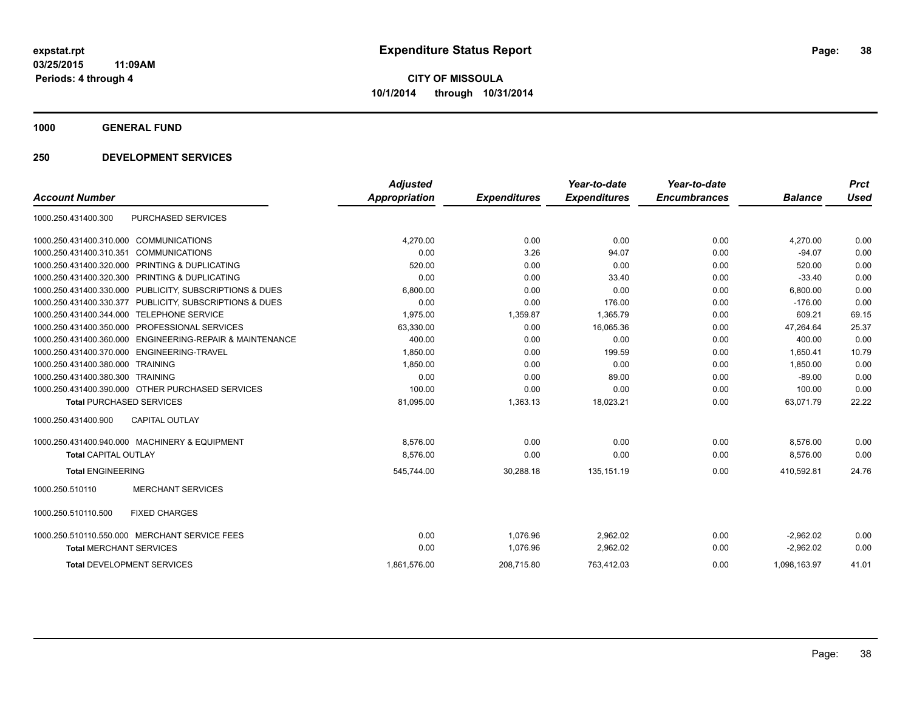**expstat.rpt**
**03/25/2015 11:09AM**
**Periods: 4 through 4**

# Expenditure Status Report

**CITY OF MISSOULA**
**10/1/2014 through 10/31/2014**

## 1000 GENERAL FUND

## 250 DEVELOPMENT SERVICES

| Account Number | | Adjusted Appropriation | Expenditures | Year-to-date Expenditures | Year-to-date Encumbrances | Balance | Prct Used |
|---|---|---|---|---|---|---|---|
| 1000.250.431400.300 | PURCHASED SERVICES | | | | | | |
| 1000.250.431400.310.000 | COMMUNICATIONS | 4,270.00 | 0.00 | 0.00 | 0.00 | 4,270.00 | 0.00 |
| 1000.250.431400.310.351 | COMMUNICATIONS | 0.00 | 3.26 | 94.07 | 0.00 | -94.07 | 0.00 |
| 1000.250.431400.320.000 | PRINTING & DUPLICATING | 520.00 | 0.00 | 0.00 | 0.00 | 520.00 | 0.00 |
| 1000.250.431400.320.300 | PRINTING & DUPLICATING | 0.00 | 0.00 | 33.40 | 0.00 | -33.40 | 0.00 |
| 1000.250.431400.330.000 | PUBLICITY, SUBSCRIPTIONS & DUES | 6,800.00 | 0.00 | 0.00 | 0.00 | 6,800.00 | 0.00 |
| 1000.250.431400.330.377 | PUBLICITY, SUBSCRIPTIONS & DUES | 0.00 | 0.00 | 176.00 | 0.00 | -176.00 | 0.00 |
| 1000.250.431400.344.000 | TELEPHONE SERVICE | 1,975.00 | 1,359.87 | 1,365.79 | 0.00 | 609.21 | 69.15 |
| 1000.250.431400.350.000 | PROFESSIONAL SERVICES | 63,330.00 | 0.00 | 16,065.36 | 0.00 | 47,264.64 | 25.37 |
| 1000.250.431400.360.000 | ENGINEERING-REPAIR & MAINTENANCE | 400.00 | 0.00 | 0.00 | 0.00 | 400.00 | 0.00 |
| 1000.250.431400.370.000 | ENGINEERING-TRAVEL | 1,850.00 | 0.00 | 199.59 | 0.00 | 1,650.41 | 10.79 |
| 1000.250.431400.380.000 | TRAINING | 1,850.00 | 0.00 | 0.00 | 0.00 | 1,850.00 | 0.00 |
| 1000.250.431400.380.300 | TRAINING | 0.00 | 0.00 | 89.00 | 0.00 | -89.00 | 0.00 |
| 1000.250.431400.390.000 | OTHER PURCHASED SERVICES | 100.00 | 0.00 | 0.00 | 0.00 | 100.00 | 0.00 |
| **Total** PURCHASED SERVICES | | 81,095.00 | 1,363.13 | 18,023.21 | 0.00 | 63,071.79 | 22.22 |
| 1000.250.431400.900 | CAPITAL OUTLAY | | | | | | |
| 1000.250.431400.940.000 | MACHINERY & EQUIPMENT | 8,576.00 | 0.00 | 0.00 | 0.00 | 8,576.00 | 0.00 |
| **Total** CAPITAL OUTLAY | | 8,576.00 | 0.00 | 0.00 | 0.00 | 8,576.00 | 0.00 |
| **Total** ENGINEERING | | 545,744.00 | 30,288.18 | 135,151.19 | 0.00 | 410,592.81 | 24.76 |
| 1000.250.510110 | MERCHANT SERVICES | | | | | | |
| 1000.250.510110.500 | FIXED CHARGES | | | | | | |
| 1000.250.510110.550.000 | MERCHANT SERVICE FEES | 0.00 | 1,076.96 | 2,962.02 | 0.00 | -2,962.02 | 0.00 |
| **Total** MERCHANT SERVICES | | 0.00 | 1,076.96 | 2,962.02 | 0.00 | -2,962.02 | 0.00 |
| **Total** DEVELOPMENT SERVICES | | 1,861,576.00 | 208,715.80 | 763,412.03 | 0.00 | 1,098,163.97 | 41.01 |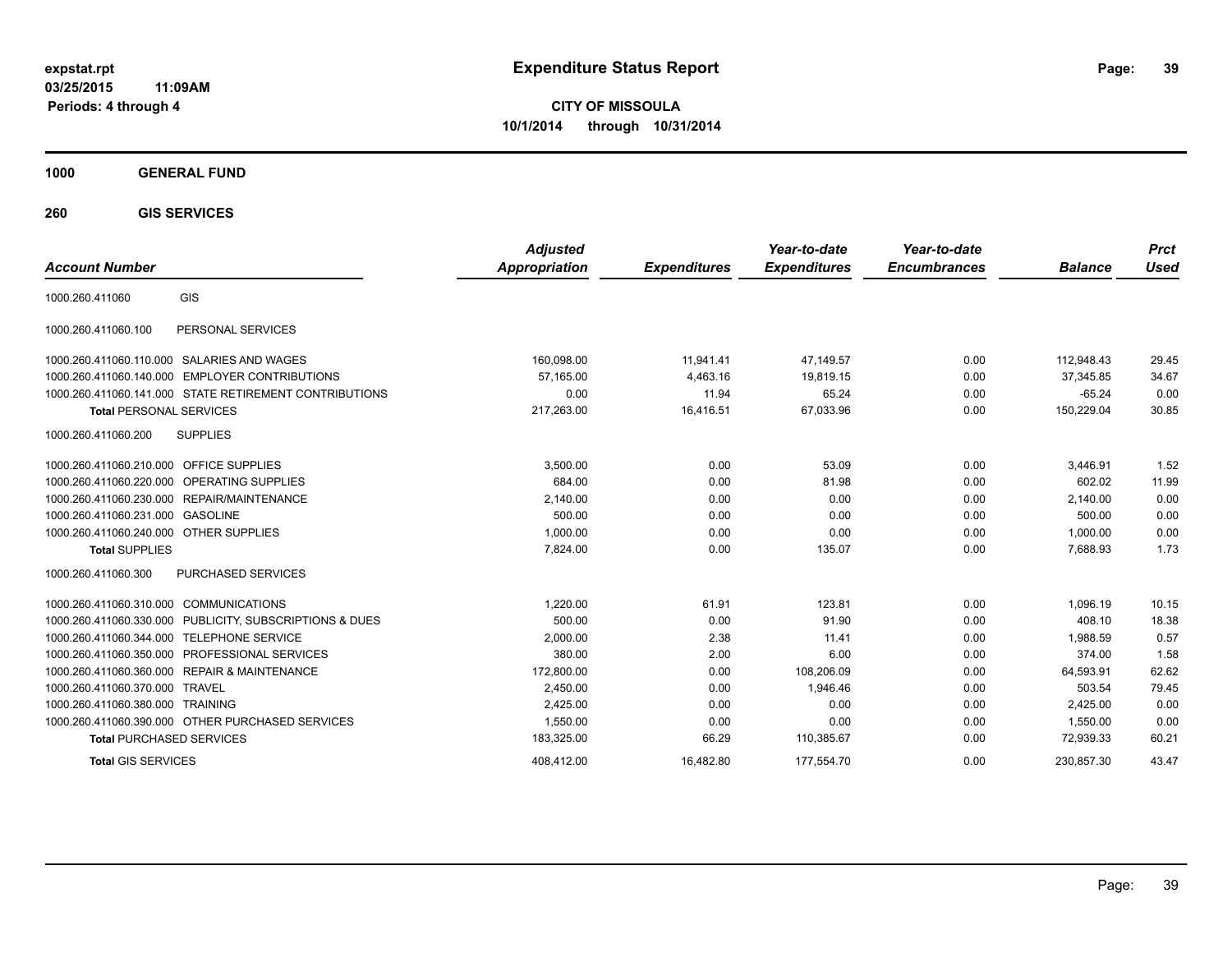expstat.rpt
03/25/2015 11:09AM
Periods: 4 through 4

# Expenditure Status Report

**CITY OF MISSOULA**
**10/1/2014 through 10/31/2014**

## 1000 GENERAL FUND

### 260 GIS SERVICES

| Account Number | | Adjusted Appropriation | Expenditures | Year-to-date Expenditures | Year-to-date Encumbrances | Balance | Prct Used |
|---|---|---|---|---|---|---|---|
| 1000.260.411060 | GIS | | | | | | |
| 1000.260.411060.100 | PERSONAL SERVICES | | | | | | |
| 1000.260.411060.110.000 | SALARIES AND WAGES | 160,098.00 | 11,941.41 | 47,149.57 | 0.00 | 112,948.43 | 29.45 |
| 1000.260.411060.140.000 | EMPLOYER CONTRIBUTIONS | 57,165.00 | 4,463.16 | 19,819.15 | 0.00 | 37,345.85 | 34.67 |
| 1000.260.411060.141.000 | STATE RETIREMENT CONTRIBUTIONS | 0.00 | 11.94 | 65.24 | 0.00 | -65.24 | 0.00 |
| **Total** PERSONAL SERVICES | | 217,263.00 | 16,416.51 | 67,033.96 | 0.00 | 150,229.04 | 30.85 |
| 1000.260.411060.200 | SUPPLIES | | | | | | |
| 1000.260.411060.210.000 | OFFICE SUPPLIES | 3,500.00 | 0.00 | 53.09 | 0.00 | 3,446.91 | 1.52 |
| 1000.260.411060.220.000 | OPERATING SUPPLIES | 684.00 | 0.00 | 81.98 | 0.00 | 602.02 | 11.99 |
| 1000.260.411060.230.000 | REPAIR/MAINTENANCE | 2,140.00 | 0.00 | 0.00 | 0.00 | 2,140.00 | 0.00 |
| 1000.260.411060.231.000 | GASOLINE | 500.00 | 0.00 | 0.00 | 0.00 | 500.00 | 0.00 |
| 1000.260.411060.240.000 | OTHER SUPPLIES | 1,000.00 | 0.00 | 0.00 | 0.00 | 1,000.00 | 0.00 |
| **Total** SUPPLIES | | 7,824.00 | 0.00 | 135.07 | 0.00 | 7,688.93 | 1.73 |
| 1000.260.411060.300 | PURCHASED SERVICES | | | | | | |
| 1000.260.411060.310.000 | COMMUNICATIONS | 1,220.00 | 61.91 | 123.81 | 0.00 | 1,096.19 | 10.15 |
| 1000.260.411060.330.000 | PUBLICITY, SUBSCRIPTIONS & DUES | 500.00 | 0.00 | 91.90 | 0.00 | 408.10 | 18.38 |
| 1000.260.411060.344.000 | TELEPHONE SERVICE | 2,000.00 | 2.38 | 11.41 | 0.00 | 1,988.59 | 0.57 |
| 1000.260.411060.350.000 | PROFESSIONAL SERVICES | 380.00 | 2.00 | 6.00 | 0.00 | 374.00 | 1.58 |
| 1000.260.411060.360.000 | REPAIR & MAINTENANCE | 172,800.00 | 0.00 | 108,206.09 | 0.00 | 64,593.91 | 62.62 |
| 1000.260.411060.370.000 | TRAVEL | 2,450.00 | 0.00 | 1,946.46 | 0.00 | 503.54 | 79.45 |
| 1000.260.411060.380.000 | TRAINING | 2,425.00 | 0.00 | 0.00 | 0.00 | 2,425.00 | 0.00 |
| 1000.260.411060.390.000 | OTHER PURCHASED SERVICES | 1,550.00 | 0.00 | 0.00 | 0.00 | 1,550.00 | 0.00 |
| **Total** PURCHASED SERVICES | | 183,325.00 | 66.29 | 110,385.67 | 0.00 | 72,939.33 | 60.21 |
| **Total** GIS SERVICES | | 408,412.00 | 16,482.80 | 177,554.70 | 0.00 | 230,857.30 | 43.47 |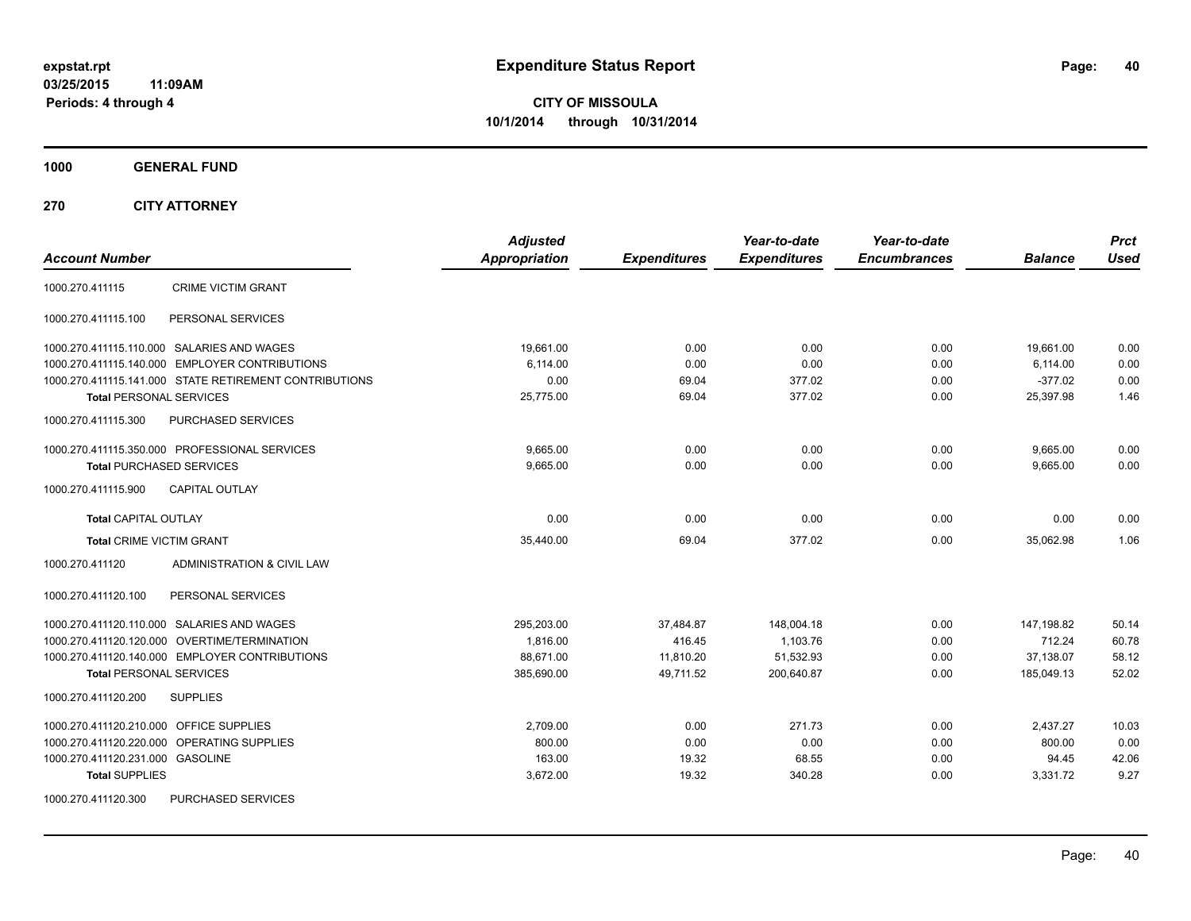expstat.rpt
03/25/2015 11:09AM
Periods: 4 through 4

# Expenditure Status Report

**CITY OF MISSOULA**
**10/1/2014 through 10/31/2014**

**1000 GENERAL FUND**

**270 CITY ATTORNEY**

| Account Number | | Adjusted Appropriation | Expenditures | Year-to-date Expenditures | Year-to-date Encumbrances | Balance | Prct Used |
|---|---|---|---|---|---|---|---|
| 1000.270.411115 | CRIME VICTIM GRANT | | | | | | |
| 1000.270.411115.100 | PERSONAL SERVICES | | | | | | |
| 1000.270.411115.110.000 | SALARIES AND WAGES | 19,661.00 | 0.00 | 0.00 | 0.00 | 19,661.00 | 0.00 |
| 1000.270.411115.140.000 | EMPLOYER CONTRIBUTIONS | 6,114.00 | 0.00 | 0.00 | 0.00 | 6,114.00 | 0.00 |
| 1000.270.411115.141.000 | STATE RETIREMENT CONTRIBUTIONS | 0.00 | 69.04 | 377.02 | 0.00 | -377.02 | 0.00 |
| **Total** PERSONAL SERVICES | | 25,775.00 | 69.04 | 377.02 | 0.00 | 25,397.98 | 1.46 |
| 1000.270.411115.300 | PURCHASED SERVICES | | | | | | |
| 1000.270.411115.350.000 | PROFESSIONAL SERVICES | 9,665.00 | 0.00 | 0.00 | 0.00 | 9,665.00 | 0.00 |
| **Total** PURCHASED SERVICES | | 9,665.00 | 0.00 | 0.00 | 0.00 | 9,665.00 | 0.00 |
| 1000.270.411115.900 | CAPITAL OUTLAY | | | | | | |
| **Total** CAPITAL OUTLAY | | 0.00 | 0.00 | 0.00 | 0.00 | 0.00 | 0.00 |
| **Total** CRIME VICTIM GRANT | | 35,440.00 | 69.04 | 377.02 | 0.00 | 35,062.98 | 1.06 |
| 1000.270.411120 | ADMINISTRATION & CIVIL LAW | | | | | | |
| 1000.270.411120.100 | PERSONAL SERVICES | | | | | | |
| 1000.270.411120.110.000 | SALARIES AND WAGES | 295,203.00 | 37,484.87 | 148,004.18 | 0.00 | 147,198.82 | 50.14 |
| 1000.270.411120.120.000 | OVERTIME/TERMINATION | 1,816.00 | 416.45 | 1,103.76 | 0.00 | 712.24 | 60.78 |
| 1000.270.411120.140.000 | EMPLOYER CONTRIBUTIONS | 88,671.00 | 11,810.20 | 51,532.93 | 0.00 | 37,138.07 | 58.12 |
| **Total** PERSONAL SERVICES | | 385,690.00 | 49,711.52 | 200,640.87 | 0.00 | 185,049.13 | 52.02 |
| 1000.270.411120.200 | SUPPLIES | | | | | | |
| 1000.270.411120.210.000 | OFFICE SUPPLIES | 2,709.00 | 0.00 | 271.73 | 0.00 | 2,437.27 | 10.03 |
| 1000.270.411120.220.000 | OPERATING SUPPLIES | 800.00 | 0.00 | 0.00 | 0.00 | 800.00 | 0.00 |
| 1000.270.411120.231.000 | GASOLINE | 163.00 | 19.32 | 68.55 | 0.00 | 94.45 | 42.06 |
| **Total** SUPPLIES | | 3,672.00 | 19.32 | 340.28 | 0.00 | 3,331.72 | 9.27 |
| 1000.270.411120.300 | PURCHASED SERVICES | | | | | | |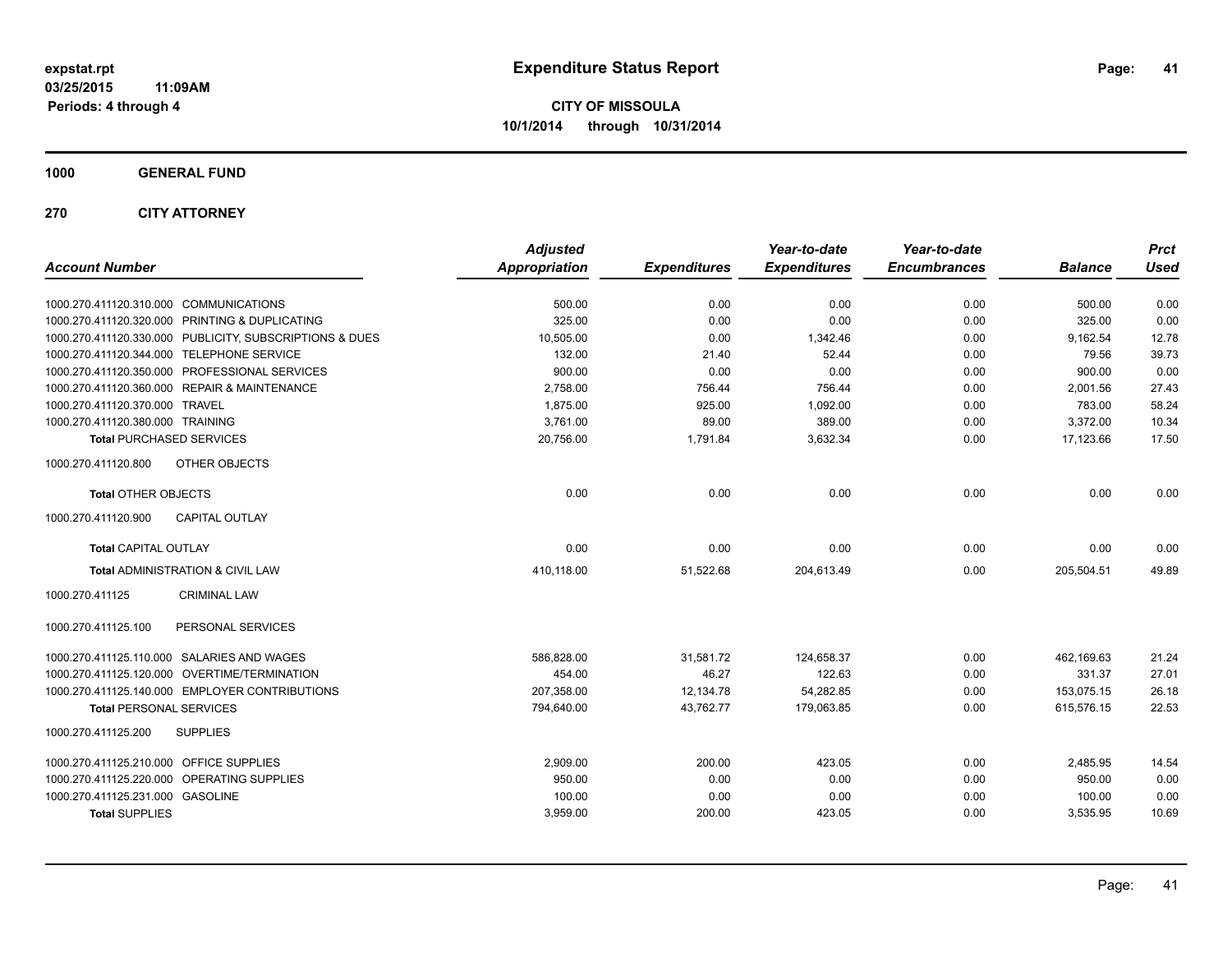**expstat.rpt**
**03/25/2015 11:09AM**
**Periods: 4 through 4**

# Expenditure Status Report

**CITY OF MISSOULA**
**10/1/2014 through 10/31/2014**

## 1000 GENERAL FUND

## 270 CITY ATTORNEY

| Account Number | | Adjusted Appropriation | Expenditures | Year-to-date Expenditures | Year-to-date Encumbrances | Balance | Prct Used |
|---|---|---|---|---|---|---|---|
| 1000.270.411120.310.000 | COMMUNICATIONS | 500.00 | 0.00 | 0.00 | 0.00 | 500.00 | 0.00 |
| 1000.270.411120.320.000 | PRINTING & DUPLICATING | 325.00 | 0.00 | 0.00 | 0.00 | 325.00 | 0.00 |
| 1000.270.411120.330.000 | PUBLICITY, SUBSCRIPTIONS & DUES | 10,505.00 | 0.00 | 1,342.46 | 0.00 | 9,162.54 | 12.78 |
| 1000.270.411120.344.000 | TELEPHONE SERVICE | 132.00 | 21.40 | 52.44 | 0.00 | 79.56 | 39.73 |
| 1000.270.411120.350.000 | PROFESSIONAL SERVICES | 900.00 | 0.00 | 0.00 | 0.00 | 900.00 | 0.00 |
| 1000.270.411120.360.000 | REPAIR & MAINTENANCE | 2,758.00 | 756.44 | 756.44 | 0.00 | 2,001.56 | 27.43 |
| 1000.270.411120.370.000 | TRAVEL | 1,875.00 | 925.00 | 1,092.00 | 0.00 | 783.00 | 58.24 |
| 1000.270.411120.380.000 | TRAINING | 3,761.00 | 89.00 | 389.00 | 0.00 | 3,372.00 | 10.34 |
| **Total** PURCHASED SERVICES | | 20,756.00 | 1,791.84 | 3,632.34 | 0.00 | 17,123.66 | 17.50 |
| 1000.270.411120.800 | OTHER OBJECTS | | | | | | |
| **Total** OTHER OBJECTS | | 0.00 | 0.00 | 0.00 | 0.00 | 0.00 | 0.00 |
| 1000.270.411120.900 | CAPITAL OUTLAY | | | | | | |
| **Total** CAPITAL OUTLAY | | 0.00 | 0.00 | 0.00 | 0.00 | 0.00 | 0.00 |
| **Total** ADMINISTRATION & CIVIL LAW | | 410,118.00 | 51,522.68 | 204,613.49 | 0.00 | 205,504.51 | 49.89 |
| 1000.270.411125 | CRIMINAL LAW | | | | | | |
| 1000.270.411125.100 | PERSONAL SERVICES | | | | | | |
| 1000.270.411125.110.000 | SALARIES AND WAGES | 586,828.00 | 31,581.72 | 124,658.37 | 0.00 | 462,169.63 | 21.24 |
| 1000.270.411125.120.000 | OVERTIME/TERMINATION | 454.00 | 46.27 | 122.63 | 0.00 | 331.37 | 27.01 |
| 1000.270.411125.140.000 | EMPLOYER CONTRIBUTIONS | 207,358.00 | 12,134.78 | 54,282.85 | 0.00 | 153,075.15 | 26.18 |
| **Total** PERSONAL SERVICES | | 794,640.00 | 43,762.77 | 179,063.85 | 0.00 | 615,576.15 | 22.53 |
| 1000.270.411125.200 | SUPPLIES | | | | | | |
| 1000.270.411125.210.000 | OFFICE SUPPLIES | 2,909.00 | 200.00 | 423.05 | 0.00 | 2,485.95 | 14.54 |
| 1000.270.411125.220.000 | OPERATING SUPPLIES | 950.00 | 0.00 | 0.00 | 0.00 | 950.00 | 0.00 |
| 1000.270.411125.231.000 | GASOLINE | 100.00 | 0.00 | 0.00 | 0.00 | 100.00 | 0.00 |
| **Total** SUPPLIES | | 3,959.00 | 200.00 | 423.05 | 0.00 | 3,535.95 | 10.69 |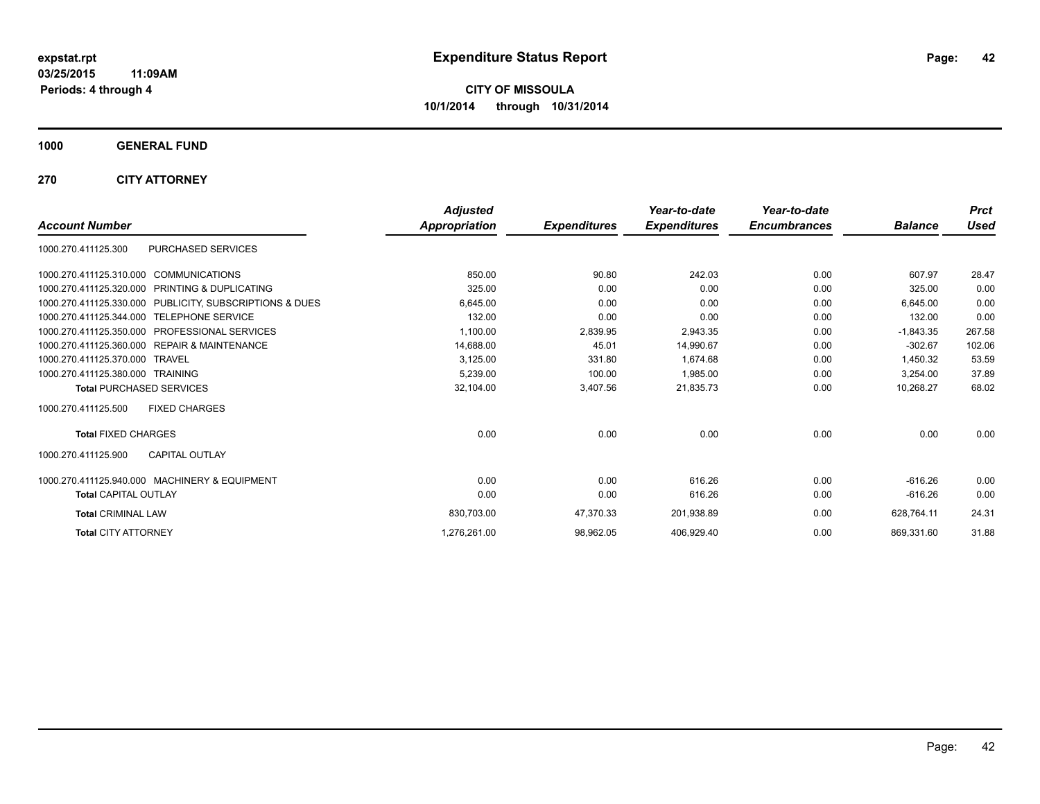# Expenditure Status Report

expstat.rpt
03/25/2015 11:09AM
Periods: 4 through 4

**CITY OF MISSOULA**
**10/1/2014 through 10/31/2014**

## 1000 GENERAL FUND

## 270 CITY ATTORNEY

| Account Number | | Adjusted Appropriation | Expenditures | Year-to-date Expenditures | Year-to-date Encumbrances | Balance | Prct Used |
|---|---|---|---|---|---|---|---|
| 1000.270.411125.300 | PURCHASED SERVICES | | | | | | |
| 1000.270.411125.310.000 | COMMUNICATIONS | 850.00 | 90.80 | 242.03 | 0.00 | 607.97 | 28.47 |
| 1000.270.411125.320.000 | PRINTING & DUPLICATING | 325.00 | 0.00 | 0.00 | 0.00 | 325.00 | 0.00 |
| 1000.270.411125.330.000 | PUBLICITY, SUBSCRIPTIONS & DUES | 6,645.00 | 0.00 | 0.00 | 0.00 | 6,645.00 | 0.00 |
| 1000.270.411125.344.000 | TELEPHONE SERVICE | 132.00 | 0.00 | 0.00 | 0.00 | 132.00 | 0.00 |
| 1000.270.411125.350.000 | PROFESSIONAL SERVICES | 1,100.00 | 2,839.95 | 2,943.35 | 0.00 | -1,843.35 | 267.58 |
| 1000.270.411125.360.000 | REPAIR & MAINTENANCE | 14,688.00 | 45.01 | 14,990.67 | 0.00 | -302.67 | 102.06 |
| 1000.270.411125.370.000 | TRAVEL | 3,125.00 | 331.80 | 1,674.68 | 0.00 | 1,450.32 | 53.59 |
| 1000.270.411125.380.000 | TRAINING | 5,239.00 | 100.00 | 1,985.00 | 0.00 | 3,254.00 | 37.89 |
| **Total** PURCHASED SERVICES | | 32,104.00 | 3,407.56 | 21,835.73 | 0.00 | 10,268.27 | 68.02 |
| 1000.270.411125.500 | FIXED CHARGES | | | | | | |
| **Total** FIXED CHARGES | | 0.00 | 0.00 | 0.00 | 0.00 | 0.00 | 0.00 |
| 1000.270.411125.900 | CAPITAL OUTLAY | | | | | | |
| 1000.270.411125.940.000 | MACHINERY & EQUIPMENT | 0.00 | 0.00 | 616.26 | 0.00 | -616.26 | 0.00 |
| **Total** CAPITAL OUTLAY | | 0.00 | 0.00 | 616.26 | 0.00 | -616.26 | 0.00 |
| **Total** CRIMINAL LAW | | 830,703.00 | 47,370.33 | 201,938.89 | 0.00 | 628,764.11 | 24.31 |
| **Total** CITY ATTORNEY | | 1,276,261.00 | 98,962.05 | 406,929.40 | 0.00 | 869,331.60 | 31.88 |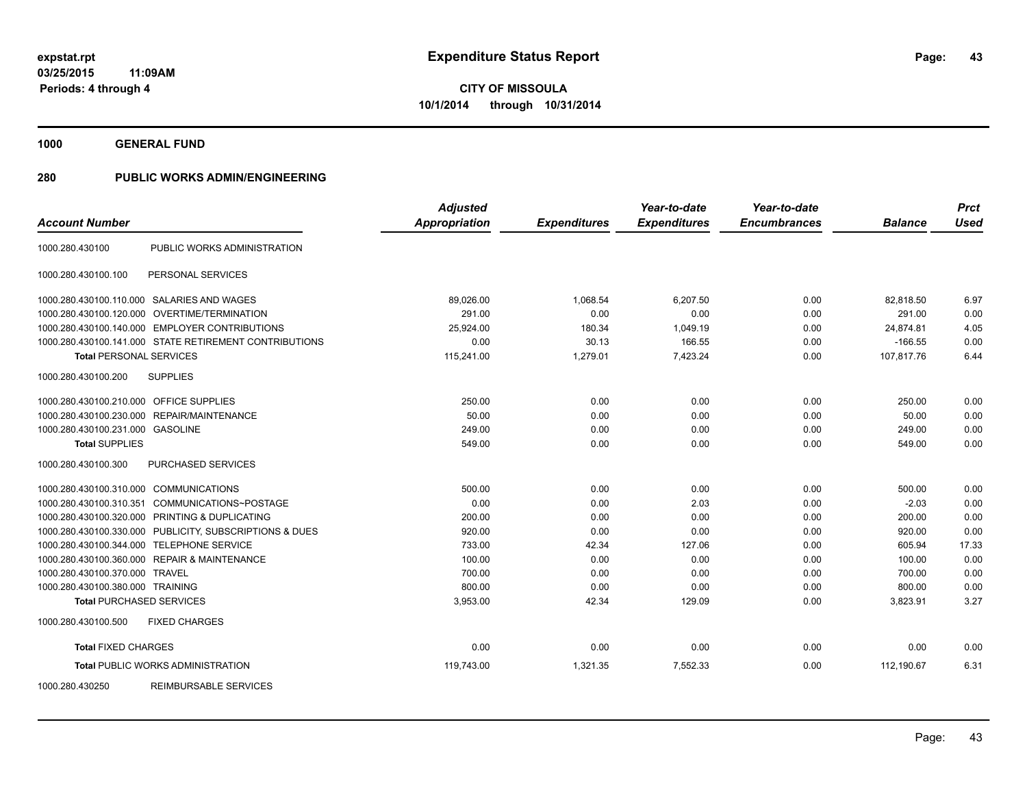# Expenditure Status Report

**expstat.rpt**
**03/25/2015 11:09AM**
**Periods: 4 through 4**

**CITY OF MISSOULA**
**10/1/2014 through 10/31/2014**

## 1000 GENERAL FUND

### 280 PUBLIC WORKS ADMIN/ENGINEERING

| Account Number | | *Adjusted Appropriation* | *Expenditures* | *Year-to-date Expenditures* | *Year-to-date Encumbrances* | *Balance* | *Prct Used* |
|---|---|---|---|---|---|---|---|
| 1000.280.430100 | PUBLIC WORKS ADMINISTRATION | | | | | | |
| 1000.280.430100.100 | PERSONAL SERVICES | | | | | | |
| 1000.280.430100.110.000 | SALARIES AND WAGES | 89,026.00 | 1,068.54 | 6,207.50 | 0.00 | 82,818.50 | 6.97 |
| 1000.280.430100.120.000 | OVERTIME/TERMINATION | 291.00 | 0.00 | 0.00 | 0.00 | 291.00 | 0.00 |
| 1000.280.430100.140.000 | EMPLOYER CONTRIBUTIONS | 25,924.00 | 180.34 | 1,049.19 | 0.00 | 24,874.81 | 4.05 |
| 1000.280.430100.141.000 | STATE RETIREMENT CONTRIBUTIONS | 0.00 | 30.13 | 166.55 | 0.00 | -166.55 | 0.00 |
| **Total** PERSONAL SERVICES | | 115,241.00 | 1,279.01 | 7,423.24 | 0.00 | 107,817.76 | 6.44 |
| 1000.280.430100.200 | SUPPLIES | | | | | | |
| 1000.280.430100.210.000 | OFFICE SUPPLIES | 250.00 | 0.00 | 0.00 | 0.00 | 250.00 | 0.00 |
| 1000.280.430100.230.000 | REPAIR/MAINTENANCE | 50.00 | 0.00 | 0.00 | 0.00 | 50.00 | 0.00 |
| 1000.280.430100.231.000 | GASOLINE | 249.00 | 0.00 | 0.00 | 0.00 | 249.00 | 0.00 |
| **Total** SUPPLIES | | 549.00 | 0.00 | 0.00 | 0.00 | 549.00 | 0.00 |
| 1000.280.430100.300 | PURCHASED SERVICES | | | | | | |
| 1000.280.430100.310.000 | COMMUNICATIONS | 500.00 | 0.00 | 0.00 | 0.00 | 500.00 | 0.00 |
| 1000.280.430100.310.351 | COMMUNICATIONS~POSTAGE | 0.00 | 0.00 | 2.03 | 0.00 | -2.03 | 0.00 |
| 1000.280.430100.320.000 | PRINTING & DUPLICATING | 200.00 | 0.00 | 0.00 | 0.00 | 200.00 | 0.00 |
| 1000.280.430100.330.000 | PUBLICITY, SUBSCRIPTIONS & DUES | 920.00 | 0.00 | 0.00 | 0.00 | 920.00 | 0.00 |
| 1000.280.430100.344.000 | TELEPHONE SERVICE | 733.00 | 42.34 | 127.06 | 0.00 | 605.94 | 17.33 |
| 1000.280.430100.360.000 | REPAIR & MAINTENANCE | 100.00 | 0.00 | 0.00 | 0.00 | 100.00 | 0.00 |
| 1000.280.430100.370.000 | TRAVEL | 700.00 | 0.00 | 0.00 | 0.00 | 700.00 | 0.00 |
| 1000.280.430100.380.000 | TRAINING | 800.00 | 0.00 | 0.00 | 0.00 | 800.00 | 0.00 |
| **Total** PURCHASED SERVICES | | 3,953.00 | 42.34 | 129.09 | 0.00 | 3,823.91 | 3.27 |
| 1000.280.430100.500 | FIXED CHARGES | | | | | | |
| **Total** FIXED CHARGES | | 0.00 | 0.00 | 0.00 | 0.00 | 0.00 | 0.00 |
| **Total** PUBLIC WORKS ADMINISTRATION | | 119,743.00 | 1,321.35 | 7,552.33 | 0.00 | 112,190.67 | 6.31 |
| 1000.280.430250 | REIMBURSABLE SERVICES | | | | | | |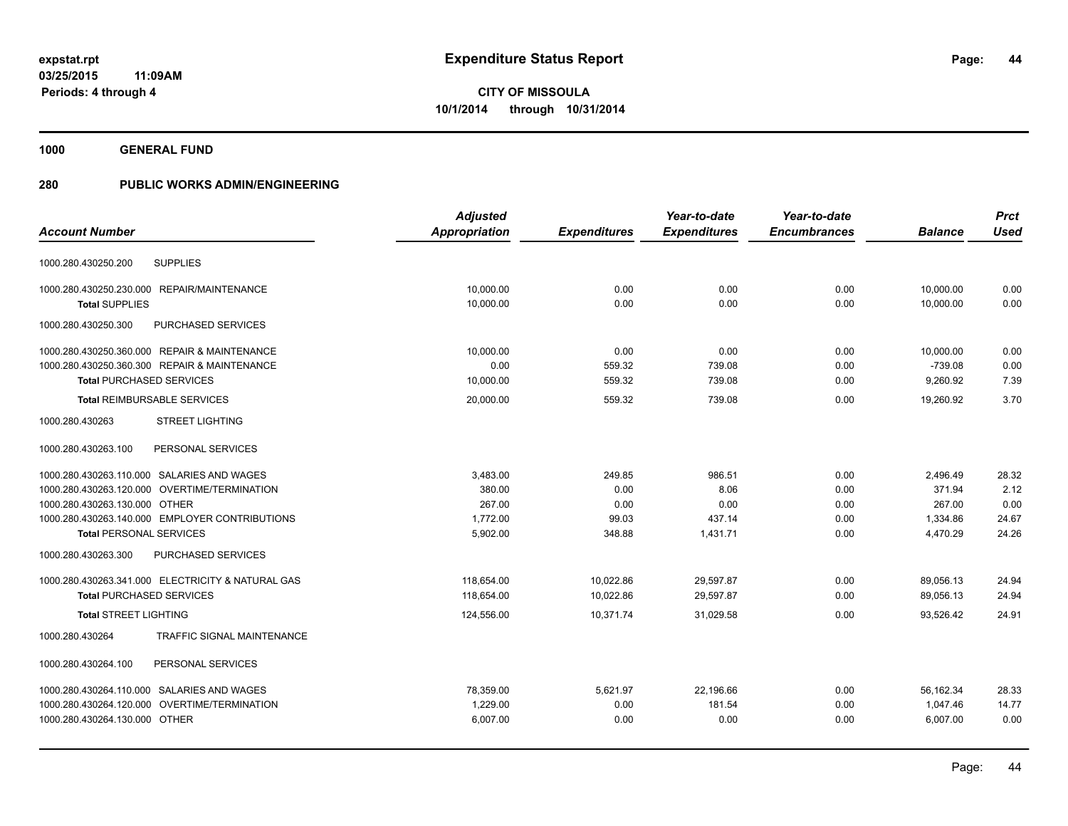# Expenditure Status Report

expstat.rpt
03/25/2015 11:09AM
Periods: 4 through 4

**CITY OF MISSOULA**
**10/1/2014 through 10/31/2014**

**1000 GENERAL FUND**

**280 PUBLIC WORKS ADMIN/ENGINEERING**

| Account Number | | Adjusted Appropriation | Expenditures | Year-to-date Expenditures | Year-to-date Encumbrances | Balance | Prct Used |
|---|---|---|---|---|---|---|---|
| 1000.280.430250.200 | SUPPLIES | | | | | | |
| 1000.280.430250.230.000 | REPAIR/MAINTENANCE | 10,000.00 | 0.00 | 0.00 | 0.00 | 10,000.00 | 0.00 |
| **Total** SUPPLIES | | 10,000.00 | 0.00 | 0.00 | 0.00 | 10,000.00 | 0.00 |
| 1000.280.430250.300 | PURCHASED SERVICES | | | | | | |
| 1000.280.430250.360.000 | REPAIR & MAINTENANCE | 10,000.00 | 0.00 | 0.00 | 0.00 | 10,000.00 | 0.00 |
| 1000.280.430250.360.300 | REPAIR & MAINTENANCE | 0.00 | 559.32 | 739.08 | 0.00 | -739.08 | 0.00 |
| **Total** PURCHASED SERVICES | | 10,000.00 | 559.32 | 739.08 | 0.00 | 9,260.92 | 7.39 |
| **Total** REIMBURSABLE SERVICES | | 20,000.00 | 559.32 | 739.08 | 0.00 | 19,260.92 | 3.70 |
| 1000.280.430263 | STREET LIGHTING | | | | | | |
| 1000.280.430263.100 | PERSONAL SERVICES | | | | | | |
| 1000.280.430263.110.000 | SALARIES AND WAGES | 3,483.00 | 249.85 | 986.51 | 0.00 | 2,496.49 | 28.32 |
| 1000.280.430263.120.000 | OVERTIME/TERMINATION | 380.00 | 0.00 | 8.06 | 0.00 | 371.94 | 2.12 |
| 1000.280.430263.130.000 | OTHER | 267.00 | 0.00 | 0.00 | 0.00 | 267.00 | 0.00 |
| 1000.280.430263.140.000 | EMPLOYER CONTRIBUTIONS | 1,772.00 | 99.03 | 437.14 | 0.00 | 1,334.86 | 24.67 |
| **Total** PERSONAL SERVICES | | 5,902.00 | 348.88 | 1,431.71 | 0.00 | 4,470.29 | 24.26 |
| 1000.280.430263.300 | PURCHASED SERVICES | | | | | | |
| 1000.280.430263.341.000 | ELECTRICITY & NATURAL GAS | 118,654.00 | 10,022.86 | 29,597.87 | 0.00 | 89,056.13 | 24.94 |
| **Total** PURCHASED SERVICES | | 118,654.00 | 10,022.86 | 29,597.87 | 0.00 | 89,056.13 | 24.94 |
| **Total** STREET LIGHTING | | 124,556.00 | 10,371.74 | 31,029.58 | 0.00 | 93,526.42 | 24.91 |
| 1000.280.430264 | TRAFFIC SIGNAL MAINTENANCE | | | | | | |
| 1000.280.430264.100 | PERSONAL SERVICES | | | | | | |
| 1000.280.430264.110.000 | SALARIES AND WAGES | 78,359.00 | 5,621.97 | 22,196.66 | 0.00 | 56,162.34 | 28.33 |
| 1000.280.430264.120.000 | OVERTIME/TERMINATION | 1,229.00 | 0.00 | 181.54 | 0.00 | 1,047.46 | 14.77 |
| 1000.280.430264.130.000 | OTHER | 6,007.00 | 0.00 | 0.00 | 0.00 | 6,007.00 | 0.00 |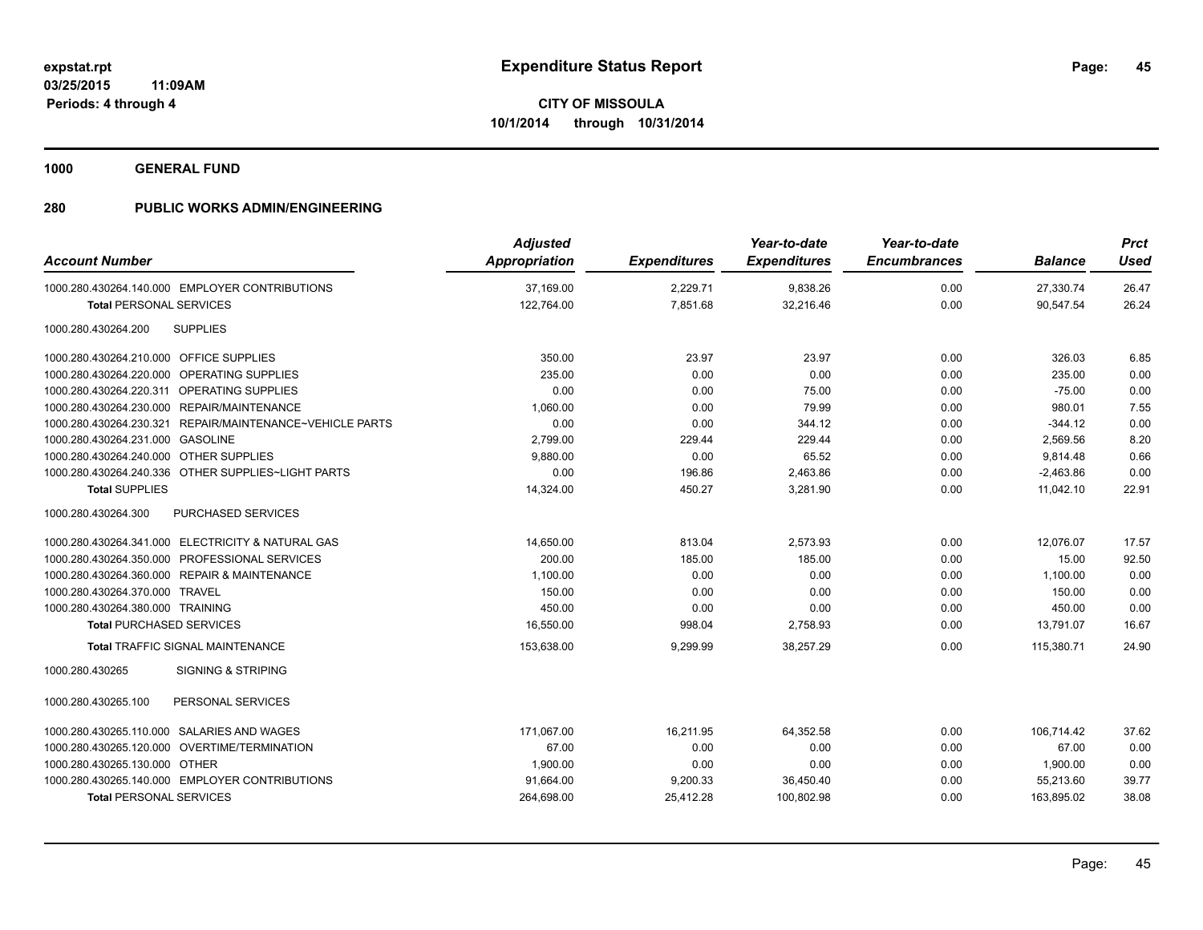**Expenditure Status Report**

**CITY OF MISSOULA**
**10/1/2014 through 10/31/2014**

expstat.rpt
03/25/2015 11:09AM
Periods: 4 through 4

**1000 GENERAL FUND**

**280 PUBLIC WORKS ADMIN/ENGINEERING**

| Account Number | Adjusted Appropriation | Expenditures | Year-to-date Expenditures | Year-to-date Encumbrances | Balance | Prct Used |
|---|---|---|---|---|---|---|
| 1000.280.430264.140.000 EMPLOYER CONTRIBUTIONS | 37,169.00 | 2,229.71 | 9,838.26 | 0.00 | 27,330.74 | 26.47 |
| **Total** PERSONAL SERVICES | 122,764.00 | 7,851.68 | 32,216.46 | 0.00 | 90,547.54 | 26.24 |
| 1000.280.430264.200 SUPPLIES | | | | | | |
| 1000.280.430264.210.000 OFFICE SUPPLIES | 350.00 | 23.97 | 23.97 | 0.00 | 326.03 | 6.85 |
| 1000.280.430264.220.000 OPERATING SUPPLIES | 235.00 | 0.00 | 0.00 | 0.00 | 235.00 | 0.00 |
| 1000.280.430264.220.311 OPERATING SUPPLIES | 0.00 | 0.00 | 75.00 | 0.00 | -75.00 | 0.00 |
| 1000.280.430264.230.000 REPAIR/MAINTENANCE | 1,060.00 | 0.00 | 79.99 | 0.00 | 980.01 | 7.55 |
| 1000.280.430264.230.321 REPAIR/MAINTENANCE~VEHICLE PARTS | 0.00 | 0.00 | 344.12 | 0.00 | -344.12 | 0.00 |
| 1000.280.430264.231.000 GASOLINE | 2,799.00 | 229.44 | 229.44 | 0.00 | 2,569.56 | 8.20 |
| 1000.280.430264.240.000 OTHER SUPPLIES | 9,880.00 | 0.00 | 65.52 | 0.00 | 9,814.48 | 0.66 |
| 1000.280.430264.240.336 OTHER SUPPLIES~LIGHT PARTS | 0.00 | 196.86 | 2,463.86 | 0.00 | -2,463.86 | 0.00 |
| **Total** SUPPLIES | 14,324.00 | 450.27 | 3,281.90 | 0.00 | 11,042.10 | 22.91 |
| 1000.280.430264.300 PURCHASED SERVICES | | | | | | |
| 1000.280.430264.341.000 ELECTRICITY & NATURAL GAS | 14,650.00 | 813.04 | 2,573.93 | 0.00 | 12,076.07 | 17.57 |
| 1000.280.430264.350.000 PROFESSIONAL SERVICES | 200.00 | 185.00 | 185.00 | 0.00 | 15.00 | 92.50 |
| 1000.280.430264.360.000 REPAIR & MAINTENANCE | 1,100.00 | 0.00 | 0.00 | 0.00 | 1,100.00 | 0.00 |
| 1000.280.430264.370.000 TRAVEL | 150.00 | 0.00 | 0.00 | 0.00 | 150.00 | 0.00 |
| 1000.280.430264.380.000 TRAINING | 450.00 | 0.00 | 0.00 | 0.00 | 450.00 | 0.00 |
| **Total** PURCHASED SERVICES | 16,550.00 | 998.04 | 2,758.93 | 0.00 | 13,791.07 | 16.67 |
| **Total** TRAFFIC SIGNAL MAINTENANCE | 153,638.00 | 9,299.99 | 38,257.29 | 0.00 | 115,380.71 | 24.90 |
| 1000.280.430265 SIGNING & STRIPING | | | | | | |
| 1000.280.430265.100 PERSONAL SERVICES | | | | | | |
| 1000.280.430265.110.000 SALARIES AND WAGES | 171,067.00 | 16,211.95 | 64,352.58 | 0.00 | 106,714.42 | 37.62 |
| 1000.280.430265.120.000 OVERTIME/TERMINATION | 67.00 | 0.00 | 0.00 | 0.00 | 67.00 | 0.00 |
| 1000.280.430265.130.000 OTHER | 1,900.00 | 0.00 | 0.00 | 0.00 | 1,900.00 | 0.00 |
| 1000.280.430265.140.000 EMPLOYER CONTRIBUTIONS | 91,664.00 | 9,200.33 | 36,450.40 | 0.00 | 55,213.60 | 39.77 |
| **Total** PERSONAL SERVICES | 264,698.00 | 25,412.28 | 100,802.98 | 0.00 | 163,895.02 | 38.08 |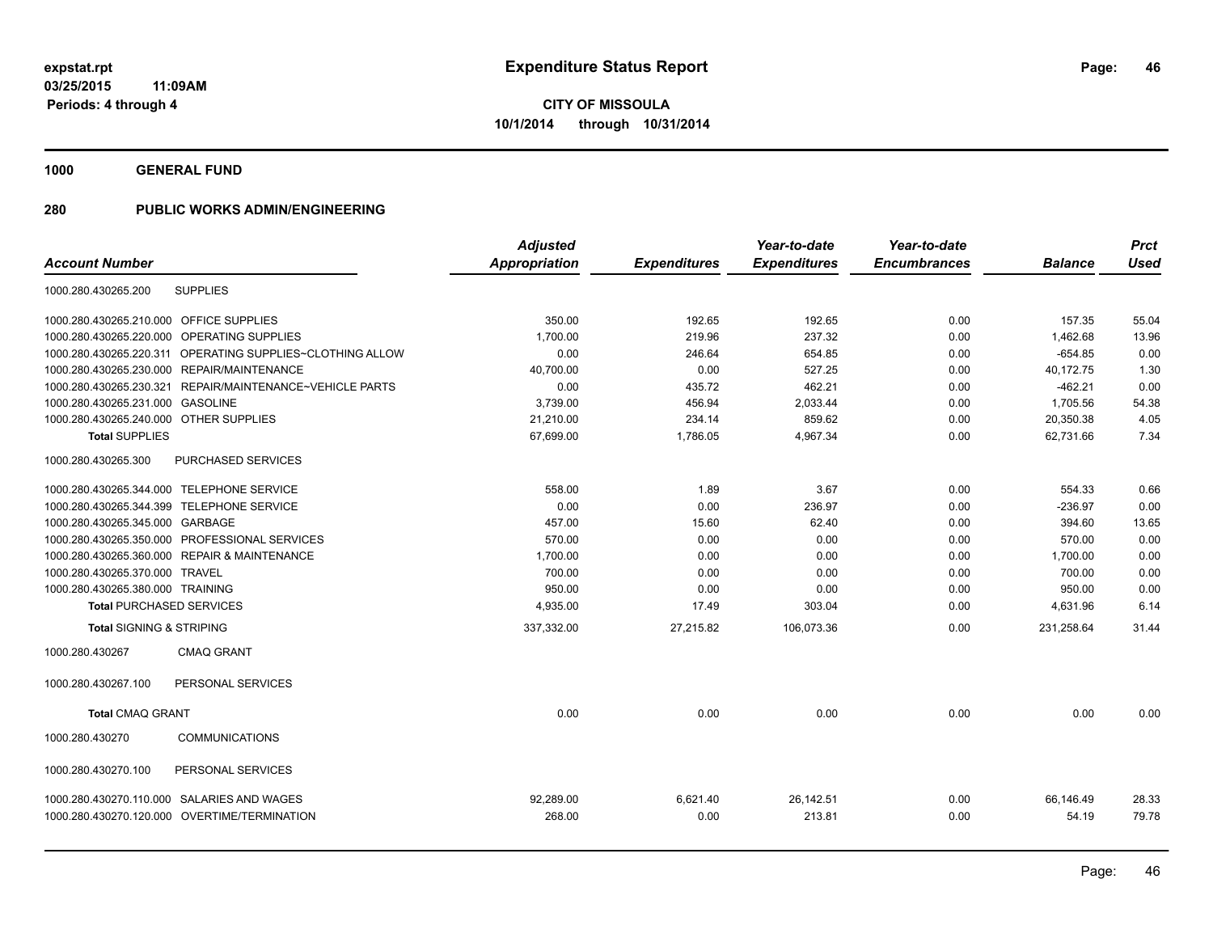**expstat.rpt**
**03/25/2015 11:09AM**
**Periods: 4 through 4**

# Expenditure Status Report

**CITY OF MISSOULA**
**10/1/2014 through 10/31/2014**

## 1000 GENERAL FUND

## 280 PUBLIC WORKS ADMIN/ENGINEERING

| Account Number | | Adjusted Appropriation | Expenditures | Year-to-date Expenditures | Year-to-date Encumbrances | Balance | Prct Used |
|---|---|---|---|---|---|---|---|
| 1000.280.430265.200 | SUPPLIES | | | | | | |
| 1000.280.430265.210.000 | OFFICE SUPPLIES | 350.00 | 192.65 | 192.65 | 0.00 | 157.35 | 55.04 |
| 1000.280.430265.220.000 | OPERATING SUPPLIES | 1,700.00 | 219.96 | 237.32 | 0.00 | 1,462.68 | 13.96 |
| 1000.280.430265.220.311 | OPERATING SUPPLIES~CLOTHING ALLOW | 0.00 | 246.64 | 654.85 | 0.00 | -654.85 | 0.00 |
| 1000.280.430265.230.000 | REPAIR/MAINTENANCE | 40,700.00 | 0.00 | 527.25 | 0.00 | 40,172.75 | 1.30 |
| 1000.280.430265.230.321 | REPAIR/MAINTENANCE~VEHICLE PARTS | 0.00 | 435.72 | 462.21 | 0.00 | -462.21 | 0.00 |
| 1000.280.430265.231.000 | GASOLINE | 3,739.00 | 456.94 | 2,033.44 | 0.00 | 1,705.56 | 54.38 |
| 1000.280.430265.240.000 | OTHER SUPPLIES | 21,210.00 | 234.14 | 859.62 | 0.00 | 20,350.38 | 4.05 |
| **Total** SUPPLIES | | 67,699.00 | 1,786.05 | 4,967.34 | 0.00 | 62,731.66 | 7.34 |
| 1000.280.430265.300 | PURCHASED SERVICES | | | | | | |
| 1000.280.430265.344.000 | TELEPHONE SERVICE | 558.00 | 1.89 | 3.67 | 0.00 | 554.33 | 0.66 |
| 1000.280.430265.344.399 | TELEPHONE SERVICE | 0.00 | 0.00 | 236.97 | 0.00 | -236.97 | 0.00 |
| 1000.280.430265.345.000 | GARBAGE | 457.00 | 15.60 | 62.40 | 0.00 | 394.60 | 13.65 |
| 1000.280.430265.350.000 | PROFESSIONAL SERVICES | 570.00 | 0.00 | 0.00 | 0.00 | 570.00 | 0.00 |
| 1000.280.430265.360.000 | REPAIR & MAINTENANCE | 1,700.00 | 0.00 | 0.00 | 0.00 | 1,700.00 | 0.00 |
| 1000.280.430265.370.000 | TRAVEL | 700.00 | 0.00 | 0.00 | 0.00 | 700.00 | 0.00 |
| 1000.280.430265.380.000 | TRAINING | 950.00 | 0.00 | 0.00 | 0.00 | 950.00 | 0.00 |
| **Total** PURCHASED SERVICES | | 4,935.00 | 17.49 | 303.04 | 0.00 | 4,631.96 | 6.14 |
| **Total** SIGNING & STRIPING | | 337,332.00 | 27,215.82 | 106,073.36 | 0.00 | 231,258.64 | 31.44 |
| 1000.280.430267 | CMAQ GRANT | | | | | | |
| 1000.280.430267.100 | PERSONAL SERVICES | | | | | | |
| **Total** CMAQ GRANT | | 0.00 | 0.00 | 0.00 | 0.00 | 0.00 | 0.00 |
| 1000.280.430270 | COMMUNICATIONS | | | | | | |
| 1000.280.430270.100 | PERSONAL SERVICES | | | | | | |
| 1000.280.430270.110.000 | SALARIES AND WAGES | 92,289.00 | 6,621.40 | 26,142.51 | 0.00 | 66,146.49 | 28.33 |
| 1000.280.430270.120.000 | OVERTIME/TERMINATION | 268.00 | 0.00 | 213.81 | 0.00 | 54.19 | 79.78 |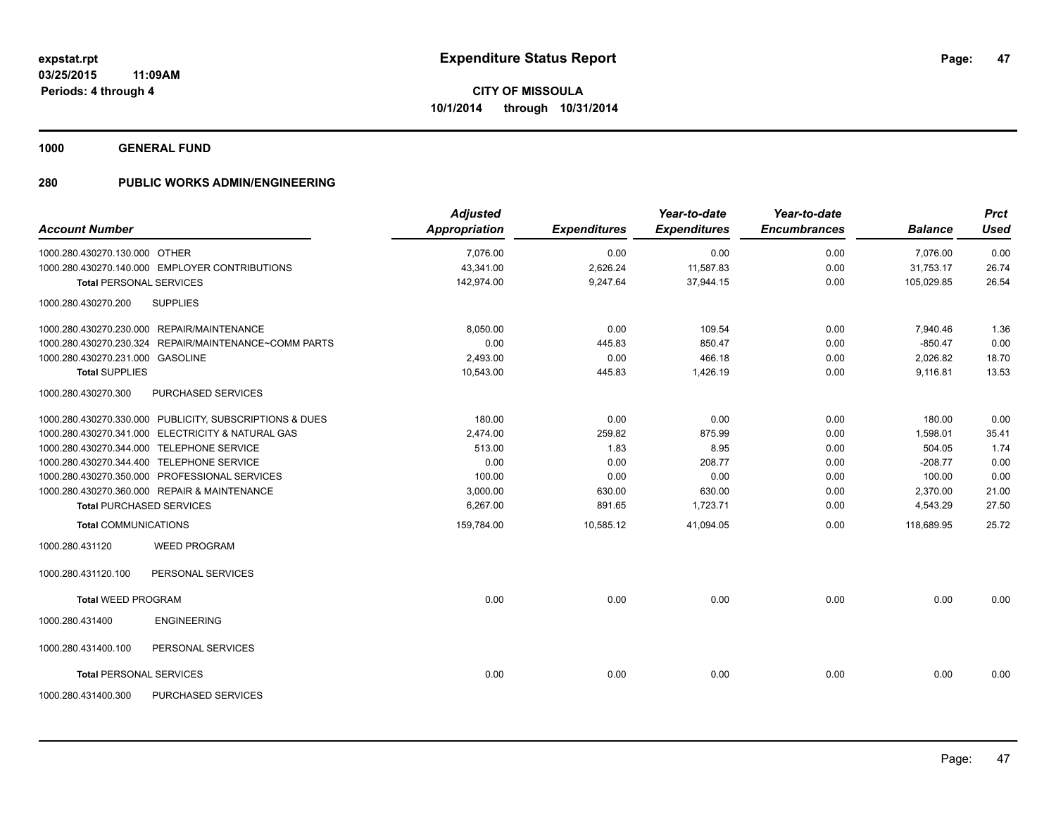**expstat.rpt**
**03/25/2015 11:09AM**
**Periods: 4 through 4**

# Expenditure Status Report

**CITY OF MISSOULA**
**10/1/2014 through 10/31/2014**

## 1000 GENERAL FUND

## 280 PUBLIC WORKS ADMIN/ENGINEERING

| Account Number | | Adjusted Appropriation | Expenditures | Year-to-date Expenditures | Year-to-date Encumbrances | Balance | Prct Used |
|---|---|---|---|---|---|---|---|
| 1000.280.430270.130.000 | OTHER | 7,076.00 | 0.00 | 0.00 | 0.00 | 7,076.00 | 0.00 |
| 1000.280.430270.140.000 | EMPLOYER CONTRIBUTIONS | 43,341.00 | 2,626.24 | 11,587.83 | 0.00 | 31,753.17 | 26.74 |
| **Total** PERSONAL SERVICES | | 142,974.00 | 9,247.64 | 37,944.15 | 0.00 | 105,029.85 | 26.54 |
| 1000.280.430270.200 | SUPPLIES | | | | | | |
| 1000.280.430270.230.000 | REPAIR/MAINTENANCE | 8,050.00 | 0.00 | 109.54 | 0.00 | 7,940.46 | 1.36 |
| 1000.280.430270.230.324 | REPAIR/MAINTENANCE~COMM PARTS | 0.00 | 445.83 | 850.47 | 0.00 | -850.47 | 0.00 |
| 1000.280.430270.231.000 | GASOLINE | 2,493.00 | 0.00 | 466.18 | 0.00 | 2,026.82 | 18.70 |
| **Total** SUPPLIES | | 10,543.00 | 445.83 | 1,426.19 | 0.00 | 9,116.81 | 13.53 |
| 1000.280.430270.300 | PURCHASED SERVICES | | | | | | |
| 1000.280.430270.330.000 | PUBLICITY, SUBSCRIPTIONS & DUES | 180.00 | 0.00 | 0.00 | 0.00 | 180.00 | 0.00 |
| 1000.280.430270.341.000 | ELECTRICITY & NATURAL GAS | 2,474.00 | 259.82 | 875.99 | 0.00 | 1,598.01 | 35.41 |
| 1000.280.430270.344.000 | TELEPHONE SERVICE | 513.00 | 1.83 | 8.95 | 0.00 | 504.05 | 1.74 |
| 1000.280.430270.344.400 | TELEPHONE SERVICE | 0.00 | 0.00 | 208.77 | 0.00 | -208.77 | 0.00 |
| 1000.280.430270.350.000 | PROFESSIONAL SERVICES | 100.00 | 0.00 | 0.00 | 0.00 | 100.00 | 0.00 |
| 1000.280.430270.360.000 | REPAIR & MAINTENANCE | 3,000.00 | 630.00 | 630.00 | 0.00 | 2,370.00 | 21.00 |
| **Total** PURCHASED SERVICES | | 6,267.00 | 891.65 | 1,723.71 | 0.00 | 4,543.29 | 27.50 |
| **Total** COMMUNICATIONS | | 159,784.00 | 10,585.12 | 41,094.05 | 0.00 | 118,689.95 | 25.72 |
| 1000.280.431120 | WEED PROGRAM | | | | | | |
| 1000.280.431120.100 | PERSONAL SERVICES | | | | | | |
| **Total** WEED PROGRAM | | 0.00 | 0.00 | 0.00 | 0.00 | 0.00 | 0.00 |
| 1000.280.431400 | ENGINEERING | | | | | | |
| 1000.280.431400.100 | PERSONAL SERVICES | | | | | | |
| **Total** PERSONAL SERVICES | | 0.00 | 0.00 | 0.00 | 0.00 | 0.00 | 0.00 |
| 1000.280.431400.300 | PURCHASED SERVICES | | | | | | |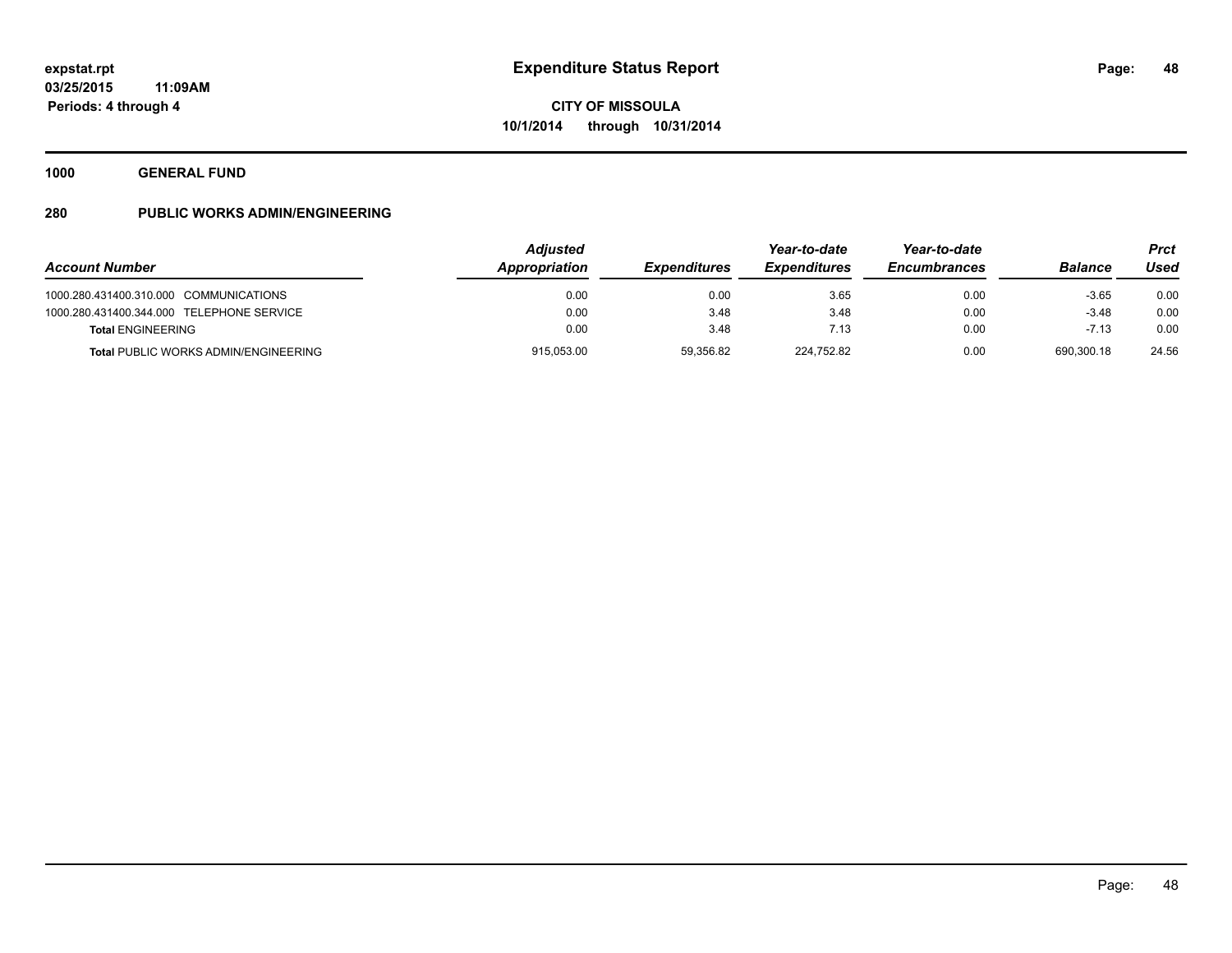# Expenditure Status Report

expstat.rpt
03/25/2015 11:09AM
Periods: 4 through 4

**CITY OF MISSOULA**
**10/1/2014 through 10/31/2014**

**1000 GENERAL FUND**

**280 PUBLIC WORKS ADMIN/ENGINEERING**

| Account Number | Adjusted Appropriation | Expenditures | Year-to-date Expenditures | Year-to-date Encumbrances | Balance | Prct Used |
|---|---|---|---|---|---|---|
| 1000.280.431400.310.000 COMMUNICATIONS | 0.00 | 0.00 | 3.65 | 0.00 | -3.65 | 0.00 |
| 1000.280.431400.344.000 TELEPHONE SERVICE | 0.00 | 3.48 | 3.48 | 0.00 | -3.48 | 0.00 |
| **Total** ENGINEERING | 0.00 | 3.48 | 7.13 | 0.00 | -7.13 | 0.00 |
| **Total** PUBLIC WORKS ADMIN/ENGINEERING | 915,053.00 | 59,356.82 | 224,752.82 | 0.00 | 690,300.18 | 24.56 |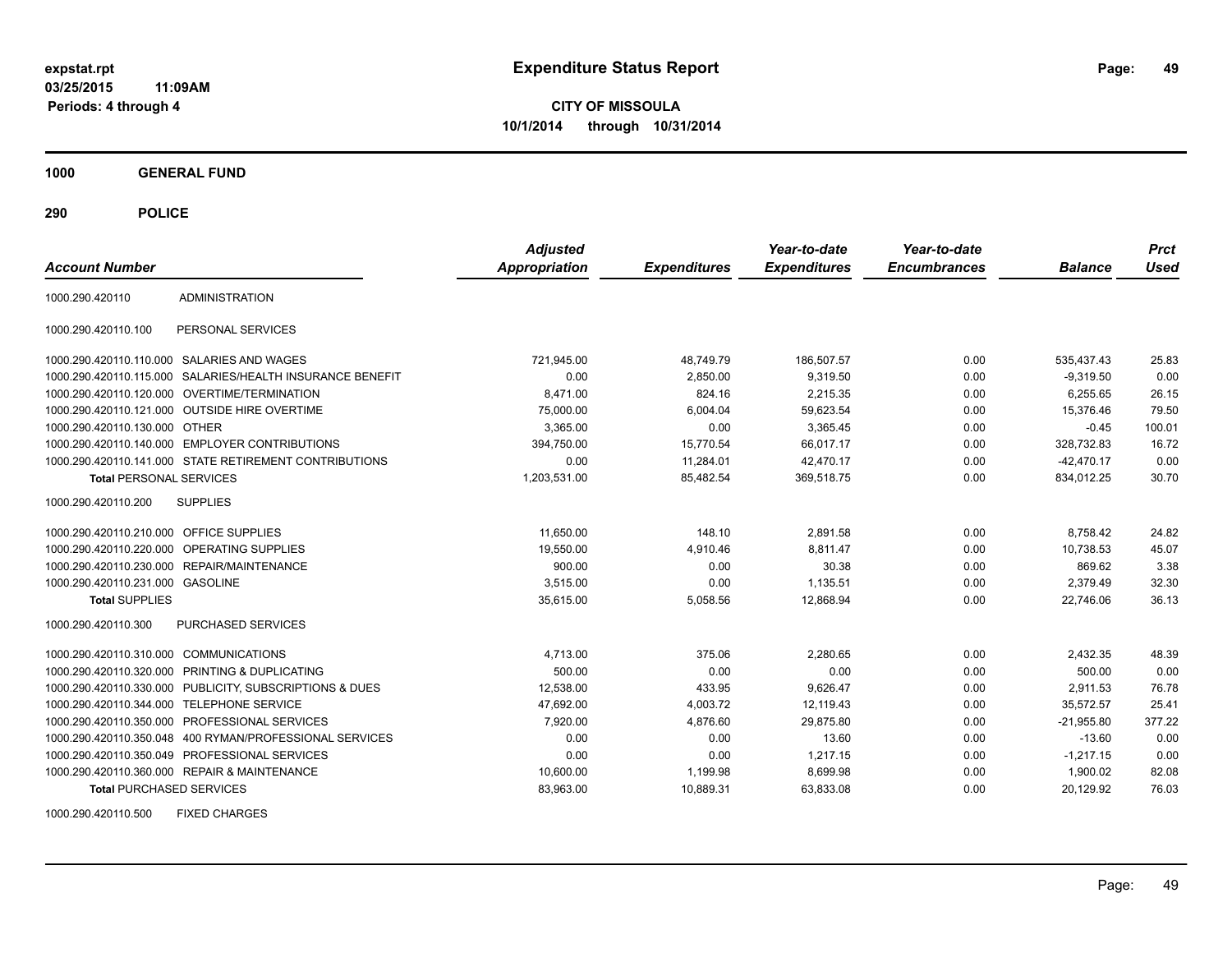**expstat.rpt**
**03/25/2015 11:09AM**
**Periods: 4 through 4**

# Expenditure Status Report

**CITY OF MISSOULA**
**10/1/2014 through 10/31/2014**

## 1000 GENERAL FUND

## 290 POLICE

| Account Number | | Adjusted Appropriation | Expenditures | Year-to-date Expenditures | Year-to-date Encumbrances | Balance | Prct Used |
|---|---|---|---|---|---|---|---|
| 1000.290.420110 | ADMINISTRATION | | | | | | |
| 1000.290.420110.100 | PERSONAL SERVICES | | | | | | |
| 1000.290.420110.110.000 | SALARIES AND WAGES | 721,945.00 | 48,749.79 | 186,507.57 | 0.00 | 535,437.43 | 25.83 |
| 1000.290.420110.115.000 | SALARIES/HEALTH INSURANCE BENEFIT | 0.00 | 2,850.00 | 9,319.50 | 0.00 | -9,319.50 | 0.00 |
| 1000.290.420110.120.000 | OVERTIME/TERMINATION | 8,471.00 | 824.16 | 2,215.35 | 0.00 | 6,255.65 | 26.15 |
| 1000.290.420110.121.000 | OUTSIDE HIRE OVERTIME | 75,000.00 | 6,004.04 | 59,623.54 | 0.00 | 15,376.46 | 79.50 |
| 1000.290.420110.130.000 | OTHER | 3,365.00 | 0.00 | 3,365.45 | 0.00 | -0.45 | 100.01 |
| 1000.290.420110.140.000 | EMPLOYER CONTRIBUTIONS | 394,750.00 | 15,770.54 | 66,017.17 | 0.00 | 328,732.83 | 16.72 |
| 1000.290.420110.141.000 | STATE RETIREMENT CONTRIBUTIONS | 0.00 | 11,284.01 | 42,470.17 | 0.00 | -42,470.17 | 0.00 |
| **Total** PERSONAL SERVICES | | 1,203,531.00 | 85,482.54 | 369,518.75 | 0.00 | 834,012.25 | 30.70 |
| 1000.290.420110.200 | SUPPLIES | | | | | | |
| 1000.290.420110.210.000 | OFFICE SUPPLIES | 11,650.00 | 148.10 | 2,891.58 | 0.00 | 8,758.42 | 24.82 |
| 1000.290.420110.220.000 | OPERATING SUPPLIES | 19,550.00 | 4,910.46 | 8,811.47 | 0.00 | 10,738.53 | 45.07 |
| 1000.290.420110.230.000 | REPAIR/MAINTENANCE | 900.00 | 0.00 | 30.38 | 0.00 | 869.62 | 3.38 |
| 1000.290.420110.231.000 | GASOLINE | 3,515.00 | 0.00 | 1,135.51 | 0.00 | 2,379.49 | 32.30 |
| **Total** SUPPLIES | | 35,615.00 | 5,058.56 | 12,868.94 | 0.00 | 22,746.06 | 36.13 |
| 1000.290.420110.300 | PURCHASED SERVICES | | | | | | |
| 1000.290.420110.310.000 | COMMUNICATIONS | 4,713.00 | 375.06 | 2,280.65 | 0.00 | 2,432.35 | 48.39 |
| 1000.290.420110.320.000 | PRINTING & DUPLICATING | 500.00 | 0.00 | 0.00 | 0.00 | 500.00 | 0.00 |
| 1000.290.420110.330.000 | PUBLICITY, SUBSCRIPTIONS & DUES | 12,538.00 | 433.95 | 9,626.47 | 0.00 | 2,911.53 | 76.78 |
| 1000.290.420110.344.000 | TELEPHONE SERVICE | 47,692.00 | 4,003.72 | 12,119.43 | 0.00 | 35,572.57 | 25.41 |
| 1000.290.420110.350.000 | PROFESSIONAL SERVICES | 7,920.00 | 4,876.60 | 29,875.80 | 0.00 | -21,955.80 | 377.22 |
| 1000.290.420110.350.048 | 400 RYMAN/PROFESSIONAL SERVICES | 0.00 | 0.00 | 13.60 | 0.00 | -13.60 | 0.00 |
| 1000.290.420110.350.049 | PROFESSIONAL SERVICES | 0.00 | 0.00 | 1,217.15 | 0.00 | -1,217.15 | 0.00 |
| 1000.290.420110.360.000 | REPAIR & MAINTENANCE | 10,600.00 | 1,199.98 | 8,699.98 | 0.00 | 1,900.02 | 82.08 |
| **Total** PURCHASED SERVICES | | 83,963.00 | 10,889.31 | 63,833.08 | 0.00 | 20,129.92 | 76.03 |
| 1000.290.420110.500 | FIXED CHARGES | | | | | | |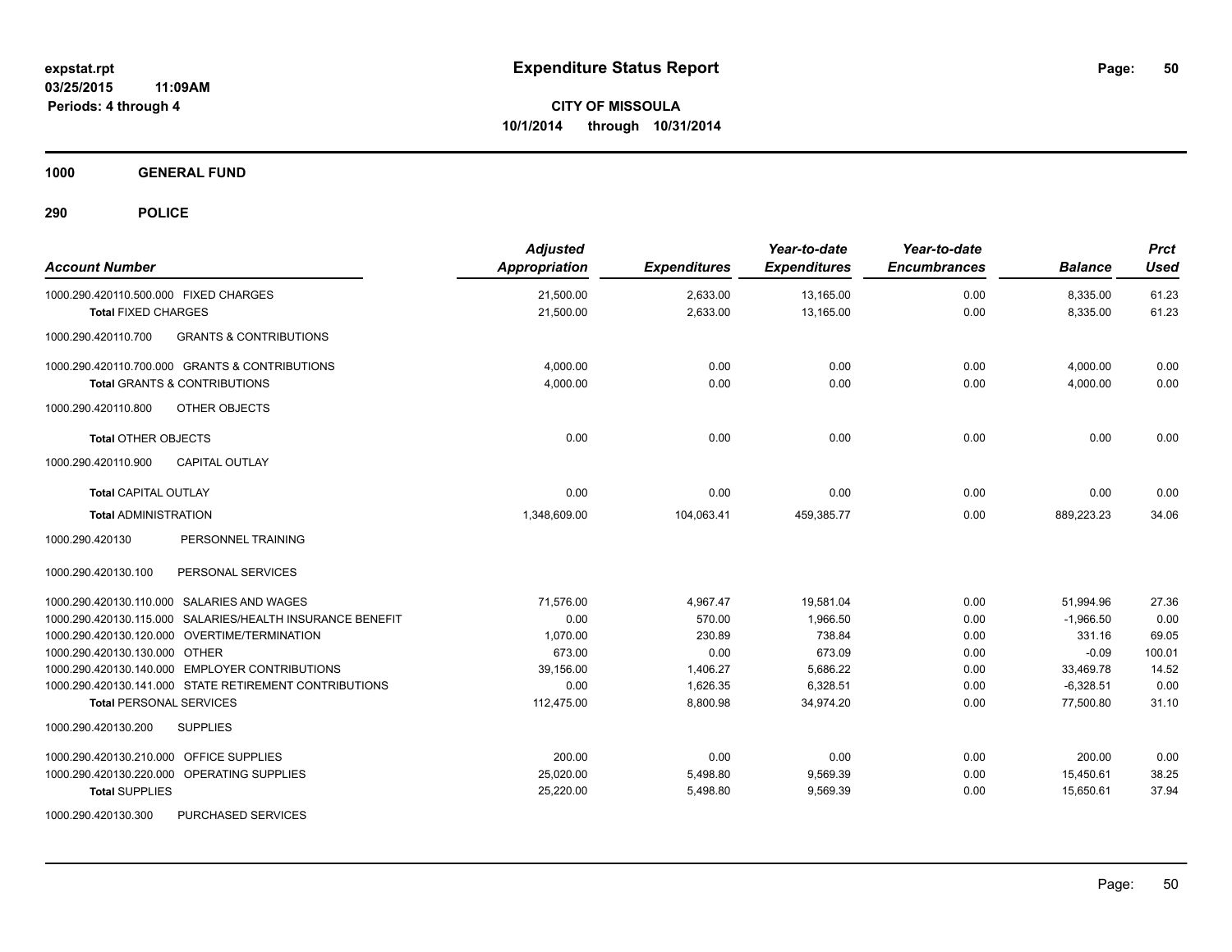**expstat.rpt**
**03/25/2015 11:09AM**
**Periods: 4 through 4**

# Expenditure Status Report

**CITY OF MISSOULA**
**10/1/2014 through 10/31/2014**

## 1000 GENERAL FUND

## 290 POLICE

| Account Number | Adjusted Appropriation | Expenditures | Year-to-date Expenditures | Year-to-date Encumbrances | Balance | Prct Used |
|---|---|---|---|---|---|---|
| 1000.290.420110.500.000 FIXED CHARGES | 21,500.00 | 2,633.00 | 13,165.00 | 0.00 | 8,335.00 | 61.23 |
| **Total** FIXED CHARGES | 21,500.00 | 2,633.00 | 13,165.00 | 0.00 | 8,335.00 | 61.23 |
| 1000.290.420110.700 GRANTS & CONTRIBUTIONS | | | | | | |
| 1000.290.420110.700.000 GRANTS & CONTRIBUTIONS | 4,000.00 | 0.00 | 0.00 | 0.00 | 4,000.00 | 0.00 |
| **Total** GRANTS & CONTRIBUTIONS | 4,000.00 | 0.00 | 0.00 | 0.00 | 4,000.00 | 0.00 |
| 1000.290.420110.800 OTHER OBJECTS | | | | | | |
| **Total** OTHER OBJECTS | 0.00 | 0.00 | 0.00 | 0.00 | 0.00 | 0.00 |
| 1000.290.420110.900 CAPITAL OUTLAY | | | | | | |
| **Total** CAPITAL OUTLAY | 0.00 | 0.00 | 0.00 | 0.00 | 0.00 | 0.00 |
| **Total** ADMINISTRATION | 1,348,609.00 | 104,063.41 | 459,385.77 | 0.00 | 889,223.23 | 34.06 |
| 1000.290.420130 PERSONNEL TRAINING | | | | | | |
| 1000.290.420130.100 PERSONAL SERVICES | | | | | | |
| 1000.290.420130.110.000 SALARIES AND WAGES | 71,576.00 | 4,967.47 | 19,581.04 | 0.00 | 51,994.96 | 27.36 |
| 1000.290.420130.115.000 SALARIES/HEALTH INSURANCE BENEFIT | 0.00 | 570.00 | 1,966.50 | 0.00 | -1,966.50 | 0.00 |
| 1000.290.420130.120.000 OVERTIME/TERMINATION | 1,070.00 | 230.89 | 738.84 | 0.00 | 331.16 | 69.05 |
| 1000.290.420130.130.000 OTHER | 673.00 | 0.00 | 673.09 | 0.00 | -0.09 | 100.01 |
| 1000.290.420130.140.000 EMPLOYER CONTRIBUTIONS | 39,156.00 | 1,406.27 | 5,686.22 | 0.00 | 33,469.78 | 14.52 |
| 1000.290.420130.141.000 STATE RETIREMENT CONTRIBUTIONS | 0.00 | 1,626.35 | 6,328.51 | 0.00 | -6,328.51 | 0.00 |
| **Total** PERSONAL SERVICES | 112,475.00 | 8,800.98 | 34,974.20 | 0.00 | 77,500.80 | 31.10 |
| 1000.290.420130.200 SUPPLIES | | | | | | |
| 1000.290.420130.210.000 OFFICE SUPPLIES | 200.00 | 0.00 | 0.00 | 0.00 | 200.00 | 0.00 |
| 1000.290.420130.220.000 OPERATING SUPPLIES | 25,020.00 | 5,498.80 | 9,569.39 | 0.00 | 15,450.61 | 38.25 |
| **Total** SUPPLIES | 25,220.00 | 5,498.80 | 9,569.39 | 0.00 | 15,650.61 | 37.94 |
| 1000.290.420130.300 PURCHASED SERVICES | | | | | | |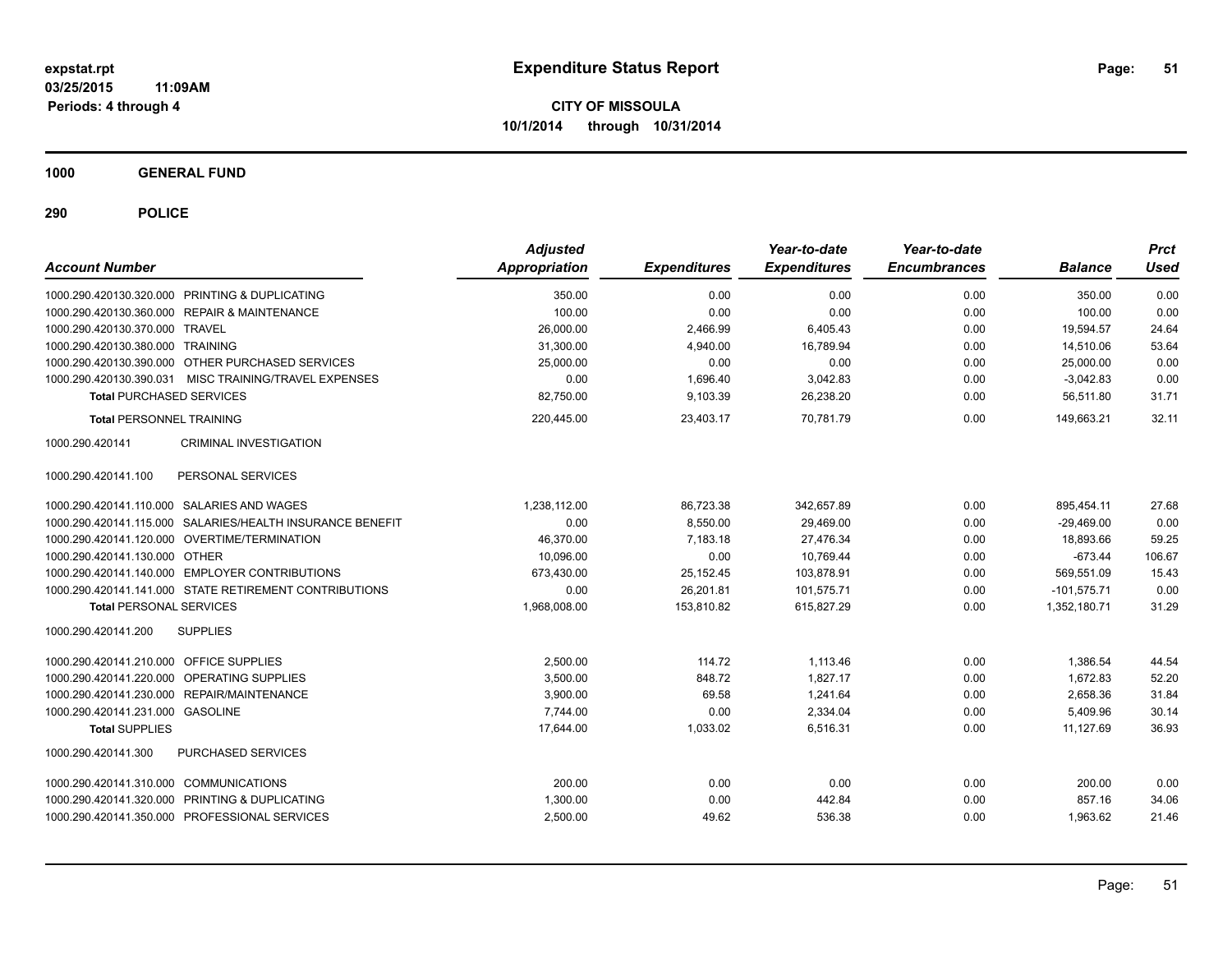**expstat.rpt**
**03/25/2015 11:09AM**
**Periods: 4 through 4**

# Expenditure Status Report

**CITY OF MISSOULA**
**10/1/2014 through 10/31/2014**

## 1000 GENERAL FUND

## 290 POLICE

| Account Number | | Adjusted Appropriation | Expenditures | Year-to-date Expenditures | Year-to-date Encumbrances | Balance | Prct Used |
|---|---|---|---|---|---|---|---|
| 1000.290.420130.320.000 | PRINTING & DUPLICATING | 350.00 | 0.00 | 0.00 | 0.00 | 350.00 | 0.00 |
| 1000.290.420130.360.000 | REPAIR & MAINTENANCE | 100.00 | 0.00 | 0.00 | 0.00 | 100.00 | 0.00 |
| 1000.290.420130.370.000 | TRAVEL | 26,000.00 | 2,466.99 | 6,405.43 | 0.00 | 19,594.57 | 24.64 |
| 1000.290.420130.380.000 | TRAINING | 31,300.00 | 4,940.00 | 16,789.94 | 0.00 | 14,510.06 | 53.64 |
| 1000.290.420130.390.000 | OTHER PURCHASED SERVICES | 25,000.00 | 0.00 | 0.00 | 0.00 | 25,000.00 | 0.00 |
| 1000.290.420130.390.031 | MISC TRAINING/TRAVEL EXPENSES | 0.00 | 1,696.40 | 3,042.83 | 0.00 | -3,042.83 | 0.00 |
| **Total** PURCHASED SERVICES | | 82,750.00 | 9,103.39 | 26,238.20 | 0.00 | 56,511.80 | 31.71 |
| **Total** PERSONNEL TRAINING | | 220,445.00 | 23,403.17 | 70,781.79 | 0.00 | 149,663.21 | 32.11 |
| 1000.290.420141 | CRIMINAL INVESTIGATION | | | | | | |
| 1000.290.420141.100 | PERSONAL SERVICES | | | | | | |
| 1000.290.420141.110.000 | SALARIES AND WAGES | 1,238,112.00 | 86,723.38 | 342,657.89 | 0.00 | 895,454.11 | 27.68 |
| 1000.290.420141.115.000 | SALARIES/HEALTH INSURANCE BENEFIT | 0.00 | 8,550.00 | 29,469.00 | 0.00 | -29,469.00 | 0.00 |
| 1000.290.420141.120.000 | OVERTIME/TERMINATION | 46,370.00 | 7,183.18 | 27,476.34 | 0.00 | 18,893.66 | 59.25 |
| 1000.290.420141.130.000 | OTHER | 10,096.00 | 0.00 | 10,769.44 | 0.00 | -673.44 | 106.67 |
| 1000.290.420141.140.000 | EMPLOYER CONTRIBUTIONS | 673,430.00 | 25,152.45 | 103,878.91 | 0.00 | 569,551.09 | 15.43 |
| 1000.290.420141.141.000 | STATE RETIREMENT CONTRIBUTIONS | 0.00 | 26,201.81 | 101,575.71 | 0.00 | -101,575.71 | 0.00 |
| **Total** PERSONAL SERVICES | | 1,968,008.00 | 153,810.82 | 615,827.29 | 0.00 | 1,352,180.71 | 31.29 |
| 1000.290.420141.200 | SUPPLIES | | | | | | |
| 1000.290.420141.210.000 | OFFICE SUPPLIES | 2,500.00 | 114.72 | 1,113.46 | 0.00 | 1,386.54 | 44.54 |
| 1000.290.420141.220.000 | OPERATING SUPPLIES | 3,500.00 | 848.72 | 1,827.17 | 0.00 | 1,672.83 | 52.20 |
| 1000.290.420141.230.000 | REPAIR/MAINTENANCE | 3,900.00 | 69.58 | 1,241.64 | 0.00 | 2,658.36 | 31.84 |
| 1000.290.420141.231.000 | GASOLINE | 7,744.00 | 0.00 | 2,334.04 | 0.00 | 5,409.96 | 30.14 |
| **Total** SUPPLIES | | 17,644.00 | 1,033.02 | 6,516.31 | 0.00 | 11,127.69 | 36.93 |
| 1000.290.420141.300 | PURCHASED SERVICES | | | | | | |
| 1000.290.420141.310.000 | COMMUNICATIONS | 200.00 | 0.00 | 0.00 | 0.00 | 200.00 | 0.00 |
| 1000.290.420141.320.000 | PRINTING & DUPLICATING | 1,300.00 | 0.00 | 442.84 | 0.00 | 857.16 | 34.06 |
| 1000.290.420141.350.000 | PROFESSIONAL SERVICES | 2,500.00 | 49.62 | 536.38 | 0.00 | 1,963.62 | 21.46 |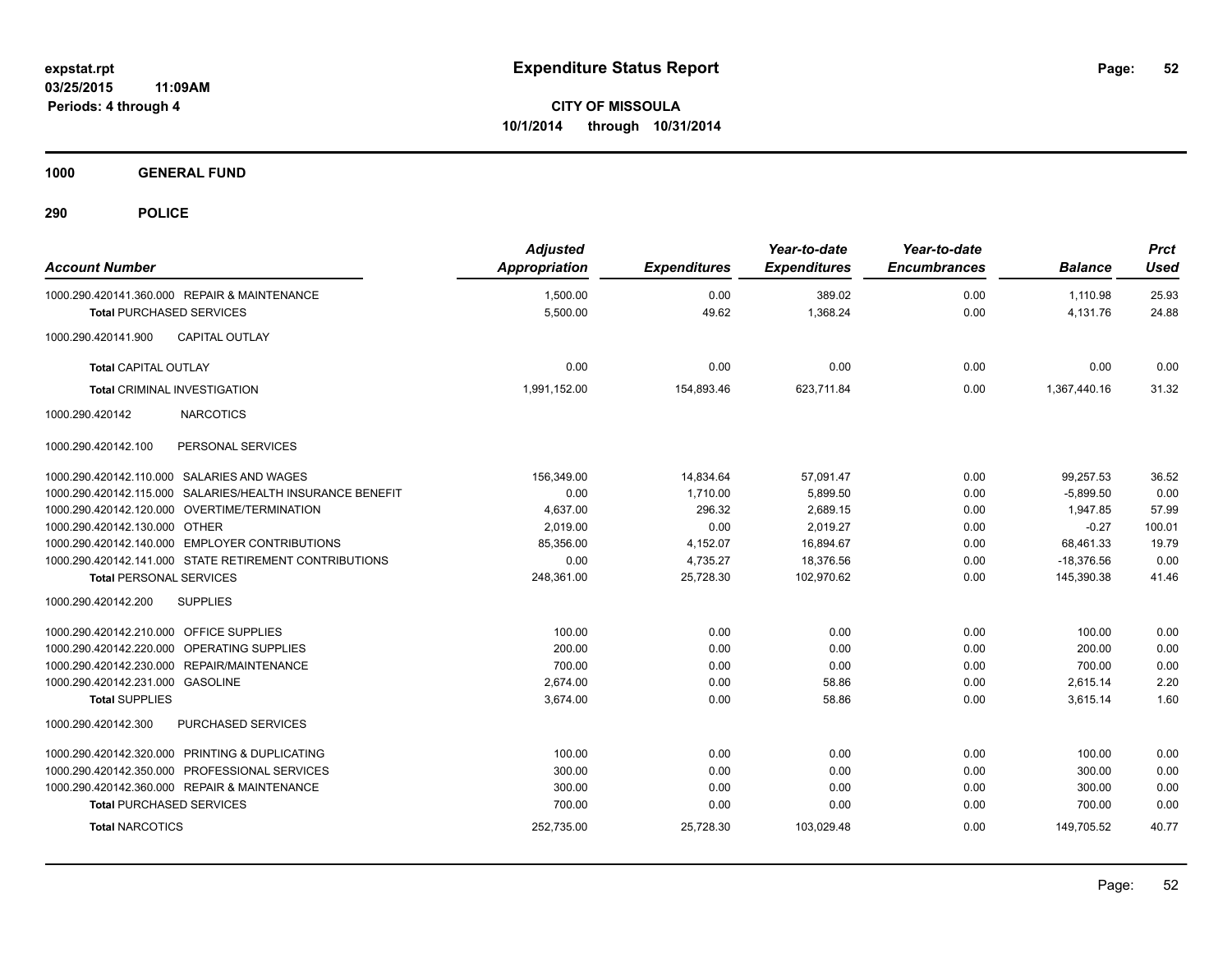**expstat.rpt**
**03/25/2015 11:09AM**
**Periods: 4 through 4**

# Expenditure Status Report

**CITY OF MISSOULA**
**10/1/2014 through 10/31/2014**

## 1000 GENERAL FUND

## 290 POLICE

| Account Number | Adjusted Appropriation | Expenditures | Year-to-date Expenditures | Year-to-date Encumbrances | Balance | Prct Used |
|---|---|---|---|---|---|---|
| 1000.290.420141.360.000 REPAIR & MAINTENANCE | 1,500.00 | 0.00 | 389.02 | 0.00 | 1,110.98 | 25.93 |
| **Total** PURCHASED SERVICES | 5,500.00 | 49.62 | 1,368.24 | 0.00 | 4,131.76 | 24.88 |
| 1000.290.420141.900 CAPITAL OUTLAY | | | | | | |
| **Total** CAPITAL OUTLAY | 0.00 | 0.00 | 0.00 | 0.00 | 0.00 | 0.00 |
| **Total** CRIMINAL INVESTIGATION | 1,991,152.00 | 154,893.46 | 623,711.84 | 0.00 | 1,367,440.16 | 31.32 |
| 1000.290.420142 NARCOTICS | | | | | | |
| 1000.290.420142.100 PERSONAL SERVICES | | | | | | |
| 1000.290.420142.110.000 SALARIES AND WAGES | 156,349.00 | 14,834.64 | 57,091.47 | 0.00 | 99,257.53 | 36.52 |
| 1000.290.420142.115.000 SALARIES/HEALTH INSURANCE BENEFIT | 0.00 | 1,710.00 | 5,899.50 | 0.00 | -5,899.50 | 0.00 |
| 1000.290.420142.120.000 OVERTIME/TERMINATION | 4,637.00 | 296.32 | 2,689.15 | 0.00 | 1,947.85 | 57.99 |
| 1000.290.420142.130.000 OTHER | 2,019.00 | 0.00 | 2,019.27 | 0.00 | -0.27 | 100.01 |
| 1000.290.420142.140.000 EMPLOYER CONTRIBUTIONS | 85,356.00 | 4,152.07 | 16,894.67 | 0.00 | 68,461.33 | 19.79 |
| 1000.290.420142.141.000 STATE RETIREMENT CONTRIBUTIONS | 0.00 | 4,735.27 | 18,376.56 | 0.00 | -18,376.56 | 0.00 |
| **Total** PERSONAL SERVICES | 248,361.00 | 25,728.30 | 102,970.62 | 0.00 | 145,390.38 | 41.46 |
| 1000.290.420142.200 SUPPLIES | | | | | | |
| 1000.290.420142.210.000 OFFICE SUPPLIES | 100.00 | 0.00 | 0.00 | 0.00 | 100.00 | 0.00 |
| 1000.290.420142.220.000 OPERATING SUPPLIES | 200.00 | 0.00 | 0.00 | 0.00 | 200.00 | 0.00 |
| 1000.290.420142.230.000 REPAIR/MAINTENANCE | 700.00 | 0.00 | 0.00 | 0.00 | 700.00 | 0.00 |
| 1000.290.420142.231.000 GASOLINE | 2,674.00 | 0.00 | 58.86 | 0.00 | 2,615.14 | 2.20 |
| **Total** SUPPLIES | 3,674.00 | 0.00 | 58.86 | 0.00 | 3,615.14 | 1.60 |
| 1000.290.420142.300 PURCHASED SERVICES | | | | | | |
| 1000.290.420142.320.000 PRINTING & DUPLICATING | 100.00 | 0.00 | 0.00 | 0.00 | 100.00 | 0.00 |
| 1000.290.420142.350.000 PROFESSIONAL SERVICES | 300.00 | 0.00 | 0.00 | 0.00 | 300.00 | 0.00 |
| 1000.290.420142.360.000 REPAIR & MAINTENANCE | 300.00 | 0.00 | 0.00 | 0.00 | 300.00 | 0.00 |
| **Total** PURCHASED SERVICES | 700.00 | 0.00 | 0.00 | 0.00 | 700.00 | 0.00 |
| **Total** NARCOTICS | 252,735.00 | 25,728.30 | 103,029.48 | 0.00 | 149,705.52 | 40.77 |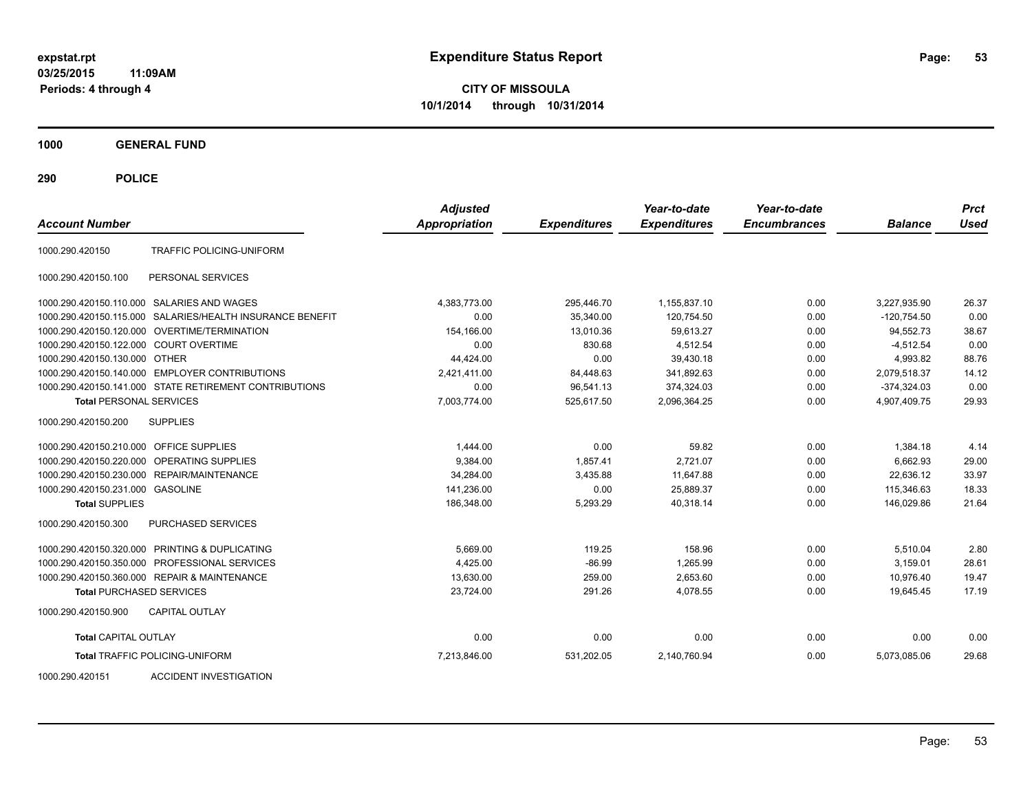**expstat.rpt**
**03/25/2015 11:09AM**
**Periods: 4 through 4**

# Expenditure Status Report

**CITY OF MISSOULA**
**10/1/2014 through 10/31/2014**

## 1000 GENERAL FUND

## 290 POLICE

| Account Number | | Adjusted Appropriation | Expenditures | Year-to-date Expenditures | Year-to-date Encumbrances | Balance | Prct Used |
|---|---|---|---|---|---|---|---|
| 1000.290.420150 | TRAFFIC POLICING-UNIFORM | | | | | | |
| 1000.290.420150.100 | PERSONAL SERVICES | | | | | | |
| 1000.290.420150.110.000 | SALARIES AND WAGES | 4,383,773.00 | 295,446.70 | 1,155,837.10 | 0.00 | 3,227,935.90 | 26.37 |
| 1000.290.420150.115.000 | SALARIES/HEALTH INSURANCE BENEFIT | 0.00 | 35,340.00 | 120,754.50 | 0.00 | -120,754.50 | 0.00 |
| 1000.290.420150.120.000 | OVERTIME/TERMINATION | 154,166.00 | 13,010.36 | 59,613.27 | 0.00 | 94,552.73 | 38.67 |
| 1000.290.420150.122.000 | COURT OVERTIME | 0.00 | 830.68 | 4,512.54 | 0.00 | -4,512.54 | 0.00 |
| 1000.290.420150.130.000 | OTHER | 44,424.00 | 0.00 | 39,430.18 | 0.00 | 4,993.82 | 88.76 |
| 1000.290.420150.140.000 | EMPLOYER CONTRIBUTIONS | 2,421,411.00 | 84,448.63 | 341,892.63 | 0.00 | 2,079,518.37 | 14.12 |
| 1000.290.420150.141.000 | STATE RETIREMENT CONTRIBUTIONS | 0.00 | 96,541.13 | 374,324.03 | 0.00 | -374,324.03 | 0.00 |
| **Total** PERSONAL SERVICES | | 7,003,774.00 | 525,617.50 | 2,096,364.25 | 0.00 | 4,907,409.75 | 29.93 |
| 1000.290.420150.200 | SUPPLIES | | | | | | |
| 1000.290.420150.210.000 | OFFICE SUPPLIES | 1,444.00 | 0.00 | 59.82 | 0.00 | 1,384.18 | 4.14 |
| 1000.290.420150.220.000 | OPERATING SUPPLIES | 9,384.00 | 1,857.41 | 2,721.07 | 0.00 | 6,662.93 | 29.00 |
| 1000.290.420150.230.000 | REPAIR/MAINTENANCE | 34,284.00 | 3,435.88 | 11,647.88 | 0.00 | 22,636.12 | 33.97 |
| 1000.290.420150.231.000 | GASOLINE | 141,236.00 | 0.00 | 25,889.37 | 0.00 | 115,346.63 | 18.33 |
| **Total** SUPPLIES | | 186,348.00 | 5,293.29 | 40,318.14 | 0.00 | 146,029.86 | 21.64 |
| 1000.290.420150.300 | PURCHASED SERVICES | | | | | | |
| 1000.290.420150.320.000 | PRINTING & DUPLICATING | 5,669.00 | 119.25 | 158.96 | 0.00 | 5,510.04 | 2.80 |
| 1000.290.420150.350.000 | PROFESSIONAL SERVICES | 4,425.00 | -86.99 | 1,265.99 | 0.00 | 3,159.01 | 28.61 |
| 1000.290.420150.360.000 | REPAIR & MAINTENANCE | 13,630.00 | 259.00 | 2,653.60 | 0.00 | 10,976.40 | 19.47 |
| **Total** PURCHASED SERVICES | | 23,724.00 | 291.26 | 4,078.55 | 0.00 | 19,645.45 | 17.19 |
| 1000.290.420150.900 | CAPITAL OUTLAY | | | | | | |
| **Total** CAPITAL OUTLAY | | 0.00 | 0.00 | 0.00 | 0.00 | 0.00 | 0.00 |
| **Total** TRAFFIC POLICING-UNIFORM | | 7,213,846.00 | 531,202.05 | 2,140,760.94 | 0.00 | 5,073,085.06 | 29.68 |
| 1000.290.420151 | ACCIDENT INVESTIGATION | | | | | | |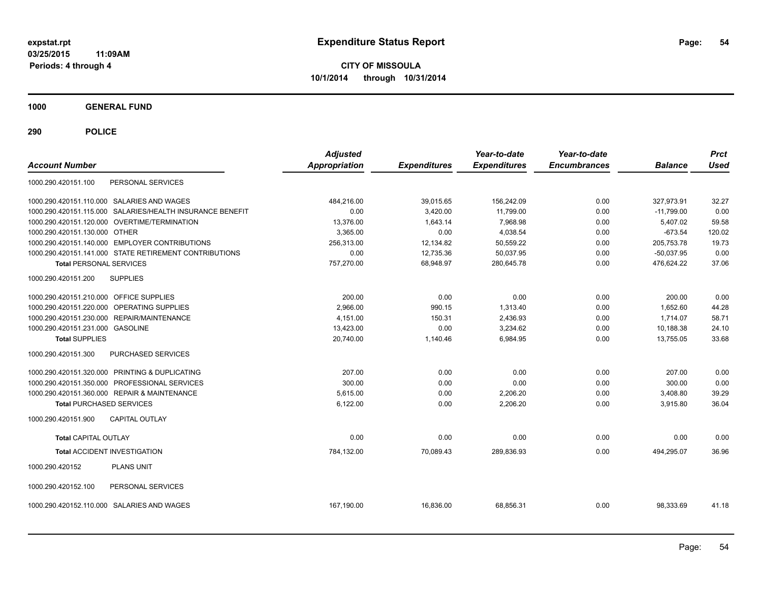**expstat.rpt**
**03/25/2015 11:09AM**
**Periods: 4 through 4**

# Expenditure Status Report

**CITY OF MISSOULA**
**10/1/2014 through 10/31/2014**

## 1000 GENERAL FUND

## 290 POLICE

| Account Number | | Adjusted Appropriation | Expenditures | Year-to-date Expenditures | Year-to-date Encumbrances | Balance | Prct Used |
|---|---|---|---|---|---|---|---|
| 1000.290.420151.100 | PERSONAL SERVICES | | | | | | |
| 1000.290.420151.110.000 | SALARIES AND WAGES | 484,216.00 | 39,015.65 | 156,242.09 | 0.00 | 327,973.91 | 32.27 |
| 1000.290.420151.115.000 | SALARIES/HEALTH INSURANCE BENEFIT | 0.00 | 3,420.00 | 11,799.00 | 0.00 | -11,799.00 | 0.00 |
| 1000.290.420151.120.000 | OVERTIME/TERMINATION | 13,376.00 | 1,643.14 | 7,968.98 | 0.00 | 5,407.02 | 59.58 |
| 1000.290.420151.130.000 | OTHER | 3,365.00 | 0.00 | 4,038.54 | 0.00 | -673.54 | 120.02 |
| 1000.290.420151.140.000 | EMPLOYER CONTRIBUTIONS | 256,313.00 | 12,134.82 | 50,559.22 | 0.00 | 205,753.78 | 19.73 |
| 1000.290.420151.141.000 | STATE RETIREMENT CONTRIBUTIONS | 0.00 | 12,735.36 | 50,037.95 | 0.00 | -50,037.95 | 0.00 |
| **Total** PERSONAL SERVICES | | 757,270.00 | 68,948.97 | 280,645.78 | 0.00 | 476,624.22 | 37.06 |
| 1000.290.420151.200 | SUPPLIES | | | | | | |
| 1000.290.420151.210.000 | OFFICE SUPPLIES | 200.00 | 0.00 | 0.00 | 0.00 | 200.00 | 0.00 |
| 1000.290.420151.220.000 | OPERATING SUPPLIES | 2,966.00 | 990.15 | 1,313.40 | 0.00 | 1,652.60 | 44.28 |
| 1000.290.420151.230.000 | REPAIR/MAINTENANCE | 4,151.00 | 150.31 | 2,436.93 | 0.00 | 1,714.07 | 58.71 |
| 1000.290.420151.231.000 | GASOLINE | 13,423.00 | 0.00 | 3,234.62 | 0.00 | 10,188.38 | 24.10 |
| **Total** SUPPLIES | | 20,740.00 | 1,140.46 | 6,984.95 | 0.00 | 13,755.05 | 33.68 |
| 1000.290.420151.300 | PURCHASED SERVICES | | | | | | |
| 1000.290.420151.320.000 | PRINTING & DUPLICATING | 207.00 | 0.00 | 0.00 | 0.00 | 207.00 | 0.00 |
| 1000.290.420151.350.000 | PROFESSIONAL SERVICES | 300.00 | 0.00 | 0.00 | 0.00 | 300.00 | 0.00 |
| 1000.290.420151.360.000 | REPAIR & MAINTENANCE | 5,615.00 | 0.00 | 2,206.20 | 0.00 | 3,408.80 | 39.29 |
| **Total** PURCHASED SERVICES | | 6,122.00 | 0.00 | 2,206.20 | 0.00 | 3,915.80 | 36.04 |
| 1000.290.420151.900 | CAPITAL OUTLAY | | | | | | |
| **Total** CAPITAL OUTLAY | | 0.00 | 0.00 | 0.00 | 0.00 | 0.00 | 0.00 |
| **Total** ACCIDENT INVESTIGATION | | 784,132.00 | 70,089.43 | 289,836.93 | 0.00 | 494,295.07 | 36.96 |
| 1000.290.420152 | PLANS UNIT | | | | | | |
| 1000.290.420152.100 | PERSONAL SERVICES | | | | | | |
| 1000.290.420152.110.000 | SALARIES AND WAGES | 167,190.00 | 16,836.00 | 68,856.31 | 0.00 | 98,333.69 | 41.18 |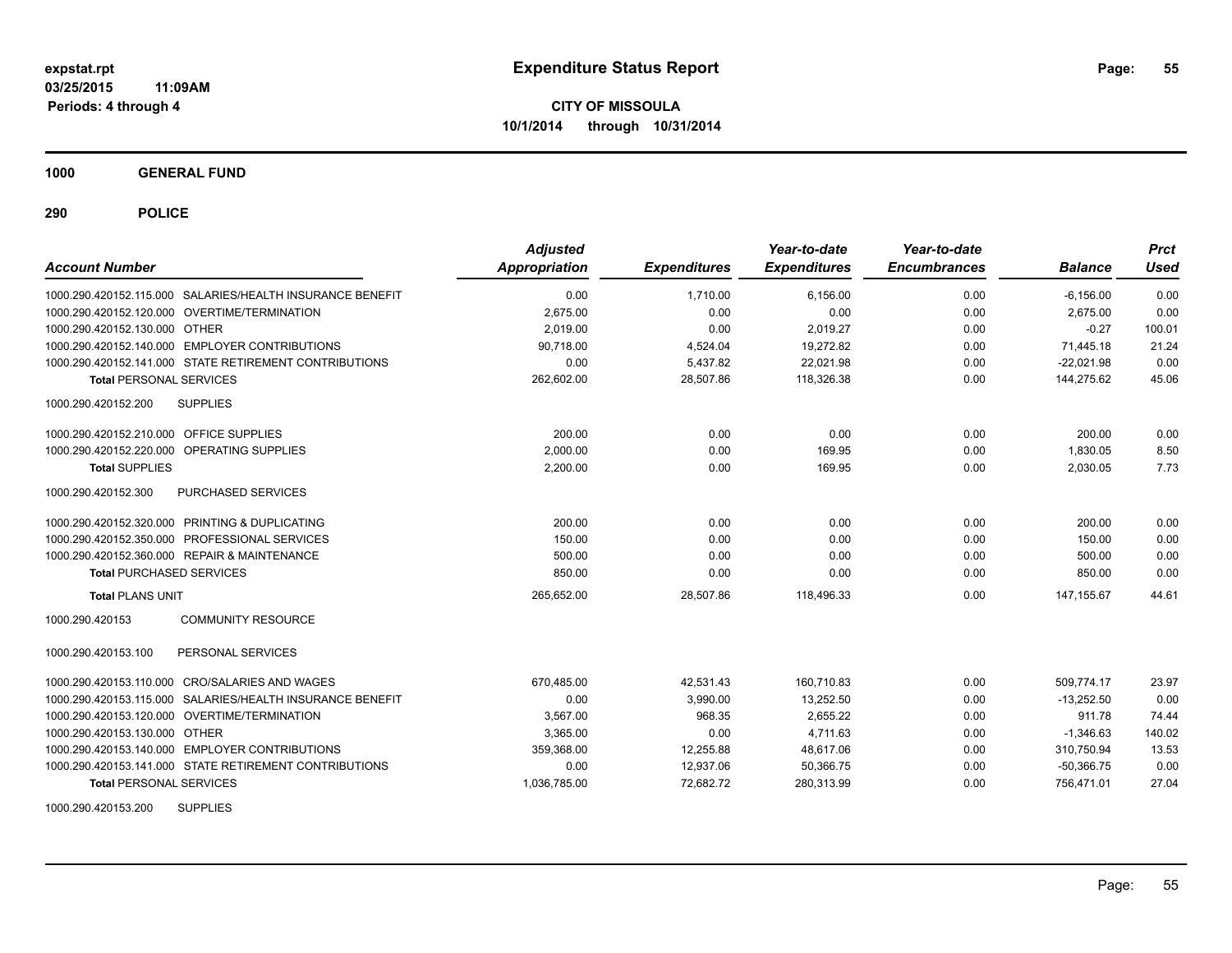# Expenditure Status Report

expstat.rpt
03/25/2015 11:09AM
Periods: 4 through 4

**CITY OF MISSOULA**
**10/1/2014 through 10/31/2014**

**1000 GENERAL FUND**

**290 POLICE**

| Account Number | | Adjusted Appropriation | Expenditures | Year-to-date Expenditures | Year-to-date Encumbrances | Balance | Prct Used |
|---|---|---|---|---|---|---|---|
| 1000.290.420152.115.000 | SALARIES/HEALTH INSURANCE BENEFIT | 0.00 | 1,710.00 | 6,156.00 | 0.00 | -6,156.00 | 0.00 |
| 1000.290.420152.120.000 | OVERTIME/TERMINATION | 2,675.00 | 0.00 | 0.00 | 0.00 | 2,675.00 | 0.00 |
| 1000.290.420152.130.000 | OTHER | 2,019.00 | 0.00 | 2,019.27 | 0.00 | -0.27 | 100.01 |
| 1000.290.420152.140.000 | EMPLOYER CONTRIBUTIONS | 90,718.00 | 4,524.04 | 19,272.82 | 0.00 | 71,445.18 | 21.24 |
| 1000.290.420152.141.000 | STATE RETIREMENT CONTRIBUTIONS | 0.00 | 5,437.82 | 22,021.98 | 0.00 | -22,021.98 | 0.00 |
| **Total** PERSONAL SERVICES | | 262,602.00 | 28,507.86 | 118,326.38 | 0.00 | 144,275.62 | 45.06 |
| 1000.290.420152.200 | SUPPLIES | | | | | | |
| 1000.290.420152.210.000 | OFFICE SUPPLIES | 200.00 | 0.00 | 0.00 | 0.00 | 200.00 | 0.00 |
| 1000.290.420152.220.000 | OPERATING SUPPLIES | 2,000.00 | 0.00 | 169.95 | 0.00 | 1,830.05 | 8.50 |
| **Total** SUPPLIES | | 2,200.00 | 0.00 | 169.95 | 0.00 | 2,030.05 | 7.73 |
| 1000.290.420152.300 | PURCHASED SERVICES | | | | | | |
| 1000.290.420152.320.000 | PRINTING & DUPLICATING | 200.00 | 0.00 | 0.00 | 0.00 | 200.00 | 0.00 |
| 1000.290.420152.350.000 | PROFESSIONAL SERVICES | 150.00 | 0.00 | 0.00 | 0.00 | 150.00 | 0.00 |
| 1000.290.420152.360.000 | REPAIR & MAINTENANCE | 500.00 | 0.00 | 0.00 | 0.00 | 500.00 | 0.00 |
| **Total** PURCHASED SERVICES | | 850.00 | 0.00 | 0.00 | 0.00 | 850.00 | 0.00 |
| **Total** PLANS UNIT | | 265,652.00 | 28,507.86 | 118,496.33 | 0.00 | 147,155.67 | 44.61 |
| 1000.290.420153 | COMMUNITY RESOURCE | | | | | | |
| 1000.290.420153.100 | PERSONAL SERVICES | | | | | | |
| 1000.290.420153.110.000 | CRO/SALARIES AND WAGES | 670,485.00 | 42,531.43 | 160,710.83 | 0.00 | 509,774.17 | 23.97 |
| 1000.290.420153.115.000 | SALARIES/HEALTH INSURANCE BENEFIT | 0.00 | 3,990.00 | 13,252.50 | 0.00 | -13,252.50 | 0.00 |
| 1000.290.420153.120.000 | OVERTIME/TERMINATION | 3,567.00 | 968.35 | 2,655.22 | 0.00 | 911.78 | 74.44 |
| 1000.290.420153.130.000 | OTHER | 3,365.00 | 0.00 | 4,711.63 | 0.00 | -1,346.63 | 140.02 |
| 1000.290.420153.140.000 | EMPLOYER CONTRIBUTIONS | 359,368.00 | 12,255.88 | 48,617.06 | 0.00 | 310,750.94 | 13.53 |
| 1000.290.420153.141.000 | STATE RETIREMENT CONTRIBUTIONS | 0.00 | 12,937.06 | 50,366.75 | 0.00 | -50,366.75 | 0.00 |
| **Total** PERSONAL SERVICES | | 1,036,785.00 | 72,682.72 | 280,313.99 | 0.00 | 756,471.01 | 27.04 |
| 1000.290.420153.200 | SUPPLIES | | | | | | |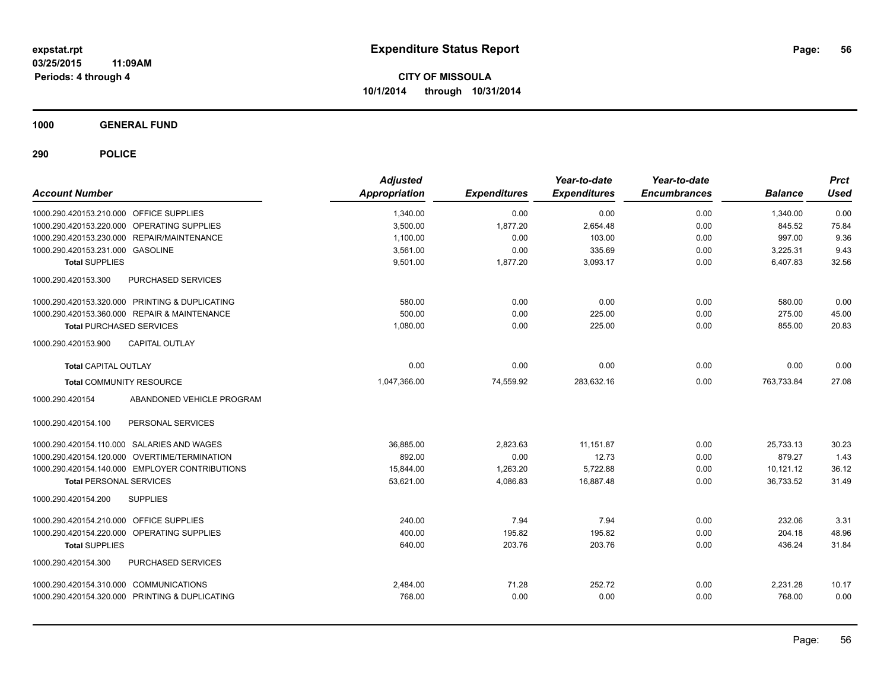**expstat.rpt**
**03/25/2015 11:09AM**
**Periods: 4 through 4**

# Expenditure Status Report

**CITY OF MISSOULA**
**10/1/2014 through 10/31/2014**

## 1000 GENERAL FUND

## 290 POLICE

| Account Number | | Adjusted Appropriation | Expenditures | Year-to-date Expenditures | Year-to-date Encumbrances | Balance | Prct Used |
|---|---|---|---|---|---|---|---|
| 1000.290.420153.210.000 | OFFICE SUPPLIES | 1,340.00 | 0.00 | 0.00 | 0.00 | 1,340.00 | 0.00 |
| 1000.290.420153.220.000 | OPERATING SUPPLIES | 3,500.00 | 1,877.20 | 2,654.48 | 0.00 | 845.52 | 75.84 |
| 1000.290.420153.230.000 | REPAIR/MAINTENANCE | 1,100.00 | 0.00 | 103.00 | 0.00 | 997.00 | 9.36 |
| 1000.290.420153.231.000 | GASOLINE | 3,561.00 | 0.00 | 335.69 | 0.00 | 3,225.31 | 9.43 |
| **Total SUPPLIES** | | 9,501.00 | 1,877.20 | 3,093.17 | 0.00 | 6,407.83 | 32.56 |
| 1000.290.420153.300 | PURCHASED SERVICES | | | | | | |
| 1000.290.420153.320.000 | PRINTING & DUPLICATING | 580.00 | 0.00 | 0.00 | 0.00 | 580.00 | 0.00 |
| 1000.290.420153.360.000 | REPAIR & MAINTENANCE | 500.00 | 0.00 | 225.00 | 0.00 | 275.00 | 45.00 |
| **Total PURCHASED SERVICES** | | 1,080.00 | 0.00 | 225.00 | 0.00 | 855.00 | 20.83 |
| 1000.290.420153.900 | CAPITAL OUTLAY | | | | | | |
| **Total CAPITAL OUTLAY** | | 0.00 | 0.00 | 0.00 | 0.00 | 0.00 | 0.00 |
| **Total COMMUNITY RESOURCE** | | 1,047,366.00 | 74,559.92 | 283,632.16 | 0.00 | 763,733.84 | 27.08 |
| 1000.290.420154 | ABANDONED VEHICLE PROGRAM | | | | | | |
| 1000.290.420154.100 | PERSONAL SERVICES | | | | | | |
| 1000.290.420154.110.000 | SALARIES AND WAGES | 36,885.00 | 2,823.63 | 11,151.87 | 0.00 | 25,733.13 | 30.23 |
| 1000.290.420154.120.000 | OVERTIME/TERMINATION | 892.00 | 0.00 | 12.73 | 0.00 | 879.27 | 1.43 |
| 1000.290.420154.140.000 | EMPLOYER CONTRIBUTIONS | 15,844.00 | 1,263.20 | 5,722.88 | 0.00 | 10,121.12 | 36.12 |
| **Total PERSONAL SERVICES** | | 53,621.00 | 4,086.83 | 16,887.48 | 0.00 | 36,733.52 | 31.49 |
| 1000.290.420154.200 | SUPPLIES | | | | | | |
| 1000.290.420154.210.000 | OFFICE SUPPLIES | 240.00 | 7.94 | 7.94 | 0.00 | 232.06 | 3.31 |
| 1000.290.420154.220.000 | OPERATING SUPPLIES | 400.00 | 195.82 | 195.82 | 0.00 | 204.18 | 48.96 |
| **Total SUPPLIES** | | 640.00 | 203.76 | 203.76 | 0.00 | 436.24 | 31.84 |
| 1000.290.420154.300 | PURCHASED SERVICES | | | | | | |
| 1000.290.420154.310.000 | COMMUNICATIONS | 2,484.00 | 71.28 | 252.72 | 0.00 | 2,231.28 | 10.17 |
| 1000.290.420154.320.000 | PRINTING & DUPLICATING | 768.00 | 0.00 | 0.00 | 0.00 | 768.00 | 0.00 |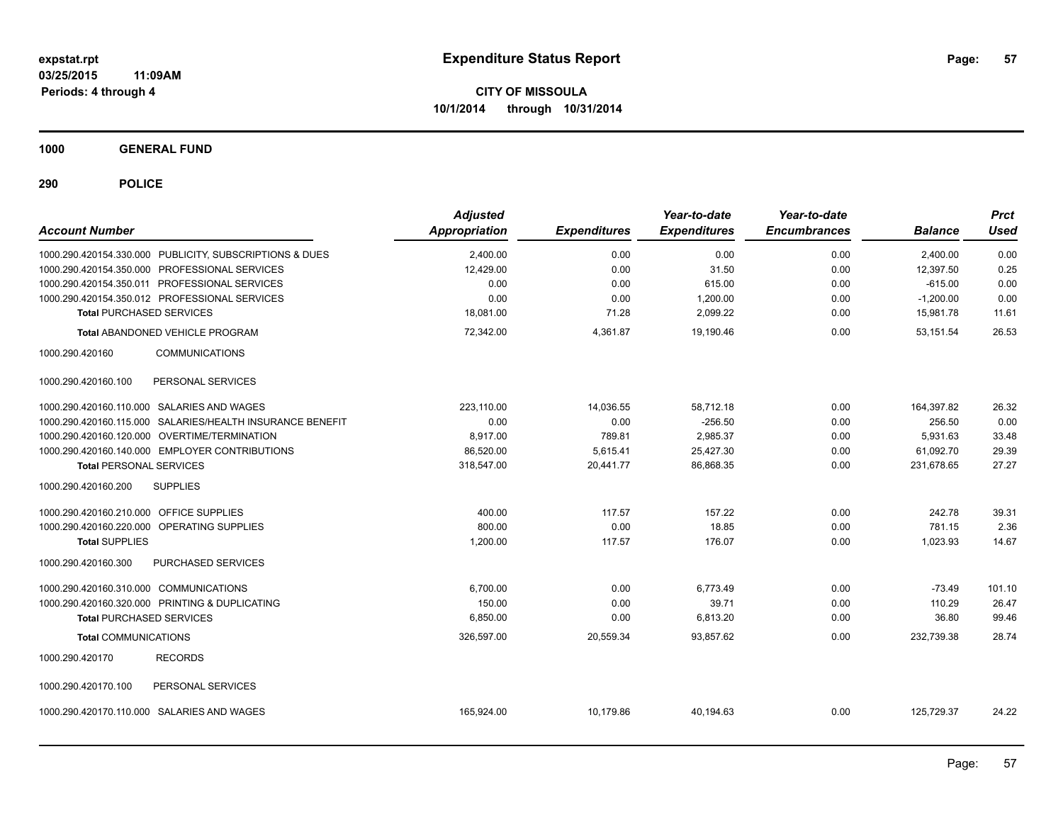**Expenditure Status Report**

**CITY OF MISSOULA**
**10/1/2014 through 10/31/2014**

expstat.rpt
03/25/2015 11:09AM
Periods: 4 through 4

## 1000 GENERAL FUND

## 290 POLICE

| Account Number | Adjusted Appropriation | Expenditures | Year-to-date Expenditures | Year-to-date Encumbrances | Balance | Prct Used |
|---|---|---|---|---|---|---|
| 1000.290.420154.330.000 PUBLICITY, SUBSCRIPTIONS & DUES | 2,400.00 | 0.00 | 0.00 | 0.00 | 2,400.00 | 0.00 |
| 1000.290.420154.350.000 PROFESSIONAL SERVICES | 12,429.00 | 0.00 | 31.50 | 0.00 | 12,397.50 | 0.25 |
| 1000.290.420154.350.011 PROFESSIONAL SERVICES | 0.00 | 0.00 | 615.00 | 0.00 | -615.00 | 0.00 |
| 1000.290.420154.350.012 PROFESSIONAL SERVICES | 0.00 | 0.00 | 1,200.00 | 0.00 | -1,200.00 | 0.00 |
| **Total** PURCHASED SERVICES | 18,081.00 | 71.28 | 2,099.22 | 0.00 | 15,981.78 | 11.61 |
| **Total** ABANDONED VEHICLE PROGRAM | 72,342.00 | 4,361.87 | 19,190.46 | 0.00 | 53,151.54 | 26.53 |
| 1000.290.420160 COMMUNICATIONS | | | | | | |
| 1000.290.420160.100 PERSONAL SERVICES | | | | | | |
| 1000.290.420160.110.000 SALARIES AND WAGES | 223,110.00 | 14,036.55 | 58,712.18 | 0.00 | 164,397.82 | 26.32 |
| 1000.290.420160.115.000 SALARIES/HEALTH INSURANCE BENEFIT | 0.00 | 0.00 | -256.50 | 0.00 | 256.50 | 0.00 |
| 1000.290.420160.120.000 OVERTIME/TERMINATION | 8,917.00 | 789.81 | 2,985.37 | 0.00 | 5,931.63 | 33.48 |
| 1000.290.420160.140.000 EMPLOYER CONTRIBUTIONS | 86,520.00 | 5,615.41 | 25,427.30 | 0.00 | 61,092.70 | 29.39 |
| **Total** PERSONAL SERVICES | 318,547.00 | 20,441.77 | 86,868.35 | 0.00 | 231,678.65 | 27.27 |
| 1000.290.420160.200 SUPPLIES | | | | | | |
| 1000.290.420160.210.000 OFFICE SUPPLIES | 400.00 | 117.57 | 157.22 | 0.00 | 242.78 | 39.31 |
| 1000.290.420160.220.000 OPERATING SUPPLIES | 800.00 | 0.00 | 18.85 | 0.00 | 781.15 | 2.36 |
| **Total** SUPPLIES | 1,200.00 | 117.57 | 176.07 | 0.00 | 1,023.93 | 14.67 |
| 1000.290.420160.300 PURCHASED SERVICES | | | | | | |
| 1000.290.420160.310.000 COMMUNICATIONS | 6,700.00 | 0.00 | 6,773.49 | 0.00 | -73.49 | 101.10 |
| 1000.290.420160.320.000 PRINTING & DUPLICATING | 150.00 | 0.00 | 39.71 | 0.00 | 110.29 | 26.47 |
| **Total** PURCHASED SERVICES | 6,850.00 | 0.00 | 6,813.20 | 0.00 | 36.80 | 99.46 |
| **Total** COMMUNICATIONS | 326,597.00 | 20,559.34 | 93,857.62 | 0.00 | 232,739.38 | 28.74 |
| 1000.290.420170 RECORDS | | | | | | |
| 1000.290.420170.100 PERSONAL SERVICES | | | | | | |
| 1000.290.420170.110.000 SALARIES AND WAGES | 165,924.00 | 10,179.86 | 40,194.63 | 0.00 | 125,729.37 | 24.22 |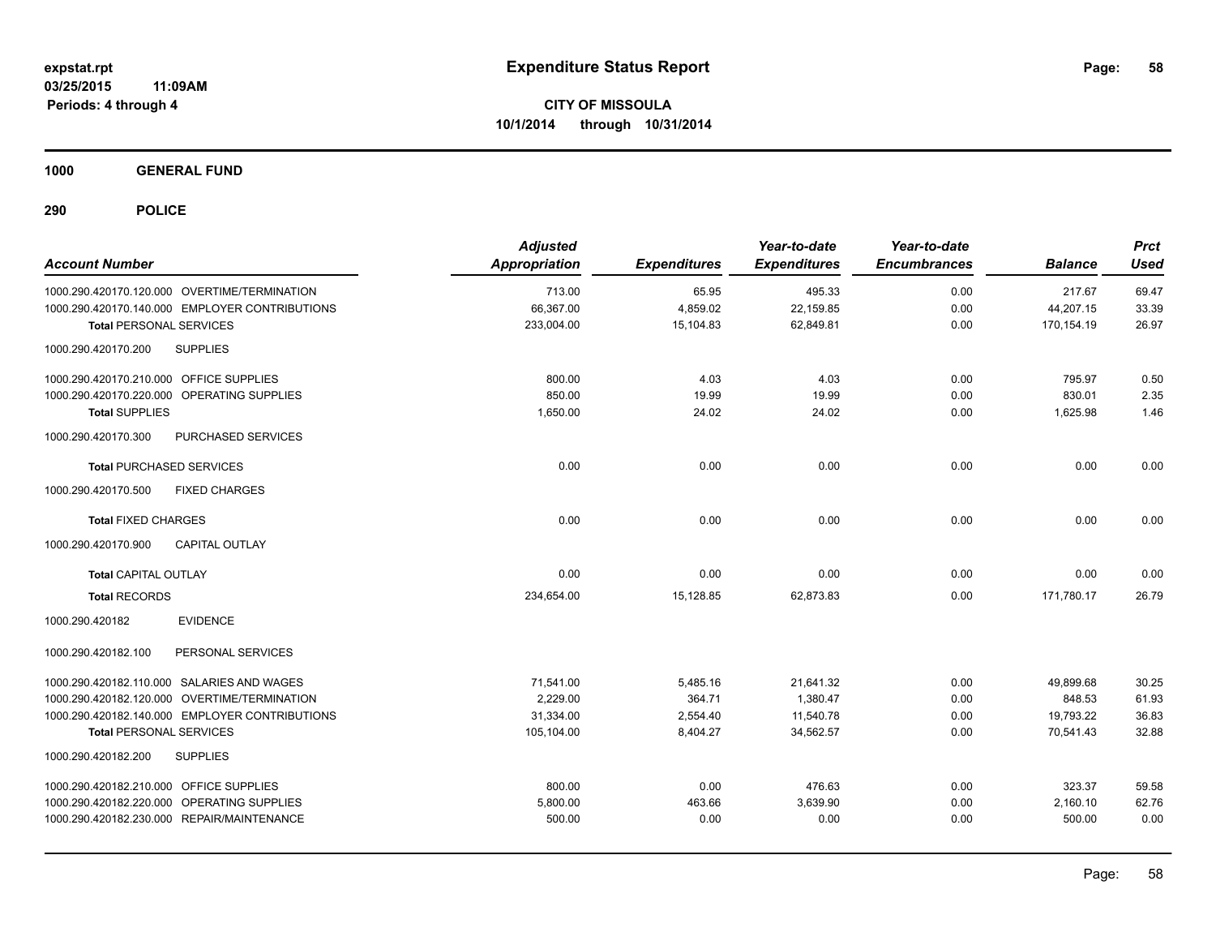**expstat.rpt**
**03/25/2015 11:09AM**
**Periods: 4 through 4**

# Expenditure Status Report

**CITY OF MISSOULA**
**10/1/2014 through 10/31/2014**

## 1000 GENERAL FUND

## 290 POLICE

| Account Number | Adjusted Appropriation | Expenditures | Year-to-date Expenditures | Year-to-date Encumbrances | Balance | Prct Used |
|---|---|---|---|---|---|---|
| 1000.290.420170.120.000 OVERTIME/TERMINATION | 713.00 | 65.95 | 495.33 | 0.00 | 217.67 | 69.47 |
| 1000.290.420170.140.000 EMPLOYER CONTRIBUTIONS | 66,367.00 | 4,859.02 | 22,159.85 | 0.00 | 44,207.15 | 33.39 |
| **Total** PERSONAL SERVICES | 233,004.00 | 15,104.83 | 62,849.81 | 0.00 | 170,154.19 | 26.97 |
| 1000.290.420170.200 SUPPLIES | | | | | | |
| 1000.290.420170.210.000 OFFICE SUPPLIES | 800.00 | 4.03 | 4.03 | 0.00 | 795.97 | 0.50 |
| 1000.290.420170.220.000 OPERATING SUPPLIES | 850.00 | 19.99 | 19.99 | 0.00 | 830.01 | 2.35 |
| **Total SUPPLIES** | 1,650.00 | 24.02 | 24.02 | 0.00 | 1,625.98 | 1.46 |
| 1000.290.420170.300 PURCHASED SERVICES | | | | | | |
| **Total** PURCHASED SERVICES | 0.00 | 0.00 | 0.00 | 0.00 | 0.00 | 0.00 |
| 1000.290.420170.500 FIXED CHARGES | | | | | | |
| **Total** FIXED CHARGES | 0.00 | 0.00 | 0.00 | 0.00 | 0.00 | 0.00 |
| 1000.290.420170.900 CAPITAL OUTLAY | | | | | | |
| **Total** CAPITAL OUTLAY | 0.00 | 0.00 | 0.00 | 0.00 | 0.00 | 0.00 |
| **Total** RECORDS | 234,654.00 | 15,128.85 | 62,873.83 | 0.00 | 171,780.17 | 26.79 |
| 1000.290.420182 EVIDENCE | | | | | | |
| 1000.290.420182.100 PERSONAL SERVICES | | | | | | |
| 1000.290.420182.110.000 SALARIES AND WAGES | 71,541.00 | 5,485.16 | 21,641.32 | 0.00 | 49,899.68 | 30.25 |
| 1000.290.420182.120.000 OVERTIME/TERMINATION | 2,229.00 | 364.71 | 1,380.47 | 0.00 | 848.53 | 61.93 |
| 1000.290.420182.140.000 EMPLOYER CONTRIBUTIONS | 31,334.00 | 2,554.40 | 11,540.78 | 0.00 | 19,793.22 | 36.83 |
| **Total** PERSONAL SERVICES | 105,104.00 | 8,404.27 | 34,562.57 | 0.00 | 70,541.43 | 32.88 |
| 1000.290.420182.200 SUPPLIES | | | | | | |
| 1000.290.420182.210.000 OFFICE SUPPLIES | 800.00 | 0.00 | 476.63 | 0.00 | 323.37 | 59.58 |
| 1000.290.420182.220.000 OPERATING SUPPLIES | 5,800.00 | 463.66 | 3,639.90 | 0.00 | 2,160.10 | 62.76 |
| 1000.290.420182.230.000 REPAIR/MAINTENANCE | 500.00 | 0.00 | 0.00 | 0.00 | 500.00 | 0.00 |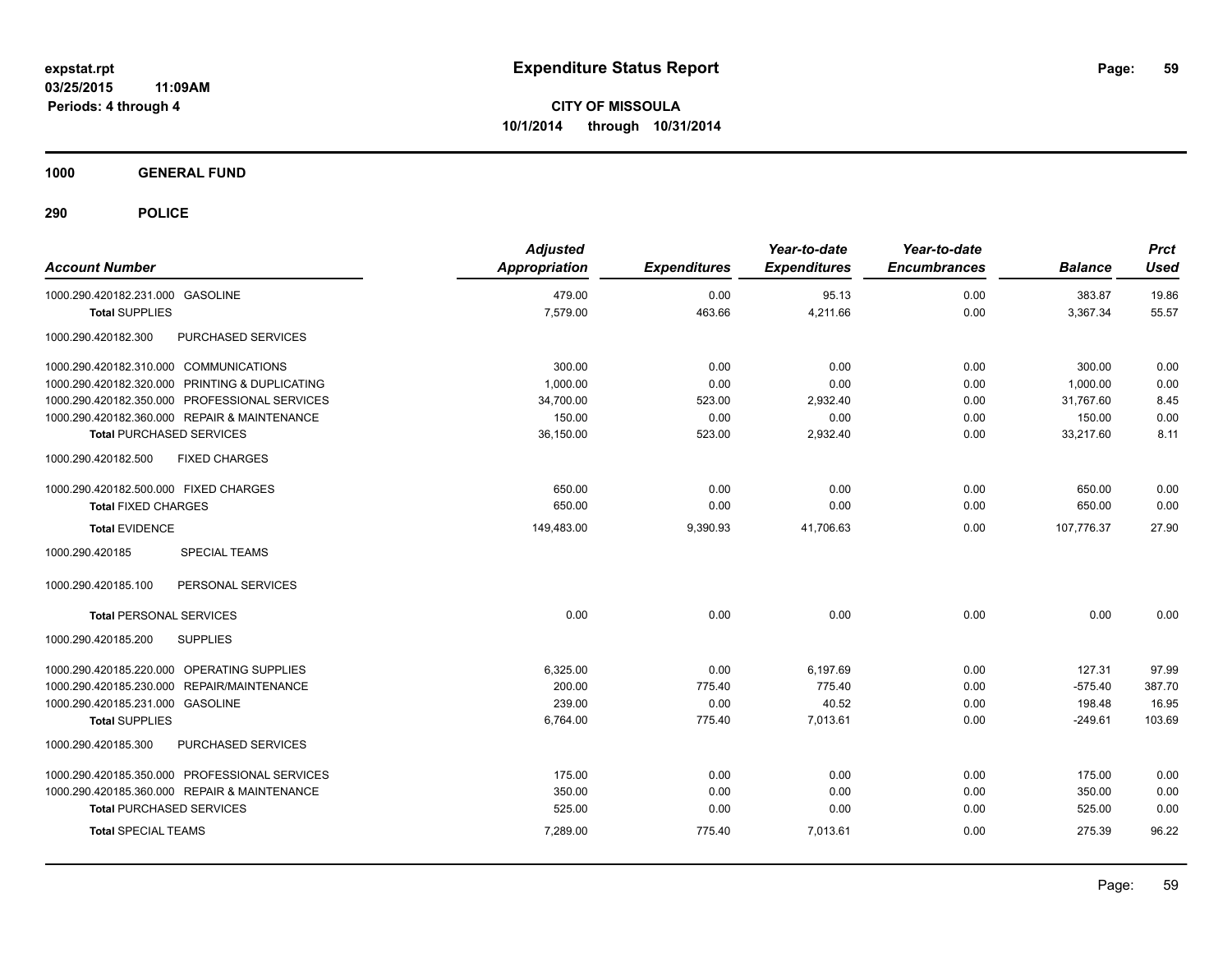# Expenditure Status Report

expstat.rpt
03/25/2015 11:09AM
Periods: 4 through 4

**CITY OF MISSOULA**
**10/1/2014 through 10/31/2014**

## 1000 GENERAL FUND

## 290 POLICE

| Account Number | | Adjusted Appropriation | Expenditures | Year-to-date Expenditures | Year-to-date Encumbrances | Balance | Prct Used |
|---|---|---|---|---|---|---|---|
| 1000.290.420182.231.000 | GASOLINE | 479.00 | 0.00 | 95.13 | 0.00 | 383.87 | 19.86 |
| **Total** SUPPLIES | | 7,579.00 | 463.66 | 4,211.66 | 0.00 | 3,367.34 | 55.57 |
| 1000.290.420182.300 | PURCHASED SERVICES | | | | | | |
| 1000.290.420182.310.000 | COMMUNICATIONS | 300.00 | 0.00 | 0.00 | 0.00 | 300.00 | 0.00 |
| 1000.290.420182.320.000 | PRINTING & DUPLICATING | 1,000.00 | 0.00 | 0.00 | 0.00 | 1,000.00 | 0.00 |
| 1000.290.420182.350.000 | PROFESSIONAL SERVICES | 34,700.00 | 523.00 | 2,932.40 | 0.00 | 31,767.60 | 8.45 |
| 1000.290.420182.360.000 | REPAIR & MAINTENANCE | 150.00 | 0.00 | 0.00 | 0.00 | 150.00 | 0.00 |
| **Total** PURCHASED SERVICES | | 36,150.00 | 523.00 | 2,932.40 | 0.00 | 33,217.60 | 8.11 |
| 1000.290.420182.500 | FIXED CHARGES | | | | | | |
| 1000.290.420182.500.000 | FIXED CHARGES | 650.00 | 0.00 | 0.00 | 0.00 | 650.00 | 0.00 |
| **Total** FIXED CHARGES | | 650.00 | 0.00 | 0.00 | 0.00 | 650.00 | 0.00 |
| **Total** EVIDENCE | | 149,483.00 | 9,390.93 | 41,706.63 | 0.00 | 107,776.37 | 27.90 |
| 1000.290.420185 | SPECIAL TEAMS | | | | | | |
| 1000.290.420185.100 | PERSONAL SERVICES | | | | | | |
| **Total** PERSONAL SERVICES | | 0.00 | 0.00 | 0.00 | 0.00 | 0.00 | 0.00 |
| 1000.290.420185.200 | SUPPLIES | | | | | | |
| 1000.290.420185.220.000 | OPERATING SUPPLIES | 6,325.00 | 0.00 | 6,197.69 | 0.00 | 127.31 | 97.99 |
| 1000.290.420185.230.000 | REPAIR/MAINTENANCE | 200.00 | 775.40 | 775.40 | 0.00 | -575.40 | 387.70 |
| 1000.290.420185.231.000 | GASOLINE | 239.00 | 0.00 | 40.52 | 0.00 | 198.48 | 16.95 |
| **Total** SUPPLIES | | 6,764.00 | 775.40 | 7,013.61 | 0.00 | -249.61 | 103.69 |
| 1000.290.420185.300 | PURCHASED SERVICES | | | | | | |
| 1000.290.420185.350.000 | PROFESSIONAL SERVICES | 175.00 | 0.00 | 0.00 | 0.00 | 175.00 | 0.00 |
| 1000.290.420185.360.000 | REPAIR & MAINTENANCE | 350.00 | 0.00 | 0.00 | 0.00 | 350.00 | 0.00 |
| **Total** PURCHASED SERVICES | | 525.00 | 0.00 | 0.00 | 0.00 | 525.00 | 0.00 |
| **Total** SPECIAL TEAMS | | 7,289.00 | 775.40 | 7,013.61 | 0.00 | 275.39 | 96.22 |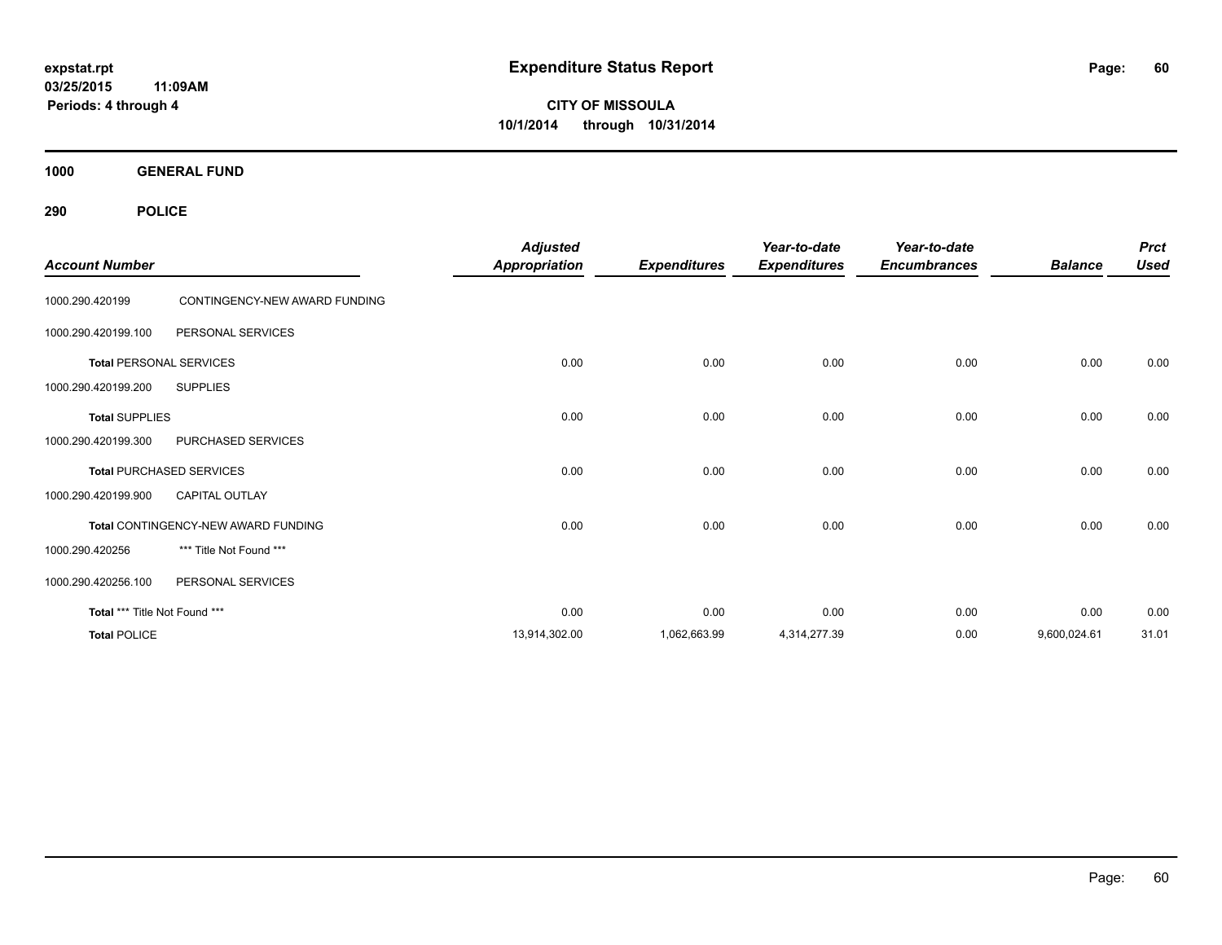# Expenditure Status Report

expstat.rpt
03/25/2015 11:09AM
Periods: 4 through 4

**CITY OF MISSOULA**
**10/1/2014 through 10/31/2014**

## 1000 GENERAL FUND

## 290 POLICE

| Account Number | | Adjusted Appropriation | Expenditures | Year-to-date Expenditures | Year-to-date Encumbrances | Balance | Prct Used |
|---|---|---|---|---|---|---|---|
| 1000.290.420199 | CONTINGENCY-NEW AWARD FUNDING | | | | | | |
| 1000.290.420199.100 | PERSONAL SERVICES | | | | | | |
| **Total** PERSONAL SERVICES | | 0.00 | 0.00 | 0.00 | 0.00 | 0.00 | 0.00 |
| 1000.290.420199.200 | SUPPLIES | | | | | | |
| **Total** SUPPLIES | | 0.00 | 0.00 | 0.00 | 0.00 | 0.00 | 0.00 |
| 1000.290.420199.300 | PURCHASED SERVICES | | | | | | |
| **Total** PURCHASED SERVICES | | 0.00 | 0.00 | 0.00 | 0.00 | 0.00 | 0.00 |
| 1000.290.420199.900 | CAPITAL OUTLAY | | | | | | |
| **Total** CONTINGENCY-NEW AWARD FUNDING | | 0.00 | 0.00 | 0.00 | 0.00 | 0.00 | 0.00 |
| 1000.290.420256 | *** Title Not Found *** | | | | | | |
| 1000.290.420256.100 | PERSONAL SERVICES | | | | | | |
| **Total** *** Title Not Found *** | | 0.00 | 0.00 | 0.00 | 0.00 | 0.00 | 0.00 |
| **Total** POLICE | | 13,914,302.00 | 1,062,663.99 | 4,314,277.39 | 0.00 | 9,600,024.61 | 31.01 |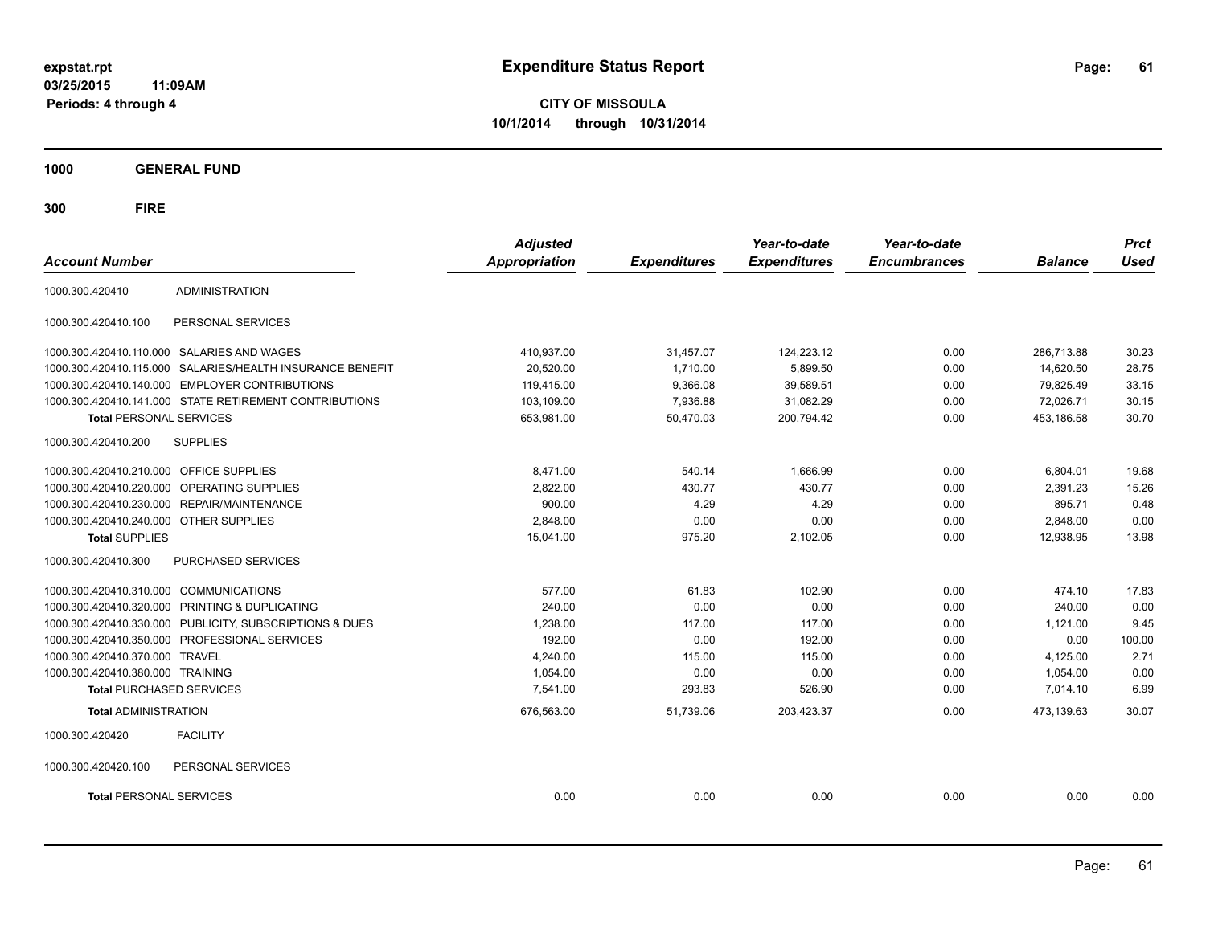# Expenditure Status Report

expstat.rpt
03/25/2015 11:09AM
Periods: 4 through 4

**CITY OF MISSOULA**
**10/1/2014 through 10/31/2014**

## 1000 GENERAL FUND

## 300 FIRE

| Account Number | | Adjusted Appropriation | Expenditures | Year-to-date Expenditures | Year-to-date Encumbrances | Balance | Prct Used |
|---|---|---|---|---|---|---|---|
| 1000.300.420410 | ADMINISTRATION | | | | | | |
| 1000.300.420410.100 | PERSONAL SERVICES | | | | | | |
| 1000.300.420410.110.000 | SALARIES AND WAGES | 410,937.00 | 31,457.07 | 124,223.12 | 0.00 | 286,713.88 | 30.23 |
| 1000.300.420410.115.000 | SALARIES/HEALTH INSURANCE BENEFIT | 20,520.00 | 1,710.00 | 5,899.50 | 0.00 | 14,620.50 | 28.75 |
| 1000.300.420410.140.000 | EMPLOYER CONTRIBUTIONS | 119,415.00 | 9,366.08 | 39,589.51 | 0.00 | 79,825.49 | 33.15 |
| 1000.300.420410.141.000 | STATE RETIREMENT CONTRIBUTIONS | 103,109.00 | 7,936.88 | 31,082.29 | 0.00 | 72,026.71 | 30.15 |
| **Total** PERSONAL SERVICES | | 653,981.00 | 50,470.03 | 200,794.42 | 0.00 | 453,186.58 | 30.70 |
| 1000.300.420410.200 | SUPPLIES | | | | | | |
| 1000.300.420410.210.000 | OFFICE SUPPLIES | 8,471.00 | 540.14 | 1,666.99 | 0.00 | 6,804.01 | 19.68 |
| 1000.300.420410.220.000 | OPERATING SUPPLIES | 2,822.00 | 430.77 | 430.77 | 0.00 | 2,391.23 | 15.26 |
| 1000.300.420410.230.000 | REPAIR/MAINTENANCE | 900.00 | 4.29 | 4.29 | 0.00 | 895.71 | 0.48 |
| 1000.300.420410.240.000 | OTHER SUPPLIES | 2,848.00 | 0.00 | 0.00 | 0.00 | 2,848.00 | 0.00 |
| **Total** SUPPLIES | | 15,041.00 | 975.20 | 2,102.05 | 0.00 | 12,938.95 | 13.98 |
| 1000.300.420410.300 | PURCHASED SERVICES | | | | | | |
| 1000.300.420410.310.000 | COMMUNICATIONS | 577.00 | 61.83 | 102.90 | 0.00 | 474.10 | 17.83 |
| 1000.300.420410.320.000 | PRINTING & DUPLICATING | 240.00 | 0.00 | 0.00 | 0.00 | 240.00 | 0.00 |
| 1000.300.420410.330.000 | PUBLICITY, SUBSCRIPTIONS & DUES | 1,238.00 | 117.00 | 117.00 | 0.00 | 1,121.00 | 9.45 |
| 1000.300.420410.350.000 | PROFESSIONAL SERVICES | 192.00 | 0.00 | 192.00 | 0.00 | 0.00 | 100.00 |
| 1000.300.420410.370.000 | TRAVEL | 4,240.00 | 115.00 | 115.00 | 0.00 | 4,125.00 | 2.71 |
| 1000.300.420410.380.000 | TRAINING | 1,054.00 | 0.00 | 0.00 | 0.00 | 1,054.00 | 0.00 |
| **Total** PURCHASED SERVICES | | 7,541.00 | 293.83 | 526.90 | 0.00 | 7,014.10 | 6.99 |
| **Total** ADMINISTRATION | | 676,563.00 | 51,739.06 | 203,423.37 | 0.00 | 473,139.63 | 30.07 |
| 1000.300.420420 | FACILITY | | | | | | |
| 1000.300.420420.100 | PERSONAL SERVICES | | | | | | |
| **Total** PERSONAL SERVICES | | 0.00 | 0.00 | 0.00 | 0.00 | 0.00 | 0.00 |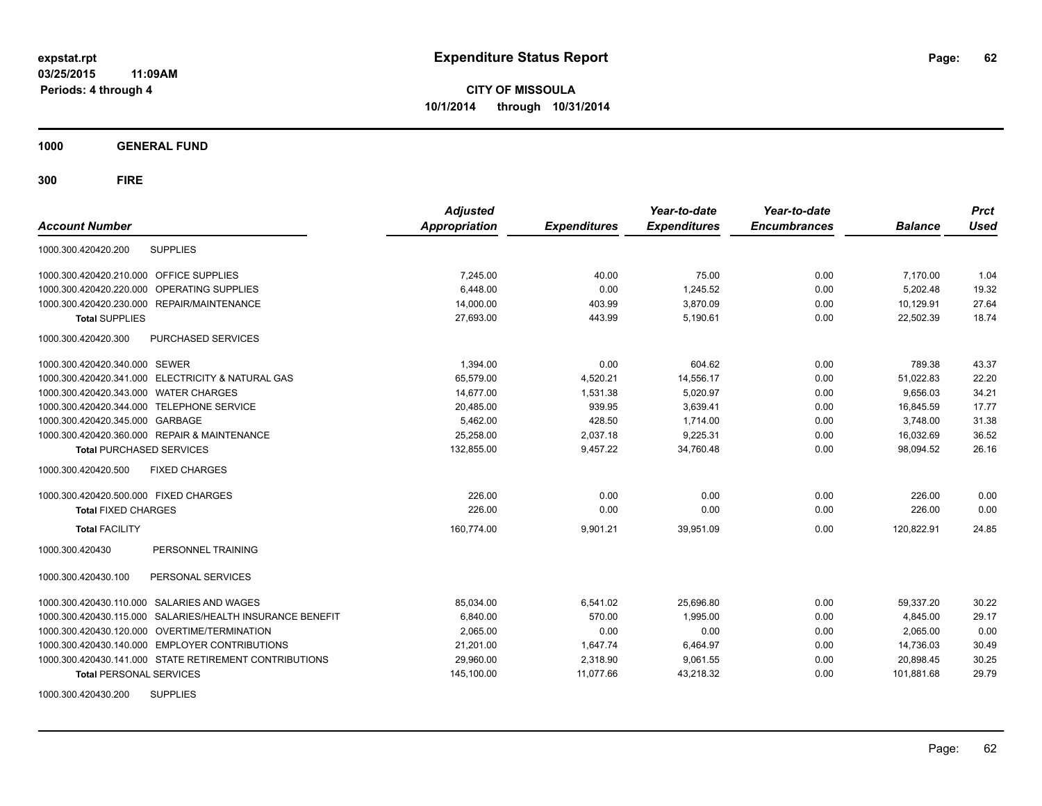# Expenditure Status Report

expstat.rpt
03/25/2015 11:09AM
Periods: 4 through 4

**CITY OF MISSOULA**
**10/1/2014 through 10/31/2014**

## 1000 GENERAL FUND

## 300 FIRE

| Account Number | | Adjusted Appropriation | Expenditures | Year-to-date Expenditures | Year-to-date Encumbrances | Balance | Prct Used |
|---|---|---|---|---|---|---|---|
| 1000.300.420420.200 | SUPPLIES | | | | | | |
| 1000.300.420420.210.000 | OFFICE SUPPLIES | 7,245.00 | 40.00 | 75.00 | 0.00 | 7,170.00 | 1.04 |
| 1000.300.420420.220.000 | OPERATING SUPPLIES | 6,448.00 | 0.00 | 1,245.52 | 0.00 | 5,202.48 | 19.32 |
| 1000.300.420420.230.000 | REPAIR/MAINTENANCE | 14,000.00 | 403.99 | 3,870.09 | 0.00 | 10,129.91 | 27.64 |
| **Total** SUPPLIES | | 27,693.00 | 443.99 | 5,190.61 | 0.00 | 22,502.39 | 18.74 |
| 1000.300.420420.300 | PURCHASED SERVICES | | | | | | |
| 1000.300.420420.340.000 | SEWER | 1,394.00 | 0.00 | 604.62 | 0.00 | 789.38 | 43.37 |
| 1000.300.420420.341.000 | ELECTRICITY & NATURAL GAS | 65,579.00 | 4,520.21 | 14,556.17 | 0.00 | 51,022.83 | 22.20 |
| 1000.300.420420.343.000 | WATER CHARGES | 14,677.00 | 1,531.38 | 5,020.97 | 0.00 | 9,656.03 | 34.21 |
| 1000.300.420420.344.000 | TELEPHONE SERVICE | 20,485.00 | 939.95 | 3,639.41 | 0.00 | 16,845.59 | 17.77 |
| 1000.300.420420.345.000 | GARBAGE | 5,462.00 | 428.50 | 1,714.00 | 0.00 | 3,748.00 | 31.38 |
| 1000.300.420420.360.000 | REPAIR & MAINTENANCE | 25,258.00 | 2,037.18 | 9,225.31 | 0.00 | 16,032.69 | 36.52 |
| **Total** PURCHASED SERVICES | | 132,855.00 | 9,457.22 | 34,760.48 | 0.00 | 98,094.52 | 26.16 |
| 1000.300.420420.500 | FIXED CHARGES | | | | | | |
| 1000.300.420420.500.000 | FIXED CHARGES | 226.00 | 0.00 | 0.00 | 0.00 | 226.00 | 0.00 |
| **Total** FIXED CHARGES | | 226.00 | 0.00 | 0.00 | 0.00 | 226.00 | 0.00 |
| **Total** FACILITY | | 160,774.00 | 9,901.21 | 39,951.09 | 0.00 | 120,822.91 | 24.85 |
| 1000.300.420430 | PERSONNEL TRAINING | | | | | | |
| 1000.300.420430.100 | PERSONAL SERVICES | | | | | | |
| 1000.300.420430.110.000 | SALARIES AND WAGES | 85,034.00 | 6,541.02 | 25,696.80 | 0.00 | 59,337.20 | 30.22 |
| 1000.300.420430.115.000 | SALARIES/HEALTH INSURANCE BENEFIT | 6,840.00 | 570.00 | 1,995.00 | 0.00 | 4,845.00 | 29.17 |
| 1000.300.420430.120.000 | OVERTIME/TERMINATION | 2,065.00 | 0.00 | 0.00 | 0.00 | 2,065.00 | 0.00 |
| 1000.300.420430.140.000 | EMPLOYER CONTRIBUTIONS | 21,201.00 | 1,647.74 | 6,464.97 | 0.00 | 14,736.03 | 30.49 |
| 1000.300.420430.141.000 | STATE RETIREMENT CONTRIBUTIONS | 29,960.00 | 2,318.90 | 9,061.55 | 0.00 | 20,898.45 | 30.25 |
| **Total** PERSONAL SERVICES | | 145,100.00 | 11,077.66 | 43,218.32 | 0.00 | 101,881.68 | 29.79 |
| 1000.300.420430.200 | SUPPLIES | | | | | | |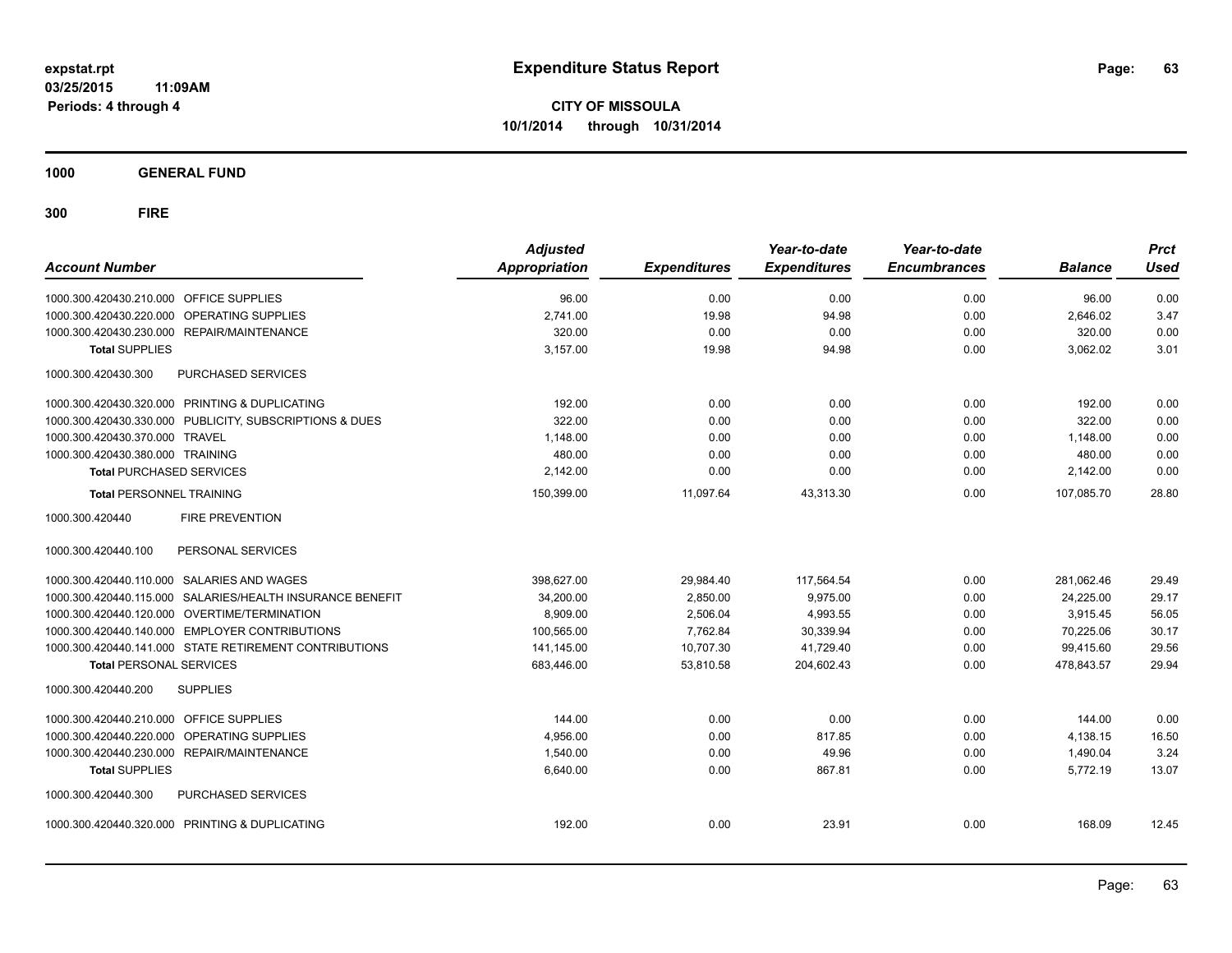**expstat.rpt**
**03/25/2015 11:09AM**
**Periods: 4 through 4**

# Expenditure Status Report

**CITY OF MISSOULA**
**10/1/2014 through 10/31/2014**

## 1000 GENERAL FUND

## 300 FIRE

| Account Number | Adjusted Appropriation | Expenditures | Year-to-date Expenditures | Year-to-date Encumbrances | Balance | Prct Used |
|---|---|---|---|---|---|---|
| 1000.300.420430.210.000 OFFICE SUPPLIES | 96.00 | 0.00 | 0.00 | 0.00 | 96.00 | 0.00 |
| 1000.300.420430.220.000 OPERATING SUPPLIES | 2,741.00 | 19.98 | 94.98 | 0.00 | 2,646.02 | 3.47 |
| 1000.300.420430.230.000 REPAIR/MAINTENANCE | 320.00 | 0.00 | 0.00 | 0.00 | 320.00 | 0.00 |
| **Total** SUPPLIES | 3,157.00 | 19.98 | 94.98 | 0.00 | 3,062.02 | 3.01 |
| 1000.300.420430.300 PURCHASED SERVICES | | | | | | |
| 1000.300.420430.320.000 PRINTING & DUPLICATING | 192.00 | 0.00 | 0.00 | 0.00 | 192.00 | 0.00 |
| 1000.300.420430.330.000 PUBLICITY, SUBSCRIPTIONS & DUES | 322.00 | 0.00 | 0.00 | 0.00 | 322.00 | 0.00 |
| 1000.300.420430.370.000 TRAVEL | 1,148.00 | 0.00 | 0.00 | 0.00 | 1,148.00 | 0.00 |
| 1000.300.420430.380.000 TRAINING | 480.00 | 0.00 | 0.00 | 0.00 | 480.00 | 0.00 |
| **Total** PURCHASED SERVICES | 2,142.00 | 0.00 | 0.00 | 0.00 | 2,142.00 | 0.00 |
| **Total** PERSONNEL TRAINING | 150,399.00 | 11,097.64 | 43,313.30 | 0.00 | 107,085.70 | 28.80 |
| 1000.300.420440 FIRE PREVENTION | | | | | | |
| 1000.300.420440.100 PERSONAL SERVICES | | | | | | |
| 1000.300.420440.110.000 SALARIES AND WAGES | 398,627.00 | 29,984.40 | 117,564.54 | 0.00 | 281,062.46 | 29.49 |
| 1000.300.420440.115.000 SALARIES/HEALTH INSURANCE BENEFIT | 34,200.00 | 2,850.00 | 9,975.00 | 0.00 | 24,225.00 | 29.17 |
| 1000.300.420440.120.000 OVERTIME/TERMINATION | 8,909.00 | 2,506.04 | 4,993.55 | 0.00 | 3,915.45 | 56.05 |
| 1000.300.420440.140.000 EMPLOYER CONTRIBUTIONS | 100,565.00 | 7,762.84 | 30,339.94 | 0.00 | 70,225.06 | 30.17 |
| 1000.300.420440.141.000 STATE RETIREMENT CONTRIBUTIONS | 141,145.00 | 10,707.30 | 41,729.40 | 0.00 | 99,415.60 | 29.56 |
| **Total** PERSONAL SERVICES | 683,446.00 | 53,810.58 | 204,602.43 | 0.00 | 478,843.57 | 29.94 |
| 1000.300.420440.200 SUPPLIES | | | | | | |
| 1000.300.420440.210.000 OFFICE SUPPLIES | 144.00 | 0.00 | 0.00 | 0.00 | 144.00 | 0.00 |
| 1000.300.420440.220.000 OPERATING SUPPLIES | 4,956.00 | 0.00 | 817.85 | 0.00 | 4,138.15 | 16.50 |
| 1000.300.420440.230.000 REPAIR/MAINTENANCE | 1,540.00 | 0.00 | 49.96 | 0.00 | 1,490.04 | 3.24 |
| **Total** SUPPLIES | 6,640.00 | 0.00 | 867.81 | 0.00 | 5,772.19 | 13.07 |
| 1000.300.420440.300 PURCHASED SERVICES | | | | | | |
| 1000.300.420440.320.000 PRINTING & DUPLICATING | 192.00 | 0.00 | 23.91 | 0.00 | 168.09 | 12.45 |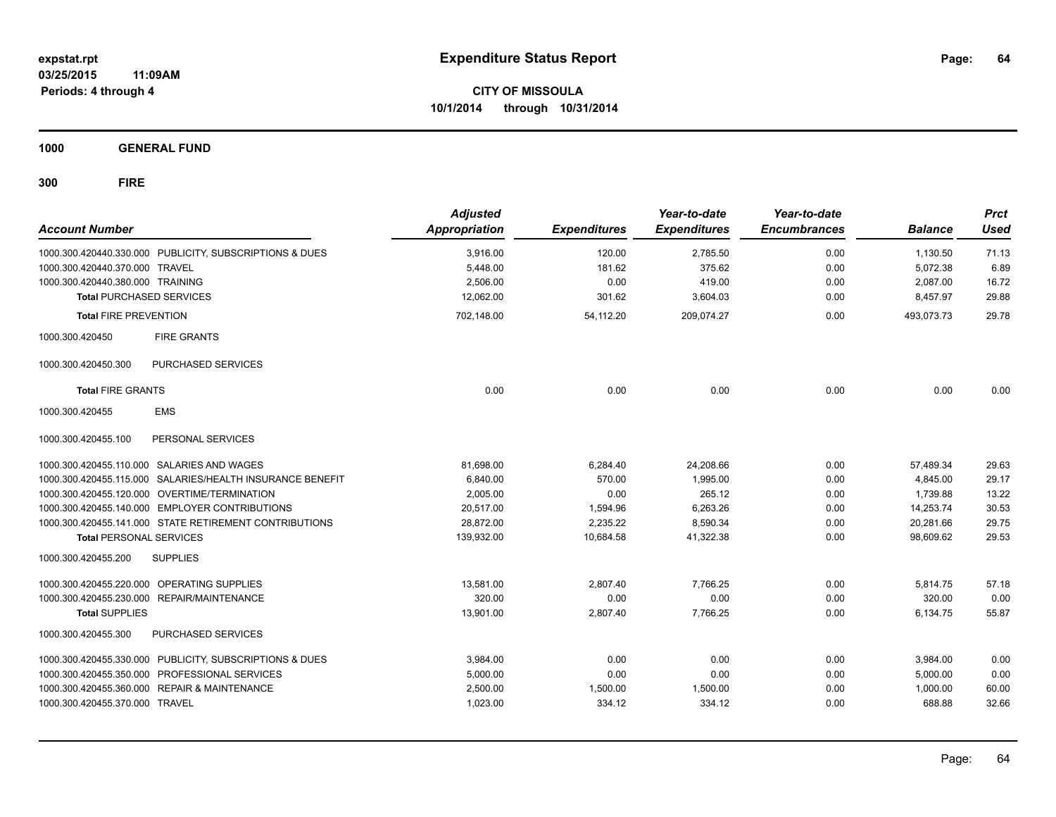# Expenditure Status Report

expstat.rpt
03/25/2015 11:09AM
Periods: 4 through 4

**CITY OF MISSOULA**
**10/1/2014 through 10/31/2014**

**1000 GENERAL FUND**

**300 FIRE**

| Account Number | | Adjusted Appropriation | Expenditures | Year-to-date Expenditures | Year-to-date Encumbrances | Balance | Prct Used |
|---|---|---|---|---|---|---|---|
| 1000.300.420440.330.000 | PUBLICITY, SUBSCRIPTIONS & DUES | 3,916.00 | 120.00 | 2,785.50 | 0.00 | 1,130.50 | 71.13 |
| 1000.300.420440.370.000 | TRAVEL | 5,448.00 | 181.62 | 375.62 | 0.00 | 5,072.38 | 6.89 |
| 1000.300.420440.380.000 | TRAINING | 2,506.00 | 0.00 | 419.00 | 0.00 | 2,087.00 | 16.72 |
| **Total** PURCHASED SERVICES | | 12,062.00 | 301.62 | 3,604.03 | 0.00 | 8,457.97 | 29.88 |
| **Total** FIRE PREVENTION | | 702,148.00 | 54,112.20 | 209,074.27 | 0.00 | 493,073.73 | 29.78 |
| 1000.300.420450 | FIRE GRANTS | | | | | | |
| 1000.300.420450.300 | PURCHASED SERVICES | | | | | | |
| **Total** FIRE GRANTS | | 0.00 | 0.00 | 0.00 | 0.00 | 0.00 | 0.00 |
| 1000.300.420455 | EMS | | | | | | |
| 1000.300.420455.100 | PERSONAL SERVICES | | | | | | |
| 1000.300.420455.110.000 | SALARIES AND WAGES | 81,698.00 | 6,284.40 | 24,208.66 | 0.00 | 57,489.34 | 29.63 |
| 1000.300.420455.115.000 | SALARIES/HEALTH INSURANCE BENEFIT | 6,840.00 | 570.00 | 1,995.00 | 0.00 | 4,845.00 | 29.17 |
| 1000.300.420455.120.000 | OVERTIME/TERMINATION | 2,005.00 | 0.00 | 265.12 | 0.00 | 1,739.88 | 13.22 |
| 1000.300.420455.140.000 | EMPLOYER CONTRIBUTIONS | 20,517.00 | 1,594.96 | 6,263.26 | 0.00 | 14,253.74 | 30.53 |
| 1000.300.420455.141.000 | STATE RETIREMENT CONTRIBUTIONS | 28,872.00 | 2,235.22 | 8,590.34 | 0.00 | 20,281.66 | 29.75 |
| **Total** PERSONAL SERVICES | | 139,932.00 | 10,684.58 | 41,322.38 | 0.00 | 98,609.62 | 29.53 |
| 1000.300.420455.200 | SUPPLIES | | | | | | |
| 1000.300.420455.220.000 | OPERATING SUPPLIES | 13,581.00 | 2,807.40 | 7,766.25 | 0.00 | 5,814.75 | 57.18 |
| 1000.300.420455.230.000 | REPAIR/MAINTENANCE | 320.00 | 0.00 | 0.00 | 0.00 | 320.00 | 0.00 |
| **Total** SUPPLIES | | 13,901.00 | 2,807.40 | 7,766.25 | 0.00 | 6,134.75 | 55.87 |
| 1000.300.420455.300 | PURCHASED SERVICES | | | | | | |
| 1000.300.420455.330.000 | PUBLICITY, SUBSCRIPTIONS & DUES | 3,984.00 | 0.00 | 0.00 | 0.00 | 3,984.00 | 0.00 |
| 1000.300.420455.350.000 | PROFESSIONAL SERVICES | 5,000.00 | 0.00 | 0.00 | 0.00 | 5,000.00 | 0.00 |
| 1000.300.420455.360.000 | REPAIR & MAINTENANCE | 2,500.00 | 1,500.00 | 1,500.00 | 0.00 | 1,000.00 | 60.00 |
| 1000.300.420455.370.000 | TRAVEL | 1,023.00 | 334.12 | 334.12 | 0.00 | 688.88 | 32.66 |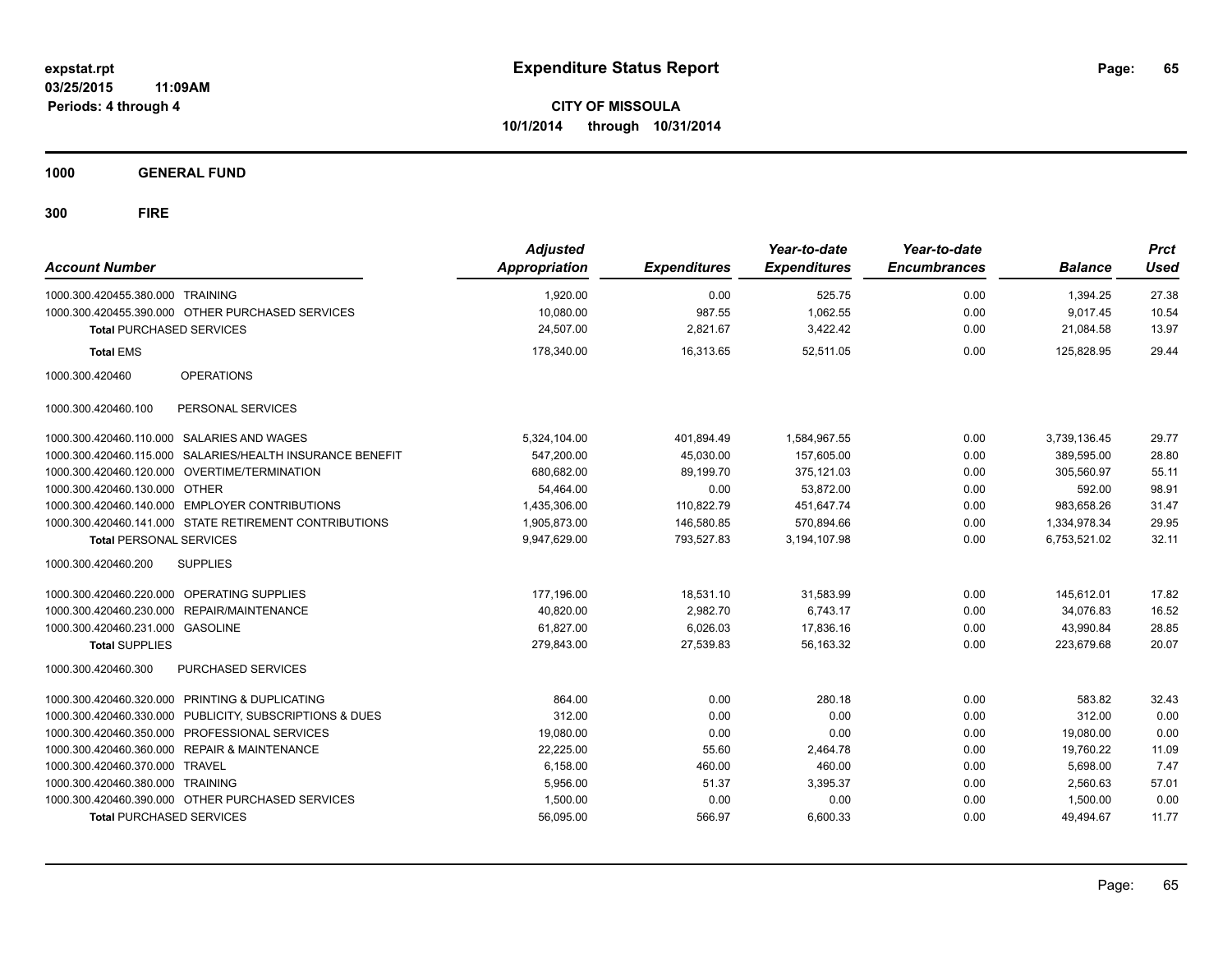**expstat.rpt**
**03/25/2015 11:09AM**
**Periods: 4 through 4**

# Expenditure Status Report

**CITY OF MISSOULA**
**10/1/2014 through 10/31/2014**

## 1000 GENERAL FUND

## 300 FIRE

| Account Number | | Adjusted Appropriation | Expenditures | Year-to-date Expenditures | Year-to-date Encumbrances | Balance | Prct Used |
|---|---|---|---|---|---|---|---|
| 1000.300.420455.380.000 | TRAINING | 1,920.00 | 0.00 | 525.75 | 0.00 | 1,394.25 | 27.38 |
| 1000.300.420455.390.000 | OTHER PURCHASED SERVICES | 10,080.00 | 987.55 | 1,062.55 | 0.00 | 9,017.45 | 10.54 |
| **Total** PURCHASED SERVICES | | 24,507.00 | 2,821.67 | 3,422.42 | 0.00 | 21,084.58 | 13.97 |
| **Total** EMS | | 178,340.00 | 16,313.65 | 52,511.05 | 0.00 | 125,828.95 | 29.44 |
| 1000.300.420460 | OPERATIONS | | | | | | |
| 1000.300.420460.100 | PERSONAL SERVICES | | | | | | |
| 1000.300.420460.110.000 | SALARIES AND WAGES | 5,324,104.00 | 401,894.49 | 1,584,967.55 | 0.00 | 3,739,136.45 | 29.77 |
| 1000.300.420460.115.000 | SALARIES/HEALTH INSURANCE BENEFIT | 547,200.00 | 45,030.00 | 157,605.00 | 0.00 | 389,595.00 | 28.80 |
| 1000.300.420460.120.000 | OVERTIME/TERMINATION | 680,682.00 | 89,199.70 | 375,121.03 | 0.00 | 305,560.97 | 55.11 |
| 1000.300.420460.130.000 | OTHER | 54,464.00 | 0.00 | 53,872.00 | 0.00 | 592.00 | 98.91 |
| 1000.300.420460.140.000 | EMPLOYER CONTRIBUTIONS | 1,435,306.00 | 110,822.79 | 451,647.74 | 0.00 | 983,658.26 | 31.47 |
| 1000.300.420460.141.000 | STATE RETIREMENT CONTRIBUTIONS | 1,905,873.00 | 146,580.85 | 570,894.66 | 0.00 | 1,334,978.34 | 29.95 |
| **Total** PERSONAL SERVICES | | 9,947,629.00 | 793,527.83 | 3,194,107.98 | 0.00 | 6,753,521.02 | 32.11 |
| 1000.300.420460.200 | SUPPLIES | | | | | | |
| 1000.300.420460.220.000 | OPERATING SUPPLIES | 177,196.00 | 18,531.10 | 31,583.99 | 0.00 | 145,612.01 | 17.82 |
| 1000.300.420460.230.000 | REPAIR/MAINTENANCE | 40,820.00 | 2,982.70 | 6,743.17 | 0.00 | 34,076.83 | 16.52 |
| 1000.300.420460.231.000 | GASOLINE | 61,827.00 | 6,026.03 | 17,836.16 | 0.00 | 43,990.84 | 28.85 |
| **Total** SUPPLIES | | 279,843.00 | 27,539.83 | 56,163.32 | 0.00 | 223,679.68 | 20.07 |
| 1000.300.420460.300 | PURCHASED SERVICES | | | | | | |
| 1000.300.420460.320.000 | PRINTING & DUPLICATING | 864.00 | 0.00 | 280.18 | 0.00 | 583.82 | 32.43 |
| 1000.300.420460.330.000 | PUBLICITY, SUBSCRIPTIONS & DUES | 312.00 | 0.00 | 0.00 | 0.00 | 312.00 | 0.00 |
| 1000.300.420460.350.000 | PROFESSIONAL SERVICES | 19,080.00 | 0.00 | 0.00 | 0.00 | 19,080.00 | 0.00 |
| 1000.300.420460.360.000 | REPAIR & MAINTENANCE | 22,225.00 | 55.60 | 2,464.78 | 0.00 | 19,760.22 | 11.09 |
| 1000.300.420460.370.000 | TRAVEL | 6,158.00 | 460.00 | 460.00 | 0.00 | 5,698.00 | 7.47 |
| 1000.300.420460.380.000 | TRAINING | 5,956.00 | 51.37 | 3,395.37 | 0.00 | 2,560.63 | 57.01 |
| 1000.300.420460.390.000 | OTHER PURCHASED SERVICES | 1,500.00 | 0.00 | 0.00 | 0.00 | 1,500.00 | 0.00 |
| **Total** PURCHASED SERVICES | | 56,095.00 | 566.97 | 6,600.33 | 0.00 | 49,494.67 | 11.77 |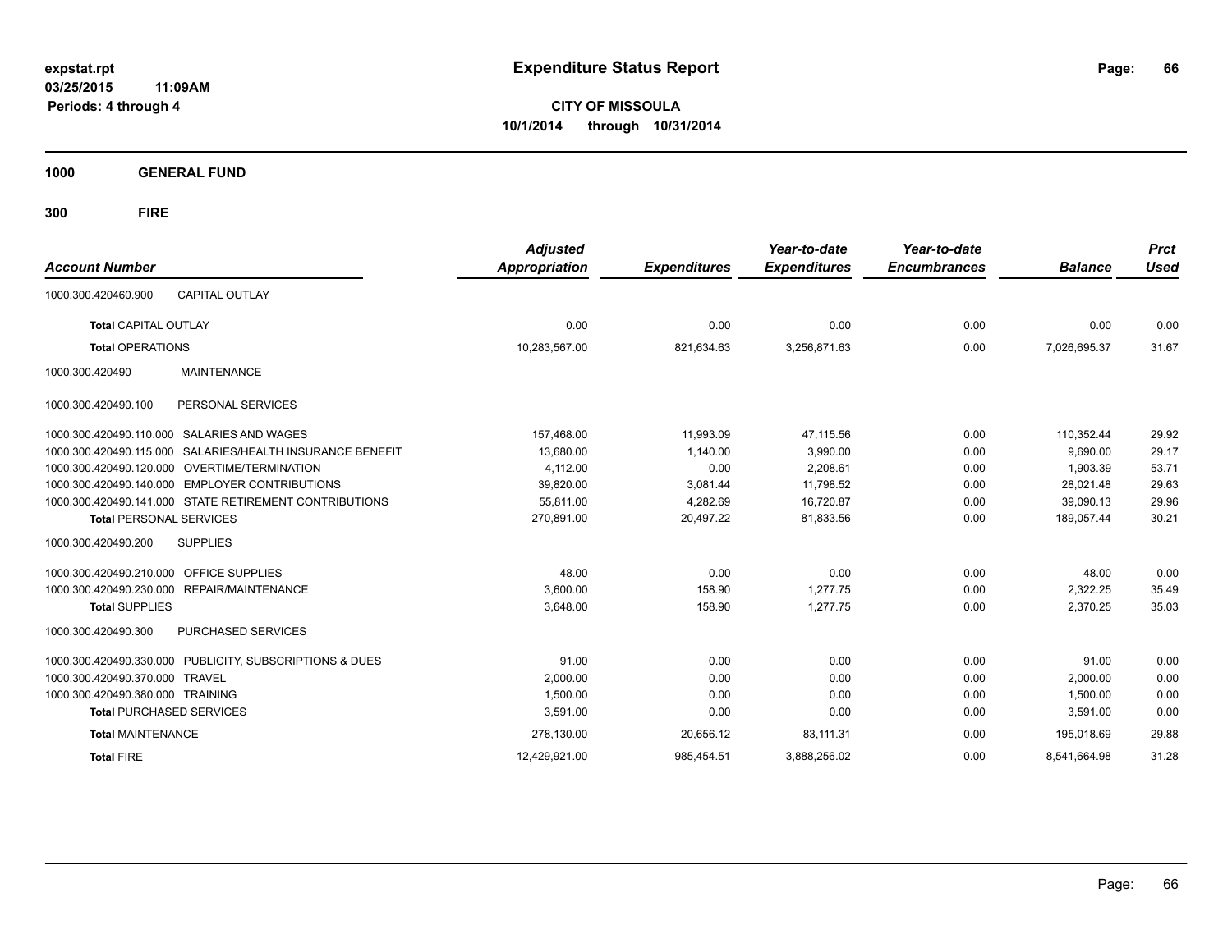# Expenditure Status Report

**CITY OF MISSOULA**
**10/1/2014 through 10/31/2014**

expstat.rpt
03/25/2015 11:09AM
Periods: 4 through 4

## 1000 GENERAL FUND

## 300 FIRE

| Account Number | | Adjusted Appropriation | Expenditures | Year-to-date Expenditures | Year-to-date Encumbrances | Balance | Prct Used |
|---|---|---|---|---|---|---|---|
| 1000.300.420460.900 | CAPITAL OUTLAY | | | | | | |
| **Total** CAPITAL OUTLAY | | 0.00 | 0.00 | 0.00 | 0.00 | 0.00 | 0.00 |
| **Total** OPERATIONS | | 10,283,567.00 | 821,634.63 | 3,256,871.63 | 0.00 | 7,026,695.37 | 31.67 |
| 1000.300.420490 | MAINTENANCE | | | | | | |
| 1000.300.420490.100 | PERSONAL SERVICES | | | | | | |
| 1000.300.420490.110.000 | SALARIES AND WAGES | 157,468.00 | 11,993.09 | 47,115.56 | 0.00 | 110,352.44 | 29.92 |
| 1000.300.420490.115.000 | SALARIES/HEALTH INSURANCE BENEFIT | 13,680.00 | 1,140.00 | 3,990.00 | 0.00 | 9,690.00 | 29.17 |
| 1000.300.420490.120.000 | OVERTIME/TERMINATION | 4,112.00 | 0.00 | 2,208.61 | 0.00 | 1,903.39 | 53.71 |
| 1000.300.420490.140.000 | EMPLOYER CONTRIBUTIONS | 39,820.00 | 3,081.44 | 11,798.52 | 0.00 | 28,021.48 | 29.63 |
| 1000.300.420490.141.000 | STATE RETIREMENT CONTRIBUTIONS | 55,811.00 | 4,282.69 | 16,720.87 | 0.00 | 39,090.13 | 29.96 |
| **Total** PERSONAL SERVICES | | 270,891.00 | 20,497.22 | 81,833.56 | 0.00 | 189,057.44 | 30.21 |
| 1000.300.420490.200 | SUPPLIES | | | | | | |
| 1000.300.420490.210.000 | OFFICE SUPPLIES | 48.00 | 0.00 | 0.00 | 0.00 | 48.00 | 0.00 |
| 1000.300.420490.230.000 | REPAIR/MAINTENANCE | 3,600.00 | 158.90 | 1,277.75 | 0.00 | 2,322.25 | 35.49 |
| **Total** SUPPLIES | | 3,648.00 | 158.90 | 1,277.75 | 0.00 | 2,370.25 | 35.03 |
| 1000.300.420490.300 | PURCHASED SERVICES | | | | | | |
| 1000.300.420490.330.000 | PUBLICITY, SUBSCRIPTIONS & DUES | 91.00 | 0.00 | 0.00 | 0.00 | 91.00 | 0.00 |
| 1000.300.420490.370.000 | TRAVEL | 2,000.00 | 0.00 | 0.00 | 0.00 | 2,000.00 | 0.00 |
| 1000.300.420490.380.000 | TRAINING | 1,500.00 | 0.00 | 0.00 | 0.00 | 1,500.00 | 0.00 |
| **Total** PURCHASED SERVICES | | 3,591.00 | 0.00 | 0.00 | 0.00 | 3,591.00 | 0.00 |
| **Total** MAINTENANCE | | 278,130.00 | 20,656.12 | 83,111.31 | 0.00 | 195,018.69 | 29.88 |
| **Total** FIRE | | 12,429,921.00 | 985,454.51 | 3,888,256.02 | 0.00 | 8,541,664.98 | 31.28 |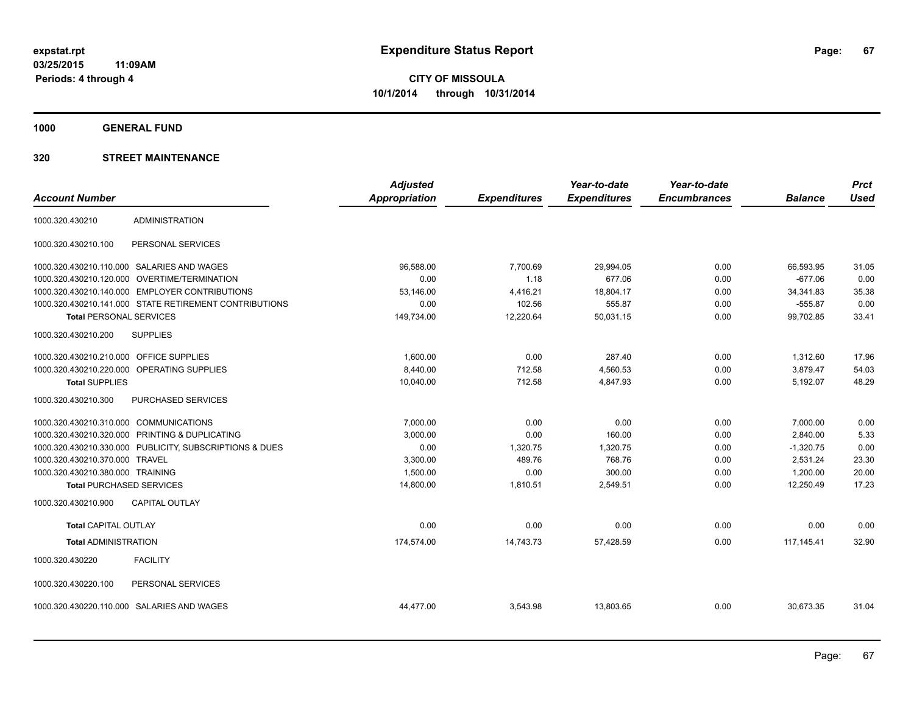**expstat.rpt**
**03/25/2015 11:09AM**
**Periods: 4 through 4**

# Expenditure Status Report

**CITY OF MISSOULA**
**10/1/2014 through 10/31/2014**

## 1000 GENERAL FUND

## 320 STREET MAINTENANCE

| Account Number | | Adjusted Appropriation | Expenditures | Year-to-date Expenditures | Year-to-date Encumbrances | Balance | Prct Used |
|---|---|---|---|---|---|---|---|
| 1000.320.430210 | ADMINISTRATION | | | | | | |
| 1000.320.430210.100 | PERSONAL SERVICES | | | | | | |
| 1000.320.430210.110.000 | SALARIES AND WAGES | 96,588.00 | 7,700.69 | 29,994.05 | 0.00 | 66,593.95 | 31.05 |
| 1000.320.430210.120.000 | OVERTIME/TERMINATION | 0.00 | 1.18 | 677.06 | 0.00 | -677.06 | 0.00 |
| 1000.320.430210.140.000 | EMPLOYER CONTRIBUTIONS | 53,146.00 | 4,416.21 | 18,804.17 | 0.00 | 34,341.83 | 35.38 |
| 1000.320.430210.141.000 | STATE RETIREMENT CONTRIBUTIONS | 0.00 | 102.56 | 555.87 | 0.00 | -555.87 | 0.00 |
| **Total** PERSONAL SERVICES | | 149,734.00 | 12,220.64 | 50,031.15 | 0.00 | 99,702.85 | 33.41 |
| 1000.320.430210.200 | SUPPLIES | | | | | | |
| 1000.320.430210.210.000 | OFFICE SUPPLIES | 1,600.00 | 0.00 | 287.40 | 0.00 | 1,312.60 | 17.96 |
| 1000.320.430210.220.000 | OPERATING SUPPLIES | 8,440.00 | 712.58 | 4,560.53 | 0.00 | 3,879.47 | 54.03 |
| **Total** SUPPLIES | | 10,040.00 | 712.58 | 4,847.93 | 0.00 | 5,192.07 | 48.29 |
| 1000.320.430210.300 | PURCHASED SERVICES | | | | | | |
| 1000.320.430210.310.000 | COMMUNICATIONS | 7,000.00 | 0.00 | 0.00 | 0.00 | 7,000.00 | 0.00 |
| 1000.320.430210.320.000 | PRINTING & DUPLICATING | 3,000.00 | 0.00 | 160.00 | 0.00 | 2,840.00 | 5.33 |
| 1000.320.430210.330.000 | PUBLICITY, SUBSCRIPTIONS & DUES | 0.00 | 1,320.75 | 1,320.75 | 0.00 | -1,320.75 | 0.00 |
| 1000.320.430210.370.000 | TRAVEL | 3,300.00 | 489.76 | 768.76 | 0.00 | 2,531.24 | 23.30 |
| 1000.320.430210.380.000 | TRAINING | 1,500.00 | 0.00 | 300.00 | 0.00 | 1,200.00 | 20.00 |
| **Total** PURCHASED SERVICES | | 14,800.00 | 1,810.51 | 2,549.51 | 0.00 | 12,250.49 | 17.23 |
| 1000.320.430210.900 | CAPITAL OUTLAY | | | | | | |
| **Total** CAPITAL OUTLAY | | 0.00 | 0.00 | 0.00 | 0.00 | 0.00 | 0.00 |
| **Total** ADMINISTRATION | | 174,574.00 | 14,743.73 | 57,428.59 | 0.00 | 117,145.41 | 32.90 |
| 1000.320.430220 | FACILITY | | | | | | |
| 1000.320.430220.100 | PERSONAL SERVICES | | | | | | |
| 1000.320.430220.110.000 | SALARIES AND WAGES | 44,477.00 | 3,543.98 | 13,803.65 | 0.00 | 30,673.35 | 31.04 |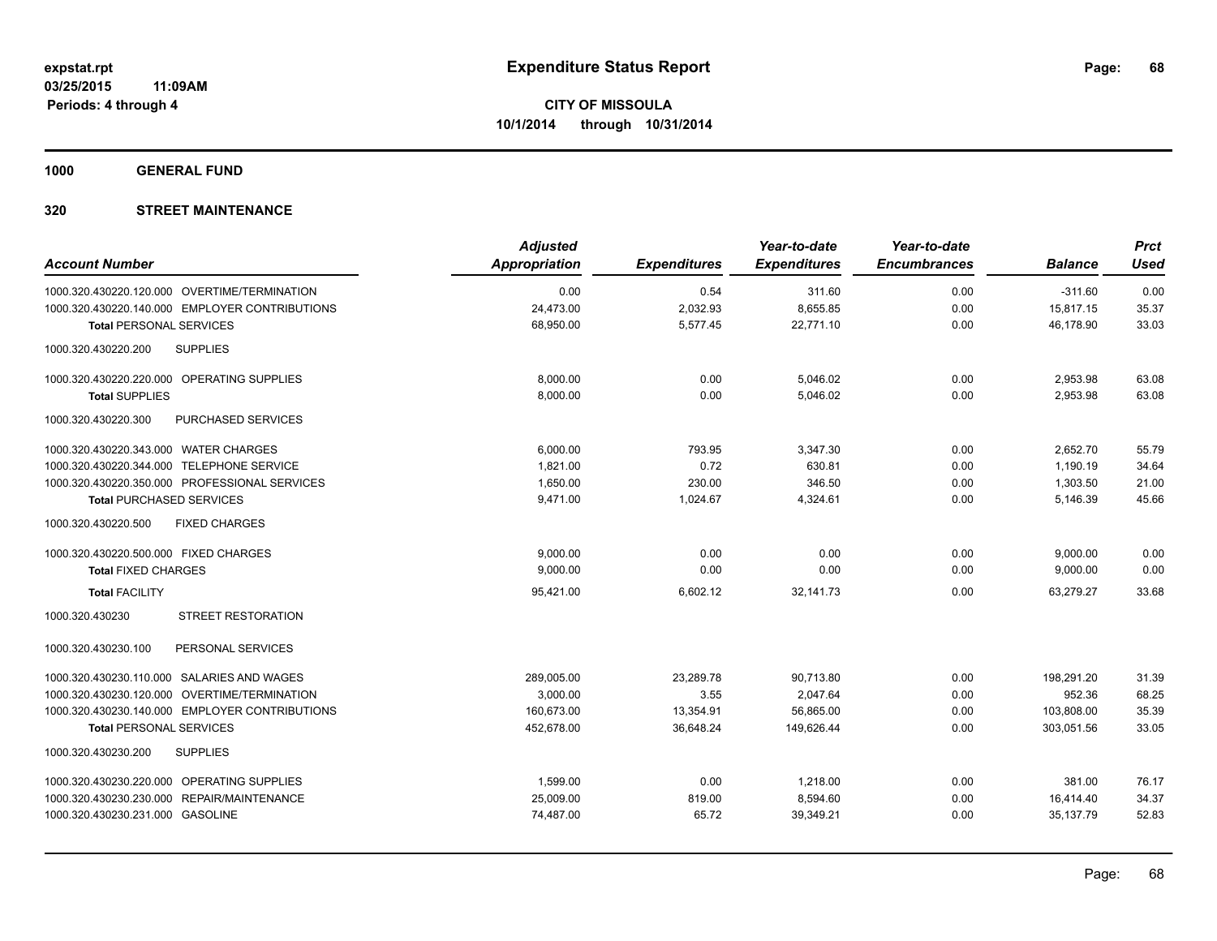expstat.rpt
03/25/2015 11:09AM
Periods: 4 through 4

# Expenditure Status Report

**CITY OF MISSOULA**
**10/1/2014 through 10/31/2014**

**1000 GENERAL FUND**

**320 STREET MAINTENANCE**

| Account Number | Adjusted Appropriation | Expenditures | Year-to-date Expenditures | Year-to-date Encumbrances | Balance | Prct Used |
|---|---|---|---|---|---|---|
| 1000.320.430220.120.000 OVERTIME/TERMINATION | 0.00 | 0.54 | 311.60 | 0.00 | -311.60 | 0.00 |
| 1000.320.430220.140.000 EMPLOYER CONTRIBUTIONS | 24,473.00 | 2,032.93 | 8,655.85 | 0.00 | 15,817.15 | 35.37 |
| **Total** PERSONAL SERVICES | 68,950.00 | 5,577.45 | 22,771.10 | 0.00 | 46,178.90 | 33.03 |
| 1000.320.430220.200 SUPPLIES | | | | | | |
| 1000.320.430220.220.000 OPERATING SUPPLIES | 8,000.00 | 0.00 | 5,046.02 | 0.00 | 2,953.98 | 63.08 |
| **Total** SUPPLIES | 8,000.00 | 0.00 | 5,046.02 | 0.00 | 2,953.98 | 63.08 |
| 1000.320.430220.300 PURCHASED SERVICES | | | | | | |
| 1000.320.430220.343.000 WATER CHARGES | 6,000.00 | 793.95 | 3,347.30 | 0.00 | 2,652.70 | 55.79 |
| 1000.320.430220.344.000 TELEPHONE SERVICE | 1,821.00 | 0.72 | 630.81 | 0.00 | 1,190.19 | 34.64 |
| 1000.320.430220.350.000 PROFESSIONAL SERVICES | 1,650.00 | 230.00 | 346.50 | 0.00 | 1,303.50 | 21.00 |
| **Total** PURCHASED SERVICES | 9,471.00 | 1,024.67 | 4,324.61 | 0.00 | 5,146.39 | 45.66 |
| 1000.320.430220.500 FIXED CHARGES | | | | | | |
| 1000.320.430220.500.000 FIXED CHARGES | 9,000.00 | 0.00 | 0.00 | 0.00 | 9,000.00 | 0.00 |
| **Total** FIXED CHARGES | 9,000.00 | 0.00 | 0.00 | 0.00 | 9,000.00 | 0.00 |
| **Total** FACILITY | 95,421.00 | 6,602.12 | 32,141.73 | 0.00 | 63,279.27 | 33.68 |
| 1000.320.430230 STREET RESTORATION | | | | | | |
| 1000.320.430230.100 PERSONAL SERVICES | | | | | | |
| 1000.320.430230.110.000 SALARIES AND WAGES | 289,005.00 | 23,289.78 | 90,713.80 | 0.00 | 198,291.20 | 31.39 |
| 1000.320.430230.120.000 OVERTIME/TERMINATION | 3,000.00 | 3.55 | 2,047.64 | 0.00 | 952.36 | 68.25 |
| 1000.320.430230.140.000 EMPLOYER CONTRIBUTIONS | 160,673.00 | 13,354.91 | 56,865.00 | 0.00 | 103,808.00 | 35.39 |
| **Total** PERSONAL SERVICES | 452,678.00 | 36,648.24 | 149,626.44 | 0.00 | 303,051.56 | 33.05 |
| 1000.320.430230.200 SUPPLIES | | | | | | |
| 1000.320.430230.220.000 OPERATING SUPPLIES | 1,599.00 | 0.00 | 1,218.00 | 0.00 | 381.00 | 76.17 |
| 1000.320.430230.230.000 REPAIR/MAINTENANCE | 25,009.00 | 819.00 | 8,594.60 | 0.00 | 16,414.40 | 34.37 |
| 1000.320.430230.231.000 GASOLINE | 74,487.00 | 65.72 | 39,349.21 | 0.00 | 35,137.79 | 52.83 |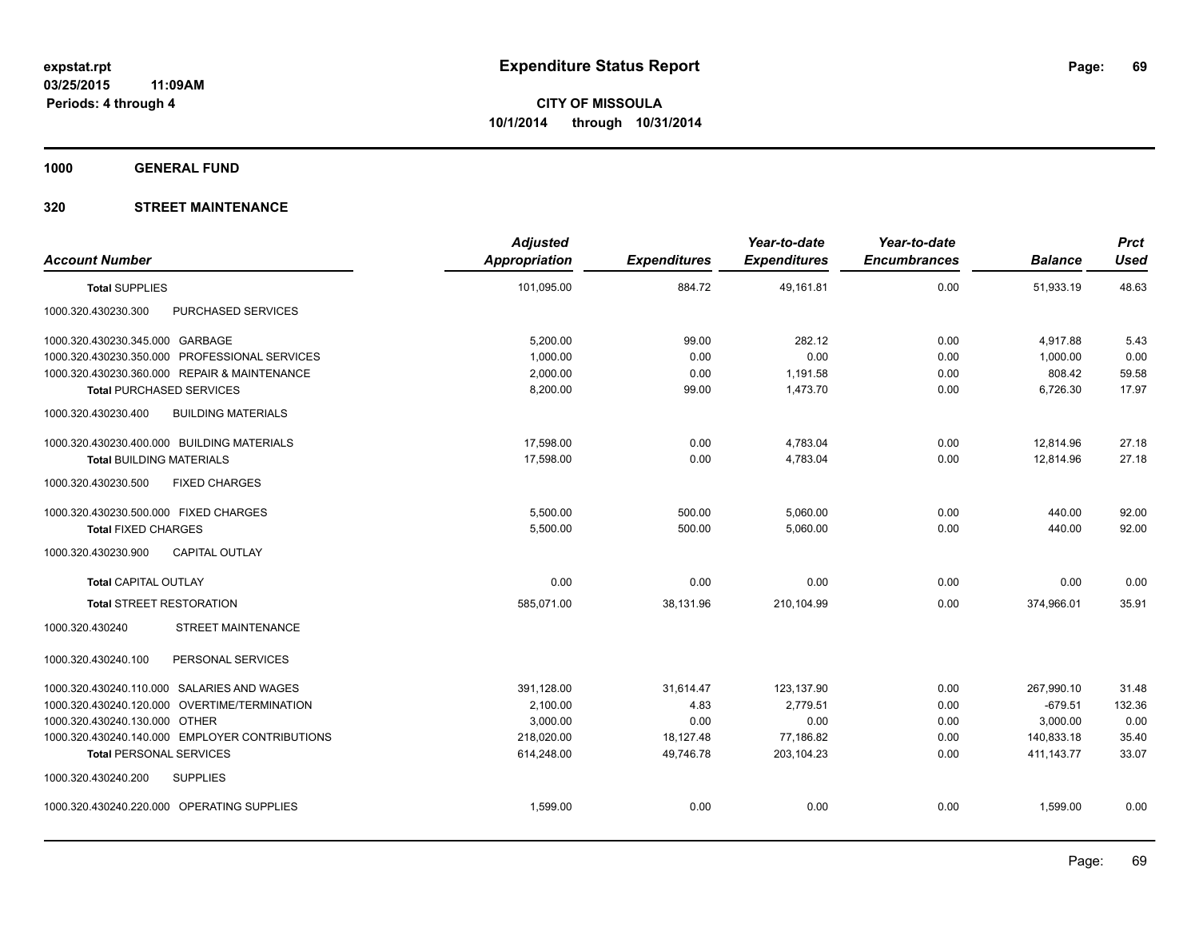**expstat.rpt**
**03/25/2015 11:09AM**
**Periods: 4 through 4**

# Expenditure Status Report

**CITY OF MISSOULA**
**10/1/2014 through 10/31/2014**

## 1000 GENERAL FUND

## 320 STREET MAINTENANCE

| Account Number | | Adjusted Appropriation | Expenditures | Year-to-date Expenditures | Year-to-date Encumbrances | Balance | Prct Used |
|---|---|---|---|---|---|---|---|
| **Total SUPPLIES** | | 101,095.00 | 884.72 | 49,161.81 | 0.00 | 51,933.19 | 48.63 |
| 1000.320.430230.300 | PURCHASED SERVICES | | | | | | |
| 1000.320.430230.345.000 | GARBAGE | 5,200.00 | 99.00 | 282.12 | 0.00 | 4,917.88 | 5.43 |
| 1000.320.430230.350.000 | PROFESSIONAL SERVICES | 1,000.00 | 0.00 | 0.00 | 0.00 | 1,000.00 | 0.00 |
| 1000.320.430230.360.000 | REPAIR & MAINTENANCE | 2,000.00 | 0.00 | 1,191.58 | 0.00 | 808.42 | 59.58 |
| **Total PURCHASED SERVICES** | | 8,200.00 | 99.00 | 1,473.70 | 0.00 | 6,726.30 | 17.97 |
| 1000.320.430230.400 | BUILDING MATERIALS | | | | | | |
| 1000.320.430230.400.000 | BUILDING MATERIALS | 17,598.00 | 0.00 | 4,783.04 | 0.00 | 12,814.96 | 27.18 |
| **Total BUILDING MATERIALS** | | 17,598.00 | 0.00 | 4,783.04 | 0.00 | 12,814.96 | 27.18 |
| 1000.320.430230.500 | FIXED CHARGES | | | | | | |
| 1000.320.430230.500.000 | FIXED CHARGES | 5,500.00 | 500.00 | 5,060.00 | 0.00 | 440.00 | 92.00 |
| **Total FIXED CHARGES** | | 5,500.00 | 500.00 | 5,060.00 | 0.00 | 440.00 | 92.00 |
| 1000.320.430230.900 | CAPITAL OUTLAY | | | | | | |
| **Total CAPITAL OUTLAY** | | 0.00 | 0.00 | 0.00 | 0.00 | 0.00 | 0.00 |
| **Total STREET RESTORATION** | | 585,071.00 | 38,131.96 | 210,104.99 | 0.00 | 374,966.01 | 35.91 |
| 1000.320.430240 | STREET MAINTENANCE | | | | | | |
| 1000.320.430240.100 | PERSONAL SERVICES | | | | | | |
| 1000.320.430240.110.000 | SALARIES AND WAGES | 391,128.00 | 31,614.47 | 123,137.90 | 0.00 | 267,990.10 | 31.48 |
| 1000.320.430240.120.000 | OVERTIME/TERMINATION | 2,100.00 | 4.83 | 2,779.51 | 0.00 | -679.51 | 132.36 |
| 1000.320.430240.130.000 | OTHER | 3,000.00 | 0.00 | 0.00 | 0.00 | 3,000.00 | 0.00 |
| 1000.320.430240.140.000 | EMPLOYER CONTRIBUTIONS | 218,020.00 | 18,127.48 | 77,186.82 | 0.00 | 140,833.18 | 35.40 |
| **Total PERSONAL SERVICES** | | 614,248.00 | 49,746.78 | 203,104.23 | 0.00 | 411,143.77 | 33.07 |
| 1000.320.430240.200 | SUPPLIES | | | | | | |
| 1000.320.430240.220.000 | OPERATING SUPPLIES | 1,599.00 | 0.00 | 0.00 | 0.00 | 1,599.00 | 0.00 |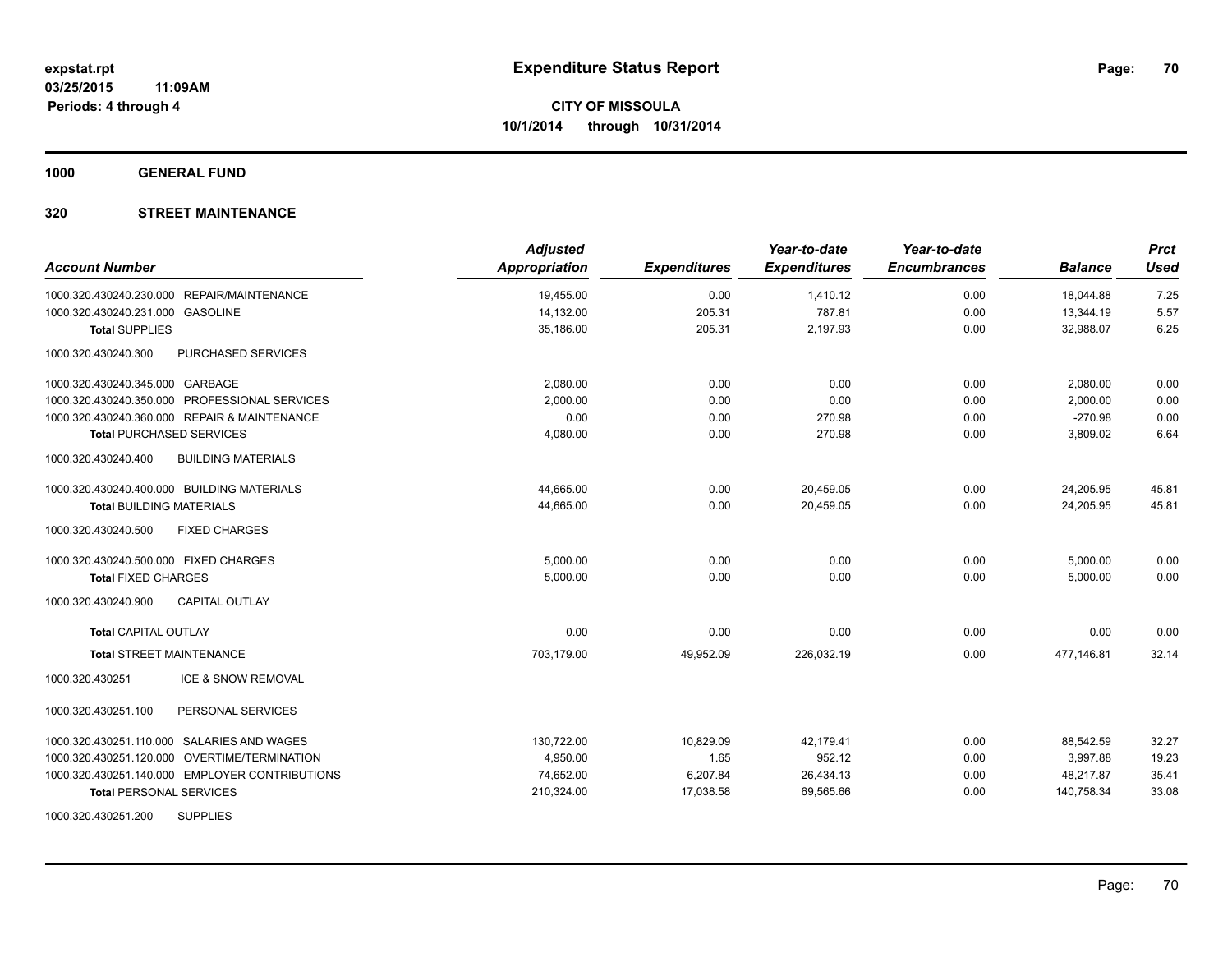**expstat.rpt**
**03/25/2015 11:09AM**
**Periods: 4 through 4**

# Expenditure Status Report

**CITY OF MISSOULA**
**10/1/2014 through 10/31/2014**

## 1000 GENERAL FUND

## 320 STREET MAINTENANCE

| Account Number | | Adjusted Appropriation | Expenditures | Year-to-date Expenditures | Year-to-date Encumbrances | Balance | Prct Used |
|---|---|---|---|---|---|---|---|
| 1000.320.430240.230.000 | REPAIR/MAINTENANCE | 19,455.00 | 0.00 | 1,410.12 | 0.00 | 18,044.88 | 7.25 |
| 1000.320.430240.231.000 | GASOLINE | 14,132.00 | 205.31 | 787.81 | 0.00 | 13,344.19 | 5.57 |
| **Total SUPPLIES** | | 35,186.00 | 205.31 | 2,197.93 | 0.00 | 32,988.07 | 6.25 |
| 1000.320.430240.300 | PURCHASED SERVICES | | | | | | |
| 1000.320.430240.345.000 | GARBAGE | 2,080.00 | 0.00 | 0.00 | 0.00 | 2,080.00 | 0.00 |
| 1000.320.430240.350.000 | PROFESSIONAL SERVICES | 2,000.00 | 0.00 | 0.00 | 0.00 | 2,000.00 | 0.00 |
| 1000.320.430240.360.000 | REPAIR & MAINTENANCE | 0.00 | 0.00 | 270.98 | 0.00 | -270.98 | 0.00 |
| **Total PURCHASED SERVICES** | | 4,080.00 | 0.00 | 270.98 | 0.00 | 3,809.02 | 6.64 |
| 1000.320.430240.400 | BUILDING MATERIALS | | | | | | |
| 1000.320.430240.400.000 | BUILDING MATERIALS | 44,665.00 | 0.00 | 20,459.05 | 0.00 | 24,205.95 | 45.81 |
| **Total BUILDING MATERIALS** | | 44,665.00 | 0.00 | 20,459.05 | 0.00 | 24,205.95 | 45.81 |
| 1000.320.430240.500 | FIXED CHARGES | | | | | | |
| 1000.320.430240.500.000 | FIXED CHARGES | 5,000.00 | 0.00 | 0.00 | 0.00 | 5,000.00 | 0.00 |
| **Total FIXED CHARGES** | | 5,000.00 | 0.00 | 0.00 | 0.00 | 5,000.00 | 0.00 |
| 1000.320.430240.900 | CAPITAL OUTLAY | | | | | | |
| **Total CAPITAL OUTLAY** | | 0.00 | 0.00 | 0.00 | 0.00 | 0.00 | 0.00 |
| **Total STREET MAINTENANCE** | | 703,179.00 | 49,952.09 | 226,032.19 | 0.00 | 477,146.81 | 32.14 |
| 1000.320.430251 | ICE & SNOW REMOVAL | | | | | | |
| 1000.320.430251.100 | PERSONAL SERVICES | | | | | | |
| 1000.320.430251.110.000 | SALARIES AND WAGES | 130,722.00 | 10,829.09 | 42,179.41 | 0.00 | 88,542.59 | 32.27 |
| 1000.320.430251.120.000 | OVERTIME/TERMINATION | 4,950.00 | 1.65 | 952.12 | 0.00 | 3,997.88 | 19.23 |
| 1000.320.430251.140.000 | EMPLOYER CONTRIBUTIONS | 74,652.00 | 6,207.84 | 26,434.13 | 0.00 | 48,217.87 | 35.41 |
| **Total PERSONAL SERVICES** | | 210,324.00 | 17,038.58 | 69,565.66 | 0.00 | 140,758.34 | 33.08 |
| 1000.320.430251.200 | SUPPLIES | | | | | | |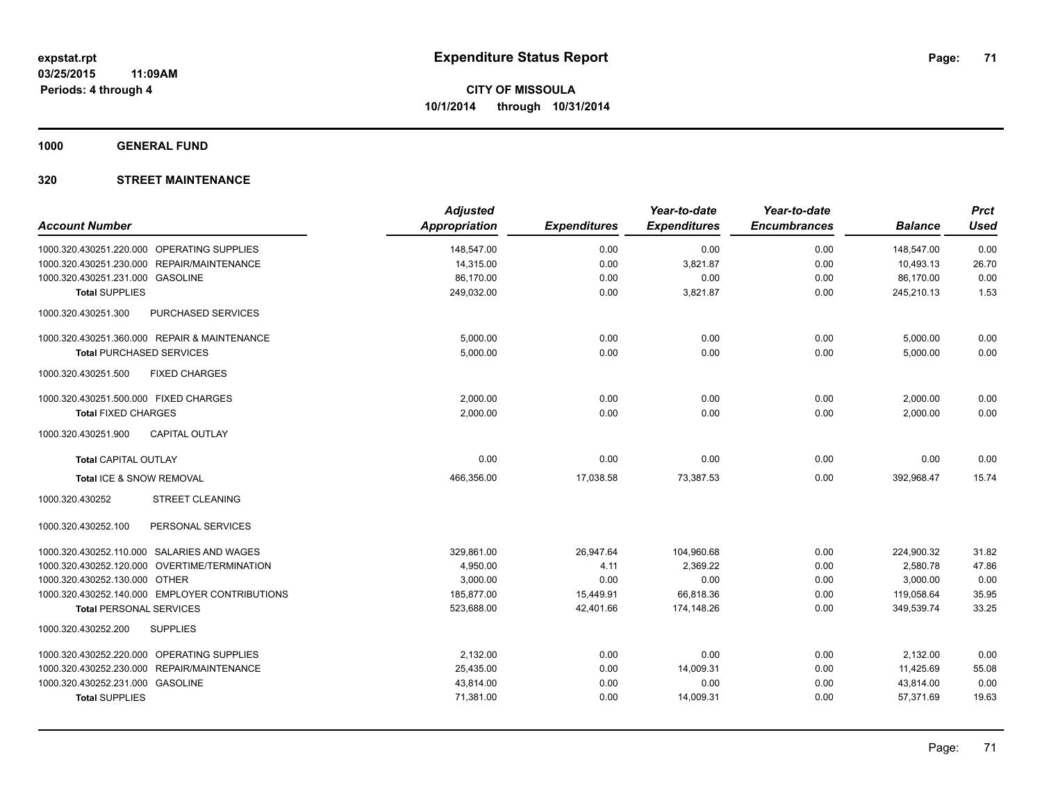**expstat.rpt**
**03/25/2015 11:09AM**
**Periods: 4 through 4**

# Expenditure Status Report

**CITY OF MISSOULA**
**10/1/2014 through 10/31/2014**

## 1000 GENERAL FUND

## 320 STREET MAINTENANCE

| Account Number | Adjusted Appropriation | Expenditures | Year-to-date Expenditures | Year-to-date Encumbrances | Balance | Prct Used |
|---|---|---|---|---|---|---|
| 1000.320.430251.220.000 OPERATING SUPPLIES | 148,547.00 | 0.00 | 0.00 | 0.00 | 148,547.00 | 0.00 |
| 1000.320.430251.230.000 REPAIR/MAINTENANCE | 14,315.00 | 0.00 | 3,821.87 | 0.00 | 10,493.13 | 26.70 |
| 1000.320.430251.231.000 GASOLINE | 86,170.00 | 0.00 | 0.00 | 0.00 | 86,170.00 | 0.00 |
| **Total** SUPPLIES | 249,032.00 | 0.00 | 3,821.87 | 0.00 | 245,210.13 | 1.53 |
| 1000.320.430251.300 PURCHASED SERVICES | | | | | | |
| 1000.320.430251.360.000 REPAIR & MAINTENANCE | 5,000.00 | 0.00 | 0.00 | 0.00 | 5,000.00 | 0.00 |
| **Total** PURCHASED SERVICES | 5,000.00 | 0.00 | 0.00 | 0.00 | 5,000.00 | 0.00 |
| 1000.320.430251.500 FIXED CHARGES | | | | | | |
| 1000.320.430251.500.000 FIXED CHARGES | 2,000.00 | 0.00 | 0.00 | 0.00 | 2,000.00 | 0.00 |
| **Total** FIXED CHARGES | 2,000.00 | 0.00 | 0.00 | 0.00 | 2,000.00 | 0.00 |
| 1000.320.430251.900 CAPITAL OUTLAY | | | | | | |
| **Total** CAPITAL OUTLAY | 0.00 | 0.00 | 0.00 | 0.00 | 0.00 | 0.00 |
| **Total** ICE & SNOW REMOVAL | 466,356.00 | 17,038.58 | 73,387.53 | 0.00 | 392,968.47 | 15.74 |
| 1000.320.430252 STREET CLEANING | | | | | | |
| 1000.320.430252.100 PERSONAL SERVICES | | | | | | |
| 1000.320.430252.110.000 SALARIES AND WAGES | 329,861.00 | 26,947.64 | 104,960.68 | 0.00 | 224,900.32 | 31.82 |
| 1000.320.430252.120.000 OVERTIME/TERMINATION | 4,950.00 | 4.11 | 2,369.22 | 0.00 | 2,580.78 | 47.86 |
| 1000.320.430252.130.000 OTHER | 3,000.00 | 0.00 | 0.00 | 0.00 | 3,000.00 | 0.00 |
| 1000.320.430252.140.000 EMPLOYER CONTRIBUTIONS | 185,877.00 | 15,449.91 | 66,818.36 | 0.00 | 119,058.64 | 35.95 |
| **Total** PERSONAL SERVICES | 523,688.00 | 42,401.66 | 174,148.26 | 0.00 | 349,539.74 | 33.25 |
| 1000.320.430252.200 SUPPLIES | | | | | | |
| 1000.320.430252.220.000 OPERATING SUPPLIES | 2,132.00 | 0.00 | 0.00 | 0.00 | 2,132.00 | 0.00 |
| 1000.320.430252.230.000 REPAIR/MAINTENANCE | 25,435.00 | 0.00 | 14,009.31 | 0.00 | 11,425.69 | 55.08 |
| 1000.320.430252.231.000 GASOLINE | 43,814.00 | 0.00 | 0.00 | 0.00 | 43,814.00 | 0.00 |
| **Total** SUPPLIES | 71,381.00 | 0.00 | 14,009.31 | 0.00 | 57,371.69 | 19.63 |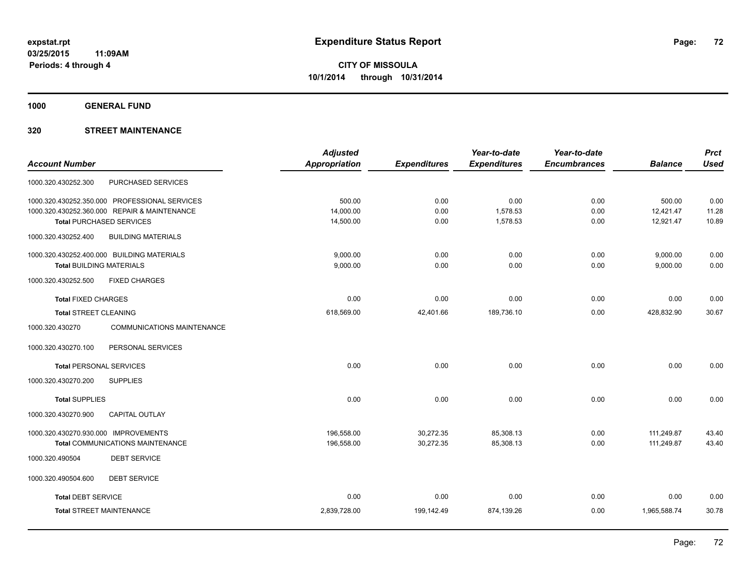**expstat.rpt**
**03/25/2015 11:09AM**
**Periods: 4 through 4**

# Expenditure Status Report

**CITY OF MISSOULA**
**10/1/2014 through 10/31/2014**

## 1000 GENERAL FUND

## 320 STREET MAINTENANCE

| Account Number | | Adjusted Appropriation | Expenditures | Year-to-date Expenditures | Year-to-date Encumbrances | Balance | Prct Used |
|---|---|---|---|---|---|---|---|
| 1000.320.430252.300 | PURCHASED SERVICES | | | | | | |
| 1000.320.430252.350.000 | PROFESSIONAL SERVICES | 500.00 | 0.00 | 0.00 | 0.00 | 500.00 | 0.00 |
| 1000.320.430252.360.000 | REPAIR & MAINTENANCE | 14,000.00 | 0.00 | 1,578.53 | 0.00 | 12,421.47 | 11.28 |
| **Total** PURCHASED SERVICES | | 14,500.00 | 0.00 | 1,578.53 | 0.00 | 12,921.47 | 10.89 |
| 1000.320.430252.400 | BUILDING MATERIALS | | | | | | |
| 1000.320.430252.400.000 | BUILDING MATERIALS | 9,000.00 | 0.00 | 0.00 | 0.00 | 9,000.00 | 0.00 |
| **Total** BUILDING MATERIALS | | 9,000.00 | 0.00 | 0.00 | 0.00 | 9,000.00 | 0.00 |
| 1000.320.430252.500 | FIXED CHARGES | | | | | | |
| **Total** FIXED CHARGES | | 0.00 | 0.00 | 0.00 | 0.00 | 0.00 | 0.00 |
| **Total** STREET CLEANING | | 618,569.00 | 42,401.66 | 189,736.10 | 0.00 | 428,832.90 | 30.67 |
| 1000.320.430270 | COMMUNICATIONS MAINTENANCE | | | | | | |
| 1000.320.430270.100 | PERSONAL SERVICES | | | | | | |
| **Total** PERSONAL SERVICES | | 0.00 | 0.00 | 0.00 | 0.00 | 0.00 | 0.00 |
| 1000.320.430270.200 | SUPPLIES | | | | | | |
| **Total** SUPPLIES | | 0.00 | 0.00 | 0.00 | 0.00 | 0.00 | 0.00 |
| 1000.320.430270.900 | CAPITAL OUTLAY | | | | | | |
| 1000.320.430270.930.000 | IMPROVEMENTS | 196,558.00 | 30,272.35 | 85,308.13 | 0.00 | 111,249.87 | 43.40 |
| **Total** COMMUNICATIONS MAINTENANCE | | 196,558.00 | 30,272.35 | 85,308.13 | 0.00 | 111,249.87 | 43.40 |
| 1000.320.490504 | DEBT SERVICE | | | | | | |
| 1000.320.490504.600 | DEBT SERVICE | | | | | | |
| **Total** DEBT SERVICE | | 0.00 | 0.00 | 0.00 | 0.00 | 0.00 | 0.00 |
| **Total** STREET MAINTENANCE | | 2,839,728.00 | 199,142.49 | 874,139.26 | 0.00 | 1,965,588.74 | 30.78 |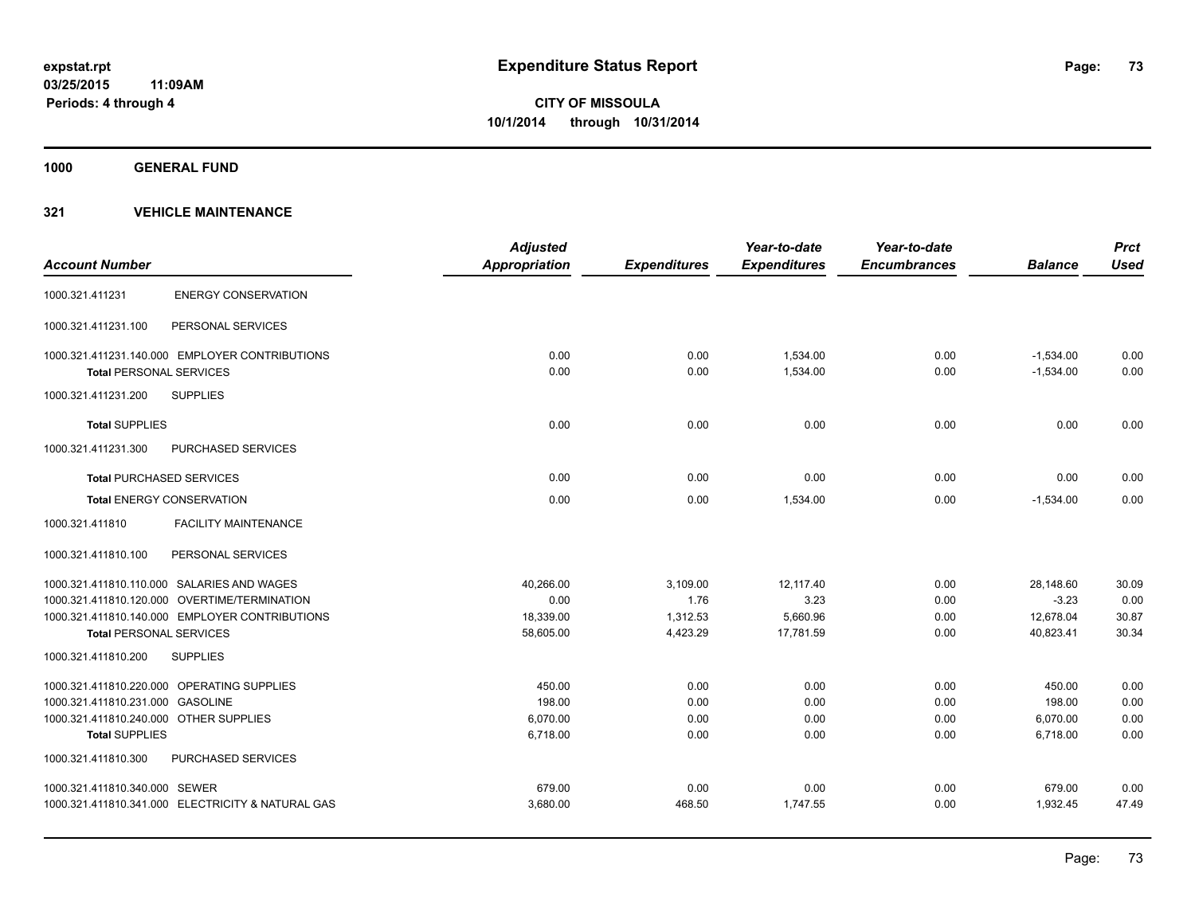# Expenditure Status Report

expstat.rpt
03/25/2015 11:09AM
Periods: 4 through 4

**CITY OF MISSOULA**
**10/1/2014 through 10/31/2014**

## 1000 GENERAL FUND

### 321 VEHICLE MAINTENANCE

| Account Number | | Adjusted Appropriation | Expenditures | Year-to-date Expenditures | Year-to-date Encumbrances | Balance | Prct Used |
|---|---|---|---|---|---|---|---|
| 1000.321.411231 | ENERGY CONSERVATION | | | | | | |
| 1000.321.411231.100 | PERSONAL SERVICES | | | | | | |
| 1000.321.411231.140.000 | EMPLOYER CONTRIBUTIONS | 0.00 | 0.00 | 1,534.00 | 0.00 | -1,534.00 | 0.00 |
| **Total** PERSONAL SERVICES | | 0.00 | 0.00 | 1,534.00 | 0.00 | -1,534.00 | 0.00 |
| 1000.321.411231.200 | SUPPLIES | | | | | | |
| **Total** SUPPLIES | | 0.00 | 0.00 | 0.00 | 0.00 | 0.00 | 0.00 |
| 1000.321.411231.300 | PURCHASED SERVICES | | | | | | |
| **Total** PURCHASED SERVICES | | 0.00 | 0.00 | 0.00 | 0.00 | 0.00 | 0.00 |
| **Total** ENERGY CONSERVATION | | 0.00 | 0.00 | 1,534.00 | 0.00 | -1,534.00 | 0.00 |
| 1000.321.411810 | FACILITY MAINTENANCE | | | | | | |
| 1000.321.411810.100 | PERSONAL SERVICES | | | | | | |
| 1000.321.411810.110.000 | SALARIES AND WAGES | 40,266.00 | 3,109.00 | 12,117.40 | 0.00 | 28,148.60 | 30.09 |
| 1000.321.411810.120.000 | OVERTIME/TERMINATION | 0.00 | 1.76 | 3.23 | 0.00 | -3.23 | 0.00 |
| 1000.321.411810.140.000 | EMPLOYER CONTRIBUTIONS | 18,339.00 | 1,312.53 | 5,660.96 | 0.00 | 12,678.04 | 30.87 |
| **Total** PERSONAL SERVICES | | 58,605.00 | 4,423.29 | 17,781.59 | 0.00 | 40,823.41 | 30.34 |
| 1000.321.411810.200 | SUPPLIES | | | | | | |
| 1000.321.411810.220.000 | OPERATING SUPPLIES | 450.00 | 0.00 | 0.00 | 0.00 | 450.00 | 0.00 |
| 1000.321.411810.231.000 | GASOLINE | 198.00 | 0.00 | 0.00 | 0.00 | 198.00 | 0.00 |
| 1000.321.411810.240.000 | OTHER SUPPLIES | 6,070.00 | 0.00 | 0.00 | 0.00 | 6,070.00 | 0.00 |
| **Total** SUPPLIES | | 6,718.00 | 0.00 | 0.00 | 0.00 | 6,718.00 | 0.00 |
| 1000.321.411810.300 | PURCHASED SERVICES | | | | | | |
| 1000.321.411810.340.000 | SEWER | 679.00 | 0.00 | 0.00 | 0.00 | 679.00 | 0.00 |
| 1000.321.411810.341.000 | ELECTRICITY & NATURAL GAS | 3,680.00 | 468.50 | 1,747.55 | 0.00 | 1,932.45 | 47.49 |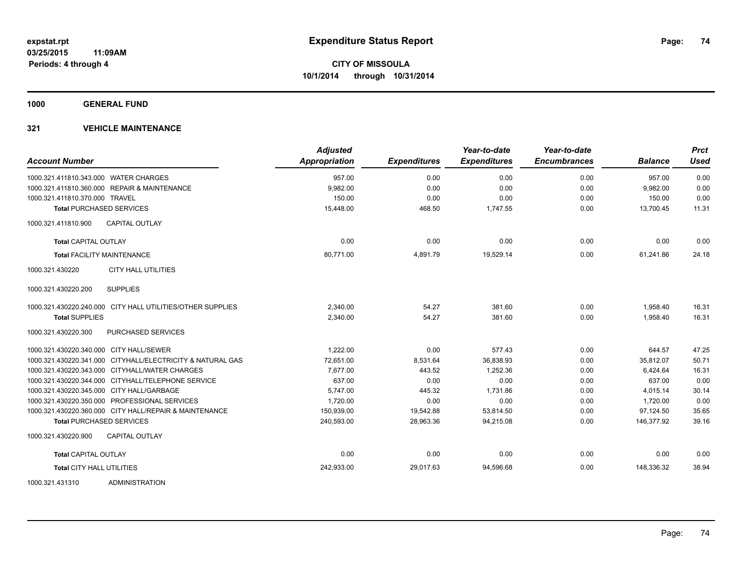expstat.rpt
03/25/2015 11:09AM
Periods: 4 through 4

# Expenditure Status Report

**CITY OF MISSOULA**
**10/1/2014 through 10/31/2014**

**1000 GENERAL FUND**

**321 VEHICLE MAINTENANCE**

| Account Number | Adjusted Appropriation | Expenditures | Year-to-date Expenditures | Year-to-date Encumbrances | Balance | Prct Used |
|---|---|---|---|---|---|---|
| 1000.321.411810.343.000 WATER CHARGES | 957.00 | 0.00 | 0.00 | 0.00 | 957.00 | 0.00 |
| 1000.321.411810.360.000 REPAIR & MAINTENANCE | 9,982.00 | 0.00 | 0.00 | 0.00 | 9,982.00 | 0.00 |
| 1000.321.411810.370.000 TRAVEL | 150.00 | 0.00 | 0.00 | 0.00 | 150.00 | 0.00 |
| **Total** PURCHASED SERVICES | 15,448.00 | 468.50 | 1,747.55 | 0.00 | 13,700.45 | 11.31 |
| 1000.321.411810.900 CAPITAL OUTLAY | | | | | | |
| **Total** CAPITAL OUTLAY | 0.00 | 0.00 | 0.00 | 0.00 | 0.00 | 0.00 |
| **Total** FACILITY MAINTENANCE | 80,771.00 | 4,891.79 | 19,529.14 | 0.00 | 61,241.86 | 24.18 |
| 1000.321.430220 CITY HALL UTILITIES | | | | | | |
| 1000.321.430220.200 SUPPLIES | | | | | | |
| 1000.321.430220.240.000 CITY HALL UTILITIES/OTHER SUPPLIES | 2,340.00 | 54.27 | 381.60 | 0.00 | 1,958.40 | 16.31 |
| **Total** SUPPLIES | 2,340.00 | 54.27 | 381.60 | 0.00 | 1,958.40 | 16.31 |
| 1000.321.430220.300 PURCHASED SERVICES | | | | | | |
| 1000.321.430220.340.000 CITY HALL/SEWER | 1,222.00 | 0.00 | 577.43 | 0.00 | 644.57 | 47.25 |
| 1000.321.430220.341.000 CITYHALL/ELECTRICITY & NATURAL GAS | 72,651.00 | 8,531.64 | 36,838.93 | 0.00 | 35,812.07 | 50.71 |
| 1000.321.430220.343.000 CITYHALL/WATER CHARGES | 7,677.00 | 443.52 | 1,252.36 | 0.00 | 6,424.64 | 16.31 |
| 1000.321.430220.344.000 CITYHALL/TELEPHONE SERVICE | 637.00 | 0.00 | 0.00 | 0.00 | 637.00 | 0.00 |
| 1000.321.430220.345.000 CITY HALL/GARBAGE | 5,747.00 | 445.32 | 1,731.86 | 0.00 | 4,015.14 | 30.14 |
| 1000.321.430220.350.000 PROFESSIONAL SERVICES | 1,720.00 | 0.00 | 0.00 | 0.00 | 1,720.00 | 0.00 |
| 1000.321.430220.360.000 CITY HALL/REPAIR & MAINTENANCE | 150,939.00 | 19,542.88 | 53,814.50 | 0.00 | 97,124.50 | 35.65 |
| **Total** PURCHASED SERVICES | 240,593.00 | 28,963.36 | 94,215.08 | 0.00 | 146,377.92 | 39.16 |
| 1000.321.430220.900 CAPITAL OUTLAY | | | | | | |
| **Total** CAPITAL OUTLAY | 0.00 | 0.00 | 0.00 | 0.00 | 0.00 | 0.00 |
| **Total** CITY HALL UTILITIES | 242,933.00 | 29,017.63 | 94,596.68 | 0.00 | 148,336.32 | 38.94 |
| 1000.321.431310 ADMINISTRATION | | | | | | |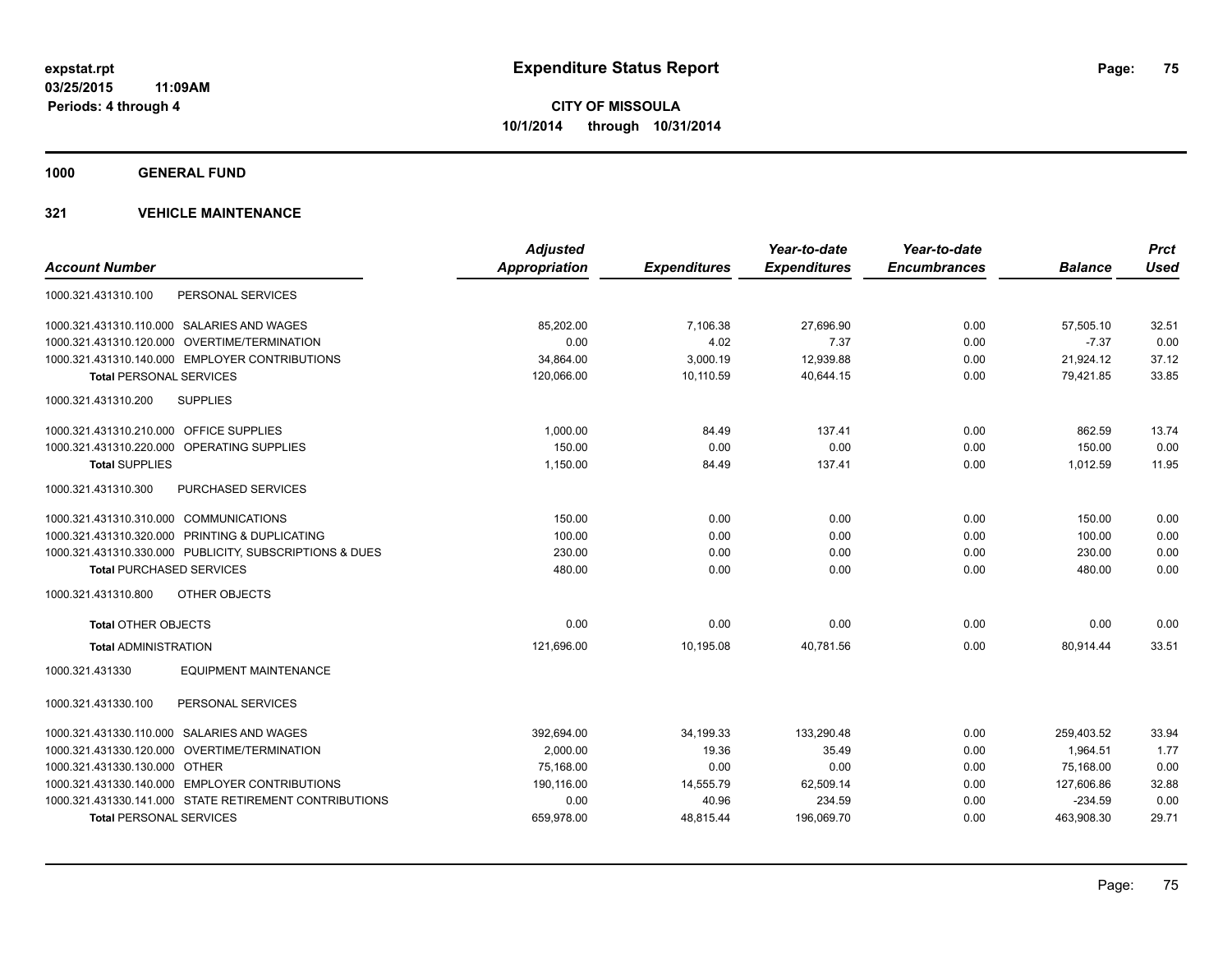expstat.rpt
03/25/2015 11:09AM
Periods: 4 through 4

# Expenditure Status Report

**CITY OF MISSOULA**
**10/1/2014 through 10/31/2014**

## 1000 GENERAL FUND

## 321 VEHICLE MAINTENANCE

| Account Number | Adjusted Appropriation | Expenditures | Year-to-date Expenditures | Year-to-date Encumbrances | Balance | Prct Used |
|---|---|---|---|---|---|---|
| 1000.321.431310.100 PERSONAL SERVICES | | | | | | |
| 1000.321.431310.110.000 SALARIES AND WAGES | 85,202.00 | 7,106.38 | 27,696.90 | 0.00 | 57,505.10 | 32.51 |
| 1000.321.431310.120.000 OVERTIME/TERMINATION | 0.00 | 4.02 | 7.37 | 0.00 | -7.37 | 0.00 |
| 1000.321.431310.140.000 EMPLOYER CONTRIBUTIONS | 34,864.00 | 3,000.19 | 12,939.88 | 0.00 | 21,924.12 | 37.12 |
| **Total** PERSONAL SERVICES | 120,066.00 | 10,110.59 | 40,644.15 | 0.00 | 79,421.85 | 33.85 |
| 1000.321.431310.200 SUPPLIES | | | | | | |
| 1000.321.431310.210.000 OFFICE SUPPLIES | 1,000.00 | 84.49 | 137.41 | 0.00 | 862.59 | 13.74 |
| 1000.321.431310.220.000 OPERATING SUPPLIES | 150.00 | 0.00 | 0.00 | 0.00 | 150.00 | 0.00 |
| **Total SUPPLIES** | 1,150.00 | 84.49 | 137.41 | 0.00 | 1,012.59 | 11.95 |
| 1000.321.431310.300 PURCHASED SERVICES | | | | | | |
| 1000.321.431310.310.000 COMMUNICATIONS | 150.00 | 0.00 | 0.00 | 0.00 | 150.00 | 0.00 |
| 1000.321.431310.320.000 PRINTING & DUPLICATING | 100.00 | 0.00 | 0.00 | 0.00 | 100.00 | 0.00 |
| 1000.321.431310.330.000 PUBLICITY, SUBSCRIPTIONS & DUES | 230.00 | 0.00 | 0.00 | 0.00 | 230.00 | 0.00 |
| **Total** PURCHASED SERVICES | 480.00 | 0.00 | 0.00 | 0.00 | 480.00 | 0.00 |
| 1000.321.431310.800 OTHER OBJECTS | | | | | | |
| **Total** OTHER OBJECTS | 0.00 | 0.00 | 0.00 | 0.00 | 0.00 | 0.00 |
| **Total** ADMINISTRATION | 121,696.00 | 10,195.08 | 40,781.56 | 0.00 | 80,914.44 | 33.51 |
| 1000.321.431330 EQUIPMENT MAINTENANCE | | | | | | |
| 1000.321.431330.100 PERSONAL SERVICES | | | | | | |
| 1000.321.431330.110.000 SALARIES AND WAGES | 392,694.00 | 34,199.33 | 133,290.48 | 0.00 | 259,403.52 | 33.94 |
| 1000.321.431330.120.000 OVERTIME/TERMINATION | 2,000.00 | 19.36 | 35.49 | 0.00 | 1,964.51 | 1.77 |
| 1000.321.431330.130.000 OTHER | 75,168.00 | 0.00 | 0.00 | 0.00 | 75,168.00 | 0.00 |
| 1000.321.431330.140.000 EMPLOYER CONTRIBUTIONS | 190,116.00 | 14,555.79 | 62,509.14 | 0.00 | 127,606.86 | 32.88 |
| 1000.321.431330.141.000 STATE RETIREMENT CONTRIBUTIONS | 0.00 | 40.96 | 234.59 | 0.00 | -234.59 | 0.00 |
| **Total** PERSONAL SERVICES | 659,978.00 | 48,815.44 | 196,069.70 | 0.00 | 463,908.30 | 29.71 |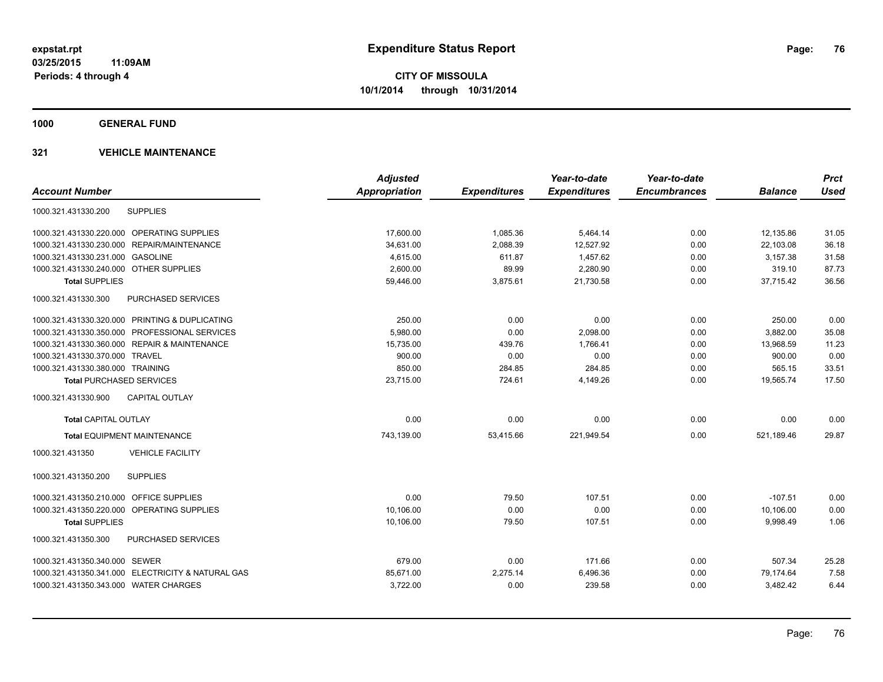# Expenditure Status Report

expstat.rpt
03/25/2015 11:09AM
Periods: 4 through 4

**CITY OF MISSOULA**
**10/1/2014 through 10/31/2014**

## 1000 GENERAL FUND

### 321 VEHICLE MAINTENANCE

| Account Number | | Adjusted Appropriation | Expenditures | Year-to-date Expenditures | Year-to-date Encumbrances | Balance | Prct Used |
|---|---|---|---|---|---|---|---|
| 1000.321.431330.200 | SUPPLIES | | | | | | |
| 1000.321.431330.220.000 | OPERATING SUPPLIES | 17,600.00 | 1,085.36 | 5,464.14 | 0.00 | 12,135.86 | 31.05 |
| 1000.321.431330.230.000 | REPAIR/MAINTENANCE | 34,631.00 | 2,088.39 | 12,527.92 | 0.00 | 22,103.08 | 36.18 |
| 1000.321.431330.231.000 | GASOLINE | 4,615.00 | 611.87 | 1,457.62 | 0.00 | 3,157.38 | 31.58 |
| 1000.321.431330.240.000 | OTHER SUPPLIES | 2,600.00 | 89.99 | 2,280.90 | 0.00 | 319.10 | 87.73 |
| **Total** SUPPLIES | | 59,446.00 | 3,875.61 | 21,730.58 | 0.00 | 37,715.42 | 36.56 |
| 1000.321.431330.300 | PURCHASED SERVICES | | | | | | |
| 1000.321.431330.320.000 | PRINTING & DUPLICATING | 250.00 | 0.00 | 0.00 | 0.00 | 250.00 | 0.00 |
| 1000.321.431330.350.000 | PROFESSIONAL SERVICES | 5,980.00 | 0.00 | 2,098.00 | 0.00 | 3,882.00 | 35.08 |
| 1000.321.431330.360.000 | REPAIR & MAINTENANCE | 15,735.00 | 439.76 | 1,766.41 | 0.00 | 13,968.59 | 11.23 |
| 1000.321.431330.370.000 | TRAVEL | 900.00 | 0.00 | 0.00 | 0.00 | 900.00 | 0.00 |
| 1000.321.431330.380.000 | TRAINING | 850.00 | 284.85 | 284.85 | 0.00 | 565.15 | 33.51 |
| **Total** PURCHASED SERVICES | | 23,715.00 | 724.61 | 4,149.26 | 0.00 | 19,565.74 | 17.50 |
| 1000.321.431330.900 | CAPITAL OUTLAY | | | | | | |
| **Total** CAPITAL OUTLAY | | 0.00 | 0.00 | 0.00 | 0.00 | 0.00 | 0.00 |
| **Total** EQUIPMENT MAINTENANCE | | 743,139.00 | 53,415.66 | 221,949.54 | 0.00 | 521,189.46 | 29.87 |
| 1000.321.431350 | VEHICLE FACILITY | | | | | | |
| 1000.321.431350.200 | SUPPLIES | | | | | | |
| 1000.321.431350.210.000 | OFFICE SUPPLIES | 0.00 | 79.50 | 107.51 | 0.00 | -107.51 | 0.00 |
| 1000.321.431350.220.000 | OPERATING SUPPLIES | 10,106.00 | 0.00 | 0.00 | 0.00 | 10,106.00 | 0.00 |
| **Total** SUPPLIES | | 10,106.00 | 79.50 | 107.51 | 0.00 | 9,998.49 | 1.06 |
| 1000.321.431350.300 | PURCHASED SERVICES | | | | | | |
| 1000.321.431350.340.000 | SEWER | 679.00 | 0.00 | 171.66 | 0.00 | 507.34 | 25.28 |
| 1000.321.431350.341.000 | ELECTRICITY & NATURAL GAS | 85,671.00 | 2,275.14 | 6,496.36 | 0.00 | 79,174.64 | 7.58 |
| 1000.321.431350.343.000 | WATER CHARGES | 3,722.00 | 0.00 | 239.58 | 0.00 | 3,482.42 | 6.44 |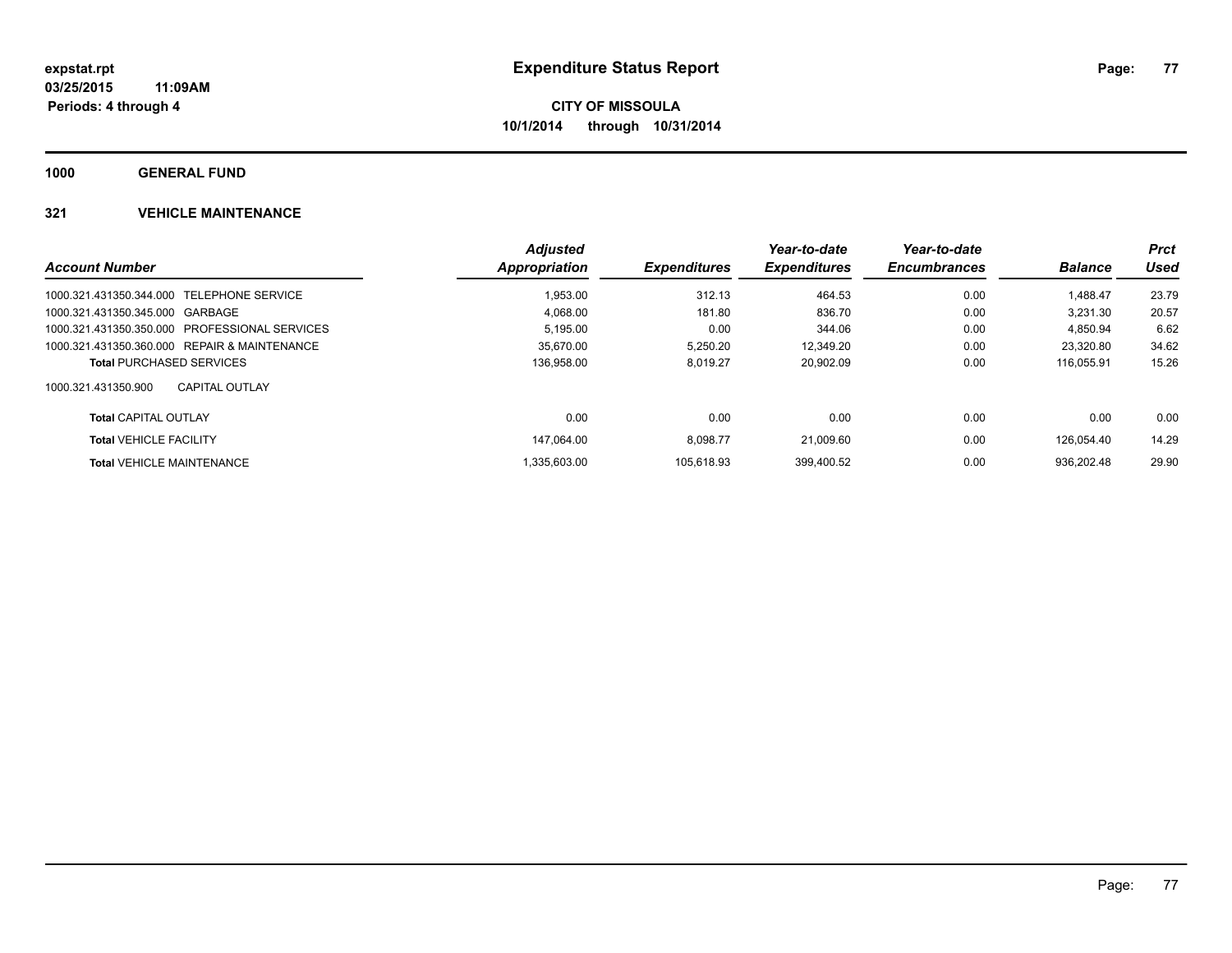**expstat.rpt**
**03/25/2015 11:09AM**
**Periods: 4 through 4**

# Expenditure Status Report

**CITY OF MISSOULA**
**10/1/2014 through 10/31/2014**

## 1000 GENERAL FUND

### 321 VEHICLE MAINTENANCE

| Account Number | Adjusted Appropriation | Expenditures | Year-to-date Expenditures | Year-to-date Encumbrances | Balance | Prct Used |
|---|---|---|---|---|---|---|
| 1000.321.431350.344.000 TELEPHONE SERVICE | 1,953.00 | 312.13 | 464.53 | 0.00 | 1,488.47 | 23.79 |
| 1000.321.431350.345.000 GARBAGE | 4,068.00 | 181.80 | 836.70 | 0.00 | 3,231.30 | 20.57 |
| 1000.321.431350.350.000 PROFESSIONAL SERVICES | 5,195.00 | 0.00 | 344.06 | 0.00 | 4,850.94 | 6.62 |
| 1000.321.431350.360.000 REPAIR & MAINTENANCE | 35,670.00 | 5,250.20 | 12,349.20 | 0.00 | 23,320.80 | 34.62 |
| **Total** PURCHASED SERVICES | 136,958.00 | 8,019.27 | 20,902.09 | 0.00 | 116,055.91 | 15.26 |
| 1000.321.431350.900 CAPITAL OUTLAY | | | | | | |
| **Total** CAPITAL OUTLAY | 0.00 | 0.00 | 0.00 | 0.00 | 0.00 | 0.00 |
| **Total** VEHICLE FACILITY | 147,064.00 | 8,098.77 | 21,009.60 | 0.00 | 126,054.40 | 14.29 |
| **Total** VEHICLE MAINTENANCE | 1,335,603.00 | 105,618.93 | 399,400.52 | 0.00 | 936,202.48 | 29.90 |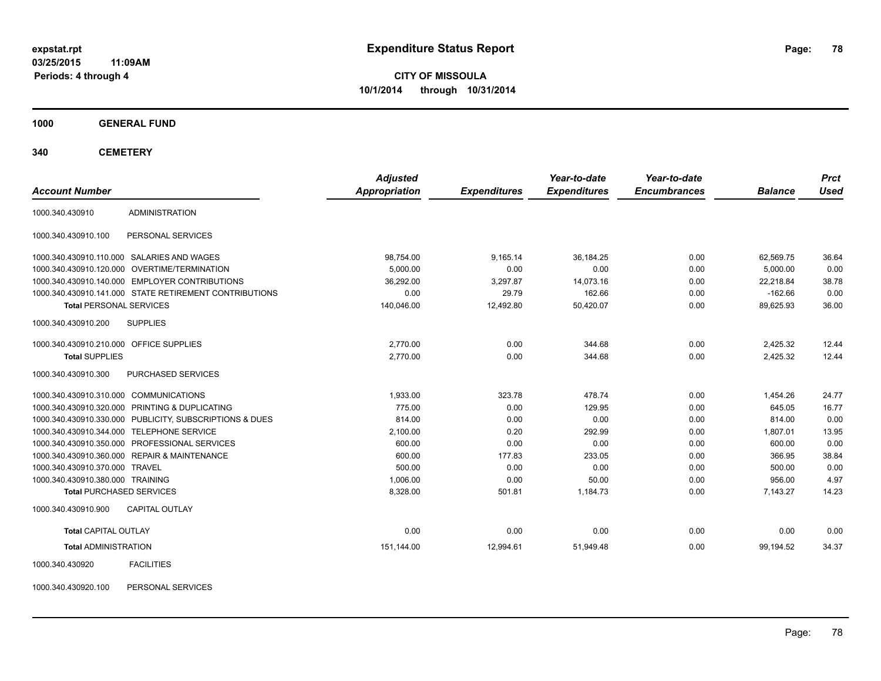# Expenditure Status Report

expstat.rpt
03/25/2015 11:09AM
Periods: 4 through 4

**CITY OF MISSOULA**
**10/1/2014 through 10/31/2014**

**1000 GENERAL FUND**

**340 CEMETERY**

| Account Number | | Adjusted Appropriation | Expenditures | Year-to-date Expenditures | Year-to-date Encumbrances | Balance | Prct Used |
|---|---|---|---|---|---|---|---|
| 1000.340.430910 | ADMINISTRATION | | | | | | |
| 1000.340.430910.100 | PERSONAL SERVICES | | | | | | |
| 1000.340.430910.110.000 | SALARIES AND WAGES | 98,754.00 | 9,165.14 | 36,184.25 | 0.00 | 62,569.75 | 36.64 |
| 1000.340.430910.120.000 | OVERTIME/TERMINATION | 5,000.00 | 0.00 | 0.00 | 0.00 | 5,000.00 | 0.00 |
| 1000.340.430910.140.000 | EMPLOYER CONTRIBUTIONS | 36,292.00 | 3,297.87 | 14,073.16 | 0.00 | 22,218.84 | 38.78 |
| 1000.340.430910.141.000 | STATE RETIREMENT CONTRIBUTIONS | 0.00 | 29.79 | 162.66 | 0.00 | -162.66 | 0.00 |
| **Total** PERSONAL SERVICES | | 140,046.00 | 12,492.80 | 50,420.07 | 0.00 | 89,625.93 | 36.00 |
| 1000.340.430910.200 | SUPPLIES | | | | | | |
| 1000.340.430910.210.000 | OFFICE SUPPLIES | 2,770.00 | 0.00 | 344.68 | 0.00 | 2,425.32 | 12.44 |
| **Total** SUPPLIES | | 2,770.00 | 0.00 | 344.68 | 0.00 | 2,425.32 | 12.44 |
| 1000.340.430910.300 | PURCHASED SERVICES | | | | | | |
| 1000.340.430910.310.000 | COMMUNICATIONS | 1,933.00 | 323.78 | 478.74 | 0.00 | 1,454.26 | 24.77 |
| 1000.340.430910.320.000 | PRINTING & DUPLICATING | 775.00 | 0.00 | 129.95 | 0.00 | 645.05 | 16.77 |
| 1000.340.430910.330.000 | PUBLICITY, SUBSCRIPTIONS & DUES | 814.00 | 0.00 | 0.00 | 0.00 | 814.00 | 0.00 |
| 1000.340.430910.344.000 | TELEPHONE SERVICE | 2,100.00 | 0.20 | 292.99 | 0.00 | 1,807.01 | 13.95 |
| 1000.340.430910.350.000 | PROFESSIONAL SERVICES | 600.00 | 0.00 | 0.00 | 0.00 | 600.00 | 0.00 |
| 1000.340.430910.360.000 | REPAIR & MAINTENANCE | 600.00 | 177.83 | 233.05 | 0.00 | 366.95 | 38.84 |
| 1000.340.430910.370.000 | TRAVEL | 500.00 | 0.00 | 0.00 | 0.00 | 500.00 | 0.00 |
| 1000.340.430910.380.000 | TRAINING | 1,006.00 | 0.00 | 50.00 | 0.00 | 956.00 | 4.97 |
| **Total** PURCHASED SERVICES | | 8,328.00 | 501.81 | 1,184.73 | 0.00 | 7,143.27 | 14.23 |
| 1000.340.430910.900 | CAPITAL OUTLAY | | | | | | |
| **Total** CAPITAL OUTLAY | | 0.00 | 0.00 | 0.00 | 0.00 | 0.00 | 0.00 |
| **Total** ADMINISTRATION | | 151,144.00 | 12,994.61 | 51,949.48 | 0.00 | 99,194.52 | 34.37 |
| 1000.340.430920 | FACILITIES | | | | | | |
| 1000.340.430920.100 | PERSONAL SERVICES | | | | | | |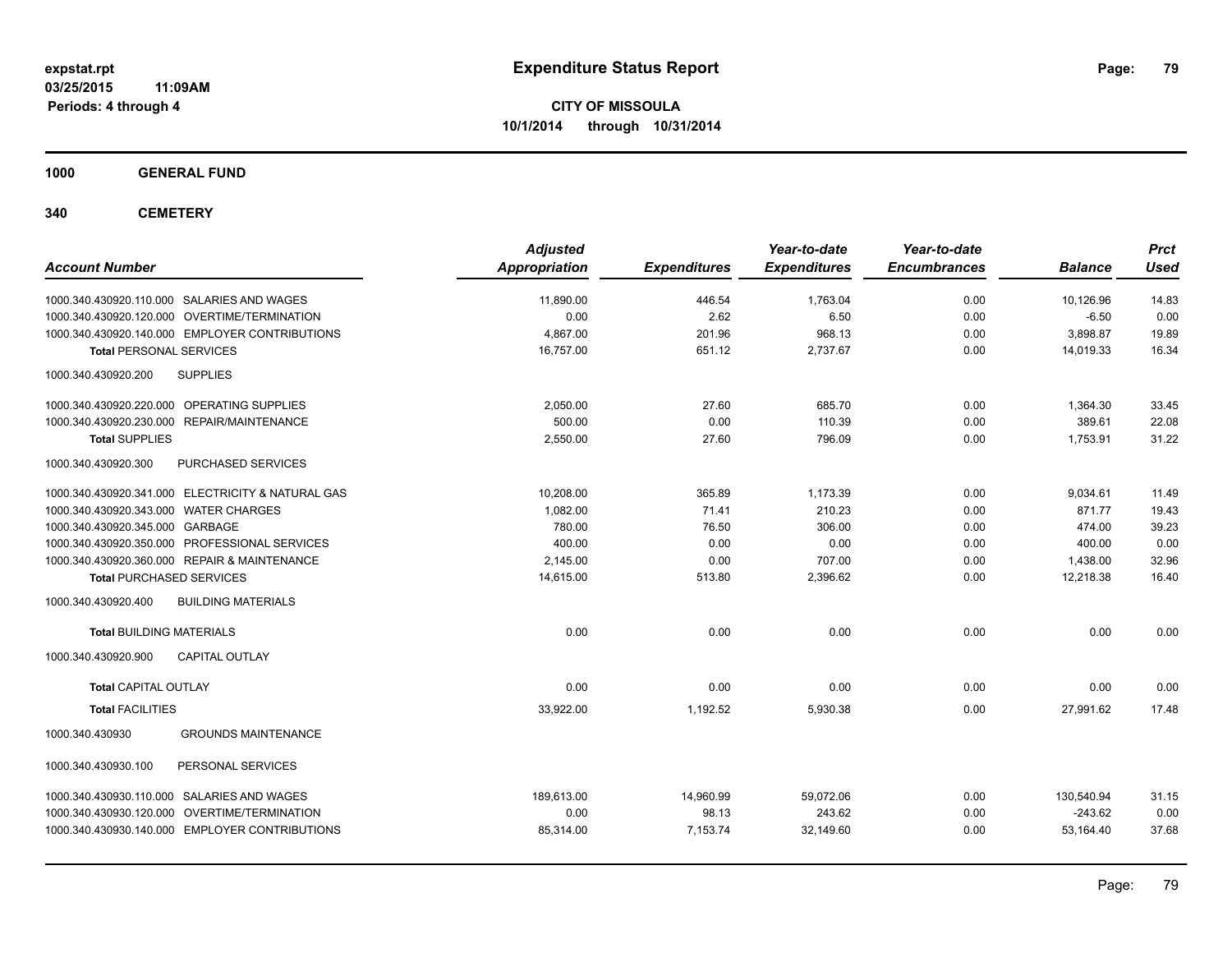**expstat.rpt**
**03/25/2015 11:09AM**
**Periods: 4 through 4**

# Expenditure Status Report

**CITY OF MISSOULA**
**10/1/2014 through 10/31/2014**

## 1000 GENERAL FUND

## 340 CEMETERY

| Account Number | | Adjusted Appropriation | Expenditures | Year-to-date Expenditures | Year-to-date Encumbrances | Balance | Prct Used |
|---|---|---|---|---|---|---|---|
| 1000.340.430920.110.000 | SALARIES AND WAGES | 11,890.00 | 446.54 | 1,763.04 | 0.00 | 10,126.96 | 14.83 |
| 1000.340.430920.120.000 | OVERTIME/TERMINATION | 0.00 | 2.62 | 6.50 | 0.00 | -6.50 | 0.00 |
| 1000.340.430920.140.000 | EMPLOYER CONTRIBUTIONS | 4,867.00 | 201.96 | 968.13 | 0.00 | 3,898.87 | 19.89 |
| **Total** PERSONAL SERVICES | | 16,757.00 | 651.12 | 2,737.67 | 0.00 | 14,019.33 | 16.34 |
| 1000.340.430920.200 | SUPPLIES | | | | | | |
| 1000.340.430920.220.000 | OPERATING SUPPLIES | 2,050.00 | 27.60 | 685.70 | 0.00 | 1,364.30 | 33.45 |
| 1000.340.430920.230.000 | REPAIR/MAINTENANCE | 500.00 | 0.00 | 110.39 | 0.00 | 389.61 | 22.08 |
| **Total** SUPPLIES | | 2,550.00 | 27.60 | 796.09 | 0.00 | 1,753.91 | 31.22 |
| 1000.340.430920.300 | PURCHASED SERVICES | | | | | | |
| 1000.340.430920.341.000 | ELECTRICITY & NATURAL GAS | 10,208.00 | 365.89 | 1,173.39 | 0.00 | 9,034.61 | 11.49 |
| 1000.340.430920.343.000 | WATER CHARGES | 1,082.00 | 71.41 | 210.23 | 0.00 | 871.77 | 19.43 |
| 1000.340.430920.345.000 | GARBAGE | 780.00 | 76.50 | 306.00 | 0.00 | 474.00 | 39.23 |
| 1000.340.430920.350.000 | PROFESSIONAL SERVICES | 400.00 | 0.00 | 0.00 | 0.00 | 400.00 | 0.00 |
| 1000.340.430920.360.000 | REPAIR & MAINTENANCE | 2,145.00 | 0.00 | 707.00 | 0.00 | 1,438.00 | 32.96 |
| **Total** PURCHASED SERVICES | | 14,615.00 | 513.80 | 2,396.62 | 0.00 | 12,218.38 | 16.40 |
| 1000.340.430920.400 | BUILDING MATERIALS | | | | | | |
| **Total** BUILDING MATERIALS | | 0.00 | 0.00 | 0.00 | 0.00 | 0.00 | 0.00 |
| 1000.340.430920.900 | CAPITAL OUTLAY | | | | | | |
| **Total** CAPITAL OUTLAY | | 0.00 | 0.00 | 0.00 | 0.00 | 0.00 | 0.00 |
| **Total** FACILITIES | | 33,922.00 | 1,192.52 | 5,930.38 | 0.00 | 27,991.62 | 17.48 |
| 1000.340.430930 | GROUNDS MAINTENANCE | | | | | | |
| 1000.340.430930.100 | PERSONAL SERVICES | | | | | | |
| 1000.340.430930.110.000 | SALARIES AND WAGES | 189,613.00 | 14,960.99 | 59,072.06 | 0.00 | 130,540.94 | 31.15 |
| 1000.340.430930.120.000 | OVERTIME/TERMINATION | 0.00 | 98.13 | 243.62 | 0.00 | -243.62 | 0.00 |
| 1000.340.430930.140.000 | EMPLOYER CONTRIBUTIONS | 85,314.00 | 7,153.74 | 32,149.60 | 0.00 | 53,164.40 | 37.68 |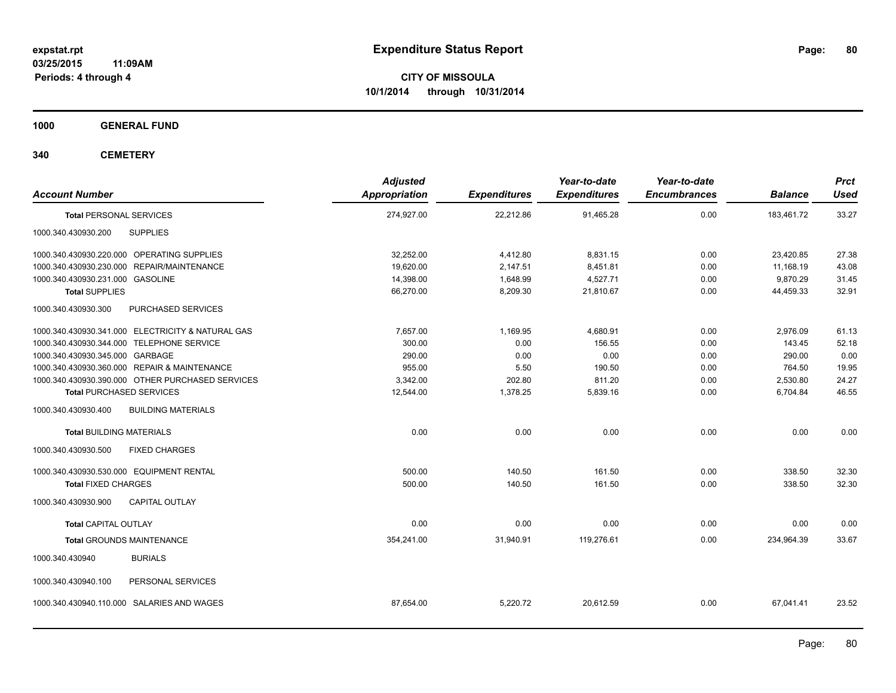expstat.rpt
03/25/2015 11:09AM
Periods: 4 through 4

# Expenditure Status Report

**CITY OF MISSOULA**
**10/1/2014 through 10/31/2014**

## 1000 GENERAL FUND

## 340 CEMETERY

| Account Number | Adjusted Appropriation | Expenditures | Year-to-date Expenditures | Year-to-date Encumbrances | Balance | Prct Used |
|---|---|---|---|---|---|---|
| **Total** PERSONAL SERVICES | 274,927.00 | 22,212.86 | 91,465.28 | 0.00 | 183,461.72 | 33.27 |
| 1000.340.430930.200 SUPPLIES | | | | | | |
| 1000.340.430930.220.000 OPERATING SUPPLIES | 32,252.00 | 4,412.80 | 8,831.15 | 0.00 | 23,420.85 | 27.38 |
| 1000.340.430930.230.000 REPAIR/MAINTENANCE | 19,620.00 | 2,147.51 | 8,451.81 | 0.00 | 11,168.19 | 43.08 |
| 1000.340.430930.231.000 GASOLINE | 14,398.00 | 1,648.99 | 4,527.71 | 0.00 | 9,870.29 | 31.45 |
| **Total** SUPPLIES | 66,270.00 | 8,209.30 | 21,810.67 | 0.00 | 44,459.33 | 32.91 |
| 1000.340.430930.300 PURCHASED SERVICES | | | | | | |
| 1000.340.430930.341.000 ELECTRICITY & NATURAL GAS | 7,657.00 | 1,169.95 | 4,680.91 | 0.00 | 2,976.09 | 61.13 |
| 1000.340.430930.344.000 TELEPHONE SERVICE | 300.00 | 0.00 | 156.55 | 0.00 | 143.45 | 52.18 |
| 1000.340.430930.345.000 GARBAGE | 290.00 | 0.00 | 0.00 | 0.00 | 290.00 | 0.00 |
| 1000.340.430930.360.000 REPAIR & MAINTENANCE | 955.00 | 5.50 | 190.50 | 0.00 | 764.50 | 19.95 |
| 1000.340.430930.390.000 OTHER PURCHASED SERVICES | 3,342.00 | 202.80 | 811.20 | 0.00 | 2,530.80 | 24.27 |
| **Total** PURCHASED SERVICES | 12,544.00 | 1,378.25 | 5,839.16 | 0.00 | 6,704.84 | 46.55 |
| 1000.340.430930.400 BUILDING MATERIALS | | | | | | |
| **Total** BUILDING MATERIALS | 0.00 | 0.00 | 0.00 | 0.00 | 0.00 | 0.00 |
| 1000.340.430930.500 FIXED CHARGES | | | | | | |
| 1000.340.430930.530.000 EQUIPMENT RENTAL | 500.00 | 140.50 | 161.50 | 0.00 | 338.50 | 32.30 |
| **Total** FIXED CHARGES | 500.00 | 140.50 | 161.50 | 0.00 | 338.50 | 32.30 |
| 1000.340.430930.900 CAPITAL OUTLAY | | | | | | |
| **Total** CAPITAL OUTLAY | 0.00 | 0.00 | 0.00 | 0.00 | 0.00 | 0.00 |
| **Total** GROUNDS MAINTENANCE | 354,241.00 | 31,940.91 | 119,276.61 | 0.00 | 234,964.39 | 33.67 |
| 1000.340.430940 BURIALS | | | | | | |
| 1000.340.430940.100 PERSONAL SERVICES | | | | | | |
| 1000.340.430940.110.000 SALARIES AND WAGES | 87,654.00 | 5,220.72 | 20,612.59 | 0.00 | 67,041.41 | 23.52 |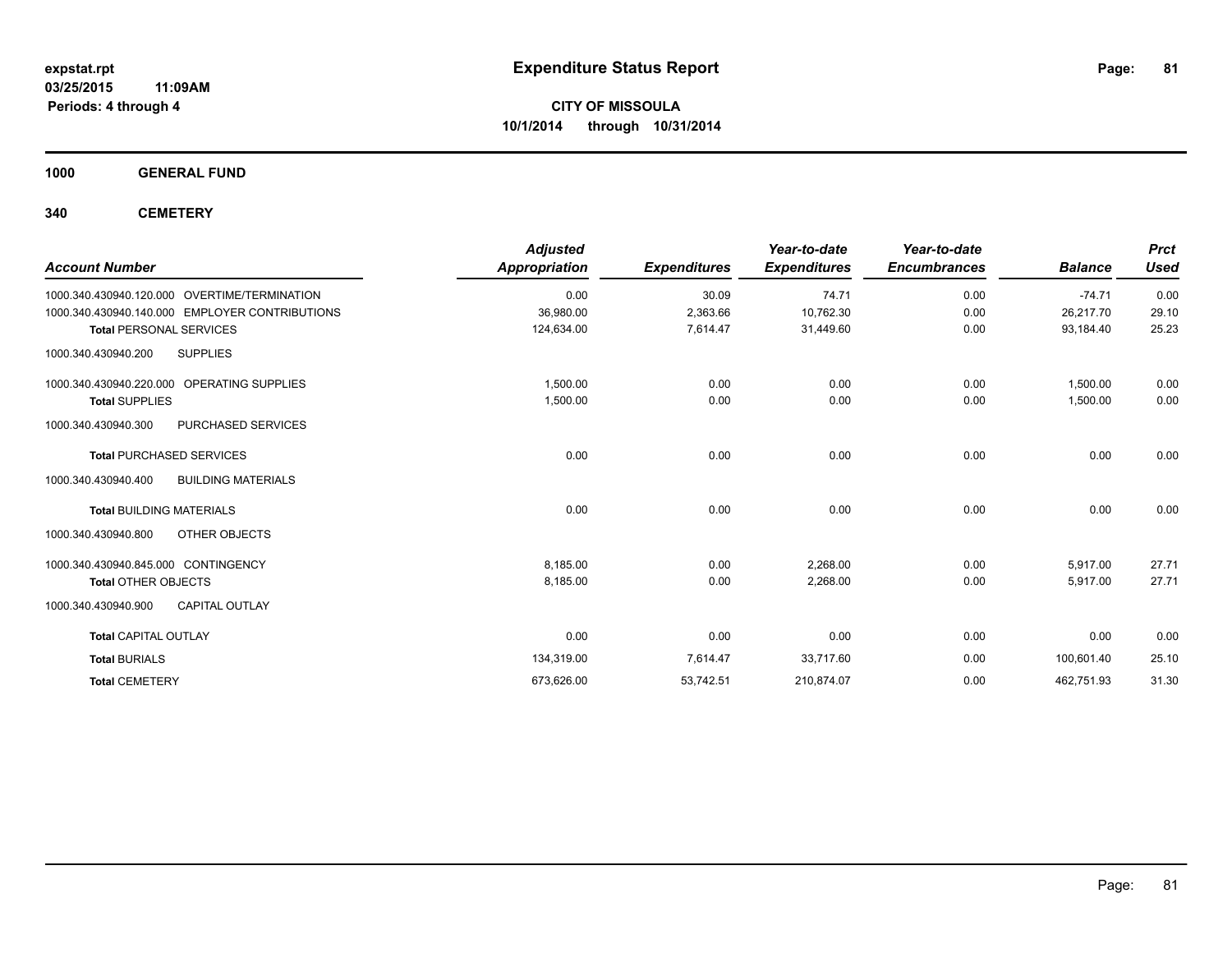**Expenditure Status Report**

**CITY OF MISSOULA**
**10/1/2014 through 10/31/2014**

expstat.rpt
03/25/2015 11:09AM
Periods: 4 through 4

## 1000 GENERAL FUND

## 340 CEMETERY

| Account Number | | Adjusted Appropriation | Expenditures | Year-to-date Expenditures | Year-to-date Encumbrances | Balance | Prct Used |
|---|---|---|---|---|---|---|---|
| 1000.340.430940.120.000 | OVERTIME/TERMINATION | 0.00 | 30.09 | 74.71 | 0.00 | -74.71 | 0.00 |
| 1000.340.430940.140.000 | EMPLOYER CONTRIBUTIONS | 36,980.00 | 2,363.66 | 10,762.30 | 0.00 | 26,217.70 | 29.10 |
| **Total** PERSONAL SERVICES | | 124,634.00 | 7,614.47 | 31,449.60 | 0.00 | 93,184.40 | 25.23 |
| 1000.340.430940.200 | SUPPLIES | | | | | | |
| 1000.340.430940.220.000 | OPERATING SUPPLIES | 1,500.00 | 0.00 | 0.00 | 0.00 | 1,500.00 | 0.00 |
| **Total** SUPPLIES | | 1,500.00 | 0.00 | 0.00 | 0.00 | 1,500.00 | 0.00 |
| 1000.340.430940.300 | PURCHASED SERVICES | | | | | | |
| **Total** PURCHASED SERVICES | | 0.00 | 0.00 | 0.00 | 0.00 | 0.00 | 0.00 |
| 1000.340.430940.400 | BUILDING MATERIALS | | | | | | |
| **Total** BUILDING MATERIALS | | 0.00 | 0.00 | 0.00 | 0.00 | 0.00 | 0.00 |
| 1000.340.430940.800 | OTHER OBJECTS | | | | | | |
| 1000.340.430940.845.000 | CONTINGENCY | 8,185.00 | 0.00 | 2,268.00 | 0.00 | 5,917.00 | 27.71 |
| **Total** OTHER OBJECTS | | 8,185.00 | 0.00 | 2,268.00 | 0.00 | 5,917.00 | 27.71 |
| 1000.340.430940.900 | CAPITAL OUTLAY | | | | | | |
| **Total** CAPITAL OUTLAY | | 0.00 | 0.00 | 0.00 | 0.00 | 0.00 | 0.00 |
| **Total** BURIALS | | 134,319.00 | 7,614.47 | 33,717.60 | 0.00 | 100,601.40 | 25.10 |
| **Total** CEMETERY | | 673,626.00 | 53,742.51 | 210,874.07 | 0.00 | 462,751.93 | 31.30 |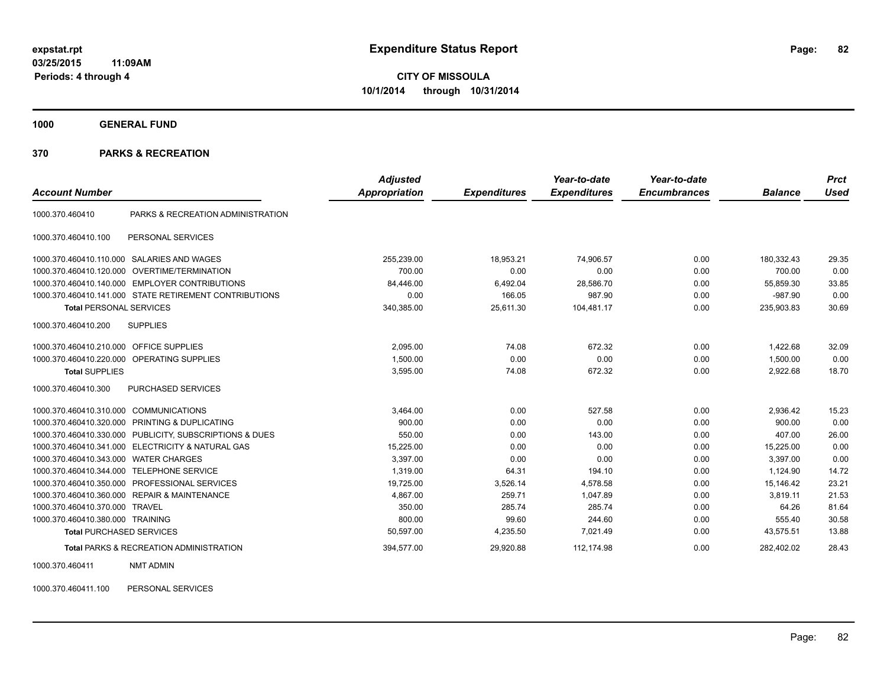**expstat.rpt**
**03/25/2015 11:09AM**
**Periods: 4 through 4**

# Expenditure Status Report

**CITY OF MISSOULA**
**10/1/2014 through 10/31/2014**

## 1000 GENERAL FUND

## 370 PARKS & RECREATION

| Account Number | | Adjusted Appropriation | Expenditures | Year-to-date Expenditures | Year-to-date Encumbrances | Balance | Prct Used |
|---|---|---|---|---|---|---|---|
| 1000.370.460410 | PARKS & RECREATION ADMINISTRATION | | | | | | |
| 1000.370.460410.100 | PERSONAL SERVICES | | | | | | |
| 1000.370.460410.110.000 | SALARIES AND WAGES | 255,239.00 | 18,953.21 | 74,906.57 | 0.00 | 180,332.43 | 29.35 |
| 1000.370.460410.120.000 | OVERTIME/TERMINATION | 700.00 | 0.00 | 0.00 | 0.00 | 700.00 | 0.00 |
| 1000.370.460410.140.000 | EMPLOYER CONTRIBUTIONS | 84,446.00 | 6,492.04 | 28,586.70 | 0.00 | 55,859.30 | 33.85 |
| 1000.370.460410.141.000 | STATE RETIREMENT CONTRIBUTIONS | 0.00 | 166.05 | 987.90 | 0.00 | -987.90 | 0.00 |
| **Total** PERSONAL SERVICES | | 340,385.00 | 25,611.30 | 104,481.17 | 0.00 | 235,903.83 | 30.69 |
| 1000.370.460410.200 | SUPPLIES | | | | | | |
| 1000.370.460410.210.000 | OFFICE SUPPLIES | 2,095.00 | 74.08 | 672.32 | 0.00 | 1,422.68 | 32.09 |
| 1000.370.460410.220.000 | OPERATING SUPPLIES | 1,500.00 | 0.00 | 0.00 | 0.00 | 1,500.00 | 0.00 |
| **Total** SUPPLIES | | 3,595.00 | 74.08 | 672.32 | 0.00 | 2,922.68 | 18.70 |
| 1000.370.460410.300 | PURCHASED SERVICES | | | | | | |
| 1000.370.460410.310.000 | COMMUNICATIONS | 3,464.00 | 0.00 | 527.58 | 0.00 | 2,936.42 | 15.23 |
| 1000.370.460410.320.000 | PRINTING & DUPLICATING | 900.00 | 0.00 | 0.00 | 0.00 | 900.00 | 0.00 |
| 1000.370.460410.330.000 | PUBLICITY, SUBSCRIPTIONS & DUES | 550.00 | 0.00 | 143.00 | 0.00 | 407.00 | 26.00 |
| 1000.370.460410.341.000 | ELECTRICITY & NATURAL GAS | 15,225.00 | 0.00 | 0.00 | 0.00 | 15,225.00 | 0.00 |
| 1000.370.460410.343.000 | WATER CHARGES | 3,397.00 | 0.00 | 0.00 | 0.00 | 3,397.00 | 0.00 |
| 1000.370.460410.344.000 | TELEPHONE SERVICE | 1,319.00 | 64.31 | 194.10 | 0.00 | 1,124.90 | 14.72 |
| 1000.370.460410.350.000 | PROFESSIONAL SERVICES | 19,725.00 | 3,526.14 | 4,578.58 | 0.00 | 15,146.42 | 23.21 |
| 1000.370.460410.360.000 | REPAIR & MAINTENANCE | 4,867.00 | 259.71 | 1,047.89 | 0.00 | 3,819.11 | 21.53 |
| 1000.370.460410.370.000 | TRAVEL | 350.00 | 285.74 | 285.74 | 0.00 | 64.26 | 81.64 |
| 1000.370.460410.380.000 | TRAINING | 800.00 | 99.60 | 244.60 | 0.00 | 555.40 | 30.58 |
| **Total** PURCHASED SERVICES | | 50,597.00 | 4,235.50 | 7,021.49 | 0.00 | 43,575.51 | 13.88 |
| **Total** PARKS & RECREATION ADMINISTRATION | | 394,577.00 | 29,920.88 | 112,174.98 | 0.00 | 282,402.02 | 28.43 |
| 1000.370.460411 | NMT ADMIN | | | | | | |
| 1000.370.460411.100 | PERSONAL SERVICES | | | | | | |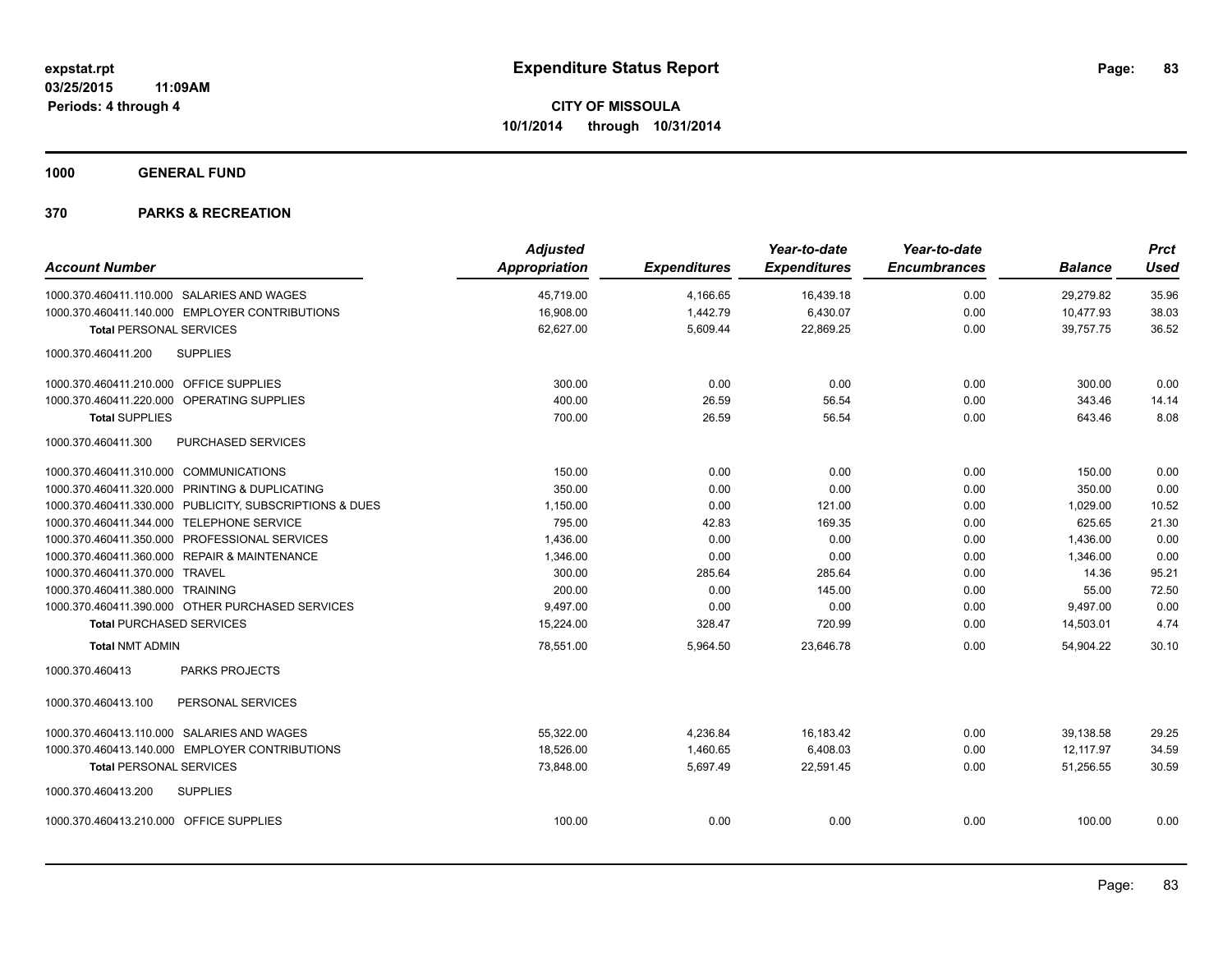**expstat.rpt**
**03/25/2015 11:09AM**
**Periods: 4 through 4**

# Expenditure Status Report

**CITY OF MISSOULA**
**10/1/2014 through 10/31/2014**

## 1000 GENERAL FUND

## 370 PARKS & RECREATION

| Account Number | Adjusted Appropriation | Expenditures | Year-to-date Expenditures | Year-to-date Encumbrances | Balance | Prct Used |
|---|---|---|---|---|---|---|
| 1000.370.460411.110.000 SALARIES AND WAGES | 45,719.00 | 4,166.65 | 16,439.18 | 0.00 | 29,279.82 | 35.96 |
| 1000.370.460411.140.000 EMPLOYER CONTRIBUTIONS | 16,908.00 | 1,442.79 | 6,430.07 | 0.00 | 10,477.93 | 38.03 |
| **Total** PERSONAL SERVICES | 62,627.00 | 5,609.44 | 22,869.25 | 0.00 | 39,757.75 | 36.52 |
| 1000.370.460411.200 SUPPLIES | | | | | | |
| 1000.370.460411.210.000 OFFICE SUPPLIES | 300.00 | 0.00 | 0.00 | 0.00 | 300.00 | 0.00 |
| 1000.370.460411.220.000 OPERATING SUPPLIES | 400.00 | 26.59 | 56.54 | 0.00 | 343.46 | 14.14 |
| **Total** SUPPLIES | 700.00 | 26.59 | 56.54 | 0.00 | 643.46 | 8.08 |
| 1000.370.460411.300 PURCHASED SERVICES | | | | | | |
| 1000.370.460411.310.000 COMMUNICATIONS | 150.00 | 0.00 | 0.00 | 0.00 | 150.00 | 0.00 |
| 1000.370.460411.320.000 PRINTING & DUPLICATING | 350.00 | 0.00 | 0.00 | 0.00 | 350.00 | 0.00 |
| 1000.370.460411.330.000 PUBLICITY, SUBSCRIPTIONS & DUES | 1,150.00 | 0.00 | 121.00 | 0.00 | 1,029.00 | 10.52 |
| 1000.370.460411.344.000 TELEPHONE SERVICE | 795.00 | 42.83 | 169.35 | 0.00 | 625.65 | 21.30 |
| 1000.370.460411.350.000 PROFESSIONAL SERVICES | 1,436.00 | 0.00 | 0.00 | 0.00 | 1,436.00 | 0.00 |
| 1000.370.460411.360.000 REPAIR & MAINTENANCE | 1,346.00 | 0.00 | 0.00 | 0.00 | 1,346.00 | 0.00 |
| 1000.370.460411.370.000 TRAVEL | 300.00 | 285.64 | 285.64 | 0.00 | 14.36 | 95.21 |
| 1000.370.460411.380.000 TRAINING | 200.00 | 0.00 | 145.00 | 0.00 | 55.00 | 72.50 |
| 1000.370.460411.390.000 OTHER PURCHASED SERVICES | 9,497.00 | 0.00 | 0.00 | 0.00 | 9,497.00 | 0.00 |
| **Total** PURCHASED SERVICES | 15,224.00 | 328.47 | 720.99 | 0.00 | 14,503.01 | 4.74 |
| **Total** NMT ADMIN | 78,551.00 | 5,964.50 | 23,646.78 | 0.00 | 54,904.22 | 30.10 |
| 1000.370.460413 PARKS PROJECTS | | | | | | |
| 1000.370.460413.100 PERSONAL SERVICES | | | | | | |
| 1000.370.460413.110.000 SALARIES AND WAGES | 55,322.00 | 4,236.84 | 16,183.42 | 0.00 | 39,138.58 | 29.25 |
| 1000.370.460413.140.000 EMPLOYER CONTRIBUTIONS | 18,526.00 | 1,460.65 | 6,408.03 | 0.00 | 12,117.97 | 34.59 |
| **Total** PERSONAL SERVICES | 73,848.00 | 5,697.49 | 22,591.45 | 0.00 | 51,256.55 | 30.59 |
| 1000.370.460413.200 SUPPLIES | | | | | | |
| 1000.370.460413.210.000 OFFICE SUPPLIES | 100.00 | 0.00 | 0.00 | 0.00 | 100.00 | 0.00 |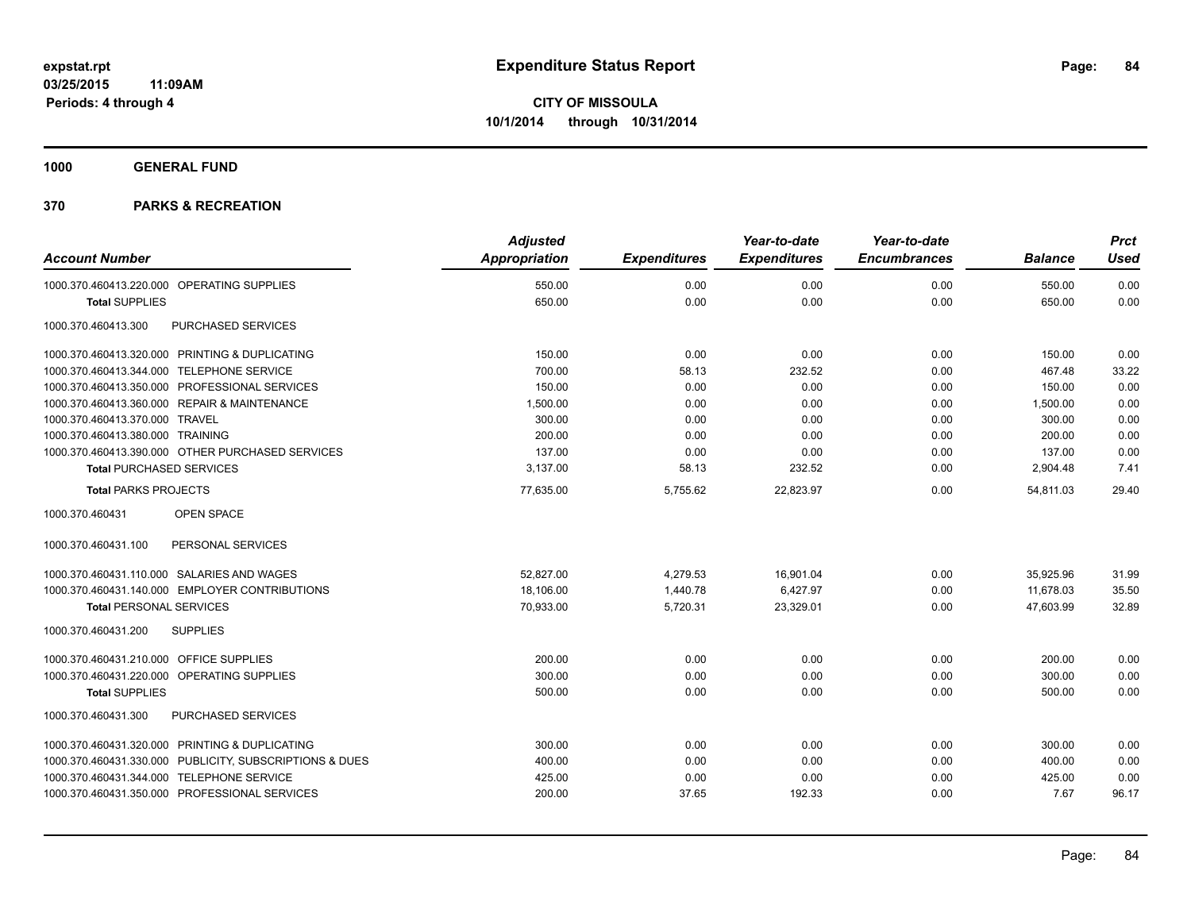**expstat.rpt**
**03/25/2015 11:09AM**
**Periods: 4 through 4**

# Expenditure Status Report

**CITY OF MISSOULA**
**10/1/2014 through 10/31/2014**

## 1000 GENERAL FUND

## 370 PARKS & RECREATION

| Account Number | Adjusted Appropriation | Expenditures | Year-to-date Expenditures | Year-to-date Encumbrances | Balance | Prct Used |
|---|---|---|---|---|---|---|
| 1000.370.460413.220.000 OPERATING SUPPLIES | 550.00 | 0.00 | 0.00 | 0.00 | 550.00 | 0.00 |
| **Total** SUPPLIES | 650.00 | 0.00 | 0.00 | 0.00 | 650.00 | 0.00 |
| 1000.370.460413.300 PURCHASED SERVICES | | | | | | |
| 1000.370.460413.320.000 PRINTING & DUPLICATING | 150.00 | 0.00 | 0.00 | 0.00 | 150.00 | 0.00 |
| 1000.370.460413.344.000 TELEPHONE SERVICE | 700.00 | 58.13 | 232.52 | 0.00 | 467.48 | 33.22 |
| 1000.370.460413.350.000 PROFESSIONAL SERVICES | 150.00 | 0.00 | 0.00 | 0.00 | 150.00 | 0.00 |
| 1000.370.460413.360.000 REPAIR & MAINTENANCE | 1,500.00 | 0.00 | 0.00 | 0.00 | 1,500.00 | 0.00 |
| 1000.370.460413.370.000 TRAVEL | 300.00 | 0.00 | 0.00 | 0.00 | 300.00 | 0.00 |
| 1000.370.460413.380.000 TRAINING | 200.00 | 0.00 | 0.00 | 0.00 | 200.00 | 0.00 |
| 1000.370.460413.390.000 OTHER PURCHASED SERVICES | 137.00 | 0.00 | 0.00 | 0.00 | 137.00 | 0.00 |
| **Total** PURCHASED SERVICES | 3,137.00 | 58.13 | 232.52 | 0.00 | 2,904.48 | 7.41 |
| **Total** PARKS PROJECTS | 77,635.00 | 5,755.62 | 22,823.97 | 0.00 | 54,811.03 | 29.40 |
| 1000.370.460431 OPEN SPACE | | | | | | |
| 1000.370.460431.100 PERSONAL SERVICES | | | | | | |
| 1000.370.460431.110.000 SALARIES AND WAGES | 52,827.00 | 4,279.53 | 16,901.04 | 0.00 | 35,925.96 | 31.99 |
| 1000.370.460431.140.000 EMPLOYER CONTRIBUTIONS | 18,106.00 | 1,440.78 | 6,427.97 | 0.00 | 11,678.03 | 35.50 |
| **Total** PERSONAL SERVICES | 70,933.00 | 5,720.31 | 23,329.01 | 0.00 | 47,603.99 | 32.89 |
| 1000.370.460431.200 SUPPLIES | | | | | | |
| 1000.370.460431.210.000 OFFICE SUPPLIES | 200.00 | 0.00 | 0.00 | 0.00 | 200.00 | 0.00 |
| 1000.370.460431.220.000 OPERATING SUPPLIES | 300.00 | 0.00 | 0.00 | 0.00 | 300.00 | 0.00 |
| **Total** SUPPLIES | 500.00 | 0.00 | 0.00 | 0.00 | 500.00 | 0.00 |
| 1000.370.460431.300 PURCHASED SERVICES | | | | | | |
| 1000.370.460431.320.000 PRINTING & DUPLICATING | 300.00 | 0.00 | 0.00 | 0.00 | 300.00 | 0.00 |
| 1000.370.460431.330.000 PUBLICITY, SUBSCRIPTIONS & DUES | 400.00 | 0.00 | 0.00 | 0.00 | 400.00 | 0.00 |
| 1000.370.460431.344.000 TELEPHONE SERVICE | 425.00 | 0.00 | 0.00 | 0.00 | 425.00 | 0.00 |
| 1000.370.460431.350.000 PROFESSIONAL SERVICES | 200.00 | 37.65 | 192.33 | 0.00 | 7.67 | 96.17 |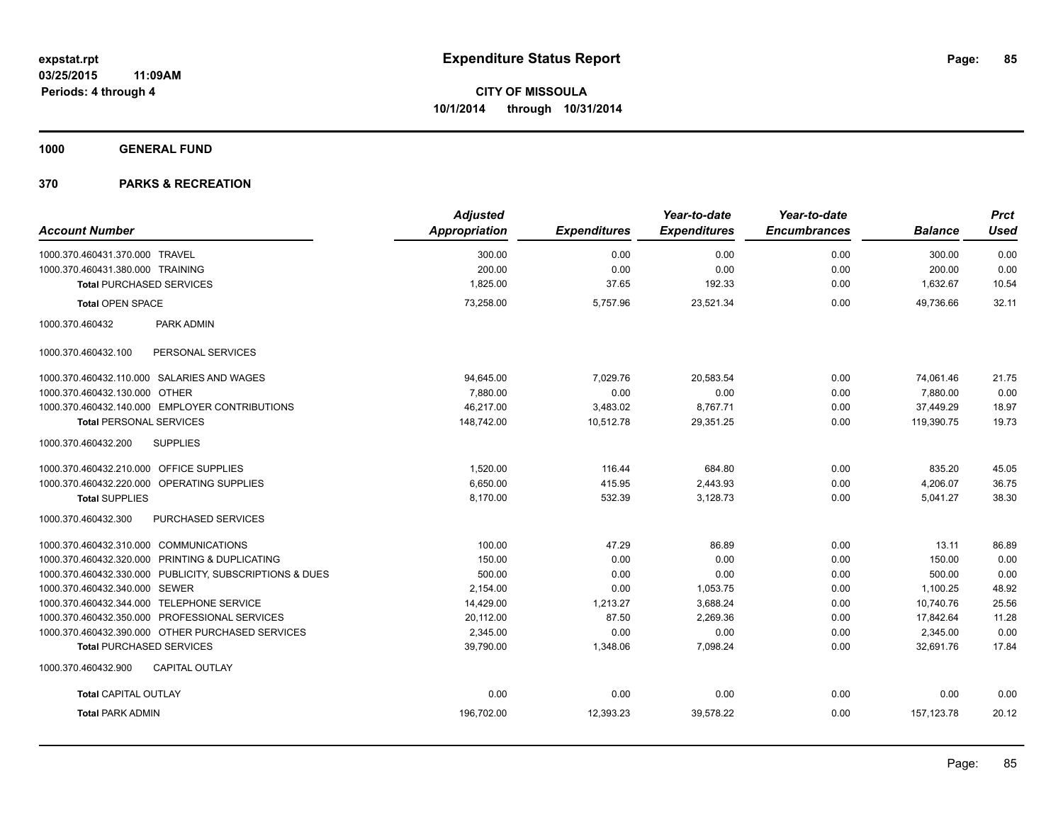**expstat.rpt**
**03/25/2015 11:09AM**
**Periods: 4 through 4**

# Expenditure Status Report

**CITY OF MISSOULA**
**10/1/2014 through 10/31/2014**

## 1000 GENERAL FUND

## 370 PARKS & RECREATION

| Account Number | Adjusted Appropriation | Expenditures | Year-to-date Expenditures | Year-to-date Encumbrances | Balance | Prct Used |
|---|---|---|---|---|---|---|
| 1000.370.460431.370.000 TRAVEL | 300.00 | 0.00 | 0.00 | 0.00 | 300.00 | 0.00 |
| 1000.370.460431.380.000 TRAINING | 200.00 | 0.00 | 0.00 | 0.00 | 200.00 | 0.00 |
| **Total** PURCHASED SERVICES | 1,825.00 | 37.65 | 192.33 | 0.00 | 1,632.67 | 10.54 |
| **Total** OPEN SPACE | 73,258.00 | 5,757.96 | 23,521.34 | 0.00 | 49,736.66 | 32.11 |
| 1000.370.460432 PARK ADMIN | | | | | | |
| 1000.370.460432.100 PERSONAL SERVICES | | | | | | |
| 1000.370.460432.110.000 SALARIES AND WAGES | 94,645.00 | 7,029.76 | 20,583.54 | 0.00 | 74,061.46 | 21.75 |
| 1000.370.460432.130.000 OTHER | 7,880.00 | 0.00 | 0.00 | 0.00 | 7,880.00 | 0.00 |
| 1000.370.460432.140.000 EMPLOYER CONTRIBUTIONS | 46,217.00 | 3,483.02 | 8,767.71 | 0.00 | 37,449.29 | 18.97 |
| **Total** PERSONAL SERVICES | 148,742.00 | 10,512.78 | 29,351.25 | 0.00 | 119,390.75 | 19.73 |
| 1000.370.460432.200 SUPPLIES | | | | | | |
| 1000.370.460432.210.000 OFFICE SUPPLIES | 1,520.00 | 116.44 | 684.80 | 0.00 | 835.20 | 45.05 |
| 1000.370.460432.220.000 OPERATING SUPPLIES | 6,650.00 | 415.95 | 2,443.93 | 0.00 | 4,206.07 | 36.75 |
| **Total** SUPPLIES | 8,170.00 | 532.39 | 3,128.73 | 0.00 | 5,041.27 | 38.30 |
| 1000.370.460432.300 PURCHASED SERVICES | | | | | | |
| 1000.370.460432.310.000 COMMUNICATIONS | 100.00 | 47.29 | 86.89 | 0.00 | 13.11 | 86.89 |
| 1000.370.460432.320.000 PRINTING & DUPLICATING | 150.00 | 0.00 | 0.00 | 0.00 | 150.00 | 0.00 |
| 1000.370.460432.330.000 PUBLICITY, SUBSCRIPTIONS & DUES | 500.00 | 0.00 | 0.00 | 0.00 | 500.00 | 0.00 |
| 1000.370.460432.340.000 SEWER | 2,154.00 | 0.00 | 1,053.75 | 0.00 | 1,100.25 | 48.92 |
| 1000.370.460432.344.000 TELEPHONE SERVICE | 14,429.00 | 1,213.27 | 3,688.24 | 0.00 | 10,740.76 | 25.56 |
| 1000.370.460432.350.000 PROFESSIONAL SERVICES | 20,112.00 | 87.50 | 2,269.36 | 0.00 | 17,842.64 | 11.28 |
| 1000.370.460432.390.000 OTHER PURCHASED SERVICES | 2,345.00 | 0.00 | 0.00 | 0.00 | 2,345.00 | 0.00 |
| **Total** PURCHASED SERVICES | 39,790.00 | 1,348.06 | 7,098.24 | 0.00 | 32,691.76 | 17.84 |
| 1000.370.460432.900 CAPITAL OUTLAY | | | | | | |
| **Total** CAPITAL OUTLAY | 0.00 | 0.00 | 0.00 | 0.00 | 0.00 | 0.00 |
| **Total** PARK ADMIN | 196,702.00 | 12,393.23 | 39,578.22 | 0.00 | 157,123.78 | 20.12 |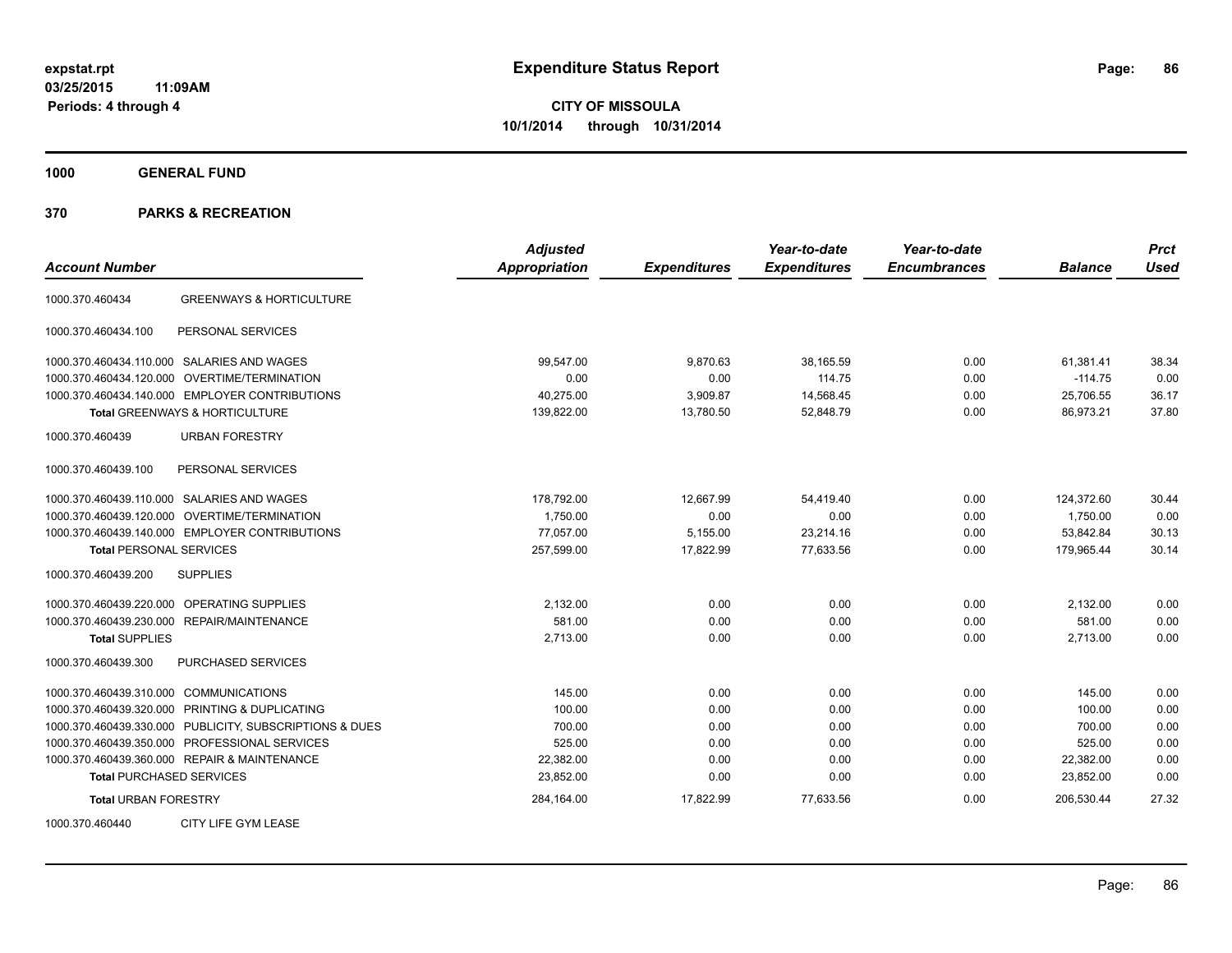# Expenditure Status Report

**CITY OF MISSOULA**
**10/1/2014 through 10/31/2014**

expstat.rpt
03/25/2015 11:09AM
Periods: 4 through 4

## 1000 GENERAL FUND

## 370 PARKS & RECREATION

| Account Number | | Adjusted Appropriation | Expenditures | Year-to-date Expenditures | Year-to-date Encumbrances | Balance | Prct Used |
|---|---|---|---|---|---|---|---|
| 1000.370.460434 | GREENWAYS & HORTICULTURE | | | | | | |
| 1000.370.460434.100 | PERSONAL SERVICES | | | | | | |
| 1000.370.460434.110.000 | SALARIES AND WAGES | 99,547.00 | 9,870.63 | 38,165.59 | 0.00 | 61,381.41 | 38.34 |
| 1000.370.460434.120.000 | OVERTIME/TERMINATION | 0.00 | 0.00 | 114.75 | 0.00 | -114.75 | 0.00 |
| 1000.370.460434.140.000 | EMPLOYER CONTRIBUTIONS | 40,275.00 | 3,909.87 | 14,568.45 | 0.00 | 25,706.55 | 36.17 |
| **Total** GREENWAYS & HORTICULTURE | | 139,822.00 | 13,780.50 | 52,848.79 | 0.00 | 86,973.21 | 37.80 |
| 1000.370.460439 | URBAN FORESTRY | | | | | | |
| 1000.370.460439.100 | PERSONAL SERVICES | | | | | | |
| 1000.370.460439.110.000 | SALARIES AND WAGES | 178,792.00 | 12,667.99 | 54,419.40 | 0.00 | 124,372.60 | 30.44 |
| 1000.370.460439.120.000 | OVERTIME/TERMINATION | 1,750.00 | 0.00 | 0.00 | 0.00 | 1,750.00 | 0.00 |
| 1000.370.460439.140.000 | EMPLOYER CONTRIBUTIONS | 77,057.00 | 5,155.00 | 23,214.16 | 0.00 | 53,842.84 | 30.13 |
| **Total** PERSONAL SERVICES | | 257,599.00 | 17,822.99 | 77,633.56 | 0.00 | 179,965.44 | 30.14 |
| 1000.370.460439.200 | SUPPLIES | | | | | | |
| 1000.370.460439.220.000 | OPERATING SUPPLIES | 2,132.00 | 0.00 | 0.00 | 0.00 | 2,132.00 | 0.00 |
| 1000.370.460439.230.000 | REPAIR/MAINTENANCE | 581.00 | 0.00 | 0.00 | 0.00 | 581.00 | 0.00 |
| **Total** SUPPLIES | | 2,713.00 | 0.00 | 0.00 | 0.00 | 2,713.00 | 0.00 |
| 1000.370.460439.300 | PURCHASED SERVICES | | | | | | |
| 1000.370.460439.310.000 | COMMUNICATIONS | 145.00 | 0.00 | 0.00 | 0.00 | 145.00 | 0.00 |
| 1000.370.460439.320.000 | PRINTING & DUPLICATING | 100.00 | 0.00 | 0.00 | 0.00 | 100.00 | 0.00 |
| 1000.370.460439.330.000 | PUBLICITY, SUBSCRIPTIONS & DUES | 700.00 | 0.00 | 0.00 | 0.00 | 700.00 | 0.00 |
| 1000.370.460439.350.000 | PROFESSIONAL SERVICES | 525.00 | 0.00 | 0.00 | 0.00 | 525.00 | 0.00 |
| 1000.370.460439.360.000 | REPAIR & MAINTENANCE | 22,382.00 | 0.00 | 0.00 | 0.00 | 22,382.00 | 0.00 |
| **Total** PURCHASED SERVICES | | 23,852.00 | 0.00 | 0.00 | 0.00 | 23,852.00 | 0.00 |
| **Total** URBAN FORESTRY | | 284,164.00 | 17,822.99 | 77,633.56 | 0.00 | 206,530.44 | 27.32 |
| 1000.370.460440 | CITY LIFE GYM LEASE | | | | | | |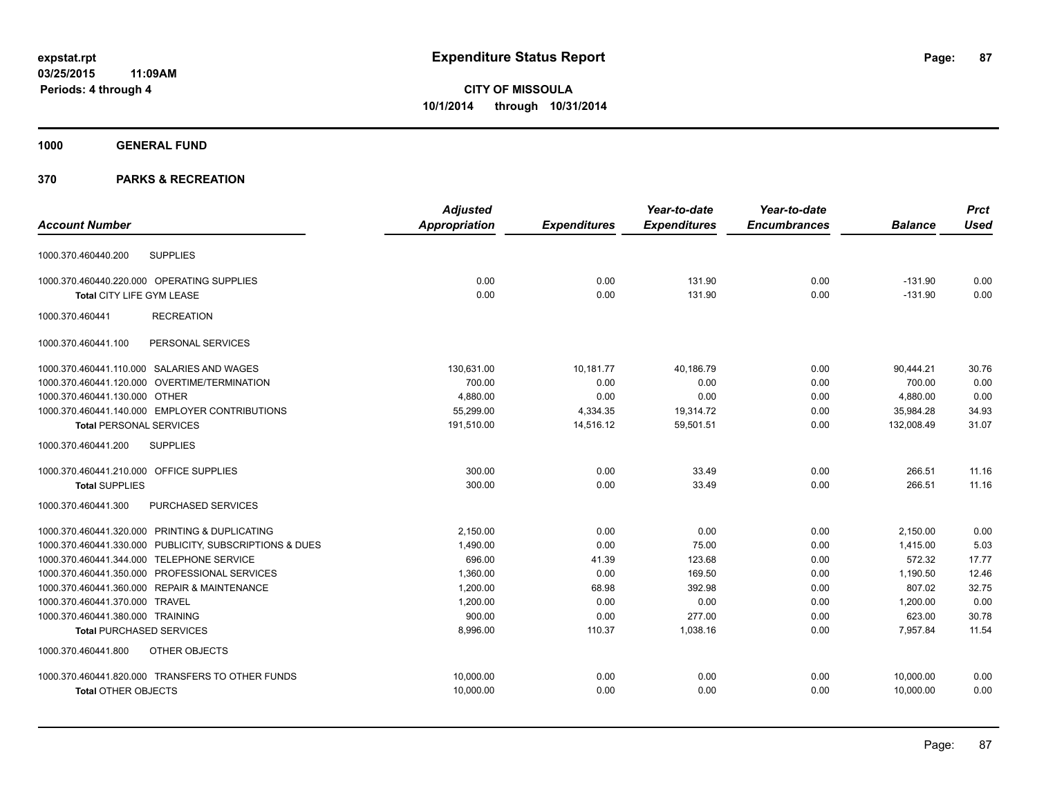**expstat.rpt**
**03/25/2015 11:09AM**
**Periods: 4 through 4**

# Expenditure Status Report

**CITY OF MISSOULA**
**10/1/2014 through 10/31/2014**

## 1000 GENERAL FUND

## 370 PARKS & RECREATION

| Account Number | Adjusted Appropriation | Expenditures | Year-to-date Expenditures | Year-to-date Encumbrances | Balance | Prct Used |
|---|---|---|---|---|---|---|
| 1000.370.460440.200 SUPPLIES | | | | | | |
| 1000.370.460440.220.000 OPERATING SUPPLIES | 0.00 | 0.00 | 131.90 | 0.00 | -131.90 | 0.00 |
| **Total** CITY LIFE GYM LEASE | 0.00 | 0.00 | 131.90 | 0.00 | -131.90 | 0.00 |
| 1000.370.460441 RECREATION | | | | | | |
| 1000.370.460441.100 PERSONAL SERVICES | | | | | | |
| 1000.370.460441.110.000 SALARIES AND WAGES | 130,631.00 | 10,181.77 | 40,186.79 | 0.00 | 90,444.21 | 30.76 |
| 1000.370.460441.120.000 OVERTIME/TERMINATION | 700.00 | 0.00 | 0.00 | 0.00 | 700.00 | 0.00 |
| 1000.370.460441.130.000 OTHER | 4,880.00 | 0.00 | 0.00 | 0.00 | 4,880.00 | 0.00 |
| 1000.370.460441.140.000 EMPLOYER CONTRIBUTIONS | 55,299.00 | 4,334.35 | 19,314.72 | 0.00 | 35,984.28 | 34.93 |
| **Total** PERSONAL SERVICES | 191,510.00 | 14,516.12 | 59,501.51 | 0.00 | 132,008.49 | 31.07 |
| 1000.370.460441.200 SUPPLIES | | | | | | |
| 1000.370.460441.210.000 OFFICE SUPPLIES | 300.00 | 0.00 | 33.49 | 0.00 | 266.51 | 11.16 |
| **Total** SUPPLIES | 300.00 | 0.00 | 33.49 | 0.00 | 266.51 | 11.16 |
| 1000.370.460441.300 PURCHASED SERVICES | | | | | | |
| 1000.370.460441.320.000 PRINTING & DUPLICATING | 2,150.00 | 0.00 | 0.00 | 0.00 | 2,150.00 | 0.00 |
| 1000.370.460441.330.000 PUBLICITY, SUBSCRIPTIONS & DUES | 1,490.00 | 0.00 | 75.00 | 0.00 | 1,415.00 | 5.03 |
| 1000.370.460441.344.000 TELEPHONE SERVICE | 696.00 | 41.39 | 123.68 | 0.00 | 572.32 | 17.77 |
| 1000.370.460441.350.000 PROFESSIONAL SERVICES | 1,360.00 | 0.00 | 169.50 | 0.00 | 1,190.50 | 12.46 |
| 1000.370.460441.360.000 REPAIR & MAINTENANCE | 1,200.00 | 68.98 | 392.98 | 0.00 | 807.02 | 32.75 |
| 1000.370.460441.370.000 TRAVEL | 1,200.00 | 0.00 | 0.00 | 0.00 | 1,200.00 | 0.00 |
| 1000.370.460441.380.000 TRAINING | 900.00 | 0.00 | 277.00 | 0.00 | 623.00 | 30.78 |
| **Total** PURCHASED SERVICES | 8,996.00 | 110.37 | 1,038.16 | 0.00 | 7,957.84 | 11.54 |
| 1000.370.460441.800 OTHER OBJECTS | | | | | | |
| 1000.370.460441.820.000 TRANSFERS TO OTHER FUNDS | 10,000.00 | 0.00 | 0.00 | 0.00 | 10,000.00 | 0.00 |
| **Total** OTHER OBJECTS | 10,000.00 | 0.00 | 0.00 | 0.00 | 10,000.00 | 0.00 |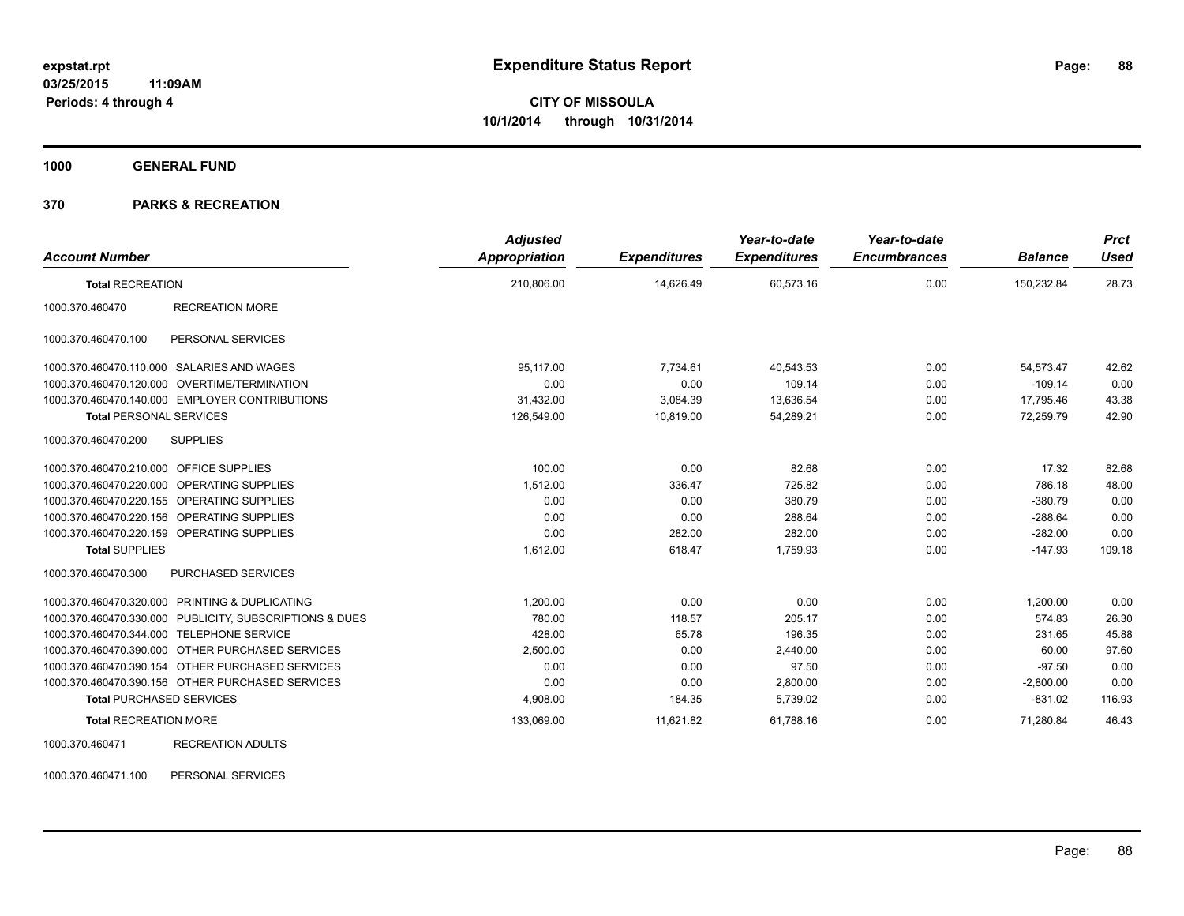**expstat.rpt**
**03/25/2015 11:09AM**
**Periods: 4 through 4**

# Expenditure Status Report

**CITY OF MISSOULA**
**10/1/2014 through 10/31/2014**

**1000 GENERAL FUND**

**370 PARKS & RECREATION**

| Account Number | | Adjusted Appropriation | Expenditures | Year-to-date Expenditures | Year-to-date Encumbrances | Balance | Prct Used |
|---|---|---|---|---|---|---|---|
| **Total** RECREATION | | 210,806.00 | 14,626.49 | 60,573.16 | 0.00 | 150,232.84 | 28.73 |
| 1000.370.460470 | RECREATION MORE | | | | | | |
| 1000.370.460470.100 | PERSONAL SERVICES | | | | | | |
| 1000.370.460470.110.000 | SALARIES AND WAGES | 95,117.00 | 7,734.61 | 40,543.53 | 0.00 | 54,573.47 | 42.62 |
| 1000.370.460470.120.000 | OVERTIME/TERMINATION | 0.00 | 0.00 | 109.14 | 0.00 | -109.14 | 0.00 |
| 1000.370.460470.140.000 | EMPLOYER CONTRIBUTIONS | 31,432.00 | 3,084.39 | 13,636.54 | 0.00 | 17,795.46 | 43.38 |
| **Total** PERSONAL SERVICES | | 126,549.00 | 10,819.00 | 54,289.21 | 0.00 | 72,259.79 | 42.90 |
| 1000.370.460470.200 | SUPPLIES | | | | | | |
| 1000.370.460470.210.000 | OFFICE SUPPLIES | 100.00 | 0.00 | 82.68 | 0.00 | 17.32 | 82.68 |
| 1000.370.460470.220.000 | OPERATING SUPPLIES | 1,512.00 | 336.47 | 725.82 | 0.00 | 786.18 | 48.00 |
| 1000.370.460470.220.155 | OPERATING SUPPLIES | 0.00 | 0.00 | 380.79 | 0.00 | -380.79 | 0.00 |
| 1000.370.460470.220.156 | OPERATING SUPPLIES | 0.00 | 0.00 | 288.64 | 0.00 | -288.64 | 0.00 |
| 1000.370.460470.220.159 | OPERATING SUPPLIES | 0.00 | 282.00 | 282.00 | 0.00 | -282.00 | 0.00 |
| **Total** SUPPLIES | | 1,612.00 | 618.47 | 1,759.93 | 0.00 | -147.93 | 109.18 |
| 1000.370.460470.300 | PURCHASED SERVICES | | | | | | |
| 1000.370.460470.320.000 | PRINTING & DUPLICATING | 1,200.00 | 0.00 | 0.00 | 0.00 | 1,200.00 | 0.00 |
| 1000.370.460470.330.000 | PUBLICITY, SUBSCRIPTIONS & DUES | 780.00 | 118.57 | 205.17 | 0.00 | 574.83 | 26.30 |
| 1000.370.460470.344.000 | TELEPHONE SERVICE | 428.00 | 65.78 | 196.35 | 0.00 | 231.65 | 45.88 |
| 1000.370.460470.390.000 | OTHER PURCHASED SERVICES | 2,500.00 | 0.00 | 2,440.00 | 0.00 | 60.00 | 97.60 |
| 1000.370.460470.390.154 | OTHER PURCHASED SERVICES | 0.00 | 0.00 | 97.50 | 0.00 | -97.50 | 0.00 |
| 1000.370.460470.390.156 | OTHER PURCHASED SERVICES | 0.00 | 0.00 | 2,800.00 | 0.00 | -2,800.00 | 0.00 |
| **Total** PURCHASED SERVICES | | 4,908.00 | 184.35 | 5,739.02 | 0.00 | -831.02 | 116.93 |
| **Total** RECREATION MORE | | 133,069.00 | 11,621.82 | 61,788.16 | 0.00 | 71,280.84 | 46.43 |
| 1000.370.460471 | RECREATION ADULTS | | | | | | |
| 1000.370.460471.100 | PERSONAL SERVICES | | | | | | |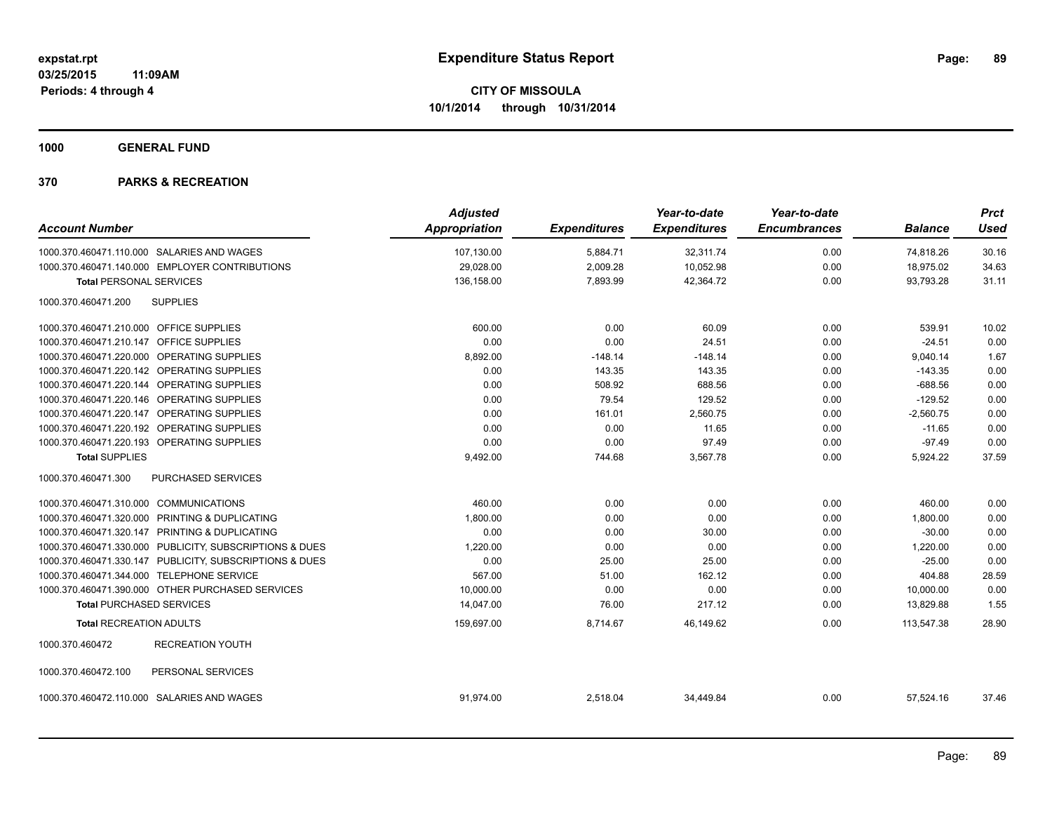**expstat.rpt**
**03/25/2015 11:09AM**
**Periods: 4 through 4**

# Expenditure Status Report

**CITY OF MISSOULA**
**10/1/2014 through 10/31/2014**

## 1000 GENERAL FUND

## 370 PARKS & RECREATION

| Account Number | Adjusted Appropriation | Expenditures | Year-to-date Expenditures | Year-to-date Encumbrances | Balance | Prct Used |
|---|---|---|---|---|---|---|
| 1000.370.460471.110.000 SALARIES AND WAGES | 107,130.00 | 5,884.71 | 32,311.74 | 0.00 | 74,818.26 | 30.16 |
| 1000.370.460471.140.000 EMPLOYER CONTRIBUTIONS | 29,028.00 | 2,009.28 | 10,052.98 | 0.00 | 18,975.02 | 34.63 |
| **Total** PERSONAL SERVICES | 136,158.00 | 7,893.99 | 42,364.72 | 0.00 | 93,793.28 | 31.11 |
| 1000.370.460471.200 SUPPLIES | | | | | | |
| 1000.370.460471.210.000 OFFICE SUPPLIES | 600.00 | 0.00 | 60.09 | 0.00 | 539.91 | 10.02 |
| 1000.370.460471.210.147 OFFICE SUPPLIES | 0.00 | 0.00 | 24.51 | 0.00 | -24.51 | 0.00 |
| 1000.370.460471.220.000 OPERATING SUPPLIES | 8,892.00 | -148.14 | -148.14 | 0.00 | 9,040.14 | 1.67 |
| 1000.370.460471.220.142 OPERATING SUPPLIES | 0.00 | 143.35 | 143.35 | 0.00 | -143.35 | 0.00 |
| 1000.370.460471.220.144 OPERATING SUPPLIES | 0.00 | 508.92 | 688.56 | 0.00 | -688.56 | 0.00 |
| 1000.370.460471.220.146 OPERATING SUPPLIES | 0.00 | 79.54 | 129.52 | 0.00 | -129.52 | 0.00 |
| 1000.370.460471.220.147 OPERATING SUPPLIES | 0.00 | 161.01 | 2,560.75 | 0.00 | -2,560.75 | 0.00 |
| 1000.370.460471.220.192 OPERATING SUPPLIES | 0.00 | 0.00 | 11.65 | 0.00 | -11.65 | 0.00 |
| 1000.370.460471.220.193 OPERATING SUPPLIES | 0.00 | 0.00 | 97.49 | 0.00 | -97.49 | 0.00 |
| **Total** SUPPLIES | 9,492.00 | 744.68 | 3,567.78 | 0.00 | 5,924.22 | 37.59 |
| 1000.370.460471.300 PURCHASED SERVICES | | | | | | |
| 1000.370.460471.310.000 COMMUNICATIONS | 460.00 | 0.00 | 0.00 | 0.00 | 460.00 | 0.00 |
| 1000.370.460471.320.000 PRINTING & DUPLICATING | 1,800.00 | 0.00 | 0.00 | 0.00 | 1,800.00 | 0.00 |
| 1000.370.460471.320.147 PRINTING & DUPLICATING | 0.00 | 0.00 | 30.00 | 0.00 | -30.00 | 0.00 |
| 1000.370.460471.330.000 PUBLICITY, SUBSCRIPTIONS & DUES | 1,220.00 | 0.00 | 0.00 | 0.00 | 1,220.00 | 0.00 |
| 1000.370.460471.330.147 PUBLICITY, SUBSCRIPTIONS & DUES | 0.00 | 25.00 | 25.00 | 0.00 | -25.00 | 0.00 |
| 1000.370.460471.344.000 TELEPHONE SERVICE | 567.00 | 51.00 | 162.12 | 0.00 | 404.88 | 28.59 |
| 1000.370.460471.390.000 OTHER PURCHASED SERVICES | 10,000.00 | 0.00 | 0.00 | 0.00 | 10,000.00 | 0.00 |
| **Total** PURCHASED SERVICES | 14,047.00 | 76.00 | 217.12 | 0.00 | 13,829.88 | 1.55 |
| **Total** RECREATION ADULTS | 159,697.00 | 8,714.67 | 46,149.62 | 0.00 | 113,547.38 | 28.90 |
| 1000.370.460472 RECREATION YOUTH | | | | | | |
| 1000.370.460472.100 PERSONAL SERVICES | | | | | | |
| 1000.370.460472.110.000 SALARIES AND WAGES | 91,974.00 | 2,518.04 | 34,449.84 | 0.00 | 57,524.16 | 37.46 |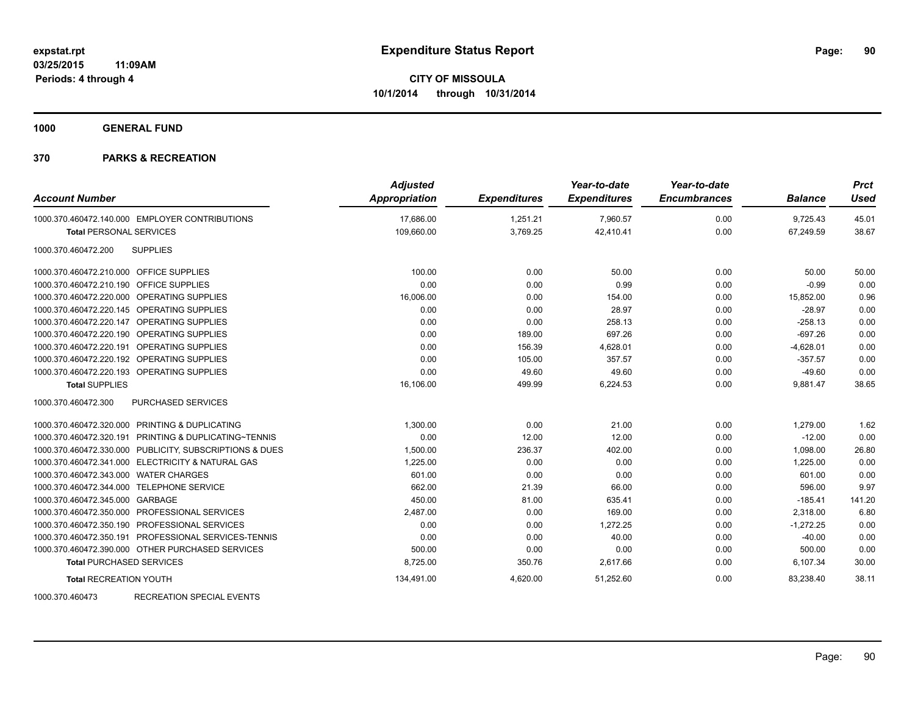**expstat.rpt**
**03/25/2015 11:09AM**
**Periods: 4 through 4**

# Expenditure Status Report

**CITY OF MISSOULA**
**10/1/2014 through 10/31/2014**

## 1000 GENERAL FUND

## 370 PARKS & RECREATION

| Account Number | Adjusted Appropriation | Expenditures | Year-to-date Expenditures | Year-to-date Encumbrances | Balance | Prct Used |
|---|---|---|---|---|---|---|
| 1000.370.460472.140.000 EMPLOYER CONTRIBUTIONS | 17,686.00 | 1,251.21 | 7,960.57 | 0.00 | 9,725.43 | 45.01 |
| **Total** PERSONAL SERVICES | 109,660.00 | 3,769.25 | 42,410.41 | 0.00 | 67,249.59 | 38.67 |
| 1000.370.460472.200 SUPPLIES | | | | | | |
| 1000.370.460472.210.000 OFFICE SUPPLIES | 100.00 | 0.00 | 50.00 | 0.00 | 50.00 | 50.00 |
| 1000.370.460472.210.190 OFFICE SUPPLIES | 0.00 | 0.00 | 0.99 | 0.00 | -0.99 | 0.00 |
| 1000.370.460472.220.000 OPERATING SUPPLIES | 16,006.00 | 0.00 | 154.00 | 0.00 | 15,852.00 | 0.96 |
| 1000.370.460472.220.145 OPERATING SUPPLIES | 0.00 | 0.00 | 28.97 | 0.00 | -28.97 | 0.00 |
| 1000.370.460472.220.147 OPERATING SUPPLIES | 0.00 | 0.00 | 258.13 | 0.00 | -258.13 | 0.00 |
| 1000.370.460472.220.190 OPERATING SUPPLIES | 0.00 | 189.00 | 697.26 | 0.00 | -697.26 | 0.00 |
| 1000.370.460472.220.191 OPERATING SUPPLIES | 0.00 | 156.39 | 4,628.01 | 0.00 | -4,628.01 | 0.00 |
| 1000.370.460472.220.192 OPERATING SUPPLIES | 0.00 | 105.00 | 357.57 | 0.00 | -357.57 | 0.00 |
| 1000.370.460472.220.193 OPERATING SUPPLIES | 0.00 | 49.60 | 49.60 | 0.00 | -49.60 | 0.00 |
| **Total** SUPPLIES | 16,106.00 | 499.99 | 6,224.53 | 0.00 | 9,881.47 | 38.65 |
| 1000.370.460472.300 PURCHASED SERVICES | | | | | | |
| 1000.370.460472.320.000 PRINTING & DUPLICATING | 1,300.00 | 0.00 | 21.00 | 0.00 | 1,279.00 | 1.62 |
| 1000.370.460472.320.191 PRINTING & DUPLICATING~TENNIS | 0.00 | 12.00 | 12.00 | 0.00 | -12.00 | 0.00 |
| 1000.370.460472.330.000 PUBLICITY, SUBSCRIPTIONS & DUES | 1,500.00 | 236.37 | 402.00 | 0.00 | 1,098.00 | 26.80 |
| 1000.370.460472.341.000 ELECTRICITY & NATURAL GAS | 1,225.00 | 0.00 | 0.00 | 0.00 | 1,225.00 | 0.00 |
| 1000.370.460472.343.000 WATER CHARGES | 601.00 | 0.00 | 0.00 | 0.00 | 601.00 | 0.00 |
| 1000.370.460472.344.000 TELEPHONE SERVICE | 662.00 | 21.39 | 66.00 | 0.00 | 596.00 | 9.97 |
| 1000.370.460472.345.000 GARBAGE | 450.00 | 81.00 | 635.41 | 0.00 | -185.41 | 141.20 |
| 1000.370.460472.350.000 PROFESSIONAL SERVICES | 2,487.00 | 0.00 | 169.00 | 0.00 | 2,318.00 | 6.80 |
| 1000.370.460472.350.190 PROFESSIONAL SERVICES | 0.00 | 0.00 | 1,272.25 | 0.00 | -1,272.25 | 0.00 |
| 1000.370.460472.350.191 PROFESSIONAL SERVICES-TENNIS | 0.00 | 0.00 | 40.00 | 0.00 | -40.00 | 0.00 |
| 1000.370.460472.390.000 OTHER PURCHASED SERVICES | 500.00 | 0.00 | 0.00 | 0.00 | 500.00 | 0.00 |
| **Total** PURCHASED SERVICES | 8,725.00 | 350.76 | 2,617.66 | 0.00 | 6,107.34 | 30.00 |
| **Total** RECREATION YOUTH | 134,491.00 | 4,620.00 | 51,252.60 | 0.00 | 83,238.40 | 38.11 |

1000.370.460473 RECREATION SPECIAL EVENTS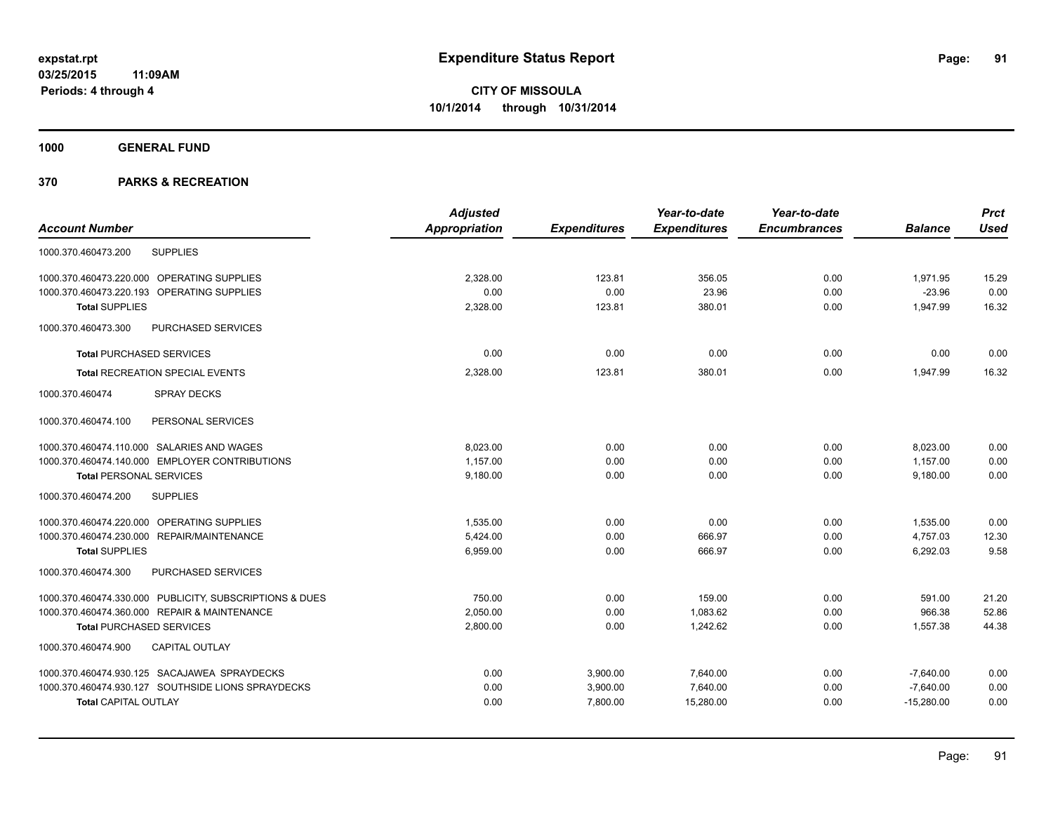**expstat.rpt**
**03/25/2015 11:09AM**
**Periods: 4 through 4**

# Expenditure Status Report

**CITY OF MISSOULA**
**10/1/2014 through 10/31/2014**

## 1000 GENERAL FUND

## 370 PARKS & RECREATION

| Account Number | | Adjusted Appropriation | Expenditures | Year-to-date Expenditures | Year-to-date Encumbrances | Balance | Prct Used |
|---|---|---|---|---|---|---|---|
| 1000.370.460473.200 | SUPPLIES | | | | | | |
| 1000.370.460473.220.000 | OPERATING SUPPLIES | 2,328.00 | 123.81 | 356.05 | 0.00 | 1,971.95 | 15.29 |
| 1000.370.460473.220.193 | OPERATING SUPPLIES | 0.00 | 0.00 | 23.96 | 0.00 | -23.96 | 0.00 |
| **Total** SUPPLIES | | 2,328.00 | 123.81 | 380.01 | 0.00 | 1,947.99 | 16.32 |
| 1000.370.460473.300 | PURCHASED SERVICES | | | | | | |
| **Total** PURCHASED SERVICES | | 0.00 | 0.00 | 0.00 | 0.00 | 0.00 | 0.00 |
| **Total** RECREATION SPECIAL EVENTS | | 2,328.00 | 123.81 | 380.01 | 0.00 | 1,947.99 | 16.32 |
| 1000.370.460474 | SPRAY DECKS | | | | | | |
| 1000.370.460474.100 | PERSONAL SERVICES | | | | | | |
| 1000.370.460474.110.000 | SALARIES AND WAGES | 8,023.00 | 0.00 | 0.00 | 0.00 | 8,023.00 | 0.00 |
| 1000.370.460474.140.000 | EMPLOYER CONTRIBUTIONS | 1,157.00 | 0.00 | 0.00 | 0.00 | 1,157.00 | 0.00 |
| **Total** PERSONAL SERVICES | | 9,180.00 | 0.00 | 0.00 | 0.00 | 9,180.00 | 0.00 |
| 1000.370.460474.200 | SUPPLIES | | | | | | |
| 1000.370.460474.220.000 | OPERATING SUPPLIES | 1,535.00 | 0.00 | 0.00 | 0.00 | 1,535.00 | 0.00 |
| 1000.370.460474.230.000 | REPAIR/MAINTENANCE | 5,424.00 | 0.00 | 666.97 | 0.00 | 4,757.03 | 12.30 |
| **Total** SUPPLIES | | 6,959.00 | 0.00 | 666.97 | 0.00 | 6,292.03 | 9.58 |
| 1000.370.460474.300 | PURCHASED SERVICES | | | | | | |
| 1000.370.460474.330.000 | PUBLICITY, SUBSCRIPTIONS & DUES | 750.00 | 0.00 | 159.00 | 0.00 | 591.00 | 21.20 |
| 1000.370.460474.360.000 | REPAIR & MAINTENANCE | 2,050.00 | 0.00 | 1,083.62 | 0.00 | 966.38 | 52.86 |
| **Total** PURCHASED SERVICES | | 2,800.00 | 0.00 | 1,242.62 | 0.00 | 1,557.38 | 44.38 |
| 1000.370.460474.900 | CAPITAL OUTLAY | | | | | | |
| 1000.370.460474.930.125 | SACAJAWEA SPRAYDECKS | 0.00 | 3,900.00 | 7,640.00 | 0.00 | -7,640.00 | 0.00 |
| 1000.370.460474.930.127 | SOUTHSIDE LIONS SPRAYDECKS | 0.00 | 3,900.00 | 7,640.00 | 0.00 | -7,640.00 | 0.00 |
| **Total** CAPITAL OUTLAY | | 0.00 | 7,800.00 | 15,280.00 | 0.00 | -15,280.00 | 0.00 |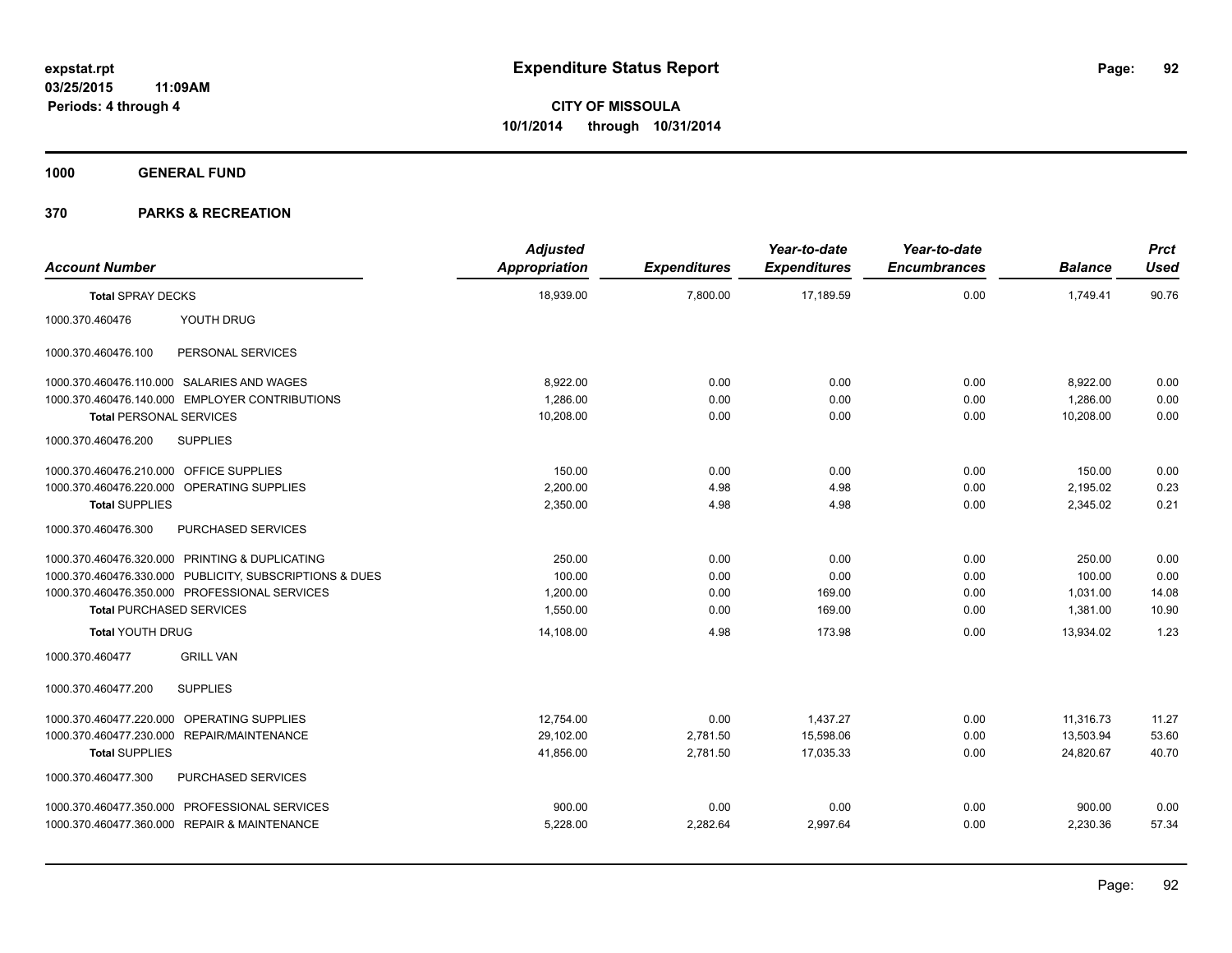# Expenditure Status Report

expstat.rpt
03/25/2015 11:09AM
Periods: 4 through 4

**CITY OF MISSOULA**
**10/1/2014 through 10/31/2014**

## 1000 GENERAL FUND

## 370 PARKS & RECREATION

| Account Number | Adjusted Appropriation | Expenditures | Year-to-date Expenditures | Year-to-date Encumbrances | Balance | Prct Used |
|---|---|---|---|---|---|---|
| **Total** SPRAY DECKS | 18,939.00 | 7,800.00 | 17,189.59 | 0.00 | 1,749.41 | 90.76 |
| 1000.370.460476 YOUTH DRUG | | | | | | |
| 1000.370.460476.100 PERSONAL SERVICES | | | | | | |
| 1000.370.460476.110.000 SALARIES AND WAGES | 8,922.00 | 0.00 | 0.00 | 0.00 | 8,922.00 | 0.00 |
| 1000.370.460476.140.000 EMPLOYER CONTRIBUTIONS | 1,286.00 | 0.00 | 0.00 | 0.00 | 1,286.00 | 0.00 |
| **Total** PERSONAL SERVICES | 10,208.00 | 0.00 | 0.00 | 0.00 | 10,208.00 | 0.00 |
| 1000.370.460476.200 SUPPLIES | | | | | | |
| 1000.370.460476.210.000 OFFICE SUPPLIES | 150.00 | 0.00 | 0.00 | 0.00 | 150.00 | 0.00 |
| 1000.370.460476.220.000 OPERATING SUPPLIES | 2,200.00 | 4.98 | 4.98 | 0.00 | 2,195.02 | 0.23 |
| **Total** SUPPLIES | 2,350.00 | 4.98 | 4.98 | 0.00 | 2,345.02 | 0.21 |
| 1000.370.460476.300 PURCHASED SERVICES | | | | | | |
| 1000.370.460476.320.000 PRINTING & DUPLICATING | 250.00 | 0.00 | 0.00 | 0.00 | 250.00 | 0.00 |
| 1000.370.460476.330.000 PUBLICITY, SUBSCRIPTIONS & DUES | 100.00 | 0.00 | 0.00 | 0.00 | 100.00 | 0.00 |
| 1000.370.460476.350.000 PROFESSIONAL SERVICES | 1,200.00 | 0.00 | 169.00 | 0.00 | 1,031.00 | 14.08 |
| **Total** PURCHASED SERVICES | 1,550.00 | 0.00 | 169.00 | 0.00 | 1,381.00 | 10.90 |
| **Total** YOUTH DRUG | 14,108.00 | 4.98 | 173.98 | 0.00 | 13,934.02 | 1.23 |
| 1000.370.460477 GRILL VAN | | | | | | |
| 1000.370.460477.200 SUPPLIES | | | | | | |
| 1000.370.460477.220.000 OPERATING SUPPLIES | 12,754.00 | 0.00 | 1,437.27 | 0.00 | 11,316.73 | 11.27 |
| 1000.370.460477.230.000 REPAIR/MAINTENANCE | 29,102.00 | 2,781.50 | 15,598.06 | 0.00 | 13,503.94 | 53.60 |
| **Total** SUPPLIES | 41,856.00 | 2,781.50 | 17,035.33 | 0.00 | 24,820.67 | 40.70 |
| 1000.370.460477.300 PURCHASED SERVICES | | | | | | |
| 1000.370.460477.350.000 PROFESSIONAL SERVICES | 900.00 | 0.00 | 0.00 | 0.00 | 900.00 | 0.00 |
| 1000.370.460477.360.000 REPAIR & MAINTENANCE | 5,228.00 | 2,282.64 | 2,997.64 | 0.00 | 2,230.36 | 57.34 |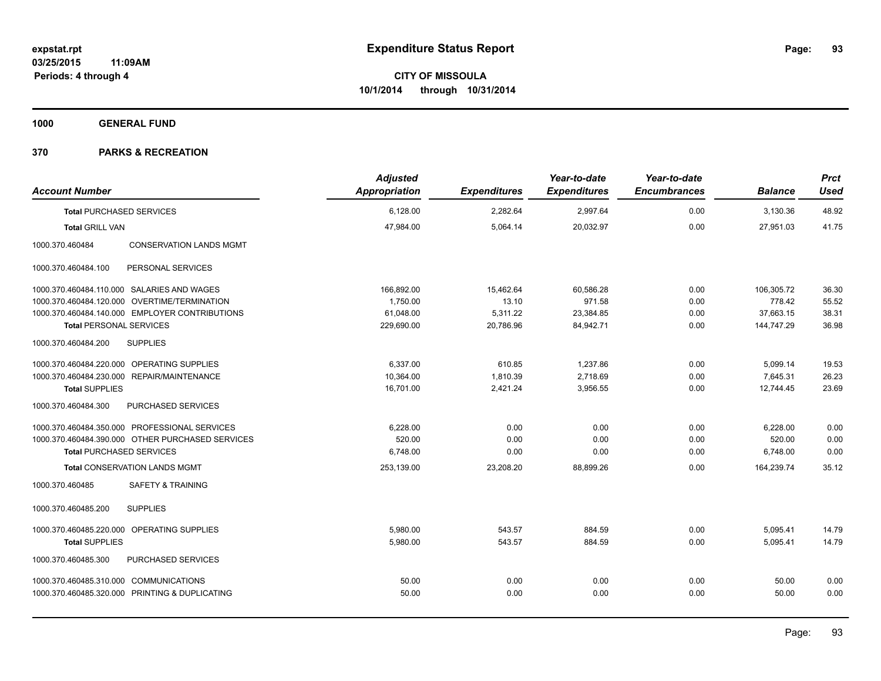**expstat.rpt**
**03/25/2015 11:09AM**
**Periods: 4 through 4**

# Expenditure Status Report

**CITY OF MISSOULA**
**10/1/2014 through 10/31/2014**

## 1000 GENERAL FUND

## 370 PARKS & RECREATION

| Account Number | | Adjusted Appropriation | Expenditures | Year-to-date Expenditures | Year-to-date Encumbrances | Balance | Prct Used |
|---|---|---|---|---|---|---|---|
| **Total** PURCHASED SERVICES | | 6,128.00 | 2,282.64 | 2,997.64 | 0.00 | 3,130.36 | 48.92 |
| **Total** GRILL VAN | | 47,984.00 | 5,064.14 | 20,032.97 | 0.00 | 27,951.03 | 41.75 |
| 1000.370.460484 | CONSERVATION LANDS MGMT | | | | | | |
| 1000.370.460484.100 | PERSONAL SERVICES | | | | | | |
| 1000.370.460484.110.000 | SALARIES AND WAGES | 166,892.00 | 15,462.64 | 60,586.28 | 0.00 | 106,305.72 | 36.30 |
| 1000.370.460484.120.000 | OVERTIME/TERMINATION | 1,750.00 | 13.10 | 971.58 | 0.00 | 778.42 | 55.52 |
| 1000.370.460484.140.000 | EMPLOYER CONTRIBUTIONS | 61,048.00 | 5,311.22 | 23,384.85 | 0.00 | 37,663.15 | 38.31 |
| **Total** PERSONAL SERVICES | | 229,690.00 | 20,786.96 | 84,942.71 | 0.00 | 144,747.29 | 36.98 |
| 1000.370.460484.200 | SUPPLIES | | | | | | |
| 1000.370.460484.220.000 | OPERATING SUPPLIES | 6,337.00 | 610.85 | 1,237.86 | 0.00 | 5,099.14 | 19.53 |
| 1000.370.460484.230.000 | REPAIR/MAINTENANCE | 10,364.00 | 1,810.39 | 2,718.69 | 0.00 | 7,645.31 | 26.23 |
| **Total** SUPPLIES | | 16,701.00 | 2,421.24 | 3,956.55 | 0.00 | 12,744.45 | 23.69 |
| 1000.370.460484.300 | PURCHASED SERVICES | | | | | | |
| 1000.370.460484.350.000 | PROFESSIONAL SERVICES | 6,228.00 | 0.00 | 0.00 | 0.00 | 6,228.00 | 0.00 |
| 1000.370.460484.390.000 | OTHER PURCHASED SERVICES | 520.00 | 0.00 | 0.00 | 0.00 | 520.00 | 0.00 |
| **Total** PURCHASED SERVICES | | 6,748.00 | 0.00 | 0.00 | 0.00 | 6,748.00 | 0.00 |
| **Total** CONSERVATION LANDS MGMT | | 253,139.00 | 23,208.20 | 88,899.26 | 0.00 | 164,239.74 | 35.12 |
| 1000.370.460485 | SAFETY & TRAINING | | | | | | |
| 1000.370.460485.200 | SUPPLIES | | | | | | |
| 1000.370.460485.220.000 | OPERATING SUPPLIES | 5,980.00 | 543.57 | 884.59 | 0.00 | 5,095.41 | 14.79 |
| **Total** SUPPLIES | | 5,980.00 | 543.57 | 884.59 | 0.00 | 5,095.41 | 14.79 |
| 1000.370.460485.300 | PURCHASED SERVICES | | | | | | |
| 1000.370.460485.310.000 | COMMUNICATIONS | 50.00 | 0.00 | 0.00 | 0.00 | 50.00 | 0.00 |
| 1000.370.460485.320.000 | PRINTING & DUPLICATING | 50.00 | 0.00 | 0.00 | 0.00 | 50.00 | 0.00 |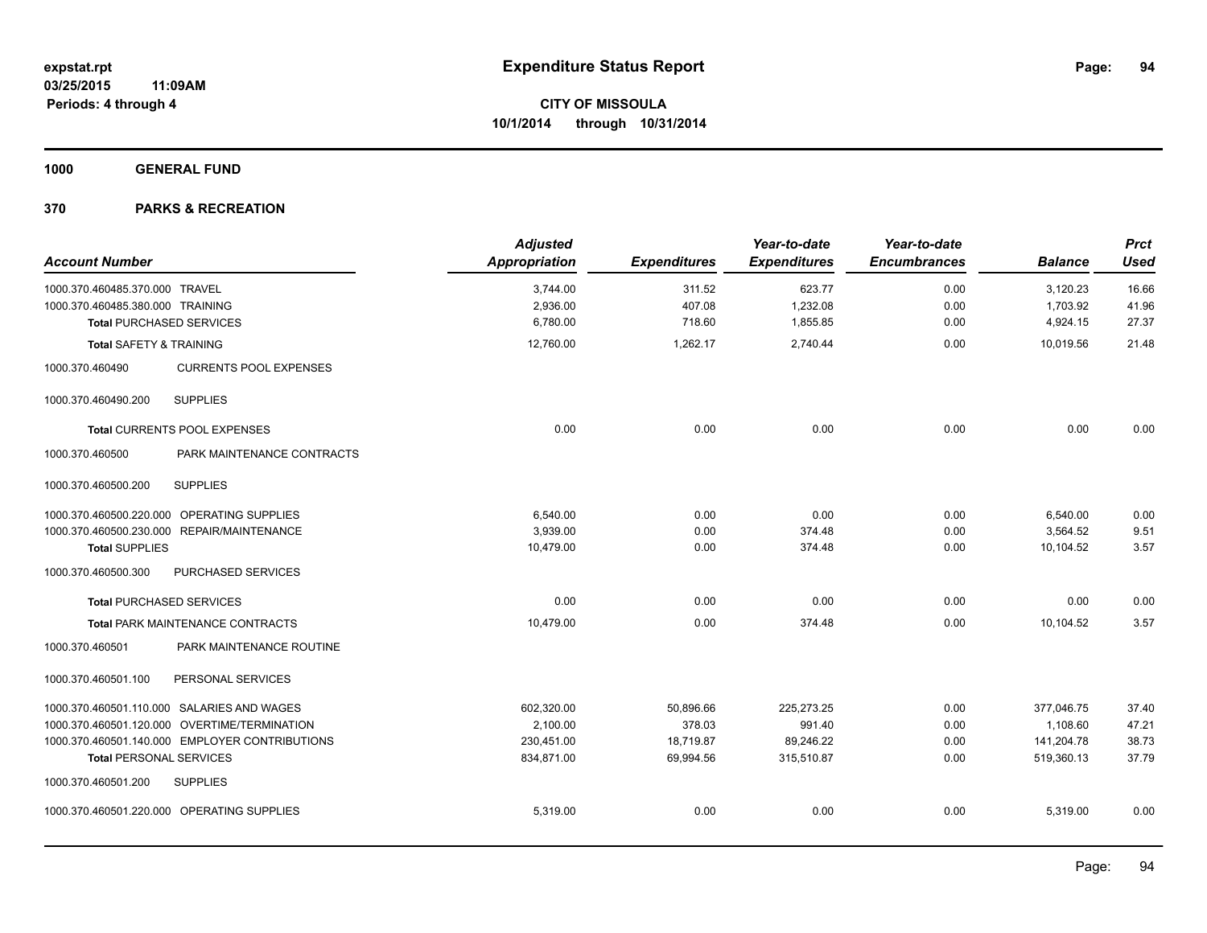**expstat.rpt**
**03/25/2015 11:09AM**
**Periods: 4 through 4**

# Expenditure Status Report

**CITY OF MISSOULA**
**10/1/2014 through 10/31/2014**

## 1000 GENERAL FUND

## 370 PARKS & RECREATION

| Account Number | | Adjusted Appropriation | Expenditures | Year-to-date Expenditures | Year-to-date Encumbrances | Balance | Prct Used |
|---|---|---|---|---|---|---|---|
| 1000.370.460485.370.000 | TRAVEL | 3,744.00 | 311.52 | 623.77 | 0.00 | 3,120.23 | 16.66 |
| 1000.370.460485.380.000 | TRAINING | 2,936.00 | 407.08 | 1,232.08 | 0.00 | 1,703.92 | 41.96 |
| **Total** PURCHASED SERVICES | | 6,780.00 | 718.60 | 1,855.85 | 0.00 | 4,924.15 | 27.37 |
| **Total** SAFETY & TRAINING | | 12,760.00 | 1,262.17 | 2,740.44 | 0.00 | 10,019.56 | 21.48 |
| 1000.370.460490 | CURRENTS POOL EXPENSES | | | | | | |
| 1000.370.460490.200 | SUPPLIES | | | | | | |
| **Total** CURRENTS POOL EXPENSES | | 0.00 | 0.00 | 0.00 | 0.00 | 0.00 | 0.00 |
| 1000.370.460500 | PARK MAINTENANCE CONTRACTS | | | | | | |
| 1000.370.460500.200 | SUPPLIES | | | | | | |
| 1000.370.460500.220.000 | OPERATING SUPPLIES | 6,540.00 | 0.00 | 0.00 | 0.00 | 6,540.00 | 0.00 |
| 1000.370.460500.230.000 | REPAIR/MAINTENANCE | 3,939.00 | 0.00 | 374.48 | 0.00 | 3,564.52 | 9.51 |
| **Total** SUPPLIES | | 10,479.00 | 0.00 | 374.48 | 0.00 | 10,104.52 | 3.57 |
| 1000.370.460500.300 | PURCHASED SERVICES | | | | | | |
| **Total** PURCHASED SERVICES | | 0.00 | 0.00 | 0.00 | 0.00 | 0.00 | 0.00 |
| **Total** PARK MAINTENANCE CONTRACTS | | 10,479.00 | 0.00 | 374.48 | 0.00 | 10,104.52 | 3.57 |
| 1000.370.460501 | PARK MAINTENANCE ROUTINE | | | | | | |
| 1000.370.460501.100 | PERSONAL SERVICES | | | | | | |
| 1000.370.460501.110.000 | SALARIES AND WAGES | 602,320.00 | 50,896.66 | 225,273.25 | 0.00 | 377,046.75 | 37.40 |
| 1000.370.460501.120.000 | OVERTIME/TERMINATION | 2,100.00 | 378.03 | 991.40 | 0.00 | 1,108.60 | 47.21 |
| 1000.370.460501.140.000 | EMPLOYER CONTRIBUTIONS | 230,451.00 | 18,719.87 | 89,246.22 | 0.00 | 141,204.78 | 38.73 |
| **Total** PERSONAL SERVICES | | 834,871.00 | 69,994.56 | 315,510.87 | 0.00 | 519,360.13 | 37.79 |
| 1000.370.460501.200 | SUPPLIES | | | | | | |
| 1000.370.460501.220.000 | OPERATING SUPPLIES | 5,319.00 | 0.00 | 0.00 | 0.00 | 5,319.00 | 0.00 |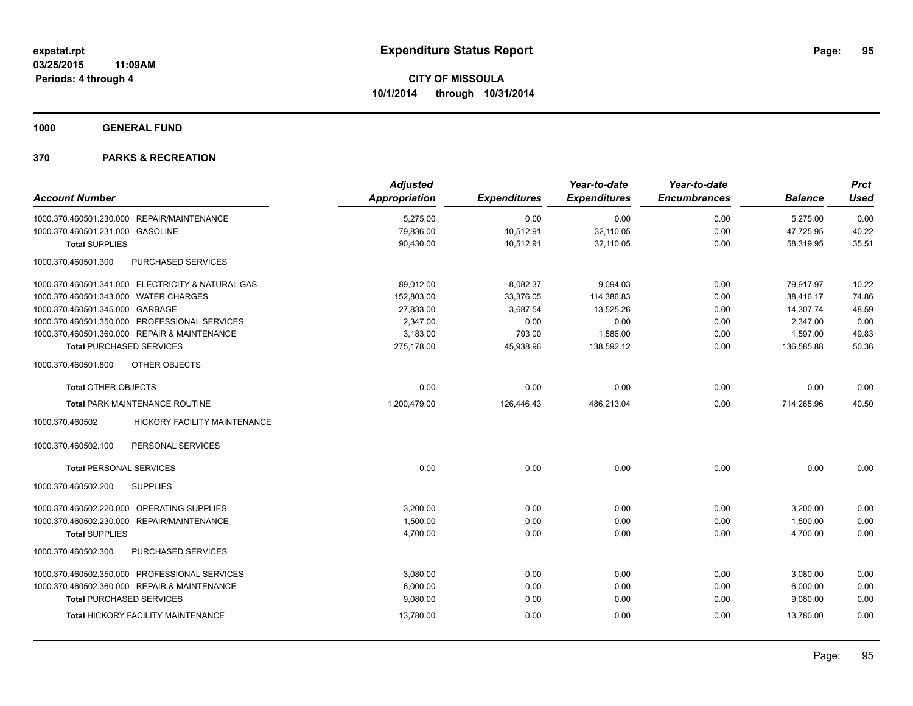**Expenditure Status Report**

**CITY OF MISSOULA**
**10/1/2014 through 10/31/2014**

expstat.rpt
03/25/2015 11:09AM
Periods: 4 through 4

**1000 GENERAL FUND**

**370 PARKS & RECREATION**

| Account Number | | Adjusted Appropriation | Expenditures | Year-to-date Expenditures | Year-to-date Encumbrances | Balance | Prct Used |
|---|---|---|---|---|---|---|---|
| 1000.370.460501.230.000 | REPAIR/MAINTENANCE | 5,275.00 | 0.00 | 0.00 | 0.00 | 5,275.00 | 0.00 |
| 1000.370.460501.231.000 | GASOLINE | 79,836.00 | 10,512.91 | 32,110.05 | 0.00 | 47,725.95 | 40.22 |
| **Total SUPPLIES** | | 90,430.00 | 10,512.91 | 32,110.05 | 0.00 | 58,319.95 | 35.51 |
| 1000.370.460501.300 | PURCHASED SERVICES | | | | | | |
| 1000.370.460501.341.000 | ELECTRICITY & NATURAL GAS | 89,012.00 | 8,082.37 | 9,094.03 | 0.00 | 79,917.97 | 10.22 |
| 1000.370.460501.343.000 | WATER CHARGES | 152,803.00 | 33,376.05 | 114,386.83 | 0.00 | 38,416.17 | 74.86 |
| 1000.370.460501.345.000 | GARBAGE | 27,833.00 | 3,687.54 | 13,525.26 | 0.00 | 14,307.74 | 48.59 |
| 1000.370.460501.350.000 | PROFESSIONAL SERVICES | 2,347.00 | 0.00 | 0.00 | 0.00 | 2,347.00 | 0.00 |
| 1000.370.460501.360.000 | REPAIR & MAINTENANCE | 3,183.00 | 793.00 | 1,586.00 | 0.00 | 1,597.00 | 49.83 |
| **Total PURCHASED SERVICES** | | 275,178.00 | 45,938.96 | 138,592.12 | 0.00 | 136,585.88 | 50.36 |
| 1000.370.460501.800 | OTHER OBJECTS | | | | | | |
| **Total OTHER OBJECTS** | | 0.00 | 0.00 | 0.00 | 0.00 | 0.00 | 0.00 |
| **Total PARK MAINTENANCE ROUTINE** | | 1,200,479.00 | 126,446.43 | 486,213.04 | 0.00 | 714,265.96 | 40.50 |
| 1000.370.460502 | HICKORY FACILITY MAINTENANCE | | | | | | |
| 1000.370.460502.100 | PERSONAL SERVICES | | | | | | |
| **Total PERSONAL SERVICES** | | 0.00 | 0.00 | 0.00 | 0.00 | 0.00 | 0.00 |
| 1000.370.460502.200 | SUPPLIES | | | | | | |
| 1000.370.460502.220.000 | OPERATING SUPPLIES | 3,200.00 | 0.00 | 0.00 | 0.00 | 3,200.00 | 0.00 |
| 1000.370.460502.230.000 | REPAIR/MAINTENANCE | 1,500.00 | 0.00 | 0.00 | 0.00 | 1,500.00 | 0.00 |
| **Total SUPPLIES** | | 4,700.00 | 0.00 | 0.00 | 0.00 | 4,700.00 | 0.00 |
| 1000.370.460502.300 | PURCHASED SERVICES | | | | | | |
| 1000.370.460502.350.000 | PROFESSIONAL SERVICES | 3,080.00 | 0.00 | 0.00 | 0.00 | 3,080.00 | 0.00 |
| 1000.370.460502.360.000 | REPAIR & MAINTENANCE | 6,000.00 | 0.00 | 0.00 | 0.00 | 6,000.00 | 0.00 |
| **Total PURCHASED SERVICES** | | 9,080.00 | 0.00 | 0.00 | 0.00 | 9,080.00 | 0.00 |
| **Total HICKORY FACILITY MAINTENANCE** | | 13,780.00 | 0.00 | 0.00 | 0.00 | 13,780.00 | 0.00 |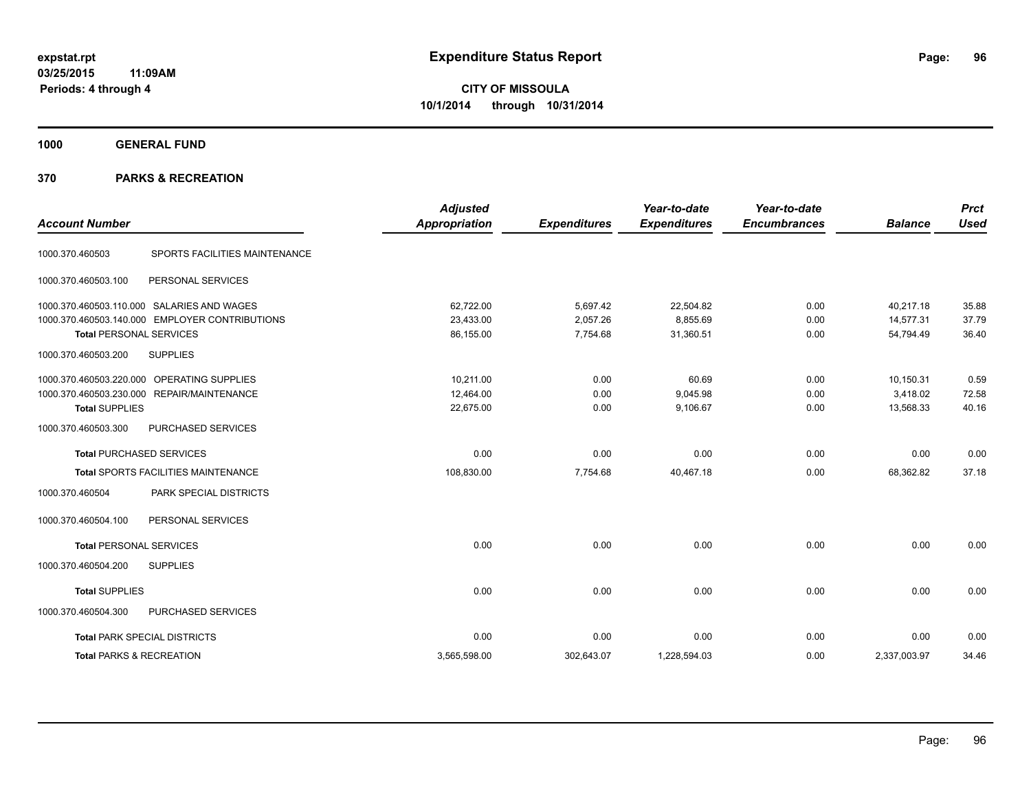# Expenditure Status Report

expstat.rpt
03/25/2015 11:09AM
Periods: 4 through 4

**CITY OF MISSOULA**
**10/1/2014 through 10/31/2014**

## 1000 GENERAL FUND

## 370 PARKS & RECREATION

| Account Number | | Adjusted Appropriation | Expenditures | Year-to-date Expenditures | Year-to-date Encumbrances | Balance | Prct Used |
|---|---|---|---|---|---|---|---|
| 1000.370.460503 | SPORTS FACILITIES MAINTENANCE | | | | | | |
| 1000.370.460503.100 | PERSONAL SERVICES | | | | | | |
| 1000.370.460503.110.000 | SALARIES AND WAGES | 62,722.00 | 5,697.42 | 22,504.82 | 0.00 | 40,217.18 | 35.88 |
| 1000.370.460503.140.000 | EMPLOYER CONTRIBUTIONS | 23,433.00 | 2,057.26 | 8,855.69 | 0.00 | 14,577.31 | 37.79 |
| **Total** PERSONAL SERVICES | | 86,155.00 | 7,754.68 | 31,360.51 | 0.00 | 54,794.49 | 36.40 |
| 1000.370.460503.200 | SUPPLIES | | | | | | |
| 1000.370.460503.220.000 | OPERATING SUPPLIES | 10,211.00 | 0.00 | 60.69 | 0.00 | 10,150.31 | 0.59 |
| 1000.370.460503.230.000 | REPAIR/MAINTENANCE | 12,464.00 | 0.00 | 9,045.98 | 0.00 | 3,418.02 | 72.58 |
| **Total** SUPPLIES | | 22,675.00 | 0.00 | 9,106.67 | 0.00 | 13,568.33 | 40.16 |
| 1000.370.460503.300 | PURCHASED SERVICES | | | | | | |
| **Total** PURCHASED SERVICES | | 0.00 | 0.00 | 0.00 | 0.00 | 0.00 | 0.00 |
| **Total** SPORTS FACILITIES MAINTENANCE | | 108,830.00 | 7,754.68 | 40,467.18 | 0.00 | 68,362.82 | 37.18 |
| 1000.370.460504 | PARK SPECIAL DISTRICTS | | | | | | |
| 1000.370.460504.100 | PERSONAL SERVICES | | | | | | |
| **Total** PERSONAL SERVICES | | 0.00 | 0.00 | 0.00 | 0.00 | 0.00 | 0.00 |
| 1000.370.460504.200 | SUPPLIES | | | | | | |
| **Total** SUPPLIES | | 0.00 | 0.00 | 0.00 | 0.00 | 0.00 | 0.00 |
| 1000.370.460504.300 | PURCHASED SERVICES | | | | | | |
| **Total** PARK SPECIAL DISTRICTS | | 0.00 | 0.00 | 0.00 | 0.00 | 0.00 | 0.00 |
| **Total** PARKS & RECREATION | | 3,565,598.00 | 302,643.07 | 1,228,594.03 | 0.00 | 2,337,003.97 | 34.46 |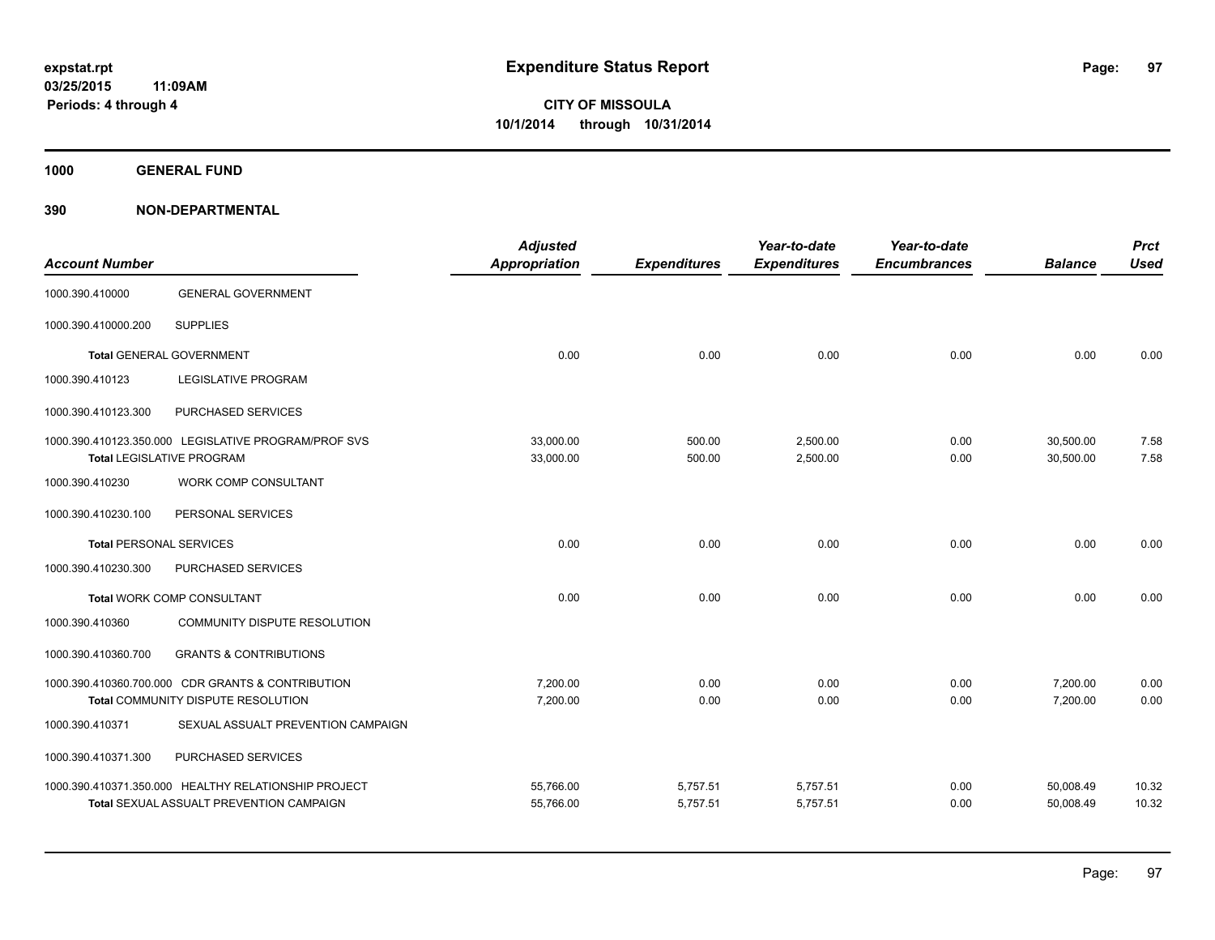**expstat.rpt**
**03/25/2015 11:09AM**
**Periods: 4 through 4**

# Expenditure Status Report

**CITY OF MISSOULA**
**10/1/2014 through 10/31/2014**

## 1000 GENERAL FUND

## 390 NON-DEPARTMENTAL

| Account Number | | Adjusted Appropriation | Expenditures | Year-to-date Expenditures | Year-to-date Encumbrances | Balance | Prct Used |
|---|---|---|---|---|---|---|---|
| 1000.390.410000 | GENERAL GOVERNMENT | | | | | | |
| 1000.390.410000.200 | SUPPLIES | | | | | | |
| **Total** GENERAL GOVERNMENT | | 0.00 | 0.00 | 0.00 | 0.00 | 0.00 | 0.00 |
| 1000.390.410123 | LEGISLATIVE PROGRAM | | | | | | |
| 1000.390.410123.300 | PURCHASED SERVICES | | | | | | |
| 1000.390.410123.350.000 | LEGISLATIVE PROGRAM/PROF SVS | 33,000.00 | 500.00 | 2,500.00 | 0.00 | 30,500.00 | 7.58 |
| **Total** LEGISLATIVE PROGRAM | | 33,000.00 | 500.00 | 2,500.00 | 0.00 | 30,500.00 | 7.58 |
| 1000.390.410230 | WORK COMP CONSULTANT | | | | | | |
| 1000.390.410230.100 | PERSONAL SERVICES | | | | | | |
| **Total** PERSONAL SERVICES | | 0.00 | 0.00 | 0.00 | 0.00 | 0.00 | 0.00 |
| 1000.390.410230.300 | PURCHASED SERVICES | | | | | | |
| **Total** WORK COMP CONSULTANT | | 0.00 | 0.00 | 0.00 | 0.00 | 0.00 | 0.00 |
| 1000.390.410360 | COMMUNITY DISPUTE RESOLUTION | | | | | | |
| 1000.390.410360.700 | GRANTS & CONTRIBUTIONS | | | | | | |
| 1000.390.410360.700.000 | CDR GRANTS & CONTRIBUTION | 7,200.00 | 0.00 | 0.00 | 0.00 | 7,200.00 | 0.00 |
| **Total** COMMUNITY DISPUTE RESOLUTION | | 7,200.00 | 0.00 | 0.00 | 0.00 | 7,200.00 | 0.00 |
| 1000.390.410371 | SEXUAL ASSUALT PREVENTION CAMPAIGN | | | | | | |
| 1000.390.410371.300 | PURCHASED SERVICES | | | | | | |
| 1000.390.410371.350.000 | HEALTHY RELATIONSHIP PROJECT | 55,766.00 | 5,757.51 | 5,757.51 | 0.00 | 50,008.49 | 10.32 |
| **Total** SEXUAL ASSUALT PREVENTION CAMPAIGN | | 55,766.00 | 5,757.51 | 5,757.51 | 0.00 | 50,008.49 | 10.32 |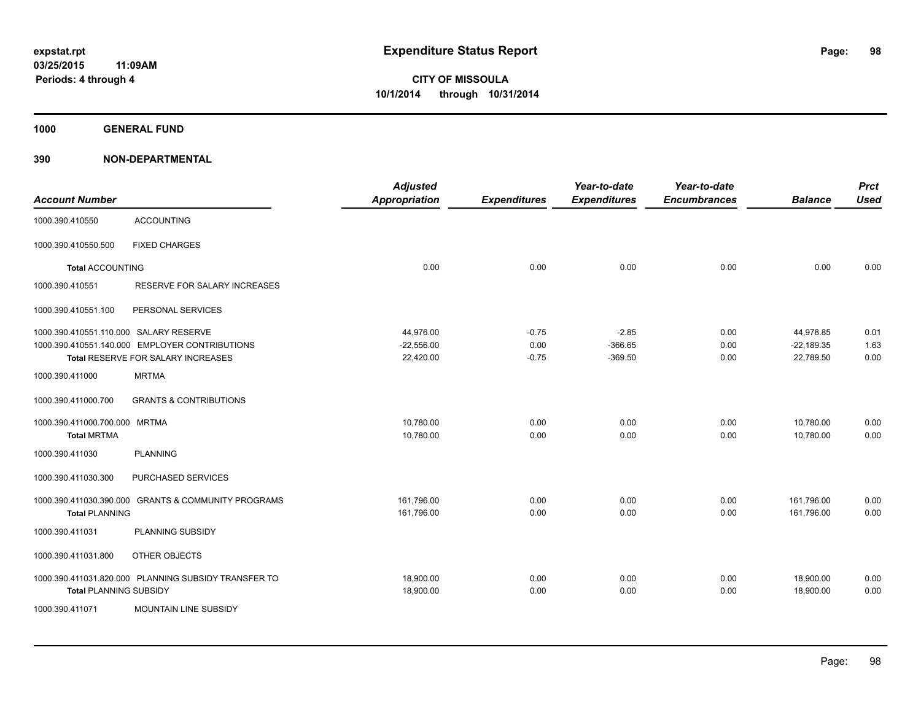# Expenditure Status Report

expstat.rpt
03/25/2015 11:09AM
Periods: 4 through 4

**CITY OF MISSOULA**
**10/1/2014 through 10/31/2014**

## 1000 GENERAL FUND

## 390 NON-DEPARTMENTAL

| Account Number | | Adjusted Appropriation | Expenditures | Year-to-date Expenditures | Year-to-date Encumbrances | Balance | Prct Used |
|---|---|---|---|---|---|---|---|
| 1000.390.410550 | ACCOUNTING | | | | | | |
| 1000.390.410550.500 | FIXED CHARGES | | | | | | |
| **Total** ACCOUNTING | | 0.00 | 0.00 | 0.00 | 0.00 | 0.00 | 0.00 |
| 1000.390.410551 | RESERVE FOR SALARY INCREASES | | | | | | |
| 1000.390.410551.100 | PERSONAL SERVICES | | | | | | |
| 1000.390.410551.110.000 | SALARY RESERVE | 44,976.00 | -0.75 | -2.85 | 0.00 | 44,978.85 | 0.01 |
| 1000.390.410551.140.000 | EMPLOYER CONTRIBUTIONS | -22,556.00 | 0.00 | -366.65 | 0.00 | -22,189.35 | 1.63 |
| **Total** RESERVE FOR SALARY INCREASES | | 22,420.00 | -0.75 | -369.50 | 0.00 | 22,789.50 | 0.00 |
| 1000.390.411000 | MRTMA | | | | | | |
| 1000.390.411000.700 | GRANTS & CONTRIBUTIONS | | | | | | |
| 1000.390.411000.700.000 | MRTMA | 10,780.00 | 0.00 | 0.00 | 0.00 | 10,780.00 | 0.00 |
| **Total** MRTMA | | 10,780.00 | 0.00 | 0.00 | 0.00 | 10,780.00 | 0.00 |
| 1000.390.411030 | PLANNING | | | | | | |
| 1000.390.411030.300 | PURCHASED SERVICES | | | | | | |
| 1000.390.411030.390.000 | GRANTS & COMMUNITY PROGRAMS | 161,796.00 | 0.00 | 0.00 | 0.00 | 161,796.00 | 0.00 |
| **Total** PLANNING | | 161,796.00 | 0.00 | 0.00 | 0.00 | 161,796.00 | 0.00 |
| 1000.390.411031 | PLANNING SUBSIDY | | | | | | |
| 1000.390.411031.800 | OTHER OBJECTS | | | | | | |
| 1000.390.411031.820.000 | PLANNING SUBSIDY TRANSFER TO | 18,900.00 | 0.00 | 0.00 | 0.00 | 18,900.00 | 0.00 |
| **Total** PLANNING SUBSIDY | | 18,900.00 | 0.00 | 0.00 | 0.00 | 18,900.00 | 0.00 |
| 1000.390.411071 | MOUNTAIN LINE SUBSIDY | | | | | | |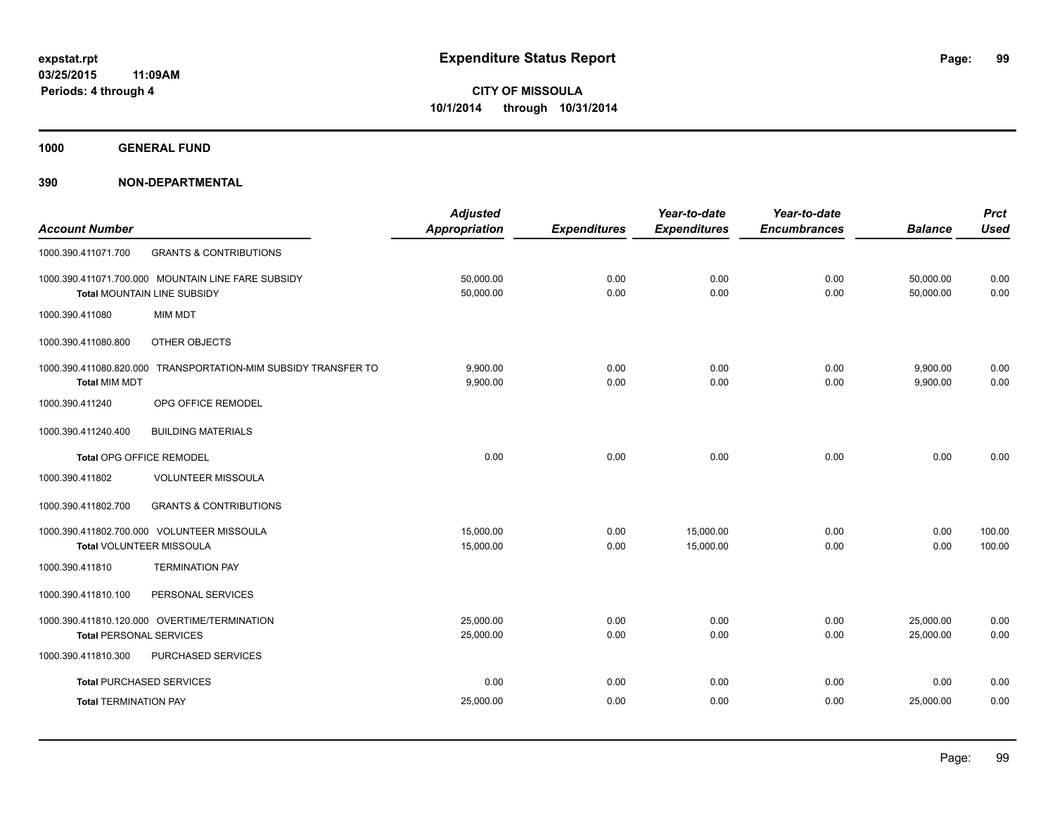**expstat.rpt**
**03/25/2015 11:09AM**
**Periods: 4 through 4**

# Expenditure Status Report

**CITY OF MISSOULA**
**10/1/2014 through 10/31/2014**

## 1000 GENERAL FUND

## 390 NON-DEPARTMENTAL

| Account Number | | Adjusted Appropriation | Expenditures | Year-to-date Expenditures | Year-to-date Encumbrances | Balance | Prct Used |
|---|---|---|---|---|---|---|---|
| 1000.390.411071.700 | GRANTS & CONTRIBUTIONS | | | | | | |
| 1000.390.411071.700.000 | MOUNTAIN LINE FARE SUBSIDY | 50,000.00 | 0.00 | 0.00 | 0.00 | 50,000.00 | 0.00 |
| **Total** MOUNTAIN LINE SUBSIDY | | 50,000.00 | 0.00 | 0.00 | 0.00 | 50,000.00 | 0.00 |
| 1000.390.411080 | MIM MDT | | | | | | |
| 1000.390.411080.800 | OTHER OBJECTS | | | | | | |
| 1000.390.411080.820.000 | TRANSPORTATION-MIM SUBSIDY TRANSFER TO | 9,900.00 | 0.00 | 0.00 | 0.00 | 9,900.00 | 0.00 |
| **Total** MIM MDT | | 9,900.00 | 0.00 | 0.00 | 0.00 | 9,900.00 | 0.00 |
| 1000.390.411240 | OPG OFFICE REMODEL | | | | | | |
| 1000.390.411240.400 | BUILDING MATERIALS | | | | | | |
| **Total** OPG OFFICE REMODEL | | 0.00 | 0.00 | 0.00 | 0.00 | 0.00 | 0.00 |
| 1000.390.411802 | VOLUNTEER MISSOULA | | | | | | |
| 1000.390.411802.700 | GRANTS & CONTRIBUTIONS | | | | | | |
| 1000.390.411802.700.000 | VOLUNTEER MISSOULA | 15,000.00 | 0.00 | 15,000.00 | 0.00 | 0.00 | 100.00 |
| **Total** VOLUNTEER MISSOULA | | 15,000.00 | 0.00 | 15,000.00 | 0.00 | 0.00 | 100.00 |
| 1000.390.411810 | TERMINATION PAY | | | | | | |
| 1000.390.411810.100 | PERSONAL SERVICES | | | | | | |
| 1000.390.411810.120.000 | OVERTIME/TERMINATION | 25,000.00 | 0.00 | 0.00 | 0.00 | 25,000.00 | 0.00 |
| **Total** PERSONAL SERVICES | | 25,000.00 | 0.00 | 0.00 | 0.00 | 25,000.00 | 0.00 |
| 1000.390.411810.300 | PURCHASED SERVICES | | | | | | |
| **Total** PURCHASED SERVICES | | 0.00 | 0.00 | 0.00 | 0.00 | 0.00 | 0.00 |
| **Total** TERMINATION PAY | | 25,000.00 | 0.00 | 0.00 | 0.00 | 25,000.00 | 0.00 |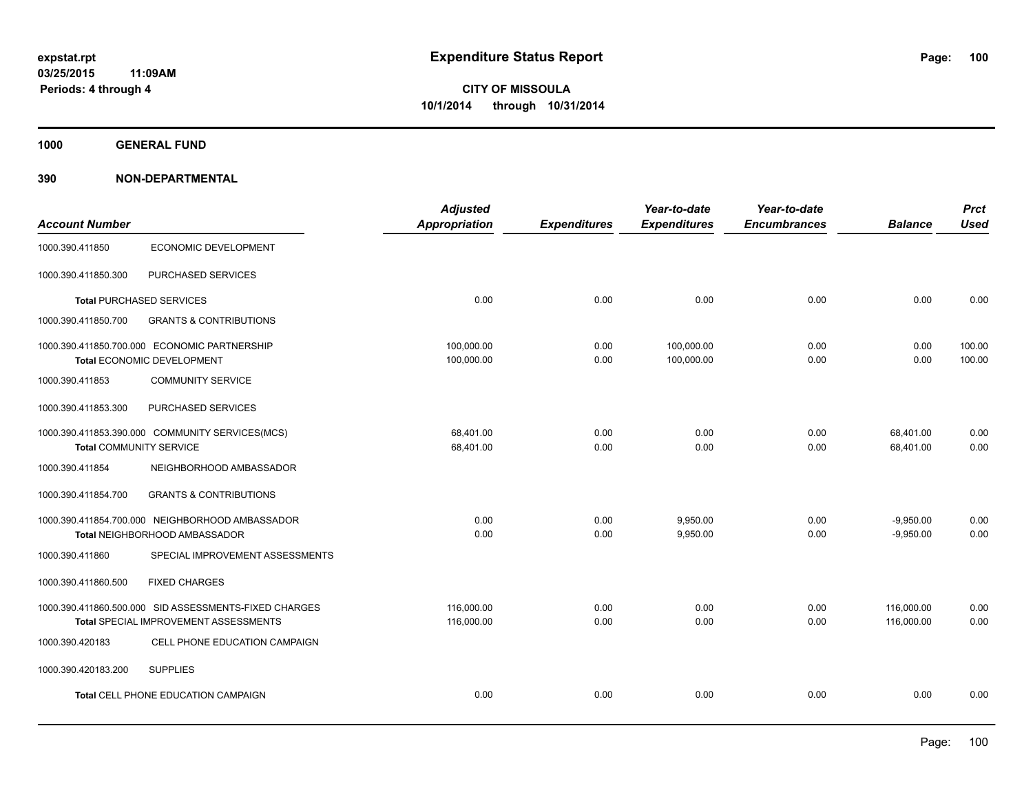**expstat.rpt**
**03/25/2015 11:09AM**
**Periods: 4 through 4**

# Expenditure Status Report

**CITY OF MISSOULA**
**10/1/2014 through 10/31/2014**

## 1000 GENERAL FUND

## 390 NON-DEPARTMENTAL

| Account Number | | Adjusted Appropriation | Expenditures | Year-to-date Expenditures | Year-to-date Encumbrances | Balance | Prct Used |
|---|---|---|---|---|---|---|---|
| 1000.390.411850 | ECONOMIC DEVELOPMENT | | | | | | |
| 1000.390.411850.300 | PURCHASED SERVICES | | | | | | |
| **Total** PURCHASED SERVICES | | 0.00 | 0.00 | 0.00 | 0.00 | 0.00 | 0.00 |
| 1000.390.411850.700 | GRANTS & CONTRIBUTIONS | | | | | | |
| 1000.390.411850.700.000 | ECONOMIC PARTNERSHIP | 100,000.00 | 0.00 | 100,000.00 | 0.00 | 0.00 | 100.00 |
| **Total** ECONOMIC DEVELOPMENT | | 100,000.00 | 0.00 | 100,000.00 | 0.00 | 0.00 | 100.00 |
| 1000.390.411853 | COMMUNITY SERVICE | | | | | | |
| 1000.390.411853.300 | PURCHASED SERVICES | | | | | | |
| 1000.390.411853.390.000 | COMMUNITY SERVICES(MCS) | 68,401.00 | 0.00 | 0.00 | 0.00 | 68,401.00 | 0.00 |
| **Total** COMMUNITY SERVICE | | 68,401.00 | 0.00 | 0.00 | 0.00 | 68,401.00 | 0.00 |
| 1000.390.411854 | NEIGHBORHOOD AMBASSADOR | | | | | | |
| 1000.390.411854.700 | GRANTS & CONTRIBUTIONS | | | | | | |
| 1000.390.411854.700.000 | NEIGHBORHOOD AMBASSADOR | 0.00 | 0.00 | 9,950.00 | 0.00 | -9,950.00 | 0.00 |
| **Total** NEIGHBORHOOD AMBASSADOR | | 0.00 | 0.00 | 9,950.00 | 0.00 | -9,950.00 | 0.00 |
| 1000.390.411860 | SPECIAL IMPROVEMENT ASSESSMENTS | | | | | | |
| 1000.390.411860.500 | FIXED CHARGES | | | | | | |
| 1000.390.411860.500.000 | SID ASSESSMENTS-FIXED CHARGES | 116,000.00 | 0.00 | 0.00 | 0.00 | 116,000.00 | 0.00 |
| **Total** SPECIAL IMPROVEMENT ASSESSMENTS | | 116,000.00 | 0.00 | 0.00 | 0.00 | 116,000.00 | 0.00 |
| 1000.390.420183 | CELL PHONE EDUCATION CAMPAIGN | | | | | | |
| 1000.390.420183.200 | SUPPLIES | | | | | | |
| **Total** CELL PHONE EDUCATION CAMPAIGN | | 0.00 | 0.00 | 0.00 | 0.00 | 0.00 | 0.00 |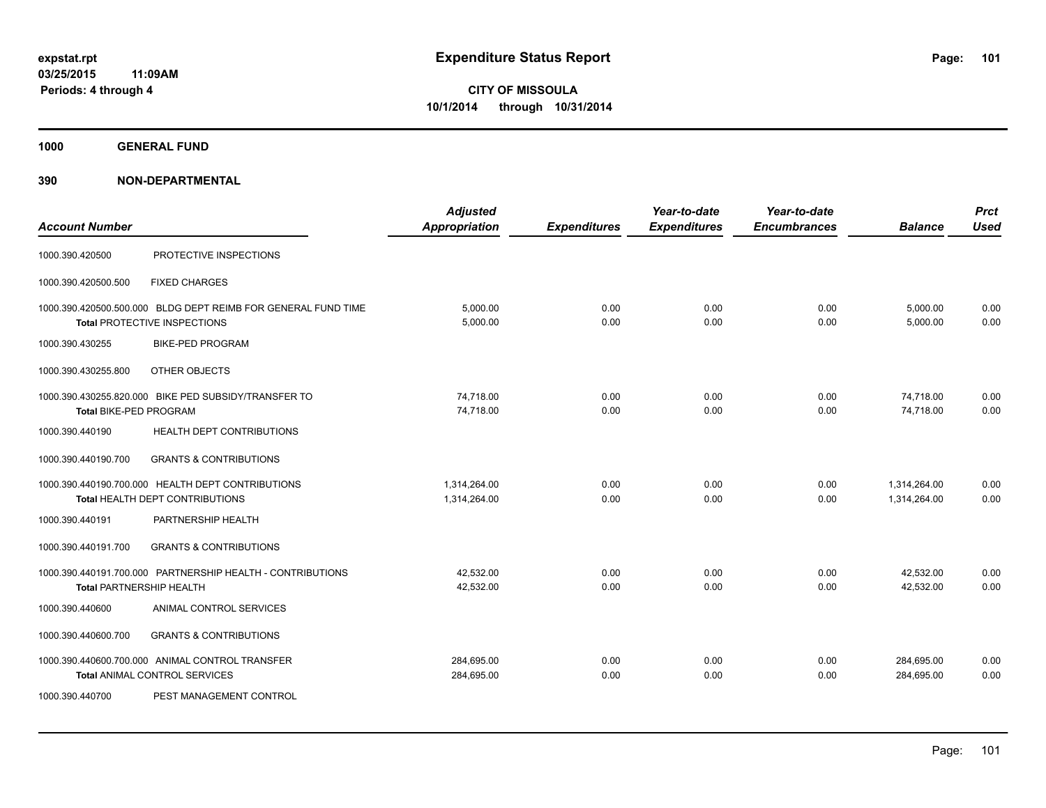expstat.rpt
03/25/2015 11:09AM
Periods: 4 through 4

# Expenditure Status Report

**CITY OF MISSOULA**
**10/1/2014 through 10/31/2014**

## 1000 GENERAL FUND

## 390 NON-DEPARTMENTAL

| Account Number | | Adjusted Appropriation | Expenditures | Year-to-date Expenditures | Year-to-date Encumbrances | Balance | Prct Used |
|---|---|---|---|---|---|---|---|
| 1000.390.420500 | PROTECTIVE INSPECTIONS | | | | | | |
| 1000.390.420500.500 | FIXED CHARGES | | | | | | |
| 1000.390.420500.500.000 | BLDG DEPT REIMB FOR GENERAL FUND TIME | 5,000.00 | 0.00 | 0.00 | 0.00 | 5,000.00 | 0.00 |
| **Total** PROTECTIVE INSPECTIONS | | 5,000.00 | 0.00 | 0.00 | 0.00 | 5,000.00 | 0.00 |
| 1000.390.430255 | BIKE-PED PROGRAM | | | | | | |
| 1000.390.430255.800 | OTHER OBJECTS | | | | | | |
| 1000.390.430255.820.000 | BIKE PED SUBSIDY/TRANSFER TO | 74,718.00 | 0.00 | 0.00 | 0.00 | 74,718.00 | 0.00 |
| **Total** BIKE-PED PROGRAM | | 74,718.00 | 0.00 | 0.00 | 0.00 | 74,718.00 | 0.00 |
| 1000.390.440190 | HEALTH DEPT CONTRIBUTIONS | | | | | | |
| 1000.390.440190.700 | GRANTS & CONTRIBUTIONS | | | | | | |
| 1000.390.440190.700.000 | HEALTH DEPT CONTRIBUTIONS | 1,314,264.00 | 0.00 | 0.00 | 0.00 | 1,314,264.00 | 0.00 |
| **Total** HEALTH DEPT CONTRIBUTIONS | | 1,314,264.00 | 0.00 | 0.00 | 0.00 | 1,314,264.00 | 0.00 |
| 1000.390.440191 | PARTNERSHIP HEALTH | | | | | | |
| 1000.390.440191.700 | GRANTS & CONTRIBUTIONS | | | | | | |
| 1000.390.440191.700.000 | PARTNERSHIP HEALTH - CONTRIBUTIONS | 42,532.00 | 0.00 | 0.00 | 0.00 | 42,532.00 | 0.00 |
| **Total** PARTNERSHIP HEALTH | | 42,532.00 | 0.00 | 0.00 | 0.00 | 42,532.00 | 0.00 |
| 1000.390.440600 | ANIMAL CONTROL SERVICES | | | | | | |
| 1000.390.440600.700 | GRANTS & CONTRIBUTIONS | | | | | | |
| 1000.390.440600.700.000 | ANIMAL CONTROL TRANSFER | 284,695.00 | 0.00 | 0.00 | 0.00 | 284,695.00 | 0.00 |
| **Total** ANIMAL CONTROL SERVICES | | 284,695.00 | 0.00 | 0.00 | 0.00 | 284,695.00 | 0.00 |
| 1000.390.440700 | PEST MANAGEMENT CONTROL | | | | | | |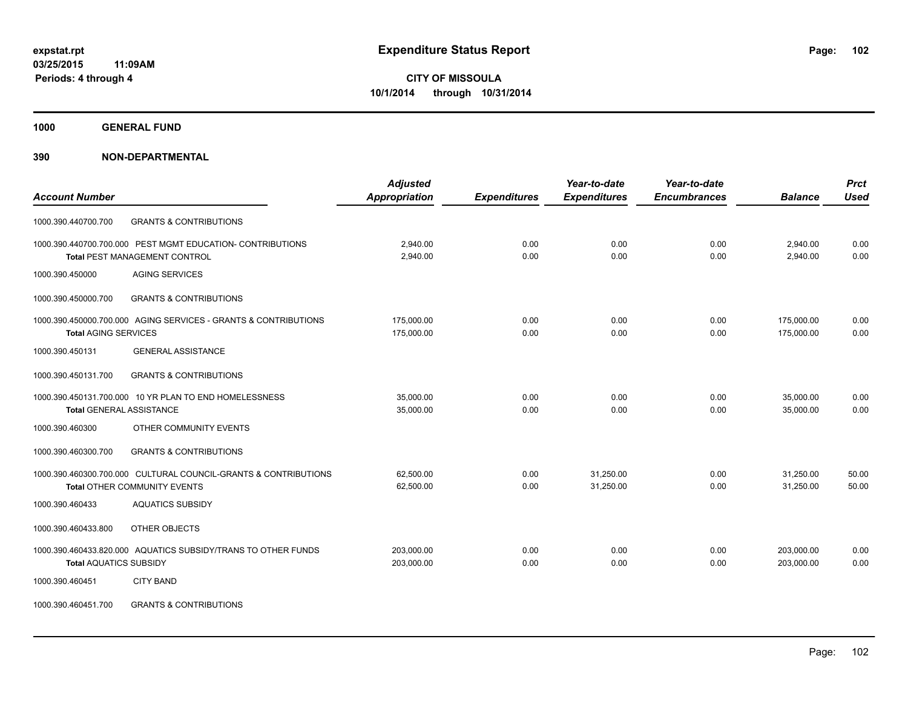# Expenditure Status Report

**CITY OF MISSOULA**
**10/1/2014 through 10/31/2014**

expstat.rpt
03/25/2015 11:09AM
Periods: 4 through 4

## 1000 GENERAL FUND

## 390 NON-DEPARTMENTAL

| Account Number | | Adjusted Appropriation | Expenditures | Year-to-date Expenditures | Year-to-date Encumbrances | Balance | Prct Used |
|---|---|---|---|---|---|---|---|
| 1000.390.440700.700 | GRANTS & CONTRIBUTIONS | | | | | | |
| 1000.390.440700.700.000 | PEST MGMT EDUCATION- CONTRIBUTIONS | 2,940.00 | 0.00 | 0.00 | 0.00 | 2,940.00 | 0.00 |
| **Total** PEST MANAGEMENT CONTROL | | 2,940.00 | 0.00 | 0.00 | 0.00 | 2,940.00 | 0.00 |
| 1000.390.450000 | AGING SERVICES | | | | | | |
| 1000.390.450000.700 | GRANTS & CONTRIBUTIONS | | | | | | |
| 1000.390.450000.700.000 | AGING SERVICES - GRANTS & CONTRIBUTIONS | 175,000.00 | 0.00 | 0.00 | 0.00 | 175,000.00 | 0.00 |
| **Total** AGING SERVICES | | 175,000.00 | 0.00 | 0.00 | 0.00 | 175,000.00 | 0.00 |
| 1000.390.450131 | GENERAL ASSISTANCE | | | | | | |
| 1000.390.450131.700 | GRANTS & CONTRIBUTIONS | | | | | | |
| 1000.390.450131.700.000 | 10 YR PLAN TO END HOMELESSNESS | 35,000.00 | 0.00 | 0.00 | 0.00 | 35,000.00 | 0.00 |
| **Total** GENERAL ASSISTANCE | | 35,000.00 | 0.00 | 0.00 | 0.00 | 35,000.00 | 0.00 |
| 1000.390.460300 | OTHER COMMUNITY EVENTS | | | | | | |
| 1000.390.460300.700 | GRANTS & CONTRIBUTIONS | | | | | | |
| 1000.390.460300.700.000 | CULTURAL COUNCIL-GRANTS & CONTRIBUTIONS | 62,500.00 | 0.00 | 31,250.00 | 0.00 | 31,250.00 | 50.00 |
| **Total** OTHER COMMUNITY EVENTS | | 62,500.00 | 0.00 | 31,250.00 | 0.00 | 31,250.00 | 50.00 |
| 1000.390.460433 | AQUATICS SUBSIDY | | | | | | |
| 1000.390.460433.800 | OTHER OBJECTS | | | | | | |
| 1000.390.460433.820.000 | AQUATICS SUBSIDY/TRANS TO OTHER FUNDS | 203,000.00 | 0.00 | 0.00 | 0.00 | 203,000.00 | 0.00 |
| **Total** AQUATICS SUBSIDY | | 203,000.00 | 0.00 | 0.00 | 0.00 | 203,000.00 | 0.00 |
| 1000.390.460451 | CITY BAND | | | | | | |
| 1000.390.460451.700 | GRANTS & CONTRIBUTIONS | | | | | | |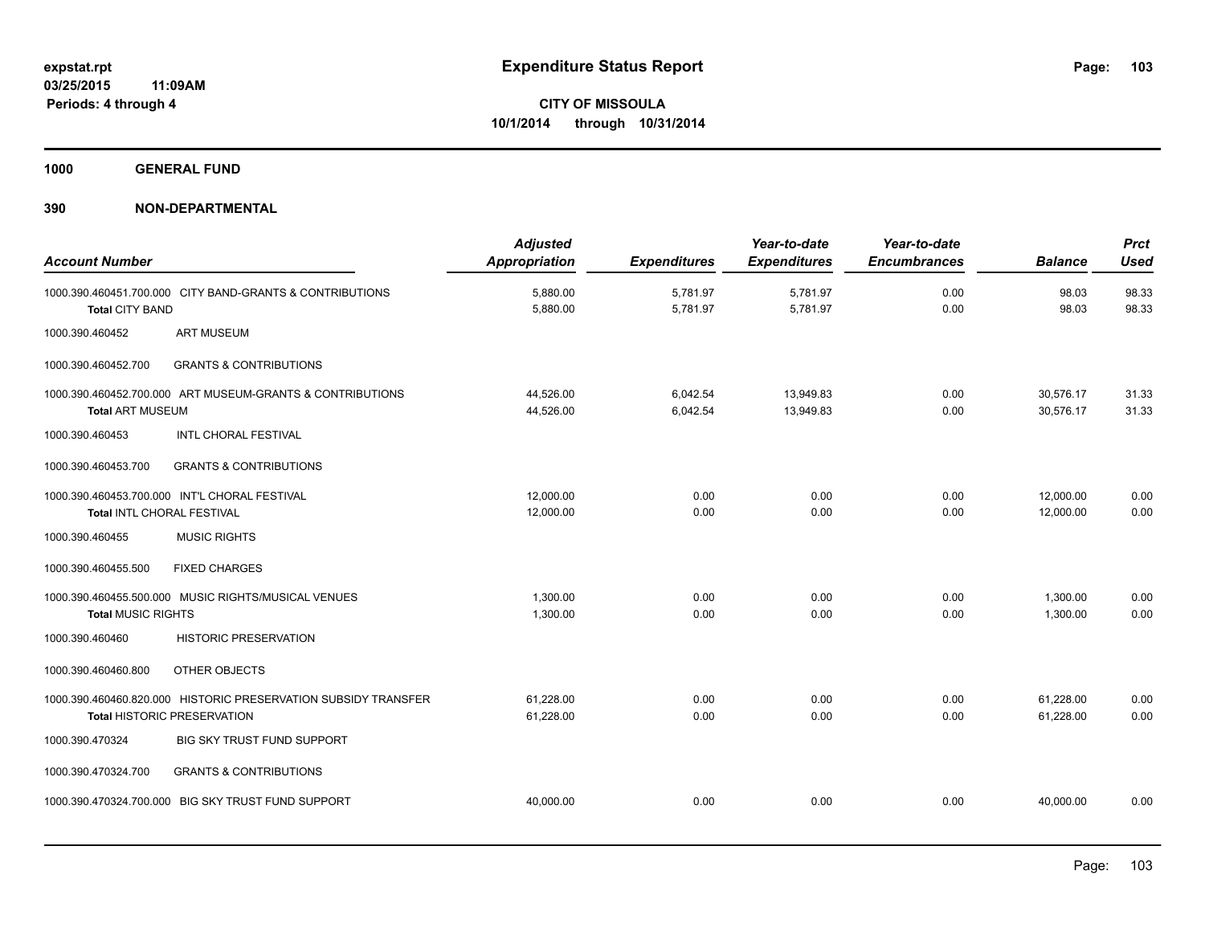**expstat.rpt**
**03/25/2015 11:09AM**
**Periods: 4 through 4**

# Expenditure Status Report

**CITY OF MISSOULA**
**10/1/2014 through 10/31/2014**

## 1000 GENERAL FUND

### 390 NON-DEPARTMENTAL

| Account Number | | Adjusted Appropriation | Expenditures | Year-to-date Expenditures | Year-to-date Encumbrances | Balance | Prct Used |
|---|---|---|---|---|---|---|---|
| 1000.390.460451.700.000 | CITY BAND-GRANTS & CONTRIBUTIONS | 5,880.00 | 5,781.97 | 5,781.97 | 0.00 | 98.03 | 98.33 |
| **Total** CITY BAND | | 5,880.00 | 5,781.97 | 5,781.97 | 0.00 | 98.03 | 98.33 |
| 1000.390.460452 | ART MUSEUM | | | | | | |
| 1000.390.460452.700 | GRANTS & CONTRIBUTIONS | | | | | | |
| 1000.390.460452.700.000 | ART MUSEUM-GRANTS & CONTRIBUTIONS | 44,526.00 | 6,042.54 | 13,949.83 | 0.00 | 30,576.17 | 31.33 |
| **Total** ART MUSEUM | | 44,526.00 | 6,042.54 | 13,949.83 | 0.00 | 30,576.17 | 31.33 |
| 1000.390.460453 | INTL CHORAL FESTIVAL | | | | | | |
| 1000.390.460453.700 | GRANTS & CONTRIBUTIONS | | | | | | |
| 1000.390.460453.700.000 | INT'L CHORAL FESTIVAL | 12,000.00 | 0.00 | 0.00 | 0.00 | 12,000.00 | 0.00 |
| **Total** INTL CHORAL FESTIVAL | | 12,000.00 | 0.00 | 0.00 | 0.00 | 12,000.00 | 0.00 |
| 1000.390.460455 | MUSIC RIGHTS | | | | | | |
| 1000.390.460455.500 | FIXED CHARGES | | | | | | |
| 1000.390.460455.500.000 | MUSIC RIGHTS/MUSICAL VENUES | 1,300.00 | 0.00 | 0.00 | 0.00 | 1,300.00 | 0.00 |
| **Total** MUSIC RIGHTS | | 1,300.00 | 0.00 | 0.00 | 0.00 | 1,300.00 | 0.00 |
| 1000.390.460460 | HISTORIC PRESERVATION | | | | | | |
| 1000.390.460460.800 | OTHER OBJECTS | | | | | | |
| 1000.390.460460.820.000 | HISTORIC PRESERVATION SUBSIDY TRANSFER | 61,228.00 | 0.00 | 0.00 | 0.00 | 61,228.00 | 0.00 |
| **Total** HISTORIC PRESERVATION | | 61,228.00 | 0.00 | 0.00 | 0.00 | 61,228.00 | 0.00 |
| 1000.390.470324 | BIG SKY TRUST FUND SUPPORT | | | | | | |
| 1000.390.470324.700 | GRANTS & CONTRIBUTIONS | | | | | | |
| 1000.390.470324.700.000 | BIG SKY TRUST FUND SUPPORT | 40,000.00 | 0.00 | 0.00 | 0.00 | 40,000.00 | 0.00 |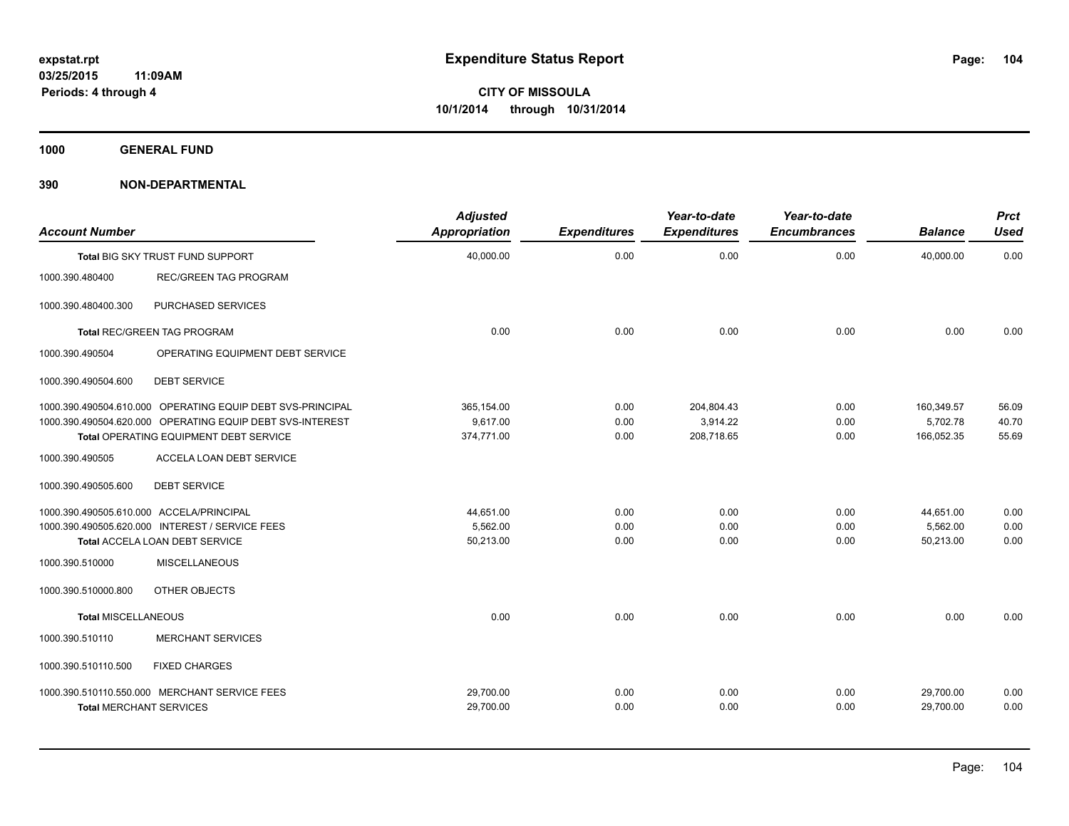**expstat.rpt**
**03/25/2015 11:09AM**
**Periods: 4 through 4**

# Expenditure Status Report

**CITY OF MISSOULA**
**10/1/2014 through 10/31/2014**

## 1000 GENERAL FUND

## 390 NON-DEPARTMENTAL

| Account Number | | Adjusted Appropriation | Expenditures | Year-to-date Expenditures | Year-to-date Encumbrances | Balance | Prct Used |
|---|---|---|---|---|---|---|---|
| **Total** BIG SKY TRUST FUND SUPPORT | | 40,000.00 | 0.00 | 0.00 | 0.00 | 40,000.00 | 0.00 |
| 1000.390.480400 | REC/GREEN TAG PROGRAM | | | | | | |
| 1000.390.480400.300 | PURCHASED SERVICES | | | | | | |
| **Total** REC/GREEN TAG PROGRAM | | 0.00 | 0.00 | 0.00 | 0.00 | 0.00 | 0.00 |
| 1000.390.490504 | OPERATING EQUIPMENT DEBT SERVICE | | | | | | |
| 1000.390.490504.600 | DEBT SERVICE | | | | | | |
| 1000.390.490504.610.000 | OPERATING EQUIP DEBT SVS-PRINCIPAL | 365,154.00 | 0.00 | 204,804.43 | 0.00 | 160,349.57 | 56.09 |
| 1000.390.490504.620.000 | OPERATING EQUIP DEBT SVS-INTEREST | 9,617.00 | 0.00 | 3,914.22 | 0.00 | 5,702.78 | 40.70 |
| **Total** OPERATING EQUIPMENT DEBT SERVICE | | 374,771.00 | 0.00 | 208,718.65 | 0.00 | 166,052.35 | 55.69 |
| 1000.390.490505 | ACCELA LOAN DEBT SERVICE | | | | | | |
| 1000.390.490505.600 | DEBT SERVICE | | | | | | |
| 1000.390.490505.610.000 | ACCELA/PRINCIPAL | 44,651.00 | 0.00 | 0.00 | 0.00 | 44,651.00 | 0.00 |
| 1000.390.490505.620.000 | INTEREST / SERVICE FEES | 5,562.00 | 0.00 | 0.00 | 0.00 | 5,562.00 | 0.00 |
| **Total** ACCELA LOAN DEBT SERVICE | | 50,213.00 | 0.00 | 0.00 | 0.00 | 50,213.00 | 0.00 |
| 1000.390.510000 | MISCELLANEOUS | | | | | | |
| 1000.390.510000.800 | OTHER OBJECTS | | | | | | |
| **Total MISCELLANEOUS** | | 0.00 | 0.00 | 0.00 | 0.00 | 0.00 | 0.00 |
| 1000.390.510110 | MERCHANT SERVICES | | | | | | |
| 1000.390.510110.500 | FIXED CHARGES | | | | | | |
| 1000.390.510110.550.000 | MERCHANT SERVICE FEES | 29,700.00 | 0.00 | 0.00 | 0.00 | 29,700.00 | 0.00 |
| **Total** MERCHANT SERVICES | | 29,700.00 | 0.00 | 0.00 | 0.00 | 29,700.00 | 0.00 |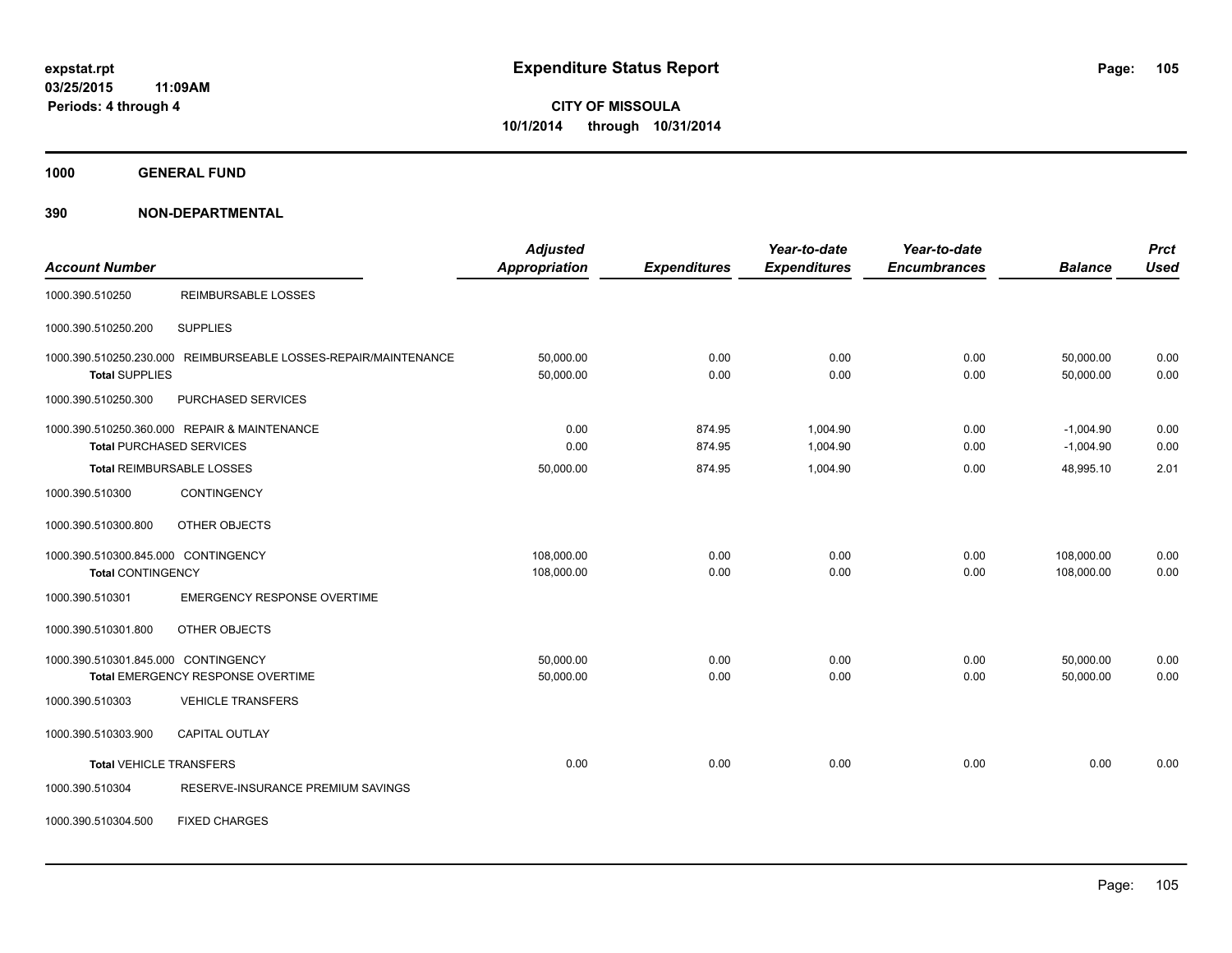# Expenditure Status Report

expstat.rpt
03/25/2015 11:09AM
Periods: 4 through 4

**CITY OF MISSOULA**
**10/1/2014 through 10/31/2014**

## 1000 GENERAL FUND

## 390 NON-DEPARTMENTAL

| Account Number | | Adjusted Appropriation | Expenditures | Year-to-date Expenditures | Year-to-date Encumbrances | Balance | Prct Used |
|---|---|---|---|---|---|---|---|
| 1000.390.510250 | REIMBURSABLE LOSSES | | | | | | |
| 1000.390.510250.200 | SUPPLIES | | | | | | |
| 1000.390.510250.230.000 | REIMBURSEABLE LOSSES-REPAIR/MAINTENANCE | 50,000.00 | 0.00 | 0.00 | 0.00 | 50,000.00 | 0.00 |
| **Total** SUPPLIES | | 50,000.00 | 0.00 | 0.00 | 0.00 | 50,000.00 | 0.00 |
| 1000.390.510250.300 | PURCHASED SERVICES | | | | | | |
| 1000.390.510250.360.000 | REPAIR & MAINTENANCE | 0.00 | 874.95 | 1,004.90 | 0.00 | -1,004.90 | 0.00 |
| **Total** PURCHASED SERVICES | | 0.00 | 874.95 | 1,004.90 | 0.00 | -1,004.90 | 0.00 |
| **Total** REIMBURSABLE LOSSES | | 50,000.00 | 874.95 | 1,004.90 | 0.00 | 48,995.10 | 2.01 |
| 1000.390.510300 | CONTINGENCY | | | | | | |
| 1000.390.510300.800 | OTHER OBJECTS | | | | | | |
| 1000.390.510300.845.000 | CONTINGENCY | 108,000.00 | 0.00 | 0.00 | 0.00 | 108,000.00 | 0.00 |
| **Total** CONTINGENCY | | 108,000.00 | 0.00 | 0.00 | 0.00 | 108,000.00 | 0.00 |
| 1000.390.510301 | EMERGENCY RESPONSE OVERTIME | | | | | | |
| 1000.390.510301.800 | OTHER OBJECTS | | | | | | |
| 1000.390.510301.845.000 | CONTINGENCY | 50,000.00 | 0.00 | 0.00 | 0.00 | 50,000.00 | 0.00 |
| **Total** EMERGENCY RESPONSE OVERTIME | | 50,000.00 | 0.00 | 0.00 | 0.00 | 50,000.00 | 0.00 |
| 1000.390.510303 | VEHICLE TRANSFERS | | | | | | |
| 1000.390.510303.900 | CAPITAL OUTLAY | | | | | | |
| **Total** VEHICLE TRANSFERS | | 0.00 | 0.00 | 0.00 | 0.00 | 0.00 | 0.00 |
| 1000.390.510304 | RESERVE-INSURANCE PREMIUM SAVINGS | | | | | | |
| 1000.390.510304.500 | FIXED CHARGES | | | | | | |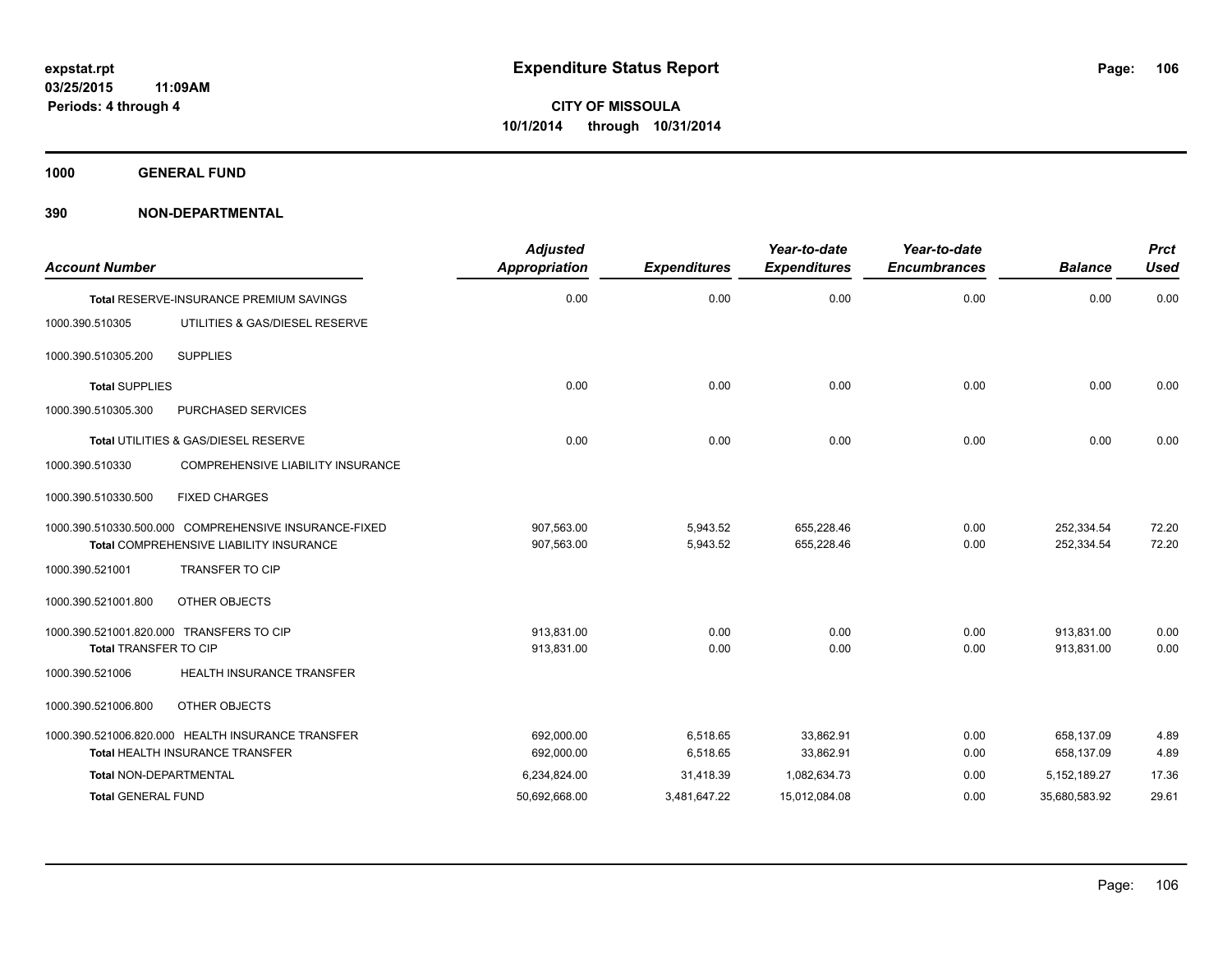expstat.rpt
03/25/2015 11:09AM
Periods: 4 through 4

# Expenditure Status Report

CITY OF MISSOULA
10/1/2014 through 10/31/2014

## 1000 GENERAL FUND

### 390 NON-DEPARTMENTAL

| Account Number | | Adjusted Appropriation | Expenditures | Year-to-date Expenditures | Year-to-date Encumbrances | Balance | Prct Used |
|---|---|---|---|---|---|---|---|
| **Total** RESERVE-INSURANCE PREMIUM SAVINGS | | 0.00 | 0.00 | 0.00 | 0.00 | 0.00 | 0.00 |
| 1000.390.510305 | UTILITIES & GAS/DIESEL RESERVE | | | | | | |
| 1000.390.510305.200 | SUPPLIES | | | | | | |
| **Total** SUPPLIES | | 0.00 | 0.00 | 0.00 | 0.00 | 0.00 | 0.00 |
| 1000.390.510305.300 | PURCHASED SERVICES | | | | | | |
| **Total** UTILITIES & GAS/DIESEL RESERVE | | 0.00 | 0.00 | 0.00 | 0.00 | 0.00 | 0.00 |
| 1000.390.510330 | COMPREHENSIVE LIABILITY INSURANCE | | | | | | |
| 1000.390.510330.500 | FIXED CHARGES | | | | | | |
| 1000.390.510330.500.000 | COMPREHENSIVE INSURANCE-FIXED | 907,563.00 | 5,943.52 | 655,228.46 | 0.00 | 252,334.54 | 72.20 |
| **Total** COMPREHENSIVE LIABILITY INSURANCE | | 907,563.00 | 5,943.52 | 655,228.46 | 0.00 | 252,334.54 | 72.20 |
| 1000.390.521001 | TRANSFER TO CIP | | | | | | |
| 1000.390.521001.800 | OTHER OBJECTS | | | | | | |
| 1000.390.521001.820.000 | TRANSFERS TO CIP | 913,831.00 | 0.00 | 0.00 | 0.00 | 913,831.00 | 0.00 |
| **Total** TRANSFER TO CIP | | 913,831.00 | 0.00 | 0.00 | 0.00 | 913,831.00 | 0.00 |
| 1000.390.521006 | HEALTH INSURANCE TRANSFER | | | | | | |
| 1000.390.521006.800 | OTHER OBJECTS | | | | | | |
| 1000.390.521006.820.000 | HEALTH INSURANCE TRANSFER | 692,000.00 | 6,518.65 | 33,862.91 | 0.00 | 658,137.09 | 4.89 |
| **Total** HEALTH INSURANCE TRANSFER | | 692,000.00 | 6,518.65 | 33,862.91 | 0.00 | 658,137.09 | 4.89 |
| **Total** NON-DEPARTMENTAL | | 6,234,824.00 | 31,418.39 | 1,082,634.73 | 0.00 | 5,152,189.27 | 17.36 |
| **Total** GENERAL FUND | | 50,692,668.00 | 3,481,647.22 | 15,012,084.08 | 0.00 | 35,680,583.92 | 29.61 |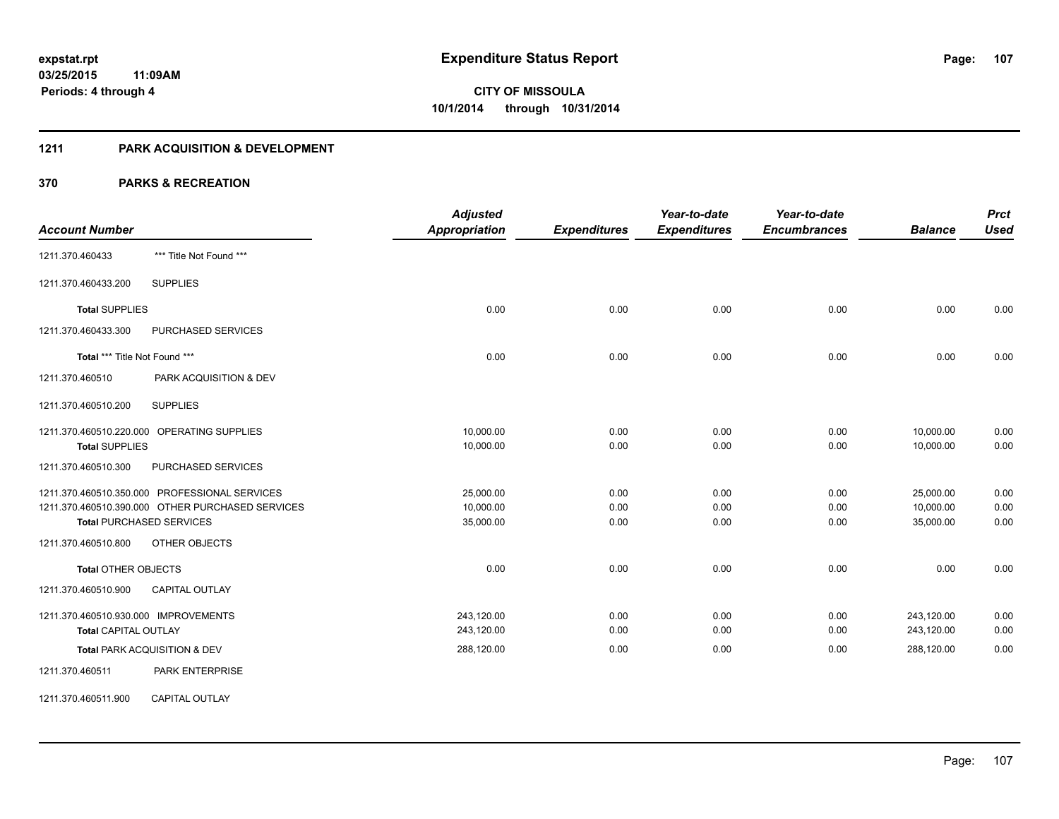# Expenditure Status Report

expstat.rpt
03/25/2015 11:09AM
Periods: 4 through 4

**CITY OF MISSOULA**
**10/1/2014 through 10/31/2014**

## 1211 PARK ACQUISITION & DEVELOPMENT

## 370 PARKS & RECREATION

| Account Number | | Adjusted Appropriation | Expenditures | Year-to-date Expenditures | Year-to-date Encumbrances | Balance | Prct Used |
|---|---|---|---|---|---|---|---|
| 1211.370.460433 | *** Title Not Found *** | | | | | | |
| 1211.370.460433.200 | SUPPLIES | | | | | | |
| **Total** SUPPLIES | | 0.00 | 0.00 | 0.00 | 0.00 | 0.00 | 0.00 |
| 1211.370.460433.300 | PURCHASED SERVICES | | | | | | |
| **Total** *** Title Not Found *** | | 0.00 | 0.00 | 0.00 | 0.00 | 0.00 | 0.00 |
| 1211.370.460510 | PARK ACQUISITION & DEV | | | | | | |
| 1211.370.460510.200 | SUPPLIES | | | | | | |
| 1211.370.460510.220.000 | OPERATING SUPPLIES | 10,000.00 | 0.00 | 0.00 | 0.00 | 10,000.00 | 0.00 |
| **Total** SUPPLIES | | 10,000.00 | 0.00 | 0.00 | 0.00 | 10,000.00 | 0.00 |
| 1211.370.460510.300 | PURCHASED SERVICES | | | | | | |
| 1211.370.460510.350.000 | PROFESSIONAL SERVICES | 25,000.00 | 0.00 | 0.00 | 0.00 | 25,000.00 | 0.00 |
| 1211.370.460510.390.000 | OTHER PURCHASED SERVICES | 10,000.00 | 0.00 | 0.00 | 0.00 | 10,000.00 | 0.00 |
| **Total** PURCHASED SERVICES | | 35,000.00 | 0.00 | 0.00 | 0.00 | 35,000.00 | 0.00 |
| 1211.370.460510.800 | OTHER OBJECTS | | | | | | |
| **Total** OTHER OBJECTS | | 0.00 | 0.00 | 0.00 | 0.00 | 0.00 | 0.00 |
| 1211.370.460510.900 | CAPITAL OUTLAY | | | | | | |
| 1211.370.460510.930.000 | IMPROVEMENTS | 243,120.00 | 0.00 | 0.00 | 0.00 | 243,120.00 | 0.00 |
| **Total** CAPITAL OUTLAY | | 243,120.00 | 0.00 | 0.00 | 0.00 | 243,120.00 | 0.00 |
| **Total** PARK ACQUISITION & DEV | | 288,120.00 | 0.00 | 0.00 | 0.00 | 288,120.00 | 0.00 |
| 1211.370.460511 | PARK ENTERPRISE | | | | | | |
| 1211.370.460511.900 | CAPITAL OUTLAY | | | | | | |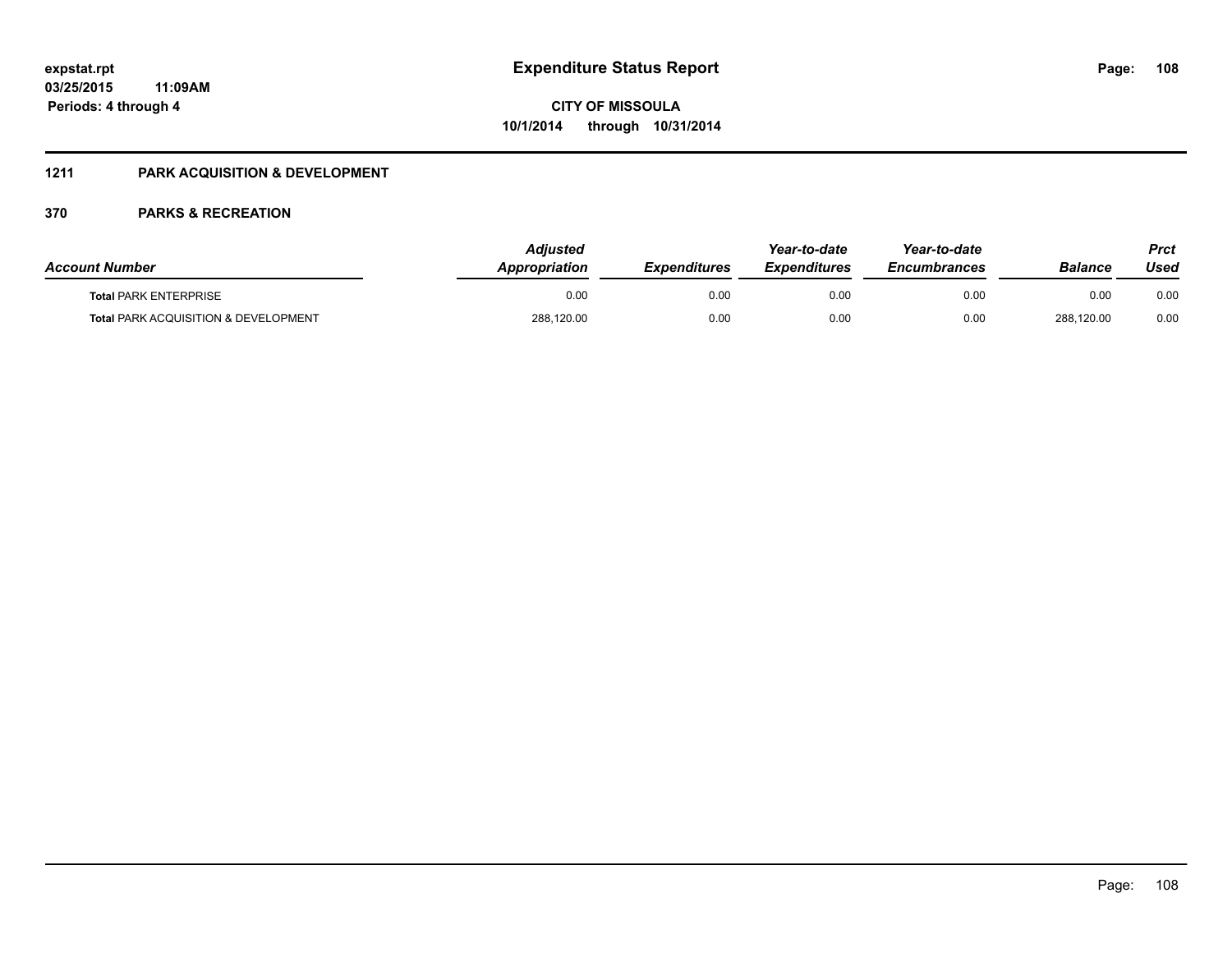## 1211 PARK ACQUISITION & DEVELOPMENT

### 370 PARKS & RECREATION

| Account Number | Adjusted Appropriation | Expenditures | Year-to-date Expenditures | Year-to-date Encumbrances | Balance | Prct Used |
|---|---|---|---|---|---|---|
| **Total** PARK ENTERPRISE | 0.00 | 0.00 | 0.00 | 0.00 | 0.00 | 0.00 |
| **Total** PARK ACQUISITION & DEVELOPMENT | 288,120.00 | 0.00 | 0.00 | 0.00 | 288,120.00 | 0.00 |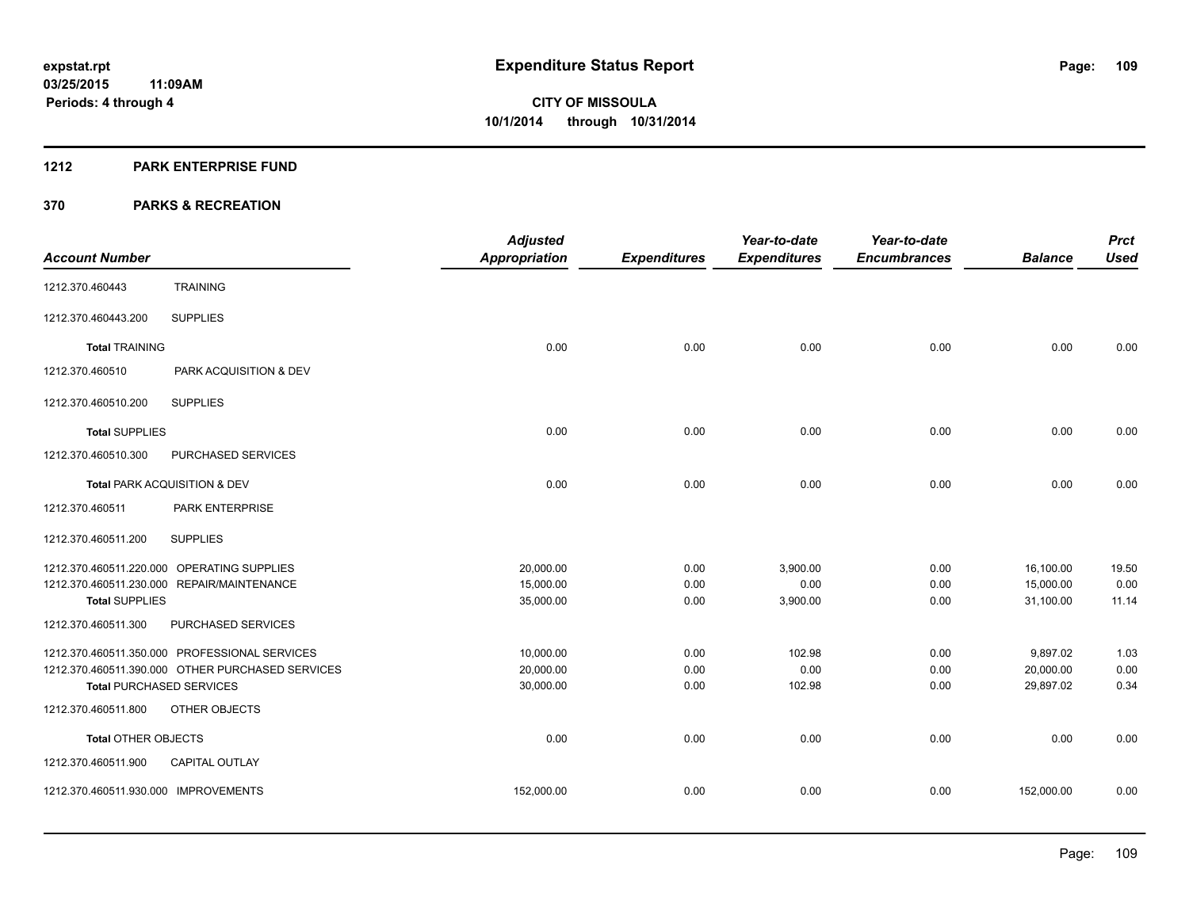**expstat.rpt**
**03/25/2015 11:09AM**
**Periods: 4 through 4**

# Expenditure Status Report

**CITY OF MISSOULA**
**10/1/2014 through 10/31/2014**

## 1212 PARK ENTERPRISE FUND

## 370 PARKS & RECREATION

| Account Number | | Adjusted Appropriation | Expenditures | Year-to-date Expenditures | Year-to-date Encumbrances | Balance | Prct Used |
|---|---|---|---|---|---|---|---|
| 1212.370.460443 | TRAINING | | | | | | |
| 1212.370.460443.200 | SUPPLIES | | | | | | |
| **Total** TRAINING | | 0.00 | 0.00 | 0.00 | 0.00 | 0.00 | 0.00 |
| 1212.370.460510 | PARK ACQUISITION & DEV | | | | | | |
| 1212.370.460510.200 | SUPPLIES | | | | | | |
| **Total** SUPPLIES | | 0.00 | 0.00 | 0.00 | 0.00 | 0.00 | 0.00 |
| 1212.370.460510.300 | PURCHASED SERVICES | | | | | | |
| **Total** PARK ACQUISITION & DEV | | 0.00 | 0.00 | 0.00 | 0.00 | 0.00 | 0.00 |
| 1212.370.460511 | PARK ENTERPRISE | | | | | | |
| 1212.370.460511.200 | SUPPLIES | | | | | | |
| 1212.370.460511.220.000 | OPERATING SUPPLIES | 20,000.00 | 0.00 | 3,900.00 | 0.00 | 16,100.00 | 19.50 |
| 1212.370.460511.230.000 | REPAIR/MAINTENANCE | 15,000.00 | 0.00 | 0.00 | 0.00 | 15,000.00 | 0.00 |
| **Total** SUPPLIES | | 35,000.00 | 0.00 | 3,900.00 | 0.00 | 31,100.00 | 11.14 |
| 1212.370.460511.300 | PURCHASED SERVICES | | | | | | |
| 1212.370.460511.350.000 | PROFESSIONAL SERVICES | 10,000.00 | 0.00 | 102.98 | 0.00 | 9,897.02 | 1.03 |
| 1212.370.460511.390.000 | OTHER PURCHASED SERVICES | 20,000.00 | 0.00 | 0.00 | 0.00 | 20,000.00 | 0.00 |
| **Total** PURCHASED SERVICES | | 30,000.00 | 0.00 | 102.98 | 0.00 | 29,897.02 | 0.34 |
| 1212.370.460511.800 | OTHER OBJECTS | | | | | | |
| **Total** OTHER OBJECTS | | 0.00 | 0.00 | 0.00 | 0.00 | 0.00 | 0.00 |
| 1212.370.460511.900 | CAPITAL OUTLAY | | | | | | |
| 1212.370.460511.930.000 | IMPROVEMENTS | 152,000.00 | 0.00 | 0.00 | 0.00 | 152,000.00 | 0.00 |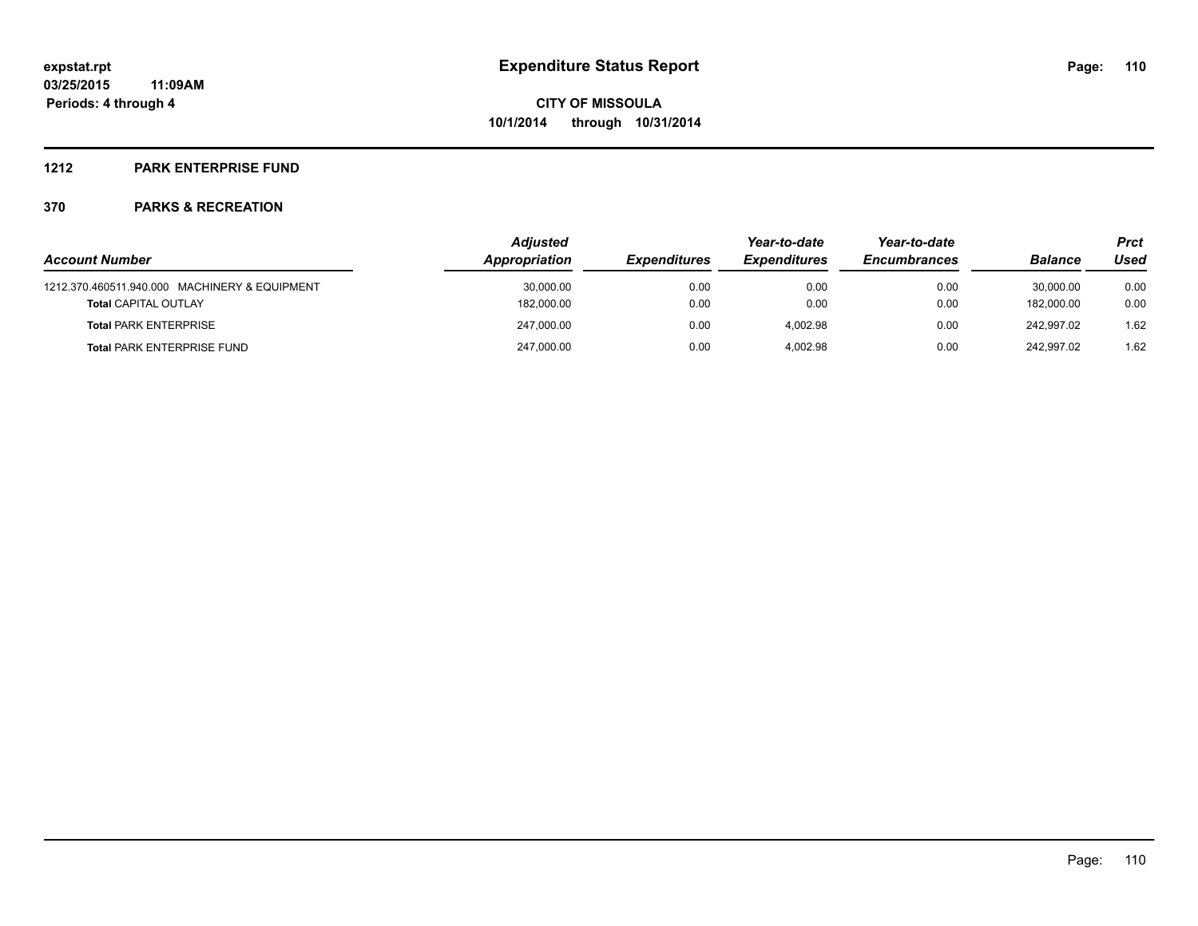**expstat.rpt**
**03/25/2015 11:09AM**
**Periods: 4 through 4**

# Expenditure Status Report

**CITY OF MISSOULA**
**10/1/2014 through 10/31/2014**

## 1212 PARK ENTERPRISE FUND

## 370 PARKS & RECREATION

| *Account Number* | *Adjusted Appropriation* | *Expenditures* | *Year-to-date Expenditures* | *Year-to-date Encumbrances* | *Balance* | *Prct Used* |
|---|---|---|---|---|---|---|
| 1212.370.460511.940.000 MACHINERY & EQUIPMENT | 30,000.00 | 0.00 | 0.00 | 0.00 | 30,000.00 | 0.00 |
| **Total** CAPITAL OUTLAY | 182,000.00 | 0.00 | 0.00 | 0.00 | 182,000.00 | 0.00 |
| **Total** PARK ENTERPRISE | 247,000.00 | 0.00 | 4,002.98 | 0.00 | 242,997.02 | 1.62 |
| **Total** PARK ENTERPRISE FUND | 247,000.00 | 0.00 | 4,002.98 | 0.00 | 242,997.02 | 1.62 |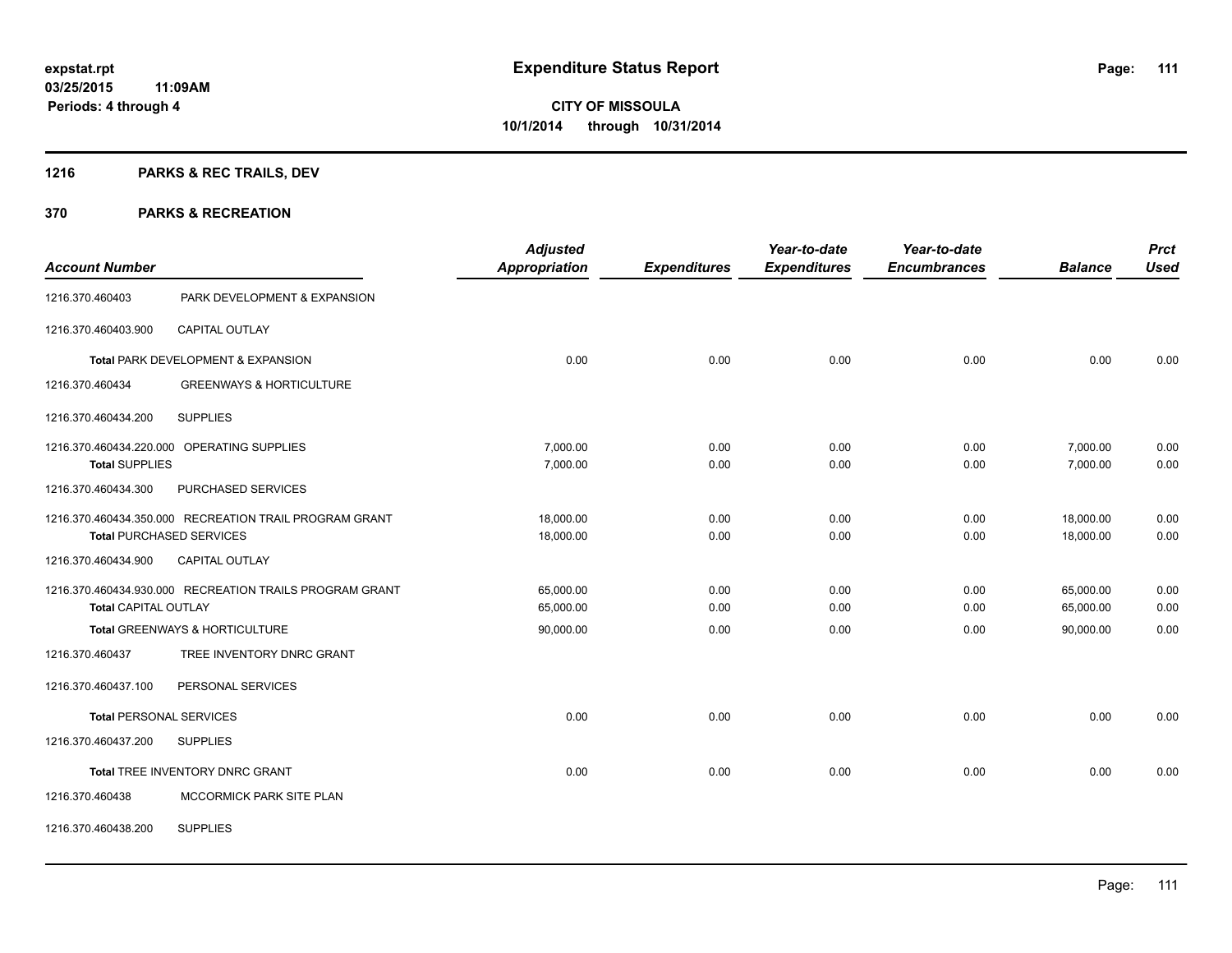# Expenditure Status Report

**CITY OF MISSOULA**
**10/1/2014 through 10/31/2014**

expstat.rpt
03/25/2015 11:09AM
Periods: 4 through 4

## 1216 PARKS & REC TRAILS, DEV

## 370 PARKS & RECREATION

| Account Number | | Adjusted Appropriation | Expenditures | Year-to-date Expenditures | Year-to-date Encumbrances | Balance | Prct Used |
|---|---|---|---|---|---|---|---|
| 1216.370.460403 | PARK DEVELOPMENT & EXPANSION | | | | | | |
| 1216.370.460403.900 | CAPITAL OUTLAY | | | | | | |
| Total PARK DEVELOPMENT & EXPANSION | | 0.00 | 0.00 | 0.00 | 0.00 | 0.00 | 0.00 |
| 1216.370.460434 | GREENWAYS & HORTICULTURE | | | | | | |
| 1216.370.460434.200 | SUPPLIES | | | | | | |
| 1216.370.460434.220.000 | OPERATING SUPPLIES | 7,000.00 | 0.00 | 0.00 | 0.00 | 7,000.00 | 0.00 |
| Total SUPPLIES | | 7,000.00 | 0.00 | 0.00 | 0.00 | 7,000.00 | 0.00 |
| 1216.370.460434.300 | PURCHASED SERVICES | | | | | | |
| 1216.370.460434.350.000 | RECREATION TRAIL PROGRAM GRANT | 18,000.00 | 0.00 | 0.00 | 0.00 | 18,000.00 | 0.00 |
| Total PURCHASED SERVICES | | 18,000.00 | 0.00 | 0.00 | 0.00 | 18,000.00 | 0.00 |
| 1216.370.460434.900 | CAPITAL OUTLAY | | | | | | |
| 1216.370.460434.930.000 | RECREATION TRAILS PROGRAM GRANT | 65,000.00 | 0.00 | 0.00 | 0.00 | 65,000.00 | 0.00 |
| Total CAPITAL OUTLAY | | 65,000.00 | 0.00 | 0.00 | 0.00 | 65,000.00 | 0.00 |
| Total GREENWAYS & HORTICULTURE | | 90,000.00 | 0.00 | 0.00 | 0.00 | 90,000.00 | 0.00 |
| 1216.370.460437 | TREE INVENTORY DNRC GRANT | | | | | | |
| 1216.370.460437.100 | PERSONAL SERVICES | | | | | | |
| Total PERSONAL SERVICES | | 0.00 | 0.00 | 0.00 | 0.00 | 0.00 | 0.00 |
| 1216.370.460437.200 | SUPPLIES | | | | | | |
| Total TREE INVENTORY DNRC GRANT | | 0.00 | 0.00 | 0.00 | 0.00 | 0.00 | 0.00 |
| 1216.370.460438 | MCCORMICK PARK SITE PLAN | | | | | | |
| 1216.370.460438.200 | SUPPLIES | | | | | | |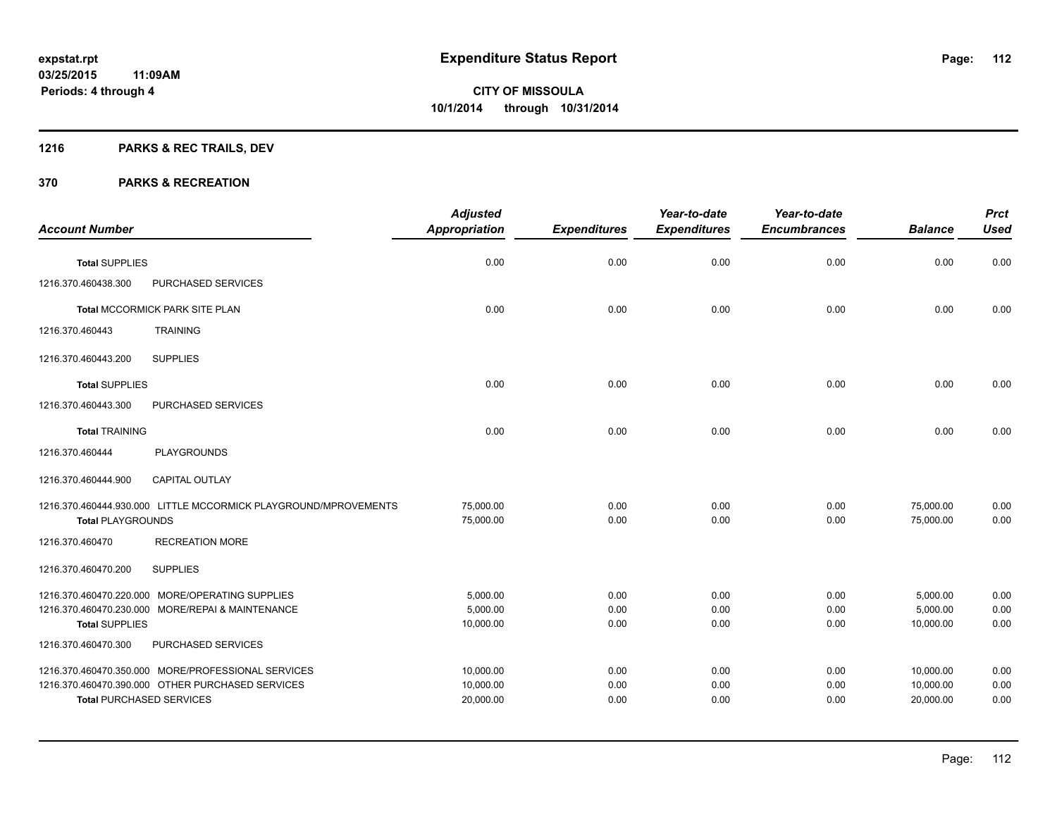**expstat.rpt**
**03/25/2015 11:09AM**
**Periods: 4 through 4**

# Expenditure Status Report

**CITY OF MISSOULA**
**10/1/2014 through 10/31/2014**

## 1216 PARKS & REC TRAILS, DEV

## 370 PARKS & RECREATION

| Account Number | | Adjusted Appropriation | Expenditures | Year-to-date Expenditures | Year-to-date Encumbrances | Balance | Prct Used |
|---|---|---|---|---|---|---|---|
| **Total** SUPPLIES | | 0.00 | 0.00 | 0.00 | 0.00 | 0.00 | 0.00 |
| 1216.370.460438.300 | PURCHASED SERVICES | | | | | | |
| **Total** MCCORMICK PARK SITE PLAN | | 0.00 | 0.00 | 0.00 | 0.00 | 0.00 | 0.00 |
| 1216.370.460443 | TRAINING | | | | | | |
| 1216.370.460443.200 | SUPPLIES | | | | | | |
| **Total** SUPPLIES | | 0.00 | 0.00 | 0.00 | 0.00 | 0.00 | 0.00 |
| 1216.370.460443.300 | PURCHASED SERVICES | | | | | | |
| **Total** TRAINING | | 0.00 | 0.00 | 0.00 | 0.00 | 0.00 | 0.00 |
| 1216.370.460444 | PLAYGROUNDS | | | | | | |
| 1216.370.460444.900 | CAPITAL OUTLAY | | | | | | |
| 1216.370.460444.930.000 | LITTLE MCCORMICK PLAYGROUND/MPROVEMENTS | 75,000.00 | 0.00 | 0.00 | 0.00 | 75,000.00 | 0.00 |
| **Total** PLAYGROUNDS | | 75,000.00 | 0.00 | 0.00 | 0.00 | 75,000.00 | 0.00 |
| 1216.370.460470 | RECREATION MORE | | | | | | |
| 1216.370.460470.200 | SUPPLIES | | | | | | |
| 1216.370.460470.220.000 | MORE/OPERATING SUPPLIES | 5,000.00 | 0.00 | 0.00 | 0.00 | 5,000.00 | 0.00 |
| 1216.370.460470.230.000 | MORE/REPAI & MAINTENANCE | 5,000.00 | 0.00 | 0.00 | 0.00 | 5,000.00 | 0.00 |
| **Total** SUPPLIES | | 10,000.00 | 0.00 | 0.00 | 0.00 | 10,000.00 | 0.00 |
| 1216.370.460470.300 | PURCHASED SERVICES | | | | | | |
| 1216.370.460470.350.000 | MORE/PROFESSIONAL SERVICES | 10,000.00 | 0.00 | 0.00 | 0.00 | 10,000.00 | 0.00 |
| 1216.370.460470.390.000 | OTHER PURCHASED SERVICES | 10,000.00 | 0.00 | 0.00 | 0.00 | 10,000.00 | 0.00 |
| **Total** PURCHASED SERVICES | | 20,000.00 | 0.00 | 0.00 | 0.00 | 20,000.00 | 0.00 |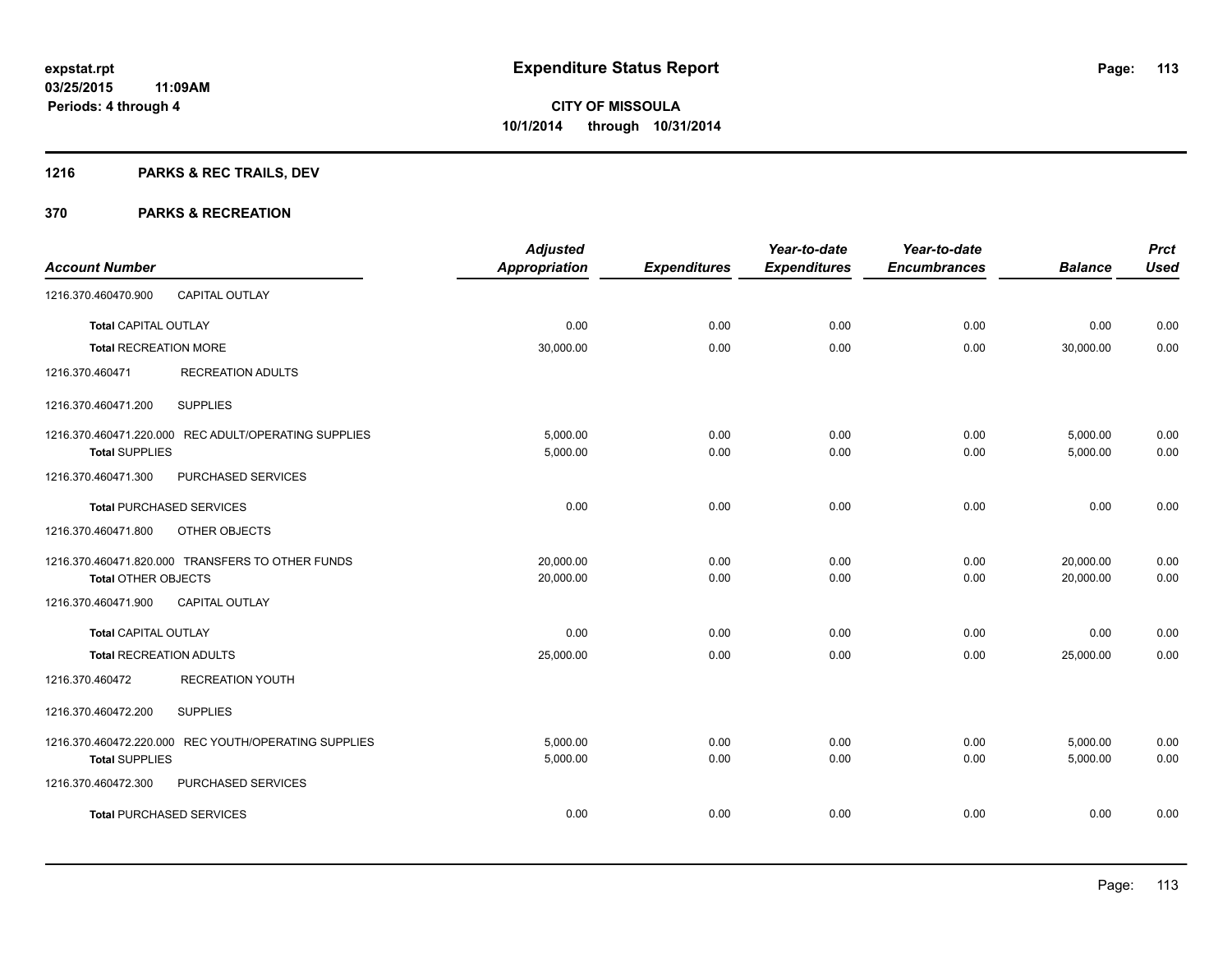**expstat.rpt**
**03/25/2015 11:09AM**
**Periods: 4 through 4**

# Expenditure Status Report

**CITY OF MISSOULA**
**10/1/2014 through 10/31/2014**

## 1216 PARKS & REC TRAILS, DEV

## 370 PARKS & RECREATION

| Account Number | | Adjusted Appropriation | Expenditures | Year-to-date Expenditures | Year-to-date Encumbrances | Balance | Prct Used |
|---|---|---|---|---|---|---|---|
| 1216.370.460470.900 | CAPITAL OUTLAY | | | | | | |
| Total CAPITAL OUTLAY | | 0.00 | 0.00 | 0.00 | 0.00 | 0.00 | 0.00 |
| Total RECREATION MORE | | 30,000.00 | 0.00 | 0.00 | 0.00 | 30,000.00 | 0.00 |
| 1216.370.460471 | RECREATION ADULTS | | | | | | |
| 1216.370.460471.200 | SUPPLIES | | | | | | |
| 1216.370.460471.220.000 | REC ADULT/OPERATING SUPPLIES | 5,000.00 | 0.00 | 0.00 | 0.00 | 5,000.00 | 0.00 |
| Total SUPPLIES | | 5,000.00 | 0.00 | 0.00 | 0.00 | 5,000.00 | 0.00 |
| 1216.370.460471.300 | PURCHASED SERVICES | | | | | | |
| Total PURCHASED SERVICES | | 0.00 | 0.00 | 0.00 | 0.00 | 0.00 | 0.00 |
| 1216.370.460471.800 | OTHER OBJECTS | | | | | | |
| 1216.370.460471.820.000 | TRANSFERS TO OTHER FUNDS | 20,000.00 | 0.00 | 0.00 | 0.00 | 20,000.00 | 0.00 |
| Total OTHER OBJECTS | | 20,000.00 | 0.00 | 0.00 | 0.00 | 20,000.00 | 0.00 |
| 1216.370.460471.900 | CAPITAL OUTLAY | | | | | | |
| Total CAPITAL OUTLAY | | 0.00 | 0.00 | 0.00 | 0.00 | 0.00 | 0.00 |
| Total RECREATION ADULTS | | 25,000.00 | 0.00 | 0.00 | 0.00 | 25,000.00 | 0.00 |
| 1216.370.460472 | RECREATION YOUTH | | | | | | |
| 1216.370.460472.200 | SUPPLIES | | | | | | |
| 1216.370.460472.220.000 | REC YOUTH/OPERATING SUPPLIES | 5,000.00 | 0.00 | 0.00 | 0.00 | 5,000.00 | 0.00 |
| Total SUPPLIES | | 5,000.00 | 0.00 | 0.00 | 0.00 | 5,000.00 | 0.00 |
| 1216.370.460472.300 | PURCHASED SERVICES | | | | | | |
| Total PURCHASED SERVICES | | 0.00 | 0.00 | 0.00 | 0.00 | 0.00 | 0.00 |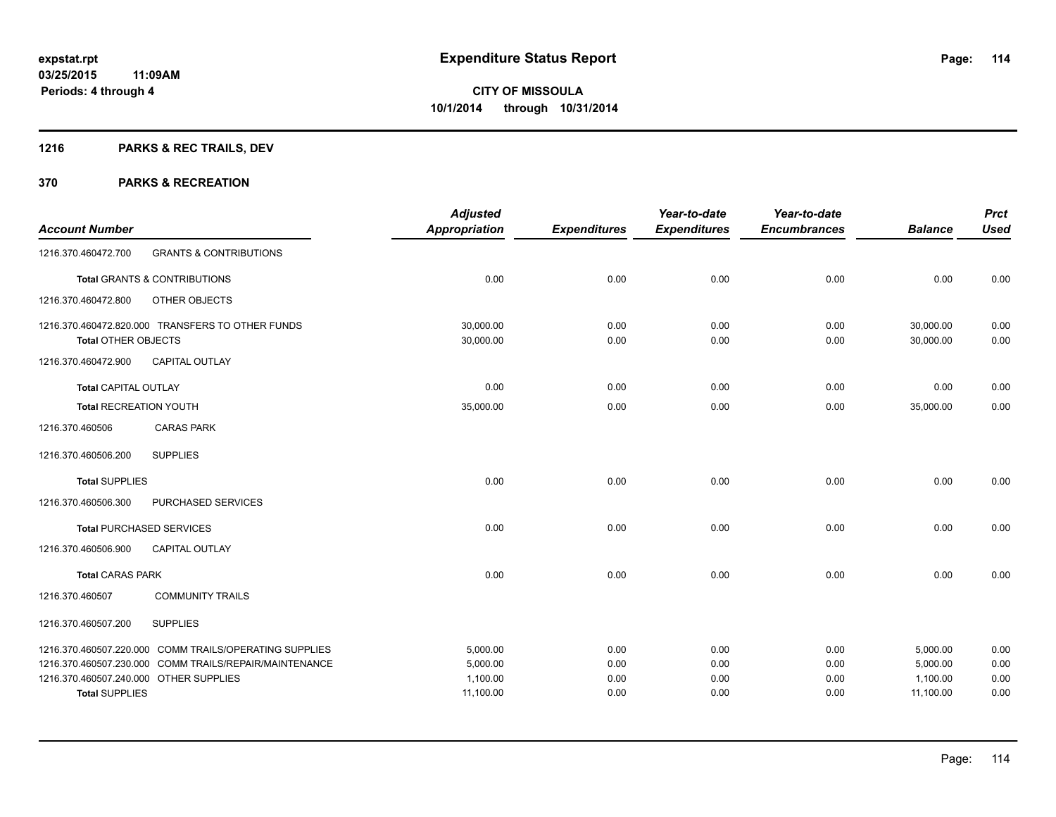# Expenditure Status Report

expstat.rpt
03/25/2015 11:09AM
Periods: 4 through 4

**CITY OF MISSOULA**
**10/1/2014 through 10/31/2014**

## 1216 PARKS & REC TRAILS, DEV

## 370 PARKS & RECREATION

| Account Number | | Adjusted Appropriation | Expenditures | Year-to-date Expenditures | Year-to-date Encumbrances | Balance | Prct Used |
|---|---|---|---|---|---|---|---|
| 1216.370.460472.700 | GRANTS & CONTRIBUTIONS | | | | | | |
| **Total** GRANTS & CONTRIBUTIONS | | 0.00 | 0.00 | 0.00 | 0.00 | 0.00 | 0.00 |
| 1216.370.460472.800 | OTHER OBJECTS | | | | | | |
| 1216.370.460472.820.000 | TRANSFERS TO OTHER FUNDS | 30,000.00 | 0.00 | 0.00 | 0.00 | 30,000.00 | 0.00 |
| **Total** OTHER OBJECTS | | 30,000.00 | 0.00 | 0.00 | 0.00 | 30,000.00 | 0.00 |
| 1216.370.460472.900 | CAPITAL OUTLAY | | | | | | |
| **Total** CAPITAL OUTLAY | | 0.00 | 0.00 | 0.00 | 0.00 | 0.00 | 0.00 |
| **Total** RECREATION YOUTH | | 35,000.00 | 0.00 | 0.00 | 0.00 | 35,000.00 | 0.00 |
| 1216.370.460506 | CARAS PARK | | | | | | |
| 1216.370.460506.200 | SUPPLIES | | | | | | |
| **Total** SUPPLIES | | 0.00 | 0.00 | 0.00 | 0.00 | 0.00 | 0.00 |
| 1216.370.460506.300 | PURCHASED SERVICES | | | | | | |
| **Total** PURCHASED SERVICES | | 0.00 | 0.00 | 0.00 | 0.00 | 0.00 | 0.00 |
| 1216.370.460506.900 | CAPITAL OUTLAY | | | | | | |
| **Total** CARAS PARK | | 0.00 | 0.00 | 0.00 | 0.00 | 0.00 | 0.00 |
| 1216.370.460507 | COMMUNITY TRAILS | | | | | | |
| 1216.370.460507.200 | SUPPLIES | | | | | | |
| 1216.370.460507.220.000 | COMM TRAILS/OPERATING SUPPLIES | 5,000.00 | 0.00 | 0.00 | 0.00 | 5,000.00 | 0.00 |
| 1216.370.460507.230.000 | COMM TRAILS/REPAIR/MAINTENANCE | 5,000.00 | 0.00 | 0.00 | 0.00 | 5,000.00 | 0.00 |
| 1216.370.460507.240.000 | OTHER SUPPLIES | 1,100.00 | 0.00 | 0.00 | 0.00 | 1,100.00 | 0.00 |
| **Total** SUPPLIES | | 11,100.00 | 0.00 | 0.00 | 0.00 | 11,100.00 | 0.00 |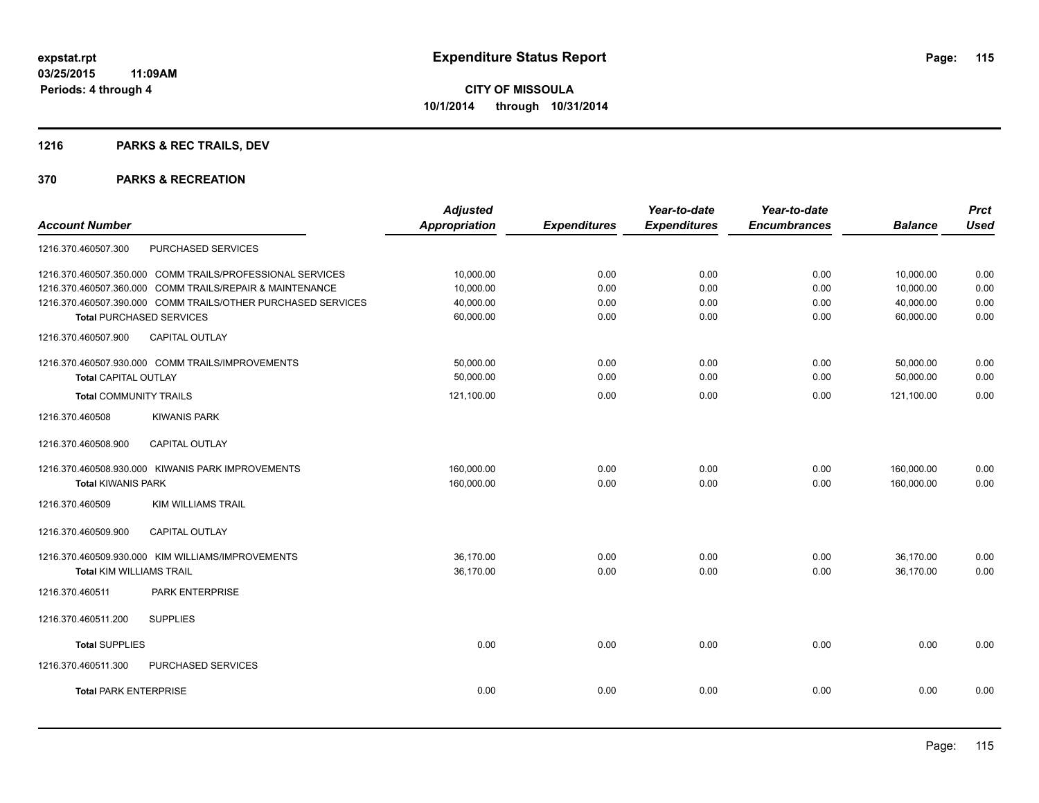**expstat.rpt**
**03/25/2015 11:09AM**
**Periods: 4 through 4**

# Expenditure Status Report

**CITY OF MISSOULA**
**10/1/2014 through 10/31/2014**

## 1216 PARKS & REC TRAILS, DEV

## 370 PARKS & RECREATION

| Account Number | | Adjusted Appropriation | Expenditures | Year-to-date Expenditures | Year-to-date Encumbrances | Balance | Prct Used |
|---|---|---|---|---|---|---|---|
| 1216.370.460507.300 | PURCHASED SERVICES | | | | | | |
| 1216.370.460507.350.000 | COMM TRAILS/PROFESSIONAL SERVICES | 10,000.00 | 0.00 | 0.00 | 0.00 | 10,000.00 | 0.00 |
| 1216.370.460507.360.000 | COMM TRAILS/REPAIR & MAINTENANCE | 10,000.00 | 0.00 | 0.00 | 0.00 | 10,000.00 | 0.00 |
| 1216.370.460507.390.000 | COMM TRAILS/OTHER PURCHASED SERVICES | 40,000.00 | 0.00 | 0.00 | 0.00 | 40,000.00 | 0.00 |
| **Total** PURCHASED SERVICES | | 60,000.00 | 0.00 | 0.00 | 0.00 | 60,000.00 | 0.00 |
| 1216.370.460507.900 | CAPITAL OUTLAY | | | | | | |
| 1216.370.460507.930.000 | COMM TRAILS/IMPROVEMENTS | 50,000.00 | 0.00 | 0.00 | 0.00 | 50,000.00 | 0.00 |
| **Total** CAPITAL OUTLAY | | 50,000.00 | 0.00 | 0.00 | 0.00 | 50,000.00 | 0.00 |
| **Total** COMMUNITY TRAILS | | 121,100.00 | 0.00 | 0.00 | 0.00 | 121,100.00 | 0.00 |
| 1216.370.460508 | KIWANIS PARK | | | | | | |
| 1216.370.460508.900 | CAPITAL OUTLAY | | | | | | |
| 1216.370.460508.930.000 | KIWANIS PARK IMPROVEMENTS | 160,000.00 | 0.00 | 0.00 | 0.00 | 160,000.00 | 0.00 |
| **Total** KIWANIS PARK | | 160,000.00 | 0.00 | 0.00 | 0.00 | 160,000.00 | 0.00 |
| 1216.370.460509 | KIM WILLIAMS TRAIL | | | | | | |
| 1216.370.460509.900 | CAPITAL OUTLAY | | | | | | |
| 1216.370.460509.930.000 | KIM WILLIAMS/IMPROVEMENTS | 36,170.00 | 0.00 | 0.00 | 0.00 | 36,170.00 | 0.00 |
| **Total** KIM WILLIAMS TRAIL | | 36,170.00 | 0.00 | 0.00 | 0.00 | 36,170.00 | 0.00 |
| 1216.370.460511 | PARK ENTERPRISE | | | | | | |
| 1216.370.460511.200 | SUPPLIES | | | | | | |
| **Total** SUPPLIES | | 0.00 | 0.00 | 0.00 | 0.00 | 0.00 | 0.00 |
| 1216.370.460511.300 | PURCHASED SERVICES | | | | | | |
| **Total** PARK ENTERPRISE | | 0.00 | 0.00 | 0.00 | 0.00 | 0.00 | 0.00 |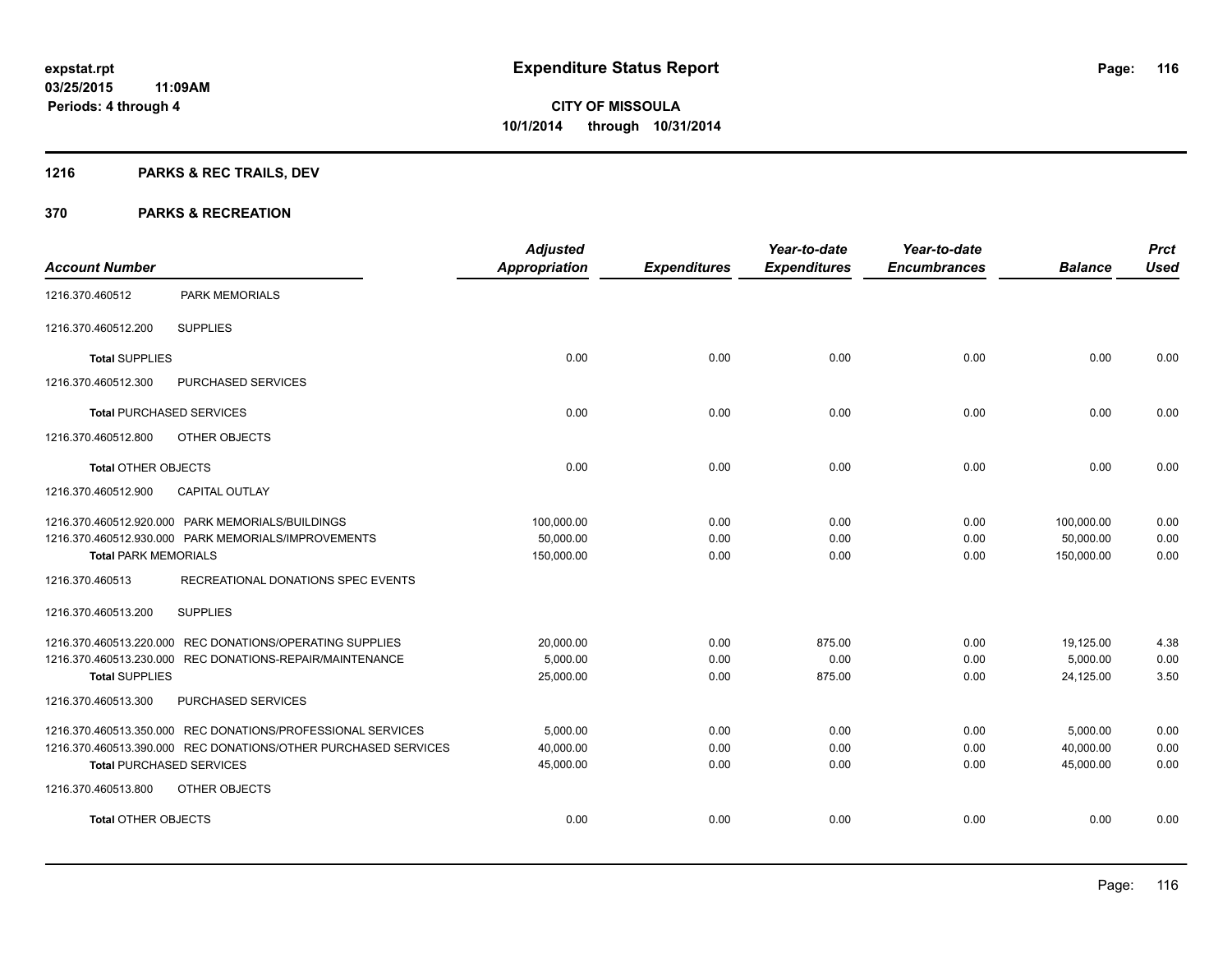**expstat.rpt**
**03/25/2015 11:09AM**
**Periods: 4 through 4**

# Expenditure Status Report

**CITY OF MISSOULA**
**10/1/2014 through 10/31/2014**

## 1216 PARKS & REC TRAILS, DEV

## 370 PARKS & RECREATION

| Account Number | | Adjusted Appropriation | Expenditures | Year-to-date Expenditures | Year-to-date Encumbrances | Balance | Prct Used |
|---|---|---|---|---|---|---|---|
| 1216.370.460512 | PARK MEMORIALS | | | | | | |
| 1216.370.460512.200 | SUPPLIES | | | | | | |
| **Total** SUPPLIES | | 0.00 | 0.00 | 0.00 | 0.00 | 0.00 | 0.00 |
| 1216.370.460512.300 | PURCHASED SERVICES | | | | | | |
| **Total** PURCHASED SERVICES | | 0.00 | 0.00 | 0.00 | 0.00 | 0.00 | 0.00 |
| 1216.370.460512.800 | OTHER OBJECTS | | | | | | |
| **Total** OTHER OBJECTS | | 0.00 | 0.00 | 0.00 | 0.00 | 0.00 | 0.00 |
| 1216.370.460512.900 | CAPITAL OUTLAY | | | | | | |
| 1216.370.460512.920.000 | PARK MEMORIALS/BUILDINGS | 100,000.00 | 0.00 | 0.00 | 0.00 | 100,000.00 | 0.00 |
| 1216.370.460512.930.000 | PARK MEMORIALS/IMPROVEMENTS | 50,000.00 | 0.00 | 0.00 | 0.00 | 50,000.00 | 0.00 |
| **Total** PARK MEMORIALS | | 150,000.00 | 0.00 | 0.00 | 0.00 | 150,000.00 | 0.00 |
| 1216.370.460513 | RECREATIONAL DONATIONS SPEC EVENTS | | | | | | |
| 1216.370.460513.200 | SUPPLIES | | | | | | |
| 1216.370.460513.220.000 | REC DONATIONS/OPERATING SUPPLIES | 20,000.00 | 0.00 | 875.00 | 0.00 | 19,125.00 | 4.38 |
| 1216.370.460513.230.000 | REC DONATIONS-REPAIR/MAINTENANCE | 5,000.00 | 0.00 | 0.00 | 0.00 | 5,000.00 | 0.00 |
| **Total** SUPPLIES | | 25,000.00 | 0.00 | 875.00 | 0.00 | 24,125.00 | 3.50 |
| 1216.370.460513.300 | PURCHASED SERVICES | | | | | | |
| 1216.370.460513.350.000 | REC DONATIONS/PROFESSIONAL SERVICES | 5,000.00 | 0.00 | 0.00 | 0.00 | 5,000.00 | 0.00 |
| 1216.370.460513.390.000 | REC DONATIONS/OTHER PURCHASED SERVICES | 40,000.00 | 0.00 | 0.00 | 0.00 | 40,000.00 | 0.00 |
| **Total** PURCHASED SERVICES | | 45,000.00 | 0.00 | 0.00 | 0.00 | 45,000.00 | 0.00 |
| 1216.370.460513.800 | OTHER OBJECTS | | | | | | |
| **Total** OTHER OBJECTS | | 0.00 | 0.00 | 0.00 | 0.00 | 0.00 | 0.00 |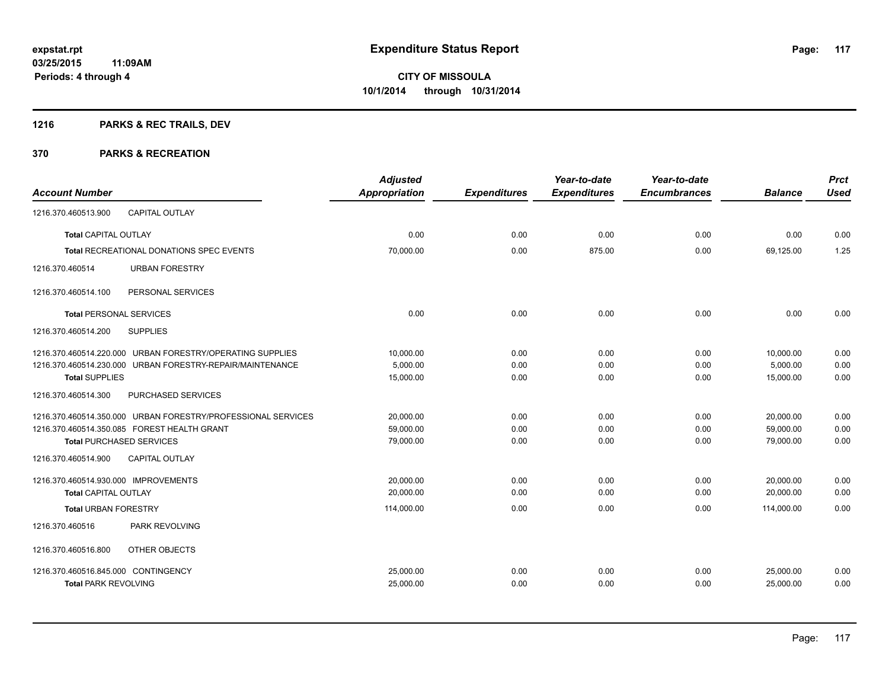**expstat.rpt**
**03/25/2015 11:09AM**
**Periods: 4 through 4**

# Expenditure Status Report

**CITY OF MISSOULA**
**10/1/2014 through 10/31/2014**

## 1216 PARKS & REC TRAILS, DEV

## 370 PARKS & RECREATION

| Account Number | | Adjusted Appropriation | Expenditures | Year-to-date Expenditures | Year-to-date Encumbrances | Balance | Prct Used |
|---|---|---|---|---|---|---|---|
| 1216.370.460513.900 | CAPITAL OUTLAY | | | | | | |
| **Total** CAPITAL OUTLAY | | 0.00 | 0.00 | 0.00 | 0.00 | 0.00 | 0.00 |
| **Total** RECREATIONAL DONATIONS SPEC EVENTS | | 70,000.00 | 0.00 | 875.00 | 0.00 | 69,125.00 | 1.25 |
| 1216.370.460514 | URBAN FORESTRY | | | | | | |
| 1216.370.460514.100 | PERSONAL SERVICES | | | | | | |
| **Total** PERSONAL SERVICES | | 0.00 | 0.00 | 0.00 | 0.00 | 0.00 | 0.00 |
| 1216.370.460514.200 | SUPPLIES | | | | | | |
| 1216.370.460514.220.000 | URBAN FORESTRY/OPERATING SUPPLIES | 10,000.00 | 0.00 | 0.00 | 0.00 | 10,000.00 | 0.00 |
| 1216.370.460514.230.000 | URBAN FORESTRY-REPAIR/MAINTENANCE | 5,000.00 | 0.00 | 0.00 | 0.00 | 5,000.00 | 0.00 |
| **Total** SUPPLIES | | 15,000.00 | 0.00 | 0.00 | 0.00 | 15,000.00 | 0.00 |
| 1216.370.460514.300 | PURCHASED SERVICES | | | | | | |
| 1216.370.460514.350.000 | URBAN FORESTRY/PROFESSIONAL SERVICES | 20,000.00 | 0.00 | 0.00 | 0.00 | 20,000.00 | 0.00 |
| 1216.370.460514.350.085 | FOREST HEALTH GRANT | 59,000.00 | 0.00 | 0.00 | 0.00 | 59,000.00 | 0.00 |
| **Total** PURCHASED SERVICES | | 79,000.00 | 0.00 | 0.00 | 0.00 | 79,000.00 | 0.00 |
| 1216.370.460514.900 | CAPITAL OUTLAY | | | | | | |
| 1216.370.460514.930.000 | IMPROVEMENTS | 20,000.00 | 0.00 | 0.00 | 0.00 | 20,000.00 | 0.00 |
| **Total** CAPITAL OUTLAY | | 20,000.00 | 0.00 | 0.00 | 0.00 | 20,000.00 | 0.00 |
| **Total** URBAN FORESTRY | | 114,000.00 | 0.00 | 0.00 | 0.00 | 114,000.00 | 0.00 |
| 1216.370.460516 | PARK REVOLVING | | | | | | |
| 1216.370.460516.800 | OTHER OBJECTS | | | | | | |
| 1216.370.460516.845.000 | CONTINGENCY | 25,000.00 | 0.00 | 0.00 | 0.00 | 25,000.00 | 0.00 |
| **Total** PARK REVOLVING | | 25,000.00 | 0.00 | 0.00 | 0.00 | 25,000.00 | 0.00 |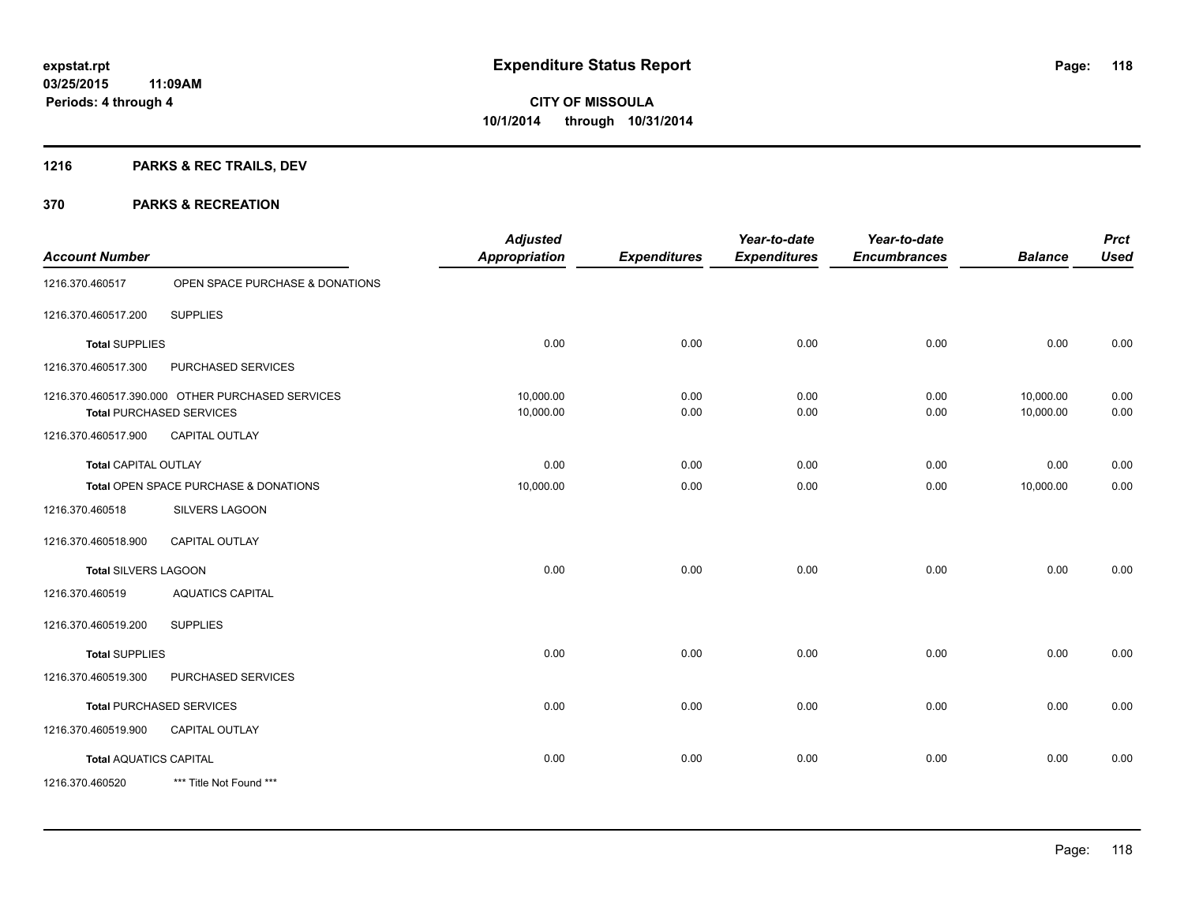**expstat.rpt**
**03/25/2015 11:09AM**
**Periods: 4 through 4**

# Expenditure Status Report

**CITY OF MISSOULA**
**10/1/2014 through 10/31/2014**

## 1216 PARKS & REC TRAILS, DEV

## 370 PARKS & RECREATION

| Account Number | | Adjusted Appropriation | Expenditures | Year-to-date Expenditures | Year-to-date Encumbrances | Balance | Prct Used |
|---|---|---|---|---|---|---|---|
| 1216.370.460517 | OPEN SPACE PURCHASE & DONATIONS | | | | | | |
| 1216.370.460517.200 | SUPPLIES | | | | | | |
| **Total** SUPPLIES | | 0.00 | 0.00 | 0.00 | 0.00 | 0.00 | 0.00 |
| 1216.370.460517.300 | PURCHASED SERVICES | | | | | | |
| 1216.370.460517.390.000 | OTHER PURCHASED SERVICES | 10,000.00 | 0.00 | 0.00 | 0.00 | 10,000.00 | 0.00 |
| **Total** PURCHASED SERVICES | | 10,000.00 | 0.00 | 0.00 | 0.00 | 10,000.00 | 0.00 |
| 1216.370.460517.900 | CAPITAL OUTLAY | | | | | | |
| **Total** CAPITAL OUTLAY | | 0.00 | 0.00 | 0.00 | 0.00 | 0.00 | 0.00 |
| **Total** OPEN SPACE PURCHASE & DONATIONS | | 10,000.00 | 0.00 | 0.00 | 0.00 | 10,000.00 | 0.00 |
| 1216.370.460518 | SILVERS LAGOON | | | | | | |
| 1216.370.460518.900 | CAPITAL OUTLAY | | | | | | |
| **Total** SILVERS LAGOON | | 0.00 | 0.00 | 0.00 | 0.00 | 0.00 | 0.00 |
| 1216.370.460519 | AQUATICS CAPITAL | | | | | | |
| 1216.370.460519.200 | SUPPLIES | | | | | | |
| **Total** SUPPLIES | | 0.00 | 0.00 | 0.00 | 0.00 | 0.00 | 0.00 |
| 1216.370.460519.300 | PURCHASED SERVICES | | | | | | |
| **Total** PURCHASED SERVICES | | 0.00 | 0.00 | 0.00 | 0.00 | 0.00 | 0.00 |
| 1216.370.460519.900 | CAPITAL OUTLAY | | | | | | |
| **Total** AQUATICS CAPITAL | | 0.00 | 0.00 | 0.00 | 0.00 | 0.00 | 0.00 |
| 1216.370.460520 | *** Title Not Found *** | | | | | | |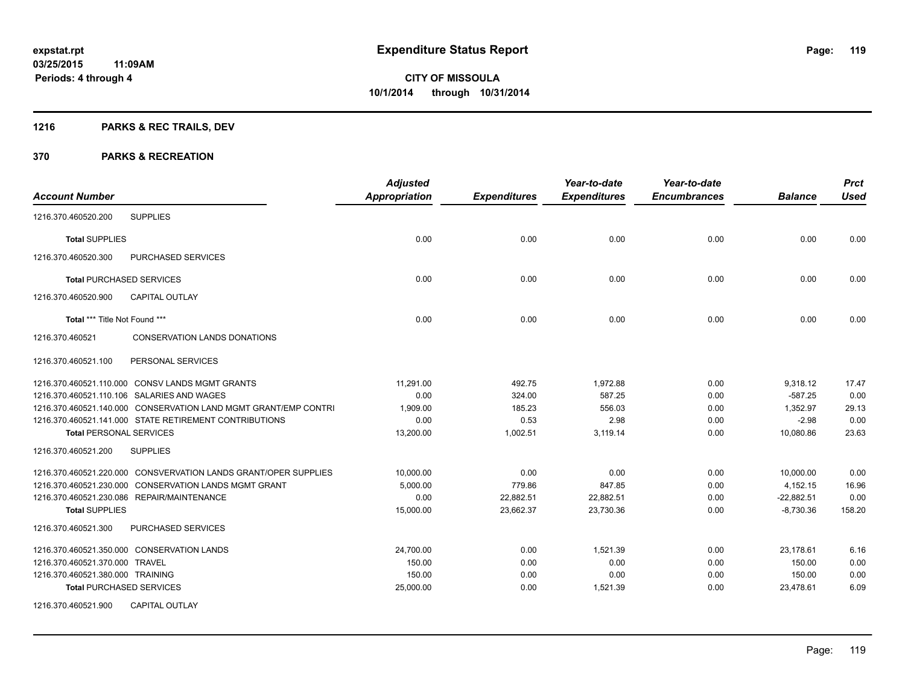**expstat.rpt**
**03/25/2015 11:09AM**
**Periods: 4 through 4**

# Expenditure Status Report

**CITY OF MISSOULA**
**10/1/2014 through 10/31/2014**

## 1216 PARKS & REC TRAILS, DEV

## 370 PARKS & RECREATION

| Account Number | | Adjusted Appropriation | Expenditures | Year-to-date Expenditures | Year-to-date Encumbrances | Balance | Prct Used |
|---|---|---|---|---|---|---|---|
| 1216.370.460520.200 | SUPPLIES | | | | | | |
| **Total** SUPPLIES | | 0.00 | 0.00 | 0.00 | 0.00 | 0.00 | 0.00 |
| 1216.370.460520.300 | PURCHASED SERVICES | | | | | | |
| **Total** PURCHASED SERVICES | | 0.00 | 0.00 | 0.00 | 0.00 | 0.00 | 0.00 |
| 1216.370.460520.900 | CAPITAL OUTLAY | | | | | | |
| **Total** *** Title Not Found *** | | 0.00 | 0.00 | 0.00 | 0.00 | 0.00 | 0.00 |
| 1216.370.460521 | CONSERVATION LANDS DONATIONS | | | | | | |
| 1216.370.460521.100 | PERSONAL SERVICES | | | | | | |
| 1216.370.460521.110.000 | CONSV LANDS MGMT GRANTS | 11,291.00 | 492.75 | 1,972.88 | 0.00 | 9,318.12 | 17.47 |
| 1216.370.460521.110.106 | SALARIES AND WAGES | 0.00 | 324.00 | 587.25 | 0.00 | -587.25 | 0.00 |
| 1216.370.460521.140.000 | CONSERVATION LAND MGMT GRANT/EMP CONTRI | 1,909.00 | 185.23 | 556.03 | 0.00 | 1,352.97 | 29.13 |
| 1216.370.460521.141.000 | STATE RETIREMENT CONTRIBUTIONS | 0.00 | 0.53 | 2.98 | 0.00 | -2.98 | 0.00 |
| **Total** PERSONAL SERVICES | | 13,200.00 | 1,002.51 | 3,119.14 | 0.00 | 10,080.86 | 23.63 |
| 1216.370.460521.200 | SUPPLIES | | | | | | |
| 1216.370.460521.220.000 | CONSVERVATION LANDS GRANT/OPER SUPPLIES | 10,000.00 | 0.00 | 0.00 | 0.00 | 10,000.00 | 0.00 |
| 1216.370.460521.230.000 | CONSERVATION LANDS MGMT GRANT | 5,000.00 | 779.86 | 847.85 | 0.00 | 4,152.15 | 16.96 |
| 1216.370.460521.230.086 | REPAIR/MAINTENANCE | 0.00 | 22,882.51 | 22,882.51 | 0.00 | -22,882.51 | 0.00 |
| **Total** SUPPLIES | | 15,000.00 | 23,662.37 | 23,730.36 | 0.00 | -8,730.36 | 158.20 |
| 1216.370.460521.300 | PURCHASED SERVICES | | | | | | |
| 1216.370.460521.350.000 | CONSERVATION LANDS | 24,700.00 | 0.00 | 1,521.39 | 0.00 | 23,178.61 | 6.16 |
| 1216.370.460521.370.000 | TRAVEL | 150.00 | 0.00 | 0.00 | 0.00 | 150.00 | 0.00 |
| 1216.370.460521.380.000 | TRAINING | 150.00 | 0.00 | 0.00 | 0.00 | 150.00 | 0.00 |
| **Total** PURCHASED SERVICES | | 25,000.00 | 0.00 | 1,521.39 | 0.00 | 23,478.61 | 6.09 |
| 1216.370.460521.900 | CAPITAL OUTLAY | | | | | | |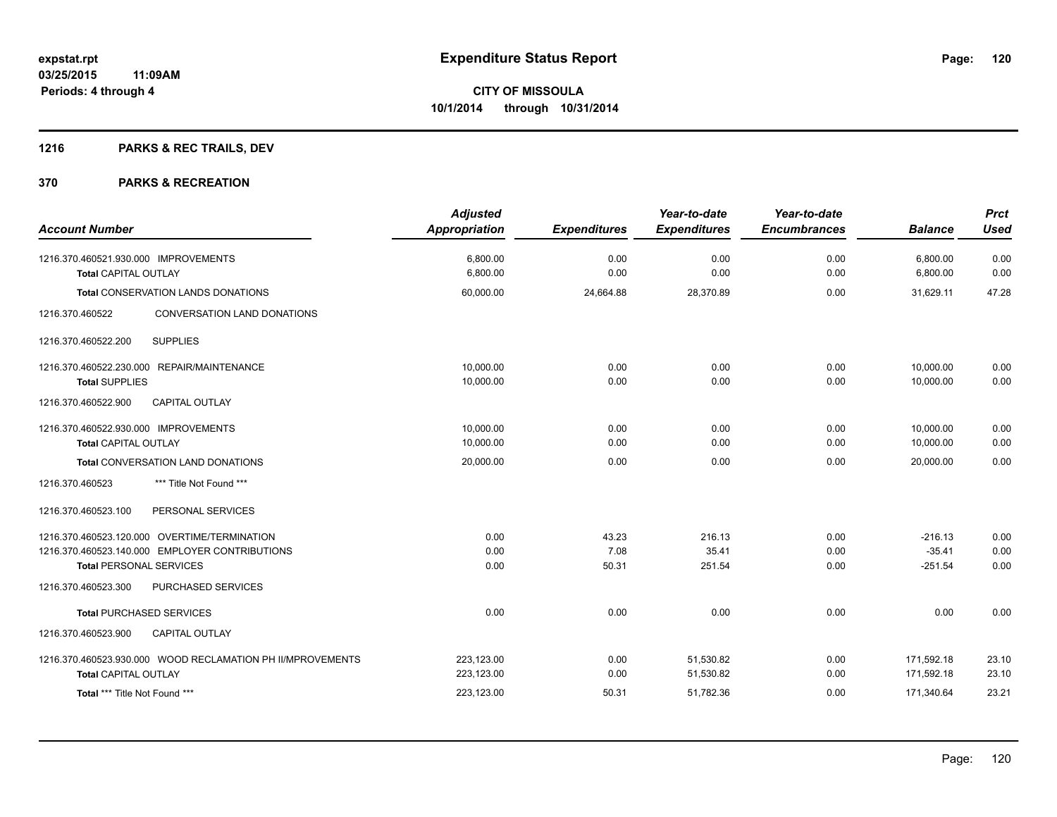**expstat.rpt**
**03/25/2015 11:09AM**
**Periods: 4 through 4**

# Expenditure Status Report

**CITY OF MISSOULA**
**10/1/2014 through 10/31/2014**

## 1216 PARKS & REC TRAILS, DEV

## 370 PARKS & RECREATION

| Account Number | Adjusted Appropriation | Expenditures | Year-to-date Expenditures | Year-to-date Encumbrances | Balance | Prct Used |
|---|---|---|---|---|---|---|
| 1216.370.460521.930.000 IMPROVEMENTS | 6,800.00 | 0.00 | 0.00 | 0.00 | 6,800.00 | 0.00 |
| **Total** CAPITAL OUTLAY | 6,800.00 | 0.00 | 0.00 | 0.00 | 6,800.00 | 0.00 |
| **Total** CONSERVATION LANDS DONATIONS | 60,000.00 | 24,664.88 | 28,370.89 | 0.00 | 31,629.11 | 47.28 |
| 1216.370.460522 CONVERSATION LAND DONATIONS | | | | | | |
| 1216.370.460522.200 SUPPLIES | | | | | | |
| 1216.370.460522.230.000 REPAIR/MAINTENANCE | 10,000.00 | 0.00 | 0.00 | 0.00 | 10,000.00 | 0.00 |
| **Total** SUPPLIES | 10,000.00 | 0.00 | 0.00 | 0.00 | 10,000.00 | 0.00 |
| 1216.370.460522.900 CAPITAL OUTLAY | | | | | | |
| 1216.370.460522.930.000 IMPROVEMENTS | 10,000.00 | 0.00 | 0.00 | 0.00 | 10,000.00 | 0.00 |
| **Total** CAPITAL OUTLAY | 10,000.00 | 0.00 | 0.00 | 0.00 | 10,000.00 | 0.00 |
| **Total** CONVERSATION LAND DONATIONS | 20,000.00 | 0.00 | 0.00 | 0.00 | 20,000.00 | 0.00 |
| 1216.370.460523 *** Title Not Found *** | | | | | | |
| 1216.370.460523.100 PERSONAL SERVICES | | | | | | |
| 1216.370.460523.120.000 OVERTIME/TERMINATION | 0.00 | 43.23 | 216.13 | 0.00 | -216.13 | 0.00 |
| 1216.370.460523.140.000 EMPLOYER CONTRIBUTIONS | 0.00 | 7.08 | 35.41 | 0.00 | -35.41 | 0.00 |
| **Total** PERSONAL SERVICES | 0.00 | 50.31 | 251.54 | 0.00 | -251.54 | 0.00 |
| 1216.370.460523.300 PURCHASED SERVICES | | | | | | |
| **Total** PURCHASED SERVICES | 0.00 | 0.00 | 0.00 | 0.00 | 0.00 | 0.00 |
| 1216.370.460523.900 CAPITAL OUTLAY | | | | | | |
| 1216.370.460523.930.000 WOOD RECLAMATION PH II/MPROVEMENTS | 223,123.00 | 0.00 | 51,530.82 | 0.00 | 171,592.18 | 23.10 |
| **Total** CAPITAL OUTLAY | 223,123.00 | 0.00 | 51,530.82 | 0.00 | 171,592.18 | 23.10 |
| **Total** *** Title Not Found *** | 223,123.00 | 50.31 | 51,782.36 | 0.00 | 171,340.64 | 23.21 |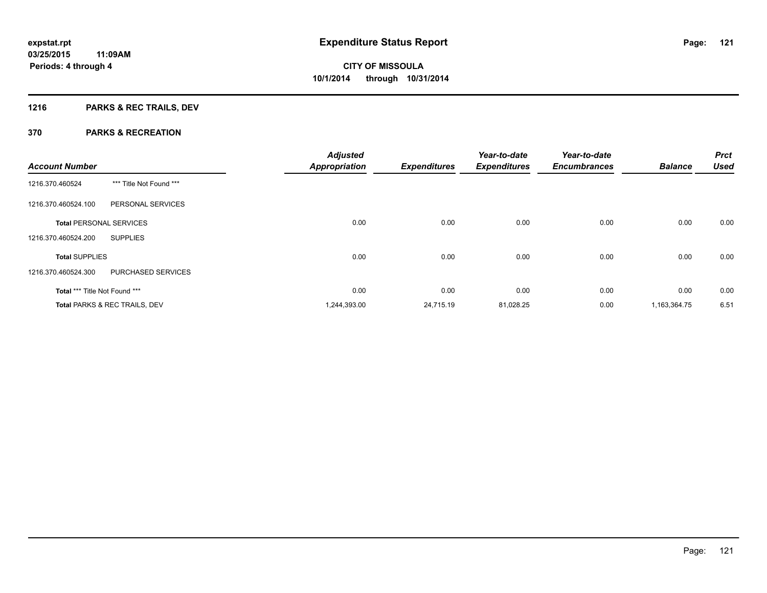**expstat.rpt**
**03/25/2015 11:09AM**
**Periods: 4 through 4**

# Expenditure Status Report

**CITY OF MISSOULA**
**10/1/2014 through 10/31/2014**

## 1216 PARKS & REC TRAILS, DEV

## 370 PARKS & RECREATION

| Account Number | | Adjusted Appropriation | Expenditures | Year-to-date Expenditures | Year-to-date Encumbrances | Balance | Prct Used |
|---|---|---|---|---|---|---|---|
| 1216.370.460524 | *** Title Not Found *** | | | | | | |
| 1216.370.460524.100 | PERSONAL SERVICES | | | | | | |
| **Total** PERSONAL SERVICES | | 0.00 | 0.00 | 0.00 | 0.00 | 0.00 | 0.00 |
| 1216.370.460524.200 | SUPPLIES | | | | | | |
| **Total** SUPPLIES | | 0.00 | 0.00 | 0.00 | 0.00 | 0.00 | 0.00 |
| 1216.370.460524.300 | PURCHASED SERVICES | | | | | | |
| **Total** *** Title Not Found *** | | 0.00 | 0.00 | 0.00 | 0.00 | 0.00 | 0.00 |
| **Total** PARKS & REC TRAILS, DEV | | 1,244,393.00 | 24,715.19 | 81,028.25 | 0.00 | 1,163,364.75 | 6.51 |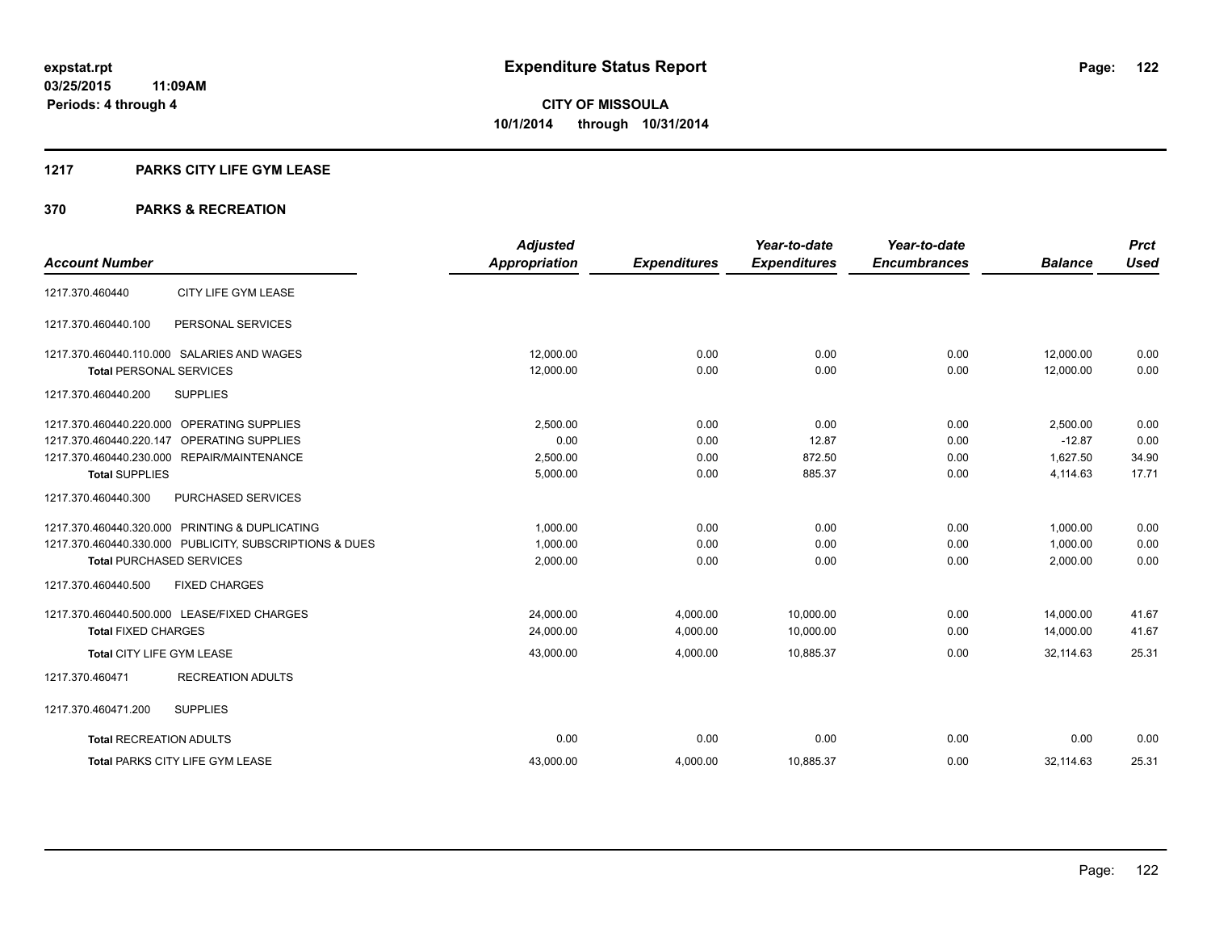**expstat.rpt**
**03/25/2015 11:09AM**
**Periods: 4 through 4**

# Expenditure Status Report

**CITY OF MISSOULA**
**10/1/2014 through 10/31/2014**

## 1217 PARKS CITY LIFE GYM LEASE

## 370 PARKS & RECREATION

| Account Number | | Adjusted Appropriation | Expenditures | Year-to-date Expenditures | Year-to-date Encumbrances | Balance | Prct Used |
|---|---|---|---|---|---|---|---|
| 1217.370.460440 | CITY LIFE GYM LEASE | | | | | | |
| 1217.370.460440.100 | PERSONAL SERVICES | | | | | | |
| 1217.370.460440.110.000 | SALARIES AND WAGES | 12,000.00 | 0.00 | 0.00 | 0.00 | 12,000.00 | 0.00 |
| **Total** PERSONAL SERVICES | | 12,000.00 | 0.00 | 0.00 | 0.00 | 12,000.00 | 0.00 |
| 1217.370.460440.200 | SUPPLIES | | | | | | |
| 1217.370.460440.220.000 | OPERATING SUPPLIES | 2,500.00 | 0.00 | 0.00 | 0.00 | 2,500.00 | 0.00 |
| 1217.370.460440.220.147 | OPERATING SUPPLIES | 0.00 | 0.00 | 12.87 | 0.00 | -12.87 | 0.00 |
| 1217.370.460440.230.000 | REPAIR/MAINTENANCE | 2,500.00 | 0.00 | 872.50 | 0.00 | 1,627.50 | 34.90 |
| **Total** SUPPLIES | | 5,000.00 | 0.00 | 885.37 | 0.00 | 4,114.63 | 17.71 |
| 1217.370.460440.300 | PURCHASED SERVICES | | | | | | |
| 1217.370.460440.320.000 | PRINTING & DUPLICATING | 1,000.00 | 0.00 | 0.00 | 0.00 | 1,000.00 | 0.00 |
| 1217.370.460440.330.000 | PUBLICITY, SUBSCRIPTIONS & DUES | 1,000.00 | 0.00 | 0.00 | 0.00 | 1,000.00 | 0.00 |
| **Total** PURCHASED SERVICES | | 2,000.00 | 0.00 | 0.00 | 0.00 | 2,000.00 | 0.00 |
| 1217.370.460440.500 | FIXED CHARGES | | | | | | |
| 1217.370.460440.500.000 | LEASE/FIXED CHARGES | 24,000.00 | 4,000.00 | 10,000.00 | 0.00 | 14,000.00 | 41.67 |
| **Total** FIXED CHARGES | | 24,000.00 | 4,000.00 | 10,000.00 | 0.00 | 14,000.00 | 41.67 |
| **Total** CITY LIFE GYM LEASE | | 43,000.00 | 4,000.00 | 10,885.37 | 0.00 | 32,114.63 | 25.31 |
| 1217.370.460471 | RECREATION ADULTS | | | | | | |
| 1217.370.460471.200 | SUPPLIES | | | | | | |
| **Total** RECREATION ADULTS | | 0.00 | 0.00 | 0.00 | 0.00 | 0.00 | 0.00 |
| **Total** PARKS CITY LIFE GYM LEASE | | 43,000.00 | 4,000.00 | 10,885.37 | 0.00 | 32,114.63 | 25.31 |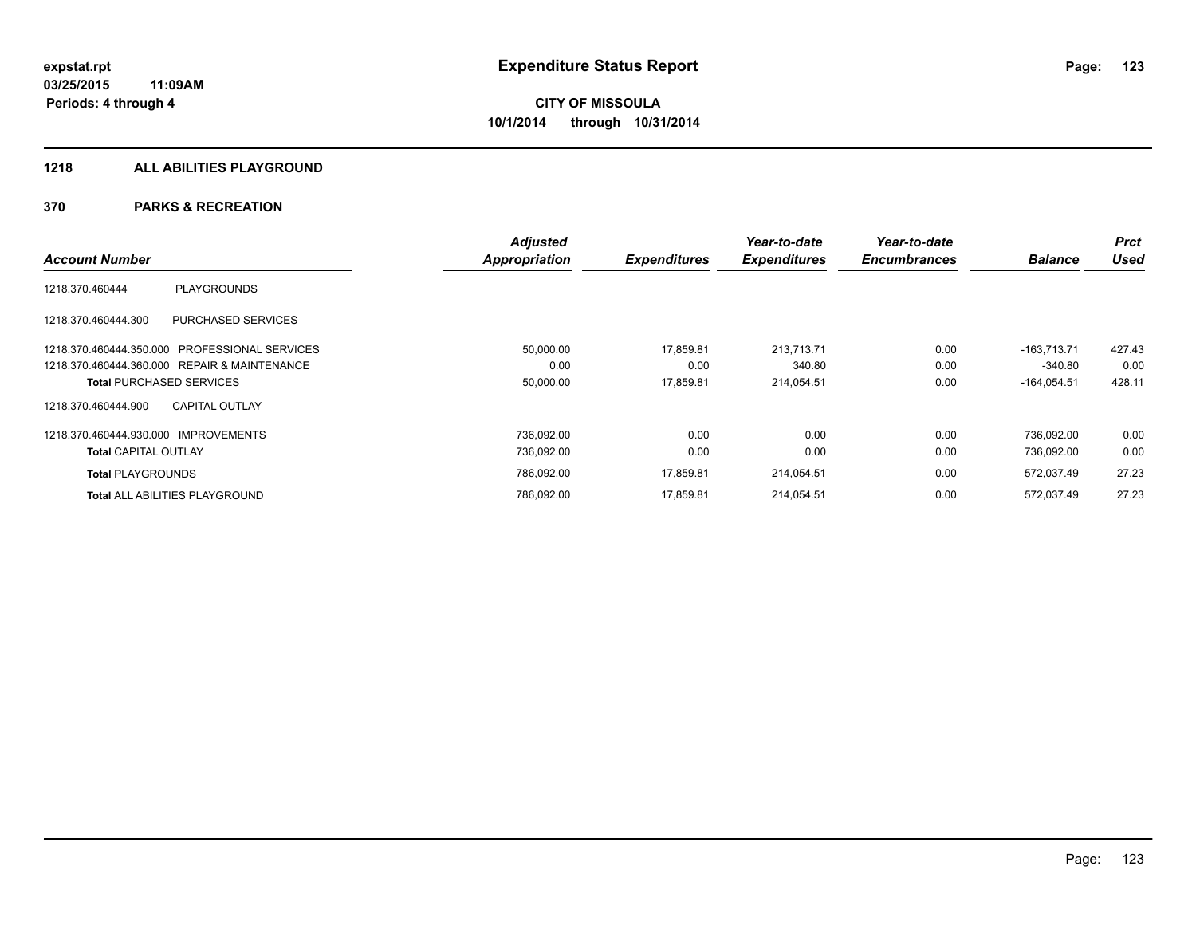# Expenditure Status Report

expstat.rpt
03/25/2015 11:09AM
Periods: 4 through 4

**CITY OF MISSOULA**
**10/1/2014 through 10/31/2014**

## 1218 ALL ABILITIES PLAYGROUND

## 370 PARKS & RECREATION

| Account Number | | Adjusted Appropriation | Expenditures | Year-to-date Expenditures | Year-to-date Encumbrances | Balance | Prct Used |
|---|---|---|---|---|---|---|---|
| 1218.370.460444 | PLAYGROUNDS | | | | | | |
| 1218.370.460444.300 | PURCHASED SERVICES | | | | | | |
| 1218.370.460444.350.000 | PROFESSIONAL SERVICES | 50,000.00 | 17,859.81 | 213,713.71 | 0.00 | -163,713.71 | 427.43 |
| 1218.370.460444.360.000 | REPAIR & MAINTENANCE | 0.00 | 0.00 | 340.80 | 0.00 | -340.80 | 0.00 |
| **Total** PURCHASED SERVICES | | 50,000.00 | 17,859.81 | 214,054.51 | 0.00 | -164,054.51 | 428.11 |
| 1218.370.460444.900 | CAPITAL OUTLAY | | | | | | |
| 1218.370.460444.930.000 | IMPROVEMENTS | 736,092.00 | 0.00 | 0.00 | 0.00 | 736,092.00 | 0.00 |
| **Total** CAPITAL OUTLAY | | 736,092.00 | 0.00 | 0.00 | 0.00 | 736,092.00 | 0.00 |
| **Total** PLAYGROUNDS | | 786,092.00 | 17,859.81 | 214,054.51 | 0.00 | 572,037.49 | 27.23 |
| **Total** ALL ABILITIES PLAYGROUND | | 786,092.00 | 17,859.81 | 214,054.51 | 0.00 | 572,037.49 | 27.23 |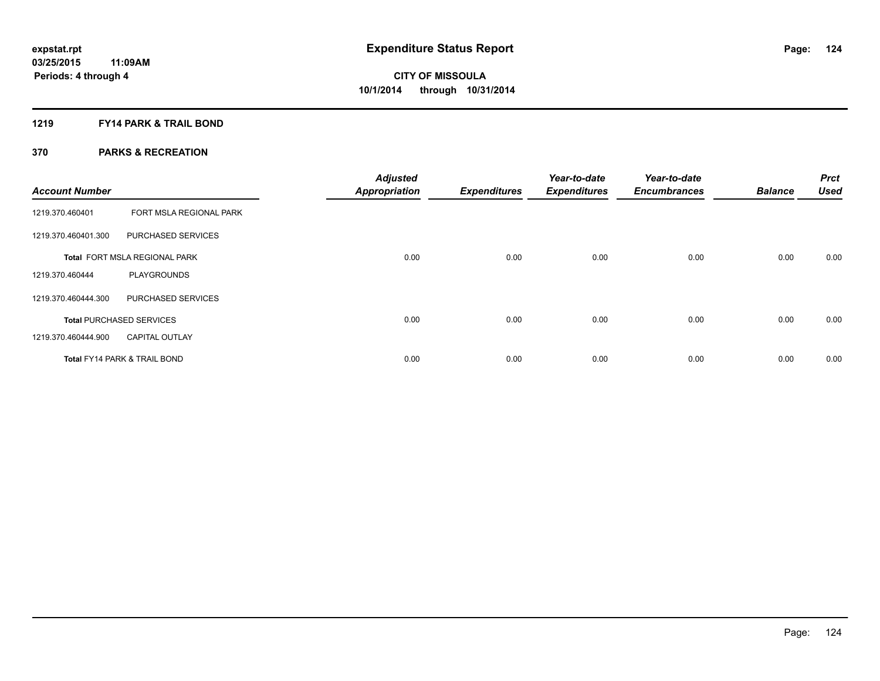**expstat.rpt**
**03/25/2015 11:09AM**
**Periods: 4 through 4**

# Expenditure Status Report

**CITY OF MISSOULA**
**10/1/2014 through 10/31/2014**

## 1219 FY14 PARK & TRAIL BOND

## 370 PARKS & RECREATION

| Account Number | | Adjusted Appropriation | Expenditures | Year-to-date Expenditures | Year-to-date Encumbrances | Balance | Prct Used |
|---|---|---|---|---|---|---|---|
| 1219.370.460401 | FORT MSLA REGIONAL PARK | | | | | | |
| 1219.370.460401.300 | PURCHASED SERVICES | | | | | | |
| **Total** FORT MSLA REGIONAL PARK | | 0.00 | 0.00 | 0.00 | 0.00 | 0.00 | 0.00 |
| 1219.370.460444 | PLAYGROUNDS | | | | | | |
| 1219.370.460444.300 | PURCHASED SERVICES | | | | | | |
| **Total** PURCHASED SERVICES | | 0.00 | 0.00 | 0.00 | 0.00 | 0.00 | 0.00 |
| 1219.370.460444.900 | CAPITAL OUTLAY | | | | | | |
| **Total** FY14 PARK & TRAIL BOND | | 0.00 | 0.00 | 0.00 | 0.00 | 0.00 | 0.00 |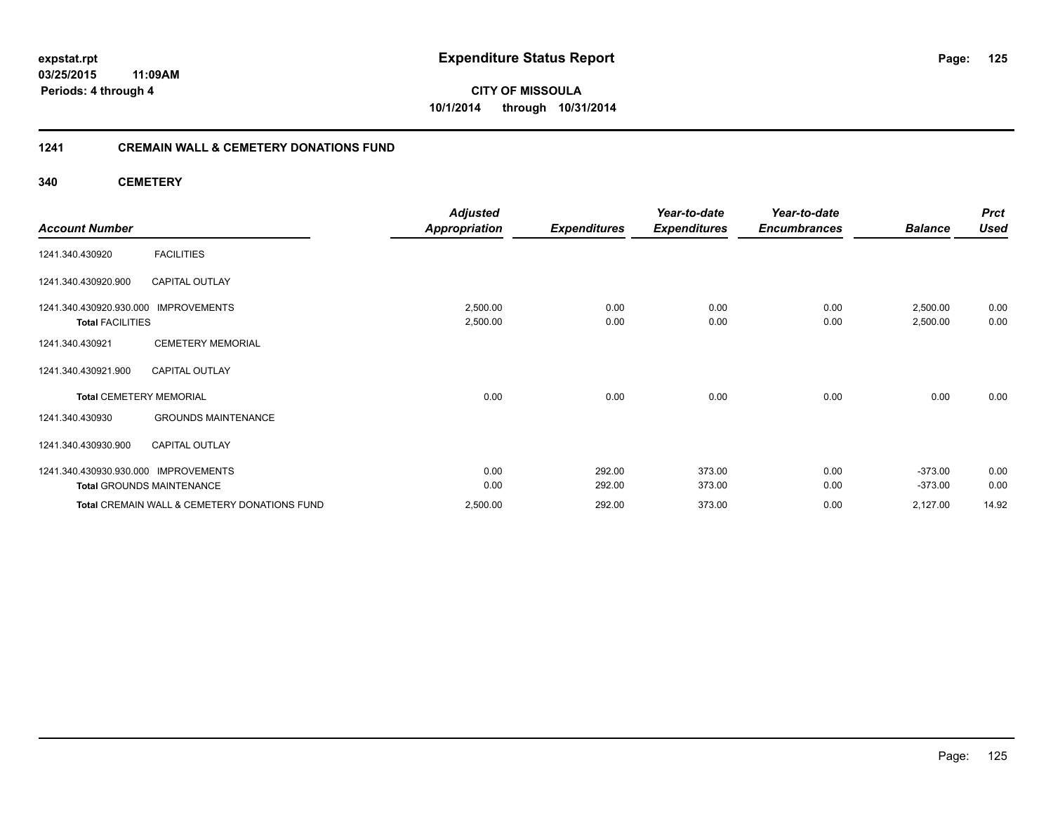**expstat.rpt**
**03/25/2015 11:09AM**
**Periods: 4 through 4**

# Expenditure Status Report

**CITY OF MISSOULA**
**10/1/2014 through 10/31/2014**

## 1241 CREMAIN WALL & CEMETERY DONATIONS FUND

### 340 CEMETERY

| Account Number | | Adjusted Appropriation | Expenditures | Year-to-date Expenditures | Year-to-date Encumbrances | Balance | Prct Used |
|---|---|---|---|---|---|---|---|
| 1241.340.430920 | FACILITIES | | | | | | |
| 1241.340.430920.900 | CAPITAL OUTLAY | | | | | | |
| 1241.340.430920.930.000 | IMPROVEMENTS | 2,500.00 | 0.00 | 0.00 | 0.00 | 2,500.00 | 0.00 |
| **Total** FACILITIES | | 2,500.00 | 0.00 | 0.00 | 0.00 | 2,500.00 | 0.00 |
| 1241.340.430921 | CEMETERY MEMORIAL | | | | | | |
| 1241.340.430921.900 | CAPITAL OUTLAY | | | | | | |
| **Total** CEMETERY MEMORIAL | | 0.00 | 0.00 | 0.00 | 0.00 | 0.00 | 0.00 |
| 1241.340.430930 | GROUNDS MAINTENANCE | | | | | | |
| 1241.340.430930.900 | CAPITAL OUTLAY | | | | | | |
| 1241.340.430930.930.000 | IMPROVEMENTS | 0.00 | 292.00 | 373.00 | 0.00 | -373.00 | 0.00 |
| **Total** GROUNDS MAINTENANCE | | 0.00 | 292.00 | 373.00 | 0.00 | -373.00 | 0.00 |
| **Total** CREMAIN WALL & CEMETERY DONATIONS FUND | | 2,500.00 | 292.00 | 373.00 | 0.00 | 2,127.00 | 14.92 |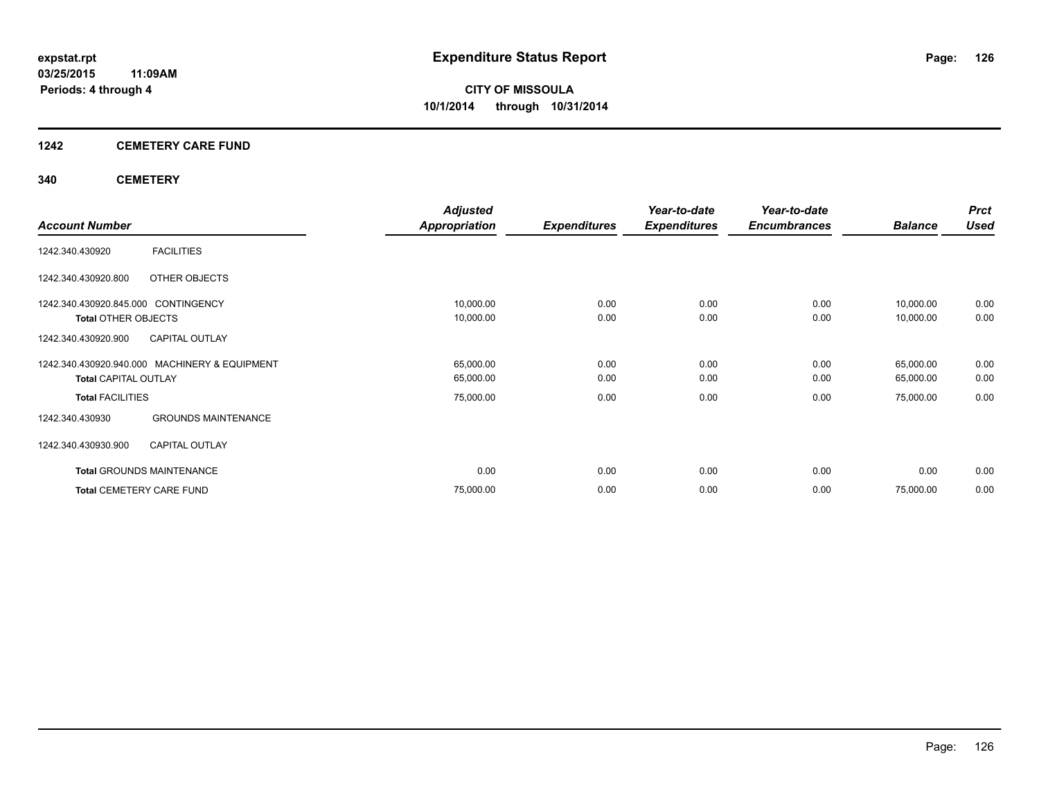**expstat.rpt**
**03/25/2015 11:09AM**
**Periods: 4 through 4**

# Expenditure Status Report

**CITY OF MISSOULA**
**10/1/2014 through 10/31/2014**

## 1242 CEMETERY CARE FUND

### 340 CEMETERY

| Account Number | | Adjusted Appropriation | Expenditures | Year-to-date Expenditures | Year-to-date Encumbrances | Balance | Prct Used |
|---|---|---|---|---|---|---|---|
| 1242.340.430920 | FACILITIES | | | | | | |
| 1242.340.430920.800 | OTHER OBJECTS | | | | | | |
| 1242.340.430920.845.000 | CONTINGENCY | 10,000.00 | 0.00 | 0.00 | 0.00 | 10,000.00 | 0.00 |
| **Total** OTHER OBJECTS | | 10,000.00 | 0.00 | 0.00 | 0.00 | 10,000.00 | 0.00 |
| 1242.340.430920.900 | CAPITAL OUTLAY | | | | | | |
| 1242.340.430920.940.000 | MACHINERY & EQUIPMENT | 65,000.00 | 0.00 | 0.00 | 0.00 | 65,000.00 | 0.00 |
| **Total** CAPITAL OUTLAY | | 65,000.00 | 0.00 | 0.00 | 0.00 | 65,000.00 | 0.00 |
| **Total** FACILITIES | | 75,000.00 | 0.00 | 0.00 | 0.00 | 75,000.00 | 0.00 |
| 1242.340.430930 | GROUNDS MAINTENANCE | | | | | | |
| 1242.340.430930.900 | CAPITAL OUTLAY | | | | | | |
| **Total** GROUNDS MAINTENANCE | | 0.00 | 0.00 | 0.00 | 0.00 | 0.00 | 0.00 |
| **Total** CEMETERY CARE FUND | | 75,000.00 | 0.00 | 0.00 | 0.00 | 75,000.00 | 0.00 |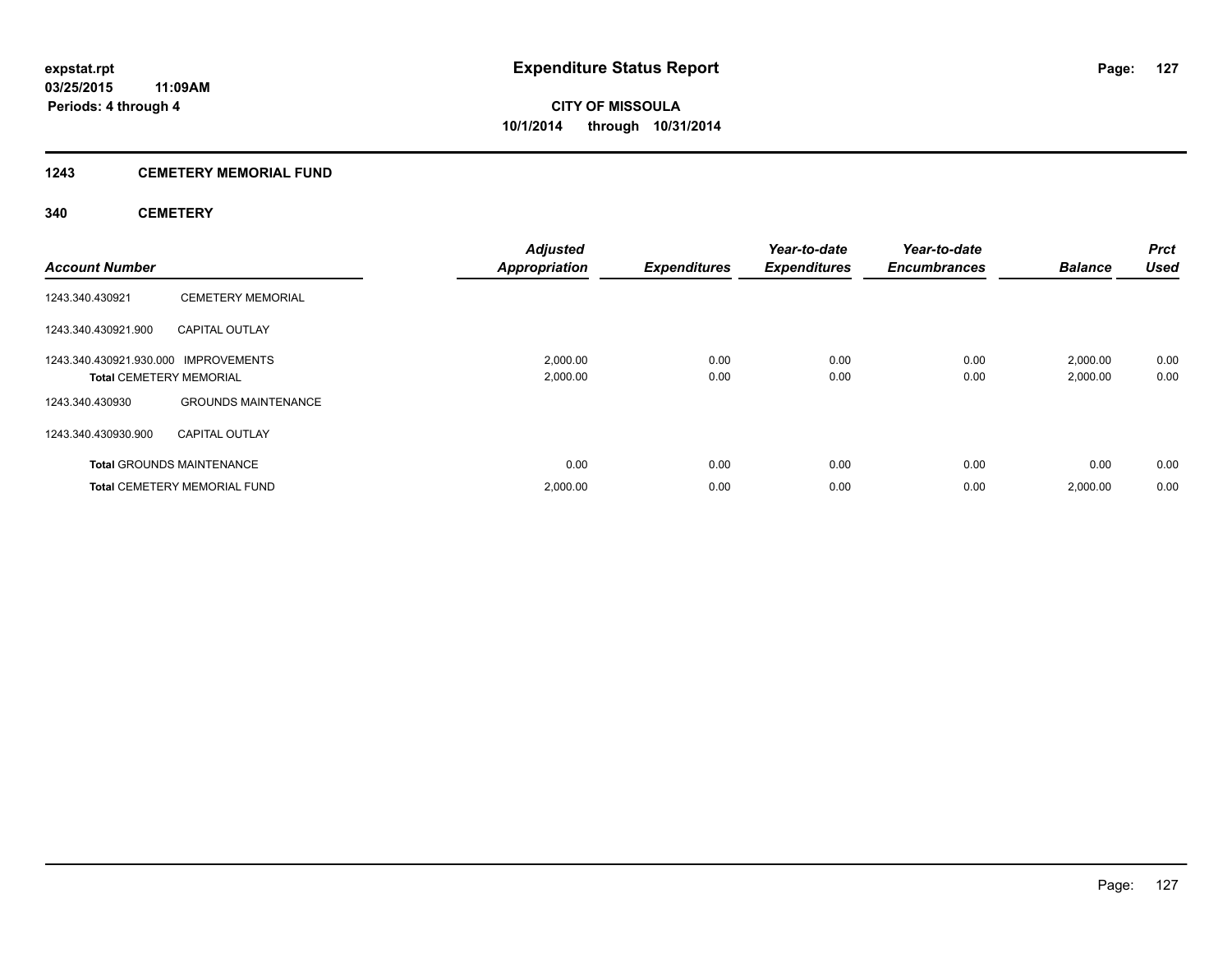# Expenditure Status Report

expstat.rpt
03/25/2015 11:09AM
Periods: 4 through 4

**CITY OF MISSOULA**
**10/1/2014 through 10/31/2014**

## 1243 CEMETERY MEMORIAL FUND

### 340 CEMETERY

| Account Number | | Adjusted Appropriation | Expenditures | Year-to-date Expenditures | Year-to-date Encumbrances | Balance | Prct Used |
|---|---|---|---|---|---|---|---|
| 1243.340.430921 | CEMETERY MEMORIAL | | | | | | |
| 1243.340.430921.900 | CAPITAL OUTLAY | | | | | | |
| 1243.340.430921.930.000 | IMPROVEMENTS | 2,000.00 | 0.00 | 0.00 | 0.00 | 2,000.00 | 0.00 |
| **Total** CEMETERY MEMORIAL | | 2,000.00 | 0.00 | 0.00 | 0.00 | 2,000.00 | 0.00 |
| 1243.340.430930 | GROUNDS MAINTENANCE | | | | | | |
| 1243.340.430930.900 | CAPITAL OUTLAY | | | | | | |
| **Total** GROUNDS MAINTENANCE | | 0.00 | 0.00 | 0.00 | 0.00 | 0.00 | 0.00 |
| **Total** CEMETERY MEMORIAL FUND | | 2,000.00 | 0.00 | 0.00 | 0.00 | 2,000.00 | 0.00 |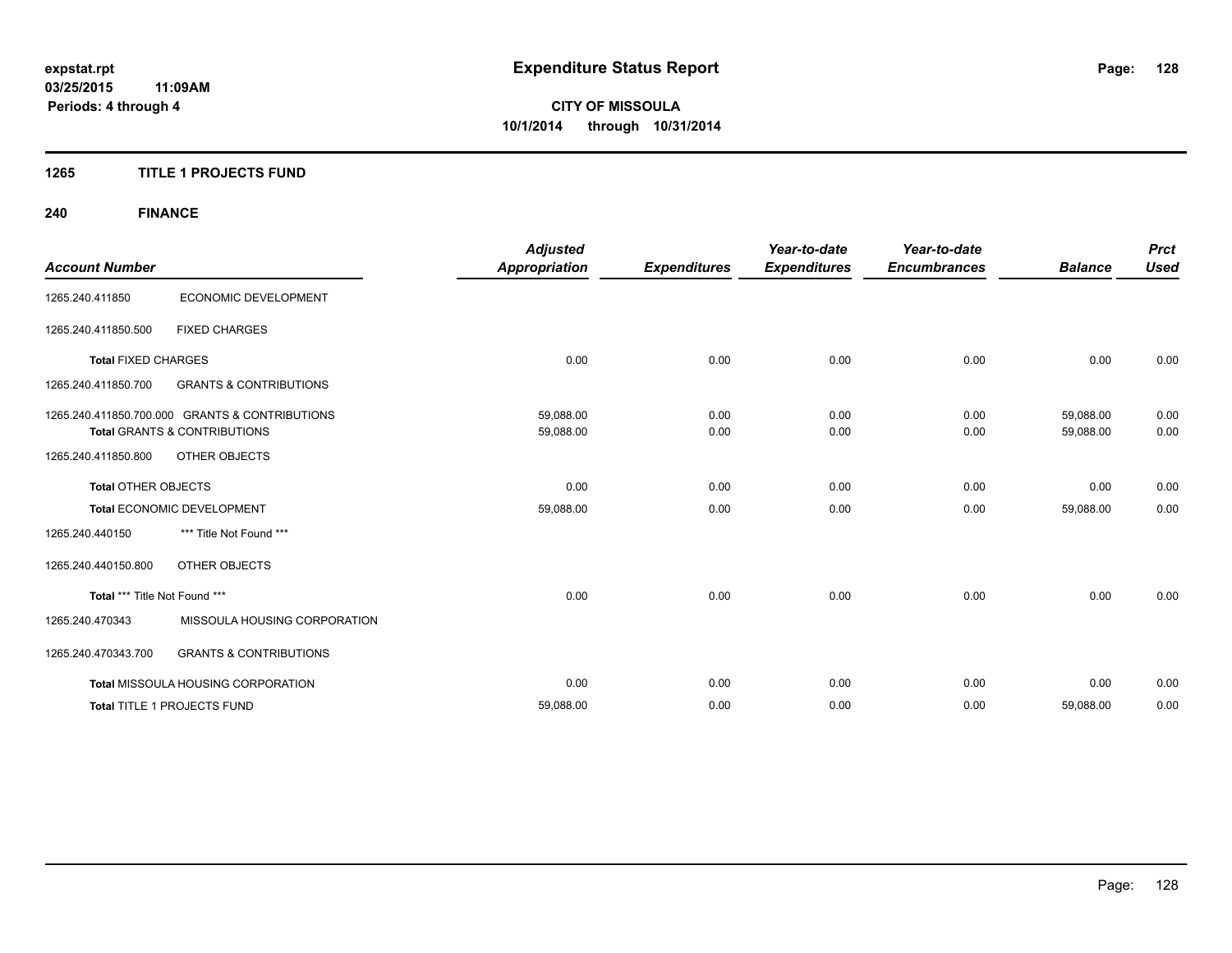**expstat.rpt**
**03/25/2015 11:09AM**
**Periods: 4 through 4**

# Expenditure Status Report

**CITY OF MISSOULA**
**10/1/2014 through 10/31/2014**

## 1265 TITLE 1 PROJECTS FUND

## 240 FINANCE

| Account Number | | Adjusted Appropriation | Expenditures | Year-to-date Expenditures | Year-to-date Encumbrances | Balance | Prct Used |
|---|---|---|---|---|---|---|---|
| 1265.240.411850 | ECONOMIC DEVELOPMENT | | | | | | |
| 1265.240.411850.500 | FIXED CHARGES | | | | | | |
| **Total** FIXED CHARGES | | 0.00 | 0.00 | 0.00 | 0.00 | 0.00 | 0.00 |
| 1265.240.411850.700 | GRANTS & CONTRIBUTIONS | | | | | | |
| 1265.240.411850.700.000 | GRANTS & CONTRIBUTIONS | 59,088.00 | 0.00 | 0.00 | 0.00 | 59,088.00 | 0.00 |
| **Total** GRANTS & CONTRIBUTIONS | | 59,088.00 | 0.00 | 0.00 | 0.00 | 59,088.00 | 0.00 |
| 1265.240.411850.800 | OTHER OBJECTS | | | | | | |
| **Total** OTHER OBJECTS | | 0.00 | 0.00 | 0.00 | 0.00 | 0.00 | 0.00 |
| **Total** ECONOMIC DEVELOPMENT | | 59,088.00 | 0.00 | 0.00 | 0.00 | 59,088.00 | 0.00 |
| 1265.240.440150 | *** Title Not Found *** | | | | | | |
| 1265.240.440150.800 | OTHER OBJECTS | | | | | | |
| **Total** *** Title Not Found *** | | 0.00 | 0.00 | 0.00 | 0.00 | 0.00 | 0.00 |
| 1265.240.470343 | MISSOULA HOUSING CORPORATION | | | | | | |
| 1265.240.470343.700 | GRANTS & CONTRIBUTIONS | | | | | | |
| **Total** MISSOULA HOUSING CORPORATION | | 0.00 | 0.00 | 0.00 | 0.00 | 0.00 | 0.00 |
| **Total** TITLE 1 PROJECTS FUND | | 59,088.00 | 0.00 | 0.00 | 0.00 | 59,088.00 | 0.00 |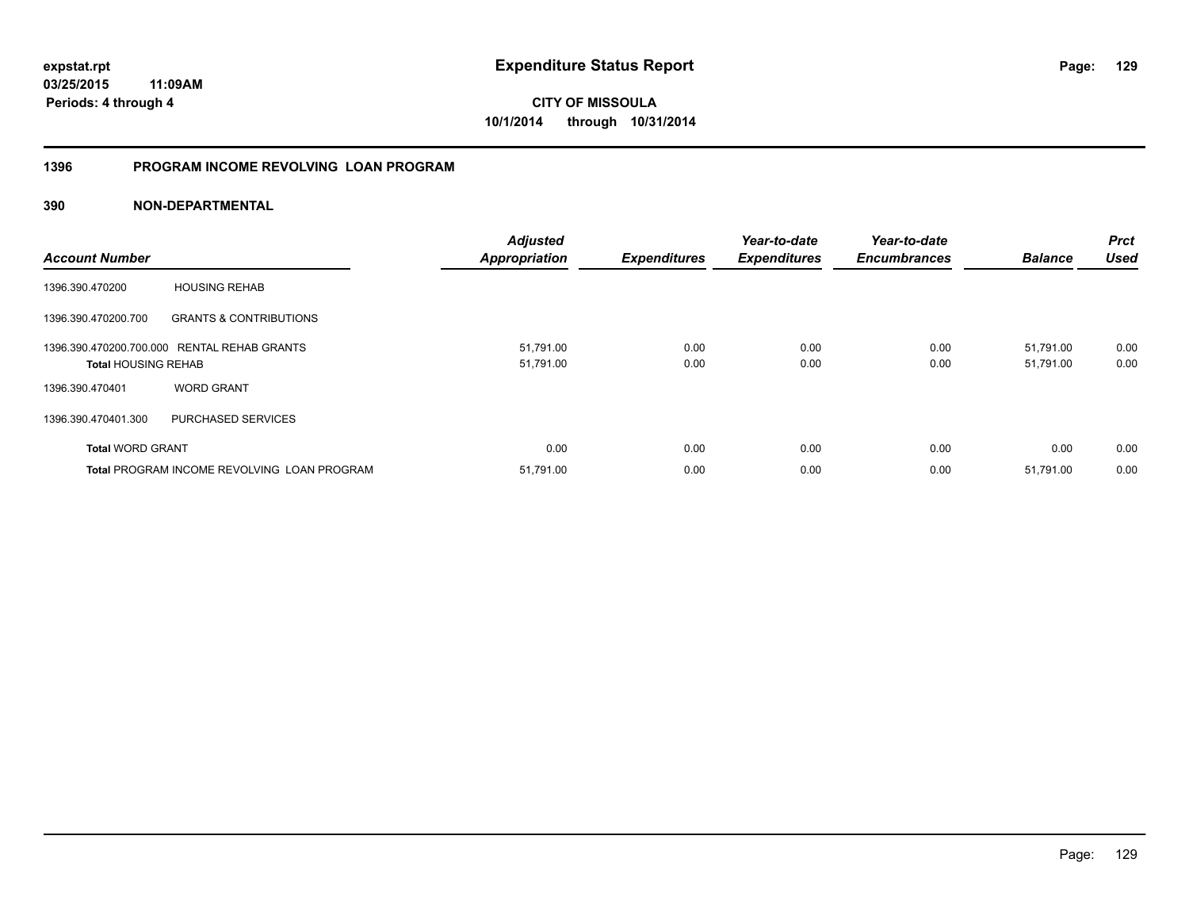**expstat.rpt**
**03/25/2015 11:09AM**
**Periods: 4 through 4**

# Expenditure Status Report

**CITY OF MISSOULA**
**10/1/2014 through 10/31/2014**

## 1396 PROGRAM INCOME REVOLVING LOAN PROGRAM

### 390 NON-DEPARTMENTAL

| Account Number | | Adjusted Appropriation | Expenditures | Year-to-date Expenditures | Year-to-date Encumbrances | Balance | Prct Used |
|---|---|---|---|---|---|---|---|
| 1396.390.470200 | HOUSING REHAB | | | | | | |
| 1396.390.470200.700 | GRANTS & CONTRIBUTIONS | | | | | | |
| 1396.390.470200.700.000 | RENTAL REHAB GRANTS | 51,791.00 | 0.00 | 0.00 | 0.00 | 51,791.00 | 0.00 |
| **Total** HOUSING REHAB | | 51,791.00 | 0.00 | 0.00 | 0.00 | 51,791.00 | 0.00 |
| 1396.390.470401 | WORD GRANT | | | | | | |
| 1396.390.470401.300 | PURCHASED SERVICES | | | | | | |
| **Total** WORD GRANT | | 0.00 | 0.00 | 0.00 | 0.00 | 0.00 | 0.00 |
| **Total** PROGRAM INCOME REVOLVING LOAN PROGRAM | | 51,791.00 | 0.00 | 0.00 | 0.00 | 51,791.00 | 0.00 |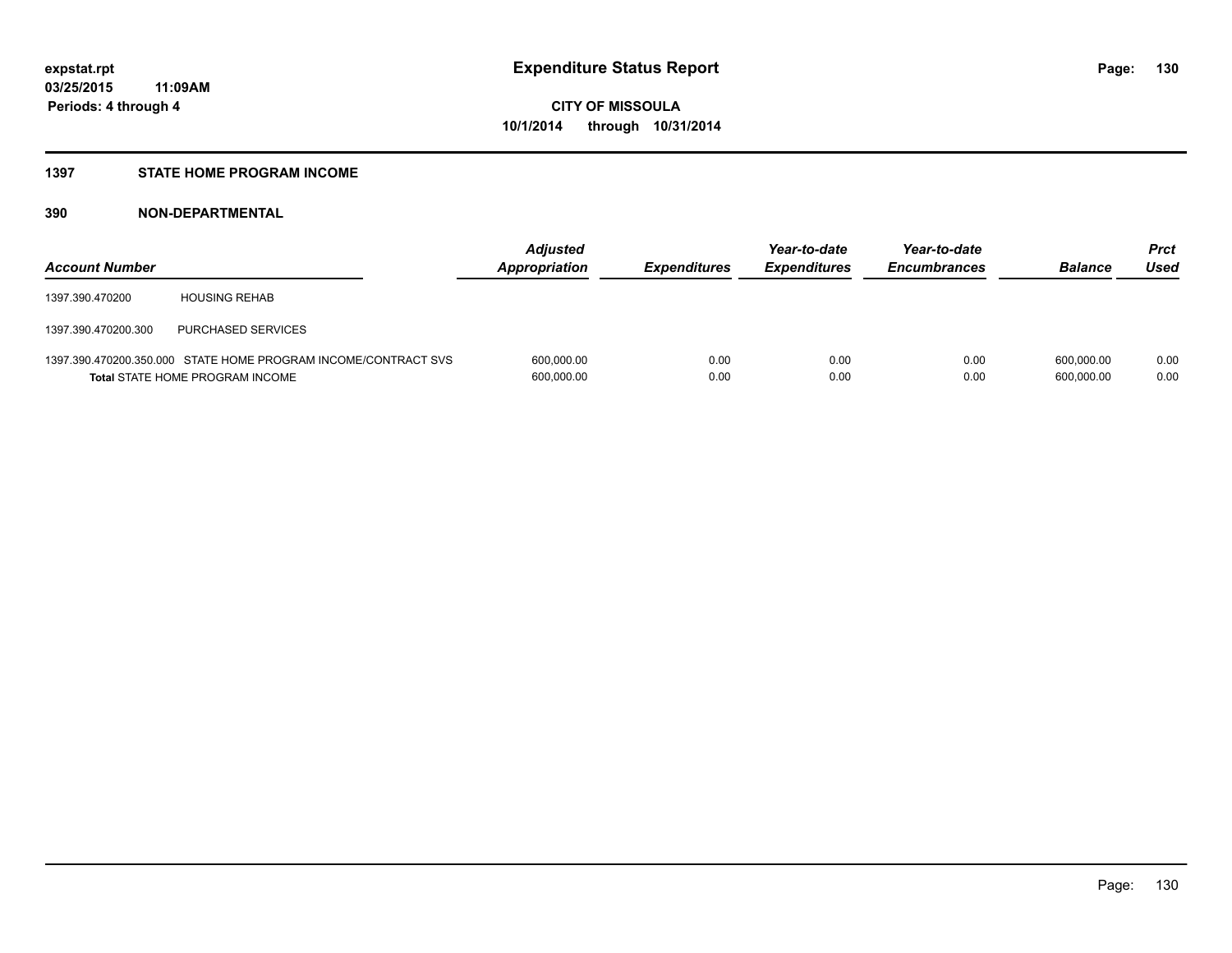expstat.rpt
03/25/2015 11:09AM
Periods: 4 through 4

# Expenditure Status Report

**CITY OF MISSOULA**
**10/1/2014 through 10/31/2014**

## 1397 STATE HOME PROGRAM INCOME

### 390 NON-DEPARTMENTAL

| Account Number | | Adjusted Appropriation | Expenditures | Year-to-date Expenditures | Year-to-date Encumbrances | Balance | Prct Used |
|---|---|---|---|---|---|---|---|
| 1397.390.470200 | HOUSING REHAB | | | | | | |
| 1397.390.470200.300 | PURCHASED SERVICES | | | | | | |
| 1397.390.470200.350.000 | STATE HOME PROGRAM INCOME/CONTRACT SVS | 600,000.00 | 0.00 | 0.00 | 0.00 | 600,000.00 | 0.00 |
| **Total** STATE HOME PROGRAM INCOME | | 600,000.00 | 0.00 | 0.00 | 0.00 | 600,000.00 | 0.00 |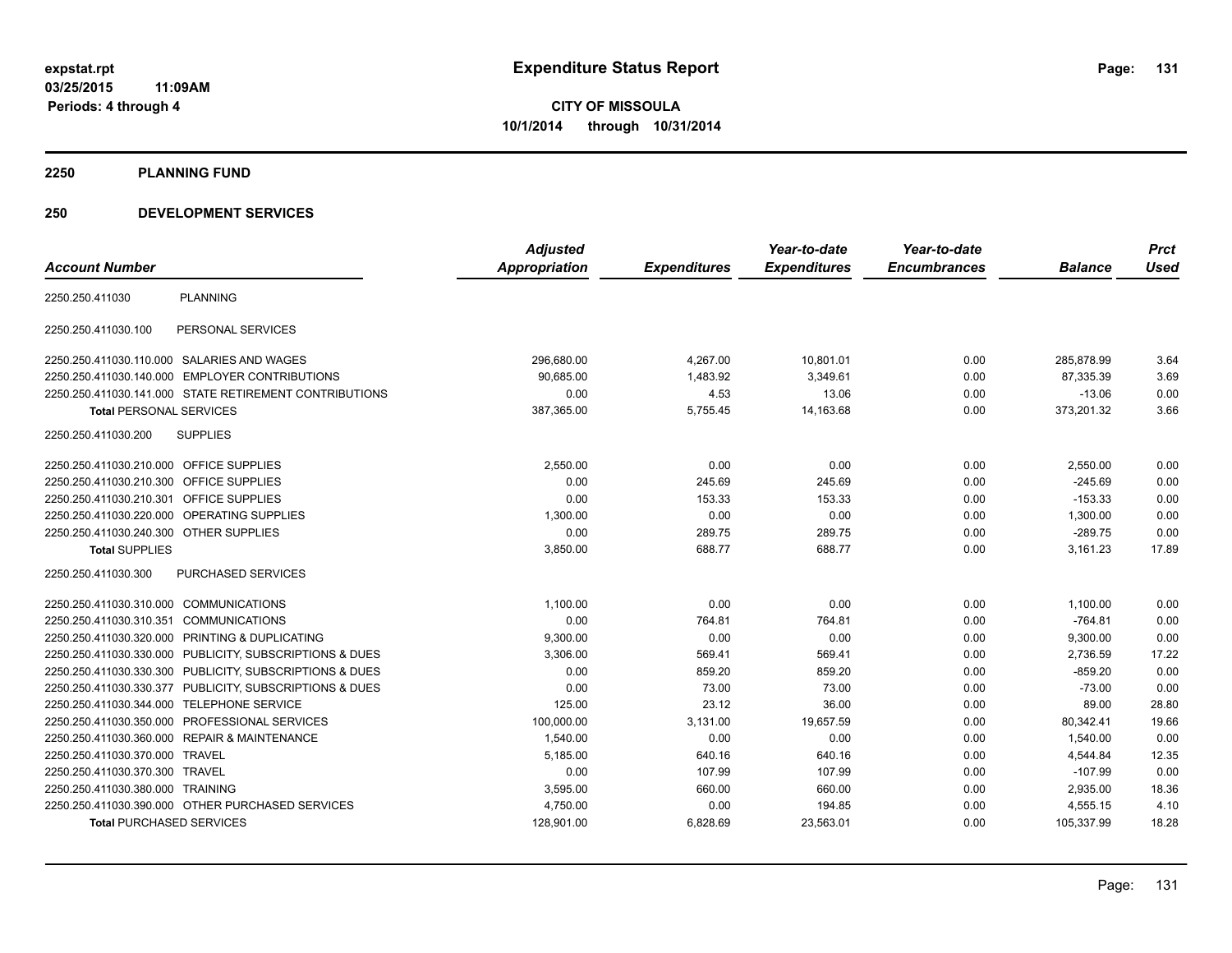# Expenditure Status Report

expstat.rpt
03/25/2015 11:09AM
Periods: 4 through 4

**CITY OF MISSOULA**
**10/1/2014 through 10/31/2014**

## 2250 PLANNING FUND

## 250 DEVELOPMENT SERVICES

| Account Number | | Adjusted Appropriation | Expenditures | Year-to-date Expenditures | Year-to-date Encumbrances | Balance | Prct Used |
|---|---|---|---|---|---|---|---|
| 2250.250.411030 | PLANNING | | | | | | |
| 2250.250.411030.100 | PERSONAL SERVICES | | | | | | |
| 2250.250.411030.110.000 | SALARIES AND WAGES | 296,680.00 | 4,267.00 | 10,801.01 | 0.00 | 285,878.99 | 3.64 |
| 2250.250.411030.140.000 | EMPLOYER CONTRIBUTIONS | 90,685.00 | 1,483.92 | 3,349.61 | 0.00 | 87,335.39 | 3.69 |
| 2250.250.411030.141.000 | STATE RETIREMENT CONTRIBUTIONS | 0.00 | 4.53 | 13.06 | 0.00 | -13.06 | 0.00 |
| **Total** PERSONAL SERVICES | | 387,365.00 | 5,755.45 | 14,163.68 | 0.00 | 373,201.32 | 3.66 |
| 2250.250.411030.200 | SUPPLIES | | | | | | |
| 2250.250.411030.210.000 | OFFICE SUPPLIES | 2,550.00 | 0.00 | 0.00 | 0.00 | 2,550.00 | 0.00 |
| 2250.250.411030.210.300 | OFFICE SUPPLIES | 0.00 | 245.69 | 245.69 | 0.00 | -245.69 | 0.00 |
| 2250.250.411030.210.301 | OFFICE SUPPLIES | 0.00 | 153.33 | 153.33 | 0.00 | -153.33 | 0.00 |
| 2250.250.411030.220.000 | OPERATING SUPPLIES | 1,300.00 | 0.00 | 0.00 | 0.00 | 1,300.00 | 0.00 |
| 2250.250.411030.240.300 | OTHER SUPPLIES | 0.00 | 289.75 | 289.75 | 0.00 | -289.75 | 0.00 |
| **Total** SUPPLIES | | 3,850.00 | 688.77 | 688.77 | 0.00 | 3,161.23 | 17.89 |
| 2250.250.411030.300 | PURCHASED SERVICES | | | | | | |
| 2250.250.411030.310.000 | COMMUNICATIONS | 1,100.00 | 0.00 | 0.00 | 0.00 | 1,100.00 | 0.00 |
| 2250.250.411030.310.351 | COMMUNICATIONS | 0.00 | 764.81 | 764.81 | 0.00 | -764.81 | 0.00 |
| 2250.250.411030.320.000 | PRINTING & DUPLICATING | 9,300.00 | 0.00 | 0.00 | 0.00 | 9,300.00 | 0.00 |
| 2250.250.411030.330.000 | PUBLICITY, SUBSCRIPTIONS & DUES | 3,306.00 | 569.41 | 569.41 | 0.00 | 2,736.59 | 17.22 |
| 2250.250.411030.330.300 | PUBLICITY, SUBSCRIPTIONS & DUES | 0.00 | 859.20 | 859.20 | 0.00 | -859.20 | 0.00 |
| 2250.250.411030.330.377 | PUBLICITY, SUBSCRIPTIONS & DUES | 0.00 | 73.00 | 73.00 | 0.00 | -73.00 | 0.00 |
| 2250.250.411030.344.000 | TELEPHONE SERVICE | 125.00 | 23.12 | 36.00 | 0.00 | 89.00 | 28.80 |
| 2250.250.411030.350.000 | PROFESSIONAL SERVICES | 100,000.00 | 3,131.00 | 19,657.59 | 0.00 | 80,342.41 | 19.66 |
| 2250.250.411030.360.000 | REPAIR & MAINTENANCE | 1,540.00 | 0.00 | 0.00 | 0.00 | 1,540.00 | 0.00 |
| 2250.250.411030.370.000 | TRAVEL | 5,185.00 | 640.16 | 640.16 | 0.00 | 4,544.84 | 12.35 |
| 2250.250.411030.370.300 | TRAVEL | 0.00 | 107.99 | 107.99 | 0.00 | -107.99 | 0.00 |
| 2250.250.411030.380.000 | TRAINING | 3,595.00 | 660.00 | 660.00 | 0.00 | 2,935.00 | 18.36 |
| 2250.250.411030.390.000 | OTHER PURCHASED SERVICES | 4,750.00 | 0.00 | 194.85 | 0.00 | 4,555.15 | 4.10 |
| **Total** PURCHASED SERVICES | | 128,901.00 | 6,828.69 | 23,563.01 | 0.00 | 105,337.99 | 18.28 |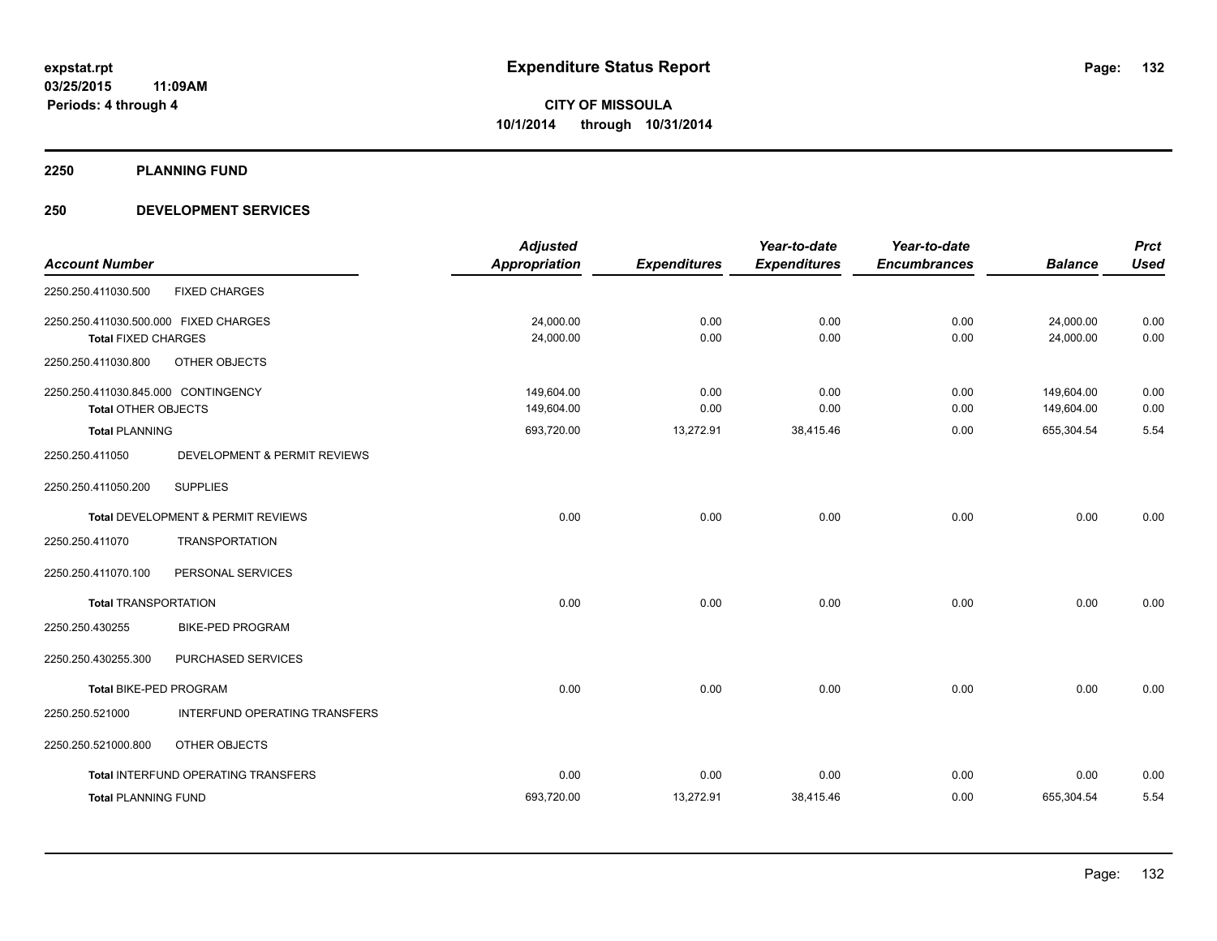expstat.rpt
03/25/2015 11:09AM
Periods: 4 through 4

# Expenditure Status Report

**CITY OF MISSOULA**
**10/1/2014 through 10/31/2014**

## 2250 PLANNING FUND

## 250 DEVELOPMENT SERVICES

| Account Number | | Adjusted Appropriation | Expenditures | Year-to-date Expenditures | Year-to-date Encumbrances | Balance | Prct Used |
|---|---|---|---|---|---|---|---|
| 2250.250.411030.500 | FIXED CHARGES | | | | | | |
| 2250.250.411030.500.000 FIXED CHARGES | | 24,000.00 | 0.00 | 0.00 | 0.00 | 24,000.00 | 0.00 |
| Total FIXED CHARGES | | 24,000.00 | 0.00 | 0.00 | 0.00 | 24,000.00 | 0.00 |
| 2250.250.411030.800 | OTHER OBJECTS | | | | | | |
| 2250.250.411030.845.000 CONTINGENCY | | 149,604.00 | 0.00 | 0.00 | 0.00 | 149,604.00 | 0.00 |
| Total OTHER OBJECTS | | 149,604.00 | 0.00 | 0.00 | 0.00 | 149,604.00 | 0.00 |
| Total PLANNING | | 693,720.00 | 13,272.91 | 38,415.46 | 0.00 | 655,304.54 | 5.54 |
| 2250.250.411050 | DEVELOPMENT & PERMIT REVIEWS | | | | | | |
| 2250.250.411050.200 | SUPPLIES | | | | | | |
| Total DEVELOPMENT & PERMIT REVIEWS | | 0.00 | 0.00 | 0.00 | 0.00 | 0.00 | 0.00 |
| 2250.250.411070 | TRANSPORTATION | | | | | | |
| 2250.250.411070.100 | PERSONAL SERVICES | | | | | | |
| Total TRANSPORTATION | | 0.00 | 0.00 | 0.00 | 0.00 | 0.00 | 0.00 |
| 2250.250.430255 | BIKE-PED PROGRAM | | | | | | |
| 2250.250.430255.300 | PURCHASED SERVICES | | | | | | |
| Total BIKE-PED PROGRAM | | 0.00 | 0.00 | 0.00 | 0.00 | 0.00 | 0.00 |
| 2250.250.521000 | INTERFUND OPERATING TRANSFERS | | | | | | |
| 2250.250.521000.800 | OTHER OBJECTS | | | | | | |
| Total INTERFUND OPERATING TRANSFERS | | 0.00 | 0.00 | 0.00 | 0.00 | 0.00 | 0.00 |
| Total PLANNING FUND | | 693,720.00 | 13,272.91 | 38,415.46 | 0.00 | 655,304.54 | 5.54 |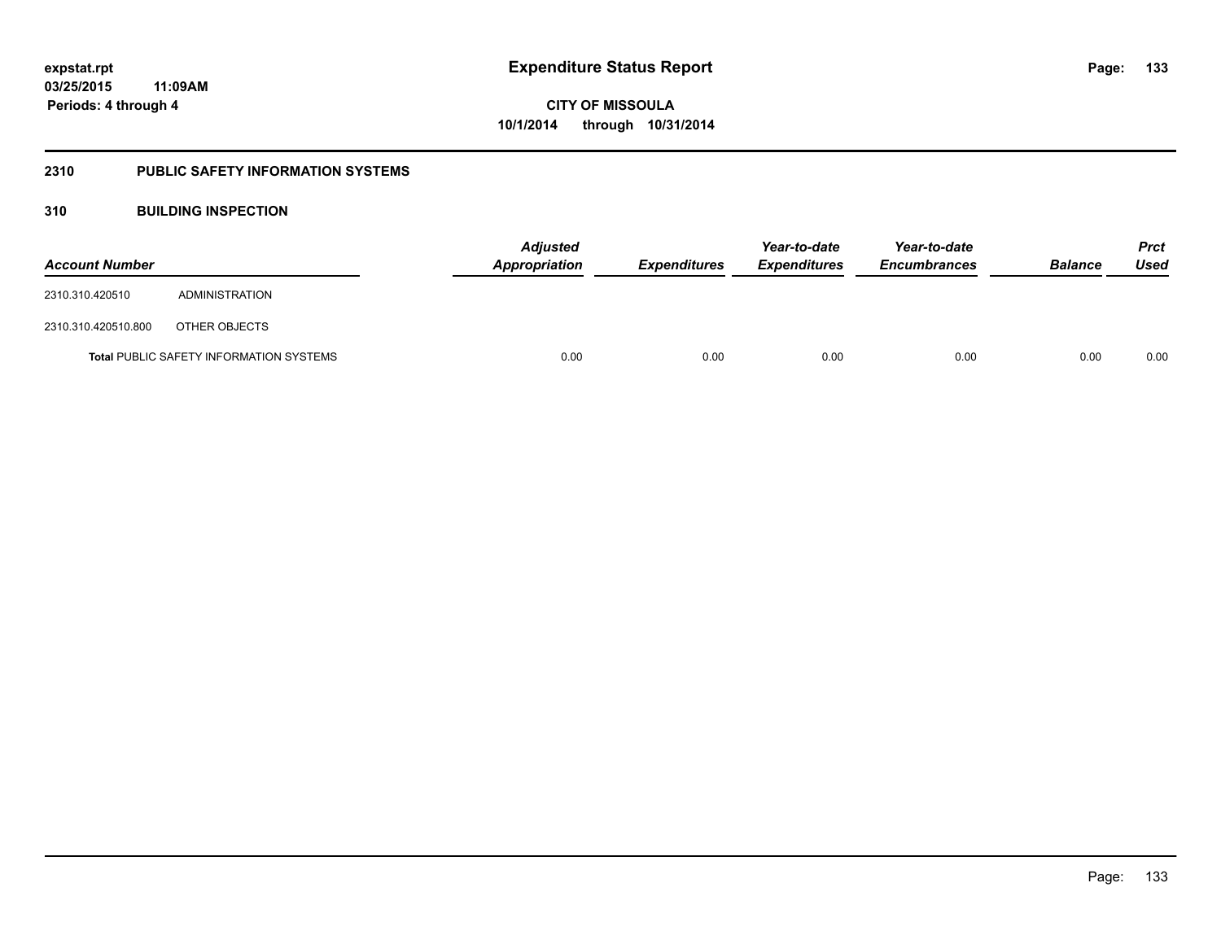# Expenditure Status Report

**CITY OF MISSOULA**
**10/1/2014 through 10/31/2014**

expstat.rpt
03/25/2015 11:09AM
Periods: 4 through 4

## 2310 PUBLIC SAFETY INFORMATION SYSTEMS

### 310 BUILDING INSPECTION

| Account Number | | Adjusted Appropriation | Expenditures | Year-to-date Expenditures | Year-to-date Encumbrances | Balance | Prct Used |
|---|---|---|---|---|---|---|---|
| 2310.310.420510 | ADMINISTRATION | | | | | | |
| 2310.310.420510.800 | OTHER OBJECTS | | | | | | |
| **Total** PUBLIC SAFETY INFORMATION SYSTEMS | | 0.00 | 0.00 | 0.00 | 0.00 | 0.00 | 0.00 |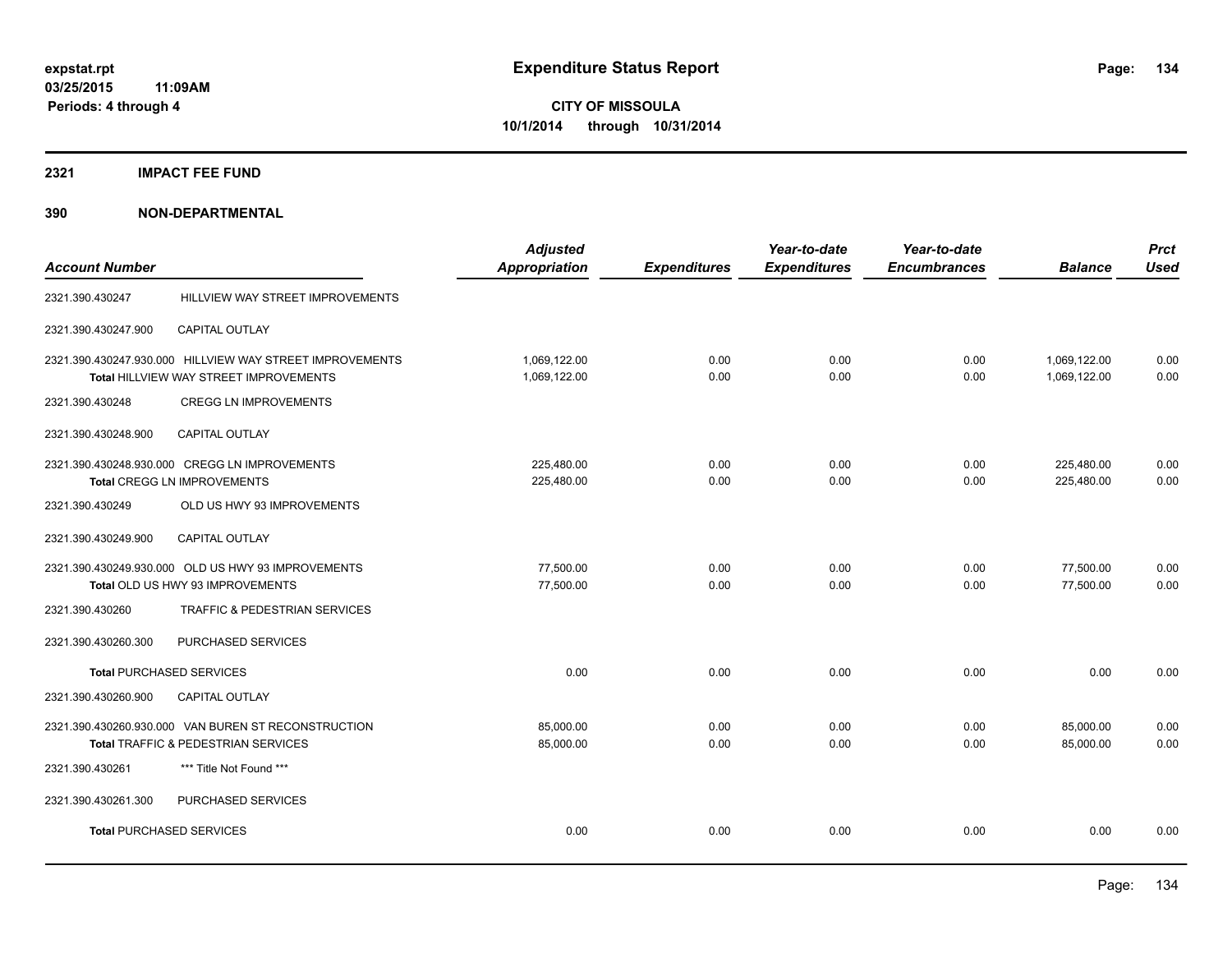**expstat.rpt**
**03/25/2015 11:09AM**
**Periods: 4 through 4**

# Expenditure Status Report

**CITY OF MISSOULA**
**10/1/2014 through 10/31/2014**

## 2321 IMPACT FEE FUND

## 390 NON-DEPARTMENTAL

| Account Number | | Adjusted Appropriation | Expenditures | Year-to-date Expenditures | Year-to-date Encumbrances | Balance | Prct Used |
|---|---|---|---|---|---|---|---|
| 2321.390.430247 | HILLVIEW WAY STREET IMPROVEMENTS | | | | | | |
| 2321.390.430247.900 | CAPITAL OUTLAY | | | | | | |
| 2321.390.430247.930.000 HILLVIEW WAY STREET IMPROVEMENTS | | 1,069,122.00 | 0.00 | 0.00 | 0.00 | 1,069,122.00 | 0.00 |
| Total HILLVIEW WAY STREET IMPROVEMENTS | | 1,069,122.00 | 0.00 | 0.00 | 0.00 | 1,069,122.00 | 0.00 |
| 2321.390.430248 | CREGG LN IMPROVEMENTS | | | | | | |
| 2321.390.430248.900 | CAPITAL OUTLAY | | | | | | |
| 2321.390.430248.930.000 CREGG LN IMPROVEMENTS | | 225,480.00 | 0.00 | 0.00 | 0.00 | 225,480.00 | 0.00 |
| Total CREGG LN IMPROVEMENTS | | 225,480.00 | 0.00 | 0.00 | 0.00 | 225,480.00 | 0.00 |
| 2321.390.430249 | OLD US HWY 93 IMPROVEMENTS | | | | | | |
| 2321.390.430249.900 | CAPITAL OUTLAY | | | | | | |
| 2321.390.430249.930.000 OLD US HWY 93 IMPROVEMENTS | | 77,500.00 | 0.00 | 0.00 | 0.00 | 77,500.00 | 0.00 |
| Total OLD US HWY 93 IMPROVEMENTS | | 77,500.00 | 0.00 | 0.00 | 0.00 | 77,500.00 | 0.00 |
| 2321.390.430260 | TRAFFIC & PEDESTRIAN SERVICES | | | | | | |
| 2321.390.430260.300 | PURCHASED SERVICES | | | | | | |
| Total PURCHASED SERVICES | | 0.00 | 0.00 | 0.00 | 0.00 | 0.00 | 0.00 |
| 2321.390.430260.900 | CAPITAL OUTLAY | | | | | | |
| 2321.390.430260.930.000 VAN BUREN ST RECONSTRUCTION | | 85,000.00 | 0.00 | 0.00 | 0.00 | 85,000.00 | 0.00 |
| Total TRAFFIC & PEDESTRIAN SERVICES | | 85,000.00 | 0.00 | 0.00 | 0.00 | 85,000.00 | 0.00 |
| 2321.390.430261 | *** Title Not Found *** | | | | | | |
| 2321.390.430261.300 | PURCHASED SERVICES | | | | | | |
| Total PURCHASED SERVICES | | 0.00 | 0.00 | 0.00 | 0.00 | 0.00 | 0.00 |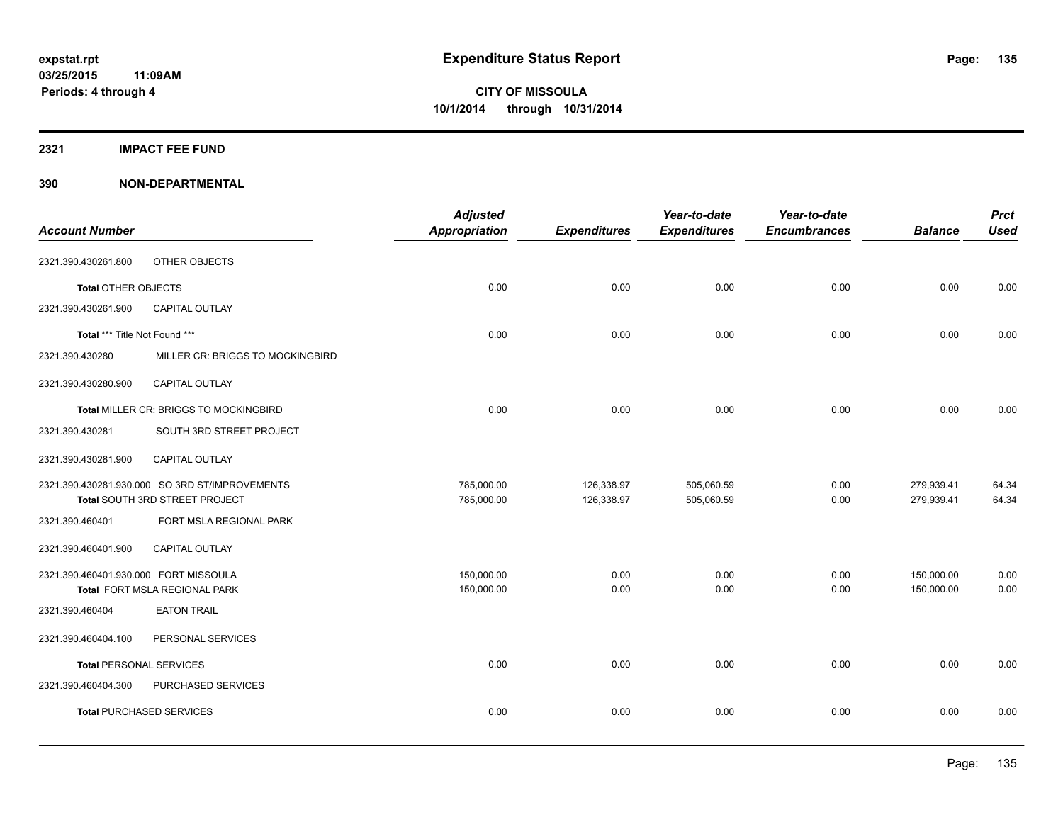expstat.rpt
03/25/2015 11:09AM
Periods: 4 through 4

# Expenditure Status Report

**CITY OF MISSOULA**
**10/1/2014 through 10/31/2014**

## 2321 IMPACT FEE FUND

## 390 NON-DEPARTMENTAL

| Account Number | | Adjusted Appropriation | Expenditures | Year-to-date Expenditures | Year-to-date Encumbrances | Balance | Prct Used |
|---|---|---|---|---|---|---|---|
| 2321.390.430261.800 | OTHER OBJECTS | | | | | | |
| Total OTHER OBJECTS | | 0.00 | 0.00 | 0.00 | 0.00 | 0.00 | 0.00 |
| 2321.390.430261.900 | CAPITAL OUTLAY | | | | | | |
| Total *** Title Not Found *** | | 0.00 | 0.00 | 0.00 | 0.00 | 0.00 | 0.00 |
| 2321.390.430280 | MILLER CR: BRIGGS TO MOCKINGBIRD | | | | | | |
| 2321.390.430280.900 | CAPITAL OUTLAY | | | | | | |
| Total MILLER CR: BRIGGS TO MOCKINGBIRD | | 0.00 | 0.00 | 0.00 | 0.00 | 0.00 | 0.00 |
| 2321.390.430281 | SOUTH 3RD STREET PROJECT | | | | | | |
| 2321.390.430281.900 | CAPITAL OUTLAY | | | | | | |
| 2321.390.430281.930.000 | SO 3RD ST/IMPROVEMENTS | 785,000.00 | 126,338.97 | 505,060.59 | 0.00 | 279,939.41 | 64.34 |
| Total SOUTH 3RD STREET PROJECT | | 785,000.00 | 126,338.97 | 505,060.59 | 0.00 | 279,939.41 | 64.34 |
| 2321.390.460401 | FORT MSLA REGIONAL PARK | | | | | | |
| 2321.390.460401.900 | CAPITAL OUTLAY | | | | | | |
| 2321.390.460401.930.000 | FORT MISSOULA | 150,000.00 | 0.00 | 0.00 | 0.00 | 150,000.00 | 0.00 |
| Total FORT MSLA REGIONAL PARK | | 150,000.00 | 0.00 | 0.00 | 0.00 | 150,000.00 | 0.00 |
| 2321.390.460404 | EATON TRAIL | | | | | | |
| 2321.390.460404.100 | PERSONAL SERVICES | | | | | | |
| Total PERSONAL SERVICES | | 0.00 | 0.00 | 0.00 | 0.00 | 0.00 | 0.00 |
| 2321.390.460404.300 | PURCHASED SERVICES | | | | | | |
| Total PURCHASED SERVICES | | 0.00 | 0.00 | 0.00 | 0.00 | 0.00 | 0.00 |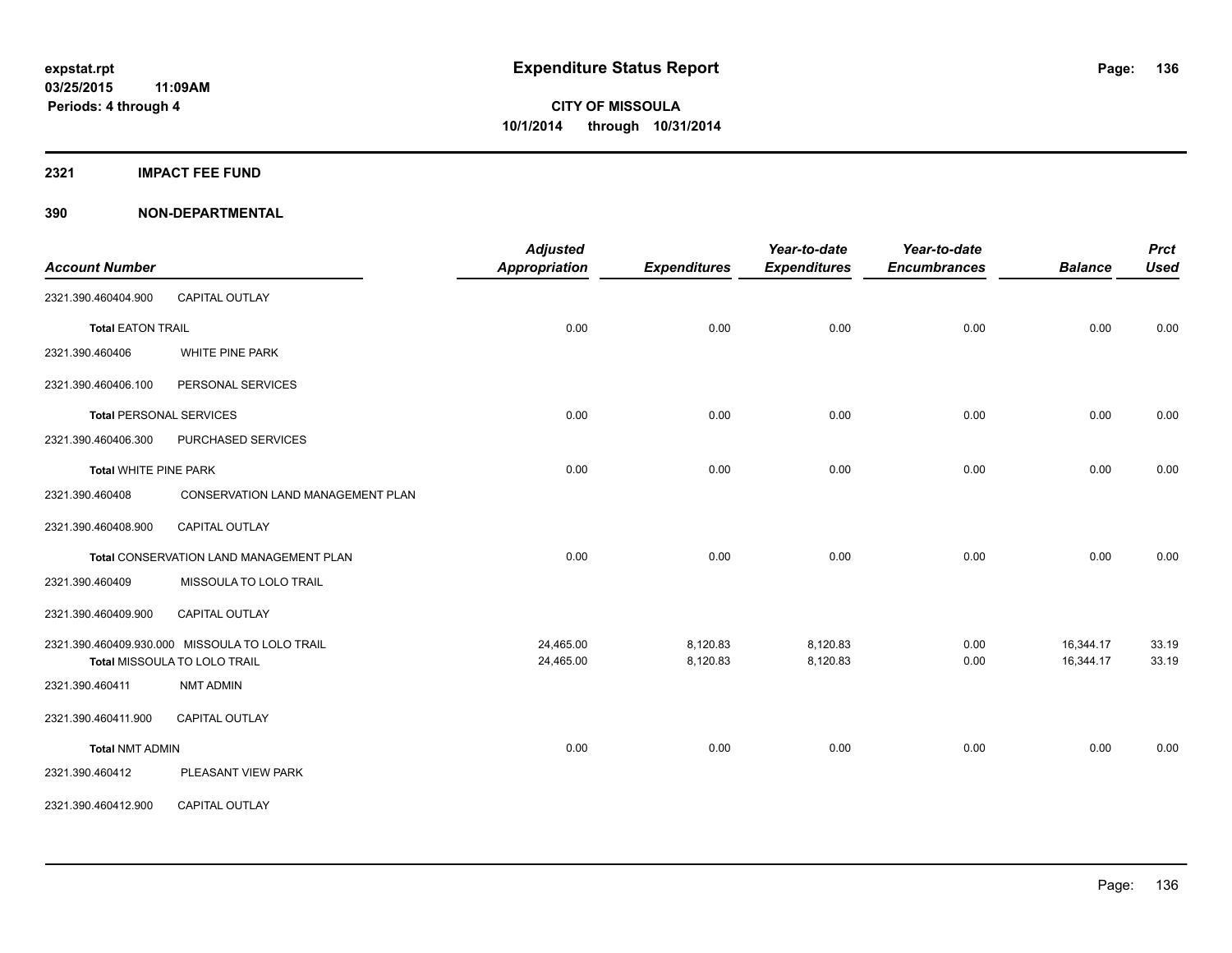**expstat.rpt**
**03/25/2015 11:09AM**
**Periods: 4 through 4**

# Expenditure Status Report

**CITY OF MISSOULA**
**10/1/2014 through 10/31/2014**

## 2321 IMPACT FEE FUND

## 390 NON-DEPARTMENTAL

| Account Number | | Adjusted Appropriation | Expenditures | Year-to-date Expenditures | Year-to-date Encumbrances | Balance | Prct Used |
|---|---|---|---|---|---|---|---|
| 2321.390.460404.900 | CAPITAL OUTLAY | | | | | | |
| **Total** EATON TRAIL | | 0.00 | 0.00 | 0.00 | 0.00 | 0.00 | 0.00 |
| 2321.390.460406 | WHITE PINE PARK | | | | | | |
| 2321.390.460406.100 | PERSONAL SERVICES | | | | | | |
| **Total** PERSONAL SERVICES | | 0.00 | 0.00 | 0.00 | 0.00 | 0.00 | 0.00 |
| 2321.390.460406.300 | PURCHASED SERVICES | | | | | | |
| **Total** WHITE PINE PARK | | 0.00 | 0.00 | 0.00 | 0.00 | 0.00 | 0.00 |
| 2321.390.460408 | CONSERVATION LAND MANAGEMENT PLAN | | | | | | |
| 2321.390.460408.900 | CAPITAL OUTLAY | | | | | | |
| **Total** CONSERVATION LAND MANAGEMENT PLAN | | 0.00 | 0.00 | 0.00 | 0.00 | 0.00 | 0.00 |
| 2321.390.460409 | MISSOULA TO LOLO TRAIL | | | | | | |
| 2321.390.460409.900 | CAPITAL OUTLAY | | | | | | |
| 2321.390.460409.930.000 | MISSOULA TO LOLO TRAIL | 24,465.00 | 8,120.83 | 8,120.83 | 0.00 | 16,344.17 | 33.19 |
| **Total** MISSOULA TO LOLO TRAIL | | 24,465.00 | 8,120.83 | 8,120.83 | 0.00 | 16,344.17 | 33.19 |
| 2321.390.460411 | NMT ADMIN | | | | | | |
| 2321.390.460411.900 | CAPITAL OUTLAY | | | | | | |
| **Total** NMT ADMIN | | 0.00 | 0.00 | 0.00 | 0.00 | 0.00 | 0.00 |
| 2321.390.460412 | PLEASANT VIEW PARK | | | | | | |
| 2321.390.460412.900 | CAPITAL OUTLAY | | | | | | |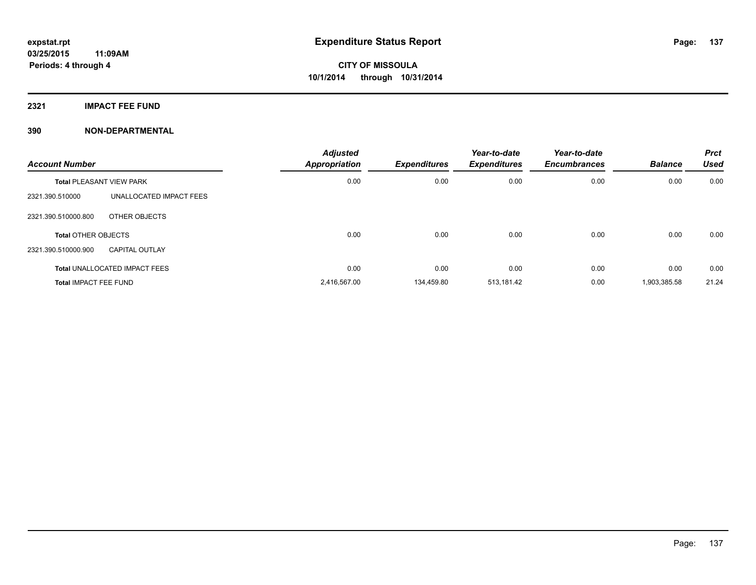# Expenditure Status Report

expstat.rpt
03/25/2015 11:09AM
Periods: 4 through 4

**CITY OF MISSOULA**
**10/1/2014 through 10/31/2014**

## 2321 IMPACT FEE FUND

## 390 NON-DEPARTMENTAL

| Account Number | | Adjusted Appropriation | Expenditures | Year-to-date Expenditures | Year-to-date Encumbrances | Balance | Prct Used |
|---|---|---|---|---|---|---|---|
| **Total** PLEASANT VIEW PARK | | 0.00 | 0.00 | 0.00 | 0.00 | 0.00 | 0.00 |
| 2321.390.510000 | UNALLOCATED IMPACT FEES | | | | | | |
| 2321.390.510000.800 | OTHER OBJECTS | | | | | | |
| **Total** OTHER OBJECTS | | 0.00 | 0.00 | 0.00 | 0.00 | 0.00 | 0.00 |
| 2321.390.510000.900 | CAPITAL OUTLAY | | | | | | |
| **Total** UNALLOCATED IMPACT FEES | | 0.00 | 0.00 | 0.00 | 0.00 | 0.00 | 0.00 |
| **Total** IMPACT FEE FUND | | 2,416,567.00 | 134,459.80 | 513,181.42 | 0.00 | 1,903,385.58 | 21.24 |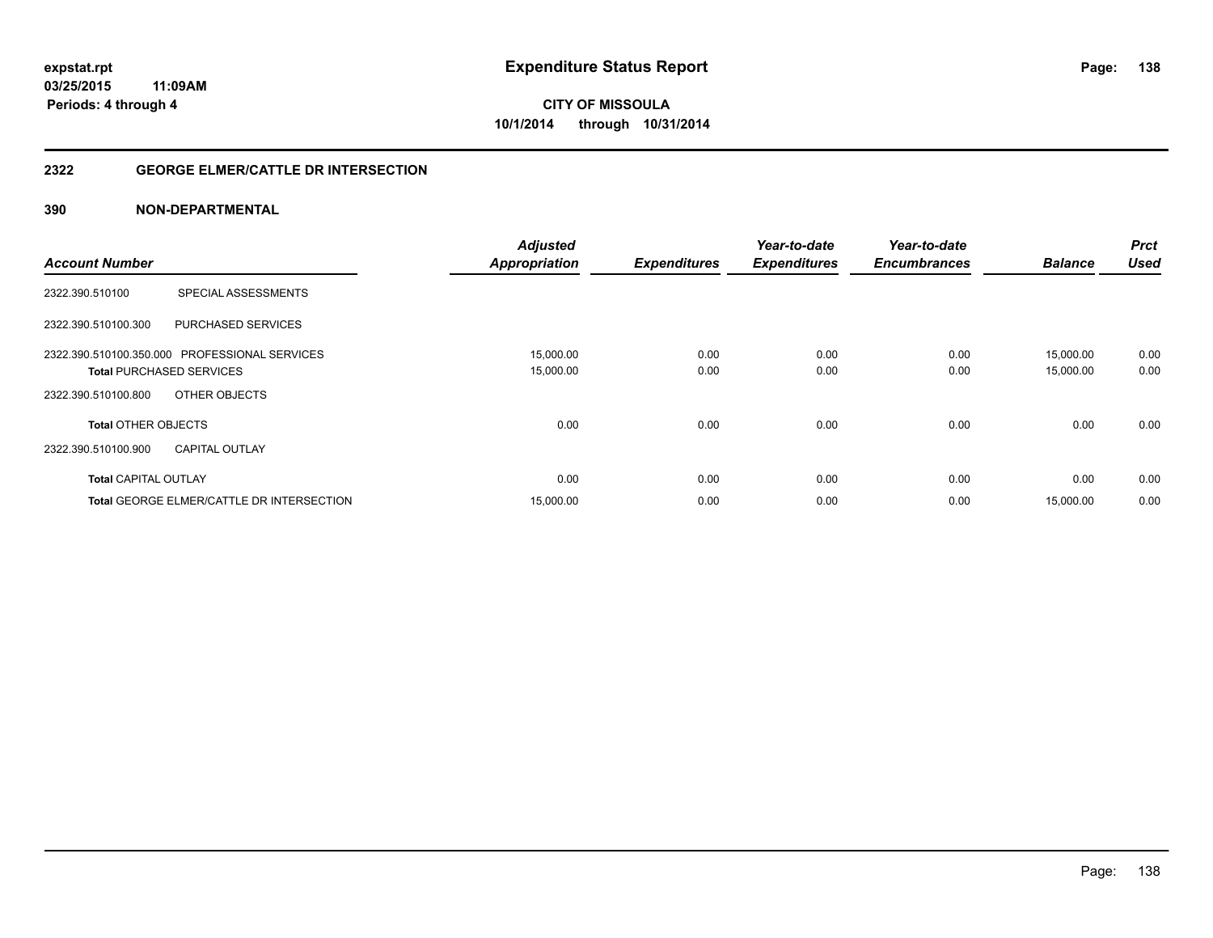**expstat.rpt**
**03/25/2015 11:09AM**
**Periods: 4 through 4**

# Expenditure Status Report

**CITY OF MISSOULA**
**10/1/2014 through 10/31/2014**

## 2322 GEORGE ELMER/CATTLE DR INTERSECTION

## 390 NON-DEPARTMENTAL

| Account Number | | Adjusted Appropriation | Expenditures | Year-to-date Expenditures | Year-to-date Encumbrances | Balance | Prct Used |
|---|---|---|---|---|---|---|---|
| 2322.390.510100 | SPECIAL ASSESSMENTS | | | | | | |
| 2322.390.510100.300 | PURCHASED SERVICES | | | | | | |
| 2322.390.510100.350.000 | PROFESSIONAL SERVICES | 15,000.00 | 0.00 | 0.00 | 0.00 | 15,000.00 | 0.00 |
| **Total** PURCHASED SERVICES | | 15,000.00 | 0.00 | 0.00 | 0.00 | 15,000.00 | 0.00 |
| 2322.390.510100.800 | OTHER OBJECTS | | | | | | |
| **Total** OTHER OBJECTS | | 0.00 | 0.00 | 0.00 | 0.00 | 0.00 | 0.00 |
| 2322.390.510100.900 | CAPITAL OUTLAY | | | | | | |
| **Total** CAPITAL OUTLAY | | 0.00 | 0.00 | 0.00 | 0.00 | 0.00 | 0.00 |
| **Total** GEORGE ELMER/CATTLE DR INTERSECTION | | 15,000.00 | 0.00 | 0.00 | 0.00 | 15,000.00 | 0.00 |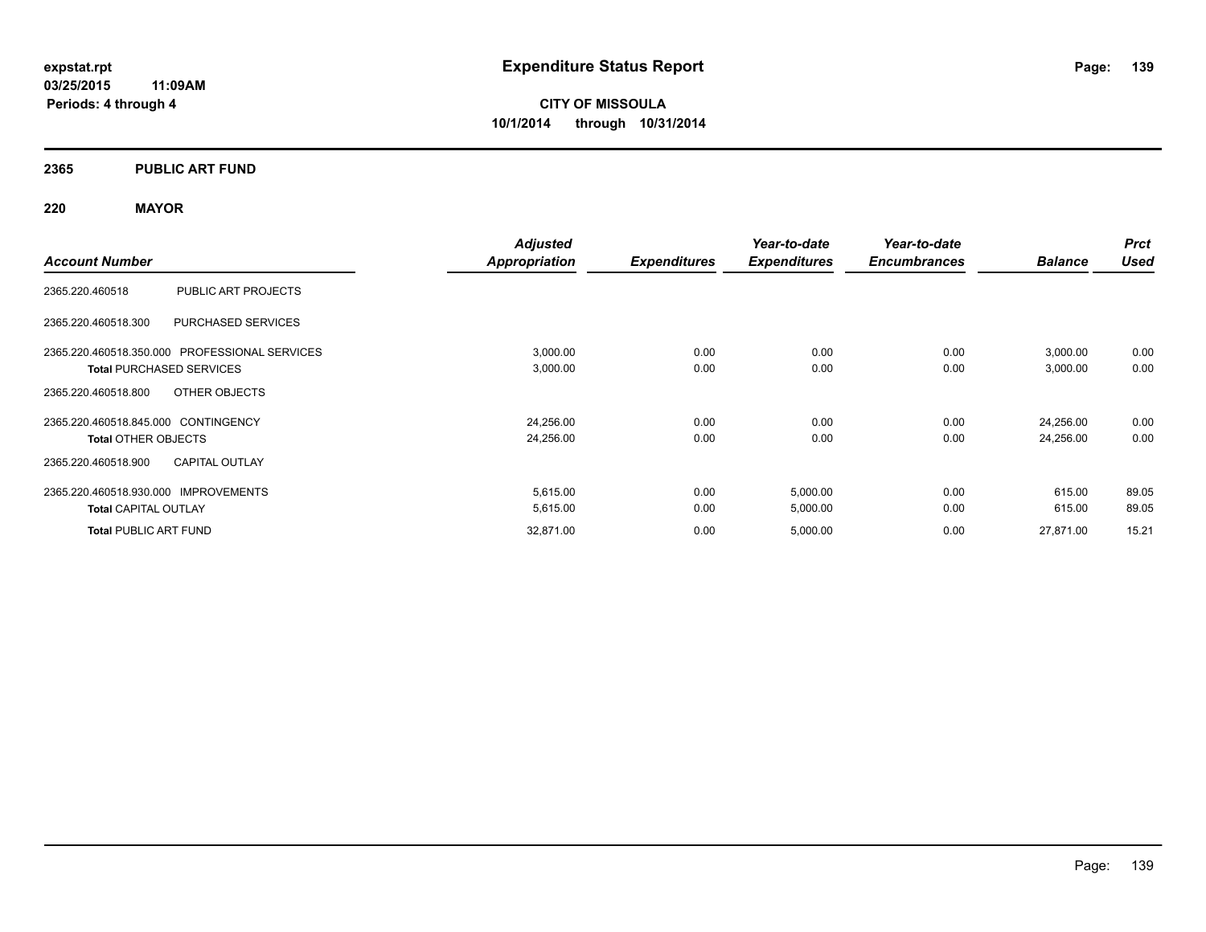**expstat.rpt**
**03/25/2015 11:09AM**
**Periods: 4 through 4**

# Expenditure Status Report

**CITY OF MISSOULA**
**10/1/2014 through 10/31/2014**

## 2365 PUBLIC ART FUND

### 220 MAYOR

| Account Number | | Adjusted Appropriation | Expenditures | Year-to-date Expenditures | Year-to-date Encumbrances | Balance | Prct Used |
|---|---|---|---|---|---|---|---|
| 2365.220.460518 | PUBLIC ART PROJECTS | | | | | | |
| 2365.220.460518.300 | PURCHASED SERVICES | | | | | | |
| 2365.220.460518.350.000 | PROFESSIONAL SERVICES | 3,000.00 | 0.00 | 0.00 | 0.00 | 3,000.00 | 0.00 |
| **Total** PURCHASED SERVICES | | 3,000.00 | 0.00 | 0.00 | 0.00 | 3,000.00 | 0.00 |
| 2365.220.460518.800 | OTHER OBJECTS | | | | | | |
| 2365.220.460518.845.000 | CONTINGENCY | 24,256.00 | 0.00 | 0.00 | 0.00 | 24,256.00 | 0.00 |
| **Total** OTHER OBJECTS | | 24,256.00 | 0.00 | 0.00 | 0.00 | 24,256.00 | 0.00 |
| 2365.220.460518.900 | CAPITAL OUTLAY | | | | | | |
| 2365.220.460518.930.000 | IMPROVEMENTS | 5,615.00 | 0.00 | 5,000.00 | 0.00 | 615.00 | 89.05 |
| **Total** CAPITAL OUTLAY | | 5,615.00 | 0.00 | 5,000.00 | 0.00 | 615.00 | 89.05 |
| **Total** PUBLIC ART FUND | | 32,871.00 | 0.00 | 5,000.00 | 0.00 | 27,871.00 | 15.21 |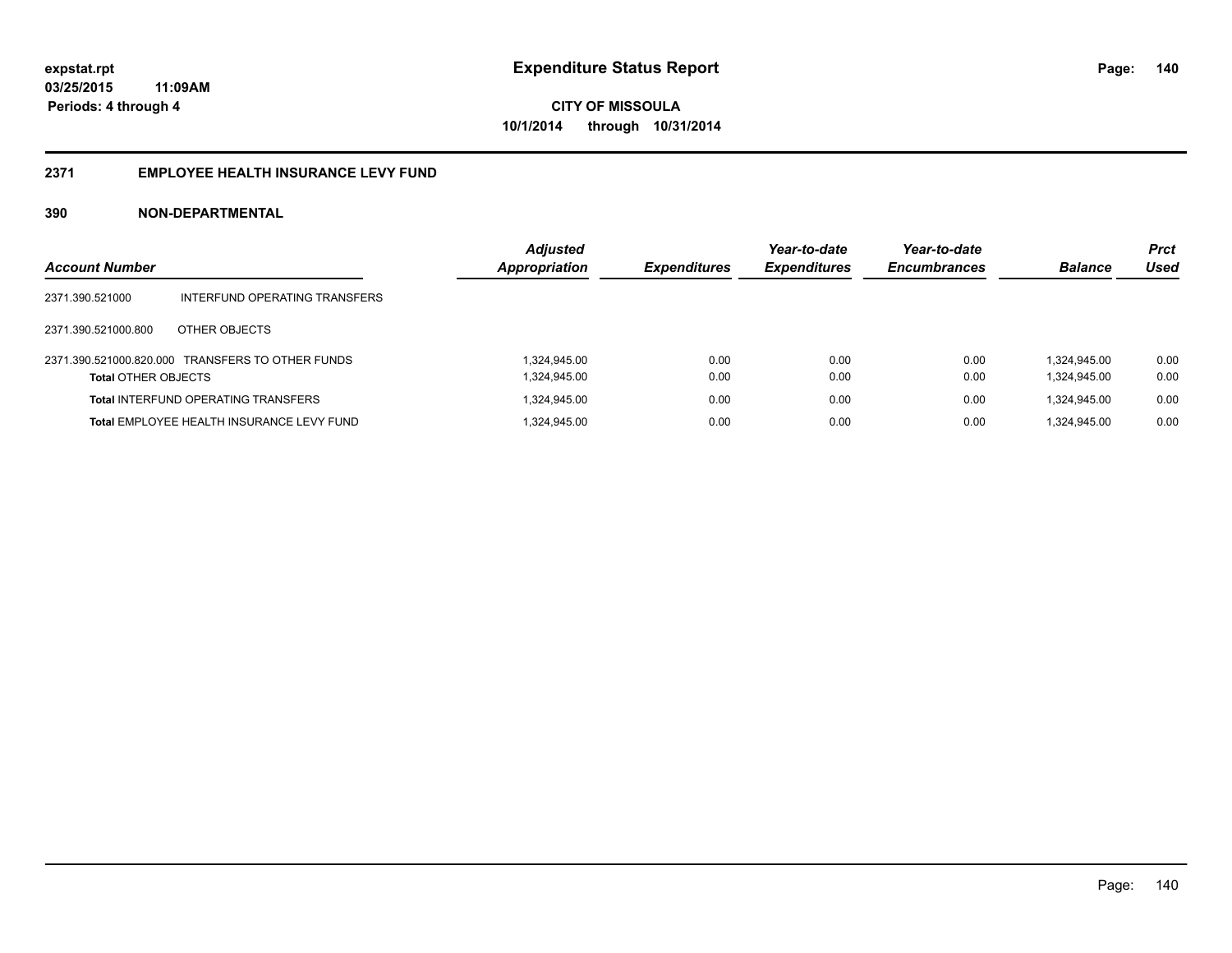**expstat.rpt**
**03/25/2015 11:09AM**
**Periods: 4 through 4**

# Expenditure Status Report

**CITY OF MISSOULA**
**10/1/2014 through 10/31/2014**

## 2371 EMPLOYEE HEALTH INSURANCE LEVY FUND

## 390 NON-DEPARTMENTAL

| Account Number | | Adjusted Appropriation | Expenditures | Year-to-date Expenditures | Year-to-date Encumbrances | Balance | Prct Used |
|---|---|---|---|---|---|---|---|
| 2371.390.521000 | INTERFUND OPERATING TRANSFERS | | | | | | |
| 2371.390.521000.800 | OTHER OBJECTS | | | | | | |
| 2371.390.521000.820.000 | TRANSFERS TO OTHER FUNDS | 1,324,945.00 | 0.00 | 0.00 | 0.00 | 1,324,945.00 | 0.00 |
| **Total** OTHER OBJECTS | | 1,324,945.00 | 0.00 | 0.00 | 0.00 | 1,324,945.00 | 0.00 |
| **Total** INTERFUND OPERATING TRANSFERS | | 1,324,945.00 | 0.00 | 0.00 | 0.00 | 1,324,945.00 | 0.00 |
| **Total** EMPLOYEE HEALTH INSURANCE LEVY FUND | | 1,324,945.00 | 0.00 | 0.00 | 0.00 | 1,324,945.00 | 0.00 |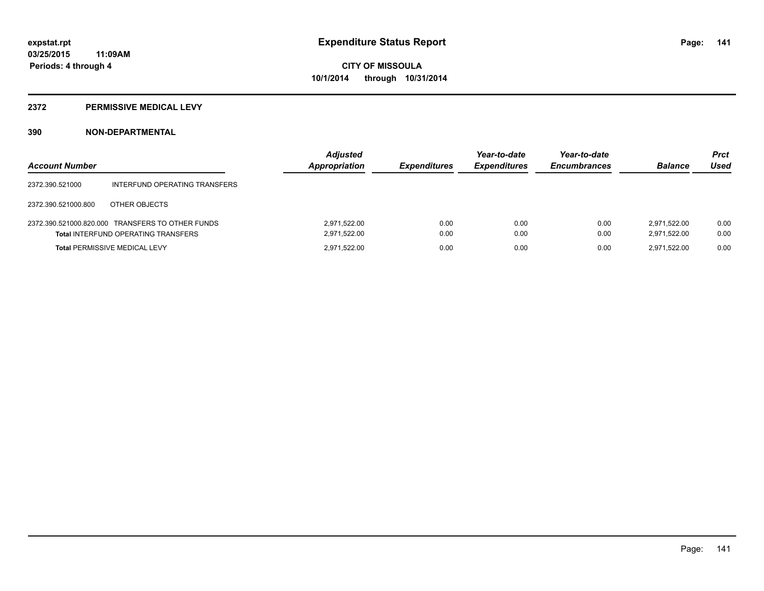# Expenditure Status Report

**CITY OF MISSOULA**
**10/1/2014 through 10/31/2014**

expstat.rpt
03/25/2015 11:09AM
Periods: 4 through 4

## 2372 PERMISSIVE MEDICAL LEVY

### 390 NON-DEPARTMENTAL

| Account Number | | Adjusted Appropriation | Expenditures | Year-to-date Expenditures | Year-to-date Encumbrances | Balance | Prct Used |
|---|---|---|---|---|---|---|---|
| 2372.390.521000 | INTERFUND OPERATING TRANSFERS | | | | | | |
| 2372.390.521000.800 | OTHER OBJECTS | | | | | | |
| 2372.390.521000.820.000 | TRANSFERS TO OTHER FUNDS | 2,971,522.00 | 0.00 | 0.00 | 0.00 | 2,971,522.00 | 0.00 |
| **Total** INTERFUND OPERATING TRANSFERS | | 2,971,522.00 | 0.00 | 0.00 | 0.00 | 2,971,522.00 | 0.00 |
| **Total** PERMISSIVE MEDICAL LEVY | | 2,971,522.00 | 0.00 | 0.00 | 0.00 | 2,971,522.00 | 0.00 |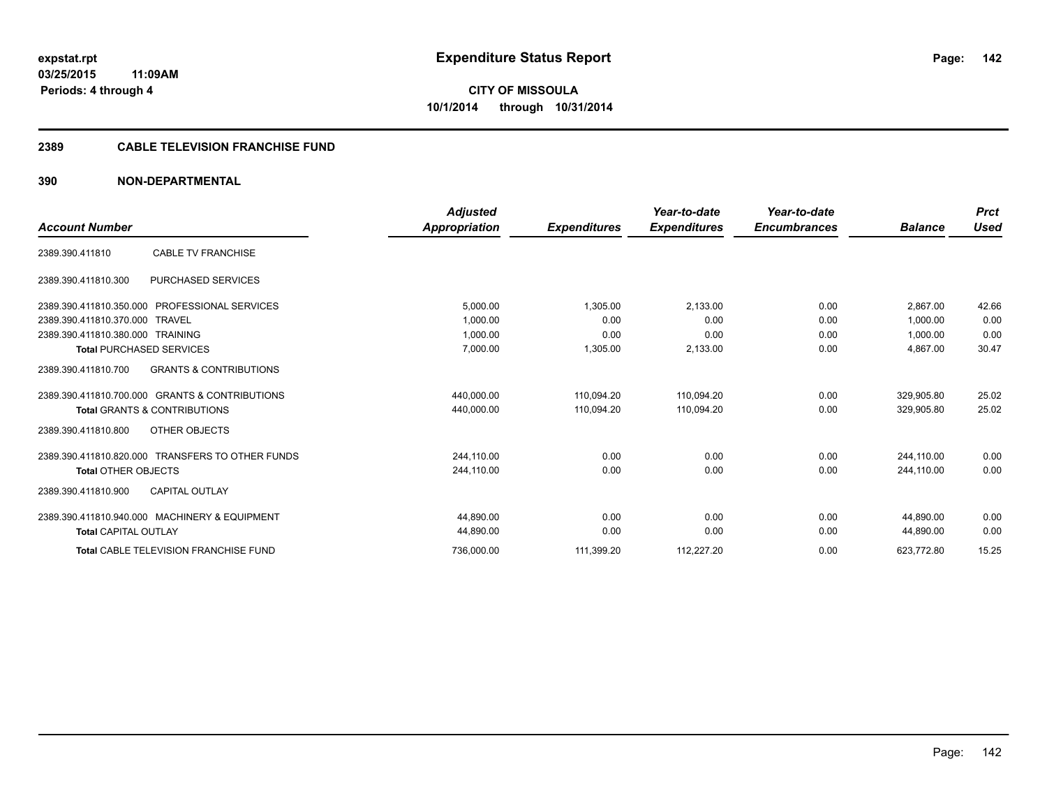**expstat.rpt**
**03/25/2015 11:09AM**
**Periods: 4 through 4**

# Expenditure Status Report

**CITY OF MISSOULA**
**10/1/2014 through 10/31/2014**

## 2389 CABLE TELEVISION FRANCHISE FUND

### 390 NON-DEPARTMENTAL

| Account Number | | Adjusted Appropriation | Expenditures | Year-to-date Expenditures | Year-to-date Encumbrances | Balance | Prct Used |
|---|---|---|---|---|---|---|---|
| 2389.390.411810 | CABLE TV FRANCHISE | | | | | | |
| 2389.390.411810.300 | PURCHASED SERVICES | | | | | | |
| 2389.390.411810.350.000 | PROFESSIONAL SERVICES | 5,000.00 | 1,305.00 | 2,133.00 | 0.00 | 2,867.00 | 42.66 |
| 2389.390.411810.370.000 | TRAVEL | 1,000.00 | 0.00 | 0.00 | 0.00 | 1,000.00 | 0.00 |
| 2389.390.411810.380.000 | TRAINING | 1,000.00 | 0.00 | 0.00 | 0.00 | 1,000.00 | 0.00 |
| **Total** PURCHASED SERVICES | | 7,000.00 | 1,305.00 | 2,133.00 | 0.00 | 4,867.00 | 30.47 |
| 2389.390.411810.700 | GRANTS & CONTRIBUTIONS | | | | | | |
| 2389.390.411810.700.000 | GRANTS & CONTRIBUTIONS | 440,000.00 | 110,094.20 | 110,094.20 | 0.00 | 329,905.80 | 25.02 |
| **Total** GRANTS & CONTRIBUTIONS | | 440,000.00 | 110,094.20 | 110,094.20 | 0.00 | 329,905.80 | 25.02 |
| 2389.390.411810.800 | OTHER OBJECTS | | | | | | |
| 2389.390.411810.820.000 | TRANSFERS TO OTHER FUNDS | 244,110.00 | 0.00 | 0.00 | 0.00 | 244,110.00 | 0.00 |
| **Total** OTHER OBJECTS | | 244,110.00 | 0.00 | 0.00 | 0.00 | 244,110.00 | 0.00 |
| 2389.390.411810.900 | CAPITAL OUTLAY | | | | | | |
| 2389.390.411810.940.000 | MACHINERY & EQUIPMENT | 44,890.00 | 0.00 | 0.00 | 0.00 | 44,890.00 | 0.00 |
| **Total** CAPITAL OUTLAY | | 44,890.00 | 0.00 | 0.00 | 0.00 | 44,890.00 | 0.00 |
| **Total** CABLE TELEVISION FRANCHISE FUND | | 736,000.00 | 111,399.20 | 112,227.20 | 0.00 | 623,772.80 | 15.25 |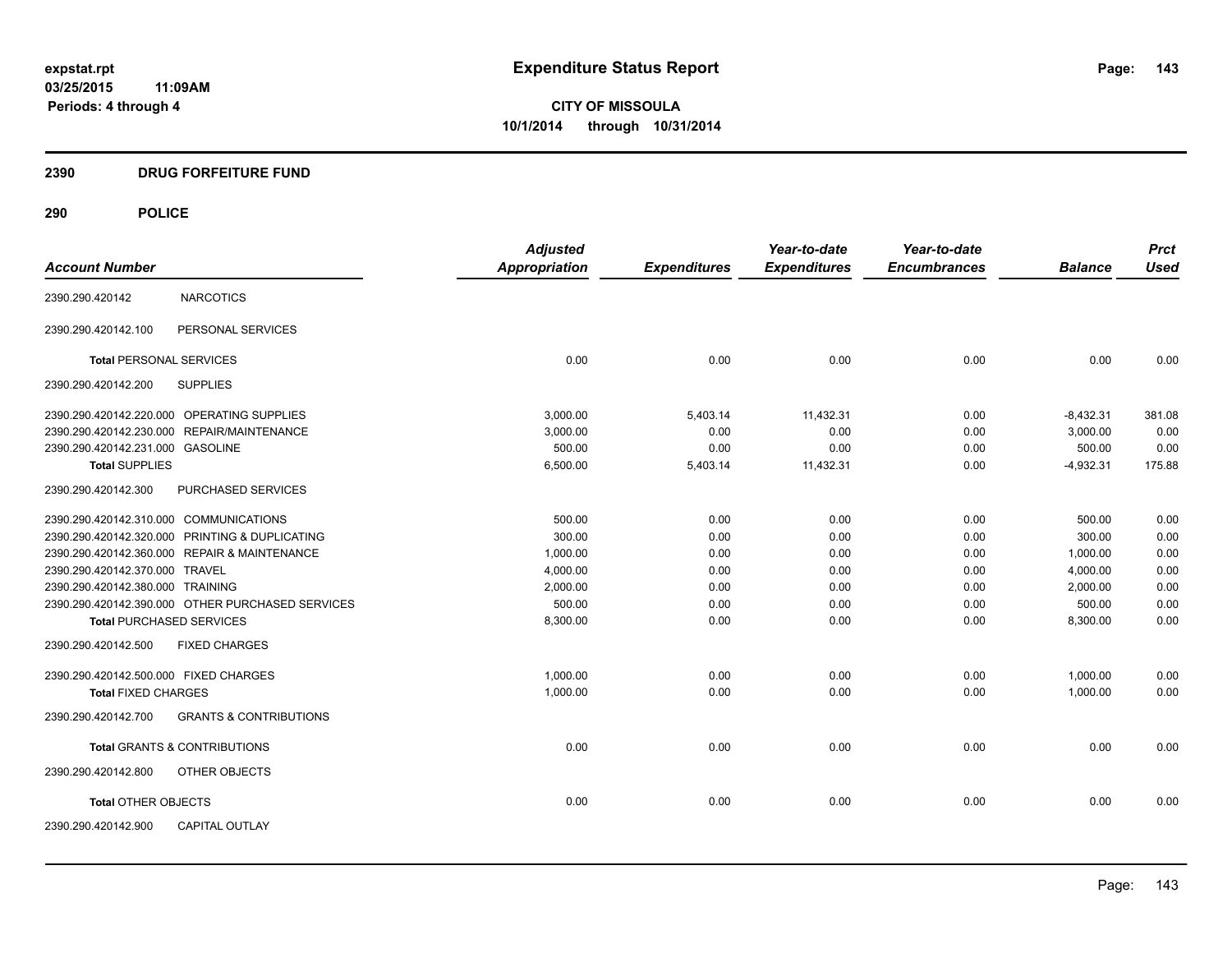expstat.rpt
03/25/2015 11:09AM
Periods: 4 through 4

# Expenditure Status Report

**CITY OF MISSOULA**
**10/1/2014 through 10/31/2014**

## 2390 DRUG FORFEITURE FUND

## 290 POLICE

| Account Number | | Adjusted Appropriation | Expenditures | Year-to-date Expenditures | Year-to-date Encumbrances | Balance | Prct Used |
|---|---|---|---|---|---|---|---|
| 2390.290.420142 | NARCOTICS | | | | | | |
| 2390.290.420142.100 | PERSONAL SERVICES | | | | | | |
| **Total** PERSONAL SERVICES | | 0.00 | 0.00 | 0.00 | 0.00 | 0.00 | 0.00 |
| 2390.290.420142.200 | SUPPLIES | | | | | | |
| 2390.290.420142.220.000 | OPERATING SUPPLIES | 3,000.00 | 5,403.14 | 11,432.31 | 0.00 | -8,432.31 | 381.08 |
| 2390.290.420142.230.000 | REPAIR/MAINTENANCE | 3,000.00 | 0.00 | 0.00 | 0.00 | 3,000.00 | 0.00 |
| 2390.290.420142.231.000 | GASOLINE | 500.00 | 0.00 | 0.00 | 0.00 | 500.00 | 0.00 |
| **Total SUPPLIES** | | 6,500.00 | 5,403.14 | 11,432.31 | 0.00 | -4,932.31 | 175.88 |
| 2390.290.420142.300 | PURCHASED SERVICES | | | | | | |
| 2390.290.420142.310.000 | COMMUNICATIONS | 500.00 | 0.00 | 0.00 | 0.00 | 500.00 | 0.00 |
| 2390.290.420142.320.000 | PRINTING & DUPLICATING | 300.00 | 0.00 | 0.00 | 0.00 | 300.00 | 0.00 |
| 2390.290.420142.360.000 | REPAIR & MAINTENANCE | 1,000.00 | 0.00 | 0.00 | 0.00 | 1,000.00 | 0.00 |
| 2390.290.420142.370.000 | TRAVEL | 4,000.00 | 0.00 | 0.00 | 0.00 | 4,000.00 | 0.00 |
| 2390.290.420142.380.000 | TRAINING | 2,000.00 | 0.00 | 0.00 | 0.00 | 2,000.00 | 0.00 |
| 2390.290.420142.390.000 | OTHER PURCHASED SERVICES | 500.00 | 0.00 | 0.00 | 0.00 | 500.00 | 0.00 |
| **Total** PURCHASED SERVICES | | 8,300.00 | 0.00 | 0.00 | 0.00 | 8,300.00 | 0.00 |
| 2390.290.420142.500 | FIXED CHARGES | | | | | | |
| 2390.290.420142.500.000 | FIXED CHARGES | 1,000.00 | 0.00 | 0.00 | 0.00 | 1,000.00 | 0.00 |
| **Total FIXED CHARGES** | | 1,000.00 | 0.00 | 0.00 | 0.00 | 1,000.00 | 0.00 |
| 2390.290.420142.700 | GRANTS & CONTRIBUTIONS | | | | | | |
| **Total** GRANTS & CONTRIBUTIONS | | 0.00 | 0.00 | 0.00 | 0.00 | 0.00 | 0.00 |
| 2390.290.420142.800 | OTHER OBJECTS | | | | | | |
| **Total** OTHER OBJECTS | | 0.00 | 0.00 | 0.00 | 0.00 | 0.00 | 0.00 |
| 2390.290.420142.900 | CAPITAL OUTLAY | | | | | | |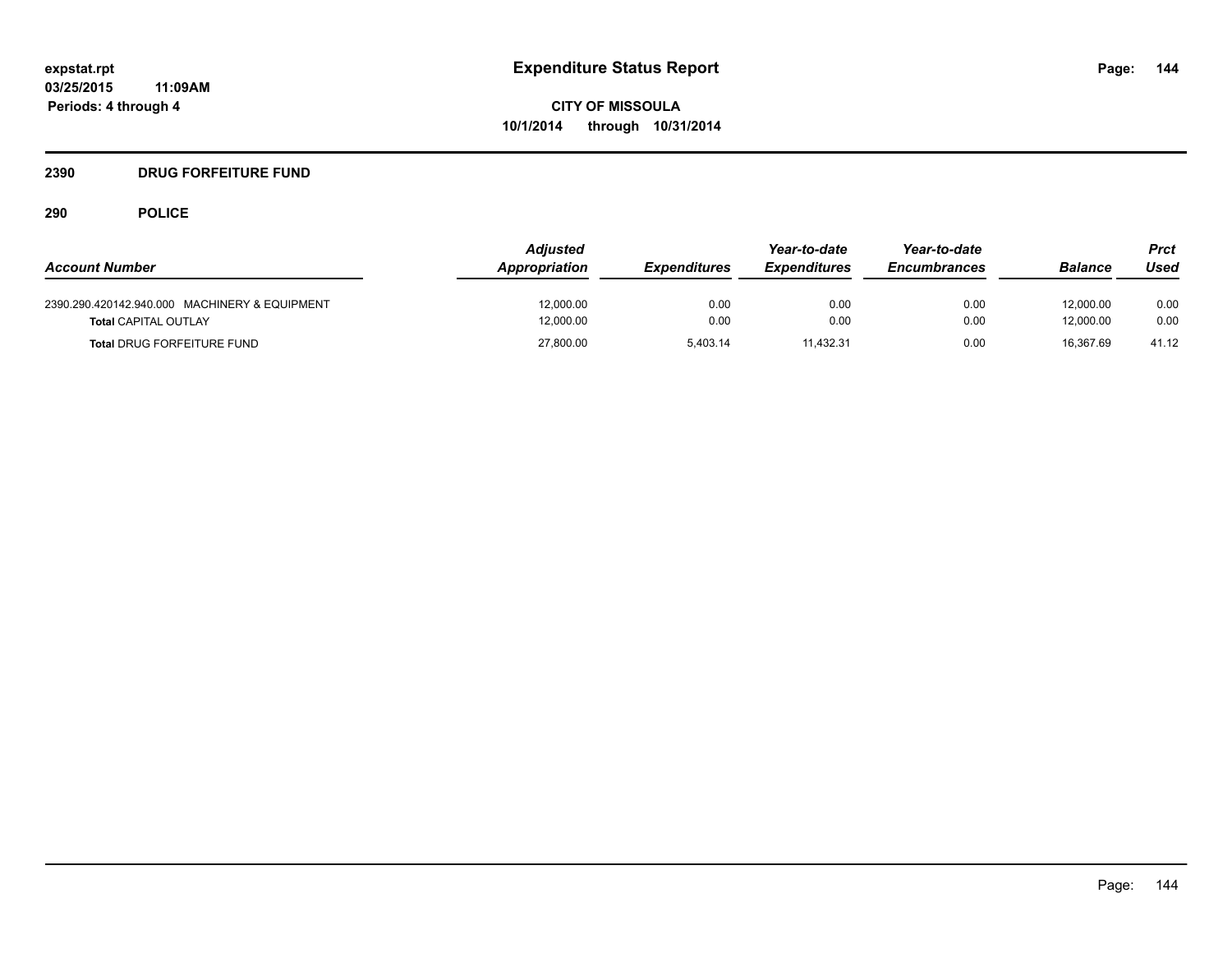# Expenditure Status Report

**CITY OF MISSOULA**
**10/1/2014 through 10/31/2014**

expstat.rpt
03/25/2015 11:09AM
Periods: 4 through 4

## 2390 DRUG FORFEITURE FUND

## 290 POLICE

| Account Number | Adjusted Appropriation | Expenditures | Year-to-date Expenditures | Year-to-date Encumbrances | Balance | Prct Used |
|---|---|---|---|---|---|---|
| 2390.290.420142.940.000 MACHINERY & EQUIPMENT | 12,000.00 | 0.00 | 0.00 | 0.00 | 12,000.00 | 0.00 |
| **Total** CAPITAL OUTLAY | 12,000.00 | 0.00 | 0.00 | 0.00 | 12,000.00 | 0.00 |
| **Total** DRUG FORFEITURE FUND | 27,800.00 | 5,403.14 | 11,432.31 | 0.00 | 16,367.69 | 41.12 |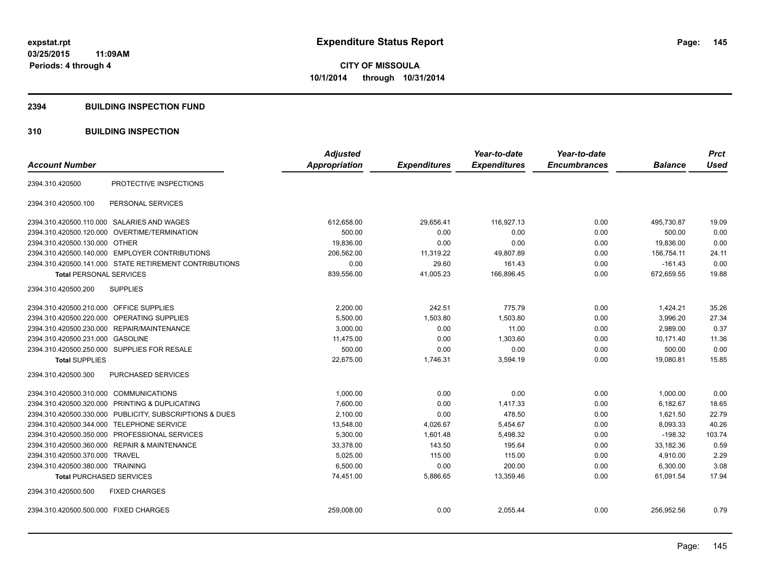**expstat.rpt**
**03/25/2015 11:09AM**
**Periods: 4 through 4**

# Expenditure Status Report

**CITY OF MISSOULA**
**10/1/2014 through 10/31/2014**

## 2394 BUILDING INSPECTION FUND

## 310 BUILDING INSPECTION

| Account Number | | Adjusted Appropriation | Expenditures | Year-to-date Expenditures | Year-to-date Encumbrances | Balance | Prct Used |
|---|---|---|---|---|---|---|---|
| 2394.310.420500 | PROTECTIVE INSPECTIONS | | | | | | |
| 2394.310.420500.100 | PERSONAL SERVICES | | | | | | |
| 2394.310.420500.110.000 | SALARIES AND WAGES | 612,658.00 | 29,656.41 | 116,927.13 | 0.00 | 495,730.87 | 19.09 |
| 2394.310.420500.120.000 | OVERTIME/TERMINATION | 500.00 | 0.00 | 0.00 | 0.00 | 500.00 | 0.00 |
| 2394.310.420500.130.000 | OTHER | 19,836.00 | 0.00 | 0.00 | 0.00 | 19,836.00 | 0.00 |
| 2394.310.420500.140.000 | EMPLOYER CONTRIBUTIONS | 206,562.00 | 11,319.22 | 49,807.89 | 0.00 | 156,754.11 | 24.11 |
| 2394.310.420500.141.000 | STATE RETIREMENT CONTRIBUTIONS | 0.00 | 29.60 | 161.43 | 0.00 | -161.43 | 0.00 |
| **Total** PERSONAL SERVICES | | 839,556.00 | 41,005.23 | 166,896.45 | 0.00 | 672,659.55 | 19.88 |
| 2394.310.420500.200 | SUPPLIES | | | | | | |
| 2394.310.420500.210.000 | OFFICE SUPPLIES | 2,200.00 | 242.51 | 775.79 | 0.00 | 1,424.21 | 35.26 |
| 2394.310.420500.220.000 | OPERATING SUPPLIES | 5,500.00 | 1,503.80 | 1,503.80 | 0.00 | 3,996.20 | 27.34 |
| 2394.310.420500.230.000 | REPAIR/MAINTENANCE | 3,000.00 | 0.00 | 11.00 | 0.00 | 2,989.00 | 0.37 |
| 2394.310.420500.231.000 | GASOLINE | 11,475.00 | 0.00 | 1,303.60 | 0.00 | 10,171.40 | 11.36 |
| 2394.310.420500.250.000 | SUPPLIES FOR RESALE | 500.00 | 0.00 | 0.00 | 0.00 | 500.00 | 0.00 |
| **Total** SUPPLIES | | 22,675.00 | 1,746.31 | 3,594.19 | 0.00 | 19,080.81 | 15.85 |
| 2394.310.420500.300 | PURCHASED SERVICES | | | | | | |
| 2394.310.420500.310.000 | COMMUNICATIONS | 1,000.00 | 0.00 | 0.00 | 0.00 | 1,000.00 | 0.00 |
| 2394.310.420500.320.000 | PRINTING & DUPLICATING | 7,600.00 | 0.00 | 1,417.33 | 0.00 | 6,182.67 | 18.65 |
| 2394.310.420500.330.000 | PUBLICITY, SUBSCRIPTIONS & DUES | 2,100.00 | 0.00 | 478.50 | 0.00 | 1,621.50 | 22.79 |
| 2394.310.420500.344.000 | TELEPHONE SERVICE | 13,548.00 | 4,026.67 | 5,454.67 | 0.00 | 8,093.33 | 40.26 |
| 2394.310.420500.350.000 | PROFESSIONAL SERVICES | 5,300.00 | 1,601.48 | 5,498.32 | 0.00 | -198.32 | 103.74 |
| 2394.310.420500.360.000 | REPAIR & MAINTENANCE | 33,378.00 | 143.50 | 195.64 | 0.00 | 33,182.36 | 0.59 |
| 2394.310.420500.370.000 | TRAVEL | 5,025.00 | 115.00 | 115.00 | 0.00 | 4,910.00 | 2.29 |
| 2394.310.420500.380.000 | TRAINING | 6,500.00 | 0.00 | 200.00 | 0.00 | 6,300.00 | 3.08 |
| **Total** PURCHASED SERVICES | | 74,451.00 | 5,886.65 | 13,359.46 | 0.00 | 61,091.54 | 17.94 |
| 2394.310.420500.500 | FIXED CHARGES | | | | | | |
| 2394.310.420500.500.000 | FIXED CHARGES | 259,008.00 | 0.00 | 2,055.44 | 0.00 | 256,952.56 | 0.79 |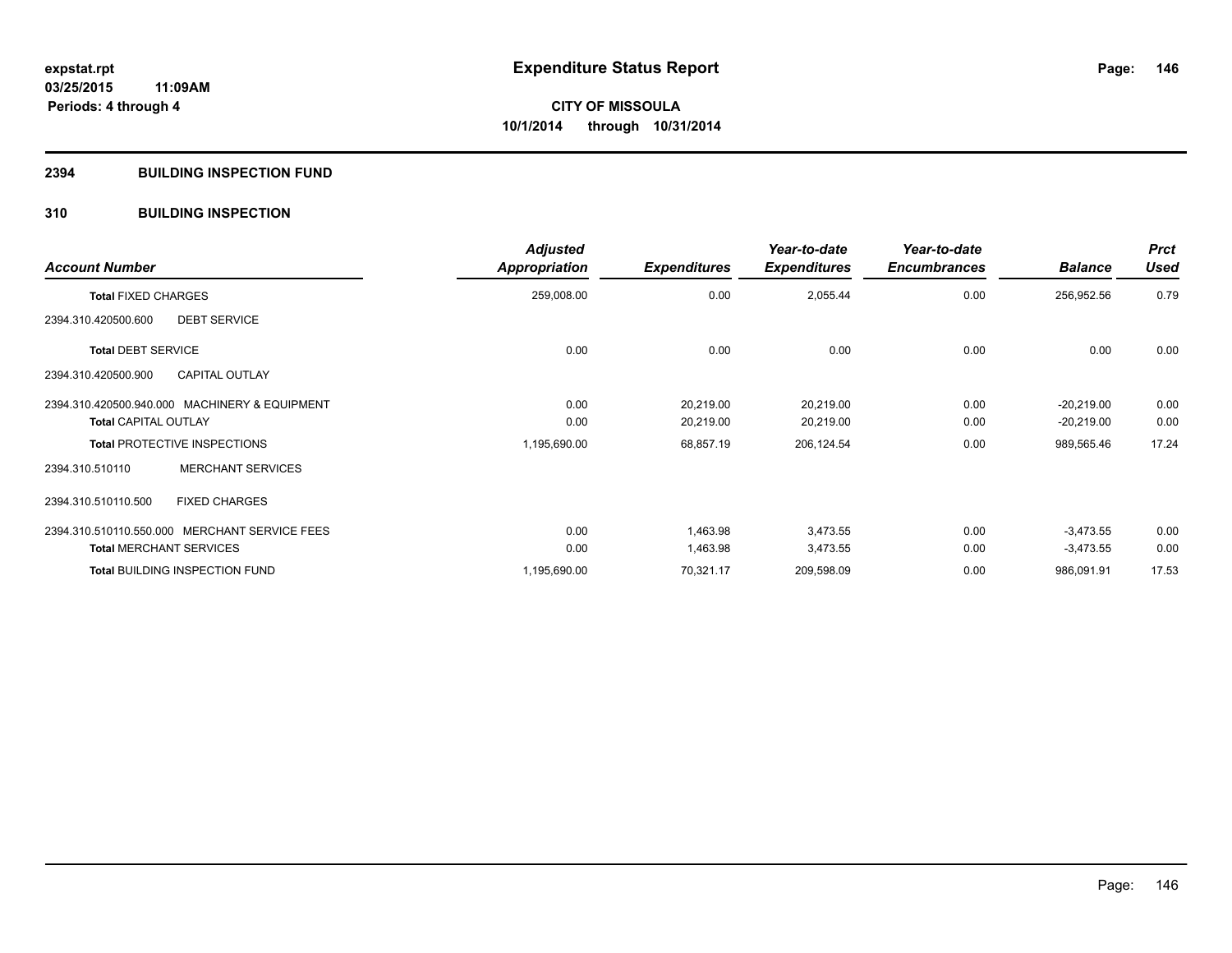**expstat.rpt**
**03/25/2015 11:09AM**
**Periods: 4 through 4**

# Expenditure Status Report

**CITY OF MISSOULA**
**10/1/2014 through 10/31/2014**

## 2394 BUILDING INSPECTION FUND

## 310 BUILDING INSPECTION

| Account Number | | Adjusted Appropriation | Expenditures | Year-to-date Expenditures | Year-to-date Encumbrances | Balance | Prct Used |
|---|---|---|---|---|---|---|---|
| **Total** FIXED CHARGES | | 259,008.00 | 0.00 | 2,055.44 | 0.00 | 256,952.56 | 0.79 |
| 2394.310.420500.600 | DEBT SERVICE | | | | | | |
| **Total** DEBT SERVICE | | 0.00 | 0.00 | 0.00 | 0.00 | 0.00 | 0.00 |
| 2394.310.420500.900 | CAPITAL OUTLAY | | | | | | |
| 2394.310.420500.940.000 | MACHINERY & EQUIPMENT | 0.00 | 20,219.00 | 20,219.00 | 0.00 | -20,219.00 | 0.00 |
| **Total** CAPITAL OUTLAY | | 0.00 | 20,219.00 | 20,219.00 | 0.00 | -20,219.00 | 0.00 |
| **Total** PROTECTIVE INSPECTIONS | | 1,195,690.00 | 68,857.19 | 206,124.54 | 0.00 | 989,565.46 | 17.24 |
| 2394.310.510110 | MERCHANT SERVICES | | | | | | |
| 2394.310.510110.500 | FIXED CHARGES | | | | | | |
| 2394.310.510110.550.000 | MERCHANT SERVICE FEES | 0.00 | 1,463.98 | 3,473.55 | 0.00 | -3,473.55 | 0.00 |
| **Total** MERCHANT SERVICES | | 0.00 | 1,463.98 | 3,473.55 | 0.00 | -3,473.55 | 0.00 |
| **Total** BUILDING INSPECTION FUND | | 1,195,690.00 | 70,321.17 | 209,598.09 | 0.00 | 986,091.91 | 17.53 |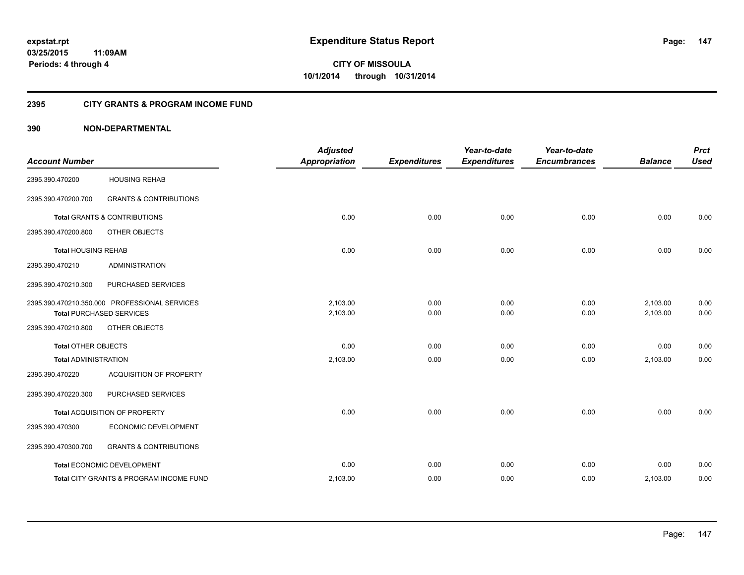**expstat.rpt**
**03/25/2015 11:09AM**
**Periods: 4 through 4**

# Expenditure Status Report

**CITY OF MISSOULA**
**10/1/2014 through 10/31/2014**

## 2395 CITY GRANTS & PROGRAM INCOME FUND

## 390 NON-DEPARTMENTAL

| Account Number | | Adjusted Appropriation | Expenditures | Year-to-date Expenditures | Year-to-date Encumbrances | Balance | Prct Used |
|---|---|---|---|---|---|---|---|
| 2395.390.470200 | HOUSING REHAB | | | | | | |
| 2395.390.470200.700 | GRANTS & CONTRIBUTIONS | | | | | | |
| **Total** GRANTS & CONTRIBUTIONS | | 0.00 | 0.00 | 0.00 | 0.00 | 0.00 | 0.00 |
| 2395.390.470200.800 | OTHER OBJECTS | | | | | | |
| **Total** HOUSING REHAB | | 0.00 | 0.00 | 0.00 | 0.00 | 0.00 | 0.00 |
| 2395.390.470210 | ADMINISTRATION | | | | | | |
| 2395.390.470210.300 | PURCHASED SERVICES | | | | | | |
| 2395.390.470210.350.000 | PROFESSIONAL SERVICES | 2,103.00 | 0.00 | 0.00 | 0.00 | 2,103.00 | 0.00 |
| **Total** PURCHASED SERVICES | | 2,103.00 | 0.00 | 0.00 | 0.00 | 2,103.00 | 0.00 |
| 2395.390.470210.800 | OTHER OBJECTS | | | | | | |
| **Total** OTHER OBJECTS | | 0.00 | 0.00 | 0.00 | 0.00 | 0.00 | 0.00 |
| **Total** ADMINISTRATION | | 2,103.00 | 0.00 | 0.00 | 0.00 | 2,103.00 | 0.00 |
| 2395.390.470220 | ACQUISITION OF PROPERTY | | | | | | |
| 2395.390.470220.300 | PURCHASED SERVICES | | | | | | |
| **Total** ACQUISITION OF PROPERTY | | 0.00 | 0.00 | 0.00 | 0.00 | 0.00 | 0.00 |
| 2395.390.470300 | ECONOMIC DEVELOPMENT | | | | | | |
| 2395.390.470300.700 | GRANTS & CONTRIBUTIONS | | | | | | |
| **Total** ECONOMIC DEVELOPMENT | | 0.00 | 0.00 | 0.00 | 0.00 | 0.00 | 0.00 |
| **Total** CITY GRANTS & PROGRAM INCOME FUND | | 2,103.00 | 0.00 | 0.00 | 0.00 | 2,103.00 | 0.00 |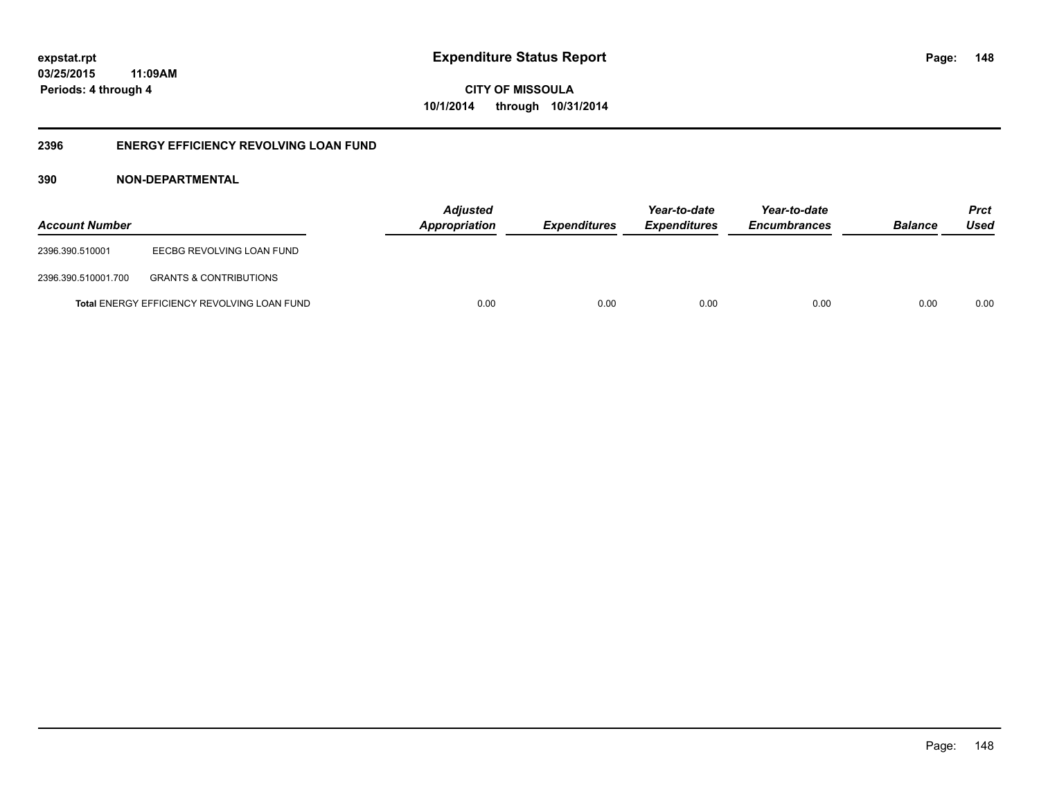**expstat.rpt**
**03/25/2015 11:09AM**
**Periods: 4 through 4**

# Expenditure Status Report

**CITY OF MISSOULA**
**10/1/2014 through 10/31/2014**

## 2396 ENERGY EFFICIENCY REVOLVING LOAN FUND

### 390 NON-DEPARTMENTAL

| Account Number | | Adjusted Appropriation | Expenditures | Year-to-date Expenditures | Year-to-date Encumbrances | Balance | Prct Used |
|---|---|---|---|---|---|---|---|
| 2396.390.510001 | EECBG REVOLVING LOAN FUND | | | | | | |
| 2396.390.510001.700 | GRANTS & CONTRIBUTIONS | | | | | | |
| **Total** ENERGY EFFICIENCY REVOLVING LOAN FUND | | 0.00 | 0.00 | 0.00 | 0.00 | 0.00 | 0.00 |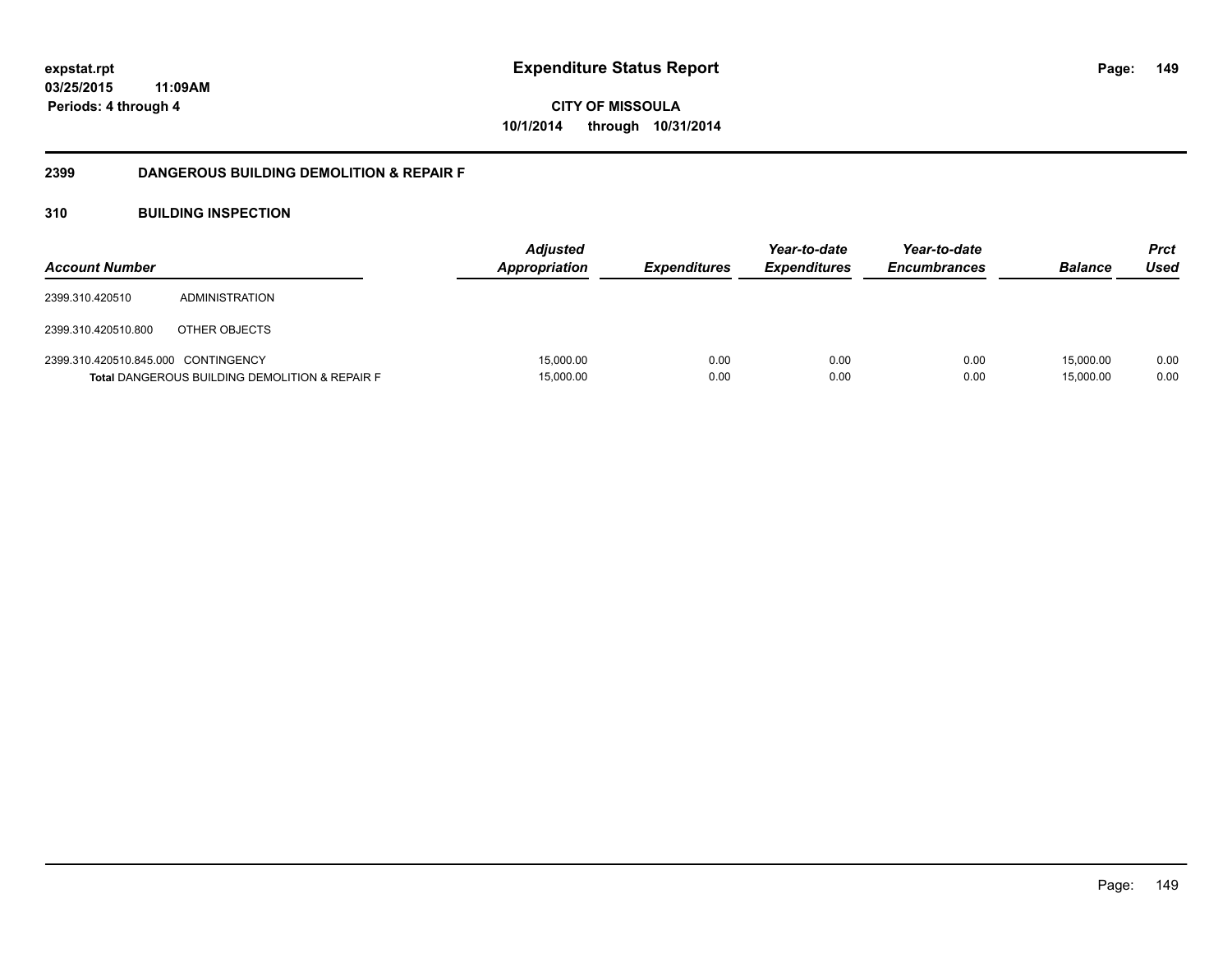**expstat.rpt**
**03/25/2015 11:09AM**
**Periods: 4 through 4**

# Expenditure Status Report

**CITY OF MISSOULA**
**10/1/2014 through 10/31/2014**

## 2399 DANGEROUS BUILDING DEMOLITION & REPAIR F

### 310 BUILDING INSPECTION

| Account Number | | Adjusted Appropriation | Expenditures | Year-to-date Expenditures | Year-to-date Encumbrances | Balance | Prct Used |
|---|---|---|---|---|---|---|---|
| 2399.310.420510 | ADMINISTRATION | | | | | | |
| 2399.310.420510.800 | OTHER OBJECTS | | | | | | |
| 2399.310.420510.845.000 | CONTINGENCY | 15,000.00 | 0.00 | 0.00 | 0.00 | 15,000.00 | 0.00 |
| **Total** DANGEROUS BUILDING DEMOLITION & REPAIR F | | 15,000.00 | 0.00 | 0.00 | 0.00 | 15,000.00 | 0.00 |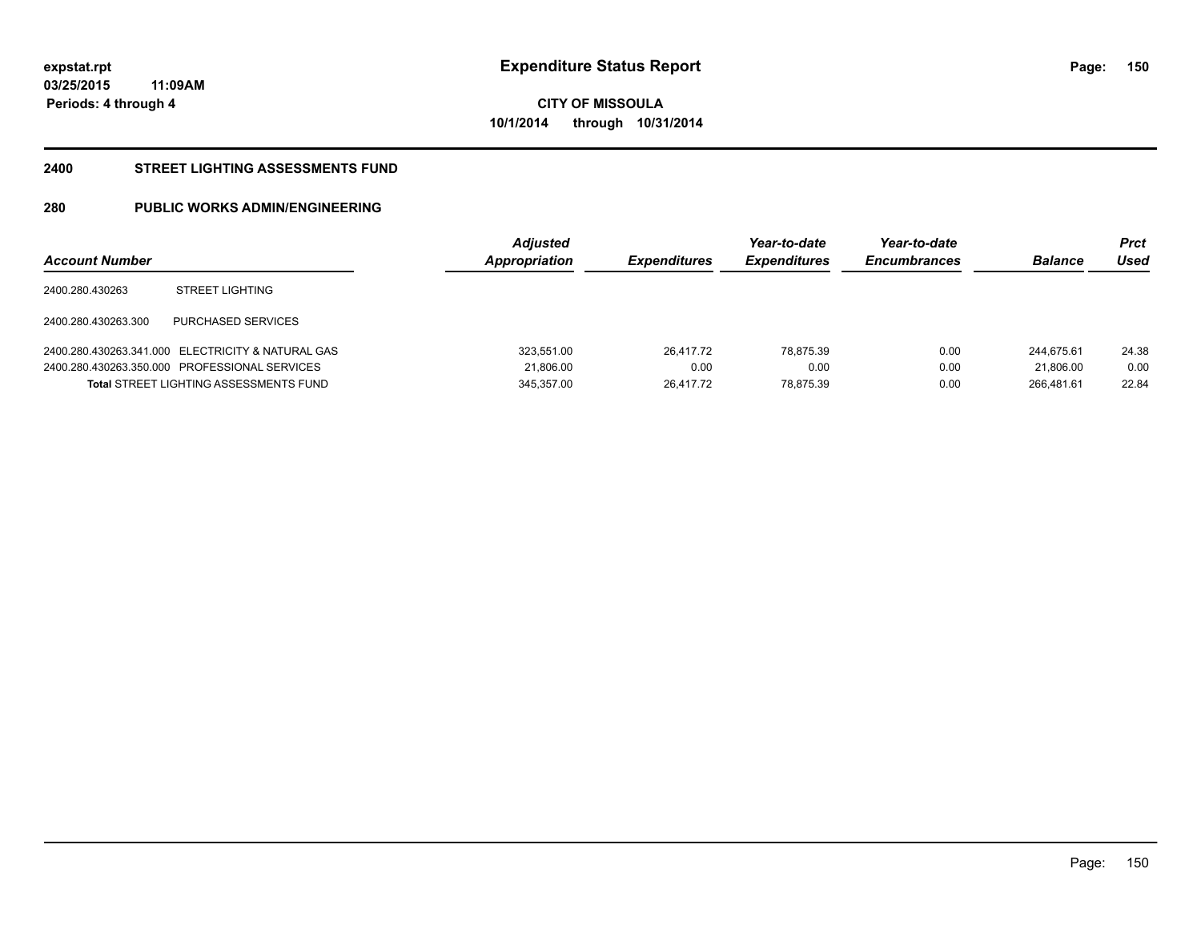**expstat.rpt**
**03/25/2015 11:09AM**
**Periods: 4 through 4**

# Expenditure Status Report

**CITY OF MISSOULA**
**10/1/2014 through 10/31/2014**

## 2400 STREET LIGHTING ASSESSMENTS FUND

## 280 PUBLIC WORKS ADMIN/ENGINEERING

| Account Number | | Adjusted Appropriation | Expenditures | Year-to-date Expenditures | Year-to-date Encumbrances | Balance | Prct Used |
|---|---|---|---|---|---|---|---|
| 2400.280.430263 | STREET LIGHTING | | | | | | |
| 2400.280.430263.300 | PURCHASED SERVICES | | | | | | |
| 2400.280.430263.341.000 | ELECTRICITY & NATURAL GAS | 323,551.00 | 26,417.72 | 78,875.39 | 0.00 | 244,675.61 | 24.38 |
| 2400.280.430263.350.000 | PROFESSIONAL SERVICES | 21,806.00 | 0.00 | 0.00 | 0.00 | 21,806.00 | 0.00 |
| **Total** STREET LIGHTING ASSESSMENTS FUND | | 345,357.00 | 26,417.72 | 78,875.39 | 0.00 | 266,481.61 | 22.84 |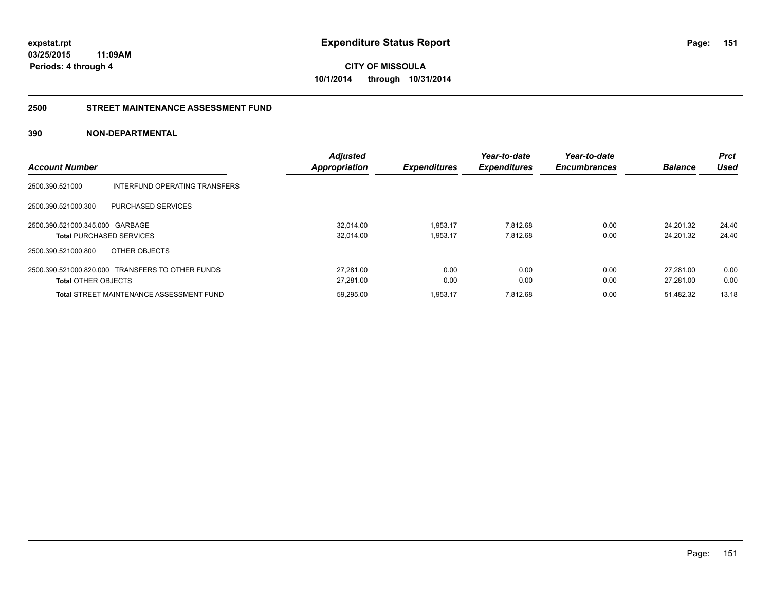expstat.rpt
03/25/2015 11:09AM
Periods: 4 through 4

# Expenditure Status Report

**CITY OF MISSOULA**
**10/1/2014 through 10/31/2014**

## 2500 STREET MAINTENANCE ASSESSMENT FUND

### 390 NON-DEPARTMENTAL

| Account Number | | Adjusted Appropriation | Expenditures | Year-to-date Expenditures | Year-to-date Encumbrances | Balance | Prct Used |
|---|---|---|---|---|---|---|---|
| 2500.390.521000 | INTERFUND OPERATING TRANSFERS | | | | | | |
| 2500.390.521000.300 | PURCHASED SERVICES | | | | | | |
| 2500.390.521000.345.000 | GARBAGE | 32,014.00 | 1,953.17 | 7,812.68 | 0.00 | 24,201.32 | 24.40 |
| **Total** PURCHASED SERVICES | | 32,014.00 | 1,953.17 | 7,812.68 | 0.00 | 24,201.32 | 24.40 |
| 2500.390.521000.800 | OTHER OBJECTS | | | | | | |
| 2500.390.521000.820.000 | TRANSFERS TO OTHER FUNDS | 27,281.00 | 0.00 | 0.00 | 0.00 | 27,281.00 | 0.00 |
| **Total** OTHER OBJECTS | | 27,281.00 | 0.00 | 0.00 | 0.00 | 27,281.00 | 0.00 |
| **Total** STREET MAINTENANCE ASSESSMENT FUND | | 59,295.00 | 1,953.17 | 7,812.68 | 0.00 | 51,482.32 | 13.18 |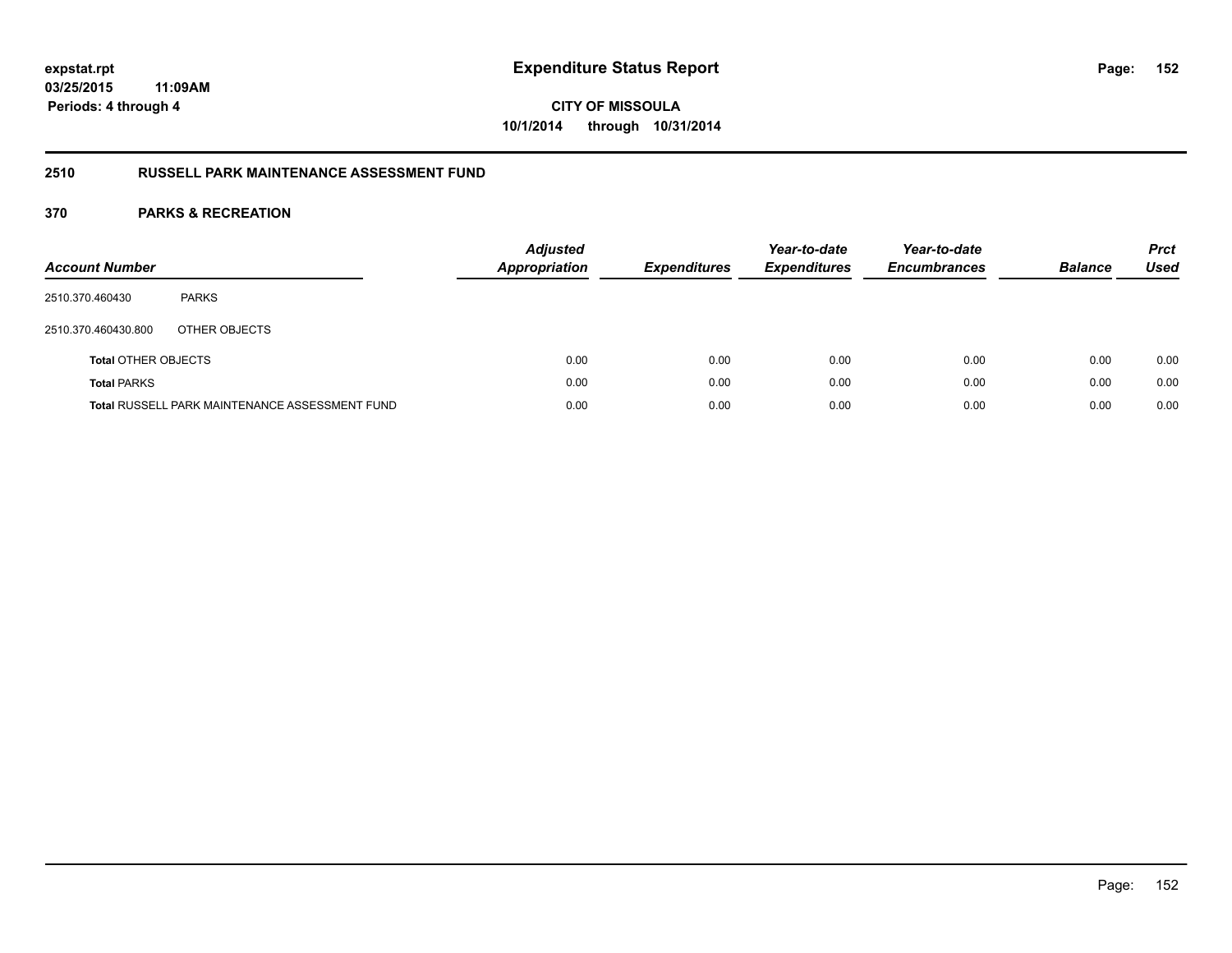**expstat.rpt**
**03/25/2015 11:09AM**
**Periods: 4 through 4**

# Expenditure Status Report

**CITY OF MISSOULA**
**10/1/2014 through 10/31/2014**

## 2510 RUSSELL PARK MAINTENANCE ASSESSMENT FUND

### 370 PARKS & RECREATION

| Account Number | | Adjusted Appropriation | Expenditures | Year-to-date Expenditures | Year-to-date Encumbrances | Balance | Prct Used |
|---|---|---|---|---|---|---|---|
| 2510.370.460430 | PARKS | | | | | | |
| 2510.370.460430.800 | OTHER OBJECTS | | | | | | |
| **Total** OTHER OBJECTS | | 0.00 | 0.00 | 0.00 | 0.00 | 0.00 | 0.00 |
| **Total** PARKS | | 0.00 | 0.00 | 0.00 | 0.00 | 0.00 | 0.00 |
| **Total** RUSSELL PARK MAINTENANCE ASSESSMENT FUND | | 0.00 | 0.00 | 0.00 | 0.00 | 0.00 | 0.00 |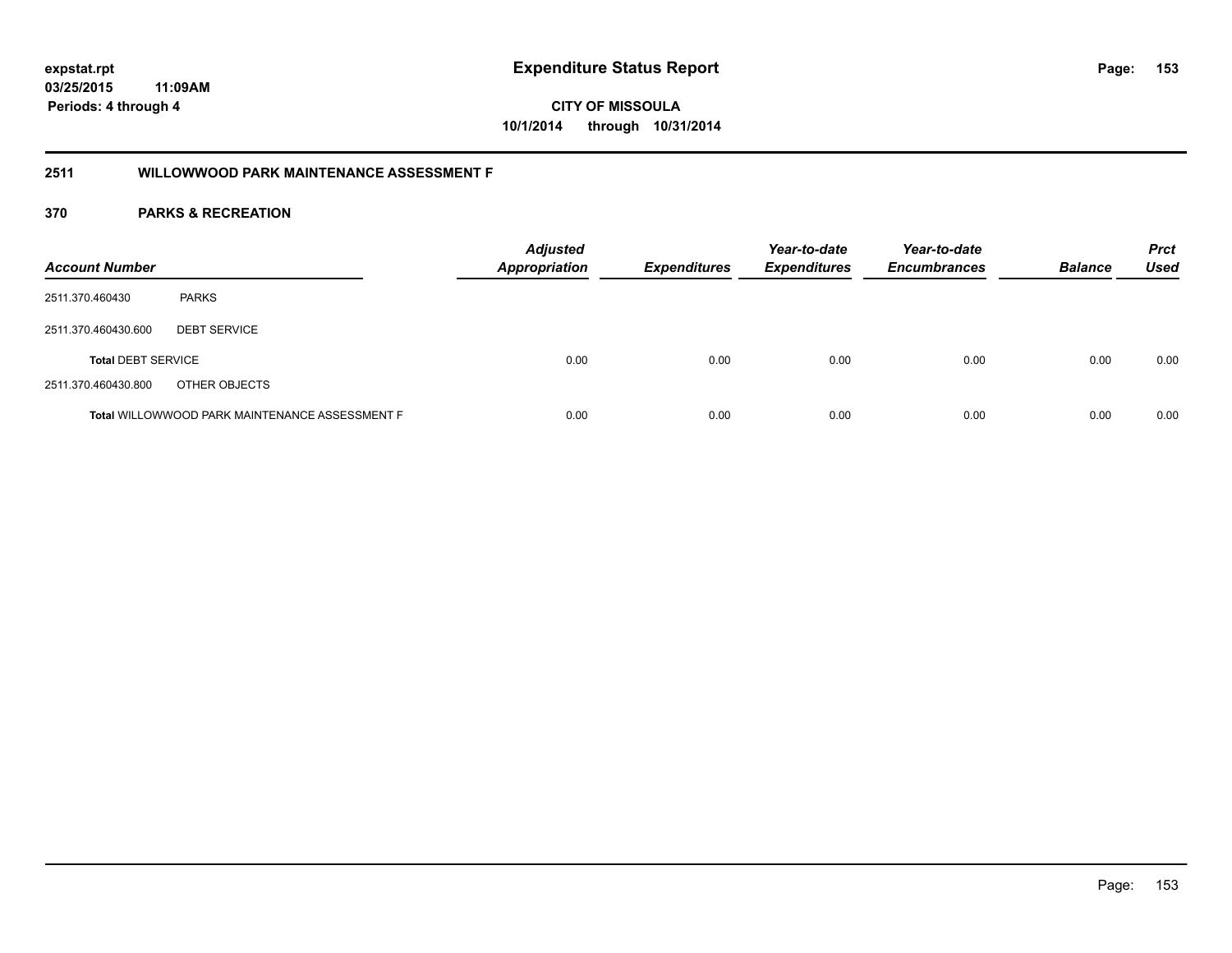**expstat.rpt**
**03/25/2015 11:09AM**
**Periods: 4 through 4**

# Expenditure Status Report

**CITY OF MISSOULA**
**10/1/2014 through 10/31/2014**

## 2511 WILLOWWOOD PARK MAINTENANCE ASSESSMENT F

## 370 PARKS & RECREATION

| Account Number | | Adjusted Appropriation | Expenditures | Year-to-date Expenditures | Year-to-date Encumbrances | Balance | Prct Used |
|---|---|---|---|---|---|---|---|
| 2511.370.460430 | PARKS | | | | | | |
| 2511.370.460430.600 | DEBT SERVICE | | | | | | |
| **Total** DEBT SERVICE | | 0.00 | 0.00 | 0.00 | 0.00 | 0.00 | 0.00 |
| 2511.370.460430.800 | OTHER OBJECTS | | | | | | |
| **Total** WILLOWWOOD PARK MAINTENANCE ASSESSMENT F | | 0.00 | 0.00 | 0.00 | 0.00 | 0.00 | 0.00 |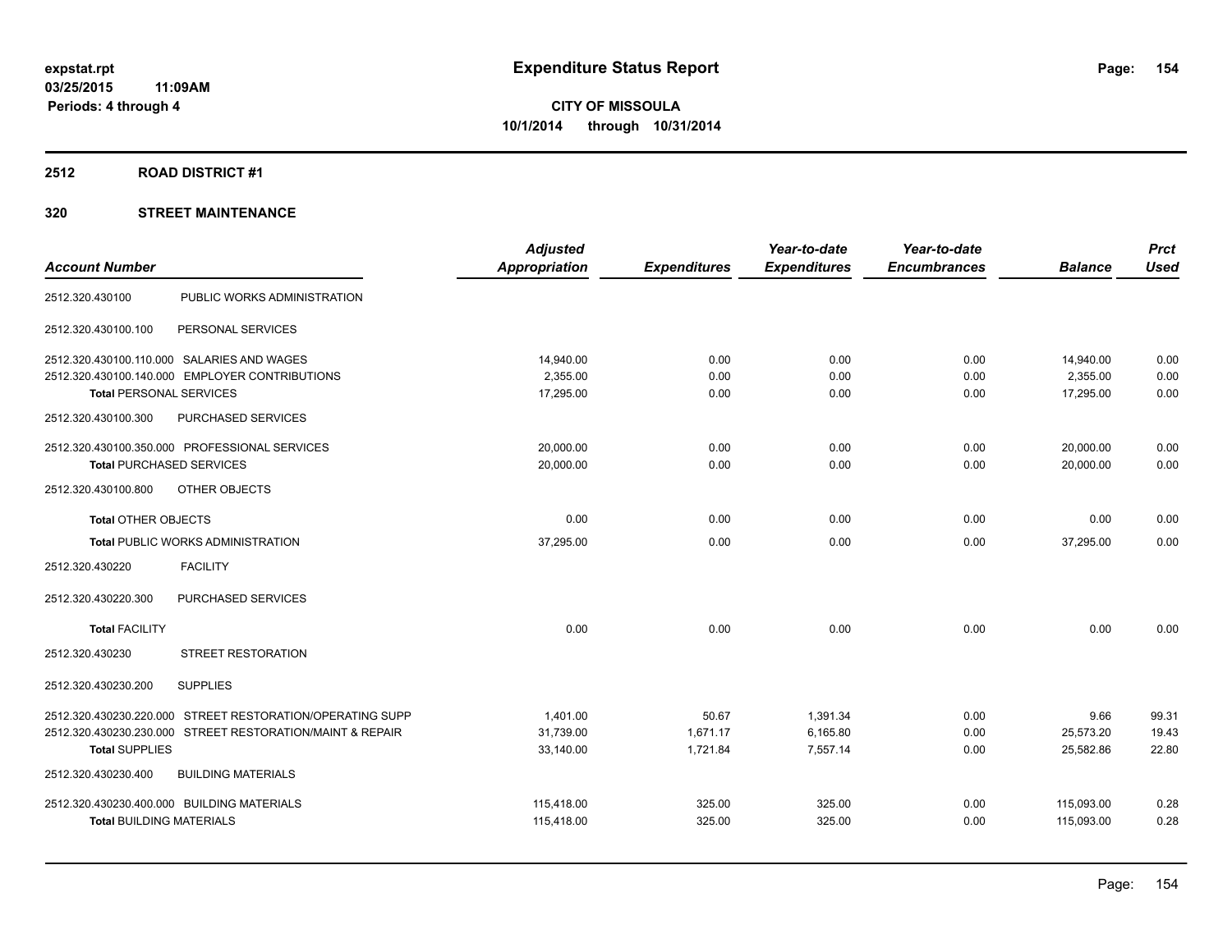**expstat.rpt**
**03/25/2015 11:09AM**
**Periods: 4 through 4**

# Expenditure Status Report

**CITY OF MISSOULA**
**10/1/2014 through 10/31/2014**

## 2512 ROAD DISTRICT #1

### 320 STREET MAINTENANCE

| Account Number | | Adjusted Appropriation | Expenditures | Year-to-date Expenditures | Year-to-date Encumbrances | Balance | Prct Used |
|---|---|---|---|---|---|---|---|
| 2512.320.430100 | PUBLIC WORKS ADMINISTRATION | | | | | | |
| 2512.320.430100.100 | PERSONAL SERVICES | | | | | | |
| 2512.320.430100.110.000 | SALARIES AND WAGES | 14,940.00 | 0.00 | 0.00 | 0.00 | 14,940.00 | 0.00 |
| 2512.320.430100.140.000 | EMPLOYER CONTRIBUTIONS | 2,355.00 | 0.00 | 0.00 | 0.00 | 2,355.00 | 0.00 |
| **Total** PERSONAL SERVICES | | 17,295.00 | 0.00 | 0.00 | 0.00 | 17,295.00 | 0.00 |
| 2512.320.430100.300 | PURCHASED SERVICES | | | | | | |
| 2512.320.430100.350.000 | PROFESSIONAL SERVICES | 20,000.00 | 0.00 | 0.00 | 0.00 | 20,000.00 | 0.00 |
| **Total** PURCHASED SERVICES | | 20,000.00 | 0.00 | 0.00 | 0.00 | 20,000.00 | 0.00 |
| 2512.320.430100.800 | OTHER OBJECTS | | | | | | |
| **Total** OTHER OBJECTS | | 0.00 | 0.00 | 0.00 | 0.00 | 0.00 | 0.00 |
| **Total** PUBLIC WORKS ADMINISTRATION | | 37,295.00 | 0.00 | 0.00 | 0.00 | 37,295.00 | 0.00 |
| 2512.320.430220 | FACILITY | | | | | | |
| 2512.320.430220.300 | PURCHASED SERVICES | | | | | | |
| **Total** FACILITY | | 0.00 | 0.00 | 0.00 | 0.00 | 0.00 | 0.00 |
| 2512.320.430230 | STREET RESTORATION | | | | | | |
| 2512.320.430230.200 | SUPPLIES | | | | | | |
| 2512.320.430230.220.000 | STREET RESTORATION/OPERATING SUPP | 1,401.00 | 50.67 | 1,391.34 | 0.00 | 9.66 | 99.31 |
| 2512.320.430230.230.000 | STREET RESTORATION/MAINT & REPAIR | 31,739.00 | 1,671.17 | 6,165.80 | 0.00 | 25,573.20 | 19.43 |
| **Total** SUPPLIES | | 33,140.00 | 1,721.84 | 7,557.14 | 0.00 | 25,582.86 | 22.80 |
| 2512.320.430230.400 | BUILDING MATERIALS | | | | | | |
| 2512.320.430230.400.000 | BUILDING MATERIALS | 115,418.00 | 325.00 | 325.00 | 0.00 | 115,093.00 | 0.28 |
| **Total** BUILDING MATERIALS | | 115,418.00 | 325.00 | 325.00 | 0.00 | 115,093.00 | 0.28 |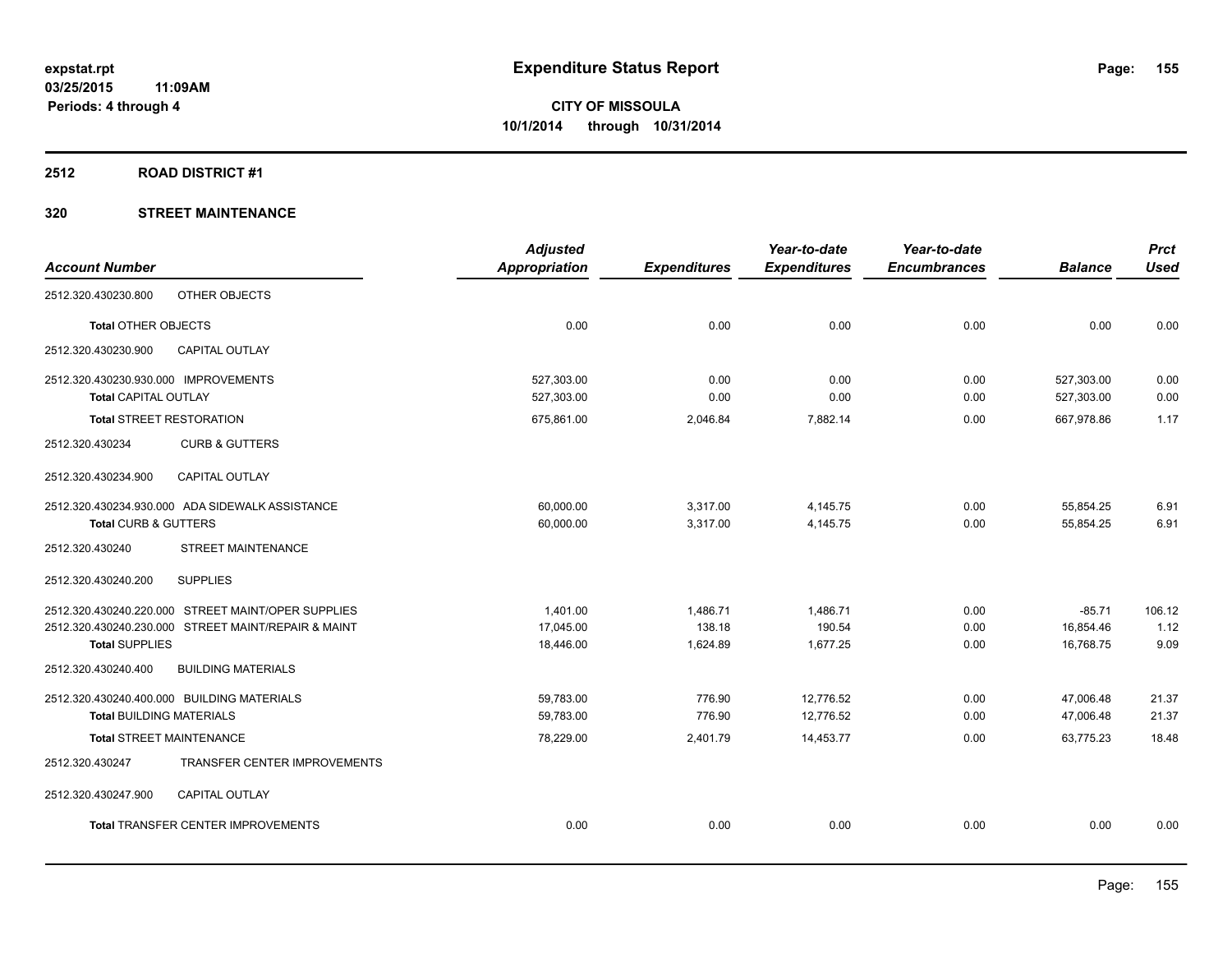expstat.rpt
03/25/2015 11:09AM
Periods: 4 through 4

# Expenditure Status Report

**CITY OF MISSOULA**
**10/1/2014 through 10/31/2014**

## 2512 ROAD DISTRICT #1

### 320 STREET MAINTENANCE

| Account Number | | Adjusted Appropriation | Expenditures | Year-to-date Expenditures | Year-to-date Encumbrances | Balance | Prct Used |
|---|---|---|---|---|---|---|---|
| 2512.320.430230.800 | OTHER OBJECTS | | | | | | |
| **Total** OTHER OBJECTS | | 0.00 | 0.00 | 0.00 | 0.00 | 0.00 | 0.00 |
| 2512.320.430230.900 | CAPITAL OUTLAY | | | | | | |
| 2512.320.430230.930.000 | IMPROVEMENTS | 527,303.00 | 0.00 | 0.00 | 0.00 | 527,303.00 | 0.00 |
| **Total** CAPITAL OUTLAY | | 527,303.00 | 0.00 | 0.00 | 0.00 | 527,303.00 | 0.00 |
| **Total** STREET RESTORATION | | 675,861.00 | 2,046.84 | 7,882.14 | 0.00 | 667,978.86 | 1.17 |
| 2512.320.430234 | CURB & GUTTERS | | | | | | |
| 2512.320.430234.900 | CAPITAL OUTLAY | | | | | | |
| 2512.320.430234.930.000 | ADA SIDEWALK ASSISTANCE | 60,000.00 | 3,317.00 | 4,145.75 | 0.00 | 55,854.25 | 6.91 |
| **Total** CURB & GUTTERS | | 60,000.00 | 3,317.00 | 4,145.75 | 0.00 | 55,854.25 | 6.91 |
| 2512.320.430240 | STREET MAINTENANCE | | | | | | |
| 2512.320.430240.200 | SUPPLIES | | | | | | |
| 2512.320.430240.220.000 | STREET MAINT/OPER SUPPLIES | 1,401.00 | 1,486.71 | 1,486.71 | 0.00 | -85.71 | 106.12 |
| 2512.320.430240.230.000 | STREET MAINT/REPAIR & MAINT | 17,045.00 | 138.18 | 190.54 | 0.00 | 16,854.46 | 1.12 |
| **Total** SUPPLIES | | 18,446.00 | 1,624.89 | 1,677.25 | 0.00 | 16,768.75 | 9.09 |
| 2512.320.430240.400 | BUILDING MATERIALS | | | | | | |
| 2512.320.430240.400.000 | BUILDING MATERIALS | 59,783.00 | 776.90 | 12,776.52 | 0.00 | 47,006.48 | 21.37 |
| **Total** BUILDING MATERIALS | | 59,783.00 | 776.90 | 12,776.52 | 0.00 | 47,006.48 | 21.37 |
| **Total** STREET MAINTENANCE | | 78,229.00 | 2,401.79 | 14,453.77 | 0.00 | 63,775.23 | 18.48 |
| 2512.320.430247 | TRANSFER CENTER IMPROVEMENTS | | | | | | |
| 2512.320.430247.900 | CAPITAL OUTLAY | | | | | | |
| **Total** TRANSFER CENTER IMPROVEMENTS | | 0.00 | 0.00 | 0.00 | 0.00 | 0.00 | 0.00 |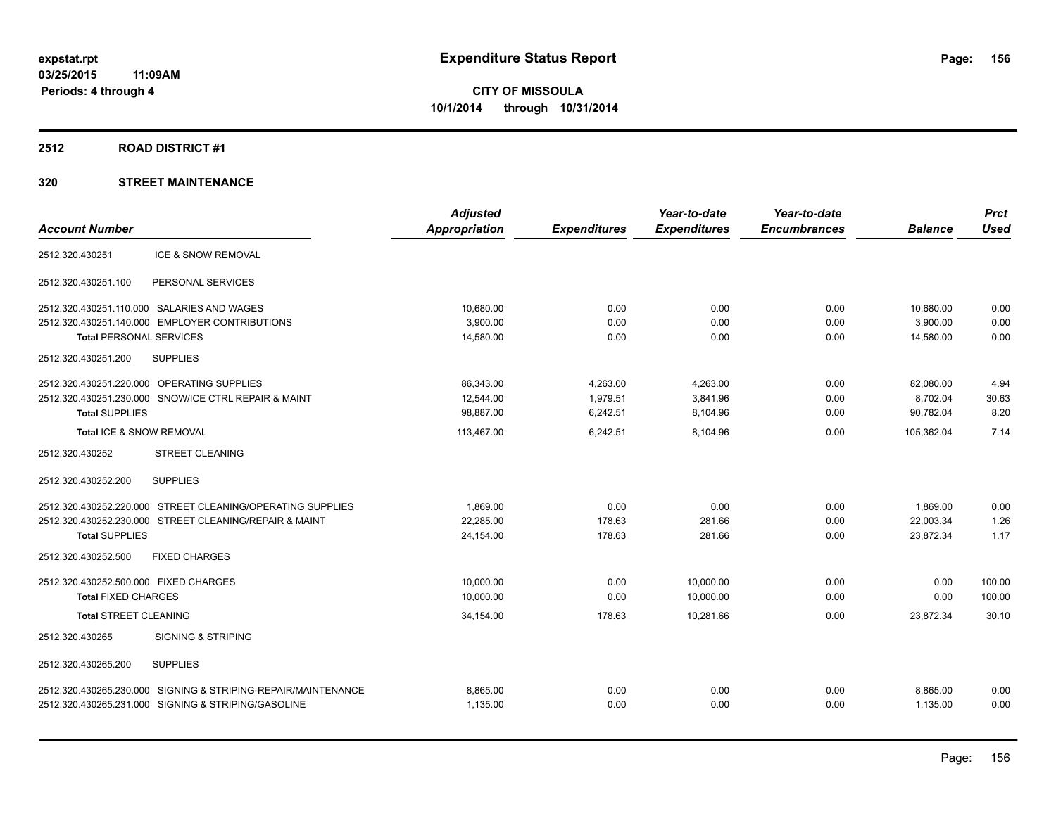# Expenditure Status Report

expstat.rpt
03/25/2015 11:09AM
Periods: 4 through 4

**CITY OF MISSOULA**
**10/1/2014 through 10/31/2014**

## 2512 ROAD DISTRICT #1

## 320 STREET MAINTENANCE

| Account Number | | Adjusted Appropriation | Expenditures | Year-to-date Expenditures | Year-to-date Encumbrances | Balance | Prct Used |
|---|---|---|---|---|---|---|---|
| 2512.320.430251 | ICE & SNOW REMOVAL | | | | | | |
| 2512.320.430251.100 | PERSONAL SERVICES | | | | | | |
| 2512.320.430251.110.000 | SALARIES AND WAGES | 10,680.00 | 0.00 | 0.00 | 0.00 | 10,680.00 | 0.00 |
| 2512.320.430251.140.000 | EMPLOYER CONTRIBUTIONS | 3,900.00 | 0.00 | 0.00 | 0.00 | 3,900.00 | 0.00 |
| **Total** PERSONAL SERVICES | | 14,580.00 | 0.00 | 0.00 | 0.00 | 14,580.00 | 0.00 |
| 2512.320.430251.200 | SUPPLIES | | | | | | |
| 2512.320.430251.220.000 | OPERATING SUPPLIES | 86,343.00 | 4,263.00 | 4,263.00 | 0.00 | 82,080.00 | 4.94 |
| 2512.320.430251.230.000 | SNOW/ICE CTRL REPAIR & MAINT | 12,544.00 | 1,979.51 | 3,841.96 | 0.00 | 8,702.04 | 30.63 |
| **Total SUPPLIES** | | 98,887.00 | 6,242.51 | 8,104.96 | 0.00 | 90,782.04 | 8.20 |
| **Total** ICE & SNOW REMOVAL | | 113,467.00 | 6,242.51 | 8,104.96 | 0.00 | 105,362.04 | 7.14 |
| 2512.320.430252 | STREET CLEANING | | | | | | |
| 2512.320.430252.200 | SUPPLIES | | | | | | |
| 2512.320.430252.220.000 | STREET CLEANING/OPERATING SUPPLIES | 1,869.00 | 0.00 | 0.00 | 0.00 | 1,869.00 | 0.00 |
| 2512.320.430252.230.000 | STREET CLEANING/REPAIR & MAINT | 22,285.00 | 178.63 | 281.66 | 0.00 | 22,003.34 | 1.26 |
| **Total SUPPLIES** | | 24,154.00 | 178.63 | 281.66 | 0.00 | 23,872.34 | 1.17 |
| 2512.320.430252.500 | FIXED CHARGES | | | | | | |
| 2512.320.430252.500.000 | FIXED CHARGES | 10,000.00 | 0.00 | 10,000.00 | 0.00 | 0.00 | 100.00 |
| **Total** FIXED CHARGES | | 10,000.00 | 0.00 | 10,000.00 | 0.00 | 0.00 | 100.00 |
| **Total** STREET CLEANING | | 34,154.00 | 178.63 | 10,281.66 | 0.00 | 23,872.34 | 30.10 |
| 2512.320.430265 | SIGNING & STRIPING | | | | | | |
| 2512.320.430265.200 | SUPPLIES | | | | | | |
| 2512.320.430265.230.000 | SIGNING & STRIPING-REPAIR/MAINTENANCE | 8,865.00 | 0.00 | 0.00 | 0.00 | 8,865.00 | 0.00 |
| 2512.320.430265.231.000 | SIGNING & STRIPING/GASOLINE | 1,135.00 | 0.00 | 0.00 | 0.00 | 1,135.00 | 0.00 |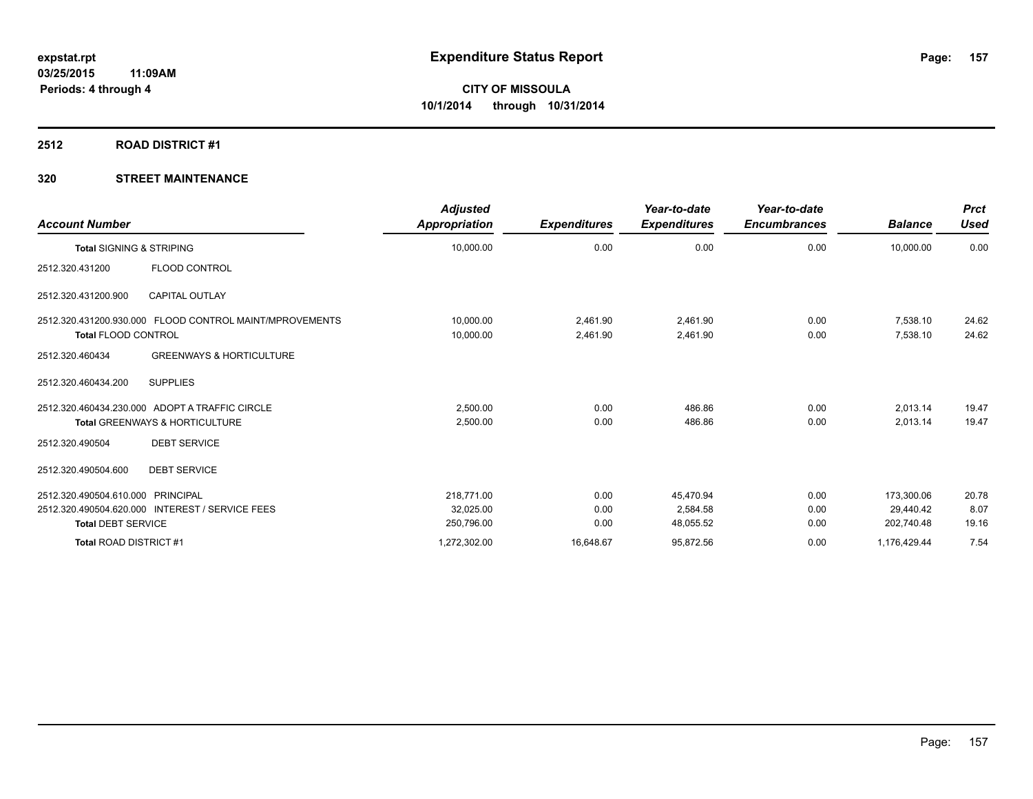**expstat.rpt**
**03/25/2015 11:09AM**
**Periods: 4 through 4**

# Expenditure Status Report

**CITY OF MISSOULA**
**10/1/2014 through 10/31/2014**

## 2512 ROAD DISTRICT #1

### 320 STREET MAINTENANCE

| Account Number | | Adjusted Appropriation | Expenditures | Year-to-date Expenditures | Year-to-date Encumbrances | Balance | Prct Used |
|---|---|---|---|---|---|---|---|
| **Total** SIGNING & STRIPING | | 10,000.00 | 0.00 | 0.00 | 0.00 | 10,000.00 | 0.00 |
| 2512.320.431200 | FLOOD CONTROL | | | | | | |
| 2512.320.431200.900 | CAPITAL OUTLAY | | | | | | |
| 2512.320.431200.930.000 | FLOOD CONTROL MAINT/MPROVEMENTS | 10,000.00 | 2,461.90 | 2,461.90 | 0.00 | 7,538.10 | 24.62 |
| **Total** FLOOD CONTROL | | 10,000.00 | 2,461.90 | 2,461.90 | 0.00 | 7,538.10 | 24.62 |
| 2512.320.460434 | GREENWAYS & HORTICULTURE | | | | | | |
| 2512.320.460434.200 | SUPPLIES | | | | | | |
| 2512.320.460434.230.000 | ADOPT A TRAFFIC CIRCLE | 2,500.00 | 0.00 | 486.86 | 0.00 | 2,013.14 | 19.47 |
| **Total** GREENWAYS & HORTICULTURE | | 2,500.00 | 0.00 | 486.86 | 0.00 | 2,013.14 | 19.47 |
| 2512.320.490504 | DEBT SERVICE | | | | | | |
| 2512.320.490504.600 | DEBT SERVICE | | | | | | |
| 2512.320.490504.610.000 | PRINCIPAL | 218,771.00 | 0.00 | 45,470.94 | 0.00 | 173,300.06 | 20.78 |
| 2512.320.490504.620.000 | INTEREST / SERVICE FEES | 32,025.00 | 0.00 | 2,584.58 | 0.00 | 29,440.42 | 8.07 |
| **Total** DEBT SERVICE | | 250,796.00 | 0.00 | 48,055.52 | 0.00 | 202,740.48 | 19.16 |
| **Total** ROAD DISTRICT #1 | | 1,272,302.00 | 16,648.67 | 95,872.56 | 0.00 | 1,176,429.44 | 7.54 |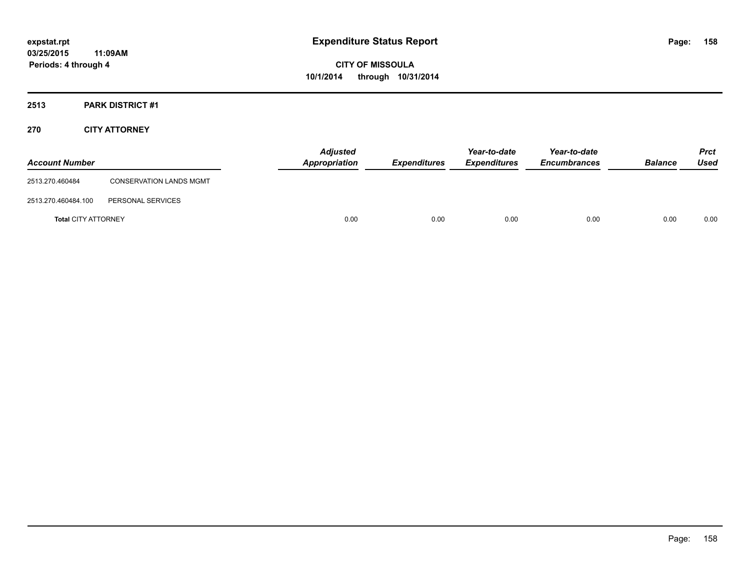**expstat.rpt**
**03/25/2015 11:09AM**
**Periods: 4 through 4**

# Expenditure Status Report

**CITY OF MISSOULA**
**10/1/2014 through 10/31/2014**

## 2513 PARK DISTRICT #1

## 270 CITY ATTORNEY

| Account Number | | Adjusted Appropriation | Expenditures | Year-to-date Expenditures | Year-to-date Encumbrances | Balance | Prct Used |
|---|---|---|---|---|---|---|---|
| 2513.270.460484 | CONSERVATION LANDS MGMT | | | | | | |
| 2513.270.460484.100 | PERSONAL SERVICES | | | | | | |
| **Total** CITY ATTORNEY | | 0.00 | 0.00 | 0.00 | 0.00 | 0.00 | 0.00 |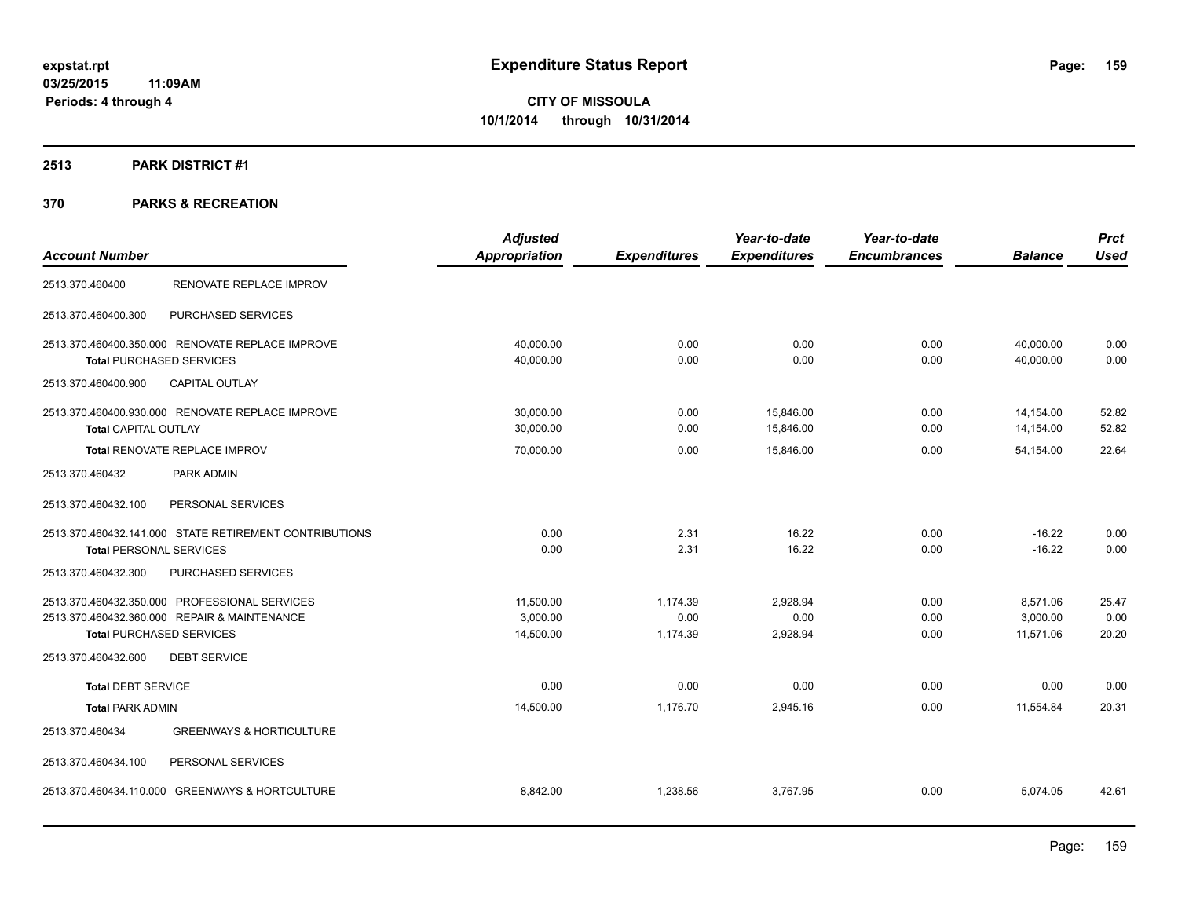expstat.rpt
03/25/2015 11:09AM
Periods: 4 through 4

# Expenditure Status Report

**CITY OF MISSOULA**
**10/1/2014 through 10/31/2014**

## 2513 PARK DISTRICT #1

## 370 PARKS & RECREATION

| Account Number | | Adjusted Appropriation | Expenditures | Year-to-date Expenditures | Year-to-date Encumbrances | Balance | Prct Used |
|---|---|---|---|---|---|---|---|
| 2513.370.460400 | RENOVATE REPLACE IMPROV | | | | | | |
| 2513.370.460400.300 | PURCHASED SERVICES | | | | | | |
| 2513.370.460400.350.000 | RENOVATE REPLACE IMPROVE | 40,000.00 | 0.00 | 0.00 | 0.00 | 40,000.00 | 0.00 |
| **Total** PURCHASED SERVICES | | 40,000.00 | 0.00 | 0.00 | 0.00 | 40,000.00 | 0.00 |
| 2513.370.460400.900 | CAPITAL OUTLAY | | | | | | |
| 2513.370.460400.930.000 | RENOVATE REPLACE IMPROVE | 30,000.00 | 0.00 | 15,846.00 | 0.00 | 14,154.00 | 52.82 |
| **Total** CAPITAL OUTLAY | | 30,000.00 | 0.00 | 15,846.00 | 0.00 | 14,154.00 | 52.82 |
| **Total** RENOVATE REPLACE IMPROV | | 70,000.00 | 0.00 | 15,846.00 | 0.00 | 54,154.00 | 22.64 |
| 2513.370.460432 | PARK ADMIN | | | | | | |
| 2513.370.460432.100 | PERSONAL SERVICES | | | | | | |
| 2513.370.460432.141.000 | STATE RETIREMENT CONTRIBUTIONS | 0.00 | 2.31 | 16.22 | 0.00 | -16.22 | 0.00 |
| **Total** PERSONAL SERVICES | | 0.00 | 2.31 | 16.22 | 0.00 | -16.22 | 0.00 |
| 2513.370.460432.300 | PURCHASED SERVICES | | | | | | |
| 2513.370.460432.350.000 | PROFESSIONAL SERVICES | 11,500.00 | 1,174.39 | 2,928.94 | 0.00 | 8,571.06 | 25.47 |
| 2513.370.460432.360.000 | REPAIR & MAINTENANCE | 3,000.00 | 0.00 | 0.00 | 0.00 | 3,000.00 | 0.00 |
| **Total** PURCHASED SERVICES | | 14,500.00 | 1,174.39 | 2,928.94 | 0.00 | 11,571.06 | 20.20 |
| 2513.370.460432.600 | DEBT SERVICE | | | | | | |
| **Total** DEBT SERVICE | | 0.00 | 0.00 | 0.00 | 0.00 | 0.00 | 0.00 |
| **Total** PARK ADMIN | | 14,500.00 | 1,176.70 | 2,945.16 | 0.00 | 11,554.84 | 20.31 |
| 2513.370.460434 | GREENWAYS & HORTICULTURE | | | | | | |
| 2513.370.460434.100 | PERSONAL SERVICES | | | | | | |
| 2513.370.460434.110.000 | GREENWAYS & HORTCULTURE | 8,842.00 | 1,238.56 | 3,767.95 | 0.00 | 5,074.05 | 42.61 |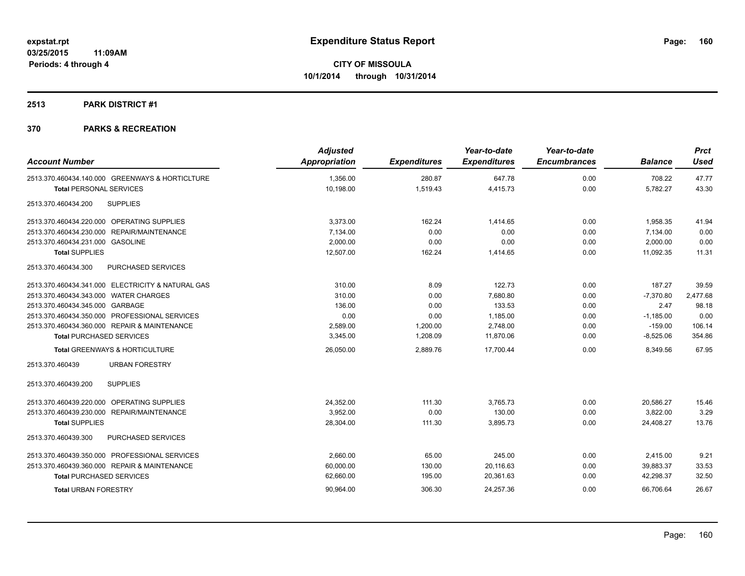**expstat.rpt**
**03/25/2015 11:09AM**
**Periods: 4 through 4**

# Expenditure Status Report

**CITY OF MISSOULA**
**10/1/2014 through 10/31/2014**

## 2513 PARK DISTRICT #1

## 370 PARKS & RECREATION

| Account Number | Adjusted Appropriation | Expenditures | Year-to-date Expenditures | Year-to-date Encumbrances | Balance | Prct Used |
|---|---|---|---|---|---|---|
| 2513.370.460434.140.000 GREENWAYS & HORTICLTURE | 1,356.00 | 280.87 | 647.78 | 0.00 | 708.22 | 47.77 |
| **Total** PERSONAL SERVICES | 10,198.00 | 1,519.43 | 4,415.73 | 0.00 | 5,782.27 | 43.30 |
| 2513.370.460434.200 SUPPLIES | | | | | | |
| 2513.370.460434.220.000 OPERATING SUPPLIES | 3,373.00 | 162.24 | 1,414.65 | 0.00 | 1,958.35 | 41.94 |
| 2513.370.460434.230.000 REPAIR/MAINTENANCE | 7,134.00 | 0.00 | 0.00 | 0.00 | 7,134.00 | 0.00 |
| 2513.370.460434.231.000 GASOLINE | 2,000.00 | 0.00 | 0.00 | 0.00 | 2,000.00 | 0.00 |
| **Total** SUPPLIES | 12,507.00 | 162.24 | 1,414.65 | 0.00 | 11,092.35 | 11.31 |
| 2513.370.460434.300 PURCHASED SERVICES | | | | | | |
| 2513.370.460434.341.000 ELECTRICITY & NATURAL GAS | 310.00 | 8.09 | 122.73 | 0.00 | 187.27 | 39.59 |
| 2513.370.460434.343.000 WATER CHARGES | 310.00 | 0.00 | 7,680.80 | 0.00 | -7,370.80 | 2,477.68 |
| 2513.370.460434.345.000 GARBAGE | 136.00 | 0.00 | 133.53 | 0.00 | 2.47 | 98.18 |
| 2513.370.460434.350.000 PROFESSIONAL SERVICES | 0.00 | 0.00 | 1,185.00 | 0.00 | -1,185.00 | 0.00 |
| 2513.370.460434.360.000 REPAIR & MAINTENANCE | 2,589.00 | 1,200.00 | 2,748.00 | 0.00 | -159.00 | 106.14 |
| **Total** PURCHASED SERVICES | 3,345.00 | 1,208.09 | 11,870.06 | 0.00 | -8,525.06 | 354.86 |
| **Total** GREENWAYS & HORTICULTURE | 26,050.00 | 2,889.76 | 17,700.44 | 0.00 | 8,349.56 | 67.95 |
| 2513.370.460439 URBAN FORESTRY | | | | | | |
| 2513.370.460439.200 SUPPLIES | | | | | | |
| 2513.370.460439.220.000 OPERATING SUPPLIES | 24,352.00 | 111.30 | 3,765.73 | 0.00 | 20,586.27 | 15.46 |
| 2513.370.460439.230.000 REPAIR/MAINTENANCE | 3,952.00 | 0.00 | 130.00 | 0.00 | 3,822.00 | 3.29 |
| **Total** SUPPLIES | 28,304.00 | 111.30 | 3,895.73 | 0.00 | 24,408.27 | 13.76 |
| 2513.370.460439.300 PURCHASED SERVICES | | | | | | |
| 2513.370.460439.350.000 PROFESSIONAL SERVICES | 2,660.00 | 65.00 | 245.00 | 0.00 | 2,415.00 | 9.21 |
| 2513.370.460439.360.000 REPAIR & MAINTENANCE | 60,000.00 | 130.00 | 20,116.63 | 0.00 | 39,883.37 | 33.53 |
| **Total** PURCHASED SERVICES | 62,660.00 | 195.00 | 20,361.63 | 0.00 | 42,298.37 | 32.50 |
| **Total** URBAN FORESTRY | 90,964.00 | 306.30 | 24,257.36 | 0.00 | 66,706.64 | 26.67 |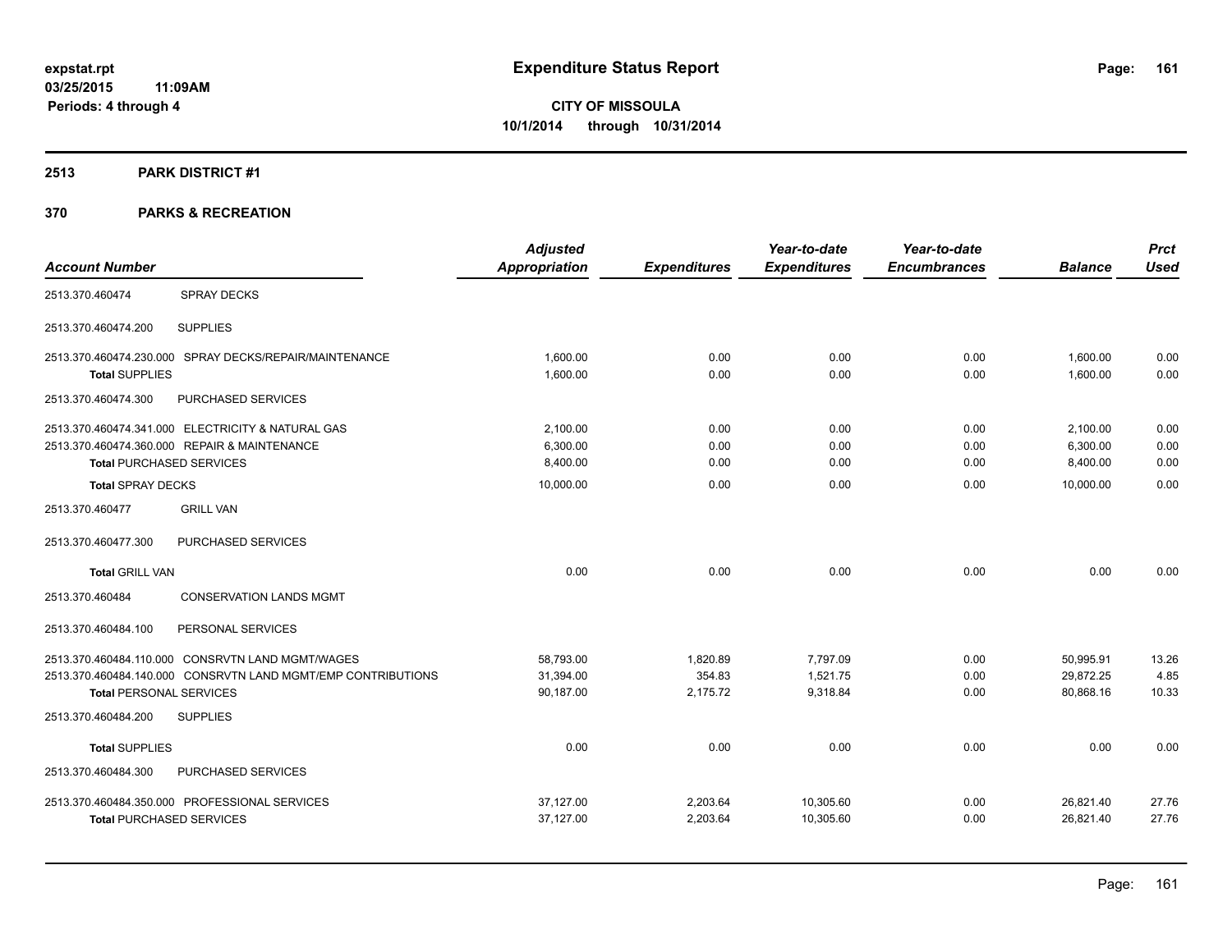**expstat.rpt**
**03/25/2015 11:09AM**
**Periods: 4 through 4**

# Expenditure Status Report

**CITY OF MISSOULA**
**10/1/2014 through 10/31/2014**

## 2513 PARK DISTRICT #1

## 370 PARKS & RECREATION

| Account Number | | Adjusted Appropriation | Expenditures | Year-to-date Expenditures | Year-to-date Encumbrances | Balance | Prct Used |
|---|---|---|---|---|---|---|---|
| 2513.370.460474 | SPRAY DECKS | | | | | | |
| 2513.370.460474.200 | SUPPLIES | | | | | | |
| 2513.370.460474.230.000 | SPRAY DECKS/REPAIR/MAINTENANCE | 1,600.00 | 0.00 | 0.00 | 0.00 | 1,600.00 | 0.00 |
| **Total** SUPPLIES | | 1,600.00 | 0.00 | 0.00 | 0.00 | 1,600.00 | 0.00 |
| 2513.370.460474.300 | PURCHASED SERVICES | | | | | | |
| 2513.370.460474.341.000 | ELECTRICITY & NATURAL GAS | 2,100.00 | 0.00 | 0.00 | 0.00 | 2,100.00 | 0.00 |
| 2513.370.460474.360.000 | REPAIR & MAINTENANCE | 6,300.00 | 0.00 | 0.00 | 0.00 | 6,300.00 | 0.00 |
| **Total** PURCHASED SERVICES | | 8,400.00 | 0.00 | 0.00 | 0.00 | 8,400.00 | 0.00 |
| **Total** SPRAY DECKS | | 10,000.00 | 0.00 | 0.00 | 0.00 | 10,000.00 | 0.00 |
| 2513.370.460477 | GRILL VAN | | | | | | |
| 2513.370.460477.300 | PURCHASED SERVICES | | | | | | |
| **Total** GRILL VAN | | 0.00 | 0.00 | 0.00 | 0.00 | 0.00 | 0.00 |
| 2513.370.460484 | CONSERVATION LANDS MGMT | | | | | | |
| 2513.370.460484.100 | PERSONAL SERVICES | | | | | | |
| 2513.370.460484.110.000 | CONSRVTN LAND MGMT/WAGES | 58,793.00 | 1,820.89 | 7,797.09 | 0.00 | 50,995.91 | 13.26 |
| 2513.370.460484.140.000 | CONSRVTN LAND MGMT/EMP CONTRIBUTIONS | 31,394.00 | 354.83 | 1,521.75 | 0.00 | 29,872.25 | 4.85 |
| **Total** PERSONAL SERVICES | | 90,187.00 | 2,175.72 | 9,318.84 | 0.00 | 80,868.16 | 10.33 |
| 2513.370.460484.200 | SUPPLIES | | | | | | |
| **Total** SUPPLIES | | 0.00 | 0.00 | 0.00 | 0.00 | 0.00 | 0.00 |
| 2513.370.460484.300 | PURCHASED SERVICES | | | | | | |
| 2513.370.460484.350.000 | PROFESSIONAL SERVICES | 37,127.00 | 2,203.64 | 10,305.60 | 0.00 | 26,821.40 | 27.76 |
| **Total** PURCHASED SERVICES | | 37,127.00 | 2,203.64 | 10,305.60 | 0.00 | 26,821.40 | 27.76 |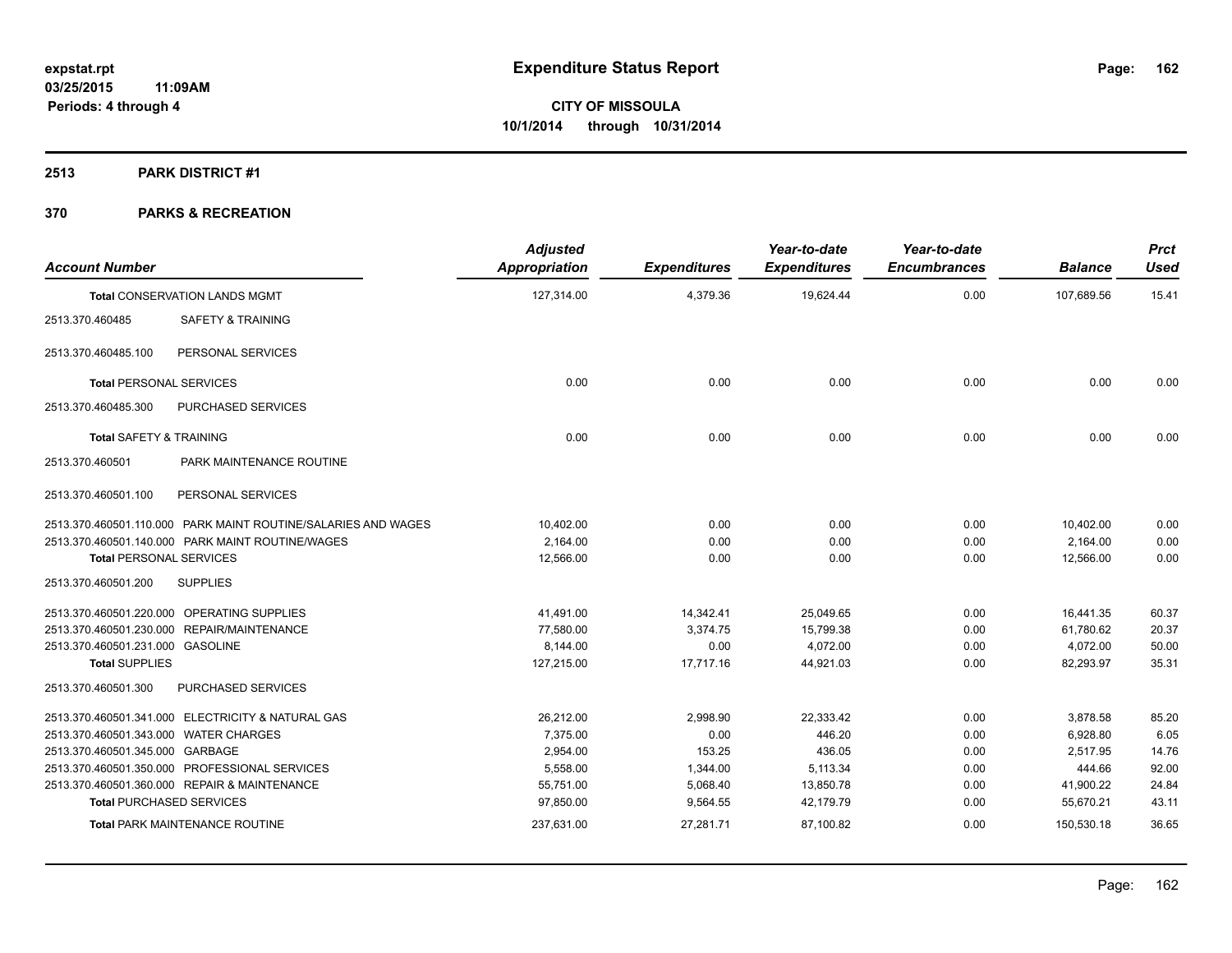# Expenditure Status Report

**CITY OF MISSOULA**
**10/1/2014 through 10/31/2014**

expstat.rpt
03/25/2015 11:09AM
Periods: 4 through 4

## 2513 PARK DISTRICT #1

## 370 PARKS & RECREATION

| Account Number | | Adjusted Appropriation | Expenditures | Year-to-date Expenditures | Year-to-date Encumbrances | Balance | Prct Used |
|---|---|---|---|---|---|---|---|
| **Total** CONSERVATION LANDS MGMT | | 127,314.00 | 4,379.36 | 19,624.44 | 0.00 | 107,689.56 | 15.41 |
| 2513.370.460485 | SAFETY & TRAINING | | | | | | |
| 2513.370.460485.100 | PERSONAL SERVICES | | | | | | |
| **Total** PERSONAL SERVICES | | 0.00 | 0.00 | 0.00 | 0.00 | 0.00 | 0.00 |
| 2513.370.460485.300 | PURCHASED SERVICES | | | | | | |
| **Total** SAFETY & TRAINING | | 0.00 | 0.00 | 0.00 | 0.00 | 0.00 | 0.00 |
| 2513.370.460501 | PARK MAINTENANCE ROUTINE | | | | | | |
| 2513.370.460501.100 | PERSONAL SERVICES | | | | | | |
| 2513.370.460501.110.000 | PARK MAINT ROUTINE/SALARIES AND WAGES | 10,402.00 | 0.00 | 0.00 | 0.00 | 10,402.00 | 0.00 |
| 2513.370.460501.140.000 | PARK MAINT ROUTINE/WAGES | 2,164.00 | 0.00 | 0.00 | 0.00 | 2,164.00 | 0.00 |
| **Total** PERSONAL SERVICES | | 12,566.00 | 0.00 | 0.00 | 0.00 | 12,566.00 | 0.00 |
| 2513.370.460501.200 | SUPPLIES | | | | | | |
| 2513.370.460501.220.000 | OPERATING SUPPLIES | 41,491.00 | 14,342.41 | 25,049.65 | 0.00 | 16,441.35 | 60.37 |
| 2513.370.460501.230.000 | REPAIR/MAINTENANCE | 77,580.00 | 3,374.75 | 15,799.38 | 0.00 | 61,780.62 | 20.37 |
| 2513.370.460501.231.000 | GASOLINE | 8,144.00 | 0.00 | 4,072.00 | 0.00 | 4,072.00 | 50.00 |
| **Total** SUPPLIES | | 127,215.00 | 17,717.16 | 44,921.03 | 0.00 | 82,293.97 | 35.31 |
| 2513.370.460501.300 | PURCHASED SERVICES | | | | | | |
| 2513.370.460501.341.000 | ELECTRICITY & NATURAL GAS | 26,212.00 | 2,998.90 | 22,333.42 | 0.00 | 3,878.58 | 85.20 |
| 2513.370.460501.343.000 | WATER CHARGES | 7,375.00 | 0.00 | 446.20 | 0.00 | 6,928.80 | 6.05 |
| 2513.370.460501.345.000 | GARBAGE | 2,954.00 | 153.25 | 436.05 | 0.00 | 2,517.95 | 14.76 |
| 2513.370.460501.350.000 | PROFESSIONAL SERVICES | 5,558.00 | 1,344.00 | 5,113.34 | 0.00 | 444.66 | 92.00 |
| 2513.370.460501.360.000 | REPAIR & MAINTENANCE | 55,751.00 | 5,068.40 | 13,850.78 | 0.00 | 41,900.22 | 24.84 |
| **Total** PURCHASED SERVICES | | 97,850.00 | 9,564.55 | 42,179.79 | 0.00 | 55,670.21 | 43.11 |
| **Total** PARK MAINTENANCE ROUTINE | | 237,631.00 | 27,281.71 | 87,100.82 | 0.00 | 150,530.18 | 36.65 |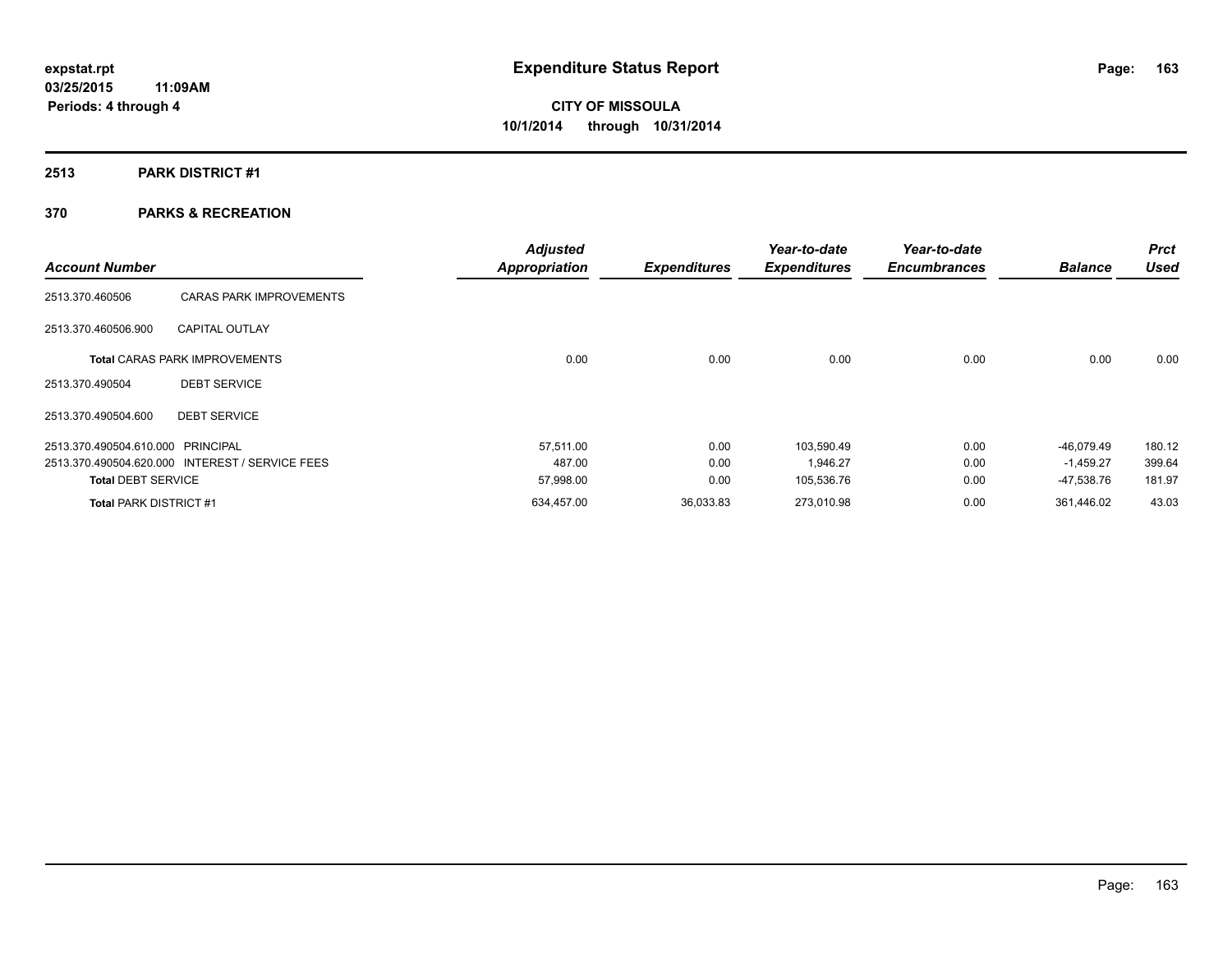**expstat.rpt**
**03/25/2015 11:09AM**
**Periods: 4 through 4**

# Expenditure Status Report

**CITY OF MISSOULA**
**10/1/2014 through 10/31/2014**

## 2513 PARK DISTRICT #1

## 370 PARKS & RECREATION

| Account Number | | Adjusted Appropriation | Expenditures | Year-to-date Expenditures | Year-to-date Encumbrances | Balance | Prct Used |
|---|---|---|---|---|---|---|---|
| 2513.370.460506 | CARAS PARK IMPROVEMENTS | | | | | | |
| 2513.370.460506.900 | CAPITAL OUTLAY | | | | | | |
| **Total** CARAS PARK IMPROVEMENTS | | 0.00 | 0.00 | 0.00 | 0.00 | 0.00 | 0.00 |
| 2513.370.490504 | DEBT SERVICE | | | | | | |
| 2513.370.490504.600 | DEBT SERVICE | | | | | | |
| 2513.370.490504.610.000 | PRINCIPAL | 57,511.00 | 0.00 | 103,590.49 | 0.00 | -46,079.49 | 180.12 |
| 2513.370.490504.620.000 | INTEREST / SERVICE FEES | 487.00 | 0.00 | 1,946.27 | 0.00 | -1,459.27 | 399.64 |
| **Total** DEBT SERVICE | | 57,998.00 | 0.00 | 105,536.76 | 0.00 | -47,538.76 | 181.97 |
| **Total** PARK DISTRICT #1 | | 634,457.00 | 36,033.83 | 273,010.98 | 0.00 | 361,446.02 | 43.03 |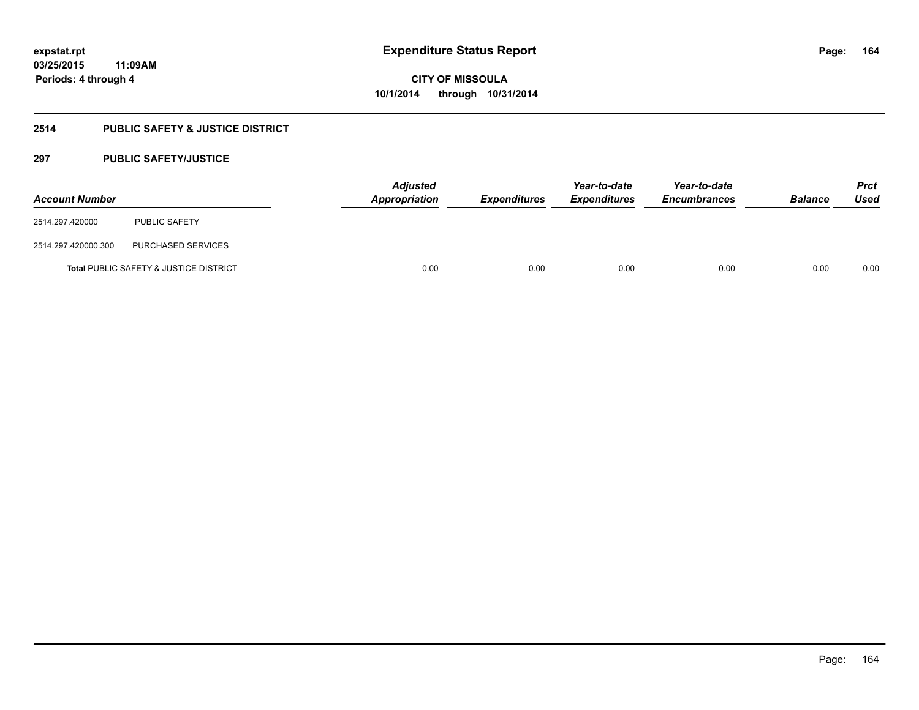**expstat.rpt**
**03/25/2015 11:09AM**
**Periods: 4 through 4**

# Expenditure Status Report

**CITY OF MISSOULA**
**10/1/2014 through 10/31/2014**

## 2514 PUBLIC SAFETY & JUSTICE DISTRICT

### 297 PUBLIC SAFETY/JUSTICE

| *Account Number* | | *Adjusted Appropriation* | *Expenditures* | *Year-to-date Expenditures* | *Year-to-date Encumbrances* | *Balance* | *Prct Used* |
|---|---|---|---|---|---|---|---|
| 2514.297.420000 | PUBLIC SAFETY | | | | | | |
| 2514.297.420000.300 | PURCHASED SERVICES | | | | | | |
| **Total** PUBLIC SAFETY & JUSTICE DISTRICT | | 0.00 | 0.00 | 0.00 | 0.00 | 0.00 | 0.00 |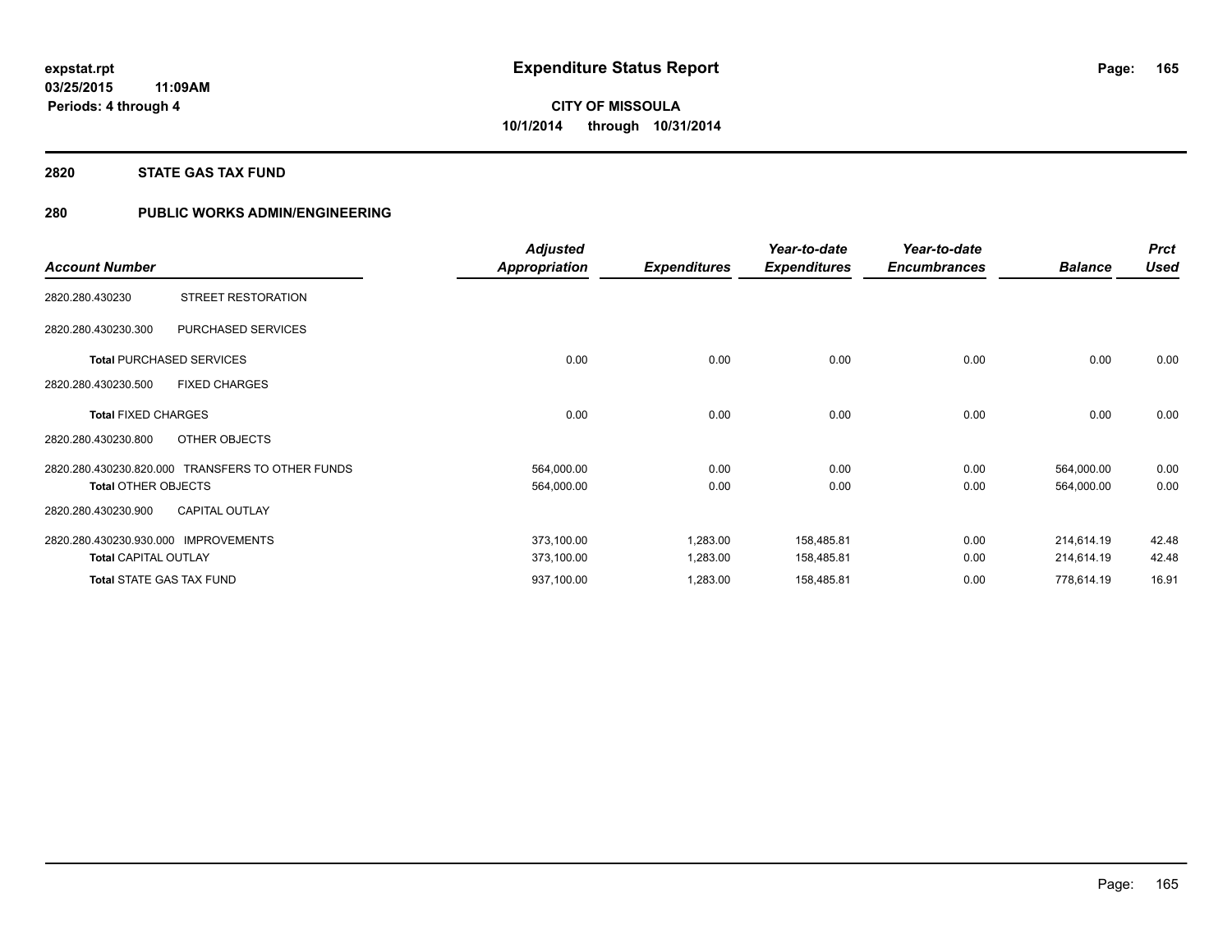# Expenditure Status Report

expstat.rpt
03/25/2015 11:09AM
Periods: 4 through 4

**CITY OF MISSOULA**
**10/1/2014 through 10/31/2014**

## 2820 STATE GAS TAX FUND

### 280 PUBLIC WORKS ADMIN/ENGINEERING

| Account Number | | Adjusted Appropriation | Expenditures | Year-to-date Expenditures | Year-to-date Encumbrances | Balance | Prct Used |
|---|---|---|---|---|---|---|---|
| 2820.280.430230 | STREET RESTORATION | | | | | | |
| 2820.280.430230.300 | PURCHASED SERVICES | | | | | | |
| **Total** PURCHASED SERVICES | | 0.00 | 0.00 | 0.00 | 0.00 | 0.00 | 0.00 |
| 2820.280.430230.500 | FIXED CHARGES | | | | | | |
| **Total** FIXED CHARGES | | 0.00 | 0.00 | 0.00 | 0.00 | 0.00 | 0.00 |
| 2820.280.430230.800 | OTHER OBJECTS | | | | | | |
| 2820.280.430230.820.000 | TRANSFERS TO OTHER FUNDS | 564,000.00 | 0.00 | 0.00 | 0.00 | 564,000.00 | 0.00 |
| **Total** OTHER OBJECTS | | 564,000.00 | 0.00 | 0.00 | 0.00 | 564,000.00 | 0.00 |
| 2820.280.430230.900 | CAPITAL OUTLAY | | | | | | |
| 2820.280.430230.930.000 | IMPROVEMENTS | 373,100.00 | 1,283.00 | 158,485.81 | 0.00 | 214,614.19 | 42.48 |
| **Total** CAPITAL OUTLAY | | 373,100.00 | 1,283.00 | 158,485.81 | 0.00 | 214,614.19 | 42.48 |
| **Total** STATE GAS TAX FUND | | 937,100.00 | 1,283.00 | 158,485.81 | 0.00 | 778,614.19 | 16.91 |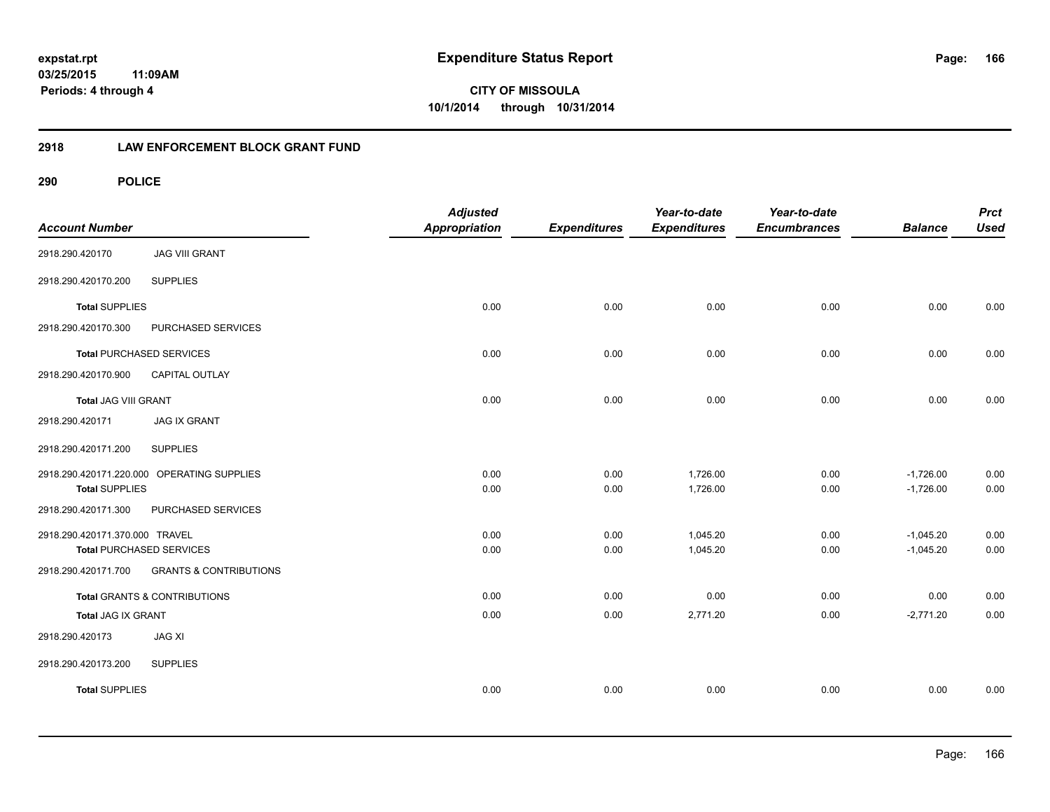**expstat.rpt**
**03/25/2015 11:09AM**
**Periods: 4 through 4**

# Expenditure Status Report

**CITY OF MISSOULA**
**10/1/2014 through 10/31/2014**

## 2918 LAW ENFORCEMENT BLOCK GRANT FUND

### 290 POLICE

| Account Number | | Adjusted Appropriation | Expenditures | Year-to-date Expenditures | Year-to-date Encumbrances | Balance | Prct Used |
|---|---|---|---|---|---|---|---|
| 2918.290.420170 | JAG VIII GRANT | | | | | | |
| 2918.290.420170.200 | SUPPLIES | | | | | | |
| **Total** SUPPLIES | | 0.00 | 0.00 | 0.00 | 0.00 | 0.00 | 0.00 |
| 2918.290.420170.300 | PURCHASED SERVICES | | | | | | |
| **Total** PURCHASED SERVICES | | 0.00 | 0.00 | 0.00 | 0.00 | 0.00 | 0.00 |
| 2918.290.420170.900 | CAPITAL OUTLAY | | | | | | |
| **Total** JAG VIII GRANT | | 0.00 | 0.00 | 0.00 | 0.00 | 0.00 | 0.00 |
| 2918.290.420171 | JAG IX GRANT | | | | | | |
| 2918.290.420171.200 | SUPPLIES | | | | | | |
| 2918.290.420171.220.000 | OPERATING SUPPLIES | 0.00 | 0.00 | 1,726.00 | 0.00 | -1,726.00 | 0.00 |
| **Total** SUPPLIES | | 0.00 | 0.00 | 1,726.00 | 0.00 | -1,726.00 | 0.00 |
| 2918.290.420171.300 | PURCHASED SERVICES | | | | | | |
| 2918.290.420171.370.000 | TRAVEL | 0.00 | 0.00 | 1,045.20 | 0.00 | -1,045.20 | 0.00 |
| **Total** PURCHASED SERVICES | | 0.00 | 0.00 | 1,045.20 | 0.00 | -1,045.20 | 0.00 |
| 2918.290.420171.700 | GRANTS & CONTRIBUTIONS | | | | | | |
| **Total** GRANTS & CONTRIBUTIONS | | 0.00 | 0.00 | 0.00 | 0.00 | 0.00 | 0.00 |
| **Total** JAG IX GRANT | | 0.00 | 0.00 | 2,771.20 | 0.00 | -2,771.20 | 0.00 |
| 2918.290.420173 | JAG XI | | | | | | |
| 2918.290.420173.200 | SUPPLIES | | | | | | |
| **Total** SUPPLIES | | 0.00 | 0.00 | 0.00 | 0.00 | 0.00 | 0.00 |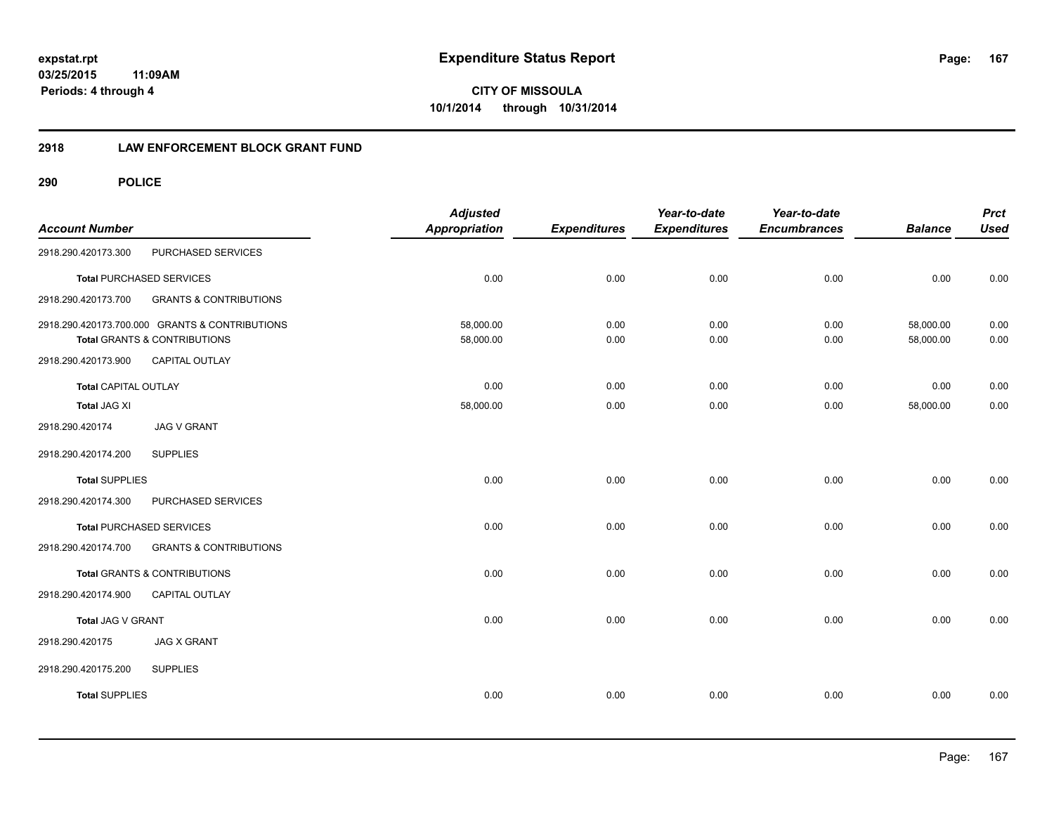expstat.rpt
03/25/2015 11:09AM
Periods: 4 through 4

# Expenditure Status Report

**CITY OF MISSOULA**
**10/1/2014 through 10/31/2014**

## 2918 LAW ENFORCEMENT BLOCK GRANT FUND

### 290 POLICE

| Account Number | | Adjusted Appropriation | Expenditures | Year-to-date Expenditures | Year-to-date Encumbrances | Balance | Prct Used |
|---|---|---|---|---|---|---|---|
| 2918.290.420173.300 | PURCHASED SERVICES | | | | | | |
| **Total** PURCHASED SERVICES | | 0.00 | 0.00 | 0.00 | 0.00 | 0.00 | 0.00 |
| 2918.290.420173.700 | GRANTS & CONTRIBUTIONS | | | | | | |
| 2918.290.420173.700.000 | GRANTS & CONTRIBUTIONS | 58,000.00 | 0.00 | 0.00 | 0.00 | 58,000.00 | 0.00 |
| **Total** GRANTS & CONTRIBUTIONS | | 58,000.00 | 0.00 | 0.00 | 0.00 | 58,000.00 | 0.00 |
| 2918.290.420173.900 | CAPITAL OUTLAY | | | | | | |
| **Total** CAPITAL OUTLAY | | 0.00 | 0.00 | 0.00 | 0.00 | 0.00 | 0.00 |
| **Total** JAG XI | | 58,000.00 | 0.00 | 0.00 | 0.00 | 58,000.00 | 0.00 |
| 2918.290.420174 | JAG V GRANT | | | | | | |
| 2918.290.420174.200 | SUPPLIES | | | | | | |
| **Total** SUPPLIES | | 0.00 | 0.00 | 0.00 | 0.00 | 0.00 | 0.00 |
| 2918.290.420174.300 | PURCHASED SERVICES | | | | | | |
| **Total** PURCHASED SERVICES | | 0.00 | 0.00 | 0.00 | 0.00 | 0.00 | 0.00 |
| 2918.290.420174.700 | GRANTS & CONTRIBUTIONS | | | | | | |
| **Total** GRANTS & CONTRIBUTIONS | | 0.00 | 0.00 | 0.00 | 0.00 | 0.00 | 0.00 |
| 2918.290.420174.900 | CAPITAL OUTLAY | | | | | | |
| **Total** JAG V GRANT | | 0.00 | 0.00 | 0.00 | 0.00 | 0.00 | 0.00 |
| 2918.290.420175 | JAG X GRANT | | | | | | |
| 2918.290.420175.200 | SUPPLIES | | | | | | |
| **Total** SUPPLIES | | 0.00 | 0.00 | 0.00 | 0.00 | 0.00 | 0.00 |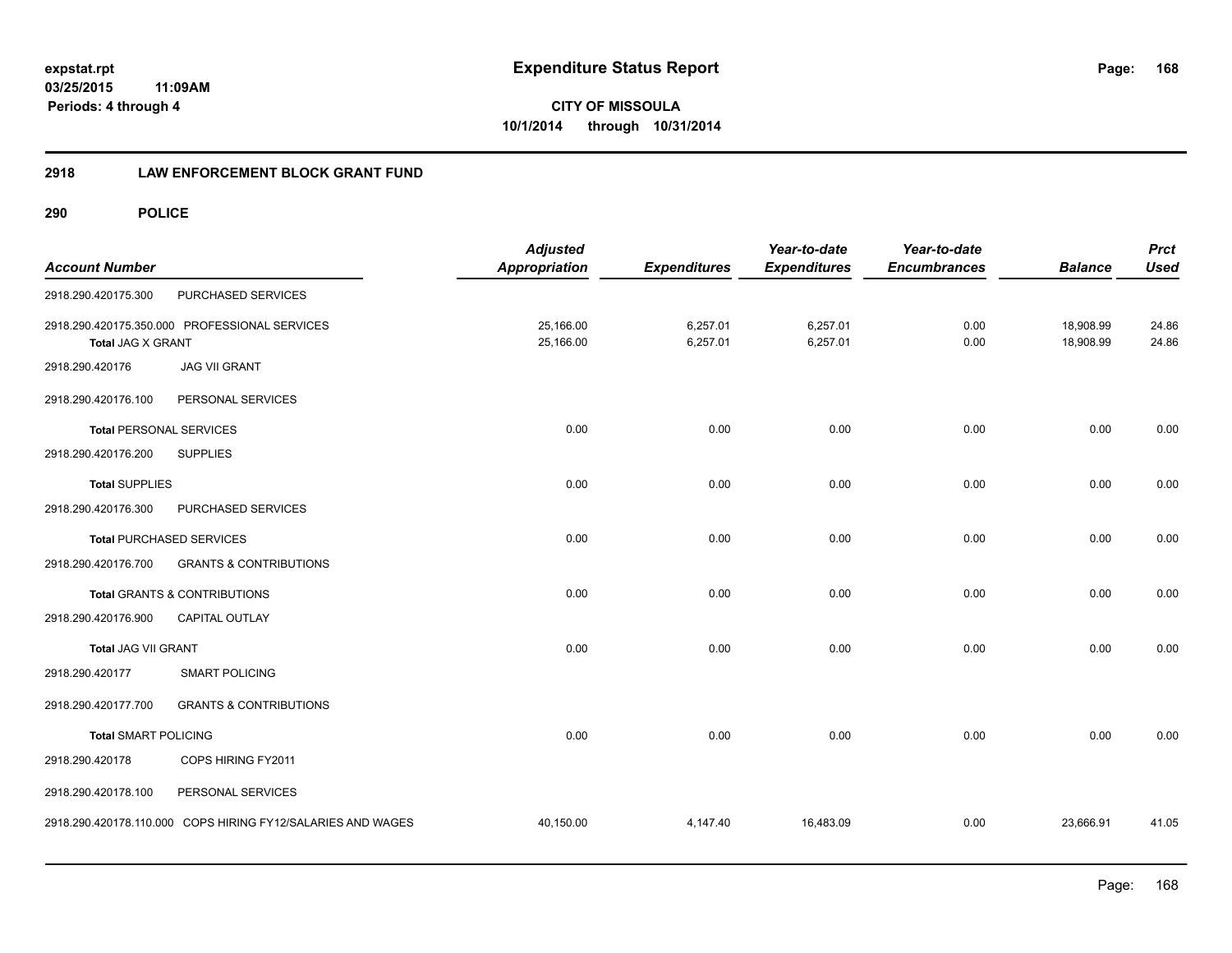**expstat.rpt**
**03/25/2015 11:09AM**
**Periods: 4 through 4**

# Expenditure Status Report

**CITY OF MISSOULA**
**10/1/2014 through 10/31/2014**

## 2918 LAW ENFORCEMENT BLOCK GRANT FUND

### 290 POLICE

| Account Number | | Adjusted Appropriation | Expenditures | Year-to-date Expenditures | Year-to-date Encumbrances | Balance | Prct Used |
|---|---|---|---|---|---|---|---|
| 2918.290.420175.300 | PURCHASED SERVICES | | | | | | |
| 2918.290.420175.350.000 | PROFESSIONAL SERVICES | 25,166.00 | 6,257.01 | 6,257.01 | 0.00 | 18,908.99 | 24.86 |
| **Total JAG X GRANT** | | 25,166.00 | 6,257.01 | 6,257.01 | 0.00 | 18,908.99 | 24.86 |
| 2918.290.420176 | JAG VII GRANT | | | | | | |
| 2918.290.420176.100 | PERSONAL SERVICES | | | | | | |
| **Total PERSONAL SERVICES** | | 0.00 | 0.00 | 0.00 | 0.00 | 0.00 | 0.00 |
| 2918.290.420176.200 | SUPPLIES | | | | | | |
| **Total SUPPLIES** | | 0.00 | 0.00 | 0.00 | 0.00 | 0.00 | 0.00 |
| 2918.290.420176.300 | PURCHASED SERVICES | | | | | | |
| **Total PURCHASED SERVICES** | | 0.00 | 0.00 | 0.00 | 0.00 | 0.00 | 0.00 |
| 2918.290.420176.700 | GRANTS & CONTRIBUTIONS | | | | | | |
| **Total GRANTS & CONTRIBUTIONS** | | 0.00 | 0.00 | 0.00 | 0.00 | 0.00 | 0.00 |
| 2918.290.420176.900 | CAPITAL OUTLAY | | | | | | |
| **Total JAG VII GRANT** | | 0.00 | 0.00 | 0.00 | 0.00 | 0.00 | 0.00 |
| 2918.290.420177 | SMART POLICING | | | | | | |
| 2918.290.420177.700 | GRANTS & CONTRIBUTIONS | | | | | | |
| **Total SMART POLICING** | | 0.00 | 0.00 | 0.00 | 0.00 | 0.00 | 0.00 |
| 2918.290.420178 | COPS HIRING FY2011 | | | | | | |
| 2918.290.420178.100 | PERSONAL SERVICES | | | | | | |
| 2918.290.420178.110.000 | COPS HIRING FY12/SALARIES AND WAGES | 40,150.00 | 4,147.40 | 16,483.09 | 0.00 | 23,666.91 | 41.05 |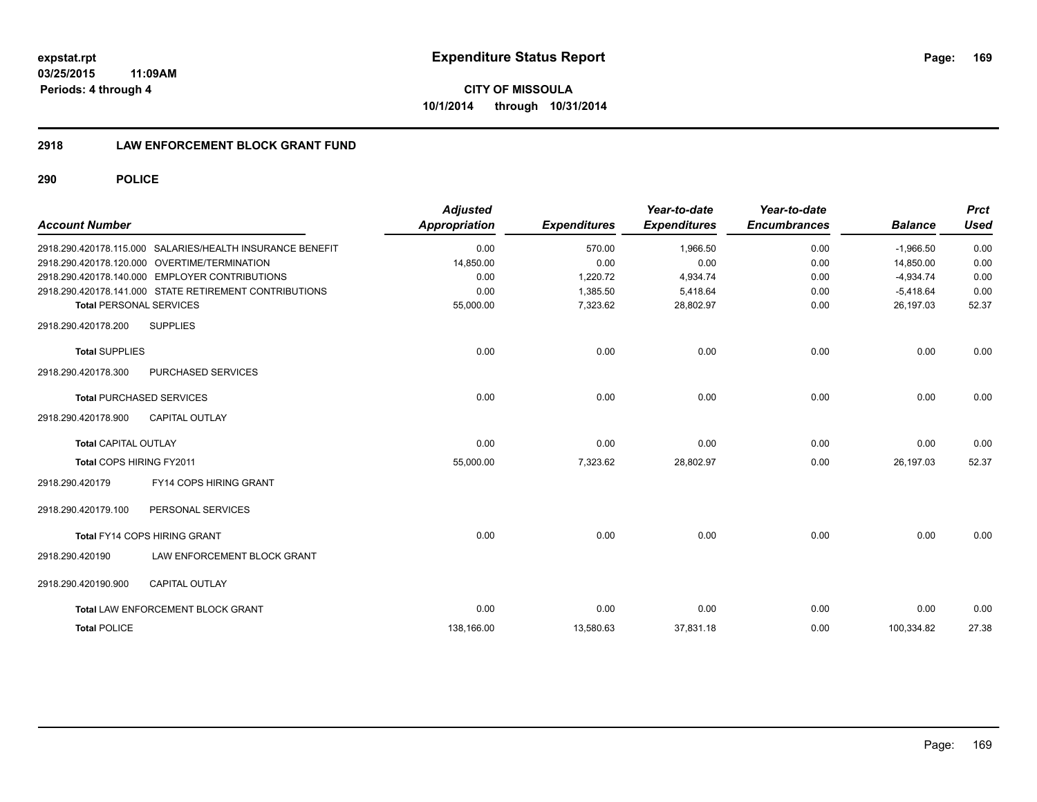expstat.rpt
03/25/2015 11:09AM
Periods: 4 through 4

# Expenditure Status Report

**CITY OF MISSOULA**
**10/1/2014 through 10/31/2014**

## 2918 LAW ENFORCEMENT BLOCK GRANT FUND

### 290 POLICE

| Account Number | Adjusted Appropriation | Expenditures | Year-to-date Expenditures | Year-to-date Encumbrances | Balance | Prct Used |
|---|---|---|---|---|---|---|
| 2918.290.420178.115.000 SALARIES/HEALTH INSURANCE BENEFIT | 0.00 | 570.00 | 1,966.50 | 0.00 | -1,966.50 | 0.00 |
| 2918.290.420178.120.000 OVERTIME/TERMINATION | 14,850.00 | 0.00 | 0.00 | 0.00 | 14,850.00 | 0.00 |
| 2918.290.420178.140.000 EMPLOYER CONTRIBUTIONS | 0.00 | 1,220.72 | 4,934.74 | 0.00 | -4,934.74 | 0.00 |
| 2918.290.420178.141.000 STATE RETIREMENT CONTRIBUTIONS | 0.00 | 1,385.50 | 5,418.64 | 0.00 | -5,418.64 | 0.00 |
| Total PERSONAL SERVICES | 55,000.00 | 7,323.62 | 28,802.97 | 0.00 | 26,197.03 | 52.37 |
| 2918.290.420178.200 SUPPLIES | | | | | | |
| Total SUPPLIES | 0.00 | 0.00 | 0.00 | 0.00 | 0.00 | 0.00 |
| 2918.290.420178.300 PURCHASED SERVICES | | | | | | |
| Total PURCHASED SERVICES | 0.00 | 0.00 | 0.00 | 0.00 | 0.00 | 0.00 |
| 2918.290.420178.900 CAPITAL OUTLAY | | | | | | |
| Total CAPITAL OUTLAY | 0.00 | 0.00 | 0.00 | 0.00 | 0.00 | 0.00 |
| Total COPS HIRING FY2011 | 55,000.00 | 7,323.62 | 28,802.97 | 0.00 | 26,197.03 | 52.37 |
| 2918.290.420179 FY14 COPS HIRING GRANT | | | | | | |
| 2918.290.420179.100 PERSONAL SERVICES | | | | | | |
| Total FY14 COPS HIRING GRANT | 0.00 | 0.00 | 0.00 | 0.00 | 0.00 | 0.00 |
| 2918.290.420190 LAW ENFORCEMENT BLOCK GRANT | | | | | | |
| 2918.290.420190.900 CAPITAL OUTLAY | | | | | | |
| Total LAW ENFORCEMENT BLOCK GRANT | 0.00 | 0.00 | 0.00 | 0.00 | 0.00 | 0.00 |
| Total POLICE | 138,166.00 | 13,580.63 | 37,831.18 | 0.00 | 100,334.82 | 27.38 |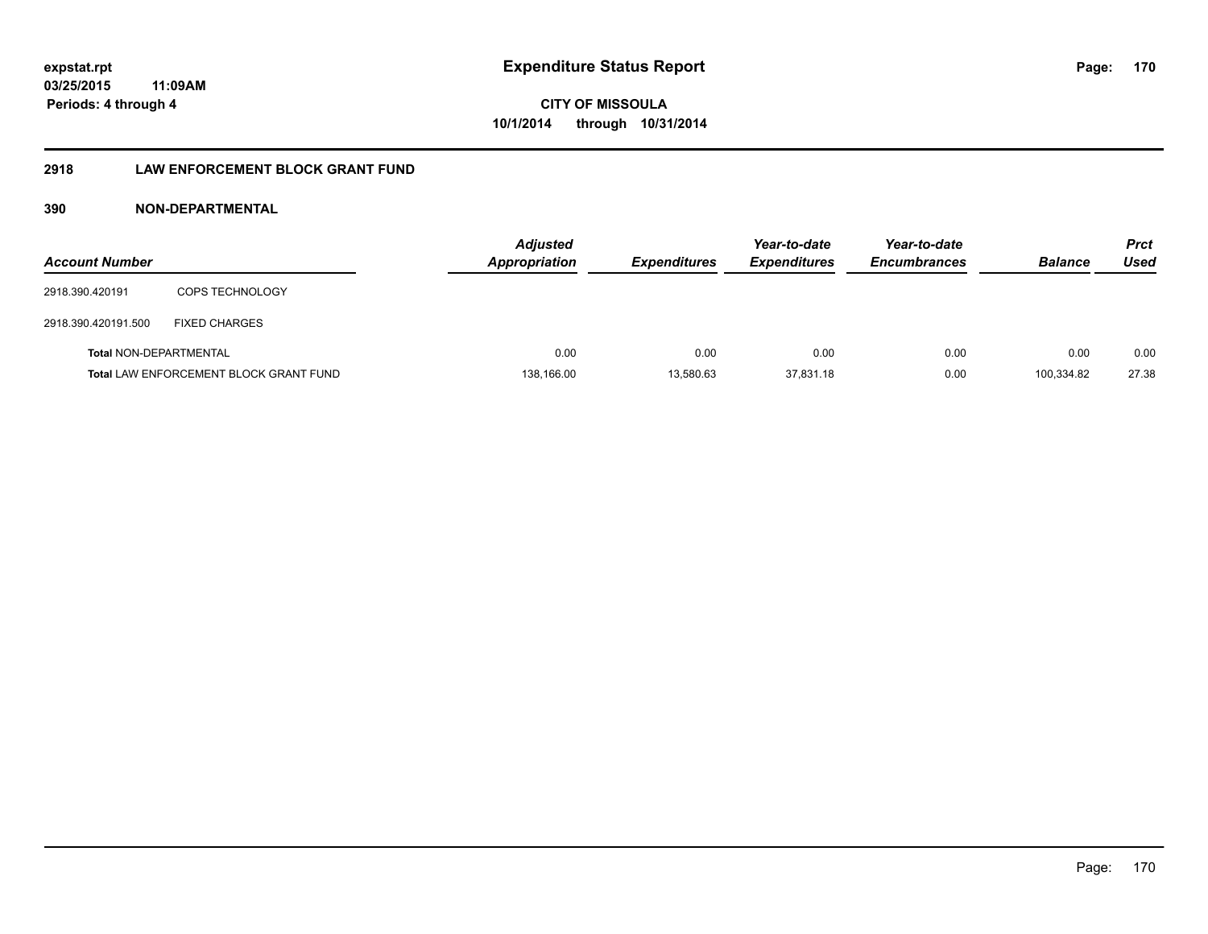**expstat.rpt**
**03/25/2015 11:09AM**
**Periods: 4 through 4**

# Expenditure Status Report

**CITY OF MISSOULA**
**10/1/2014 through 10/31/2014**

## 2918 LAW ENFORCEMENT BLOCK GRANT FUND

### 390 NON-DEPARTMENTAL

| Account Number | | Adjusted Appropriation | Expenditures | Year-to-date Expenditures | Year-to-date Encumbrances | Balance | Prct Used |
|---|---|---|---|---|---|---|---|
| 2918.390.420191 | COPS TECHNOLOGY | | | | | | |
| 2918.390.420191.500 | FIXED CHARGES | | | | | | |
| **Total** NON-DEPARTMENTAL | | 0.00 | 0.00 | 0.00 | 0.00 | 0.00 | 0.00 |
| **Total** LAW ENFORCEMENT BLOCK GRANT FUND | | 138,166.00 | 13,580.63 | 37,831.18 | 0.00 | 100,334.82 | 27.38 |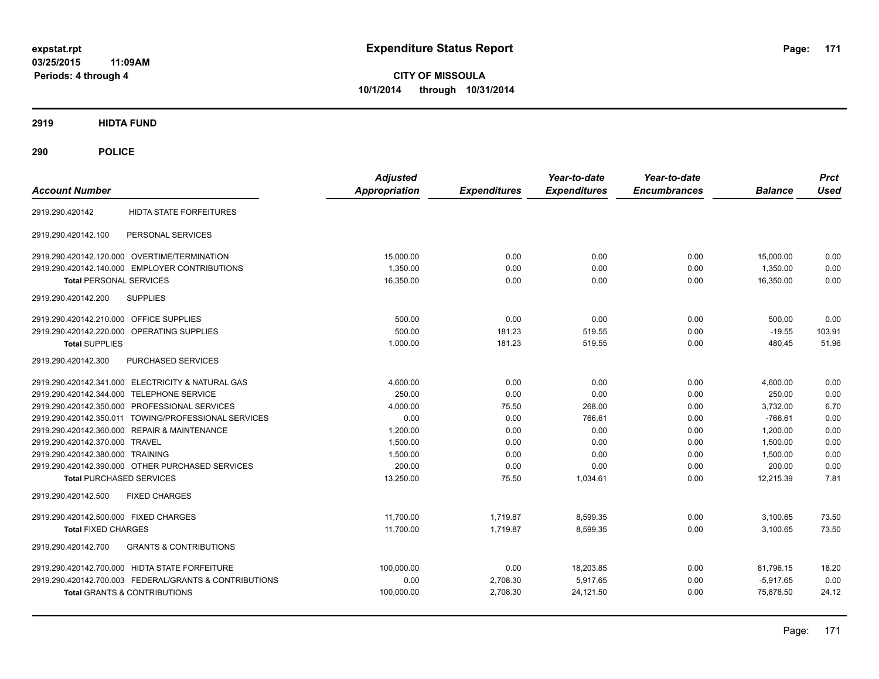expstat.rpt
03/25/2015 11:09AM
Periods: 4 through 4

# Expenditure Status Report

**CITY OF MISSOULA**
**10/1/2014 through 10/31/2014**

## 2919 HIDTA FUND

## 290 POLICE

| Account Number | | Adjusted Appropriation | Expenditures | Year-to-date Expenditures | Year-to-date Encumbrances | Balance | Prct Used |
|---|---|---|---|---|---|---|---|
| 2919.290.420142 | HIDTA STATE FORFEITURES | | | | | | |
| 2919.290.420142.100 | PERSONAL SERVICES | | | | | | |
| 2919.290.420142.120.000 | OVERTIME/TERMINATION | 15,000.00 | 0.00 | 0.00 | 0.00 | 15,000.00 | 0.00 |
| 2919.290.420142.140.000 | EMPLOYER CONTRIBUTIONS | 1,350.00 | 0.00 | 0.00 | 0.00 | 1,350.00 | 0.00 |
| **Total** PERSONAL SERVICES | | 16,350.00 | 0.00 | 0.00 | 0.00 | 16,350.00 | 0.00 |
| 2919.290.420142.200 | SUPPLIES | | | | | | |
| 2919.290.420142.210.000 | OFFICE SUPPLIES | 500.00 | 0.00 | 0.00 | 0.00 | 500.00 | 0.00 |
| 2919.290.420142.220.000 | OPERATING SUPPLIES | 500.00 | 181.23 | 519.55 | 0.00 | -19.55 | 103.91 |
| **Total** SUPPLIES | | 1,000.00 | 181.23 | 519.55 | 0.00 | 480.45 | 51.96 |
| 2919.290.420142.300 | PURCHASED SERVICES | | | | | | |
| 2919.290.420142.341.000 | ELECTRICITY & NATURAL GAS | 4,600.00 | 0.00 | 0.00 | 0.00 | 4,600.00 | 0.00 |
| 2919.290.420142.344.000 | TELEPHONE SERVICE | 250.00 | 0.00 | 0.00 | 0.00 | 250.00 | 0.00 |
| 2919.290.420142.350.000 | PROFESSIONAL SERVICES | 4,000.00 | 75.50 | 268.00 | 0.00 | 3,732.00 | 6.70 |
| 2919.290.420142.350.011 | TOWING/PROFESSIONAL SERVICES | 0.00 | 0.00 | 766.61 | 0.00 | -766.61 | 0.00 |
| 2919.290.420142.360.000 | REPAIR & MAINTENANCE | 1,200.00 | 0.00 | 0.00 | 0.00 | 1,200.00 | 0.00 |
| 2919.290.420142.370.000 | TRAVEL | 1,500.00 | 0.00 | 0.00 | 0.00 | 1,500.00 | 0.00 |
| 2919.290.420142.380.000 | TRAINING | 1,500.00 | 0.00 | 0.00 | 0.00 | 1,500.00 | 0.00 |
| 2919.290.420142.390.000 | OTHER PURCHASED SERVICES | 200.00 | 0.00 | 0.00 | 0.00 | 200.00 | 0.00 |
| **Total** PURCHASED SERVICES | | 13,250.00 | 75.50 | 1,034.61 | 0.00 | 12,215.39 | 7.81 |
| 2919.290.420142.500 | FIXED CHARGES | | | | | | |
| 2919.290.420142.500.000 | FIXED CHARGES | 11,700.00 | 1,719.87 | 8,599.35 | 0.00 | 3,100.65 | 73.50 |
| **Total** FIXED CHARGES | | 11,700.00 | 1,719.87 | 8,599.35 | 0.00 | 3,100.65 | 73.50 |
| 2919.290.420142.700 | GRANTS & CONTRIBUTIONS | | | | | | |
| 2919.290.420142.700.000 | HIDTA STATE FORFEITURE | 100,000.00 | 0.00 | 18,203.85 | 0.00 | 81,796.15 | 18.20 |
| 2919.290.420142.700.003 | FEDERAL/GRANTS & CONTRIBUTIONS | 0.00 | 2,708.30 | 5,917.65 | 0.00 | -5,917.65 | 0.00 |
| **Total** GRANTS & CONTRIBUTIONS | | 100,000.00 | 2,708.30 | 24,121.50 | 0.00 | 75,878.50 | 24.12 |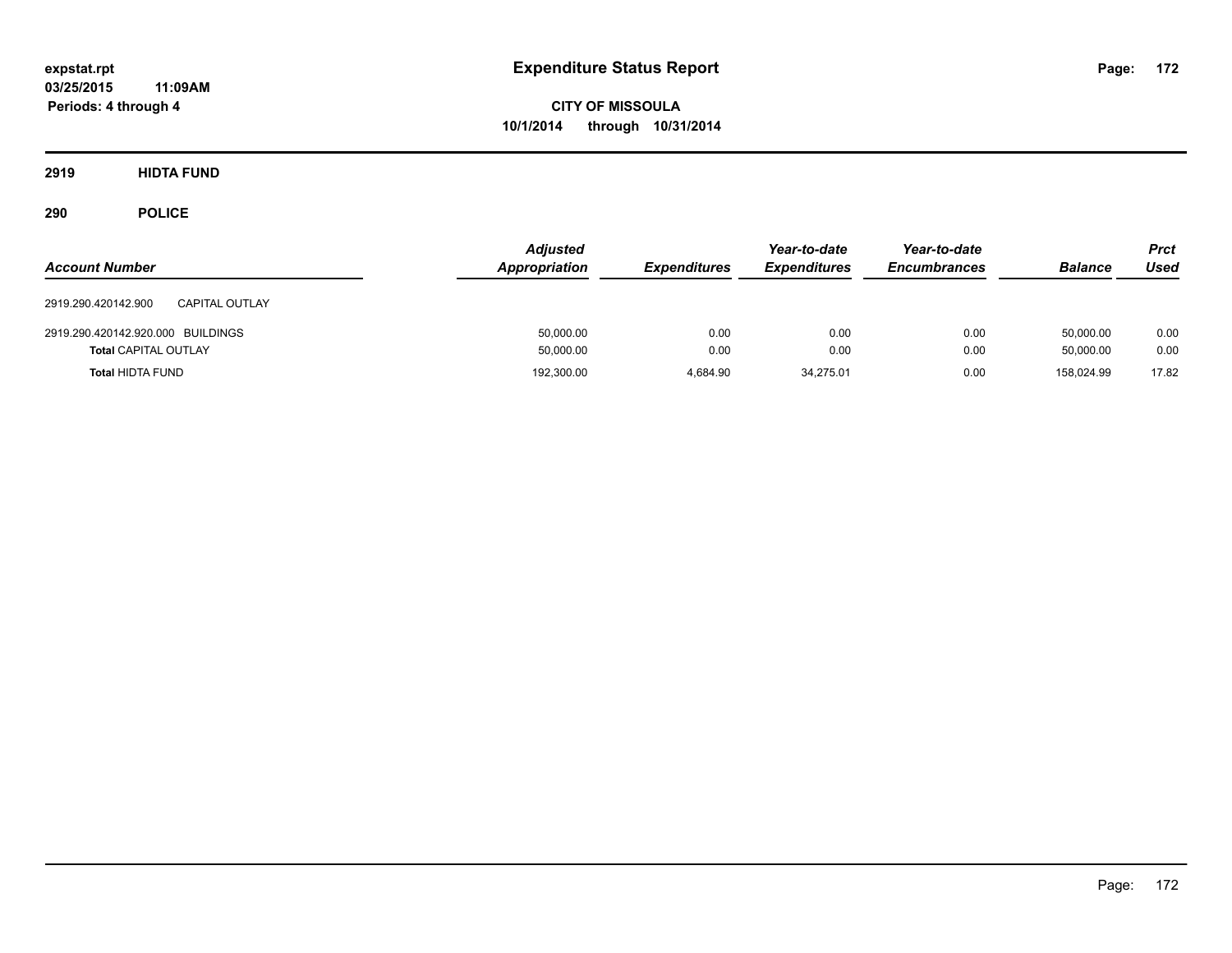# Expenditure Status Report

**CITY OF MISSOULA**
**10/1/2014 through 10/31/2014**

expstat.rpt
03/25/2015 11:09AM
Periods: 4 through 4

## 2919 HIDTA FUND

## 290 POLICE

| Account Number | | Adjusted Appropriation | Expenditures | Year-to-date Expenditures | Year-to-date Encumbrances | Balance | Prct Used |
|---|---|---|---|---|---|---|---|
| 2919.290.420142.900 | CAPITAL OUTLAY | | | | | | |
| 2919.290.420142.920.000 | BUILDINGS | 50,000.00 | 0.00 | 0.00 | 0.00 | 50,000.00 | 0.00 |
| **Total** CAPITAL OUTLAY | | 50,000.00 | 0.00 | 0.00 | 0.00 | 50,000.00 | 0.00 |
| **Total** HIDTA FUND | | 192,300.00 | 4,684.90 | 34,275.01 | 0.00 | 158,024.99 | 17.82 |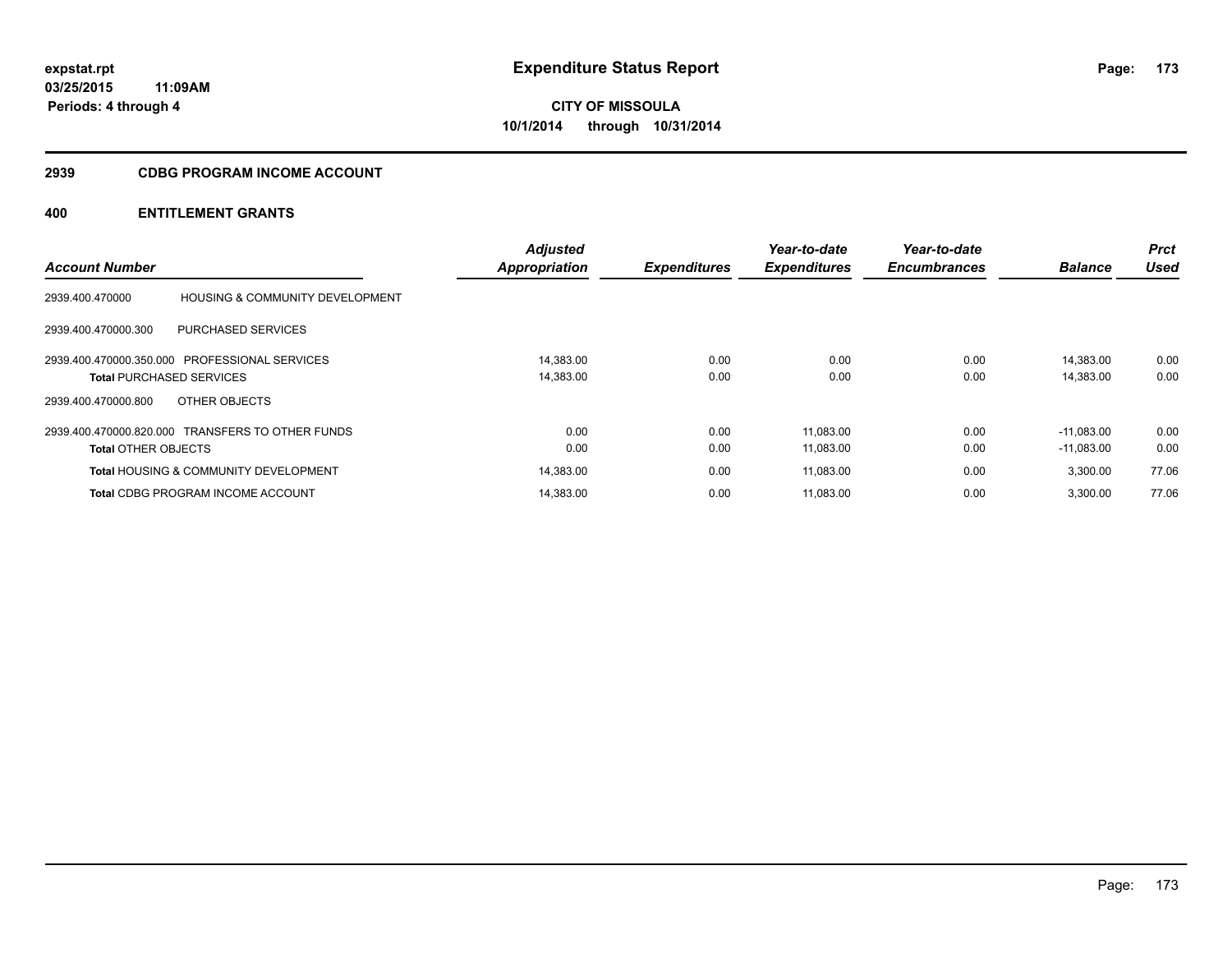**expstat.rpt**
**03/25/2015 11:09AM**
**Periods: 4 through 4**

# Expenditure Status Report

**CITY OF MISSOULA**
**10/1/2014 through 10/31/2014**

## 2939 CDBG PROGRAM INCOME ACCOUNT

## 400 ENTITLEMENT GRANTS

| Account Number | | Adjusted Appropriation | Expenditures | Year-to-date Expenditures | Year-to-date Encumbrances | Balance | Prct Used |
|---|---|---|---|---|---|---|---|
| 2939.400.470000 | HOUSING & COMMUNITY DEVELOPMENT | | | | | | |
| 2939.400.470000.300 | PURCHASED SERVICES | | | | | | |
| 2939.400.470000.350.000 | PROFESSIONAL SERVICES | 14,383.00 | 0.00 | 0.00 | 0.00 | 14,383.00 | 0.00 |
| **Total** PURCHASED SERVICES | | 14,383.00 | 0.00 | 0.00 | 0.00 | 14,383.00 | 0.00 |
| 2939.400.470000.800 | OTHER OBJECTS | | | | | | |
| 2939.400.470000.820.000 | TRANSFERS TO OTHER FUNDS | 0.00 | 0.00 | 11,083.00 | 0.00 | -11,083.00 | 0.00 |
| **Total** OTHER OBJECTS | | 0.00 | 0.00 | 11,083.00 | 0.00 | -11,083.00 | 0.00 |
| **Total** HOUSING & COMMUNITY DEVELOPMENT | | 14,383.00 | 0.00 | 11,083.00 | 0.00 | 3,300.00 | 77.06 |
| **Total** CDBG PROGRAM INCOME ACCOUNT | | 14,383.00 | 0.00 | 11,083.00 | 0.00 | 3,300.00 | 77.06 |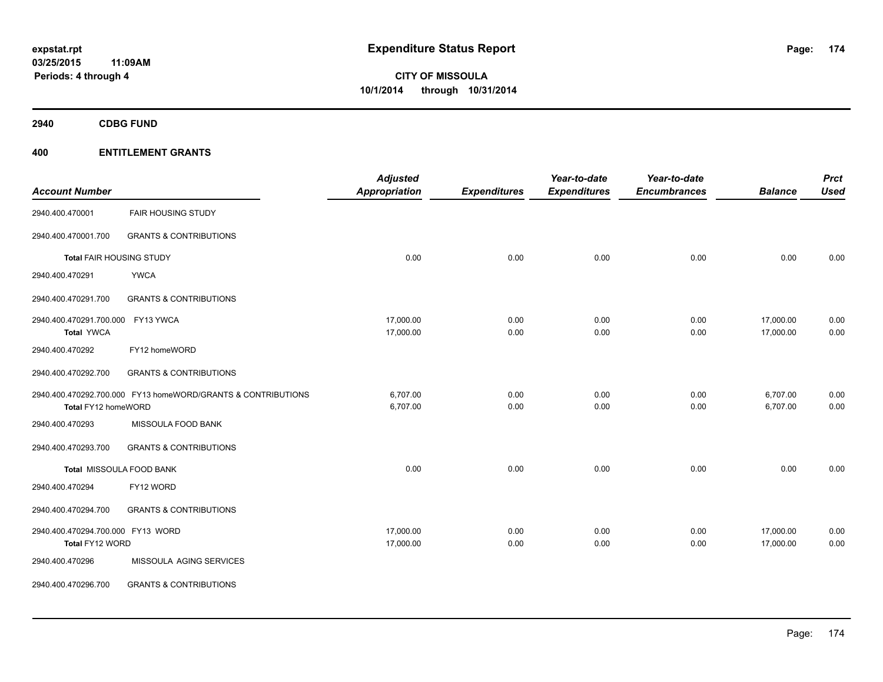**expstat.rpt**
**03/25/2015 11:09AM**
**Periods: 4 through 4**

# Expenditure Status Report

**CITY OF MISSOULA**
**10/1/2014 through 10/31/2014**

## 2940 CDBG FUND

## 400 ENTITLEMENT GRANTS

| Account Number | | Adjusted Appropriation | Expenditures | Year-to-date Expenditures | Year-to-date Encumbrances | Balance | Prct Used |
|---|---|---|---|---|---|---|---|
| 2940.400.470001 | FAIR HOUSING STUDY | | | | | | |
| 2940.400.470001.700 | GRANTS & CONTRIBUTIONS | | | | | | |
| **Total** FAIR HOUSING STUDY | | 0.00 | 0.00 | 0.00 | 0.00 | 0.00 | 0.00 |
| 2940.400.470291 | YWCA | | | | | | |
| 2940.400.470291.700 | GRANTS & CONTRIBUTIONS | | | | | | |
| 2940.400.470291.700.000 | FY13 YWCA | 17,000.00 | 0.00 | 0.00 | 0.00 | 17,000.00 | 0.00 |
| **Total** YWCA | | 17,000.00 | 0.00 | 0.00 | 0.00 | 17,000.00 | 0.00 |
| 2940.400.470292 | FY12 homeWORD | | | | | | |
| 2940.400.470292.700 | GRANTS & CONTRIBUTIONS | | | | | | |
| 2940.400.470292.700.000 | FY13 homeWORD/GRANTS & CONTRIBUTIONS | 6,707.00 | 0.00 | 0.00 | 0.00 | 6,707.00 | 0.00 |
| **Total** FY12 homeWORD | | 6,707.00 | 0.00 | 0.00 | 0.00 | 6,707.00 | 0.00 |
| 2940.400.470293 | MISSOULA FOOD BANK | | | | | | |
| 2940.400.470293.700 | GRANTS & CONTRIBUTIONS | | | | | | |
| **Total** MISSOULA FOOD BANK | | 0.00 | 0.00 | 0.00 | 0.00 | 0.00 | 0.00 |
| 2940.400.470294 | FY12 WORD | | | | | | |
| 2940.400.470294.700 | GRANTS & CONTRIBUTIONS | | | | | | |
| 2940.400.470294.700.000 | FY13 WORD | 17,000.00 | 0.00 | 0.00 | 0.00 | 17,000.00 | 0.00 |
| **Total** FY12 WORD | | 17,000.00 | 0.00 | 0.00 | 0.00 | 17,000.00 | 0.00 |
| 2940.400.470296 | MISSOULA AGING SERVICES | | | | | | |
| 2940.400.470296.700 | GRANTS & CONTRIBUTIONS | | | | | | |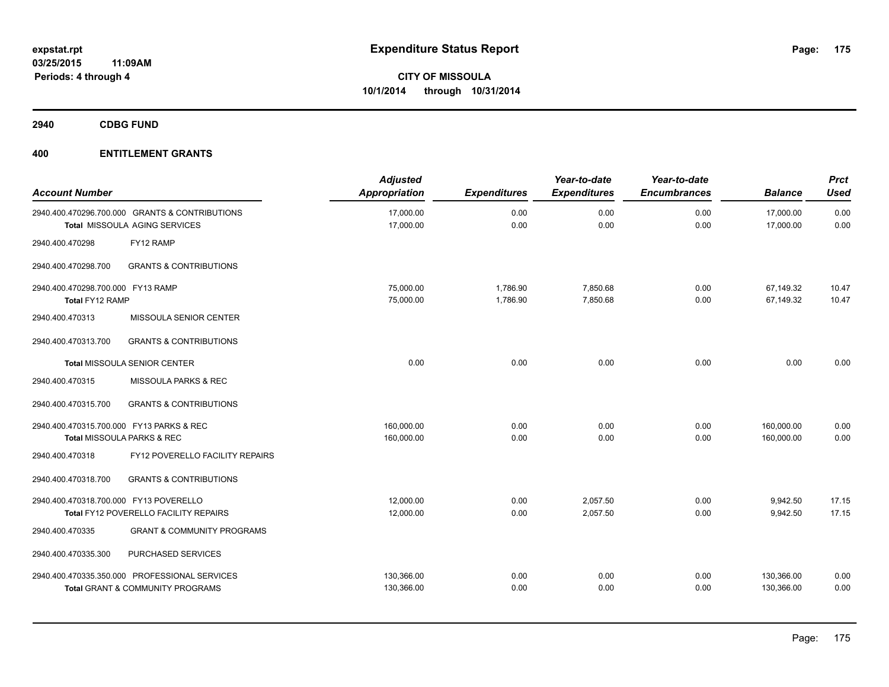expstat.rpt
03/25/2015 11:09AM
Periods: 4 through 4

# Expenditure Status Report

**CITY OF MISSOULA**
**10/1/2014 through 10/31/2014**

## 2940 CDBG FUND

## 400 ENTITLEMENT GRANTS

| Account Number | | Adjusted Appropriation | Expenditures | Year-to-date Expenditures | Year-to-date Encumbrances | Balance | Prct Used |
|---|---|---|---|---|---|---|---|
| 2940.400.470296.700.000 | GRANTS & CONTRIBUTIONS | 17,000.00 | 0.00 | 0.00 | 0.00 | 17,000.00 | 0.00 |
| **Total** MISSOULA AGING SERVICES | | 17,000.00 | 0.00 | 0.00 | 0.00 | 17,000.00 | 0.00 |
| 2940.400.470298 | FY12 RAMP | | | | | | |
| 2940.400.470298.700 | GRANTS & CONTRIBUTIONS | | | | | | |
| 2940.400.470298.700.000 | FY13 RAMP | 75,000.00 | 1,786.90 | 7,850.68 | 0.00 | 67,149.32 | 10.47 |
| **Total** FY12 RAMP | | 75,000.00 | 1,786.90 | 7,850.68 | 0.00 | 67,149.32 | 10.47 |
| 2940.400.470313 | MISSOULA SENIOR CENTER | | | | | | |
| 2940.400.470313.700 | GRANTS & CONTRIBUTIONS | | | | | | |
| **Total** MISSOULA SENIOR CENTER | | 0.00 | 0.00 | 0.00 | 0.00 | 0.00 | 0.00 |
| 2940.400.470315 | MISSOULA PARKS & REC | | | | | | |
| 2940.400.470315.700 | GRANTS & CONTRIBUTIONS | | | | | | |
| 2940.400.470315.700.000 | FY13 PARKS & REC | 160,000.00 | 0.00 | 0.00 | 0.00 | 160,000.00 | 0.00 |
| **Total** MISSOULA PARKS & REC | | 160,000.00 | 0.00 | 0.00 | 0.00 | 160,000.00 | 0.00 |
| 2940.400.470318 | FY12 POVERELLO FACILITY REPAIRS | | | | | | |
| 2940.400.470318.700 | GRANTS & CONTRIBUTIONS | | | | | | |
| 2940.400.470318.700.000 | FY13 POVERELLO | 12,000.00 | 0.00 | 2,057.50 | 0.00 | 9,942.50 | 17.15 |
| **Total** FY12 POVERELLO FACILITY REPAIRS | | 12,000.00 | 0.00 | 2,057.50 | 0.00 | 9,942.50 | 17.15 |
| 2940.400.470335 | GRANT & COMMUNITY PROGRAMS | | | | | | |
| 2940.400.470335.300 | PURCHASED SERVICES | | | | | | |
| 2940.400.470335.350.000 | PROFESSIONAL SERVICES | 130,366.00 | 0.00 | 0.00 | 0.00 | 130,366.00 | 0.00 |
| **Total** GRANT & COMMUNITY PROGRAMS | | 130,366.00 | 0.00 | 0.00 | 0.00 | 130,366.00 | 0.00 |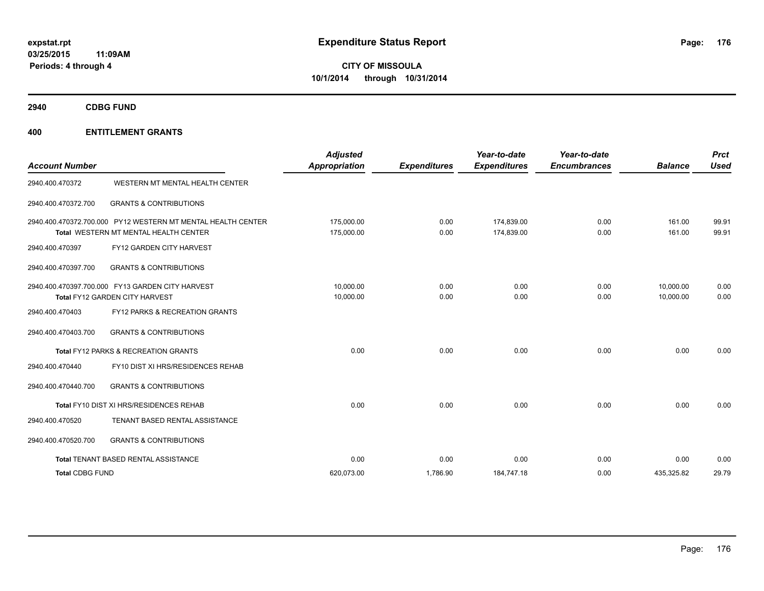**expstat.rpt**
**03/25/2015 11:09AM**
**Periods: 4 through 4**

# Expenditure Status Report

**CITY OF MISSOULA**
**10/1/2014 through 10/31/2014**

## 2940 CDBG FUND

## 400 ENTITLEMENT GRANTS

| Account Number | | Adjusted Appropriation | Expenditures | Year-to-date Expenditures | Year-to-date Encumbrances | Balance | Prct Used |
|---|---|---|---|---|---|---|---|
| 2940.400.470372 | WESTERN MT MENTAL HEALTH CENTER | | | | | | |
| 2940.400.470372.700 | GRANTS & CONTRIBUTIONS | | | | | | |
| 2940.400.470372.700.000 | PY12 WESTERN MT MENTAL HEALTH CENTER | 175,000.00 | 0.00 | 174,839.00 | 0.00 | 161.00 | 99.91 |
| **Total** WESTERN MT MENTAL HEALTH CENTER | | 175,000.00 | 0.00 | 174,839.00 | 0.00 | 161.00 | 99.91 |
| 2940.400.470397 | FY12 GARDEN CITY HARVEST | | | | | | |
| 2940.400.470397.700 | GRANTS & CONTRIBUTIONS | | | | | | |
| 2940.400.470397.700.000 | FY13 GARDEN CITY HARVEST | 10,000.00 | 0.00 | 0.00 | 0.00 | 10,000.00 | 0.00 |
| **Total** FY12 GARDEN CITY HARVEST | | 10,000.00 | 0.00 | 0.00 | 0.00 | 10,000.00 | 0.00 |
| 2940.400.470403 | FY12 PARKS & RECREATION GRANTS | | | | | | |
| 2940.400.470403.700 | GRANTS & CONTRIBUTIONS | | | | | | |
| **Total** FY12 PARKS & RECREATION GRANTS | | 0.00 | 0.00 | 0.00 | 0.00 | 0.00 | 0.00 |
| 2940.400.470440 | FY10 DIST XI HRS/RESIDENCES REHAB | | | | | | |
| 2940.400.470440.700 | GRANTS & CONTRIBUTIONS | | | | | | |
| **Total** FY10 DIST XI HRS/RESIDENCES REHAB | | 0.00 | 0.00 | 0.00 | 0.00 | 0.00 | 0.00 |
| 2940.400.470520 | TENANT BASED RENTAL ASSISTANCE | | | | | | |
| 2940.400.470520.700 | GRANTS & CONTRIBUTIONS | | | | | | |
| **Total** TENANT BASED RENTAL ASSISTANCE | | 0.00 | 0.00 | 0.00 | 0.00 | 0.00 | 0.00 |
| **Total CDBG FUND** | | 620,073.00 | 1,786.90 | 184,747.18 | 0.00 | 435,325.82 | 29.79 |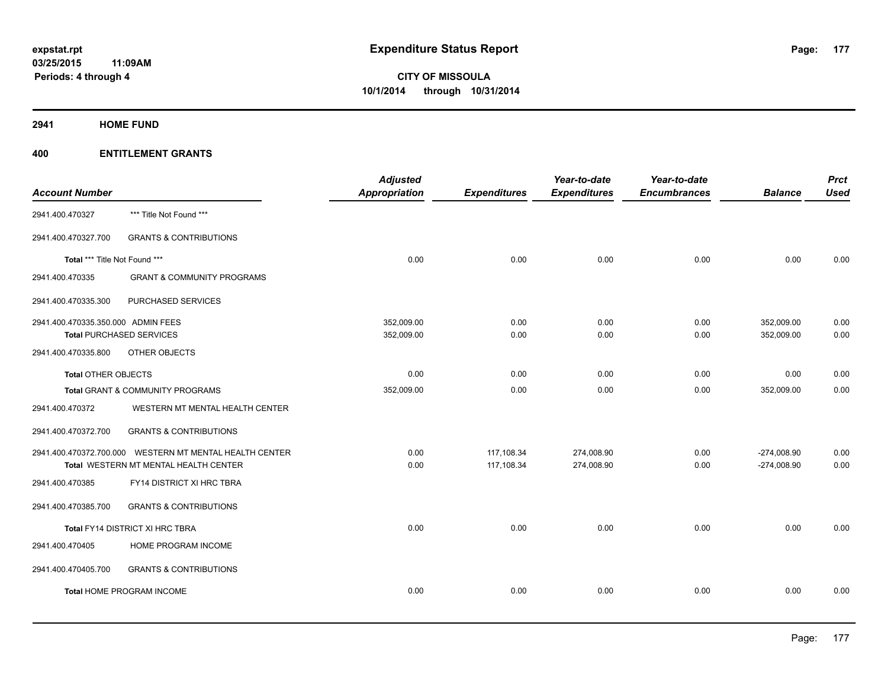expstat.rpt
03/25/2015 11:09AM
Periods: 4 through 4

# Expenditure Status Report

**CITY OF MISSOULA**
**10/1/2014 through 10/31/2014**

## 2941 HOME FUND

## 400 ENTITLEMENT GRANTS

| Account Number | | Adjusted Appropriation | Expenditures | Year-to-date Expenditures | Year-to-date Encumbrances | Balance | Prct Used |
|---|---|---|---|---|---|---|---|
| 2941.400.470327 | *** Title Not Found *** | | | | | | |
| 2941.400.470327.700 | GRANTS & CONTRIBUTIONS | | | | | | |
| Total *** Title Not Found *** | | 0.00 | 0.00 | 0.00 | 0.00 | 0.00 | 0.00 |
| 2941.400.470335 | GRANT & COMMUNITY PROGRAMS | | | | | | |
| 2941.400.470335.300 | PURCHASED SERVICES | | | | | | |
| 2941.400.470335.350.000 | ADMIN FEES | 352,009.00 | 0.00 | 0.00 | 0.00 | 352,009.00 | 0.00 |
| Total PURCHASED SERVICES | | 352,009.00 | 0.00 | 0.00 | 0.00 | 352,009.00 | 0.00 |
| 2941.400.470335.800 | OTHER OBJECTS | | | | | | |
| Total OTHER OBJECTS | | 0.00 | 0.00 | 0.00 | 0.00 | 0.00 | 0.00 |
| Total GRANT & COMMUNITY PROGRAMS | | 352,009.00 | 0.00 | 0.00 | 0.00 | 352,009.00 | 0.00 |
| 2941.400.470372 | WESTERN MT MENTAL HEALTH CENTER | | | | | | |
| 2941.400.470372.700 | GRANTS & CONTRIBUTIONS | | | | | | |
| 2941.400.470372.700.000 | WESTERN MT MENTAL HEALTH CENTER | 0.00 | 117,108.34 | 274,008.90 | 0.00 | -274,008.90 | 0.00 |
| Total WESTERN MT MENTAL HEALTH CENTER | | 0.00 | 117,108.34 | 274,008.90 | 0.00 | -274,008.90 | 0.00 |
| 2941.400.470385 | FY14 DISTRICT XI HRC TBRA | | | | | | |
| 2941.400.470385.700 | GRANTS & CONTRIBUTIONS | | | | | | |
| Total FY14 DISTRICT XI HRC TBRA | | 0.00 | 0.00 | 0.00 | 0.00 | 0.00 | 0.00 |
| 2941.400.470405 | HOME PROGRAM INCOME | | | | | | |
| 2941.400.470405.700 | GRANTS & CONTRIBUTIONS | | | | | | |
| Total HOME PROGRAM INCOME | | 0.00 | 0.00 | 0.00 | 0.00 | 0.00 | 0.00 |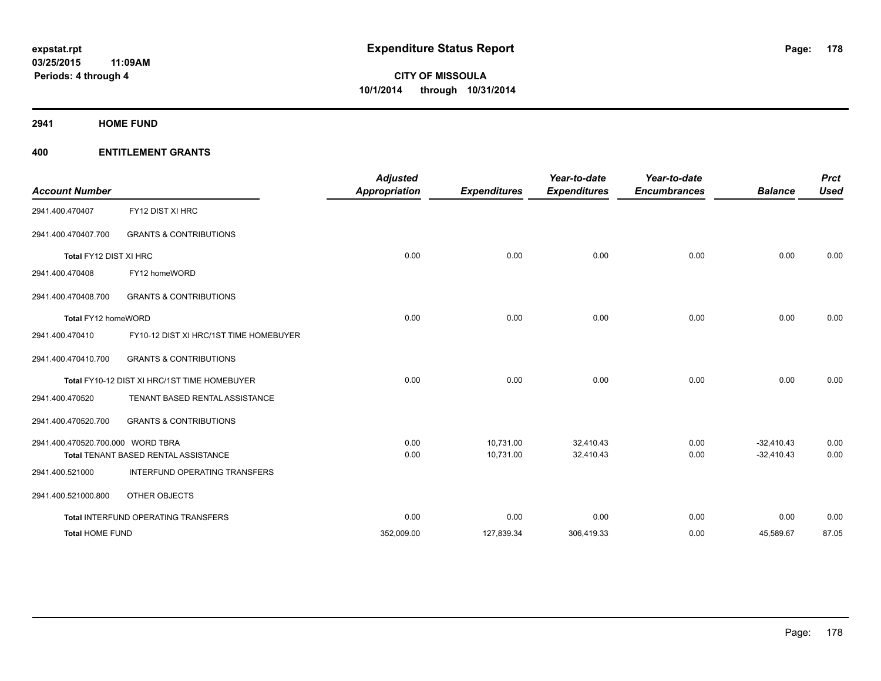**expstat.rpt**
**03/25/2015 11:09AM**
**Periods: 4 through 4**

# Expenditure Status Report

**CITY OF MISSOULA**
**10/1/2014 through 10/31/2014**

## 2941 HOME FUND

## 400 ENTITLEMENT GRANTS

| Account Number | | Adjusted Appropriation | Expenditures | Year-to-date Expenditures | Year-to-date Encumbrances | Balance | Prct Used |
|---|---|---|---|---|---|---|---|
| 2941.400.470407 | FY12 DIST XI HRC | | | | | | |
| 2941.400.470407.700 | GRANTS & CONTRIBUTIONS | | | | | | |
| **Total** FY12 DIST XI HRC | | 0.00 | 0.00 | 0.00 | 0.00 | 0.00 | 0.00 |
| 2941.400.470408 | FY12 homeWORD | | | | | | |
| 2941.400.470408.700 | GRANTS & CONTRIBUTIONS | | | | | | |
| **Total** FY12 homeWORD | | 0.00 | 0.00 | 0.00 | 0.00 | 0.00 | 0.00 |
| 2941.400.470410 | FY10-12 DIST XI HRC/1ST TIME HOMEBUYER | | | | | | |
| 2941.400.470410.700 | GRANTS & CONTRIBUTIONS | | | | | | |
| **Total** FY10-12 DIST XI HRC/1ST TIME HOMEBUYER | | 0.00 | 0.00 | 0.00 | 0.00 | 0.00 | 0.00 |
| 2941.400.470520 | TENANT BASED RENTAL ASSISTANCE | | | | | | |
| 2941.400.470520.700 | GRANTS & CONTRIBUTIONS | | | | | | |
| 2941.400.470520.700.000 | WORD TBRA | 0.00 | 10,731.00 | 32,410.43 | 0.00 | -32,410.43 | 0.00 |
| **Total** TENANT BASED RENTAL ASSISTANCE | | 0.00 | 10,731.00 | 32,410.43 | 0.00 | -32,410.43 | 0.00 |
| 2941.400.521000 | INTERFUND OPERATING TRANSFERS | | | | | | |
| 2941.400.521000.800 | OTHER OBJECTS | | | | | | |
| **Total** INTERFUND OPERATING TRANSFERS | | 0.00 | 0.00 | 0.00 | 0.00 | 0.00 | 0.00 |
| **Total HOME FUND** | | 352,009.00 | 127,839.34 | 306,419.33 | 0.00 | 45,589.67 | 87.05 |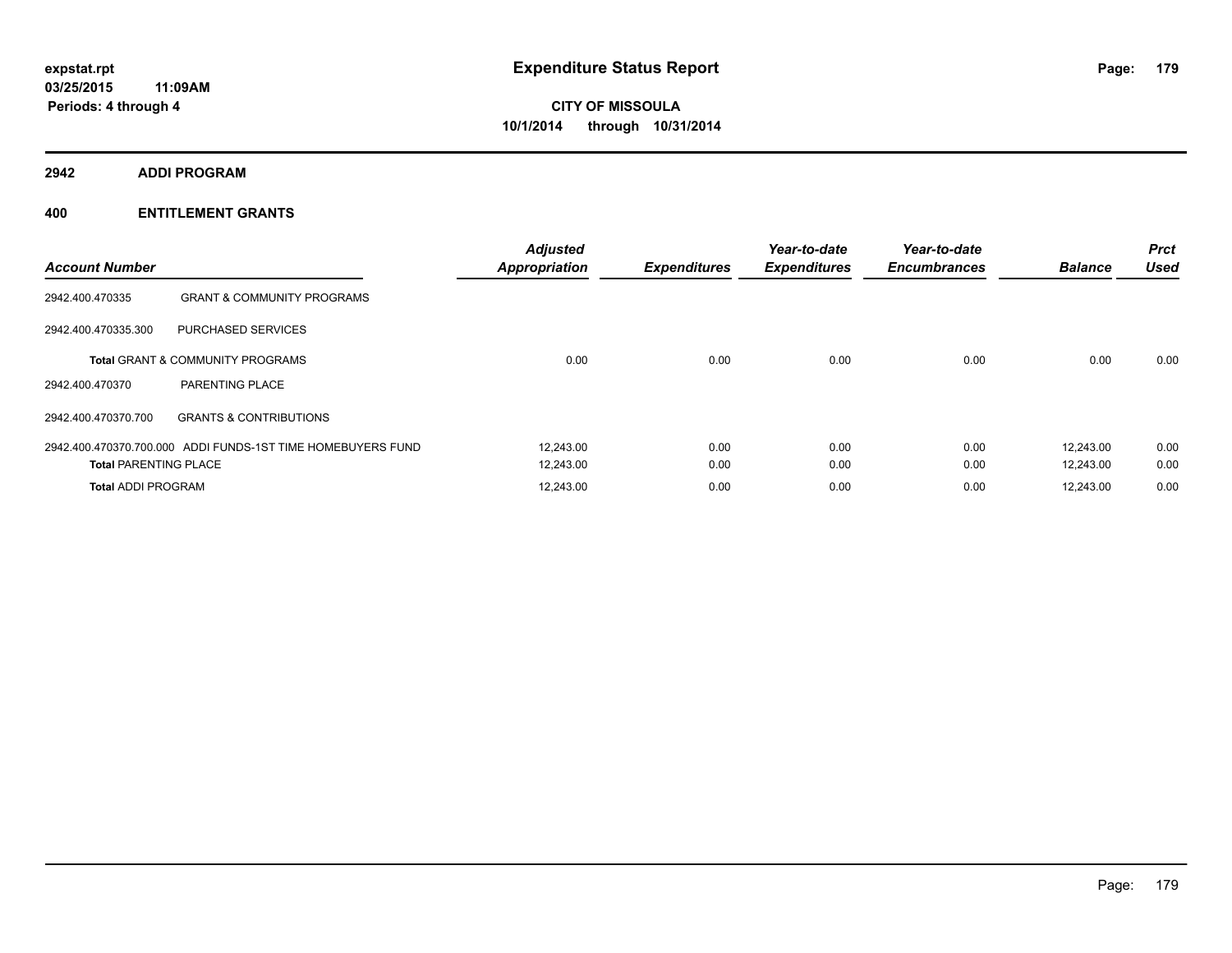**expstat.rpt**
**03/25/2015 11:09AM**
**Periods: 4 through 4**

# Expenditure Status Report

**CITY OF MISSOULA**
**10/1/2014 through 10/31/2014**

## 2942 ADDI PROGRAM

## 400 ENTITLEMENT GRANTS

| Account Number | | *Adjusted Appropriation* | *Expenditures* | *Year-to-date Expenditures* | *Year-to-date Encumbrances* | *Balance* | *Prct Used* |
|---|---|---|---|---|---|---|---|
| 2942.400.470335 | GRANT & COMMUNITY PROGRAMS | | | | | | |
| 2942.400.470335.300 | PURCHASED SERVICES | | | | | | |
| **Total** GRANT & COMMUNITY PROGRAMS | | 0.00 | 0.00 | 0.00 | 0.00 | 0.00 | 0.00 |
| 2942.400.470370 | PARENTING PLACE | | | | | | |
| 2942.400.470370.700 | GRANTS & CONTRIBUTIONS | | | | | | |
| 2942.400.470370.700.000 | ADDI FUNDS-1ST TIME HOMEBUYERS FUND | 12,243.00 | 0.00 | 0.00 | 0.00 | 12,243.00 | 0.00 |
| **Total** PARENTING PLACE | | 12,243.00 | 0.00 | 0.00 | 0.00 | 12,243.00 | 0.00 |
| **Total** ADDI PROGRAM | | 12,243.00 | 0.00 | 0.00 | 0.00 | 12,243.00 | 0.00 |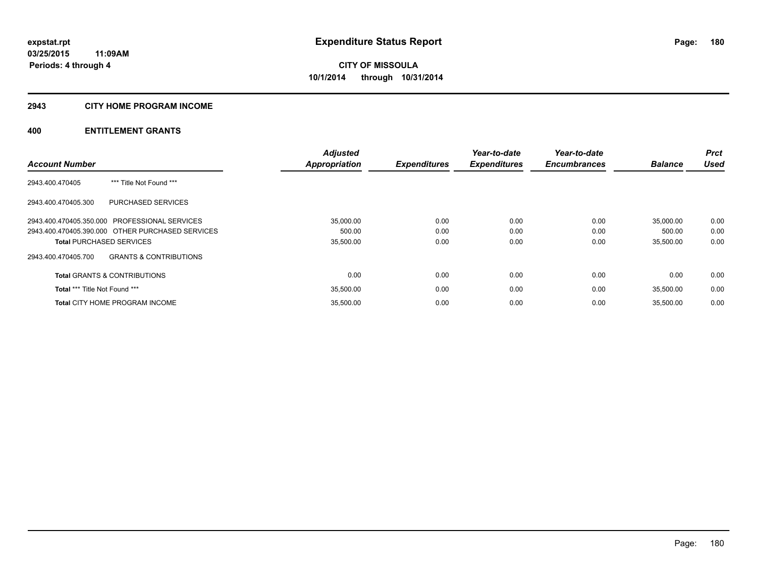**expstat.rpt**
**03/25/2015 11:09AM**
**Periods: 4 through 4**

# Expenditure Status Report

**CITY OF MISSOULA**
**10/1/2014 through 10/31/2014**

## 2943 CITY HOME PROGRAM INCOME

## 400 ENTITLEMENT GRANTS

| Account Number | | Adjusted Appropriation | Expenditures | Year-to-date Expenditures | Year-to-date Encumbrances | Balance | Prct Used |
|---|---|---|---|---|---|---|---|
| 2943.400.470405 | *** Title Not Found *** | | | | | | |
| 2943.400.470405.300 | PURCHASED SERVICES | | | | | | |
| 2943.400.470405.350.000 | PROFESSIONAL SERVICES | 35,000.00 | 0.00 | 0.00 | 0.00 | 35,000.00 | 0.00 |
| 2943.400.470405.390.000 | OTHER PURCHASED SERVICES | 500.00 | 0.00 | 0.00 | 0.00 | 500.00 | 0.00 |
| **Total** PURCHASED SERVICES | | 35,500.00 | 0.00 | 0.00 | 0.00 | 35,500.00 | 0.00 |
| 2943.400.470405.700 | GRANTS & CONTRIBUTIONS | | | | | | |
| **Total** GRANTS & CONTRIBUTIONS | | 0.00 | 0.00 | 0.00 | 0.00 | 0.00 | 0.00 |
| **Total** *** Title Not Found *** | | 35,500.00 | 0.00 | 0.00 | 0.00 | 35,500.00 | 0.00 |
| **Total** CITY HOME PROGRAM INCOME | | 35,500.00 | 0.00 | 0.00 | 0.00 | 35,500.00 | 0.00 |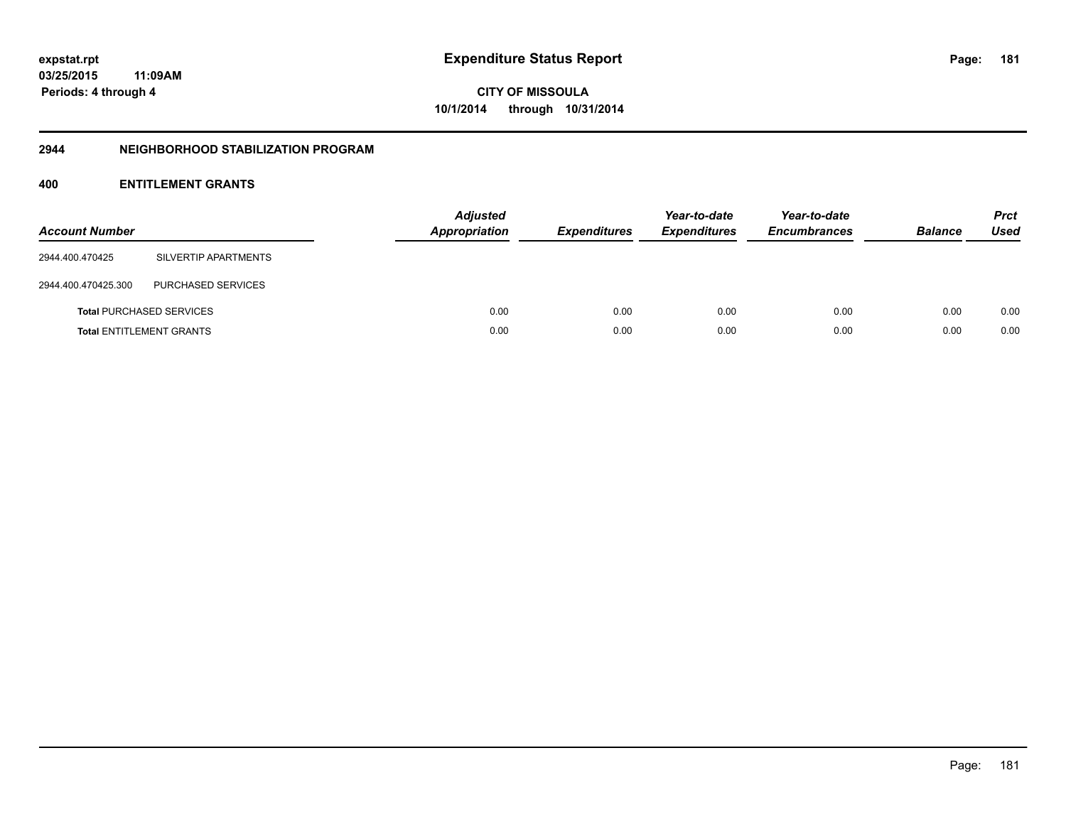# Expenditure Status Report

expstat.rpt
03/25/2015 11:09AM
Periods: 4 through 4

CITY OF MISSOULA
10/1/2014 through 10/31/2014

## 2944 NEIGHBORHOOD STABILIZATION PROGRAM

### 400 ENTITLEMENT GRANTS

| Account Number | | Adjusted Appropriation | Expenditures | Year-to-date Expenditures | Year-to-date Encumbrances | Balance | Prct Used |
|---|---|---|---|---|---|---|---|
| 2944.400.470425 | SILVERTIP APARTMENTS | | | | | | |
| 2944.400.470425.300 | PURCHASED SERVICES | | | | | | |
| **Total** PURCHASED SERVICES | | 0.00 | 0.00 | 0.00 | 0.00 | 0.00 | 0.00 |
| **Total** ENTITLEMENT GRANTS | | 0.00 | 0.00 | 0.00 | 0.00 | 0.00 | 0.00 |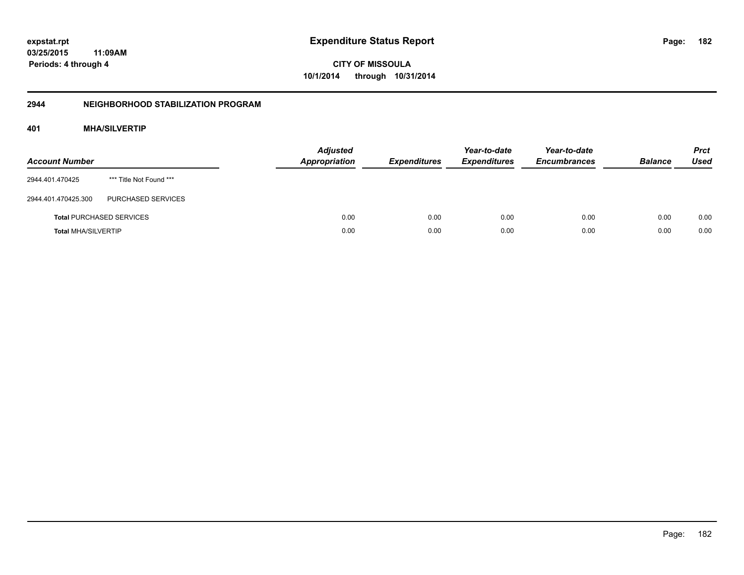# Expenditure Status Report

expstat.rpt
03/25/2015 11:09AM
Periods: 4 through 4

**CITY OF MISSOULA**
**10/1/2014 through 10/31/2014**

## 2944 NEIGHBORHOOD STABILIZATION PROGRAM

### 401 MHA/SILVERTIP

| Account Number | | Adjusted Appropriation | Expenditures | Year-to-date Expenditures | Year-to-date Encumbrances | Balance | Prct Used |
|---|---|---|---|---|---|---|---|
| 2944.401.470425 | *** Title Not Found *** | | | | | | |
| 2944.401.470425.300 | PURCHASED SERVICES | | | | | | |
| **Total** PURCHASED SERVICES | | 0.00 | 0.00 | 0.00 | 0.00 | 0.00 | 0.00 |
| **Total** MHA/SILVERTIP | | 0.00 | 0.00 | 0.00 | 0.00 | 0.00 | 0.00 |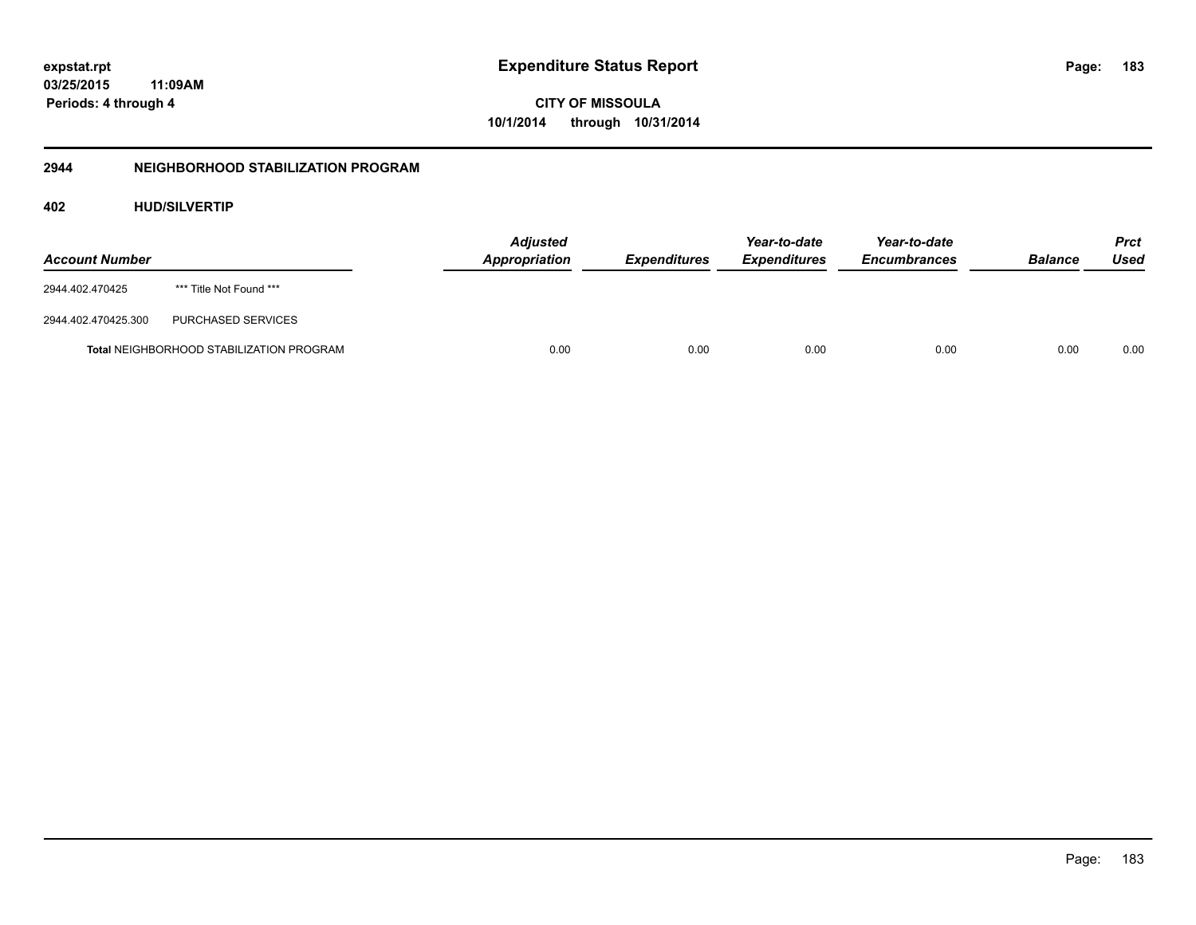**expstat.rpt**
**03/25/2015 11:09AM**
**Periods: 4 through 4**

# Expenditure Status Report

**CITY OF MISSOULA**
**10/1/2014 through 10/31/2014**

## 2944 NEIGHBORHOOD STABILIZATION PROGRAM

### 402 HUD/SILVERTIP

| Account Number | | Adjusted Appropriation | Expenditures | Year-to-date Expenditures | Year-to-date Encumbrances | Balance | Prct Used |
|---|---|---|---|---|---|---|---|
| 2944.402.470425 | *** Title Not Found *** | | | | | | |
| 2944.402.470425.300 | PURCHASED SERVICES | | | | | | |
| **Total** NEIGHBORHOOD STABILIZATION PROGRAM | | 0.00 | 0.00 | 0.00 | 0.00 | 0.00 | 0.00 |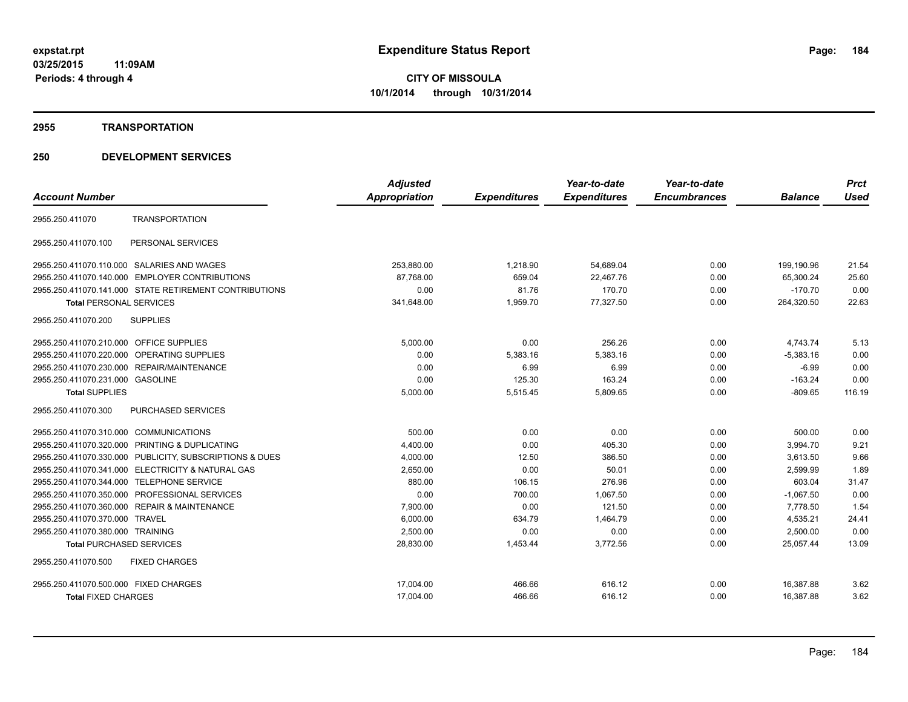# Expenditure Status Report

**CITY OF MISSOULA**

**10/1/2014 through 10/31/2014**

expstat.rpt
03/25/2015 11:09AM
Periods: 4 through 4

## 2955 TRANSPORTATION

## 250 DEVELOPMENT SERVICES

| Account Number | | Adjusted Appropriation | Expenditures | Year-to-date Expenditures | Year-to-date Encumbrances | Balance | Prct Used |
|---|---|---|---|---|---|---|---|
| 2955.250.411070 | TRANSPORTATION | | | | | | |
| 2955.250.411070.100 | PERSONAL SERVICES | | | | | | |
| 2955.250.411070.110.000 | SALARIES AND WAGES | 253,880.00 | 1,218.90 | 54,689.04 | 0.00 | 199,190.96 | 21.54 |
| 2955.250.411070.140.000 | EMPLOYER CONTRIBUTIONS | 87,768.00 | 659.04 | 22,467.76 | 0.00 | 65,300.24 | 25.60 |
| 2955.250.411070.141.000 | STATE RETIREMENT CONTRIBUTIONS | 0.00 | 81.76 | 170.70 | 0.00 | -170.70 | 0.00 |
| **Total** PERSONAL SERVICES | | 341,648.00 | 1,959.70 | 77,327.50 | 0.00 | 264,320.50 | 22.63 |
| 2955.250.411070.200 | SUPPLIES | | | | | | |
| 2955.250.411070.210.000 | OFFICE SUPPLIES | 5,000.00 | 0.00 | 256.26 | 0.00 | 4,743.74 | 5.13 |
| 2955.250.411070.220.000 | OPERATING SUPPLIES | 0.00 | 5,383.16 | 5,383.16 | 0.00 | -5,383.16 | 0.00 |
| 2955.250.411070.230.000 | REPAIR/MAINTENANCE | 0.00 | 6.99 | 6.99 | 0.00 | -6.99 | 0.00 |
| 2955.250.411070.231.000 | GASOLINE | 0.00 | 125.30 | 163.24 | 0.00 | -163.24 | 0.00 |
| **Total** SUPPLIES | | 5,000.00 | 5,515.45 | 5,809.65 | 0.00 | -809.65 | 116.19 |
| 2955.250.411070.300 | PURCHASED SERVICES | | | | | | |
| 2955.250.411070.310.000 | COMMUNICATIONS | 500.00 | 0.00 | 0.00 | 0.00 | 500.00 | 0.00 |
| 2955.250.411070.320.000 | PRINTING & DUPLICATING | 4,400.00 | 0.00 | 405.30 | 0.00 | 3,994.70 | 9.21 |
| 2955.250.411070.330.000 | PUBLICITY, SUBSCRIPTIONS & DUES | 4,000.00 | 12.50 | 386.50 | 0.00 | 3,613.50 | 9.66 |
| 2955.250.411070.341.000 | ELECTRICITY & NATURAL GAS | 2,650.00 | 0.00 | 50.01 | 0.00 | 2,599.99 | 1.89 |
| 2955.250.411070.344.000 | TELEPHONE SERVICE | 880.00 | 106.15 | 276.96 | 0.00 | 603.04 | 31.47 |
| 2955.250.411070.350.000 | PROFESSIONAL SERVICES | 0.00 | 700.00 | 1,067.50 | 0.00 | -1,067.50 | 0.00 |
| 2955.250.411070.360.000 | REPAIR & MAINTENANCE | 7,900.00 | 0.00 | 121.50 | 0.00 | 7,778.50 | 1.54 |
| 2955.250.411070.370.000 | TRAVEL | 6,000.00 | 634.79 | 1,464.79 | 0.00 | 4,535.21 | 24.41 |
| 2955.250.411070.380.000 | TRAINING | 2,500.00 | 0.00 | 0.00 | 0.00 | 2,500.00 | 0.00 |
| **Total** PURCHASED SERVICES | | 28,830.00 | 1,453.44 | 3,772.56 | 0.00 | 25,057.44 | 13.09 |
| 2955.250.411070.500 | FIXED CHARGES | | | | | | |
| 2955.250.411070.500.000 | FIXED CHARGES | 17,004.00 | 466.66 | 616.12 | 0.00 | 16,387.88 | 3.62 |
| **Total** FIXED CHARGES | | 17,004.00 | 466.66 | 616.12 | 0.00 | 16,387.88 | 3.62 |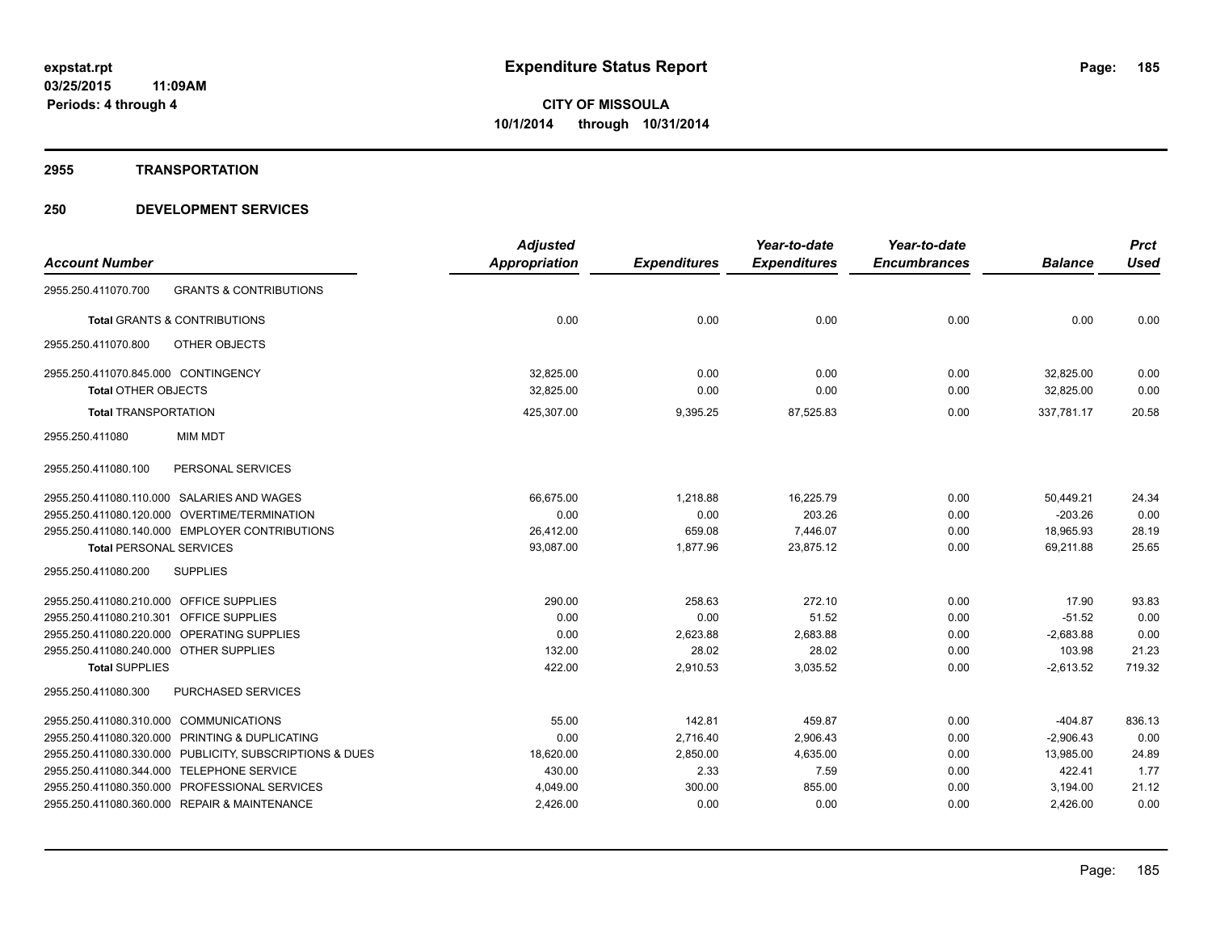# Expenditure Status Report

expstat.rpt
03/25/2015 11:09AM
Periods: 4 through 4

**CITY OF MISSOULA**
**10/1/2014 through 10/31/2014**

## 2955 TRANSPORTATION

## 250 DEVELOPMENT SERVICES

| Account Number | | Adjusted Appropriation | Expenditures | Year-to-date Expenditures | Year-to-date Encumbrances | Balance | Prct Used |
|---|---|---|---|---|---|---|---|
| 2955.250.411070.700 | GRANTS & CONTRIBUTIONS | | | | | | |
| Total GRANTS & CONTRIBUTIONS | | 0.00 | 0.00 | 0.00 | 0.00 | 0.00 | 0.00 |
| 2955.250.411070.800 | OTHER OBJECTS | | | | | | |
| 2955.250.411070.845.000 | CONTINGENCY | 32,825.00 | 0.00 | 0.00 | 0.00 | 32,825.00 | 0.00 |
| Total OTHER OBJECTS | | 32,825.00 | 0.00 | 0.00 | 0.00 | 32,825.00 | 0.00 |
| Total TRANSPORTATION | | 425,307.00 | 9,395.25 | 87,525.83 | 0.00 | 337,781.17 | 20.58 |
| 2955.250.411080 | MIM MDT | | | | | | |
| 2955.250.411080.100 | PERSONAL SERVICES | | | | | | |
| 2955.250.411080.110.000 | SALARIES AND WAGES | 66,675.00 | 1,218.88 | 16,225.79 | 0.00 | 50,449.21 | 24.34 |
| 2955.250.411080.120.000 | OVERTIME/TERMINATION | 0.00 | 0.00 | 203.26 | 0.00 | -203.26 | 0.00 |
| 2955.250.411080.140.000 | EMPLOYER CONTRIBUTIONS | 26,412.00 | 659.08 | 7,446.07 | 0.00 | 18,965.93 | 28.19 |
| Total PERSONAL SERVICES | | 93,087.00 | 1,877.96 | 23,875.12 | 0.00 | 69,211.88 | 25.65 |
| 2955.250.411080.200 | SUPPLIES | | | | | | |
| 2955.250.411080.210.000 | OFFICE SUPPLIES | 290.00 | 258.63 | 272.10 | 0.00 | 17.90 | 93.83 |
| 2955.250.411080.210.301 | OFFICE SUPPLIES | 0.00 | 0.00 | 51.52 | 0.00 | -51.52 | 0.00 |
| 2955.250.411080.220.000 | OPERATING SUPPLIES | 0.00 | 2,623.88 | 2,683.88 | 0.00 | -2,683.88 | 0.00 |
| 2955.250.411080.240.000 | OTHER SUPPLIES | 132.00 | 28.02 | 28.02 | 0.00 | 103.98 | 21.23 |
| Total SUPPLIES | | 422.00 | 2,910.53 | 3,035.52 | 0.00 | -2,613.52 | 719.32 |
| 2955.250.411080.300 | PURCHASED SERVICES | | | | | | |
| 2955.250.411080.310.000 | COMMUNICATIONS | 55.00 | 142.81 | 459.87 | 0.00 | -404.87 | 836.13 |
| 2955.250.411080.320.000 | PRINTING & DUPLICATING | 0.00 | 2,716.40 | 2,906.43 | 0.00 | -2,906.43 | 0.00 |
| 2955.250.411080.330.000 | PUBLICITY, SUBSCRIPTIONS & DUES | 18,620.00 | 2,850.00 | 4,635.00 | 0.00 | 13,985.00 | 24.89 |
| 2955.250.411080.344.000 | TELEPHONE SERVICE | 430.00 | 2.33 | 7.59 | 0.00 | 422.41 | 1.77 |
| 2955.250.411080.350.000 | PROFESSIONAL SERVICES | 4,049.00 | 300.00 | 855.00 | 0.00 | 3,194.00 | 21.12 |
| 2955.250.411080.360.000 | REPAIR & MAINTENANCE | 2,426.00 | 0.00 | 0.00 | 0.00 | 2,426.00 | 0.00 |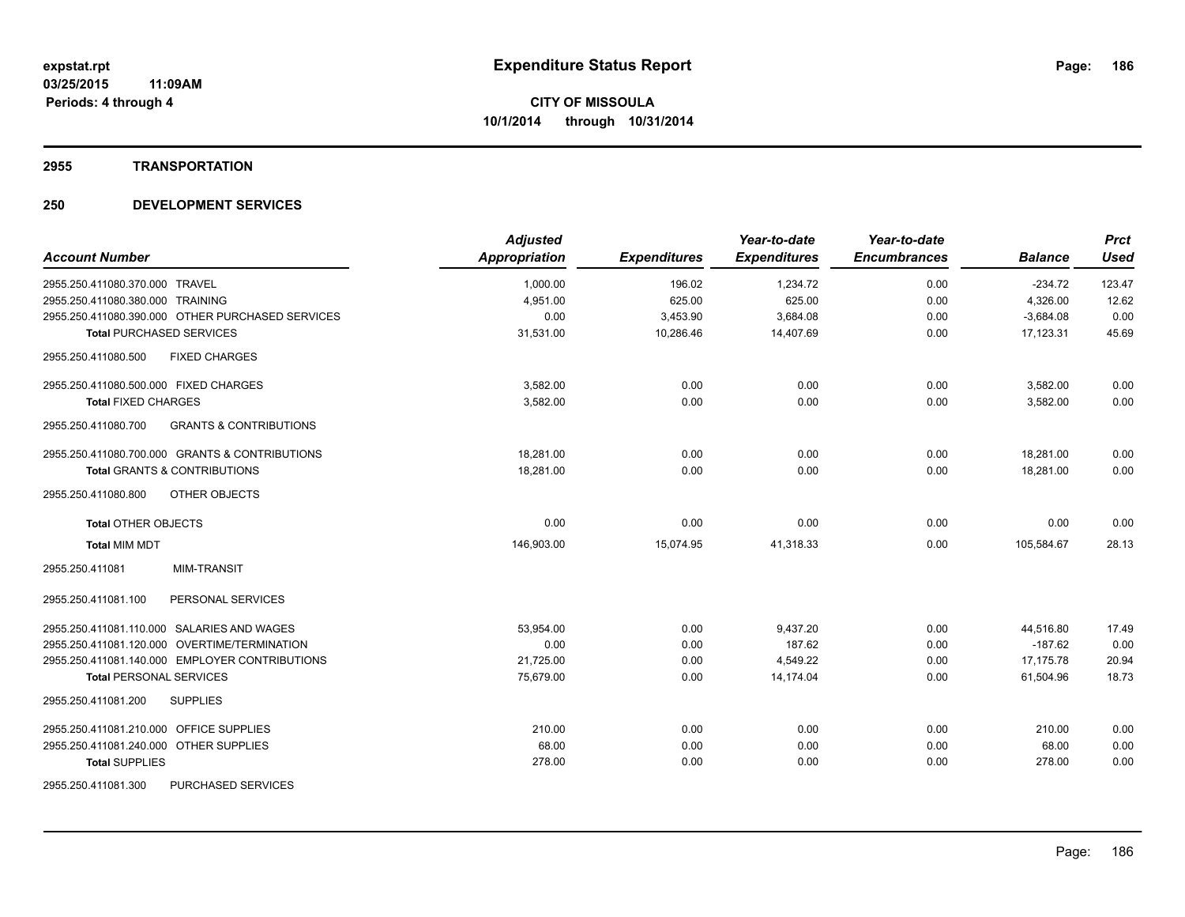**expstat.rpt**
**03/25/2015 11:09AM**
**Periods: 4 through 4**

# Expenditure Status Report

**CITY OF MISSOULA**
**10/1/2014 through 10/31/2014**

## 2955 TRANSPORTATION

## 250 DEVELOPMENT SERVICES

| Account Number | Adjusted Appropriation | Expenditures | Year-to-date Expenditures | Year-to-date Encumbrances | Balance | Prct Used |
|---|---|---|---|---|---|---|
| 2955.250.411080.370.000 TRAVEL | 1,000.00 | 196.02 | 1,234.72 | 0.00 | -234.72 | 123.47 |
| 2955.250.411080.380.000 TRAINING | 4,951.00 | 625.00 | 625.00 | 0.00 | 4,326.00 | 12.62 |
| 2955.250.411080.390.000 OTHER PURCHASED SERVICES | 0.00 | 3,453.90 | 3,684.08 | 0.00 | -3,684.08 | 0.00 |
| **Total** PURCHASED SERVICES | 31,531.00 | 10,286.46 | 14,407.69 | 0.00 | 17,123.31 | 45.69 |
| 2955.250.411080.500 FIXED CHARGES | | | | | | |
| 2955.250.411080.500.000 FIXED CHARGES | 3,582.00 | 0.00 | 0.00 | 0.00 | 3,582.00 | 0.00 |
| **Total** FIXED CHARGES | 3,582.00 | 0.00 | 0.00 | 0.00 | 3,582.00 | 0.00 |
| 2955.250.411080.700 GRANTS & CONTRIBUTIONS | | | | | | |
| 2955.250.411080.700.000 GRANTS & CONTRIBUTIONS | 18,281.00 | 0.00 | 0.00 | 0.00 | 18,281.00 | 0.00 |
| **Total** GRANTS & CONTRIBUTIONS | 18,281.00 | 0.00 | 0.00 | 0.00 | 18,281.00 | 0.00 |
| 2955.250.411080.800 OTHER OBJECTS | | | | | | |
| **Total** OTHER OBJECTS | 0.00 | 0.00 | 0.00 | 0.00 | 0.00 | 0.00 |
| **Total** MIM MDT | 146,903.00 | 15,074.95 | 41,318.33 | 0.00 | 105,584.67 | 28.13 |
| 2955.250.411081 MIM-TRANSIT | | | | | | |
| 2955.250.411081.100 PERSONAL SERVICES | | | | | | |
| 2955.250.411081.110.000 SALARIES AND WAGES | 53,954.00 | 0.00 | 9,437.20 | 0.00 | 44,516.80 | 17.49 |
| 2955.250.411081.120.000 OVERTIME/TERMINATION | 0.00 | 0.00 | 187.62 | 0.00 | -187.62 | 0.00 |
| 2955.250.411081.140.000 EMPLOYER CONTRIBUTIONS | 21,725.00 | 0.00 | 4,549.22 | 0.00 | 17,175.78 | 20.94 |
| **Total** PERSONAL SERVICES | 75,679.00 | 0.00 | 14,174.04 | 0.00 | 61,504.96 | 18.73 |
| 2955.250.411081.200 SUPPLIES | | | | | | |
| 2955.250.411081.210.000 OFFICE SUPPLIES | 210.00 | 0.00 | 0.00 | 0.00 | 210.00 | 0.00 |
| 2955.250.411081.240.000 OTHER SUPPLIES | 68.00 | 0.00 | 0.00 | 0.00 | 68.00 | 0.00 |
| **Total** SUPPLIES | 278.00 | 0.00 | 0.00 | 0.00 | 278.00 | 0.00 |
| 2955.250.411081.300 PURCHASED SERVICES | | | | | | |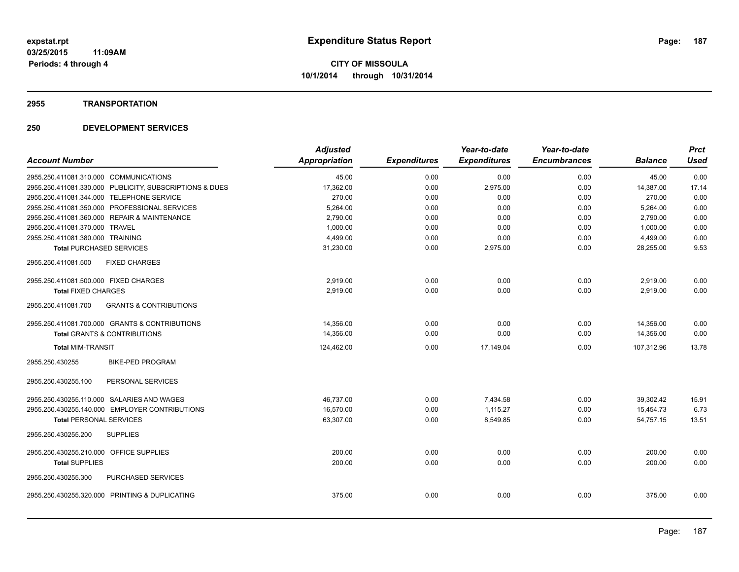# Expenditure Status Report

**CITY OF MISSOULA**
**10/1/2014 through 10/31/2014**

expstat.rpt
03/25/2015 11:09AM
Periods: 4 through 4

## 2955 TRANSPORTATION

## 250 DEVELOPMENT SERVICES

| Account Number | Adjusted Appropriation | Expenditures | Year-to-date Expenditures | Year-to-date Encumbrances | Balance | Prct Used |
|---|---|---|---|---|---|---|
| 2955.250.411081.310.000 COMMUNICATIONS | 45.00 | 0.00 | 0.00 | 0.00 | 45.00 | 0.00 |
| 2955.250.411081.330.000 PUBLICITY, SUBSCRIPTIONS & DUES | 17,362.00 | 0.00 | 2,975.00 | 0.00 | 14,387.00 | 17.14 |
| 2955.250.411081.344.000 TELEPHONE SERVICE | 270.00 | 0.00 | 0.00 | 0.00 | 270.00 | 0.00 |
| 2955.250.411081.350.000 PROFESSIONAL SERVICES | 5,264.00 | 0.00 | 0.00 | 0.00 | 5,264.00 | 0.00 |
| 2955.250.411081.360.000 REPAIR & MAINTENANCE | 2,790.00 | 0.00 | 0.00 | 0.00 | 2,790.00 | 0.00 |
| 2955.250.411081.370.000 TRAVEL | 1,000.00 | 0.00 | 0.00 | 0.00 | 1,000.00 | 0.00 |
| 2955.250.411081.380.000 TRAINING | 4,499.00 | 0.00 | 0.00 | 0.00 | 4,499.00 | 0.00 |
| **Total** PURCHASED SERVICES | 31,230.00 | 0.00 | 2,975.00 | 0.00 | 28,255.00 | 9.53 |
| 2955.250.411081.500 FIXED CHARGES | | | | | | |
| 2955.250.411081.500.000 FIXED CHARGES | 2,919.00 | 0.00 | 0.00 | 0.00 | 2,919.00 | 0.00 |
| **Total** FIXED CHARGES | 2,919.00 | 0.00 | 0.00 | 0.00 | 2,919.00 | 0.00 |
| 2955.250.411081.700 GRANTS & CONTRIBUTIONS | | | | | | |
| 2955.250.411081.700.000 GRANTS & CONTRIBUTIONS | 14,356.00 | 0.00 | 0.00 | 0.00 | 14,356.00 | 0.00 |
| **Total** GRANTS & CONTRIBUTIONS | 14,356.00 | 0.00 | 0.00 | 0.00 | 14,356.00 | 0.00 |
| **Total** MIM-TRANSIT | 124,462.00 | 0.00 | 17,149.04 | 0.00 | 107,312.96 | 13.78 |
| 2955.250.430255 BIKE-PED PROGRAM | | | | | | |
| 2955.250.430255.100 PERSONAL SERVICES | | | | | | |
| 2955.250.430255.110.000 SALARIES AND WAGES | 46,737.00 | 0.00 | 7,434.58 | 0.00 | 39,302.42 | 15.91 |
| 2955.250.430255.140.000 EMPLOYER CONTRIBUTIONS | 16,570.00 | 0.00 | 1,115.27 | 0.00 | 15,454.73 | 6.73 |
| **Total** PERSONAL SERVICES | 63,307.00 | 0.00 | 8,549.85 | 0.00 | 54,757.15 | 13.51 |
| 2955.250.430255.200 SUPPLIES | | | | | | |
| 2955.250.430255.210.000 OFFICE SUPPLIES | 200.00 | 0.00 | 0.00 | 0.00 | 200.00 | 0.00 |
| **Total** SUPPLIES | 200.00 | 0.00 | 0.00 | 0.00 | 200.00 | 0.00 |
| 2955.250.430255.300 PURCHASED SERVICES | | | | | | |
| 2955.250.430255.320.000 PRINTING & DUPLICATING | 375.00 | 0.00 | 0.00 | 0.00 | 375.00 | 0.00 |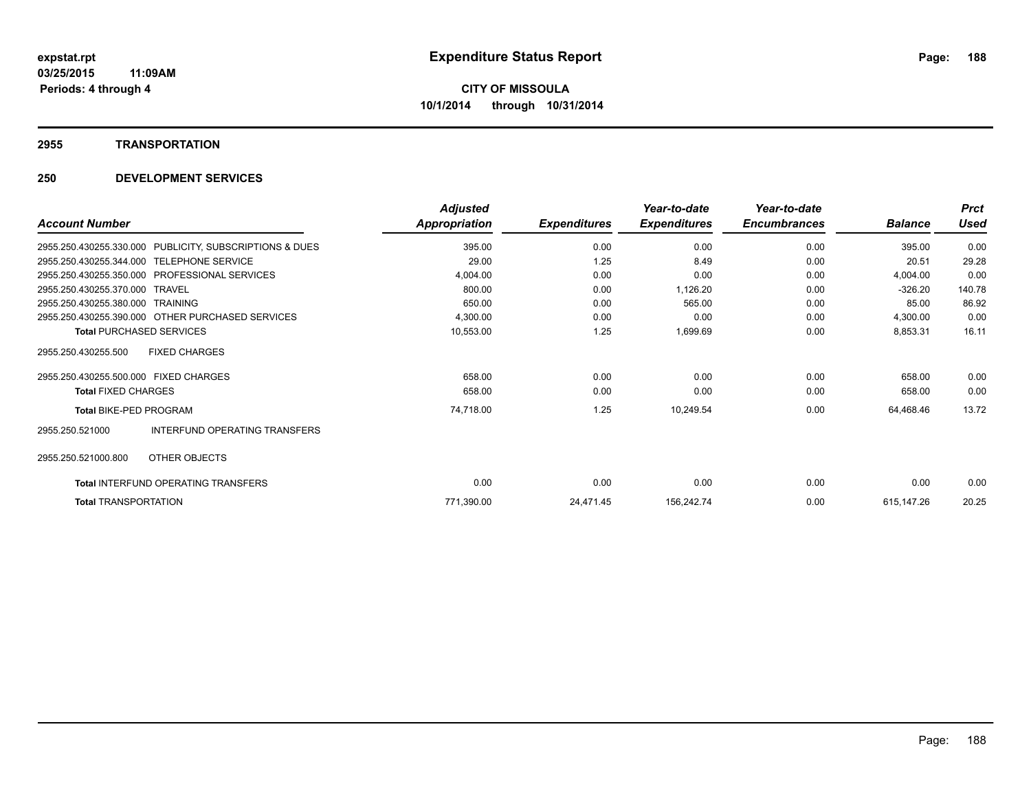**expstat.rpt**
**03/25/2015 11:09AM**
**Periods: 4 through 4**

# Expenditure Status Report

**CITY OF MISSOULA**
**10/1/2014 through 10/31/2014**

## 2955 TRANSPORTATION

## 250 DEVELOPMENT SERVICES

| Account Number | Adjusted Appropriation | Expenditures | Year-to-date Expenditures | Year-to-date Encumbrances | Balance | Prct Used |
|---|---|---|---|---|---|---|
| 2955.250.430255.330.000 PUBLICITY, SUBSCRIPTIONS & DUES | 395.00 | 0.00 | 0.00 | 0.00 | 395.00 | 0.00 |
| 2955.250.430255.344.000 TELEPHONE SERVICE | 29.00 | 1.25 | 8.49 | 0.00 | 20.51 | 29.28 |
| 2955.250.430255.350.000 PROFESSIONAL SERVICES | 4,004.00 | 0.00 | 0.00 | 0.00 | 4,004.00 | 0.00 |
| 2955.250.430255.370.000 TRAVEL | 800.00 | 0.00 | 1,126.20 | 0.00 | -326.20 | 140.78 |
| 2955.250.430255.380.000 TRAINING | 650.00 | 0.00 | 565.00 | 0.00 | 85.00 | 86.92 |
| 2955.250.430255.390.000 OTHER PURCHASED SERVICES | 4,300.00 | 0.00 | 0.00 | 0.00 | 4,300.00 | 0.00 |
| **Total** PURCHASED SERVICES | 10,553.00 | 1.25 | 1,699.69 | 0.00 | 8,853.31 | 16.11 |
| 2955.250.430255.500 FIXED CHARGES | | | | | | |
| 2955.250.430255.500.000 FIXED CHARGES | 658.00 | 0.00 | 0.00 | 0.00 | 658.00 | 0.00 |
| **Total** FIXED CHARGES | 658.00 | 0.00 | 0.00 | 0.00 | 658.00 | 0.00 |
| **Total** BIKE-PED PROGRAM | 74,718.00 | 1.25 | 10,249.54 | 0.00 | 64,468.46 | 13.72 |
| 2955.250.521000 INTERFUND OPERATING TRANSFERS | | | | | | |
| 2955.250.521000.800 OTHER OBJECTS | | | | | | |
| **Total** INTERFUND OPERATING TRANSFERS | 0.00 | 0.00 | 0.00 | 0.00 | 0.00 | 0.00 |
| **Total** TRANSPORTATION | 771,390.00 | 24,471.45 | 156,242.74 | 0.00 | 615,147.26 | 20.25 |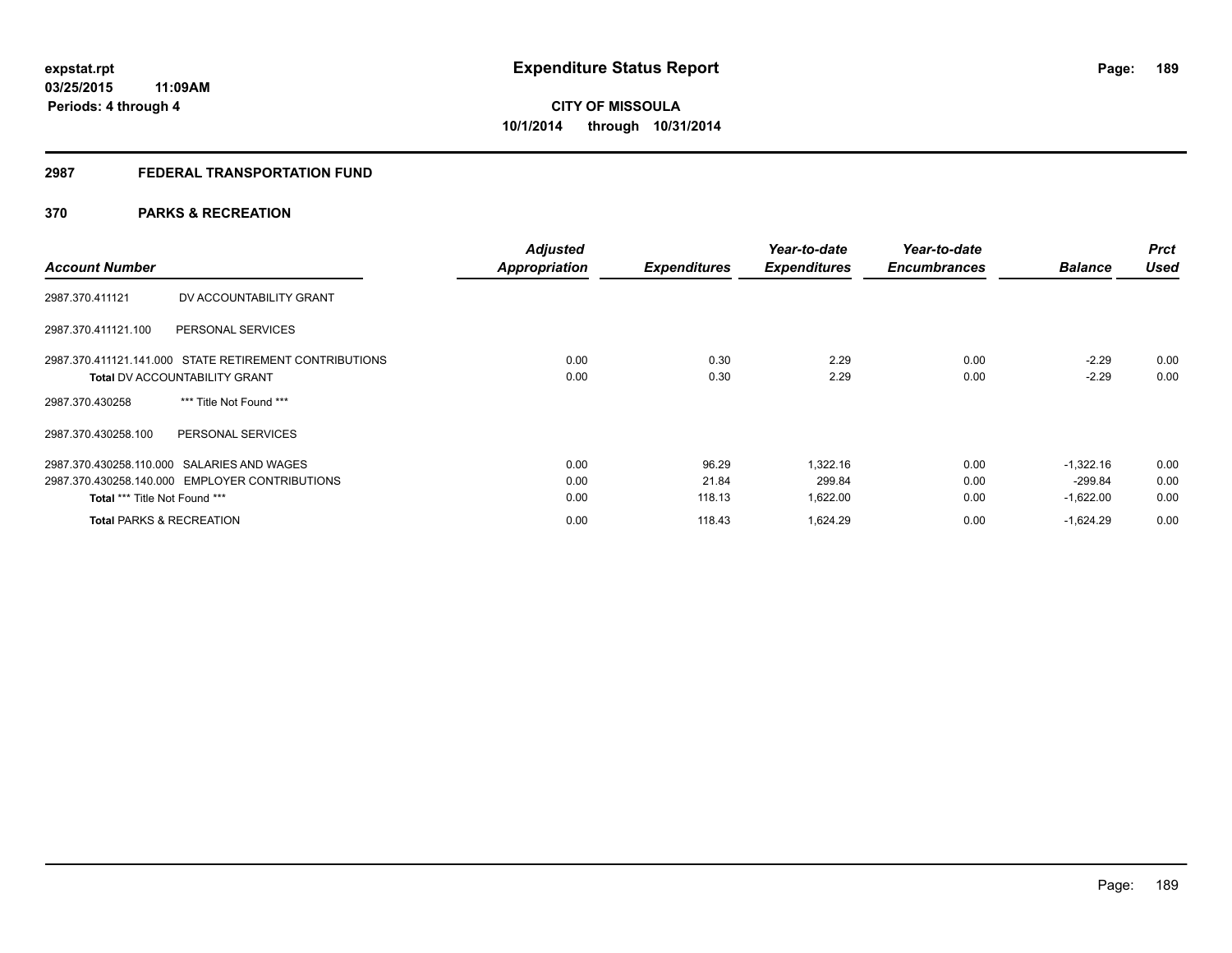# Expenditure Status Report

expstat.rpt
03/25/2015 11:09AM
Periods: 4 through 4

**CITY OF MISSOULA**
**10/1/2014 through 10/31/2014**

## 2987 FEDERAL TRANSPORTATION FUND

## 370 PARKS & RECREATION

| Account Number | | Adjusted Appropriation | Expenditures | Year-to-date Expenditures | Year-to-date Encumbrances | Balance | Prct Used |
|---|---|---|---|---|---|---|---|
| 2987.370.411121 | DV ACCOUNTABILITY GRANT | | | | | | |
| 2987.370.411121.100 | PERSONAL SERVICES | | | | | | |
| 2987.370.411121.141.000 | STATE RETIREMENT CONTRIBUTIONS | 0.00 | 0.30 | 2.29 | 0.00 | -2.29 | 0.00 |
| **Total** DV ACCOUNTABILITY GRANT | | 0.00 | 0.30 | 2.29 | 0.00 | -2.29 | 0.00 |
| 2987.370.430258 | *** Title Not Found *** | | | | | | |
| 2987.370.430258.100 | PERSONAL SERVICES | | | | | | |
| 2987.370.430258.110.000 | SALARIES AND WAGES | 0.00 | 96.29 | 1,322.16 | 0.00 | -1,322.16 | 0.00 |
| 2987.370.430258.140.000 | EMPLOYER CONTRIBUTIONS | 0.00 | 21.84 | 299.84 | 0.00 | -299.84 | 0.00 |
| **Total** *** Title Not Found *** | | 0.00 | 118.13 | 1,622.00 | 0.00 | -1,622.00 | 0.00 |
| **Total** PARKS & RECREATION | | 0.00 | 118.43 | 1,624.29 | 0.00 | -1,624.29 | 0.00 |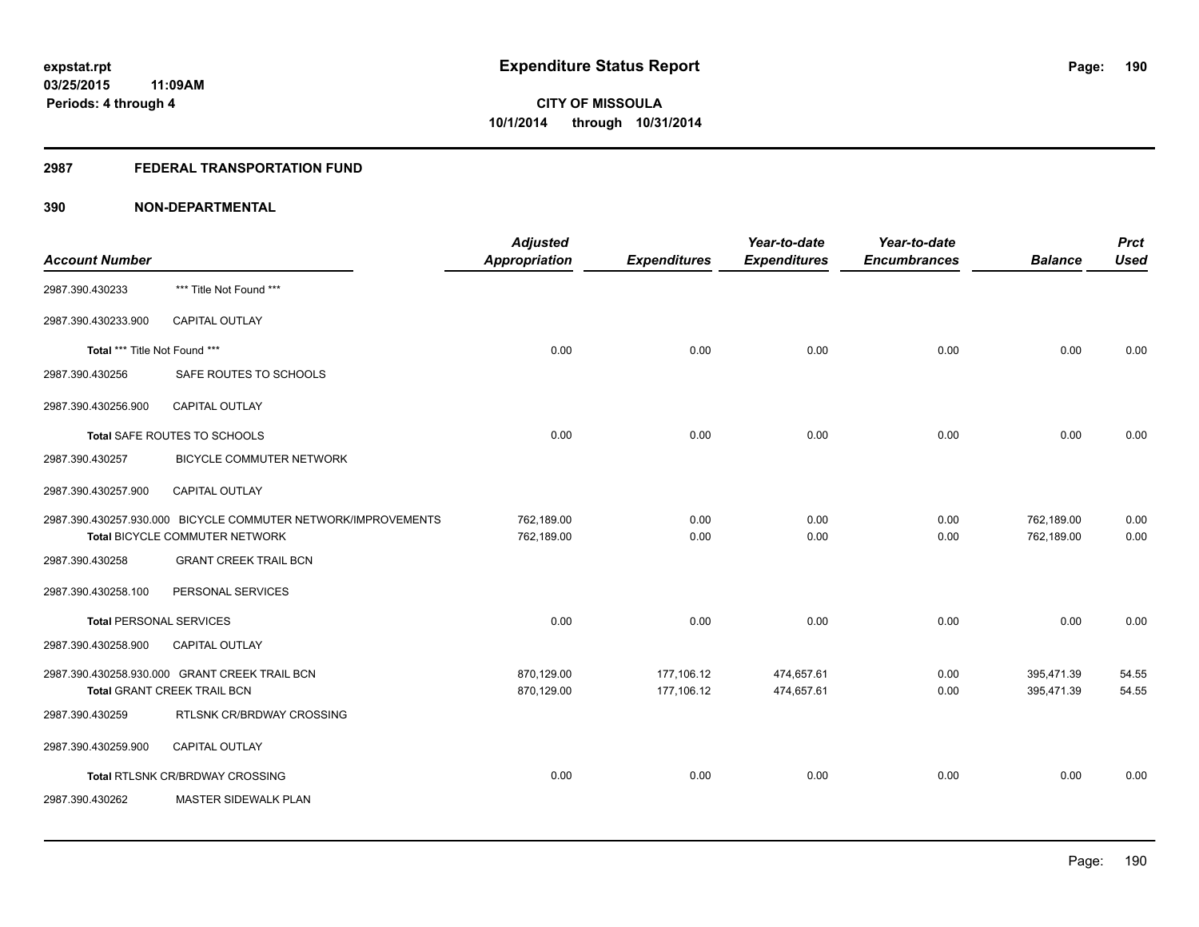**expstat.rpt**
**03/25/2015 11:09AM**
**Periods: 4 through 4**

# Expenditure Status Report

**CITY OF MISSOULA**
**10/1/2014 through 10/31/2014**

## 2987 FEDERAL TRANSPORTATION FUND

### 390 NON-DEPARTMENTAL

| Account Number | | Adjusted Appropriation | Expenditures | Year-to-date Expenditures | Year-to-date Encumbrances | Balance | Prct Used |
|---|---|---|---|---|---|---|---|
| 2987.390.430233 | *** Title Not Found *** | | | | | | |
| 2987.390.430233.900 | CAPITAL OUTLAY | | | | | | |
| **Total** *** Title Not Found *** | | 0.00 | 0.00 | 0.00 | 0.00 | 0.00 | 0.00 |
| 2987.390.430256 | SAFE ROUTES TO SCHOOLS | | | | | | |
| 2987.390.430256.900 | CAPITAL OUTLAY | | | | | | |
| **Total** SAFE ROUTES TO SCHOOLS | | 0.00 | 0.00 | 0.00 | 0.00 | 0.00 | 0.00 |
| 2987.390.430257 | BICYCLE COMMUTER NETWORK | | | | | | |
| 2987.390.430257.900 | CAPITAL OUTLAY | | | | | | |
| 2987.390.430257.930.000 | BICYCLE COMMUTER NETWORK/IMPROVEMENTS | 762,189.00 | 0.00 | 0.00 | 0.00 | 762,189.00 | 0.00 |
| **Total** BICYCLE COMMUTER NETWORK | | 762,189.00 | 0.00 | 0.00 | 0.00 | 762,189.00 | 0.00 |
| 2987.390.430258 | GRANT CREEK TRAIL BCN | | | | | | |
| 2987.390.430258.100 | PERSONAL SERVICES | | | | | | |
| **Total** PERSONAL SERVICES | | 0.00 | 0.00 | 0.00 | 0.00 | 0.00 | 0.00 |
| 2987.390.430258.900 | CAPITAL OUTLAY | | | | | | |
| 2987.390.430258.930.000 | GRANT CREEK TRAIL BCN | 870,129.00 | 177,106.12 | 474,657.61 | 0.00 | 395,471.39 | 54.55 |
| **Total** GRANT CREEK TRAIL BCN | | 870,129.00 | 177,106.12 | 474,657.61 | 0.00 | 395,471.39 | 54.55 |
| 2987.390.430259 | RTLSNK CR/BRDWAY CROSSING | | | | | | |
| 2987.390.430259.900 | CAPITAL OUTLAY | | | | | | |
| **Total** RTLSNK CR/BRDWAY CROSSING | | 0.00 | 0.00 | 0.00 | 0.00 | 0.00 | 0.00 |
| 2987.390.430262 | MASTER SIDEWALK PLAN | | | | | | |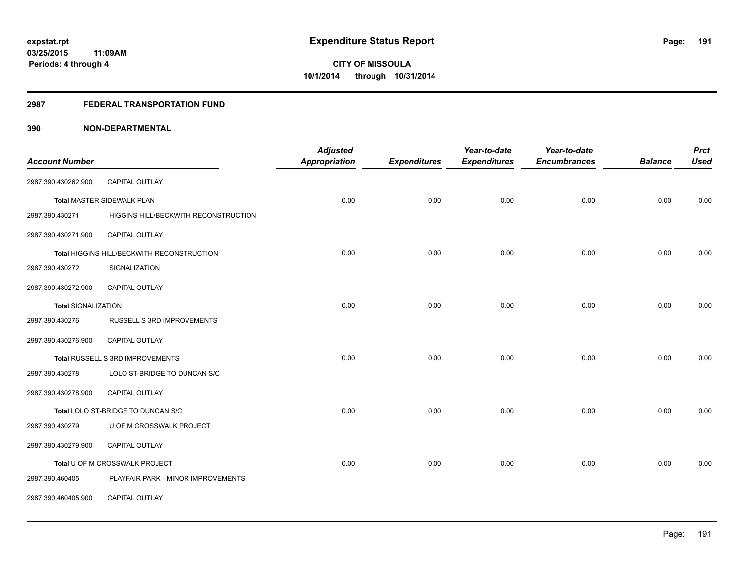**expstat.rpt**
**03/25/2015 11:09AM**
**Periods: 4 through 4**

# Expenditure Status Report

**CITY OF MISSOULA**
**10/1/2014 through 10/31/2014**

## 2987 FEDERAL TRANSPORTATION FUND

## 390 NON-DEPARTMENTAL

| Account Number | | Adjusted Appropriation | Expenditures | Year-to-date Expenditures | Year-to-date Encumbrances | Balance | Prct Used |
|---|---|---|---|---|---|---|---|
| 2987.390.430262.900 | CAPITAL OUTLAY | | | | | | |
| Total MASTER SIDEWALK PLAN | | 0.00 | 0.00 | 0.00 | 0.00 | 0.00 | 0.00 |
| 2987.390.430271 | HIGGINS HILL/BECKWITH RECONSTRUCTION | | | | | | |
| 2987.390.430271.900 | CAPITAL OUTLAY | | | | | | |
| Total HIGGINS HILL/BECKWITH RECONSTRUCTION | | 0.00 | 0.00 | 0.00 | 0.00 | 0.00 | 0.00 |
| 2987.390.430272 | SIGNALIZATION | | | | | | |
| 2987.390.430272.900 | CAPITAL OUTLAY | | | | | | |
| Total SIGNALIZATION | | 0.00 | 0.00 | 0.00 | 0.00 | 0.00 | 0.00 |
| 2987.390.430276 | RUSSELL S 3RD IMPROVEMENTS | | | | | | |
| 2987.390.430276.900 | CAPITAL OUTLAY | | | | | | |
| Total RUSSELL S 3RD IMPROVEMENTS | | 0.00 | 0.00 | 0.00 | 0.00 | 0.00 | 0.00 |
| 2987.390.430278 | LOLO ST-BRIDGE TO DUNCAN S/C | | | | | | |
| 2987.390.430278.900 | CAPITAL OUTLAY | | | | | | |
| Total LOLO ST-BRIDGE TO DUNCAN S/C | | 0.00 | 0.00 | 0.00 | 0.00 | 0.00 | 0.00 |
| 2987.390.430279 | U OF M CROSSWALK PROJECT | | | | | | |
| 2987.390.430279.900 | CAPITAL OUTLAY | | | | | | |
| Total U OF M CROSSWALK PROJECT | | 0.00 | 0.00 | 0.00 | 0.00 | 0.00 | 0.00 |
| 2987.390.460405 | PLAYFAIR PARK - MINOR IMPROVEMENTS | | | | | | |
| 2987.390.460405.900 | CAPITAL OUTLAY | | | | | | |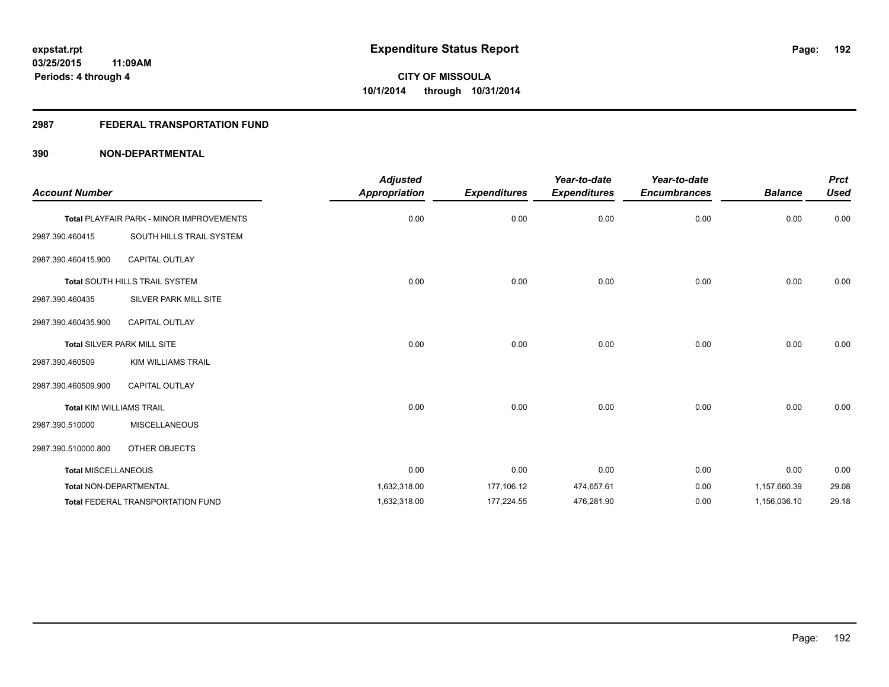# Expenditure Status Report

expstat.rpt
03/25/2015 11:09AM
Periods: 4 through 4

**CITY OF MISSOULA**
**10/1/2014 through 10/31/2014**

## 2987 FEDERAL TRANSPORTATION FUND

### 390 NON-DEPARTMENTAL

| Account Number | | Adjusted Appropriation | Expenditures | Year-to-date Expenditures | Year-to-date Encumbrances | Balance | Prct Used |
|---|---|---|---|---|---|---|---|
| Total PLAYFAIR PARK - MINOR IMPROVEMENTS | | 0.00 | 0.00 | 0.00 | 0.00 | 0.00 | 0.00 |
| 2987.390.460415 | SOUTH HILLS TRAIL SYSTEM | | | | | | |
| 2987.390.460415.900 | CAPITAL OUTLAY | | | | | | |
| Total SOUTH HILLS TRAIL SYSTEM | | 0.00 | 0.00 | 0.00 | 0.00 | 0.00 | 0.00 |
| 2987.390.460435 | SILVER PARK MILL SITE | | | | | | |
| 2987.390.460435.900 | CAPITAL OUTLAY | | | | | | |
| Total SILVER PARK MILL SITE | | 0.00 | 0.00 | 0.00 | 0.00 | 0.00 | 0.00 |
| 2987.390.460509 | KIM WILLIAMS TRAIL | | | | | | |
| 2987.390.460509.900 | CAPITAL OUTLAY | | | | | | |
| Total KIM WILLIAMS TRAIL | | 0.00 | 0.00 | 0.00 | 0.00 | 0.00 | 0.00 |
| 2987.390.510000 | MISCELLANEOUS | | | | | | |
| 2987.390.510000.800 | OTHER OBJECTS | | | | | | |
| Total MISCELLANEOUS | | 0.00 | 0.00 | 0.00 | 0.00 | 0.00 | 0.00 |
| Total NON-DEPARTMENTAL | | 1,632,318.00 | 177,106.12 | 474,657.61 | 0.00 | 1,157,660.39 | 29.08 |
| Total FEDERAL TRANSPORTATION FUND | | 1,632,318.00 | 177,224.55 | 476,281.90 | 0.00 | 1,156,036.10 | 29.18 |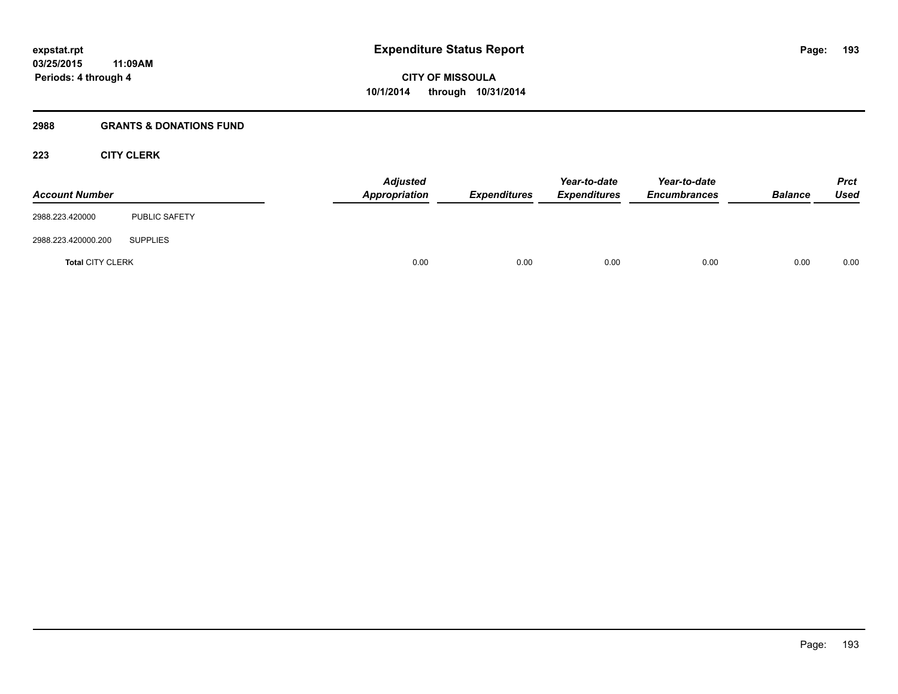# Expenditure Status Report

expstat.rpt
03/25/2015 11:09AM
Periods: 4 through 4

CITY OF MISSOULA
10/1/2014 through 10/31/2014

## 2988 GRANTS & DONATIONS FUND

### 223 CITY CLERK

| Account Number | | Adjusted Appropriation | Expenditures | Year-to-date Expenditures | Year-to-date Encumbrances | Balance | Prct Used |
|---|---|---|---|---|---|---|---|
| 2988.223.420000 | PUBLIC SAFETY | | | | | | |
| 2988.223.420000.200 | SUPPLIES | | | | | | |
| **Total** CITY CLERK | | 0.00 | 0.00 | 0.00 | 0.00 | 0.00 | 0.00 |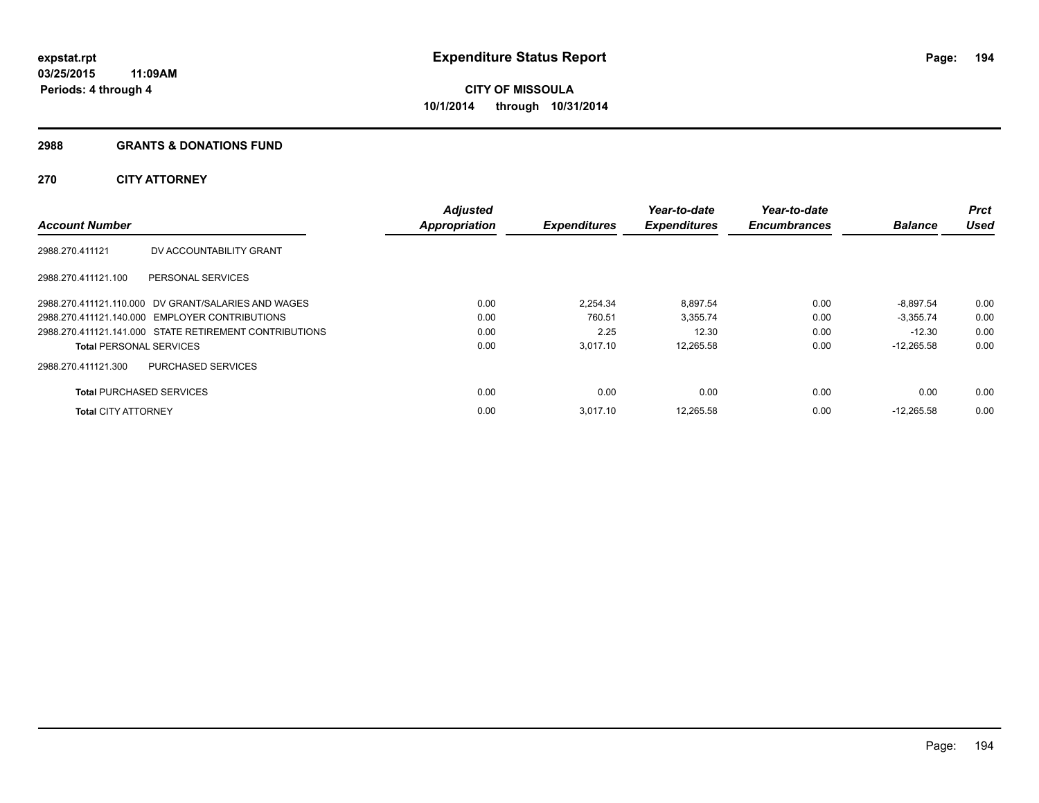expstat.rpt
03/25/2015 11:09AM
Periods: 4 through 4

# Expenditure Status Report

**CITY OF MISSOULA**
**10/1/2014 through 10/31/2014**

## 2988 GRANTS & DONATIONS FUND

### 270 CITY ATTORNEY

| Account Number | | Adjusted Appropriation | Expenditures | Year-to-date Expenditures | Year-to-date Encumbrances | Balance | Prct Used |
|---|---|---|---|---|---|---|---|
| 2988.270.411121 | DV ACCOUNTABILITY GRANT | | | | | | |
| 2988.270.411121.100 | PERSONAL SERVICES | | | | | | |
| 2988.270.411121.110.000 | DV GRANT/SALARIES AND WAGES | 0.00 | 2,254.34 | 8,897.54 | 0.00 | -8,897.54 | 0.00 |
| 2988.270.411121.140.000 | EMPLOYER CONTRIBUTIONS | 0.00 | 760.51 | 3,355.74 | 0.00 | -3,355.74 | 0.00 |
| 2988.270.411121.141.000 | STATE RETIREMENT CONTRIBUTIONS | 0.00 | 2.25 | 12.30 | 0.00 | -12.30 | 0.00 |
| **Total** PERSONAL SERVICES | | 0.00 | 3,017.10 | 12,265.58 | 0.00 | -12,265.58 | 0.00 |
| 2988.270.411121.300 | PURCHASED SERVICES | | | | | | |
| **Total** PURCHASED SERVICES | | 0.00 | 0.00 | 0.00 | 0.00 | 0.00 | 0.00 |
| **Total** CITY ATTORNEY | | 0.00 | 3,017.10 | 12,265.58 | 0.00 | -12,265.58 | 0.00 |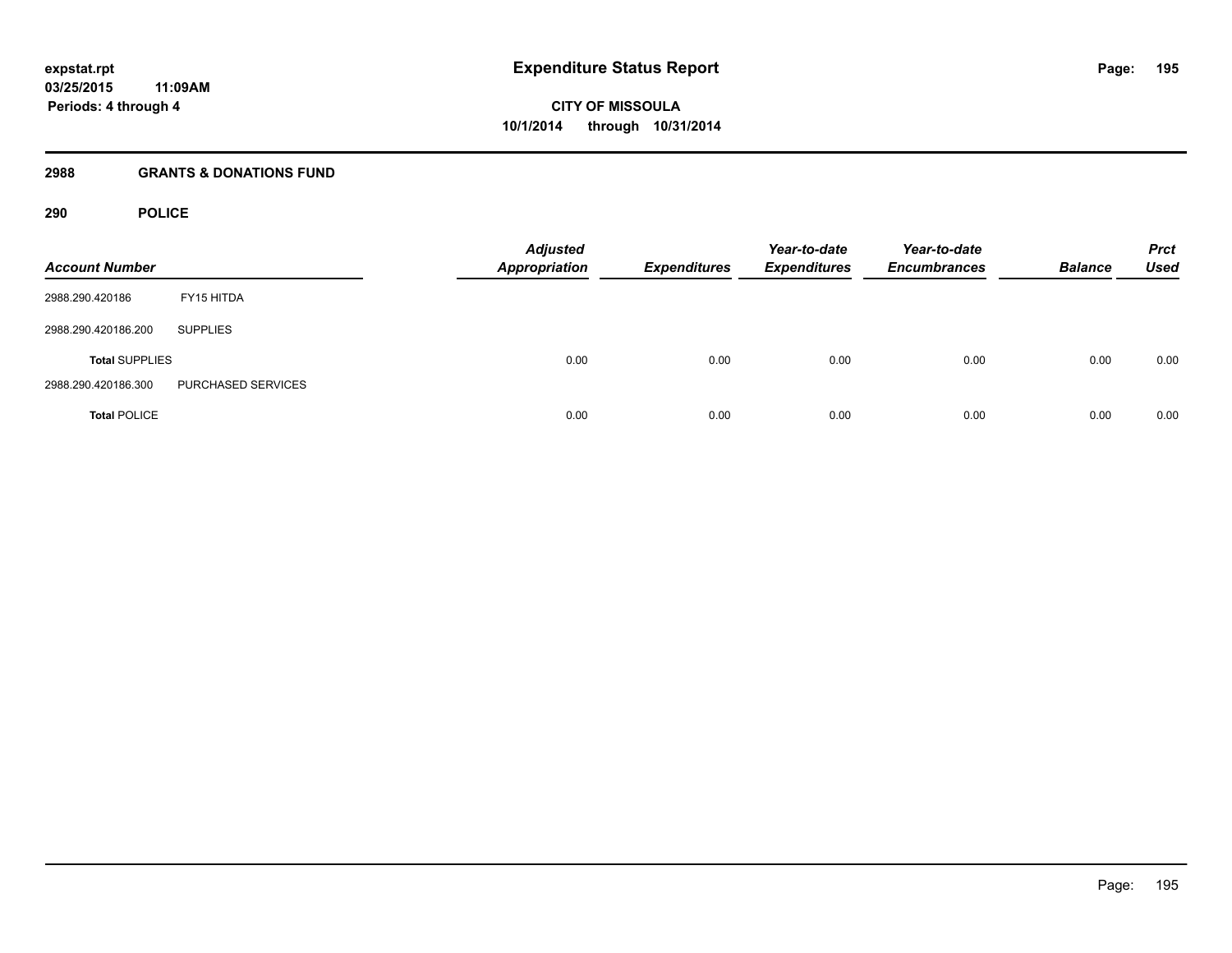**expstat.rpt**
**03/25/2015 11:09AM**
**Periods: 4 through 4**

# Expenditure Status Report

**CITY OF MISSOULA**
**10/1/2014 through 10/31/2014**

## 2988 GRANTS & DONATIONS FUND

### 290 POLICE

| Account Number | | Adjusted Appropriation | Expenditures | Year-to-date Expenditures | Year-to-date Encumbrances | Balance | Prct Used |
|---|---|---|---|---|---|---|---|
| 2988.290.420186 | FY15 HITDA | | | | | | |
| 2988.290.420186.200 | SUPPLIES | | | | | | |
| **Total** SUPPLIES | | 0.00 | 0.00 | 0.00 | 0.00 | 0.00 | 0.00 |
| 2988.290.420186.300 | PURCHASED SERVICES | | | | | | |
| **Total** POLICE | | 0.00 | 0.00 | 0.00 | 0.00 | 0.00 | 0.00 |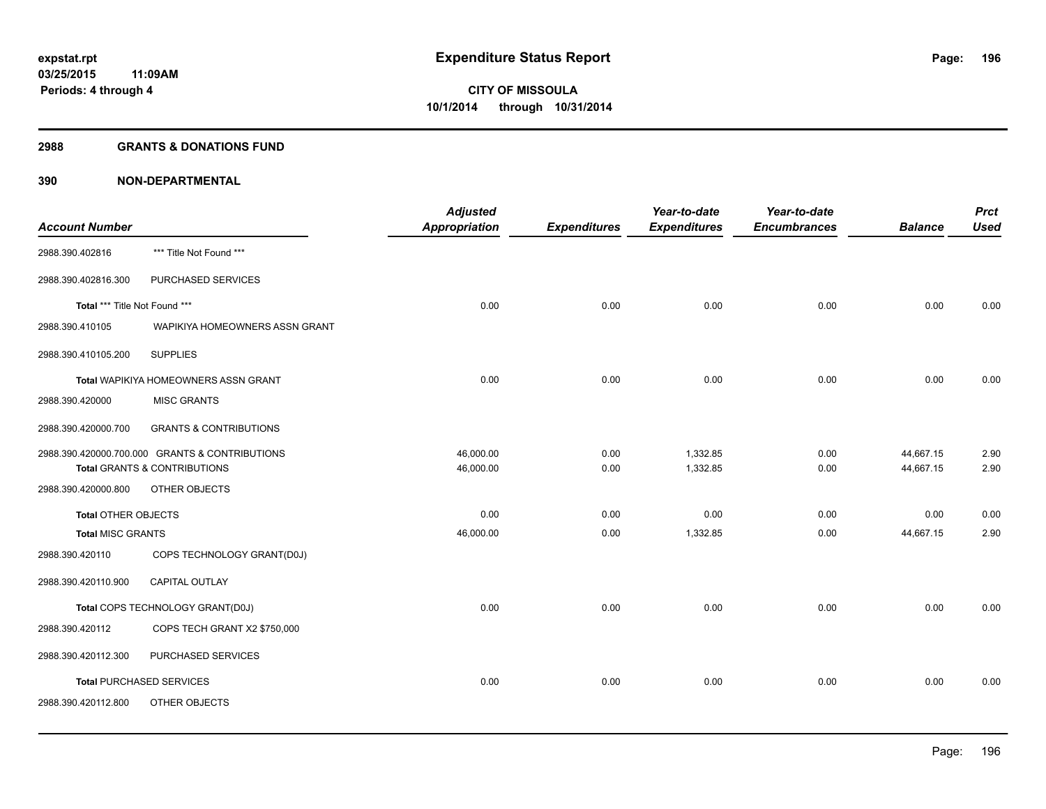**expstat.rpt**
**03/25/2015 11:09AM**
**Periods: 4 through 4**

# Expenditure Status Report

**CITY OF MISSOULA**
**10/1/2014 through 10/31/2014**

## 2988 GRANTS & DONATIONS FUND

## 390 NON-DEPARTMENTAL

| Account Number | | Adjusted Appropriation | Expenditures | Year-to-date Expenditures | Year-to-date Encumbrances | Balance | Prct Used |
|---|---|---|---|---|---|---|---|
| 2988.390.402816 | *** Title Not Found *** | | | | | | |
| 2988.390.402816.300 | PURCHASED SERVICES | | | | | | |
| **Total** *** Title Not Found *** | | 0.00 | 0.00 | 0.00 | 0.00 | 0.00 | 0.00 |
| 2988.390.410105 | WAPIKIYA HOMEOWNERS ASSN GRANT | | | | | | |
| 2988.390.410105.200 | SUPPLIES | | | | | | |
| **Total** WAPIKIYA HOMEOWNERS ASSN GRANT | | 0.00 | 0.00 | 0.00 | 0.00 | 0.00 | 0.00 |
| 2988.390.420000 | MISC GRANTS | | | | | | |
| 2988.390.420000.700 | GRANTS & CONTRIBUTIONS | | | | | | |
| 2988.390.420000.700.000 | GRANTS & CONTRIBUTIONS | 46,000.00 | 0.00 | 1,332.85 | 0.00 | 44,667.15 | 2.90 |
| **Total** GRANTS & CONTRIBUTIONS | | 46,000.00 | 0.00 | 1,332.85 | 0.00 | 44,667.15 | 2.90 |
| 2988.390.420000.800 | OTHER OBJECTS | | | | | | |
| **Total** OTHER OBJECTS | | 0.00 | 0.00 | 0.00 | 0.00 | 0.00 | 0.00 |
| **Total** MISC GRANTS | | 46,000.00 | 0.00 | 1,332.85 | 0.00 | 44,667.15 | 2.90 |
| 2988.390.420110 | COPS TECHNOLOGY GRANT(D0J) | | | | | | |
| 2988.390.420110.900 | CAPITAL OUTLAY | | | | | | |
| **Total** COPS TECHNOLOGY GRANT(D0J) | | 0.00 | 0.00 | 0.00 | 0.00 | 0.00 | 0.00 |
| 2988.390.420112 | COPS TECH GRANT X2 $750,000 | | | | | | |
| 2988.390.420112.300 | PURCHASED SERVICES | | | | | | |
| **Total** PURCHASED SERVICES | | 0.00 | 0.00 | 0.00 | 0.00 | 0.00 | 0.00 |
| 2988.390.420112.800 | OTHER OBJECTS | | | | | | |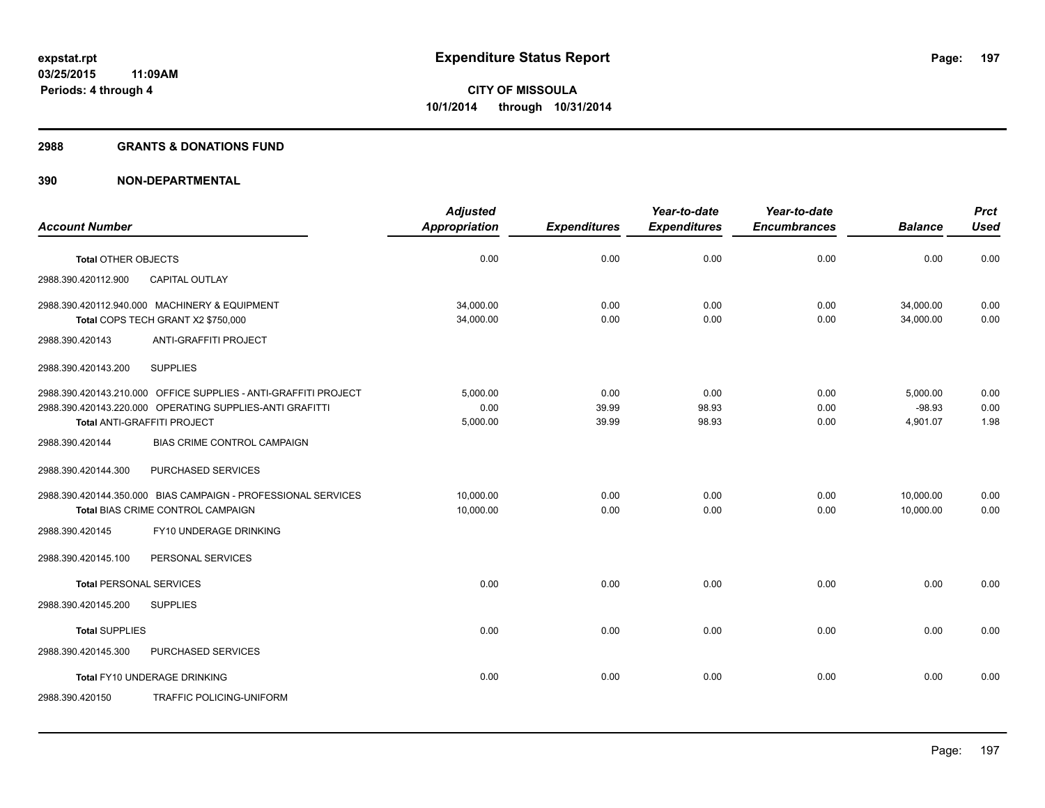expstat.rpt
03/25/2015 11:09AM
Periods: 4 through 4

# Expenditure Status Report

**CITY OF MISSOULA**
**10/1/2014 through 10/31/2014**

## 2988 GRANTS & DONATIONS FUND

## 390 NON-DEPARTMENTAL

| Account Number | | Adjusted Appropriation | Expenditures | Year-to-date Expenditures | Year-to-date Encumbrances | Balance | Prct Used |
|---|---|---|---|---|---|---|---|
| **Total** OTHER OBJECTS | | 0.00 | 0.00 | 0.00 | 0.00 | 0.00 | 0.00 |
| 2988.390.420112.900 | CAPITAL OUTLAY | | | | | | |
| 2988.390.420112.940.000 | MACHINERY & EQUIPMENT | 34,000.00 | 0.00 | 0.00 | 0.00 | 34,000.00 | 0.00 |
| **Total** COPS TECH GRANT X2 $750,000 | | 34,000.00 | 0.00 | 0.00 | 0.00 | 34,000.00 | 0.00 |
| 2988.390.420143 | ANTI-GRAFFITI PROJECT | | | | | | |
| 2988.390.420143.200 | SUPPLIES | | | | | | |
| 2988.390.420143.210.000 | OFFICE SUPPLIES - ANTI-GRAFFITI PROJECT | 5,000.00 | 0.00 | 0.00 | 0.00 | 5,000.00 | 0.00 |
| 2988.390.420143.220.000 | OPERATING SUPPLIES-ANTI GRAFITTI | 0.00 | 39.99 | 98.93 | 0.00 | -98.93 | 0.00 |
| **Total** ANTI-GRAFFITI PROJECT | | 5,000.00 | 39.99 | 98.93 | 0.00 | 4,901.07 | 1.98 |
| 2988.390.420144 | BIAS CRIME CONTROL CAMPAIGN | | | | | | |
| 2988.390.420144.300 | PURCHASED SERVICES | | | | | | |
| 2988.390.420144.350.000 | BIAS CAMPAIGN - PROFESSIONAL SERVICES | 10,000.00 | 0.00 | 0.00 | 0.00 | 10,000.00 | 0.00 |
| **Total** BIAS CRIME CONTROL CAMPAIGN | | 10,000.00 | 0.00 | 0.00 | 0.00 | 10,000.00 | 0.00 |
| 2988.390.420145 | FY10 UNDERAGE DRINKING | | | | | | |
| 2988.390.420145.100 | PERSONAL SERVICES | | | | | | |
| **Total** PERSONAL SERVICES | | 0.00 | 0.00 | 0.00 | 0.00 | 0.00 | 0.00 |
| 2988.390.420145.200 | SUPPLIES | | | | | | |
| **Total** SUPPLIES | | 0.00 | 0.00 | 0.00 | 0.00 | 0.00 | 0.00 |
| 2988.390.420145.300 | PURCHASED SERVICES | | | | | | |
| **Total** FY10 UNDERAGE DRINKING | | 0.00 | 0.00 | 0.00 | 0.00 | 0.00 | 0.00 |
| 2988.390.420150 | TRAFFIC POLICING-UNIFORM | | | | | | |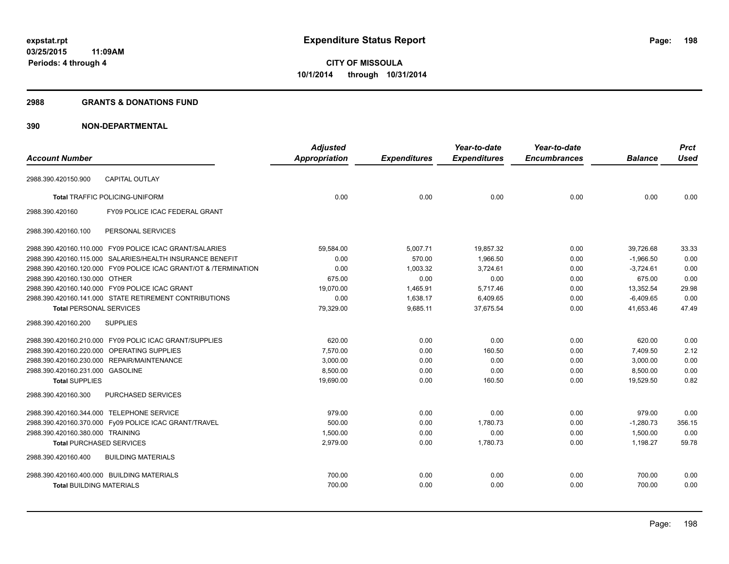# Expenditure Status Report

expstat.rpt
03/25/2015 11:09AM
Periods: 4 through 4

**CITY OF MISSOULA**
**10/1/2014 through 10/31/2014**

## 2988 GRANTS & DONATIONS FUND

### 390 NON-DEPARTMENTAL

| Account Number | Adjusted Appropriation | Expenditures | Year-to-date Expenditures | Year-to-date Encumbrances | Balance | Prct Used |
|---|---|---|---|---|---|---|
| 2988.390.420150.900 CAPITAL OUTLAY | | | | | | |
| **Total** TRAFFIC POLICING-UNIFORM | 0.00 | 0.00 | 0.00 | 0.00 | 0.00 | 0.00 |
| 2988.390.420160 FY09 POLICE ICAC FEDERAL GRANT | | | | | | |
| 2988.390.420160.100 PERSONAL SERVICES | | | | | | |
| 2988.390.420160.110.000 FY09 POLICE ICAC GRANT/SALARIES | 59,584.00 | 5,007.71 | 19,857.32 | 0.00 | 39,726.68 | 33.33 |
| 2988.390.420160.115.000 SALARIES/HEALTH INSURANCE BENEFIT | 0.00 | 570.00 | 1,966.50 | 0.00 | -1,966.50 | 0.00 |
| 2988.390.420160.120.000 FY09 POLICE ICAC GRANT/OT & /TERMINATION | 0.00 | 1,003.32 | 3,724.61 | 0.00 | -3,724.61 | 0.00 |
| 2988.390.420160.130.000 OTHER | 675.00 | 0.00 | 0.00 | 0.00 | 675.00 | 0.00 |
| 2988.390.420160.140.000 FY09 POLICE ICAC GRANT | 19,070.00 | 1,465.91 | 5,717.46 | 0.00 | 13,352.54 | 29.98 |
| 2988.390.420160.141.000 STATE RETIREMENT CONTRIBUTIONS | 0.00 | 1,638.17 | 6,409.65 | 0.00 | -6,409.65 | 0.00 |
| **Total** PERSONAL SERVICES | 79,329.00 | 9,685.11 | 37,675.54 | 0.00 | 41,653.46 | 47.49 |
| 2988.390.420160.200 SUPPLIES | | | | | | |
| 2988.390.420160.210.000 FY09 POLIC ICAC GRANT/SUPPLIES | 620.00 | 0.00 | 0.00 | 0.00 | 620.00 | 0.00 |
| 2988.390.420160.220.000 OPERATING SUPPLIES | 7,570.00 | 0.00 | 160.50 | 0.00 | 7,409.50 | 2.12 |
| 2988.390.420160.230.000 REPAIR/MAINTENANCE | 3,000.00 | 0.00 | 0.00 | 0.00 | 3,000.00 | 0.00 |
| 2988.390.420160.231.000 GASOLINE | 8,500.00 | 0.00 | 0.00 | 0.00 | 8,500.00 | 0.00 |
| **Total** SUPPLIES | 19,690.00 | 0.00 | 160.50 | 0.00 | 19,529.50 | 0.82 |
| 2988.390.420160.300 PURCHASED SERVICES | | | | | | |
| 2988.390.420160.344.000 TELEPHONE SERVICE | 979.00 | 0.00 | 0.00 | 0.00 | 979.00 | 0.00 |
| 2988.390.420160.370.000 Fy09 POLICE ICAC GRANT/TRAVEL | 500.00 | 0.00 | 1,780.73 | 0.00 | -1,280.73 | 356.15 |
| 2988.390.420160.380.000 TRAINING | 1,500.00 | 0.00 | 0.00 | 0.00 | 1,500.00 | 0.00 |
| **Total** PURCHASED SERVICES | 2,979.00 | 0.00 | 1,780.73 | 0.00 | 1,198.27 | 59.78 |
| 2988.390.420160.400 BUILDING MATERIALS | | | | | | |
| 2988.390.420160.400.000 BUILDING MATERIALS | 700.00 | 0.00 | 0.00 | 0.00 | 700.00 | 0.00 |
| **Total** BUILDING MATERIALS | 700.00 | 0.00 | 0.00 | 0.00 | 700.00 | 0.00 |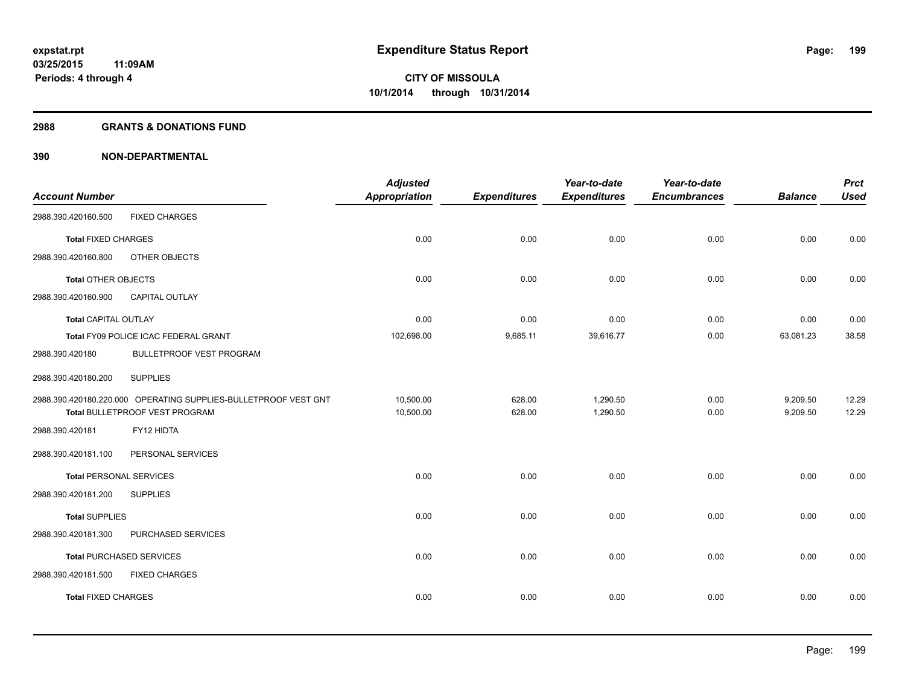# Expenditure Status Report

**CITY OF MISSOULA**
**10/1/2014 through 10/31/2014**

expstat.rpt
03/25/2015 11:09AM
Periods: 4 through 4

## 2988 GRANTS & DONATIONS FUND

## 390 NON-DEPARTMENTAL

| Account Number | | Adjusted Appropriation | Expenditures | Year-to-date Expenditures | Year-to-date Encumbrances | Balance | Prct Used |
|---|---|---|---|---|---|---|---|
| 2988.390.420160.500 | FIXED CHARGES | | | | | | |
| **Total** FIXED CHARGES | | 0.00 | 0.00 | 0.00 | 0.00 | 0.00 | 0.00 |
| 2988.390.420160.800 | OTHER OBJECTS | | | | | | |
| **Total** OTHER OBJECTS | | 0.00 | 0.00 | 0.00 | 0.00 | 0.00 | 0.00 |
| 2988.390.420160.900 | CAPITAL OUTLAY | | | | | | |
| **Total** CAPITAL OUTLAY | | 0.00 | 0.00 | 0.00 | 0.00 | 0.00 | 0.00 |
| **Total** FY09 POLICE ICAC FEDERAL GRANT | | 102,698.00 | 9,685.11 | 39,616.77 | 0.00 | 63,081.23 | 38.58 |
| 2988.390.420180 | BULLETPROOF VEST PROGRAM | | | | | | |
| 2988.390.420180.200 | SUPPLIES | | | | | | |
| 2988.390.420180.220.000 | OPERATING SUPPLIES-BULLETPROOF VEST GNT | 10,500.00 | 628.00 | 1,290.50 | 0.00 | 9,209.50 | 12.29 |
| **Total** BULLETPROOF VEST PROGRAM | | 10,500.00 | 628.00 | 1,290.50 | 0.00 | 9,209.50 | 12.29 |
| 2988.390.420181 | FY12 HIDTA | | | | | | |
| 2988.390.420181.100 | PERSONAL SERVICES | | | | | | |
| **Total** PERSONAL SERVICES | | 0.00 | 0.00 | 0.00 | 0.00 | 0.00 | 0.00 |
| 2988.390.420181.200 | SUPPLIES | | | | | | |
| **Total** SUPPLIES | | 0.00 | 0.00 | 0.00 | 0.00 | 0.00 | 0.00 |
| 2988.390.420181.300 | PURCHASED SERVICES | | | | | | |
| **Total** PURCHASED SERVICES | | 0.00 | 0.00 | 0.00 | 0.00 | 0.00 | 0.00 |
| 2988.390.420181.500 | FIXED CHARGES | | | | | | |
| **Total** FIXED CHARGES | | 0.00 | 0.00 | 0.00 | 0.00 | 0.00 | 0.00 |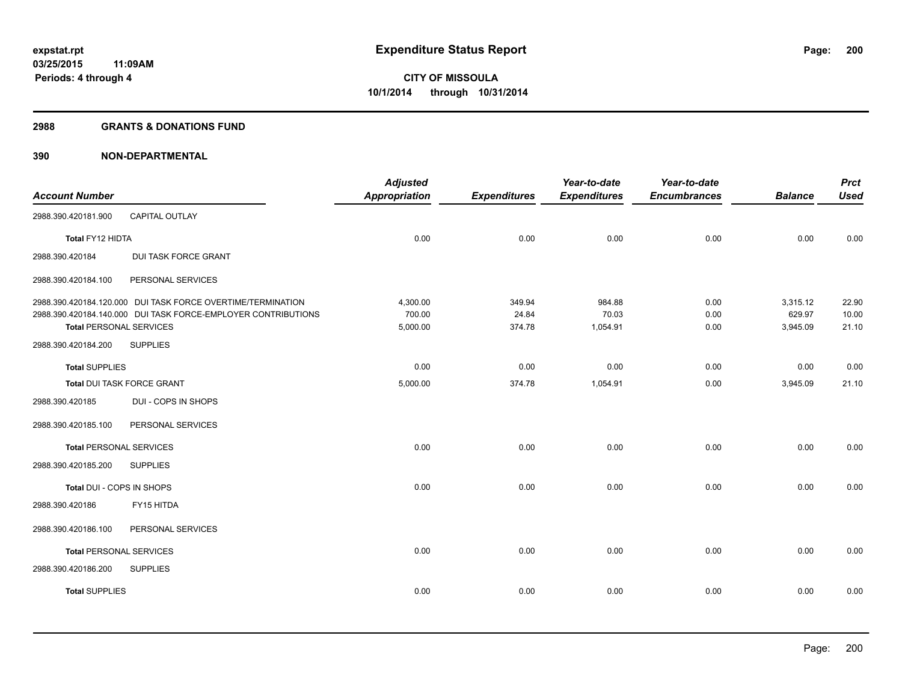# Expenditure Status Report

**CITY OF MISSOULA**
**10/1/2014 through 10/31/2014**

expstat.rpt
03/25/2015 11:09AM
Periods: 4 through 4

## 2988 GRANTS & DONATIONS FUND

### 390 NON-DEPARTMENTAL

| Account Number | | Adjusted Appropriation | Expenditures | Year-to-date Expenditures | Year-to-date Encumbrances | Balance | Prct Used |
|---|---|---|---|---|---|---|---|
| 2988.390.420181.900 | CAPITAL OUTLAY | | | | | | |
| **Total** FY12 HIDTA | | 0.00 | 0.00 | 0.00 | 0.00 | 0.00 | 0.00 |
| 2988.390.420184 | DUI TASK FORCE GRANT | | | | | | |
| 2988.390.420184.100 | PERSONAL SERVICES | | | | | | |
| 2988.390.420184.120.000 | DUI TASK FORCE OVERTIME/TERMINATION | 4,300.00 | 349.94 | 984.88 | 0.00 | 3,315.12 | 22.90 |
| 2988.390.420184.140.000 | DUI TASK FORCE-EMPLOYER CONTRIBUTIONS | 700.00 | 24.84 | 70.03 | 0.00 | 629.97 | 10.00 |
| **Total** PERSONAL SERVICES | | 5,000.00 | 374.78 | 1,054.91 | 0.00 | 3,945.09 | 21.10 |
| 2988.390.420184.200 | SUPPLIES | | | | | | |
| **Total** SUPPLIES | | 0.00 | 0.00 | 0.00 | 0.00 | 0.00 | 0.00 |
| **Total** DUI TASK FORCE GRANT | | 5,000.00 | 374.78 | 1,054.91 | 0.00 | 3,945.09 | 21.10 |
| 2988.390.420185 | DUI - COPS IN SHOPS | | | | | | |
| 2988.390.420185.100 | PERSONAL SERVICES | | | | | | |
| **Total** PERSONAL SERVICES | | 0.00 | 0.00 | 0.00 | 0.00 | 0.00 | 0.00 |
| 2988.390.420185.200 | SUPPLIES | | | | | | |
| **Total** DUI - COPS IN SHOPS | | 0.00 | 0.00 | 0.00 | 0.00 | 0.00 | 0.00 |
| 2988.390.420186 | FY15 HITDA | | | | | | |
| 2988.390.420186.100 | PERSONAL SERVICES | | | | | | |
| **Total** PERSONAL SERVICES | | 0.00 | 0.00 | 0.00 | 0.00 | 0.00 | 0.00 |
| 2988.390.420186.200 | SUPPLIES | | | | | | |
| **Total** SUPPLIES | | 0.00 | 0.00 | 0.00 | 0.00 | 0.00 | 0.00 |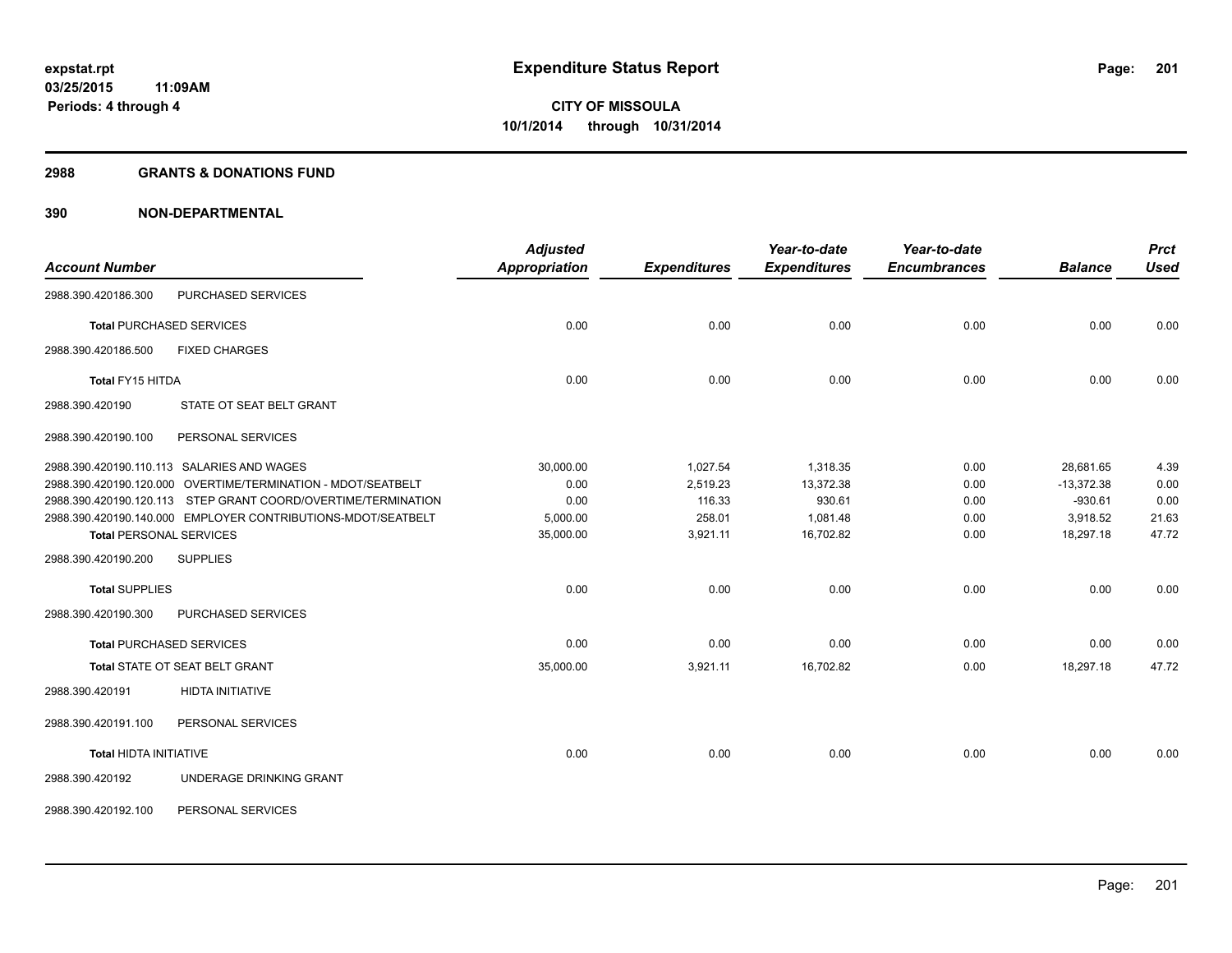**expstat.rpt**
**03/25/2015 11:09AM**
**Periods: 4 through 4**

# Expenditure Status Report

**CITY OF MISSOULA**
**10/1/2014 through 10/31/2014**

## 2988 GRANTS & DONATIONS FUND

## 390 NON-DEPARTMENTAL

| Account Number | | Adjusted Appropriation | Expenditures | Year-to-date Expenditures | Year-to-date Encumbrances | Balance | Prct Used |
|---|---|---|---|---|---|---|---|
| 2988.390.420186.300 | PURCHASED SERVICES | | | | | | |
| **Total** PURCHASED SERVICES | | 0.00 | 0.00 | 0.00 | 0.00 | 0.00 | 0.00 |
| 2988.390.420186.500 | FIXED CHARGES | | | | | | |
| **Total** FY15 HITDA | | 0.00 | 0.00 | 0.00 | 0.00 | 0.00 | 0.00 |
| 2988.390.420190 | STATE OT SEAT BELT GRANT | | | | | | |
| 2988.390.420190.100 | PERSONAL SERVICES | | | | | | |
| 2988.390.420190.110.113 | SALARIES AND WAGES | 30,000.00 | 1,027.54 | 1,318.35 | 0.00 | 28,681.65 | 4.39 |
| 2988.390.420190.120.000 | OVERTIME/TERMINATION - MDOT/SEATBELT | 0.00 | 2,519.23 | 13,372.38 | 0.00 | -13,372.38 | 0.00 |
| 2988.390.420190.120.113 | STEP GRANT COORD/OVERTIME/TERMINATION | 0.00 | 116.33 | 930.61 | 0.00 | -930.61 | 0.00 |
| 2988.390.420190.140.000 | EMPLOYER CONTRIBUTIONS-MDOT/SEATBELT | 5,000.00 | 258.01 | 1,081.48 | 0.00 | 3,918.52 | 21.63 |
| **Total** PERSONAL SERVICES | | 35,000.00 | 3,921.11 | 16,702.82 | 0.00 | 18,297.18 | 47.72 |
| 2988.390.420190.200 | SUPPLIES | | | | | | |
| **Total** SUPPLIES | | 0.00 | 0.00 | 0.00 | 0.00 | 0.00 | 0.00 |
| 2988.390.420190.300 | PURCHASED SERVICES | | | | | | |
| **Total** PURCHASED SERVICES | | 0.00 | 0.00 | 0.00 | 0.00 | 0.00 | 0.00 |
| **Total** STATE OT SEAT BELT GRANT | | 35,000.00 | 3,921.11 | 16,702.82 | 0.00 | 18,297.18 | 47.72 |
| 2988.390.420191 | HIDTA INITIATIVE | | | | | | |
| 2988.390.420191.100 | PERSONAL SERVICES | | | | | | |
| **Total** HIDTA INITIATIVE | | 0.00 | 0.00 | 0.00 | 0.00 | 0.00 | 0.00 |
| 2988.390.420192 | UNDERAGE DRINKING GRANT | | | | | | |
| 2988.390.420192.100 | PERSONAL SERVICES | | | | | | |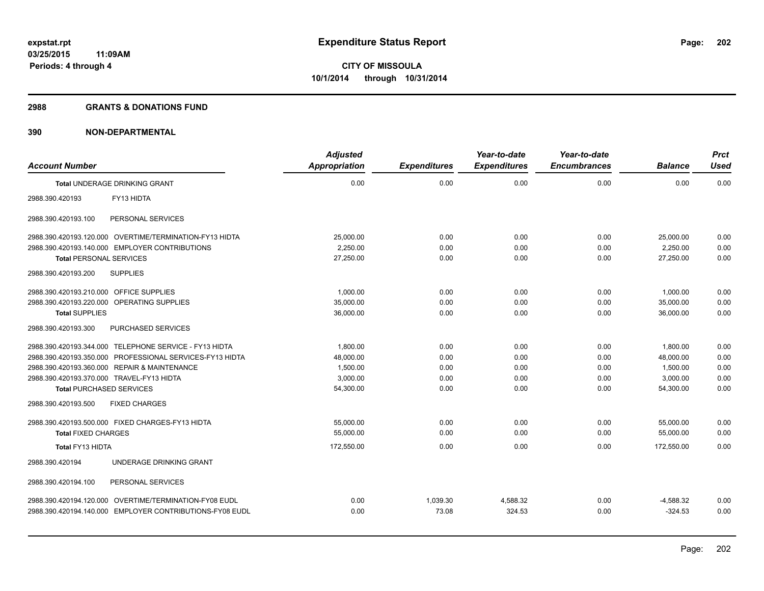# Expenditure Status Report

expstat.rpt
03/25/2015 11:09AM
Periods: 4 through 4

**CITY OF MISSOULA**
**10/1/2014 through 10/31/2014**

## 2988 GRANTS & DONATIONS FUND

## 390 NON-DEPARTMENTAL

| Account Number | Adjusted Appropriation | Expenditures | Year-to-date Expenditures | Year-to-date Encumbrances | Balance | Prct Used |
|---|---|---|---|---|---|---|
| **Total** UNDERAGE DRINKING GRANT | 0.00 | 0.00 | 0.00 | 0.00 | 0.00 | 0.00 |
| 2988.390.420193 FY13 HIDTA | | | | | | |
| 2988.390.420193.100 PERSONAL SERVICES | | | | | | |
| 2988.390.420193.120.000 OVERTIME/TERMINATION-FY13 HIDTA | 25,000.00 | 0.00 | 0.00 | 0.00 | 25,000.00 | 0.00 |
| 2988.390.420193.140.000 EMPLOYER CONTRIBUTIONS | 2,250.00 | 0.00 | 0.00 | 0.00 | 2,250.00 | 0.00 |
| **Total** PERSONAL SERVICES | 27,250.00 | 0.00 | 0.00 | 0.00 | 27,250.00 | 0.00 |
| 2988.390.420193.200 SUPPLIES | | | | | | |
| 2988.390.420193.210.000 OFFICE SUPPLIES | 1,000.00 | 0.00 | 0.00 | 0.00 | 1,000.00 | 0.00 |
| 2988.390.420193.220.000 OPERATING SUPPLIES | 35,000.00 | 0.00 | 0.00 | 0.00 | 35,000.00 | 0.00 |
| **Total** SUPPLIES | 36,000.00 | 0.00 | 0.00 | 0.00 | 36,000.00 | 0.00 |
| 2988.390.420193.300 PURCHASED SERVICES | | | | | | |
| 2988.390.420193.344.000 TELEPHONE SERVICE - FY13 HIDTA | 1,800.00 | 0.00 | 0.00 | 0.00 | 1,800.00 | 0.00 |
| 2988.390.420193.350.000 PROFESSIONAL SERVICES-FY13 HIDTA | 48,000.00 | 0.00 | 0.00 | 0.00 | 48,000.00 | 0.00 |
| 2988.390.420193.360.000 REPAIR & MAINTENANCE | 1,500.00 | 0.00 | 0.00 | 0.00 | 1,500.00 | 0.00 |
| 2988.390.420193.370.000 TRAVEL-FY13 HIDTA | 3,000.00 | 0.00 | 0.00 | 0.00 | 3,000.00 | 0.00 |
| **Total** PURCHASED SERVICES | 54,300.00 | 0.00 | 0.00 | 0.00 | 54,300.00 | 0.00 |
| 2988.390.420193.500 FIXED CHARGES | | | | | | |
| 2988.390.420193.500.000 FIXED CHARGES-FY13 HIDTA | 55,000.00 | 0.00 | 0.00 | 0.00 | 55,000.00 | 0.00 |
| **Total** FIXED CHARGES | 55,000.00 | 0.00 | 0.00 | 0.00 | 55,000.00 | 0.00 |
| **Total** FY13 HIDTA | 172,550.00 | 0.00 | 0.00 | 0.00 | 172,550.00 | 0.00 |
| 2988.390.420194 UNDERAGE DRINKING GRANT | | | | | | |
| 2988.390.420194.100 PERSONAL SERVICES | | | | | | |
| 2988.390.420194.120.000 OVERTIME/TERMINATION-FY08 EUDL | 0.00 | 1,039.30 | 4,588.32 | 0.00 | -4,588.32 | 0.00 |
| 2988.390.420194.140.000 EMPLOYER CONTRIBUTIONS-FY08 EUDL | 0.00 | 73.08 | 324.53 | 0.00 | -324.53 | 0.00 |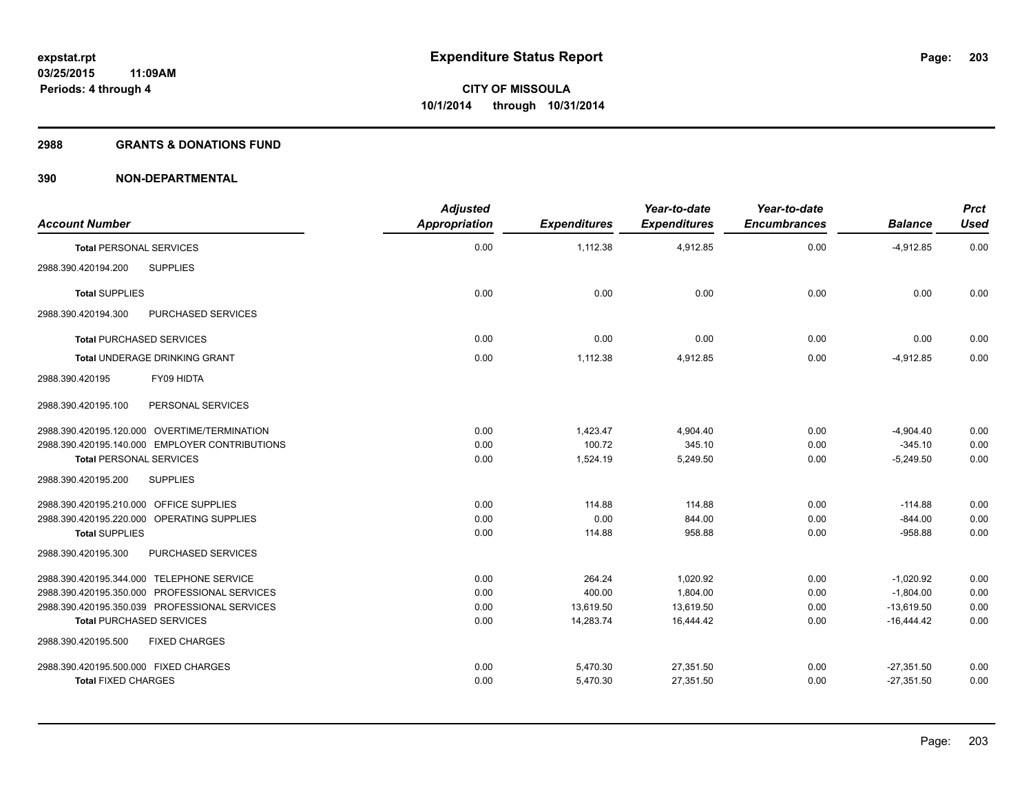**expstat.rpt**
**03/25/2015 11:09AM**
**Periods: 4 through 4**

# Expenditure Status Report

**CITY OF MISSOULA**
**10/1/2014 through 10/31/2014**

## 2988 GRANTS & DONATIONS FUND

## 390 NON-DEPARTMENTAL

| Account Number | Adjusted Appropriation | Expenditures | Year-to-date Expenditures | Year-to-date Encumbrances | Balance | Prct Used |
|---|---|---|---|---|---|---|
| **Total** PERSONAL SERVICES | 0.00 | 1,112.38 | 4,912.85 | 0.00 | -4,912.85 | 0.00 |
| 2988.390.420194.200 SUPPLIES | | | | | | |
| **Total** SUPPLIES | 0.00 | 0.00 | 0.00 | 0.00 | 0.00 | 0.00 |
| 2988.390.420194.300 PURCHASED SERVICES | | | | | | |
| **Total** PURCHASED SERVICES | 0.00 | 0.00 | 0.00 | 0.00 | 0.00 | 0.00 |
| **Total** UNDERAGE DRINKING GRANT | 0.00 | 1,112.38 | 4,912.85 | 0.00 | -4,912.85 | 0.00 |
| 2988.390.420195 FY09 HIDTA | | | | | | |
| 2988.390.420195.100 PERSONAL SERVICES | | | | | | |
| 2988.390.420195.120.000 OVERTIME/TERMINATION | 0.00 | 1,423.47 | 4,904.40 | 0.00 | -4,904.40 | 0.00 |
| 2988.390.420195.140.000 EMPLOYER CONTRIBUTIONS | 0.00 | 100.72 | 345.10 | 0.00 | -345.10 | 0.00 |
| **Total** PERSONAL SERVICES | 0.00 | 1,524.19 | 5,249.50 | 0.00 | -5,249.50 | 0.00 |
| 2988.390.420195.200 SUPPLIES | | | | | | |
| 2988.390.420195.210.000 OFFICE SUPPLIES | 0.00 | 114.88 | 114.88 | 0.00 | -114.88 | 0.00 |
| 2988.390.420195.220.000 OPERATING SUPPLIES | 0.00 | 0.00 | 844.00 | 0.00 | -844.00 | 0.00 |
| **Total** SUPPLIES | 0.00 | 114.88 | 958.88 | 0.00 | -958.88 | 0.00 |
| 2988.390.420195.300 PURCHASED SERVICES | | | | | | |
| 2988.390.420195.344.000 TELEPHONE SERVICE | 0.00 | 264.24 | 1,020.92 | 0.00 | -1,020.92 | 0.00 |
| 2988.390.420195.350.000 PROFESSIONAL SERVICES | 0.00 | 400.00 | 1,804.00 | 0.00 | -1,804.00 | 0.00 |
| 2988.390.420195.350.039 PROFESSIONAL SERVICES | 0.00 | 13,619.50 | 13,619.50 | 0.00 | -13,619.50 | 0.00 |
| **Total** PURCHASED SERVICES | 0.00 | 14,283.74 | 16,444.42 | 0.00 | -16,444.42 | 0.00 |
| 2988.390.420195.500 FIXED CHARGES | | | | | | |
| 2988.390.420195.500.000 FIXED CHARGES | 0.00 | 5,470.30 | 27,351.50 | 0.00 | -27,351.50 | 0.00 |
| **Total** FIXED CHARGES | 0.00 | 5,470.30 | 27,351.50 | 0.00 | -27,351.50 | 0.00 |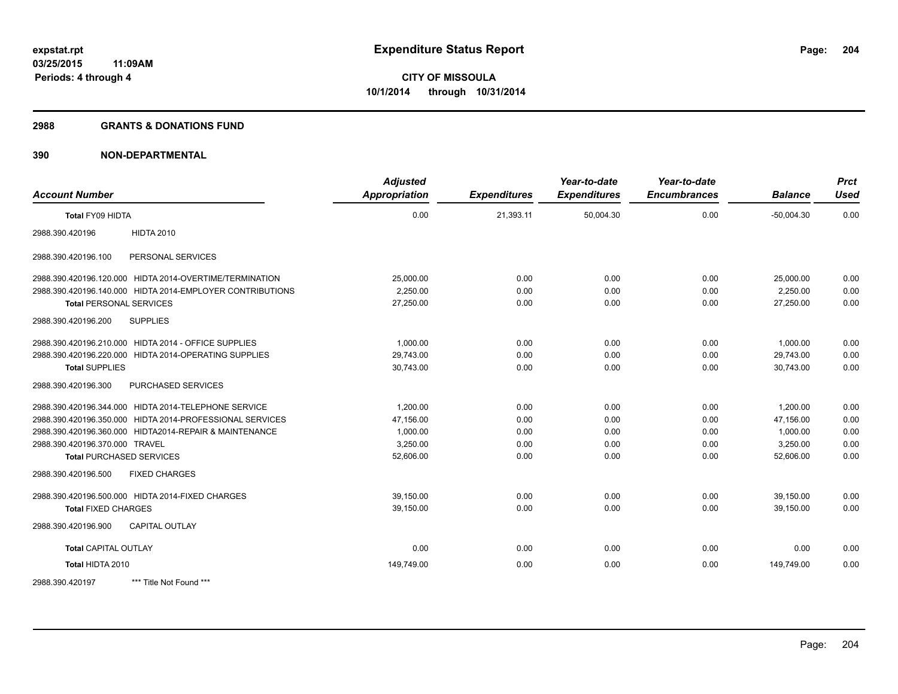**expstat.rpt**
**03/25/2015 11:09AM**
**Periods: 4 through 4**

# Expenditure Status Report

**CITY OF MISSOULA**
**10/1/2014 through 10/31/2014**

## 2988 GRANTS & DONATIONS FUND

### 390 NON-DEPARTMENTAL

| Account Number | | Adjusted Appropriation | Expenditures | Year-to-date Expenditures | Year-to-date Encumbrances | Balance | Prct Used |
|---|---|---|---|---|---|---|---|
| **Total FY09 HIDTA** | | 0.00 | 21,393.11 | 50,004.30 | 0.00 | -50,004.30 | 0.00 |
| 2988.390.420196 | HIDTA 2010 | | | | | | |
| 2988.390.420196.100 | PERSONAL SERVICES | | | | | | |
| 2988.390.420196.120.000 | HIDTA 2014-OVERTIME/TERMINATION | 25,000.00 | 0.00 | 0.00 | 0.00 | 25,000.00 | 0.00 |
| 2988.390.420196.140.000 | HIDTA 2014-EMPLOYER CONTRIBUTIONS | 2,250.00 | 0.00 | 0.00 | 0.00 | 2,250.00 | 0.00 |
| **Total PERSONAL SERVICES** | | 27,250.00 | 0.00 | 0.00 | 0.00 | 27,250.00 | 0.00 |
| 2988.390.420196.200 | SUPPLIES | | | | | | |
| 2988.390.420196.210.000 | HIDTA 2014 - OFFICE SUPPLIES | 1,000.00 | 0.00 | 0.00 | 0.00 | 1,000.00 | 0.00 |
| 2988.390.420196.220.000 | HIDTA 2014-OPERATING SUPPLIES | 29,743.00 | 0.00 | 0.00 | 0.00 | 29,743.00 | 0.00 |
| **Total SUPPLIES** | | 30,743.00 | 0.00 | 0.00 | 0.00 | 30,743.00 | 0.00 |
| 2988.390.420196.300 | PURCHASED SERVICES | | | | | | |
| 2988.390.420196.344.000 | HIDTA 2014-TELEPHONE SERVICE | 1,200.00 | 0.00 | 0.00 | 0.00 | 1,200.00 | 0.00 |
| 2988.390.420196.350.000 | HIDTA 2014-PROFESSIONAL SERVICES | 47,156.00 | 0.00 | 0.00 | 0.00 | 47,156.00 | 0.00 |
| 2988.390.420196.360.000 | HIDTA2014-REPAIR & MAINTENANCE | 1,000.00 | 0.00 | 0.00 | 0.00 | 1,000.00 | 0.00 |
| 2988.390.420196.370.000 | TRAVEL | 3,250.00 | 0.00 | 0.00 | 0.00 | 3,250.00 | 0.00 |
| **Total PURCHASED SERVICES** | | 52,606.00 | 0.00 | 0.00 | 0.00 | 52,606.00 | 0.00 |
| 2988.390.420196.500 | FIXED CHARGES | | | | | | |
| 2988.390.420196.500.000 | HIDTA 2014-FIXED CHARGES | 39,150.00 | 0.00 | 0.00 | 0.00 | 39,150.00 | 0.00 |
| **Total FIXED CHARGES** | | 39,150.00 | 0.00 | 0.00 | 0.00 | 39,150.00 | 0.00 |
| 2988.390.420196.900 | CAPITAL OUTLAY | | | | | | |
| **Total CAPITAL OUTLAY** | | 0.00 | 0.00 | 0.00 | 0.00 | 0.00 | 0.00 |
| **Total HIDTA 2010** | | 149,749.00 | 0.00 | 0.00 | 0.00 | 149,749.00 | 0.00 |
| 2988.390.420197 | *** Title Not Found *** | | | | | | |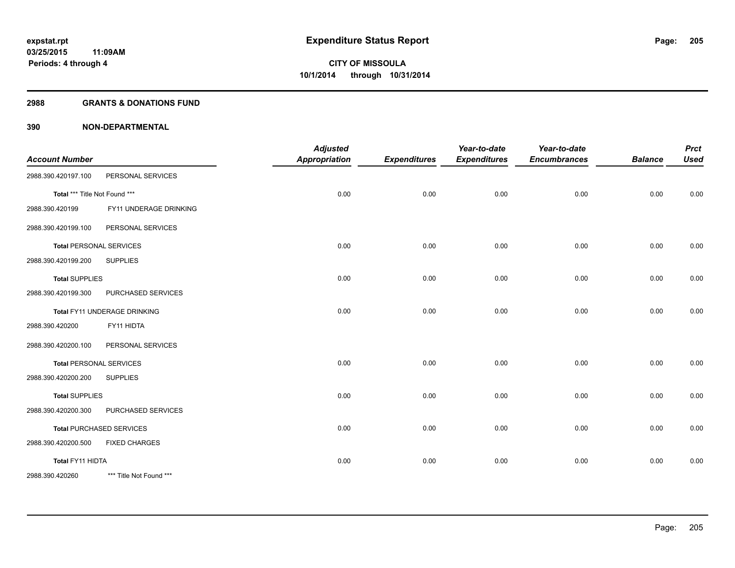**expstat.rpt**
**03/25/2015 11:09AM**
**Periods: 4 through 4**

# Expenditure Status Report

**CITY OF MISSOULA**
**10/1/2014 through 10/31/2014**

## 2988 GRANTS & DONATIONS FUND

## 390 NON-DEPARTMENTAL

| Account Number | | Adjusted Appropriation | Expenditures | Year-to-date Expenditures | Year-to-date Encumbrances | Balance | Prct Used |
|---|---|---|---|---|---|---|---|
| 2988.390.420197.100 | PERSONAL SERVICES | | | | | | |
| **Total** *** Title Not Found *** | | 0.00 | 0.00 | 0.00 | 0.00 | 0.00 | 0.00 |
| 2988.390.420199 | FY11 UNDERAGE DRINKING | | | | | | |
| 2988.390.420199.100 | PERSONAL SERVICES | | | | | | |
| **Total** PERSONAL SERVICES | | 0.00 | 0.00 | 0.00 | 0.00 | 0.00 | 0.00 |
| 2988.390.420199.200 | SUPPLIES | | | | | | |
| **Total** SUPPLIES | | 0.00 | 0.00 | 0.00 | 0.00 | 0.00 | 0.00 |
| 2988.390.420199.300 | PURCHASED SERVICES | | | | | | |
| **Total** FY11 UNDERAGE DRINKING | | 0.00 | 0.00 | 0.00 | 0.00 | 0.00 | 0.00 |
| 2988.390.420200 | FY11 HIDTA | | | | | | |
| 2988.390.420200.100 | PERSONAL SERVICES | | | | | | |
| **Total** PERSONAL SERVICES | | 0.00 | 0.00 | 0.00 | 0.00 | 0.00 | 0.00 |
| 2988.390.420200.200 | SUPPLIES | | | | | | |
| **Total** SUPPLIES | | 0.00 | 0.00 | 0.00 | 0.00 | 0.00 | 0.00 |
| 2988.390.420200.300 | PURCHASED SERVICES | | | | | | |
| **Total** PURCHASED SERVICES | | 0.00 | 0.00 | 0.00 | 0.00 | 0.00 | 0.00 |
| 2988.390.420200.500 | FIXED CHARGES | | | | | | |
| **Total** FY11 HIDTA | | 0.00 | 0.00 | 0.00 | 0.00 | 0.00 | 0.00 |
| 2988.390.420260 | *** Title Not Found *** | | | | | | |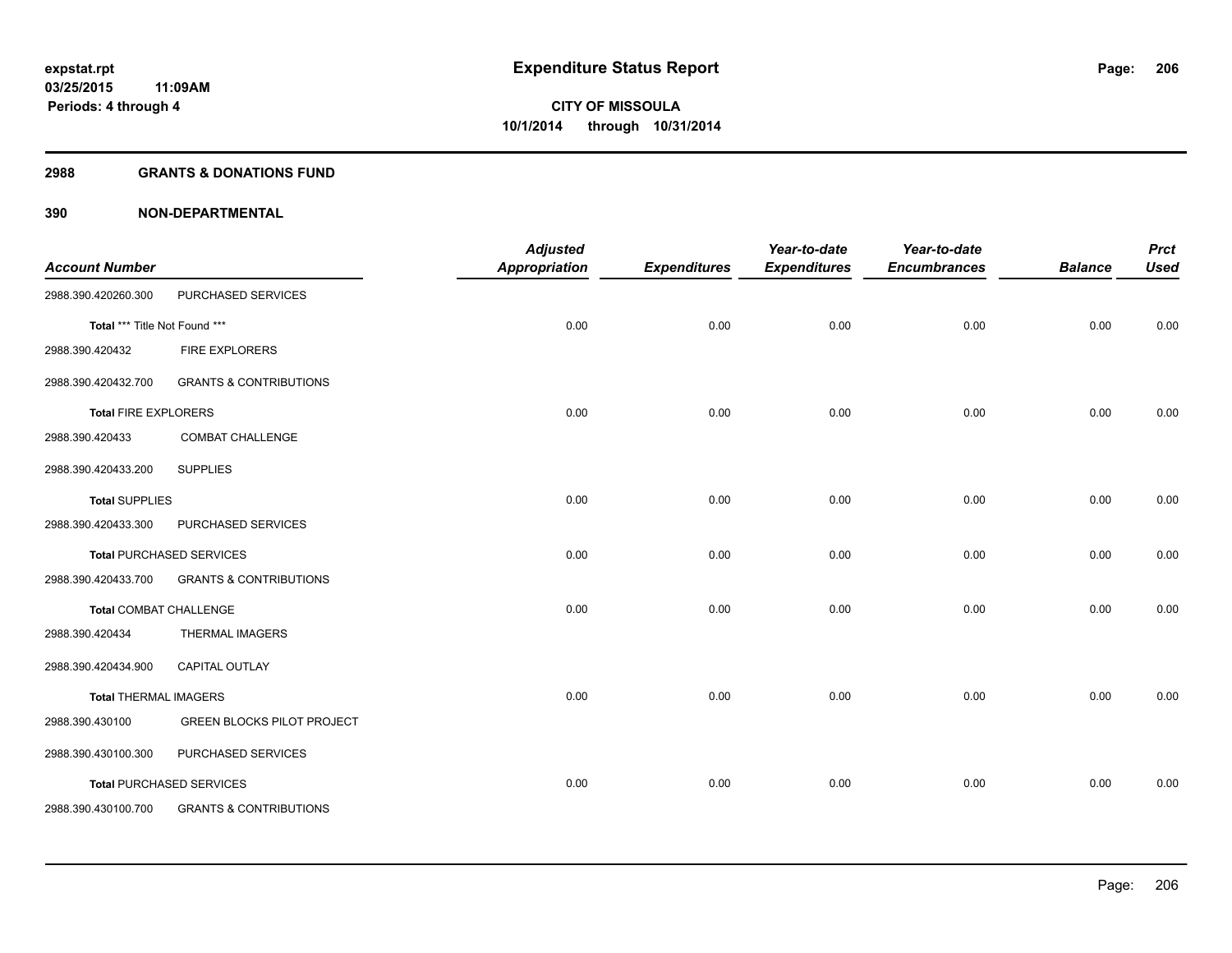# Expenditure Status Report

expstat.rpt
03/25/2015 11:09AM
Periods: 4 through 4

CITY OF MISSOULA
10/1/2014 through 10/31/2014

## 2988 GRANTS & DONATIONS FUND

## 390 NON-DEPARTMENTAL

| Account Number | | Adjusted Appropriation | Expenditures | Year-to-date Expenditures | Year-to-date Encumbrances | Balance | Prct Used |
|---|---|---|---|---|---|---|---|
| 2988.390.420260.300 | PURCHASED SERVICES | | | | | | |
| **Total** *** Title Not Found *** | | 0.00 | 0.00 | 0.00 | 0.00 | 0.00 | 0.00 |
| 2988.390.420432 | FIRE EXPLORERS | | | | | | |
| 2988.390.420432.700 | GRANTS & CONTRIBUTIONS | | | | | | |
| **Total** FIRE EXPLORERS | | 0.00 | 0.00 | 0.00 | 0.00 | 0.00 | 0.00 |
| 2988.390.420433 | COMBAT CHALLENGE | | | | | | |
| 2988.390.420433.200 | SUPPLIES | | | | | | |
| **Total** SUPPLIES | | 0.00 | 0.00 | 0.00 | 0.00 | 0.00 | 0.00 |
| 2988.390.420433.300 | PURCHASED SERVICES | | | | | | |
| **Total** PURCHASED SERVICES | | 0.00 | 0.00 | 0.00 | 0.00 | 0.00 | 0.00 |
| 2988.390.420433.700 | GRANTS & CONTRIBUTIONS | | | | | | |
| **Total** COMBAT CHALLENGE | | 0.00 | 0.00 | 0.00 | 0.00 | 0.00 | 0.00 |
| 2988.390.420434 | THERMAL IMAGERS | | | | | | |
| 2988.390.420434.900 | CAPITAL OUTLAY | | | | | | |
| **Total** THERMAL IMAGERS | | 0.00 | 0.00 | 0.00 | 0.00 | 0.00 | 0.00 |
| 2988.390.430100 | GREEN BLOCKS PILOT PROJECT | | | | | | |
| 2988.390.430100.300 | PURCHASED SERVICES | | | | | | |
| **Total** PURCHASED SERVICES | | 0.00 | 0.00 | 0.00 | 0.00 | 0.00 | 0.00 |
| 2988.390.430100.700 | GRANTS & CONTRIBUTIONS | | | | | | |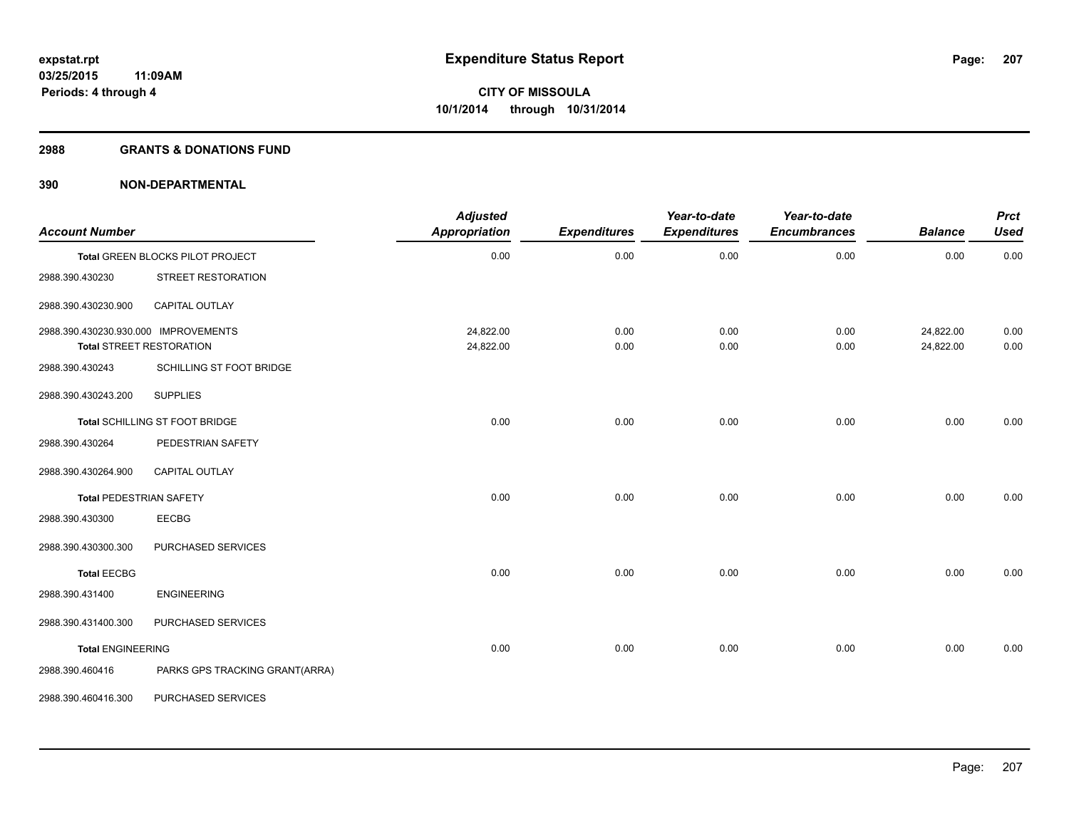**expstat.rpt**
**03/25/2015 11:09AM**
**Periods: 4 through 4**

# Expenditure Status Report

**CITY OF MISSOULA**
**10/1/2014 through 10/31/2014**

## 2988 GRANTS & DONATIONS FUND

## 390 NON-DEPARTMENTAL

| Account Number | | Adjusted Appropriation | Expenditures | Year-to-date Expenditures | Year-to-date Encumbrances | Balance | Prct Used |
|---|---|---|---|---|---|---|---|
| **Total** GREEN BLOCKS PILOT PROJECT | | 0.00 | 0.00 | 0.00 | 0.00 | 0.00 | 0.00 |
| 2988.390.430230 | STREET RESTORATION | | | | | | |
| 2988.390.430230.900 | CAPITAL OUTLAY | | | | | | |
| 2988.390.430230.930.000 | IMPROVEMENTS | 24,822.00 | 0.00 | 0.00 | 0.00 | 24,822.00 | 0.00 |
| **Total** STREET RESTORATION | | 24,822.00 | 0.00 | 0.00 | 0.00 | 24,822.00 | 0.00 |
| 2988.390.430243 | SCHILLING ST FOOT BRIDGE | | | | | | |
| 2988.390.430243.200 | SUPPLIES | | | | | | |
| **Total** SCHILLING ST FOOT BRIDGE | | 0.00 | 0.00 | 0.00 | 0.00 | 0.00 | 0.00 |
| 2988.390.430264 | PEDESTRIAN SAFETY | | | | | | |
| 2988.390.430264.900 | CAPITAL OUTLAY | | | | | | |
| **Total** PEDESTRIAN SAFETY | | 0.00 | 0.00 | 0.00 | 0.00 | 0.00 | 0.00 |
| 2988.390.430300 | EECBG | | | | | | |
| 2988.390.430300.300 | PURCHASED SERVICES | | | | | | |
| **Total** EECBG | | 0.00 | 0.00 | 0.00 | 0.00 | 0.00 | 0.00 |
| 2988.390.431400 | ENGINEERING | | | | | | |
| 2988.390.431400.300 | PURCHASED SERVICES | | | | | | |
| **Total** ENGINEERING | | 0.00 | 0.00 | 0.00 | 0.00 | 0.00 | 0.00 |
| 2988.390.460416 | PARKS GPS TRACKING GRANT(ARRA) | | | | | | |
| 2988.390.460416.300 | PURCHASED SERVICES | | | | | | |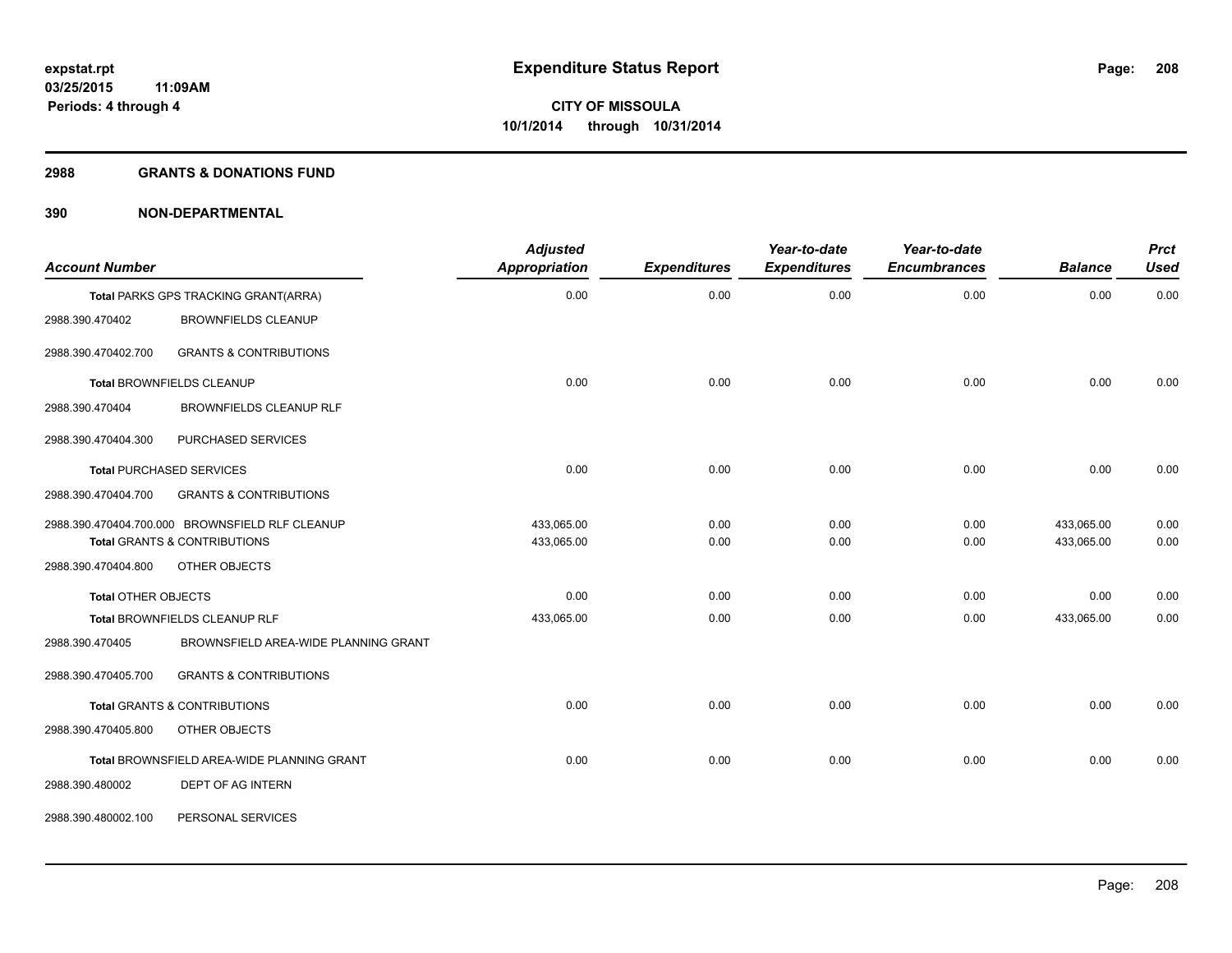**expstat.rpt**
**03/25/2015 11:09AM**
**Periods: 4 through 4**

# Expenditure Status Report

**CITY OF MISSOULA**
**10/1/2014 through 10/31/2014**

## 2988 GRANTS & DONATIONS FUND

## 390 NON-DEPARTMENTAL

| Account Number | | Adjusted Appropriation | Expenditures | Year-to-date Expenditures | Year-to-date Encumbrances | Balance | Prct Used |
|---|---|---|---|---|---|---|---|
| **Total** PARKS GPS TRACKING GRANT(ARRA) | | 0.00 | 0.00 | 0.00 | 0.00 | 0.00 | 0.00 |
| 2988.390.470402 | BROWNFIELDS CLEANUP | | | | | | |
| 2988.390.470402.700 | GRANTS & CONTRIBUTIONS | | | | | | |
| **Total** BROWNFIELDS CLEANUP | | 0.00 | 0.00 | 0.00 | 0.00 | 0.00 | 0.00 |
| 2988.390.470404 | BROWNFIELDS CLEANUP RLF | | | | | | |
| 2988.390.470404.300 | PURCHASED SERVICES | | | | | | |
| **Total** PURCHASED SERVICES | | 0.00 | 0.00 | 0.00 | 0.00 | 0.00 | 0.00 |
| 2988.390.470404.700 | GRANTS & CONTRIBUTIONS | | | | | | |
| 2988.390.470404.700.000 | BROWNSFIELD RLF CLEANUP | 433,065.00 | 0.00 | 0.00 | 0.00 | 433,065.00 | 0.00 |
| **Total** GRANTS & CONTRIBUTIONS | | 433,065.00 | 0.00 | 0.00 | 0.00 | 433,065.00 | 0.00 |
| 2988.390.470404.800 | OTHER OBJECTS | | | | | | |
| **Total** OTHER OBJECTS | | 0.00 | 0.00 | 0.00 | 0.00 | 0.00 | 0.00 |
| **Total** BROWNFIELDS CLEANUP RLF | | 433,065.00 | 0.00 | 0.00 | 0.00 | 433,065.00 | 0.00 |
| 2988.390.470405 | BROWNSFIELD AREA-WIDE PLANNING GRANT | | | | | | |
| 2988.390.470405.700 | GRANTS & CONTRIBUTIONS | | | | | | |
| **Total** GRANTS & CONTRIBUTIONS | | 0.00 | 0.00 | 0.00 | 0.00 | 0.00 | 0.00 |
| 2988.390.470405.800 | OTHER OBJECTS | | | | | | |
| **Total** BROWNSFIELD AREA-WIDE PLANNING GRANT | | 0.00 | 0.00 | 0.00 | 0.00 | 0.00 | 0.00 |
| 2988.390.480002 | DEPT OF AG INTERN | | | | | | |
| 2988.390.480002.100 | PERSONAL SERVICES | | | | | | |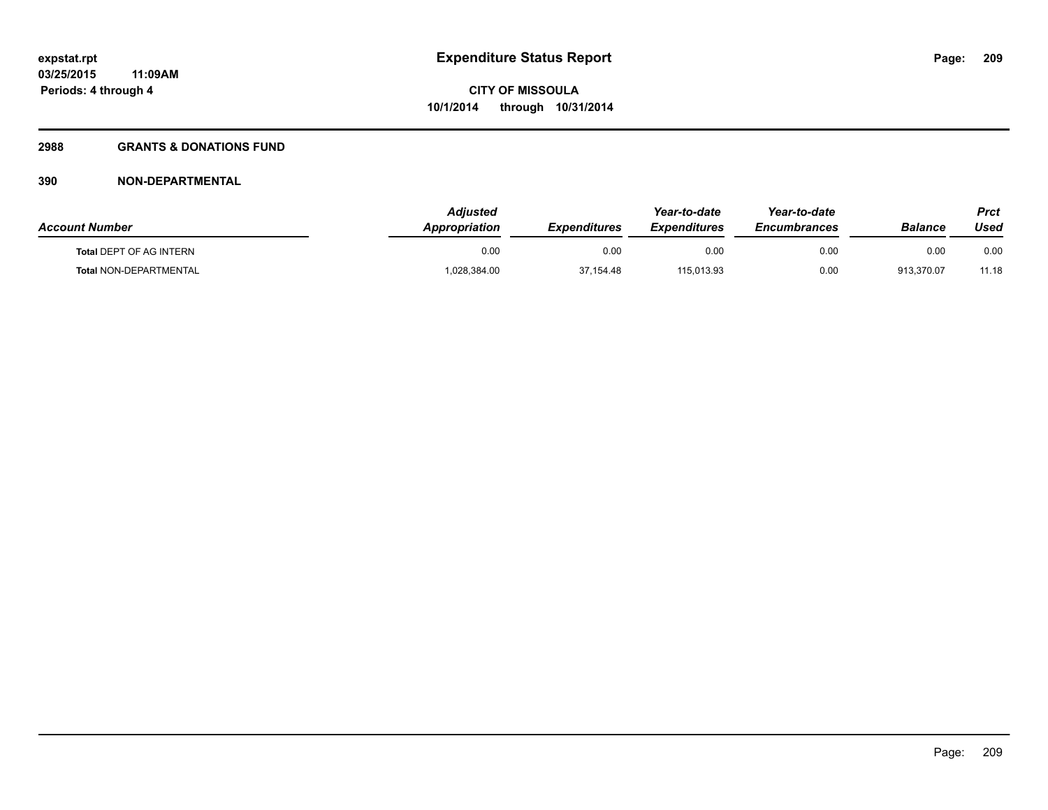# Expenditure Status Report

expstat.rpt
03/25/2015 11:09AM
Periods: 4 through 4

**CITY OF MISSOULA**
**10/1/2014 through 10/31/2014**

## 2988 GRANTS & DONATIONS FUND

### 390 NON-DEPARTMENTAL

| Account Number | Adjusted Appropriation | Expenditures | Year-to-date Expenditures | Year-to-date Encumbrances | Balance | Prct Used |
|---|---|---|---|---|---|---|
| **Total** DEPT OF AG INTERN | 0.00 | 0.00 | 0.00 | 0.00 | 0.00 | 0.00 |
| **Total** NON-DEPARTMENTAL | 1,028,384.00 | 37,154.48 | 115,013.93 | 0.00 | 913,370.07 | 11.18 |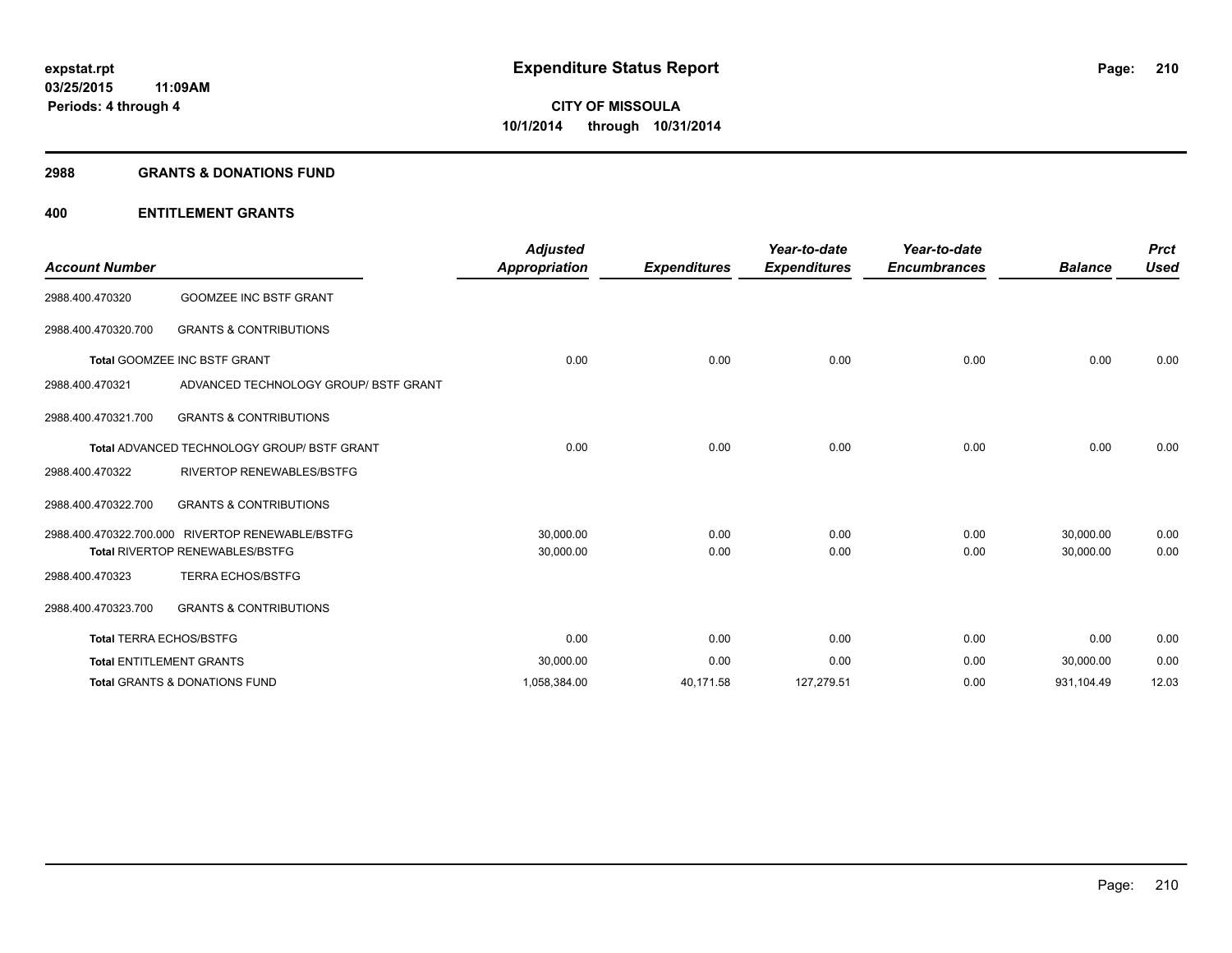**expstat.rpt**
**03/25/2015 11:09AM**
**Periods: 4 through 4**

# Expenditure Status Report

**CITY OF MISSOULA**
**10/1/2014 through 10/31/2014**

## 2988 GRANTS & DONATIONS FUND

## 400 ENTITLEMENT GRANTS

| Account Number | | Adjusted Appropriation | Expenditures | Year-to-date Expenditures | Year-to-date Encumbrances | Balance | Prct Used |
|---|---|---|---|---|---|---|---|
| 2988.400.470320 | GOOMZEE INC BSTF GRANT | | | | | | |
| 2988.400.470320.700 | GRANTS & CONTRIBUTIONS | | | | | | |
| **Total** GOOMZEE INC BSTF GRANT | | 0.00 | 0.00 | 0.00 | 0.00 | 0.00 | 0.00 |
| 2988.400.470321 | ADVANCED TECHNOLOGY GROUP/ BSTF GRANT | | | | | | |
| 2988.400.470321.700 | GRANTS & CONTRIBUTIONS | | | | | | |
| **Total** ADVANCED TECHNOLOGY GROUP/ BSTF GRANT | | 0.00 | 0.00 | 0.00 | 0.00 | 0.00 | 0.00 |
| 2988.400.470322 | RIVERTOP RENEWABLES/BSTFG | | | | | | |
| 2988.400.470322.700 | GRANTS & CONTRIBUTIONS | | | | | | |
| 2988.400.470322.700.000 | RIVERTOP RENEWABLE/BSTFG | 30,000.00 | 0.00 | 0.00 | 0.00 | 30,000.00 | 0.00 |
| **Total** RIVERTOP RENEWABLES/BSTFG | | 30,000.00 | 0.00 | 0.00 | 0.00 | 30,000.00 | 0.00 |
| 2988.400.470323 | TERRA ECHOS/BSTFG | | | | | | |
| 2988.400.470323.700 | GRANTS & CONTRIBUTIONS | | | | | | |
| **Total** TERRA ECHOS/BSTFG | | 0.00 | 0.00 | 0.00 | 0.00 | 0.00 | 0.00 |
| **Total** ENTITLEMENT GRANTS | | 30,000.00 | 0.00 | 0.00 | 0.00 | 30,000.00 | 0.00 |
| **Total** GRANTS & DONATIONS FUND | | 1,058,384.00 | 40,171.58 | 127,279.51 | 0.00 | 931,104.49 | 12.03 |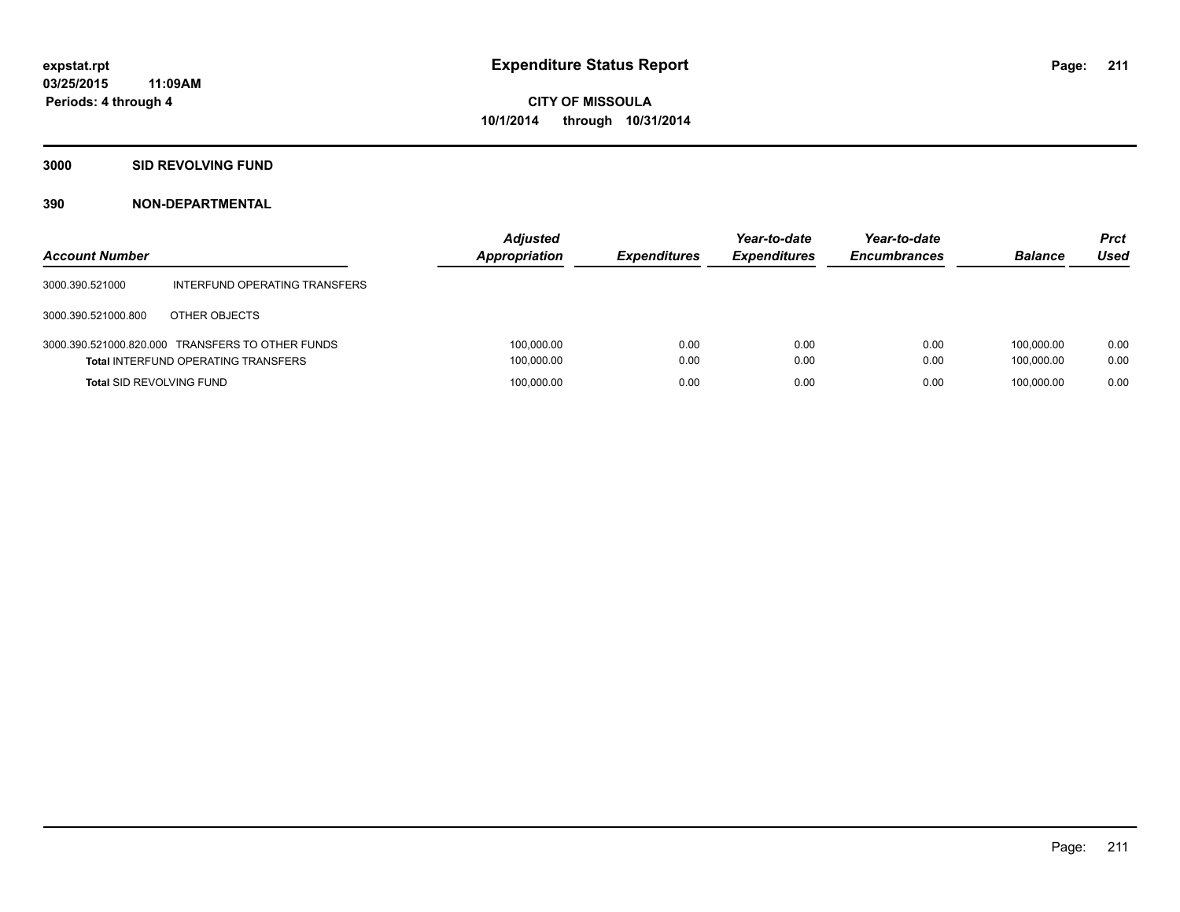**expstat.rpt**
**03/25/2015 11:09AM**
**Periods: 4 through 4**

# Expenditure Status Report

**CITY OF MISSOULA**
**10/1/2014 through 10/31/2014**

## 3000 SID REVOLVING FUND

### 390 NON-DEPARTMENTAL

| Account Number | | Adjusted Appropriation | Expenditures | Year-to-date Expenditures | Year-to-date Encumbrances | Balance | Prct Used |
|---|---|---|---|---|---|---|---|
| 3000.390.521000 | INTERFUND OPERATING TRANSFERS | | | | | | |
| 3000.390.521000.800 | OTHER OBJECTS | | | | | | |
| 3000.390.521000.820.000 | TRANSFERS TO OTHER FUNDS | 100,000.00 | 0.00 | 0.00 | 0.00 | 100,000.00 | 0.00 |
| **Total** INTERFUND OPERATING TRANSFERS | | 100,000.00 | 0.00 | 0.00 | 0.00 | 100,000.00 | 0.00 |
| **Total** SID REVOLVING FUND | | 100,000.00 | 0.00 | 0.00 | 0.00 | 100,000.00 | 0.00 |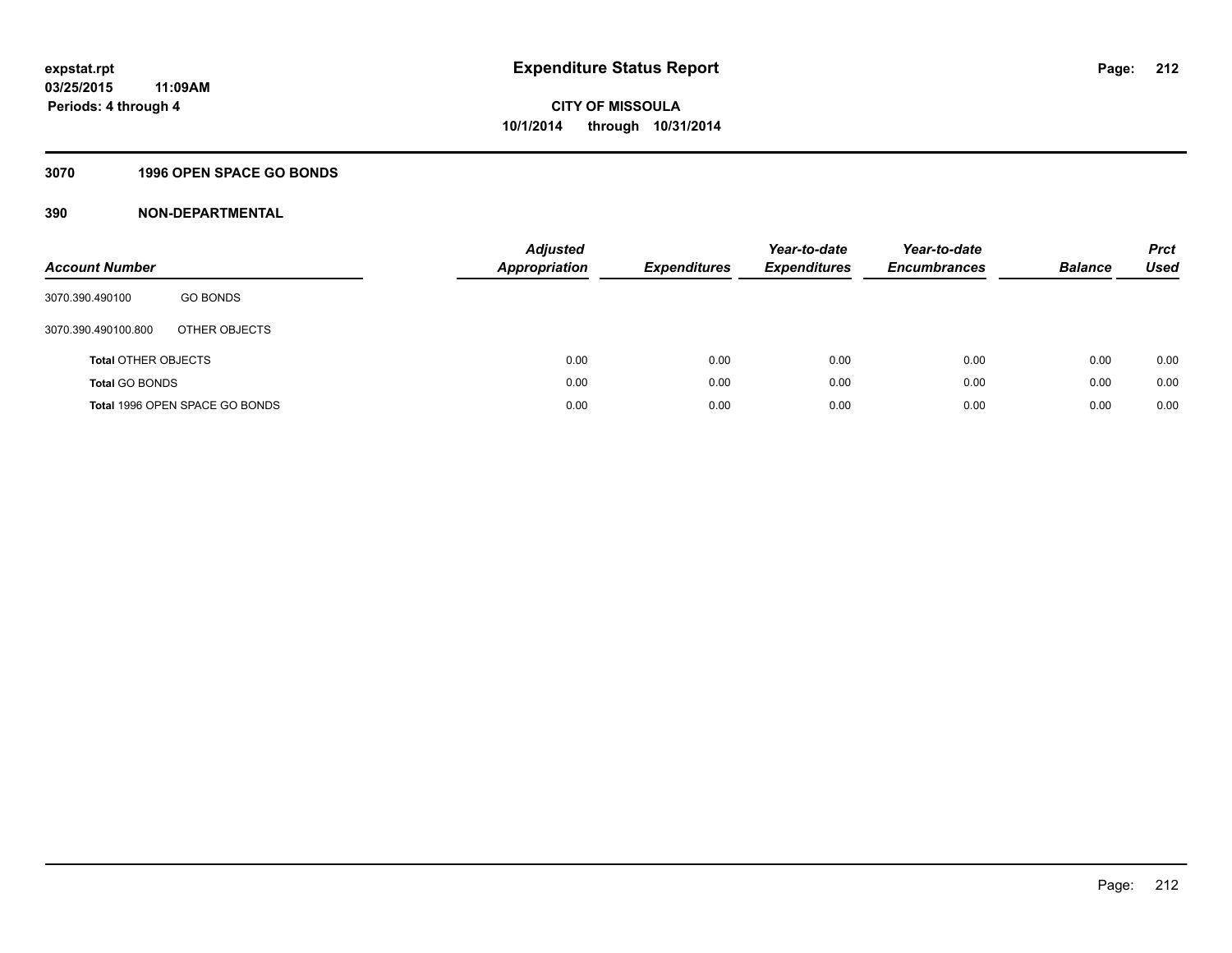# Expenditure Status Report

expstat.rpt
03/25/2015 11:09AM
Periods: 4 through 4

CITY OF MISSOULA
10/1/2014 through 10/31/2014

## 3070 1996 OPEN SPACE GO BONDS

## 390 NON-DEPARTMENTAL

| Account Number | | Adjusted Appropriation | Expenditures | Year-to-date Expenditures | Year-to-date Encumbrances | Balance | Prct Used |
|---|---|---|---|---|---|---|---|
| 3070.390.490100 | GO BONDS | | | | | | |
| 3070.390.490100.800 | OTHER OBJECTS | | | | | | |
| **Total** OTHER OBJECTS | | 0.00 | 0.00 | 0.00 | 0.00 | 0.00 | 0.00 |
| **Total** GO BONDS | | 0.00 | 0.00 | 0.00 | 0.00 | 0.00 | 0.00 |
| **Total** 1996 OPEN SPACE GO BONDS | | 0.00 | 0.00 | 0.00 | 0.00 | 0.00 | 0.00 |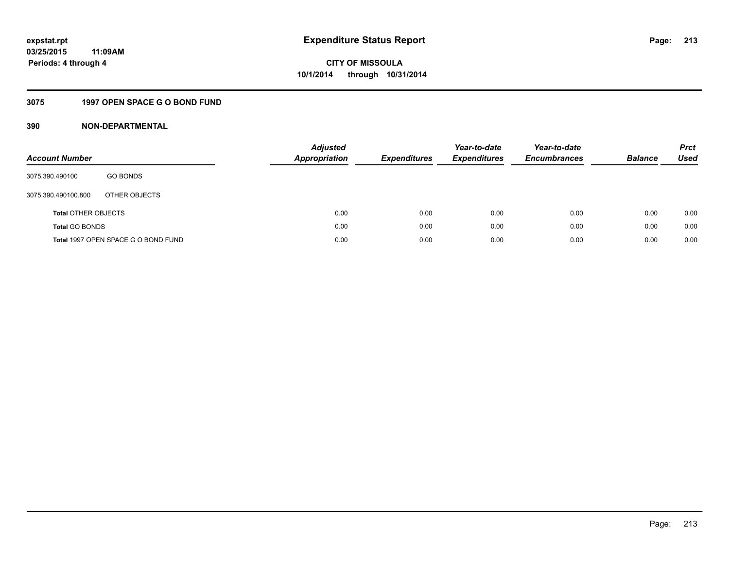**expstat.rpt**
**03/25/2015 11:09AM**
**Periods: 4 through 4**

# Expenditure Status Report

**CITY OF MISSOULA**
**10/1/2014 through 10/31/2014**

## 3075 1997 OPEN SPACE G O BOND FUND

## 390 NON-DEPARTMENTAL

| Account Number | | Adjusted Appropriation | Expenditures | Year-to-date Expenditures | Year-to-date Encumbrances | Balance | Prct Used |
|---|---|---|---|---|---|---|---|
| 3075.390.490100 | GO BONDS | | | | | | |
| 3075.390.490100.800 | OTHER OBJECTS | | | | | | |
| **Total** OTHER OBJECTS | | 0.00 | 0.00 | 0.00 | 0.00 | 0.00 | 0.00 |
| **Total** GO BONDS | | 0.00 | 0.00 | 0.00 | 0.00 | 0.00 | 0.00 |
| **Total** 1997 OPEN SPACE G O BOND FUND | | 0.00 | 0.00 | 0.00 | 0.00 | 0.00 | 0.00 |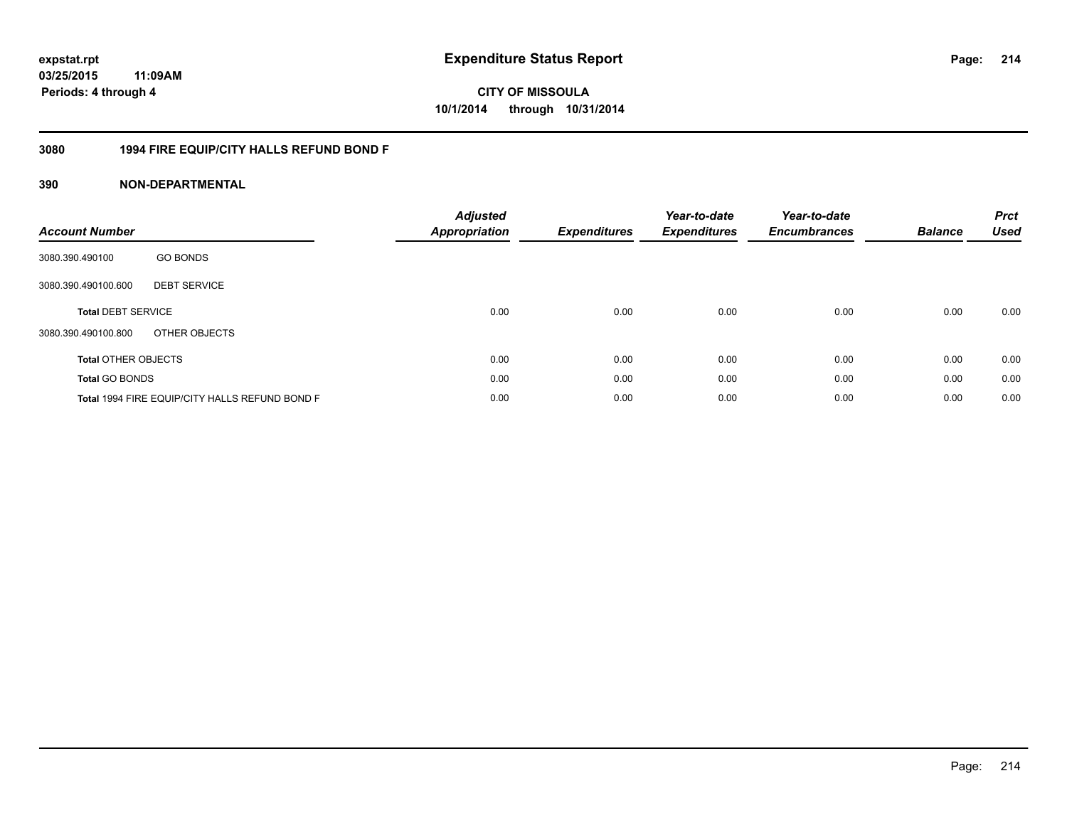expstat.rpt
03/25/2015 11:09AM
Periods: 4 through 4

# Expenditure Status Report

**CITY OF MISSOULA**
**10/1/2014 through 10/31/2014**

## 3080 1994 FIRE EQUIP/CITY HALLS REFUND BOND F

## 390 NON-DEPARTMENTAL

| Account Number | | Adjusted Appropriation | Expenditures | Year-to-date Expenditures | Year-to-date Encumbrances | Balance | Prct Used |
|---|---|---|---|---|---|---|---|
| 3080.390.490100 | GO BONDS | | | | | | |
| 3080.390.490100.600 | DEBT SERVICE | | | | | | |
| **Total** DEBT SERVICE | | 0.00 | 0.00 | 0.00 | 0.00 | 0.00 | 0.00 |
| 3080.390.490100.800 | OTHER OBJECTS | | | | | | |
| **Total** OTHER OBJECTS | | 0.00 | 0.00 | 0.00 | 0.00 | 0.00 | 0.00 |
| **Total** GO BONDS | | 0.00 | 0.00 | 0.00 | 0.00 | 0.00 | 0.00 |
| **Total** 1994 FIRE EQUIP/CITY HALLS REFUND BOND F | | 0.00 | 0.00 | 0.00 | 0.00 | 0.00 | 0.00 |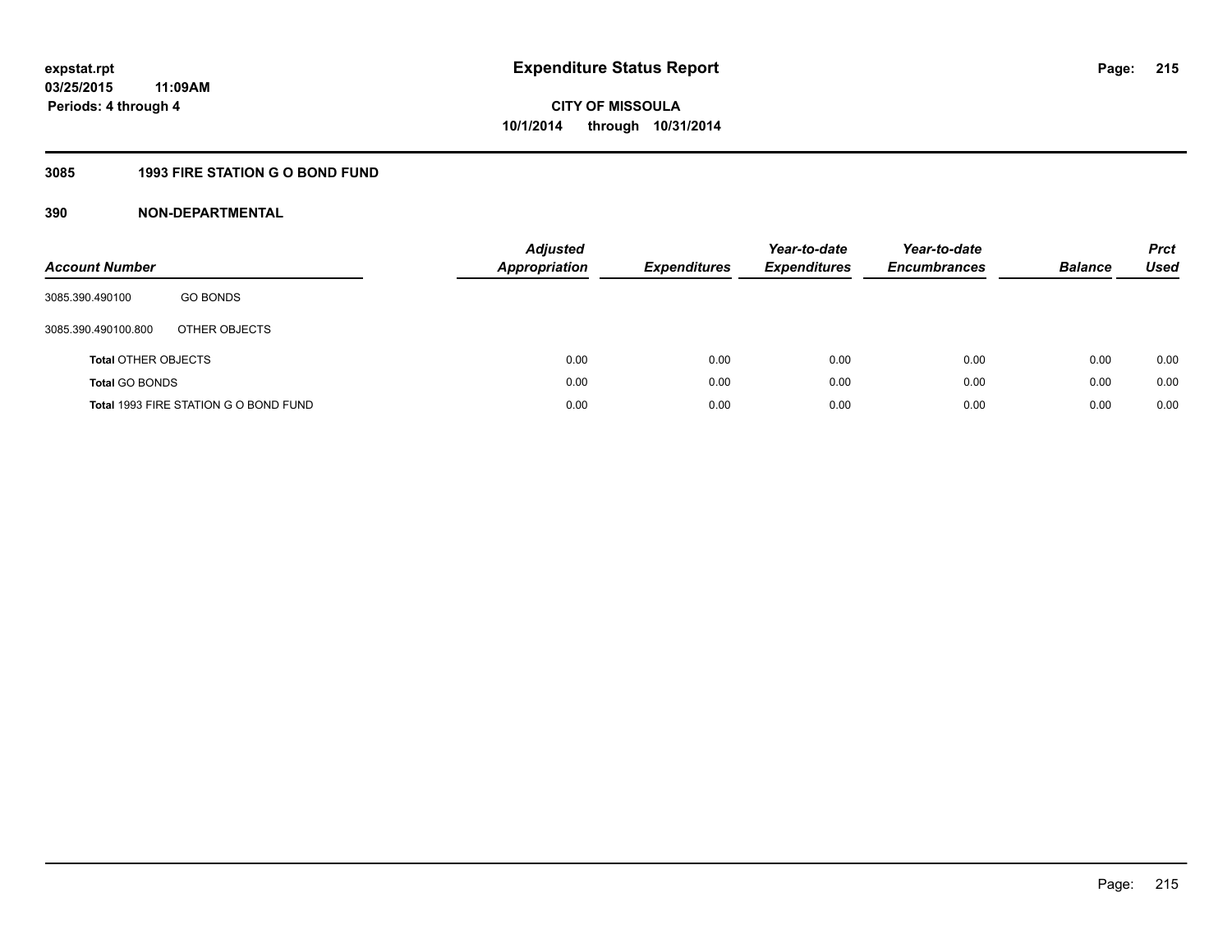**expstat.rpt**
**03/25/2015 11:09AM**
**Periods: 4 through 4**

# Expenditure Status Report

**CITY OF MISSOULA**
**10/1/2014 through 10/31/2014**

## 3085 1993 FIRE STATION G O BOND FUND

## 390 NON-DEPARTMENTAL

| Account Number | | Adjusted Appropriation | Expenditures | Year-to-date Expenditures | Year-to-date Encumbrances | Balance | Prct Used |
|---|---|---|---|---|---|---|---|
| 3085.390.490100 | GO BONDS | | | | | | |
| 3085.390.490100.800 | OTHER OBJECTS | | | | | | |
| **Total** OTHER OBJECTS | | 0.00 | 0.00 | 0.00 | 0.00 | 0.00 | 0.00 |
| **Total** GO BONDS | | 0.00 | 0.00 | 0.00 | 0.00 | 0.00 | 0.00 |
| **Total** 1993 FIRE STATION G O BOND FUND | | 0.00 | 0.00 | 0.00 | 0.00 | 0.00 | 0.00 |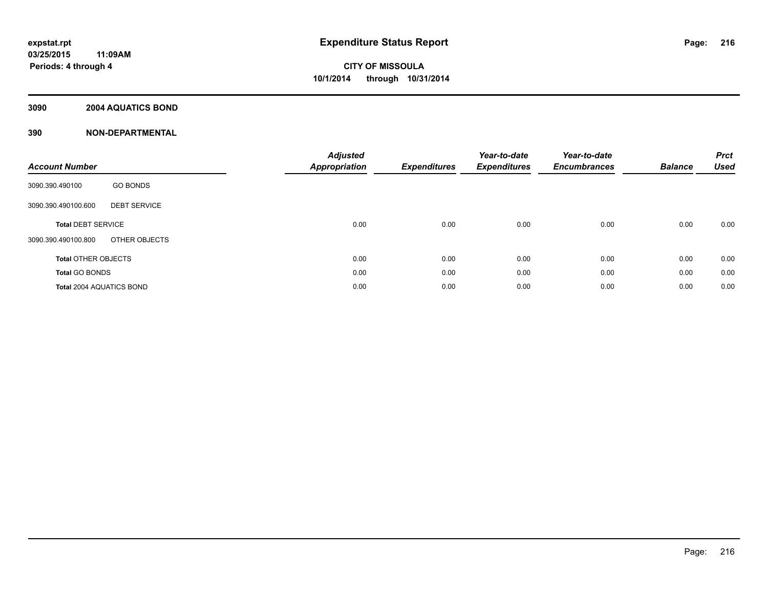# Expenditure Status Report

**CITY OF MISSOULA**

**10/1/2014 through 10/31/2014**

expstat.rpt
03/25/2015 11:09AM
Periods: 4 through 4

## 3090 2004 AQUATICS BOND

## 390 NON-DEPARTMENTAL

| Account Number | | Adjusted Appropriation | Expenditures | Year-to-date Expenditures | Year-to-date Encumbrances | Balance | Prct Used |
|---|---|---|---|---|---|---|---|
| 3090.390.490100 | GO BONDS | | | | | | |
| 3090.390.490100.600 | DEBT SERVICE | | | | | | |
| **Total** DEBT SERVICE | | 0.00 | 0.00 | 0.00 | 0.00 | 0.00 | 0.00 |
| 3090.390.490100.800 | OTHER OBJECTS | | | | | | |
| **Total** OTHER OBJECTS | | 0.00 | 0.00 | 0.00 | 0.00 | 0.00 | 0.00 |
| **Total** GO BONDS | | 0.00 | 0.00 | 0.00 | 0.00 | 0.00 | 0.00 |
| **Total** 2004 AQUATICS BOND | | 0.00 | 0.00 | 0.00 | 0.00 | 0.00 | 0.00 |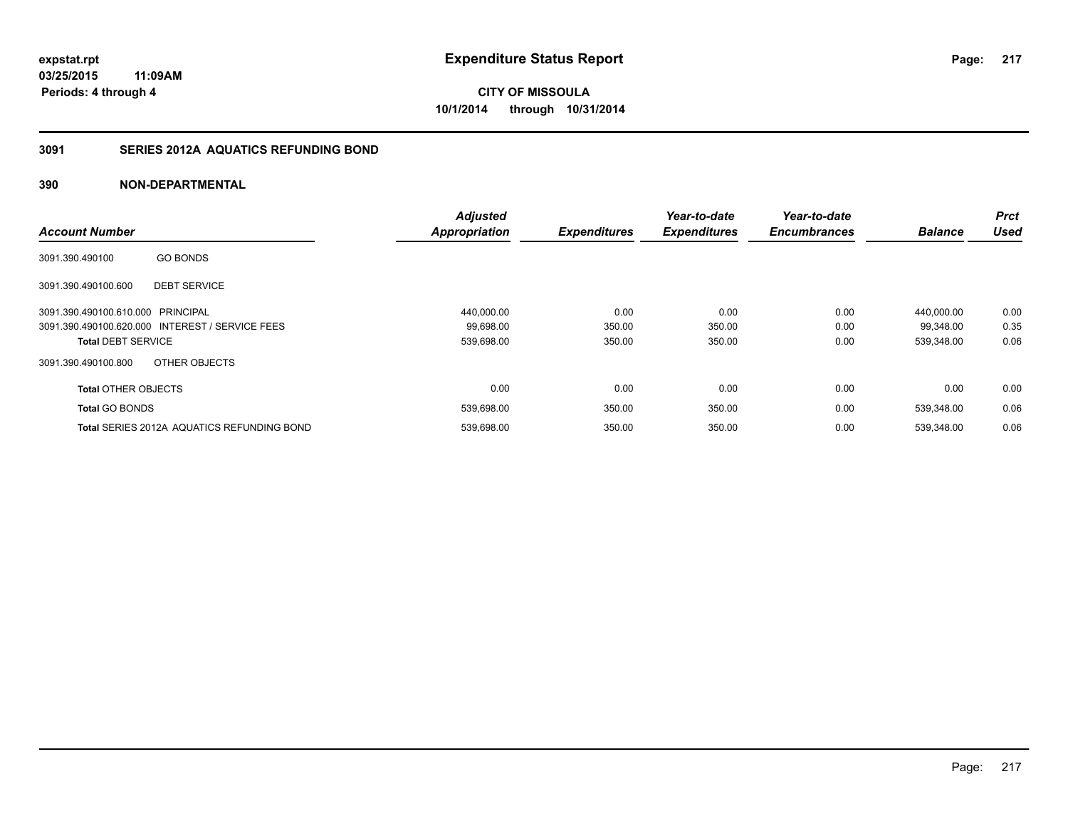expstat.rpt
03/25/2015 11:09AM
Periods: 4 through 4

# Expenditure Status Report

**CITY OF MISSOULA**
**10/1/2014 through 10/31/2014**

## 3091 SERIES 2012A AQUATICS REFUNDING BOND

### 390 NON-DEPARTMENTAL

| Account Number | | Adjusted Appropriation | Expenditures | Year-to-date Expenditures | Year-to-date Encumbrances | Balance | Prct Used |
|---|---|---|---|---|---|---|---|
| 3091.390.490100 | GO BONDS | | | | | | |
| 3091.390.490100.600 | DEBT SERVICE | | | | | | |
| 3091.390.490100.610.000 | PRINCIPAL | 440,000.00 | 0.00 | 0.00 | 0.00 | 440,000.00 | 0.00 |
| 3091.390.490100.620.000 | INTEREST / SERVICE FEES | 99,698.00 | 350.00 | 350.00 | 0.00 | 99,348.00 | 0.35 |
| **Total** DEBT SERVICE | | 539,698.00 | 350.00 | 350.00 | 0.00 | 539,348.00 | 0.06 |
| 3091.390.490100.800 | OTHER OBJECTS | | | | | | |
| **Total** OTHER OBJECTS | | 0.00 | 0.00 | 0.00 | 0.00 | 0.00 | 0.00 |
| **Total** GO BONDS | | 539,698.00 | 350.00 | 350.00 | 0.00 | 539,348.00 | 0.06 |
| **Total** SERIES 2012A AQUATICS REFUNDING BOND | | 539,698.00 | 350.00 | 350.00 | 0.00 | 539,348.00 | 0.06 |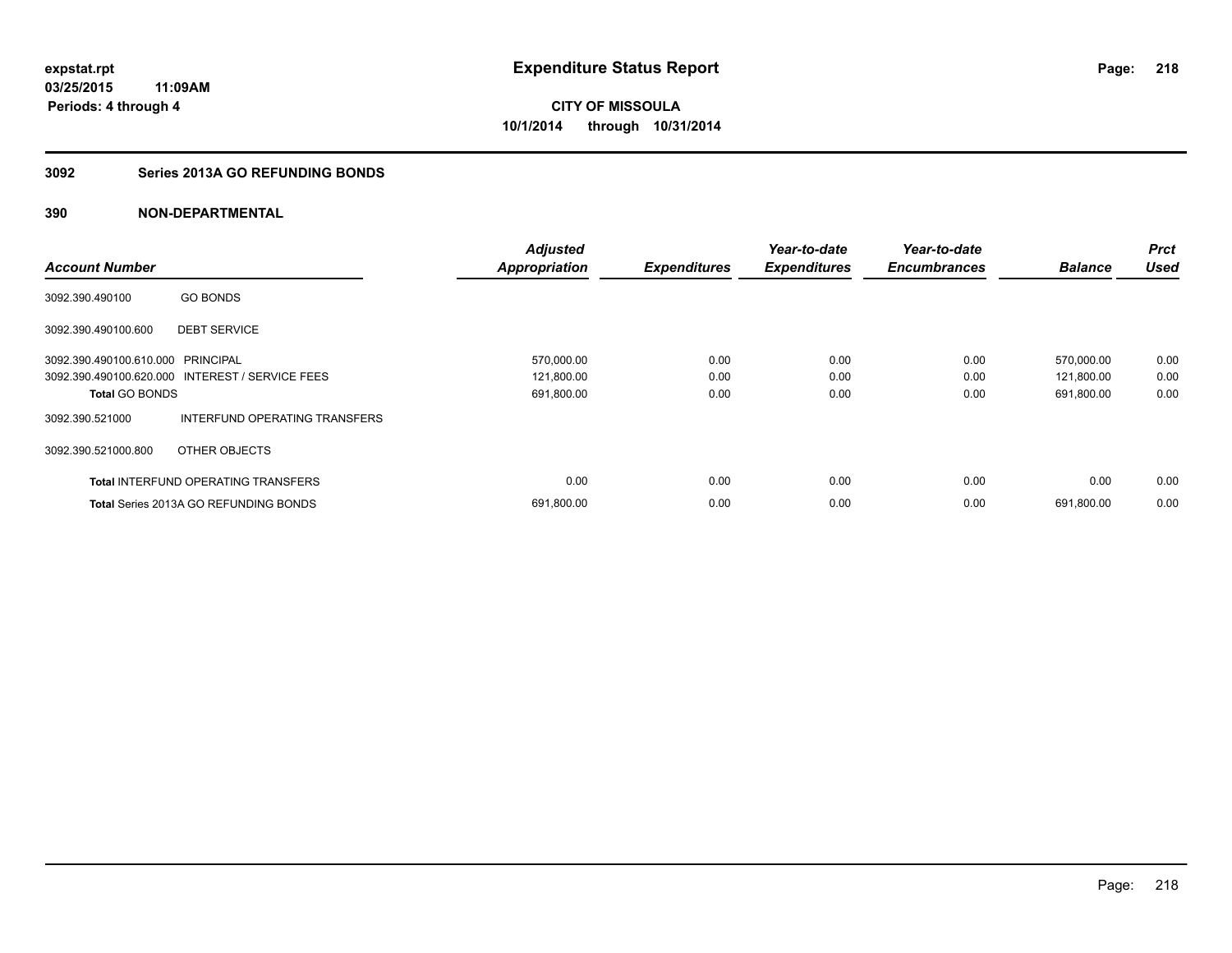expstat.rpt
03/25/2015 11:09AM
Periods: 4 through 4

# Expenditure Status Report

**CITY OF MISSOULA**
**10/1/2014 through 10/31/2014**

## 3092 Series 2013A GO REFUNDING BONDS

### 390 NON-DEPARTMENTAL

| Account Number | | Adjusted Appropriation | Expenditures | Year-to-date Expenditures | Year-to-date Encumbrances | Balance | Prct Used |
|---|---|---|---|---|---|---|---|
| 3092.390.490100 | GO BONDS | | | | | | |
| 3092.390.490100.600 | DEBT SERVICE | | | | | | |
| 3092.390.490100.610.000 | PRINCIPAL | 570,000.00 | 0.00 | 0.00 | 0.00 | 570,000.00 | 0.00 |
| 3092.390.490100.620.000 | INTEREST / SERVICE FEES | 121,800.00 | 0.00 | 0.00 | 0.00 | 121,800.00 | 0.00 |
| **Total** GO BONDS | | 691,800.00 | 0.00 | 0.00 | 0.00 | 691,800.00 | 0.00 |
| 3092.390.521000 | INTERFUND OPERATING TRANSFERS | | | | | | |
| 3092.390.521000.800 | OTHER OBJECTS | | | | | | |
| **Total** INTERFUND OPERATING TRANSFERS | | 0.00 | 0.00 | 0.00 | 0.00 | 0.00 | 0.00 |
| **Total** Series 2013A GO REFUNDING BONDS | | 691,800.00 | 0.00 | 0.00 | 0.00 | 691,800.00 | 0.00 |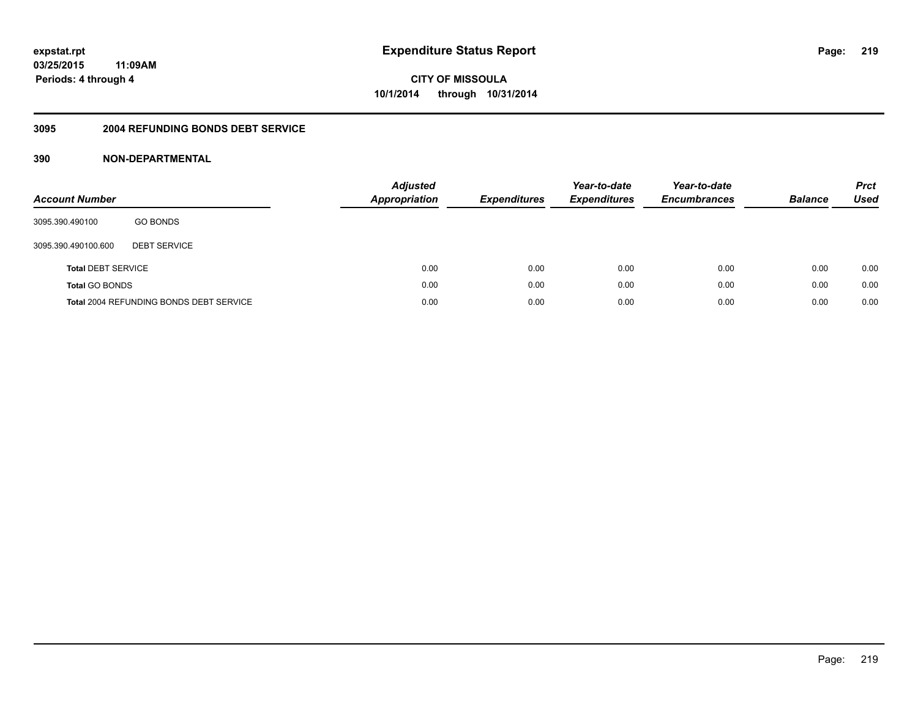# Expenditure Status Report

expstat.rpt
03/25/2015 11:09AM
Periods: 4 through 4

**CITY OF MISSOULA**
**10/1/2014 through 10/31/2014**

## 3095 2004 REFUNDING BONDS DEBT SERVICE

### 390 NON-DEPARTMENTAL

| Account Number | | Adjusted Appropriation | Expenditures | Year-to-date Expenditures | Year-to-date Encumbrances | Balance | Prct Used |
|---|---|---|---|---|---|---|---|
| 3095.390.490100 | GO BONDS | | | | | | |
| 3095.390.490100.600 | DEBT SERVICE | | | | | | |
| **Total** DEBT SERVICE | | 0.00 | 0.00 | 0.00 | 0.00 | 0.00 | 0.00 |
| **Total** GO BONDS | | 0.00 | 0.00 | 0.00 | 0.00 | 0.00 | 0.00 |
| **Total** 2004 REFUNDING BONDS DEBT SERVICE | | 0.00 | 0.00 | 0.00 | 0.00 | 0.00 | 0.00 |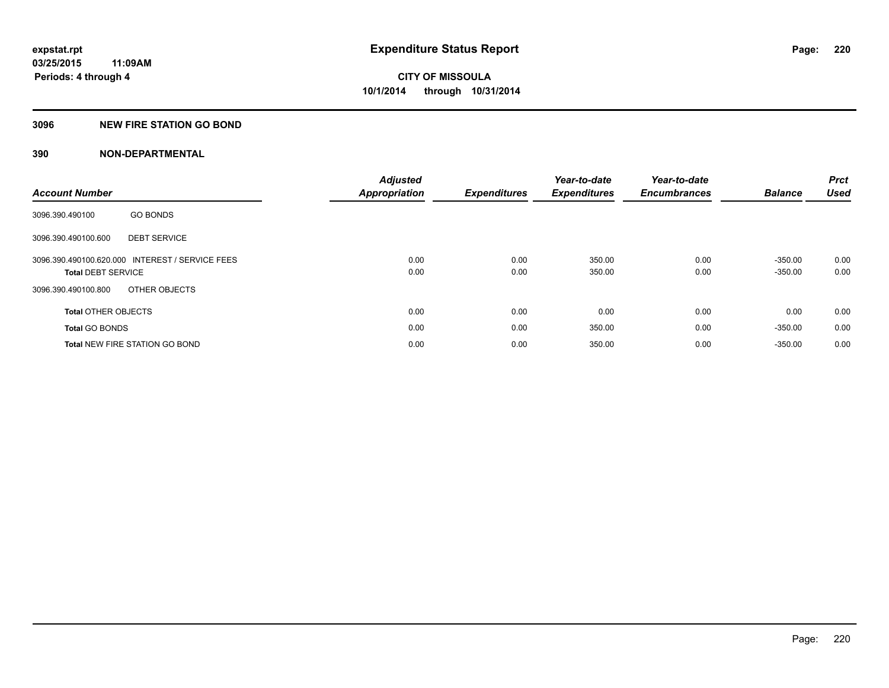expstat.rpt
03/25/2015 11:09AM
Periods: 4 through 4

# Expenditure Status Report

**CITY OF MISSOULA**
**10/1/2014 through 10/31/2014**

## 3096 NEW FIRE STATION GO BOND

## 390 NON-DEPARTMENTAL

| Account Number | | Adjusted Appropriation | Expenditures | Year-to-date Expenditures | Year-to-date Encumbrances | Balance | Prct Used |
|---|---|---|---|---|---|---|---|
| 3096.390.490100 | GO BONDS | | | | | | |
| 3096.390.490100.600 | DEBT SERVICE | | | | | | |
| 3096.390.490100.620.000 | INTEREST / SERVICE FEES | 0.00 | 0.00 | 350.00 | 0.00 | -350.00 | 0.00 |
| **Total** DEBT SERVICE | | 0.00 | 0.00 | 350.00 | 0.00 | -350.00 | 0.00 |
| 3096.390.490100.800 | OTHER OBJECTS | | | | | | |
| **Total** OTHER OBJECTS | | 0.00 | 0.00 | 0.00 | 0.00 | 0.00 | 0.00 |
| **Total** GO BONDS | | 0.00 | 0.00 | 350.00 | 0.00 | -350.00 | 0.00 |
| **Total** NEW FIRE STATION GO BOND | | 0.00 | 0.00 | 350.00 | 0.00 | -350.00 | 0.00 |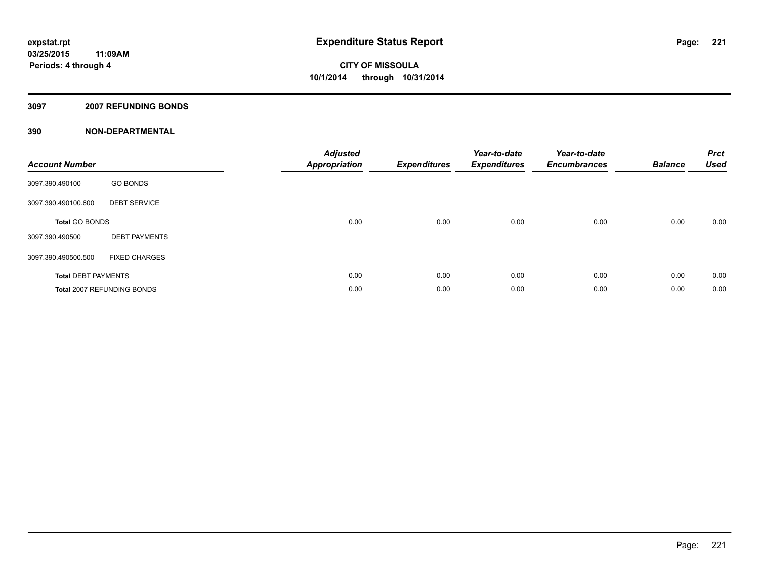**expstat.rpt**
**03/25/2015 11:09AM**
**Periods: 4 through 4**

# Expenditure Status Report

**CITY OF MISSOULA**
**10/1/2014 through 10/31/2014**

## 3097 2007 REFUNDING BONDS

## 390 NON-DEPARTMENTAL

| Account Number | | Adjusted Appropriation | Expenditures | Year-to-date Expenditures | Year-to-date Encumbrances | Balance | Prct Used |
|---|---|---|---|---|---|---|---|
| 3097.390.490100 | GO BONDS | | | | | | |
| 3097.390.490100.600 | DEBT SERVICE | | | | | | |
| **Total** GO BONDS | | 0.00 | 0.00 | 0.00 | 0.00 | 0.00 | 0.00 |
| 3097.390.490500 | DEBT PAYMENTS | | | | | | |
| 3097.390.490500.500 | FIXED CHARGES | | | | | | |
| **Total** DEBT PAYMENTS | | 0.00 | 0.00 | 0.00 | 0.00 | 0.00 | 0.00 |
| **Total** 2007 REFUNDING BONDS | | 0.00 | 0.00 | 0.00 | 0.00 | 0.00 | 0.00 |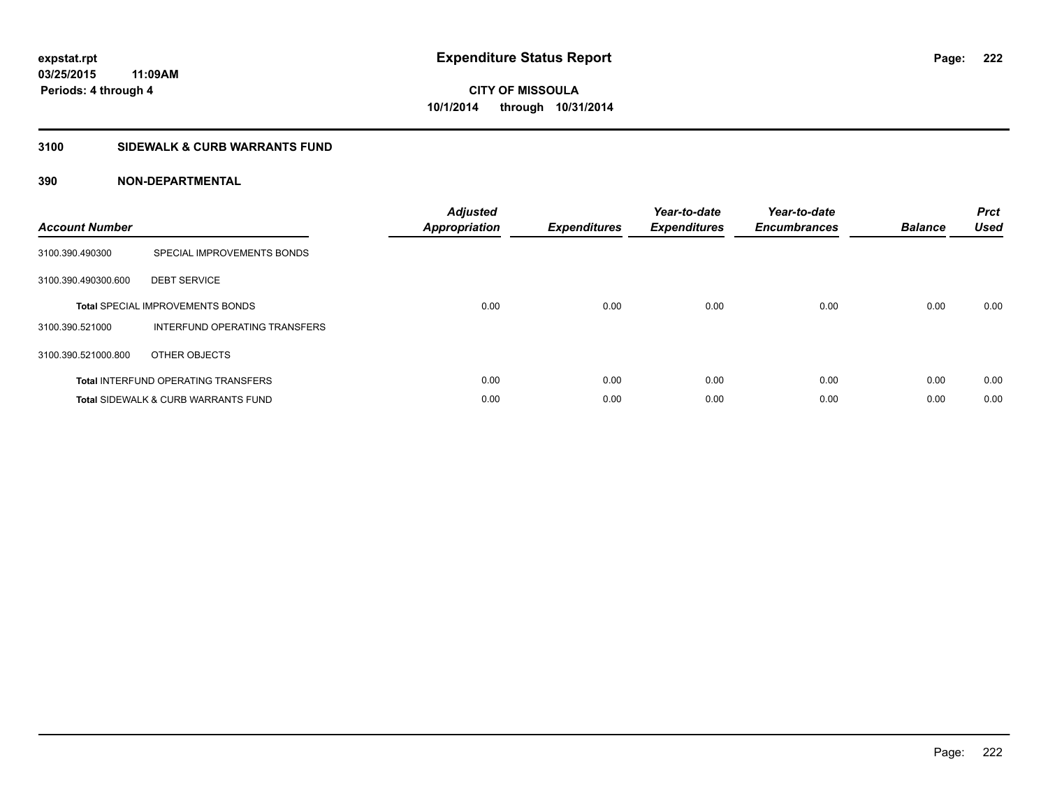**expstat.rpt**
**03/25/2015 11:09AM**
**Periods: 4 through 4**

# Expenditure Status Report

**CITY OF MISSOULA**
**10/1/2014 through 10/31/2014**

## 3100 SIDEWALK & CURB WARRANTS FUND

### 390 NON-DEPARTMENTAL

| Account Number | | Adjusted Appropriation | Expenditures | Year-to-date Expenditures | Year-to-date Encumbrances | Balance | Prct Used |
|---|---|---|---|---|---|---|---|
| 3100.390.490300 | SPECIAL IMPROVEMENTS BONDS | | | | | | |
| 3100.390.490300.600 | DEBT SERVICE | | | | | | |
| | **Total** SPECIAL IMPROVEMENTS BONDS | 0.00 | 0.00 | 0.00 | 0.00 | 0.00 | 0.00 |
| 3100.390.521000 | INTERFUND OPERATING TRANSFERS | | | | | | |
| 3100.390.521000.800 | OTHER OBJECTS | | | | | | |
| | **Total** INTERFUND OPERATING TRANSFERS | 0.00 | 0.00 | 0.00 | 0.00 | 0.00 | 0.00 |
| | **Total** SIDEWALK & CURB WARRANTS FUND | 0.00 | 0.00 | 0.00 | 0.00 | 0.00 | 0.00 |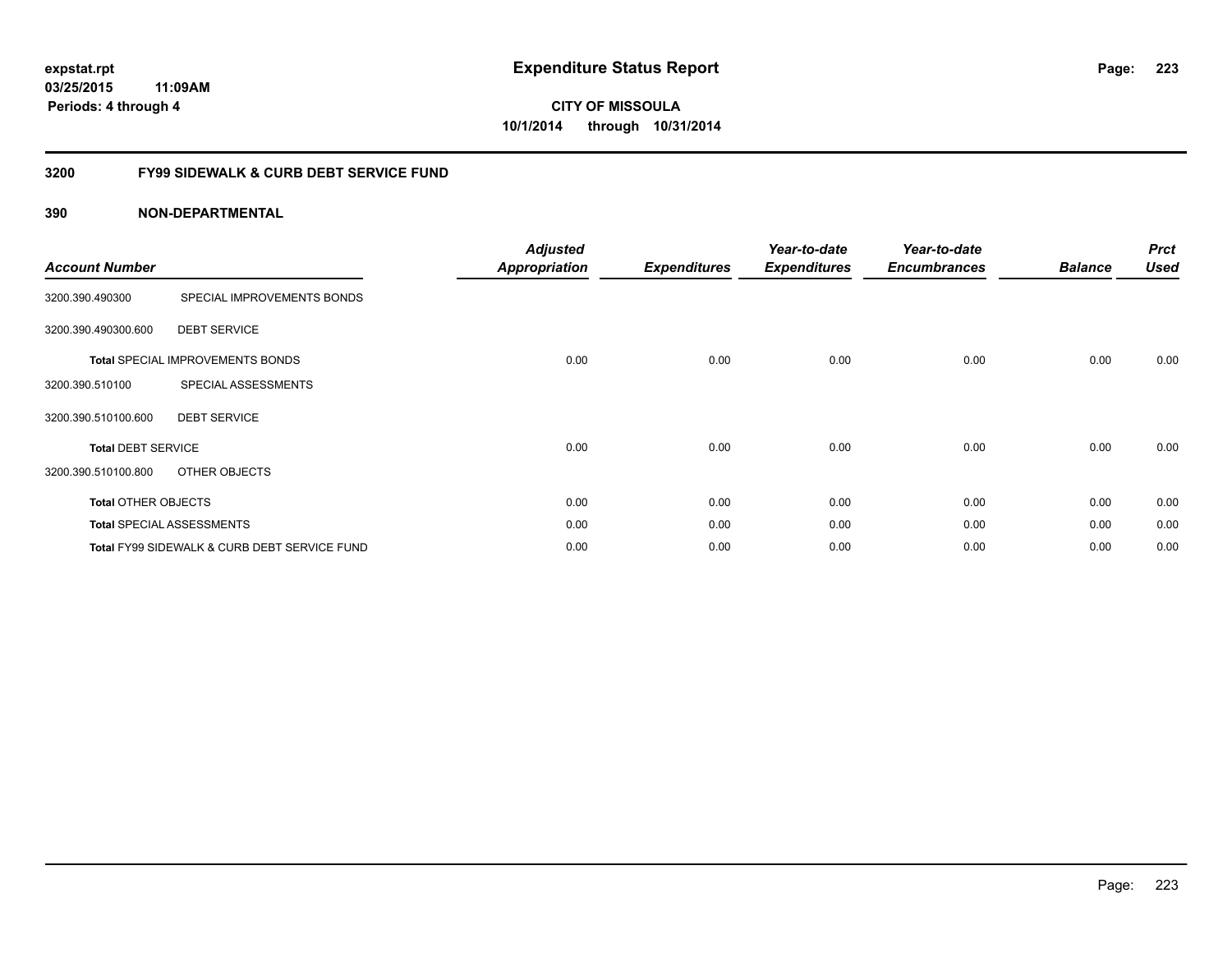**expstat.rpt**
**03/25/2015 11:09AM**
**Periods: 4 through 4**

# Expenditure Status Report

**CITY OF MISSOULA**
**10/1/2014 through 10/31/2014**

## 3200 FY99 SIDEWALK & CURB DEBT SERVICE FUND

### 390 NON-DEPARTMENTAL

| Account Number | | *Adjusted Appropriation* | *Expenditures* | *Year-to-date Expenditures* | *Year-to-date Encumbrances* | *Balance* | *Prct Used* |
|---|---|---|---|---|---|---|---|
| 3200.390.490300 | SPECIAL IMPROVEMENTS BONDS | | | | | | |
| 3200.390.490300.600 | DEBT SERVICE | | | | | | |
| **Total** SPECIAL IMPROVEMENTS BONDS | | 0.00 | 0.00 | 0.00 | 0.00 | 0.00 | 0.00 |
| 3200.390.510100 | SPECIAL ASSESSMENTS | | | | | | |
| 3200.390.510100.600 | DEBT SERVICE | | | | | | |
| **Total** DEBT SERVICE | | 0.00 | 0.00 | 0.00 | 0.00 | 0.00 | 0.00 |
| 3200.390.510100.800 | OTHER OBJECTS | | | | | | |
| **Total** OTHER OBJECTS | | 0.00 | 0.00 | 0.00 | 0.00 | 0.00 | 0.00 |
| **Total** SPECIAL ASSESSMENTS | | 0.00 | 0.00 | 0.00 | 0.00 | 0.00 | 0.00 |
| **Total** FY99 SIDEWALK & CURB DEBT SERVICE FUND | | 0.00 | 0.00 | 0.00 | 0.00 | 0.00 | 0.00 |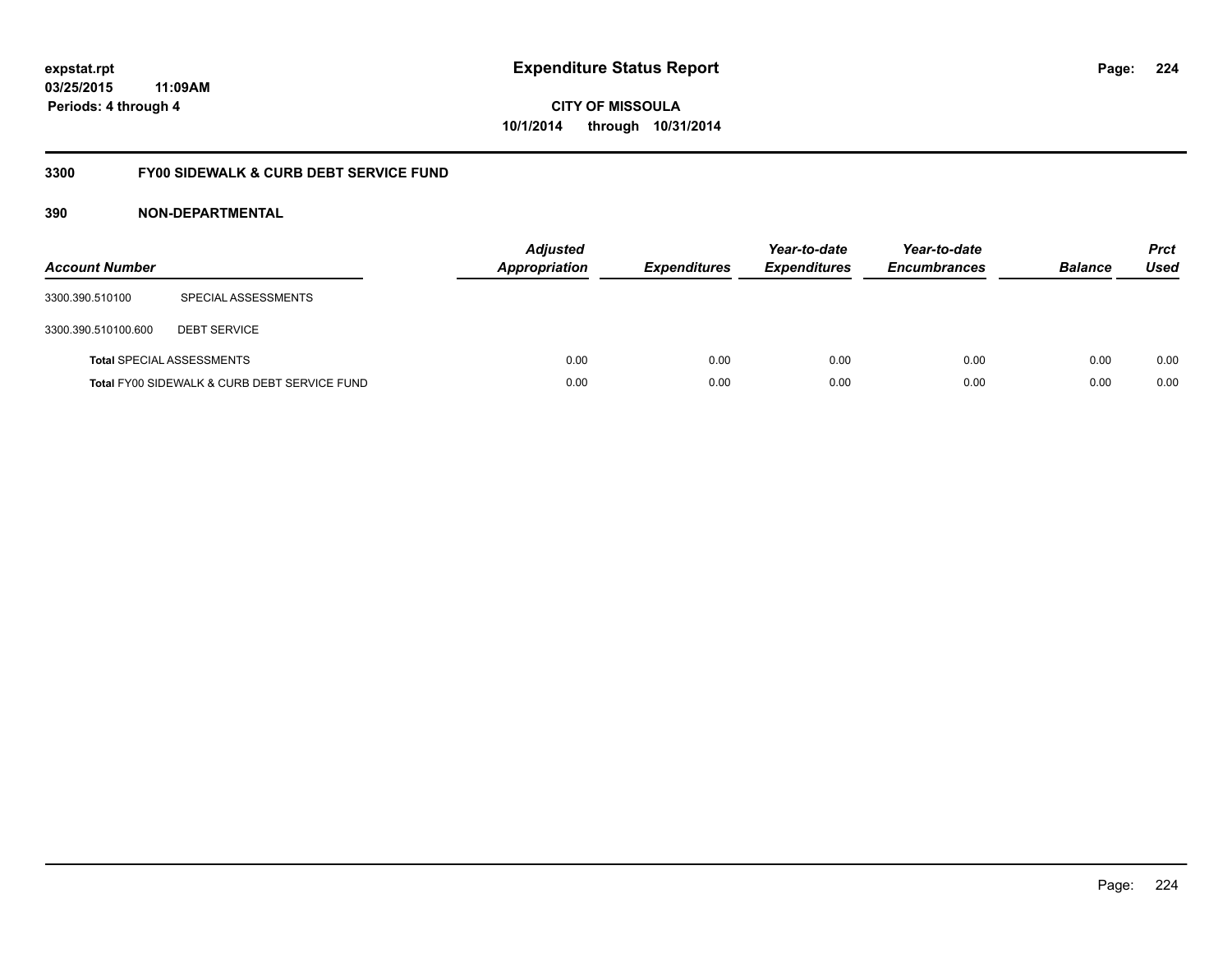expstat.rpt
03/25/2015 11:09AM
Periods: 4 through 4

# Expenditure Status Report

**CITY OF MISSOULA**
**10/1/2014 through 10/31/2014**

## 3300 FY00 SIDEWALK & CURB DEBT SERVICE FUND

### 390 NON-DEPARTMENTAL

| Account Number | | Adjusted Appropriation | Expenditures | Year-to-date Expenditures | Year-to-date Encumbrances | Balance | Prct Used |
|---|---|---|---|---|---|---|---|
| 3300.390.510100 | SPECIAL ASSESSMENTS | | | | | | |
| 3300.390.510100.600 | DEBT SERVICE | | | | | | |
| **Total** SPECIAL ASSESSMENTS | | 0.00 | 0.00 | 0.00 | 0.00 | 0.00 | 0.00 |
| **Total** FY00 SIDEWALK & CURB DEBT SERVICE FUND | | 0.00 | 0.00 | 0.00 | 0.00 | 0.00 | 0.00 |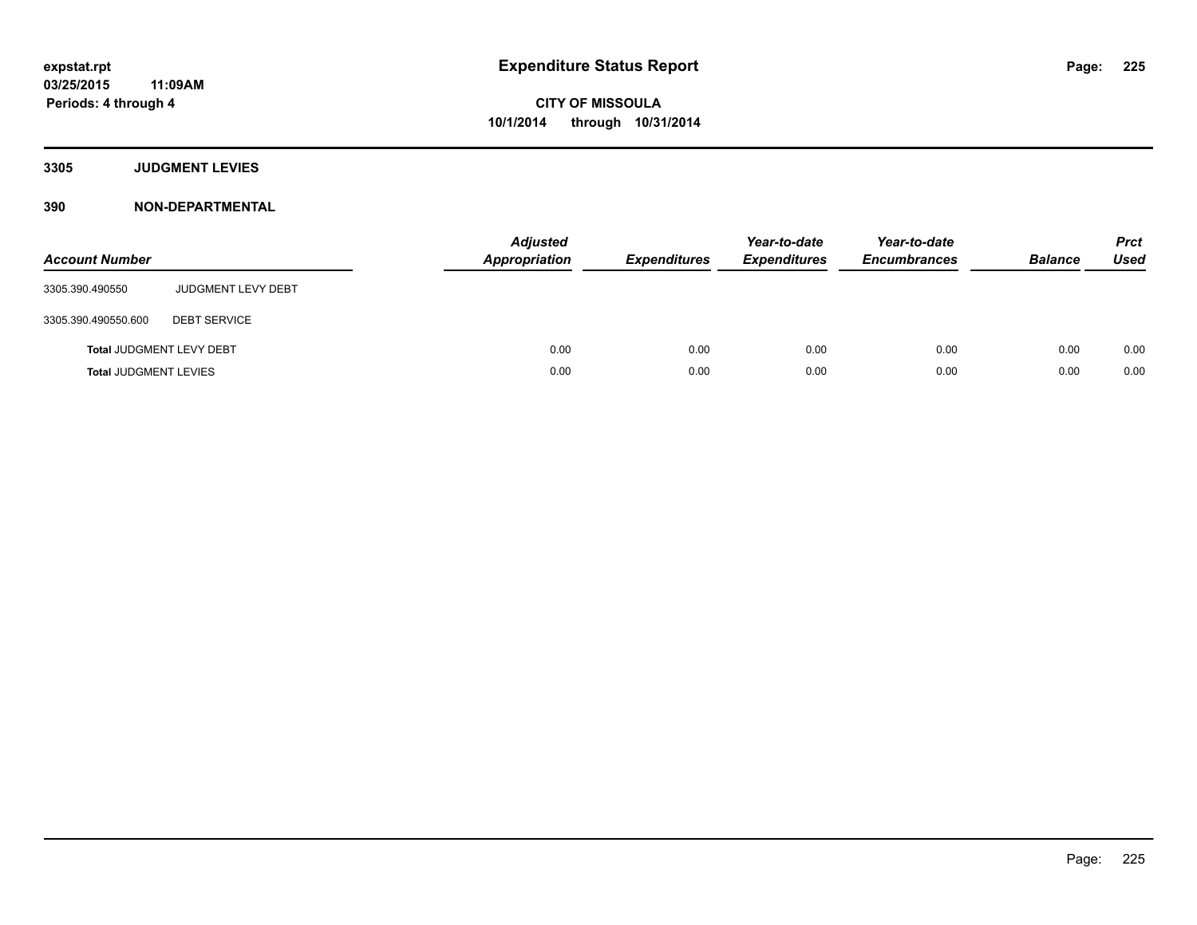# Expenditure Status Report

**CITY OF MISSOULA**
**10/1/2014 through 10/31/2014**

expstat.rpt
03/25/2015 11:09AM
Periods: 4 through 4

## 3305 JUDGMENT LEVIES

## 390 NON-DEPARTMENTAL

| Account Number | | Adjusted Appropriation | Expenditures | Year-to-date Expenditures | Year-to-date Encumbrances | Balance | Prct Used |
|---|---|---|---|---|---|---|---|
| 3305.390.490550 | JUDGMENT LEVY DEBT | | | | | | |
| 3305.390.490550.600 | DEBT SERVICE | | | | | | |
| **Total** JUDGMENT LEVY DEBT | | 0.00 | 0.00 | 0.00 | 0.00 | 0.00 | 0.00 |
| **Total** JUDGMENT LEVIES | | 0.00 | 0.00 | 0.00 | 0.00 | 0.00 | 0.00 |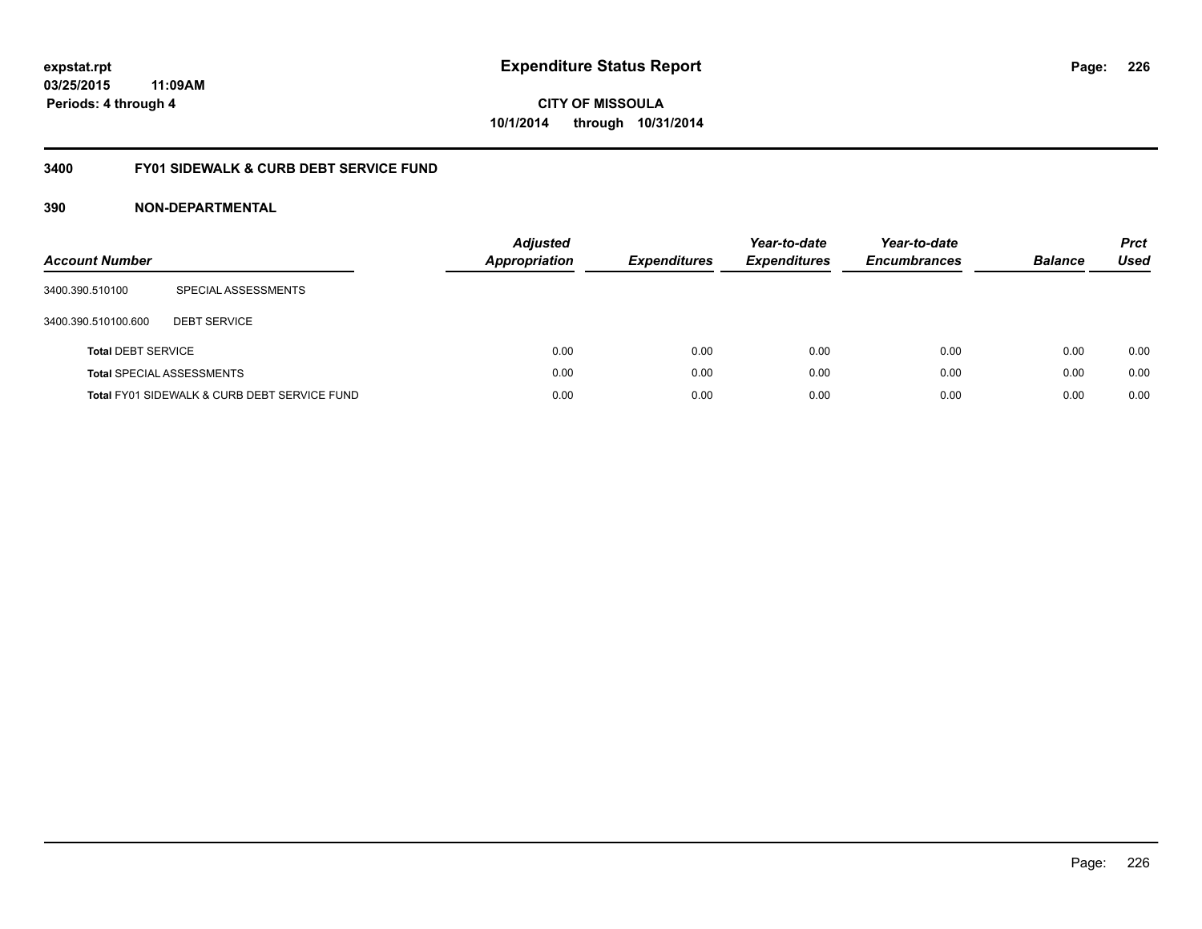# Expenditure Status Report

expstat.rpt
03/25/2015 11:09AM
Periods: 4 through 4

CITY OF MISSOULA
10/1/2014 through 10/31/2014

## 3400 FY01 SIDEWALK & CURB DEBT SERVICE FUND

### 390 NON-DEPARTMENTAL

| Account Number | | Adjusted Appropriation | Expenditures | Year-to-date Expenditures | Year-to-date Encumbrances | Balance | Prct Used |
|---|---|---|---|---|---|---|---|
| 3400.390.510100 | SPECIAL ASSESSMENTS | | | | | | |
| 3400.390.510100.600 | DEBT SERVICE | | | | | | |
| **Total** DEBT SERVICE | | 0.00 | 0.00 | 0.00 | 0.00 | 0.00 | 0.00 |
| **Total** SPECIAL ASSESSMENTS | | 0.00 | 0.00 | 0.00 | 0.00 | 0.00 | 0.00 |
| **Total** FY01 SIDEWALK & CURB DEBT SERVICE FUND | | 0.00 | 0.00 | 0.00 | 0.00 | 0.00 | 0.00 |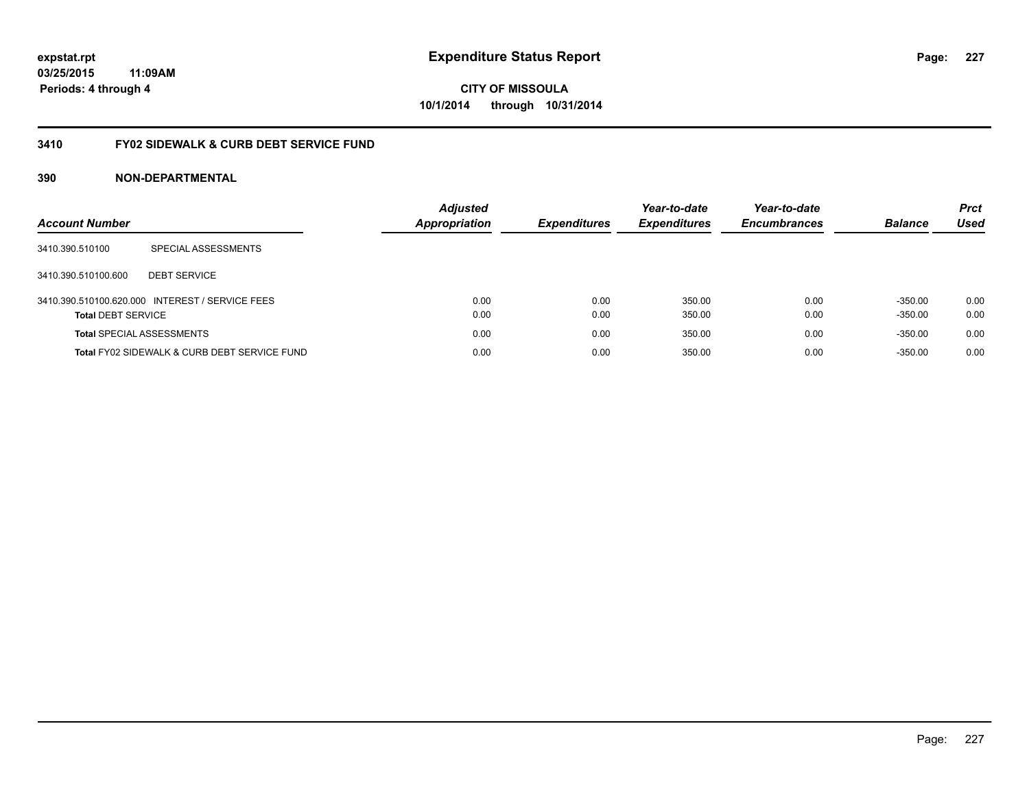**expstat.rpt**
**03/25/2015 11:09AM**
**Periods: 4 through 4**

# Expenditure Status Report

**CITY OF MISSOULA**
**10/1/2014 through 10/31/2014**

## 3410 FY02 SIDEWALK & CURB DEBT SERVICE FUND

### 390 NON-DEPARTMENTAL

| Account Number | | Adjusted Appropriation | Expenditures | Year-to-date Expenditures | Year-to-date Encumbrances | Balance | Prct Used |
|---|---|---|---|---|---|---|---|
| 3410.390.510100 | SPECIAL ASSESSMENTS | | | | | | |
| 3410.390.510100.600 | DEBT SERVICE | | | | | | |
| 3410.390.510100.620.000 | INTEREST / SERVICE FEES | 0.00 | 0.00 | 350.00 | 0.00 | -350.00 | 0.00 |
| **Total** DEBT SERVICE | | 0.00 | 0.00 | 350.00 | 0.00 | -350.00 | 0.00 |
| **Total** SPECIAL ASSESSMENTS | | 0.00 | 0.00 | 350.00 | 0.00 | -350.00 | 0.00 |
| **Total** FY02 SIDEWALK & CURB DEBT SERVICE FUND | | 0.00 | 0.00 | 350.00 | 0.00 | -350.00 | 0.00 |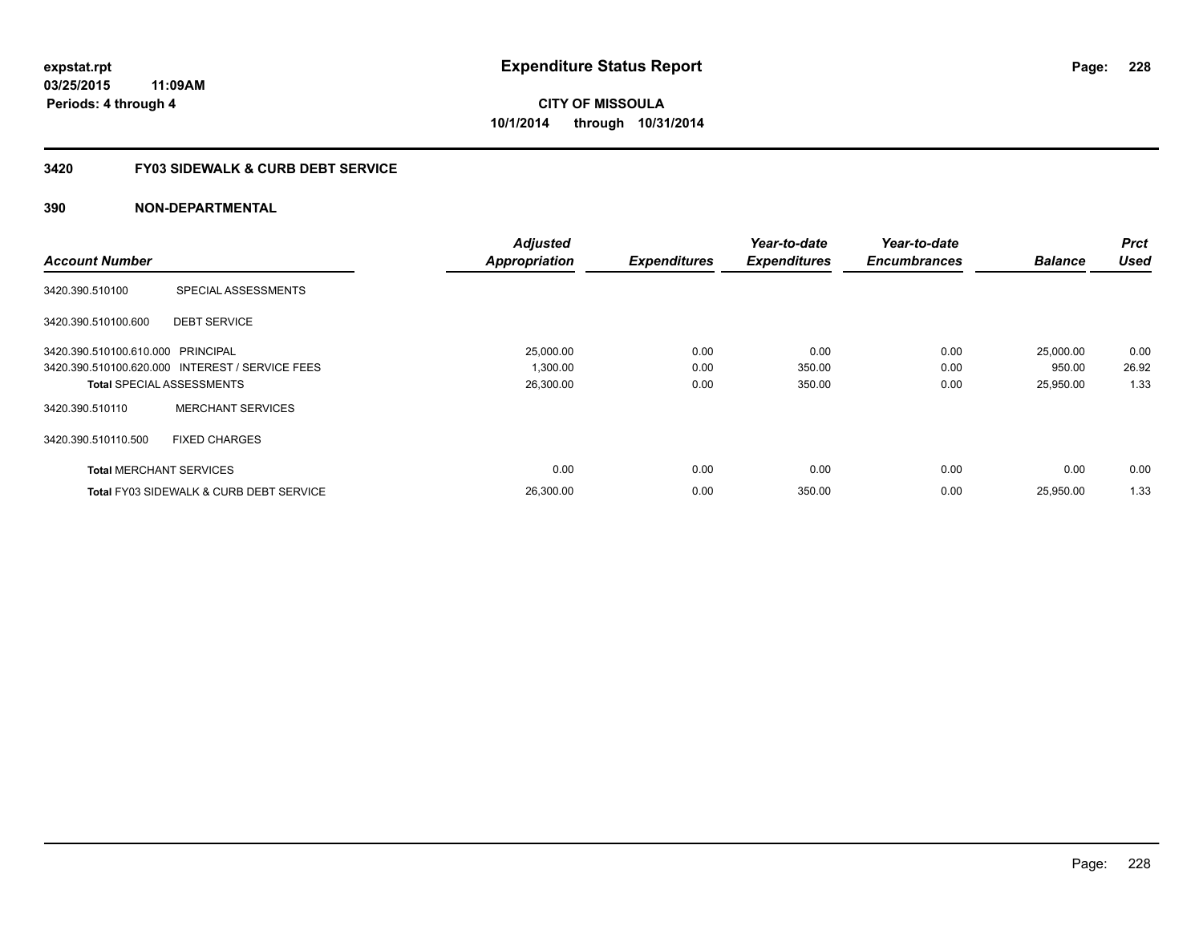**expstat.rpt**
**03/25/2015 11:09AM**
**Periods: 4 through 4**

# Expenditure Status Report

**CITY OF MISSOULA**
**10/1/2014 through 10/31/2014**

## 3420 FY03 SIDEWALK & CURB DEBT SERVICE

### 390 NON-DEPARTMENTAL

| Account Number | | Adjusted Appropriation | Expenditures | Year-to-date Expenditures | Year-to-date Encumbrances | Balance | Prct Used |
|---|---|---|---|---|---|---|---|
| 3420.390.510100 | SPECIAL ASSESSMENTS | | | | | | |
| 3420.390.510100.600 | DEBT SERVICE | | | | | | |
| 3420.390.510100.610.000 | PRINCIPAL | 25,000.00 | 0.00 | 0.00 | 0.00 | 25,000.00 | 0.00 |
| 3420.390.510100.620.000 | INTEREST / SERVICE FEES | 1,300.00 | 0.00 | 350.00 | 0.00 | 950.00 | 26.92 |
| **Total** SPECIAL ASSESSMENTS | | 26,300.00 | 0.00 | 350.00 | 0.00 | 25,950.00 | 1.33 |
| 3420.390.510110 | MERCHANT SERVICES | | | | | | |
| 3420.390.510110.500 | FIXED CHARGES | | | | | | |
| **Total** MERCHANT SERVICES | | 0.00 | 0.00 | 0.00 | 0.00 | 0.00 | 0.00 |
| **Total** FY03 SIDEWALK & CURB DEBT SERVICE | | 26,300.00 | 0.00 | 350.00 | 0.00 | 25,950.00 | 1.33 |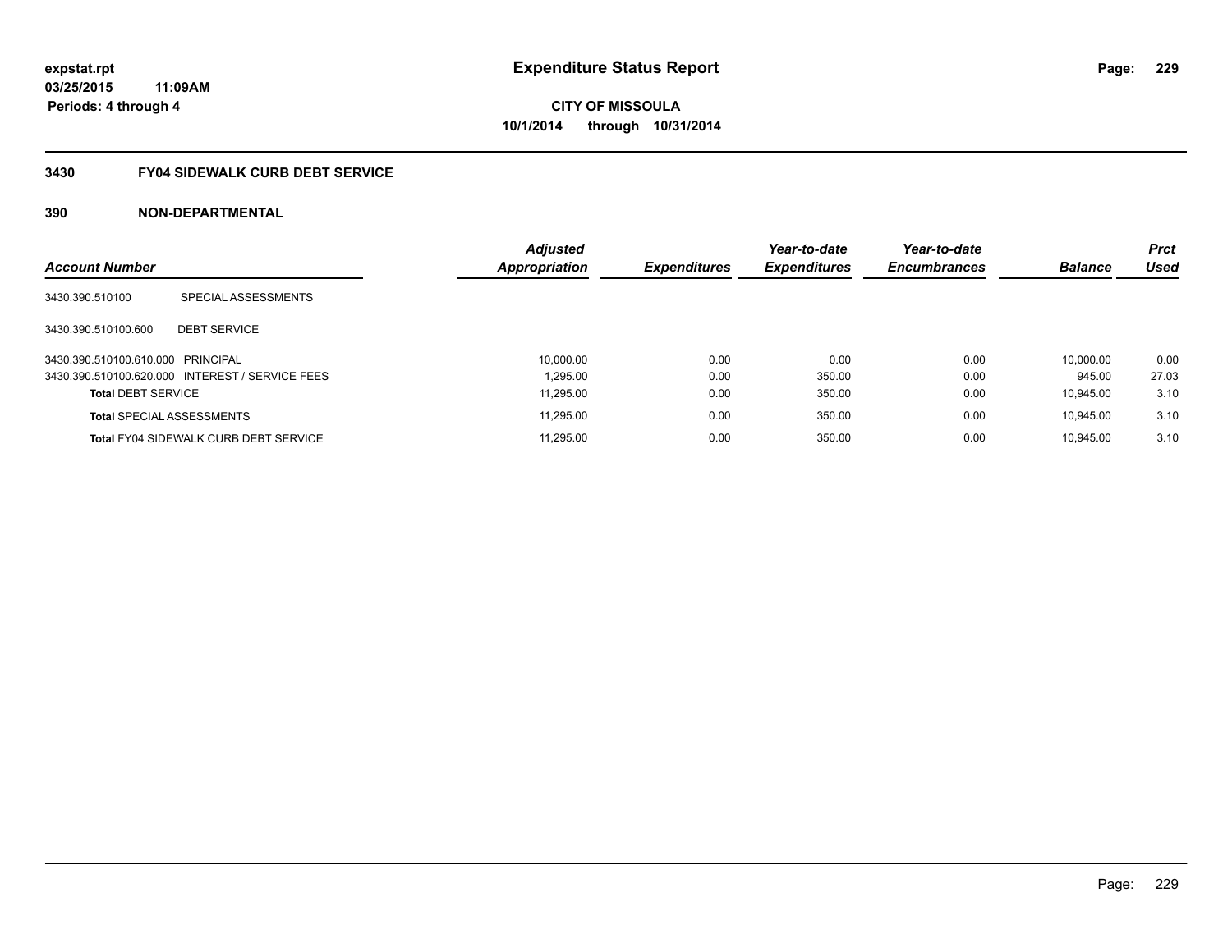**expstat.rpt**
**03/25/2015 11:09AM**
**Periods: 4 through 4**

# Expenditure Status Report

**CITY OF MISSOULA**
**10/1/2014 through 10/31/2014**

## 3430 FY04 SIDEWALK CURB DEBT SERVICE

### 390 NON-DEPARTMENTAL

| Account Number | | Adjusted Appropriation | Expenditures | Year-to-date Expenditures | Year-to-date Encumbrances | Balance | Prct Used |
|---|---|---|---|---|---|---|---|
| 3430.390.510100 | SPECIAL ASSESSMENTS | | | | | | |
| 3430.390.510100.600 | DEBT SERVICE | | | | | | |
| 3430.390.510100.610.000 | PRINCIPAL | 10,000.00 | 0.00 | 0.00 | 0.00 | 10,000.00 | 0.00 |
| 3430.390.510100.620.000 | INTEREST / SERVICE FEES | 1,295.00 | 0.00 | 350.00 | 0.00 | 945.00 | 27.03 |
| **Total** DEBT SERVICE | | 11,295.00 | 0.00 | 350.00 | 0.00 | 10,945.00 | 3.10 |
| **Total** SPECIAL ASSESSMENTS | | 11,295.00 | 0.00 | 350.00 | 0.00 | 10,945.00 | 3.10 |
| **Total** FY04 SIDEWALK CURB DEBT SERVICE | | 11,295.00 | 0.00 | 350.00 | 0.00 | 10,945.00 | 3.10 |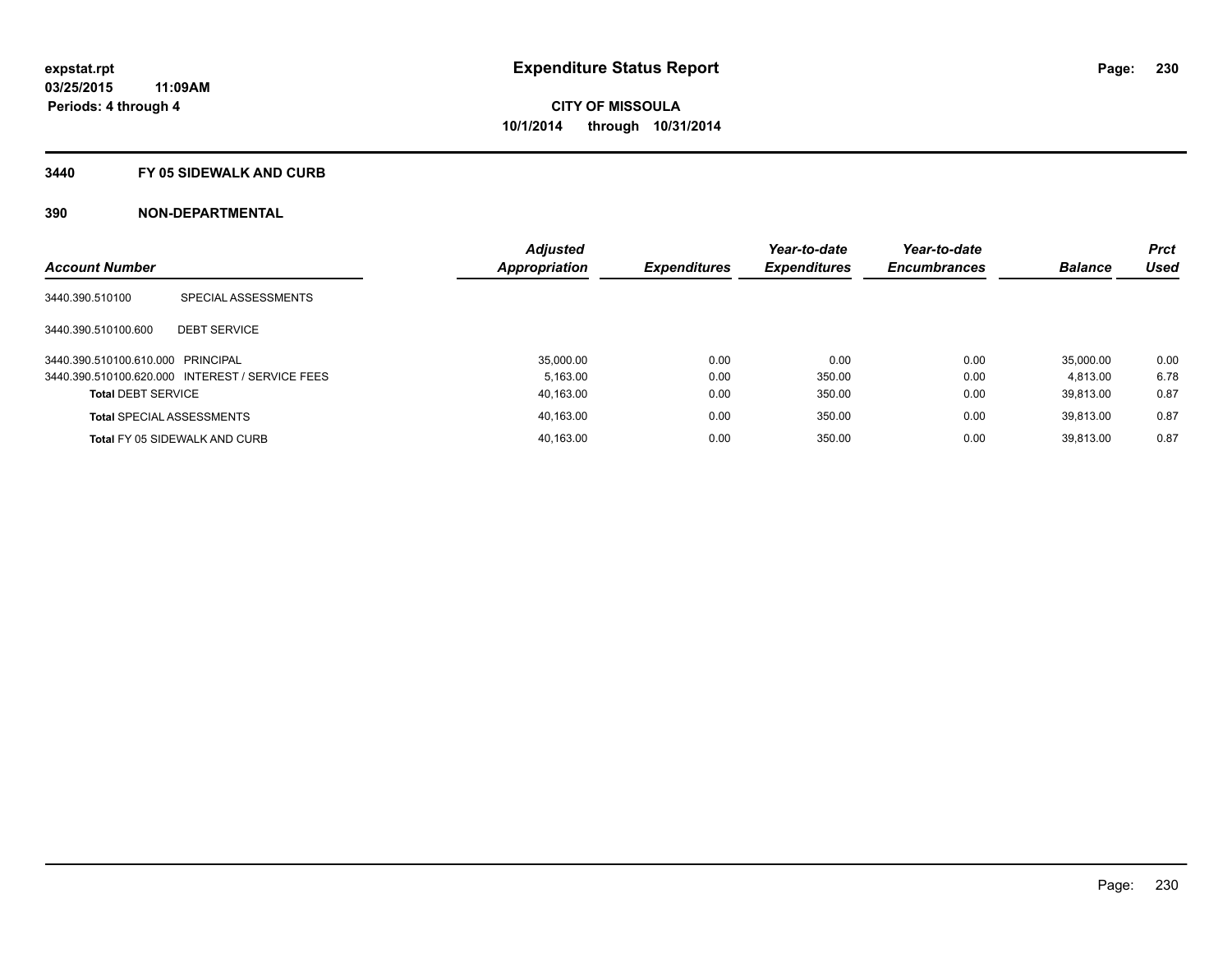**expstat.rpt**
**03/25/2015 11:09AM**
**Periods: 4 through 4**

# Expenditure Status Report

**CITY OF MISSOULA**
**10/1/2014 through 10/31/2014**

## 3440 FY 05 SIDEWALK AND CURB

## 390 NON-DEPARTMENTAL

| Account Number | | Adjusted Appropriation | Expenditures | Year-to-date Expenditures | Year-to-date Encumbrances | Balance | Prct Used |
|---|---|---|---|---|---|---|---|
| 3440.390.510100 | SPECIAL ASSESSMENTS | | | | | | |
| 3440.390.510100.600 | DEBT SERVICE | | | | | | |
| 3440.390.510100.610.000 | PRINCIPAL | 35,000.00 | 0.00 | 0.00 | 0.00 | 35,000.00 | 0.00 |
| 3440.390.510100.620.000 | INTEREST / SERVICE FEES | 5,163.00 | 0.00 | 350.00 | 0.00 | 4,813.00 | 6.78 |
| **Total** DEBT SERVICE | | 40,163.00 | 0.00 | 350.00 | 0.00 | 39,813.00 | 0.87 |
| **Total** SPECIAL ASSESSMENTS | | 40,163.00 | 0.00 | 350.00 | 0.00 | 39,813.00 | 0.87 |
| **Total** FY 05 SIDEWALK AND CURB | | 40,163.00 | 0.00 | 350.00 | 0.00 | 39,813.00 | 0.87 |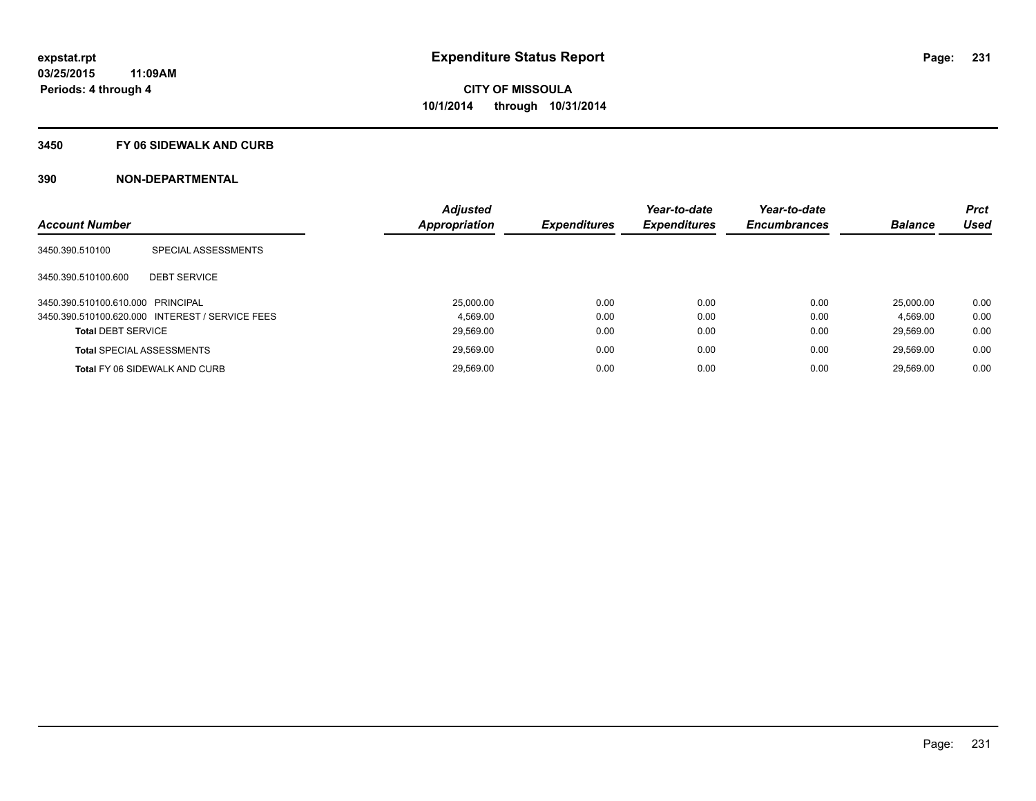**expstat.rpt**
**03/25/2015 11:09AM**
**Periods: 4 through 4**

# Expenditure Status Report

**CITY OF MISSOULA**
**10/1/2014 through 10/31/2014**

## 3450 FY 06 SIDEWALK AND CURB

## 390 NON-DEPARTMENTAL

| Account Number | | Adjusted Appropriation | Expenditures | Year-to-date Expenditures | Year-to-date Encumbrances | Balance | Prct Used |
|---|---|---|---|---|---|---|---|
| 3450.390.510100 | SPECIAL ASSESSMENTS | | | | | | |
| 3450.390.510100.600 | DEBT SERVICE | | | | | | |
| 3450.390.510100.610.000 | PRINCIPAL | 25,000.00 | 0.00 | 0.00 | 0.00 | 25,000.00 | 0.00 |
| 3450.390.510100.620.000 | INTEREST / SERVICE FEES | 4,569.00 | 0.00 | 0.00 | 0.00 | 4,569.00 | 0.00 |
| **Total** DEBT SERVICE | | 29,569.00 | 0.00 | 0.00 | 0.00 | 29,569.00 | 0.00 |
| **Total** SPECIAL ASSESSMENTS | | 29,569.00 | 0.00 | 0.00 | 0.00 | 29,569.00 | 0.00 |
| **Total** FY 06 SIDEWALK AND CURB | | 29,569.00 | 0.00 | 0.00 | 0.00 | 29,569.00 | 0.00 |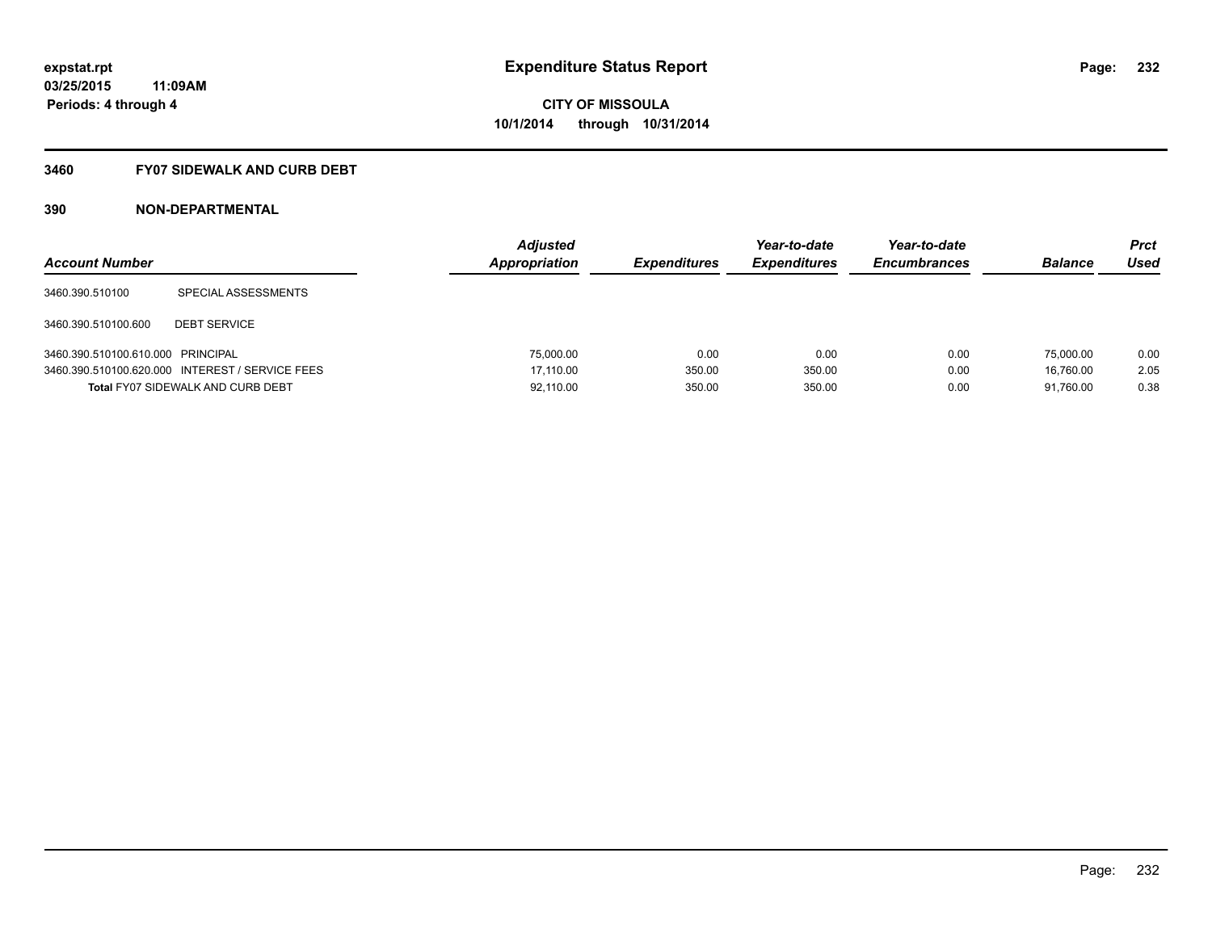**expstat.rpt**
**03/25/2015 11:09AM**
**Periods: 4 through 4**

# Expenditure Status Report

**CITY OF MISSOULA**
**10/1/2014 through 10/31/2014**

## 3460 FY07 SIDEWALK AND CURB DEBT

## 390 NON-DEPARTMENTAL

| Account Number | | Adjusted Appropriation | Expenditures | Year-to-date Expenditures | Year-to-date Encumbrances | Balance | Prct Used |
|---|---|---|---|---|---|---|---|
| 3460.390.510100 | SPECIAL ASSESSMENTS | | | | | | |
| 3460.390.510100.600 | DEBT SERVICE | | | | | | |
| 3460.390.510100.610.000 | PRINCIPAL | 75,000.00 | 0.00 | 0.00 | 0.00 | 75,000.00 | 0.00 |
| 3460.390.510100.620.000 | INTEREST / SERVICE FEES | 17,110.00 | 350.00 | 350.00 | 0.00 | 16,760.00 | 2.05 |
| **Total** FY07 SIDEWALK AND CURB DEBT | | 92,110.00 | 350.00 | 350.00 | 0.00 | 91,760.00 | 0.38 |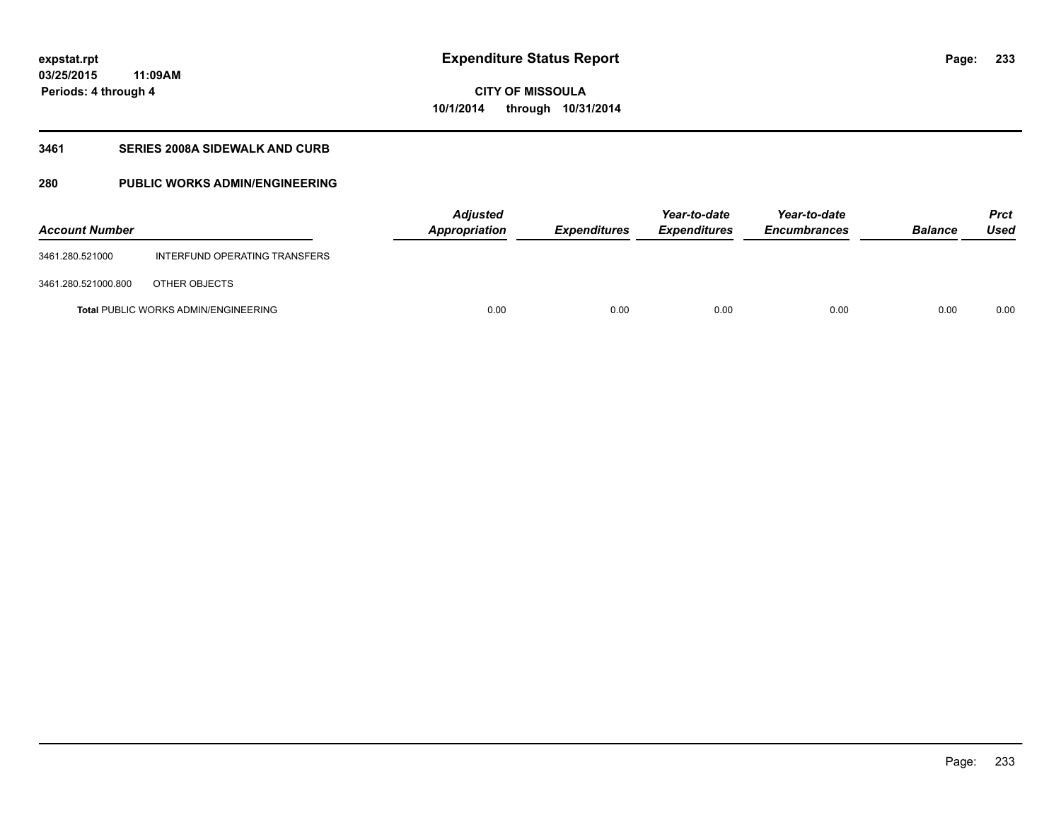# Expenditure Status Report

**CITY OF MISSOULA**
**10/1/2014 through 10/31/2014**

expstat.rpt
03/25/2015 11:09AM
Periods: 4 through 4

## 3461 SERIES 2008A SIDEWALK AND CURB

## 280 PUBLIC WORKS ADMIN/ENGINEERING

| Account Number | | Adjusted Appropriation | Expenditures | Year-to-date Expenditures | Year-to-date Encumbrances | Balance | Prct Used |
|---|---|---|---|---|---|---|---|
| 3461.280.521000 | INTERFUND OPERATING TRANSFERS | | | | | | |
| 3461.280.521000.800 | OTHER OBJECTS | | | | | | |
| **Total** PUBLIC WORKS ADMIN/ENGINEERING | | 0.00 | 0.00 | 0.00 | 0.00 | 0.00 | 0.00 |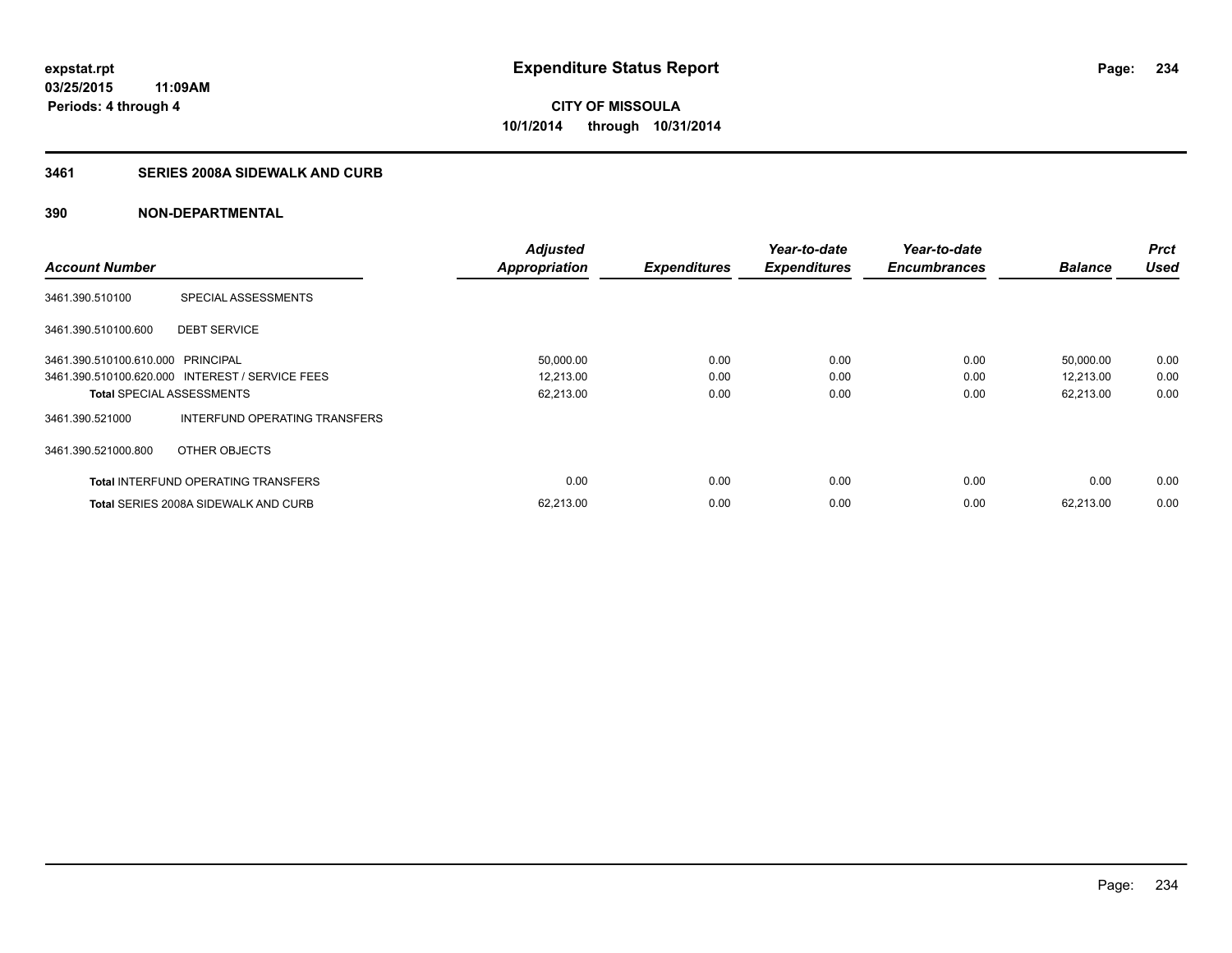**expstat.rpt**
**03/25/2015 11:09AM**
**Periods: 4 through 4**

# Expenditure Status Report

**CITY OF MISSOULA**
**10/1/2014 through 10/31/2014**

## 3461 SERIES 2008A SIDEWALK AND CURB

### 390 NON-DEPARTMENTAL

| Account Number | | Adjusted Appropriation | Expenditures | Year-to-date Expenditures | Year-to-date Encumbrances | Balance | Prct Used |
|---|---|---|---|---|---|---|---|
| 3461.390.510100 | SPECIAL ASSESSMENTS | | | | | | |
| 3461.390.510100.600 | DEBT SERVICE | | | | | | |
| 3461.390.510100.610.000 | PRINCIPAL | 50,000.00 | 0.00 | 0.00 | 0.00 | 50,000.00 | 0.00 |
| 3461.390.510100.620.000 | INTEREST / SERVICE FEES | 12,213.00 | 0.00 | 0.00 | 0.00 | 12,213.00 | 0.00 |
| **Total** SPECIAL ASSESSMENTS | | 62,213.00 | 0.00 | 0.00 | 0.00 | 62,213.00 | 0.00 |
| 3461.390.521000 | INTERFUND OPERATING TRANSFERS | | | | | | |
| 3461.390.521000.800 | OTHER OBJECTS | | | | | | |
| **Total** INTERFUND OPERATING TRANSFERS | | 0.00 | 0.00 | 0.00 | 0.00 | 0.00 | 0.00 |
| **Total** SERIES 2008A SIDEWALK AND CURB | | 62,213.00 | 0.00 | 0.00 | 0.00 | 62,213.00 | 0.00 |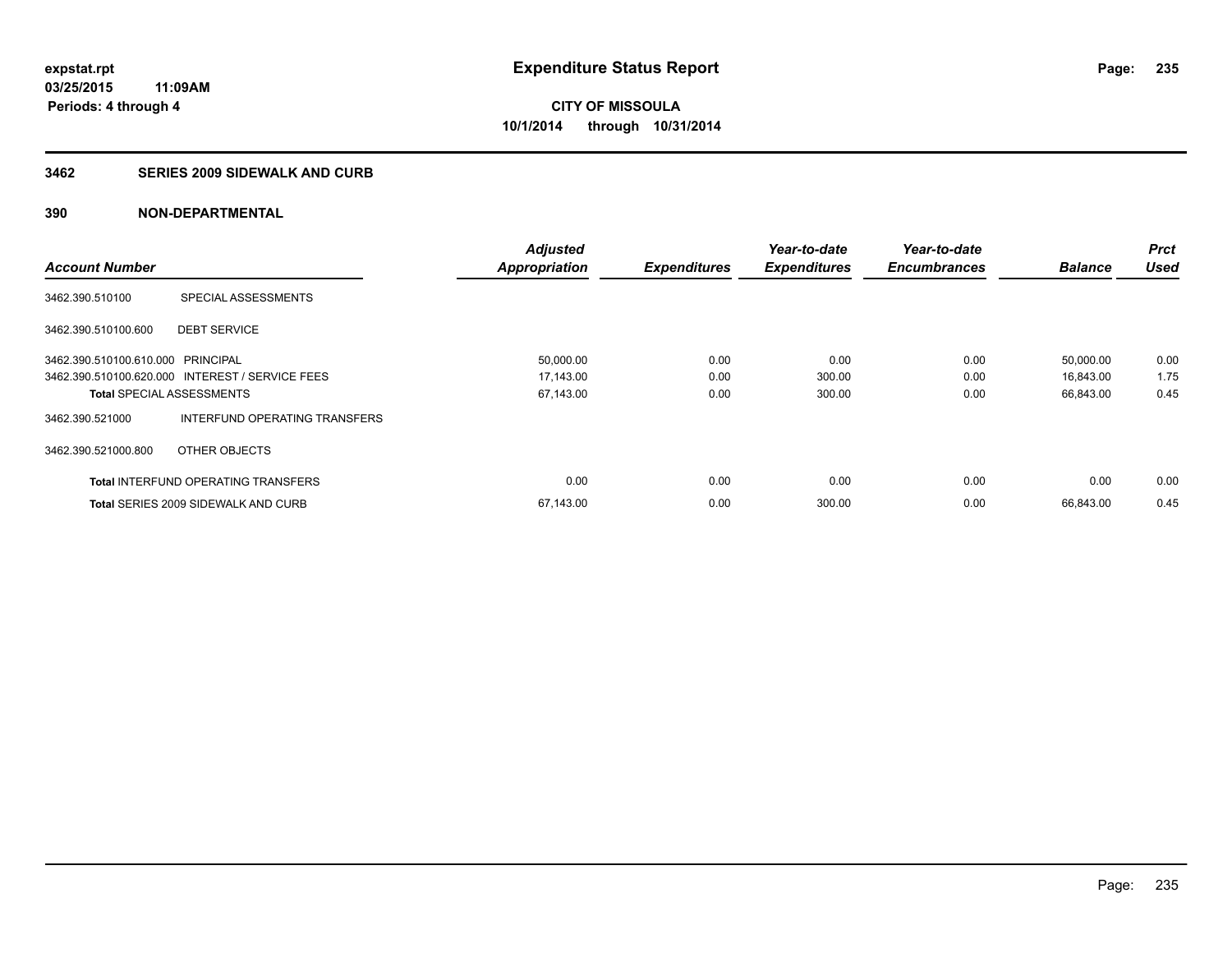expstat.rpt
03/25/2015 11:09AM
Periods: 4 through 4

# Expenditure Status Report

**CITY OF MISSOULA**
**10/1/2014 through 10/31/2014**

## 3462 SERIES 2009 SIDEWALK AND CURB

### 390 NON-DEPARTMENTAL

| Account Number | | Adjusted Appropriation | Expenditures | Year-to-date Expenditures | Year-to-date Encumbrances | Balance | Prct Used |
|---|---|---|---|---|---|---|---|
| 3462.390.510100 | SPECIAL ASSESSMENTS | | | | | | |
| 3462.390.510100.600 | DEBT SERVICE | | | | | | |
| 3462.390.510100.610.000 | PRINCIPAL | 50,000.00 | 0.00 | 0.00 | 0.00 | 50,000.00 | 0.00 |
| 3462.390.510100.620.000 | INTEREST / SERVICE FEES | 17,143.00 | 0.00 | 300.00 | 0.00 | 16,843.00 | 1.75 |
| **Total** SPECIAL ASSESSMENTS | | 67,143.00 | 0.00 | 300.00 | 0.00 | 66,843.00 | 0.45 |
| 3462.390.521000 | INTERFUND OPERATING TRANSFERS | | | | | | |
| 3462.390.521000.800 | OTHER OBJECTS | | | | | | |
| **Total** INTERFUND OPERATING TRANSFERS | | 0.00 | 0.00 | 0.00 | 0.00 | 0.00 | 0.00 |
| **Total** SERIES 2009 SIDEWALK AND CURB | | 67,143.00 | 0.00 | 300.00 | 0.00 | 66,843.00 | 0.45 |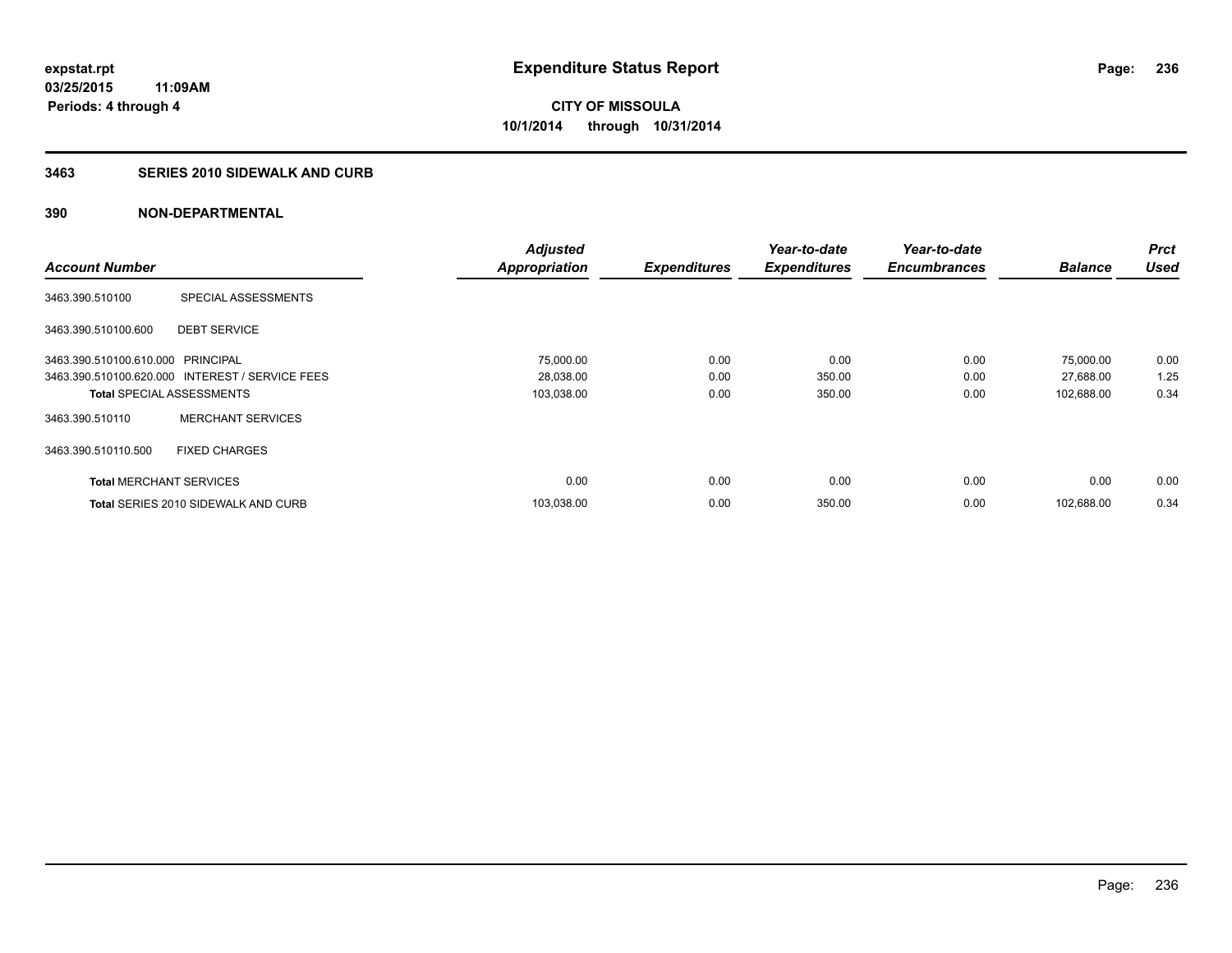**expstat.rpt**
**03/25/2015 11:09AM**
**Periods: 4 through 4**

# Expenditure Status Report

**CITY OF MISSOULA**
**10/1/2014 through 10/31/2014**

## 3463 SERIES 2010 SIDEWALK AND CURB

## 390 NON-DEPARTMENTAL

| Account Number | | Adjusted Appropriation | Expenditures | Year-to-date Expenditures | Year-to-date Encumbrances | Balance | Prct Used |
|---|---|---|---|---|---|---|---|
| 3463.390.510100 | SPECIAL ASSESSMENTS | | | | | | |
| 3463.390.510100.600 | DEBT SERVICE | | | | | | |
| 3463.390.510100.610.000 | PRINCIPAL | 75,000.00 | 0.00 | 0.00 | 0.00 | 75,000.00 | 0.00 |
| 3463.390.510100.620.000 | INTEREST / SERVICE FEES | 28,038.00 | 0.00 | 350.00 | 0.00 | 27,688.00 | 1.25 |
| **Total** SPECIAL ASSESSMENTS | | 103,038.00 | 0.00 | 350.00 | 0.00 | 102,688.00 | 0.34 |
| 3463.390.510110 | MERCHANT SERVICES | | | | | | |
| 3463.390.510110.500 | FIXED CHARGES | | | | | | |
| **Total** MERCHANT SERVICES | | 0.00 | 0.00 | 0.00 | 0.00 | 0.00 | 0.00 |
| **Total** SERIES 2010 SIDEWALK AND CURB | | 103,038.00 | 0.00 | 350.00 | 0.00 | 102,688.00 | 0.34 |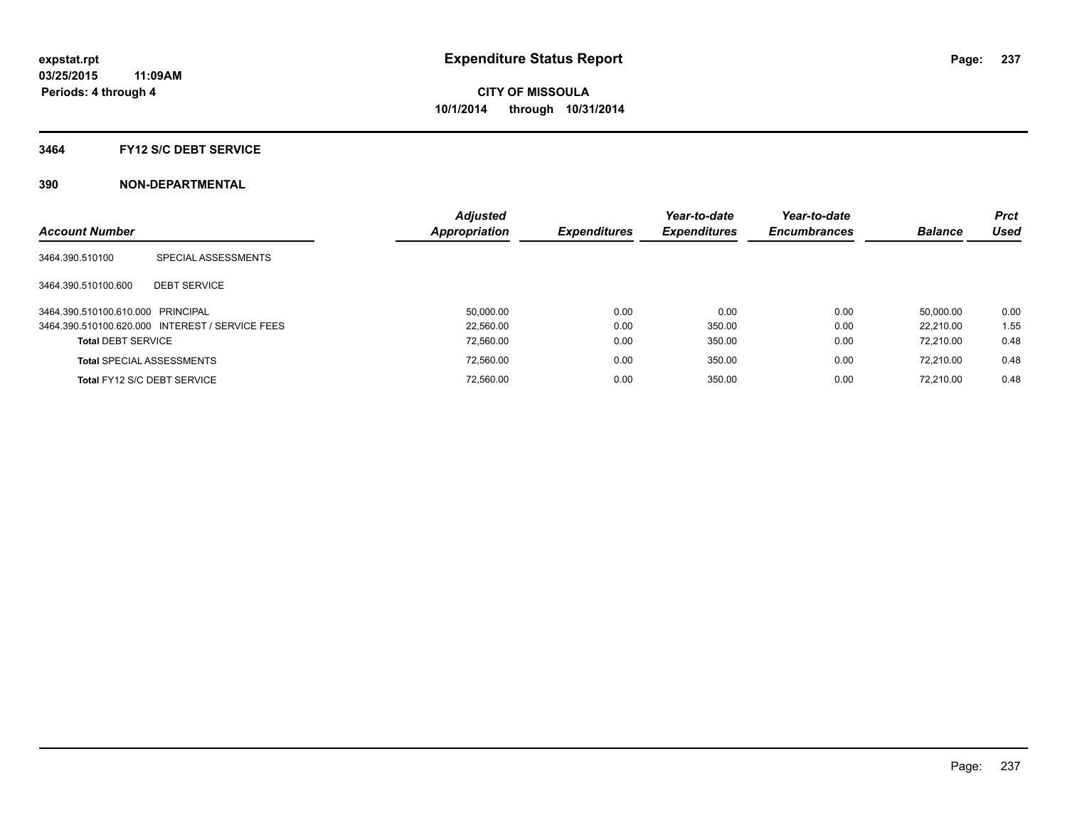**expstat.rpt**
**03/25/2015 11:09AM**
**Periods: 4 through 4**

# Expenditure Status Report

**CITY OF MISSOULA**
**10/1/2014 through 10/31/2014**

## 3464 FY12 S/C DEBT SERVICE

## 390 NON-DEPARTMENTAL

| Account Number | | Adjusted Appropriation | Expenditures | Year-to-date Expenditures | Year-to-date Encumbrances | Balance | Prct Used |
|---|---|---|---|---|---|---|---|
| 3464.390.510100 | SPECIAL ASSESSMENTS | | | | | | |
| 3464.390.510100.600 | DEBT SERVICE | | | | | | |
| 3464.390.510100.610.000 | PRINCIPAL | 50,000.00 | 0.00 | 0.00 | 0.00 | 50,000.00 | 0.00 |
| 3464.390.510100.620.000 | INTEREST / SERVICE FEES | 22,560.00 | 0.00 | 350.00 | 0.00 | 22,210.00 | 1.55 |
| **Total** DEBT SERVICE | | 72,560.00 | 0.00 | 350.00 | 0.00 | 72,210.00 | 0.48 |
| **Total** SPECIAL ASSESSMENTS | | 72,560.00 | 0.00 | 350.00 | 0.00 | 72,210.00 | 0.48 |
| **Total** FY12 S/C DEBT SERVICE | | 72,560.00 | 0.00 | 350.00 | 0.00 | 72,210.00 | 0.48 |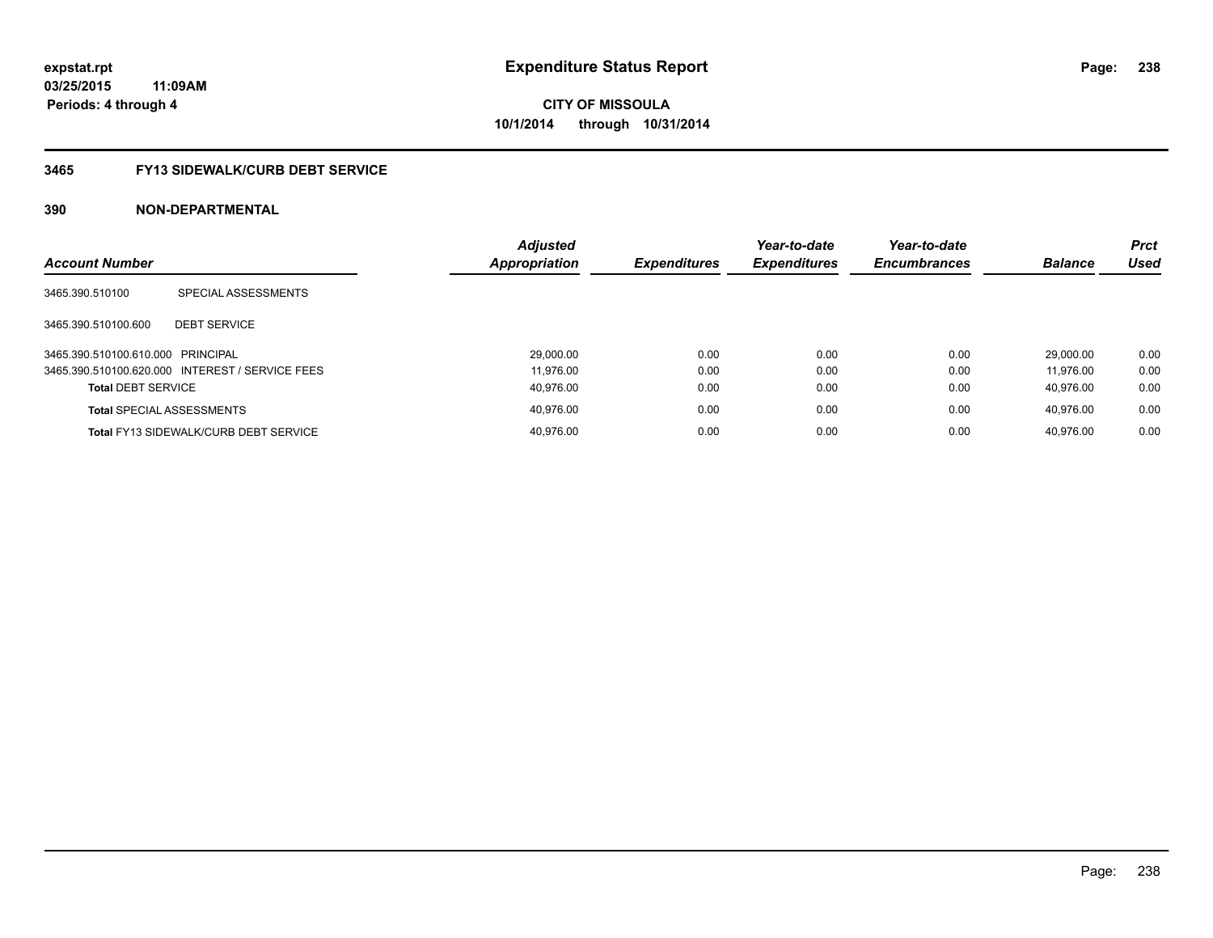**expstat.rpt**
**03/25/2015 11:09AM**
**Periods: 4 through 4**

# Expenditure Status Report

**CITY OF MISSOULA**
**10/1/2014 through 10/31/2014**

## 3465 FY13 SIDEWALK/CURB DEBT SERVICE

## 390 NON-DEPARTMENTAL

| Account Number | | Adjusted Appropriation | Expenditures | Year-to-date Expenditures | Year-to-date Encumbrances | Balance | Prct Used |
|---|---|---|---|---|---|---|---|
| 3465.390.510100 | SPECIAL ASSESSMENTS | | | | | | |
| 3465.390.510100.600 | DEBT SERVICE | | | | | | |
| 3465.390.510100.610.000 | PRINCIPAL | 29,000.00 | 0.00 | 0.00 | 0.00 | 29,000.00 | 0.00 |
| 3465.390.510100.620.000 | INTEREST / SERVICE FEES | 11,976.00 | 0.00 | 0.00 | 0.00 | 11,976.00 | 0.00 |
| **Total** DEBT SERVICE | | 40,976.00 | 0.00 | 0.00 | 0.00 | 40,976.00 | 0.00 |
| **Total** SPECIAL ASSESSMENTS | | 40,976.00 | 0.00 | 0.00 | 0.00 | 40,976.00 | 0.00 |
| **Total** FY13 SIDEWALK/CURB DEBT SERVICE | | 40,976.00 | 0.00 | 0.00 | 0.00 | 40,976.00 | 0.00 |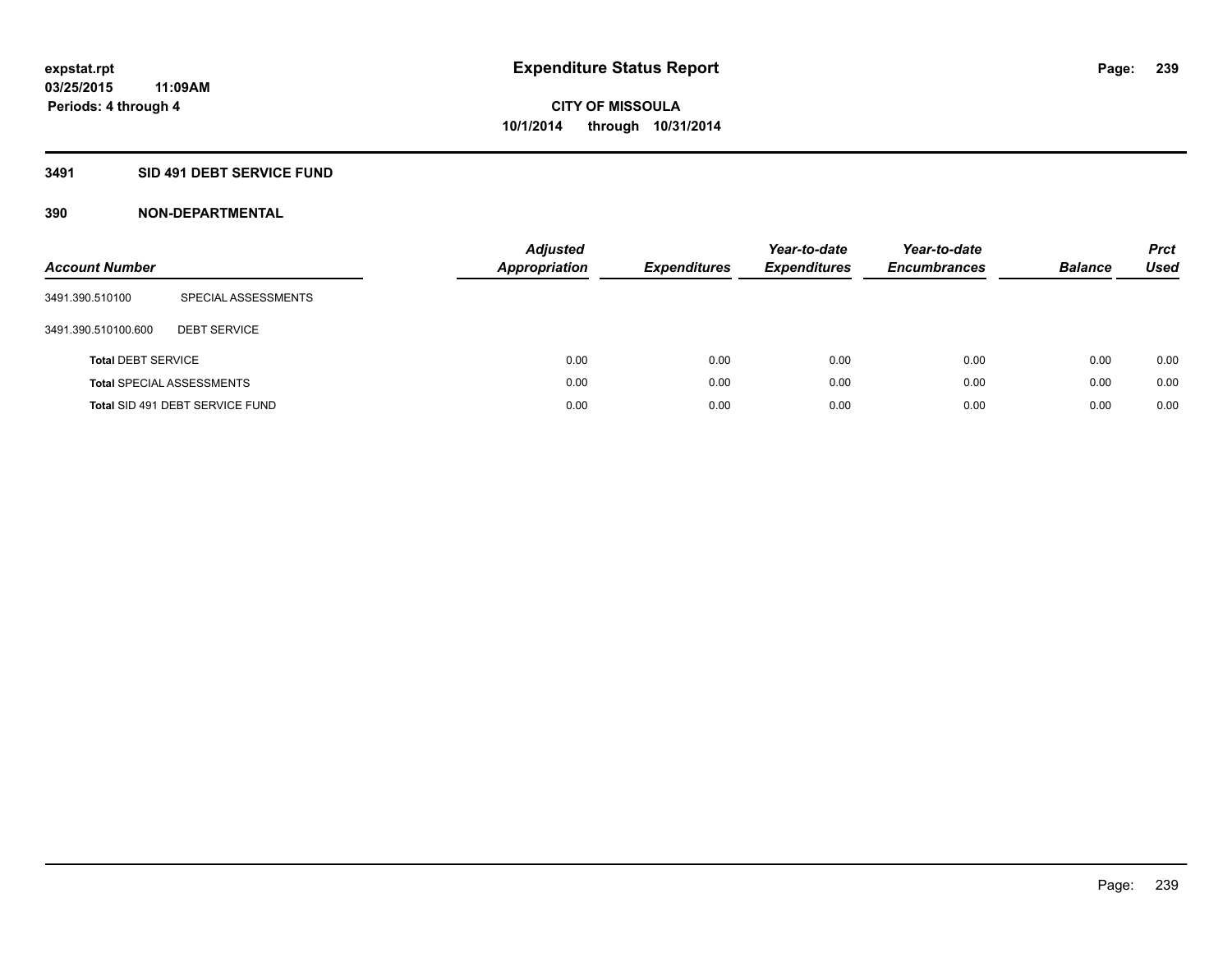# Expenditure Status Report

expstat.rpt
03/25/2015 11:09AM
Periods: 4 through 4

**CITY OF MISSOULA**
**10/1/2014 through 10/31/2014**

## 3491 SID 491 DEBT SERVICE FUND

### 390 NON-DEPARTMENTAL

| Account Number | | Adjusted Appropriation | Expenditures | Year-to-date Expenditures | Year-to-date Encumbrances | Balance | Prct Used |
|---|---|---|---|---|---|---|---|
| 3491.390.510100 | SPECIAL ASSESSMENTS | | | | | | |
| 3491.390.510100.600 | DEBT SERVICE | | | | | | |
| **Total** DEBT SERVICE | | 0.00 | 0.00 | 0.00 | 0.00 | 0.00 | 0.00 |
| **Total** SPECIAL ASSESSMENTS | | 0.00 | 0.00 | 0.00 | 0.00 | 0.00 | 0.00 |
| **Total** SID 491 DEBT SERVICE FUND | | 0.00 | 0.00 | 0.00 | 0.00 | 0.00 | 0.00 |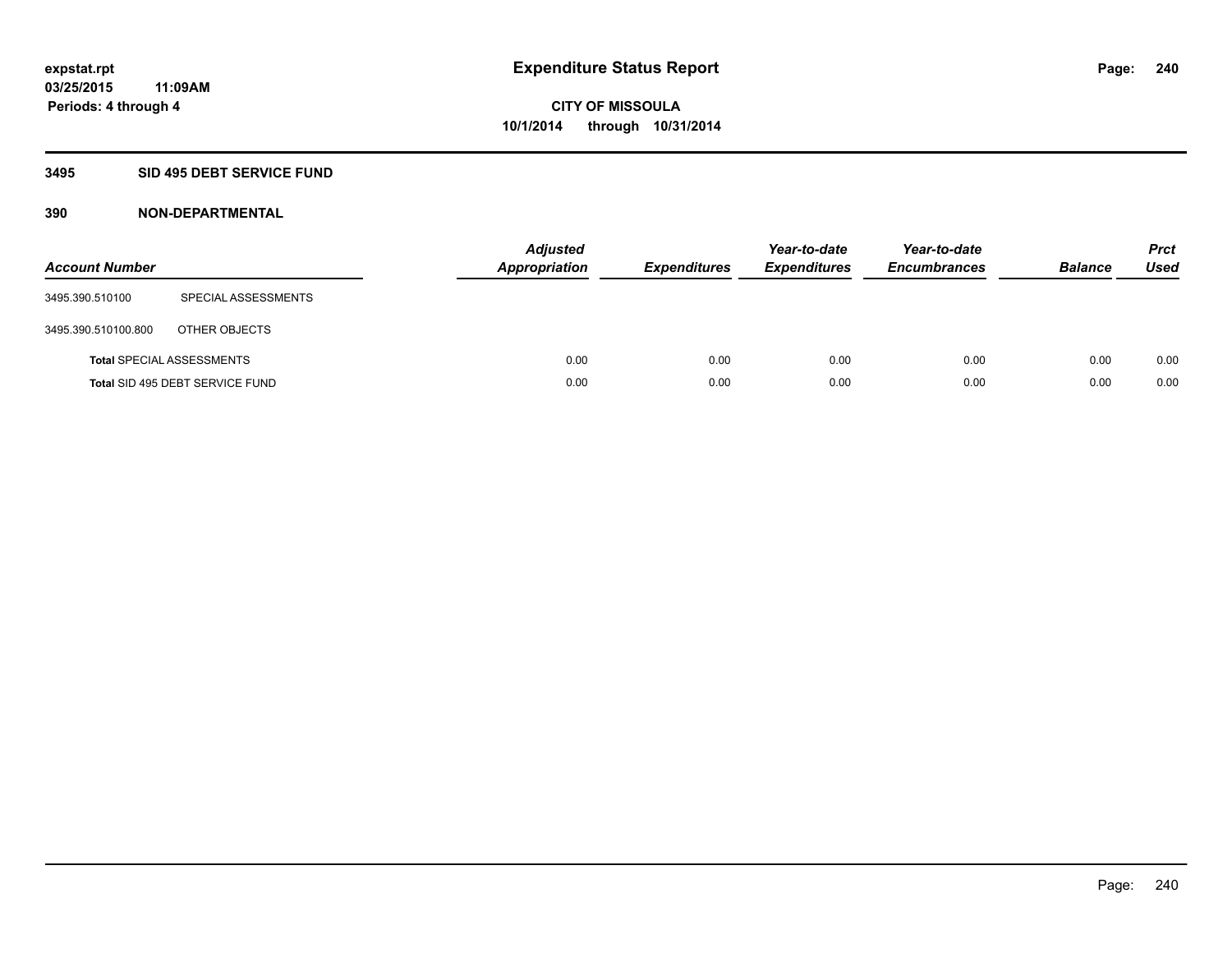# Expenditure Status Report

expstat.rpt
03/25/2015 11:09AM
Periods: 4 through 4

CITY OF MISSOULA
10/1/2014 through 10/31/2014

## 3495 SID 495 DEBT SERVICE FUND

### 390 NON-DEPARTMENTAL

| Account Number | | Adjusted Appropriation | Expenditures | Year-to-date Expenditures | Year-to-date Encumbrances | Balance | Prct Used |
|---|---|---|---|---|---|---|---|
| 3495.390.510100 | SPECIAL ASSESSMENTS | | | | | | |
| 3495.390.510100.800 | OTHER OBJECTS | | | | | | |
| **Total** SPECIAL ASSESSMENTS | | 0.00 | 0.00 | 0.00 | 0.00 | 0.00 | 0.00 |
| **Total** SID 495 DEBT SERVICE FUND | | 0.00 | 0.00 | 0.00 | 0.00 | 0.00 | 0.00 |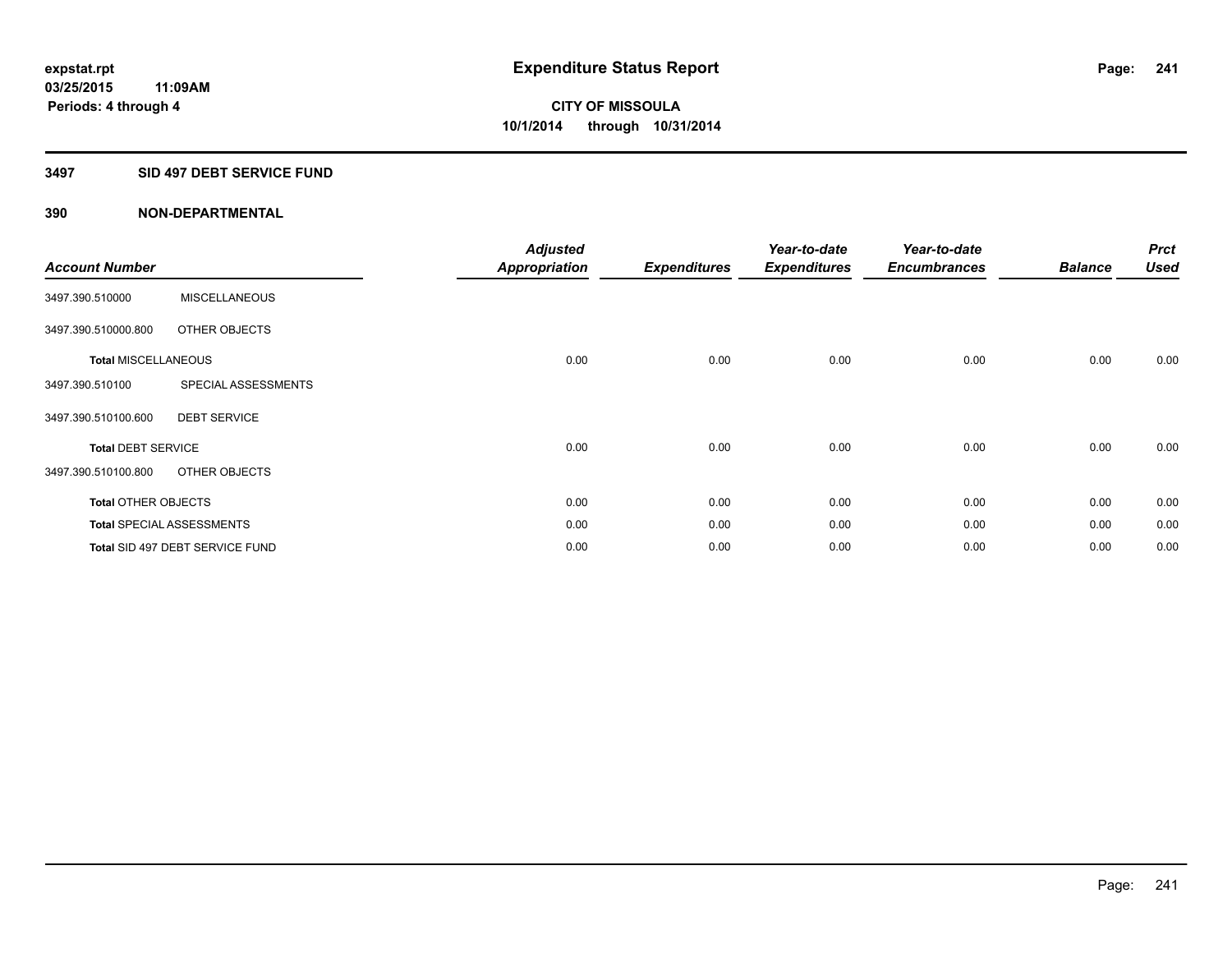**expstat.rpt**
**03/25/2015 11:09AM**
**Periods: 4 through 4**

# Expenditure Status Report

**CITY OF MISSOULA**
**10/1/2014 through 10/31/2014**

## 3497 SID 497 DEBT SERVICE FUND

## 390 NON-DEPARTMENTAL

| Account Number | | Adjusted Appropriation | Expenditures | Year-to-date Expenditures | Year-to-date Encumbrances | Balance | Prct Used |
|---|---|---|---|---|---|---|---|
| 3497.390.510000 | MISCELLANEOUS | | | | | | |
| 3497.390.510000.800 | OTHER OBJECTS | | | | | | |
| **Total** MISCELLANEOUS | | 0.00 | 0.00 | 0.00 | 0.00 | 0.00 | 0.00 |
| 3497.390.510100 | SPECIAL ASSESSMENTS | | | | | | |
| 3497.390.510100.600 | DEBT SERVICE | | | | | | |
| **Total** DEBT SERVICE | | 0.00 | 0.00 | 0.00 | 0.00 | 0.00 | 0.00 |
| 3497.390.510100.800 | OTHER OBJECTS | | | | | | |
| **Total** OTHER OBJECTS | | 0.00 | 0.00 | 0.00 | 0.00 | 0.00 | 0.00 |
| **Total** SPECIAL ASSESSMENTS | | 0.00 | 0.00 | 0.00 | 0.00 | 0.00 | 0.00 |
| **Total** SID 497 DEBT SERVICE FUND | | 0.00 | 0.00 | 0.00 | 0.00 | 0.00 | 0.00 |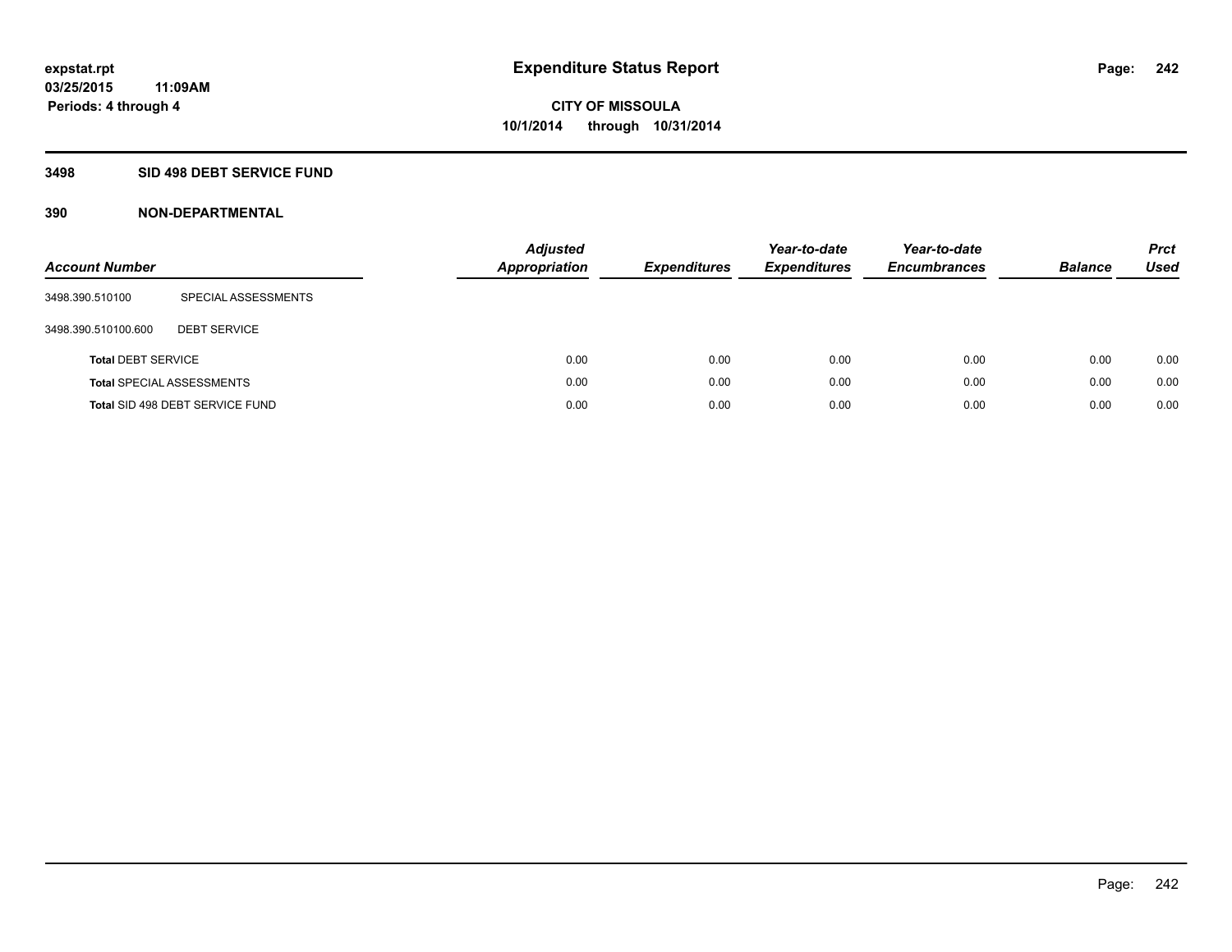# Expenditure Status Report

expstat.rpt
03/25/2015 11:09AM
Periods: 4 through 4

CITY OF MISSOULA
10/1/2014 through 10/31/2014

## 3498 SID 498 DEBT SERVICE FUND

### 390 NON-DEPARTMENTAL

| Account Number | | Adjusted Appropriation | Expenditures | Year-to-date Expenditures | Year-to-date Encumbrances | Balance | Prct Used |
|---|---|---|---|---|---|---|---|
| 3498.390.510100 | SPECIAL ASSESSMENTS | | | | | | |
| 3498.390.510100.600 | DEBT SERVICE | | | | | | |
| **Total** DEBT SERVICE | | 0.00 | 0.00 | 0.00 | 0.00 | 0.00 | 0.00 |
| **Total** SPECIAL ASSESSMENTS | | 0.00 | 0.00 | 0.00 | 0.00 | 0.00 | 0.00 |
| **Total** SID 498 DEBT SERVICE FUND | | 0.00 | 0.00 | 0.00 | 0.00 | 0.00 | 0.00 |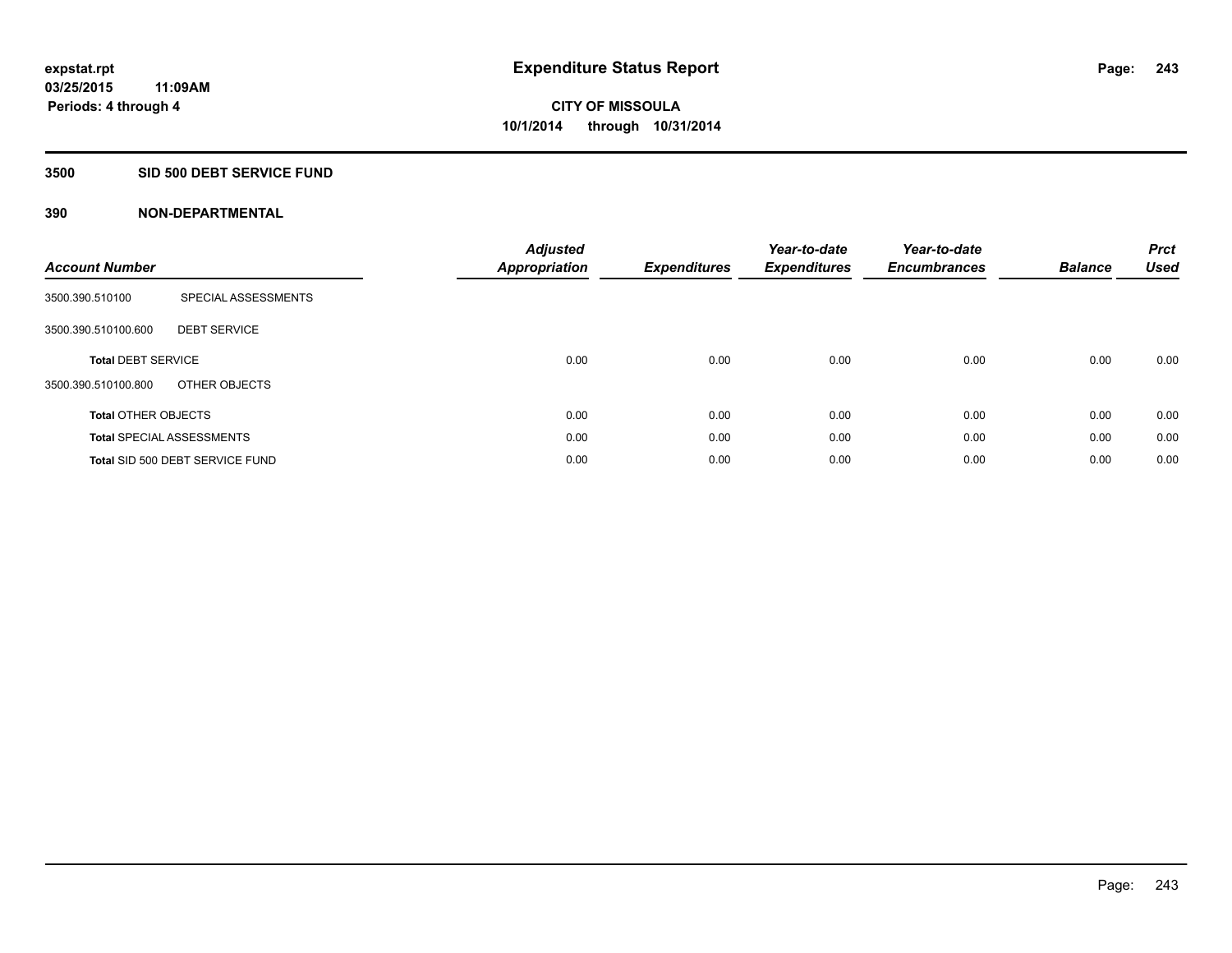# Expenditure Status Report

**CITY OF MISSOULA**
**10/1/2014 through 10/31/2014**

expstat.rpt
03/25/2015 11:09AM
Periods: 4 through 4

## 3500 SID 500 DEBT SERVICE FUND

### 390 NON-DEPARTMENTAL

| Account Number | | Adjusted Appropriation | Expenditures | Year-to-date Expenditures | Year-to-date Encumbrances | Balance | Prct Used |
|---|---|---|---|---|---|---|---|
| 3500.390.510100 | SPECIAL ASSESSMENTS | | | | | | |
| 3500.390.510100.600 | DEBT SERVICE | | | | | | |
| **Total** DEBT SERVICE | | 0.00 | 0.00 | 0.00 | 0.00 | 0.00 | 0.00 |
| 3500.390.510100.800 | OTHER OBJECTS | | | | | | |
| **Total** OTHER OBJECTS | | 0.00 | 0.00 | 0.00 | 0.00 | 0.00 | 0.00 |
| **Total** SPECIAL ASSESSMENTS | | 0.00 | 0.00 | 0.00 | 0.00 | 0.00 | 0.00 |
| **Total** SID 500 DEBT SERVICE FUND | | 0.00 | 0.00 | 0.00 | 0.00 | 0.00 | 0.00 |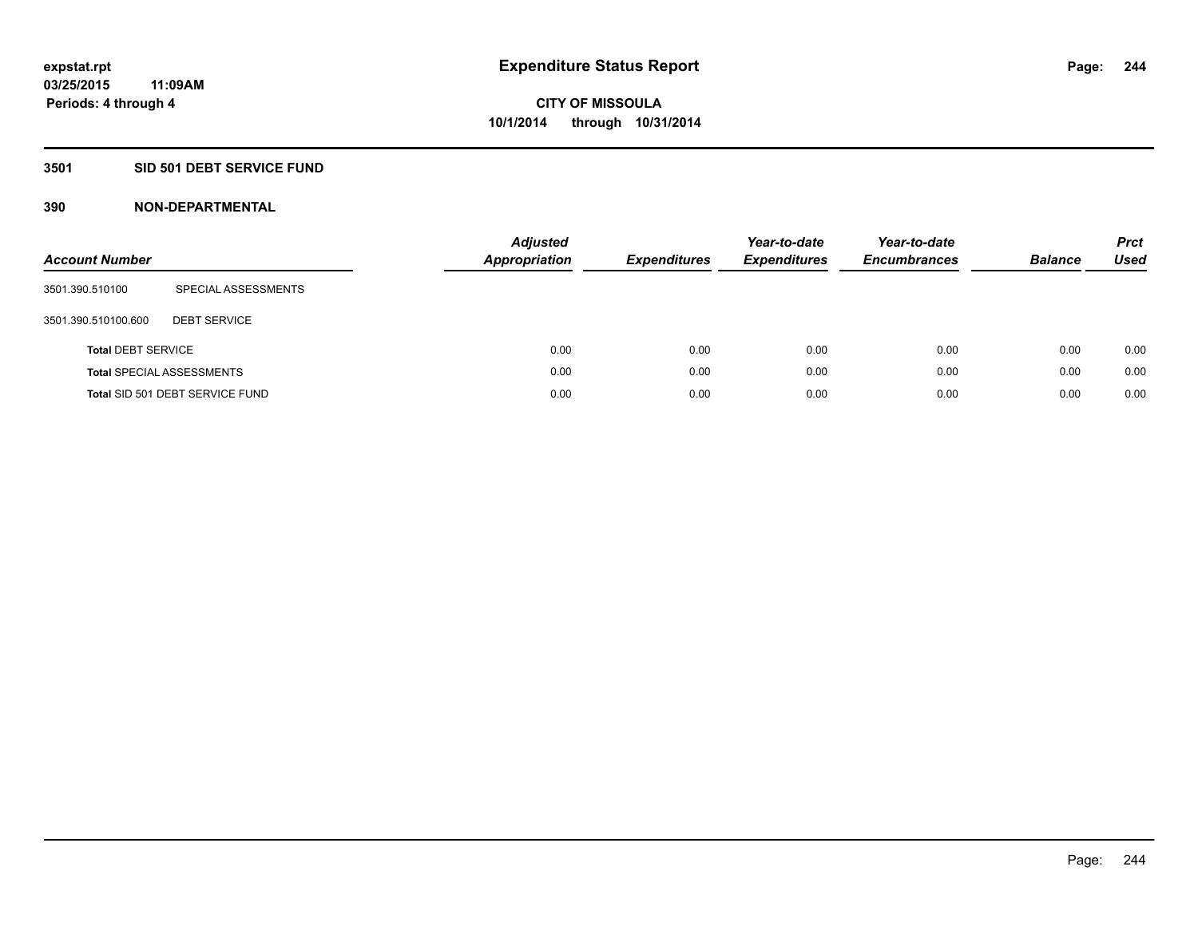**expstat.rpt**
**03/25/2015 11:09AM**
**Periods: 4 through 4**

# Expenditure Status Report

**CITY OF MISSOULA**
**10/1/2014 through 10/31/2014**

## 3501 SID 501 DEBT SERVICE FUND

## 390 NON-DEPARTMENTAL

| Account Number | | Adjusted Appropriation | Expenditures | Year-to-date Expenditures | Year-to-date Encumbrances | Balance | Prct Used |
|---|---|---|---|---|---|---|---|
| 3501.390.510100 | SPECIAL ASSESSMENTS | | | | | | |
| 3501.390.510100.600 | DEBT SERVICE | | | | | | |
| **Total** DEBT SERVICE | | 0.00 | 0.00 | 0.00 | 0.00 | 0.00 | 0.00 |
| **Total** SPECIAL ASSESSMENTS | | 0.00 | 0.00 | 0.00 | 0.00 | 0.00 | 0.00 |
| **Total** SID 501 DEBT SERVICE FUND | | 0.00 | 0.00 | 0.00 | 0.00 | 0.00 | 0.00 |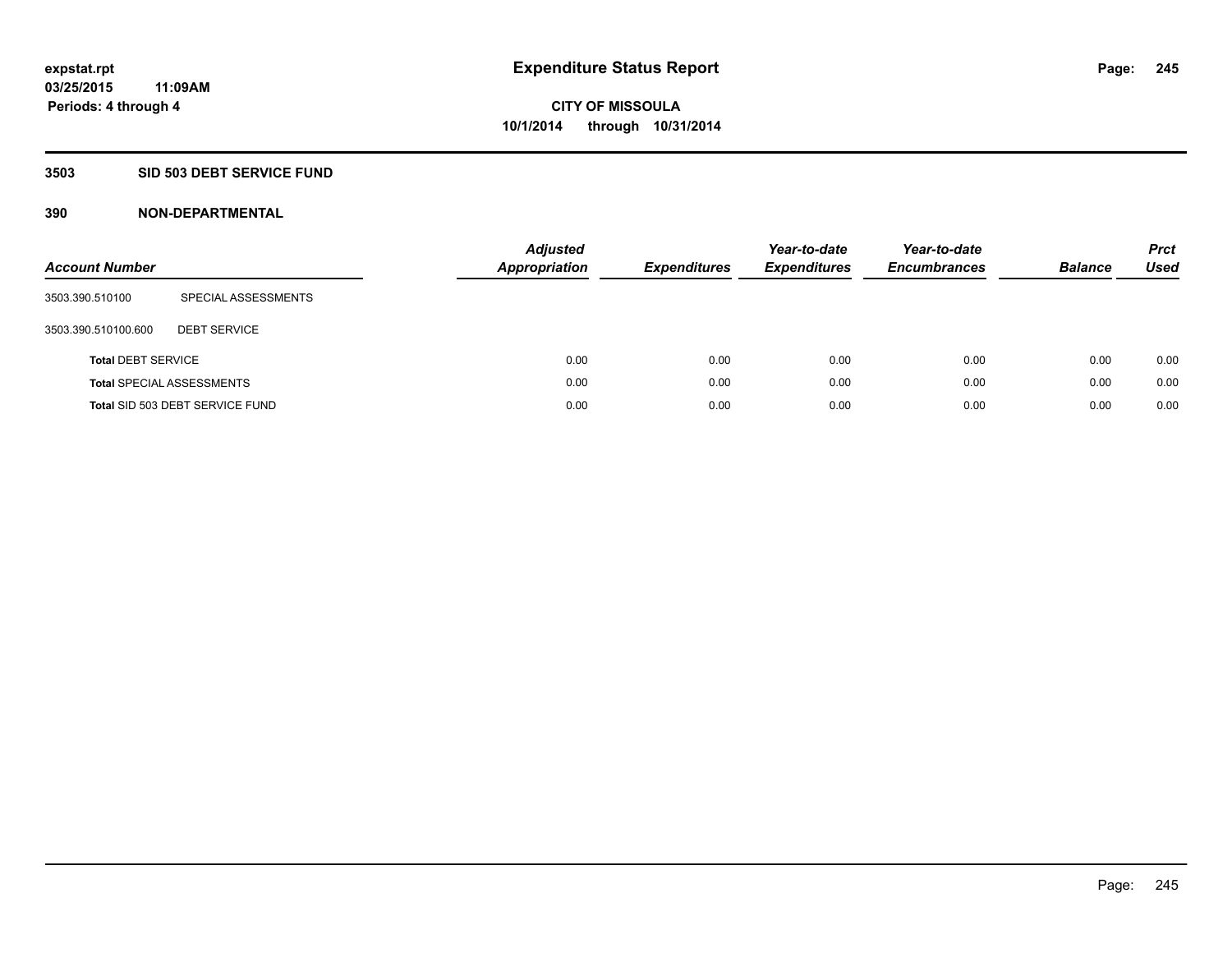expstat.rpt
03/25/2015 11:09AM
Periods: 4 through 4

# Expenditure Status Report

CITY OF MISSOULA
10/1/2014 through 10/31/2014

## 3503 SID 503 DEBT SERVICE FUND

## 390 NON-DEPARTMENTAL

| Account Number | | Adjusted Appropriation | Expenditures | Year-to-date Expenditures | Year-to-date Encumbrances | Balance | Prct Used |
|---|---|---|---|---|---|---|---|
| 3503.390.510100 | SPECIAL ASSESSMENTS | | | | | | |
| 3503.390.510100.600 | DEBT SERVICE | | | | | | |
| **Total** DEBT SERVICE | | 0.00 | 0.00 | 0.00 | 0.00 | 0.00 | 0.00 |
| **Total** SPECIAL ASSESSMENTS | | 0.00 | 0.00 | 0.00 | 0.00 | 0.00 | 0.00 |
| **Total** SID 503 DEBT SERVICE FUND | | 0.00 | 0.00 | 0.00 | 0.00 | 0.00 | 0.00 |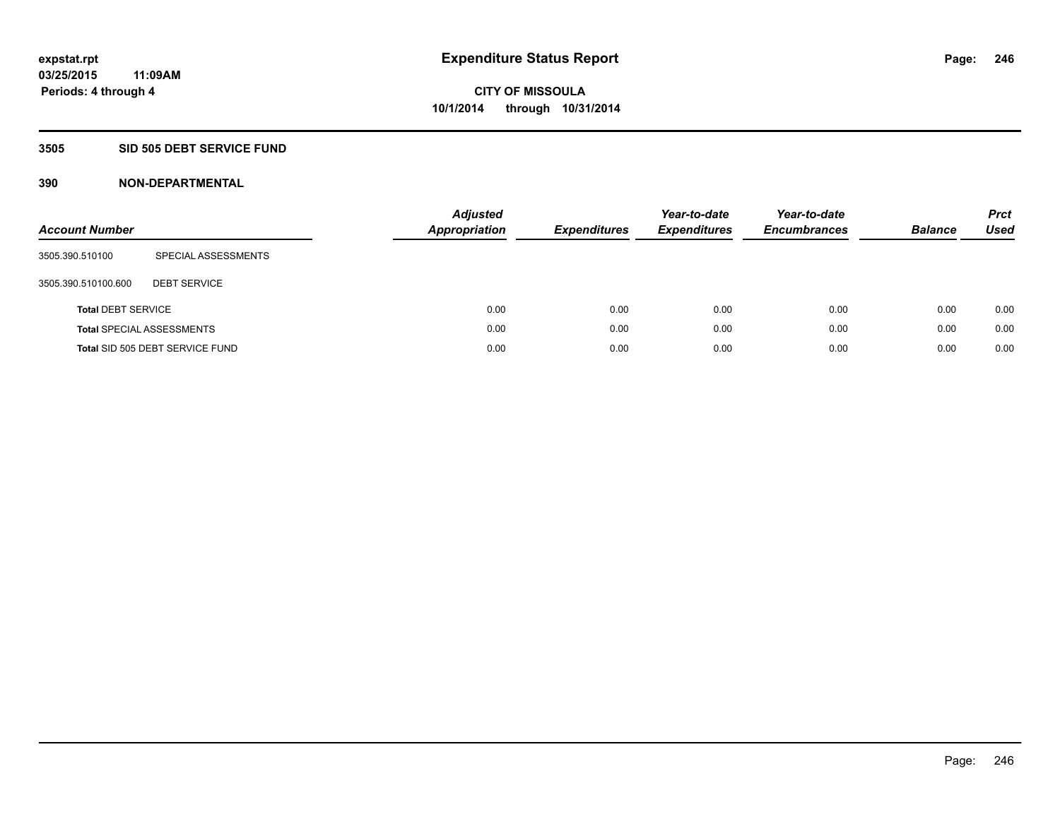**expstat.rpt**
**03/25/2015 11:09AM**
**Periods: 4 through 4**

# Expenditure Status Report

**CITY OF MISSOULA**
**10/1/2014 through 10/31/2014**

## 3505 SID 505 DEBT SERVICE FUND

## 390 NON-DEPARTMENTAL

| Account Number | | Adjusted Appropriation | Expenditures | Year-to-date Expenditures | Year-to-date Encumbrances | Balance | Prct Used |
|---|---|---|---|---|---|---|---|
| 3505.390.510100 | SPECIAL ASSESSMENTS | | | | | | |
| 3505.390.510100.600 | DEBT SERVICE | | | | | | |
| **Total** DEBT SERVICE | | 0.00 | 0.00 | 0.00 | 0.00 | 0.00 | 0.00 |
| **Total** SPECIAL ASSESSMENTS | | 0.00 | 0.00 | 0.00 | 0.00 | 0.00 | 0.00 |
| **Total** SID 505 DEBT SERVICE FUND | | 0.00 | 0.00 | 0.00 | 0.00 | 0.00 | 0.00 |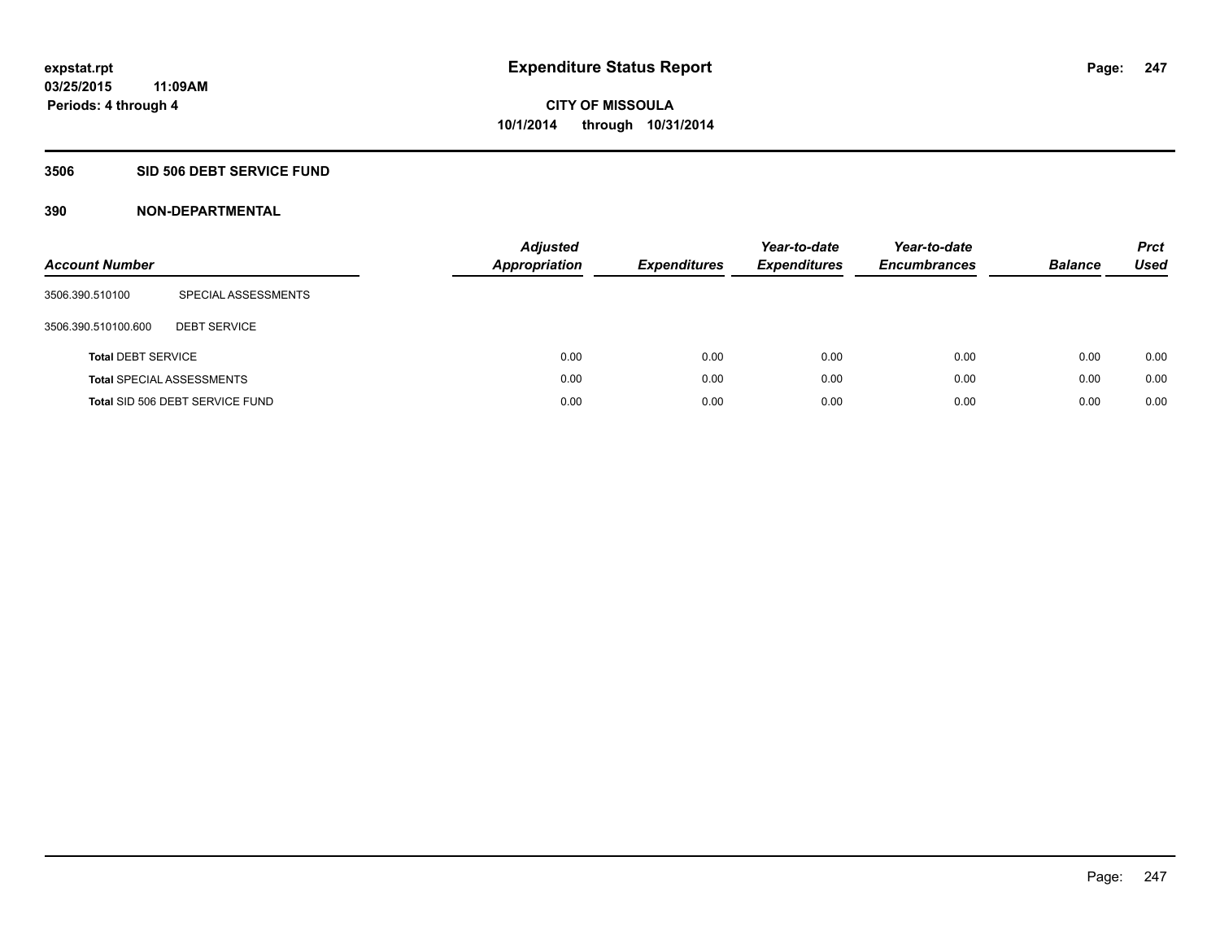expstat.rpt
03/25/2015 11:09AM
Periods: 4 through 4

# Expenditure Status Report

CITY OF MISSOULA
10/1/2014 through 10/31/2014

## 3506 SID 506 DEBT SERVICE FUND

## 390 NON-DEPARTMENTAL

| Account Number | | Adjusted Appropriation | Expenditures | Year-to-date Expenditures | Year-to-date Encumbrances | Balance | Prct Used |
|---|---|---|---|---|---|---|---|
| 3506.390.510100 | SPECIAL ASSESSMENTS | | | | | | |
| 3506.390.510100.600 | DEBT SERVICE | | | | | | |
| **Total** DEBT SERVICE | | 0.00 | 0.00 | 0.00 | 0.00 | 0.00 | 0.00 |
| **Total** SPECIAL ASSESSMENTS | | 0.00 | 0.00 | 0.00 | 0.00 | 0.00 | 0.00 |
| **Total** SID 506 DEBT SERVICE FUND | | 0.00 | 0.00 | 0.00 | 0.00 | 0.00 | 0.00 |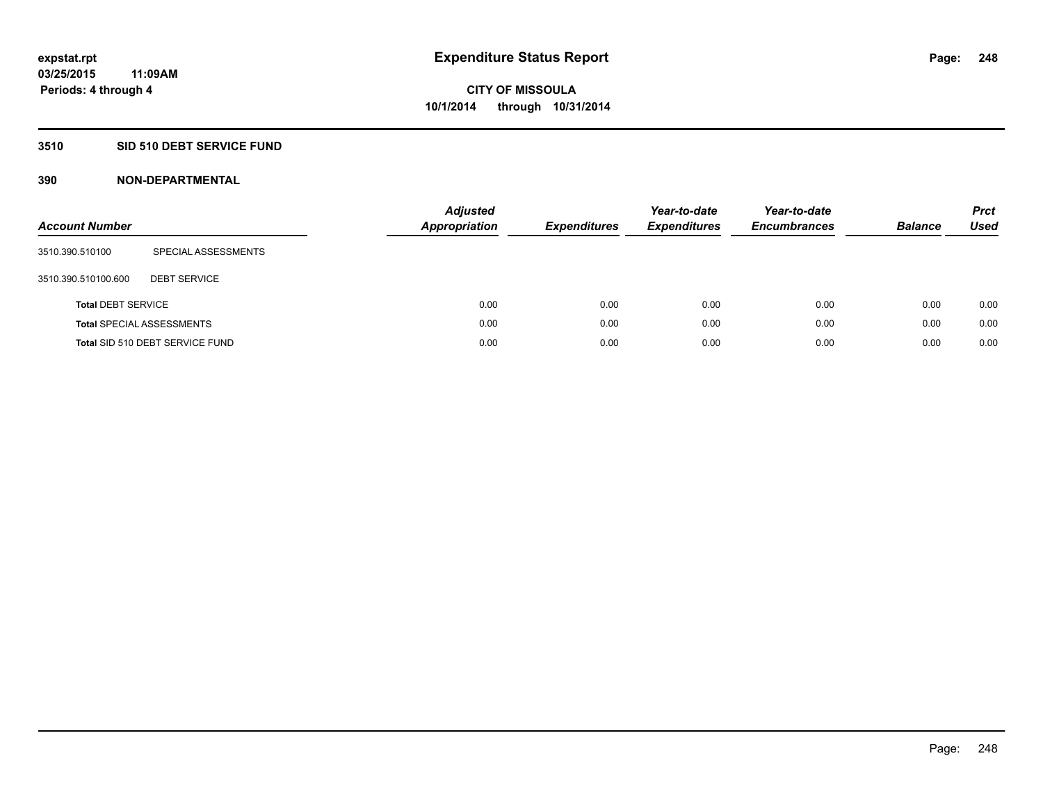**expstat.rpt**
**03/25/2015 11:09AM**
**Periods: 4 through 4**

# Expenditure Status Report

**CITY OF MISSOULA**
**10/1/2014 through 10/31/2014**

## 3510 SID 510 DEBT SERVICE FUND

## 390 NON-DEPARTMENTAL

| Account Number | | Adjusted Appropriation | Expenditures | Year-to-date Expenditures | Year-to-date Encumbrances | Balance | Prct Used |
|---|---|---|---|---|---|---|---|
| 3510.390.510100 | SPECIAL ASSESSMENTS | | | | | | |
| 3510.390.510100.600 | DEBT SERVICE | | | | | | |
| **Total** DEBT SERVICE | | 0.00 | 0.00 | 0.00 | 0.00 | 0.00 | 0.00 |
| **Total** SPECIAL ASSESSMENTS | | 0.00 | 0.00 | 0.00 | 0.00 | 0.00 | 0.00 |
| **Total** SID 510 DEBT SERVICE FUND | | 0.00 | 0.00 | 0.00 | 0.00 | 0.00 | 0.00 |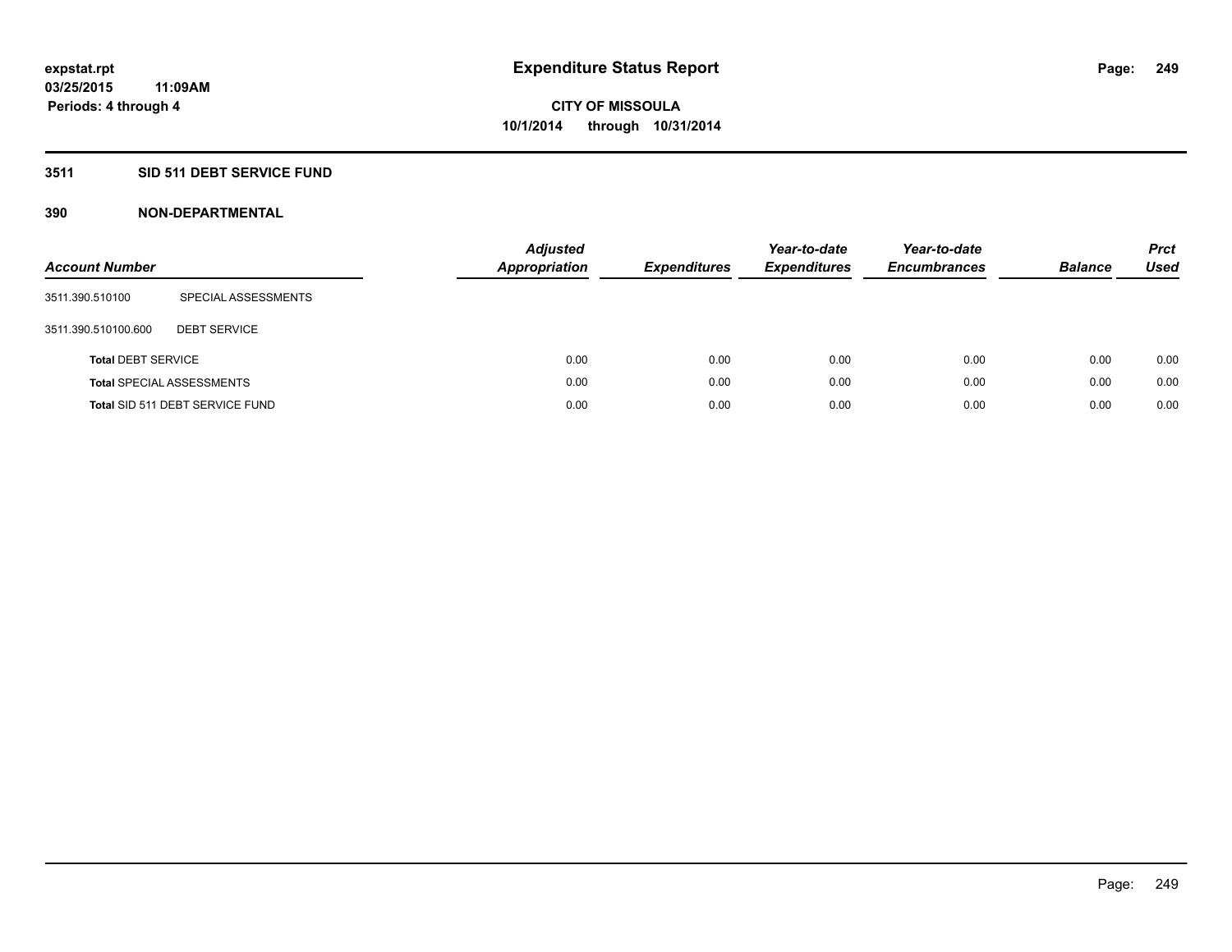# Expenditure Status Report

**expstat.rpt**
**03/25/2015 11:09AM**
**Periods: 4 through 4**

**CITY OF MISSOULA**
**10/1/2014 through 10/31/2014**

## 3511 SID 511 DEBT SERVICE FUND

### 390 NON-DEPARTMENTAL

| Account Number | | Adjusted Appropriation | Expenditures | Year-to-date Expenditures | Year-to-date Encumbrances | Balance | Prct Used |
|---|---|---|---|---|---|---|---|
| 3511.390.510100 | SPECIAL ASSESSMENTS | | | | | | |
| 3511.390.510100.600 | DEBT SERVICE | | | | | | |
| **Total** DEBT SERVICE | | 0.00 | 0.00 | 0.00 | 0.00 | 0.00 | 0.00 |
| **Total** SPECIAL ASSESSMENTS | | 0.00 | 0.00 | 0.00 | 0.00 | 0.00 | 0.00 |
| **Total** SID 511 DEBT SERVICE FUND | | 0.00 | 0.00 | 0.00 | 0.00 | 0.00 | 0.00 |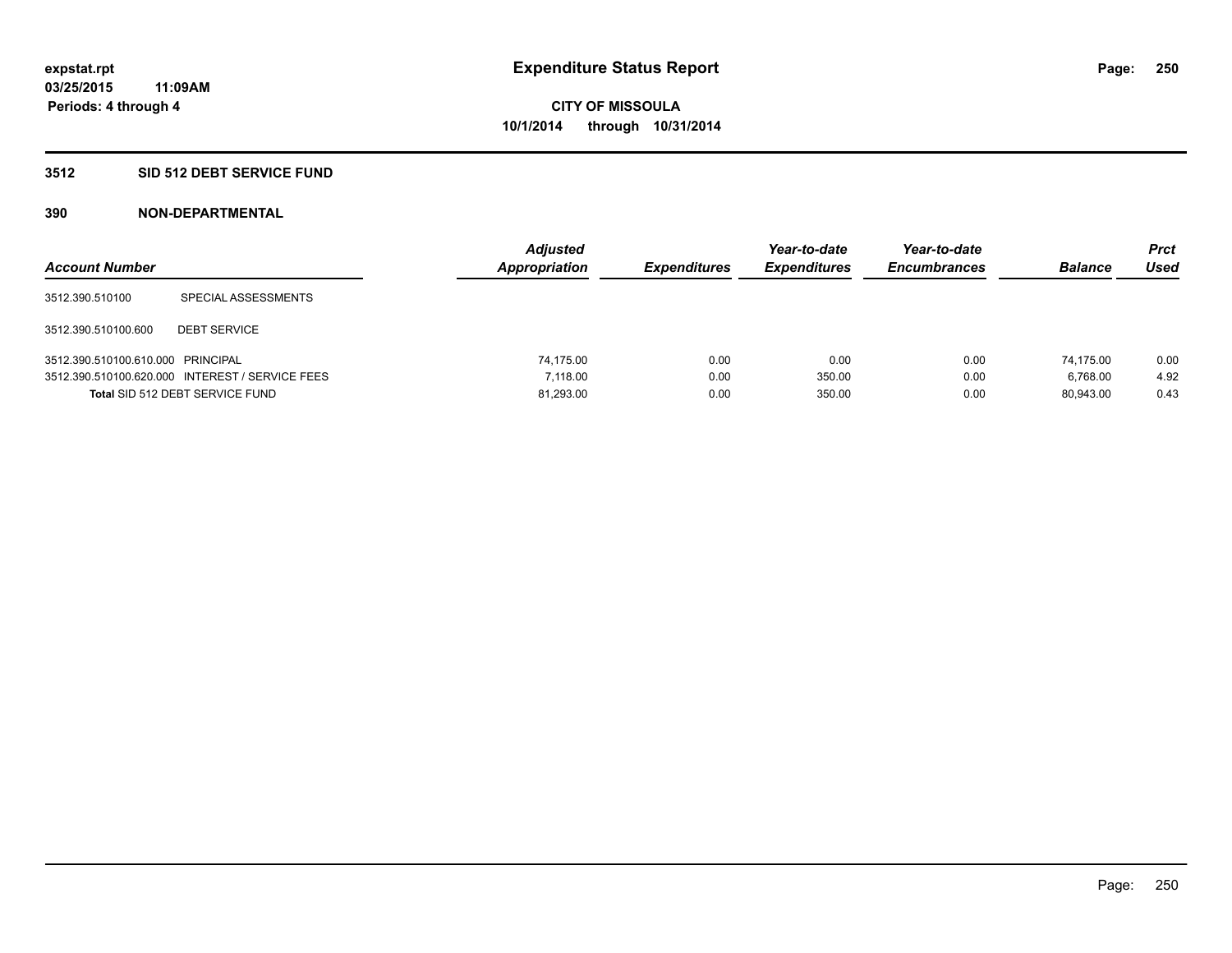**expstat.rpt**
**03/25/2015 11:09AM**
**Periods: 4 through 4**

# Expenditure Status Report

**CITY OF MISSOULA**
**10/1/2014 through 10/31/2014**

## 3512 SID 512 DEBT SERVICE FUND

## 390 NON-DEPARTMENTAL

| Account Number | | Adjusted Appropriation | Expenditures | Year-to-date Expenditures | Year-to-date Encumbrances | Balance | Prct Used |
|---|---|---|---|---|---|---|---|
| 3512.390.510100 | SPECIAL ASSESSMENTS | | | | | | |
| 3512.390.510100.600 | DEBT SERVICE | | | | | | |
| 3512.390.510100.610.000 | PRINCIPAL | 74,175.00 | 0.00 | 0.00 | 0.00 | 74,175.00 | 0.00 |
| 3512.390.510100.620.000 | INTEREST / SERVICE FEES | 7,118.00 | 0.00 | 350.00 | 0.00 | 6,768.00 | 4.92 |
| **Total** SID 512 DEBT SERVICE FUND | | 81,293.00 | 0.00 | 350.00 | 0.00 | 80,943.00 | 0.43 |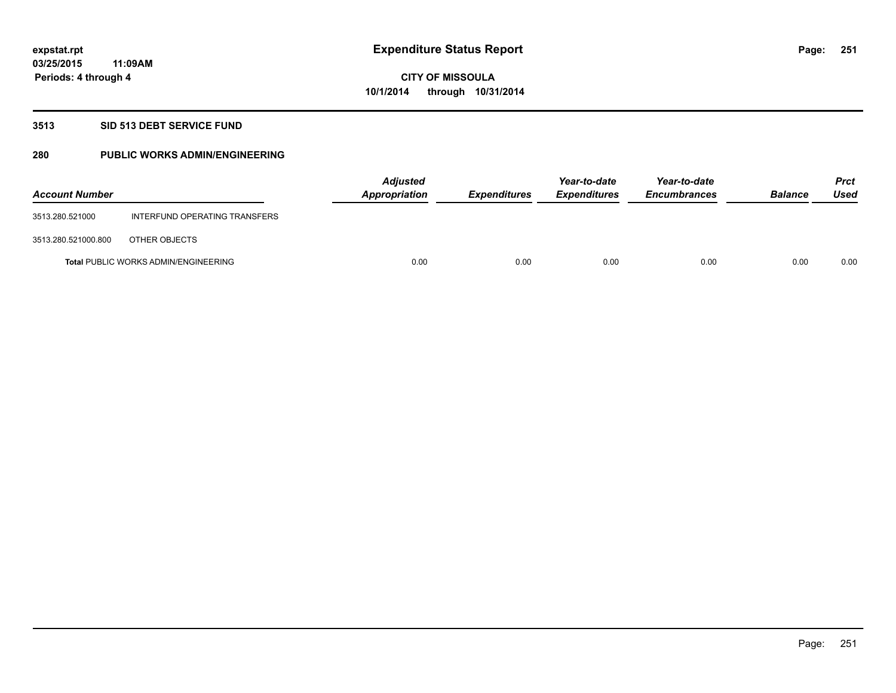**expstat.rpt**
**03/25/2015 11:09AM**
**Periods: 4 through 4**

# Expenditure Status Report

**CITY OF MISSOULA**
**10/1/2014 through 10/31/2014**

## 3513 SID 513 DEBT SERVICE FUND

### 280 PUBLIC WORKS ADMIN/ENGINEERING

| Account Number | | Adjusted Appropriation | Expenditures | Year-to-date Expenditures | Year-to-date Encumbrances | Balance | Prct Used |
|---|---|---|---|---|---|---|---|
| 3513.280.521000 | INTERFUND OPERATING TRANSFERS | | | | | | |
| 3513.280.521000.800 | OTHER OBJECTS | | | | | | |
| **Total** PUBLIC WORKS ADMIN/ENGINEERING | | 0.00 | 0.00 | 0.00 | 0.00 | 0.00 | 0.00 |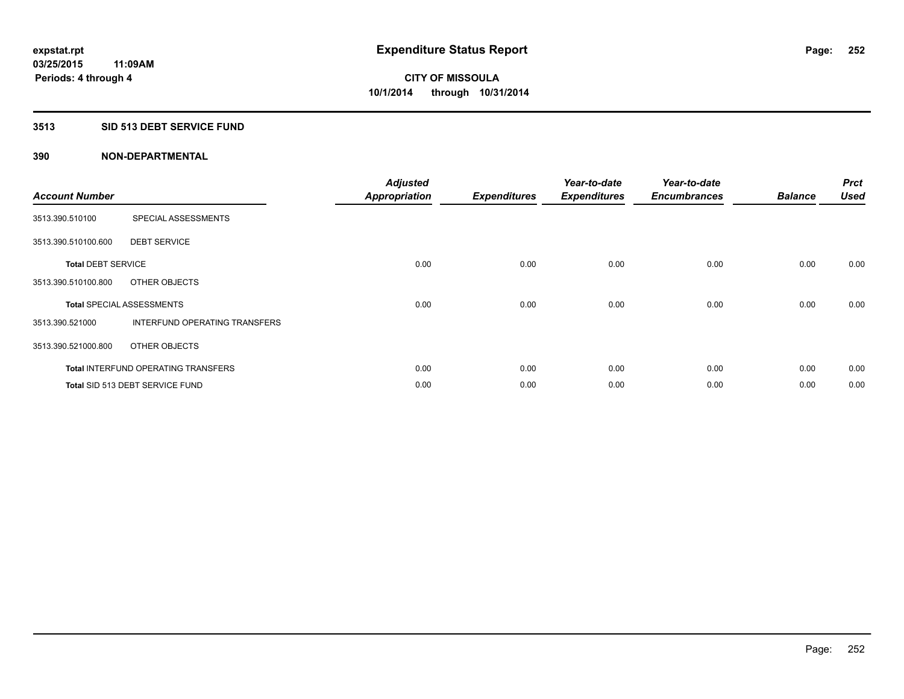# Expenditure Status Report

expstat.rpt
03/25/2015 11:09AM
Periods: 4 through 4

**CITY OF MISSOULA**
**10/1/2014 through 10/31/2014**

## 3513 SID 513 DEBT SERVICE FUND

### 390 NON-DEPARTMENTAL

| Account Number | | Adjusted Appropriation | Expenditures | Year-to-date Expenditures | Year-to-date Encumbrances | Balance | Prct Used |
|---|---|---|---|---|---|---|---|
| 3513.390.510100 | SPECIAL ASSESSMENTS | | | | | | |
| 3513.390.510100.600 | DEBT SERVICE | | | | | | |
| **Total** DEBT SERVICE | | 0.00 | 0.00 | 0.00 | 0.00 | 0.00 | 0.00 |
| 3513.390.510100.800 | OTHER OBJECTS | | | | | | |
| **Total** SPECIAL ASSESSMENTS | | 0.00 | 0.00 | 0.00 | 0.00 | 0.00 | 0.00 |
| 3513.390.521000 | INTERFUND OPERATING TRANSFERS | | | | | | |
| 3513.390.521000.800 | OTHER OBJECTS | | | | | | |
| **Total** INTERFUND OPERATING TRANSFERS | | 0.00 | 0.00 | 0.00 | 0.00 | 0.00 | 0.00 |
| **Total** SID 513 DEBT SERVICE FUND | | 0.00 | 0.00 | 0.00 | 0.00 | 0.00 | 0.00 |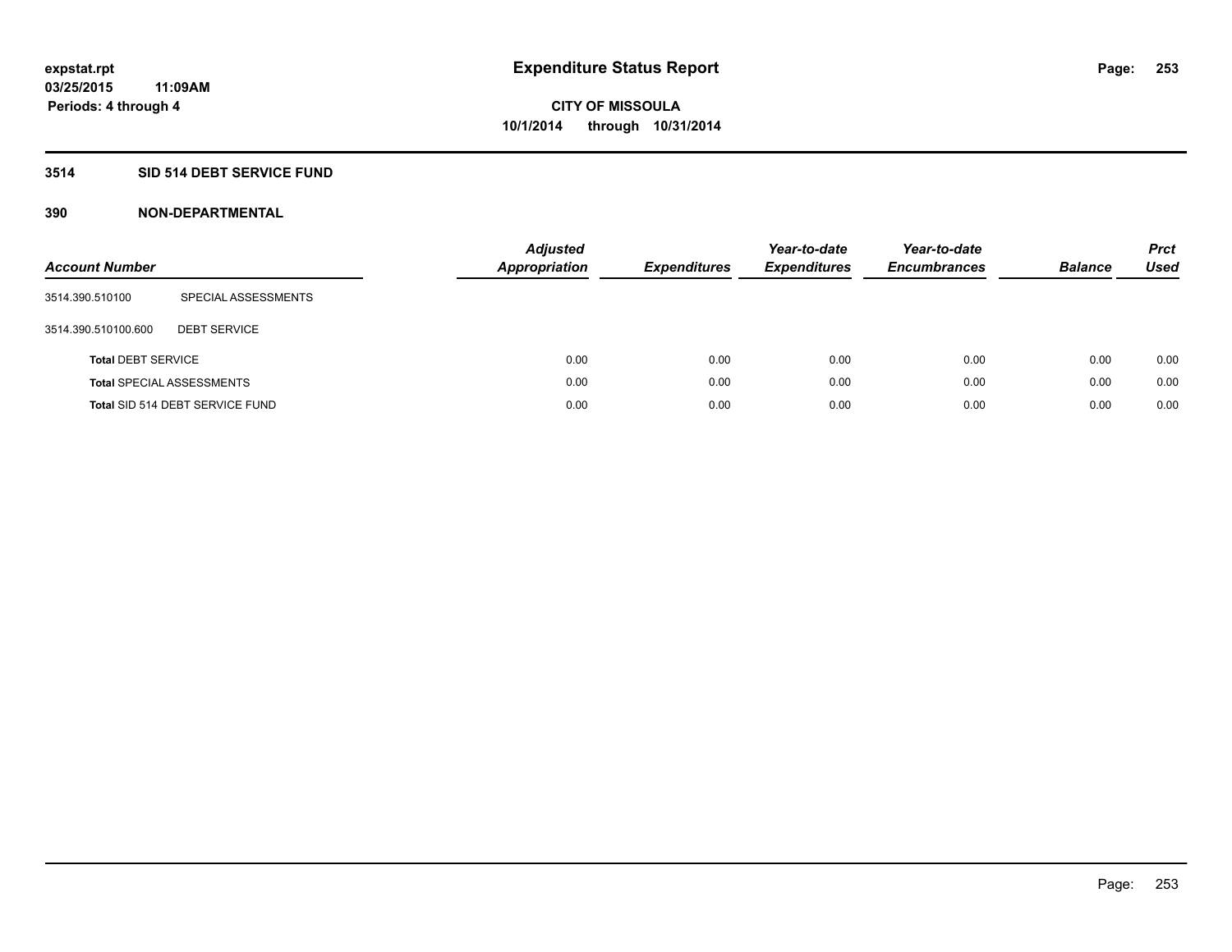# Expenditure Status Report

**CITY OF MISSOULA**
**10/1/2014 through 10/31/2014**

expstat.rpt
03/25/2015 11:09AM
Periods: 4 through 4

## 3514 SID 514 DEBT SERVICE FUND

## 390 NON-DEPARTMENTAL

| Account Number | | Adjusted Appropriation | Expenditures | Year-to-date Expenditures | Year-to-date Encumbrances | Balance | Prct Used |
|---|---|---|---|---|---|---|---|
| 3514.390.510100 | SPECIAL ASSESSMENTS | | | | | | |
| 3514.390.510100.600 | DEBT SERVICE | | | | | | |
| **Total** DEBT SERVICE | | 0.00 | 0.00 | 0.00 | 0.00 | 0.00 | 0.00 |
| **Total** SPECIAL ASSESSMENTS | | 0.00 | 0.00 | 0.00 | 0.00 | 0.00 | 0.00 |
| **Total** SID 514 DEBT SERVICE FUND | | 0.00 | 0.00 | 0.00 | 0.00 | 0.00 | 0.00 |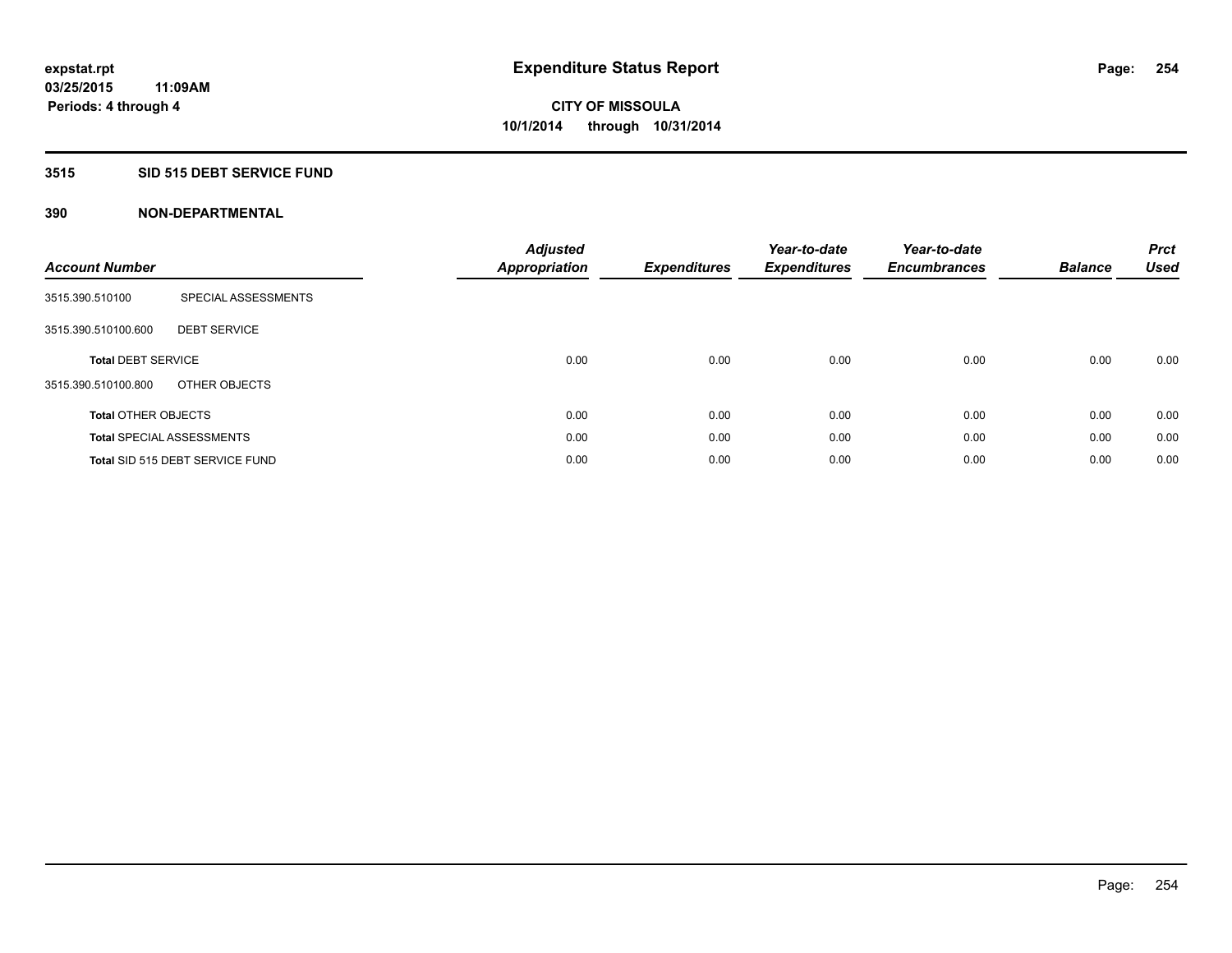# Expenditure Status Report

**expstat.rpt**
**03/25/2015 11:09AM**
**Periods: 4 through 4**

**CITY OF MISSOULA**
**10/1/2014 through 10/31/2014**

## 3515 SID 515 DEBT SERVICE FUND

## 390 NON-DEPARTMENTAL

| Account Number | | *Adjusted Appropriation* | *Expenditures* | *Year-to-date Expenditures* | *Year-to-date Encumbrances* | *Balance* | *Prct Used* |
|---|---|---|---|---|---|---|---|
| 3515.390.510100 | SPECIAL ASSESSMENTS | | | | | | |
| 3515.390.510100.600 | DEBT SERVICE | | | | | | |
| **Total** DEBT SERVICE | | 0.00 | 0.00 | 0.00 | 0.00 | 0.00 | 0.00 |
| 3515.390.510100.800 | OTHER OBJECTS | | | | | | |
| **Total** OTHER OBJECTS | | 0.00 | 0.00 | 0.00 | 0.00 | 0.00 | 0.00 |
| **Total** SPECIAL ASSESSMENTS | | 0.00 | 0.00 | 0.00 | 0.00 | 0.00 | 0.00 |
| **Total** SID 515 DEBT SERVICE FUND | | 0.00 | 0.00 | 0.00 | 0.00 | 0.00 | 0.00 |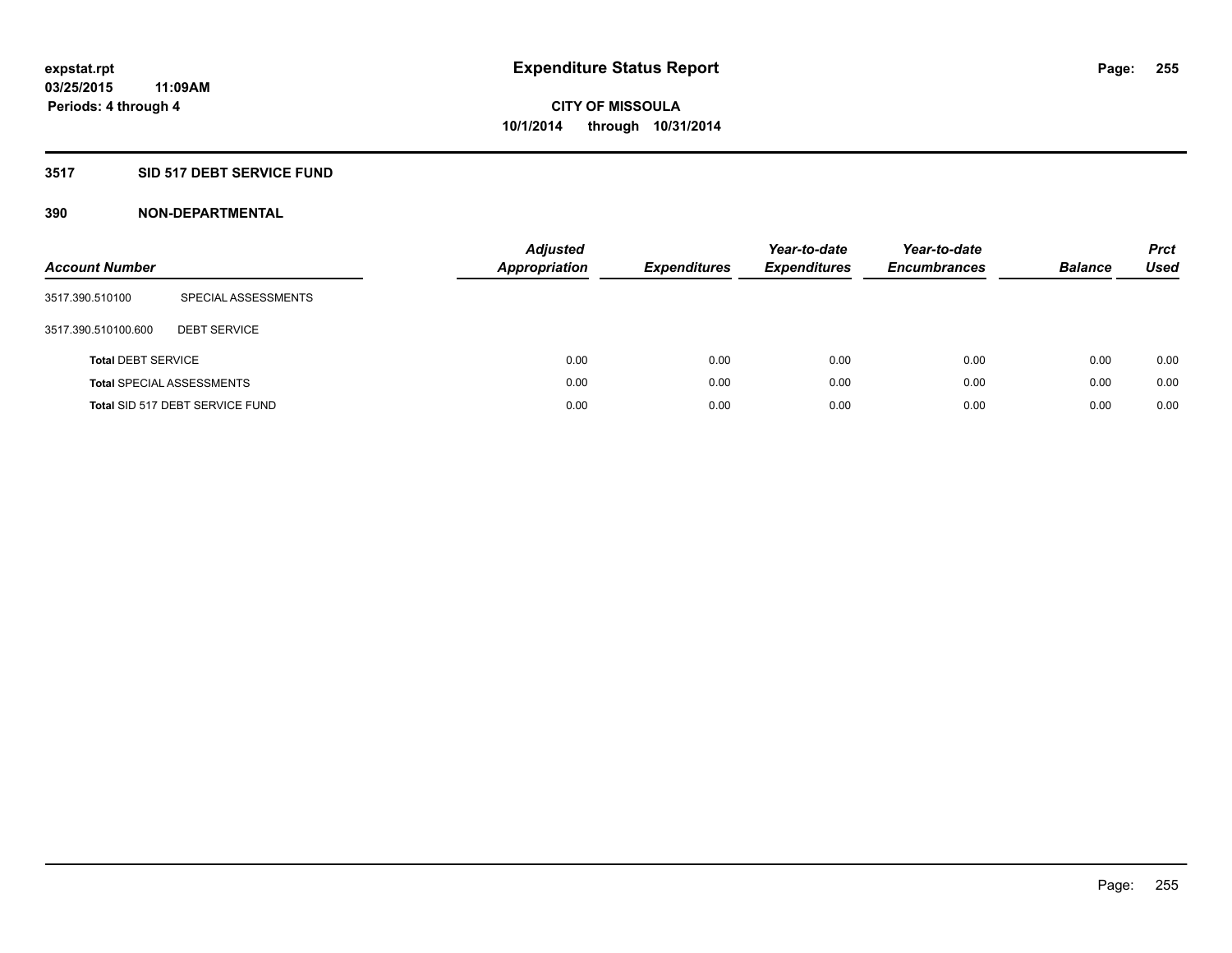**expstat.rpt**
**03/25/2015 11:09AM**
**Periods: 4 through 4**

# Expenditure Status Report

**CITY OF MISSOULA**
**10/1/2014 through 10/31/2014**

## 3517 SID 517 DEBT SERVICE FUND

## 390 NON-DEPARTMENTAL

| Account Number | | Adjusted Appropriation | Expenditures | Year-to-date Expenditures | Year-to-date Encumbrances | Balance | Prct Used |
|---|---|---|---|---|---|---|---|
| 3517.390.510100 | SPECIAL ASSESSMENTS | | | | | | |
| 3517.390.510100.600 | DEBT SERVICE | | | | | | |
| **Total** DEBT SERVICE | | 0.00 | 0.00 | 0.00 | 0.00 | 0.00 | 0.00 |
| **Total** SPECIAL ASSESSMENTS | | 0.00 | 0.00 | 0.00 | 0.00 | 0.00 | 0.00 |
| **Total** SID 517 DEBT SERVICE FUND | | 0.00 | 0.00 | 0.00 | 0.00 | 0.00 | 0.00 |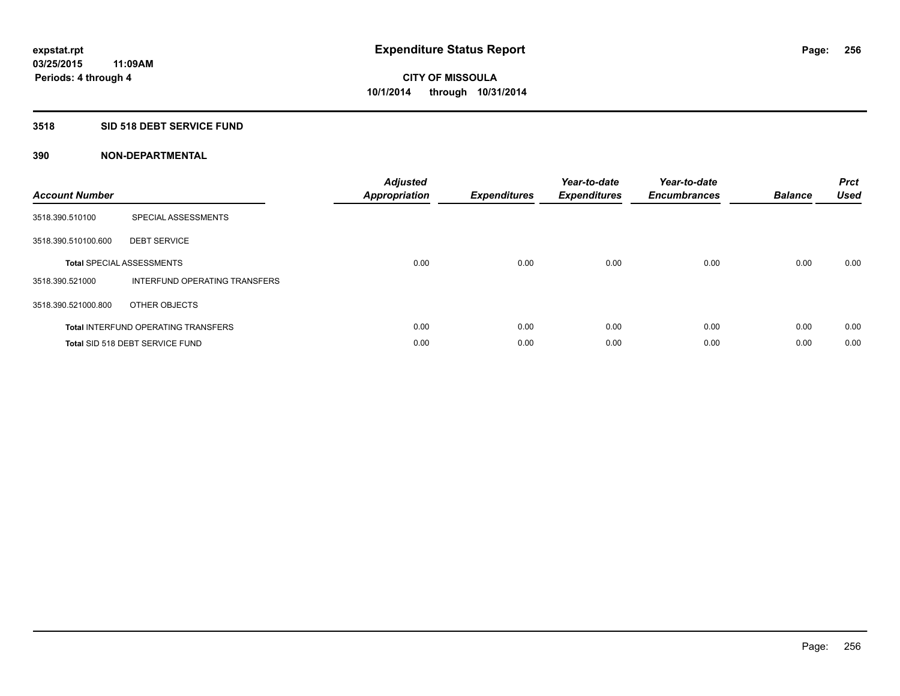**expstat.rpt**
**03/25/2015 11:09AM**
**Periods: 4 through 4**

# Expenditure Status Report

**CITY OF MISSOULA**
**10/1/2014 through 10/31/2014**

## 3518 SID 518 DEBT SERVICE FUND

### 390 NON-DEPARTMENTAL

| Account Number | | Adjusted Appropriation | Expenditures | Year-to-date Expenditures | Year-to-date Encumbrances | Balance | Prct Used |
|---|---|---|---|---|---|---|---|
| 3518.390.510100 | SPECIAL ASSESSMENTS | | | | | | |
| 3518.390.510100.600 | DEBT SERVICE | | | | | | |
| **Total** SPECIAL ASSESSMENTS | | 0.00 | 0.00 | 0.00 | 0.00 | 0.00 | 0.00 |
| 3518.390.521000 | INTERFUND OPERATING TRANSFERS | | | | | | |
| 3518.390.521000.800 | OTHER OBJECTS | | | | | | |
| **Total** INTERFUND OPERATING TRANSFERS | | 0.00 | 0.00 | 0.00 | 0.00 | 0.00 | 0.00 |
| **Total** SID 518 DEBT SERVICE FUND | | 0.00 | 0.00 | 0.00 | 0.00 | 0.00 | 0.00 |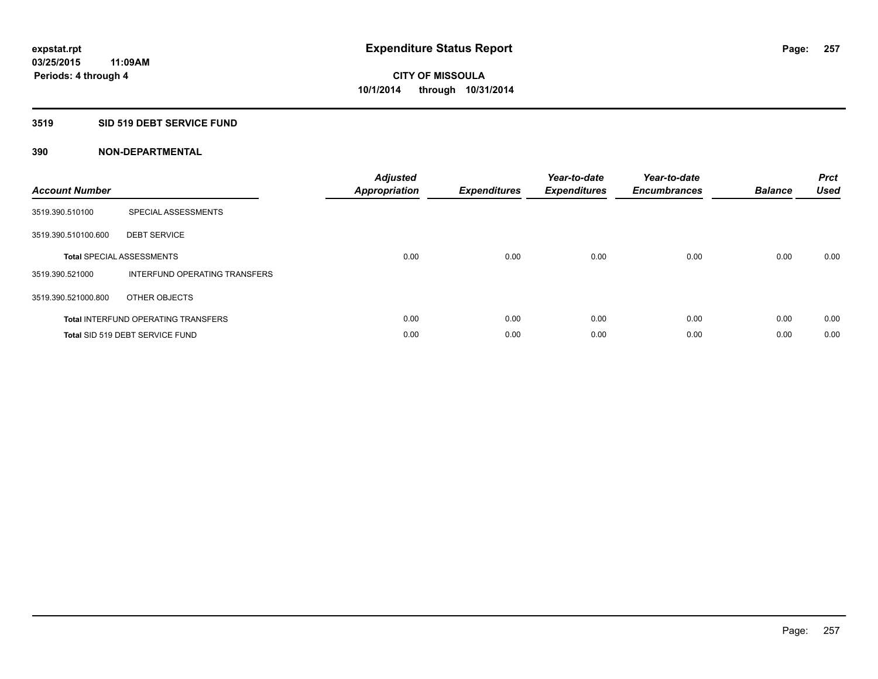expstat.rpt
03/25/2015 11:09AM
Periods: 4 through 4

# Expenditure Status Report

CITY OF MISSOULA
10/1/2014 through 10/31/2014

## 3519 SID 519 DEBT SERVICE FUND

### 390 NON-DEPARTMENTAL

| Account Number | | Adjusted Appropriation | Expenditures | Year-to-date Expenditures | Year-to-date Encumbrances | Balance | Prct Used |
|---|---|---|---|---|---|---|---|
| 3519.390.510100 | SPECIAL ASSESSMENTS | | | | | | |
| 3519.390.510100.600 | DEBT SERVICE | | | | | | |
| **Total** SPECIAL ASSESSMENTS | | 0.00 | 0.00 | 0.00 | 0.00 | 0.00 | 0.00 |
| 3519.390.521000 | INTERFUND OPERATING TRANSFERS | | | | | | |
| 3519.390.521000.800 | OTHER OBJECTS | | | | | | |
| **Total** INTERFUND OPERATING TRANSFERS | | 0.00 | 0.00 | 0.00 | 0.00 | 0.00 | 0.00 |
| **Total** SID 519 DEBT SERVICE FUND | | 0.00 | 0.00 | 0.00 | 0.00 | 0.00 | 0.00 |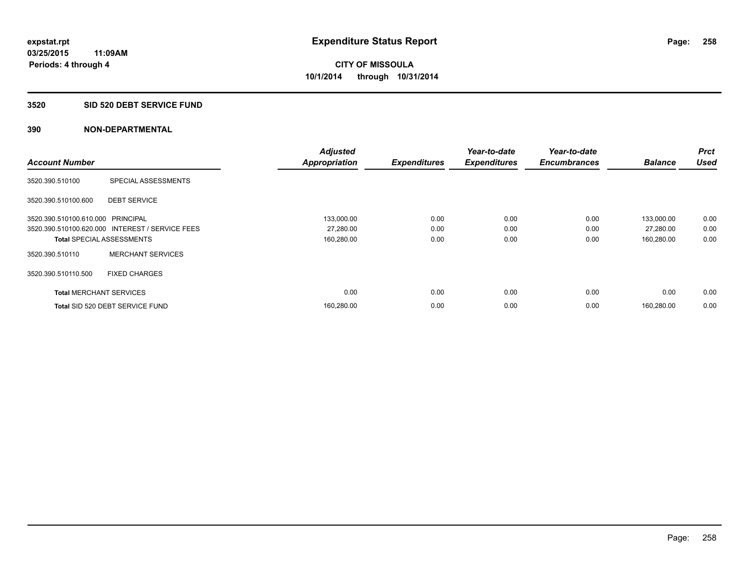**expstat.rpt**
**03/25/2015 11:09AM**
**Periods: 4 through 4**

# Expenditure Status Report

**CITY OF MISSOULA**
**10/1/2014 through 10/31/2014**

## 3520 SID 520 DEBT SERVICE FUND

### 390 NON-DEPARTMENTAL

| Account Number | | Adjusted Appropriation | Expenditures | Year-to-date Expenditures | Year-to-date Encumbrances | Balance | Prct Used |
|---|---|---|---|---|---|---|---|
| 3520.390.510100 | SPECIAL ASSESSMENTS | | | | | | |
| 3520.390.510100.600 | DEBT SERVICE | | | | | | |
| 3520.390.510100.610.000 | PRINCIPAL | 133,000.00 | 0.00 | 0.00 | 0.00 | 133,000.00 | 0.00 |
| 3520.390.510100.620.000 | INTEREST / SERVICE FEES | 27,280.00 | 0.00 | 0.00 | 0.00 | 27,280.00 | 0.00 |
| **Total** SPECIAL ASSESSMENTS | | 160,280.00 | 0.00 | 0.00 | 0.00 | 160,280.00 | 0.00 |
| 3520.390.510110 | MERCHANT SERVICES | | | | | | |
| 3520.390.510110.500 | FIXED CHARGES | | | | | | |
| **Total** MERCHANT SERVICES | | 0.00 | 0.00 | 0.00 | 0.00 | 0.00 | 0.00 |
| **Total** SID 520 DEBT SERVICE FUND | | 160,280.00 | 0.00 | 0.00 | 0.00 | 160,280.00 | 0.00 |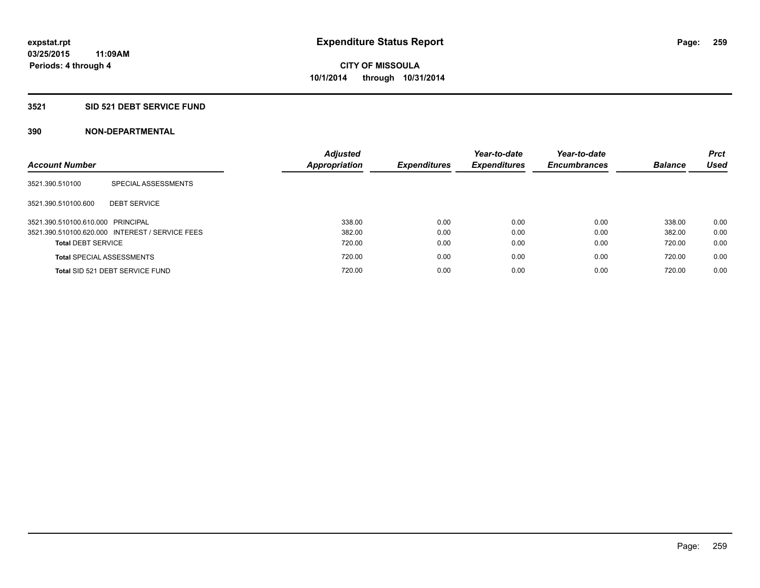**expstat.rpt**
**03/25/2015 11:09AM**
**Periods: 4 through 4**

# Expenditure Status Report

**CITY OF MISSOULA**
**10/1/2014 through 10/31/2014**

## 3521 SID 521 DEBT SERVICE FUND

### 390 NON-DEPARTMENTAL

| Account Number | | Adjusted Appropriation | Expenditures | Year-to-date Expenditures | Year-to-date Encumbrances | Balance | Prct Used |
|---|---|---|---|---|---|---|---|
| 3521.390.510100 | SPECIAL ASSESSMENTS | | | | | | |
| 3521.390.510100.600 | DEBT SERVICE | | | | | | |
| 3521.390.510100.610.000 | PRINCIPAL | 338.00 | 0.00 | 0.00 | 0.00 | 338.00 | 0.00 |
| 3521.390.510100.620.000 | INTEREST / SERVICE FEES | 382.00 | 0.00 | 0.00 | 0.00 | 382.00 | 0.00 |
| **Total** DEBT SERVICE | | 720.00 | 0.00 | 0.00 | 0.00 | 720.00 | 0.00 |
| **Total** SPECIAL ASSESSMENTS | | 720.00 | 0.00 | 0.00 | 0.00 | 720.00 | 0.00 |
| **Total** SID 521 DEBT SERVICE FUND | | 720.00 | 0.00 | 0.00 | 0.00 | 720.00 | 0.00 |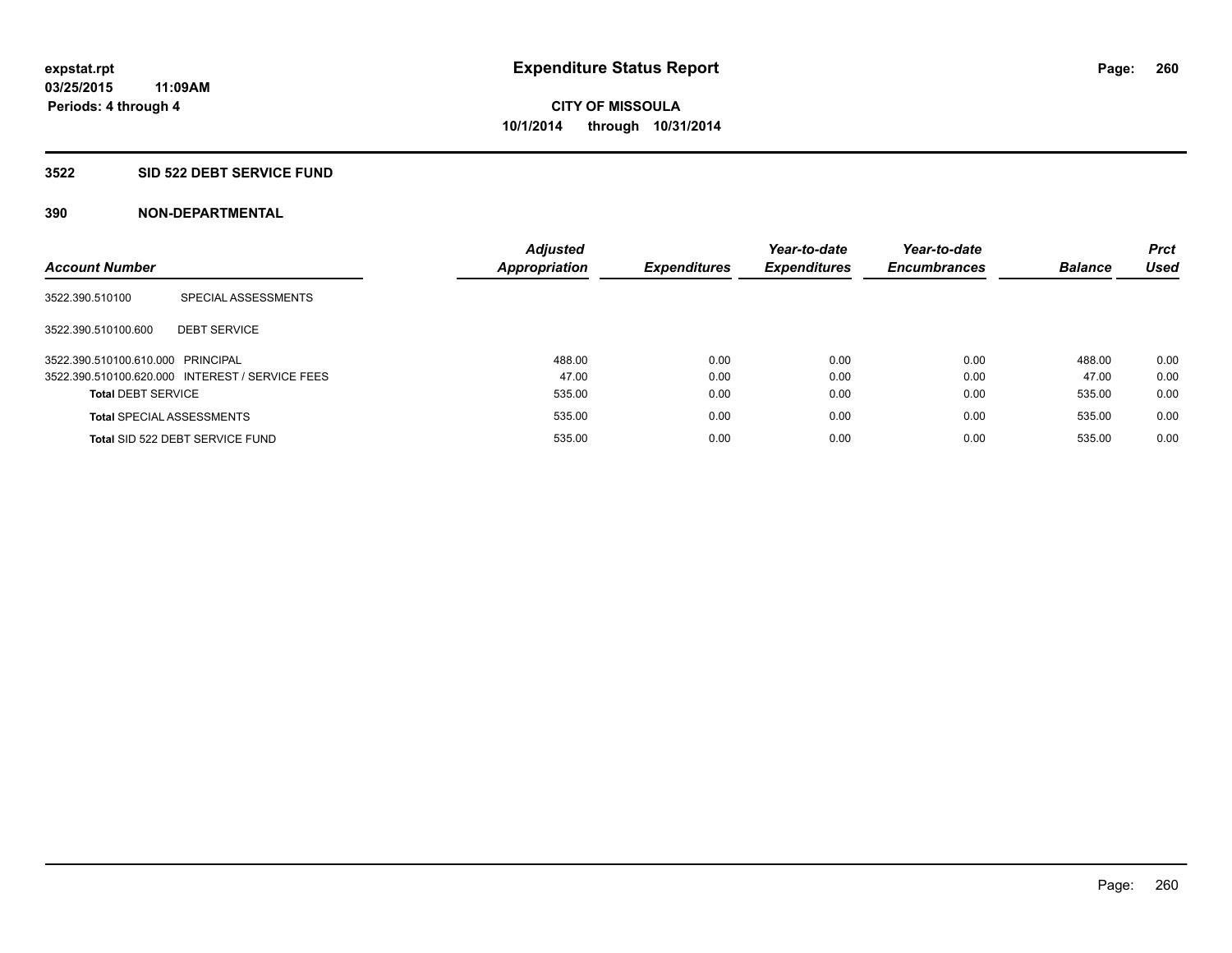# Expenditure Status Report

expstat.rpt
03/25/2015 11:09AM
Periods: 4 through 4

**CITY OF MISSOULA**
**10/1/2014 through 10/31/2014**

## 3522 SID 522 DEBT SERVICE FUND

### 390 NON-DEPARTMENTAL

| Account Number | | Adjusted Appropriation | Expenditures | Year-to-date Expenditures | Year-to-date Encumbrances | Balance | Prct Used |
|---|---|---|---|---|---|---|---|
| 3522.390.510100 | SPECIAL ASSESSMENTS | | | | | | |
| 3522.390.510100.600 | DEBT SERVICE | | | | | | |
| 3522.390.510100.610.000 | PRINCIPAL | 488.00 | 0.00 | 0.00 | 0.00 | 488.00 | 0.00 |
| 3522.390.510100.620.000 | INTEREST / SERVICE FEES | 47.00 | 0.00 | 0.00 | 0.00 | 47.00 | 0.00 |
| **Total** DEBT SERVICE | | 535.00 | 0.00 | 0.00 | 0.00 | 535.00 | 0.00 |
| **Total** SPECIAL ASSESSMENTS | | 535.00 | 0.00 | 0.00 | 0.00 | 535.00 | 0.00 |
| **Total** SID 522 DEBT SERVICE FUND | | 535.00 | 0.00 | 0.00 | 0.00 | 535.00 | 0.00 |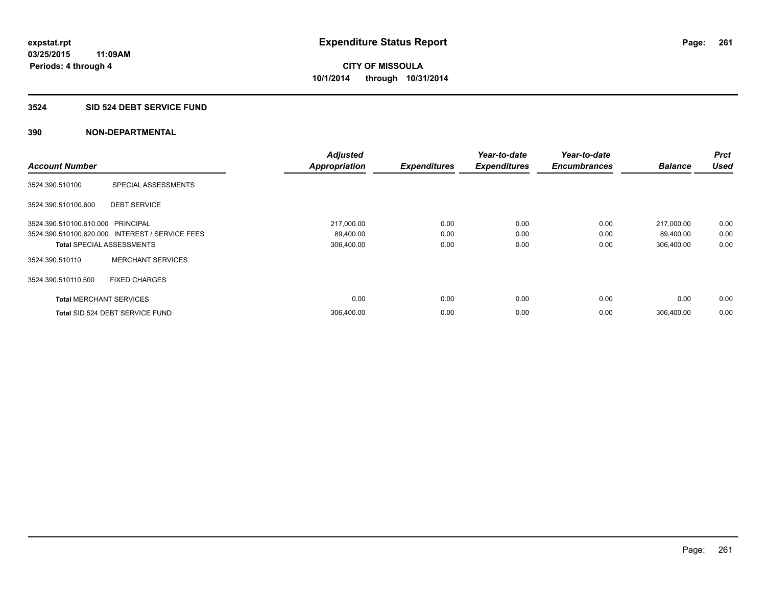expstat.rpt
03/25/2015 11:09AM
Periods: 4 through 4

# Expenditure Status Report

**CITY OF MISSOULA**
**10/1/2014 through 10/31/2014**

## 3524 SID 524 DEBT SERVICE FUND

## 390 NON-DEPARTMENTAL

| Account Number | | Adjusted Appropriation | Expenditures | Year-to-date Expenditures | Year-to-date Encumbrances | Balance | Prct Used |
|---|---|---|---|---|---|---|---|
| 3524.390.510100 | SPECIAL ASSESSMENTS | | | | | | |
| 3524.390.510100.600 | DEBT SERVICE | | | | | | |
| 3524.390.510100.610.000 | PRINCIPAL | 217,000.00 | 0.00 | 0.00 | 0.00 | 217,000.00 | 0.00 |
| 3524.390.510100.620.000 | INTEREST / SERVICE FEES | 89,400.00 | 0.00 | 0.00 | 0.00 | 89,400.00 | 0.00 |
| **Total** SPECIAL ASSESSMENTS | | 306,400.00 | 0.00 | 0.00 | 0.00 | 306,400.00 | 0.00 |
| 3524.390.510110 | MERCHANT SERVICES | | | | | | |
| 3524.390.510110.500 | FIXED CHARGES | | | | | | |
| **Total** MERCHANT SERVICES | | 0.00 | 0.00 | 0.00 | 0.00 | 0.00 | 0.00 |
| **Total** SID 524 DEBT SERVICE FUND | | 306,400.00 | 0.00 | 0.00 | 0.00 | 306,400.00 | 0.00 |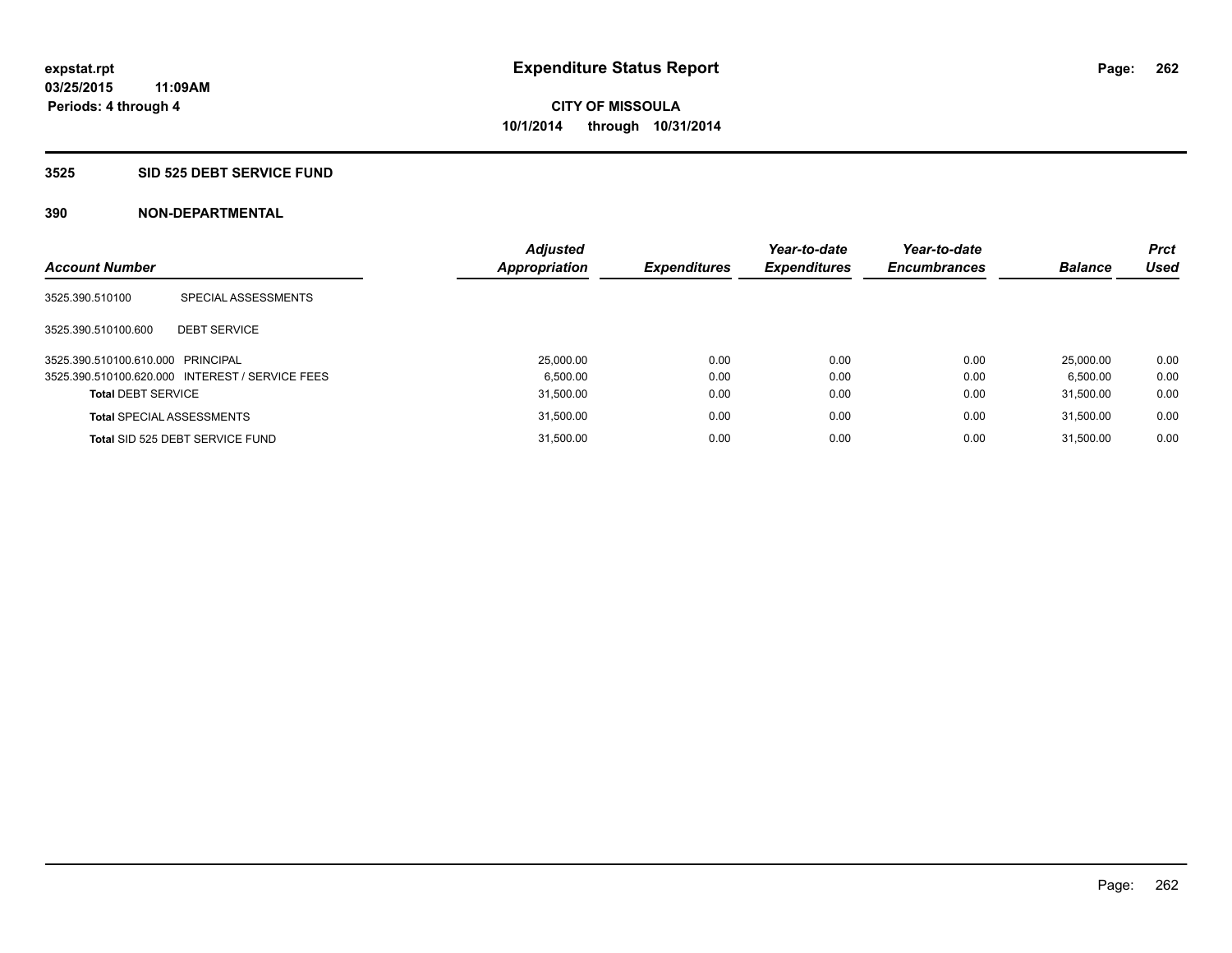expstat.rpt
03/25/2015 11:09AM
Periods: 4 through 4

# Expenditure Status Report

**CITY OF MISSOULA**
**10/1/2014 through 10/31/2014**

## 3525 SID 525 DEBT SERVICE FUND

### 390 NON-DEPARTMENTAL

| Account Number | | Adjusted Appropriation | Expenditures | Year-to-date Expenditures | Year-to-date Encumbrances | Balance | Prct Used |
|---|---|---|---|---|---|---|---|
| 3525.390.510100 | SPECIAL ASSESSMENTS | | | | | | |
| 3525.390.510100.600 | DEBT SERVICE | | | | | | |
| 3525.390.510100.610.000 | PRINCIPAL | 25,000.00 | 0.00 | 0.00 | 0.00 | 25,000.00 | 0.00 |
| 3525.390.510100.620.000 | INTEREST / SERVICE FEES | 6,500.00 | 0.00 | 0.00 | 0.00 | 6,500.00 | 0.00 |
| **Total** DEBT SERVICE | | 31,500.00 | 0.00 | 0.00 | 0.00 | 31,500.00 | 0.00 |
| **Total** SPECIAL ASSESSMENTS | | 31,500.00 | 0.00 | 0.00 | 0.00 | 31,500.00 | 0.00 |
| **Total** SID 525 DEBT SERVICE FUND | | 31,500.00 | 0.00 | 0.00 | 0.00 | 31,500.00 | 0.00 |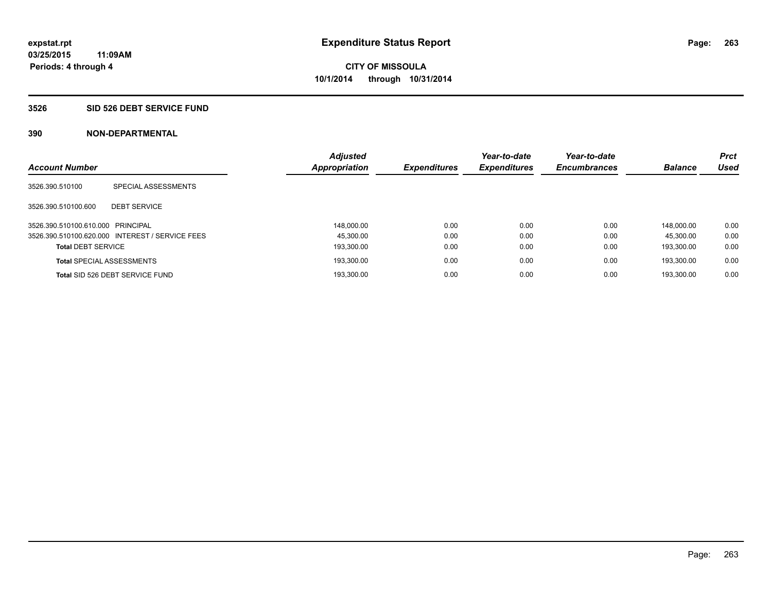**expstat.rpt**
**03/25/2015 11:09AM**
**Periods: 4 through 4**

# Expenditure Status Report

**CITY OF MISSOULA**
**10/1/2014 through 10/31/2014**

## 3526 SID 526 DEBT SERVICE FUND

## 390 NON-DEPARTMENTAL

| Account Number | | Adjusted Appropriation | Expenditures | Year-to-date Expenditures | Year-to-date Encumbrances | Balance | Prct Used |
|---|---|---|---|---|---|---|---|
| 3526.390.510100 | SPECIAL ASSESSMENTS | | | | | | |
| 3526.390.510100.600 | DEBT SERVICE | | | | | | |
| 3526.390.510100.610.000 | PRINCIPAL | 148,000.00 | 0.00 | 0.00 | 0.00 | 148,000.00 | 0.00 |
| 3526.390.510100.620.000 | INTEREST / SERVICE FEES | 45,300.00 | 0.00 | 0.00 | 0.00 | 45,300.00 | 0.00 |
| **Total** DEBT SERVICE | | 193,300.00 | 0.00 | 0.00 | 0.00 | 193,300.00 | 0.00 |
| **Total** SPECIAL ASSESSMENTS | | 193,300.00 | 0.00 | 0.00 | 0.00 | 193,300.00 | 0.00 |
| **Total** SID 526 DEBT SERVICE FUND | | 193,300.00 | 0.00 | 0.00 | 0.00 | 193,300.00 | 0.00 |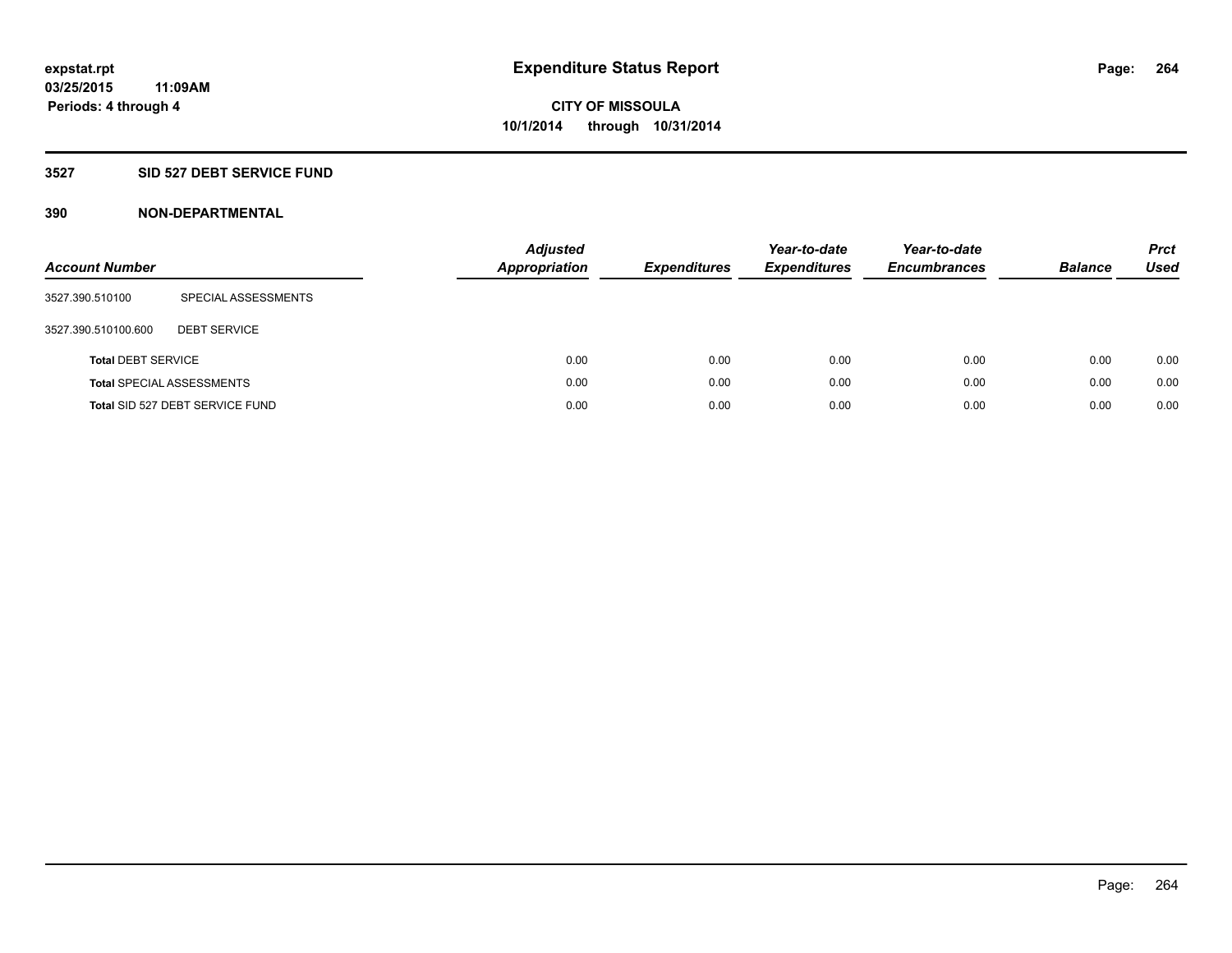**expstat.rpt**
**03/25/2015 11:09AM**
**Periods: 4 through 4**

# Expenditure Status Report

**CITY OF MISSOULA**
**10/1/2014 through 10/31/2014**

## 3527 SID 527 DEBT SERVICE FUND

### 390 NON-DEPARTMENTAL

| Account Number | | Adjusted Appropriation | Expenditures | Year-to-date Expenditures | Year-to-date Encumbrances | Balance | Prct Used |
|---|---|---|---|---|---|---|---|
| 3527.390.510100 | SPECIAL ASSESSMENTS | | | | | | |
| 3527.390.510100.600 | DEBT SERVICE | | | | | | |
| **Total** DEBT SERVICE | | 0.00 | 0.00 | 0.00 | 0.00 | 0.00 | 0.00 |
| **Total** SPECIAL ASSESSMENTS | | 0.00 | 0.00 | 0.00 | 0.00 | 0.00 | 0.00 |
| **Total** SID 527 DEBT SERVICE FUND | | 0.00 | 0.00 | 0.00 | 0.00 | 0.00 | 0.00 |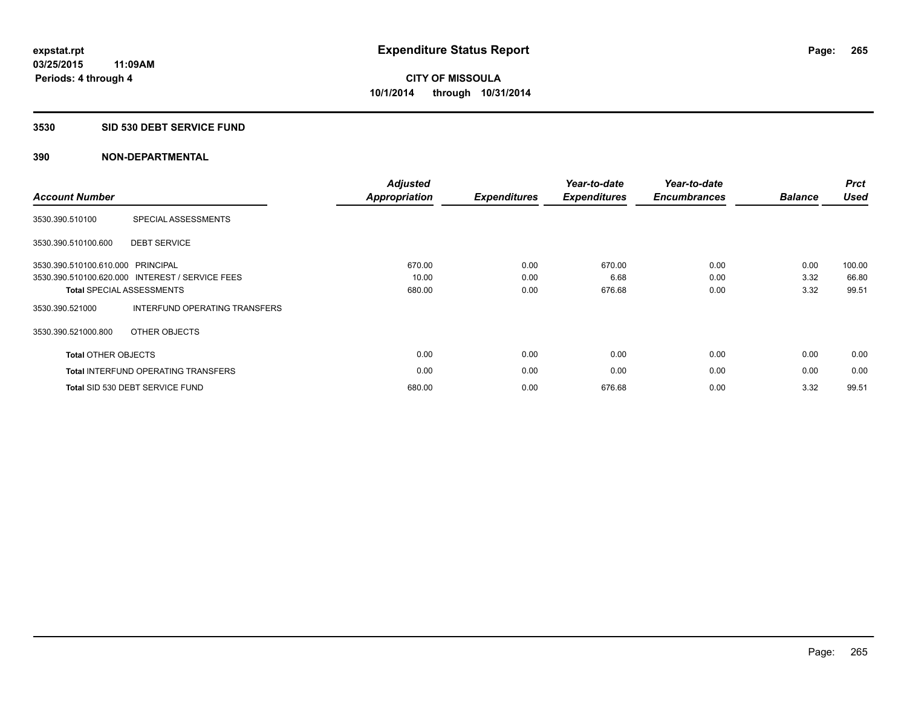**expstat.rpt**
**03/25/2015 11:09AM**
**Periods: 4 through 4**

# Expenditure Status Report

**CITY OF MISSOULA**
**10/1/2014 through 10/31/2014**

## 3530 SID 530 DEBT SERVICE FUND

## 390 NON-DEPARTMENTAL

| Account Number | | Adjusted Appropriation | Expenditures | Year-to-date Expenditures | Year-to-date Encumbrances | Balance | Prct Used |
|---|---|---|---|---|---|---|---|
| 3530.390.510100 | SPECIAL ASSESSMENTS | | | | | | |
| 3530.390.510100.600 | DEBT SERVICE | | | | | | |
| 3530.390.510100.610.000 | PRINCIPAL | 670.00 | 0.00 | 670.00 | 0.00 | 0.00 | 100.00 |
| 3530.390.510100.620.000 | INTEREST / SERVICE FEES | 10.00 | 0.00 | 6.68 | 0.00 | 3.32 | 66.80 |
| **Total** SPECIAL ASSESSMENTS | | 680.00 | 0.00 | 676.68 | 0.00 | 3.32 | 99.51 |
| 3530.390.521000 | INTERFUND OPERATING TRANSFERS | | | | | | |
| 3530.390.521000.800 | OTHER OBJECTS | | | | | | |
| **Total** OTHER OBJECTS | | 0.00 | 0.00 | 0.00 | 0.00 | 0.00 | 0.00 |
| **Total** INTERFUND OPERATING TRANSFERS | | 0.00 | 0.00 | 0.00 | 0.00 | 0.00 | 0.00 |
| **Total** SID 530 DEBT SERVICE FUND | | 680.00 | 0.00 | 676.68 | 0.00 | 3.32 | 99.51 |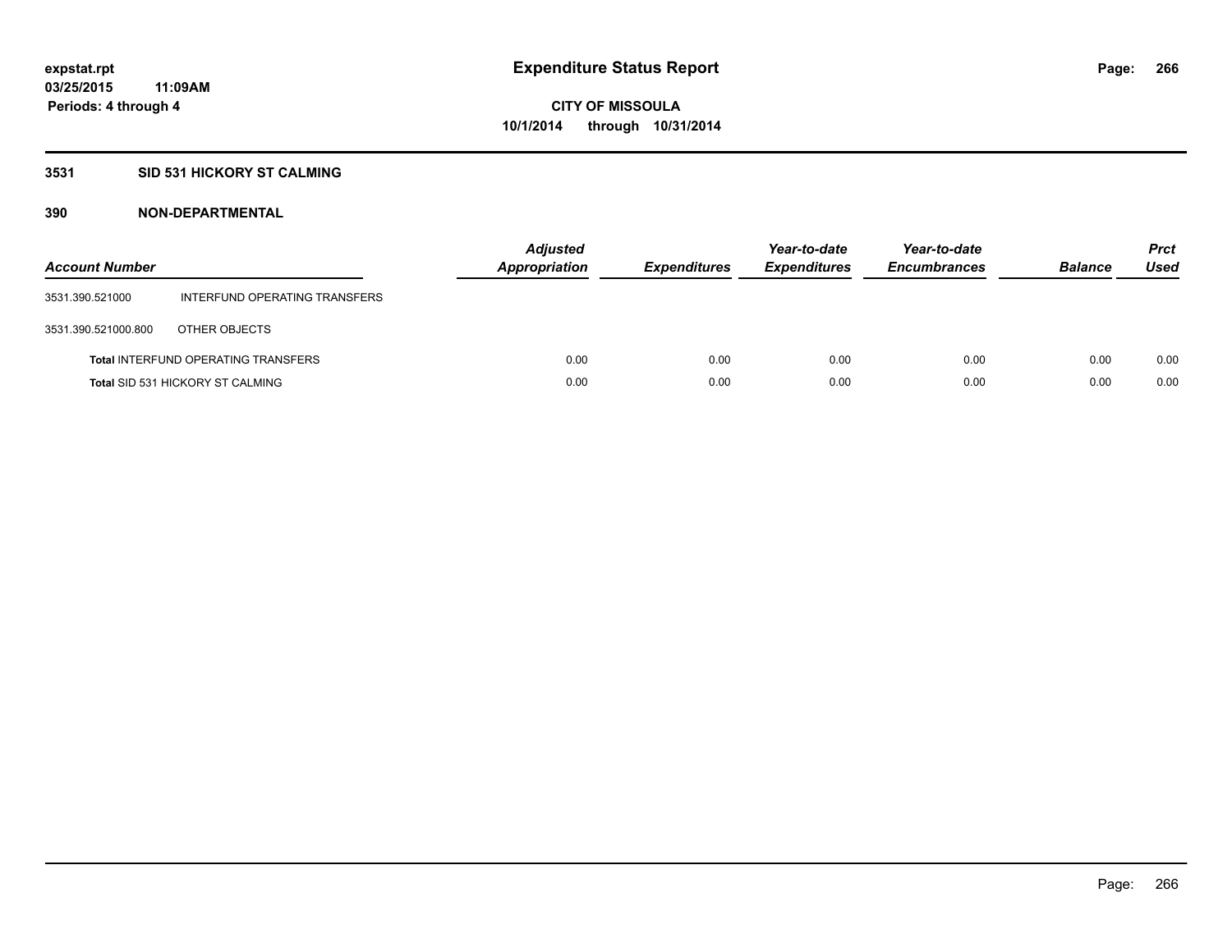**expstat.rpt**
**03/25/2015 11:09AM**
**Periods: 4 through 4**

# Expenditure Status Report

**CITY OF MISSOULA**
**10/1/2014 through 10/31/2014**

## 3531 SID 531 HICKORY ST CALMING

### 390 NON-DEPARTMENTAL

| Account Number | | Adjusted Appropriation | Expenditures | Year-to-date Expenditures | Year-to-date Encumbrances | Balance | Prct Used |
|---|---|---|---|---|---|---|---|
| 3531.390.521000 | INTERFUND OPERATING TRANSFERS | | | | | | |
| 3531.390.521000.800 | OTHER OBJECTS | | | | | | |
| **Total** INTERFUND OPERATING TRANSFERS | | 0.00 | 0.00 | 0.00 | 0.00 | 0.00 | 0.00 |
| **Total** SID 531 HICKORY ST CALMING | | 0.00 | 0.00 | 0.00 | 0.00 | 0.00 | 0.00 |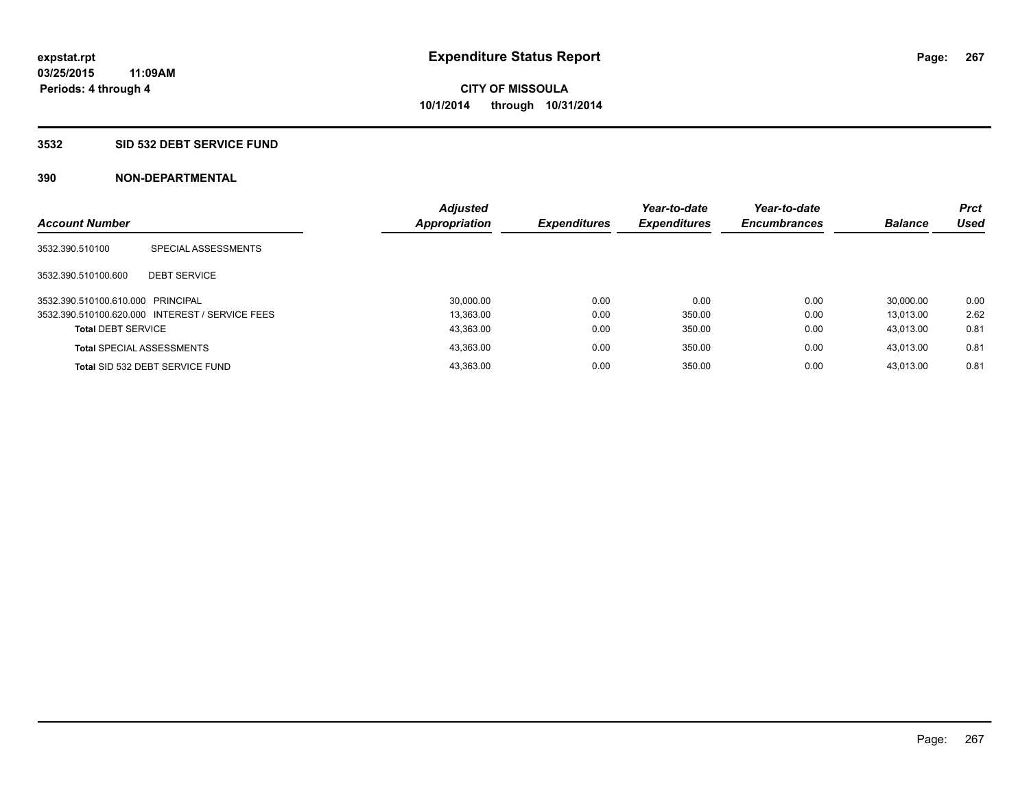**expstat.rpt**
**03/25/2015 11:09AM**
**Periods: 4 through 4**

# Expenditure Status Report

**CITY OF MISSOULA**
**10/1/2014 through 10/31/2014**

## 3532 SID 532 DEBT SERVICE FUND

### 390 NON-DEPARTMENTAL

| Account Number | | Adjusted Appropriation | Expenditures | Year-to-date Expenditures | Year-to-date Encumbrances | Balance | Prct Used |
|---|---|---|---|---|---|---|---|
| 3532.390.510100 | SPECIAL ASSESSMENTS | | | | | | |
| 3532.390.510100.600 | DEBT SERVICE | | | | | | |
| 3532.390.510100.610.000 | PRINCIPAL | 30,000.00 | 0.00 | 0.00 | 0.00 | 30,000.00 | 0.00 |
| 3532.390.510100.620.000 | INTEREST / SERVICE FEES | 13,363.00 | 0.00 | 350.00 | 0.00 | 13,013.00 | 2.62 |
| **Total** DEBT SERVICE | | 43,363.00 | 0.00 | 350.00 | 0.00 | 43,013.00 | 0.81 |
| **Total** SPECIAL ASSESSMENTS | | 43,363.00 | 0.00 | 350.00 | 0.00 | 43,013.00 | 0.81 |
| **Total** SID 532 DEBT SERVICE FUND | | 43,363.00 | 0.00 | 350.00 | 0.00 | 43,013.00 | 0.81 |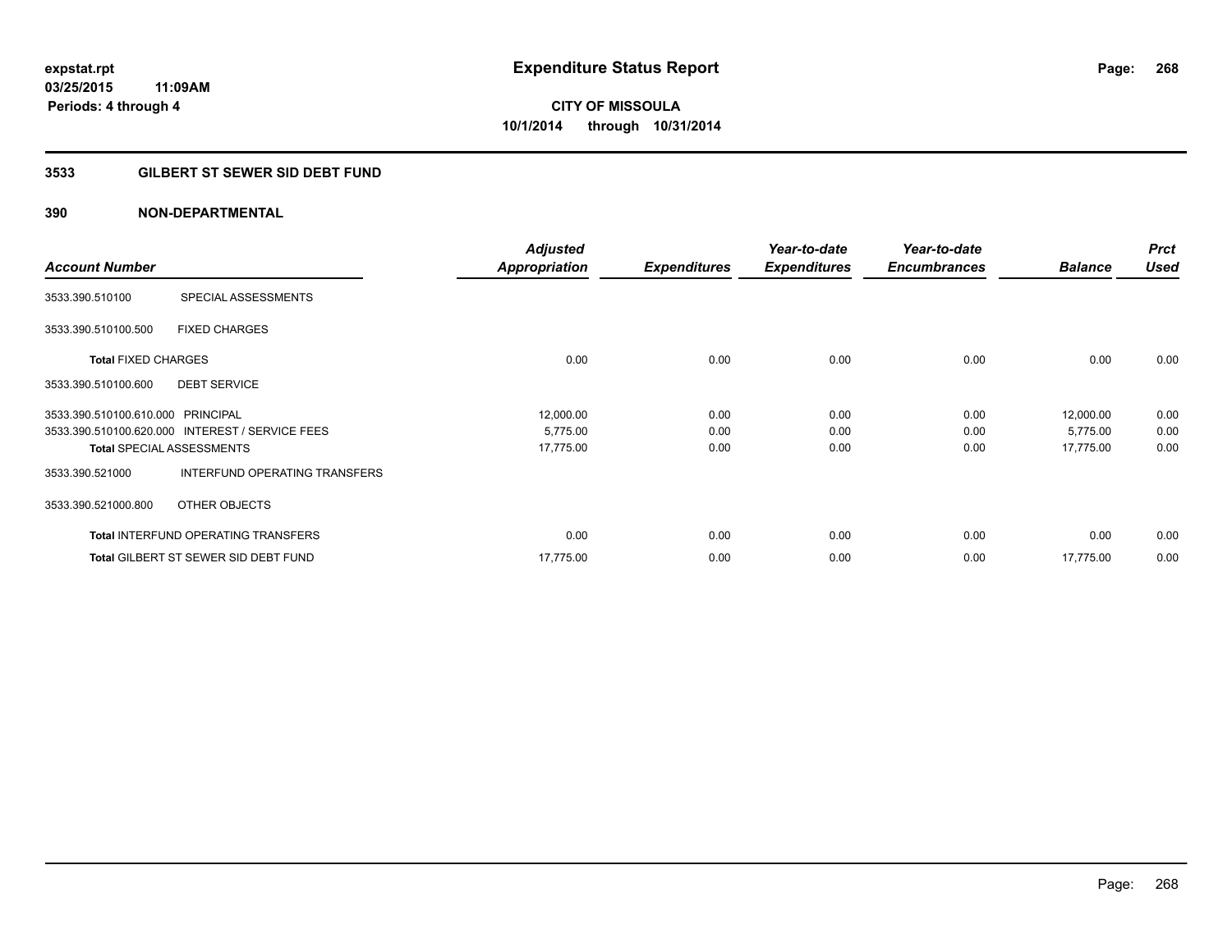# Expenditure Status Report

expstat.rpt
03/25/2015 11:09AM
Periods: 4 through 4

**CITY OF MISSOULA**
**10/1/2014 through 10/31/2014**

## 3533 GILBERT ST SEWER SID DEBT FUND

## 390 NON-DEPARTMENTAL

| Account Number | | Adjusted Appropriation | Expenditures | Year-to-date Expenditures | Year-to-date Encumbrances | Balance | Prct Used |
|---|---|---|---|---|---|---|---|
| 3533.390.510100 | SPECIAL ASSESSMENTS | | | | | | |
| 3533.390.510100.500 | FIXED CHARGES | | | | | | |
| **Total** FIXED CHARGES | | 0.00 | 0.00 | 0.00 | 0.00 | 0.00 | 0.00 |
| 3533.390.510100.600 | DEBT SERVICE | | | | | | |
| 3533.390.510100.610.000 | PRINCIPAL | 12,000.00 | 0.00 | 0.00 | 0.00 | 12,000.00 | 0.00 |
| 3533.390.510100.620.000 | INTEREST / SERVICE FEES | 5,775.00 | 0.00 | 0.00 | 0.00 | 5,775.00 | 0.00 |
| **Total** SPECIAL ASSESSMENTS | | 17,775.00 | 0.00 | 0.00 | 0.00 | 17,775.00 | 0.00 |
| 3533.390.521000 | INTERFUND OPERATING TRANSFERS | | | | | | |
| 3533.390.521000.800 | OTHER OBJECTS | | | | | | |
| **Total** INTERFUND OPERATING TRANSFERS | | 0.00 | 0.00 | 0.00 | 0.00 | 0.00 | 0.00 |
| **Total** GILBERT ST SEWER SID DEBT FUND | | 17,775.00 | 0.00 | 0.00 | 0.00 | 17,775.00 | 0.00 |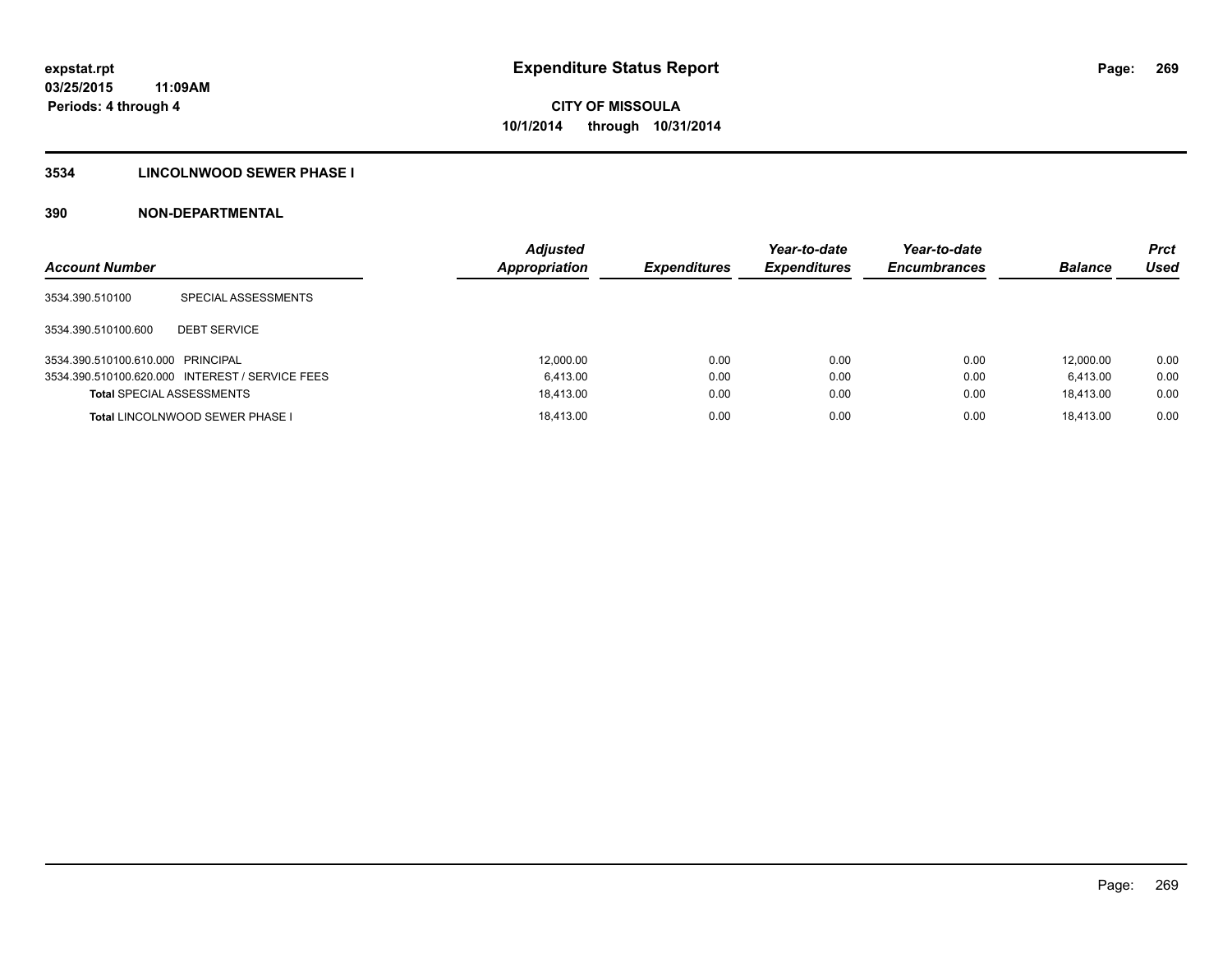expstat.rpt
03/25/2015 11:09AM
Periods: 4 through 4

# Expenditure Status Report

CITY OF MISSOULA
10/1/2014 through 10/31/2014

## 3534 LINCOLNWOOD SEWER PHASE I

### 390 NON-DEPARTMENTAL

| Account Number | | Adjusted Appropriation | Expenditures | Year-to-date Expenditures | Year-to-date Encumbrances | Balance | Prct Used |
|---|---|---|---|---|---|---|---|
| 3534.390.510100 | SPECIAL ASSESSMENTS | | | | | | |
| 3534.390.510100.600 | DEBT SERVICE | | | | | | |
| 3534.390.510100.610.000 | PRINCIPAL | 12,000.00 | 0.00 | 0.00 | 0.00 | 12,000.00 | 0.00 |
| 3534.390.510100.620.000 | INTEREST / SERVICE FEES | 6,413.00 | 0.00 | 0.00 | 0.00 | 6,413.00 | 0.00 |
| **Total** SPECIAL ASSESSMENTS | | 18,413.00 | 0.00 | 0.00 | 0.00 | 18,413.00 | 0.00 |
| **Total** LINCOLNWOOD SEWER PHASE I | | 18,413.00 | 0.00 | 0.00 | 0.00 | 18,413.00 | 0.00 |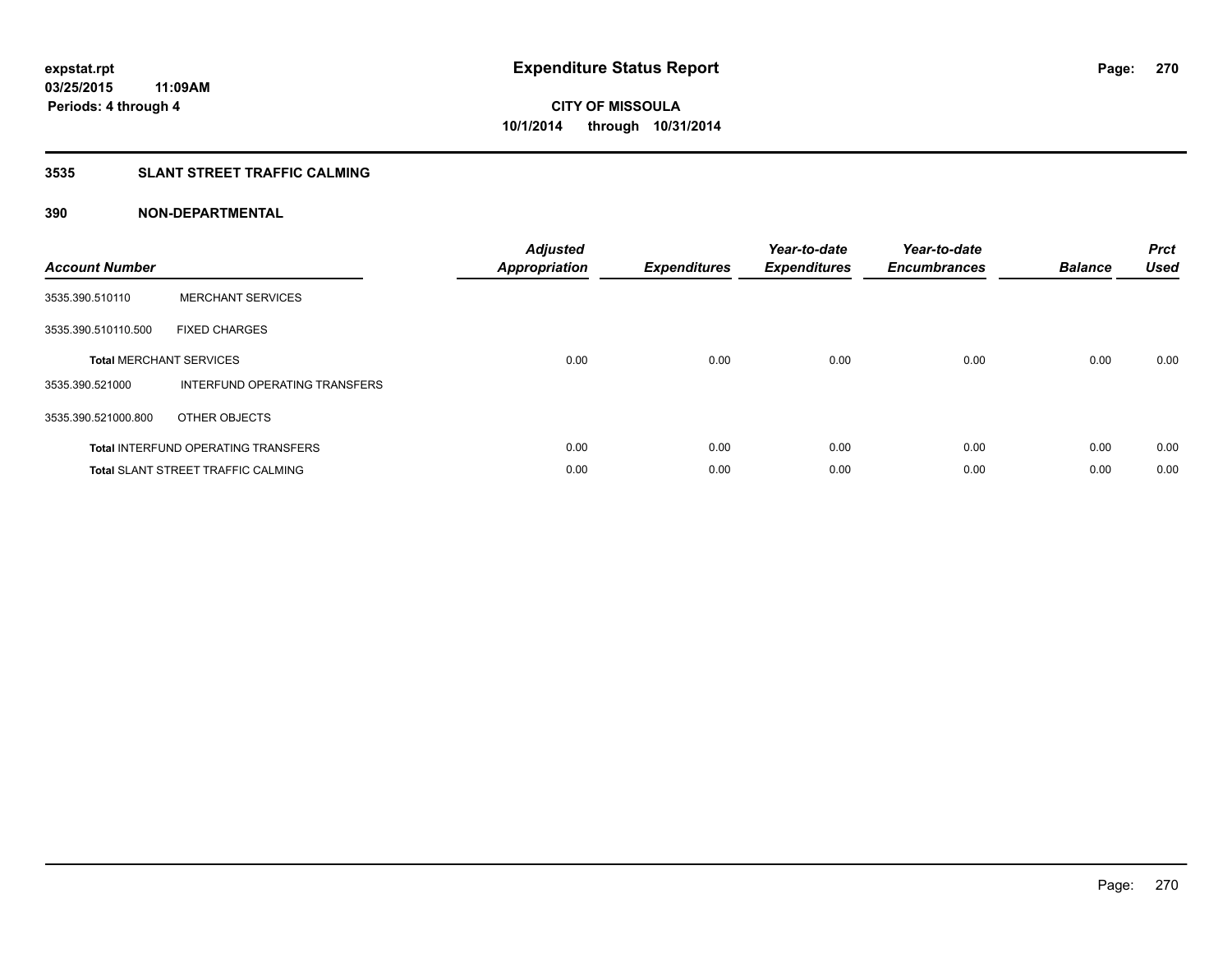# Expenditure Status Report

**expstat.rpt**
**03/25/2015 11:09AM**
**Periods: 4 through 4**

**CITY OF MISSOULA**
**10/1/2014 through 10/31/2014**

## 3535 SLANT STREET TRAFFIC CALMING

### 390 NON-DEPARTMENTAL

| Account Number | | Adjusted Appropriation | Expenditures | Year-to-date Expenditures | Year-to-date Encumbrances | Balance | Prct Used |
|---|---|---|---|---|---|---|---|
| 3535.390.510110 | MERCHANT SERVICES | | | | | | |
| 3535.390.510110.500 | FIXED CHARGES | | | | | | |
| **Total** MERCHANT SERVICES | | 0.00 | 0.00 | 0.00 | 0.00 | 0.00 | 0.00 |
| 3535.390.521000 | INTERFUND OPERATING TRANSFERS | | | | | | |
| 3535.390.521000.800 | OTHER OBJECTS | | | | | | |
| **Total** INTERFUND OPERATING TRANSFERS | | 0.00 | 0.00 | 0.00 | 0.00 | 0.00 | 0.00 |
| **Total** SLANT STREET TRAFFIC CALMING | | 0.00 | 0.00 | 0.00 | 0.00 | 0.00 | 0.00 |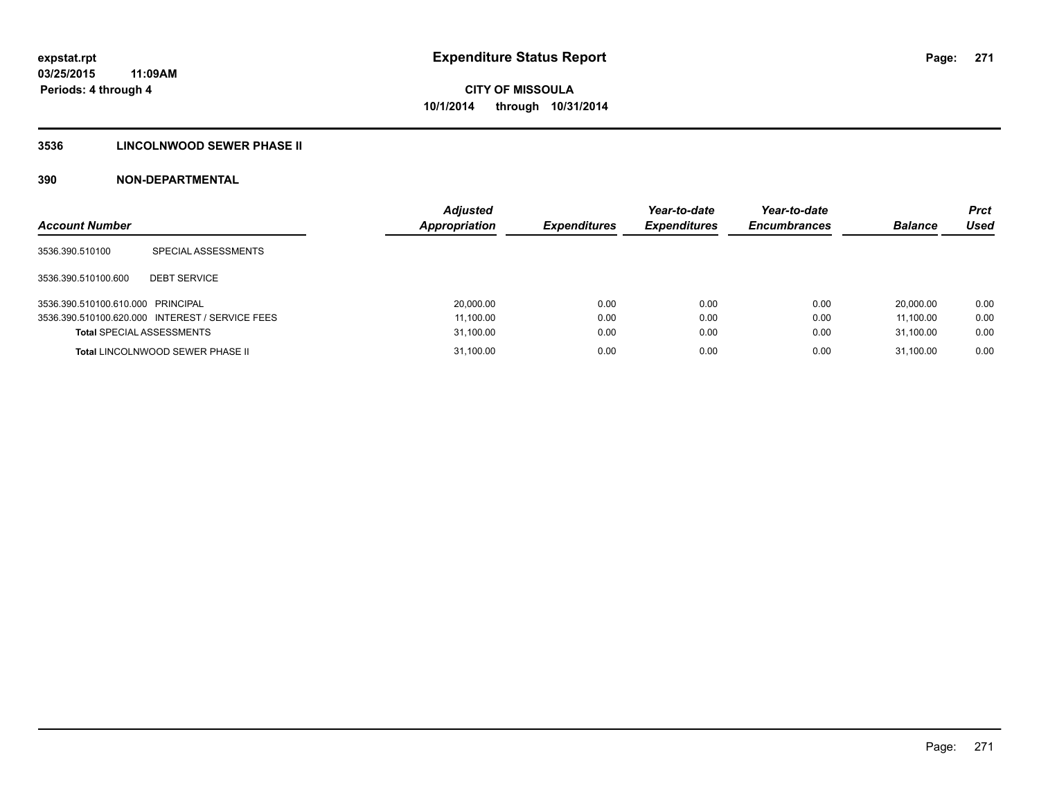**expstat.rpt**
**03/25/2015 11:09AM**
**Periods: 4 through 4**

# Expenditure Status Report

**CITY OF MISSOULA**
**10/1/2014 through 10/31/2014**

## 3536 LINCOLNWOOD SEWER PHASE II

## 390 NON-DEPARTMENTAL

| Account Number | | Adjusted Appropriation | Expenditures | Year-to-date Expenditures | Year-to-date Encumbrances | Balance | Prct Used |
|---|---|---|---|---|---|---|---|
| 3536.390.510100 | SPECIAL ASSESSMENTS | | | | | | |
| 3536.390.510100.600 | DEBT SERVICE | | | | | | |
| 3536.390.510100.610.000 | PRINCIPAL | 20,000.00 | 0.00 | 0.00 | 0.00 | 20,000.00 | 0.00 |
| 3536.390.510100.620.000 | INTEREST / SERVICE FEES | 11,100.00 | 0.00 | 0.00 | 0.00 | 11,100.00 | 0.00 |
| **Total** SPECIAL ASSESSMENTS | | 31,100.00 | 0.00 | 0.00 | 0.00 | 31,100.00 | 0.00 |
| **Total** LINCOLNWOOD SEWER PHASE II | | 31,100.00 | 0.00 | 0.00 | 0.00 | 31,100.00 | 0.00 |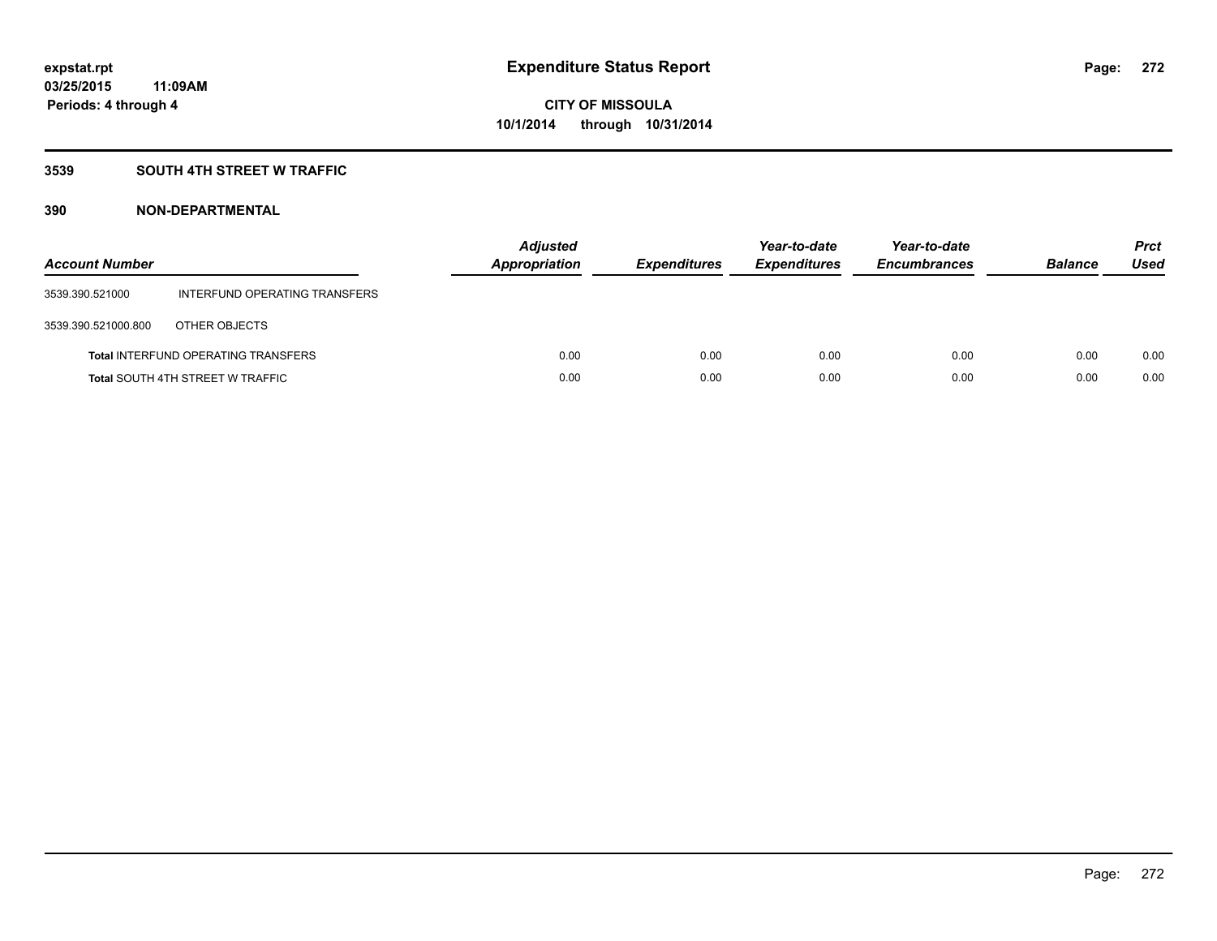**expstat.rpt**
**03/25/2015 11:09AM**
**Periods: 4 through 4**

# Expenditure Status Report

**CITY OF MISSOULA**
**10/1/2014 through 10/31/2014**

## 3539 SOUTH 4TH STREET W TRAFFIC

## 390 NON-DEPARTMENTAL

| Account Number | | Adjusted Appropriation | Expenditures | Year-to-date Expenditures | Year-to-date Encumbrances | Balance | Prct Used |
|---|---|---|---|---|---|---|---|
| 3539.390.521000 | INTERFUND OPERATING TRANSFERS | | | | | | |
| 3539.390.521000.800 | OTHER OBJECTS | | | | | | |
| **Total** INTERFUND OPERATING TRANSFERS | | 0.00 | 0.00 | 0.00 | 0.00 | 0.00 | 0.00 |
| **Total** SOUTH 4TH STREET W TRAFFIC | | 0.00 | 0.00 | 0.00 | 0.00 | 0.00 | 0.00 |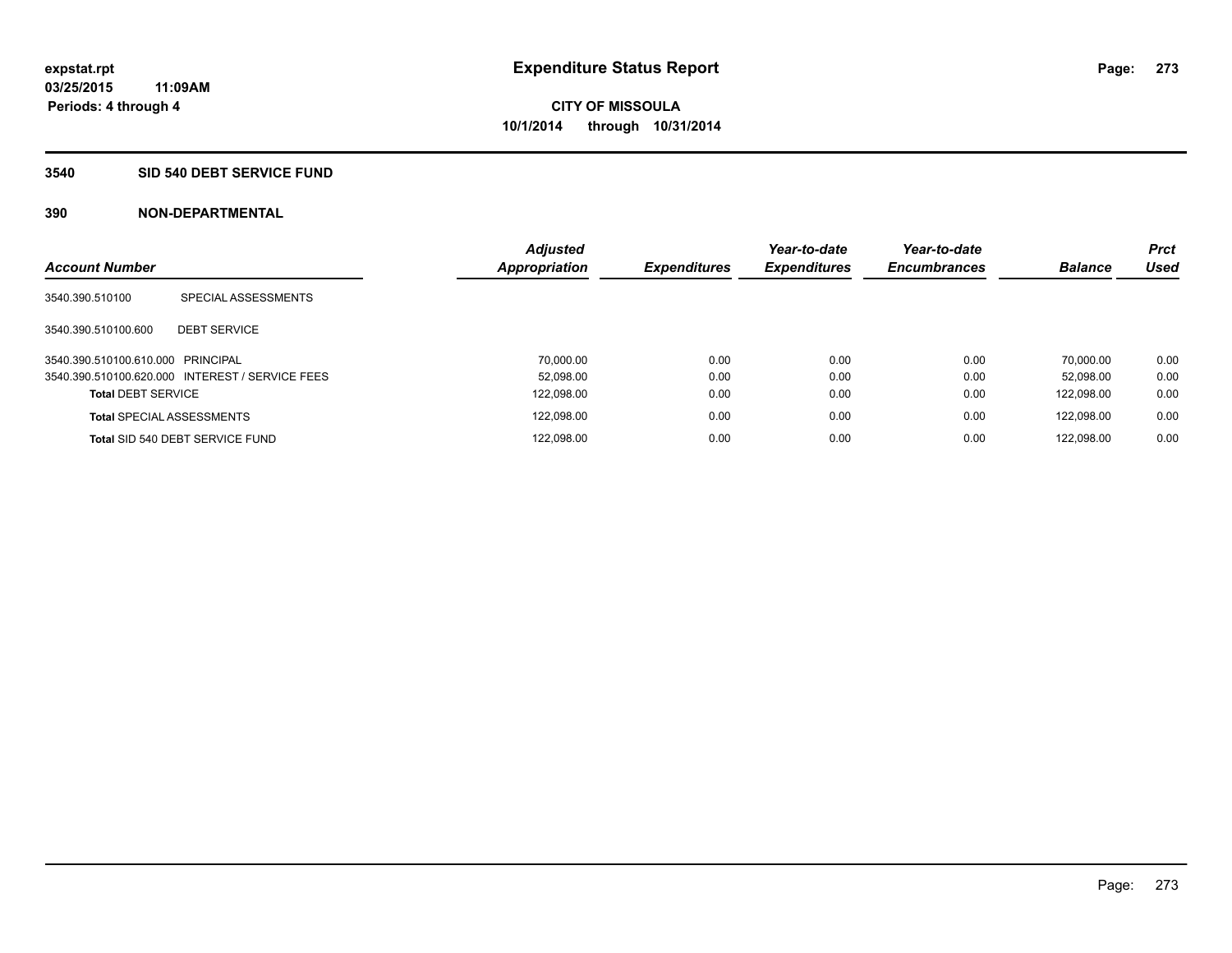**expstat.rpt**
**03/25/2015 11:09AM**
**Periods: 4 through 4**

# Expenditure Status Report

**CITY OF MISSOULA**
**10/1/2014 through 10/31/2014**

## 3540 SID 540 DEBT SERVICE FUND

## 390 NON-DEPARTMENTAL

| Account Number | | Adjusted Appropriation | Expenditures | Year-to-date Expenditures | Year-to-date Encumbrances | Balance | Prct Used |
|---|---|---|---|---|---|---|---|
| 3540.390.510100 | SPECIAL ASSESSMENTS | | | | | | |
| 3540.390.510100.600 | DEBT SERVICE | | | | | | |
| 3540.390.510100.610.000 | PRINCIPAL | 70,000.00 | 0.00 | 0.00 | 0.00 | 70,000.00 | 0.00 |
| 3540.390.510100.620.000 | INTEREST / SERVICE FEES | 52,098.00 | 0.00 | 0.00 | 0.00 | 52,098.00 | 0.00 |
| **Total** DEBT SERVICE | | 122,098.00 | 0.00 | 0.00 | 0.00 | 122,098.00 | 0.00 |
| **Total** SPECIAL ASSESSMENTS | | 122,098.00 | 0.00 | 0.00 | 0.00 | 122,098.00 | 0.00 |
| **Total** SID 540 DEBT SERVICE FUND | | 122,098.00 | 0.00 | 0.00 | 0.00 | 122,098.00 | 0.00 |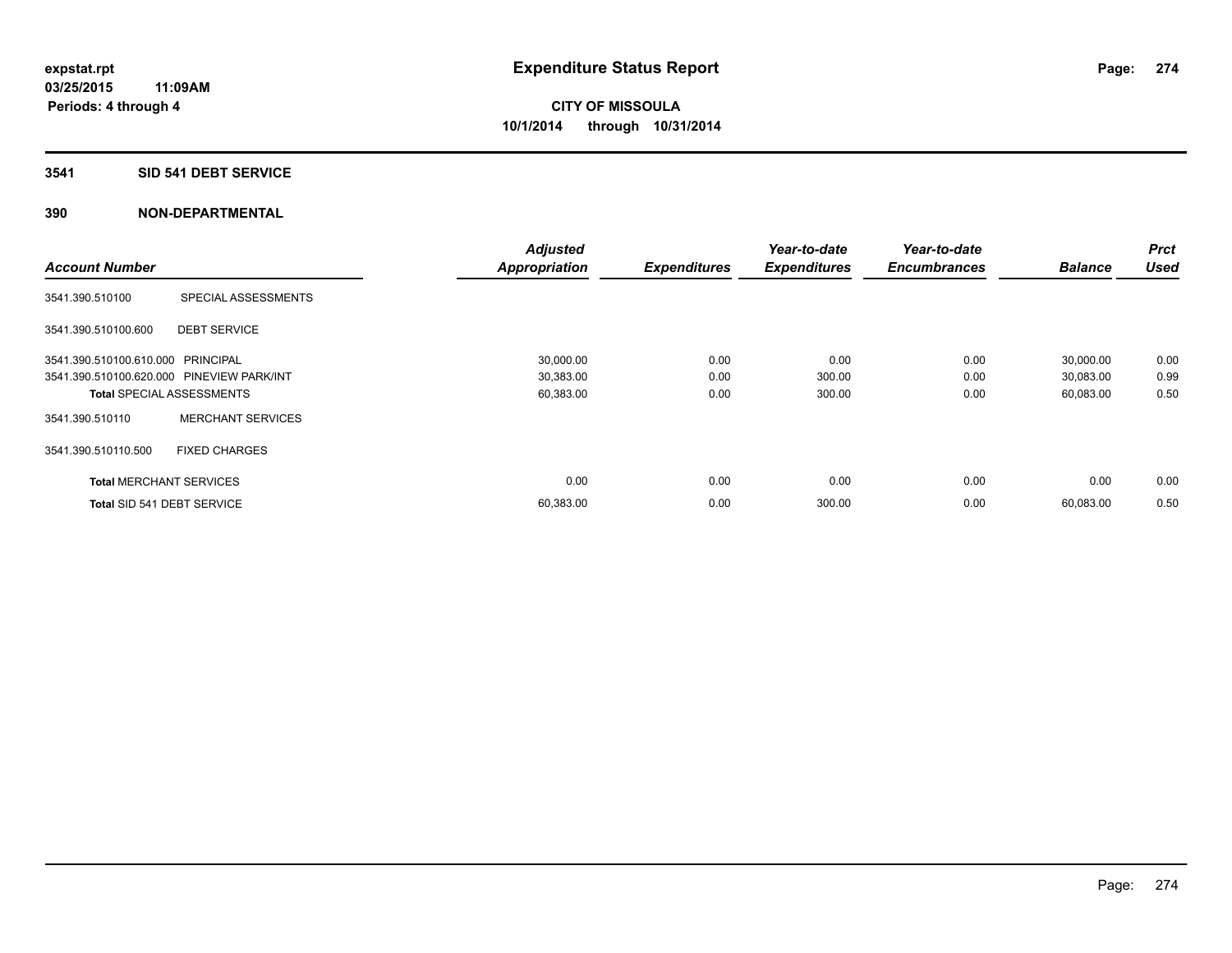**expstat.rpt**
**03/25/2015 11:09AM**
**Periods: 4 through 4**

# Expenditure Status Report

**CITY OF MISSOULA**
**10/1/2014 through 10/31/2014**

## 3541 SID 541 DEBT SERVICE

## 390 NON-DEPARTMENTAL

| Account Number | | Adjusted Appropriation | Expenditures | Year-to-date Expenditures | Year-to-date Encumbrances | Balance | Prct Used |
|---|---|---|---|---|---|---|---|
| 3541.390.510100 | SPECIAL ASSESSMENTS | | | | | | |
| 3541.390.510100.600 | DEBT SERVICE | | | | | | |
| 3541.390.510100.610.000 | PRINCIPAL | 30,000.00 | 0.00 | 0.00 | 0.00 | 30,000.00 | 0.00 |
| 3541.390.510100.620.000 | PINEVIEW PARK/INT | 30,383.00 | 0.00 | 300.00 | 0.00 | 30,083.00 | 0.99 |
| **Total** SPECIAL ASSESSMENTS | | 60,383.00 | 0.00 | 300.00 | 0.00 | 60,083.00 | 0.50 |
| 3541.390.510110 | MERCHANT SERVICES | | | | | | |
| 3541.390.510110.500 | FIXED CHARGES | | | | | | |
| **Total** MERCHANT SERVICES | | 0.00 | 0.00 | 0.00 | 0.00 | 0.00 | 0.00 |
| **Total** SID 541 DEBT SERVICE | | 60,383.00 | 0.00 | 300.00 | 0.00 | 60,083.00 | 0.50 |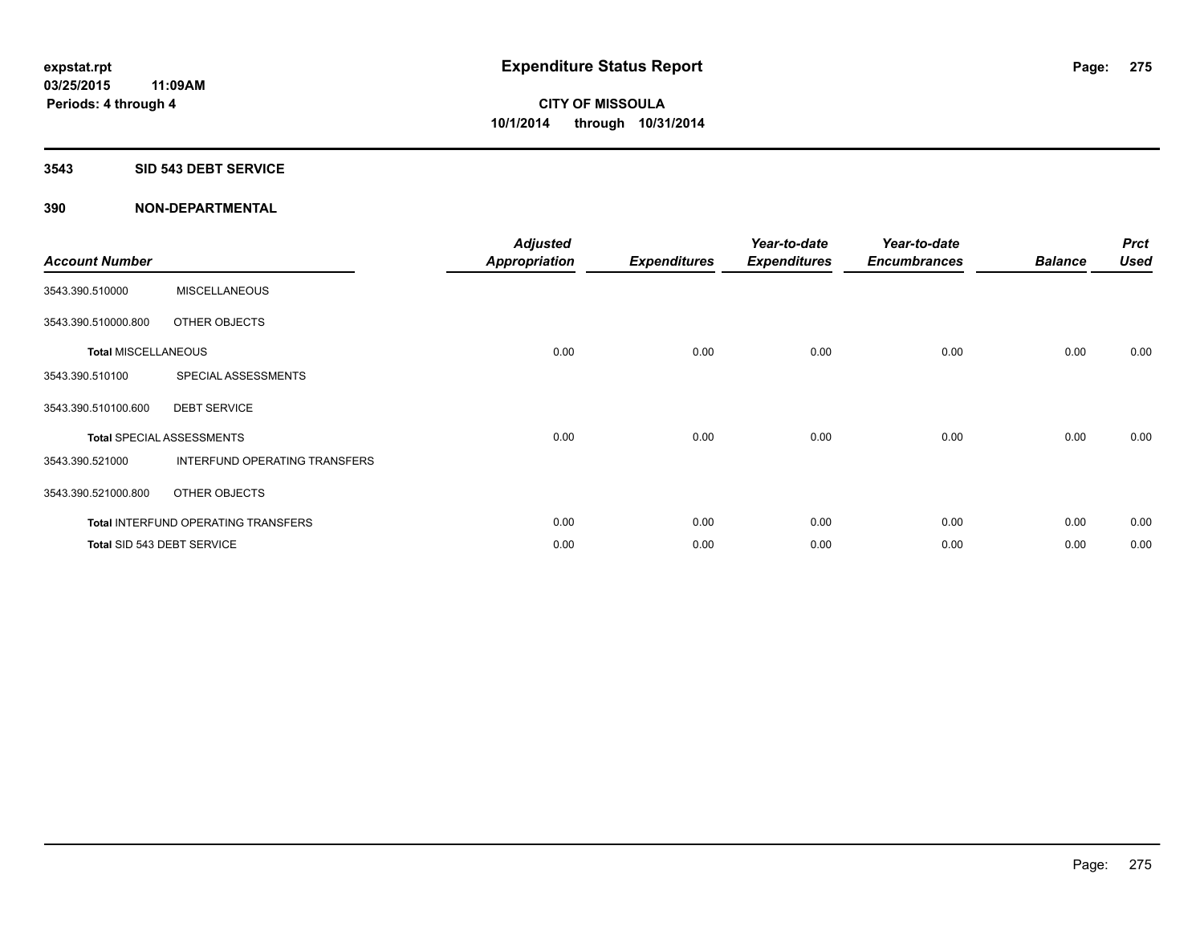# Expenditure Status Report

expstat.rpt
03/25/2015 11:09AM
Periods: 4 through 4

**CITY OF MISSOULA**
**10/1/2014 through 10/31/2014**

## 3543 SID 543 DEBT SERVICE

### 390 NON-DEPARTMENTAL

| Account Number | | Adjusted Appropriation | Expenditures | Year-to-date Expenditures | Year-to-date Encumbrances | Balance | Prct Used |
|---|---|---|---|---|---|---|---|
| 3543.390.510000 | MISCELLANEOUS | | | | | | |
| 3543.390.510000.800 | OTHER OBJECTS | | | | | | |
| **Total** MISCELLANEOUS | | 0.00 | 0.00 | 0.00 | 0.00 | 0.00 | 0.00 |
| 3543.390.510100 | SPECIAL ASSESSMENTS | | | | | | |
| 3543.390.510100.600 | DEBT SERVICE | | | | | | |
| **Total** SPECIAL ASSESSMENTS | | 0.00 | 0.00 | 0.00 | 0.00 | 0.00 | 0.00 |
| 3543.390.521000 | INTERFUND OPERATING TRANSFERS | | | | | | |
| 3543.390.521000.800 | OTHER OBJECTS | | | | | | |
| **Total** INTERFUND OPERATING TRANSFERS | | 0.00 | 0.00 | 0.00 | 0.00 | 0.00 | 0.00 |
| **Total** SID 543 DEBT SERVICE | | 0.00 | 0.00 | 0.00 | 0.00 | 0.00 | 0.00 |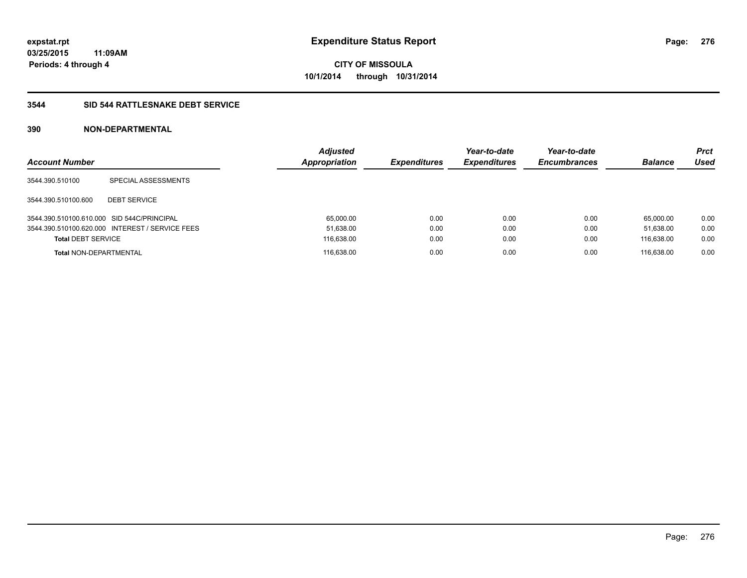# Expenditure Status Report

expstat.rpt
03/25/2015 11:09AM
Periods: 4 through 4

**CITY OF MISSOULA**
**10/1/2014 through 10/31/2014**

## 3544 SID 544 RATTLESNAKE DEBT SERVICE

### 390 NON-DEPARTMENTAL

| Account Number | | Adjusted Appropriation | Expenditures | Year-to-date Expenditures | Year-to-date Encumbrances | Balance | Prct Used |
|---|---|---|---|---|---|---|---|
| 3544.390.510100 | SPECIAL ASSESSMENTS | | | | | | |
| 3544.390.510100.600 | DEBT SERVICE | | | | | | |
| 3544.390.510100.610.000 | SID 544C/PRINCIPAL | 65,000.00 | 0.00 | 0.00 | 0.00 | 65,000.00 | 0.00 |
| 3544.390.510100.620.000 | INTEREST / SERVICE FEES | 51,638.00 | 0.00 | 0.00 | 0.00 | 51,638.00 | 0.00 |
| **Total** DEBT SERVICE | | 116,638.00 | 0.00 | 0.00 | 0.00 | 116,638.00 | 0.00 |
| **Total** NON-DEPARTMENTAL | | 116,638.00 | 0.00 | 0.00 | 0.00 | 116,638.00 | 0.00 |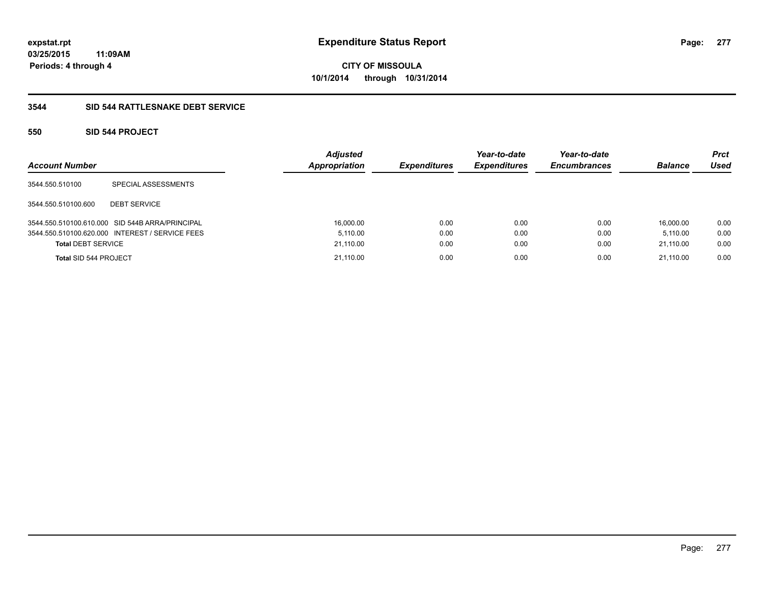expstat.rpt
03/25/2015 11:09AM
Periods: 4 through 4

# Expenditure Status Report

**CITY OF MISSOULA**
**10/1/2014 through 10/31/2014**

## 3544 SID 544 RATTLESNAKE DEBT SERVICE

### 550 SID 544 PROJECT

| Account Number | | Adjusted Appropriation | Expenditures | Year-to-date Expenditures | Year-to-date Encumbrances | Balance | Prct Used |
|---|---|---|---|---|---|---|---|
| 3544.550.510100 | SPECIAL ASSESSMENTS | | | | | | |
| 3544.550.510100.600 | DEBT SERVICE | | | | | | |
| 3544.550.510100.610.000 | SID 544B ARRA/PRINCIPAL | 16,000.00 | 0.00 | 0.00 | 0.00 | 16,000.00 | 0.00 |
| 3544.550.510100.620.000 | INTEREST / SERVICE FEES | 5,110.00 | 0.00 | 0.00 | 0.00 | 5,110.00 | 0.00 |
| **Total** DEBT SERVICE | | 21,110.00 | 0.00 | 0.00 | 0.00 | 21,110.00 | 0.00 |
| **Total** SID 544 PROJECT | | 21,110.00 | 0.00 | 0.00 | 0.00 | 21,110.00 | 0.00 |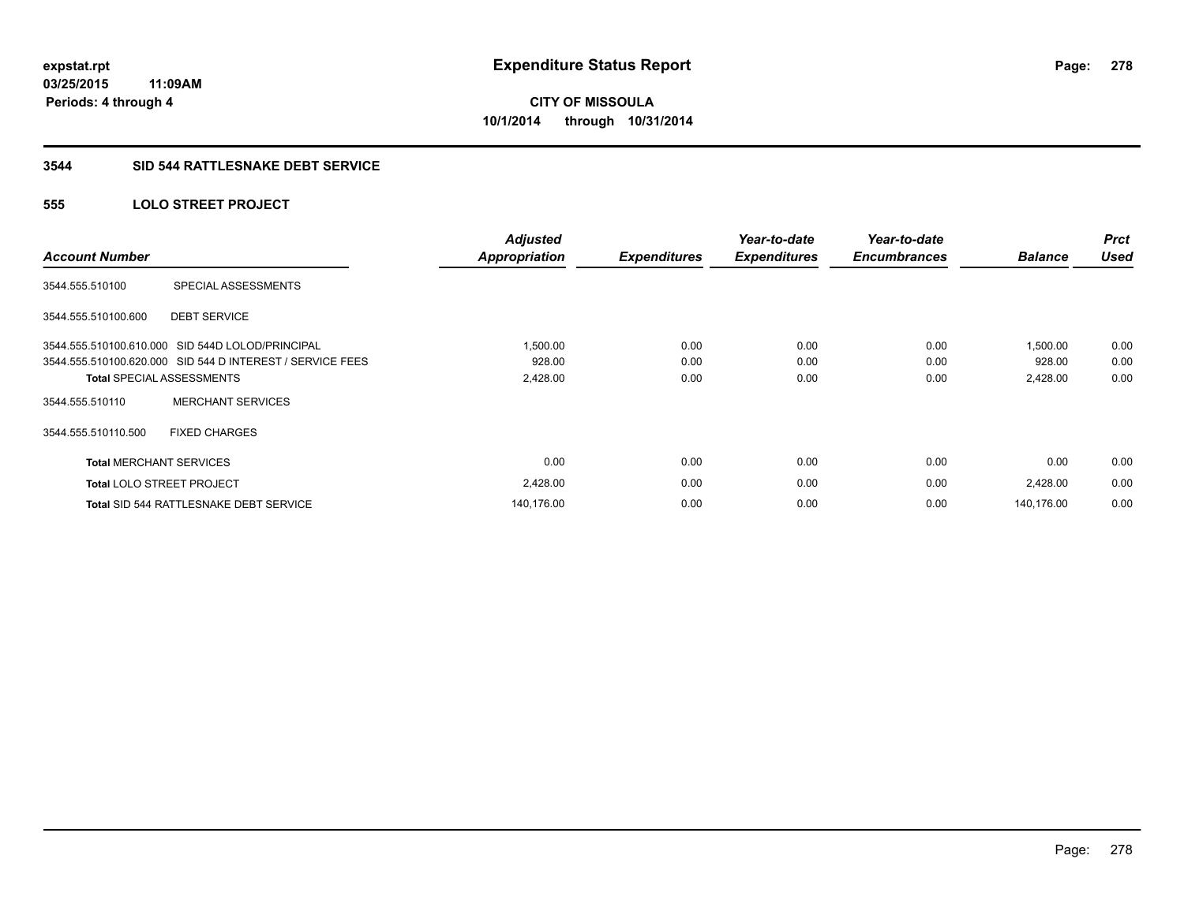**expstat.rpt**
**03/25/2015 11:09AM**
**Periods: 4 through 4**

# Expenditure Status Report

**CITY OF MISSOULA**
**10/1/2014 through 10/31/2014**

## 3544 SID 544 RATTLESNAKE DEBT SERVICE

### 555 LOLO STREET PROJECT

| Account Number | | Adjusted Appropriation | Expenditures | Year-to-date Expenditures | Year-to-date Encumbrances | Balance | Prct Used |
|---|---|---|---|---|---|---|---|
| 3544.555.510100 | SPECIAL ASSESSMENTS | | | | | | |
| 3544.555.510100.600 | DEBT SERVICE | | | | | | |
| 3544.555.510100.610.000 | SID 544D LOLOD/PRINCIPAL | 1,500.00 | 0.00 | 0.00 | 0.00 | 1,500.00 | 0.00 |
| 3544.555.510100.620.000 | SID 544 D INTEREST / SERVICE FEES | 928.00 | 0.00 | 0.00 | 0.00 | 928.00 | 0.00 |
| **Total** SPECIAL ASSESSMENTS | | 2,428.00 | 0.00 | 0.00 | 0.00 | 2,428.00 | 0.00 |
| 3544.555.510110 | MERCHANT SERVICES | | | | | | |
| 3544.555.510110.500 | FIXED CHARGES | | | | | | |
| **Total** MERCHANT SERVICES | | 0.00 | 0.00 | 0.00 | 0.00 | 0.00 | 0.00 |
| **Total** LOLO STREET PROJECT | | 2,428.00 | 0.00 | 0.00 | 0.00 | 2,428.00 | 0.00 |
| **Total** SID 544 RATTLESNAKE DEBT SERVICE | | 140,176.00 | 0.00 | 0.00 | 0.00 | 140,176.00 | 0.00 |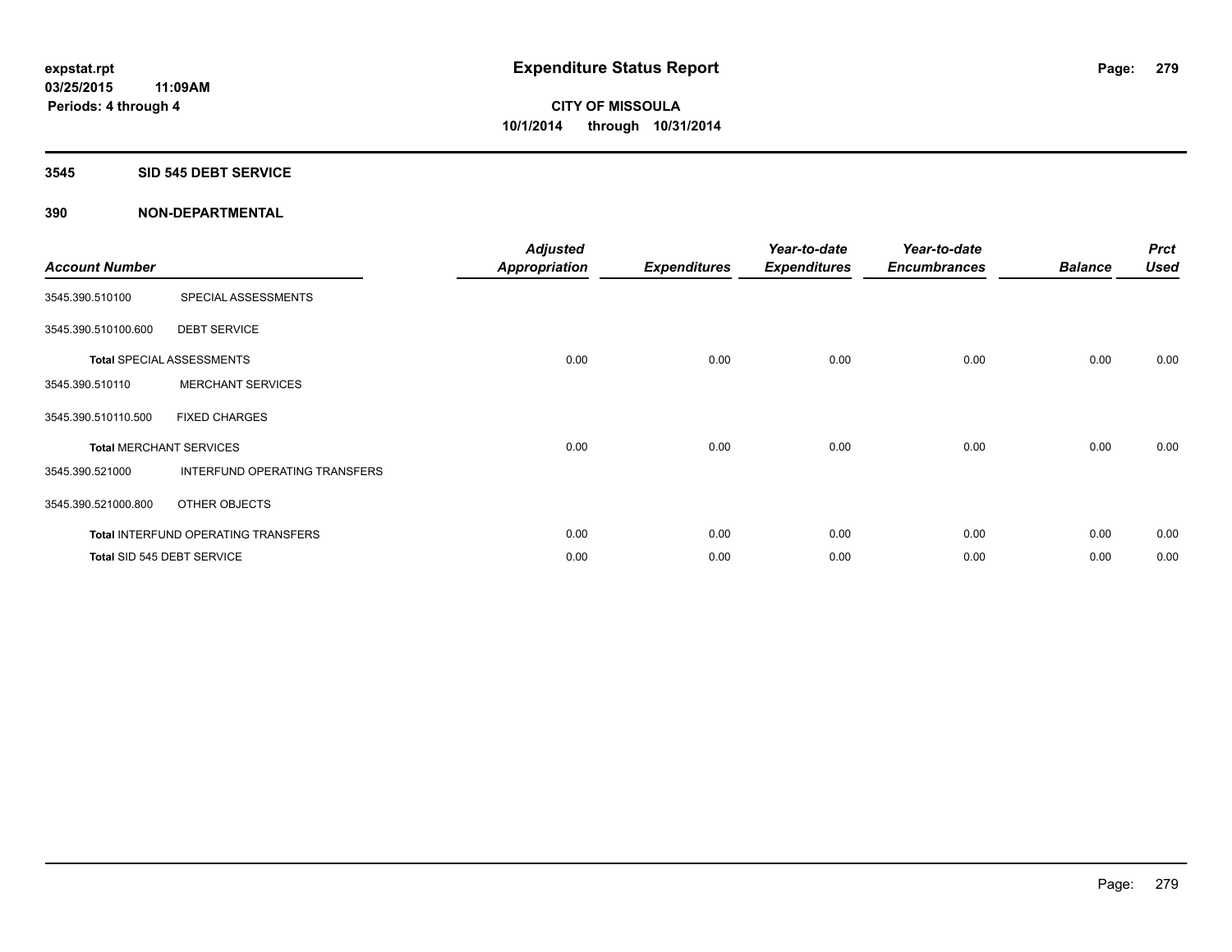**expstat.rpt**
**03/25/2015 11:09AM**
**Periods: 4 through 4**

# Expenditure Status Report

**CITY OF MISSOULA**
**10/1/2014 through 10/31/2014**

## 3545 SID 545 DEBT SERVICE

## 390 NON-DEPARTMENTAL

| Account Number | | Adjusted Appropriation | Expenditures | Year-to-date Expenditures | Year-to-date Encumbrances | Balance | Prct Used |
|---|---|---|---|---|---|---|---|
| 3545.390.510100 | SPECIAL ASSESSMENTS | | | | | | |
| 3545.390.510100.600 | DEBT SERVICE | | | | | | |
| Total SPECIAL ASSESSMENTS | | 0.00 | 0.00 | 0.00 | 0.00 | 0.00 | 0.00 |
| 3545.390.510110 | MERCHANT SERVICES | | | | | | |
| 3545.390.510110.500 | FIXED CHARGES | | | | | | |
| Total MERCHANT SERVICES | | 0.00 | 0.00 | 0.00 | 0.00 | 0.00 | 0.00 |
| 3545.390.521000 | INTERFUND OPERATING TRANSFERS | | | | | | |
| 3545.390.521000.800 | OTHER OBJECTS | | | | | | |
| Total INTERFUND OPERATING TRANSFERS | | 0.00 | 0.00 | 0.00 | 0.00 | 0.00 | 0.00 |
| Total SID 545 DEBT SERVICE | | 0.00 | 0.00 | 0.00 | 0.00 | 0.00 | 0.00 |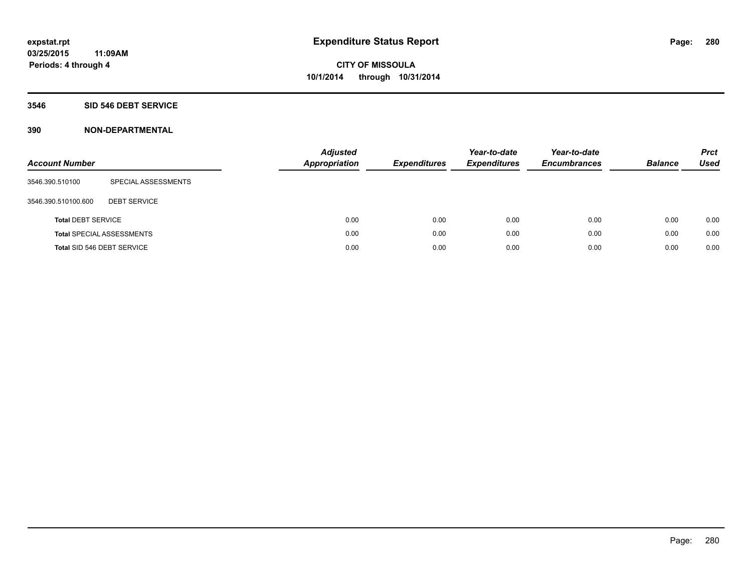expstat.rpt
03/25/2015 11:09AM
Periods: 4 through 4

# Expenditure Status Report

CITY OF MISSOULA
10/1/2014 through 10/31/2014

## 3546 SID 546 DEBT SERVICE

### 390 NON-DEPARTMENTAL

| Account Number | | Adjusted Appropriation | Expenditures | Year-to-date Expenditures | Year-to-date Encumbrances | Balance | Prct Used |
|---|---|---|---|---|---|---|---|
| 3546.390.510100 | SPECIAL ASSESSMENTS | | | | | | |
| 3546.390.510100.600 | DEBT SERVICE | | | | | | |
| **Total** DEBT SERVICE | | 0.00 | 0.00 | 0.00 | 0.00 | 0.00 | 0.00 |
| **Total** SPECIAL ASSESSMENTS | | 0.00 | 0.00 | 0.00 | 0.00 | 0.00 | 0.00 |
| **Total** SID 546 DEBT SERVICE | | 0.00 | 0.00 | 0.00 | 0.00 | 0.00 | 0.00 |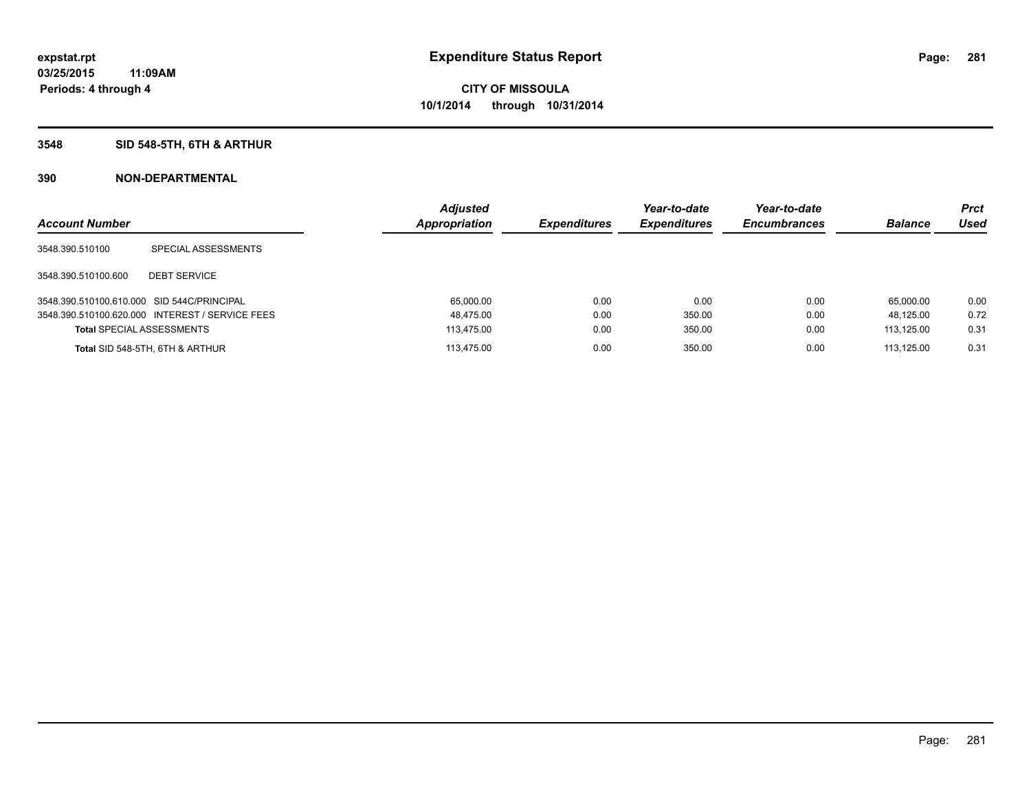**expstat.rpt**
**03/25/2015 11:09AM**
**Periods: 4 through 4**

# Expenditure Status Report

**CITY OF MISSOULA**
**10/1/2014 through 10/31/2014**

## 3548 SID 548-5TH, 6TH & ARTHUR

### 390 NON-DEPARTMENTAL

| Account Number | | Adjusted Appropriation | Expenditures | Year-to-date Expenditures | Year-to-date Encumbrances | Balance | Prct Used |
|---|---|---|---|---|---|---|---|
| 3548.390.510100 | SPECIAL ASSESSMENTS | | | | | | |
| 3548.390.510100.600 | DEBT SERVICE | | | | | | |
| 3548.390.510100.610.000 | SID 544C/PRINCIPAL | 65,000.00 | 0.00 | 0.00 | 0.00 | 65,000.00 | 0.00 |
| 3548.390.510100.620.000 | INTEREST / SERVICE FEES | 48,475.00 | 0.00 | 350.00 | 0.00 | 48,125.00 | 0.72 |
| **Total** SPECIAL ASSESSMENTS | | 113,475.00 | 0.00 | 350.00 | 0.00 | 113,125.00 | 0.31 |
| **Total** SID 548-5TH, 6TH & ARTHUR | | 113,475.00 | 0.00 | 350.00 | 0.00 | 113,125.00 | 0.31 |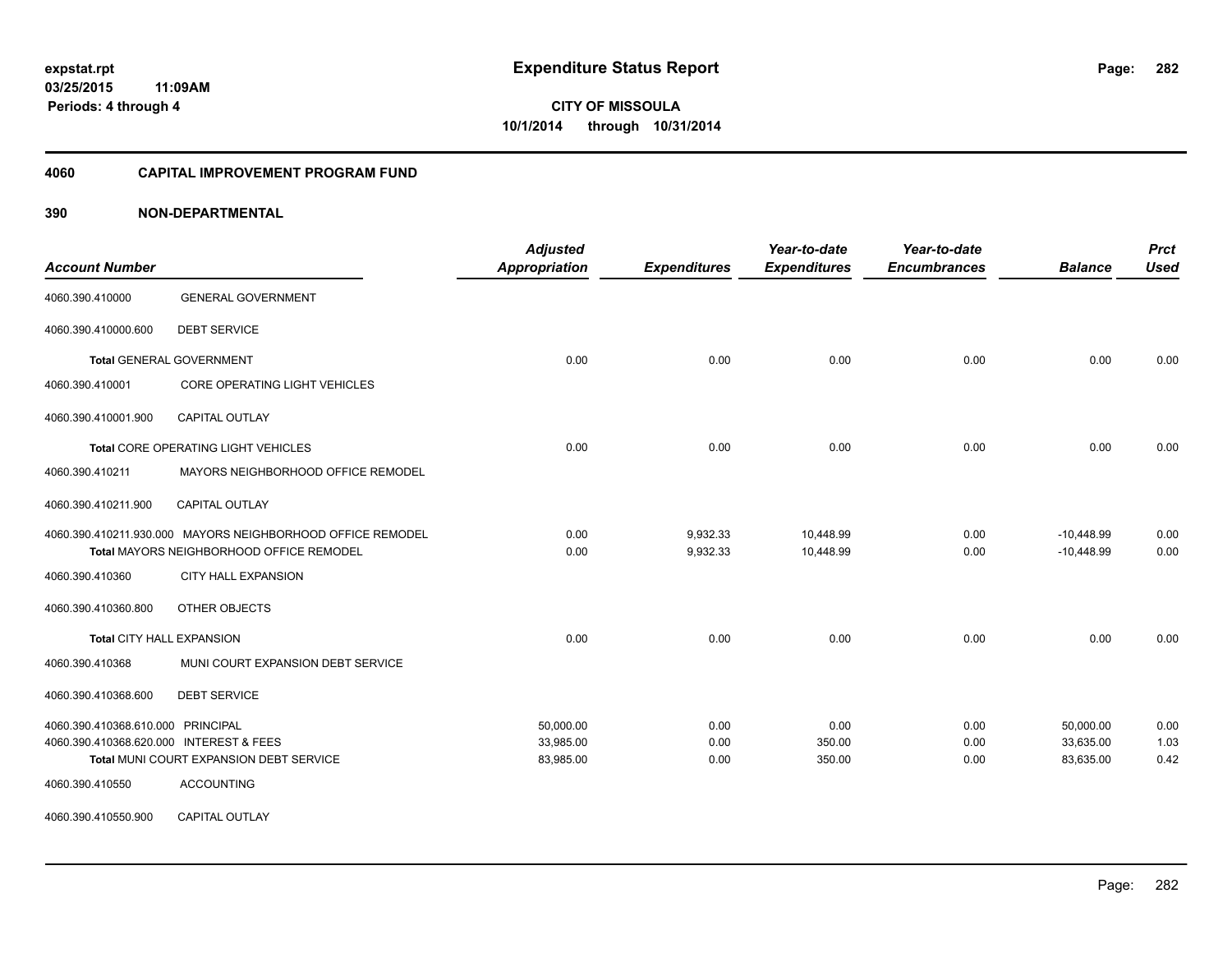**expstat.rpt**
**03/25/2015 11:09AM**
**Periods: 4 through 4**

# Expenditure Status Report

**CITY OF MISSOULA**
**10/1/2014 through 10/31/2014**

## 4060 CAPITAL IMPROVEMENT PROGRAM FUND

### 390 NON-DEPARTMENTAL

| Account Number | | Adjusted Appropriation | Expenditures | Year-to-date Expenditures | Year-to-date Encumbrances | Balance | Prct Used |
|---|---|---|---|---|---|---|---|
| 4060.390.410000 | GENERAL GOVERNMENT | | | | | | |
| 4060.390.410000.600 | DEBT SERVICE | | | | | | |
| **Total** GENERAL GOVERNMENT | | 0.00 | 0.00 | 0.00 | 0.00 | 0.00 | 0.00 |
| 4060.390.410001 | CORE OPERATING LIGHT VEHICLES | | | | | | |
| 4060.390.410001.900 | CAPITAL OUTLAY | | | | | | |
| **Total** CORE OPERATING LIGHT VEHICLES | | 0.00 | 0.00 | 0.00 | 0.00 | 0.00 | 0.00 |
| 4060.390.410211 | MAYORS NEIGHBORHOOD OFFICE REMODEL | | | | | | |
| 4060.390.410211.900 | CAPITAL OUTLAY | | | | | | |
| 4060.390.410211.930.000 | MAYORS NEIGHBORHOOD OFFICE REMODEL | 0.00 | 9,932.33 | 10,448.99 | 0.00 | -10,448.99 | 0.00 |
| **Total** MAYORS NEIGHBORHOOD OFFICE REMODEL | | 0.00 | 9,932.33 | 10,448.99 | 0.00 | -10,448.99 | 0.00 |
| 4060.390.410360 | CITY HALL EXPANSION | | | | | | |
| 4060.390.410360.800 | OTHER OBJECTS | | | | | | |
| **Total** CITY HALL EXPANSION | | 0.00 | 0.00 | 0.00 | 0.00 | 0.00 | 0.00 |
| 4060.390.410368 | MUNI COURT EXPANSION DEBT SERVICE | | | | | | |
| 4060.390.410368.600 | DEBT SERVICE | | | | | | |
| 4060.390.410368.610.000 | PRINCIPAL | 50,000.00 | 0.00 | 0.00 | 0.00 | 50,000.00 | 0.00 |
| 4060.390.410368.620.000 | INTEREST & FEES | 33,985.00 | 0.00 | 350.00 | 0.00 | 33,635.00 | 1.03 |
| **Total** MUNI COURT EXPANSION DEBT SERVICE | | 83,985.00 | 0.00 | 350.00 | 0.00 | 83,635.00 | 0.42 |
| 4060.390.410550 | ACCOUNTING | | | | | | |
| 4060.390.410550.900 | CAPITAL OUTLAY | | | | | | |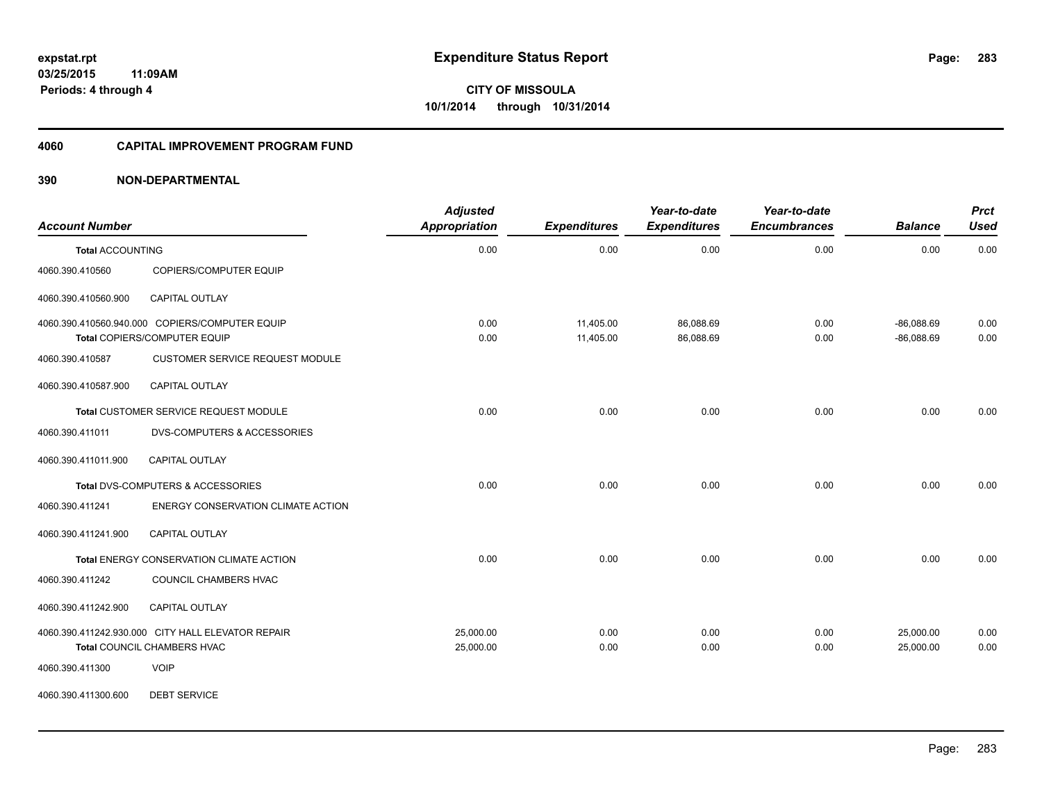**expstat.rpt**
**03/25/2015 11:09AM**
**Periods: 4 through 4**

# Expenditure Status Report

**CITY OF MISSOULA**
**10/1/2014 through 10/31/2014**

## 4060 CAPITAL IMPROVEMENT PROGRAM FUND

### 390 NON-DEPARTMENTAL

| Account Number | | Adjusted Appropriation | Expenditures | Year-to-date Expenditures | Year-to-date Encumbrances | Balance | Prct Used |
|---|---|---|---|---|---|---|---|
| **Total** ACCOUNTING | | 0.00 | 0.00 | 0.00 | 0.00 | 0.00 | 0.00 |
| 4060.390.410560 | COPIERS/COMPUTER EQUIP | | | | | | |
| 4060.390.410560.900 | CAPITAL OUTLAY | | | | | | |
| 4060.390.410560.940.000 | COPIERS/COMPUTER EQUIP | 0.00 | 11,405.00 | 86,088.69 | 0.00 | -86,088.69 | 0.00 |
| **Total** COPIERS/COMPUTER EQUIP | | 0.00 | 11,405.00 | 86,088.69 | 0.00 | -86,088.69 | 0.00 |
| 4060.390.410587 | CUSTOMER SERVICE REQUEST MODULE | | | | | | |
| 4060.390.410587.900 | CAPITAL OUTLAY | | | | | | |
| **Total** CUSTOMER SERVICE REQUEST MODULE | | 0.00 | 0.00 | 0.00 | 0.00 | 0.00 | 0.00 |
| 4060.390.411011 | DVS-COMPUTERS & ACCESSORIES | | | | | | |
| 4060.390.411011.900 | CAPITAL OUTLAY | | | | | | |
| **Total** DVS-COMPUTERS & ACCESSORIES | | 0.00 | 0.00 | 0.00 | 0.00 | 0.00 | 0.00 |
| 4060.390.411241 | ENERGY CONSERVATION CLIMATE ACTION | | | | | | |
| 4060.390.411241.900 | CAPITAL OUTLAY | | | | | | |
| **Total** ENERGY CONSERVATION CLIMATE ACTION | | 0.00 | 0.00 | 0.00 | 0.00 | 0.00 | 0.00 |
| 4060.390.411242 | COUNCIL CHAMBERS HVAC | | | | | | |
| 4060.390.411242.900 | CAPITAL OUTLAY | | | | | | |
| 4060.390.411242.930.000 | CITY HALL ELEVATOR REPAIR | 25,000.00 | 0.00 | 0.00 | 0.00 | 25,000.00 | 0.00 |
| **Total** COUNCIL CHAMBERS HVAC | | 25,000.00 | 0.00 | 0.00 | 0.00 | 25,000.00 | 0.00 |
| 4060.390.411300 | VOIP | | | | | | |
| 4060.390.411300.600 | DEBT SERVICE | | | | | | |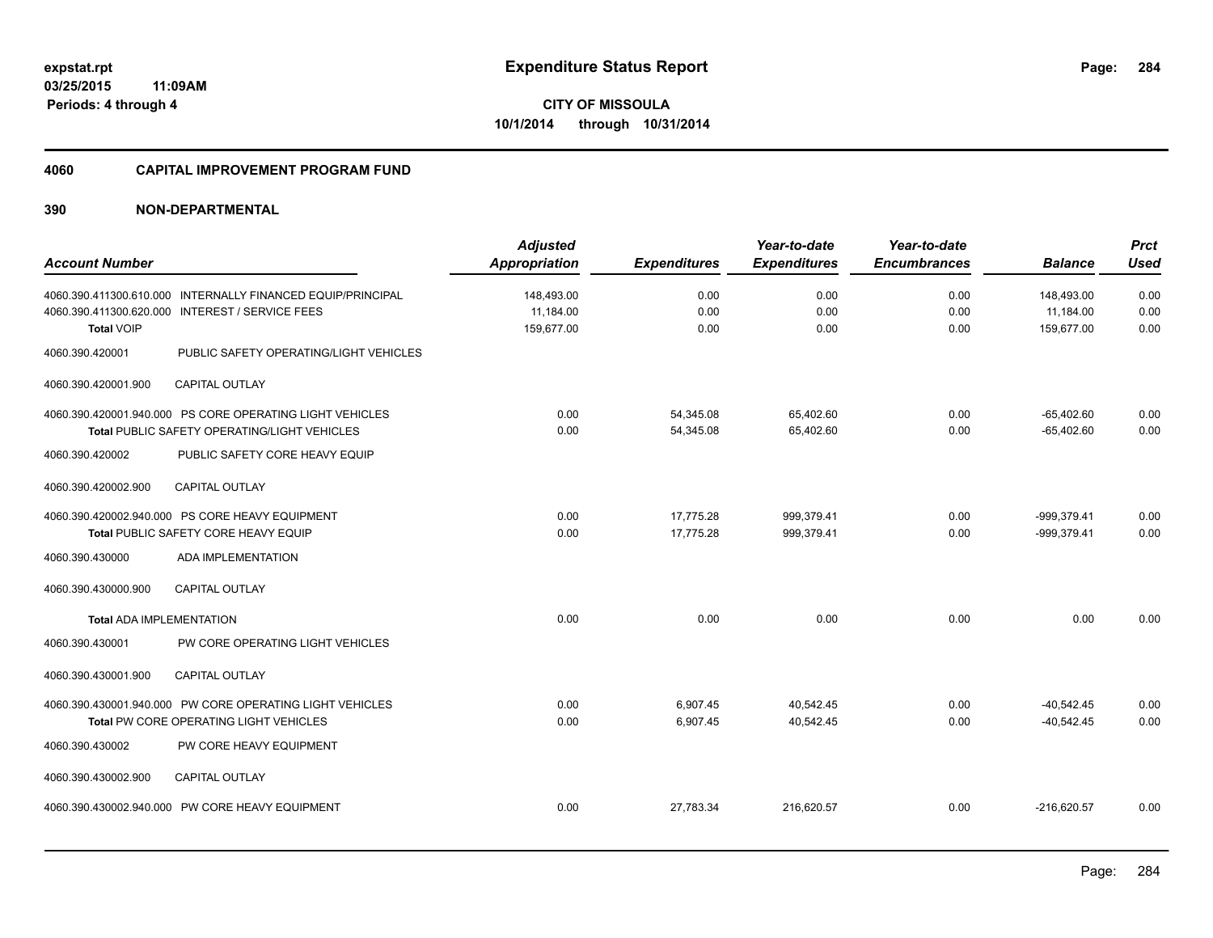**expstat.rpt**
**03/25/2015 11:09AM**
**Periods: 4 through 4**

# Expenditure Status Report

**CITY OF MISSOULA**
**10/1/2014 through 10/31/2014**

## 4060 CAPITAL IMPROVEMENT PROGRAM FUND

### 390 NON-DEPARTMENTAL

| Account Number | | Adjusted Appropriation | Expenditures | Year-to-date Expenditures | Year-to-date Encumbrances | Balance | Prct Used |
|---|---|---|---|---|---|---|---|
| 4060.390.411300.610.000 | INTERNALLY FINANCED EQUIP/PRINCIPAL | 148,493.00 | 0.00 | 0.00 | 0.00 | 148,493.00 | 0.00 |
| 4060.390.411300.620.000 | INTEREST / SERVICE FEES | 11,184.00 | 0.00 | 0.00 | 0.00 | 11,184.00 | 0.00 |
| **Total** VOIP | | 159,677.00 | 0.00 | 0.00 | 0.00 | 159,677.00 | 0.00 |
| 4060.390.420001 | PUBLIC SAFETY OPERATING/LIGHT VEHICLES | | | | | | |
| 4060.390.420001.900 | CAPITAL OUTLAY | | | | | | |
| 4060.390.420001.940.000 | PS CORE OPERATING LIGHT VEHICLES | 0.00 | 54,345.08 | 65,402.60 | 0.00 | -65,402.60 | 0.00 |
| **Total** PUBLIC SAFETY OPERATING/LIGHT VEHICLES | | 0.00 | 54,345.08 | 65,402.60 | 0.00 | -65,402.60 | 0.00 |
| 4060.390.420002 | PUBLIC SAFETY CORE HEAVY EQUIP | | | | | | |
| 4060.390.420002.900 | CAPITAL OUTLAY | | | | | | |
| 4060.390.420002.940.000 | PS CORE HEAVY EQUIPMENT | 0.00 | 17,775.28 | 999,379.41 | 0.00 | -999,379.41 | 0.00 |
| **Total** PUBLIC SAFETY CORE HEAVY EQUIP | | 0.00 | 17,775.28 | 999,379.41 | 0.00 | -999,379.41 | 0.00 |
| 4060.390.430000 | ADA IMPLEMENTATION | | | | | | |
| 4060.390.430000.900 | CAPITAL OUTLAY | | | | | | |
| **Total** ADA IMPLEMENTATION | | 0.00 | 0.00 | 0.00 | 0.00 | 0.00 | 0.00 |
| 4060.390.430001 | PW CORE OPERATING LIGHT VEHICLES | | | | | | |
| 4060.390.430001.900 | CAPITAL OUTLAY | | | | | | |
| 4060.390.430001.940.000 | PW CORE OPERATING LIGHT VEHICLES | 0.00 | 6,907.45 | 40,542.45 | 0.00 | -40,542.45 | 0.00 |
| **Total** PW CORE OPERATING LIGHT VEHICLES | | 0.00 | 6,907.45 | 40,542.45 | 0.00 | -40,542.45 | 0.00 |
| 4060.390.430002 | PW CORE HEAVY EQUIPMENT | | | | | | |
| 4060.390.430002.900 | CAPITAL OUTLAY | | | | | | |
| 4060.390.430002.940.000 | PW CORE HEAVY EQUIPMENT | 0.00 | 27,783.34 | 216,620.57 | 0.00 | -216,620.57 | 0.00 |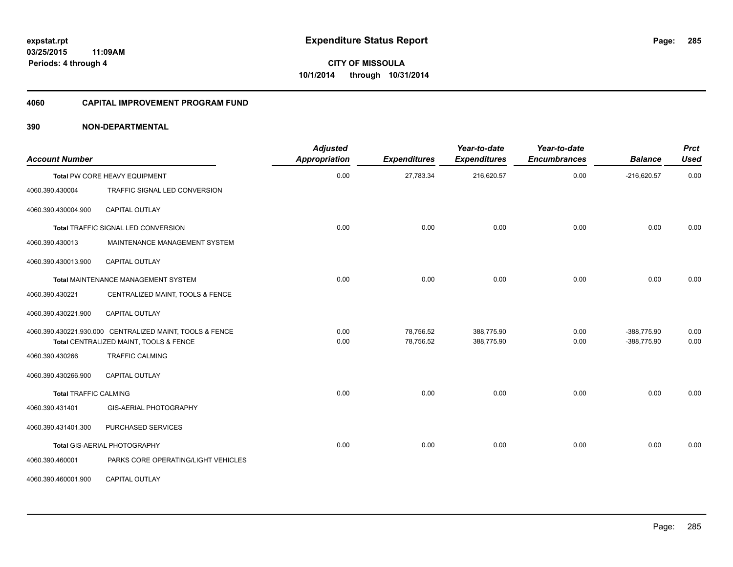**expstat.rpt**
**03/25/2015 11:09AM**
**Periods: 4 through 4**

# Expenditure Status Report

**CITY OF MISSOULA**
**10/1/2014 through 10/31/2014**

## 4060 CAPITAL IMPROVEMENT PROGRAM FUND

## 390 NON-DEPARTMENTAL

| Account Number | | Adjusted Appropriation | Expenditures | Year-to-date Expenditures | Year-to-date Encumbrances | Balance | Prct Used |
|---|---|---|---|---|---|---|---|
| **Total** PW CORE HEAVY EQUIPMENT | | 0.00 | 27,783.34 | 216,620.57 | 0.00 | -216,620.57 | 0.00 |
| 4060.390.430004 | TRAFFIC SIGNAL LED CONVERSION | | | | | | |
| 4060.390.430004.900 | CAPITAL OUTLAY | | | | | | |
| **Total** TRAFFIC SIGNAL LED CONVERSION | | 0.00 | 0.00 | 0.00 | 0.00 | 0.00 | 0.00 |
| 4060.390.430013 | MAINTENANCE MANAGEMENT SYSTEM | | | | | | |
| 4060.390.430013.900 | CAPITAL OUTLAY | | | | | | |
| **Total** MAINTENANCE MANAGEMENT SYSTEM | | 0.00 | 0.00 | 0.00 | 0.00 | 0.00 | 0.00 |
| 4060.390.430221 | CENTRALIZED MAINT, TOOLS & FENCE | | | | | | |
| 4060.390.430221.900 | CAPITAL OUTLAY | | | | | | |
| 4060.390.430221.930.000 | CENTRALIZED MAINT, TOOLS & FENCE | 0.00 | 78,756.52 | 388,775.90 | 0.00 | -388,775.90 | 0.00 |
| **Total** CENTRALIZED MAINT, TOOLS & FENCE | | 0.00 | 78,756.52 | 388,775.90 | 0.00 | -388,775.90 | 0.00 |
| 4060.390.430266 | TRAFFIC CALMING | | | | | | |
| 4060.390.430266.900 | CAPITAL OUTLAY | | | | | | |
| **Total** TRAFFIC CALMING | | 0.00 | 0.00 | 0.00 | 0.00 | 0.00 | 0.00 |
| 4060.390.431401 | GIS-AERIAL PHOTOGRAPHY | | | | | | |
| 4060.390.431401.300 | PURCHASED SERVICES | | | | | | |
| **Total** GIS-AERIAL PHOTOGRAPHY | | 0.00 | 0.00 | 0.00 | 0.00 | 0.00 | 0.00 |
| 4060.390.460001 | PARKS CORE OPERATING/LIGHT VEHICLES | | | | | | |
| 4060.390.460001.900 | CAPITAL OUTLAY | | | | | | |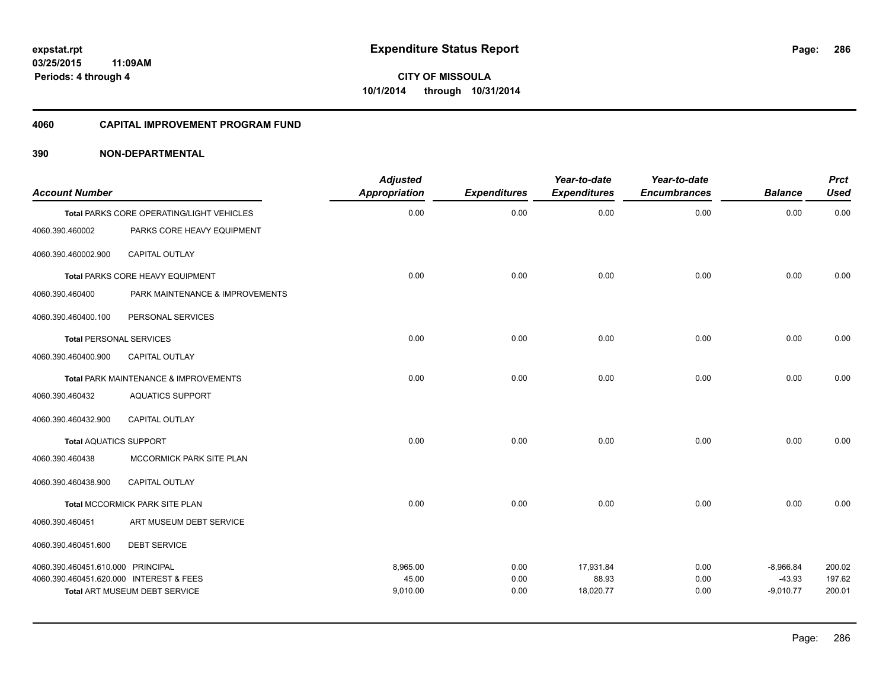**expstat.rpt**
**03/25/2015 11:09AM**
**Periods: 4 through 4**

# Expenditure Status Report

**CITY OF MISSOULA**
**10/1/2014 through 10/31/2014**

## 4060 CAPITAL IMPROVEMENT PROGRAM FUND

### 390 NON-DEPARTMENTAL

| Account Number | | Adjusted Appropriation | Expenditures | Year-to-date Expenditures | Year-to-date Encumbrances | Balance | Prct Used |
|---|---|---|---|---|---|---|---|
| | **Total** PARKS CORE OPERATING/LIGHT VEHICLES | 0.00 | 0.00 | 0.00 | 0.00 | 0.00 | 0.00 |
| 4060.390.460002 | PARKS CORE HEAVY EQUIPMENT | | | | | | |
| 4060.390.460002.900 | CAPITAL OUTLAY | | | | | | |
| | **Total** PARKS CORE HEAVY EQUIPMENT | 0.00 | 0.00 | 0.00 | 0.00 | 0.00 | 0.00 |
| 4060.390.460400 | PARK MAINTENANCE & IMPROVEMENTS | | | | | | |
| 4060.390.460400.100 | PERSONAL SERVICES | | | | | | |
| | **Total** PERSONAL SERVICES | 0.00 | 0.00 | 0.00 | 0.00 | 0.00 | 0.00 |
| 4060.390.460400.900 | CAPITAL OUTLAY | | | | | | |
| | **Total** PARK MAINTENANCE & IMPROVEMENTS | 0.00 | 0.00 | 0.00 | 0.00 | 0.00 | 0.00 |
| 4060.390.460432 | AQUATICS SUPPORT | | | | | | |
| 4060.390.460432.900 | CAPITAL OUTLAY | | | | | | |
| | **Total** AQUATICS SUPPORT | 0.00 | 0.00 | 0.00 | 0.00 | 0.00 | 0.00 |
| 4060.390.460438 | MCCORMICK PARK SITE PLAN | | | | | | |
| 4060.390.460438.900 | CAPITAL OUTLAY | | | | | | |
| | **Total** MCCORMICK PARK SITE PLAN | 0.00 | 0.00 | 0.00 | 0.00 | 0.00 | 0.00 |
| 4060.390.460451 | ART MUSEUM DEBT SERVICE | | | | | | |
| 4060.390.460451.600 | DEBT SERVICE | | | | | | |
| 4060.390.460451.610.000 | PRINCIPAL | 8,965.00 | 0.00 | 17,931.84 | 0.00 | -8,966.84 | 200.02 |
| 4060.390.460451.620.000 | INTEREST & FEES | 45.00 | 0.00 | 88.93 | 0.00 | -43.93 | 197.62 |
| | **Total** ART MUSEUM DEBT SERVICE | 9,010.00 | 0.00 | 18,020.77 | 0.00 | -9,010.77 | 200.01 |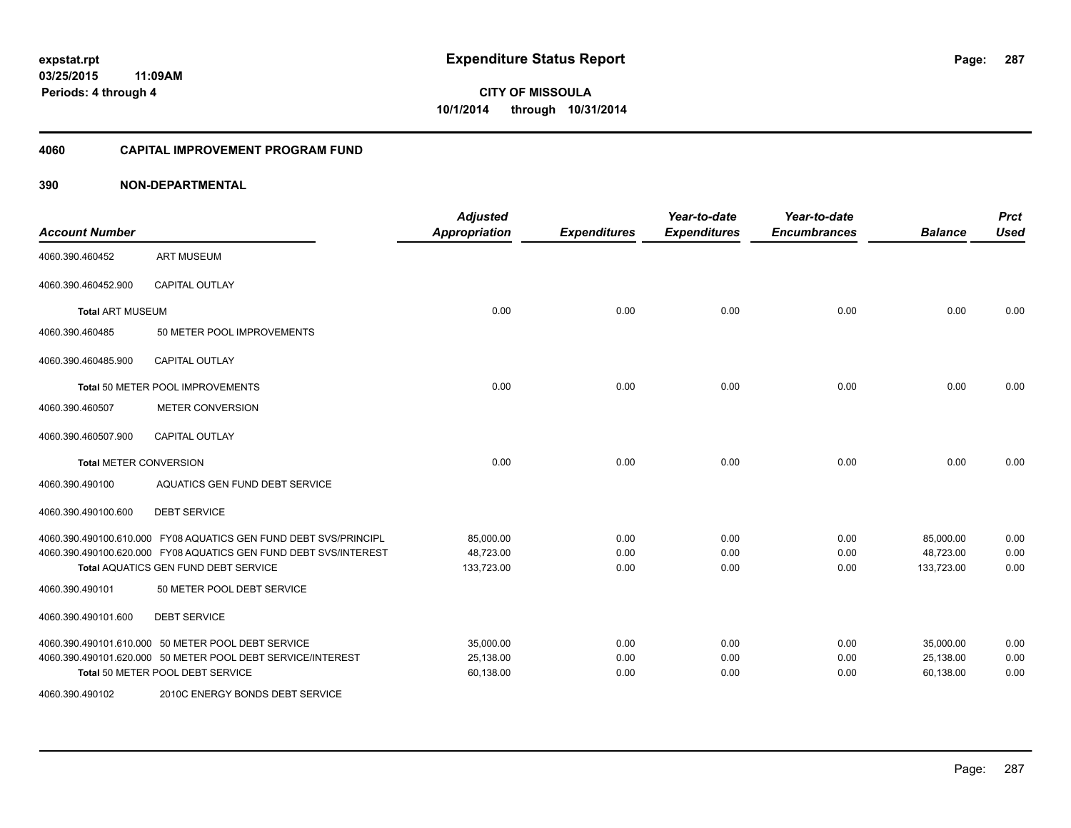**expstat.rpt**
**03/25/2015 11:09AM**
**Periods: 4 through 4**

# Expenditure Status Report

**CITY OF MISSOULA**
**10/1/2014 through 10/31/2014**

## 4060 CAPITAL IMPROVEMENT PROGRAM FUND

### 390 NON-DEPARTMENTAL

| Account Number | | Adjusted Appropriation | Expenditures | Year-to-date Expenditures | Year-to-date Encumbrances | Balance | Prct Used |
|---|---|---|---|---|---|---|---|
| 4060.390.460452 | ART MUSEUM | | | | | | |
| 4060.390.460452.900 | CAPITAL OUTLAY | | | | | | |
| **Total** ART MUSEUM | | 0.00 | 0.00 | 0.00 | 0.00 | 0.00 | 0.00 |
| 4060.390.460485 | 50 METER POOL IMPROVEMENTS | | | | | | |
| 4060.390.460485.900 | CAPITAL OUTLAY | | | | | | |
| **Total** 50 METER POOL IMPROVEMENTS | | 0.00 | 0.00 | 0.00 | 0.00 | 0.00 | 0.00 |
| 4060.390.460507 | METER CONVERSION | | | | | | |
| 4060.390.460507.900 | CAPITAL OUTLAY | | | | | | |
| **Total** METER CONVERSION | | 0.00 | 0.00 | 0.00 | 0.00 | 0.00 | 0.00 |
| 4060.390.490100 | AQUATICS GEN FUND DEBT SERVICE | | | | | | |
| 4060.390.490100.600 | DEBT SERVICE | | | | | | |
| 4060.390.490100.610.000 | FY08 AQUATICS GEN FUND DEBT SVS/PRINCIPL | 85,000.00 | 0.00 | 0.00 | 0.00 | 85,000.00 | 0.00 |
| 4060.390.490100.620.000 | FY08 AQUATICS GEN FUND DEBT SVS/INTEREST | 48,723.00 | 0.00 | 0.00 | 0.00 | 48,723.00 | 0.00 |
| **Total** AQUATICS GEN FUND DEBT SERVICE | | 133,723.00 | 0.00 | 0.00 | 0.00 | 133,723.00 | 0.00 |
| 4060.390.490101 | 50 METER POOL DEBT SERVICE | | | | | | |
| 4060.390.490101.600 | DEBT SERVICE | | | | | | |
| 4060.390.490101.610.000 | 50 METER POOL DEBT SERVICE | 35,000.00 | 0.00 | 0.00 | 0.00 | 35,000.00 | 0.00 |
| 4060.390.490101.620.000 | 50 METER POOL DEBT SERVICE/INTEREST | 25,138.00 | 0.00 | 0.00 | 0.00 | 25,138.00 | 0.00 |
| **Total** 50 METER POOL DEBT SERVICE | | 60,138.00 | 0.00 | 0.00 | 0.00 | 60,138.00 | 0.00 |
| 4060.390.490102 | 2010C ENERGY BONDS DEBT SERVICE | | | | | | |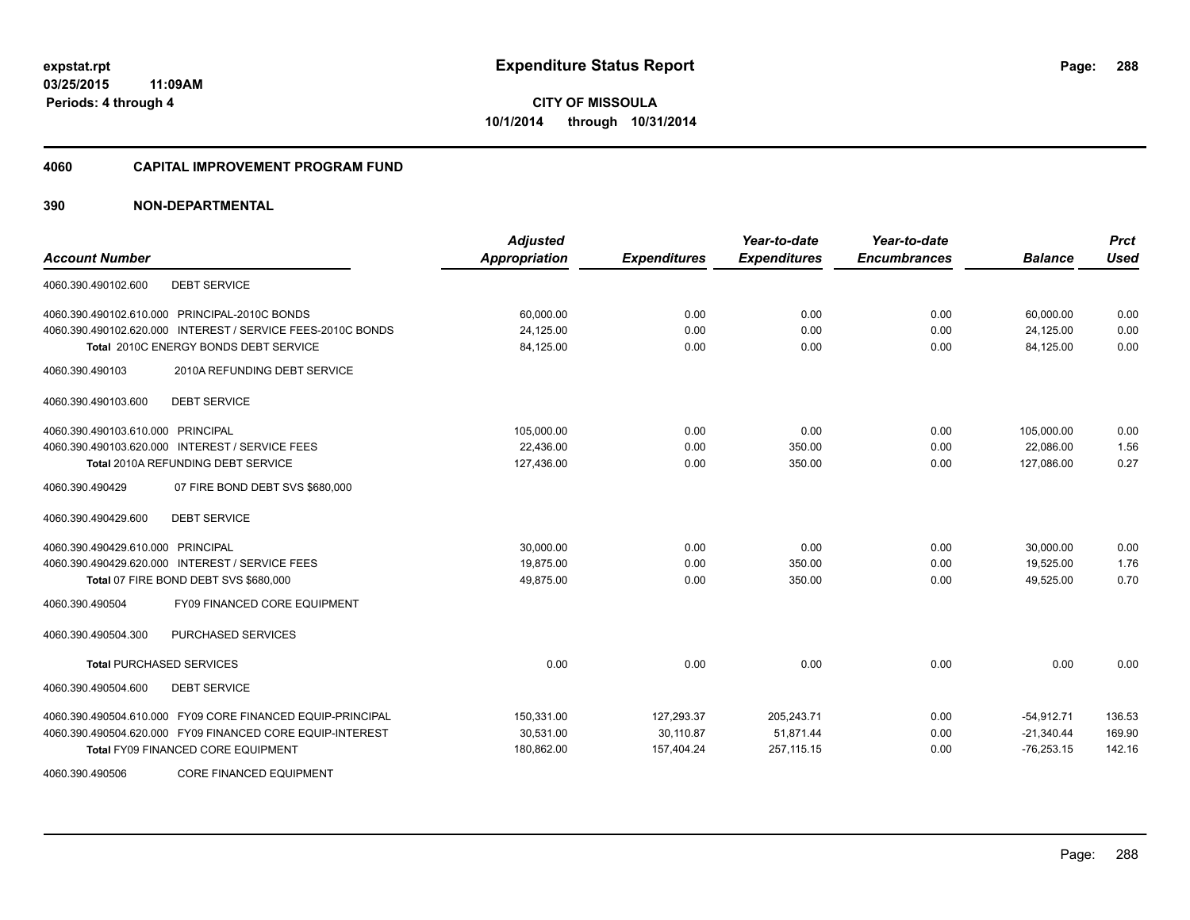# Expenditure Status Report

expstat.rpt
03/25/2015 11:09AM
Periods: 4 through 4

**CITY OF MISSOULA**
10/1/2014 through 10/31/2014

## 4060 CAPITAL IMPROVEMENT PROGRAM FUND

## 390 NON-DEPARTMENTAL

| Account Number | Adjusted Appropriation | Expenditures | Year-to-date Expenditures | Year-to-date Encumbrances | Balance | Prct Used |
|---|---|---|---|---|---|---|
| 4060.390.490102.600 DEBT SERVICE | | | | | | |
| 4060.390.490102.610.000 PRINCIPAL-2010C BONDS | 60,000.00 | 0.00 | 0.00 | 0.00 | 60,000.00 | 0.00 |
| 4060.390.490102.620.000 INTEREST / SERVICE FEES-2010C BONDS | 24,125.00 | 0.00 | 0.00 | 0.00 | 24,125.00 | 0.00 |
| Total 2010C ENERGY BONDS DEBT SERVICE | 84,125.00 | 0.00 | 0.00 | 0.00 | 84,125.00 | 0.00 |
| 4060.390.490103 2010A REFUNDING DEBT SERVICE | | | | | | |
| 4060.390.490103.600 DEBT SERVICE | | | | | | |
| 4060.390.490103.610.000 PRINCIPAL | 105,000.00 | 0.00 | 0.00 | 0.00 | 105,000.00 | 0.00 |
| 4060.390.490103.620.000 INTEREST / SERVICE FEES | 22,436.00 | 0.00 | 350.00 | 0.00 | 22,086.00 | 1.56 |
| Total 2010A REFUNDING DEBT SERVICE | 127,436.00 | 0.00 | 350.00 | 0.00 | 127,086.00 | 0.27 |
| 4060.390.490429 07 FIRE BOND DEBT SVS $680,000 | | | | | | |
| 4060.390.490429.600 DEBT SERVICE | | | | | | |
| 4060.390.490429.610.000 PRINCIPAL | 30,000.00 | 0.00 | 0.00 | 0.00 | 30,000.00 | 0.00 |
| 4060.390.490429.620.000 INTEREST / SERVICE FEES | 19,875.00 | 0.00 | 350.00 | 0.00 | 19,525.00 | 1.76 |
| Total 07 FIRE BOND DEBT SVS $680,000 | 49,875.00 | 0.00 | 350.00 | 0.00 | 49,525.00 | 0.70 |
| 4060.390.490504 FY09 FINANCED CORE EQUIPMENT | | | | | | |
| 4060.390.490504.300 PURCHASED SERVICES | | | | | | |
| Total PURCHASED SERVICES | 0.00 | 0.00 | 0.00 | 0.00 | 0.00 | 0.00 |
| 4060.390.490504.600 DEBT SERVICE | | | | | | |
| 4060.390.490504.610.000 FY09 CORE FINANCED EQUIP-PRINCIPAL | 150,331.00 | 127,293.37 | 205,243.71 | 0.00 | -54,912.71 | 136.53 |
| 4060.390.490504.620.000 FY09 FINANCED CORE EQUIP-INTEREST | 30,531.00 | 30,110.87 | 51,871.44 | 0.00 | -21,340.44 | 169.90 |
| Total FY09 FINANCED CORE EQUIPMENT | 180,862.00 | 157,404.24 | 257,115.15 | 0.00 | -76,253.15 | 142.16 |
| 4060.390.490506 CORE FINANCED EQUIPMENT | | | | | | |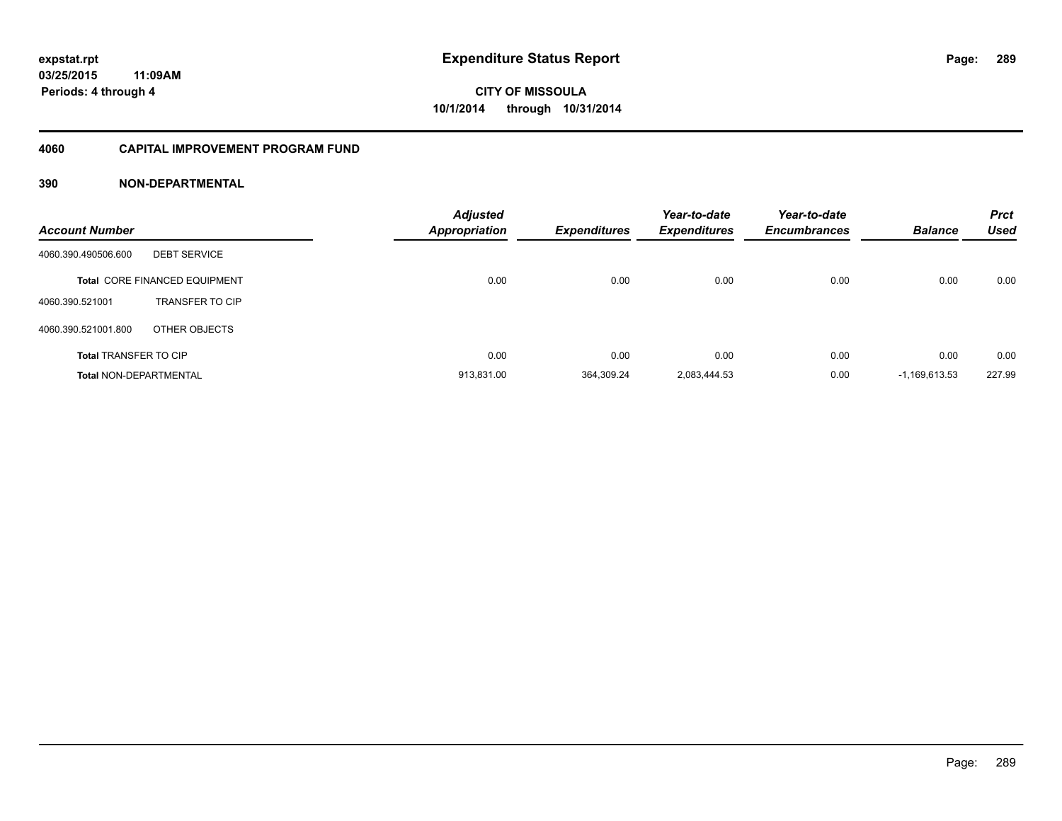# Expenditure Status Report

expstat.rpt
03/25/2015 11:09AM
Periods: 4 through 4

**CITY OF MISSOULA**
**10/1/2014 through 10/31/2014**

## 4060 CAPITAL IMPROVEMENT PROGRAM FUND

### 390 NON-DEPARTMENTAL

| Account Number | | Adjusted Appropriation | Expenditures | Year-to-date Expenditures | Year-to-date Encumbrances | Balance | Prct Used |
|---|---|---|---|---|---|---|---|
| 4060.390.490506.600 | DEBT SERVICE | | | | | | |
| **Total** CORE FINANCED EQUIPMENT | | 0.00 | 0.00 | 0.00 | 0.00 | 0.00 | 0.00 |
| 4060.390.521001 | TRANSFER TO CIP | | | | | | |
| 4060.390.521001.800 | OTHER OBJECTS | | | | | | |
| **Total** TRANSFER TO CIP | | 0.00 | 0.00 | 0.00 | 0.00 | 0.00 | 0.00 |
| **Total** NON-DEPARTMENTAL | | 913,831.00 | 364,309.24 | 2,083,444.53 | 0.00 | -1,169,613.53 | 227.99 |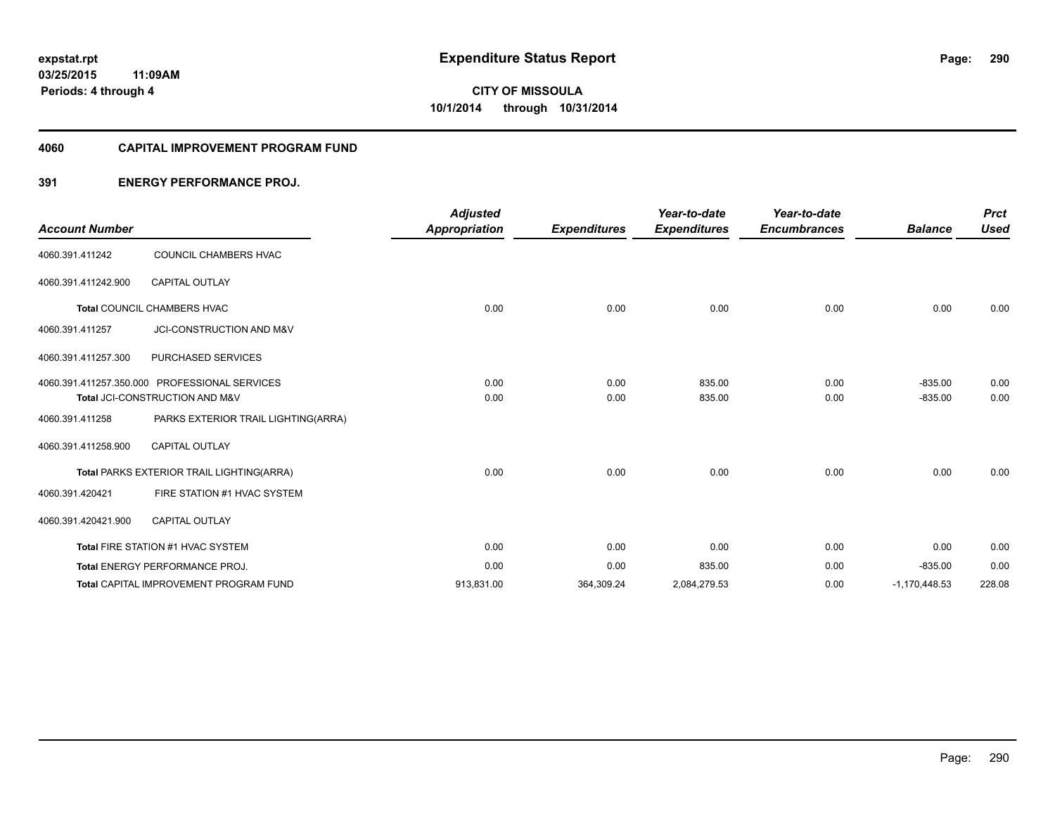expstat.rpt
03/25/2015 11:09AM
Periods: 4 through 4

# Expenditure Status Report

**CITY OF MISSOULA**
**10/1/2014 through 10/31/2014**

## 4060 CAPITAL IMPROVEMENT PROGRAM FUND

### 391 ENERGY PERFORMANCE PROJ.

| Account Number | | Adjusted Appropriation | Expenditures | Year-to-date Expenditures | Year-to-date Encumbrances | Balance | Prct Used |
|---|---|---|---|---|---|---|---|
| 4060.391.411242 | COUNCIL CHAMBERS HVAC | | | | | | |
| 4060.391.411242.900 | CAPITAL OUTLAY | | | | | | |
| **Total** COUNCIL CHAMBERS HVAC | | 0.00 | 0.00 | 0.00 | 0.00 | 0.00 | 0.00 |
| 4060.391.411257 | JCI-CONSTRUCTION AND M&V | | | | | | |
| 4060.391.411257.300 | PURCHASED SERVICES | | | | | | |
| 4060.391.411257.350.000 | PROFESSIONAL SERVICES | 0.00 | 0.00 | 835.00 | 0.00 | -835.00 | 0.00 |
| **Total** JCI-CONSTRUCTION AND M&V | | 0.00 | 0.00 | 835.00 | 0.00 | -835.00 | 0.00 |
| 4060.391.411258 | PARKS EXTERIOR TRAIL LIGHTING(ARRA) | | | | | | |
| 4060.391.411258.900 | CAPITAL OUTLAY | | | | | | |
| **Total** PARKS EXTERIOR TRAIL LIGHTING(ARRA) | | 0.00 | 0.00 | 0.00 | 0.00 | 0.00 | 0.00 |
| 4060.391.420421 | FIRE STATION #1 HVAC SYSTEM | | | | | | |
| 4060.391.420421.900 | CAPITAL OUTLAY | | | | | | |
| **Total** FIRE STATION #1 HVAC SYSTEM | | 0.00 | 0.00 | 0.00 | 0.00 | 0.00 | 0.00 |
| **Total** ENERGY PERFORMANCE PROJ. | | 0.00 | 0.00 | 835.00 | 0.00 | -835.00 | 0.00 |
| **Total** CAPITAL IMPROVEMENT PROGRAM FUND | | 913,831.00 | 364,309.24 | 2,084,279.53 | 0.00 | -1,170,448.53 | 228.08 |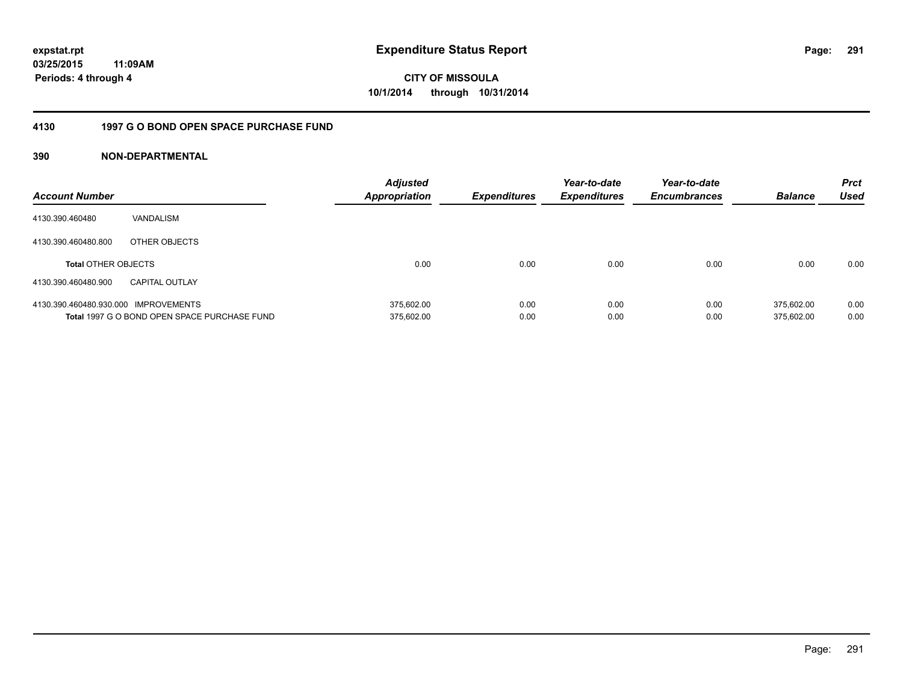**expstat.rpt**
**03/25/2015 11:09AM**
**Periods: 4 through 4**

# Expenditure Status Report

**CITY OF MISSOULA**
**10/1/2014 through 10/31/2014**

## 4130 1997 G O BOND OPEN SPACE PURCHASE FUND

### 390 NON-DEPARTMENTAL

| Account Number | | Adjusted Appropriation | Expenditures | Year-to-date Expenditures | Year-to-date Encumbrances | Balance | Prct Used |
|---|---|---|---|---|---|---|---|
| 4130.390.460480 | VANDALISM | | | | | | |
| 4130.390.460480.800 | OTHER OBJECTS | | | | | | |
| **Total** OTHER OBJECTS | | 0.00 | 0.00 | 0.00 | 0.00 | 0.00 | 0.00 |
| 4130.390.460480.900 | CAPITAL OUTLAY | | | | | | |
| 4130.390.460480.930.000 | IMPROVEMENTS | 375,602.00 | 0.00 | 0.00 | 0.00 | 375,602.00 | 0.00 |
| **Total** 1997 G O BOND OPEN SPACE PURCHASE FUND | | 375,602.00 | 0.00 | 0.00 | 0.00 | 375,602.00 | 0.00 |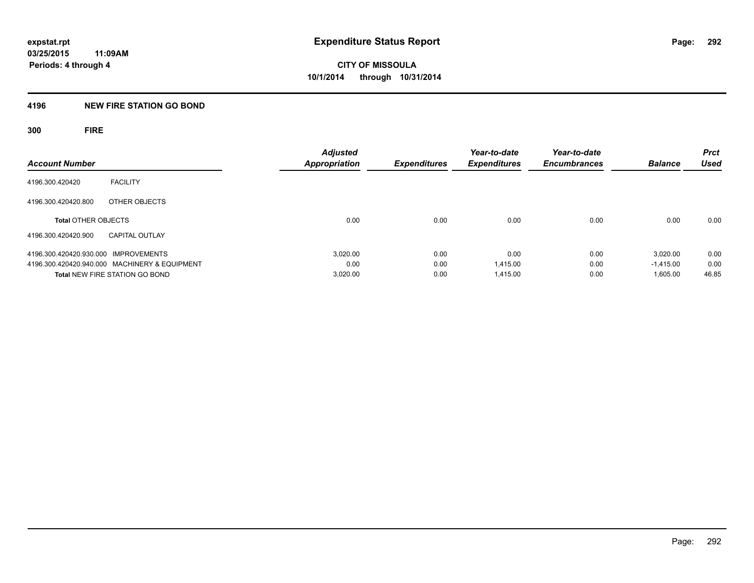expstat.rpt
03/25/2015 11:09AM
Periods: 4 through 4

# Expenditure Status Report

CITY OF MISSOULA
10/1/2014 through 10/31/2014

## 4196 NEW FIRE STATION GO BOND

### 300 FIRE

| Account Number | | Adjusted Appropriation | Expenditures | Year-to-date Expenditures | Year-to-date Encumbrances | Balance | Prct Used |
|---|---|---|---|---|---|---|---|
| 4196.300.420420 | FACILITY | | | | | | |
| 4196.300.420420.800 | OTHER OBJECTS | | | | | | |
| **Total** OTHER OBJECTS | | 0.00 | 0.00 | 0.00 | 0.00 | 0.00 | 0.00 |
| 4196.300.420420.900 | CAPITAL OUTLAY | | | | | | |
| 4196.300.420420.930.000 | IMPROVEMENTS | 3,020.00 | 0.00 | 0.00 | 0.00 | 3,020.00 | 0.00 |
| 4196.300.420420.940.000 | MACHINERY & EQUIPMENT | 0.00 | 0.00 | 1,415.00 | 0.00 | -1,415.00 | 0.00 |
| **Total** NEW FIRE STATION GO BOND | | 3,020.00 | 0.00 | 1,415.00 | 0.00 | 1,605.00 | 46.85 |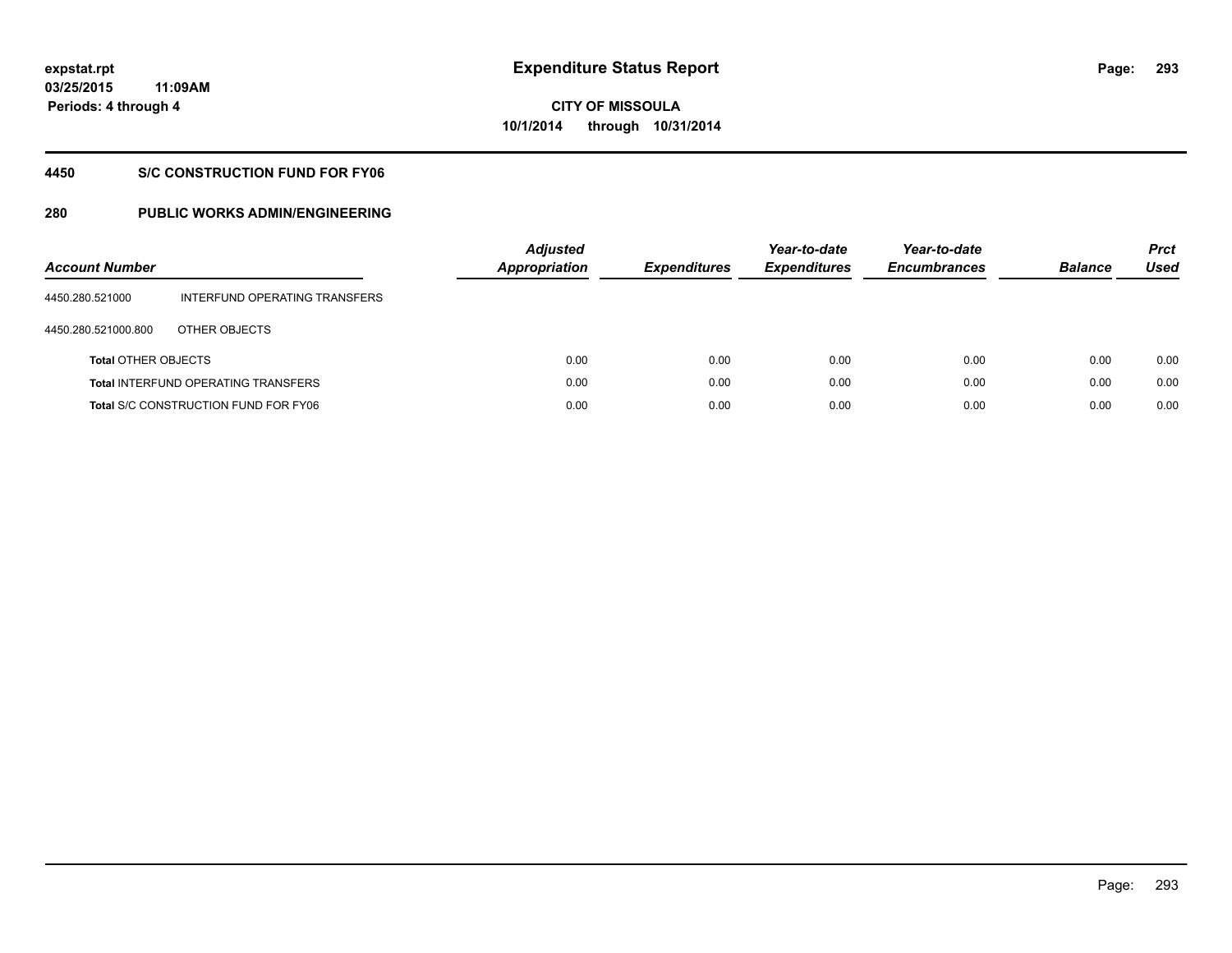**expstat.rpt**
**03/25/2015 11:09AM**
**Periods: 4 through 4**

# Expenditure Status Report

**CITY OF MISSOULA**
**10/1/2014 through 10/31/2014**

## 4450 S/C CONSTRUCTION FUND FOR FY06

## 280 PUBLIC WORKS ADMIN/ENGINEERING

| Account Number | | Adjusted Appropriation | Expenditures | Year-to-date Expenditures | Year-to-date Encumbrances | Balance | Prct Used |
|---|---|---|---|---|---|---|---|
| 4450.280.521000 | INTERFUND OPERATING TRANSFERS | | | | | | |
| 4450.280.521000.800 | OTHER OBJECTS | | | | | | |
| **Total** OTHER OBJECTS | | 0.00 | 0.00 | 0.00 | 0.00 | 0.00 | 0.00 |
| **Total** INTERFUND OPERATING TRANSFERS | | 0.00 | 0.00 | 0.00 | 0.00 | 0.00 | 0.00 |
| **Total** S/C CONSTRUCTION FUND FOR FY06 | | 0.00 | 0.00 | 0.00 | 0.00 | 0.00 | 0.00 |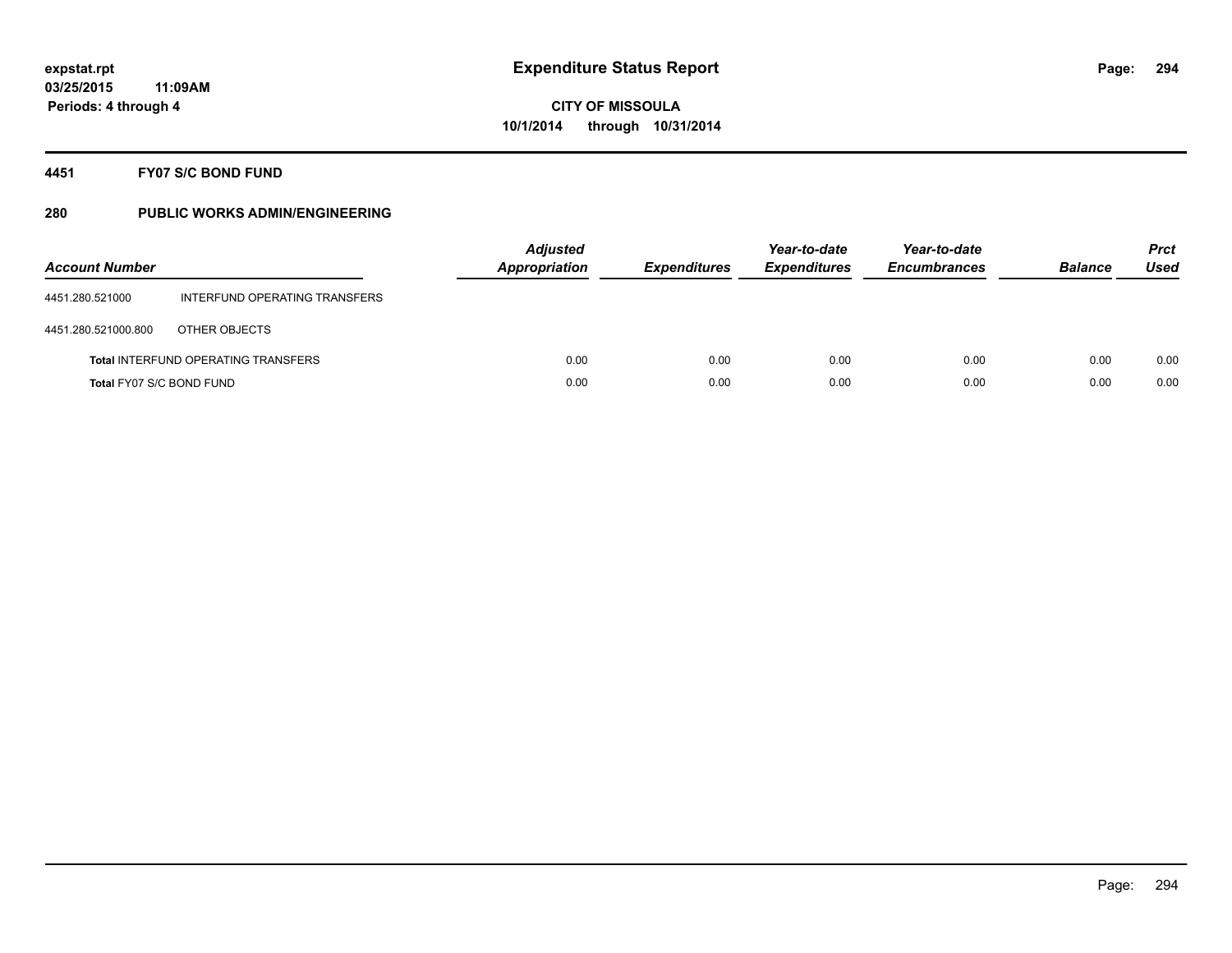**expstat.rpt**
**03/25/2015 11:09AM**
**Periods: 4 through 4**

# Expenditure Status Report

**CITY OF MISSOULA**
**10/1/2014 through 10/31/2014**

## 4451 FY07 S/C BOND FUND

### 280 PUBLIC WORKS ADMIN/ENGINEERING

| Account Number | | Adjusted Appropriation | Expenditures | Year-to-date Expenditures | Year-to-date Encumbrances | Balance | Prct Used |
|---|---|---|---|---|---|---|---|
| 4451.280.521000 | INTERFUND OPERATING TRANSFERS | | | | | | |
| 4451.280.521000.800 | OTHER OBJECTS | | | | | | |
| **Total** INTERFUND OPERATING TRANSFERS | | 0.00 | 0.00 | 0.00 | 0.00 | 0.00 | 0.00 |
| **Total** FY07 S/C BOND FUND | | 0.00 | 0.00 | 0.00 | 0.00 | 0.00 | 0.00 |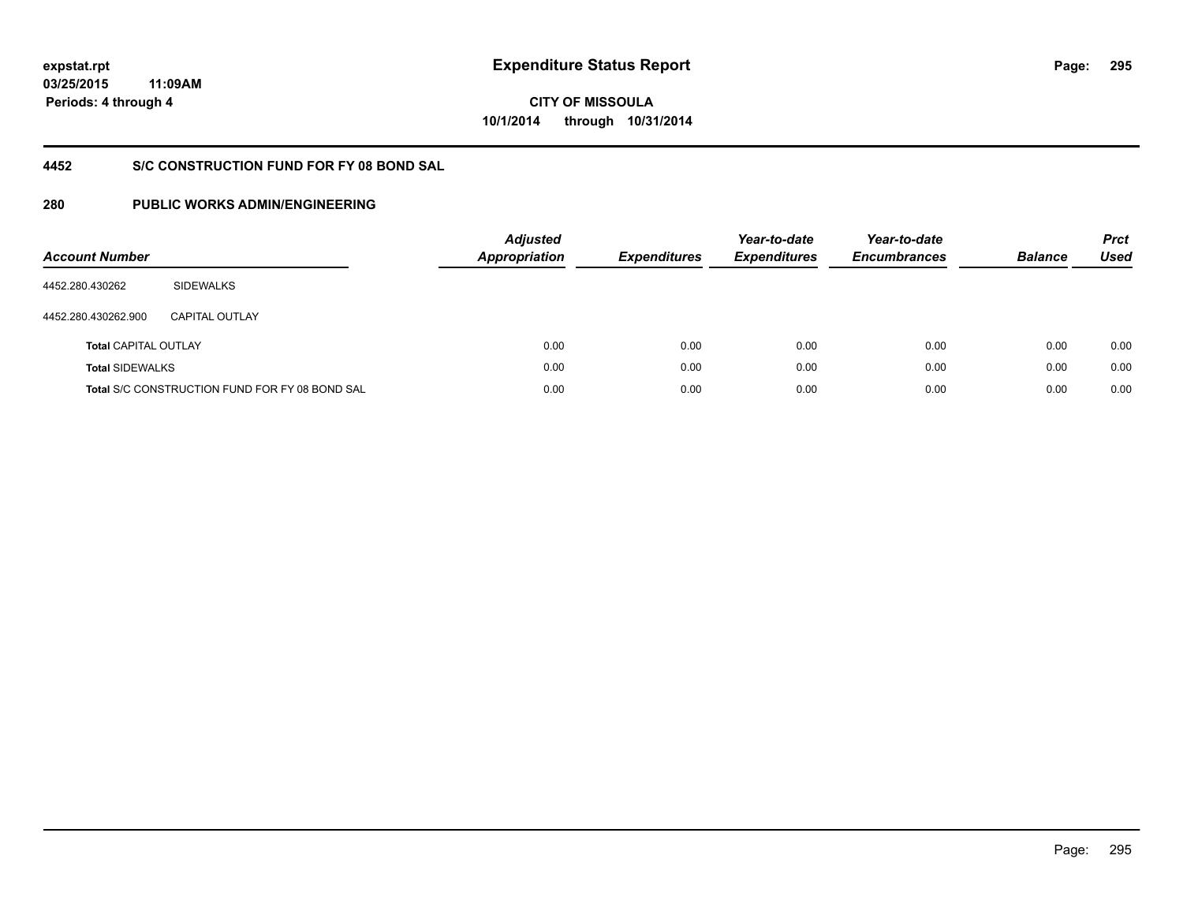expstat.rpt
03/25/2015 11:09AM
Periods: 4 through 4

# Expenditure Status Report

CITY OF MISSOULA
10/1/2014 through 10/31/2014

## 4452 S/C CONSTRUCTION FUND FOR FY 08 BOND SAL

## 280 PUBLIC WORKS ADMIN/ENGINEERING

| Account Number | | Adjusted Appropriation | Expenditures | Year-to-date Expenditures | Year-to-date Encumbrances | Balance | Prct Used |
|---|---|---|---|---|---|---|---|
| 4452.280.430262 | SIDEWALKS | | | | | | |
| 4452.280.430262.900 | CAPITAL OUTLAY | | | | | | |
| **Total** CAPITAL OUTLAY | | 0.00 | 0.00 | 0.00 | 0.00 | 0.00 | 0.00 |
| **Total** SIDEWALKS | | 0.00 | 0.00 | 0.00 | 0.00 | 0.00 | 0.00 |
| **Total** S/C CONSTRUCTION FUND FOR FY 08 BOND SAL | | 0.00 | 0.00 | 0.00 | 0.00 | 0.00 | 0.00 |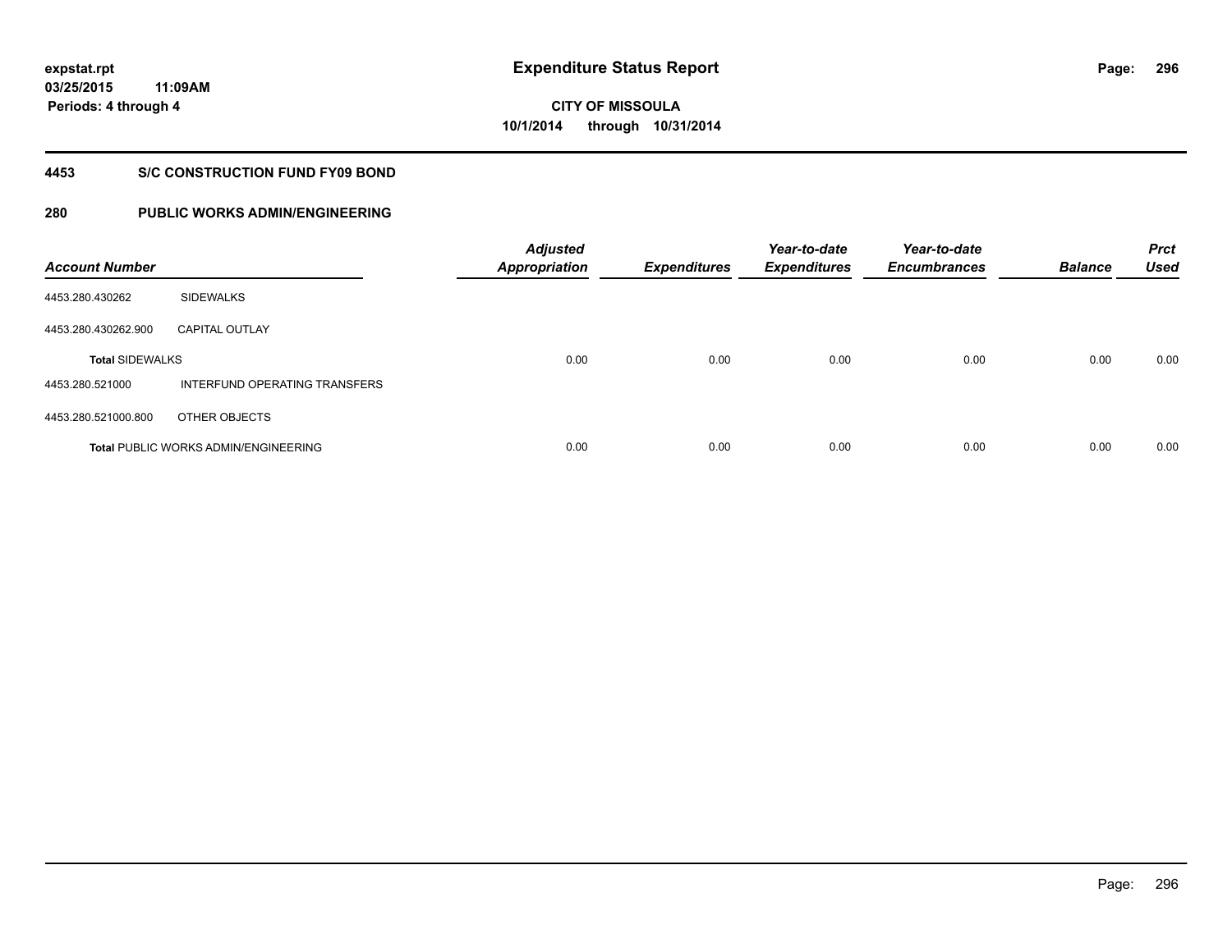**expstat.rpt**
**03/25/2015 11:09AM**
**Periods: 4 through 4**

# Expenditure Status Report

**CITY OF MISSOULA**
**10/1/2014 through 10/31/2014**

## 4453 S/C CONSTRUCTION FUND FY09 BOND

## 280 PUBLIC WORKS ADMIN/ENGINEERING

| Account Number | | Adjusted Appropriation | Expenditures | Year-to-date Expenditures | Year-to-date Encumbrances | Balance | Prct Used |
|---|---|---|---|---|---|---|---|
| 4453.280.430262 | SIDEWALKS | | | | | | |
| 4453.280.430262.900 | CAPITAL OUTLAY | | | | | | |
| **Total** SIDEWALKS | | 0.00 | 0.00 | 0.00 | 0.00 | 0.00 | 0.00 |
| 4453.280.521000 | INTERFUND OPERATING TRANSFERS | | | | | | |
| 4453.280.521000.800 | OTHER OBJECTS | | | | | | |
| **Total** PUBLIC WORKS ADMIN/ENGINEERING | | 0.00 | 0.00 | 0.00 | 0.00 | 0.00 | 0.00 |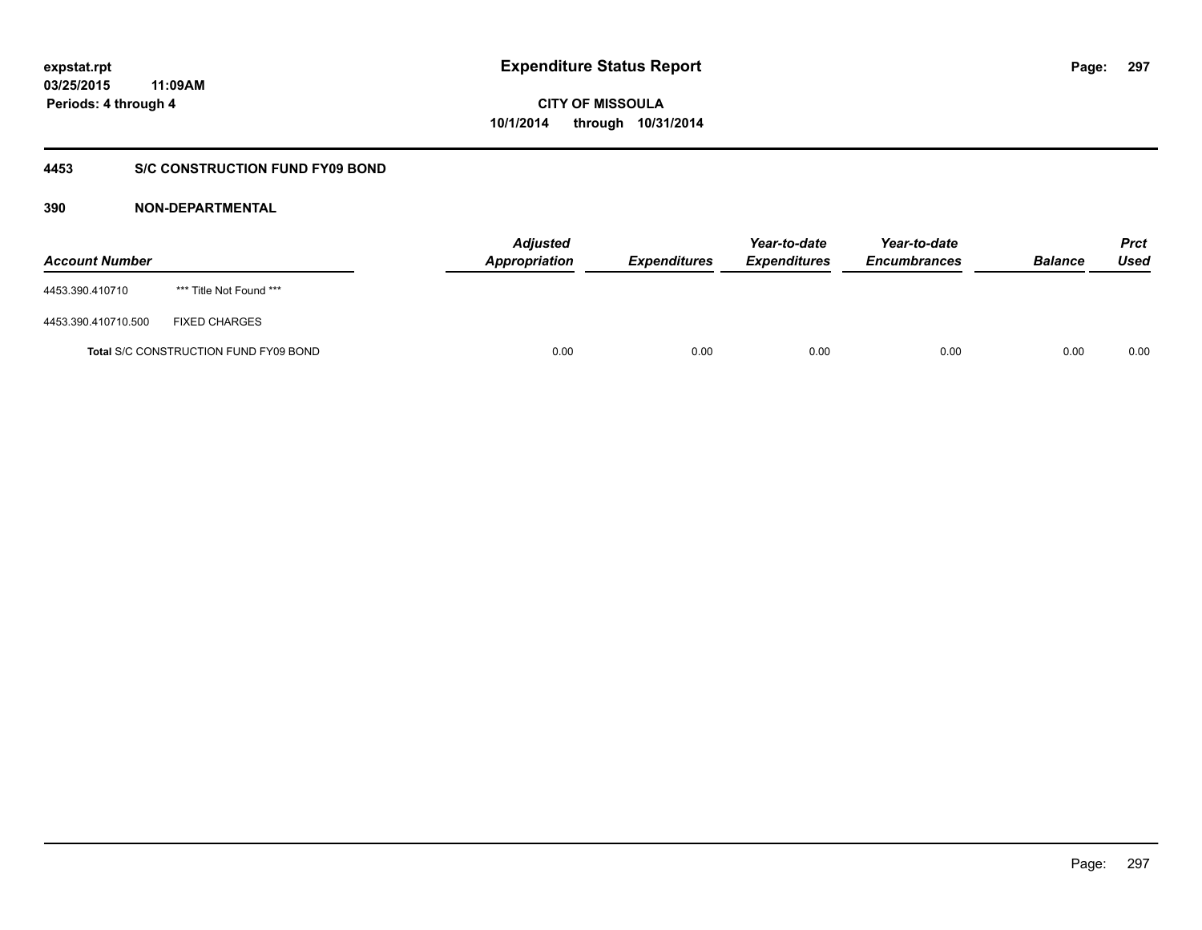# Expenditure Status Report

expstat.rpt
03/25/2015 11:09AM
Periods: 4 through 4

**CITY OF MISSOULA**
**10/1/2014 through 10/31/2014**

## 4453 S/C CONSTRUCTION FUND FY09 BOND

### 390 NON-DEPARTMENTAL

| Account Number | | Adjusted Appropriation | Expenditures | Year-to-date Expenditures | Year-to-date Encumbrances | Balance | Prct Used |
|---|---|---|---|---|---|---|---|
| 4453.390.410710 | *** Title Not Found *** | | | | | | |
| 4453.390.410710.500 | FIXED CHARGES | | | | | | |
| **Total** S/C CONSTRUCTION FUND FY09 BOND | | 0.00 | 0.00 | 0.00 | 0.00 | 0.00 | 0.00 |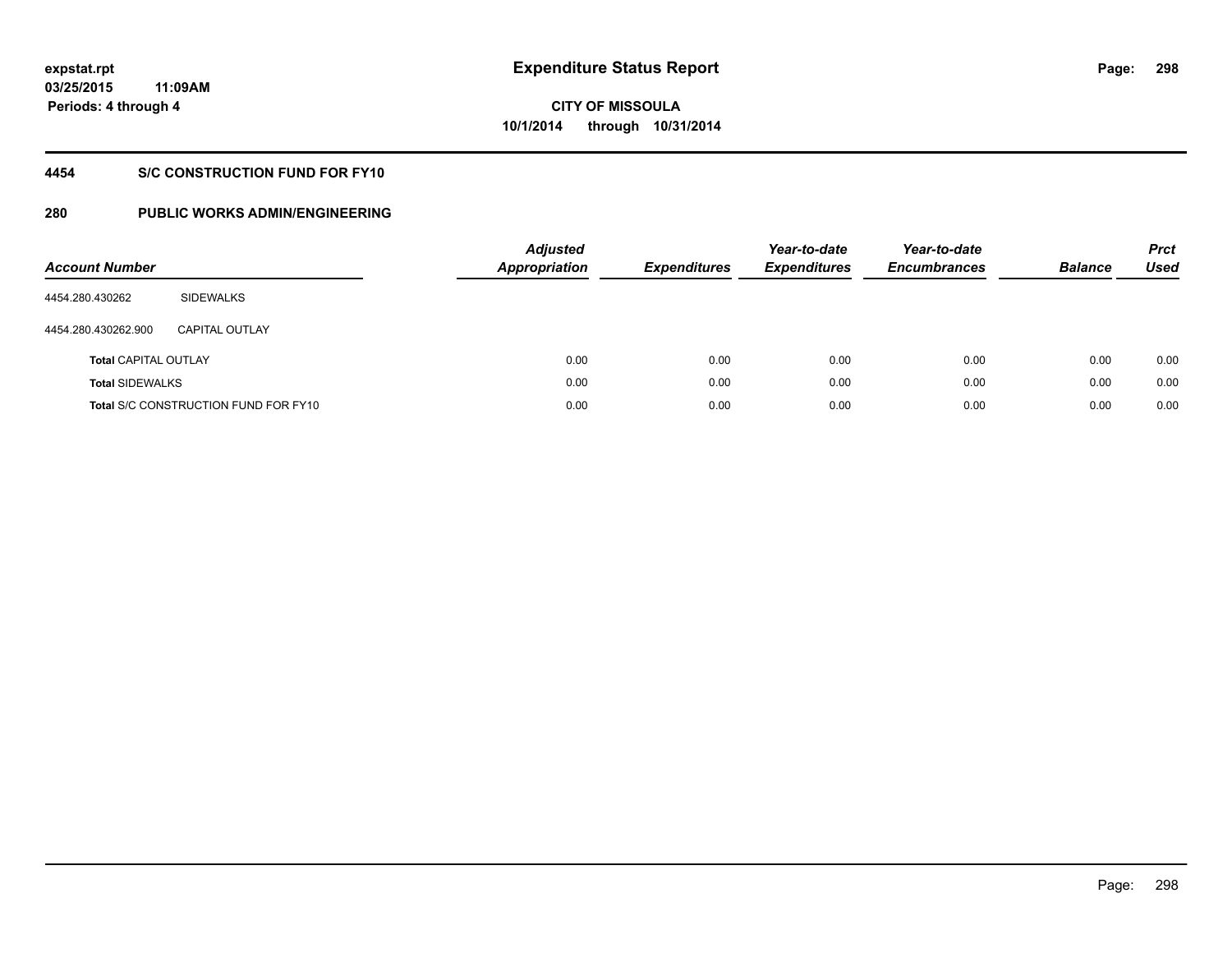**expstat.rpt**
**03/25/2015 11:09AM**
**Periods: 4 through 4**

# Expenditure Status Report

**CITY OF MISSOULA**
**10/1/2014 through 10/31/2014**

## 4454 S/C CONSTRUCTION FUND FOR FY10

## 280 PUBLIC WORKS ADMIN/ENGINEERING

| Account Number | | Adjusted Appropriation | Expenditures | Year-to-date Expenditures | Year-to-date Encumbrances | Balance | Prct Used |
|---|---|---|---|---|---|---|---|
| 4454.280.430262 | SIDEWALKS | | | | | | |
| 4454.280.430262.900 | CAPITAL OUTLAY | | | | | | |
| **Total** CAPITAL OUTLAY | | 0.00 | 0.00 | 0.00 | 0.00 | 0.00 | 0.00 |
| **Total** SIDEWALKS | | 0.00 | 0.00 | 0.00 | 0.00 | 0.00 | 0.00 |
| **Total** S/C CONSTRUCTION FUND FOR FY10 | | 0.00 | 0.00 | 0.00 | 0.00 | 0.00 | 0.00 |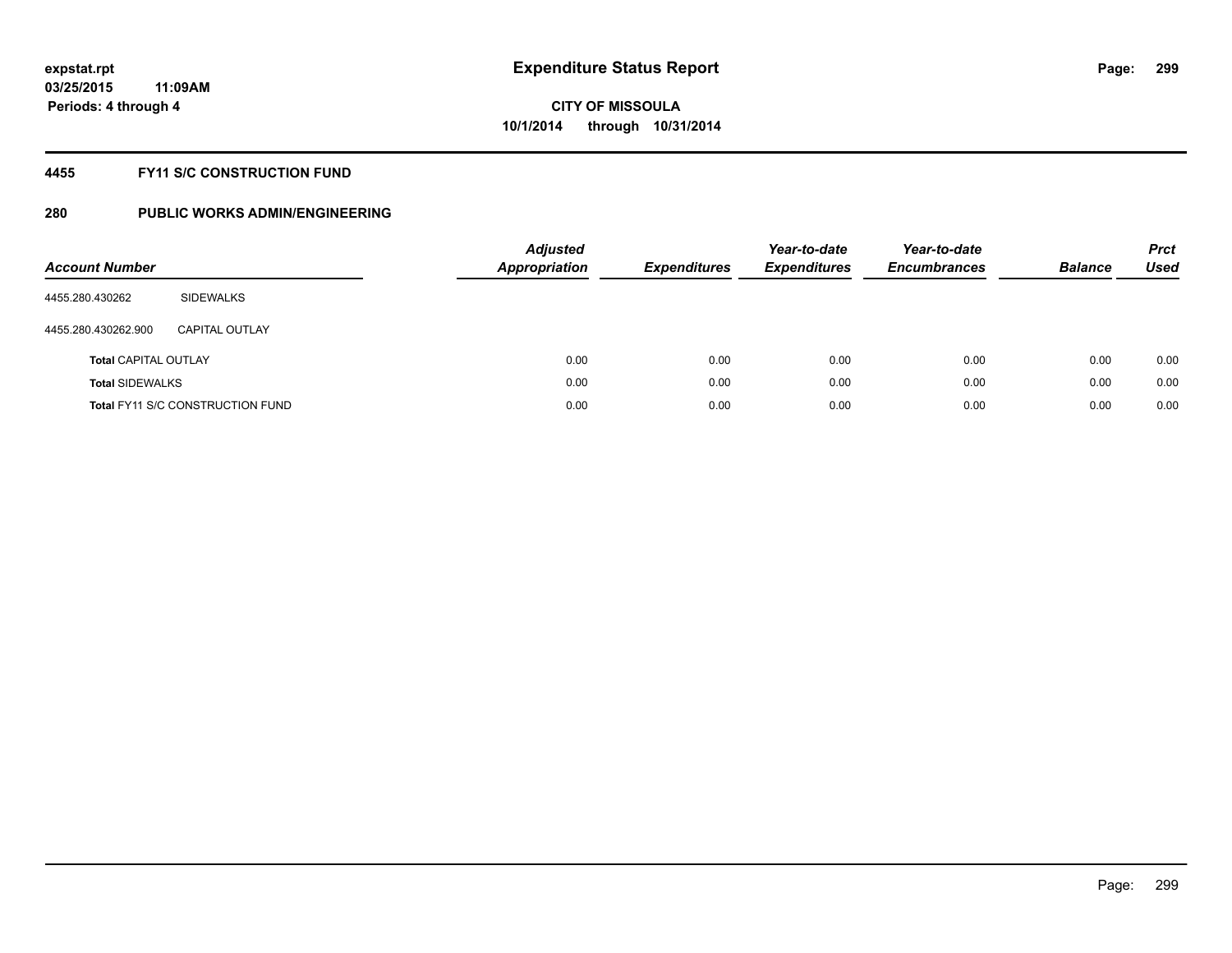# Expenditure Status Report

expstat.rpt
03/25/2015 11:09AM
Periods: 4 through 4

CITY OF MISSOULA
10/1/2014 through 10/31/2014

## 4455 FY11 S/C CONSTRUCTION FUND

## 280 PUBLIC WORKS ADMIN/ENGINEERING

| Account Number | | Adjusted Appropriation | Expenditures | Year-to-date Expenditures | Year-to-date Encumbrances | Balance | Prct Used |
|---|---|---|---|---|---|---|---|
| 4455.280.430262 | SIDEWALKS | | | | | | |
| 4455.280.430262.900 | CAPITAL OUTLAY | | | | | | |
| **Total** CAPITAL OUTLAY | | 0.00 | 0.00 | 0.00 | 0.00 | 0.00 | 0.00 |
| **Total** SIDEWALKS | | 0.00 | 0.00 | 0.00 | 0.00 | 0.00 | 0.00 |
| **Total** FY11 S/C CONSTRUCTION FUND | | 0.00 | 0.00 | 0.00 | 0.00 | 0.00 | 0.00 |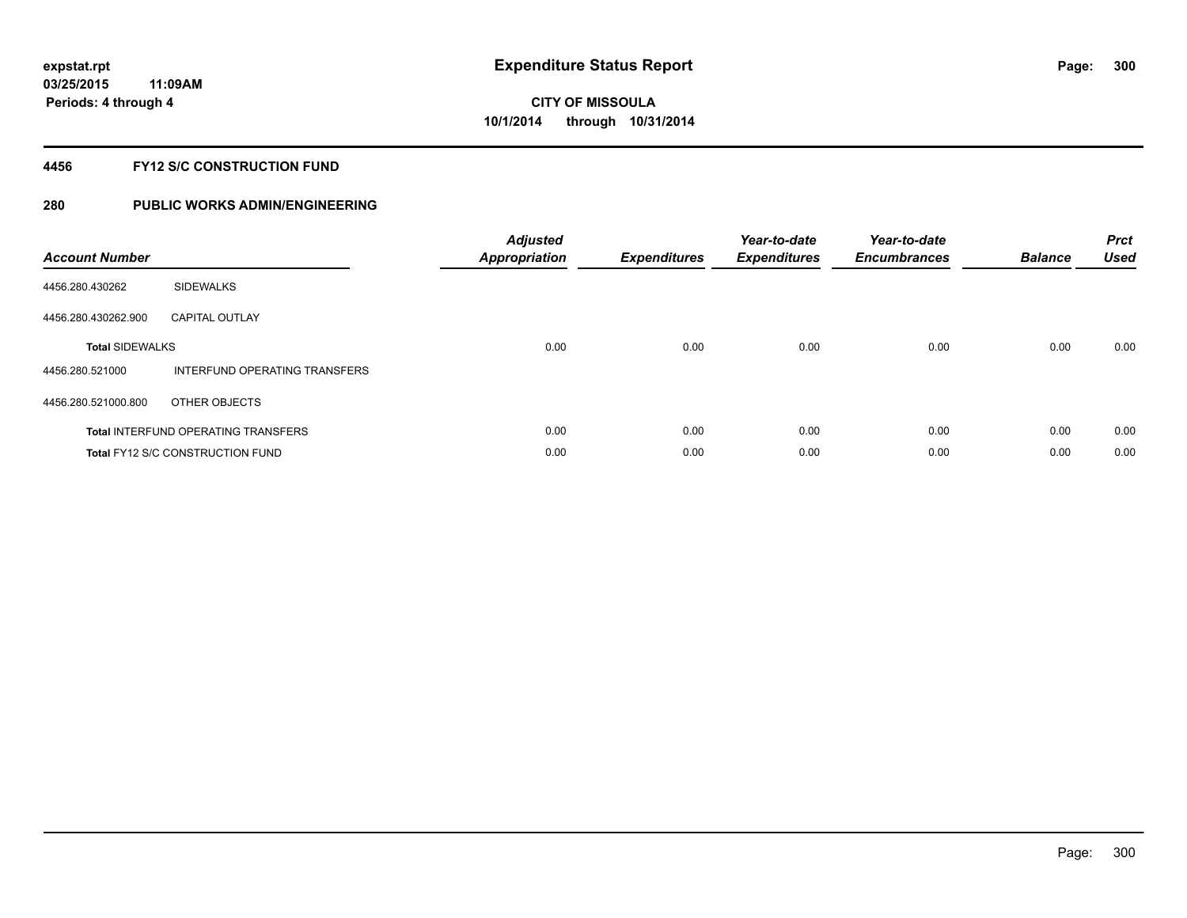**expstat.rpt**
**03/25/2015 11:09AM**
**Periods: 4 through 4**

# Expenditure Status Report

**CITY OF MISSOULA**
**10/1/2014 through 10/31/2014**

## 4456 FY12 S/C CONSTRUCTION FUND

## 280 PUBLIC WORKS ADMIN/ENGINEERING

| Account Number | | Adjusted Appropriation | Expenditures | Year-to-date Expenditures | Year-to-date Encumbrances | Balance | Prct Used |
|---|---|---|---|---|---|---|---|
| 4456.280.430262 | SIDEWALKS | | | | | | |
| 4456.280.430262.900 | CAPITAL OUTLAY | | | | | | |
| **Total** SIDEWALKS | | 0.00 | 0.00 | 0.00 | 0.00 | 0.00 | 0.00 |
| 4456.280.521000 | INTERFUND OPERATING TRANSFERS | | | | | | |
| 4456.280.521000.800 | OTHER OBJECTS | | | | | | |
| **Total** INTERFUND OPERATING TRANSFERS | | 0.00 | 0.00 | 0.00 | 0.00 | 0.00 | 0.00 |
| **Total** FY12 S/C CONSTRUCTION FUND | | 0.00 | 0.00 | 0.00 | 0.00 | 0.00 | 0.00 |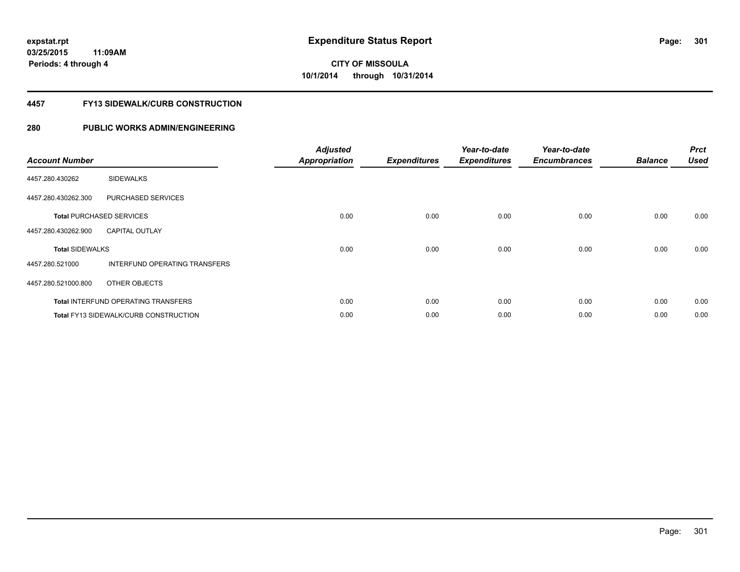**expstat.rpt**
**03/25/2015 11:09AM**
**Periods: 4 through 4**

# Expenditure Status Report

**CITY OF MISSOULA**
**10/1/2014 through 10/31/2014**

## 4457 FY13 SIDEWALK/CURB CONSTRUCTION

## 280 PUBLIC WORKS ADMIN/ENGINEERING

| Account Number | | Adjusted Appropriation | Expenditures | Year-to-date Expenditures | Year-to-date Encumbrances | Balance | Prct Used |
|---|---|---|---|---|---|---|---|
| 4457.280.430262 | SIDEWALKS | | | | | | |
| 4457.280.430262.300 | PURCHASED SERVICES | | | | | | |
| **Total** PURCHASED SERVICES | | 0.00 | 0.00 | 0.00 | 0.00 | 0.00 | 0.00 |
| 4457.280.430262.900 | CAPITAL OUTLAY | | | | | | |
| **Total** SIDEWALKS | | 0.00 | 0.00 | 0.00 | 0.00 | 0.00 | 0.00 |
| 4457.280.521000 | INTERFUND OPERATING TRANSFERS | | | | | | |
| 4457.280.521000.800 | OTHER OBJECTS | | | | | | |
| **Total** INTERFUND OPERATING TRANSFERS | | 0.00 | 0.00 | 0.00 | 0.00 | 0.00 | 0.00 |
| **Total** FY13 SIDEWALK/CURB CONSTRUCTION | | 0.00 | 0.00 | 0.00 | 0.00 | 0.00 | 0.00 |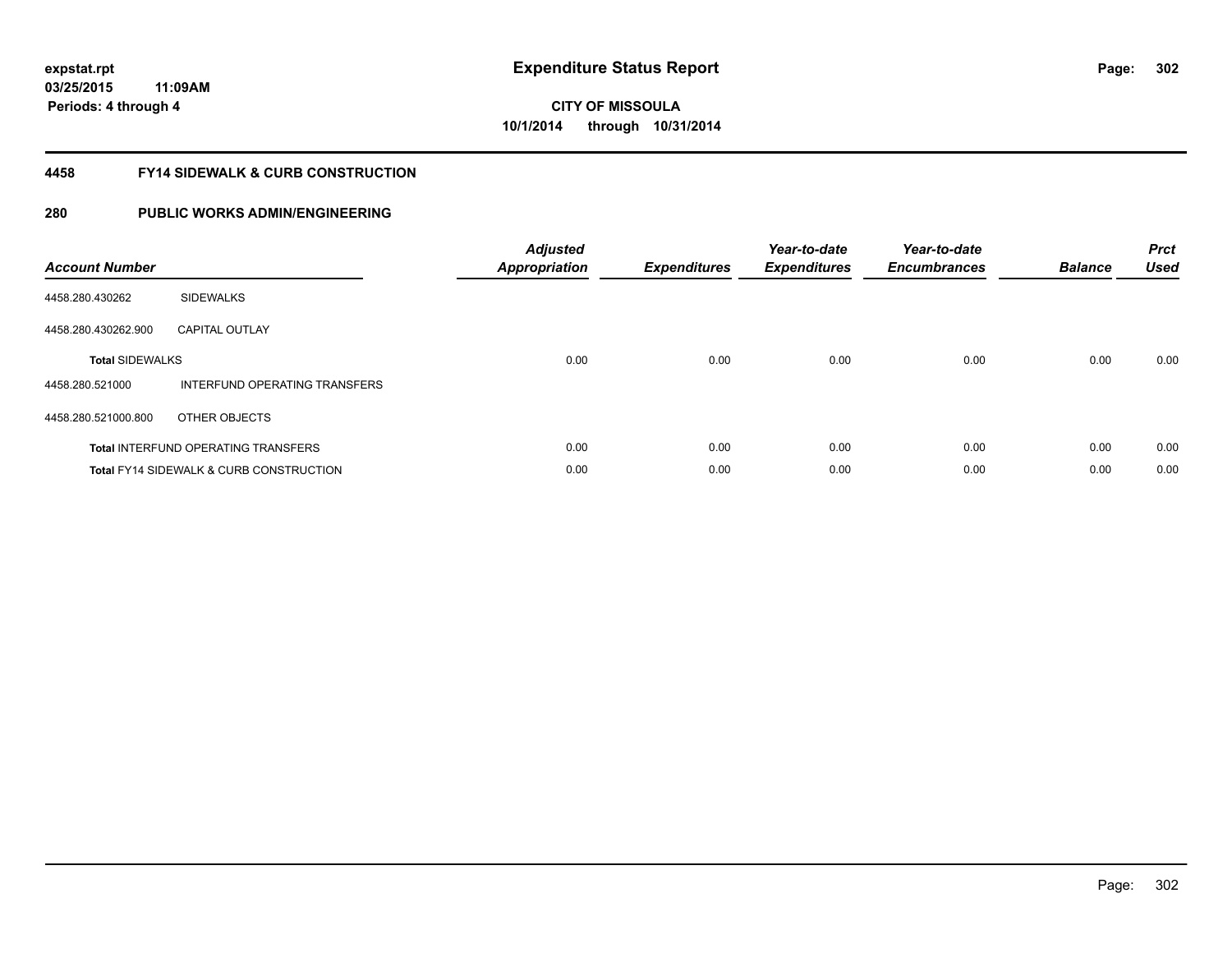**expstat.rpt**
**03/25/2015 11:09AM**
**Periods: 4 through 4**

# Expenditure Status Report

**CITY OF MISSOULA**
**10/1/2014 through 10/31/2014**

## 4458 FY14 SIDEWALK & CURB CONSTRUCTION

## 280 PUBLIC WORKS ADMIN/ENGINEERING

| Account Number | | Adjusted Appropriation | Expenditures | Year-to-date Expenditures | Year-to-date Encumbrances | Balance | Prct Used |
|---|---|---|---|---|---|---|---|
| 4458.280.430262 | SIDEWALKS | | | | | | |
| 4458.280.430262.900 | CAPITAL OUTLAY | | | | | | |
| **Total** SIDEWALKS | | 0.00 | 0.00 | 0.00 | 0.00 | 0.00 | 0.00 |
| 4458.280.521000 | INTERFUND OPERATING TRANSFERS | | | | | | |
| 4458.280.521000.800 | OTHER OBJECTS | | | | | | |
| **Total** INTERFUND OPERATING TRANSFERS | | 0.00 | 0.00 | 0.00 | 0.00 | 0.00 | 0.00 |
| **Total** FY14 SIDEWALK & CURB CONSTRUCTION | | 0.00 | 0.00 | 0.00 | 0.00 | 0.00 | 0.00 |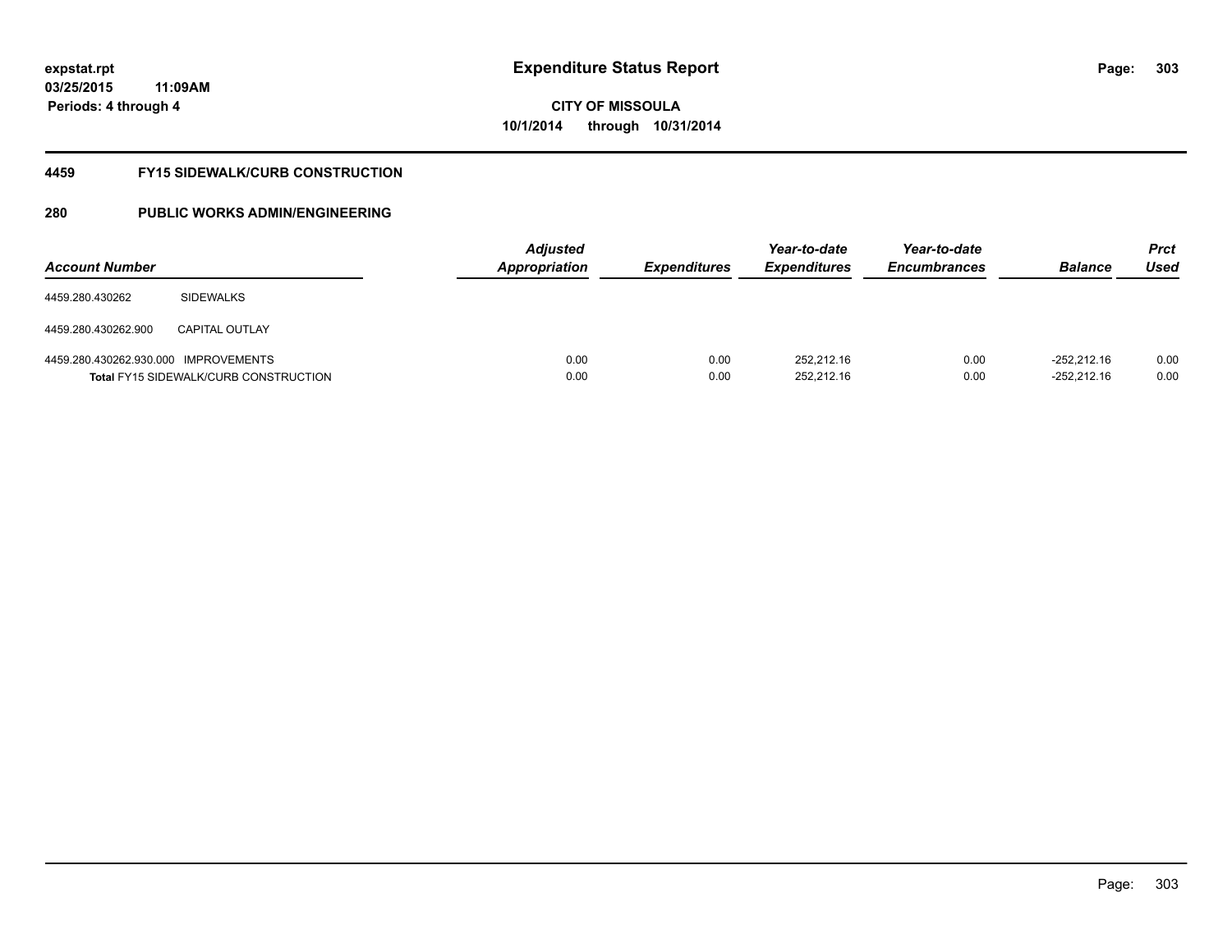**expstat.rpt**
**03/25/2015 11:09AM**
**Periods: 4 through 4**

# Expenditure Status Report

**CITY OF MISSOULA**
**10/1/2014 through 10/31/2014**

## 4459 FY15 SIDEWALK/CURB CONSTRUCTION

## 280 PUBLIC WORKS ADMIN/ENGINEERING

| Account Number | | *Adjusted Appropriation* | *Expenditures* | *Year-to-date Expenditures* | *Year-to-date Encumbrances* | *Balance* | *Prct Used* |
|---|---|---|---|---|---|---|---|
| 4459.280.430262 | SIDEWALKS | | | | | | |
| 4459.280.430262.900 | CAPITAL OUTLAY | | | | | | |
| 4459.280.430262.930.000 | IMPROVEMENTS | 0.00 | 0.00 | 252,212.16 | 0.00 | -252,212.16 | 0.00 |
| **Total** FY15 SIDEWALK/CURB CONSTRUCTION | | 0.00 | 0.00 | 252,212.16 | 0.00 | -252,212.16 | 0.00 |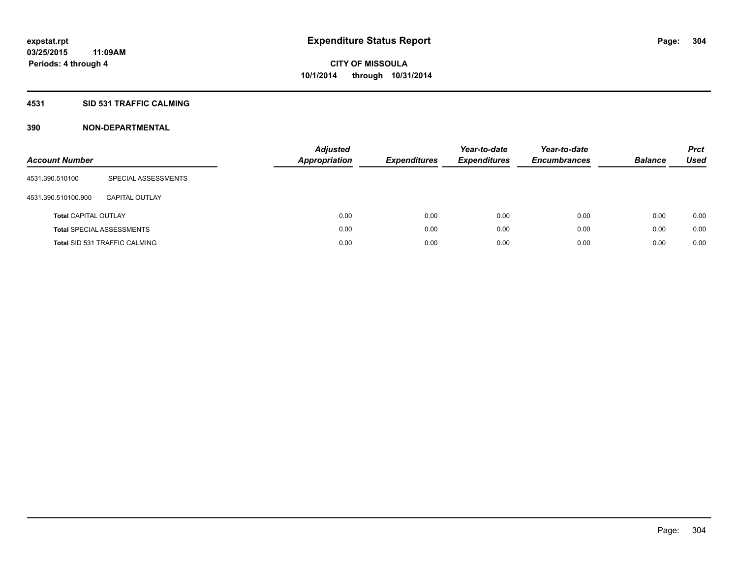**expstat.rpt**
**03/25/2015 11:09AM**
**Periods: 4 through 4**

# Expenditure Status Report

**CITY OF MISSOULA**
**10/1/2014 through 10/31/2014**

## 4531 SID 531 TRAFFIC CALMING

## 390 NON-DEPARTMENTAL

| Account Number | | Adjusted Appropriation | Expenditures | Year-to-date Expenditures | Year-to-date Encumbrances | Balance | Prct Used |
|---|---|---|---|---|---|---|---|
| 4531.390.510100 | SPECIAL ASSESSMENTS | | | | | | |
| 4531.390.510100.900 | CAPITAL OUTLAY | | | | | | |
| **Total** CAPITAL OUTLAY | | 0.00 | 0.00 | 0.00 | 0.00 | 0.00 | 0.00 |
| **Total** SPECIAL ASSESSMENTS | | 0.00 | 0.00 | 0.00 | 0.00 | 0.00 | 0.00 |
| **Total** SID 531 TRAFFIC CALMING | | 0.00 | 0.00 | 0.00 | 0.00 | 0.00 | 0.00 |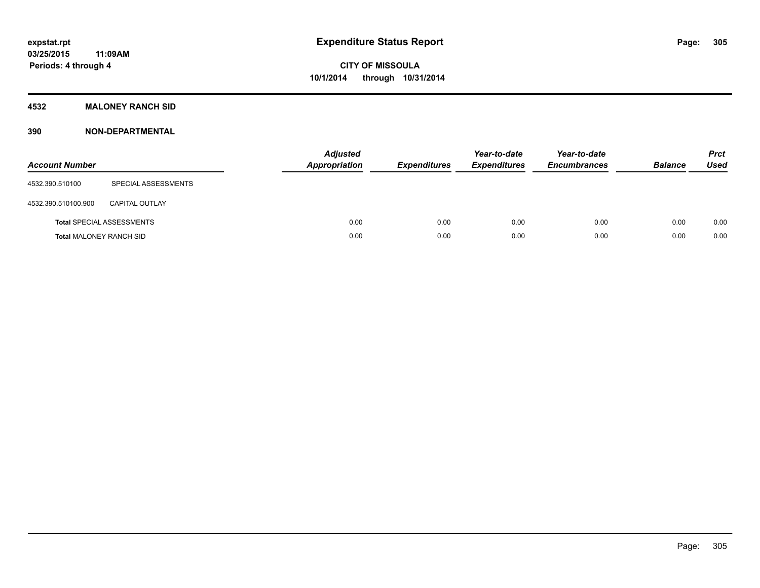expstat.rpt
03/25/2015 11:09AM
Periods: 4 through 4

# Expenditure Status Report

CITY OF MISSOULA
10/1/2014 through 10/31/2014

## 4532 MALONEY RANCH SID

## 390 NON-DEPARTMENTAL

| Account Number | | Adjusted Appropriation | Expenditures | Year-to-date Expenditures | Year-to-date Encumbrances | Balance | Prct Used |
|---|---|---|---|---|---|---|---|
| 4532.390.510100 | SPECIAL ASSESSMENTS | | | | | | |
| 4532.390.510100.900 | CAPITAL OUTLAY | | | | | | |
| **Total** SPECIAL ASSESSMENTS | | 0.00 | 0.00 | 0.00 | 0.00 | 0.00 | 0.00 |
| **Total** MALONEY RANCH SID | | 0.00 | 0.00 | 0.00 | 0.00 | 0.00 | 0.00 |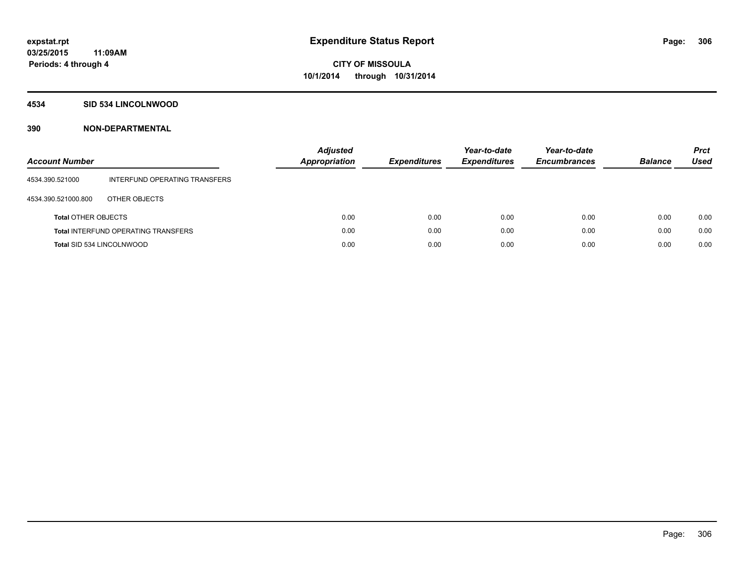# Expenditure Status Report

expstat.rpt
03/25/2015 11:09AM
Periods: 4 through 4

**CITY OF MISSOULA**
**10/1/2014 through 10/31/2014**

## 4534 SID 534 LINCOLNWOOD

## 390 NON-DEPARTMENTAL

| Account Number | | Adjusted Appropriation | Expenditures | Year-to-date Expenditures | Year-to-date Encumbrances | Balance | Prct Used |
|---|---|---|---|---|---|---|---|
| 4534.390.521000 | INTERFUND OPERATING TRANSFERS | | | | | | |
| 4534.390.521000.800 | OTHER OBJECTS | | | | | | |
| **Total** OTHER OBJECTS | | 0.00 | 0.00 | 0.00 | 0.00 | 0.00 | 0.00 |
| **Total** INTERFUND OPERATING TRANSFERS | | 0.00 | 0.00 | 0.00 | 0.00 | 0.00 | 0.00 |
| **Total** SID 534 LINCOLNWOOD | | 0.00 | 0.00 | 0.00 | 0.00 | 0.00 | 0.00 |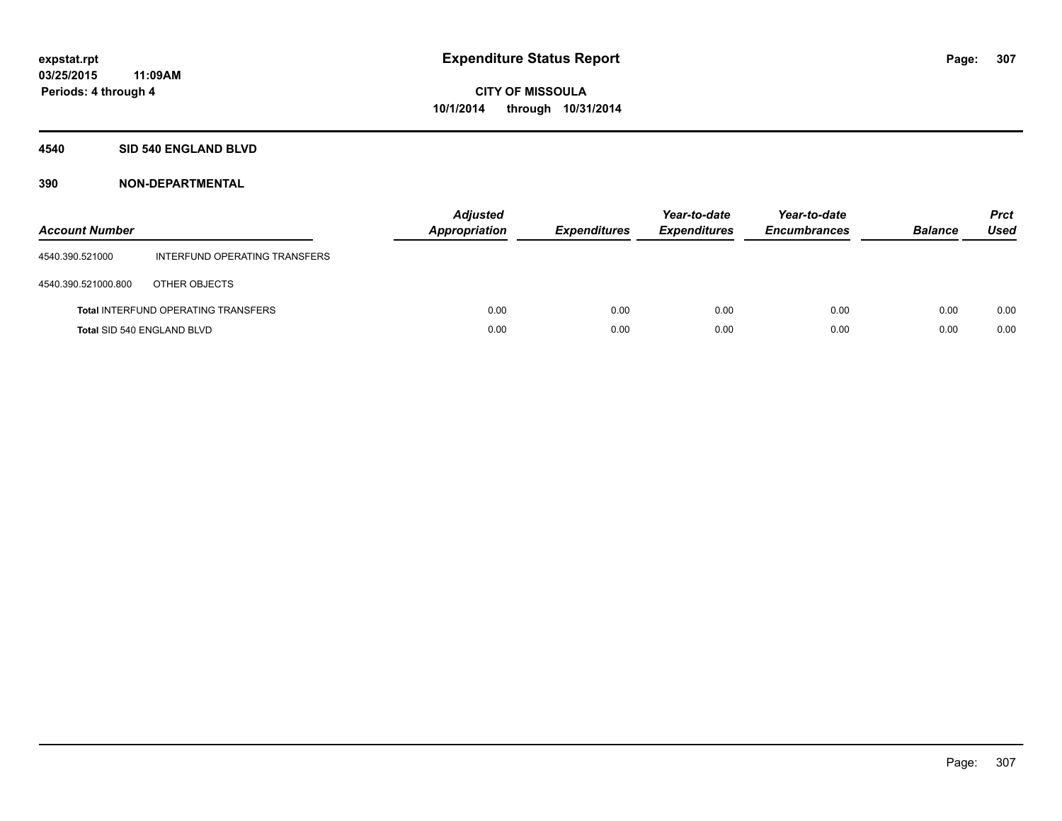# Expenditure Status Report

expstat.rpt
03/25/2015 11:09AM
Periods: 4 through 4

**CITY OF MISSOULA**
**10/1/2014 through 10/31/2014**

## 4540 SID 540 ENGLAND BLVD

### 390 NON-DEPARTMENTAL

| Account Number | | Adjusted Appropriation | Expenditures | Year-to-date Expenditures | Year-to-date Encumbrances | Balance | Prct Used |
|---|---|---|---|---|---|---|---|
| 4540.390.521000 | INTERFUND OPERATING TRANSFERS | | | | | | |
| 4540.390.521000.800 | OTHER OBJECTS | | | | | | |
| **Total** INTERFUND OPERATING TRANSFERS | | 0.00 | 0.00 | 0.00 | 0.00 | 0.00 | 0.00 |
| **Total** SID 540 ENGLAND BLVD | | 0.00 | 0.00 | 0.00 | 0.00 | 0.00 | 0.00 |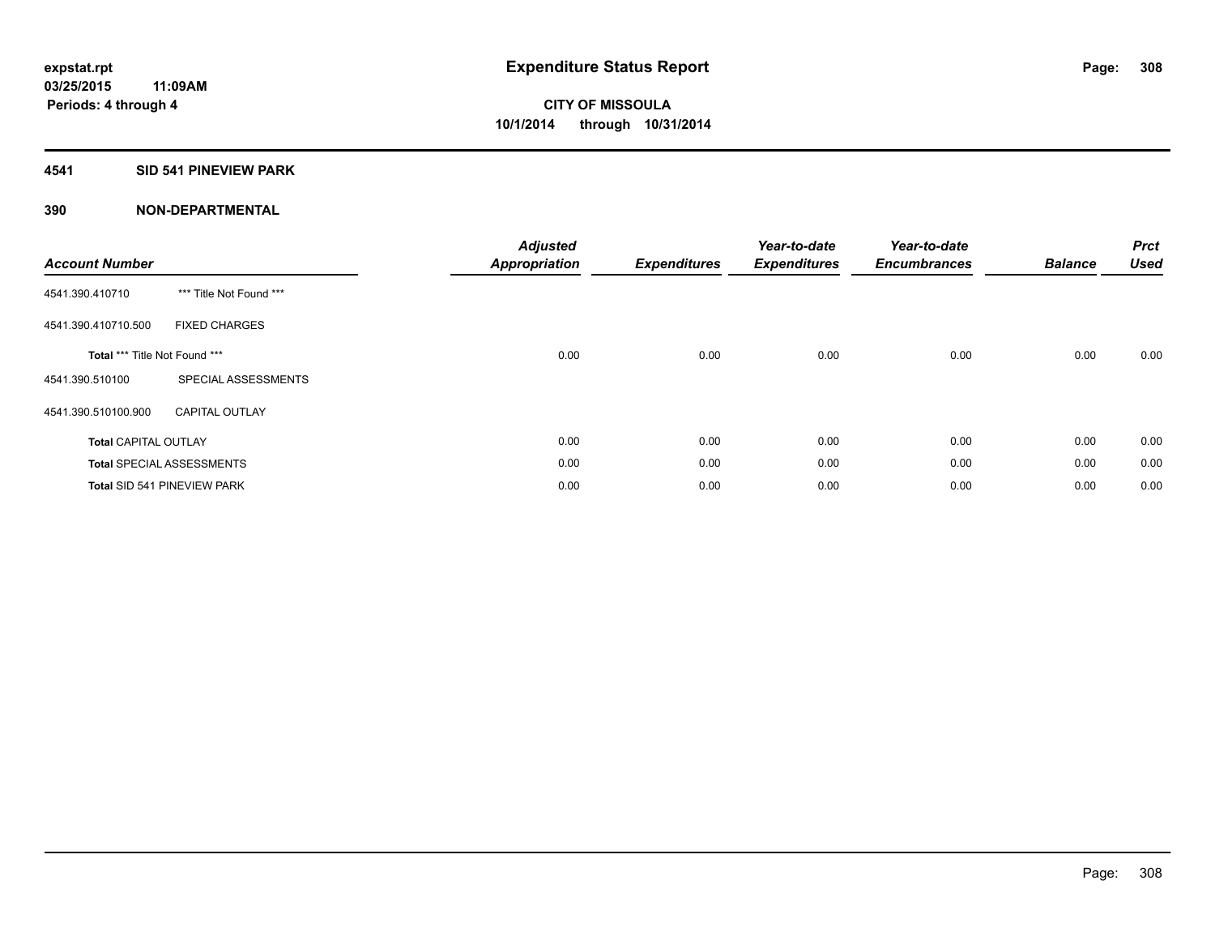# Expenditure Status Report

expstat.rpt
03/25/2015 11:09AM
Periods: 4 through 4

**CITY OF MISSOULA**
**10/1/2014 through 10/31/2014**

## 4541 SID 541 PINEVIEW PARK

### 390 NON-DEPARTMENTAL

| Account Number | | Adjusted Appropriation | Expenditures | Year-to-date Expenditures | Year-to-date Encumbrances | Balance | Prct Used |
|---|---|---|---|---|---|---|---|
| 4541.390.410710 | *** Title Not Found *** | | | | | | |
| 4541.390.410710.500 | FIXED CHARGES | | | | | | |
| **Total** *** Title Not Found *** | | 0.00 | 0.00 | 0.00 | 0.00 | 0.00 | 0.00 |
| 4541.390.510100 | SPECIAL ASSESSMENTS | | | | | | |
| 4541.390.510100.900 | CAPITAL OUTLAY | | | | | | |
| **Total** CAPITAL OUTLAY | | 0.00 | 0.00 | 0.00 | 0.00 | 0.00 | 0.00 |
| **Total** SPECIAL ASSESSMENTS | | 0.00 | 0.00 | 0.00 | 0.00 | 0.00 | 0.00 |
| **Total** SID 541 PINEVIEW PARK | | 0.00 | 0.00 | 0.00 | 0.00 | 0.00 | 0.00 |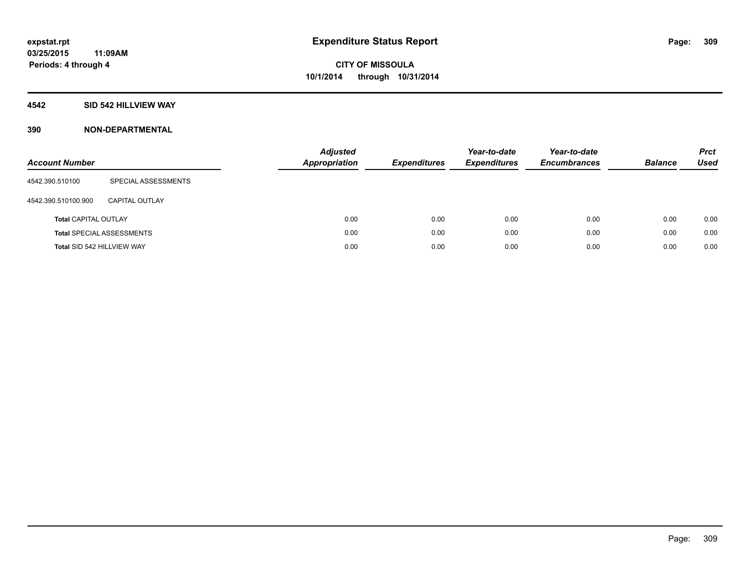**expstat.rpt**
**03/25/2015 11:09AM**
**Periods: 4 through 4**

# Expenditure Status Report

**CITY OF MISSOULA**
**10/1/2014 through 10/31/2014**

## 4542 SID 542 HILLVIEW WAY

## 390 NON-DEPARTMENTAL

| Account Number | | Adjusted Appropriation | Expenditures | Year-to-date Expenditures | Year-to-date Encumbrances | Balance | Prct Used |
|---|---|---|---|---|---|---|---|
| 4542.390.510100 | SPECIAL ASSESSMENTS | | | | | | |
| 4542.390.510100.900 | CAPITAL OUTLAY | | | | | | |
| **Total** CAPITAL OUTLAY | | 0.00 | 0.00 | 0.00 | 0.00 | 0.00 | 0.00 |
| **Total** SPECIAL ASSESSMENTS | | 0.00 | 0.00 | 0.00 | 0.00 | 0.00 | 0.00 |
| **Total** SID 542 HILLVIEW WAY | | 0.00 | 0.00 | 0.00 | 0.00 | 0.00 | 0.00 |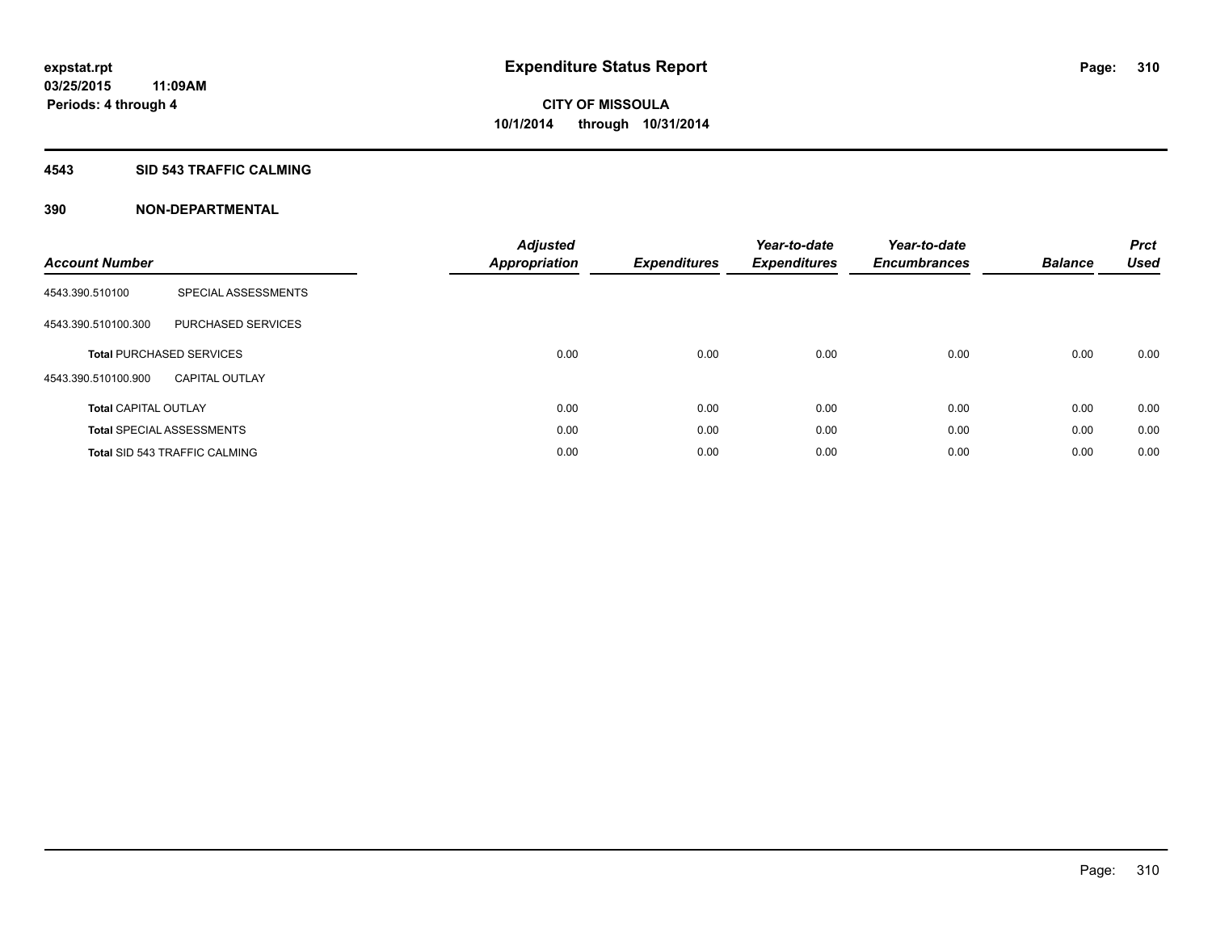**expstat.rpt**
**03/25/2015 11:09AM**
**Periods: 4 through 4**

# Expenditure Status Report

**CITY OF MISSOULA**
**10/1/2014 through 10/31/2014**

## 4543 SID 543 TRAFFIC CALMING

## 390 NON-DEPARTMENTAL

| Account Number | | Adjusted Appropriation | Expenditures | Year-to-date Expenditures | Year-to-date Encumbrances | Balance | Prct Used |
|---|---|---|---|---|---|---|---|
| 4543.390.510100 | SPECIAL ASSESSMENTS | | | | | | |
| 4543.390.510100.300 | PURCHASED SERVICES | | | | | | |
| **Total** PURCHASED SERVICES | | 0.00 | 0.00 | 0.00 | 0.00 | 0.00 | 0.00 |
| 4543.390.510100.900 | CAPITAL OUTLAY | | | | | | |
| **Total** CAPITAL OUTLAY | | 0.00 | 0.00 | 0.00 | 0.00 | 0.00 | 0.00 |
| **Total** SPECIAL ASSESSMENTS | | 0.00 | 0.00 | 0.00 | 0.00 | 0.00 | 0.00 |
| **Total** SID 543 TRAFFIC CALMING | | 0.00 | 0.00 | 0.00 | 0.00 | 0.00 | 0.00 |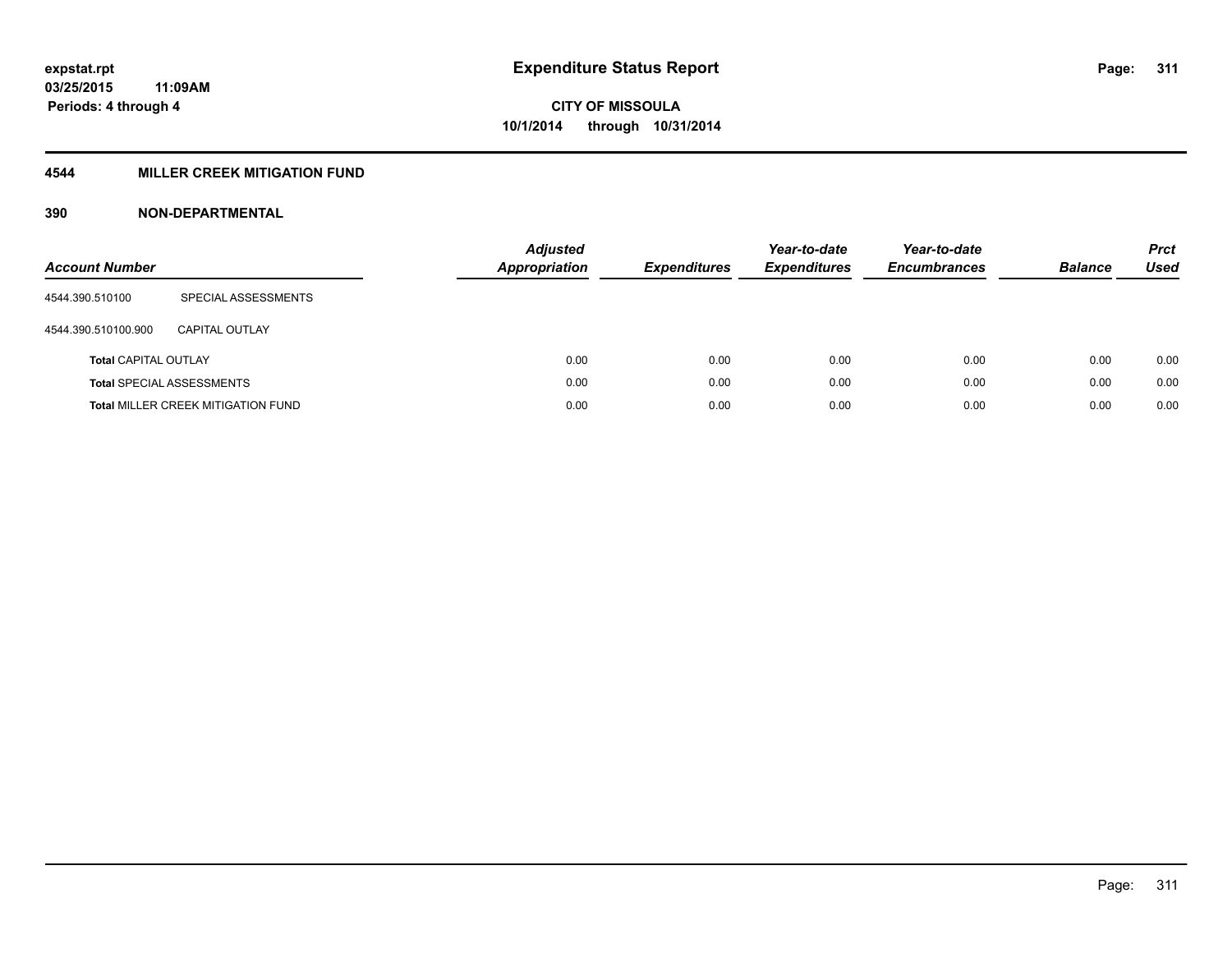**expstat.rpt**
**03/25/2015 11:09AM**
**Periods: 4 through 4**

# Expenditure Status Report

**CITY OF MISSOULA**
**10/1/2014 through 10/31/2014**

## 4544 MILLER CREEK MITIGATION FUND

### 390 NON-DEPARTMENTAL

| Account Number | | Adjusted Appropriation | Expenditures | Year-to-date Expenditures | Year-to-date Encumbrances | Balance | Prct Used |
|---|---|---|---|---|---|---|---|
| 4544.390.510100 | SPECIAL ASSESSMENTS | | | | | | |
| 4544.390.510100.900 | CAPITAL OUTLAY | | | | | | |
| **Total** CAPITAL OUTLAY | | 0.00 | 0.00 | 0.00 | 0.00 | 0.00 | 0.00 |
| **Total** SPECIAL ASSESSMENTS | | 0.00 | 0.00 | 0.00 | 0.00 | 0.00 | 0.00 |
| **Total** MILLER CREEK MITIGATION FUND | | 0.00 | 0.00 | 0.00 | 0.00 | 0.00 | 0.00 |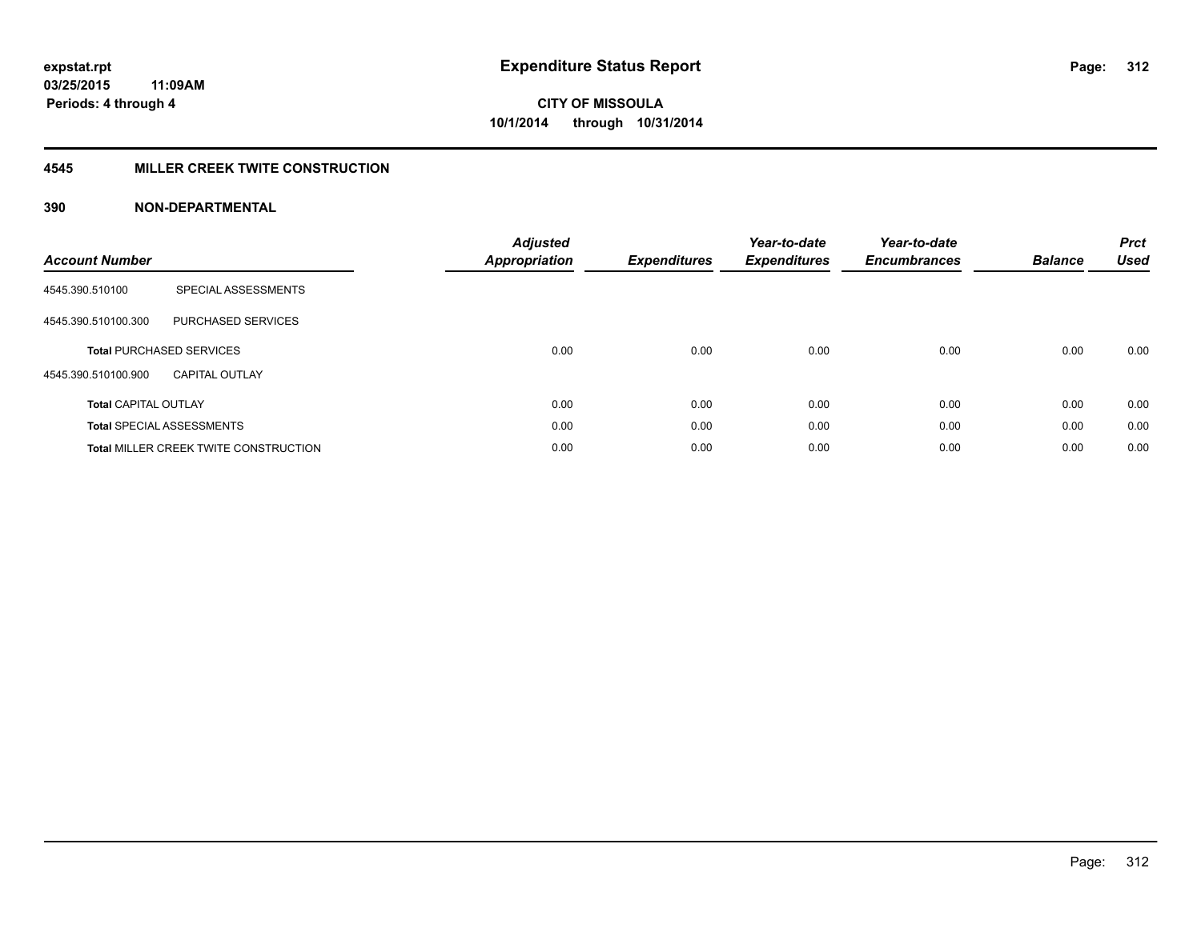# Expenditure Status Report

**expstat.rpt**
**03/25/2015 11:09AM**
**Periods: 4 through 4**

**CITY OF MISSOULA**
**10/1/2014 through 10/31/2014**

## 4545 MILLER CREEK TWITE CONSTRUCTION

### 390 NON-DEPARTMENTAL

| Account Number | | Adjusted Appropriation | Expenditures | Year-to-date Expenditures | Year-to-date Encumbrances | Balance | Prct Used |
|---|---|---|---|---|---|---|---|
| 4545.390.510100 | SPECIAL ASSESSMENTS | | | | | | |
| 4545.390.510100.300 | PURCHASED SERVICES | | | | | | |
| **Total** PURCHASED SERVICES | | 0.00 | 0.00 | 0.00 | 0.00 | 0.00 | 0.00 |
| 4545.390.510100.900 | CAPITAL OUTLAY | | | | | | |
| **Total** CAPITAL OUTLAY | | 0.00 | 0.00 | 0.00 | 0.00 | 0.00 | 0.00 |
| **Total** SPECIAL ASSESSMENTS | | 0.00 | 0.00 | 0.00 | 0.00 | 0.00 | 0.00 |
| **Total** MILLER CREEK TWITE CONSTRUCTION | | 0.00 | 0.00 | 0.00 | 0.00 | 0.00 | 0.00 |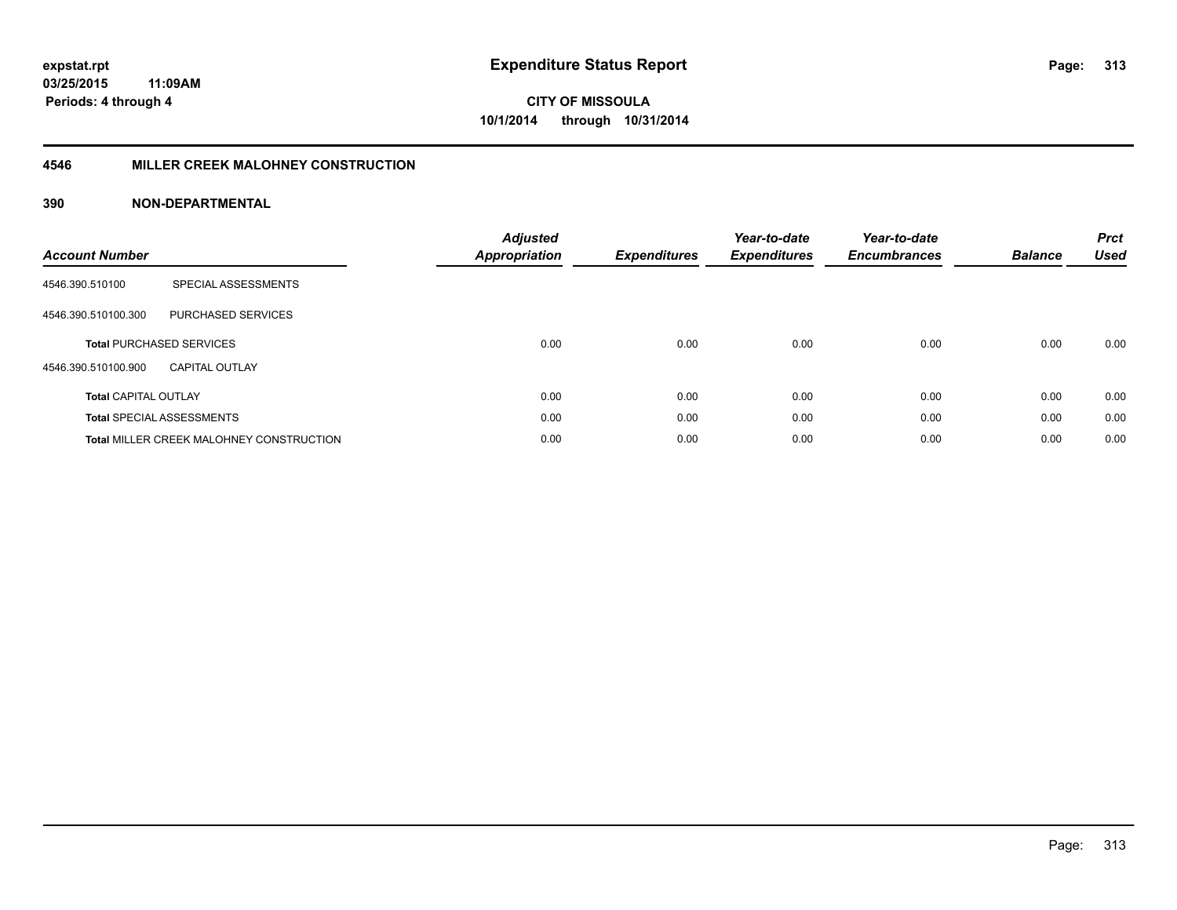# Expenditure Status Report

expstat.rpt
03/25/2015 11:09AM
Periods: 4 through 4

**CITY OF MISSOULA**
**10/1/2014 through 10/31/2014**

## 4546 MILLER CREEK MALOHNEY CONSTRUCTION

## 390 NON-DEPARTMENTAL

| Account Number | | Adjusted Appropriation | Expenditures | Year-to-date Expenditures | Year-to-date Encumbrances | Balance | Prct Used |
|---|---|---|---|---|---|---|---|
| 4546.390.510100 | SPECIAL ASSESSMENTS | | | | | | |
| 4546.390.510100.300 | PURCHASED SERVICES | | | | | | |
| **Total** PURCHASED SERVICES | | 0.00 | 0.00 | 0.00 | 0.00 | 0.00 | 0.00 |
| 4546.390.510100.900 | CAPITAL OUTLAY | | | | | | |
| **Total** CAPITAL OUTLAY | | 0.00 | 0.00 | 0.00 | 0.00 | 0.00 | 0.00 |
| **Total** SPECIAL ASSESSMENTS | | 0.00 | 0.00 | 0.00 | 0.00 | 0.00 | 0.00 |
| **Total** MILLER CREEK MALOHNEY CONSTRUCTION | | 0.00 | 0.00 | 0.00 | 0.00 | 0.00 | 0.00 |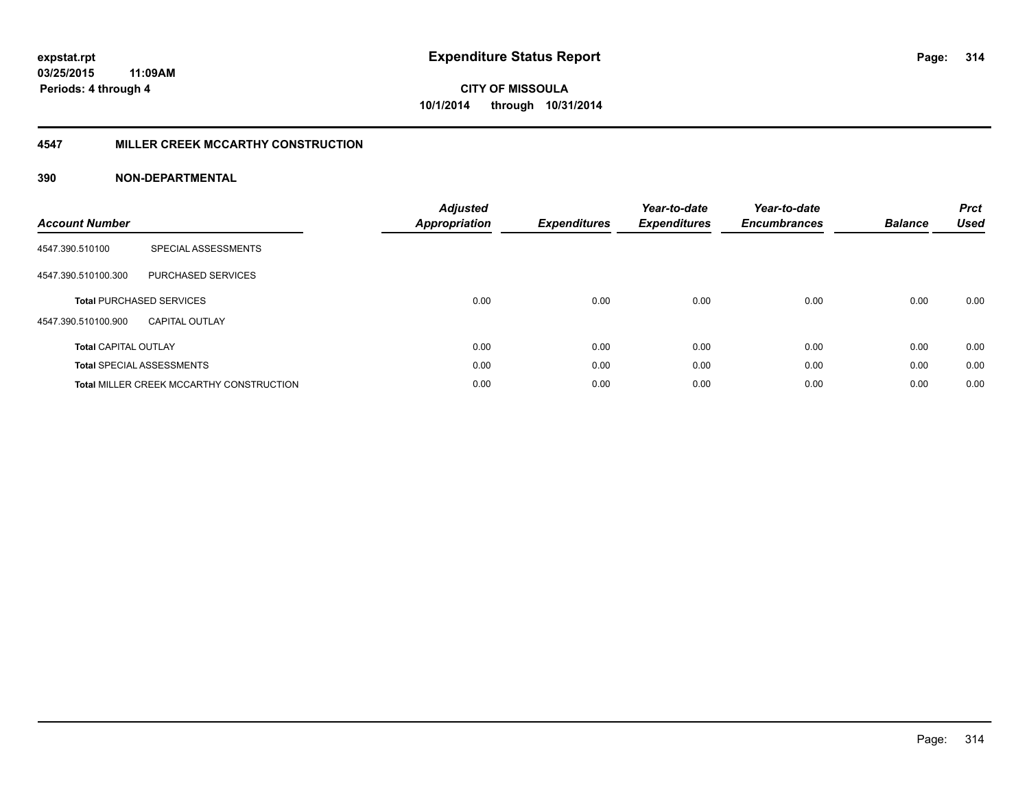# Expenditure Status Report

expstat.rpt
03/25/2015 11:09AM
Periods: 4 through 4

**CITY OF MISSOULA**
**10/1/2014 through 10/31/2014**

## 4547 MILLER CREEK MCCARTHY CONSTRUCTION

### 390 NON-DEPARTMENTAL

| Account Number | | Adjusted Appropriation | Expenditures | Year-to-date Expenditures | Year-to-date Encumbrances | Balance | Prct Used |
|---|---|---|---|---|---|---|---|
| 4547.390.510100 | SPECIAL ASSESSMENTS | | | | | | |
| 4547.390.510100.300 | PURCHASED SERVICES | | | | | | |
| **Total** PURCHASED SERVICES | | 0.00 | 0.00 | 0.00 | 0.00 | 0.00 | 0.00 |
| 4547.390.510100.900 | CAPITAL OUTLAY | | | | | | |
| **Total** CAPITAL OUTLAY | | 0.00 | 0.00 | 0.00 | 0.00 | 0.00 | 0.00 |
| **Total** SPECIAL ASSESSMENTS | | 0.00 | 0.00 | 0.00 | 0.00 | 0.00 | 0.00 |
| **Total** MILLER CREEK MCCARTHY CONSTRUCTION | | 0.00 | 0.00 | 0.00 | 0.00 | 0.00 | 0.00 |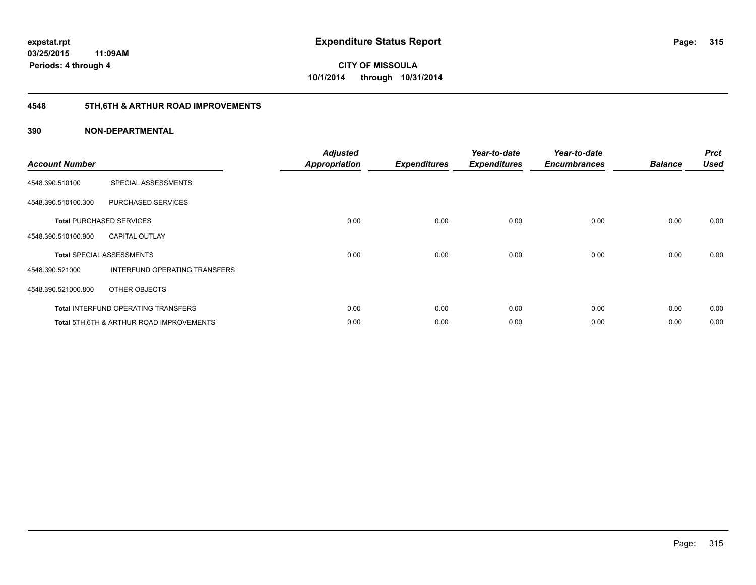**expstat.rpt**
**03/25/2015 11:09AM**
**Periods: 4 through 4**

# Expenditure Status Report

**CITY OF MISSOULA**
**10/1/2014 through 10/31/2014**

## 4548 5TH,6TH & ARTHUR ROAD IMPROVEMENTS

### 390 NON-DEPARTMENTAL

| Account Number | | Adjusted Appropriation | Expenditures | Year-to-date Expenditures | Year-to-date Encumbrances | Balance | Prct Used |
|---|---|---|---|---|---|---|---|
| 4548.390.510100 | SPECIAL ASSESSMENTS | | | | | | |
| 4548.390.510100.300 | PURCHASED SERVICES | | | | | | |
| **Total** PURCHASED SERVICES | | 0.00 | 0.00 | 0.00 | 0.00 | 0.00 | 0.00 |
| 4548.390.510100.900 | CAPITAL OUTLAY | | | | | | |
| **Total** SPECIAL ASSESSMENTS | | 0.00 | 0.00 | 0.00 | 0.00 | 0.00 | 0.00 |
| 4548.390.521000 | INTERFUND OPERATING TRANSFERS | | | | | | |
| 4548.390.521000.800 | OTHER OBJECTS | | | | | | |
| **Total** INTERFUND OPERATING TRANSFERS | | 0.00 | 0.00 | 0.00 | 0.00 | 0.00 | 0.00 |
| **Total** 5TH,6TH & ARTHUR ROAD IMPROVEMENTS | | 0.00 | 0.00 | 0.00 | 0.00 | 0.00 | 0.00 |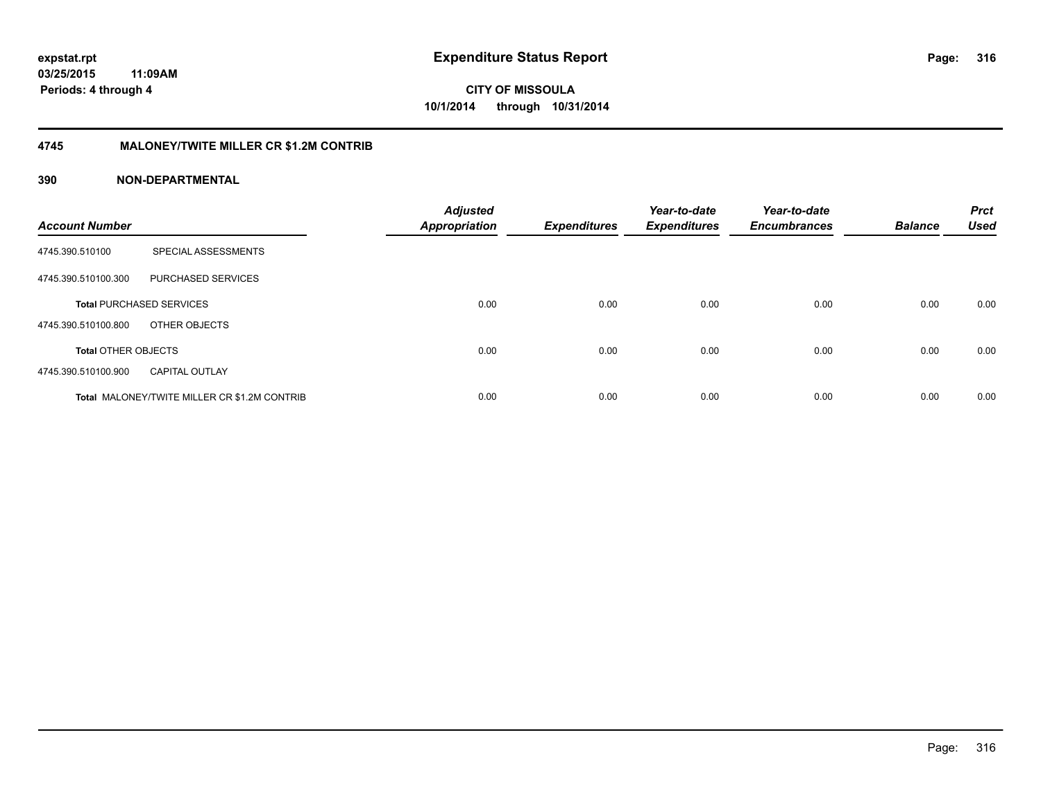**expstat.rpt**
**03/25/2015 11:09AM**
**Periods: 4 through 4**

# Expenditure Status Report

**CITY OF MISSOULA**
**10/1/2014 through 10/31/2014**

## 4745 MALONEY/TWITE MILLER CR $1.2M CONTRIB

### 390 NON-DEPARTMENTAL

| Account Number | | Adjusted Appropriation | Expenditures | Year-to-date Expenditures | Year-to-date Encumbrances | Balance | Prct Used |
|---|---|---|---|---|---|---|---|
| 4745.390.510100 | SPECIAL ASSESSMENTS | | | | | | |
| 4745.390.510100.300 | PURCHASED SERVICES | | | | | | |
| **Total** PURCHASED SERVICES | | 0.00 | 0.00 | 0.00 | 0.00 | 0.00 | 0.00 |
| 4745.390.510100.800 | OTHER OBJECTS | | | | | | |
| **Total** OTHER OBJECTS | | 0.00 | 0.00 | 0.00 | 0.00 | 0.00 | 0.00 |
| 4745.390.510100.900 | CAPITAL OUTLAY | | | | | | |
| **Total** MALONEY/TWITE MILLER CR $1.2M CONTRIB | | 0.00 | 0.00 | 0.00 | 0.00 | 0.00 | 0.00 |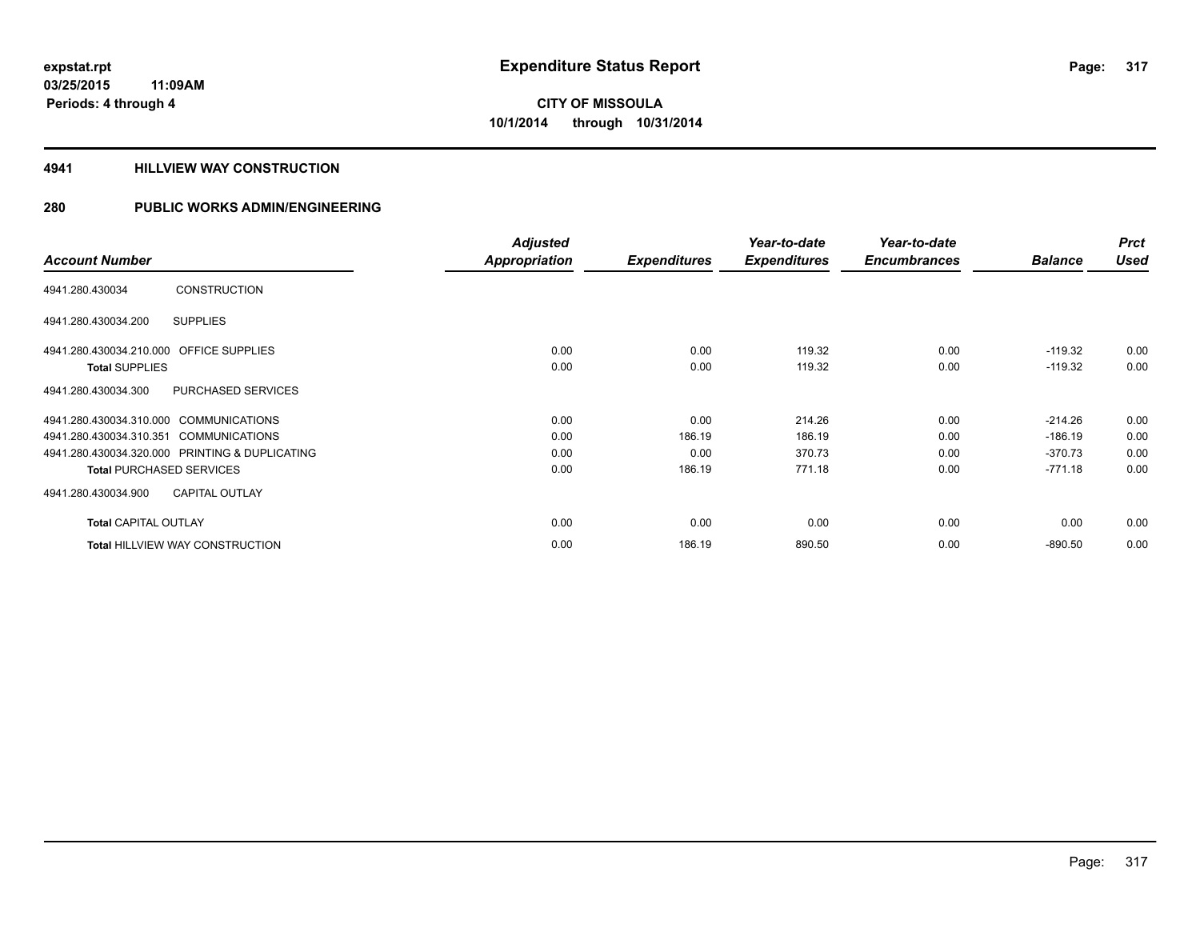# Expenditure Status Report

expstat.rpt
03/25/2015 11:09AM
Periods: 4 through 4

**CITY OF MISSOULA**
**10/1/2014 through 10/31/2014**

## 4941 HILLVIEW WAY CONSTRUCTION

## 280 PUBLIC WORKS ADMIN/ENGINEERING

| Account Number | | Adjusted Appropriation | Expenditures | Year-to-date Expenditures | Year-to-date Encumbrances | Balance | Prct Used |
|---|---|---|---|---|---|---|---|
| 4941.280.430034 | CONSTRUCTION | | | | | | |
| 4941.280.430034.200 | SUPPLIES | | | | | | |
| 4941.280.430034.210.000 | OFFICE SUPPLIES | 0.00 | 0.00 | 119.32 | 0.00 | -119.32 | 0.00 |
| **Total** SUPPLIES | | 0.00 | 0.00 | 119.32 | 0.00 | -119.32 | 0.00 |
| 4941.280.430034.300 | PURCHASED SERVICES | | | | | | |
| 4941.280.430034.310.000 | COMMUNICATIONS | 0.00 | 0.00 | 214.26 | 0.00 | -214.26 | 0.00 |
| 4941.280.430034.310.351 | COMMUNICATIONS | 0.00 | 186.19 | 186.19 | 0.00 | -186.19 | 0.00 |
| 4941.280.430034.320.000 | PRINTING & DUPLICATING | 0.00 | 0.00 | 370.73 | 0.00 | -370.73 | 0.00 |
| **Total** PURCHASED SERVICES | | 0.00 | 186.19 | 771.18 | 0.00 | -771.18 | 0.00 |
| 4941.280.430034.900 | CAPITAL OUTLAY | | | | | | |
| **Total** CAPITAL OUTLAY | | 0.00 | 0.00 | 0.00 | 0.00 | 0.00 | 0.00 |
| **Total** HILLVIEW WAY CONSTRUCTION | | 0.00 | 186.19 | 890.50 | 0.00 | -890.50 | 0.00 |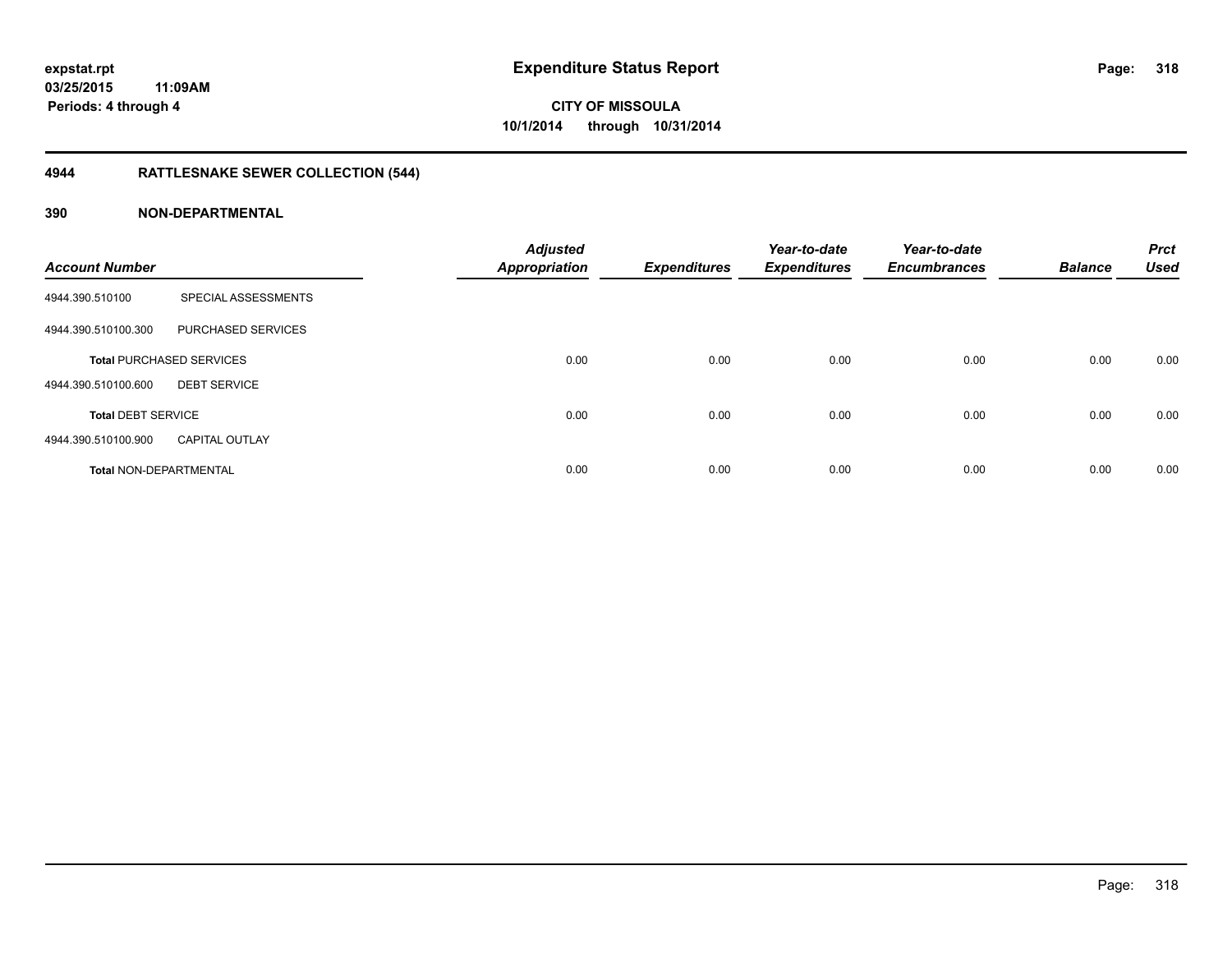**expstat.rpt**
**03/25/2015 11:09AM**
**Periods: 4 through 4**

# Expenditure Status Report

**CITY OF MISSOULA**
**10/1/2014 through 10/31/2014**

## 4944 RATTLESNAKE SEWER COLLECTION (544)

### 390 NON-DEPARTMENTAL

| Account Number | | Adjusted Appropriation | Expenditures | Year-to-date Expenditures | Year-to-date Encumbrances | Balance | Prct Used |
|---|---|---|---|---|---|---|---|
| 4944.390.510100 | SPECIAL ASSESSMENTS | | | | | | |
| 4944.390.510100.300 | PURCHASED SERVICES | | | | | | |
| **Total** PURCHASED SERVICES | | 0.00 | 0.00 | 0.00 | 0.00 | 0.00 | 0.00 |
| 4944.390.510100.600 | DEBT SERVICE | | | | | | |
| **Total** DEBT SERVICE | | 0.00 | 0.00 | 0.00 | 0.00 | 0.00 | 0.00 |
| 4944.390.510100.900 | CAPITAL OUTLAY | | | | | | |
| **Total** NON-DEPARTMENTAL | | 0.00 | 0.00 | 0.00 | 0.00 | 0.00 | 0.00 |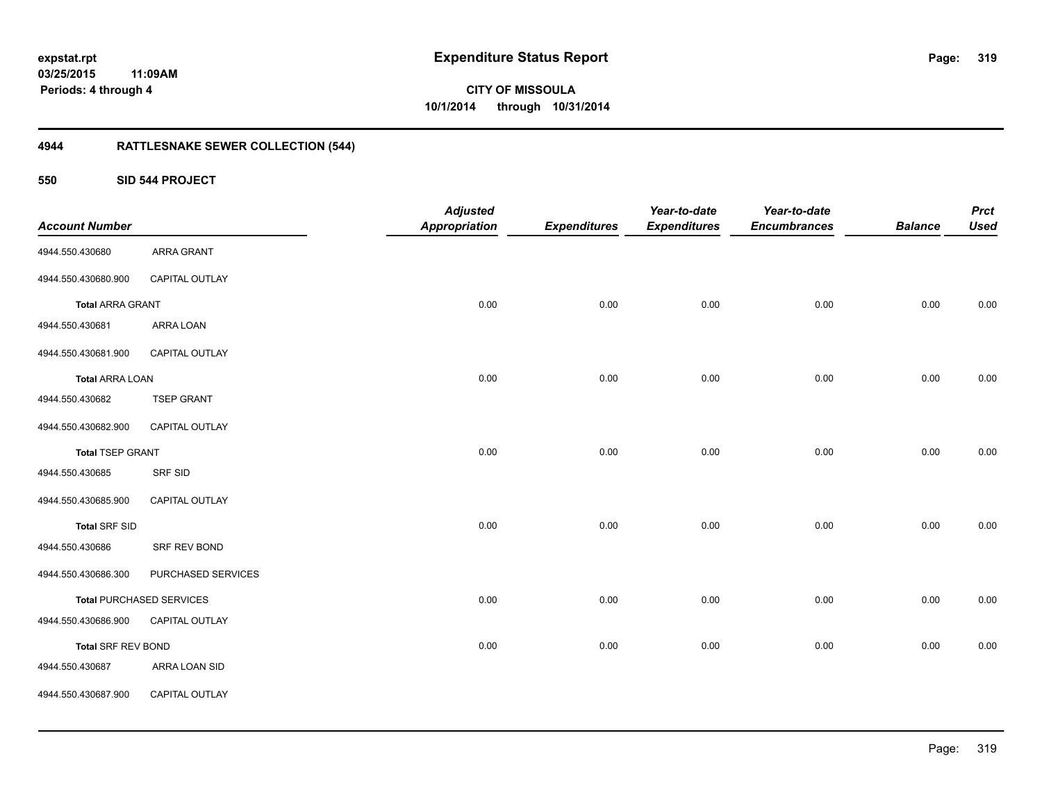**expstat.rpt**
**03/25/2015 11:09AM**
**Periods: 4 through 4**

# Expenditure Status Report

**CITY OF MISSOULA**
**10/1/2014 through 10/31/2014**

## 4944 RATTLESNAKE SEWER COLLECTION (544)

### 550 SID 544 PROJECT

| Account Number | | Adjusted Appropriation | Expenditures | Year-to-date Expenditures | Year-to-date Encumbrances | Balance | Prct Used |
|---|---|---|---|---|---|---|---|
| 4944.550.430680 | ARRA GRANT | | | | | | |
| 4944.550.430680.900 | CAPITAL OUTLAY | | | | | | |
| **Total** ARRA GRANT | | 0.00 | 0.00 | 0.00 | 0.00 | 0.00 | 0.00 |
| 4944.550.430681 | ARRA LOAN | | | | | | |
| 4944.550.430681.900 | CAPITAL OUTLAY | | | | | | |
| **Total** ARRA LOAN | | 0.00 | 0.00 | 0.00 | 0.00 | 0.00 | 0.00 |
| 4944.550.430682 | TSEP GRANT | | | | | | |
| 4944.550.430682.900 | CAPITAL OUTLAY | | | | | | |
| **Total** TSEP GRANT | | 0.00 | 0.00 | 0.00 | 0.00 | 0.00 | 0.00 |
| 4944.550.430685 | SRF SID | | | | | | |
| 4944.550.430685.900 | CAPITAL OUTLAY | | | | | | |
| **Total** SRF SID | | 0.00 | 0.00 | 0.00 | 0.00 | 0.00 | 0.00 |
| 4944.550.430686 | SRF REV BOND | | | | | | |
| 4944.550.430686.300 | PURCHASED SERVICES | | | | | | |
| **Total** PURCHASED SERVICES | | 0.00 | 0.00 | 0.00 | 0.00 | 0.00 | 0.00 |
| 4944.550.430686.900 | CAPITAL OUTLAY | | | | | | |
| **Total** SRF REV BOND | | 0.00 | 0.00 | 0.00 | 0.00 | 0.00 | 0.00 |
| 4944.550.430687 | ARRA LOAN SID | | | | | | |
| 4944.550.430687.900 | CAPITAL OUTLAY | | | | | | |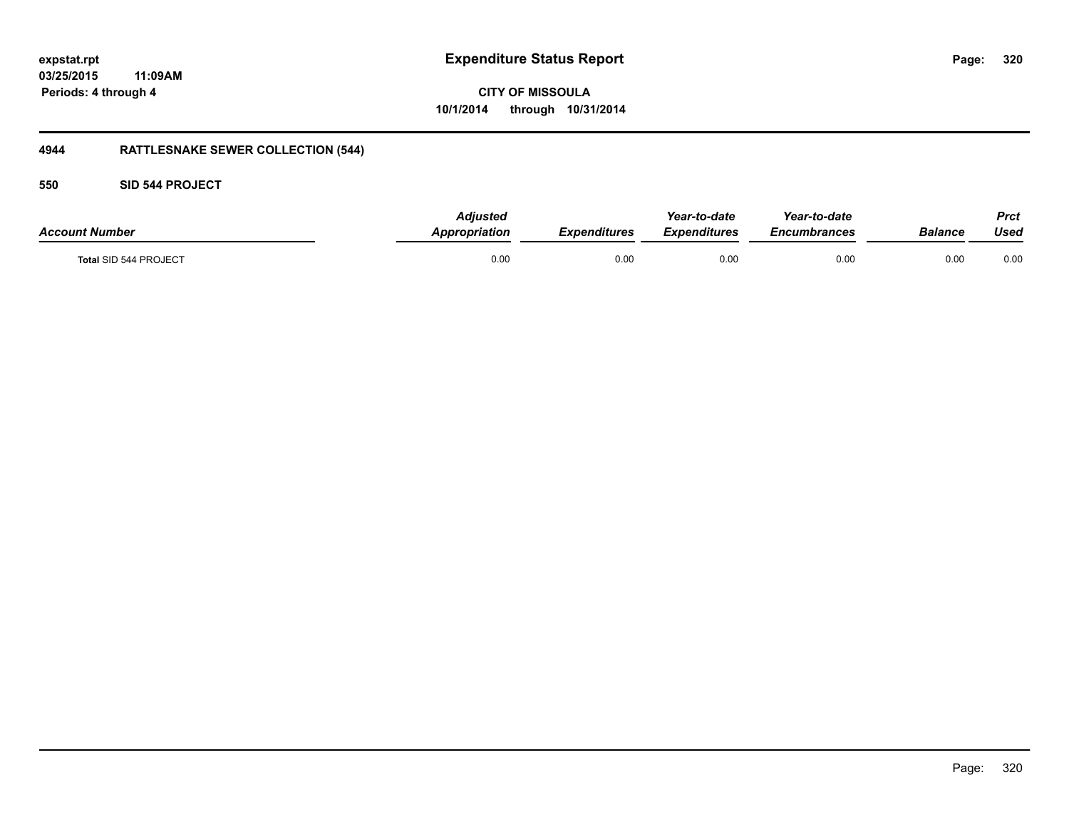# Expenditure Status Report

expstat.rpt
03/25/2015 11:09AM
Periods: 4 through 4

CITY OF MISSOULA
10/1/2014 through 10/31/2014

## 4944 RATTLESNAKE SEWER COLLECTION (544)

### 550 SID 544 PROJECT

| Account Number | Adjusted Appropriation | Expenditures | Year-to-date Expenditures | Year-to-date Encumbrances | Balance | Prct Used |
|---|---|---|---|---|---|---|
| Total SID 544 PROJECT | 0.00 | 0.00 | 0.00 | 0.00 | 0.00 | 0.00 |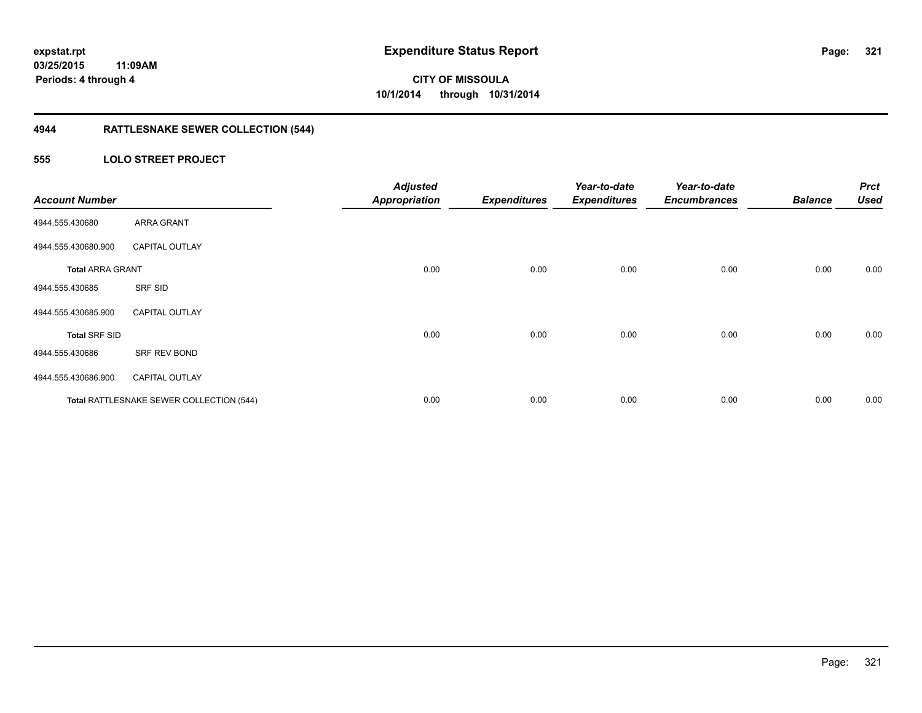**expstat.rpt**
**03/25/2015 11:09AM**
**Periods: 4 through 4**

# Expenditure Status Report

**CITY OF MISSOULA**
**10/1/2014 through 10/31/2014**

## 4944 RATTLESNAKE SEWER COLLECTION (544)

### 555 LOLO STREET PROJECT

| Account Number | | Adjusted Appropriation | Expenditures | Year-to-date Expenditures | Year-to-date Encumbrances | Balance | Prct Used |
|---|---|---|---|---|---|---|---|
| 4944.555.430680 | ARRA GRANT | | | | | | |
| 4944.555.430680.900 | CAPITAL OUTLAY | | | | | | |
| **Total** ARRA GRANT | | 0.00 | 0.00 | 0.00 | 0.00 | 0.00 | 0.00 |
| 4944.555.430685 | SRF SID | | | | | | |
| 4944.555.430685.900 | CAPITAL OUTLAY | | | | | | |
| **Total** SRF SID | | 0.00 | 0.00 | 0.00 | 0.00 | 0.00 | 0.00 |
| 4944.555.430686 | SRF REV BOND | | | | | | |
| 4944.555.430686.900 | CAPITAL OUTLAY | | | | | | |
| **Total** RATTLESNAKE SEWER COLLECTION (544) | | 0.00 | 0.00 | 0.00 | 0.00 | 0.00 | 0.00 |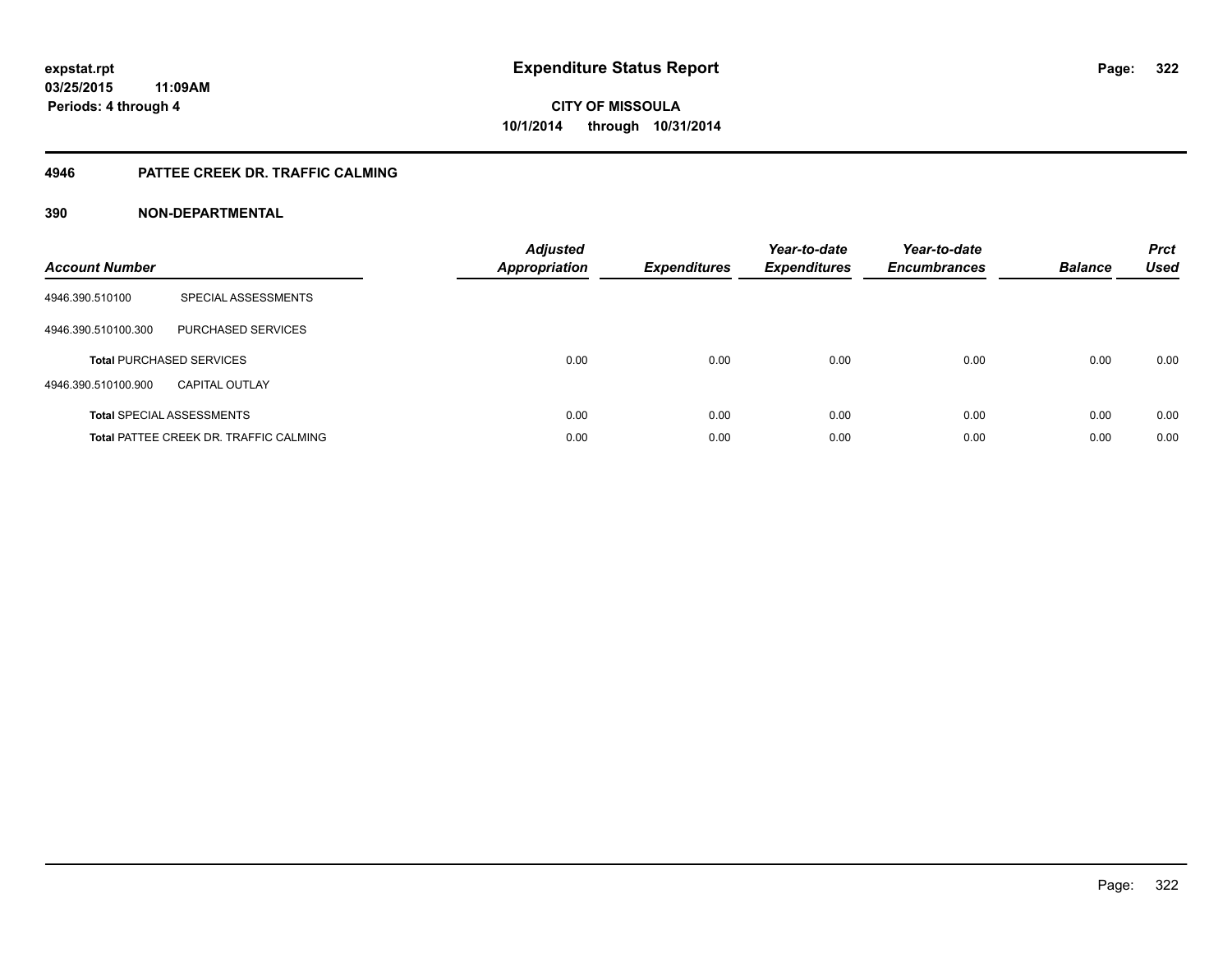**expstat.rpt**
**03/25/2015 11:09AM**
**Periods: 4 through 4**

# Expenditure Status Report

**CITY OF MISSOULA**
**10/1/2014 through 10/31/2014**

## 4946 PATTEE CREEK DR. TRAFFIC CALMING

### 390 NON-DEPARTMENTAL

| Account Number | | Adjusted Appropriation | Expenditures | Year-to-date Expenditures | Year-to-date Encumbrances | Balance | Prct Used |
|---|---|---|---|---|---|---|---|
| 4946.390.510100 | SPECIAL ASSESSMENTS | | | | | | |
| 4946.390.510100.300 | PURCHASED SERVICES | | | | | | |
| **Total** PURCHASED SERVICES | | 0.00 | 0.00 | 0.00 | 0.00 | 0.00 | 0.00 |
| 4946.390.510100.900 | CAPITAL OUTLAY | | | | | | |
| **Total** SPECIAL ASSESSMENTS | | 0.00 | 0.00 | 0.00 | 0.00 | 0.00 | 0.00 |
| **Total** PATTEE CREEK DR. TRAFFIC CALMING | | 0.00 | 0.00 | 0.00 | 0.00 | 0.00 | 0.00 |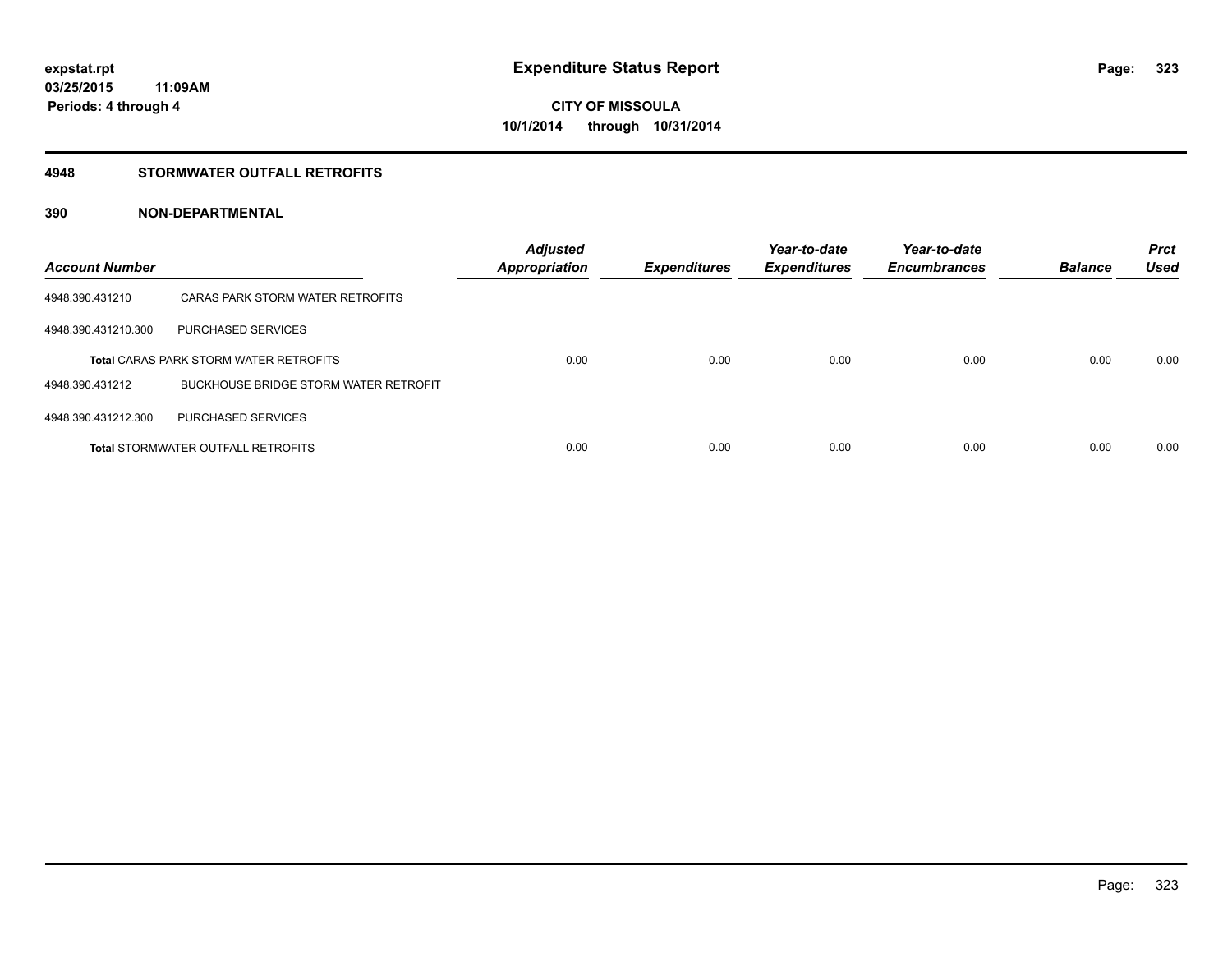**expstat.rpt**
**03/25/2015 11:09AM**
**Periods: 4 through 4**

# Expenditure Status Report

**CITY OF MISSOULA**
**10/1/2014 through 10/31/2014**

## 4948 STORMWATER OUTFALL RETROFITS

## 390 NON-DEPARTMENTAL

| Account Number | | Adjusted Appropriation | Expenditures | Year-to-date Expenditures | Year-to-date Encumbrances | Balance | Prct Used |
|---|---|---|---|---|---|---|---|
| 4948.390.431210 | CARAS PARK STORM WATER RETROFITS | | | | | | |
| 4948.390.431210.300 | PURCHASED SERVICES | | | | | | |
| **Total** CARAS PARK STORM WATER RETROFITS | | 0.00 | 0.00 | 0.00 | 0.00 | 0.00 | 0.00 |
| 4948.390.431212 | BUCKHOUSE BRIDGE STORM WATER RETROFIT | | | | | | |
| 4948.390.431212.300 | PURCHASED SERVICES | | | | | | |
| **Total** STORMWATER OUTFALL RETROFITS | | 0.00 | 0.00 | 0.00 | 0.00 | 0.00 | 0.00 |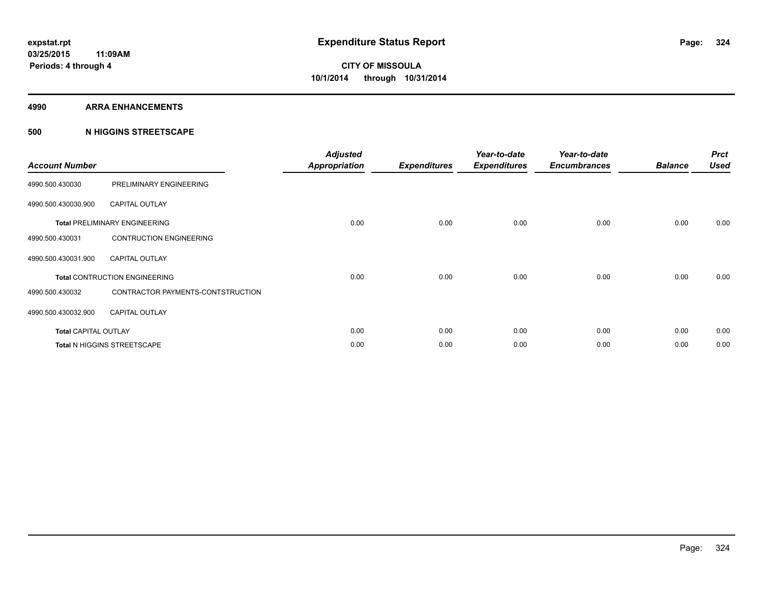**expstat.rpt**
**03/25/2015 11:09AM**
**Periods: 4 through 4**

# Expenditure Status Report

**CITY OF MISSOULA**
**10/1/2014 through 10/31/2014**

## 4990 ARRA ENHANCEMENTS

### 500 N HIGGINS STREETSCAPE

| Account Number | | Adjusted Appropriation | Expenditures | Year-to-date Expenditures | Year-to-date Encumbrances | Balance | Prct Used |
|---|---|---|---|---|---|---|---|
| 4990.500.430030 | PRELIMINARY ENGINEERING | | | | | | |
| 4990.500.430030.900 | CAPITAL OUTLAY | | | | | | |
| **Total** PRELIMINARY ENGINEERING | | 0.00 | 0.00 | 0.00 | 0.00 | 0.00 | 0.00 |
| 4990.500.430031 | CONTRUCTION ENGINEERING | | | | | | |
| 4990.500.430031.900 | CAPITAL OUTLAY | | | | | | |
| **Total** CONTRUCTION ENGINEERING | | 0.00 | 0.00 | 0.00 | 0.00 | 0.00 | 0.00 |
| 4990.500.430032 | CONTRACTOR PAYMENTS-CONTSTRUCTION | | | | | | |
| 4990.500.430032.900 | CAPITAL OUTLAY | | | | | | |
| **Total** CAPITAL OUTLAY | | 0.00 | 0.00 | 0.00 | 0.00 | 0.00 | 0.00 |
| **Total** N HIGGINS STREETSCAPE | | 0.00 | 0.00 | 0.00 | 0.00 | 0.00 | 0.00 |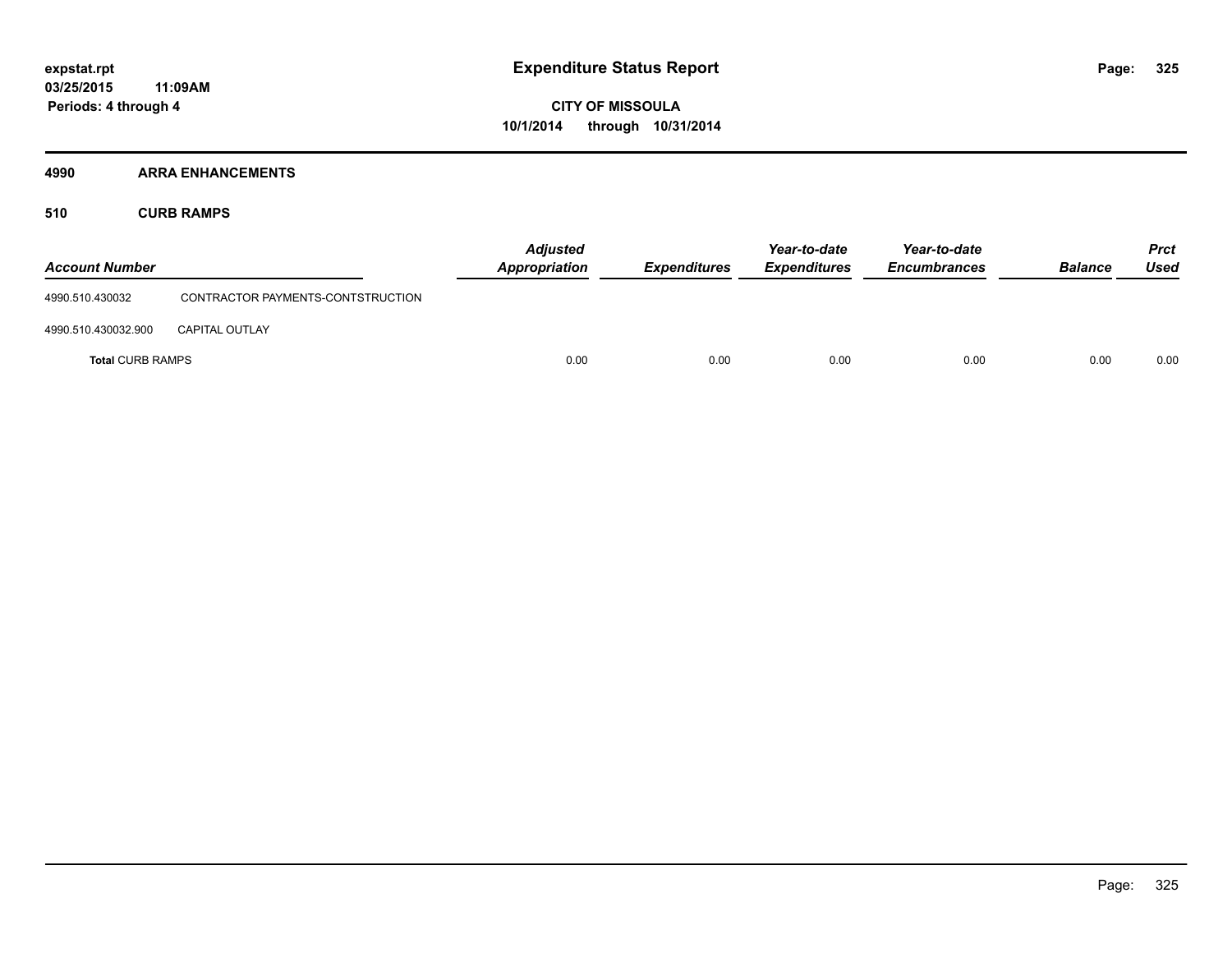**expstat.rpt**
**03/25/2015 11:09AM**
**Periods: 4 through 4**

# Expenditure Status Report

**CITY OF MISSOULA**
**10/1/2014 through 10/31/2014**

## 4990 ARRA ENHANCEMENTS

### 510 CURB RAMPS

| Account Number | | Adjusted Appropriation | Expenditures | Year-to-date Expenditures | Year-to-date Encumbrances | Balance | Prct Used |
|---|---|---|---|---|---|---|---|
| 4990.510.430032 | CONTRACTOR PAYMENTS-CONTSTRUCTION | | | | | | |
| 4990.510.430032.900 | CAPITAL OUTLAY | | | | | | |
| **Total** CURB RAMPS | | 0.00 | 0.00 | 0.00 | 0.00 | 0.00 | 0.00 |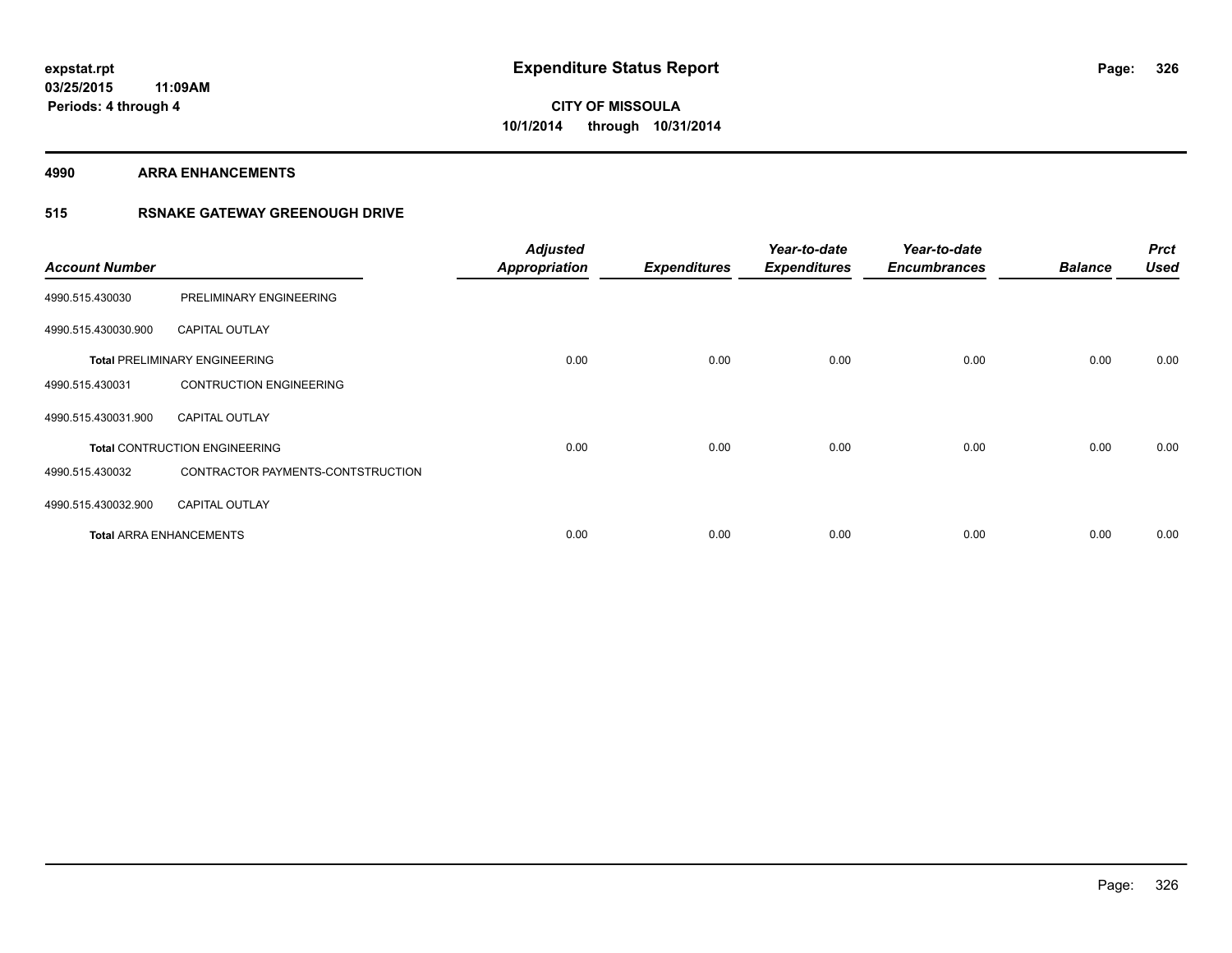**expstat.rpt**
**03/25/2015 11:09AM**
**Periods: 4 through 4**

# Expenditure Status Report

**CITY OF MISSOULA**
**10/1/2014 through 10/31/2014**

## 4990 ARRA ENHANCEMENTS

### 515 RSNAKE GATEWAY GREENOUGH DRIVE

| Account Number | | Adjusted Appropriation | Expenditures | Year-to-date Expenditures | Year-to-date Encumbrances | Balance | Prct Used |
|---|---|---|---|---|---|---|---|
| 4990.515.430030 | PRELIMINARY ENGINEERING | | | | | | |
| 4990.515.430030.900 | CAPITAL OUTLAY | | | | | | |
| **Total** PRELIMINARY ENGINEERING | | 0.00 | 0.00 | 0.00 | 0.00 | 0.00 | 0.00 |
| 4990.515.430031 | CONTRUCTION ENGINEERING | | | | | | |
| 4990.515.430031.900 | CAPITAL OUTLAY | | | | | | |
| **Total** CONTRUCTION ENGINEERING | | 0.00 | 0.00 | 0.00 | 0.00 | 0.00 | 0.00 |
| 4990.515.430032 | CONTRACTOR PAYMENTS-CONTSTRUCTION | | | | | | |
| 4990.515.430032.900 | CAPITAL OUTLAY | | | | | | |
| **Total** ARRA ENHANCEMENTS | | 0.00 | 0.00 | 0.00 | 0.00 | 0.00 | 0.00 |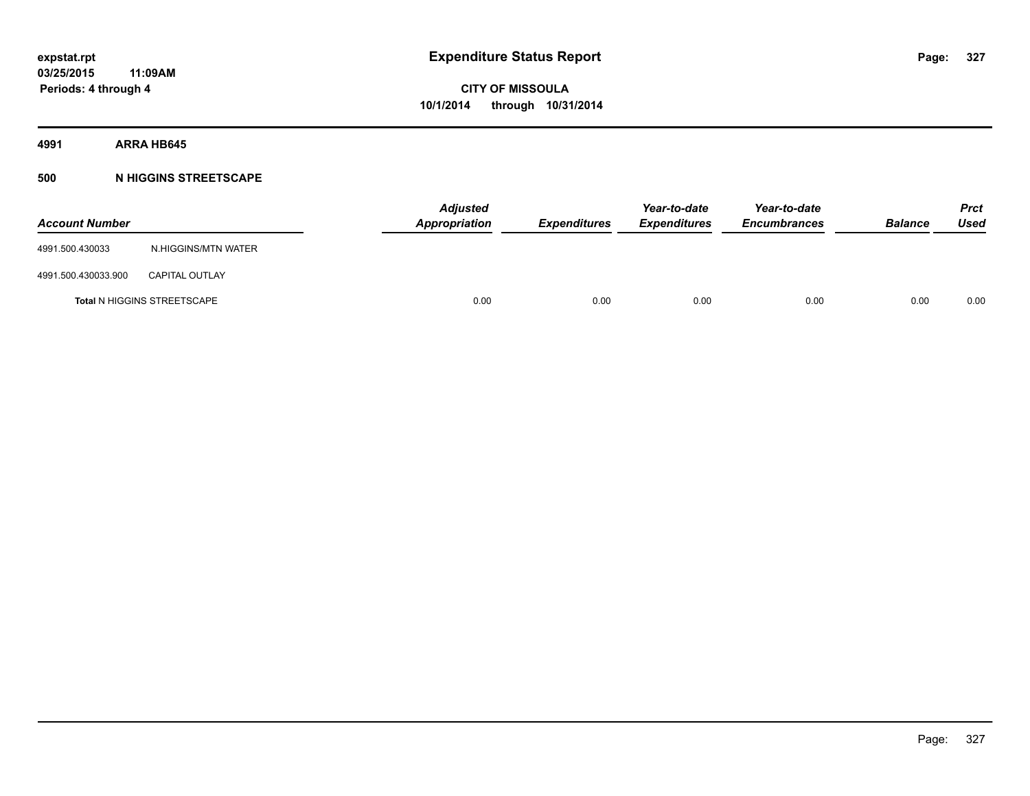**expstat.rpt**
**03/25/2015 11:09AM**
**Periods: 4 through 4**

# Expenditure Status Report

**CITY OF MISSOULA**
**10/1/2014 through 10/31/2014**

## 4991 ARRA HB645

### 500 N HIGGINS STREETSCAPE

| Account Number | | Adjusted Appropriation | Expenditures | Year-to-date Expenditures | Year-to-date Encumbrances | Balance | Prct Used |
|---|---|---|---|---|---|---|---|
| 4991.500.430033 | N.HIGGINS/MTN WATER | | | | | | |
| 4991.500.430033.900 | CAPITAL OUTLAY | | | | | | |
| **Total** N HIGGINS STREETSCAPE | | 0.00 | 0.00 | 0.00 | 0.00 | 0.00 | 0.00 |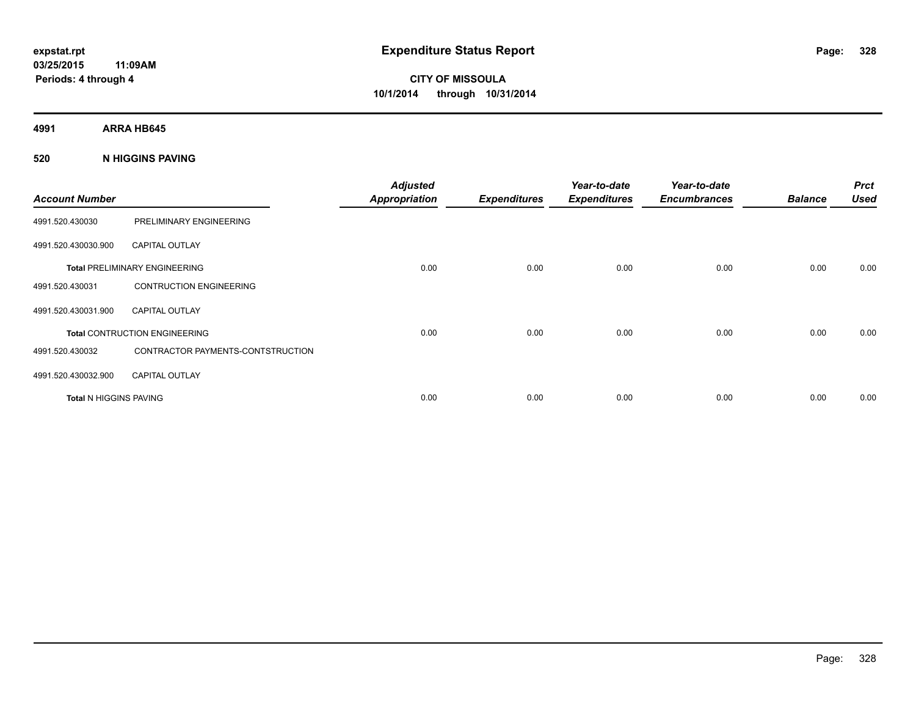**expstat.rpt**
**03/25/2015 11:09AM**
**Periods: 4 through 4**

# Expenditure Status Report

**CITY OF MISSOULA**
**10/1/2014 through 10/31/2014**

## 4991 ARRA HB645

### 520 N HIGGINS PAVING

| *Account Number* | | *Adjusted Appropriation* | *Expenditures* | *Year-to-date Expenditures* | *Year-to-date Encumbrances* | *Balance* | *Prct Used* |
|---|---|---|---|---|---|---|---|
| 4991.520.430030 | PRELIMINARY ENGINEERING | | | | | | |
| 4991.520.430030.900 | CAPITAL OUTLAY | | | | | | |
| **Total** PRELIMINARY ENGINEERING | | 0.00 | 0.00 | 0.00 | 0.00 | 0.00 | 0.00 |
| 4991.520.430031 | CONTRUCTION ENGINEERING | | | | | | |
| 4991.520.430031.900 | CAPITAL OUTLAY | | | | | | |
| **Total** CONTRUCTION ENGINEERING | | 0.00 | 0.00 | 0.00 | 0.00 | 0.00 | 0.00 |
| 4991.520.430032 | CONTRACTOR PAYMENTS-CONTSTRUCTION | | | | | | |
| 4991.520.430032.900 | CAPITAL OUTLAY | | | | | | |
| **Total** N HIGGINS PAVING | | 0.00 | 0.00 | 0.00 | 0.00 | 0.00 | 0.00 |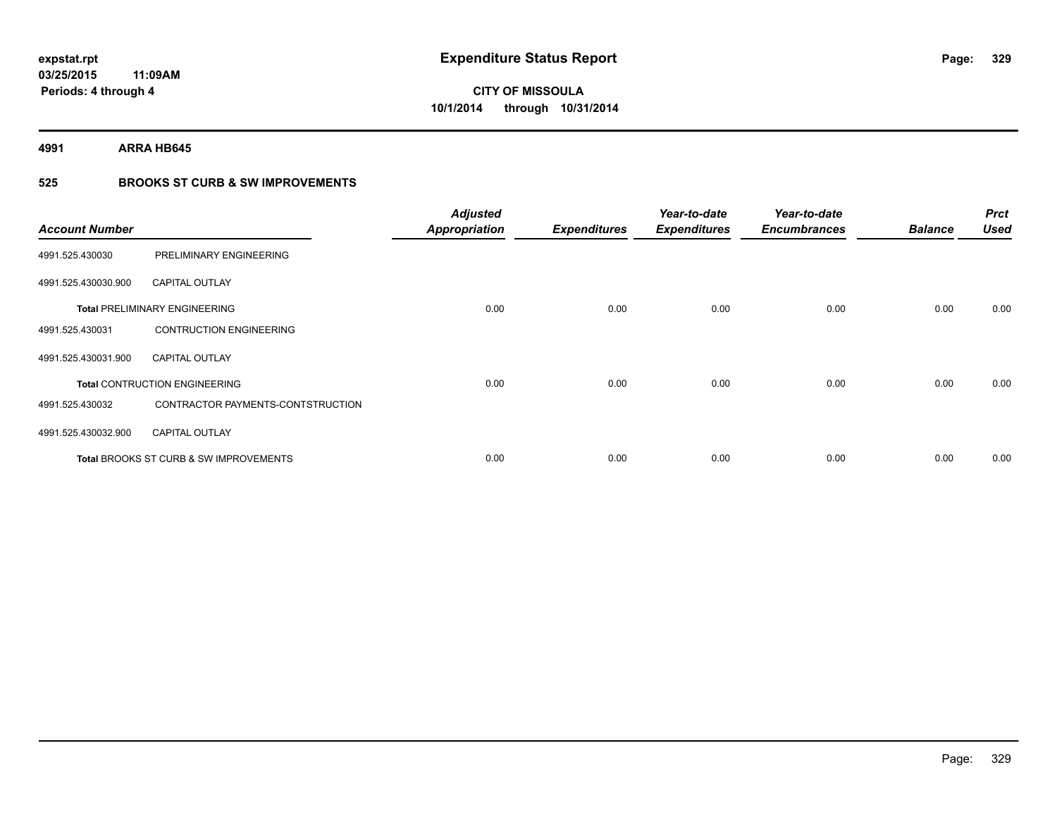**expstat.rpt**
**03/25/2015 11:09AM**
**Periods: 4 through 4**

# Expenditure Status Report

**CITY OF MISSOULA**
**10/1/2014 through 10/31/2014**

**4991 ARRA HB645**

## 525 BROOKS ST CURB & SW IMPROVEMENTS

| Account Number | | Adjusted Appropriation | Expenditures | Year-to-date Expenditures | Year-to-date Encumbrances | Balance | Prct Used |
|---|---|---|---|---|---|---|---|
| 4991.525.430030 | PRELIMINARY ENGINEERING | | | | | | |
| 4991.525.430030.900 | CAPITAL OUTLAY | | | | | | |
| **Total** PRELIMINARY ENGINEERING | | 0.00 | 0.00 | 0.00 | 0.00 | 0.00 | 0.00 |
| 4991.525.430031 | CONTRUCTION ENGINEERING | | | | | | |
| 4991.525.430031.900 | CAPITAL OUTLAY | | | | | | |
| **Total** CONTRUCTION ENGINEERING | | 0.00 | 0.00 | 0.00 | 0.00 | 0.00 | 0.00 |
| 4991.525.430032 | CONTRACTOR PAYMENTS-CONTSTRUCTION | | | | | | |
| 4991.525.430032.900 | CAPITAL OUTLAY | | | | | | |
| **Total** BROOKS ST CURB & SW IMPROVEMENTS | | 0.00 | 0.00 | 0.00 | 0.00 | 0.00 | 0.00 |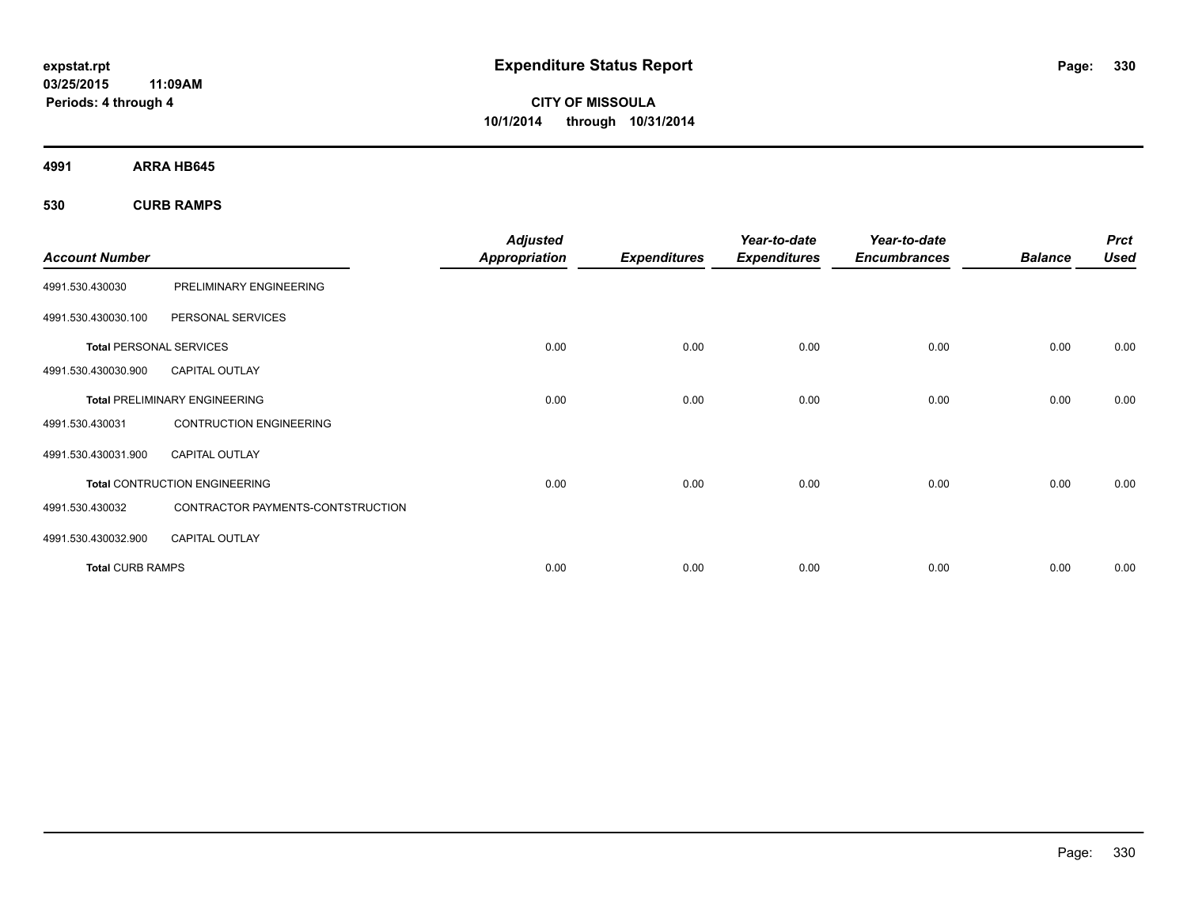**expstat.rpt**
**03/25/2015 11:09AM**
**Periods: 4 through 4**

# Expenditure Status Report

**CITY OF MISSOULA**
**10/1/2014 through 10/31/2014**

## 4991 ARRA HB645

## 530 CURB RAMPS

| Account Number | | Adjusted Appropriation | Expenditures | Year-to-date Expenditures | Year-to-date Encumbrances | Balance | Prct Used |
|---|---|---|---|---|---|---|---|
| 4991.530.430030 | PRELIMINARY ENGINEERING | | | | | | |
| 4991.530.430030.100 | PERSONAL SERVICES | | | | | | |
| **Total** PERSONAL SERVICES | | 0.00 | 0.00 | 0.00 | 0.00 | 0.00 | 0.00 |
| 4991.530.430030.900 | CAPITAL OUTLAY | | | | | | |
| **Total** PRELIMINARY ENGINEERING | | 0.00 | 0.00 | 0.00 | 0.00 | 0.00 | 0.00 |
| 4991.530.430031 | CONTRUCTION ENGINEERING | | | | | | |
| 4991.530.430031.900 | CAPITAL OUTLAY | | | | | | |
| **Total** CONTRUCTION ENGINEERING | | 0.00 | 0.00 | 0.00 | 0.00 | 0.00 | 0.00 |
| 4991.530.430032 | CONTRACTOR PAYMENTS-CONTSTRUCTION | | | | | | |
| 4991.530.430032.900 | CAPITAL OUTLAY | | | | | | |
| **Total** CURB RAMPS | | 0.00 | 0.00 | 0.00 | 0.00 | 0.00 | 0.00 |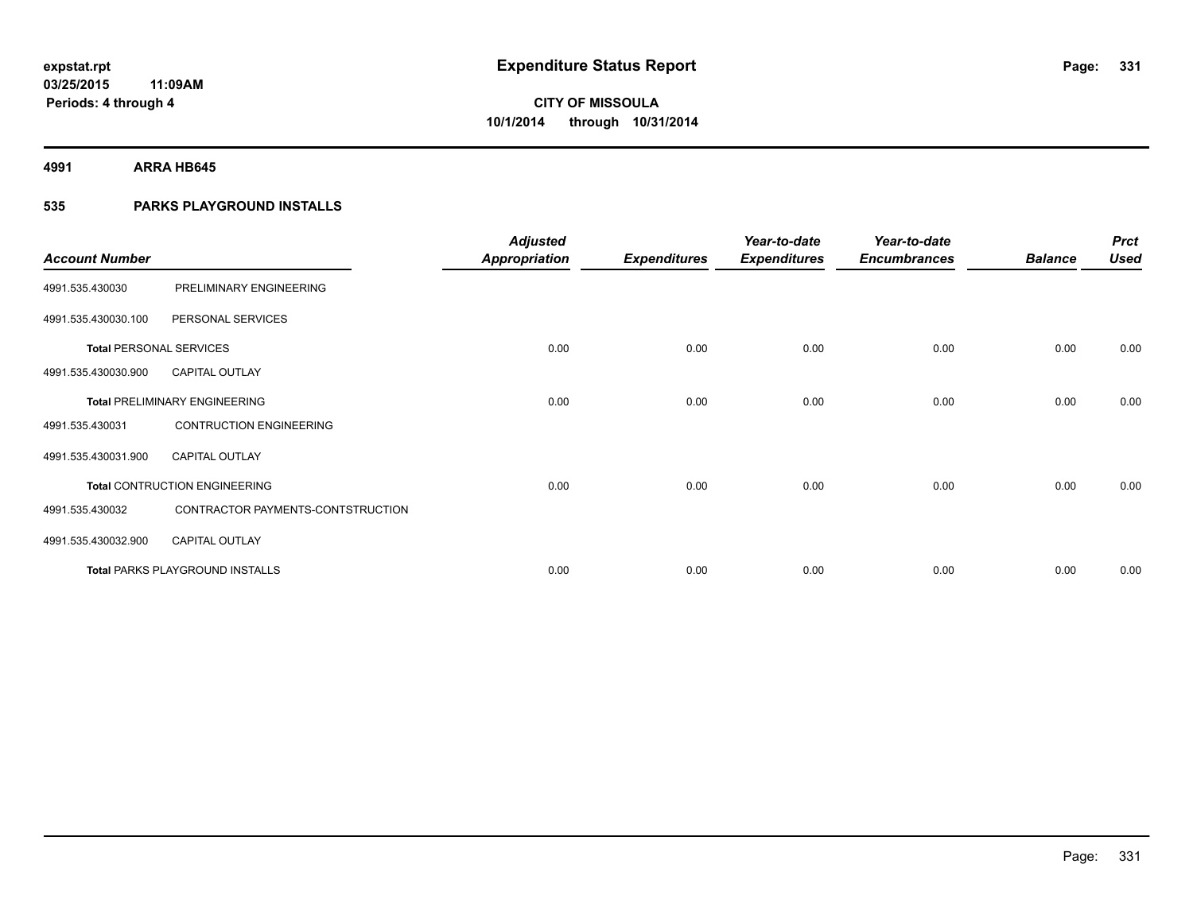expstat.rpt
03/25/2015 11:09AM
Periods: 4 through 4

# Expenditure Status Report

**CITY OF MISSOULA**
**10/1/2014 through 10/31/2014**

**4991 ARRA HB645**

**535 PARKS PLAYGROUND INSTALLS**

| Account Number | | Adjusted Appropriation | Expenditures | Year-to-date Expenditures | Year-to-date Encumbrances | Balance | Prct Used |
|---|---|---|---|---|---|---|---|
| 4991.535.430030 | PRELIMINARY ENGINEERING | | | | | | |
| 4991.535.430030.100 | PERSONAL SERVICES | | | | | | |
| **Total** PERSONAL SERVICES | | 0.00 | 0.00 | 0.00 | 0.00 | 0.00 | 0.00 |
| 4991.535.430030.900 | CAPITAL OUTLAY | | | | | | |
| **Total** PRELIMINARY ENGINEERING | | 0.00 | 0.00 | 0.00 | 0.00 | 0.00 | 0.00 |
| 4991.535.430031 | CONTRUCTION ENGINEERING | | | | | | |
| 4991.535.430031.900 | CAPITAL OUTLAY | | | | | | |
| **Total** CONTRUCTION ENGINEERING | | 0.00 | 0.00 | 0.00 | 0.00 | 0.00 | 0.00 |
| 4991.535.430032 | CONTRACTOR PAYMENTS-CONTSTRUCTION | | | | | | |
| 4991.535.430032.900 | CAPITAL OUTLAY | | | | | | |
| **Total** PARKS PLAYGROUND INSTALLS | | 0.00 | 0.00 | 0.00 | 0.00 | 0.00 | 0.00 |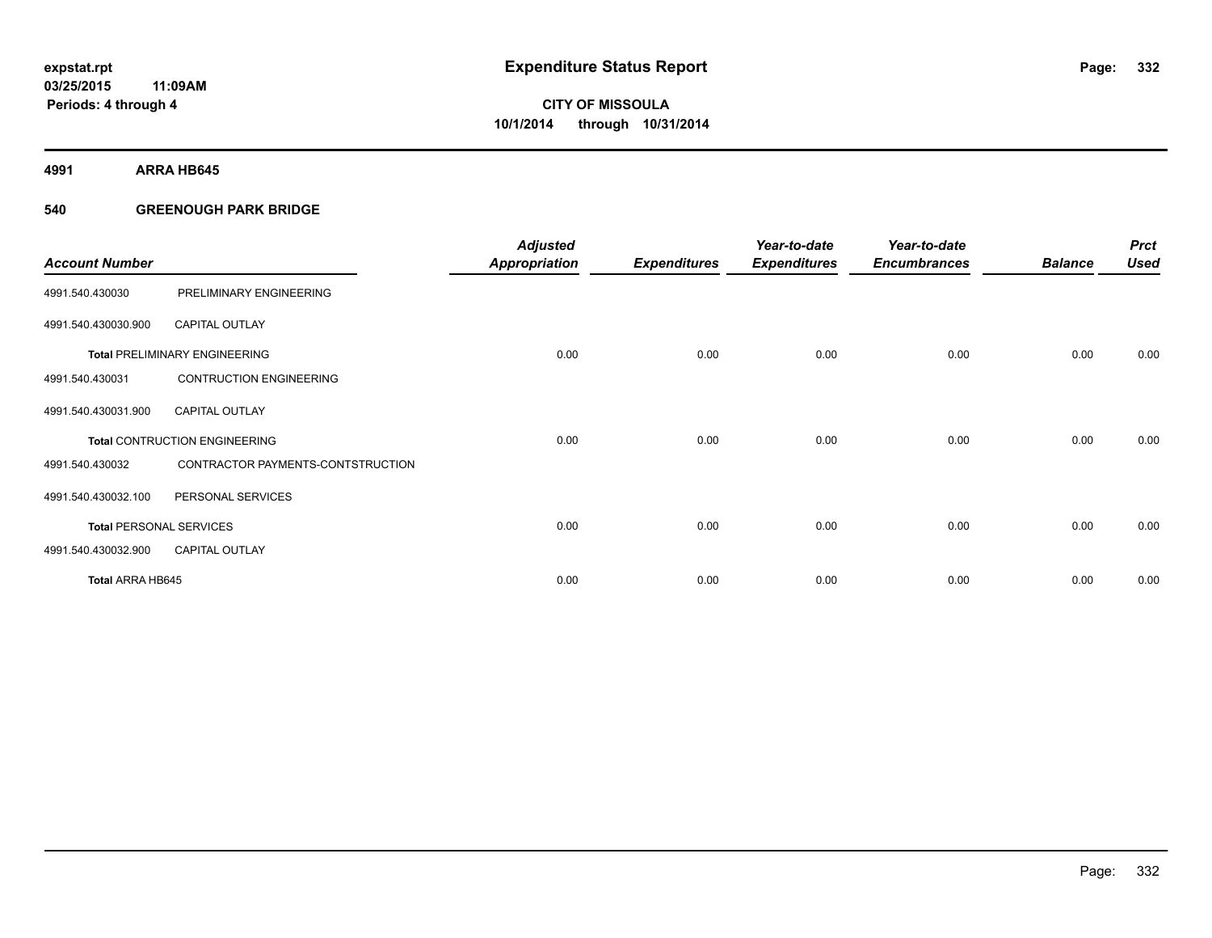**expstat.rpt**
**03/25/2015 11:09AM**
**Periods: 4 through 4**

# Expenditure Status Report

**CITY OF MISSOULA**
**10/1/2014 through 10/31/2014**

## 4991 ARRA HB645

### 540 GREENOUGH PARK BRIDGE

| Account Number | | Adjusted Appropriation | Expenditures | Year-to-date Expenditures | Year-to-date Encumbrances | Balance | Prct Used |
|---|---|---|---|---|---|---|---|
| 4991.540.430030 | PRELIMINARY ENGINEERING | | | | | | |
| 4991.540.430030.900 | CAPITAL OUTLAY | | | | | | |
| **Total** PRELIMINARY ENGINEERING | | 0.00 | 0.00 | 0.00 | 0.00 | 0.00 | 0.00 |
| 4991.540.430031 | CONTRUCTION ENGINEERING | | | | | | |
| 4991.540.430031.900 | CAPITAL OUTLAY | | | | | | |
| **Total** CONTRUCTION ENGINEERING | | 0.00 | 0.00 | 0.00 | 0.00 | 0.00 | 0.00 |
| 4991.540.430032 | CONTRACTOR PAYMENTS-CONTSTRUCTION | | | | | | |
| 4991.540.430032.100 | PERSONAL SERVICES | | | | | | |
| **Total** PERSONAL SERVICES | | 0.00 | 0.00 | 0.00 | 0.00 | 0.00 | 0.00 |
| 4991.540.430032.900 | CAPITAL OUTLAY | | | | | | |
| **Total** ARRA HB645 | | 0.00 | 0.00 | 0.00 | 0.00 | 0.00 | 0.00 |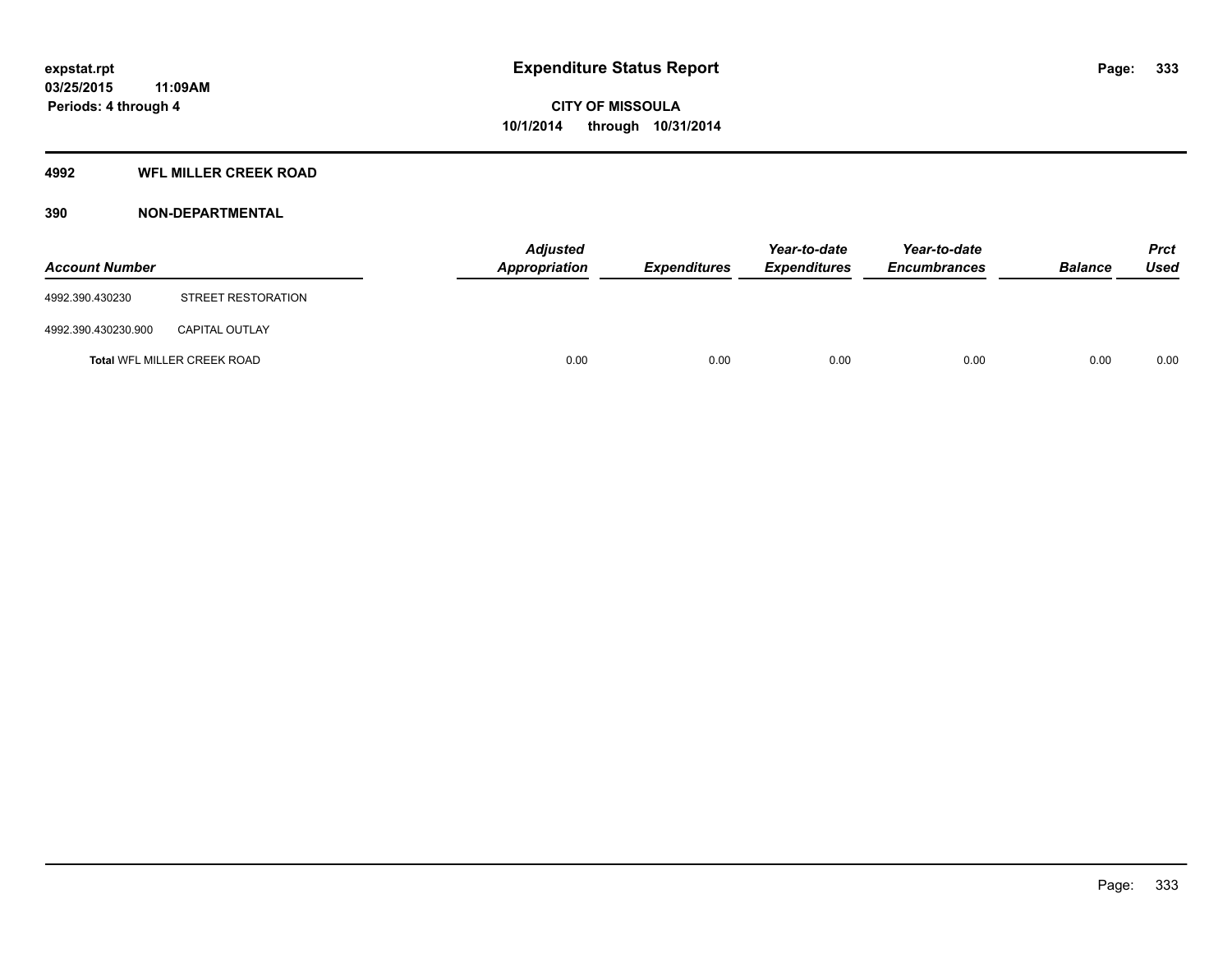expstat.rpt
03/25/2015 11:09AM
Periods: 4 through 4

# Expenditure Status Report

CITY OF MISSOULA
10/1/2014 through 10/31/2014

## 4992 WFL MILLER CREEK ROAD

### 390 NON-DEPARTMENTAL

| Account Number | | Adjusted Appropriation | Expenditures | Year-to-date Expenditures | Year-to-date Encumbrances | Balance | Prct Used |
|---|---|---|---|---|---|---|---|
| 4992.390.430230 | STREET RESTORATION | | | | | | |
| 4992.390.430230.900 | CAPITAL OUTLAY | | | | | | |
| **Total** WFL MILLER CREEK ROAD | | 0.00 | 0.00 | 0.00 | 0.00 | 0.00 | 0.00 |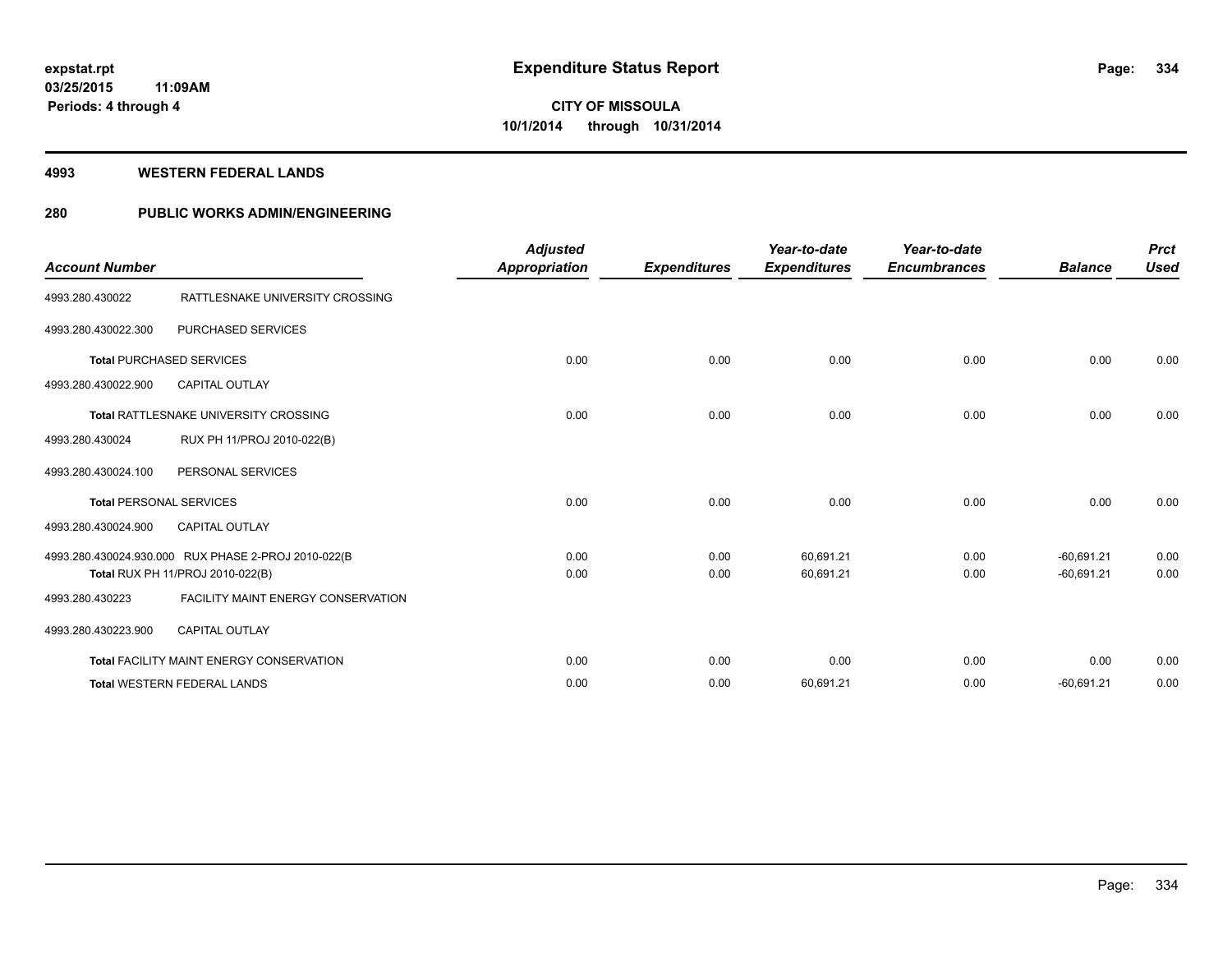**expstat.rpt**
**03/25/2015 11:09AM**
**Periods: 4 through 4**

# Expenditure Status Report

**CITY OF MISSOULA**
**10/1/2014 through 10/31/2014**

## 4993 WESTERN FEDERAL LANDS

## 280 PUBLIC WORKS ADMIN/ENGINEERING

| Account Number | | Adjusted Appropriation | Expenditures | Year-to-date Expenditures | Year-to-date Encumbrances | Balance | Prct Used |
|---|---|---|---|---|---|---|---|
| 4993.280.430022 | RATTLESNAKE UNIVERSITY CROSSING | | | | | | |
| 4993.280.430022.300 | PURCHASED SERVICES | | | | | | |
| **Total** PURCHASED SERVICES | | 0.00 | 0.00 | 0.00 | 0.00 | 0.00 | 0.00 |
| 4993.280.430022.900 | CAPITAL OUTLAY | | | | | | |
| **Total** RATTLESNAKE UNIVERSITY CROSSING | | 0.00 | 0.00 | 0.00 | 0.00 | 0.00 | 0.00 |
| 4993.280.430024 | RUX PH 11/PROJ 2010-022(B) | | | | | | |
| 4993.280.430024.100 | PERSONAL SERVICES | | | | | | |
| **Total** PERSONAL SERVICES | | 0.00 | 0.00 | 0.00 | 0.00 | 0.00 | 0.00 |
| 4993.280.430024.900 | CAPITAL OUTLAY | | | | | | |
| 4993.280.430024.930.000 | RUX PHASE 2-PROJ 2010-022(B | 0.00 | 0.00 | 60,691.21 | 0.00 | -60,691.21 | 0.00 |
| **Total** RUX PH 11/PROJ 2010-022(B) | | 0.00 | 0.00 | 60,691.21 | 0.00 | -60,691.21 | 0.00 |
| 4993.280.430223 | FACILITY MAINT ENERGY CONSERVATION | | | | | | |
| 4993.280.430223.900 | CAPITAL OUTLAY | | | | | | |
| **Total** FACILITY MAINT ENERGY CONSERVATION | | 0.00 | 0.00 | 0.00 | 0.00 | 0.00 | 0.00 |
| **Total** WESTERN FEDERAL LANDS | | 0.00 | 0.00 | 60,691.21 | 0.00 | -60,691.21 | 0.00 |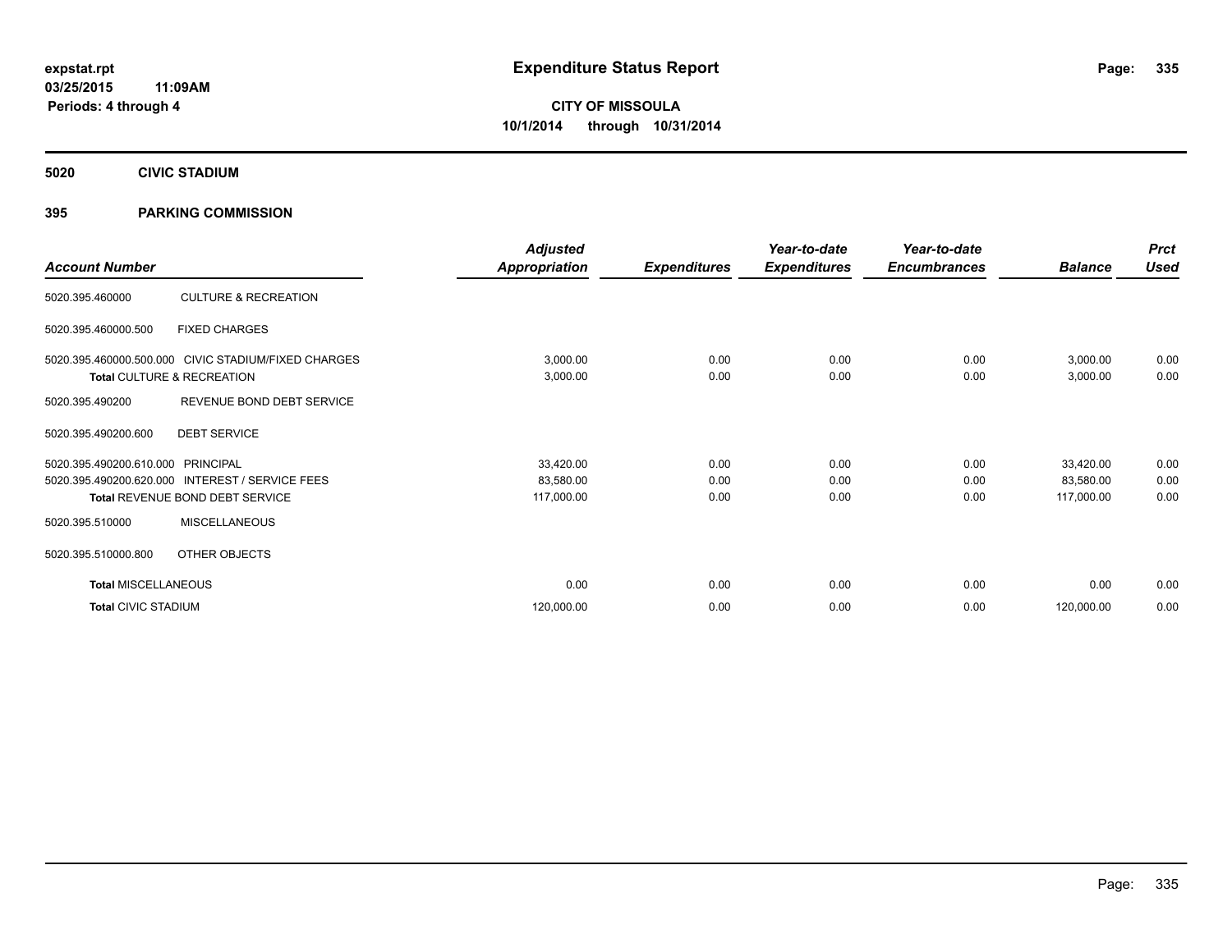**expstat.rpt**
**03/25/2015 11:09AM**
**Periods: 4 through 4**

# Expenditure Status Report

**CITY OF MISSOULA**
**10/1/2014 through 10/31/2014**

## 5020 CIVIC STADIUM

## 395 PARKING COMMISSION

| Account Number | | Adjusted Appropriation | Expenditures | Year-to-date Expenditures | Year-to-date Encumbrances | Balance | Prct Used |
|---|---|---|---|---|---|---|---|
| 5020.395.460000 | CULTURE & RECREATION | | | | | | |
| 5020.395.460000.500 | FIXED CHARGES | | | | | | |
| 5020.395.460000.500.000 | CIVIC STADIUM/FIXED CHARGES | 3,000.00 | 0.00 | 0.00 | 0.00 | 3,000.00 | 0.00 |
| **Total** CULTURE & RECREATION | | 3,000.00 | 0.00 | 0.00 | 0.00 | 3,000.00 | 0.00 |
| 5020.395.490200 | REVENUE BOND DEBT SERVICE | | | | | | |
| 5020.395.490200.600 | DEBT SERVICE | | | | | | |
| 5020.395.490200.610.000 | PRINCIPAL | 33,420.00 | 0.00 | 0.00 | 0.00 | 33,420.00 | 0.00 |
| 5020.395.490200.620.000 | INTEREST / SERVICE FEES | 83,580.00 | 0.00 | 0.00 | 0.00 | 83,580.00 | 0.00 |
| **Total** REVENUE BOND DEBT SERVICE | | 117,000.00 | 0.00 | 0.00 | 0.00 | 117,000.00 | 0.00 |
| 5020.395.510000 | MISCELLANEOUS | | | | | | |
| 5020.395.510000.800 | OTHER OBJECTS | | | | | | |
| **Total** MISCELLANEOUS | | 0.00 | 0.00 | 0.00 | 0.00 | 0.00 | 0.00 |
| **Total** CIVIC STADIUM | | 120,000.00 | 0.00 | 0.00 | 0.00 | 120,000.00 | 0.00 |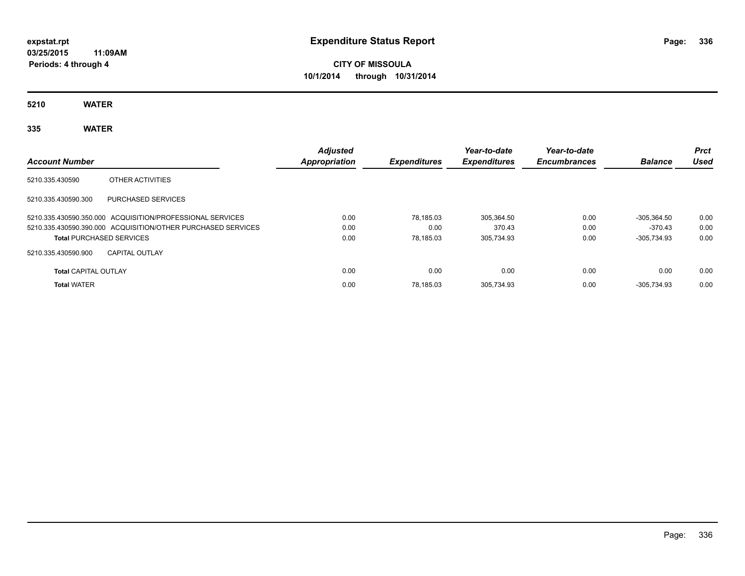**expstat.rpt**
**03/25/2015 11:09AM**
**Periods: 4 through 4**

# Expenditure Status Report

**CITY OF MISSOULA**
**10/1/2014 through 10/31/2014**

## 5210 WATER

## 335 WATER

| Account Number | | Adjusted Appropriation | Expenditures | Year-to-date Expenditures | Year-to-date Encumbrances | Balance | Prct Used |
|---|---|---|---|---|---|---|---|
| 5210.335.430590 | OTHER ACTIVITIES | | | | | | |
| 5210.335.430590.300 | PURCHASED SERVICES | | | | | | |
| 5210.335.430590.350.000 | ACQUISITION/PROFESSIONAL SERVICES | 0.00 | 78,185.03 | 305,364.50 | 0.00 | -305,364.50 | 0.00 |
| 5210.335.430590.390.000 | ACQUISITION/OTHER PURCHASED SERVICES | 0.00 | 0.00 | 370.43 | 0.00 | -370.43 | 0.00 |
| **Total** PURCHASED SERVICES | | 0.00 | 78,185.03 | 305,734.93 | 0.00 | -305,734.93 | 0.00 |
| 5210.335.430590.900 | CAPITAL OUTLAY | | | | | | |
| **Total** CAPITAL OUTLAY | | 0.00 | 0.00 | 0.00 | 0.00 | 0.00 | 0.00 |
| **Total** WATER | | 0.00 | 78,185.03 | 305,734.93 | 0.00 | -305,734.93 | 0.00 |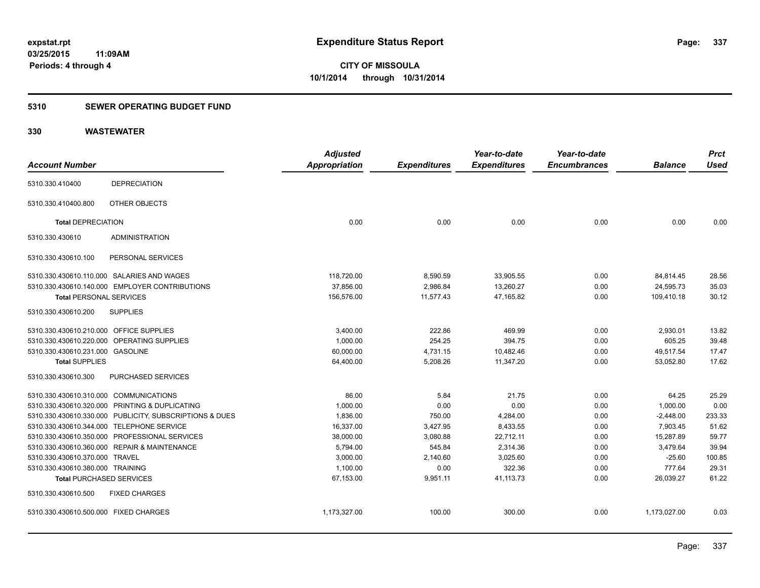**expstat.rpt**
**03/25/2015 11:09AM**
**Periods: 4 through 4**

# Expenditure Status Report

**CITY OF MISSOULA**
**10/1/2014 through 10/31/2014**

## 5310 SEWER OPERATING BUDGET FUND

## 330 WASTEWATER

| Account Number | | Adjusted Appropriation | Expenditures | Year-to-date Expenditures | Year-to-date Encumbrances | Balance | Prct Used |
|---|---|---|---|---|---|---|---|
| 5310.330.410400 | DEPRECIATION | | | | | | |
| 5310.330.410400.800 | OTHER OBJECTS | | | | | | |
| **Total** DEPRECIATION | | 0.00 | 0.00 | 0.00 | 0.00 | 0.00 | 0.00 |
| 5310.330.430610 | ADMINISTRATION | | | | | | |
| 5310.330.430610.100 | PERSONAL SERVICES | | | | | | |
| 5310.330.430610.110.000 | SALARIES AND WAGES | 118,720.00 | 8,590.59 | 33,905.55 | 0.00 | 84,814.45 | 28.56 |
| 5310.330.430610.140.000 | EMPLOYER CONTRIBUTIONS | 37,856.00 | 2,986.84 | 13,260.27 | 0.00 | 24,595.73 | 35.03 |
| **Total** PERSONAL SERVICES | | 156,576.00 | 11,577.43 | 47,165.82 | 0.00 | 109,410.18 | 30.12 |
| 5310.330.430610.200 | SUPPLIES | | | | | | |
| 5310.330.430610.210.000 | OFFICE SUPPLIES | 3,400.00 | 222.86 | 469.99 | 0.00 | 2,930.01 | 13.82 |
| 5310.330.430610.220.000 | OPERATING SUPPLIES | 1,000.00 | 254.25 | 394.75 | 0.00 | 605.25 | 39.48 |
| 5310.330.430610.231.000 | GASOLINE | 60,000.00 | 4,731.15 | 10,482.46 | 0.00 | 49,517.54 | 17.47 |
| **Total** SUPPLIES | | 64,400.00 | 5,208.26 | 11,347.20 | 0.00 | 53,052.80 | 17.62 |
| 5310.330.430610.300 | PURCHASED SERVICES | | | | | | |
| 5310.330.430610.310.000 | COMMUNICATIONS | 86.00 | 5.84 | 21.75 | 0.00 | 64.25 | 25.29 |
| 5310.330.430610.320.000 | PRINTING & DUPLICATING | 1,000.00 | 0.00 | 0.00 | 0.00 | 1,000.00 | 0.00 |
| 5310.330.430610.330.000 | PUBLICITY, SUBSCRIPTIONS & DUES | 1,836.00 | 750.00 | 4,284.00 | 0.00 | -2,448.00 | 233.33 |
| 5310.330.430610.344.000 | TELEPHONE SERVICE | 16,337.00 | 3,427.95 | 8,433.55 | 0.00 | 7,903.45 | 51.62 |
| 5310.330.430610.350.000 | PROFESSIONAL SERVICES | 38,000.00 | 3,080.88 | 22,712.11 | 0.00 | 15,287.89 | 59.77 |
| 5310.330.430610.360.000 | REPAIR & MAINTENANCE | 5,794.00 | 545.84 | 2,314.36 | 0.00 | 3,479.64 | 39.94 |
| 5310.330.430610.370.000 | TRAVEL | 3,000.00 | 2,140.60 | 3,025.60 | 0.00 | -25.60 | 100.85 |
| 5310.330.430610.380.000 | TRAINING | 1,100.00 | 0.00 | 322.36 | 0.00 | 777.64 | 29.31 |
| **Total** PURCHASED SERVICES | | 67,153.00 | 9,951.11 | 41,113.73 | 0.00 | 26,039.27 | 61.22 |
| 5310.330.430610.500 | FIXED CHARGES | | | | | | |
| 5310.330.430610.500.000 | FIXED CHARGES | 1,173,327.00 | 100.00 | 300.00 | 0.00 | 1,173,027.00 | 0.03 |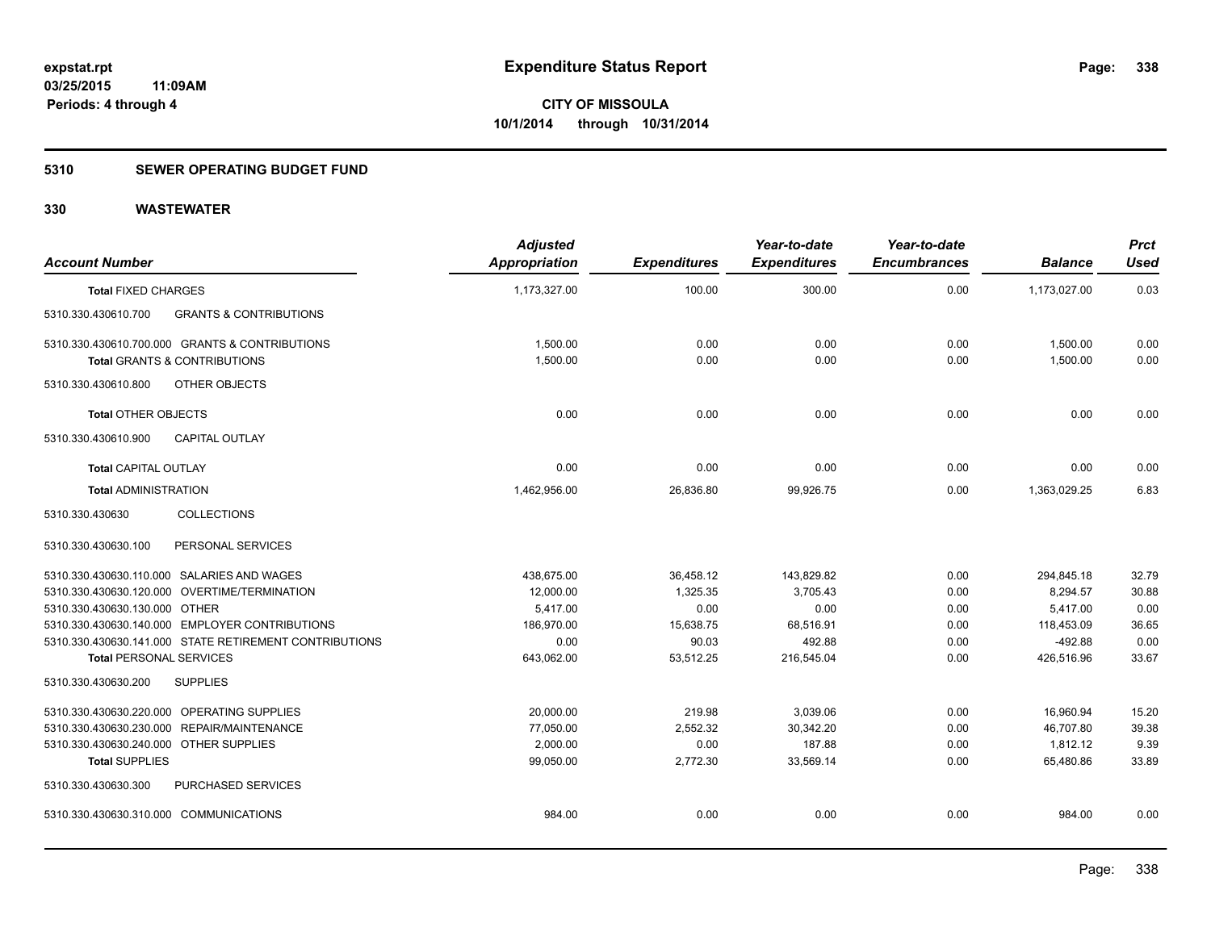# Expenditure Status Report

expstat.rpt
03/25/2015 11:09AM
Periods: 4 through 4

**CITY OF MISSOULA**
**10/1/2014 through 10/31/2014**

## 5310 SEWER OPERATING BUDGET FUND

## 330 WASTEWATER

| Account Number | Adjusted Appropriation | Expenditures | Year-to-date Expenditures | Year-to-date Encumbrances | Balance | Prct Used |
|---|---|---|---|---|---|---|
| **Total** FIXED CHARGES | 1,173,327.00 | 100.00 | 300.00 | 0.00 | 1,173,027.00 | 0.03 |
| 5310.330.430610.700 GRANTS & CONTRIBUTIONS | | | | | | |
| 5310.330.430610.700.000 GRANTS & CONTRIBUTIONS | 1,500.00 | 0.00 | 0.00 | 0.00 | 1,500.00 | 0.00 |
| **Total** GRANTS & CONTRIBUTIONS | 1,500.00 | 0.00 | 0.00 | 0.00 | 1,500.00 | 0.00 |
| 5310.330.430610.800 OTHER OBJECTS | | | | | | |
| **Total** OTHER OBJECTS | 0.00 | 0.00 | 0.00 | 0.00 | 0.00 | 0.00 |
| 5310.330.430610.900 CAPITAL OUTLAY | | | | | | |
| **Total** CAPITAL OUTLAY | 0.00 | 0.00 | 0.00 | 0.00 | 0.00 | 0.00 |
| **Total** ADMINISTRATION | 1,462,956.00 | 26,836.80 | 99,926.75 | 0.00 | 1,363,029.25 | 6.83 |
| 5310.330.430630 COLLECTIONS | | | | | | |
| 5310.330.430630.100 PERSONAL SERVICES | | | | | | |
| 5310.330.430630.110.000 SALARIES AND WAGES | 438,675.00 | 36,458.12 | 143,829.82 | 0.00 | 294,845.18 | 32.79 |
| 5310.330.430630.120.000 OVERTIME/TERMINATION | 12,000.00 | 1,325.35 | 3,705.43 | 0.00 | 8,294.57 | 30.88 |
| 5310.330.430630.130.000 OTHER | 5,417.00 | 0.00 | 0.00 | 0.00 | 5,417.00 | 0.00 |
| 5310.330.430630.140.000 EMPLOYER CONTRIBUTIONS | 186,970.00 | 15,638.75 | 68,516.91 | 0.00 | 118,453.09 | 36.65 |
| 5310.330.430630.141.000 STATE RETIREMENT CONTRIBUTIONS | 0.00 | 90.03 | 492.88 | 0.00 | -492.88 | 0.00 |
| **Total** PERSONAL SERVICES | 643,062.00 | 53,512.25 | 216,545.04 | 0.00 | 426,516.96 | 33.67 |
| 5310.330.430630.200 SUPPLIES | | | | | | |
| 5310.330.430630.220.000 OPERATING SUPPLIES | 20,000.00 | 219.98 | 3,039.06 | 0.00 | 16,960.94 | 15.20 |
| 5310.330.430630.230.000 REPAIR/MAINTENANCE | 77,050.00 | 2,552.32 | 30,342.20 | 0.00 | 46,707.80 | 39.38 |
| 5310.330.430630.240.000 OTHER SUPPLIES | 2,000.00 | 0.00 | 187.88 | 0.00 | 1,812.12 | 9.39 |
| **Total** SUPPLIES | 99,050.00 | 2,772.30 | 33,569.14 | 0.00 | 65,480.86 | 33.89 |
| 5310.330.430630.300 PURCHASED SERVICES | | | | | | |
| 5310.330.430630.310.000 COMMUNICATIONS | 984.00 | 0.00 | 0.00 | 0.00 | 984.00 | 0.00 |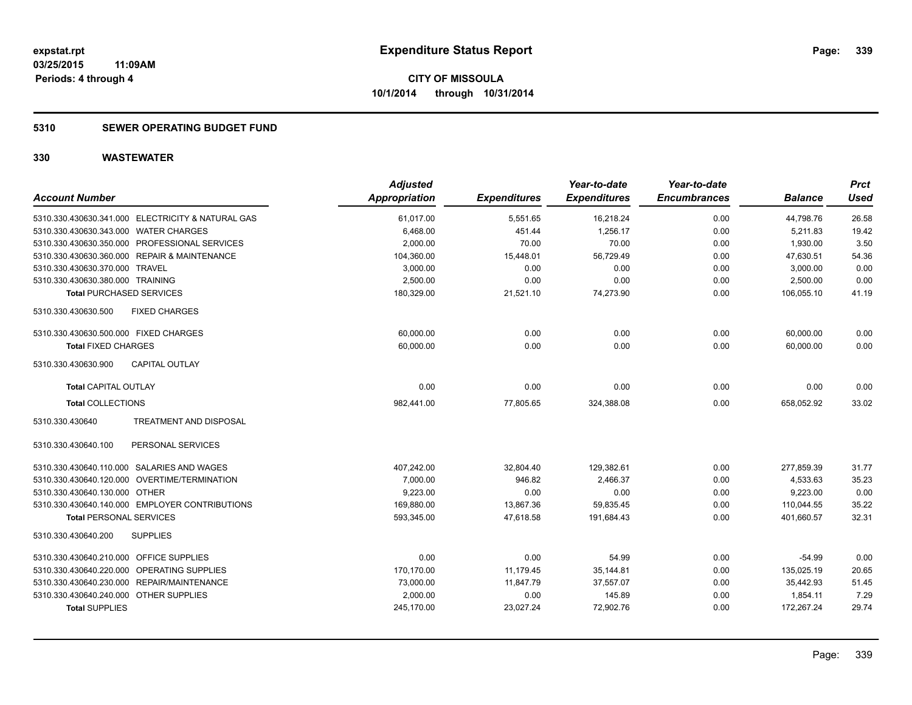**expstat.rpt**
**03/25/2015 11:09AM**
**Periods: 4 through 4**

# Expenditure Status Report

**CITY OF MISSOULA**
**10/1/2014 through 10/31/2014**

## 5310 SEWER OPERATING BUDGET FUND

## 330 WASTEWATER

| Account Number | Adjusted Appropriation | Expenditures | Year-to-date Expenditures | Year-to-date Encumbrances | Balance | Prct Used |
|---|---|---|---|---|---|---|
| 5310.330.430630.341.000 ELECTRICITY & NATURAL GAS | 61,017.00 | 5,551.65 | 16,218.24 | 0.00 | 44,798.76 | 26.58 |
| 5310.330.430630.343.000 WATER CHARGES | 6,468.00 | 451.44 | 1,256.17 | 0.00 | 5,211.83 | 19.42 |
| 5310.330.430630.350.000 PROFESSIONAL SERVICES | 2,000.00 | 70.00 | 70.00 | 0.00 | 1,930.00 | 3.50 |
| 5310.330.430630.360.000 REPAIR & MAINTENANCE | 104,360.00 | 15,448.01 | 56,729.49 | 0.00 | 47,630.51 | 54.36 |
| 5310.330.430630.370.000 TRAVEL | 3,000.00 | 0.00 | 0.00 | 0.00 | 3,000.00 | 0.00 |
| 5310.330.430630.380.000 TRAINING | 2,500.00 | 0.00 | 0.00 | 0.00 | 2,500.00 | 0.00 |
| **Total PURCHASED SERVICES** | 180,329.00 | 21,521.10 | 74,273.90 | 0.00 | 106,055.10 | 41.19 |
| 5310.330.430630.500 FIXED CHARGES | | | | | | |
| 5310.330.430630.500.000 FIXED CHARGES | 60,000.00 | 0.00 | 0.00 | 0.00 | 60,000.00 | 0.00 |
| **Total FIXED CHARGES** | 60,000.00 | 0.00 | 0.00 | 0.00 | 60,000.00 | 0.00 |
| 5310.330.430630.900 CAPITAL OUTLAY | | | | | | |
| **Total CAPITAL OUTLAY** | 0.00 | 0.00 | 0.00 | 0.00 | 0.00 | 0.00 |
| **Total COLLECTIONS** | 982,441.00 | 77,805.65 | 324,388.08 | 0.00 | 658,052.92 | 33.02 |
| 5310.330.430640 TREATMENT AND DISPOSAL | | | | | | |
| 5310.330.430640.100 PERSONAL SERVICES | | | | | | |
| 5310.330.430640.110.000 SALARIES AND WAGES | 407,242.00 | 32,804.40 | 129,382.61 | 0.00 | 277,859.39 | 31.77 |
| 5310.330.430640.120.000 OVERTIME/TERMINATION | 7,000.00 | 946.82 | 2,466.37 | 0.00 | 4,533.63 | 35.23 |
| 5310.330.430640.130.000 OTHER | 9,223.00 | 0.00 | 0.00 | 0.00 | 9,223.00 | 0.00 |
| 5310.330.430640.140.000 EMPLOYER CONTRIBUTIONS | 169,880.00 | 13,867.36 | 59,835.45 | 0.00 | 110,044.55 | 35.22 |
| **Total PERSONAL SERVICES** | 593,345.00 | 47,618.58 | 191,684.43 | 0.00 | 401,660.57 | 32.31 |
| 5310.330.430640.200 SUPPLIES | | | | | | |
| 5310.330.430640.210.000 OFFICE SUPPLIES | 0.00 | 0.00 | 54.99 | 0.00 | -54.99 | 0.00 |
| 5310.330.430640.220.000 OPERATING SUPPLIES | 170,170.00 | 11,179.45 | 35,144.81 | 0.00 | 135,025.19 | 20.65 |
| 5310.330.430640.230.000 REPAIR/MAINTENANCE | 73,000.00 | 11,847.79 | 37,557.07 | 0.00 | 35,442.93 | 51.45 |
| 5310.330.430640.240.000 OTHER SUPPLIES | 2,000.00 | 0.00 | 145.89 | 0.00 | 1,854.11 | 7.29 |
| **Total SUPPLIES** | 245,170.00 | 23,027.24 | 72,902.76 | 0.00 | 172,267.24 | 29.74 |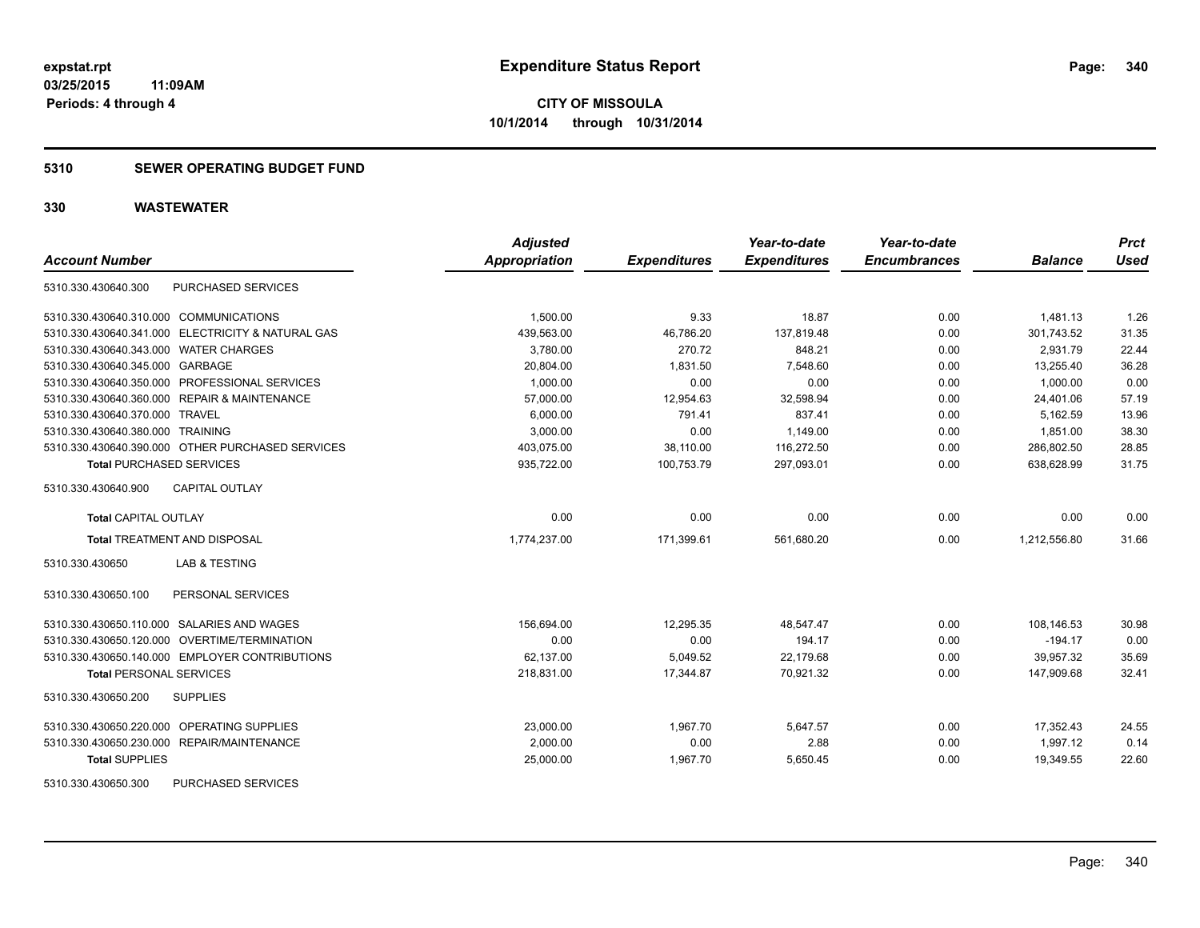expstat.rpt
03/25/2015 11:09AM
Periods: 4 through 4

# Expenditure Status Report

**CITY OF MISSOULA**
**10/1/2014 through 10/31/2014**

## 5310 SEWER OPERATING BUDGET FUND

## 330 WASTEWATER

| Account Number | | Adjusted Appropriation | Expenditures | Year-to-date Expenditures | Year-to-date Encumbrances | Balance | Prct Used |
|---|---|---|---|---|---|---|---|
| 5310.330.430640.300 | PURCHASED SERVICES | | | | | | |
| 5310.330.430640.310.000 | COMMUNICATIONS | 1,500.00 | 9.33 | 18.87 | 0.00 | 1,481.13 | 1.26 |
| 5310.330.430640.341.000 | ELECTRICITY & NATURAL GAS | 439,563.00 | 46,786.20 | 137,819.48 | 0.00 | 301,743.52 | 31.35 |
| 5310.330.430640.343.000 | WATER CHARGES | 3,780.00 | 270.72 | 848.21 | 0.00 | 2,931.79 | 22.44 |
| 5310.330.430640.345.000 | GARBAGE | 20,804.00 | 1,831.50 | 7,548.60 | 0.00 | 13,255.40 | 36.28 |
| 5310.330.430640.350.000 | PROFESSIONAL SERVICES | 1,000.00 | 0.00 | 0.00 | 0.00 | 1,000.00 | 0.00 |
| 5310.330.430640.360.000 | REPAIR & MAINTENANCE | 57,000.00 | 12,954.63 | 32,598.94 | 0.00 | 24,401.06 | 57.19 |
| 5310.330.430640.370.000 | TRAVEL | 6,000.00 | 791.41 | 837.41 | 0.00 | 5,162.59 | 13.96 |
| 5310.330.430640.380.000 | TRAINING | 3,000.00 | 0.00 | 1,149.00 | 0.00 | 1,851.00 | 38.30 |
| 5310.330.430640.390.000 | OTHER PURCHASED SERVICES | 403,075.00 | 38,110.00 | 116,272.50 | 0.00 | 286,802.50 | 28.85 |
| **Total** PURCHASED SERVICES | | 935,722.00 | 100,753.79 | 297,093.01 | 0.00 | 638,628.99 | 31.75 |
| 5310.330.430640.900 | CAPITAL OUTLAY | | | | | | |
| **Total** CAPITAL OUTLAY | | 0.00 | 0.00 | 0.00 | 0.00 | 0.00 | 0.00 |
| **Total** TREATMENT AND DISPOSAL | | 1,774,237.00 | 171,399.61 | 561,680.20 | 0.00 | 1,212,556.80 | 31.66 |
| 5310.330.430650 | LAB & TESTING | | | | | | |
| 5310.330.430650.100 | PERSONAL SERVICES | | | | | | |
| 5310.330.430650.110.000 | SALARIES AND WAGES | 156,694.00 | 12,295.35 | 48,547.47 | 0.00 | 108,146.53 | 30.98 |
| 5310.330.430650.120.000 | OVERTIME/TERMINATION | 0.00 | 0.00 | 194.17 | 0.00 | -194.17 | 0.00 |
| 5310.330.430650.140.000 | EMPLOYER CONTRIBUTIONS | 62,137.00 | 5,049.52 | 22,179.68 | 0.00 | 39,957.32 | 35.69 |
| **Total** PERSONAL SERVICES | | 218,831.00 | 17,344.87 | 70,921.32 | 0.00 | 147,909.68 | 32.41 |
| 5310.330.430650.200 | SUPPLIES | | | | | | |
| 5310.330.430650.220.000 | OPERATING SUPPLIES | 23,000.00 | 1,967.70 | 5,647.57 | 0.00 | 17,352.43 | 24.55 |
| 5310.330.430650.230.000 | REPAIR/MAINTENANCE | 2,000.00 | 0.00 | 2.88 | 0.00 | 1,997.12 | 0.14 |
| **Total** SUPPLIES | | 25,000.00 | 1,967.70 | 5,650.45 | 0.00 | 19,349.55 | 22.60 |
| 5310.330.430650.300 | PURCHASED SERVICES | | | | | | |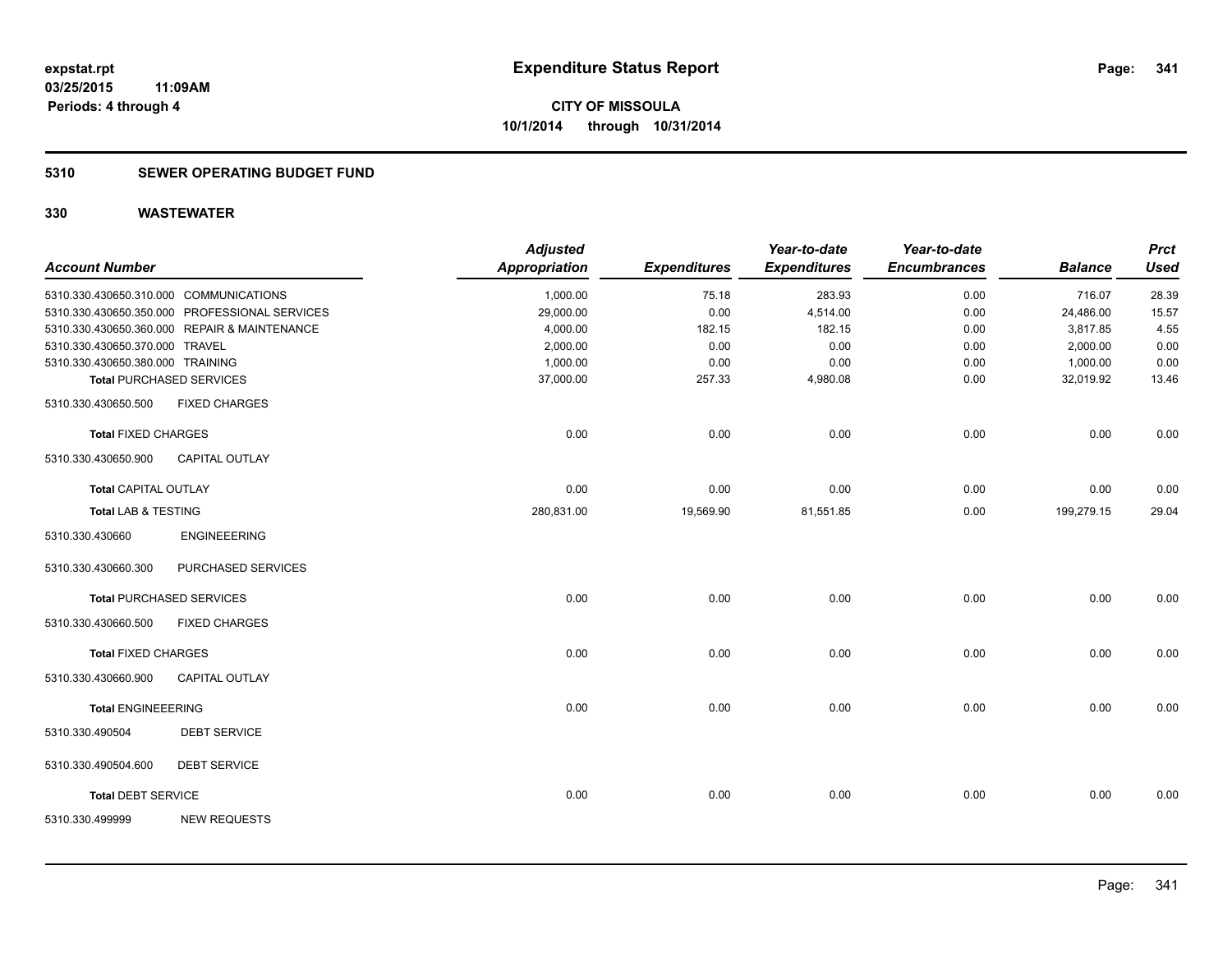**expstat.rpt**
**03/25/2015 11:09AM**
**Periods: 4 through 4**

# Expenditure Status Report

**CITY OF MISSOULA**
**10/1/2014 through 10/31/2014**

## 5310 SEWER OPERATING BUDGET FUND

## 330 WASTEWATER

| Account Number | | Adjusted Appropriation | Expenditures | Year-to-date Expenditures | Year-to-date Encumbrances | Balance | Prct Used |
|---|---|---|---|---|---|---|---|
| 5310.330.430650.310.000 | COMMUNICATIONS | 1,000.00 | 75.18 | 283.93 | 0.00 | 716.07 | 28.39 |
| 5310.330.430650.350.000 | PROFESSIONAL SERVICES | 29,000.00 | 0.00 | 4,514.00 | 0.00 | 24,486.00 | 15.57 |
| 5310.330.430650.360.000 | REPAIR & MAINTENANCE | 4,000.00 | 182.15 | 182.15 | 0.00 | 3,817.85 | 4.55 |
| 5310.330.430650.370.000 | TRAVEL | 2,000.00 | 0.00 | 0.00 | 0.00 | 2,000.00 | 0.00 |
| 5310.330.430650.380.000 | TRAINING | 1,000.00 | 0.00 | 0.00 | 0.00 | 1,000.00 | 0.00 |
| **Total** PURCHASED SERVICES | | 37,000.00 | 257.33 | 4,980.08 | 0.00 | 32,019.92 | 13.46 |
| 5310.330.430650.500 | FIXED CHARGES | | | | | | |
| **Total** FIXED CHARGES | | 0.00 | 0.00 | 0.00 | 0.00 | 0.00 | 0.00 |
| 5310.330.430650.900 | CAPITAL OUTLAY | | | | | | |
| **Total** CAPITAL OUTLAY | | 0.00 | 0.00 | 0.00 | 0.00 | 0.00 | 0.00 |
| **Total** LAB & TESTING | | 280,831.00 | 19,569.90 | 81,551.85 | 0.00 | 199,279.15 | 29.04 |
| 5310.330.430660 | ENGINEEERING | | | | | | |
| 5310.330.430660.300 | PURCHASED SERVICES | | | | | | |
| **Total** PURCHASED SERVICES | | 0.00 | 0.00 | 0.00 | 0.00 | 0.00 | 0.00 |
| 5310.330.430660.500 | FIXED CHARGES | | | | | | |
| **Total** FIXED CHARGES | | 0.00 | 0.00 | 0.00 | 0.00 | 0.00 | 0.00 |
| 5310.330.430660.900 | CAPITAL OUTLAY | | | | | | |
| **Total** ENGINEEERING | | 0.00 | 0.00 | 0.00 | 0.00 | 0.00 | 0.00 |
| 5310.330.490504 | DEBT SERVICE | | | | | | |
| 5310.330.490504.600 | DEBT SERVICE | | | | | | |
| **Total** DEBT SERVICE | | 0.00 | 0.00 | 0.00 | 0.00 | 0.00 | 0.00 |
| 5310.330.499999 | NEW REQUESTS | | | | | | |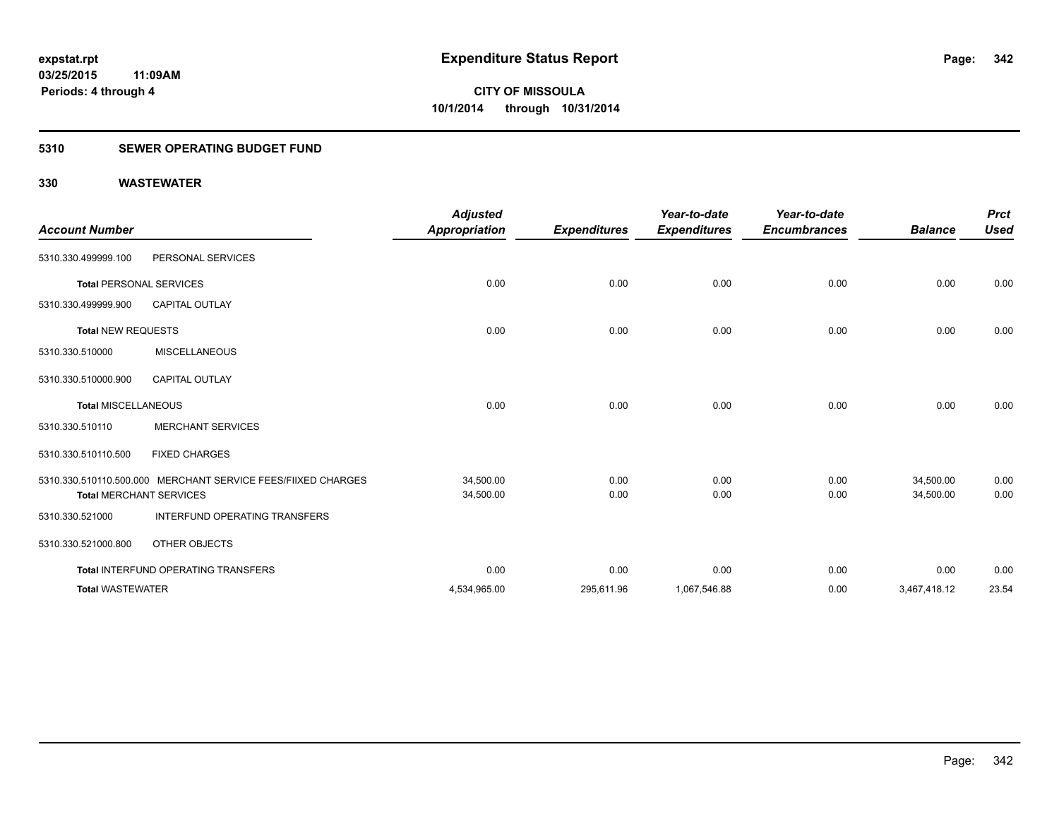**expstat.rpt**
**03/25/2015 11:09AM**
**Periods: 4 through 4**

# Expenditure Status Report

**CITY OF MISSOULA**
**10/1/2014 through 10/31/2014**

## 5310 SEWER OPERATING BUDGET FUND

## 330 WASTEWATER

| Account Number | | Adjusted Appropriation | Expenditures | Year-to-date Expenditures | Year-to-date Encumbrances | Balance | Prct Used |
|---|---|---|---|---|---|---|---|
| 5310.330.499999.100 | PERSONAL SERVICES | | | | | | |
| **Total** PERSONAL SERVICES | | 0.00 | 0.00 | 0.00 | 0.00 | 0.00 | 0.00 |
| 5310.330.499999.900 | CAPITAL OUTLAY | | | | | | |
| **Total** NEW REQUESTS | | 0.00 | 0.00 | 0.00 | 0.00 | 0.00 | 0.00 |
| 5310.330.510000 | MISCELLANEOUS | | | | | | |
| 5310.330.510000.900 | CAPITAL OUTLAY | | | | | | |
| **Total** MISCELLANEOUS | | 0.00 | 0.00 | 0.00 | 0.00 | 0.00 | 0.00 |
| 5310.330.510110 | MERCHANT SERVICES | | | | | | |
| 5310.330.510110.500 | FIXED CHARGES | | | | | | |
| 5310.330.510110.500.000 | MERCHANT SERVICE FEES/FIIXED CHARGES | 34,500.00 | 0.00 | 0.00 | 0.00 | 34,500.00 | 0.00 |
| **Total** MERCHANT SERVICES | | 34,500.00 | 0.00 | 0.00 | 0.00 | 34,500.00 | 0.00 |
| 5310.330.521000 | INTERFUND OPERATING TRANSFERS | | | | | | |
| 5310.330.521000.800 | OTHER OBJECTS | | | | | | |
| **Total** INTERFUND OPERATING TRANSFERS | | 0.00 | 0.00 | 0.00 | 0.00 | 0.00 | 0.00 |
| **Total WASTEWATER** | | 4,534,965.00 | 295,611.96 | 1,067,546.88 | 0.00 | 3,467,418.12 | 23.54 |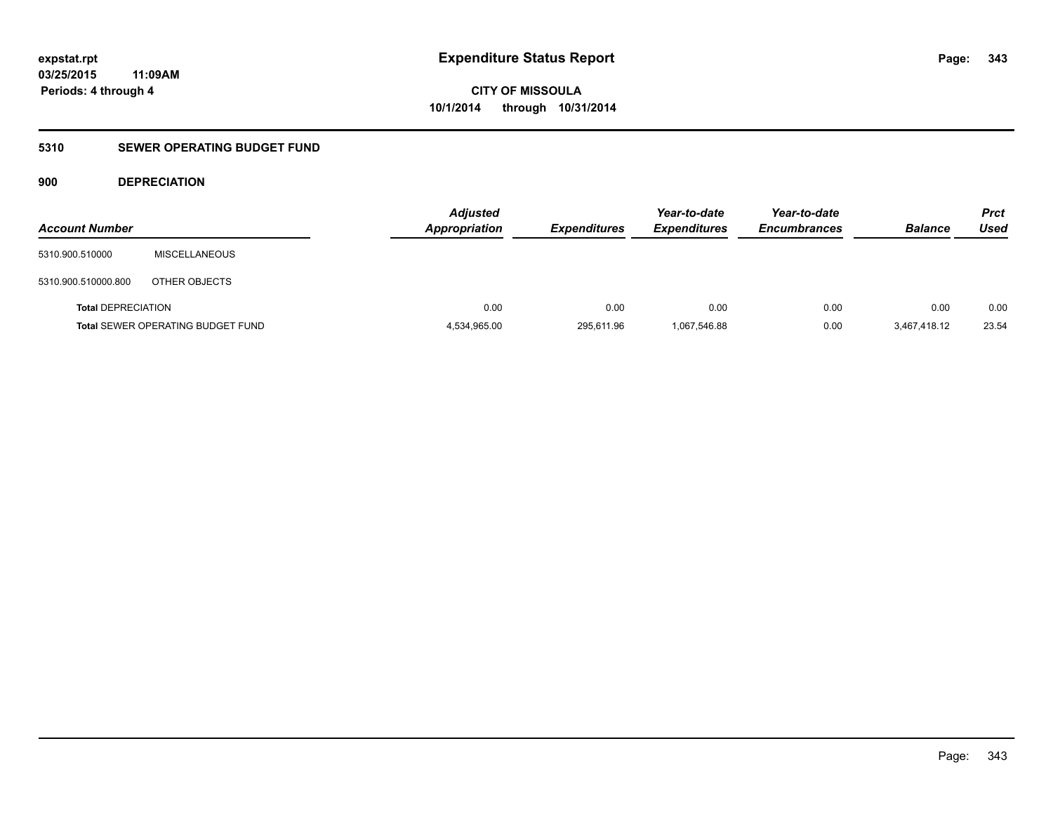expstat.rpt
03/25/2015 11:09AM
Periods: 4 through 4

# Expenditure Status Report

**CITY OF MISSOULA**
**10/1/2014 through 10/31/2014**

## 5310 SEWER OPERATING BUDGET FUND

### 900 DEPRECIATION

| Account Number | | Adjusted Appropriation | Expenditures | Year-to-date Expenditures | Year-to-date Encumbrances | Balance | Prct Used |
|---|---|---|---|---|---|---|---|
| 5310.900.510000 | MISCELLANEOUS | | | | | | |
| 5310.900.510000.800 | OTHER OBJECTS | | | | | | |
| **Total** DEPRECIATION | | 0.00 | 0.00 | 0.00 | 0.00 | 0.00 | 0.00 |
| **Total** SEWER OPERATING BUDGET FUND | | 4,534,965.00 | 295,611.96 | 1,067,546.88 | 0.00 | 3,467,418.12 | 23.54 |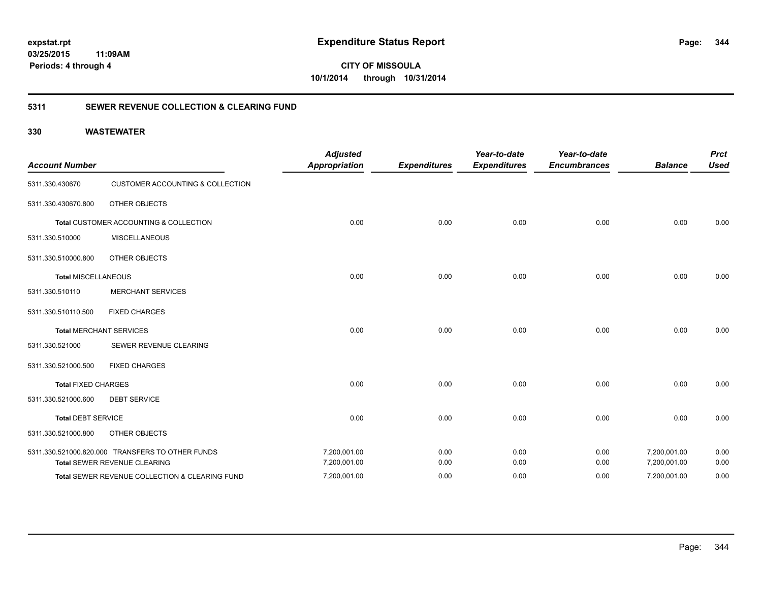# Expenditure Status Report

expstat.rpt
03/25/2015 11:09AM
Periods: 4 through 4

**CITY OF MISSOULA**
**10/1/2014 through 10/31/2014**

## 5311 SEWER REVENUE COLLECTION & CLEARING FUND

### 330 WASTEWATER

| Account Number | | Adjusted Appropriation | Expenditures | Year-to-date Expenditures | Year-to-date Encumbrances | Balance | Prct Used |
|---|---|---|---|---|---|---|---|
| 5311.330.430670 | CUSTOMER ACCOUNTING & COLLECTION | | | | | | |
| 5311.330.430670.800 | OTHER OBJECTS | | | | | | |
| **Total** CUSTOMER ACCOUNTING & COLLECTION | | 0.00 | 0.00 | 0.00 | 0.00 | 0.00 | 0.00 |
| 5311.330.510000 | MISCELLANEOUS | | | | | | |
| 5311.330.510000.800 | OTHER OBJECTS | | | | | | |
| **Total** MISCELLANEOUS | | 0.00 | 0.00 | 0.00 | 0.00 | 0.00 | 0.00 |
| 5311.330.510110 | MERCHANT SERVICES | | | | | | |
| 5311.330.510110.500 | FIXED CHARGES | | | | | | |
| **Total** MERCHANT SERVICES | | 0.00 | 0.00 | 0.00 | 0.00 | 0.00 | 0.00 |
| 5311.330.521000 | SEWER REVENUE CLEARING | | | | | | |
| 5311.330.521000.500 | FIXED CHARGES | | | | | | |
| **Total** FIXED CHARGES | | 0.00 | 0.00 | 0.00 | 0.00 | 0.00 | 0.00 |
| 5311.330.521000.600 | DEBT SERVICE | | | | | | |
| **Total** DEBT SERVICE | | 0.00 | 0.00 | 0.00 | 0.00 | 0.00 | 0.00 |
| 5311.330.521000.800 | OTHER OBJECTS | | | | | | |
| 5311.330.521000.820.000 | TRANSFERS TO OTHER FUNDS | 7,200,001.00 | 0.00 | 0.00 | 0.00 | 7,200,001.00 | 0.00 |
| **Total** SEWER REVENUE CLEARING | | 7,200,001.00 | 0.00 | 0.00 | 0.00 | 7,200,001.00 | 0.00 |
| **Total** SEWER REVENUE COLLECTION & CLEARING FUND | | 7,200,001.00 | 0.00 | 0.00 | 0.00 | 7,200,001.00 | 0.00 |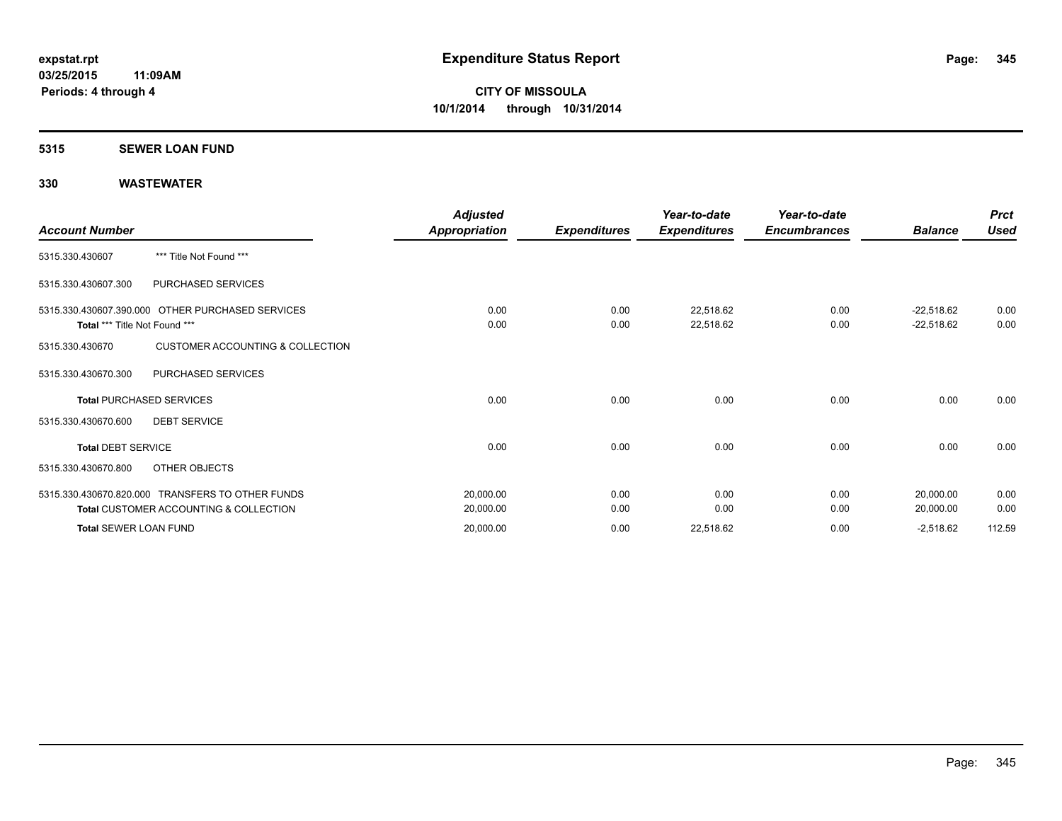# Expenditure Status Report

**expstat.rpt**
**03/25/2015 11:09AM**
**Periods: 4 through 4**

**CITY OF MISSOULA**
**10/1/2014 through 10/31/2014**

## 5315 SEWER LOAN FUND

### 330 WASTEWATER

| Account Number | | Adjusted Appropriation | Expenditures | Year-to-date Expenditures | Year-to-date Encumbrances | Balance | Prct Used |
|---|---|---|---|---|---|---|---|
| 5315.330.430607 | *** Title Not Found *** | | | | | | |
| 5315.330.430607.300 | PURCHASED SERVICES | | | | | | |
| 5315.330.430607.390.000 | OTHER PURCHASED SERVICES | 0.00 | 0.00 | 22,518.62 | 0.00 | -22,518.62 | 0.00 |
| **Total** *** Title Not Found *** | | 0.00 | 0.00 | 22,518.62 | 0.00 | -22,518.62 | 0.00 |
| 5315.330.430670 | CUSTOMER ACCOUNTING & COLLECTION | | | | | | |
| 5315.330.430670.300 | PURCHASED SERVICES | | | | | | |
| **Total** PURCHASED SERVICES | | 0.00 | 0.00 | 0.00 | 0.00 | 0.00 | 0.00 |
| 5315.330.430670.600 | DEBT SERVICE | | | | | | |
| **Total** DEBT SERVICE | | 0.00 | 0.00 | 0.00 | 0.00 | 0.00 | 0.00 |
| 5315.330.430670.800 | OTHER OBJECTS | | | | | | |
| 5315.330.430670.820.000 | TRANSFERS TO OTHER FUNDS | 20,000.00 | 0.00 | 0.00 | 0.00 | 20,000.00 | 0.00 |
| **Total** CUSTOMER ACCOUNTING & COLLECTION | | 20,000.00 | 0.00 | 0.00 | 0.00 | 20,000.00 | 0.00 |
| **Total** SEWER LOAN FUND | | 20,000.00 | 0.00 | 22,518.62 | 0.00 | -2,518.62 | 112.59 |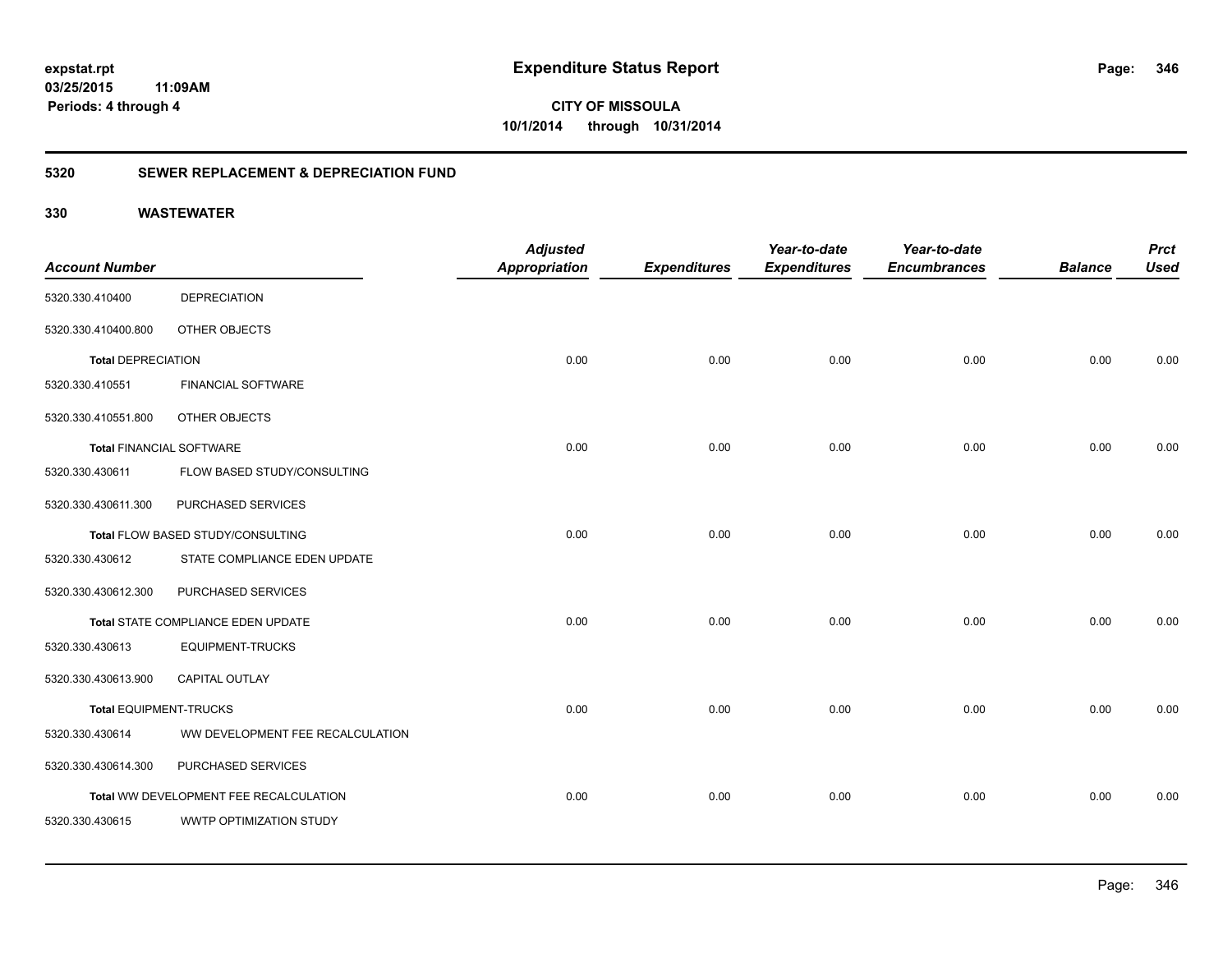**expstat.rpt**
**03/25/2015 11:09AM**
**Periods: 4 through 4**

# Expenditure Status Report

**CITY OF MISSOULA**
**10/1/2014 through 10/31/2014**

## 5320 SEWER REPLACEMENT & DEPRECIATION FUND

## 330 WASTEWATER

| Account Number | | Adjusted Appropriation | Expenditures | Year-to-date Expenditures | Year-to-date Encumbrances | Balance | Prct Used |
|---|---|---|---|---|---|---|---|
| 5320.330.410400 | DEPRECIATION | | | | | | |
| 5320.330.410400.800 | OTHER OBJECTS | | | | | | |
| **Total** DEPRECIATION | | 0.00 | 0.00 | 0.00 | 0.00 | 0.00 | 0.00 |
| 5320.330.410551 | FINANCIAL SOFTWARE | | | | | | |
| 5320.330.410551.800 | OTHER OBJECTS | | | | | | |
| **Total** FINANCIAL SOFTWARE | | 0.00 | 0.00 | 0.00 | 0.00 | 0.00 | 0.00 |
| 5320.330.430611 | FLOW BASED STUDY/CONSULTING | | | | | | |
| 5320.330.430611.300 | PURCHASED SERVICES | | | | | | |
| **Total** FLOW BASED STUDY/CONSULTING | | 0.00 | 0.00 | 0.00 | 0.00 | 0.00 | 0.00 |
| 5320.330.430612 | STATE COMPLIANCE EDEN UPDATE | | | | | | |
| 5320.330.430612.300 | PURCHASED SERVICES | | | | | | |
| **Total** STATE COMPLIANCE EDEN UPDATE | | 0.00 | 0.00 | 0.00 | 0.00 | 0.00 | 0.00 |
| 5320.330.430613 | EQUIPMENT-TRUCKS | | | | | | |
| 5320.330.430613.900 | CAPITAL OUTLAY | | | | | | |
| **Total** EQUIPMENT-TRUCKS | | 0.00 | 0.00 | 0.00 | 0.00 | 0.00 | 0.00 |
| 5320.330.430614 | WW DEVELOPMENT FEE RECALCULATION | | | | | | |
| 5320.330.430614.300 | PURCHASED SERVICES | | | | | | |
| **Total** WW DEVELOPMENT FEE RECALCULATION | | 0.00 | 0.00 | 0.00 | 0.00 | 0.00 | 0.00 |
| 5320.330.430615 | WWTP OPTIMIZATION STUDY | | | | | | |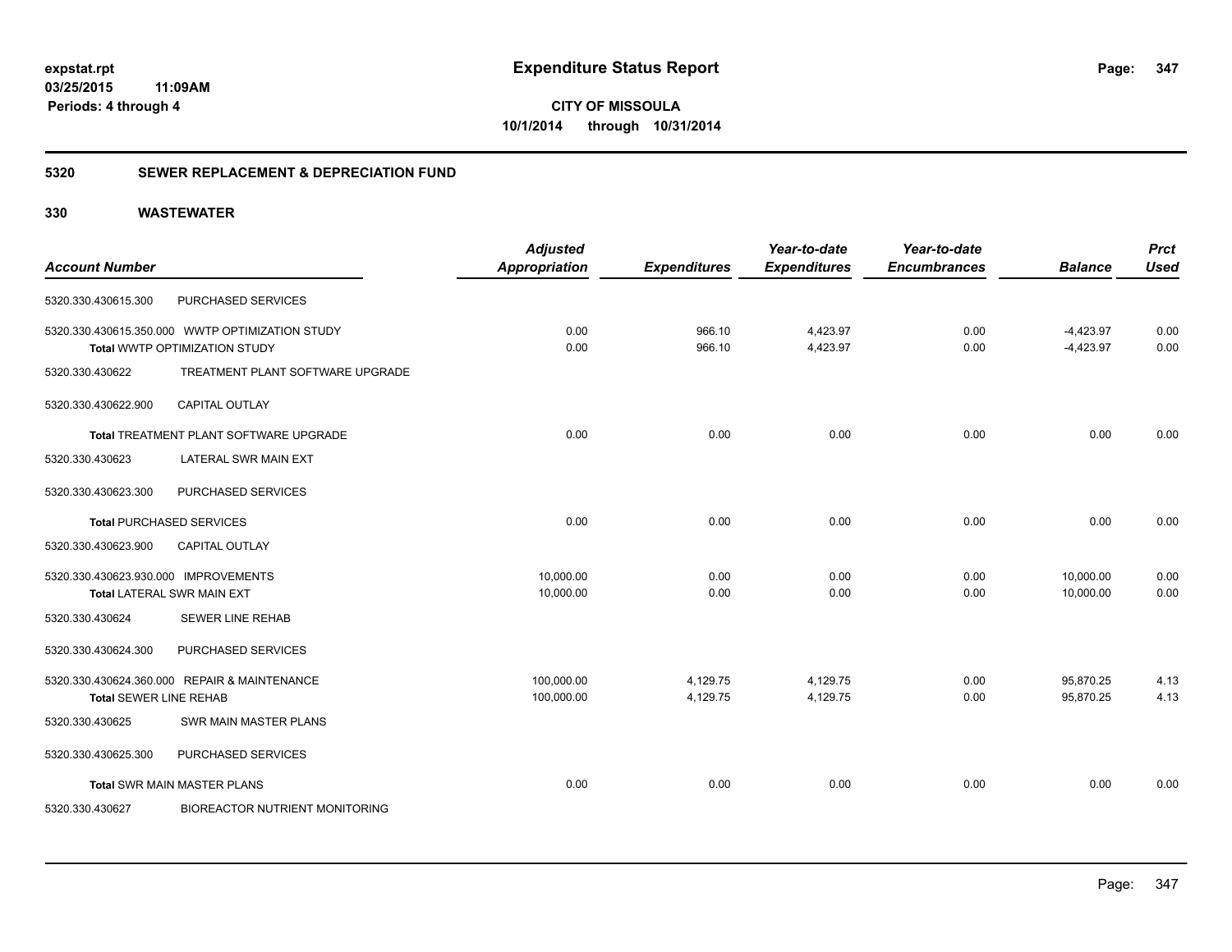# Expenditure Status Report

**expstat.rpt**
**03/25/2015 11:09AM**
**Periods: 4 through 4**

**CITY OF MISSOULA**
**10/1/2014 through 10/31/2014**

## 5320 SEWER REPLACEMENT & DEPRECIATION FUND

### 330 WASTEWATER

| Account Number | | Adjusted Appropriation | Expenditures | Year-to-date Expenditures | Year-to-date Encumbrances | Balance | Prct Used |
|---|---|---|---|---|---|---|---|
| 5320.330.430615.300 | PURCHASED SERVICES | | | | | | |
| 5320.330.430615.350.000 | WWTP OPTIMIZATION STUDY | 0.00 | 966.10 | 4,423.97 | 0.00 | -4,423.97 | 0.00 |
| **Total** WWTP OPTIMIZATION STUDY | | 0.00 | 966.10 | 4,423.97 | 0.00 | -4,423.97 | 0.00 |
| 5320.330.430622 | TREATMENT PLANT SOFTWARE UPGRADE | | | | | | |
| 5320.330.430622.900 | CAPITAL OUTLAY | | | | | | |
| **Total** TREATMENT PLANT SOFTWARE UPGRADE | | 0.00 | 0.00 | 0.00 | 0.00 | 0.00 | 0.00 |
| 5320.330.430623 | LATERAL SWR MAIN EXT | | | | | | |
| 5320.330.430623.300 | PURCHASED SERVICES | | | | | | |
| **Total** PURCHASED SERVICES | | 0.00 | 0.00 | 0.00 | 0.00 | 0.00 | 0.00 |
| 5320.330.430623.900 | CAPITAL OUTLAY | | | | | | |
| 5320.330.430623.930.000 | IMPROVEMENTS | 10,000.00 | 0.00 | 0.00 | 0.00 | 10,000.00 | 0.00 |
| **Total** LATERAL SWR MAIN EXT | | 10,000.00 | 0.00 | 0.00 | 0.00 | 10,000.00 | 0.00 |
| 5320.330.430624 | SEWER LINE REHAB | | | | | | |
| 5320.330.430624.300 | PURCHASED SERVICES | | | | | | |
| 5320.330.430624.360.000 | REPAIR & MAINTENANCE | 100,000.00 | 4,129.75 | 4,129.75 | 0.00 | 95,870.25 | 4.13 |
| **Total** SEWER LINE REHAB | | 100,000.00 | 4,129.75 | 4,129.75 | 0.00 | 95,870.25 | 4.13 |
| 5320.330.430625 | SWR MAIN MASTER PLANS | | | | | | |
| 5320.330.430625.300 | PURCHASED SERVICES | | | | | | |
| **Total** SWR MAIN MASTER PLANS | | 0.00 | 0.00 | 0.00 | 0.00 | 0.00 | 0.00 |
| 5320.330.430627 | BIOREACTOR NUTRIENT MONITORING | | | | | | |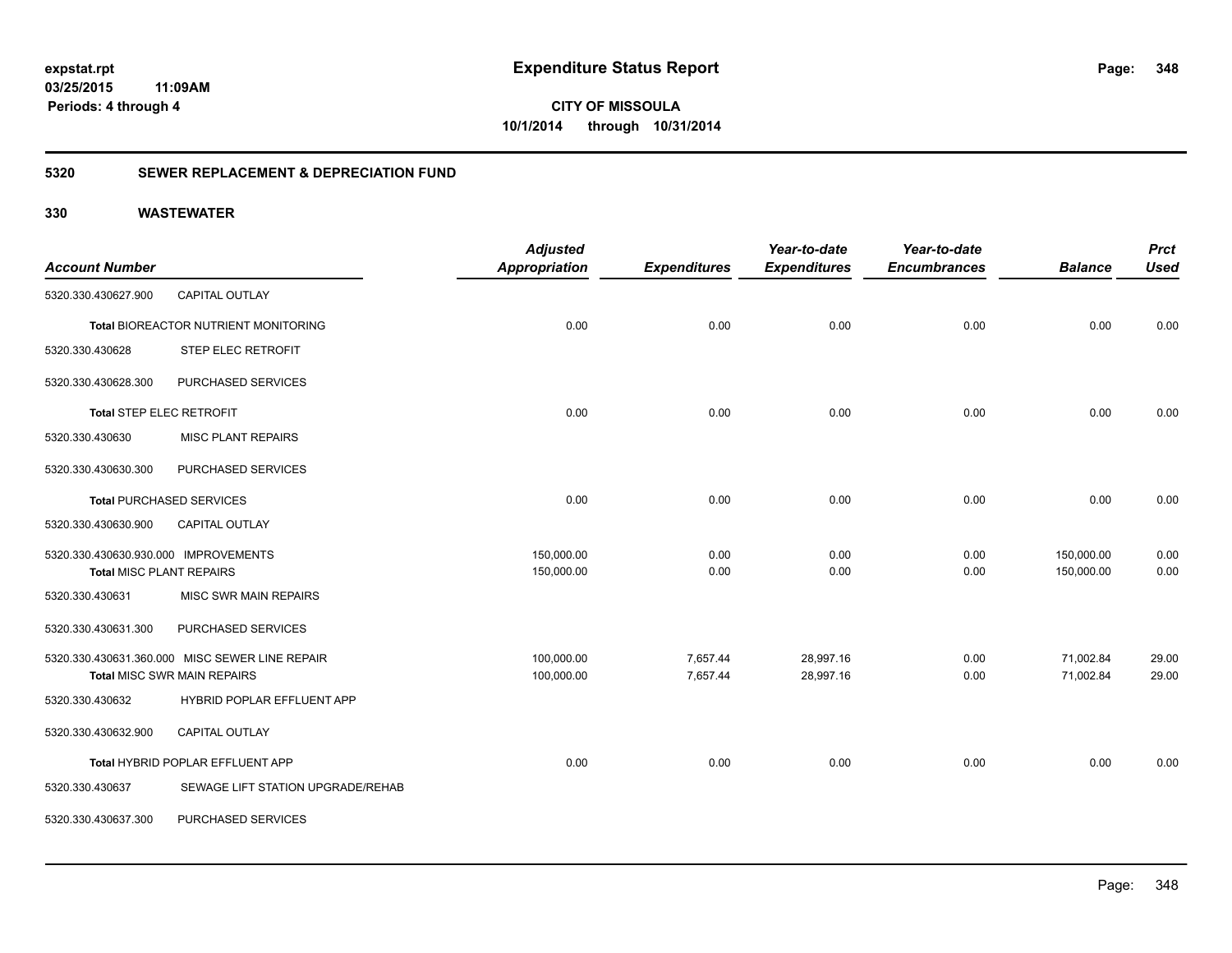**expstat.rpt**
**03/25/2015 11:09AM**
**Periods: 4 through 4**

# Expenditure Status Report

**CITY OF MISSOULA**
**10/1/2014 through 10/31/2014**

## 5320 SEWER REPLACEMENT & DEPRECIATION FUND

### 330 WASTEWATER

| Account Number | | Adjusted Appropriation | Expenditures | Year-to-date Expenditures | Year-to-date Encumbrances | Balance | Prct Used |
|---|---|---|---|---|---|---|---|
| 5320.330.430627.900 | CAPITAL OUTLAY | | | | | | |
| **Total** BIOREACTOR NUTRIENT MONITORING | | 0.00 | 0.00 | 0.00 | 0.00 | 0.00 | 0.00 |
| 5320.330.430628 | STEP ELEC RETROFIT | | | | | | |
| 5320.330.430628.300 | PURCHASED SERVICES | | | | | | |
| **Total** STEP ELEC RETROFIT | | 0.00 | 0.00 | 0.00 | 0.00 | 0.00 | 0.00 |
| 5320.330.430630 | MISC PLANT REPAIRS | | | | | | |
| 5320.330.430630.300 | PURCHASED SERVICES | | | | | | |
| **Total** PURCHASED SERVICES | | 0.00 | 0.00 | 0.00 | 0.00 | 0.00 | 0.00 |
| 5320.330.430630.900 | CAPITAL OUTLAY | | | | | | |
| 5320.330.430630.930.000 | IMPROVEMENTS | 150,000.00 | 0.00 | 0.00 | 0.00 | 150,000.00 | 0.00 |
| **Total** MISC PLANT REPAIRS | | 150,000.00 | 0.00 | 0.00 | 0.00 | 150,000.00 | 0.00 |
| 5320.330.430631 | MISC SWR MAIN REPAIRS | | | | | | |
| 5320.330.430631.300 | PURCHASED SERVICES | | | | | | |
| 5320.330.430631.360.000 | MISC SEWER LINE REPAIR | 100,000.00 | 7,657.44 | 28,997.16 | 0.00 | 71,002.84 | 29.00 |
| **Total** MISC SWR MAIN REPAIRS | | 100,000.00 | 7,657.44 | 28,997.16 | 0.00 | 71,002.84 | 29.00 |
| 5320.330.430632 | HYBRID POPLAR EFFLUENT APP | | | | | | |
| 5320.330.430632.900 | CAPITAL OUTLAY | | | | | | |
| **Total** HYBRID POPLAR EFFLUENT APP | | 0.00 | 0.00 | 0.00 | 0.00 | 0.00 | 0.00 |
| 5320.330.430637 | SEWAGE LIFT STATION UPGRADE/REHAB | | | | | | |
| 5320.330.430637.300 | PURCHASED SERVICES | | | | | | |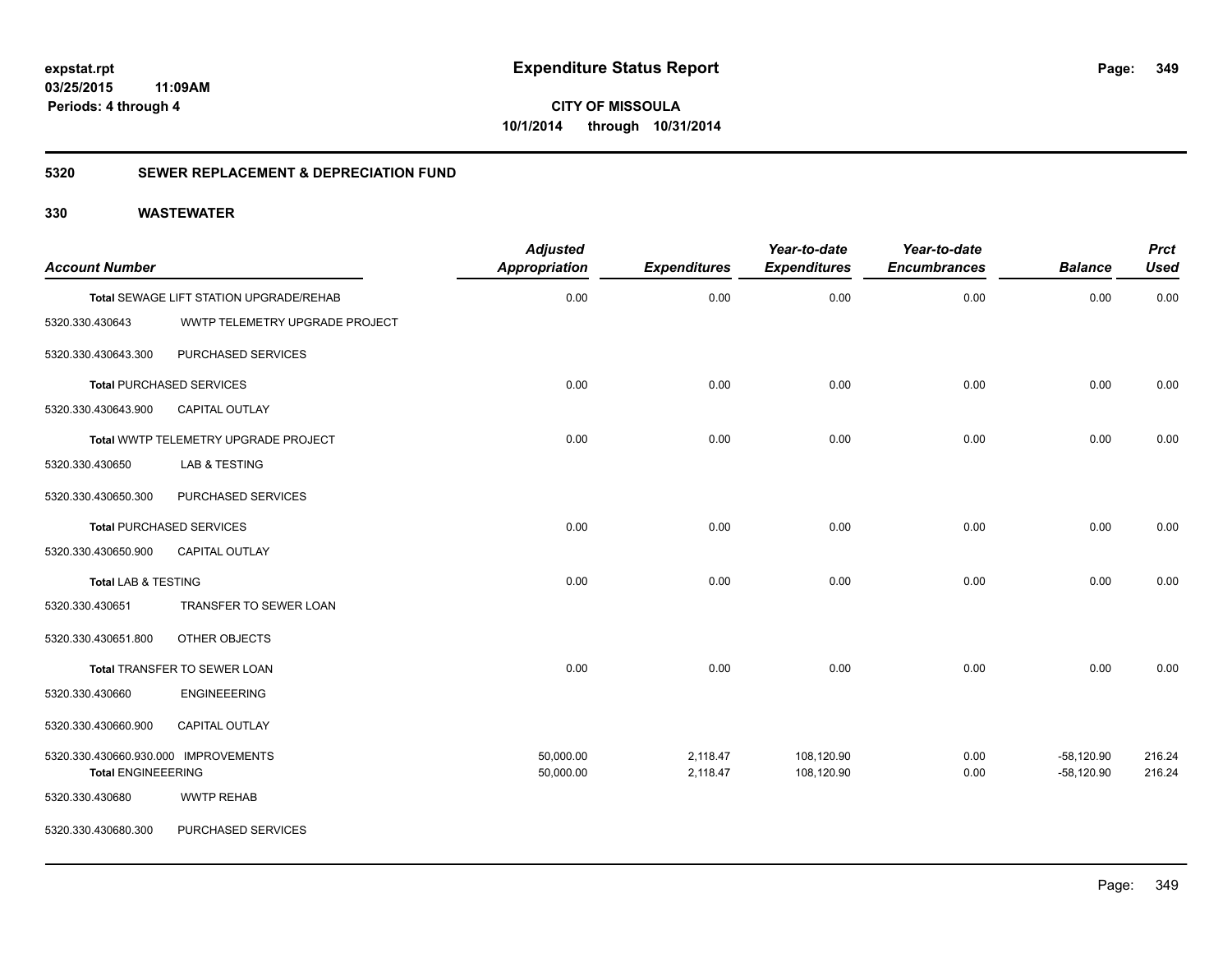expstat.rpt
03/25/2015 11:09AM
Periods: 4 through 4

# Expenditure Status Report

**CITY OF MISSOULA**
**10/1/2014 through 10/31/2014**

## 5320 SEWER REPLACEMENT & DEPRECIATION FUND

### 330 WASTEWATER

| Account Number | | Adjusted Appropriation | Expenditures | Year-to-date Expenditures | Year-to-date Encumbrances | Balance | Prct Used |
|---|---|---|---|---|---|---|---|
| Total SEWAGE LIFT STATION UPGRADE/REHAB | | 0.00 | 0.00 | 0.00 | 0.00 | 0.00 | 0.00 |
| 5320.330.430643 | WWTP TELEMETRY UPGRADE PROJECT | | | | | | |
| 5320.330.430643.300 | PURCHASED SERVICES | | | | | | |
| Total PURCHASED SERVICES | | 0.00 | 0.00 | 0.00 | 0.00 | 0.00 | 0.00 |
| 5320.330.430643.900 | CAPITAL OUTLAY | | | | | | |
| Total WWTP TELEMETRY UPGRADE PROJECT | | 0.00 | 0.00 | 0.00 | 0.00 | 0.00 | 0.00 |
| 5320.330.430650 | LAB & TESTING | | | | | | |
| 5320.330.430650.300 | PURCHASED SERVICES | | | | | | |
| Total PURCHASED SERVICES | | 0.00 | 0.00 | 0.00 | 0.00 | 0.00 | 0.00 |
| 5320.330.430650.900 | CAPITAL OUTLAY | | | | | | |
| Total LAB & TESTING | | 0.00 | 0.00 | 0.00 | 0.00 | 0.00 | 0.00 |
| 5320.330.430651 | TRANSFER TO SEWER LOAN | | | | | | |
| 5320.330.430651.800 | OTHER OBJECTS | | | | | | |
| Total TRANSFER TO SEWER LOAN | | 0.00 | 0.00 | 0.00 | 0.00 | 0.00 | 0.00 |
| 5320.330.430660 | ENGINEEERING | | | | | | |
| 5320.330.430660.900 | CAPITAL OUTLAY | | | | | | |
| 5320.330.430660.930.000 | IMPROVEMENTS | 50,000.00 | 2,118.47 | 108,120.90 | 0.00 | -58,120.90 | 216.24 |
| Total ENGINEEERING | | 50,000.00 | 2,118.47 | 108,120.90 | 0.00 | -58,120.90 | 216.24 |
| 5320.330.430680 | WWTP REHAB | | | | | | |
| 5320.330.430680.300 | PURCHASED SERVICES | | | | | | |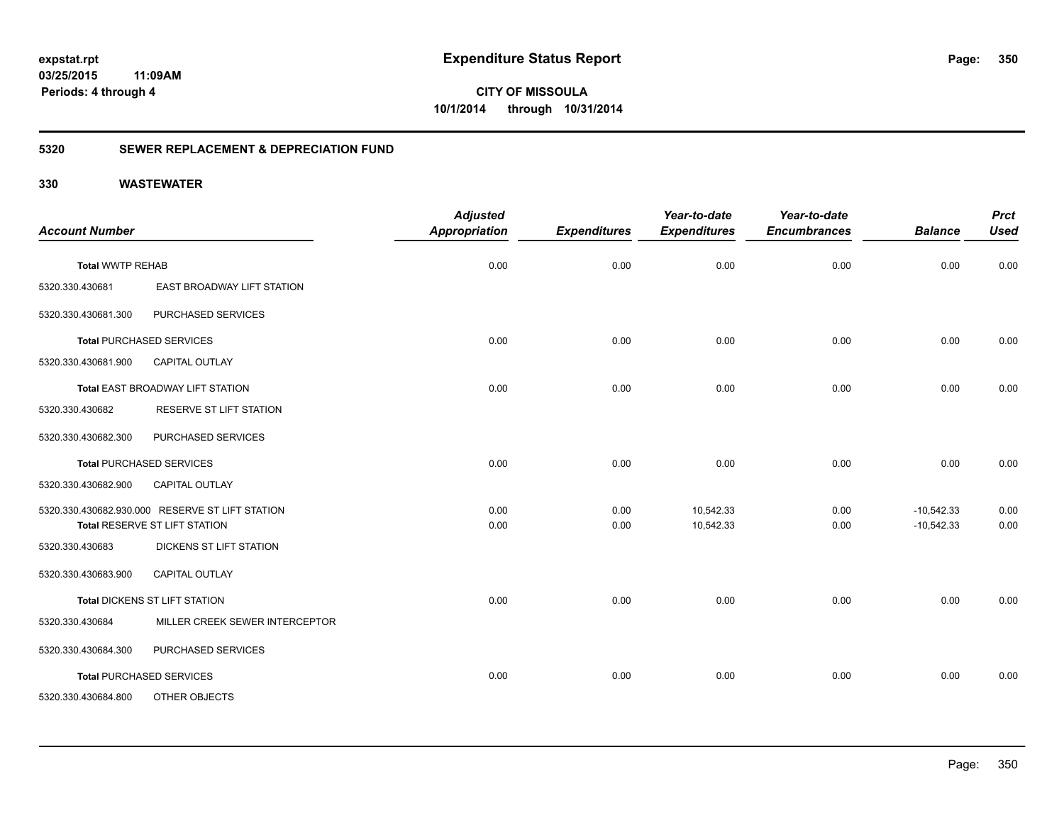# Expenditure Status Report

expstat.rpt
03/25/2015 11:09AM
Periods: 4 through 4

**CITY OF MISSOULA**
**10/1/2014 through 10/31/2014**

## 5320 SEWER REPLACEMENT & DEPRECIATION FUND

### 330 WASTEWATER

| Account Number | | Adjusted Appropriation | Expenditures | Year-to-date Expenditures | Year-to-date Encumbrances | Balance | Prct Used |
|---|---|---|---|---|---|---|---|
| **Total** WWTP REHAB | | 0.00 | 0.00 | 0.00 | 0.00 | 0.00 | 0.00 |
| 5320.330.430681 | EAST BROADWAY LIFT STATION | | | | | | |
| 5320.330.430681.300 | PURCHASED SERVICES | | | | | | |
| **Total** PURCHASED SERVICES | | 0.00 | 0.00 | 0.00 | 0.00 | 0.00 | 0.00 |
| 5320.330.430681.900 | CAPITAL OUTLAY | | | | | | |
| **Total** EAST BROADWAY LIFT STATION | | 0.00 | 0.00 | 0.00 | 0.00 | 0.00 | 0.00 |
| 5320.330.430682 | RESERVE ST LIFT STATION | | | | | | |
| 5320.330.430682.300 | PURCHASED SERVICES | | | | | | |
| **Total** PURCHASED SERVICES | | 0.00 | 0.00 | 0.00 | 0.00 | 0.00 | 0.00 |
| 5320.330.430682.900 | CAPITAL OUTLAY | | | | | | |
| 5320.330.430682.930.000 | RESERVE ST LIFT STATION | 0.00 | 0.00 | 10,542.33 | 0.00 | -10,542.33 | 0.00 |
| **Total** RESERVE ST LIFT STATION | | 0.00 | 0.00 | 10,542.33 | 0.00 | -10,542.33 | 0.00 |
| 5320.330.430683 | DICKENS ST LIFT STATION | | | | | | |
| 5320.330.430683.900 | CAPITAL OUTLAY | | | | | | |
| **Total** DICKENS ST LIFT STATION | | 0.00 | 0.00 | 0.00 | 0.00 | 0.00 | 0.00 |
| 5320.330.430684 | MILLER CREEK SEWER INTERCEPTOR | | | | | | |
| 5320.330.430684.300 | PURCHASED SERVICES | | | | | | |
| **Total** PURCHASED SERVICES | | 0.00 | 0.00 | 0.00 | 0.00 | 0.00 | 0.00 |
| 5320.330.430684.800 | OTHER OBJECTS | | | | | | |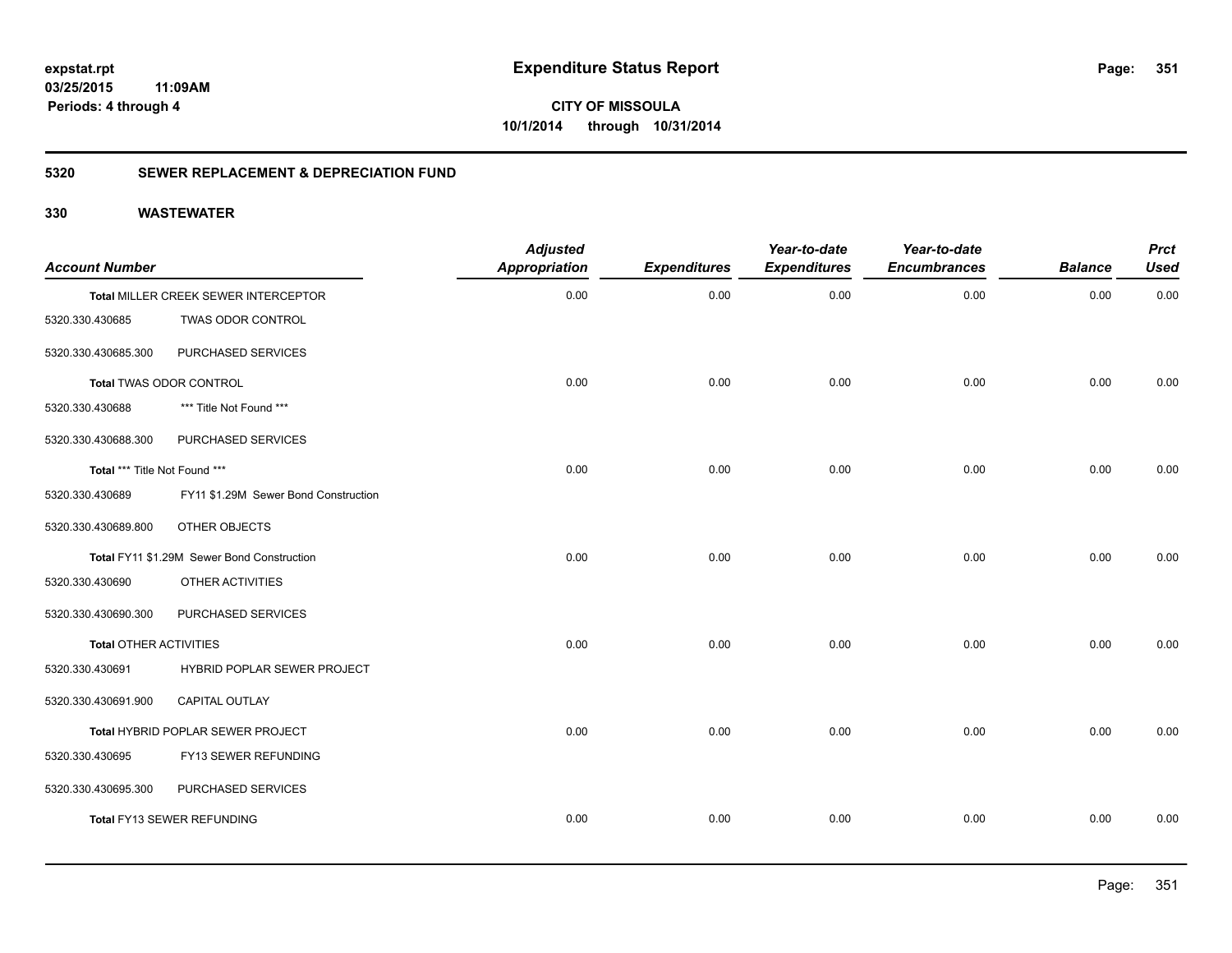# Expenditure Status Report

expstat.rpt
03/25/2015 11:09AM
Periods: 4 through 4

**CITY OF MISSOULA**
**10/1/2014 through 10/31/2014**

## 5320 SEWER REPLACEMENT & DEPRECIATION FUND

## 330 WASTEWATER

| Account Number | | Adjusted Appropriation | Expenditures | Year-to-date Expenditures | Year-to-date Encumbrances | Balance | Prct Used |
|---|---|---|---|---|---|---|---|
| **Total** MILLER CREEK SEWER INTERCEPTOR | | 0.00 | 0.00 | 0.00 | 0.00 | 0.00 | 0.00 |
| 5320.330.430685 | TWAS ODOR CONTROL | | | | | | |
| 5320.330.430685.300 | PURCHASED SERVICES | | | | | | |
| **Total** TWAS ODOR CONTROL | | 0.00 | 0.00 | 0.00 | 0.00 | 0.00 | 0.00 |
| 5320.330.430688 | *** Title Not Found *** | | | | | | |
| 5320.330.430688.300 | PURCHASED SERVICES | | | | | | |
| **Total** *** Title Not Found *** | | 0.00 | 0.00 | 0.00 | 0.00 | 0.00 | 0.00 |
| 5320.330.430689 | FY11 $1.29M Sewer Bond Construction | | | | | | |
| 5320.330.430689.800 | OTHER OBJECTS | | | | | | |
| **Total** FY11 $1.29M Sewer Bond Construction | | 0.00 | 0.00 | 0.00 | 0.00 | 0.00 | 0.00 |
| 5320.330.430690 | OTHER ACTIVITIES | | | | | | |
| 5320.330.430690.300 | PURCHASED SERVICES | | | | | | |
| **Total** OTHER ACTIVITIES | | 0.00 | 0.00 | 0.00 | 0.00 | 0.00 | 0.00 |
| 5320.330.430691 | HYBRID POPLAR SEWER PROJECT | | | | | | |
| 5320.330.430691.900 | CAPITAL OUTLAY | | | | | | |
| **Total** HYBRID POPLAR SEWER PROJECT | | 0.00 | 0.00 | 0.00 | 0.00 | 0.00 | 0.00 |
| 5320.330.430695 | FY13 SEWER REFUNDING | | | | | | |
| 5320.330.430695.300 | PURCHASED SERVICES | | | | | | |
| **Total** FY13 SEWER REFUNDING | | 0.00 | 0.00 | 0.00 | 0.00 | 0.00 | 0.00 |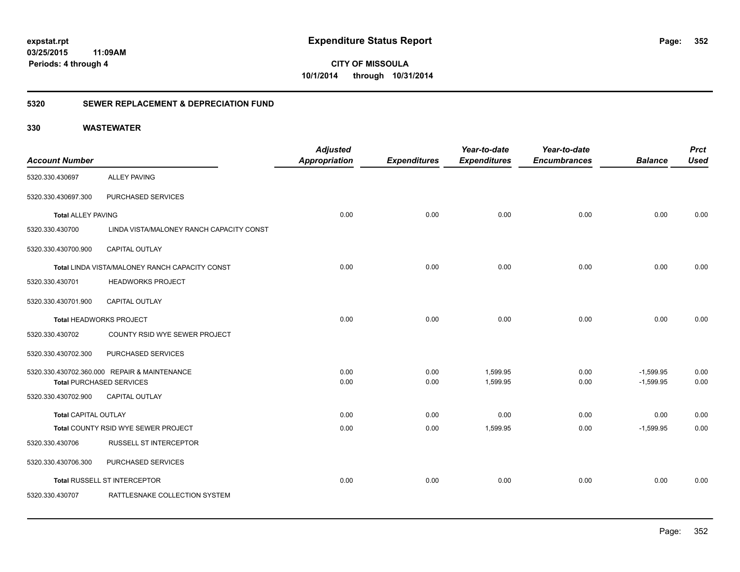**expstat.rpt**
**03/25/2015 11:09AM**
**Periods: 4 through 4**

# Expenditure Status Report

**CITY OF MISSOULA**
**10/1/2014 through 10/31/2014**

## 5320 SEWER REPLACEMENT & DEPRECIATION FUND

## 330 WASTEWATER

| Account Number | | Adjusted Appropriation | Expenditures | Year-to-date Expenditures | Year-to-date Encumbrances | Balance | Prct Used |
|---|---|---|---|---|---|---|---|
| 5320.330.430697 | ALLEY PAVING | | | | | | |
| 5320.330.430697.300 | PURCHASED SERVICES | | | | | | |
| **Total** ALLEY PAVING | | 0.00 | 0.00 | 0.00 | 0.00 | 0.00 | 0.00 |
| 5320.330.430700 | LINDA VISTA/MALONEY RANCH CAPACITY CONST | | | | | | |
| 5320.330.430700.900 | CAPITAL OUTLAY | | | | | | |
| **Total** LINDA VISTA/MALONEY RANCH CAPACITY CONST | | 0.00 | 0.00 | 0.00 | 0.00 | 0.00 | 0.00 |
| 5320.330.430701 | HEADWORKS PROJECT | | | | | | |
| 5320.330.430701.900 | CAPITAL OUTLAY | | | | | | |
| **Total** HEADWORKS PROJECT | | 0.00 | 0.00 | 0.00 | 0.00 | 0.00 | 0.00 |
| 5320.330.430702 | COUNTY RSID WYE SEWER PROJECT | | | | | | |
| 5320.330.430702.300 | PURCHASED SERVICES | | | | | | |
| 5320.330.430702.360.000 | REPAIR & MAINTENANCE | 0.00 | 0.00 | 1,599.95 | 0.00 | -1,599.95 | 0.00 |
| **Total** PURCHASED SERVICES | | 0.00 | 0.00 | 1,599.95 | 0.00 | -1,599.95 | 0.00 |
| 5320.330.430702.900 | CAPITAL OUTLAY | | | | | | |
| **Total** CAPITAL OUTLAY | | 0.00 | 0.00 | 0.00 | 0.00 | 0.00 | 0.00 |
| **Total** COUNTY RSID WYE SEWER PROJECT | | 0.00 | 0.00 | 1,599.95 | 0.00 | -1,599.95 | 0.00 |
| 5320.330.430706 | RUSSELL ST INTERCEPTOR | | | | | | |
| 5320.330.430706.300 | PURCHASED SERVICES | | | | | | |
| **Total** RUSSELL ST INTERCEPTOR | | 0.00 | 0.00 | 0.00 | 0.00 | 0.00 | 0.00 |
| 5320.330.430707 | RATTLESNAKE COLLECTION SYSTEM | | | | | | |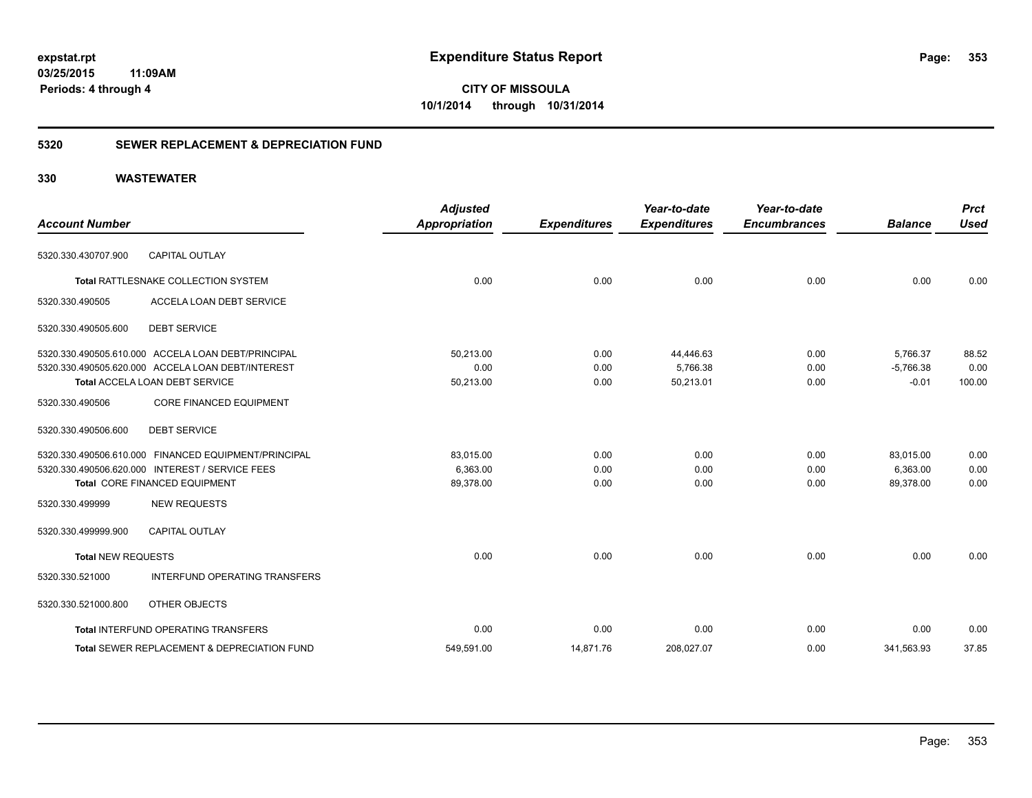**expstat.rpt**
**03/25/2015 11:09AM**
**Periods: 4 through 4**

# Expenditure Status Report

**CITY OF MISSOULA**
**10/1/2014 through 10/31/2014**

## 5320 SEWER REPLACEMENT & DEPRECIATION FUND

## 330 WASTEWATER

| Account Number | | Adjusted Appropriation | Expenditures | Year-to-date Expenditures | Year-to-date Encumbrances | Balance | Prct Used |
|---|---|---|---|---|---|---|---|
| 5320.330.430707.900 | CAPITAL OUTLAY | | | | | | |
| **Total** RATTLESNAKE COLLECTION SYSTEM | | 0.00 | 0.00 | 0.00 | 0.00 | 0.00 | 0.00 |
| 5320.330.490505 | ACCELA LOAN DEBT SERVICE | | | | | | |
| 5320.330.490505.600 | DEBT SERVICE | | | | | | |
| 5320.330.490505.610.000 | ACCELA LOAN DEBT/PRINCIPAL | 50,213.00 | 0.00 | 44,446.63 | 0.00 | 5,766.37 | 88.52 |
| 5320.330.490505.620.000 | ACCELA LOAN DEBT/INTEREST | 0.00 | 0.00 | 5,766.38 | 0.00 | -5,766.38 | 0.00 |
| **Total** ACCELA LOAN DEBT SERVICE | | 50,213.00 | 0.00 | 50,213.01 | 0.00 | -0.01 | 100.00 |
| 5320.330.490506 | CORE FINANCED EQUIPMENT | | | | | | |
| 5320.330.490506.600 | DEBT SERVICE | | | | | | |
| 5320.330.490506.610.000 | FINANCED EQUIPMENT/PRINCIPAL | 83,015.00 | 0.00 | 0.00 | 0.00 | 83,015.00 | 0.00 |
| 5320.330.490506.620.000 | INTEREST / SERVICE FEES | 6,363.00 | 0.00 | 0.00 | 0.00 | 6,363.00 | 0.00 |
| **Total** CORE FINANCED EQUIPMENT | | 89,378.00 | 0.00 | 0.00 | 0.00 | 89,378.00 | 0.00 |
| 5320.330.499999 | NEW REQUESTS | | | | | | |
| 5320.330.499999.900 | CAPITAL OUTLAY | | | | | | |
| **Total** NEW REQUESTS | | 0.00 | 0.00 | 0.00 | 0.00 | 0.00 | 0.00 |
| 5320.330.521000 | INTERFUND OPERATING TRANSFERS | | | | | | |
| 5320.330.521000.800 | OTHER OBJECTS | | | | | | |
| **Total** INTERFUND OPERATING TRANSFERS | | 0.00 | 0.00 | 0.00 | 0.00 | 0.00 | 0.00 |
| **Total** SEWER REPLACEMENT & DEPRECIATION FUND | | 549,591.00 | 14,871.76 | 208,027.07 | 0.00 | 341,563.93 | 37.85 |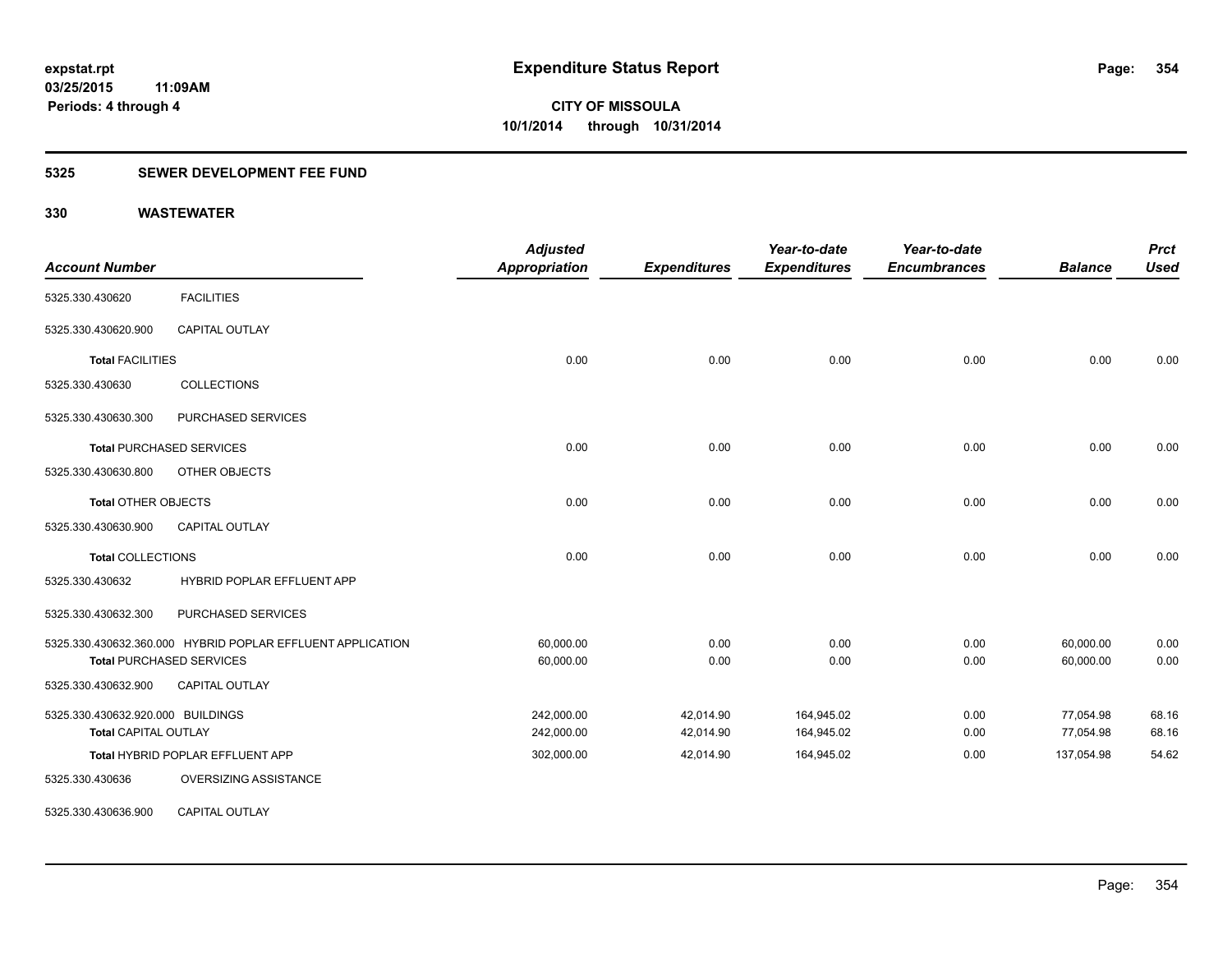**expstat.rpt**
**03/25/2015 11:09AM**
**Periods: 4 through 4**

# Expenditure Status Report

**CITY OF MISSOULA**
**10/1/2014 through 10/31/2014**

## 5325 SEWER DEVELOPMENT FEE FUND

## 330 WASTEWATER

| Account Number | | Adjusted Appropriation | Expenditures | Year-to-date Expenditures | Year-to-date Encumbrances | Balance | Prct Used |
|---|---|---|---|---|---|---|---|
| 5325.330.430620 | FACILITIES | | | | | | |
| 5325.330.430620.900 | CAPITAL OUTLAY | | | | | | |
| **Total** FACILITIES | | 0.00 | 0.00 | 0.00 | 0.00 | 0.00 | 0.00 |
| 5325.330.430630 | COLLECTIONS | | | | | | |
| 5325.330.430630.300 | PURCHASED SERVICES | | | | | | |
| **Total** PURCHASED SERVICES | | 0.00 | 0.00 | 0.00 | 0.00 | 0.00 | 0.00 |
| 5325.330.430630.800 | OTHER OBJECTS | | | | | | |
| **Total** OTHER OBJECTS | | 0.00 | 0.00 | 0.00 | 0.00 | 0.00 | 0.00 |
| 5325.330.430630.900 | CAPITAL OUTLAY | | | | | | |
| **Total** COLLECTIONS | | 0.00 | 0.00 | 0.00 | 0.00 | 0.00 | 0.00 |
| 5325.330.430632 | HYBRID POPLAR EFFLUENT APP | | | | | | |
| 5325.330.430632.300 | PURCHASED SERVICES | | | | | | |
| 5325.330.430632.360.000 | HYBRID POPLAR EFFLUENT APPLICATION | 60,000.00 | 0.00 | 0.00 | 0.00 | 60,000.00 | 0.00 |
| **Total** PURCHASED SERVICES | | 60,000.00 | 0.00 | 0.00 | 0.00 | 60,000.00 | 0.00 |
| 5325.330.430632.900 | CAPITAL OUTLAY | | | | | | |
| 5325.330.430632.920.000 | BUILDINGS | 242,000.00 | 42,014.90 | 164,945.02 | 0.00 | 77,054.98 | 68.16 |
| **Total** CAPITAL OUTLAY | | 242,000.00 | 42,014.90 | 164,945.02 | 0.00 | 77,054.98 | 68.16 |
| **Total** HYBRID POPLAR EFFLUENT APP | | 302,000.00 | 42,014.90 | 164,945.02 | 0.00 | 137,054.98 | 54.62 |
| 5325.330.430636 | OVERSIZING ASSISTANCE | | | | | | |
| 5325.330.430636.900 | CAPITAL OUTLAY | | | | | | |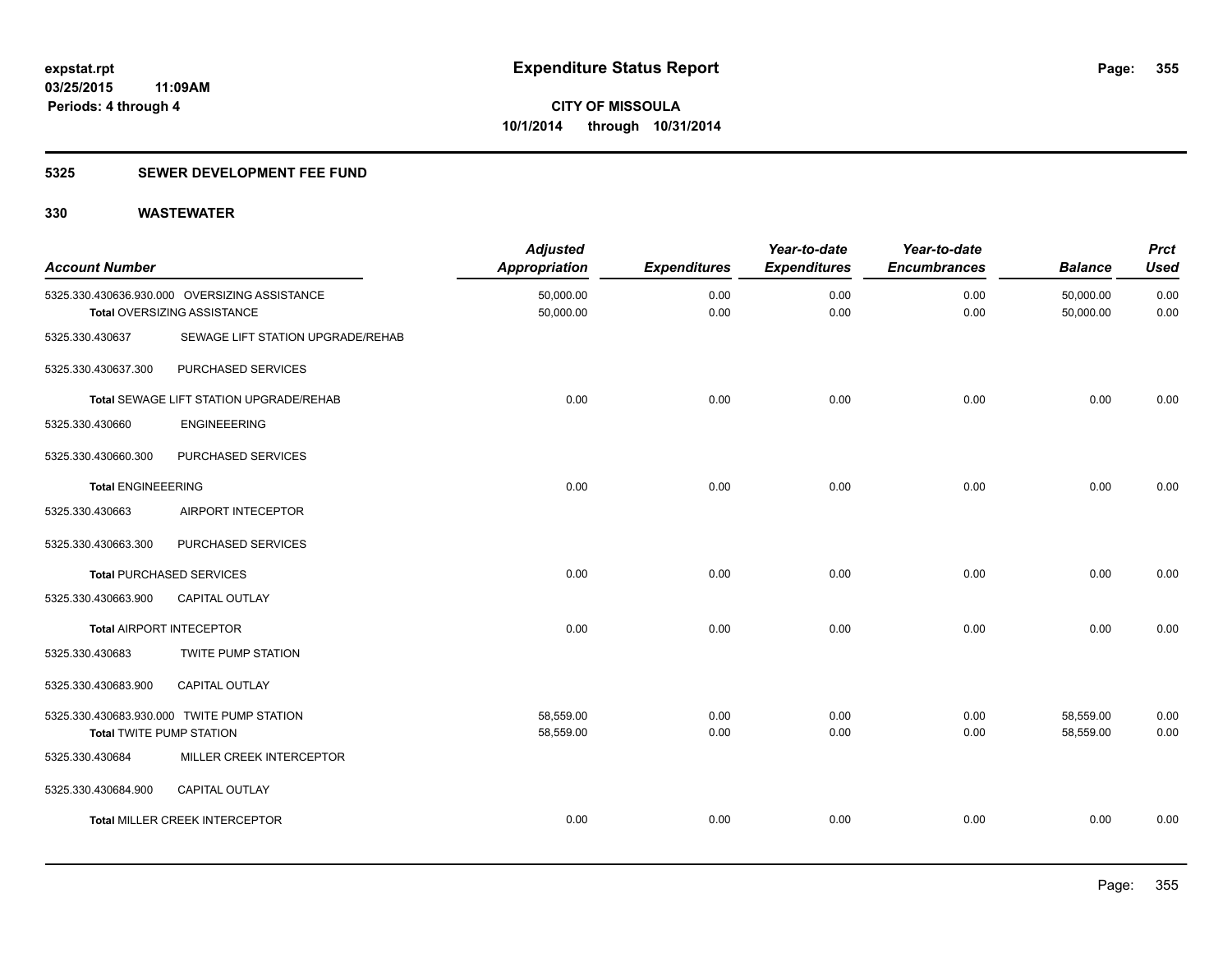**expstat.rpt**
**03/25/2015 11:09AM**
**Periods: 4 through 4**

# Expenditure Status Report

**CITY OF MISSOULA**
**10/1/2014 through 10/31/2014**

## 5325 SEWER DEVELOPMENT FEE FUND

## 330 WASTEWATER

| Account Number | | Adjusted Appropriation | Expenditures | Year-to-date Expenditures | Year-to-date Encumbrances | Balance | Prct Used |
|---|---|---|---|---|---|---|---|
| 5325.330.430636.930.000 | OVERSIZING ASSISTANCE | 50,000.00 | 0.00 | 0.00 | 0.00 | 50,000.00 | 0.00 |
| **Total** OVERSIZING ASSISTANCE | | 50,000.00 | 0.00 | 0.00 | 0.00 | 50,000.00 | 0.00 |
| 5325.330.430637 | SEWAGE LIFT STATION UPGRADE/REHAB | | | | | | |
| 5325.330.430637.300 | PURCHASED SERVICES | | | | | | |
| **Total** SEWAGE LIFT STATION UPGRADE/REHAB | | 0.00 | 0.00 | 0.00 | 0.00 | 0.00 | 0.00 |
| 5325.330.430660 | ENGINEEERING | | | | | | |
| 5325.330.430660.300 | PURCHASED SERVICES | | | | | | |
| **Total** ENGINEEERING | | 0.00 | 0.00 | 0.00 | 0.00 | 0.00 | 0.00 |
| 5325.330.430663 | AIRPORT INTECEPTOR | | | | | | |
| 5325.330.430663.300 | PURCHASED SERVICES | | | | | | |
| **Total** PURCHASED SERVICES | | 0.00 | 0.00 | 0.00 | 0.00 | 0.00 | 0.00 |
| 5325.330.430663.900 | CAPITAL OUTLAY | | | | | | |
| **Total** AIRPORT INTECEPTOR | | 0.00 | 0.00 | 0.00 | 0.00 | 0.00 | 0.00 |
| 5325.330.430683 | TWITE PUMP STATION | | | | | | |
| 5325.330.430683.900 | CAPITAL OUTLAY | | | | | | |
| 5325.330.430683.930.000 | TWITE PUMP STATION | 58,559.00 | 0.00 | 0.00 | 0.00 | 58,559.00 | 0.00 |
| **Total** TWITE PUMP STATION | | 58,559.00 | 0.00 | 0.00 | 0.00 | 58,559.00 | 0.00 |
| 5325.330.430684 | MILLER CREEK INTERCEPTOR | | | | | | |
| 5325.330.430684.900 | CAPITAL OUTLAY | | | | | | |
| **Total** MILLER CREEK INTERCEPTOR | | 0.00 | 0.00 | 0.00 | 0.00 | 0.00 | 0.00 |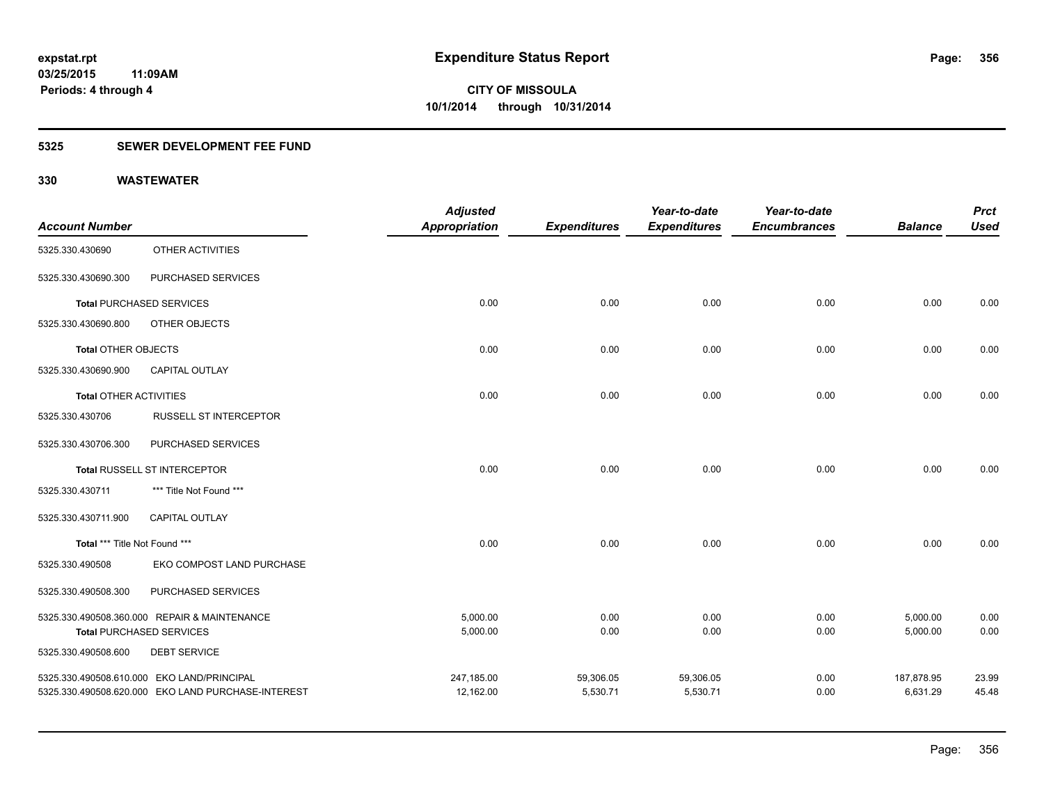expstat.rpt
03/25/2015 11:09AM
Periods: 4 through 4

# Expenditure Status Report

**CITY OF MISSOULA**
**10/1/2014 through 10/31/2014**

## 5325 SEWER DEVELOPMENT FEE FUND

## 330 WASTEWATER

| Account Number | | Adjusted Appropriation | Expenditures | Year-to-date Expenditures | Year-to-date Encumbrances | Balance | Prct Used |
|---|---|---|---|---|---|---|---|
| 5325.330.430690 | OTHER ACTIVITIES | | | | | | |
| 5325.330.430690.300 | PURCHASED SERVICES | | | | | | |
| **Total** PURCHASED SERVICES | | 0.00 | 0.00 | 0.00 | 0.00 | 0.00 | 0.00 |
| 5325.330.430690.800 | OTHER OBJECTS | | | | | | |
| **Total** OTHER OBJECTS | | 0.00 | 0.00 | 0.00 | 0.00 | 0.00 | 0.00 |
| 5325.330.430690.900 | CAPITAL OUTLAY | | | | | | |
| **Total** OTHER ACTIVITIES | | 0.00 | 0.00 | 0.00 | 0.00 | 0.00 | 0.00 |
| 5325.330.430706 | RUSSELL ST INTERCEPTOR | | | | | | |
| 5325.330.430706.300 | PURCHASED SERVICES | | | | | | |
| **Total** RUSSELL ST INTERCEPTOR | | 0.00 | 0.00 | 0.00 | 0.00 | 0.00 | 0.00 |
| 5325.330.430711 | *** Title Not Found *** | | | | | | |
| 5325.330.430711.900 | CAPITAL OUTLAY | | | | | | |
| **Total** *** Title Not Found *** | | 0.00 | 0.00 | 0.00 | 0.00 | 0.00 | 0.00 |
| 5325.330.490508 | EKO COMPOST LAND PURCHASE | | | | | | |
| 5325.330.490508.300 | PURCHASED SERVICES | | | | | | |
| 5325.330.490508.360.000 | REPAIR & MAINTENANCE | 5,000.00 | 0.00 | 0.00 | 0.00 | 5,000.00 | 0.00 |
| **Total** PURCHASED SERVICES | | 5,000.00 | 0.00 | 0.00 | 0.00 | 5,000.00 | 0.00 |
| 5325.330.490508.600 | DEBT SERVICE | | | | | | |
| 5325.330.490508.610.000 | EKO LAND/PRINCIPAL | 247,185.00 | 59,306.05 | 59,306.05 | 0.00 | 187,878.95 | 23.99 |
| 5325.330.490508.620.000 | EKO LAND PURCHASE-INTEREST | 12,162.00 | 5,530.71 | 5,530.71 | 0.00 | 6,631.29 | 45.48 |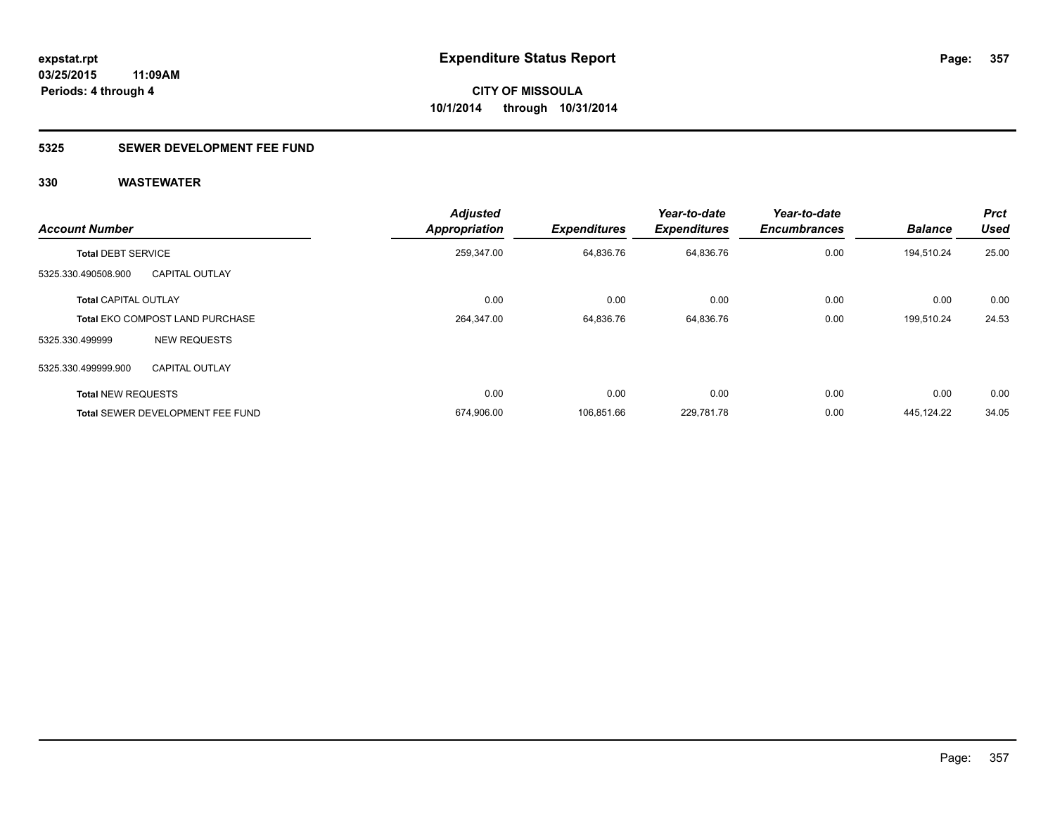# Expenditure Status Report

expstat.rpt
03/25/2015 11:09AM
Periods: 4 through 4

**CITY OF MISSOULA**
**10/1/2014 through 10/31/2014**

## 5325 SEWER DEVELOPMENT FEE FUND

## 330 WASTEWATER

| Account Number | | Adjusted Appropriation | Expenditures | Year-to-date Expenditures | Year-to-date Encumbrances | Balance | Prct Used |
|---|---|---|---|---|---|---|---|
| **Total** DEBT SERVICE | | 259,347.00 | 64,836.76 | 64,836.76 | 0.00 | 194,510.24 | 25.00 |
| 5325.330.490508.900 | CAPITAL OUTLAY | | | | | | |
| **Total** CAPITAL OUTLAY | | 0.00 | 0.00 | 0.00 | 0.00 | 0.00 | 0.00 |
| **Total** EKO COMPOST LAND PURCHASE | | 264,347.00 | 64,836.76 | 64,836.76 | 0.00 | 199,510.24 | 24.53 |
| 5325.330.499999 | NEW REQUESTS | | | | | | |
| 5325.330.499999.900 | CAPITAL OUTLAY | | | | | | |
| **Total** NEW REQUESTS | | 0.00 | 0.00 | 0.00 | 0.00 | 0.00 | 0.00 |
| **Total** SEWER DEVELOPMENT FEE FUND | | 674,906.00 | 106,851.66 | 229,781.78 | 0.00 | 445,124.22 | 34.05 |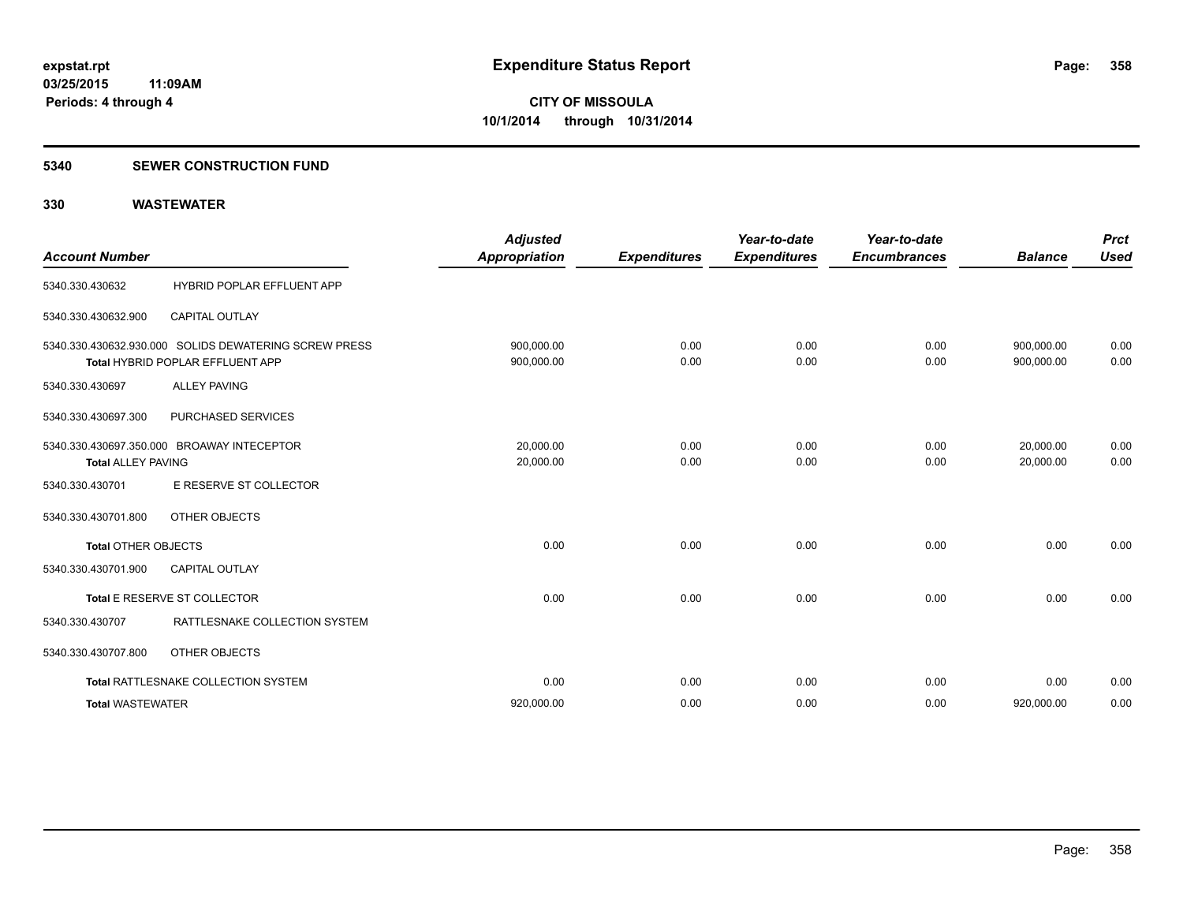expstat.rpt
03/25/2015 11:09AM
Periods: 4 through 4

# Expenditure Status Report

**CITY OF MISSOULA**
**10/1/2014 through 10/31/2014**

## 5340 SEWER CONSTRUCTION FUND

### 330 WASTEWATER

| Account Number | | Adjusted Appropriation | Expenditures | Year-to-date Expenditures | Year-to-date Encumbrances | Balance | Prct Used |
|---|---|---|---|---|---|---|---|
| 5340.330.430632 | HYBRID POPLAR EFFLUENT APP | | | | | | |
| 5340.330.430632.900 | CAPITAL OUTLAY | | | | | | |
| 5340.330.430632.930.000 | SOLIDS DEWATERING SCREW PRESS | 900,000.00 | 0.00 | 0.00 | 0.00 | 900,000.00 | 0.00 |
| **Total** HYBRID POPLAR EFFLUENT APP | | 900,000.00 | 0.00 | 0.00 | 0.00 | 900,000.00 | 0.00 |
| 5340.330.430697 | ALLEY PAVING | | | | | | |
| 5340.330.430697.300 | PURCHASED SERVICES | | | | | | |
| 5340.330.430697.350.000 | BROAWAY INTECEPTOR | 20,000.00 | 0.00 | 0.00 | 0.00 | 20,000.00 | 0.00 |
| **Total** ALLEY PAVING | | 20,000.00 | 0.00 | 0.00 | 0.00 | 20,000.00 | 0.00 |
| 5340.330.430701 | E RESERVE ST COLLECTOR | | | | | | |
| 5340.330.430701.800 | OTHER OBJECTS | | | | | | |
| **Total** OTHER OBJECTS | | 0.00 | 0.00 | 0.00 | 0.00 | 0.00 | 0.00 |
| 5340.330.430701.900 | CAPITAL OUTLAY | | | | | | |
| **Total** E RESERVE ST COLLECTOR | | 0.00 | 0.00 | 0.00 | 0.00 | 0.00 | 0.00 |
| 5340.330.430707 | RATTLESNAKE COLLECTION SYSTEM | | | | | | |
| 5340.330.430707.800 | OTHER OBJECTS | | | | | | |
| **Total** RATTLESNAKE COLLECTION SYSTEM | | 0.00 | 0.00 | 0.00 | 0.00 | 0.00 | 0.00 |
| **Total** WASTEWATER | | 920,000.00 | 0.00 | 0.00 | 0.00 | 920,000.00 | 0.00 |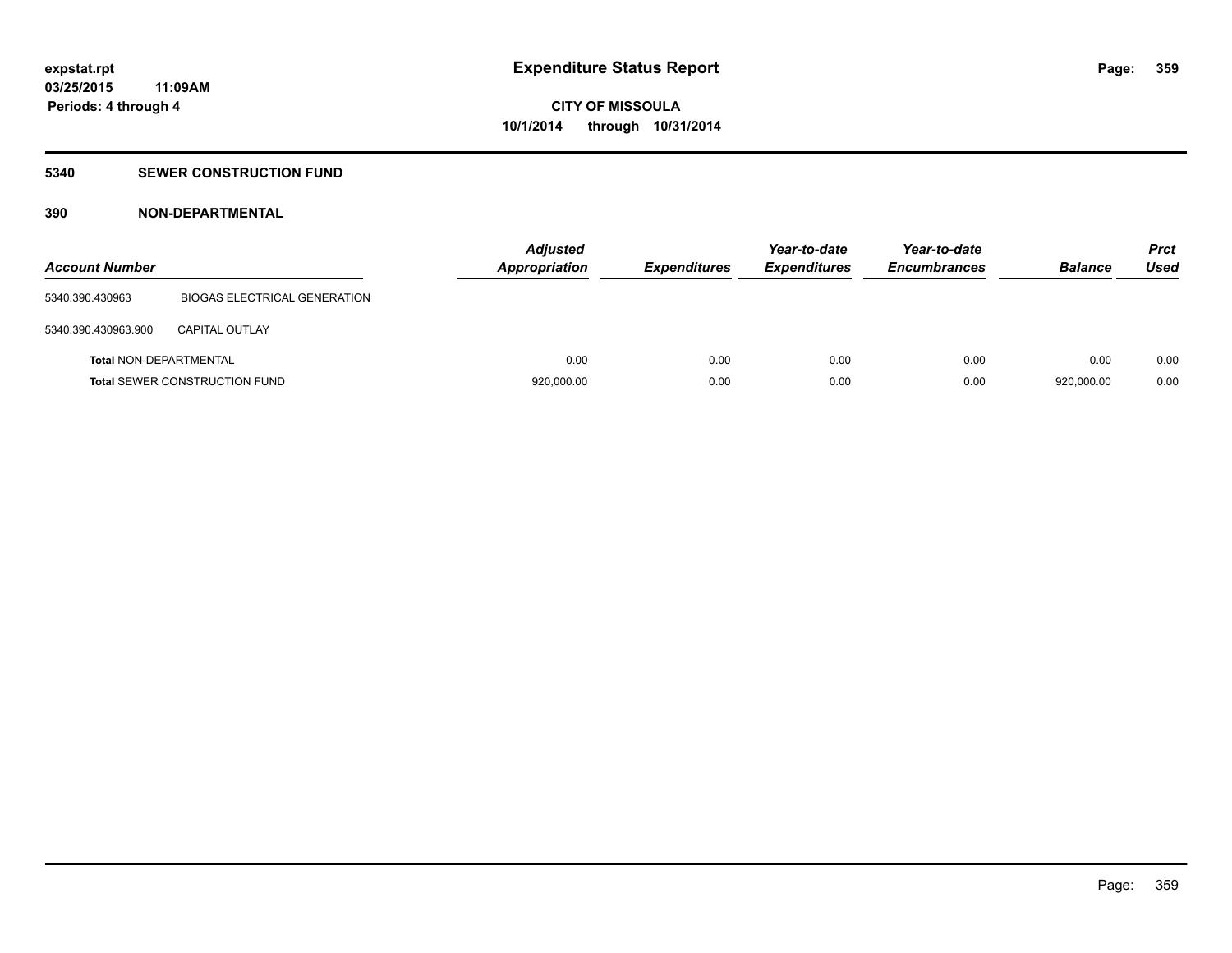**expstat.rpt**
**03/25/2015 11:09AM**
**Periods: 4 through 4**

# Expenditure Status Report

**CITY OF MISSOULA**
**10/1/2014 through 10/31/2014**

## 5340 SEWER CONSTRUCTION FUND

### 390 NON-DEPARTMENTAL

| Account Number | | Adjusted Appropriation | Expenditures | Year-to-date Expenditures | Year-to-date Encumbrances | Balance | Prct Used |
|---|---|---|---|---|---|---|---|
| 5340.390.430963 | BIOGAS ELECTRICAL GENERATION | | | | | | |
| 5340.390.430963.900 | CAPITAL OUTLAY | | | | | | |
| **Total** NON-DEPARTMENTAL | | 0.00 | 0.00 | 0.00 | 0.00 | 0.00 | 0.00 |
| **Total** SEWER CONSTRUCTION FUND | | 920,000.00 | 0.00 | 0.00 | 0.00 | 920,000.00 | 0.00 |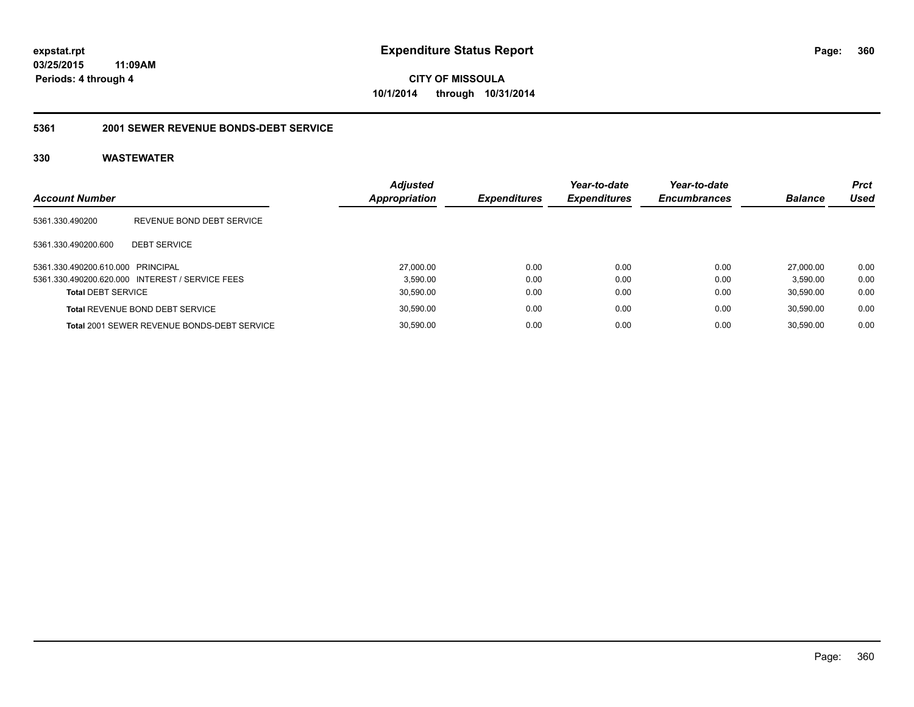**expstat.rpt**
**03/25/2015 11:09AM**
**Periods: 4 through 4**

# Expenditure Status Report

**CITY OF MISSOULA**
**10/1/2014 through 10/31/2014**

## 5361 2001 SEWER REVENUE BONDS-DEBT SERVICE

## 330 WASTEWATER

| Account Number | | Adjusted Appropriation | Expenditures | Year-to-date Expenditures | Year-to-date Encumbrances | Balance | Prct Used |
|---|---|---|---|---|---|---|---|
| 5361.330.490200 | REVENUE BOND DEBT SERVICE | | | | | | |
| 5361.330.490200.600 | DEBT SERVICE | | | | | | |
| 5361.330.490200.610.000 | PRINCIPAL | 27,000.00 | 0.00 | 0.00 | 0.00 | 27,000.00 | 0.00 |
| 5361.330.490200.620.000 | INTEREST / SERVICE FEES | 3,590.00 | 0.00 | 0.00 | 0.00 | 3,590.00 | 0.00 |
| **Total** DEBT SERVICE | | 30,590.00 | 0.00 | 0.00 | 0.00 | 30,590.00 | 0.00 |
| **Total** REVENUE BOND DEBT SERVICE | | 30,590.00 | 0.00 | 0.00 | 0.00 | 30,590.00 | 0.00 |
| **Total** 2001 SEWER REVENUE BONDS-DEBT SERVICE | | 30,590.00 | 0.00 | 0.00 | 0.00 | 30,590.00 | 0.00 |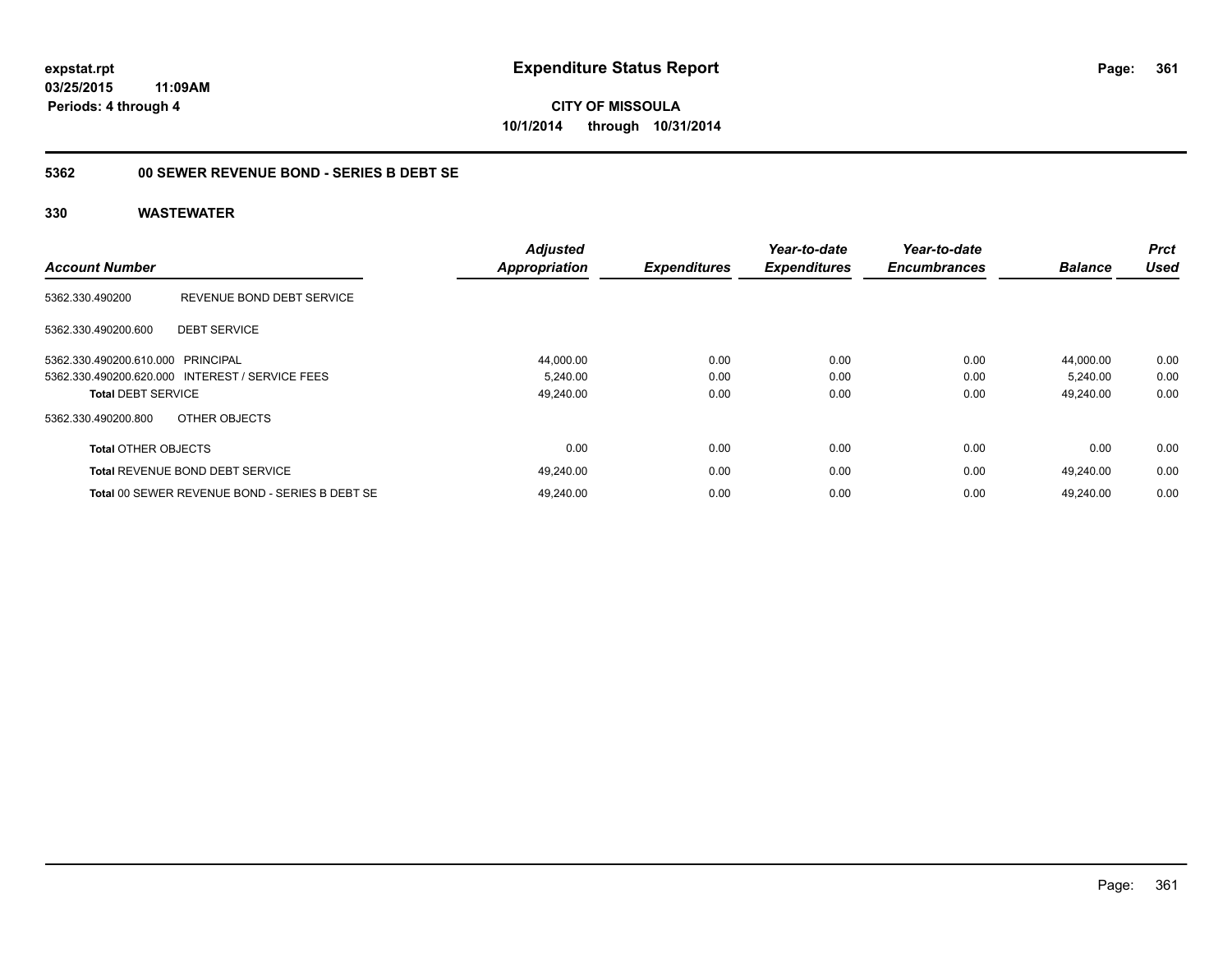expstat.rpt
03/25/2015 11:09AM
Periods: 4 through 4

# Expenditure Status Report

**CITY OF MISSOULA**
**10/1/2014 through 10/31/2014**

## 5362 00 SEWER REVENUE BOND - SERIES B DEBT SE

## 330 WASTEWATER

| Account Number | | Adjusted Appropriation | Expenditures | Year-to-date Expenditures | Year-to-date Encumbrances | Balance | Prct Used |
|---|---|---|---|---|---|---|---|
| 5362.330.490200 | REVENUE BOND DEBT SERVICE | | | | | | |
| 5362.330.490200.600 | DEBT SERVICE | | | | | | |
| 5362.330.490200.610.000 | PRINCIPAL | 44,000.00 | 0.00 | 0.00 | 0.00 | 44,000.00 | 0.00 |
| 5362.330.490200.620.000 | INTEREST / SERVICE FEES | 5,240.00 | 0.00 | 0.00 | 0.00 | 5,240.00 | 0.00 |
| **Total** DEBT SERVICE | | 49,240.00 | 0.00 | 0.00 | 0.00 | 49,240.00 | 0.00 |
| 5362.330.490200.800 | OTHER OBJECTS | | | | | | |
| **Total** OTHER OBJECTS | | 0.00 | 0.00 | 0.00 | 0.00 | 0.00 | 0.00 |
| **Total** REVENUE BOND DEBT SERVICE | | 49,240.00 | 0.00 | 0.00 | 0.00 | 49,240.00 | 0.00 |
| **Total** 00 SEWER REVENUE BOND - SERIES B DEBT SE | | 49,240.00 | 0.00 | 0.00 | 0.00 | 49,240.00 | 0.00 |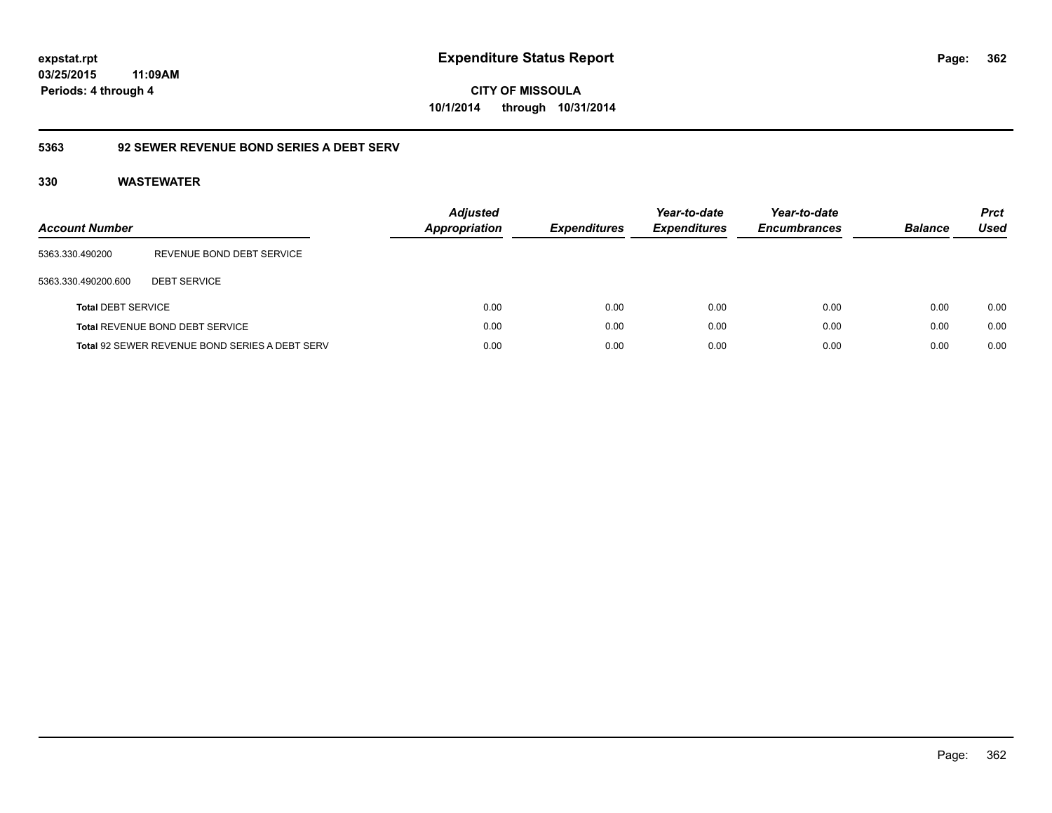# Expenditure Status Report

expstat.rpt
03/25/2015 11:09AM
Periods: 4 through 4

**CITY OF MISSOULA**
**10/1/2014 through 10/31/2014**

## 5363 92 SEWER REVENUE BOND SERIES A DEBT SERV

### 330 WASTEWATER

| Account Number | | Adjusted Appropriation | Expenditures | Year-to-date Expenditures | Year-to-date Encumbrances | Balance | Prct Used |
|---|---|---|---|---|---|---|---|
| 5363.330.490200 | REVENUE BOND DEBT SERVICE | | | | | | |
| 5363.330.490200.600 | DEBT SERVICE | | | | | | |
| **Total** DEBT SERVICE | | 0.00 | 0.00 | 0.00 | 0.00 | 0.00 | 0.00 |
| **Total** REVENUE BOND DEBT SERVICE | | 0.00 | 0.00 | 0.00 | 0.00 | 0.00 | 0.00 |
| **Total** 92 SEWER REVENUE BOND SERIES A DEBT SERV | | 0.00 | 0.00 | 0.00 | 0.00 | 0.00 | 0.00 |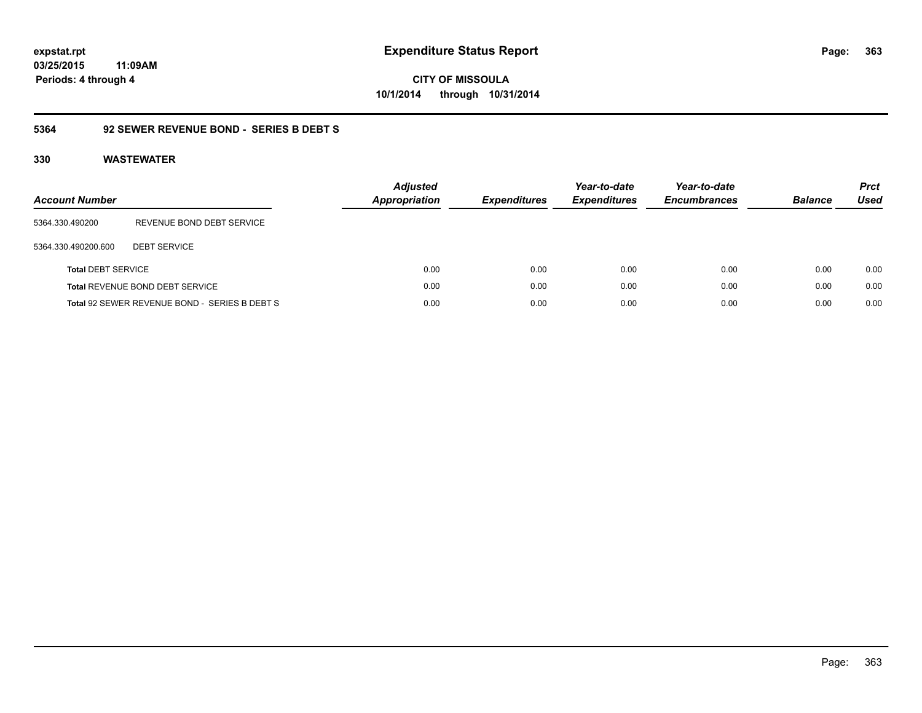expstat.rpt
03/25/2015 11:09AM
Periods: 4 through 4

# Expenditure Status Report

**CITY OF MISSOULA**
**10/1/2014 through 10/31/2014**

## 5364 92 SEWER REVENUE BOND - SERIES B DEBT S

### 330 WASTEWATER

| Account Number | | Adjusted Appropriation | Expenditures | Year-to-date Expenditures | Year-to-date Encumbrances | Balance | Prct Used |
|---|---|---|---|---|---|---|---|
| 5364.330.490200 | REVENUE BOND DEBT SERVICE | | | | | | |
| 5364.330.490200.600 | DEBT SERVICE | | | | | | |
| Total DEBT SERVICE | | 0.00 | 0.00 | 0.00 | 0.00 | 0.00 | 0.00 |
| Total REVENUE BOND DEBT SERVICE | | 0.00 | 0.00 | 0.00 | 0.00 | 0.00 | 0.00 |
| Total 92 SEWER REVENUE BOND - SERIES B DEBT S | | 0.00 | 0.00 | 0.00 | 0.00 | 0.00 | 0.00 |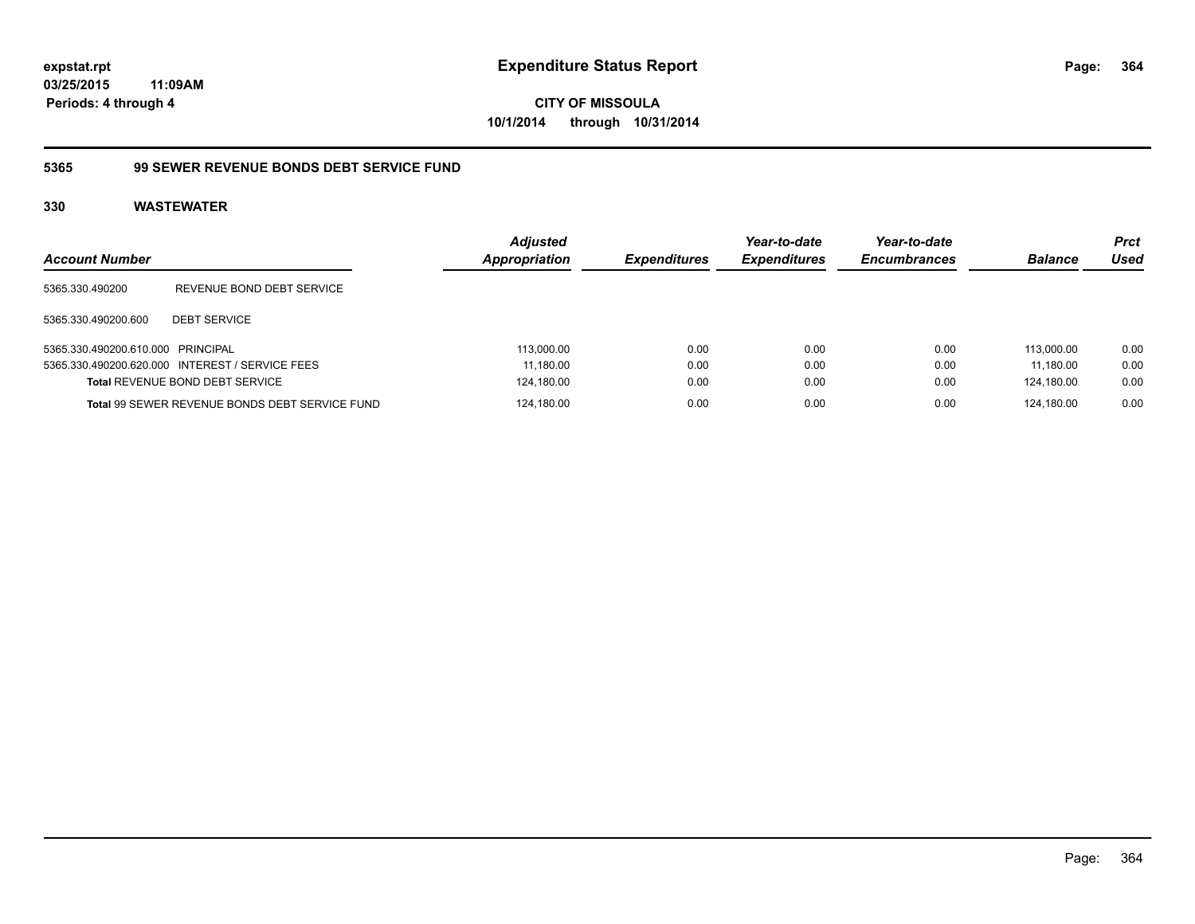**expstat.rpt**
**03/25/2015 11:09AM**
**Periods: 4 through 4**

# Expenditure Status Report

**CITY OF MISSOULA**
**10/1/2014 through 10/31/2014**

## 5365 99 SEWER REVENUE BONDS DEBT SERVICE FUND

### 330 WASTEWATER

| Account Number | | Adjusted Appropriation | Expenditures | Year-to-date Expenditures | Year-to-date Encumbrances | Balance | Prct Used |
|---|---|---|---|---|---|---|---|
| 5365.330.490200 | REVENUE BOND DEBT SERVICE | | | | | | |
| 5365.330.490200.600 | DEBT SERVICE | | | | | | |
| 5365.330.490200.610.000 | PRINCIPAL | 113,000.00 | 0.00 | 0.00 | 0.00 | 113,000.00 | 0.00 |
| 5365.330.490200.620.000 | INTEREST / SERVICE FEES | 11,180.00 | 0.00 | 0.00 | 0.00 | 11,180.00 | 0.00 |
| **Total** REVENUE BOND DEBT SERVICE | | 124,180.00 | 0.00 | 0.00 | 0.00 | 124,180.00 | 0.00 |
| **Total** 99 SEWER REVENUE BONDS DEBT SERVICE FUND | | 124,180.00 | 0.00 | 0.00 | 0.00 | 124,180.00 | 0.00 |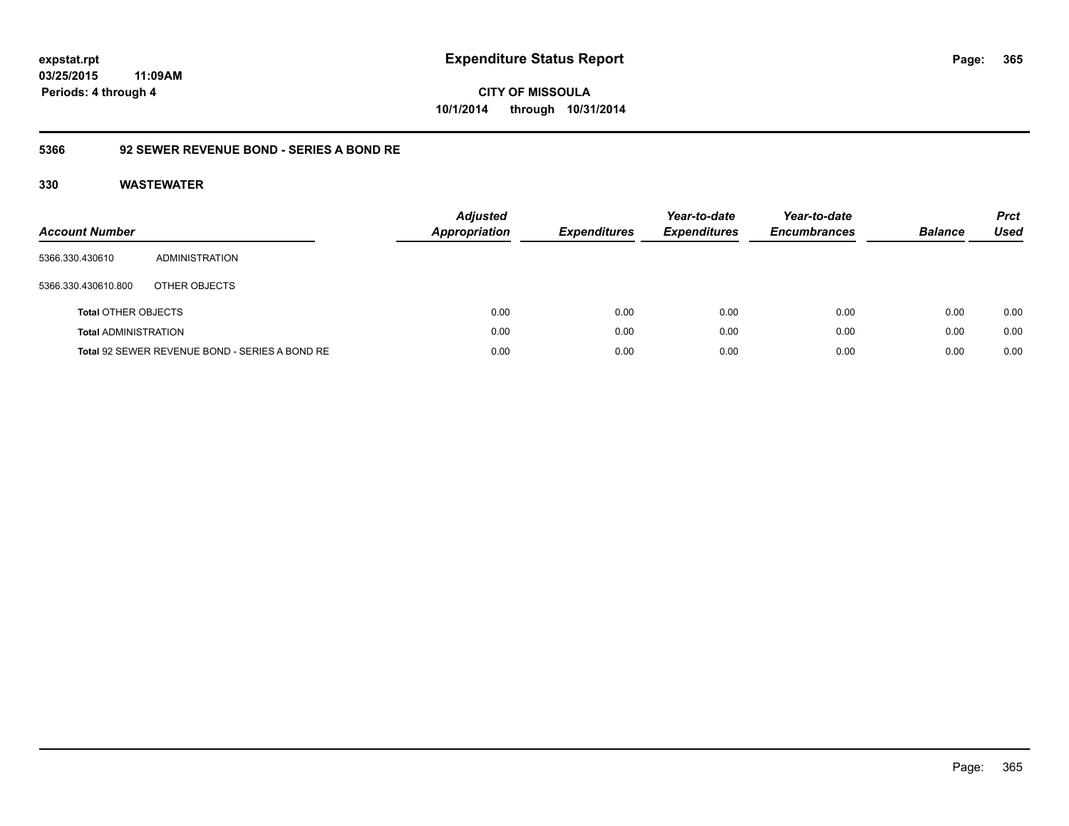# Expenditure Status Report

expstat.rpt
03/25/2015 11:09AM
Periods: 4 through 4

**CITY OF MISSOULA**
**10/1/2014 through 10/31/2014**

## 5366 92 SEWER REVENUE BOND - SERIES A BOND RE

### 330 WASTEWATER

| Account Number | | Adjusted Appropriation | Expenditures | Year-to-date Expenditures | Year-to-date Encumbrances | Balance | Prct Used |
|---|---|---|---|---|---|---|---|
| 5366.330.430610 | ADMINISTRATION | | | | | | |
| 5366.330.430610.800 | OTHER OBJECTS | | | | | | |
| **Total** OTHER OBJECTS | | 0.00 | 0.00 | 0.00 | 0.00 | 0.00 | 0.00 |
| **Total** ADMINISTRATION | | 0.00 | 0.00 | 0.00 | 0.00 | 0.00 | 0.00 |
| **Total** 92 SEWER REVENUE BOND - SERIES A BOND RE | | 0.00 | 0.00 | 0.00 | 0.00 | 0.00 | 0.00 |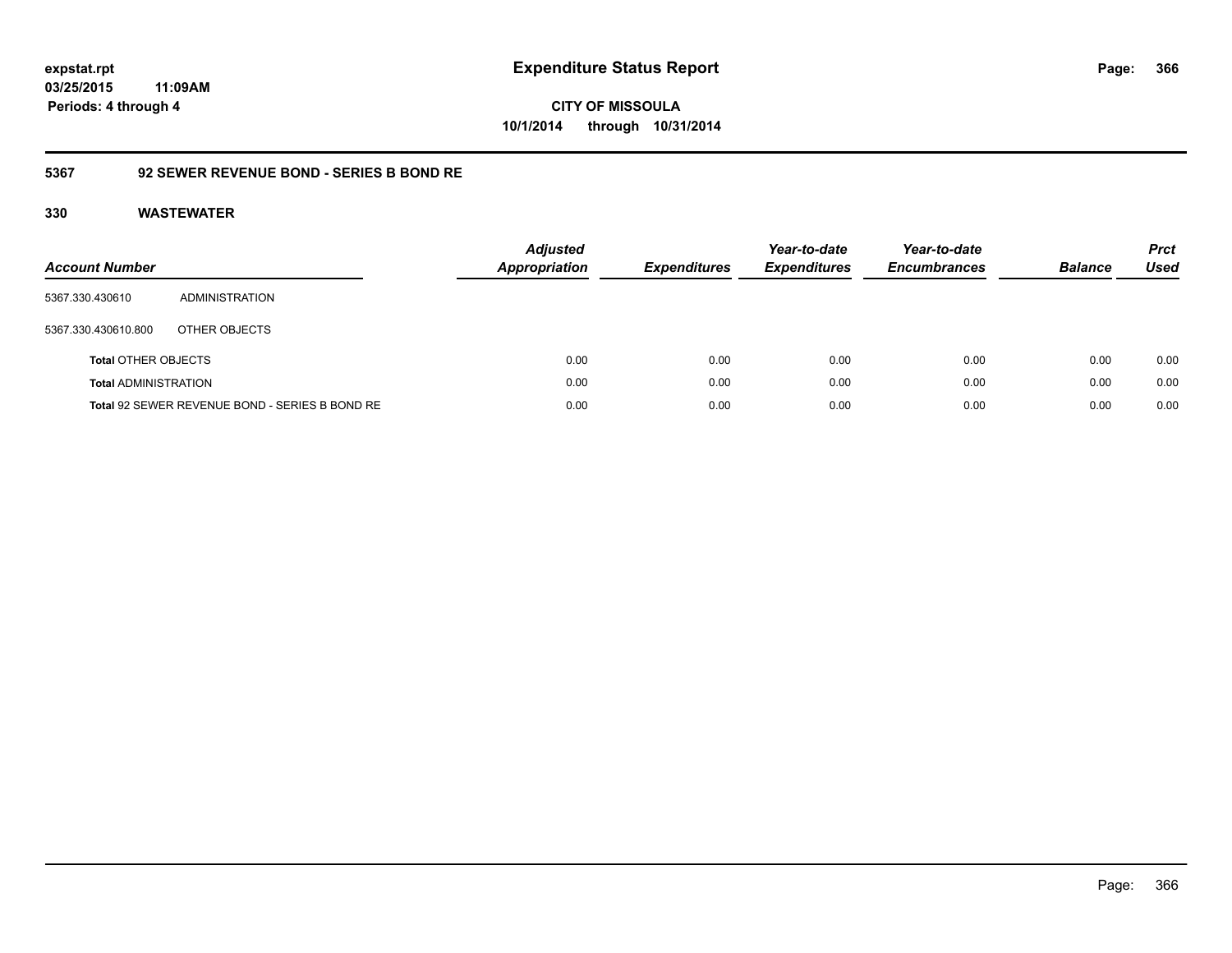# Expenditure Status Report

expstat.rpt
03/25/2015 11:09AM
Periods: 4 through 4

**CITY OF MISSOULA**
**10/1/2014 through 10/31/2014**

## 5367 92 SEWER REVENUE BOND - SERIES B BOND RE

### 330 WASTEWATER

| Account Number | | Adjusted Appropriation | Expenditures | Year-to-date Expenditures | Year-to-date Encumbrances | Balance | Prct Used |
|---|---|---|---|---|---|---|---|
| 5367.330.430610 | ADMINISTRATION | | | | | | |
| 5367.330.430610.800 | OTHER OBJECTS | | | | | | |
| **Total** OTHER OBJECTS | | 0.00 | 0.00 | 0.00 | 0.00 | 0.00 | 0.00 |
| **Total** ADMINISTRATION | | 0.00 | 0.00 | 0.00 | 0.00 | 0.00 | 0.00 |
| **Total** 92 SEWER REVENUE BOND - SERIES B BOND RE | | 0.00 | 0.00 | 0.00 | 0.00 | 0.00 | 0.00 |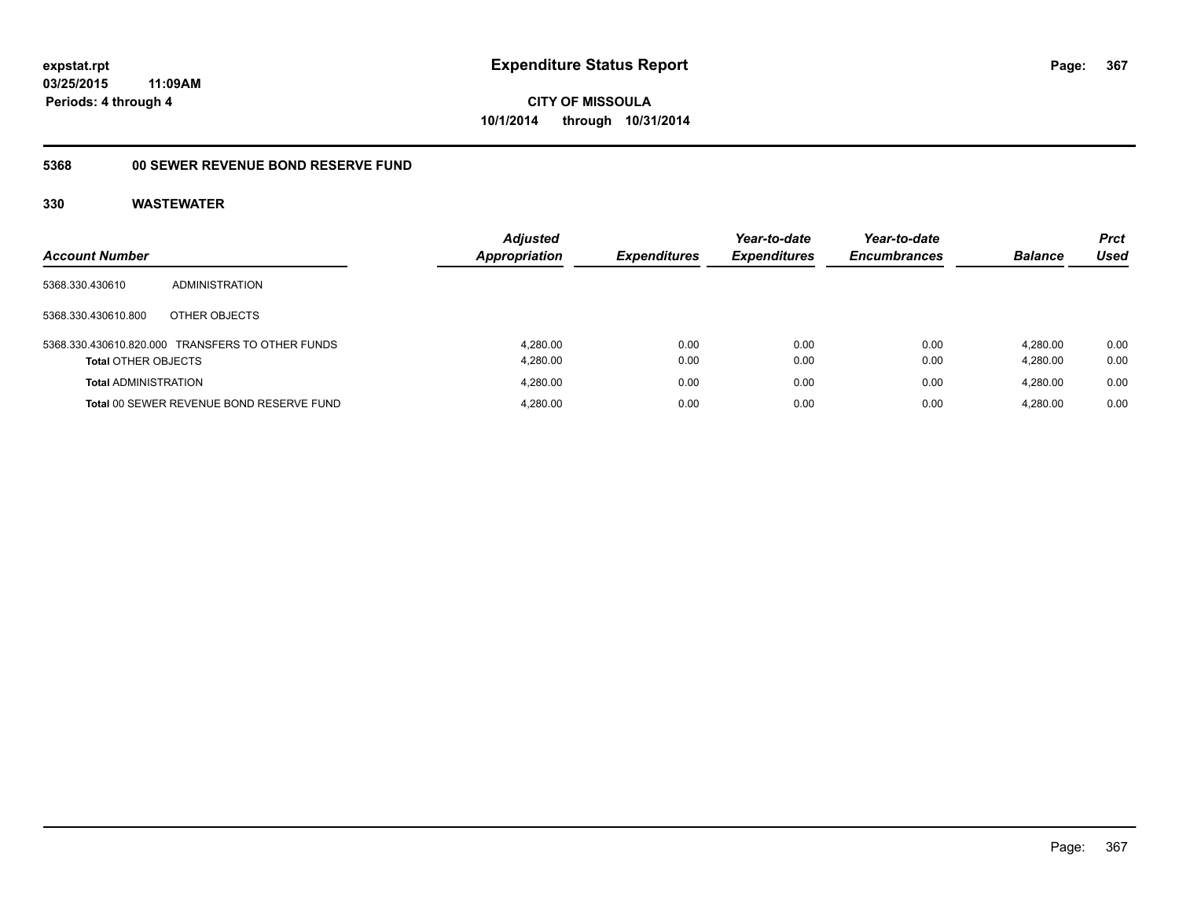expstat.rpt
03/25/2015 11:09AM
Periods: 4 through 4

# Expenditure Status Report

CITY OF MISSOULA
10/1/2014 through 10/31/2014

## 5368 00 SEWER REVENUE BOND RESERVE FUND

### 330 WASTEWATER

| Account Number | | Adjusted Appropriation | Expenditures | Year-to-date Expenditures | Year-to-date Encumbrances | Balance | Prct Used |
|---|---|---|---|---|---|---|---|
| 5368.330.430610 | ADMINISTRATION | | | | | | |
| 5368.330.430610.800 | OTHER OBJECTS | | | | | | |
| 5368.330.430610.820.000 | TRANSFERS TO OTHER FUNDS | 4,280.00 | 0.00 | 0.00 | 0.00 | 4,280.00 | 0.00 |
| **Total** OTHER OBJECTS | | 4,280.00 | 0.00 | 0.00 | 0.00 | 4,280.00 | 0.00 |
| **Total** ADMINISTRATION | | 4,280.00 | 0.00 | 0.00 | 0.00 | 4,280.00 | 0.00 |
| **Total** 00 SEWER REVENUE BOND RESERVE FUND | | 4,280.00 | 0.00 | 0.00 | 0.00 | 4,280.00 | 0.00 |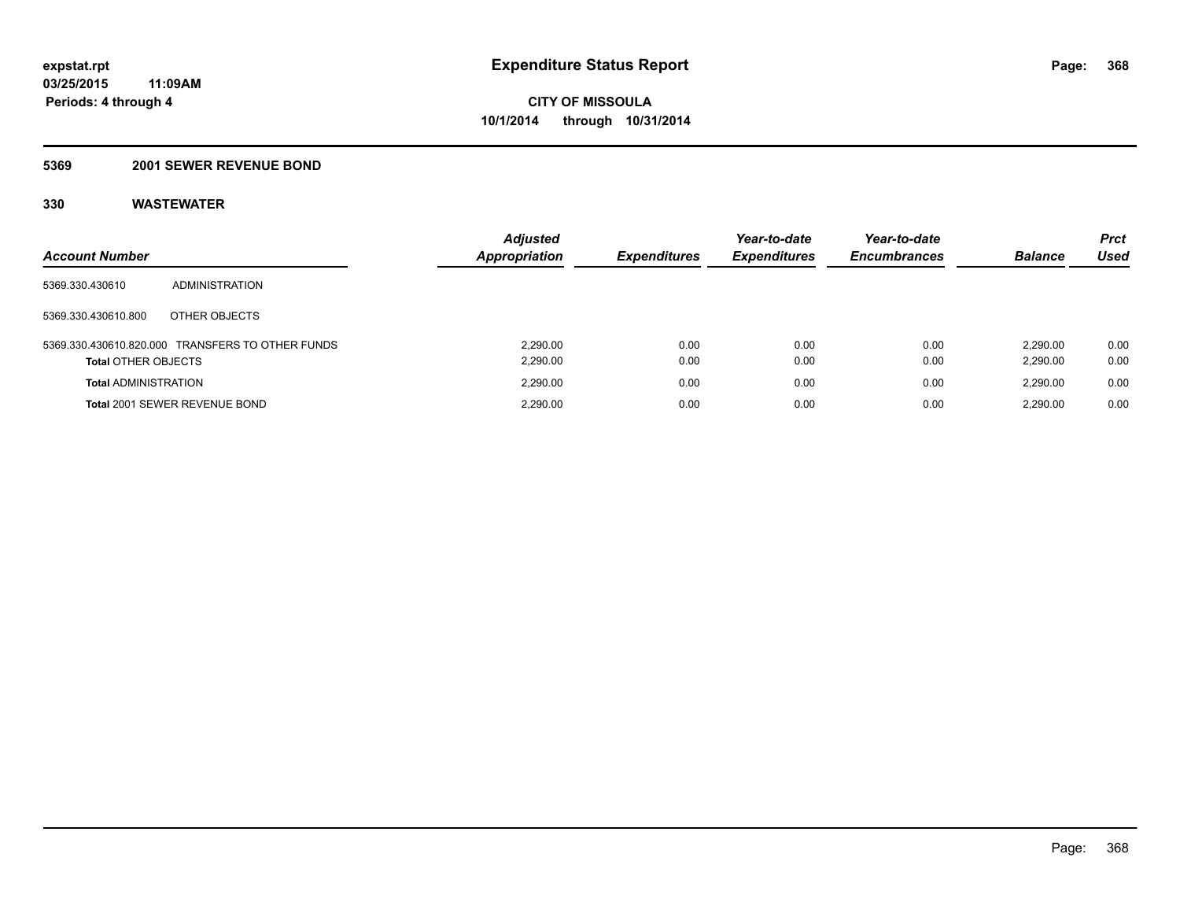**expstat.rpt**
**03/25/2015 11:09AM**
**Periods: 4 through 4**

# Expenditure Status Report

**CITY OF MISSOULA**
**10/1/2014 through 10/31/2014**

## 5369 2001 SEWER REVENUE BOND

## 330 WASTEWATER

| Account Number | | Adjusted Appropriation | Expenditures | Year-to-date Expenditures | Year-to-date Encumbrances | Balance | Prct Used |
|---|---|---|---|---|---|---|---|
| 5369.330.430610 | ADMINISTRATION | | | | | | |
| 5369.330.430610.800 | OTHER OBJECTS | | | | | | |
| 5369.330.430610.820.000 | TRANSFERS TO OTHER FUNDS | 2,290.00 | 0.00 | 0.00 | 0.00 | 2,290.00 | 0.00 |
| **Total** OTHER OBJECTS | | 2,290.00 | 0.00 | 0.00 | 0.00 | 2,290.00 | 0.00 |
| **Total** ADMINISTRATION | | 2,290.00 | 0.00 | 0.00 | 0.00 | 2,290.00 | 0.00 |
| **Total** 2001 SEWER REVENUE BOND | | 2,290.00 | 0.00 | 0.00 | 0.00 | 2,290.00 | 0.00 |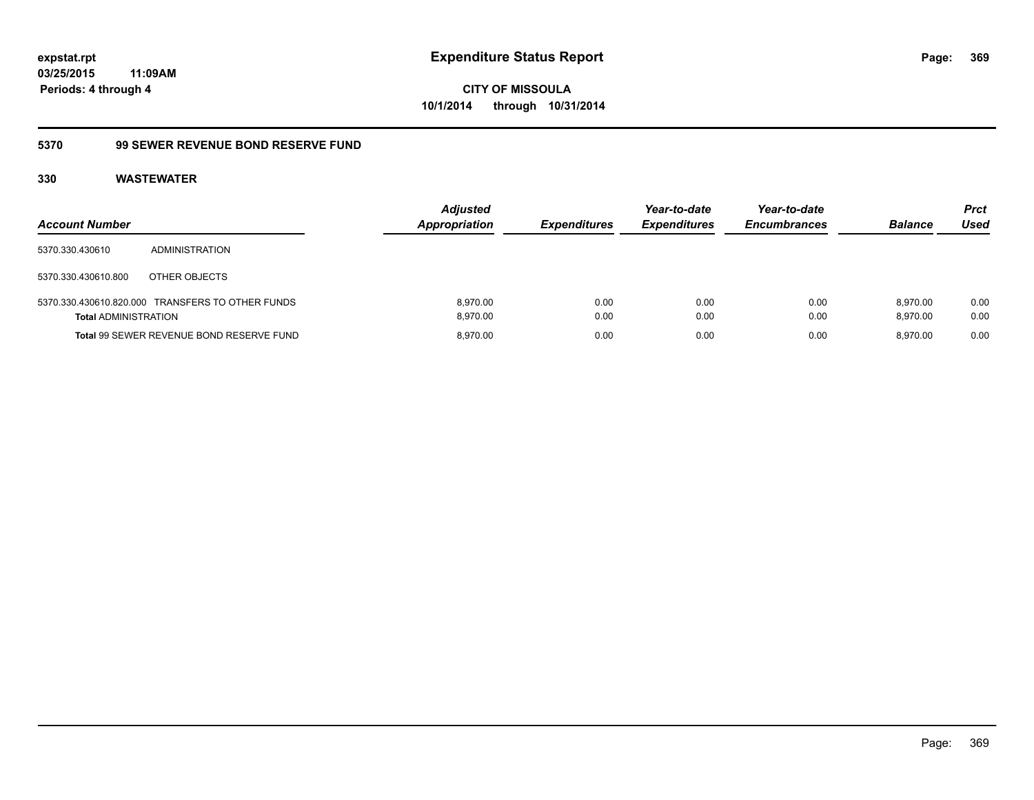expstat.rpt
03/25/2015 11:09AM
Periods: 4 through 4

# Expenditure Status Report

CITY OF MISSOULA
10/1/2014 through 10/31/2014

## 5370 99 SEWER REVENUE BOND RESERVE FUND

### 330 WASTEWATER

| Account Number | | Adjusted Appropriation | Expenditures | Year-to-date Expenditures | Year-to-date Encumbrances | Balance | Prct Used |
|---|---|---|---|---|---|---|---|
| 5370.330.430610 | ADMINISTRATION | | | | | | |
| 5370.330.430610.800 | OTHER OBJECTS | | | | | | |
| 5370.330.430610.820.000 | TRANSFERS TO OTHER FUNDS | 8,970.00 | 0.00 | 0.00 | 0.00 | 8,970.00 | 0.00 |
| **Total** ADMINISTRATION | | 8,970.00 | 0.00 | 0.00 | 0.00 | 8,970.00 | 0.00 |
| **Total** 99 SEWER REVENUE BOND RESERVE FUND | | 8,970.00 | 0.00 | 0.00 | 0.00 | 8,970.00 | 0.00 |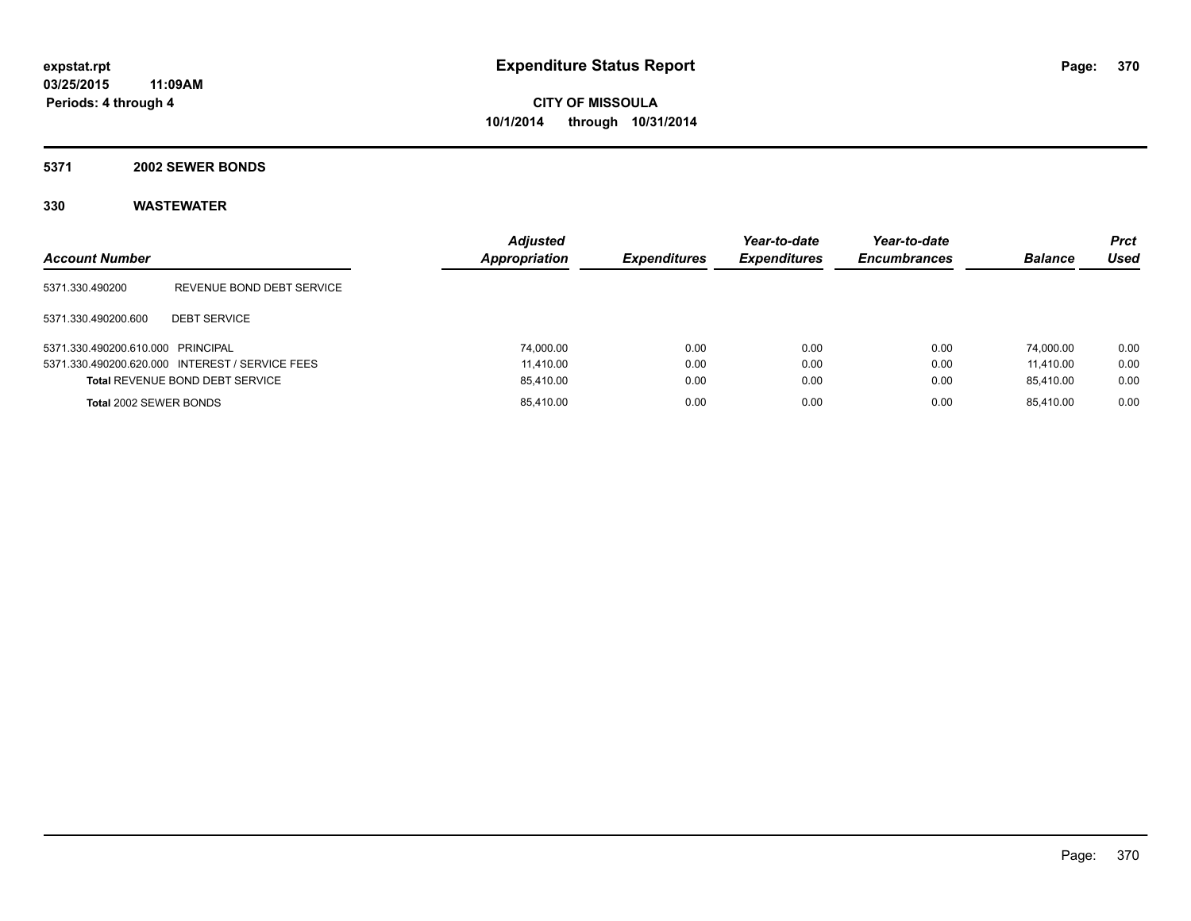**expstat.rpt**
**03/25/2015 11:09AM**
**Periods: 4 through 4**

# Expenditure Status Report

**CITY OF MISSOULA**
**10/1/2014 through 10/31/2014**

## 5371 2002 SEWER BONDS

### 330 WASTEWATER

| Account Number | | Adjusted Appropriation | Expenditures | Year-to-date Expenditures | Year-to-date Encumbrances | Balance | Prct Used |
|---|---|---|---|---|---|---|---|
| 5371.330.490200 | REVENUE BOND DEBT SERVICE | | | | | | |
| 5371.330.490200.600 | DEBT SERVICE | | | | | | |
| 5371.330.490200.610.000 | PRINCIPAL | 74,000.00 | 0.00 | 0.00 | 0.00 | 74,000.00 | 0.00 |
| 5371.330.490200.620.000 | INTEREST / SERVICE FEES | 11,410.00 | 0.00 | 0.00 | 0.00 | 11,410.00 | 0.00 |
| **Total** REVENUE BOND DEBT SERVICE | | 85,410.00 | 0.00 | 0.00 | 0.00 | 85,410.00 | 0.00 |
| **Total** 2002 SEWER BONDS | | 85,410.00 | 0.00 | 0.00 | 0.00 | 85,410.00 | 0.00 |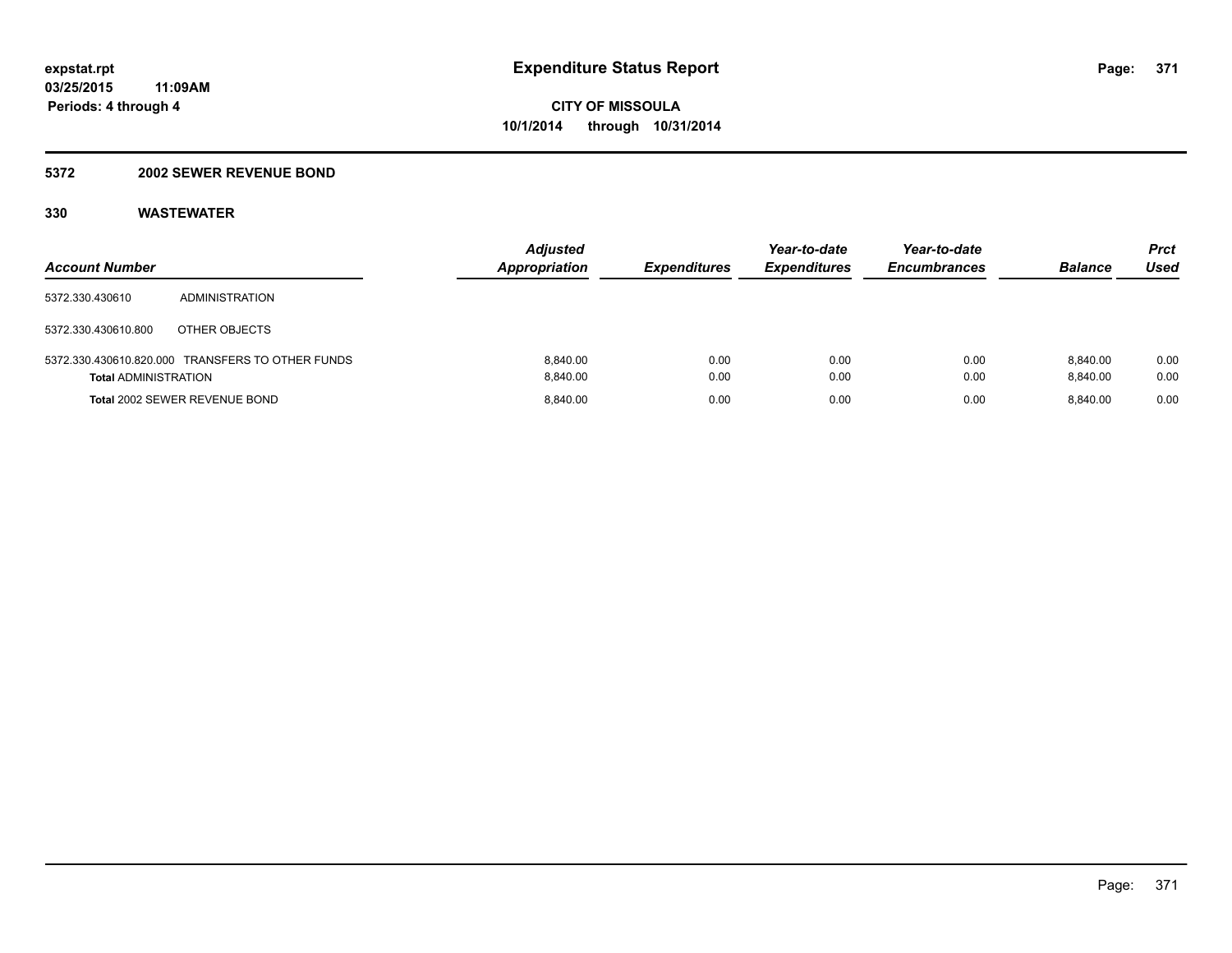**expstat.rpt**
**03/25/2015 11:09AM**
**Periods: 4 through 4**

# Expenditure Status Report

**CITY OF MISSOULA**
**10/1/2014 through 10/31/2014**

## 5372 2002 SEWER REVENUE BOND

### 330 WASTEWATER

| Account Number | | Adjusted Appropriation | Expenditures | Year-to-date Expenditures | Year-to-date Encumbrances | Balance | Prct Used |
|---|---|---|---|---|---|---|---|
| 5372.330.430610 | ADMINISTRATION | | | | | | |
| 5372.330.430610.800 | OTHER OBJECTS | | | | | | |
| 5372.330.430610.820.000 | TRANSFERS TO OTHER FUNDS | 8,840.00 | 0.00 | 0.00 | 0.00 | 8,840.00 | 0.00 |
| **Total** ADMINISTRATION | | 8,840.00 | 0.00 | 0.00 | 0.00 | 8,840.00 | 0.00 |
| **Total** 2002 SEWER REVENUE BOND | | 8,840.00 | 0.00 | 0.00 | 0.00 | 8,840.00 | 0.00 |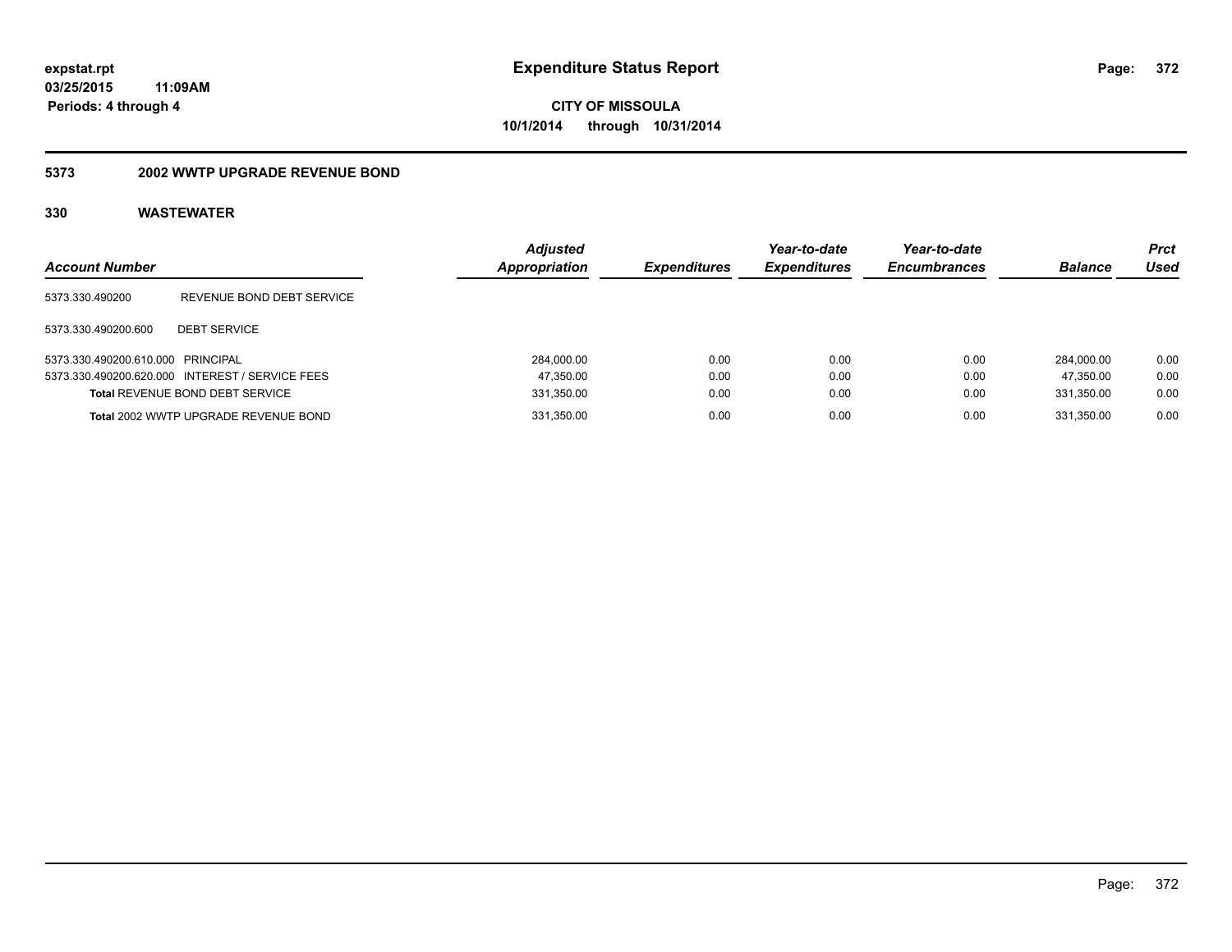# Expenditure Status Report

expstat.rpt
03/25/2015 11:09AM
Periods: 4 through 4

**CITY OF MISSOULA**
**10/1/2014 through 10/31/2014**

## 5373 2002 WWTP UPGRADE REVENUE BOND

### 330 WASTEWATER

| Account Number | | Adjusted Appropriation | Expenditures | Year-to-date Expenditures | Year-to-date Encumbrances | Balance | Prct Used |
|---|---|---|---|---|---|---|---|
| 5373.330.490200 | REVENUE BOND DEBT SERVICE | | | | | | |
| 5373.330.490200.600 | DEBT SERVICE | | | | | | |
| 5373.330.490200.610.000 | PRINCIPAL | 284,000.00 | 0.00 | 0.00 | 0.00 | 284,000.00 | 0.00 |
| 5373.330.490200.620.000 | INTEREST / SERVICE FEES | 47,350.00 | 0.00 | 0.00 | 0.00 | 47,350.00 | 0.00 |
| **Total** REVENUE BOND DEBT SERVICE | | 331,350.00 | 0.00 | 0.00 | 0.00 | 331,350.00 | 0.00 |
| **Total** 2002 WWTP UPGRADE REVENUE BOND | | 331,350.00 | 0.00 | 0.00 | 0.00 | 331,350.00 | 0.00 |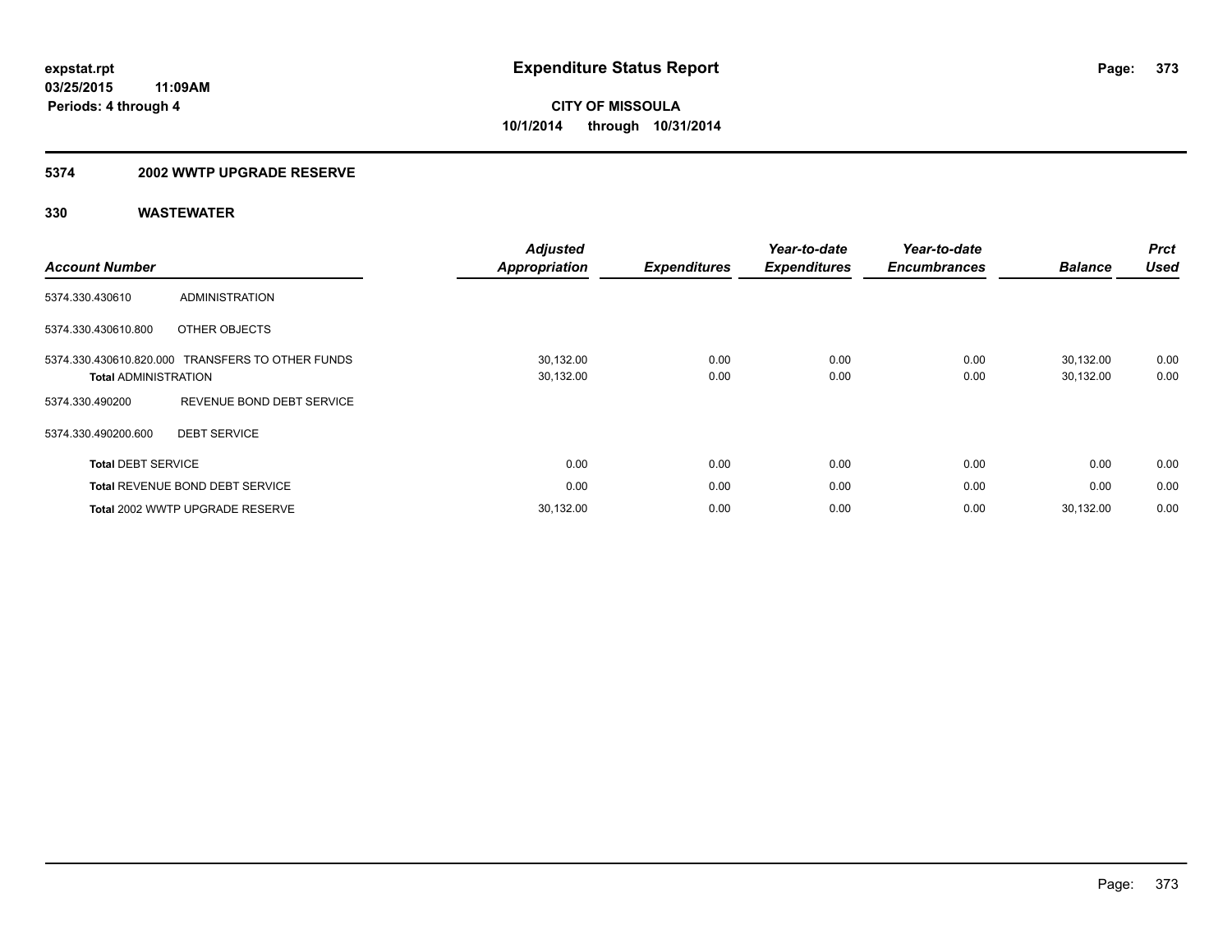**expstat.rpt**
**03/25/2015 11:09AM**
**Periods: 4 through 4**

# Expenditure Status Report

**CITY OF MISSOULA**
**10/1/2014 through 10/31/2014**

## 5374 2002 WWTP UPGRADE RESERVE

### 330 WASTEWATER

| Account Number | | Adjusted Appropriation | Expenditures | Year-to-date Expenditures | Year-to-date Encumbrances | Balance | Prct Used |
|---|---|---|---|---|---|---|---|
| 5374.330.430610 | ADMINISTRATION | | | | | | |
| 5374.330.430610.800 | OTHER OBJECTS | | | | | | |
| 5374.330.430610.820.000 | TRANSFERS TO OTHER FUNDS | 30,132.00 | 0.00 | 0.00 | 0.00 | 30,132.00 | 0.00 |
| **Total** ADMINISTRATION | | 30,132.00 | 0.00 | 0.00 | 0.00 | 30,132.00 | 0.00 |
| 5374.330.490200 | REVENUE BOND DEBT SERVICE | | | | | | |
| 5374.330.490200.600 | DEBT SERVICE | | | | | | |
| **Total** DEBT SERVICE | | 0.00 | 0.00 | 0.00 | 0.00 | 0.00 | 0.00 |
| **Total** REVENUE BOND DEBT SERVICE | | 0.00 | 0.00 | 0.00 | 0.00 | 0.00 | 0.00 |
| **Total** 2002 WWTP UPGRADE RESERVE | | 30,132.00 | 0.00 | 0.00 | 0.00 | 30,132.00 | 0.00 |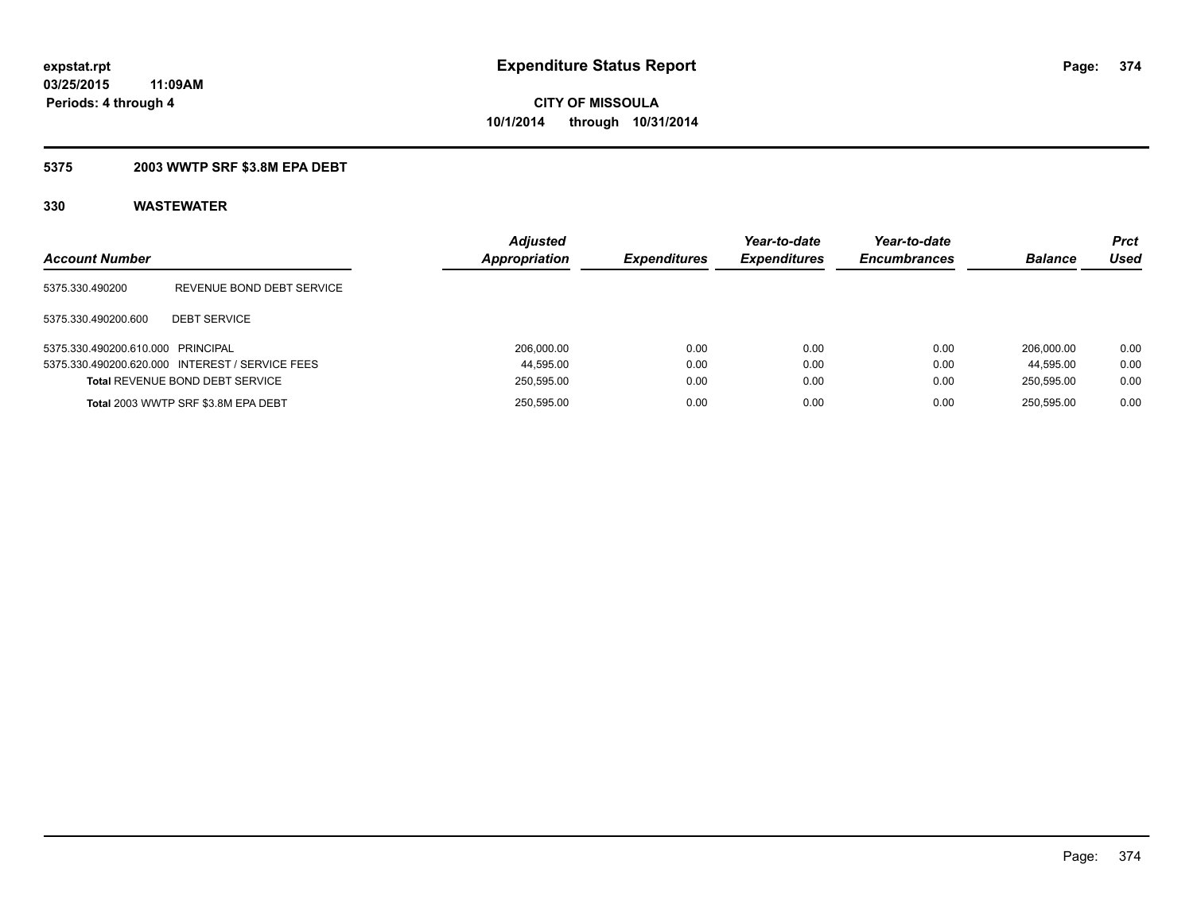**expstat.rpt**
**03/25/2015 11:09AM**
**Periods: 4 through 4**

# Expenditure Status Report

**CITY OF MISSOULA**
**10/1/2014 through 10/31/2014**

## 5375 2003 WWTP SRF $3.8M EPA DEBT

### 330 WASTEWATER

| Account Number | | Adjusted Appropriation | Expenditures | Year-to-date Expenditures | Year-to-date Encumbrances | Balance | Prct Used |
|---|---|---|---|---|---|---|---|
| 5375.330.490200 | REVENUE BOND DEBT SERVICE | | | | | | |
| 5375.330.490200.600 | DEBT SERVICE | | | | | | |
| 5375.330.490200.610.000 | PRINCIPAL | 206,000.00 | 0.00 | 0.00 | 0.00 | 206,000.00 | 0.00 |
| 5375.330.490200.620.000 | INTEREST / SERVICE FEES | 44,595.00 | 0.00 | 0.00 | 0.00 | 44,595.00 | 0.00 |
| **Total** REVENUE BOND DEBT SERVICE | | 250,595.00 | 0.00 | 0.00 | 0.00 | 250,595.00 | 0.00 |
| **Total** 2003 WWTP SRF $3.8M EPA DEBT | | 250,595.00 | 0.00 | 0.00 | 0.00 | 250,595.00 | 0.00 |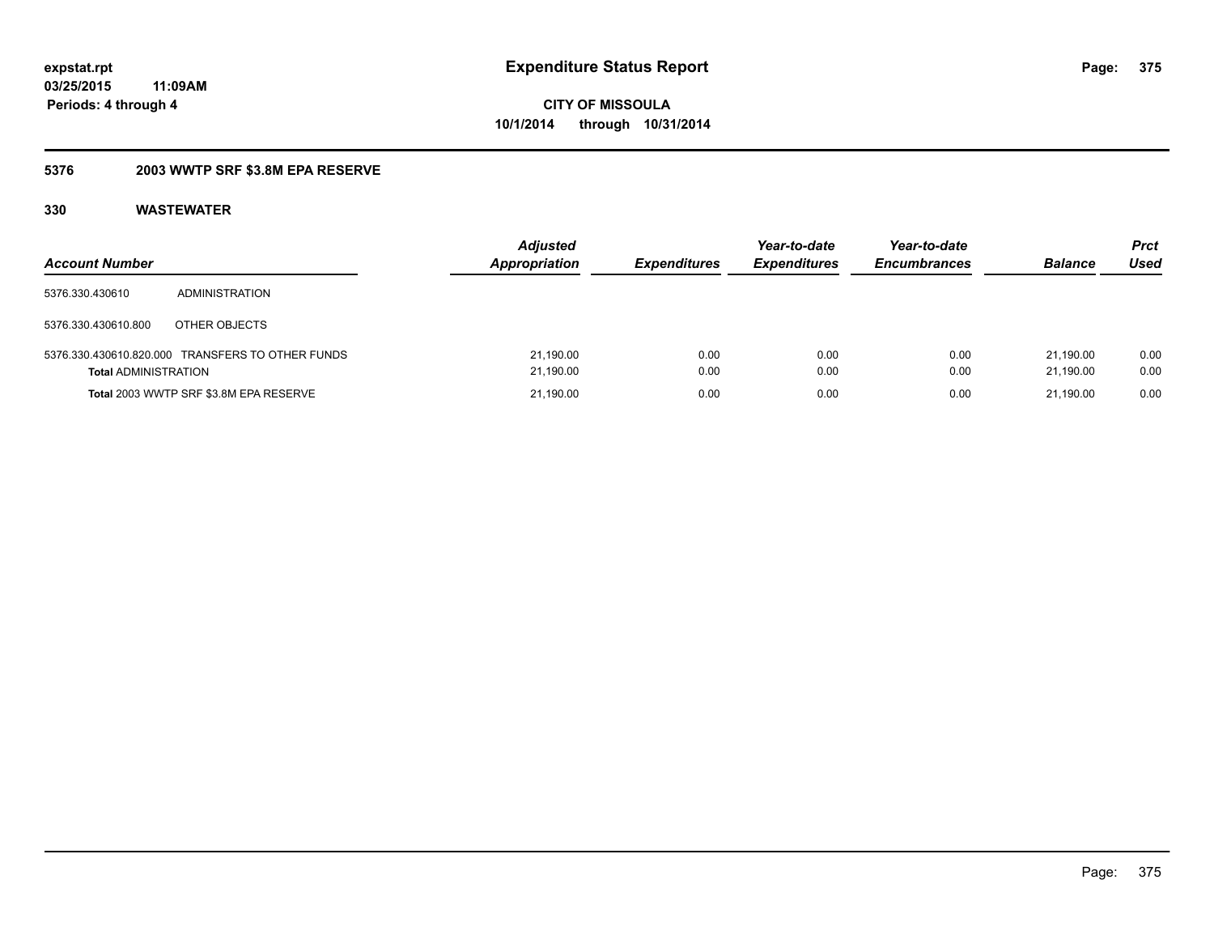**expstat.rpt**
**03/25/2015 11:09AM**
**Periods: 4 through 4**

# Expenditure Status Report

**CITY OF MISSOULA**
**10/1/2014 through 10/31/2014**

## 5376 2003 WWTP SRF $3.8M EPA RESERVE

## 330 WASTEWATER

| Account Number | | Adjusted Appropriation | Expenditures | Year-to-date Expenditures | Year-to-date Encumbrances | Balance | Prct Used |
|---|---|---|---|---|---|---|---|
| 5376.330.430610 | ADMINISTRATION | | | | | | |
| 5376.330.430610.800 | OTHER OBJECTS | | | | | | |
| 5376.330.430610.820.000 | TRANSFERS TO OTHER FUNDS | 21,190.00 | 0.00 | 0.00 | 0.00 | 21,190.00 | 0.00 |
| **Total** ADMINISTRATION | | 21,190.00 | 0.00 | 0.00 | 0.00 | 21,190.00 | 0.00 |
| **Total** 2003 WWTP SRF $3.8M EPA RESERVE | | 21,190.00 | 0.00 | 0.00 | 0.00 | 21,190.00 | 0.00 |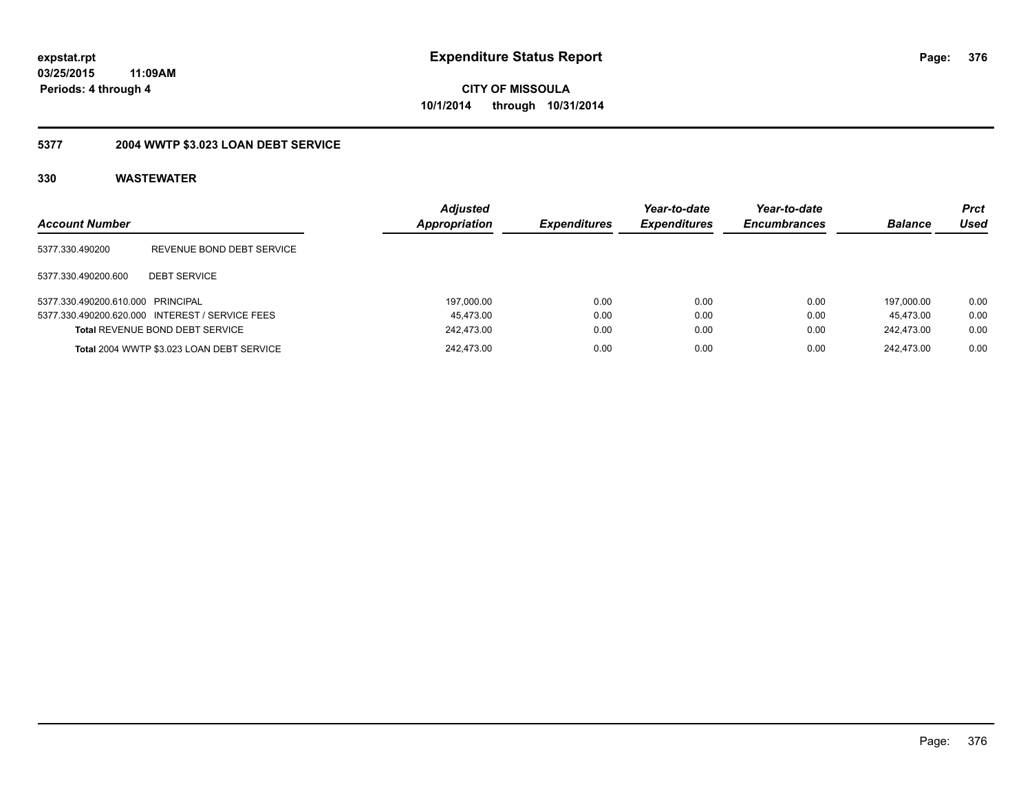**expstat.rpt**
**03/25/2015 11:09AM**
**Periods: 4 through 4**

# Expenditure Status Report

**CITY OF MISSOULA**
**10/1/2014 through 10/31/2014**

## 5377 2004 WWTP $3.023 LOAN DEBT SERVICE

### 330 WASTEWATER

| Account Number | | Adjusted Appropriation | Expenditures | Year-to-date Expenditures | Year-to-date Encumbrances | Balance | Prct Used |
|---|---|---|---|---|---|---|---|
| 5377.330.490200 | REVENUE BOND DEBT SERVICE | | | | | | |
| 5377.330.490200.600 | DEBT SERVICE | | | | | | |
| 5377.330.490200.610.000 | PRINCIPAL | 197,000.00 | 0.00 | 0.00 | 0.00 | 197,000.00 | 0.00 |
| 5377.330.490200.620.000 | INTEREST / SERVICE FEES | 45,473.00 | 0.00 | 0.00 | 0.00 | 45,473.00 | 0.00 |
| **Total** REVENUE BOND DEBT SERVICE | | 242,473.00 | 0.00 | 0.00 | 0.00 | 242,473.00 | 0.00 |
| **Total** 2004 WWTP $3.023 LOAN DEBT SERVICE | | 242,473.00 | 0.00 | 0.00 | 0.00 | 242,473.00 | 0.00 |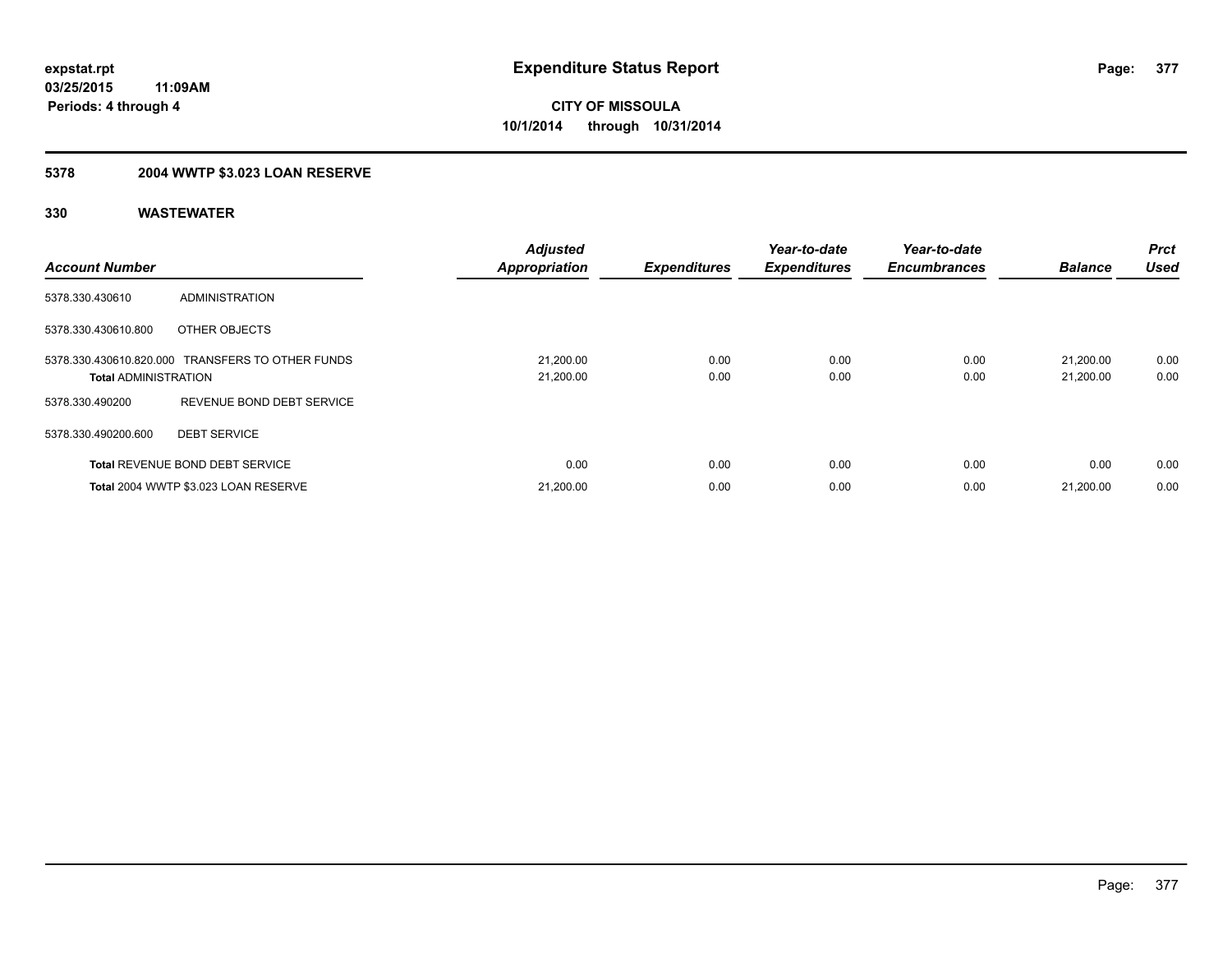**expstat.rpt**
**03/25/2015 11:09AM**
**Periods: 4 through 4**

# Expenditure Status Report

**CITY OF MISSOULA**
**10/1/2014 through 10/31/2014**

## 5378 2004 WWTP $3.023 LOAN RESERVE

## 330 WASTEWATER

| Account Number | | Adjusted Appropriation | Expenditures | Year-to-date Expenditures | Year-to-date Encumbrances | Balance | Prct Used |
|---|---|---|---|---|---|---|---|
| 5378.330.430610 | ADMINISTRATION | | | | | | |
| 5378.330.430610.800 | OTHER OBJECTS | | | | | | |
| 5378.330.430610.820.000 | TRANSFERS TO OTHER FUNDS | 21,200.00 | 0.00 | 0.00 | 0.00 | 21,200.00 | 0.00 |
| **Total** ADMINISTRATION | | 21,200.00 | 0.00 | 0.00 | 0.00 | 21,200.00 | 0.00 |
| 5378.330.490200 | REVENUE BOND DEBT SERVICE | | | | | | |
| 5378.330.490200.600 | DEBT SERVICE | | | | | | |
| **Total** REVENUE BOND DEBT SERVICE | | 0.00 | 0.00 | 0.00 | 0.00 | 0.00 | 0.00 |
| **Total** 2004 WWTP $3.023 LOAN RESERVE | | 21,200.00 | 0.00 | 0.00 | 0.00 | 21,200.00 | 0.00 |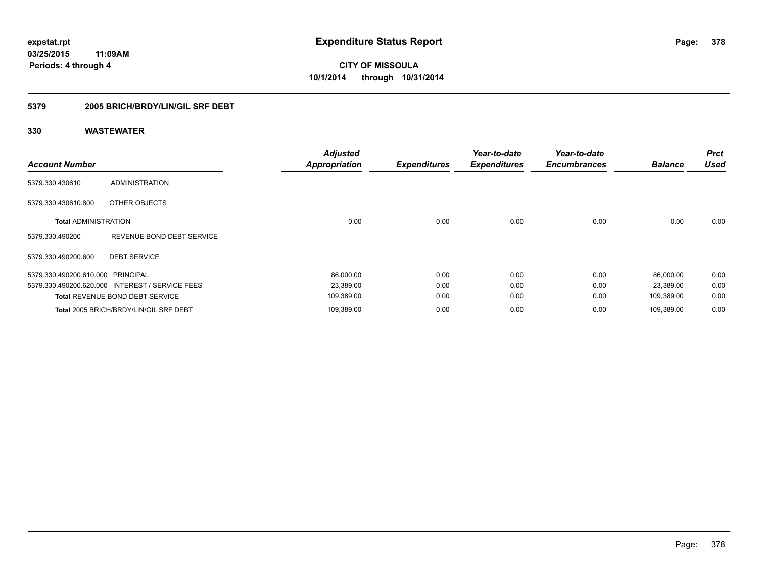**expstat.rpt**
**03/25/2015 11:09AM**
**Periods: 4 through 4**

# Expenditure Status Report

**CITY OF MISSOULA**
**10/1/2014 through 10/31/2014**

## 5379 2005 BRICH/BRDY/LIN/GIL SRF DEBT

## 330 WASTEWATER

| Account Number | | Adjusted Appropriation | Expenditures | Year-to-date Expenditures | Year-to-date Encumbrances | Balance | Prct Used |
|---|---|---|---|---|---|---|---|
| 5379.330.430610 | ADMINISTRATION | | | | | | |
| 5379.330.430610.800 | OTHER OBJECTS | | | | | | |
| **Total** ADMINISTRATION | | 0.00 | 0.00 | 0.00 | 0.00 | 0.00 | 0.00 |
| 5379.330.490200 | REVENUE BOND DEBT SERVICE | | | | | | |
| 5379.330.490200.600 | DEBT SERVICE | | | | | | |
| 5379.330.490200.610.000 | PRINCIPAL | 86,000.00 | 0.00 | 0.00 | 0.00 | 86,000.00 | 0.00 |
| 5379.330.490200.620.000 | INTEREST / SERVICE FEES | 23,389.00 | 0.00 | 0.00 | 0.00 | 23,389.00 | 0.00 |
| **Total** REVENUE BOND DEBT SERVICE | | 109,389.00 | 0.00 | 0.00 | 0.00 | 109,389.00 | 0.00 |
| **Total** 2005 BRICH/BRDY/LIN/GIL SRF DEBT | | 109,389.00 | 0.00 | 0.00 | 0.00 | 109,389.00 | 0.00 |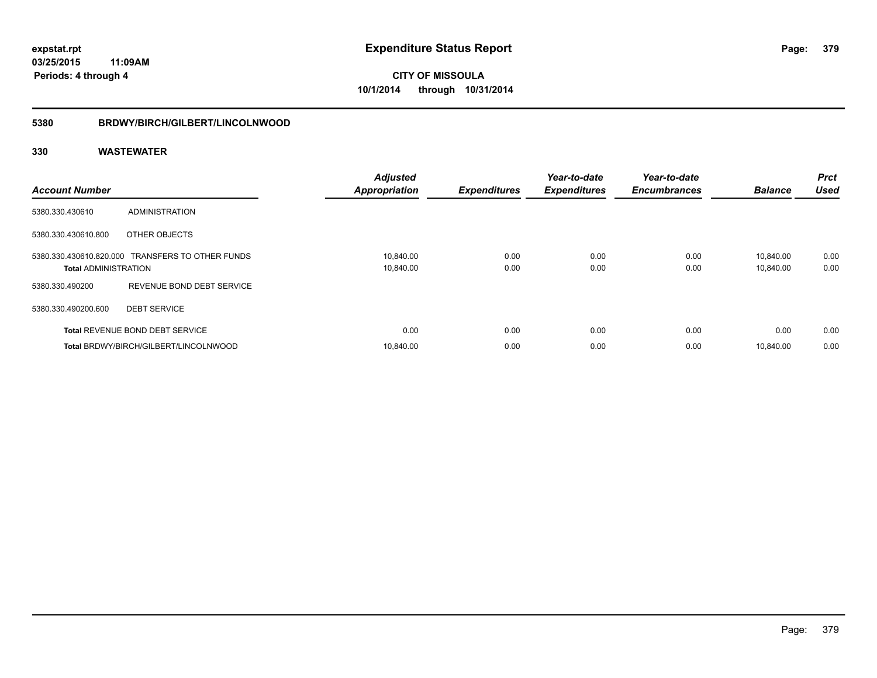# Expenditure Status Report

**expstat.rpt**
**03/25/2015 11:09AM**
**Periods: 4 through 4**

**CITY OF MISSOULA**
**10/1/2014 through 10/31/2014**

## 5380 BRDWY/BIRCH/GILBERT/LINCOLNWOOD

### 330 WASTEWATER

| Account Number | | Adjusted Appropriation | Expenditures | Year-to-date Expenditures | Year-to-date Encumbrances | Balance | Prct Used |
|---|---|---|---|---|---|---|---|
| 5380.330.430610 | ADMINISTRATION | | | | | | |
| 5380.330.430610.800 | OTHER OBJECTS | | | | | | |
| 5380.330.430610.820.000 | TRANSFERS TO OTHER FUNDS | 10,840.00 | 0.00 | 0.00 | 0.00 | 10,840.00 | 0.00 |
| **Total** ADMINISTRATION | | 10,840.00 | 0.00 | 0.00 | 0.00 | 10,840.00 | 0.00 |
| 5380.330.490200 | REVENUE BOND DEBT SERVICE | | | | | | |
| 5380.330.490200.600 | DEBT SERVICE | | | | | | |
| **Total** REVENUE BOND DEBT SERVICE | | 0.00 | 0.00 | 0.00 | 0.00 | 0.00 | 0.00 |
| **Total** BRDWY/BIRCH/GILBERT/LINCOLNWOOD | | 10,840.00 | 0.00 | 0.00 | 0.00 | 10,840.00 | 0.00 |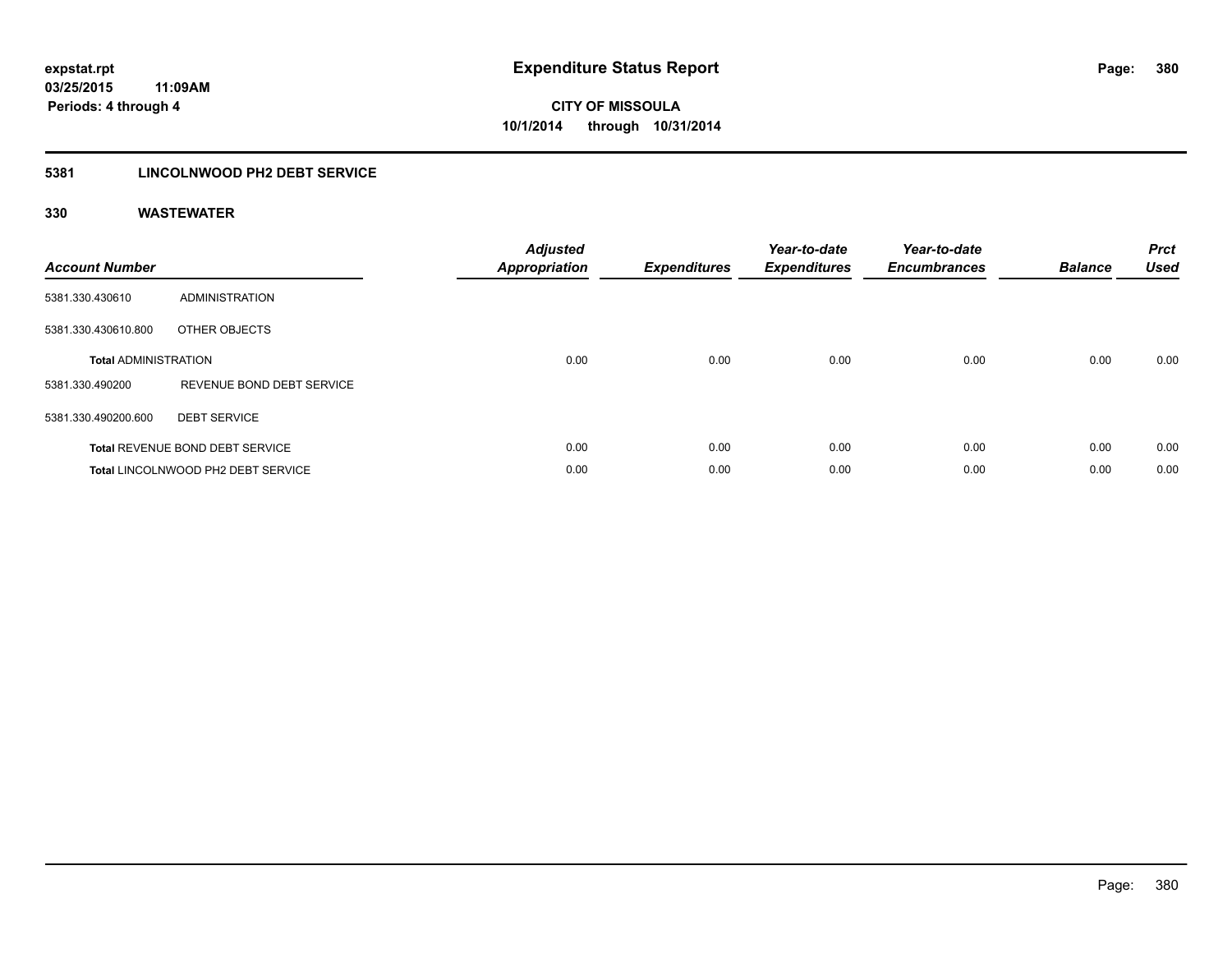**expstat.rpt**
**03/25/2015 11:09AM**
**Periods: 4 through 4**

# Expenditure Status Report

**CITY OF MISSOULA**
**10/1/2014 through 10/31/2014**

## 5381 LINCOLNWOOD PH2 DEBT SERVICE

### 330 WASTEWATER

| Account Number | | Adjusted Appropriation | Expenditures | Year-to-date Expenditures | Year-to-date Encumbrances | Balance | Prct Used |
|---|---|---|---|---|---|---|---|
| 5381.330.430610 | ADMINISTRATION | | | | | | |
| 5381.330.430610.800 | OTHER OBJECTS | | | | | | |
| **Total** ADMINISTRATION | | 0.00 | 0.00 | 0.00 | 0.00 | 0.00 | 0.00 |
| 5381.330.490200 | REVENUE BOND DEBT SERVICE | | | | | | |
| 5381.330.490200.600 | DEBT SERVICE | | | | | | |
| **Total** REVENUE BOND DEBT SERVICE | | 0.00 | 0.00 | 0.00 | 0.00 | 0.00 | 0.00 |
| **Total** LINCOLNWOOD PH2 DEBT SERVICE | | 0.00 | 0.00 | 0.00 | 0.00 | 0.00 | 0.00 |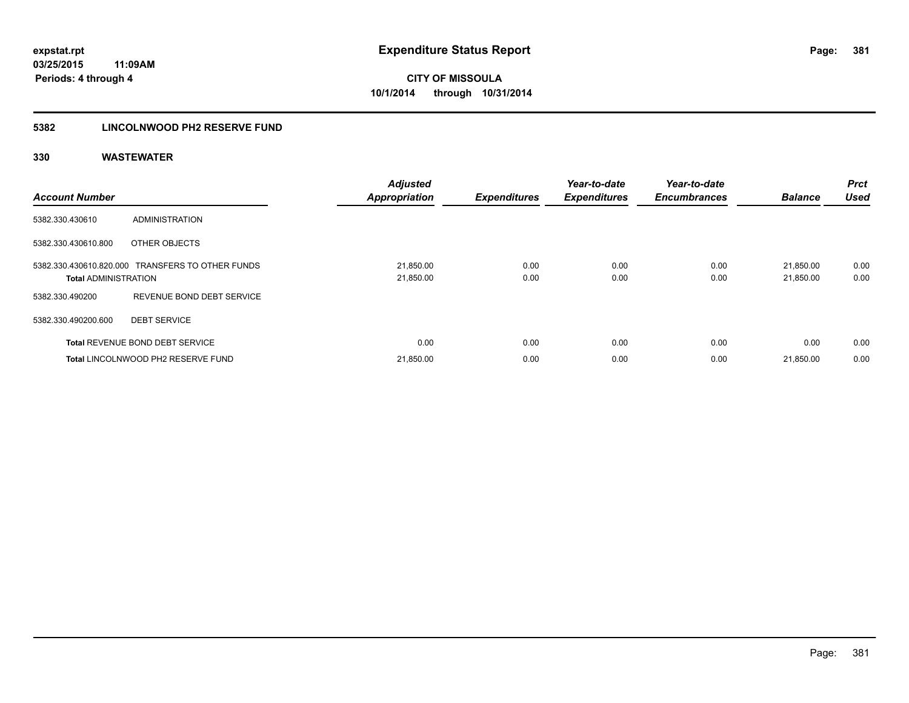# Expenditure Status Report

expstat.rpt
03/25/2015 11:09AM
Periods: 4 through 4

**CITY OF MISSOULA**
**10/1/2014 through 10/31/2014**

## 5382 LINCOLNWOOD PH2 RESERVE FUND

### 330 WASTEWATER

| Account Number | | Adjusted Appropriation | Expenditures | Year-to-date Expenditures | Year-to-date Encumbrances | Balance | Prct Used |
|---|---|---|---|---|---|---|---|
| 5382.330.430610 | ADMINISTRATION | | | | | | |
| 5382.330.430610.800 | OTHER OBJECTS | | | | | | |
| 5382.330.430610.820.000 | TRANSFERS TO OTHER FUNDS | 21,850.00 | 0.00 | 0.00 | 0.00 | 21,850.00 | 0.00 |
| **Total** ADMINISTRATION | | 21,850.00 | 0.00 | 0.00 | 0.00 | 21,850.00 | 0.00 |
| 5382.330.490200 | REVENUE BOND DEBT SERVICE | | | | | | |
| 5382.330.490200.600 | DEBT SERVICE | | | | | | |
| **Total** REVENUE BOND DEBT SERVICE | | 0.00 | 0.00 | 0.00 | 0.00 | 0.00 | 0.00 |
| **Total** LINCOLNWOOD PH2 RESERVE FUND | | 21,850.00 | 0.00 | 0.00 | 0.00 | 21,850.00 | 0.00 |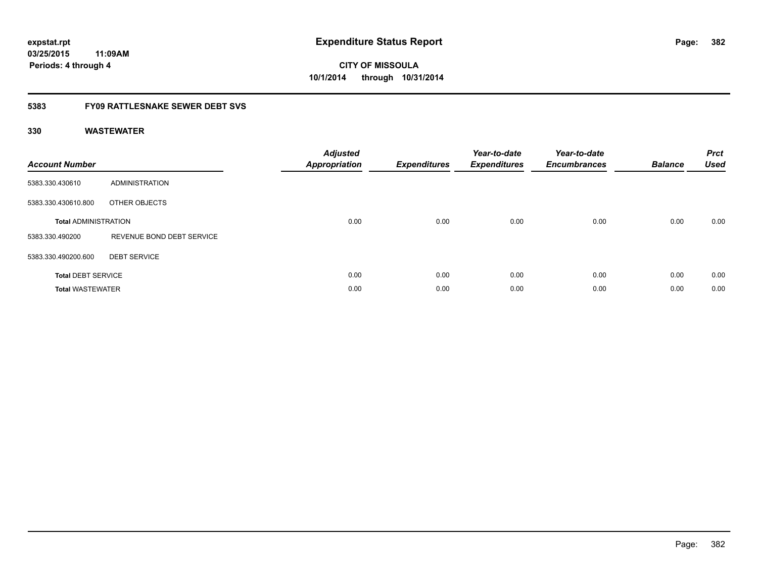**expstat.rpt**
**03/25/2015 11:09AM**
**Periods: 4 through 4**

# Expenditure Status Report

**CITY OF MISSOULA**
**10/1/2014 through 10/31/2014**

## 5383 FY09 RATTLESNAKE SEWER DEBT SVS

### 330 WASTEWATER

| Account Number | | Adjusted Appropriation | Expenditures | Year-to-date Expenditures | Year-to-date Encumbrances | Balance | Prct Used |
|---|---|---|---|---|---|---|---|
| 5383.330.430610 | ADMINISTRATION | | | | | | |
| 5383.330.430610.800 | OTHER OBJECTS | | | | | | |
| **Total** ADMINISTRATION | | 0.00 | 0.00 | 0.00 | 0.00 | 0.00 | 0.00 |
| 5383.330.490200 | REVENUE BOND DEBT SERVICE | | | | | | |
| 5383.330.490200.600 | DEBT SERVICE | | | | | | |
| **Total** DEBT SERVICE | | 0.00 | 0.00 | 0.00 | 0.00 | 0.00 | 0.00 |
| **Total** WASTEWATER | | 0.00 | 0.00 | 0.00 | 0.00 | 0.00 | 0.00 |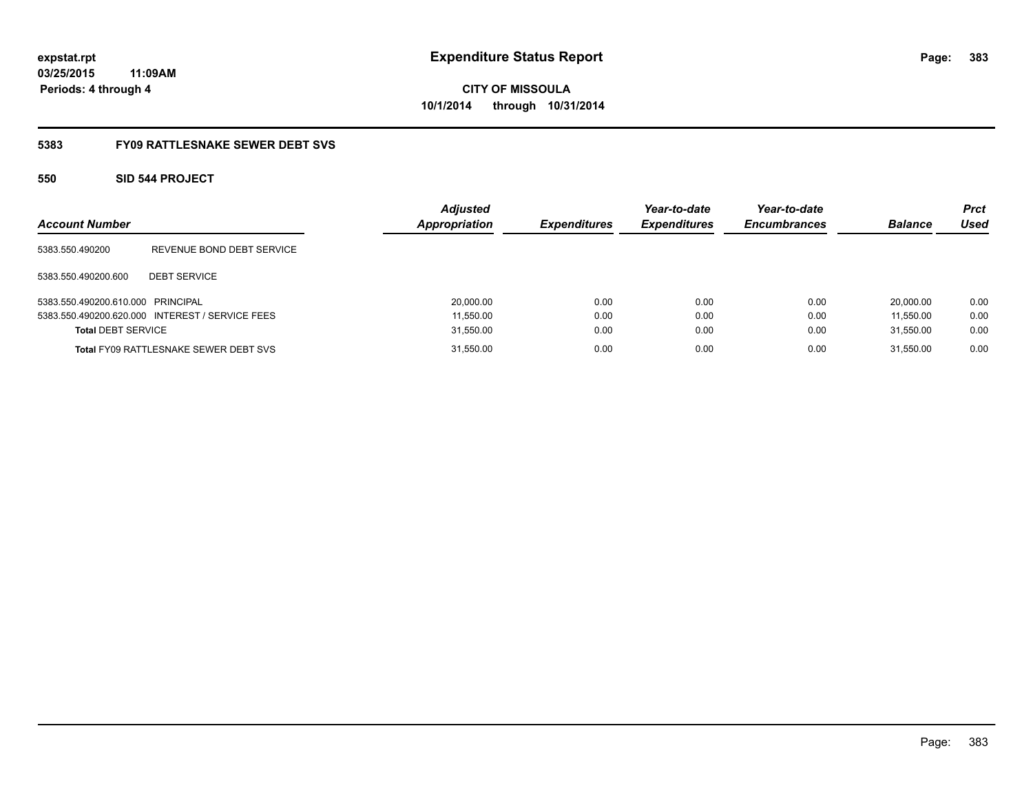expstat.rpt
03/25/2015 11:09AM
Periods: 4 through 4

# Expenditure Status Report

CITY OF MISSOULA
10/1/2014 through 10/31/2014

## 5383 FY09 RATTLESNAKE SEWER DEBT SVS

### 550 SID 544 PROJECT

| Account Number | | Adjusted Appropriation | Expenditures | Year-to-date Expenditures | Year-to-date Encumbrances | Balance | Prct Used |
|---|---|---|---|---|---|---|---|
| 5383.550.490200 | REVENUE BOND DEBT SERVICE | | | | | | |
| 5383.550.490200.600 | DEBT SERVICE | | | | | | |
| 5383.550.490200.610.000 | PRINCIPAL | 20,000.00 | 0.00 | 0.00 | 0.00 | 20,000.00 | 0.00 |
| 5383.550.490200.620.000 | INTEREST / SERVICE FEES | 11,550.00 | 0.00 | 0.00 | 0.00 | 11,550.00 | 0.00 |
| **Total** DEBT SERVICE | | 31,550.00 | 0.00 | 0.00 | 0.00 | 31,550.00 | 0.00 |
| **Total** FY09 RATTLESNAKE SEWER DEBT SVS | | 31,550.00 | 0.00 | 0.00 | 0.00 | 31,550.00 | 0.00 |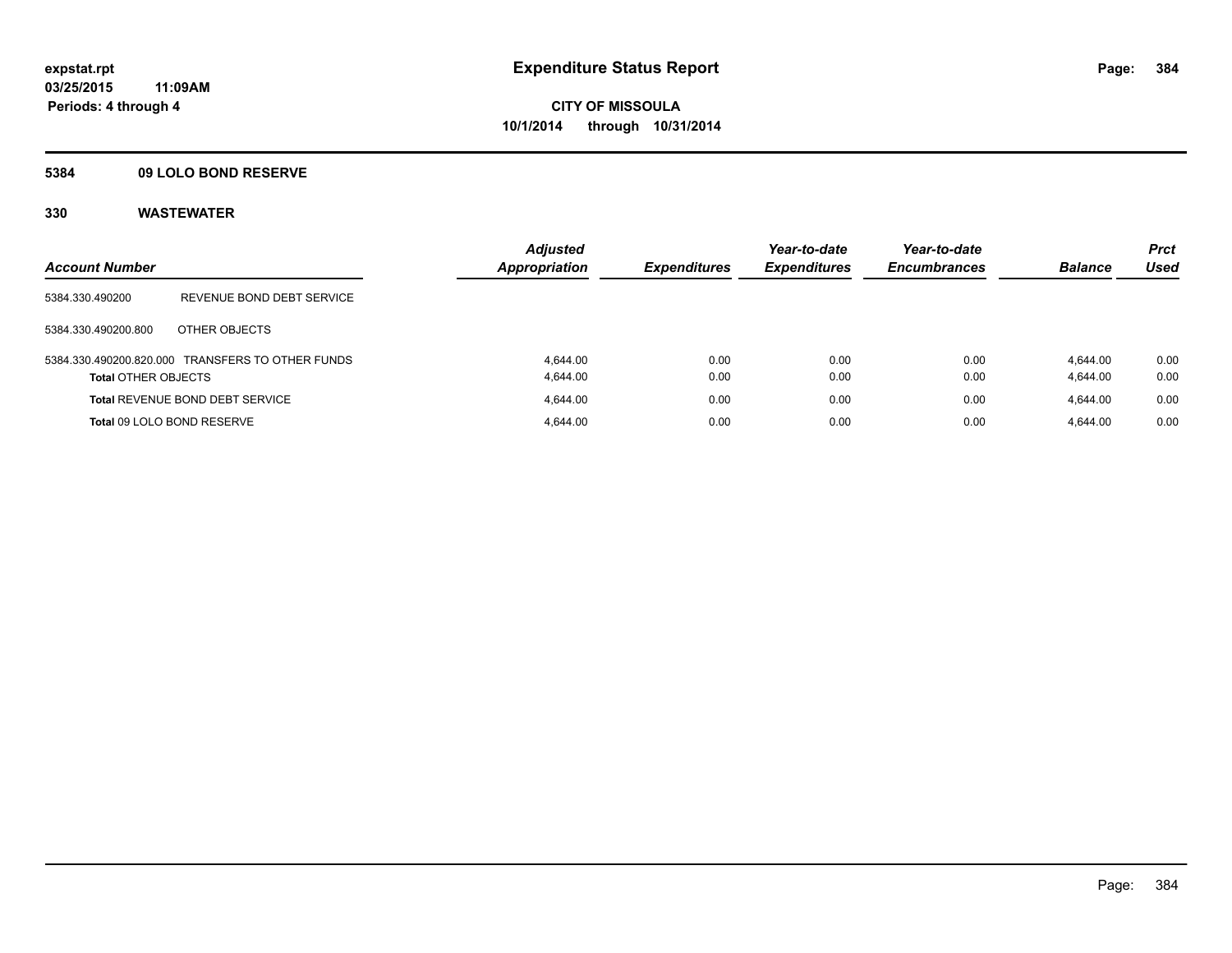# Expenditure Status Report

expstat.rpt
03/25/2015 11:09AM
Periods: 4 through 4

**CITY OF MISSOULA**
**10/1/2014 through 10/31/2014**

## 5384 09 LOLO BOND RESERVE

### 330 WASTEWATER

| Account Number | | Adjusted Appropriation | Expenditures | Year-to-date Expenditures | Year-to-date Encumbrances | Balance | Prct Used |
|---|---|---|---|---|---|---|---|
| 5384.330.490200 | REVENUE BOND DEBT SERVICE | | | | | | |
| 5384.330.490200.800 | OTHER OBJECTS | | | | | | |
| 5384.330.490200.820.000 | TRANSFERS TO OTHER FUNDS | 4,644.00 | 0.00 | 0.00 | 0.00 | 4,644.00 | 0.00 |
| **Total** OTHER OBJECTS | | 4,644.00 | 0.00 | 0.00 | 0.00 | 4,644.00 | 0.00 |
| **Total** REVENUE BOND DEBT SERVICE | | 4,644.00 | 0.00 | 0.00 | 0.00 | 4,644.00 | 0.00 |
| **Total** 09 LOLO BOND RESERVE | | 4,644.00 | 0.00 | 0.00 | 0.00 | 4,644.00 | 0.00 |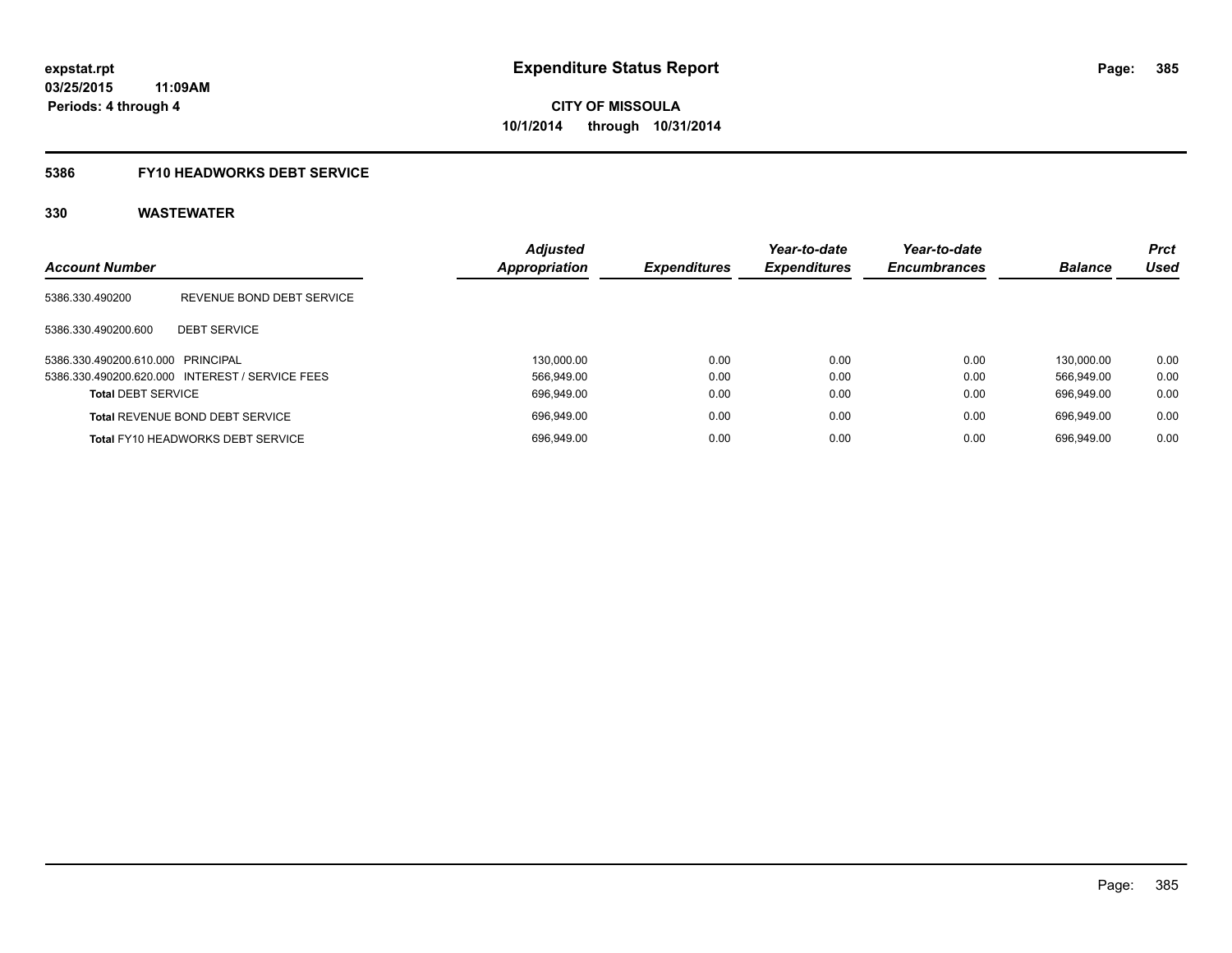**expstat.rpt**
**03/25/2015 11:09AM**
**Periods: 4 through 4**

# Expenditure Status Report

**CITY OF MISSOULA**
**10/1/2014 through 10/31/2014**

## 5386 FY10 HEADWORKS DEBT SERVICE

### 330 WASTEWATER

| Account Number | | Adjusted Appropriation | Expenditures | Year-to-date Expenditures | Year-to-date Encumbrances | Balance | Prct Used |
|---|---|---|---|---|---|---|---|
| 5386.330.490200 | REVENUE BOND DEBT SERVICE | | | | | | |
| 5386.330.490200.600 | DEBT SERVICE | | | | | | |
| 5386.330.490200.610.000 | PRINCIPAL | 130,000.00 | 0.00 | 0.00 | 0.00 | 130,000.00 | 0.00 |
| 5386.330.490200.620.000 | INTEREST / SERVICE FEES | 566,949.00 | 0.00 | 0.00 | 0.00 | 566,949.00 | 0.00 |
| **Total** DEBT SERVICE | | 696,949.00 | 0.00 | 0.00 | 0.00 | 696,949.00 | 0.00 |
| **Total** REVENUE BOND DEBT SERVICE | | 696,949.00 | 0.00 | 0.00 | 0.00 | 696,949.00 | 0.00 |
| **Total** FY10 HEADWORKS DEBT SERVICE | | 696,949.00 | 0.00 | 0.00 | 0.00 | 696,949.00 | 0.00 |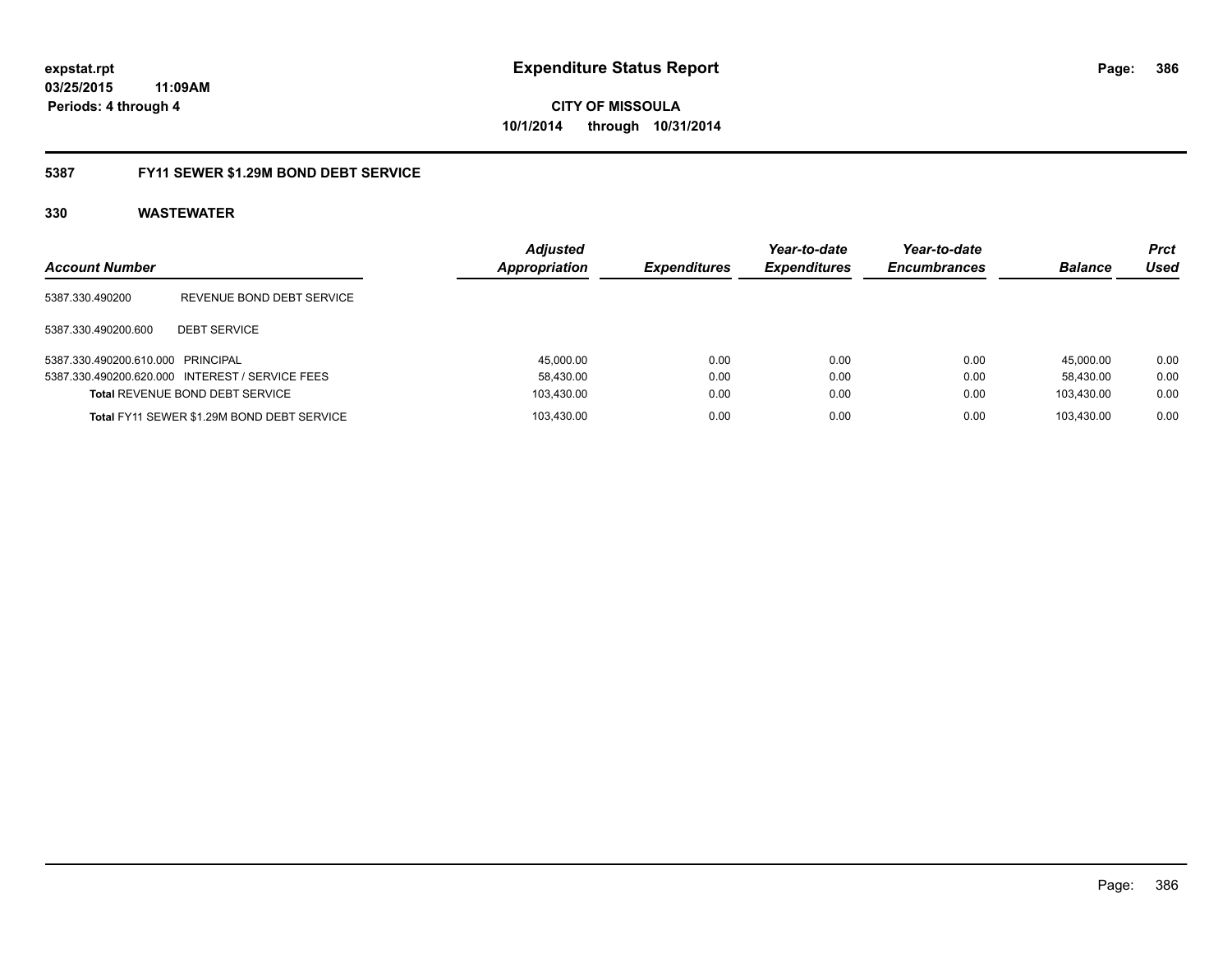expstat.rpt
03/25/2015 11:09AM
Periods: 4 through 4

# Expenditure Status Report

CITY OF MISSOULA
10/1/2014 through 10/31/2014

## 5387 FY11 SEWER $1.29M BOND DEBT SERVICE

### 330 WASTEWATER

| Account Number | | Adjusted Appropriation | Expenditures | Year-to-date Expenditures | Year-to-date Encumbrances | Balance | Prct Used |
|---|---|---|---|---|---|---|---|
| 5387.330.490200 | REVENUE BOND DEBT SERVICE | | | | | | |
| 5387.330.490200.600 | DEBT SERVICE | | | | | | |
| 5387.330.490200.610.000 | PRINCIPAL | 45,000.00 | 0.00 | 0.00 | 0.00 | 45,000.00 | 0.00 |
| 5387.330.490200.620.000 | INTEREST / SERVICE FEES | 58,430.00 | 0.00 | 0.00 | 0.00 | 58,430.00 | 0.00 |
| **Total** REVENUE BOND DEBT SERVICE | | 103,430.00 | 0.00 | 0.00 | 0.00 | 103,430.00 | 0.00 |
| **Total** FY11 SEWER $1.29M BOND DEBT SERVICE | | 103,430.00 | 0.00 | 0.00 | 0.00 | 103,430.00 | 0.00 |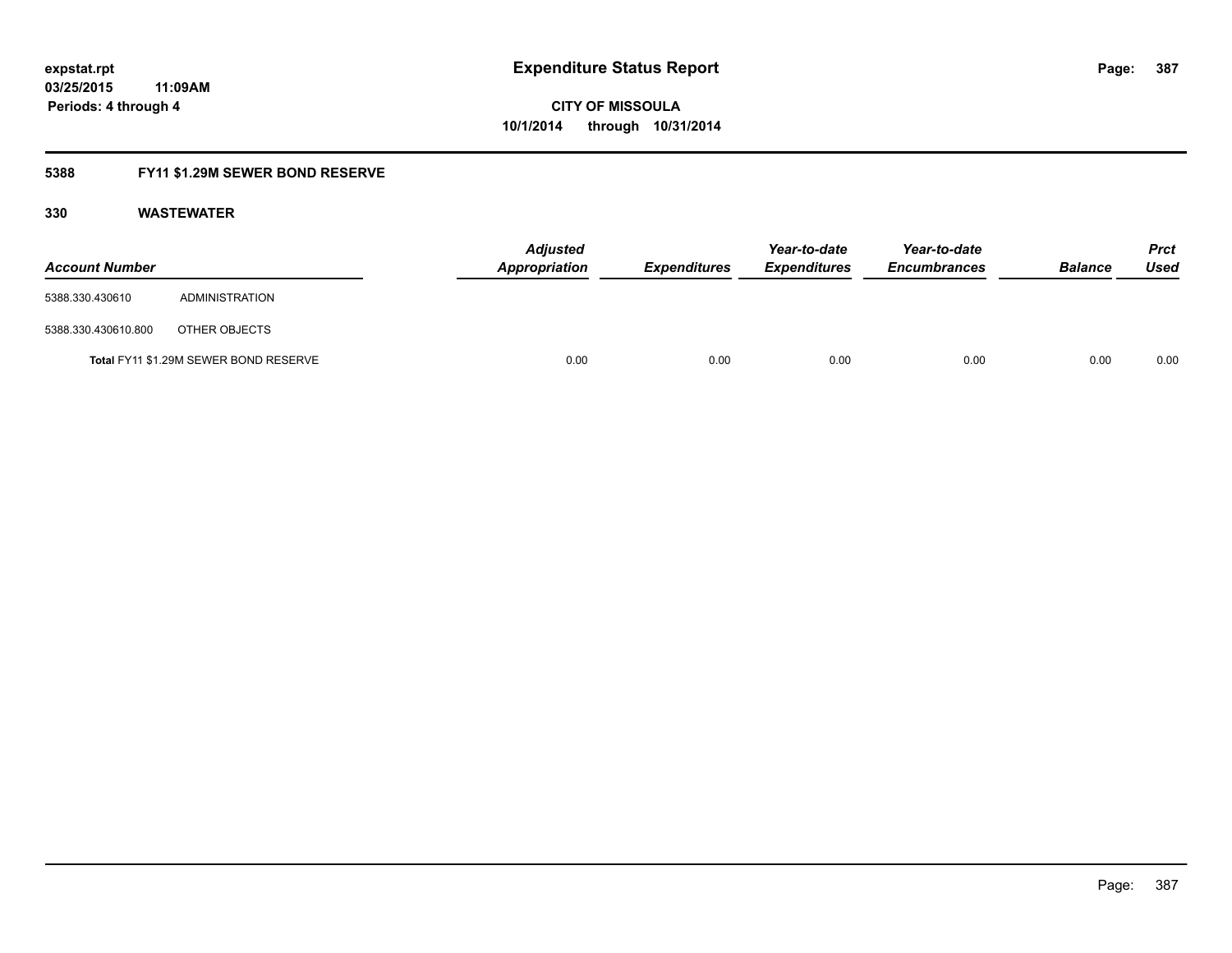# Expenditure Status Report

expstat.rpt
03/25/2015 11:09AM
Periods: 4 through 4

CITY OF MISSOULA
10/1/2014 through 10/31/2014

## 5388 FY11 $1.29M SEWER BOND RESERVE

### 330 WASTEWATER

| Account Number | | Adjusted Appropriation | Expenditures | Year-to-date Expenditures | Year-to-date Encumbrances | Balance | Prct Used |
|---|---|---|---|---|---|---|---|
| 5388.330.430610 | ADMINISTRATION | | | | | | |
| 5388.330.430610.800 | OTHER OBJECTS | | | | | | |
| **Total** FY11 $1.29M SEWER BOND RESERVE | | 0.00 | 0.00 | 0.00 | 0.00 | 0.00 | 0.00 |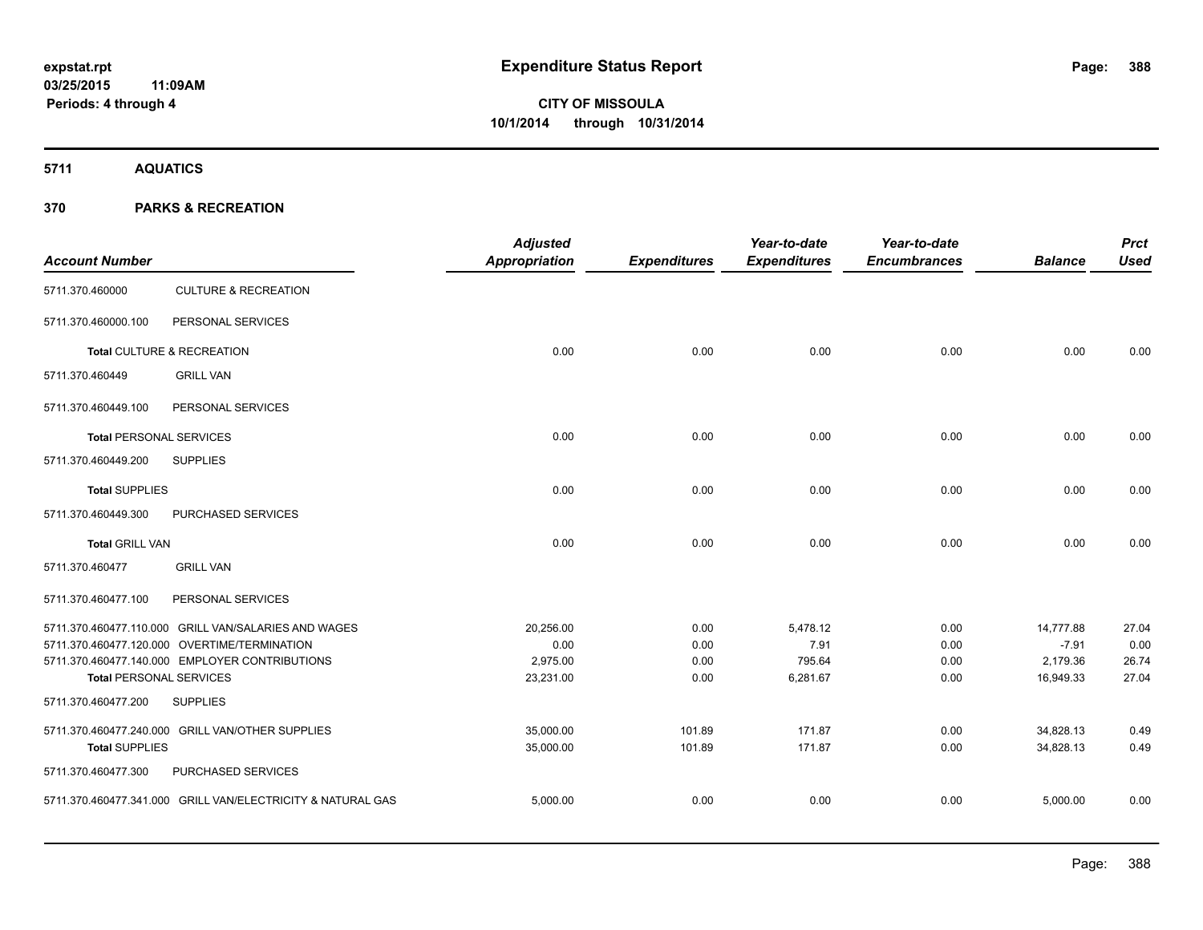**expstat.rpt**
**03/25/2015 11:09AM**
**Periods: 4 through 4**

# Expenditure Status Report

**CITY OF MISSOULA**
**10/1/2014 through 10/31/2014**

## 5711 AQUATICS

## 370 PARKS & RECREATION

| Account Number | | Adjusted Appropriation | Expenditures | Year-to-date Expenditures | Year-to-date Encumbrances | Balance | Prct Used |
|---|---|---|---|---|---|---|---|
| 5711.370.460000 | CULTURE & RECREATION | | | | | | |
| 5711.370.460000.100 | PERSONAL SERVICES | | | | | | |
| **Total** CULTURE & RECREATION | | 0.00 | 0.00 | 0.00 | 0.00 | 0.00 | 0.00 |
| 5711.370.460449 | GRILL VAN | | | | | | |
| 5711.370.460449.100 | PERSONAL SERVICES | | | | | | |
| **Total** PERSONAL SERVICES | | 0.00 | 0.00 | 0.00 | 0.00 | 0.00 | 0.00 |
| 5711.370.460449.200 | SUPPLIES | | | | | | |
| **Total** SUPPLIES | | 0.00 | 0.00 | 0.00 | 0.00 | 0.00 | 0.00 |
| 5711.370.460449.300 | PURCHASED SERVICES | | | | | | |
| **Total** GRILL VAN | | 0.00 | 0.00 | 0.00 | 0.00 | 0.00 | 0.00 |
| 5711.370.460477 | GRILL VAN | | | | | | |
| 5711.370.460477.100 | PERSONAL SERVICES | | | | | | |
| 5711.370.460477.110.000 | GRILL VAN/SALARIES AND WAGES | 20,256.00 | 0.00 | 5,478.12 | 0.00 | 14,777.88 | 27.04 |
| 5711.370.460477.120.000 | OVERTIME/TERMINATION | 0.00 | 0.00 | 7.91 | 0.00 | -7.91 | 0.00 |
| 5711.370.460477.140.000 | EMPLOYER CONTRIBUTIONS | 2,975.00 | 0.00 | 795.64 | 0.00 | 2,179.36 | 26.74 |
| **Total** PERSONAL SERVICES | | 23,231.00 | 0.00 | 6,281.67 | 0.00 | 16,949.33 | 27.04 |
| 5711.370.460477.200 | SUPPLIES | | | | | | |
| 5711.370.460477.240.000 | GRILL VAN/OTHER SUPPLIES | 35,000.00 | 101.89 | 171.87 | 0.00 | 34,828.13 | 0.49 |
| **Total** SUPPLIES | | 35,000.00 | 101.89 | 171.87 | 0.00 | 34,828.13 | 0.49 |
| 5711.370.460477.300 | PURCHASED SERVICES | | | | | | |
| 5711.370.460477.341.000 | GRILL VAN/ELECTRICITY & NATURAL GAS | 5,000.00 | 0.00 | 0.00 | 0.00 | 5,000.00 | 0.00 |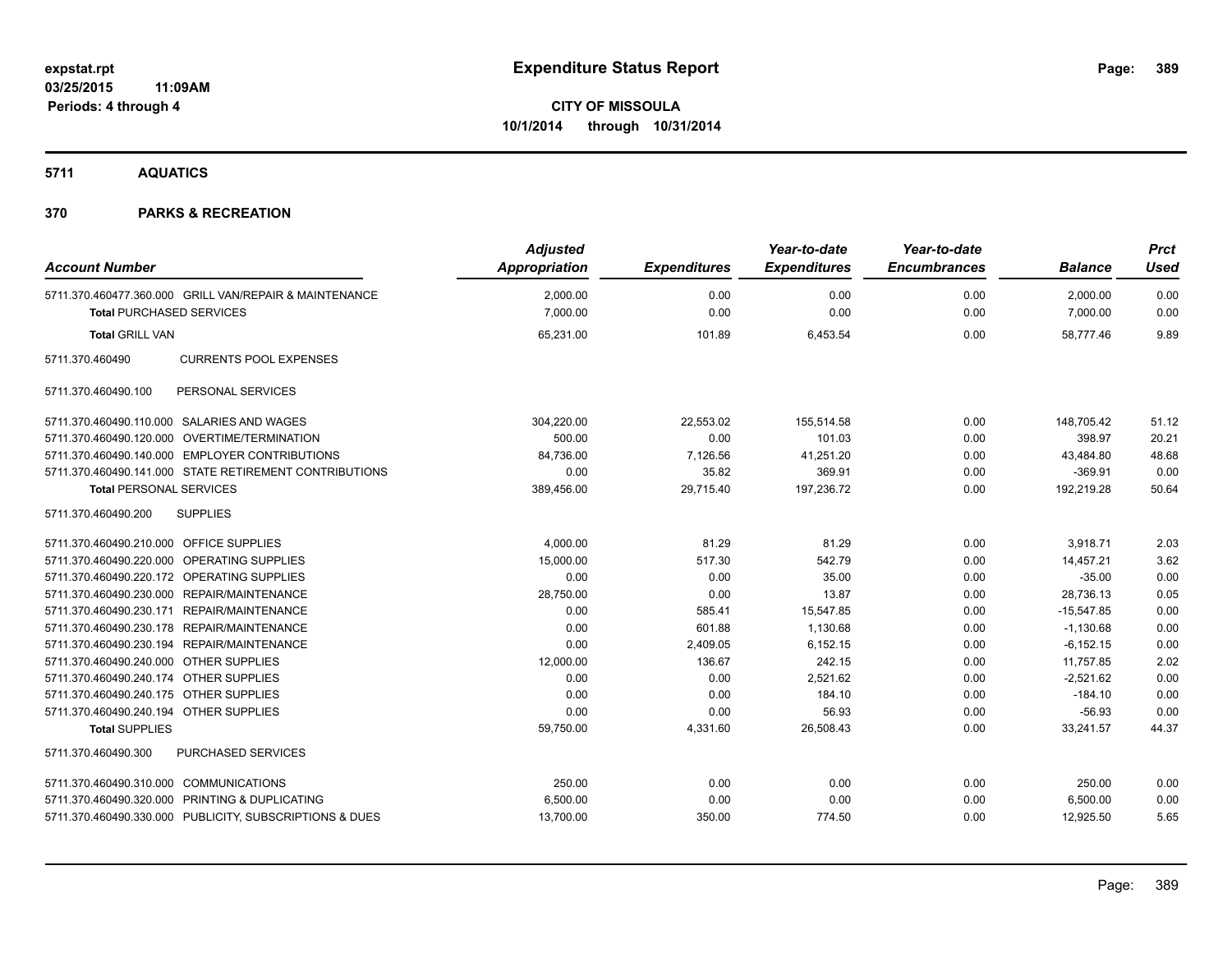**expstat.rpt**
**03/25/2015 11:09AM**
**Periods: 4 through 4**

# Expenditure Status Report

**CITY OF MISSOULA**
**10/1/2014 through 10/31/2014**

## 5711 AQUATICS

## 370 PARKS & RECREATION

| Account Number | Adjusted Appropriation | Expenditures | Year-to-date Expenditures | Year-to-date Encumbrances | Balance | Prct Used |
|---|---|---|---|---|---|---|
| 5711.370.460477.360.000 GRILL VAN/REPAIR & MAINTENANCE | 2,000.00 | 0.00 | 0.00 | 0.00 | 2,000.00 | 0.00 |
| **Total** PURCHASED SERVICES | 7,000.00 | 0.00 | 0.00 | 0.00 | 7,000.00 | 0.00 |
| **Total** GRILL VAN | 65,231.00 | 101.89 | 6,453.54 | 0.00 | 58,777.46 | 9.89 |
| 5711.370.460490 CURRENTS POOL EXPENSES | | | | | | |
| 5711.370.460490.100 PERSONAL SERVICES | | | | | | |
| 5711.370.460490.110.000 SALARIES AND WAGES | 304,220.00 | 22,553.02 | 155,514.58 | 0.00 | 148,705.42 | 51.12 |
| 5711.370.460490.120.000 OVERTIME/TERMINATION | 500.00 | 0.00 | 101.03 | 0.00 | 398.97 | 20.21 |
| 5711.370.460490.140.000 EMPLOYER CONTRIBUTIONS | 84,736.00 | 7,126.56 | 41,251.20 | 0.00 | 43,484.80 | 48.68 |
| 5711.370.460490.141.000 STATE RETIREMENT CONTRIBUTIONS | 0.00 | 35.82 | 369.91 | 0.00 | -369.91 | 0.00 |
| **Total** PERSONAL SERVICES | 389,456.00 | 29,715.40 | 197,236.72 | 0.00 | 192,219.28 | 50.64 |
| 5711.370.460490.200 SUPPLIES | | | | | | |
| 5711.370.460490.210.000 OFFICE SUPPLIES | 4,000.00 | 81.29 | 81.29 | 0.00 | 3,918.71 | 2.03 |
| 5711.370.460490.220.000 OPERATING SUPPLIES | 15,000.00 | 517.30 | 542.79 | 0.00 | 14,457.21 | 3.62 |
| 5711.370.460490.220.172 OPERATING SUPPLIES | 0.00 | 0.00 | 35.00 | 0.00 | -35.00 | 0.00 |
| 5711.370.460490.230.000 REPAIR/MAINTENANCE | 28,750.00 | 0.00 | 13.87 | 0.00 | 28,736.13 | 0.05 |
| 5711.370.460490.230.171 REPAIR/MAINTENANCE | 0.00 | 585.41 | 15,547.85 | 0.00 | -15,547.85 | 0.00 |
| 5711.370.460490.230.178 REPAIR/MAINTENANCE | 0.00 | 601.88 | 1,130.68 | 0.00 | -1,130.68 | 0.00 |
| 5711.370.460490.230.194 REPAIR/MAINTENANCE | 0.00 | 2,409.05 | 6,152.15 | 0.00 | -6,152.15 | 0.00 |
| 5711.370.460490.240.000 OTHER SUPPLIES | 12,000.00 | 136.67 | 242.15 | 0.00 | 11,757.85 | 2.02 |
| 5711.370.460490.240.174 OTHER SUPPLIES | 0.00 | 0.00 | 2,521.62 | 0.00 | -2,521.62 | 0.00 |
| 5711.370.460490.240.175 OTHER SUPPLIES | 0.00 | 0.00 | 184.10 | 0.00 | -184.10 | 0.00 |
| 5711.370.460490.240.194 OTHER SUPPLIES | 0.00 | 0.00 | 56.93 | 0.00 | -56.93 | 0.00 |
| **Total** SUPPLIES | 59,750.00 | 4,331.60 | 26,508.43 | 0.00 | 33,241.57 | 44.37 |
| 5711.370.460490.300 PURCHASED SERVICES | | | | | | |
| 5711.370.460490.310.000 COMMUNICATIONS | 250.00 | 0.00 | 0.00 | 0.00 | 250.00 | 0.00 |
| 5711.370.460490.320.000 PRINTING & DUPLICATING | 6,500.00 | 0.00 | 0.00 | 0.00 | 6,500.00 | 0.00 |
| 5711.370.460490.330.000 PUBLICITY, SUBSCRIPTIONS & DUES | 13,700.00 | 350.00 | 774.50 | 0.00 | 12,925.50 | 5.65 |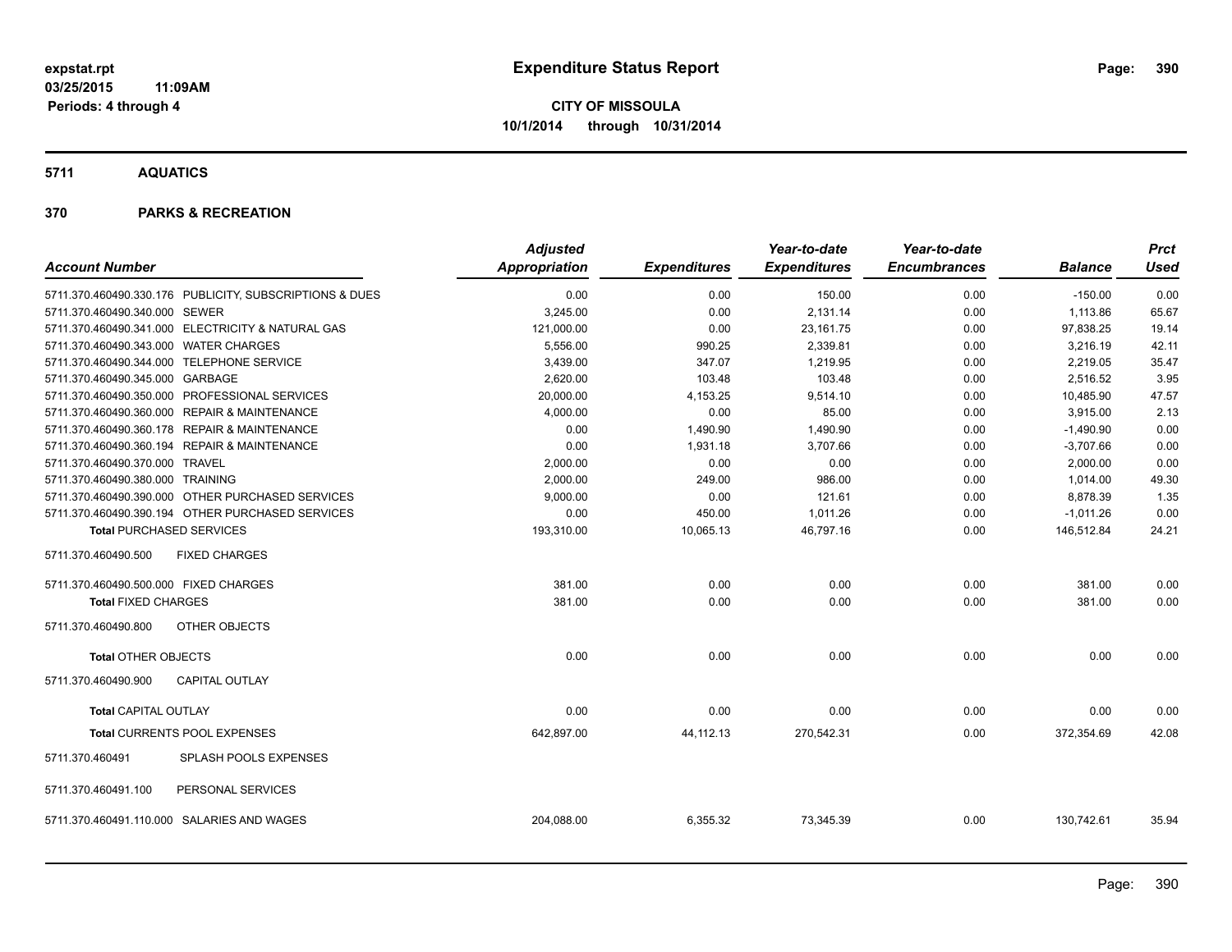**expstat.rpt**
**03/25/2015 11:09AM**
**Periods: 4 through 4**

# Expenditure Status Report

**CITY OF MISSOULA**
**10/1/2014 through 10/31/2014**

## 5711 AQUATICS

## 370 PARKS & RECREATION

| Account Number | | Adjusted Appropriation | Expenditures | Year-to-date Expenditures | Year-to-date Encumbrances | Balance | Prct Used |
|---|---|---|---|---|---|---|---|
| 5711.370.460490.330.176 | PUBLICITY, SUBSCRIPTIONS & DUES | 0.00 | 0.00 | 150.00 | 0.00 | -150.00 | 0.00 |
| 5711.370.460490.340.000 | SEWER | 3,245.00 | 0.00 | 2,131.14 | 0.00 | 1,113.86 | 65.67 |
| 5711.370.460490.341.000 | ELECTRICITY & NATURAL GAS | 121,000.00 | 0.00 | 23,161.75 | 0.00 | 97,838.25 | 19.14 |
| 5711.370.460490.343.000 | WATER CHARGES | 5,556.00 | 990.25 | 2,339.81 | 0.00 | 3,216.19 | 42.11 |
| 5711.370.460490.344.000 | TELEPHONE SERVICE | 3,439.00 | 347.07 | 1,219.95 | 0.00 | 2,219.05 | 35.47 |
| 5711.370.460490.345.000 | GARBAGE | 2,620.00 | 103.48 | 103.48 | 0.00 | 2,516.52 | 3.95 |
| 5711.370.460490.350.000 | PROFESSIONAL SERVICES | 20,000.00 | 4,153.25 | 9,514.10 | 0.00 | 10,485.90 | 47.57 |
| 5711.370.460490.360.000 | REPAIR & MAINTENANCE | 4,000.00 | 0.00 | 85.00 | 0.00 | 3,915.00 | 2.13 |
| 5711.370.460490.360.178 | REPAIR & MAINTENANCE | 0.00 | 1,490.90 | 1,490.90 | 0.00 | -1,490.90 | 0.00 |
| 5711.370.460490.360.194 | REPAIR & MAINTENANCE | 0.00 | 1,931.18 | 3,707.66 | 0.00 | -3,707.66 | 0.00 |
| 5711.370.460490.370.000 | TRAVEL | 2,000.00 | 0.00 | 0.00 | 0.00 | 2,000.00 | 0.00 |
| 5711.370.460490.380.000 | TRAINING | 2,000.00 | 249.00 | 986.00 | 0.00 | 1,014.00 | 49.30 |
| 5711.370.460490.390.000 | OTHER PURCHASED SERVICES | 9,000.00 | 0.00 | 121.61 | 0.00 | 8,878.39 | 1.35 |
| 5711.370.460490.390.194 | OTHER PURCHASED SERVICES | 0.00 | 450.00 | 1,011.26 | 0.00 | -1,011.26 | 0.00 |
| **Total** PURCHASED SERVICES | | 193,310.00 | 10,065.13 | 46,797.16 | 0.00 | 146,512.84 | 24.21 |
| 5711.370.460490.500 | FIXED CHARGES | | | | | | |
| 5711.370.460490.500.000 | FIXED CHARGES | 381.00 | 0.00 | 0.00 | 0.00 | 381.00 | 0.00 |
| **Total** FIXED CHARGES | | 381.00 | 0.00 | 0.00 | 0.00 | 381.00 | 0.00 |
| 5711.370.460490.800 | OTHER OBJECTS | | | | | | |
| **Total** OTHER OBJECTS | | 0.00 | 0.00 | 0.00 | 0.00 | 0.00 | 0.00 |
| 5711.370.460490.900 | CAPITAL OUTLAY | | | | | | |
| **Total** CAPITAL OUTLAY | | 0.00 | 0.00 | 0.00 | 0.00 | 0.00 | 0.00 |
| **Total** CURRENTS POOL EXPENSES | | 642,897.00 | 44,112.13 | 270,542.31 | 0.00 | 372,354.69 | 42.08 |
| 5711.370.460491 | SPLASH POOLS EXPENSES | | | | | | |
| 5711.370.460491.100 | PERSONAL SERVICES | | | | | | |
| 5711.370.460491.110.000 | SALARIES AND WAGES | 204,088.00 | 6,355.32 | 73,345.39 | 0.00 | 130,742.61 | 35.94 |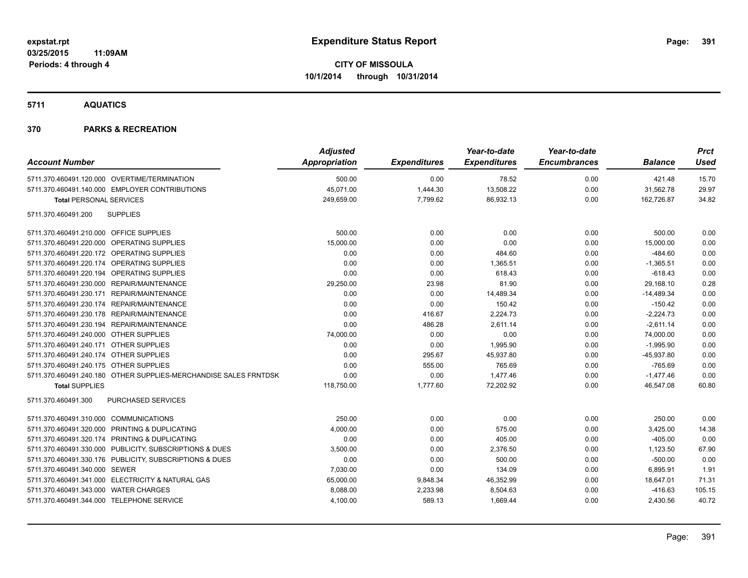**Expenditure Status Report**

**CITY OF MISSOULA**
**10/1/2014 through 10/31/2014**

expstat.rpt
03/25/2015 11:09AM
Periods: 4 through 4

## 5711 AQUATICS

## 370 PARKS & RECREATION

| Account Number | | Adjusted Appropriation | Expenditures | Year-to-date Expenditures | Year-to-date Encumbrances | Balance | Prct Used |
|---|---|---|---|---|---|---|---|
| 5711.370.460491.120.000 | OVERTIME/TERMINATION | 500.00 | 0.00 | 78.52 | 0.00 | 421.48 | 15.70 |
| 5711.370.460491.140.000 | EMPLOYER CONTRIBUTIONS | 45,071.00 | 1,444.30 | 13,508.22 | 0.00 | 31,562.78 | 29.97 |
| **Total** PERSONAL SERVICES | | 249,659.00 | 7,799.62 | 86,932.13 | 0.00 | 162,726.87 | 34.82 |
| 5711.370.460491.200 | SUPPLIES | | | | | | |
| 5711.370.460491.210.000 | OFFICE SUPPLIES | 500.00 | 0.00 | 0.00 | 0.00 | 500.00 | 0.00 |
| 5711.370.460491.220.000 | OPERATING SUPPLIES | 15,000.00 | 0.00 | 0.00 | 0.00 | 15,000.00 | 0.00 |
| 5711.370.460491.220.172 | OPERATING SUPPLIES | 0.00 | 0.00 | 484.60 | 0.00 | -484.60 | 0.00 |
| 5711.370.460491.220.174 | OPERATING SUPPLIES | 0.00 | 0.00 | 1,365.51 | 0.00 | -1,365.51 | 0.00 |
| 5711.370.460491.220.194 | OPERATING SUPPLIES | 0.00 | 0.00 | 618.43 | 0.00 | -618.43 | 0.00 |
| 5711.370.460491.230.000 | REPAIR/MAINTENANCE | 29,250.00 | 23.98 | 81.90 | 0.00 | 29,168.10 | 0.28 |
| 5711.370.460491.230.171 | REPAIR/MAINTENANCE | 0.00 | 0.00 | 14,489.34 | 0.00 | -14,489.34 | 0.00 |
| 5711.370.460491.230.174 | REPAIR/MAINTENANCE | 0.00 | 0.00 | 150.42 | 0.00 | -150.42 | 0.00 |
| 5711.370.460491.230.178 | REPAIR/MAINTENANCE | 0.00 | 416.67 | 2,224.73 | 0.00 | -2,224.73 | 0.00 |
| 5711.370.460491.230.194 | REPAIR/MAINTENANCE | 0.00 | 486.28 | 2,611.14 | 0.00 | -2,611.14 | 0.00 |
| 5711.370.460491.240.000 | OTHER SUPPLIES | 74,000.00 | 0.00 | 0.00 | 0.00 | 74,000.00 | 0.00 |
| 5711.370.460491.240.171 | OTHER SUPPLIES | 0.00 | 0.00 | 1,995.90 | 0.00 | -1,995.90 | 0.00 |
| 5711.370.460491.240.174 | OTHER SUPPLIES | 0.00 | 295.67 | 45,937.80 | 0.00 | -45,937.80 | 0.00 |
| 5711.370.460491.240.175 | OTHER SUPPLIES | 0.00 | 555.00 | 765.69 | 0.00 | -765.69 | 0.00 |
| 5711.370.460491.240.180 | OTHER SUPPLIES-MERCHANDISE SALES FRNTDSK | 0.00 | 0.00 | 1,477.46 | 0.00 | -1,477.46 | 0.00 |
| **Total** SUPPLIES | | 118,750.00 | 1,777.60 | 72,202.92 | 0.00 | 46,547.08 | 60.80 |
| 5711.370.460491.300 | PURCHASED SERVICES | | | | | | |
| 5711.370.460491.310.000 | COMMUNICATIONS | 250.00 | 0.00 | 0.00 | 0.00 | 250.00 | 0.00 |
| 5711.370.460491.320.000 | PRINTING & DUPLICATING | 4,000.00 | 0.00 | 575.00 | 0.00 | 3,425.00 | 14.38 |
| 5711.370.460491.320.174 | PRINTING & DUPLICATING | 0.00 | 0.00 | 405.00 | 0.00 | -405.00 | 0.00 |
| 5711.370.460491.330.000 | PUBLICITY, SUBSCRIPTIONS & DUES | 3,500.00 | 0.00 | 2,376.50 | 0.00 | 1,123.50 | 67.90 |
| 5711.370.460491.330.176 | PUBLICITY, SUBSCRIPTIONS & DUES | 0.00 | 0.00 | 500.00 | 0.00 | -500.00 | 0.00 |
| 5711.370.460491.340.000 | SEWER | 7,030.00 | 0.00 | 134.09 | 0.00 | 6,895.91 | 1.91 |
| 5711.370.460491.341.000 | ELECTRICITY & NATURAL GAS | 65,000.00 | 9,848.34 | 46,352.99 | 0.00 | 18,647.01 | 71.31 |
| 5711.370.460491.343.000 | WATER CHARGES | 8,088.00 | 2,233.98 | 8,504.63 | 0.00 | -416.63 | 105.15 |
| 5711.370.460491.344.000 | TELEPHONE SERVICE | 4,100.00 | 589.13 | 1,669.44 | 0.00 | 2,430.56 | 40.72 |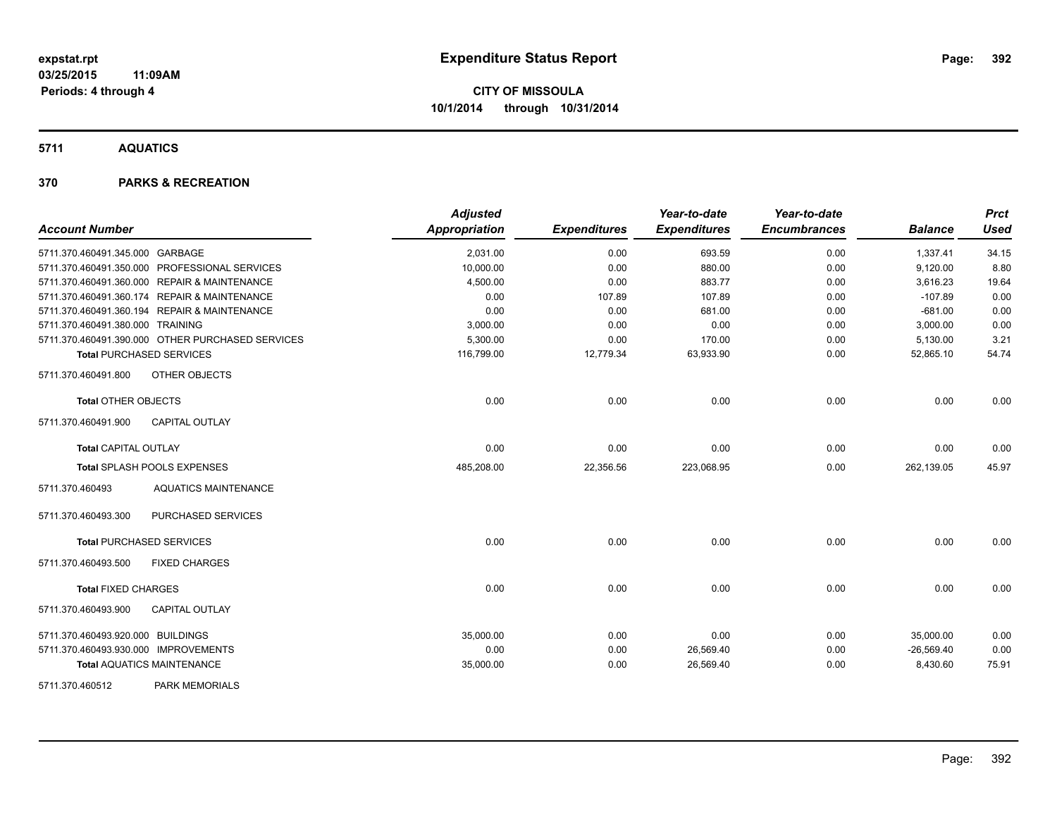**expstat.rpt**
**03/25/2015 11:09AM**
**Periods: 4 through 4**

# Expenditure Status Report

**CITY OF MISSOULA**
**10/1/2014 through 10/31/2014**

## 5711 AQUATICS

## 370 PARKS & RECREATION

| Account Number | | Adjusted Appropriation | Expenditures | Year-to-date Expenditures | Year-to-date Encumbrances | Balance | Prct Used |
|---|---|---|---|---|---|---|---|
| 5711.370.460491.345.000 | GARBAGE | 2,031.00 | 0.00 | 693.59 | 0.00 | 1,337.41 | 34.15 |
| 5711.370.460491.350.000 | PROFESSIONAL SERVICES | 10,000.00 | 0.00 | 880.00 | 0.00 | 9,120.00 | 8.80 |
| 5711.370.460491.360.000 | REPAIR & MAINTENANCE | 4,500.00 | 0.00 | 883.77 | 0.00 | 3,616.23 | 19.64 |
| 5711.370.460491.360.174 | REPAIR & MAINTENANCE | 0.00 | 107.89 | 107.89 | 0.00 | -107.89 | 0.00 |
| 5711.370.460491.360.194 | REPAIR & MAINTENANCE | 0.00 | 0.00 | 681.00 | 0.00 | -681.00 | 0.00 |
| 5711.370.460491.380.000 | TRAINING | 3,000.00 | 0.00 | 0.00 | 0.00 | 3,000.00 | 0.00 |
| 5711.370.460491.390.000 | OTHER PURCHASED SERVICES | 5,300.00 | 0.00 | 170.00 | 0.00 | 5,130.00 | 3.21 |
| **Total** PURCHASED SERVICES | | 116,799.00 | 12,779.34 | 63,933.90 | 0.00 | 52,865.10 | 54.74 |
| 5711.370.460491.800 | OTHER OBJECTS | | | | | | |
| **Total** OTHER OBJECTS | | 0.00 | 0.00 | 0.00 | 0.00 | 0.00 | 0.00 |
| 5711.370.460491.900 | CAPITAL OUTLAY | | | | | | |
| **Total** CAPITAL OUTLAY | | 0.00 | 0.00 | 0.00 | 0.00 | 0.00 | 0.00 |
| **Total** SPLASH POOLS EXPENSES | | 485,208.00 | 22,356.56 | 223,068.95 | 0.00 | 262,139.05 | 45.97 |
| 5711.370.460493 | AQUATICS MAINTENANCE | | | | | | |
| 5711.370.460493.300 | PURCHASED SERVICES | | | | | | |
| **Total** PURCHASED SERVICES | | 0.00 | 0.00 | 0.00 | 0.00 | 0.00 | 0.00 |
| 5711.370.460493.500 | FIXED CHARGES | | | | | | |
| **Total** FIXED CHARGES | | 0.00 | 0.00 | 0.00 | 0.00 | 0.00 | 0.00 |
| 5711.370.460493.900 | CAPITAL OUTLAY | | | | | | |
| 5711.370.460493.920.000 | BUILDINGS | 35,000.00 | 0.00 | 0.00 | 0.00 | 35,000.00 | 0.00 |
| 5711.370.460493.930.000 | IMPROVEMENTS | 0.00 | 0.00 | 26,569.40 | 0.00 | -26,569.40 | 0.00 |
| **Total** AQUATICS MAINTENANCE | | 35,000.00 | 0.00 | 26,569.40 | 0.00 | 8,430.60 | 75.91 |
| 5711.370.460512 | PARK MEMORIALS | | | | | | |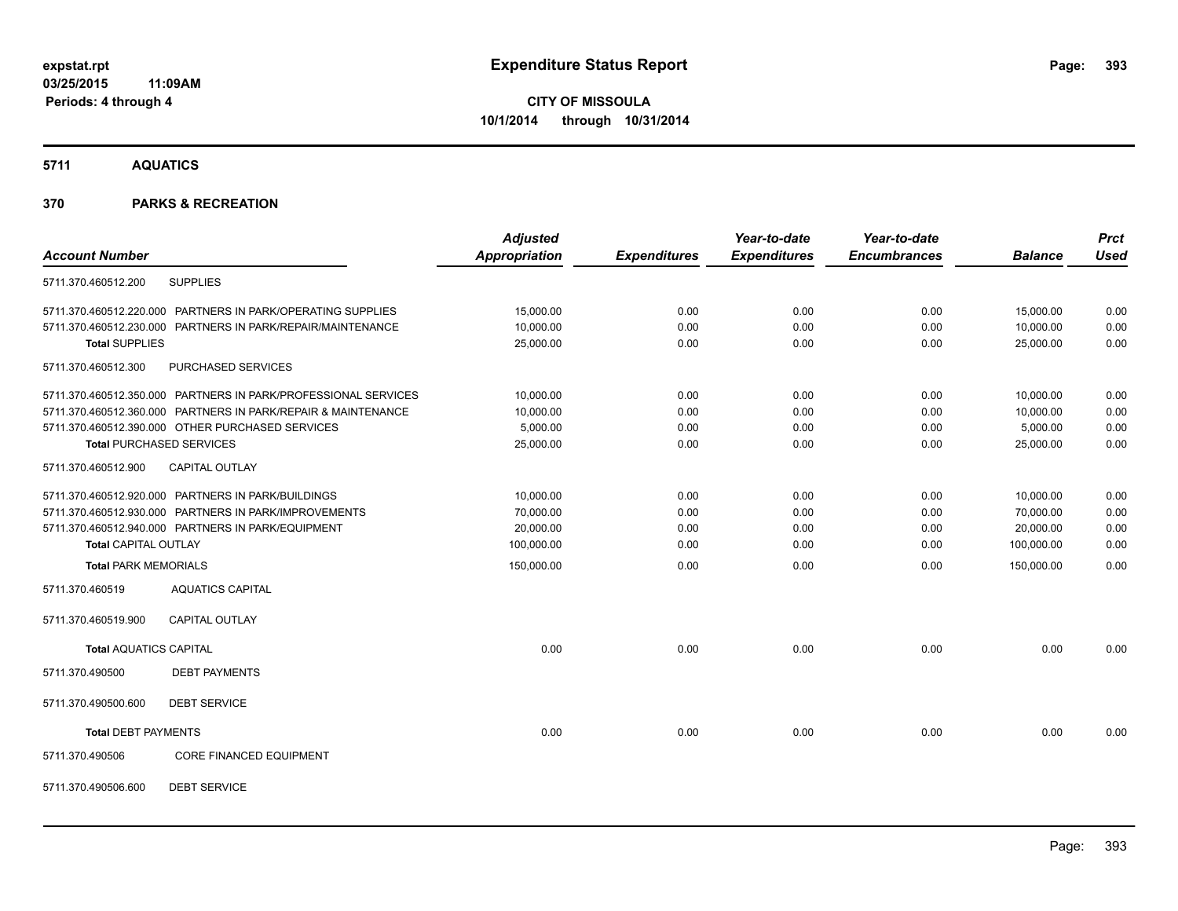**expstat.rpt**
**03/25/2015 11:09AM**
**Periods: 4 through 4**

# Expenditure Status Report

**CITY OF MISSOULA**
**10/1/2014 through 10/31/2014**

## 5711 AQUATICS

## 370 PARKS & RECREATION

| Account Number | | Adjusted Appropriation | Expenditures | Year-to-date Expenditures | Year-to-date Encumbrances | Balance | Prct Used |
|---|---|---|---|---|---|---|---|
| 5711.370.460512.200 | SUPPLIES | | | | | | |
| 5711.370.460512.220.000 | PARTNERS IN PARK/OPERATING SUPPLIES | 15,000.00 | 0.00 | 0.00 | 0.00 | 15,000.00 | 0.00 |
| 5711.370.460512.230.000 | PARTNERS IN PARK/REPAIR/MAINTENANCE | 10,000.00 | 0.00 | 0.00 | 0.00 | 10,000.00 | 0.00 |
| **Total** SUPPLIES | | 25,000.00 | 0.00 | 0.00 | 0.00 | 25,000.00 | 0.00 |
| 5711.370.460512.300 | PURCHASED SERVICES | | | | | | |
| 5711.370.460512.350.000 | PARTNERS IN PARK/PROFESSIONAL SERVICES | 10,000.00 | 0.00 | 0.00 | 0.00 | 10,000.00 | 0.00 |
| 5711.370.460512.360.000 | PARTNERS IN PARK/REPAIR & MAINTENANCE | 10,000.00 | 0.00 | 0.00 | 0.00 | 10,000.00 | 0.00 |
| 5711.370.460512.390.000 | OTHER PURCHASED SERVICES | 5,000.00 | 0.00 | 0.00 | 0.00 | 5,000.00 | 0.00 |
| **Total** PURCHASED SERVICES | | 25,000.00 | 0.00 | 0.00 | 0.00 | 25,000.00 | 0.00 |
| 5711.370.460512.900 | CAPITAL OUTLAY | | | | | | |
| 5711.370.460512.920.000 | PARTNERS IN PARK/BUILDINGS | 10,000.00 | 0.00 | 0.00 | 0.00 | 10,000.00 | 0.00 |
| 5711.370.460512.930.000 | PARTNERS IN PARK/IMPROVEMENTS | 70,000.00 | 0.00 | 0.00 | 0.00 | 70,000.00 | 0.00 |
| 5711.370.460512.940.000 | PARTNERS IN PARK/EQUIPMENT | 20,000.00 | 0.00 | 0.00 | 0.00 | 20,000.00 | 0.00 |
| **Total** CAPITAL OUTLAY | | 100,000.00 | 0.00 | 0.00 | 0.00 | 100,000.00 | 0.00 |
| **Total** PARK MEMORIALS | | 150,000.00 | 0.00 | 0.00 | 0.00 | 150,000.00 | 0.00 |
| 5711.370.460519 | AQUATICS CAPITAL | | | | | | |
| 5711.370.460519.900 | CAPITAL OUTLAY | | | | | | |
| **Total** AQUATICS CAPITAL | | 0.00 | 0.00 | 0.00 | 0.00 | 0.00 | 0.00 |
| 5711.370.490500 | DEBT PAYMENTS | | | | | | |
| 5711.370.490500.600 | DEBT SERVICE | | | | | | |
| **Total** DEBT PAYMENTS | | 0.00 | 0.00 | 0.00 | 0.00 | 0.00 | 0.00 |
| 5711.370.490506 | CORE FINANCED EQUIPMENT | | | | | | |
| 5711.370.490506.600 | DEBT SERVICE | | | | | | |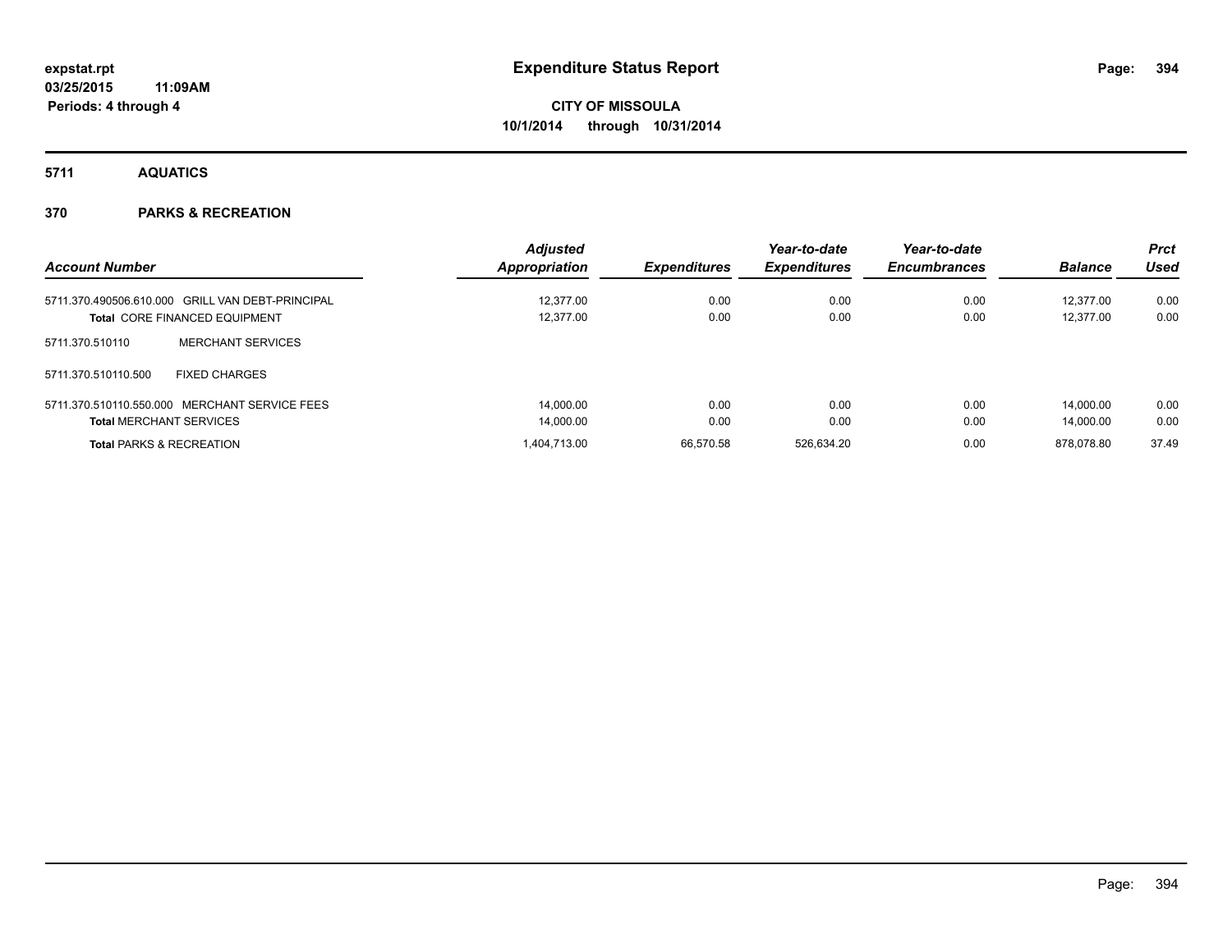# Expenditure Status Report

expstat.rpt
03/25/2015 11:09AM
Periods: 4 through 4

**CITY OF MISSOULA**
**10/1/2014 through 10/31/2014**

## 5711 AQUATICS

## 370 PARKS & RECREATION

| Account Number | Adjusted Appropriation | Expenditures | Year-to-date Expenditures | Year-to-date Encumbrances | Balance | Prct Used |
|---|---|---|---|---|---|---|
| 5711.370.490506.610.000 GRILL VAN DEBT-PRINCIPAL | 12,377.00 | 0.00 | 0.00 | 0.00 | 12,377.00 | 0.00 |
| **Total** CORE FINANCED EQUIPMENT | 12,377.00 | 0.00 | 0.00 | 0.00 | 12,377.00 | 0.00 |
| 5711.370.510110 MERCHANT SERVICES | | | | | | |
| 5711.370.510110.500 FIXED CHARGES | | | | | | |
| 5711.370.510110.550.000 MERCHANT SERVICE FEES | 14,000.00 | 0.00 | 0.00 | 0.00 | 14,000.00 | 0.00 |
| **Total** MERCHANT SERVICES | 14,000.00 | 0.00 | 0.00 | 0.00 | 14,000.00 | 0.00 |
| **Total** PARKS & RECREATION | 1,404,713.00 | 66,570.58 | 526,634.20 | 0.00 | 878,078.80 | 37.49 |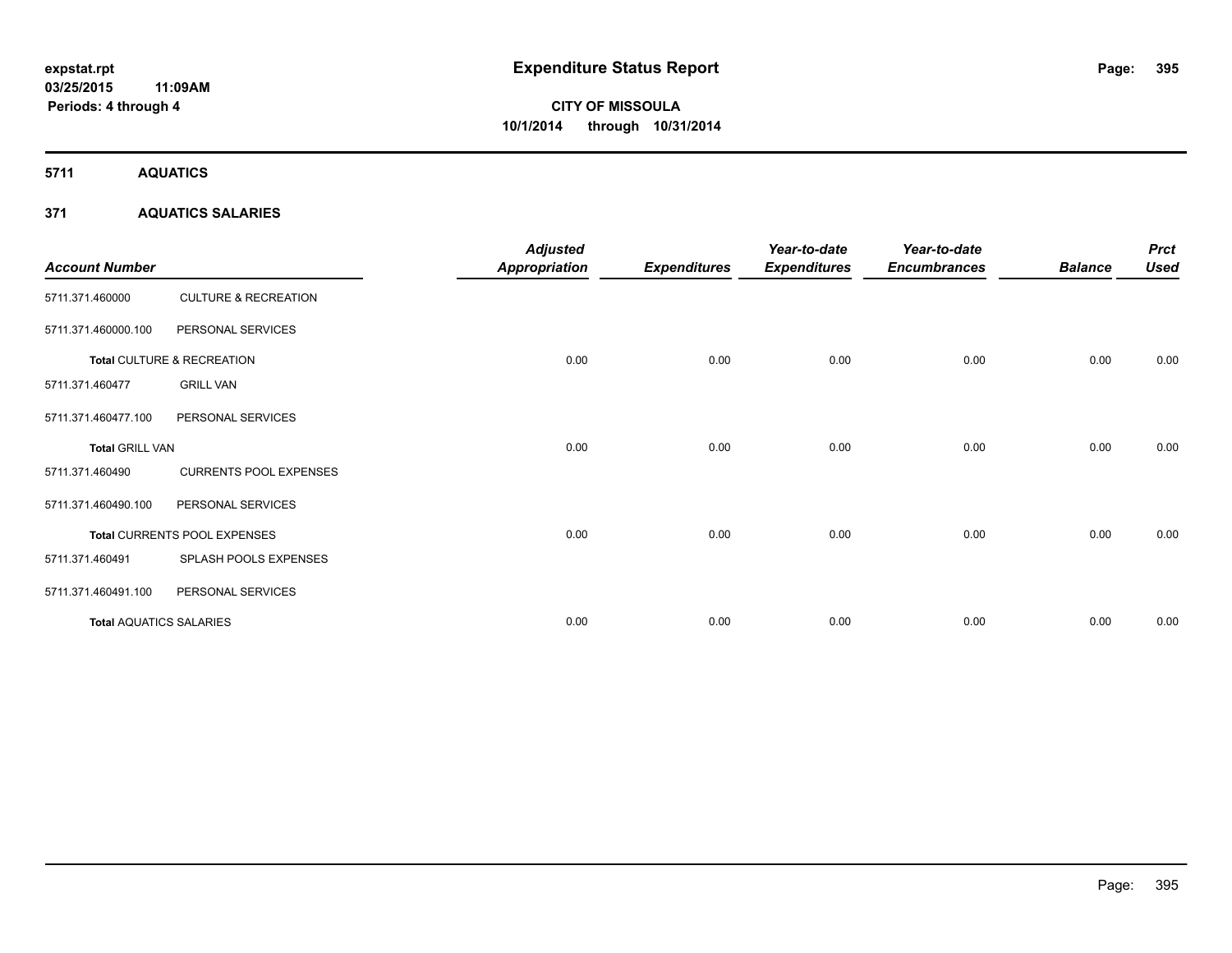# Expenditure Status Report

expstat.rpt
03/25/2015 11:09AM
Periods: 4 through 4

**CITY OF MISSOULA**
**10/1/2014 through 10/31/2014**

## 5711 AQUATICS

### 371 AQUATICS SALARIES

| Account Number | | Adjusted Appropriation | Expenditures | Year-to-date Expenditures | Year-to-date Encumbrances | Balance | Prct Used |
|---|---|---|---|---|---|---|---|
| 5711.371.460000 | CULTURE & RECREATION | | | | | | |
| 5711.371.460000.100 | PERSONAL SERVICES | | | | | | |
| **Total** CULTURE & RECREATION | | 0.00 | 0.00 | 0.00 | 0.00 | 0.00 | 0.00 |
| 5711.371.460477 | GRILL VAN | | | | | | |
| 5711.371.460477.100 | PERSONAL SERVICES | | | | | | |
| **Total** GRILL VAN | | 0.00 | 0.00 | 0.00 | 0.00 | 0.00 | 0.00 |
| 5711.371.460490 | CURRENTS POOL EXPENSES | | | | | | |
| 5711.371.460490.100 | PERSONAL SERVICES | | | | | | |
| **Total** CURRENTS POOL EXPENSES | | 0.00 | 0.00 | 0.00 | 0.00 | 0.00 | 0.00 |
| 5711.371.460491 | SPLASH POOLS EXPENSES | | | | | | |
| 5711.371.460491.100 | PERSONAL SERVICES | | | | | | |
| **Total** AQUATICS SALARIES | | 0.00 | 0.00 | 0.00 | 0.00 | 0.00 | 0.00 |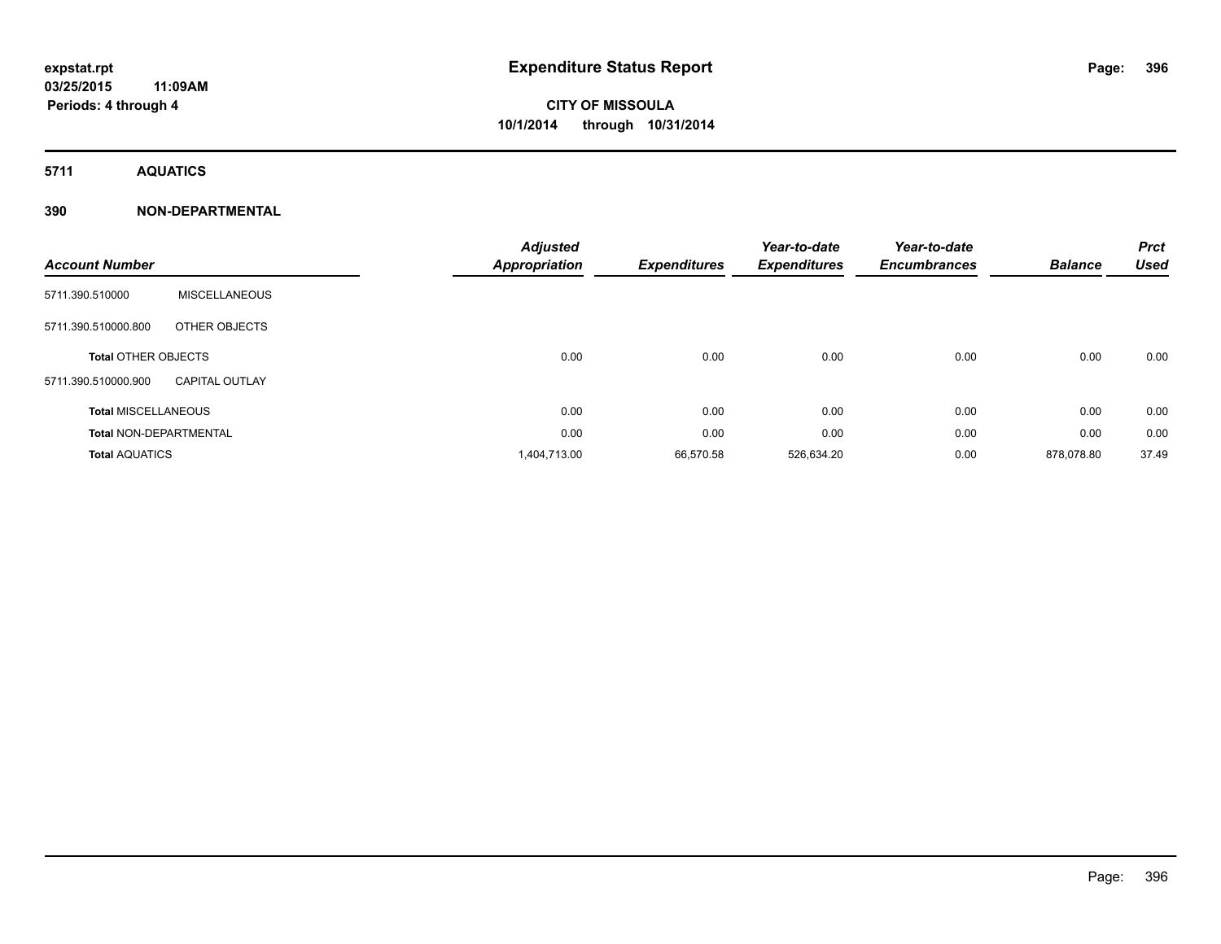**expstat.rpt**
**03/25/2015 11:09AM**
**Periods: 4 through 4**

# Expenditure Status Report

**CITY OF MISSOULA**
**10/1/2014 through 10/31/2014**

## 5711 AQUATICS

## 390 NON-DEPARTMENTAL

| Account Number | | Adjusted Appropriation | Expenditures | Year-to-date Expenditures | Year-to-date Encumbrances | Balance | Prct Used |
|---|---|---|---|---|---|---|---|
| 5711.390.510000 | MISCELLANEOUS | | | | | | |
| 5711.390.510000.800 | OTHER OBJECTS | | | | | | |
| **Total** OTHER OBJECTS | | 0.00 | 0.00 | 0.00 | 0.00 | 0.00 | 0.00 |
| 5711.390.510000.900 | CAPITAL OUTLAY | | | | | | |
| **Total** MISCELLANEOUS | | 0.00 | 0.00 | 0.00 | 0.00 | 0.00 | 0.00 |
| **Total** NON-DEPARTMENTAL | | 0.00 | 0.00 | 0.00 | 0.00 | 0.00 | 0.00 |
| **Total** AQUATICS | | 1,404,713.00 | 66,570.58 | 526,634.20 | 0.00 | 878,078.80 | 37.49 |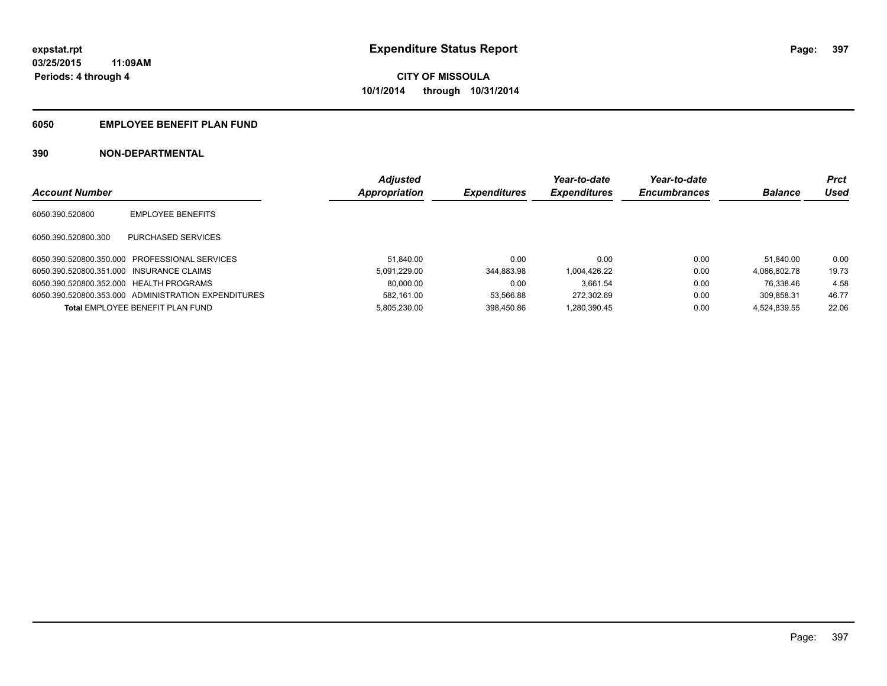**expstat.rpt**
**03/25/2015 11:09AM**
**Periods: 4 through 4**

# Expenditure Status Report

**CITY OF MISSOULA**
**10/1/2014 through 10/31/2014**

## 6050 EMPLOYEE BENEFIT PLAN FUND

### 390 NON-DEPARTMENTAL

| Account Number | | Adjusted Appropriation | Expenditures | Year-to-date Expenditures | Year-to-date Encumbrances | Balance | Prct Used |
|---|---|---|---|---|---|---|---|
| 6050.390.520800 | EMPLOYEE BENEFITS | | | | | | |
| 6050.390.520800.300 | PURCHASED SERVICES | | | | | | |
| 6050.390.520800.350.000 | PROFESSIONAL SERVICES | 51,840.00 | 0.00 | 0.00 | 0.00 | 51,840.00 | 0.00 |
| 6050.390.520800.351.000 | INSURANCE CLAIMS | 5,091,229.00 | 344,883.98 | 1,004,426.22 | 0.00 | 4,086,802.78 | 19.73 |
| 6050.390.520800.352.000 | HEALTH PROGRAMS | 80,000.00 | 0.00 | 3,661.54 | 0.00 | 76,338.46 | 4.58 |
| 6050.390.520800.353.000 | ADMINISTRATION EXPENDITURES | 582,161.00 | 53,566.88 | 272,302.69 | 0.00 | 309,858.31 | 46.77 |
| **Total** EMPLOYEE BENEFIT PLAN FUND | | 5,805,230.00 | 398,450.86 | 1,280,390.45 | 0.00 | 4,524,839.55 | 22.06 |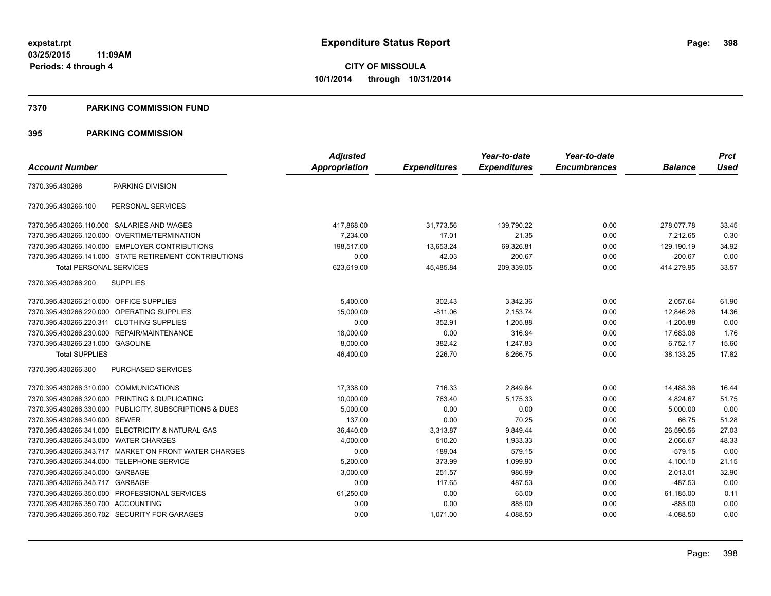# Expenditure Status Report

expstat.rpt
03/25/2015 11:09AM
Periods: 4 through 4

**CITY OF MISSOULA**
**10/1/2014 through 10/31/2014**

## 7370 PARKING COMMISSION FUND

## 395 PARKING COMMISSION

| Account Number | | Adjusted Appropriation | Expenditures | Year-to-date Expenditures | Year-to-date Encumbrances | Balance | Prct Used |
|---|---|---|---|---|---|---|---|
| 7370.395.430266 | PARKING DIVISION | | | | | | |
| 7370.395.430266.100 | PERSONAL SERVICES | | | | | | |
| 7370.395.430266.110.000 | SALARIES AND WAGES | 417,868.00 | 31,773.56 | 139,790.22 | 0.00 | 278,077.78 | 33.45 |
| 7370.395.430266.120.000 | OVERTIME/TERMINATION | 7,234.00 | 17.01 | 21.35 | 0.00 | 7,212.65 | 0.30 |
| 7370.395.430266.140.000 | EMPLOYER CONTRIBUTIONS | 198,517.00 | 13,653.24 | 69,326.81 | 0.00 | 129,190.19 | 34.92 |
| 7370.395.430266.141.000 | STATE RETIREMENT CONTRIBUTIONS | 0.00 | 42.03 | 200.67 | 0.00 | -200.67 | 0.00 |
| **Total PERSONAL SERVICES** | | 623,619.00 | 45,485.84 | 209,339.05 | 0.00 | 414,279.95 | 33.57 |
| 7370.395.430266.200 | SUPPLIES | | | | | | |
| 7370.395.430266.210.000 | OFFICE SUPPLIES | 5,400.00 | 302.43 | 3,342.36 | 0.00 | 2,057.64 | 61.90 |
| 7370.395.430266.220.000 | OPERATING SUPPLIES | 15,000.00 | -811.06 | 2,153.74 | 0.00 | 12,846.26 | 14.36 |
| 7370.395.430266.220.311 | CLOTHING SUPPLIES | 0.00 | 352.91 | 1,205.88 | 0.00 | -1,205.88 | 0.00 |
| 7370.395.430266.230.000 | REPAIR/MAINTENANCE | 18,000.00 | 0.00 | 316.94 | 0.00 | 17,683.06 | 1.76 |
| 7370.395.430266.231.000 | GASOLINE | 8,000.00 | 382.42 | 1,247.83 | 0.00 | 6,752.17 | 15.60 |
| **Total SUPPLIES** | | 46,400.00 | 226.70 | 8,266.75 | 0.00 | 38,133.25 | 17.82 |
| 7370.395.430266.300 | PURCHASED SERVICES | | | | | | |
| 7370.395.430266.310.000 | COMMUNICATIONS | 17,338.00 | 716.33 | 2,849.64 | 0.00 | 14,488.36 | 16.44 |
| 7370.395.430266.320.000 | PRINTING & DUPLICATING | 10,000.00 | 763.40 | 5,175.33 | 0.00 | 4,824.67 | 51.75 |
| 7370.395.430266.330.000 | PUBLICITY, SUBSCRIPTIONS & DUES | 5,000.00 | 0.00 | 0.00 | 0.00 | 5,000.00 | 0.00 |
| 7370.395.430266.340.000 | SEWER | 137.00 | 0.00 | 70.25 | 0.00 | 66.75 | 51.28 |
| 7370.395.430266.341.000 | ELECTRICITY & NATURAL GAS | 36,440.00 | 3,313.87 | 9,849.44 | 0.00 | 26,590.56 | 27.03 |
| 7370.395.430266.343.000 | WATER CHARGES | 4,000.00 | 510.20 | 1,933.33 | 0.00 | 2,066.67 | 48.33 |
| 7370.395.430266.343.717 | MARKET ON FRONT WATER CHARGES | 0.00 | 189.04 | 579.15 | 0.00 | -579.15 | 0.00 |
| 7370.395.430266.344.000 | TELEPHONE SERVICE | 5,200.00 | 373.99 | 1,099.90 | 0.00 | 4,100.10 | 21.15 |
| 7370.395.430266.345.000 | GARBAGE | 3,000.00 | 251.57 | 986.99 | 0.00 | 2,013.01 | 32.90 |
| 7370.395.430266.345.717 | GARBAGE | 0.00 | 117.65 | 487.53 | 0.00 | -487.53 | 0.00 |
| 7370.395.430266.350.000 | PROFESSIONAL SERVICES | 61,250.00 | 0.00 | 65.00 | 0.00 | 61,185.00 | 0.11 |
| 7370.395.430266.350.700 | ACCOUNTING | 0.00 | 0.00 | 885.00 | 0.00 | -885.00 | 0.00 |
| 7370.395.430266.350.702 | SECURITY FOR GARAGES | 0.00 | 1,071.00 | 4,088.50 | 0.00 | -4,088.50 | 0.00 |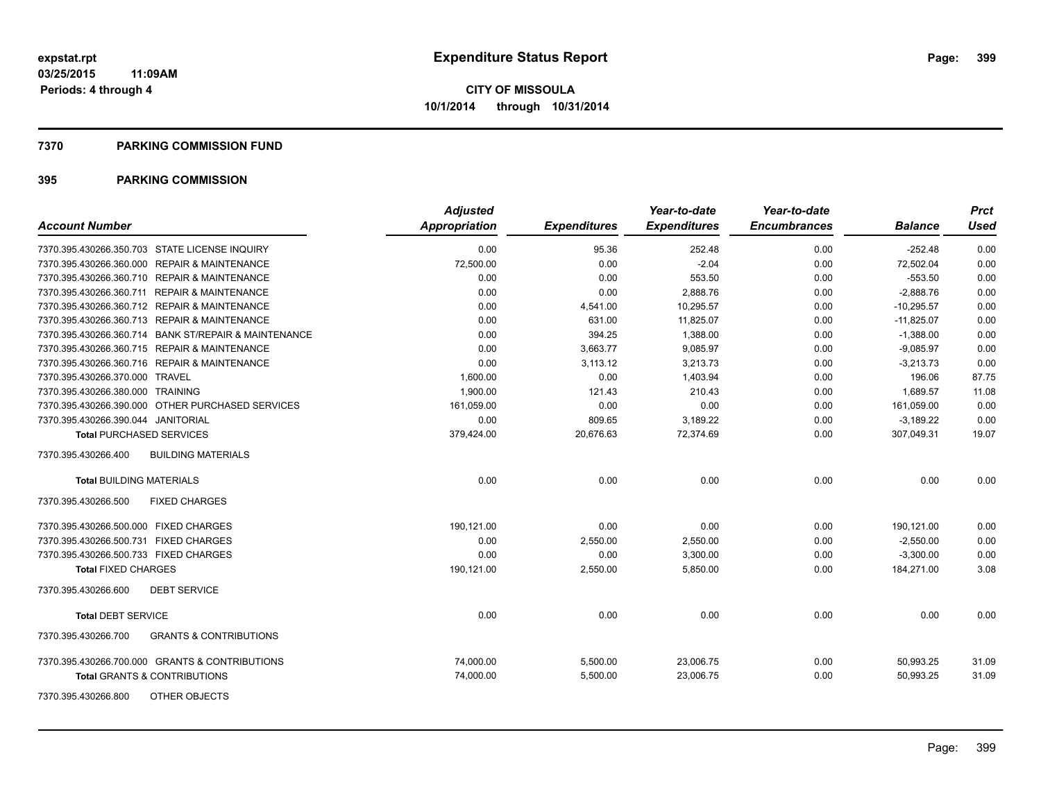# Expenditure Status Report

**CITY OF MISSOULA**
**10/1/2014 through 10/31/2014**

expstat.rpt
03/25/2015 11:09AM
Periods: 4 through 4

## 7370 PARKING COMMISSION FUND

### 395 PARKING COMMISSION

| Account Number | Adjusted Appropriation | Expenditures | Year-to-date Expenditures | Year-to-date Encumbrances | Balance | Prct Used |
|---|---|---|---|---|---|---|
| 7370.395.430266.350.703 STATE LICENSE INQUIRY | 0.00 | 95.36 | 252.48 | 0.00 | -252.48 | 0.00 |
| 7370.395.430266.360.000 REPAIR & MAINTENANCE | 72,500.00 | 0.00 | -2.04 | 0.00 | 72,502.04 | 0.00 |
| 7370.395.430266.360.710 REPAIR & MAINTENANCE | 0.00 | 0.00 | 553.50 | 0.00 | -553.50 | 0.00 |
| 7370.395.430266.360.711 REPAIR & MAINTENANCE | 0.00 | 0.00 | 2,888.76 | 0.00 | -2,888.76 | 0.00 |
| 7370.395.430266.360.712 REPAIR & MAINTENANCE | 0.00 | 4,541.00 | 10,295.57 | 0.00 | -10,295.57 | 0.00 |
| 7370.395.430266.360.713 REPAIR & MAINTENANCE | 0.00 | 631.00 | 11,825.07 | 0.00 | -11,825.07 | 0.00 |
| 7370.395.430266.360.714 BANK ST/REPAIR & MAINTENANCE | 0.00 | 394.25 | 1,388.00 | 0.00 | -1,388.00 | 0.00 |
| 7370.395.430266.360.715 REPAIR & MAINTENANCE | 0.00 | 3,663.77 | 9,085.97 | 0.00 | -9,085.97 | 0.00 |
| 7370.395.430266.360.716 REPAIR & MAINTENANCE | 0.00 | 3,113.12 | 3,213.73 | 0.00 | -3,213.73 | 0.00 |
| 7370.395.430266.370.000 TRAVEL | 1,600.00 | 0.00 | 1,403.94 | 0.00 | 196.06 | 87.75 |
| 7370.395.430266.380.000 TRAINING | 1,900.00 | 121.43 | 210.43 | 0.00 | 1,689.57 | 11.08 |
| 7370.395.430266.390.000 OTHER PURCHASED SERVICES | 161,059.00 | 0.00 | 0.00 | 0.00 | 161,059.00 | 0.00 |
| 7370.395.430266.390.044 JANITORIAL | 0.00 | 809.65 | 3,189.22 | 0.00 | -3,189.22 | 0.00 |
| **Total** PURCHASED SERVICES | 379,424.00 | 20,676.63 | 72,374.69 | 0.00 | 307,049.31 | 19.07 |
| 7370.395.430266.400 BUILDING MATERIALS | | | | | | |
| **Total** BUILDING MATERIALS | 0.00 | 0.00 | 0.00 | 0.00 | 0.00 | 0.00 |
| 7370.395.430266.500 FIXED CHARGES | | | | | | |
| 7370.395.430266.500.000 FIXED CHARGES | 190,121.00 | 0.00 | 0.00 | 0.00 | 190,121.00 | 0.00 |
| 7370.395.430266.500.731 FIXED CHARGES | 0.00 | 2,550.00 | 2,550.00 | 0.00 | -2,550.00 | 0.00 |
| 7370.395.430266.500.733 FIXED CHARGES | 0.00 | 0.00 | 3,300.00 | 0.00 | -3,300.00 | 0.00 |
| **Total** FIXED CHARGES | 190,121.00 | 2,550.00 | 5,850.00 | 0.00 | 184,271.00 | 3.08 |
| 7370.395.430266.600 DEBT SERVICE | | | | | | |
| **Total** DEBT SERVICE | 0.00 | 0.00 | 0.00 | 0.00 | 0.00 | 0.00 |
| 7370.395.430266.700 GRANTS & CONTRIBUTIONS | | | | | | |
| 7370.395.430266.700.000 GRANTS & CONTRIBUTIONS | 74,000.00 | 5,500.00 | 23,006.75 | 0.00 | 50,993.25 | 31.09 |
| **Total** GRANTS & CONTRIBUTIONS | 74,000.00 | 5,500.00 | 23,006.75 | 0.00 | 50,993.25 | 31.09 |
| 7370.395.430266.800 OTHER OBJECTS | | | | | | |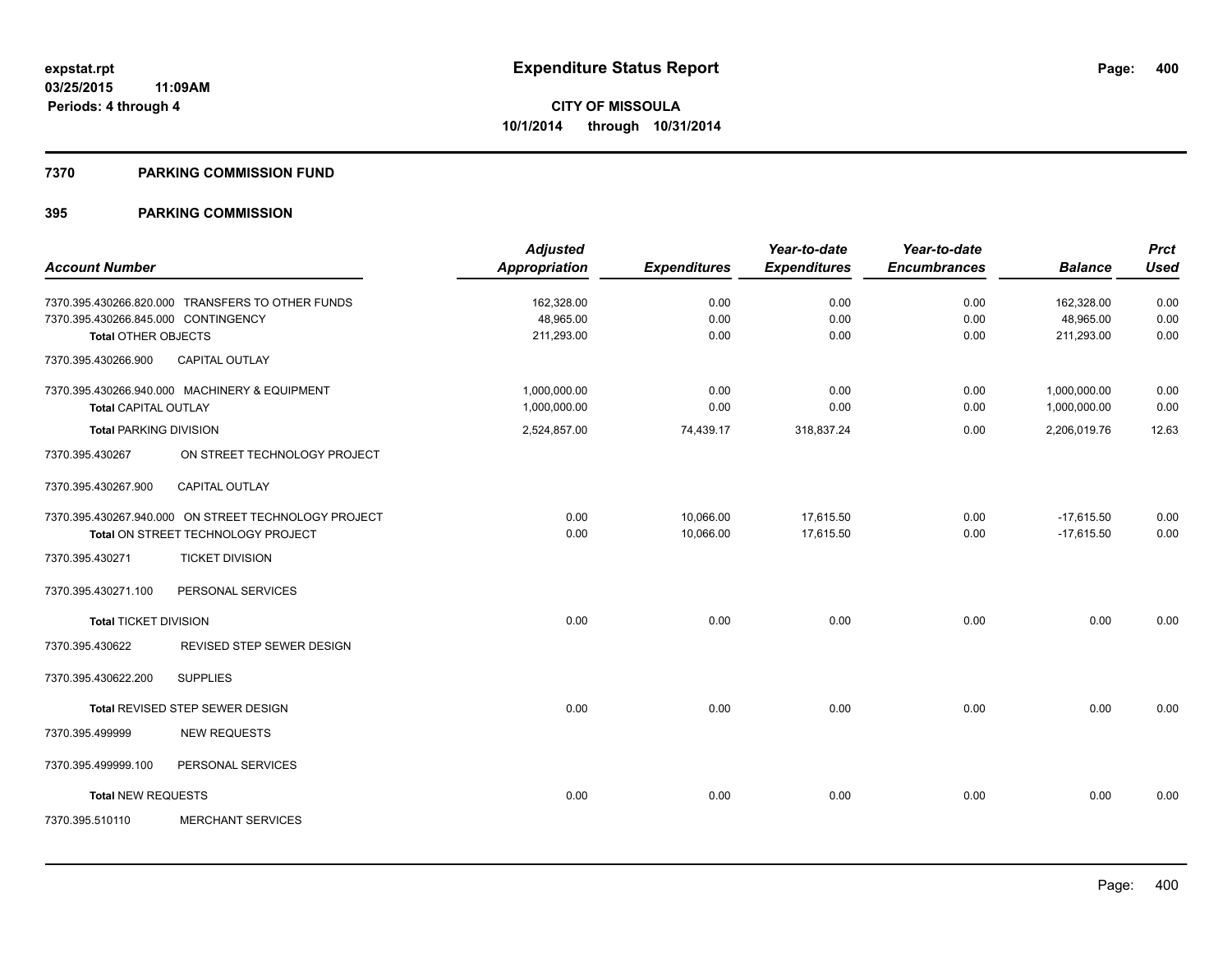expstat.rpt
03/25/2015 11:09AM
Periods: 4 through 4

# Expenditure Status Report

**CITY OF MISSOULA**
**10/1/2014 through 10/31/2014**

## 7370 PARKING COMMISSION FUND

## 395 PARKING COMMISSION

| Account Number | | Adjusted Appropriation | Expenditures | Year-to-date Expenditures | Year-to-date Encumbrances | Balance | Prct Used |
|---|---|---|---|---|---|---|---|
| 7370.395.430266.820.000 | TRANSFERS TO OTHER FUNDS | 162,328.00 | 0.00 | 0.00 | 0.00 | 162,328.00 | 0.00 |
| 7370.395.430266.845.000 | CONTINGENCY | 48,965.00 | 0.00 | 0.00 | 0.00 | 48,965.00 | 0.00 |
| **Total** OTHER OBJECTS | | 211,293.00 | 0.00 | 0.00 | 0.00 | 211,293.00 | 0.00 |
| 7370.395.430266.900 | CAPITAL OUTLAY | | | | | | |
| 7370.395.430266.940.000 | MACHINERY & EQUIPMENT | 1,000,000.00 | 0.00 | 0.00 | 0.00 | 1,000,000.00 | 0.00 |
| **Total** CAPITAL OUTLAY | | 1,000,000.00 | 0.00 | 0.00 | 0.00 | 1,000,000.00 | 0.00 |
| **Total** PARKING DIVISION | | 2,524,857.00 | 74,439.17 | 318,837.24 | 0.00 | 2,206,019.76 | 12.63 |
| 7370.395.430267 | ON STREET TECHNOLOGY PROJECT | | | | | | |
| 7370.395.430267.900 | CAPITAL OUTLAY | | | | | | |
| 7370.395.430267.940.000 | ON STREET TECHNOLOGY PROJECT | 0.00 | 10,066.00 | 17,615.50 | 0.00 | -17,615.50 | 0.00 |
| **Total** ON STREET TECHNOLOGY PROJECT | | 0.00 | 10,066.00 | 17,615.50 | 0.00 | -17,615.50 | 0.00 |
| 7370.395.430271 | TICKET DIVISION | | | | | | |
| 7370.395.430271.100 | PERSONAL SERVICES | | | | | | |
| **Total** TICKET DIVISION | | 0.00 | 0.00 | 0.00 | 0.00 | 0.00 | 0.00 |
| 7370.395.430622 | REVISED STEP SEWER DESIGN | | | | | | |
| 7370.395.430622.200 | SUPPLIES | | | | | | |
| **Total** REVISED STEP SEWER DESIGN | | 0.00 | 0.00 | 0.00 | 0.00 | 0.00 | 0.00 |
| 7370.395.499999 | NEW REQUESTS | | | | | | |
| 7370.395.499999.100 | PERSONAL SERVICES | | | | | | |
| **Total** NEW REQUESTS | | 0.00 | 0.00 | 0.00 | 0.00 | 0.00 | 0.00 |
| 7370.395.510110 | MERCHANT SERVICES | | | | | | |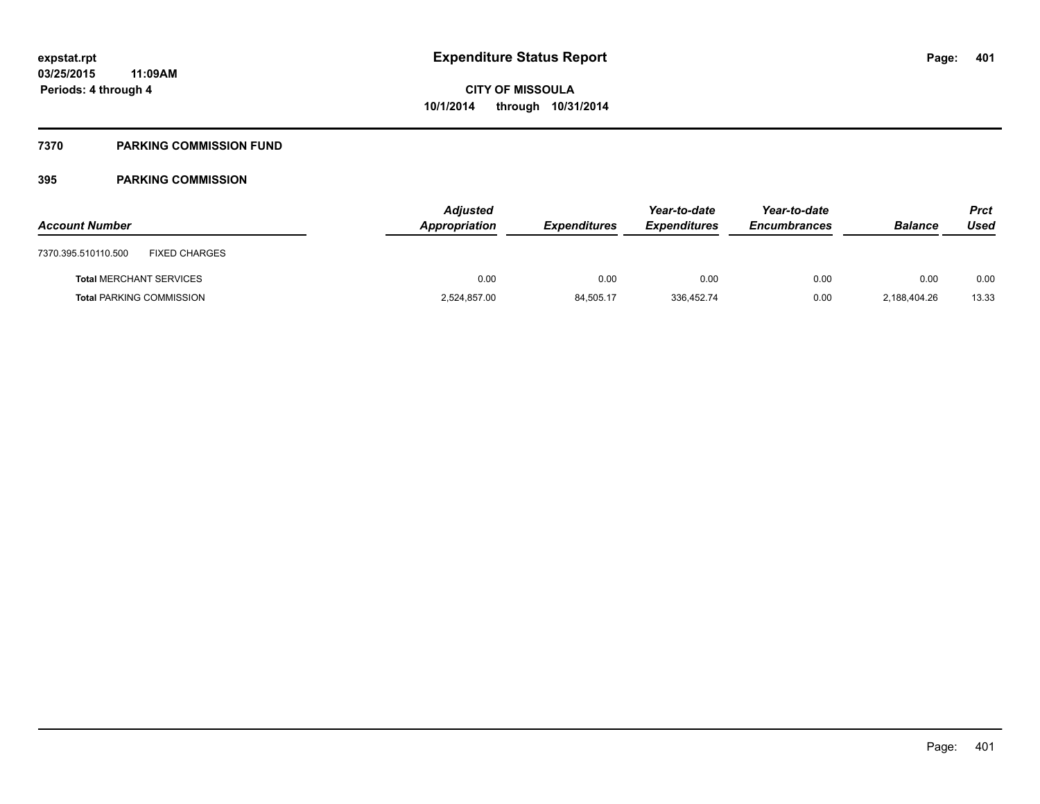**expstat.rpt**
**03/25/2015 11:09AM**
**Periods: 4 through 4**

# Expenditure Status Report

**CITY OF MISSOULA**
**10/1/2014 through 10/31/2014**

## 7370 PARKING COMMISSION FUND

### 395 PARKING COMMISSION

| Account Number | | Adjusted Appropriation | Expenditures | Year-to-date Expenditures | Year-to-date Encumbrances | Balance | Prct Used |
|---|---|---|---|---|---|---|---|
| 7370.395.510110.500 | FIXED CHARGES | | | | | | |
| **Total** MERCHANT SERVICES | | 0.00 | 0.00 | 0.00 | 0.00 | 0.00 | 0.00 |
| **Total** PARKING COMMISSION | | 2,524,857.00 | 84,505.17 | 336,452.74 | 0.00 | 2,188,404.26 | 13.33 |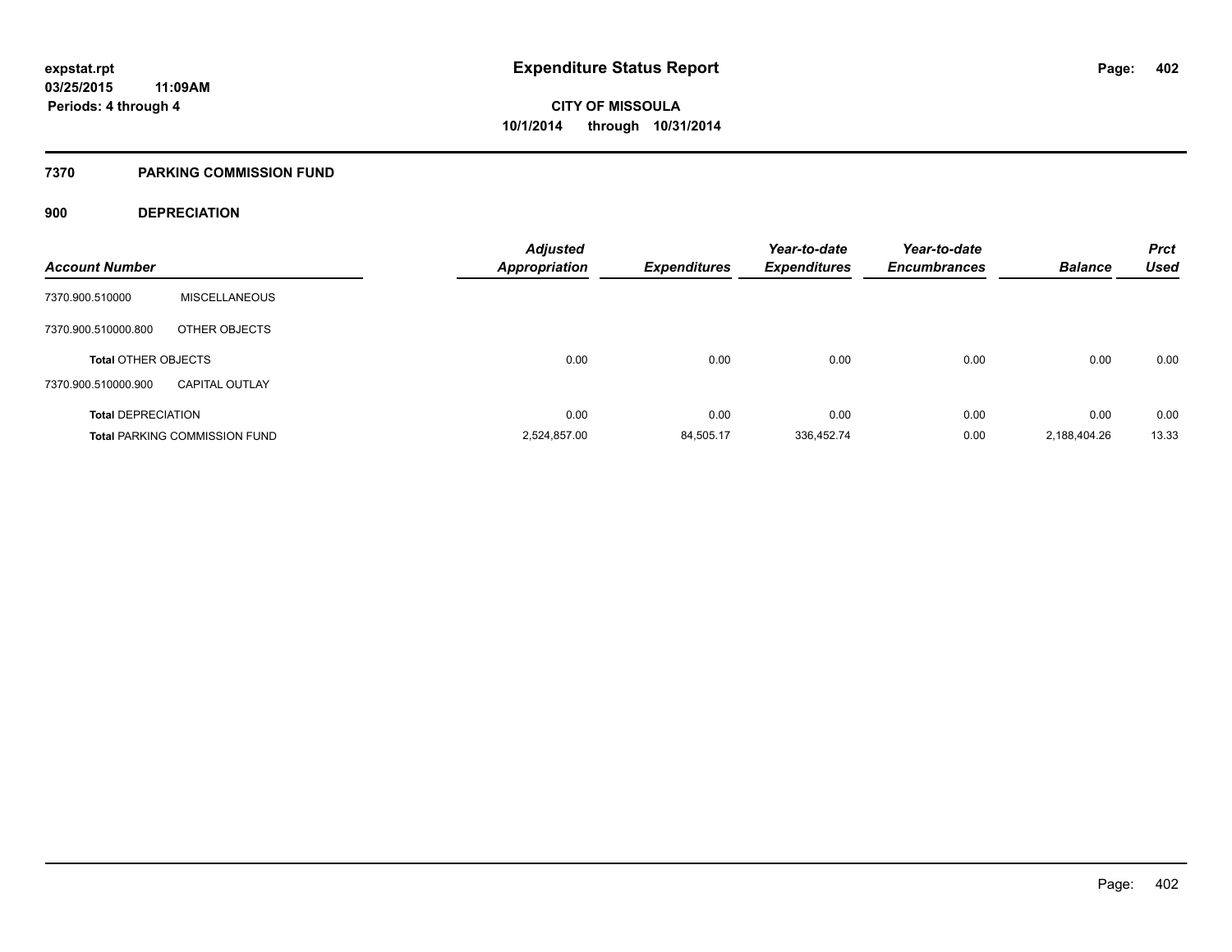**expstat.rpt**
**03/25/2015 11:09AM**
**Periods: 4 through 4**

# Expenditure Status Report

**CITY OF MISSOULA**
**10/1/2014 through 10/31/2014**

## 7370 PARKING COMMISSION FUND

### 900 DEPRECIATION

| Account Number | | Adjusted Appropriation | Expenditures | Year-to-date Expenditures | Year-to-date Encumbrances | Balance | Prct Used |
|---|---|---|---|---|---|---|---|
| 7370.900.510000 | MISCELLANEOUS | | | | | | |
| 7370.900.510000.800 | OTHER OBJECTS | | | | | | |
| **Total** OTHER OBJECTS | | 0.00 | 0.00 | 0.00 | 0.00 | 0.00 | 0.00 |
| 7370.900.510000.900 | CAPITAL OUTLAY | | | | | | |
| **Total** DEPRECIATION | | 0.00 | 0.00 | 0.00 | 0.00 | 0.00 | 0.00 |
| **Total** PARKING COMMISSION FUND | | 2,524,857.00 | 84,505.17 | 336,452.74 | 0.00 | 2,188,404.26 | 13.33 |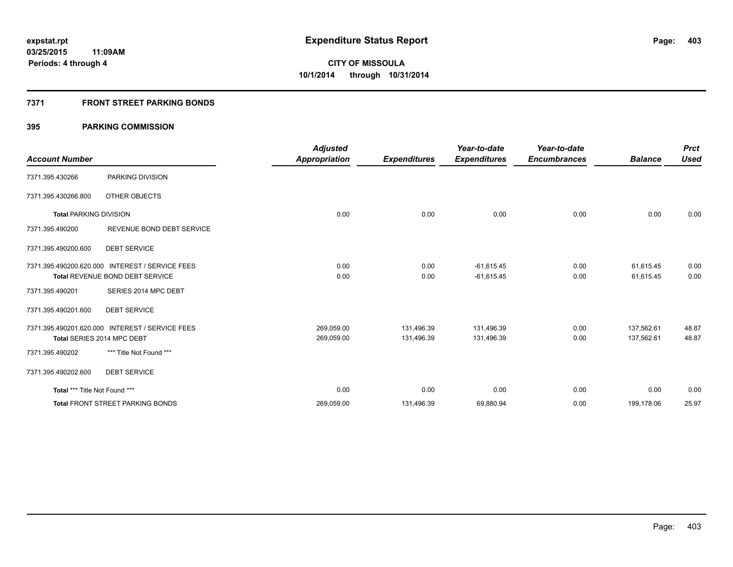**expstat.rpt**
**03/25/2015 11:09AM**
**Periods: 4 through 4**

# Expenditure Status Report

**CITY OF MISSOULA**
**10/1/2014 through 10/31/2014**

## 7371 FRONT STREET PARKING BONDS

## 395 PARKING COMMISSION

| Account Number | | Adjusted Appropriation | Expenditures | Year-to-date Expenditures | Year-to-date Encumbrances | Balance | Prct Used |
|---|---|---|---|---|---|---|---|
| 7371.395.430266 | PARKING DIVISION | | | | | | |
| 7371.395.430266.800 | OTHER OBJECTS | | | | | | |
| **Total** PARKING DIVISION | | 0.00 | 0.00 | 0.00 | 0.00 | 0.00 | 0.00 |
| 7371.395.490200 | REVENUE BOND DEBT SERVICE | | | | | | |
| 7371.395.490200.600 | DEBT SERVICE | | | | | | |
| 7371.395.490200.620.000 | INTEREST / SERVICE FEES | 0.00 | 0.00 | -61,615.45 | 0.00 | 61,615.45 | 0.00 |
| **Total** REVENUE BOND DEBT SERVICE | | 0.00 | 0.00 | -61,615.45 | 0.00 | 61,615.45 | 0.00 |
| 7371.395.490201 | SERIES 2014 MPC DEBT | | | | | | |
| 7371.395.490201.600 | DEBT SERVICE | | | | | | |
| 7371.395.490201.620.000 | INTEREST / SERVICE FEES | 269,059.00 | 131,496.39 | 131,496.39 | 0.00 | 137,562.61 | 48.87 |
| **Total** SERIES 2014 MPC DEBT | | 269,059.00 | 131,496.39 | 131,496.39 | 0.00 | 137,562.61 | 48.87 |
| 7371.395.490202 | *** Title Not Found *** | | | | | | |
| 7371.395.490202.600 | DEBT SERVICE | | | | | | |
| **Total** *** Title Not Found *** | | 0.00 | 0.00 | 0.00 | 0.00 | 0.00 | 0.00 |
| **Total** FRONT STREET PARKING BONDS | | 269,059.00 | 131,496.39 | 69,880.94 | 0.00 | 199,178.06 | 25.97 |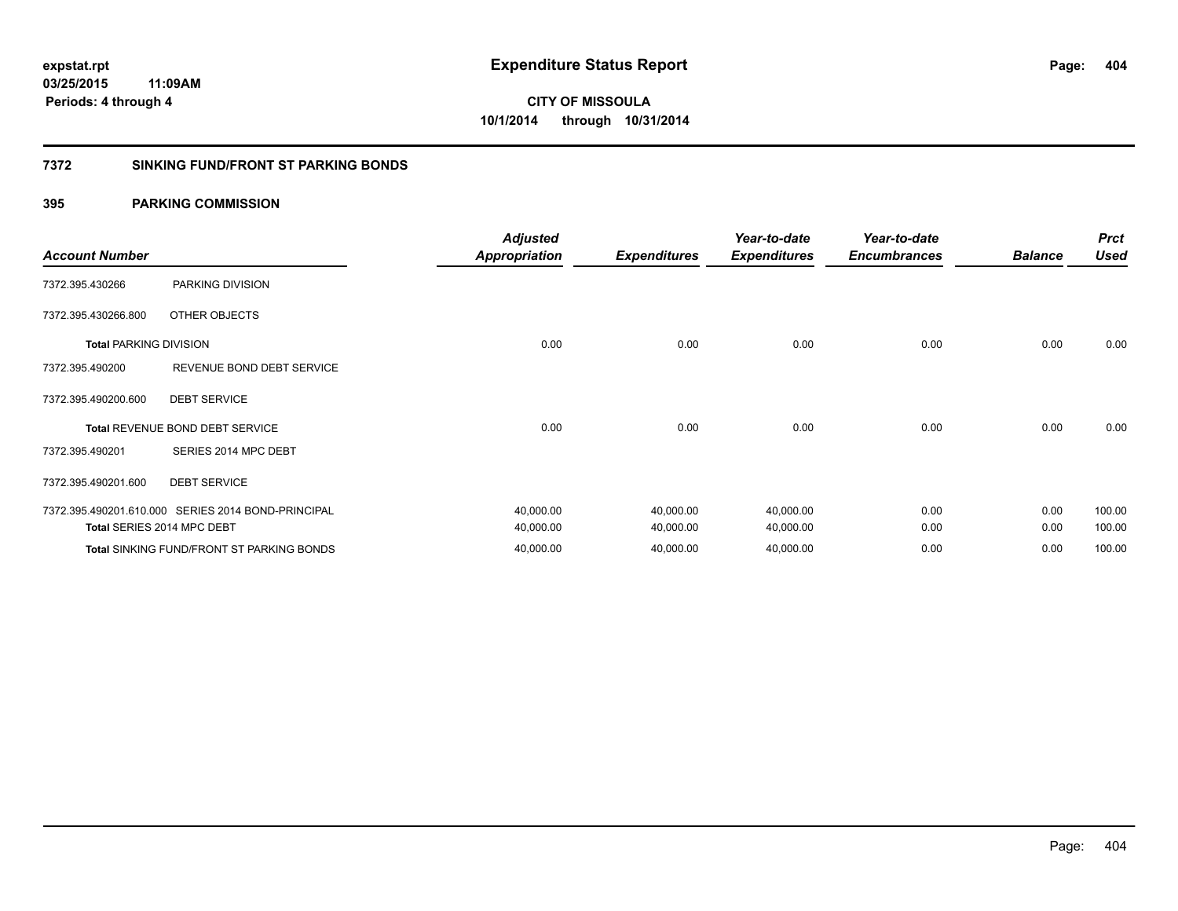**expstat.rpt**
**03/25/2015 11:09AM**
**Periods: 4 through 4**

# Expenditure Status Report

**CITY OF MISSOULA**
**10/1/2014 through 10/31/2014**

## 7372 SINKING FUND/FRONT ST PARKING BONDS

### 395 PARKING COMMISSION

| Account Number | | Adjusted Appropriation | Expenditures | Year-to-date Expenditures | Year-to-date Encumbrances | Balance | Prct Used |
|---|---|---|---|---|---|---|---|
| 7372.395.430266 | PARKING DIVISION | | | | | | |
| 7372.395.430266.800 | OTHER OBJECTS | | | | | | |
| **Total** PARKING DIVISION | | 0.00 | 0.00 | 0.00 | 0.00 | 0.00 | 0.00 |
| 7372.395.490200 | REVENUE BOND DEBT SERVICE | | | | | | |
| 7372.395.490200.600 | DEBT SERVICE | | | | | | |
| **Total** REVENUE BOND DEBT SERVICE | | 0.00 | 0.00 | 0.00 | 0.00 | 0.00 | 0.00 |
| 7372.395.490201 | SERIES 2014 MPC DEBT | | | | | | |
| 7372.395.490201.600 | DEBT SERVICE | | | | | | |
| 7372.395.490201.610.000 | SERIES 2014 BOND-PRINCIPAL | 40,000.00 | 40,000.00 | 40,000.00 | 0.00 | 0.00 | 100.00 |
| **Total** SERIES 2014 MPC DEBT | | 40,000.00 | 40,000.00 | 40,000.00 | 0.00 | 0.00 | 100.00 |
| **Total** SINKING FUND/FRONT ST PARKING BONDS | | 40,000.00 | 40,000.00 | 40,000.00 | 0.00 | 0.00 | 100.00 |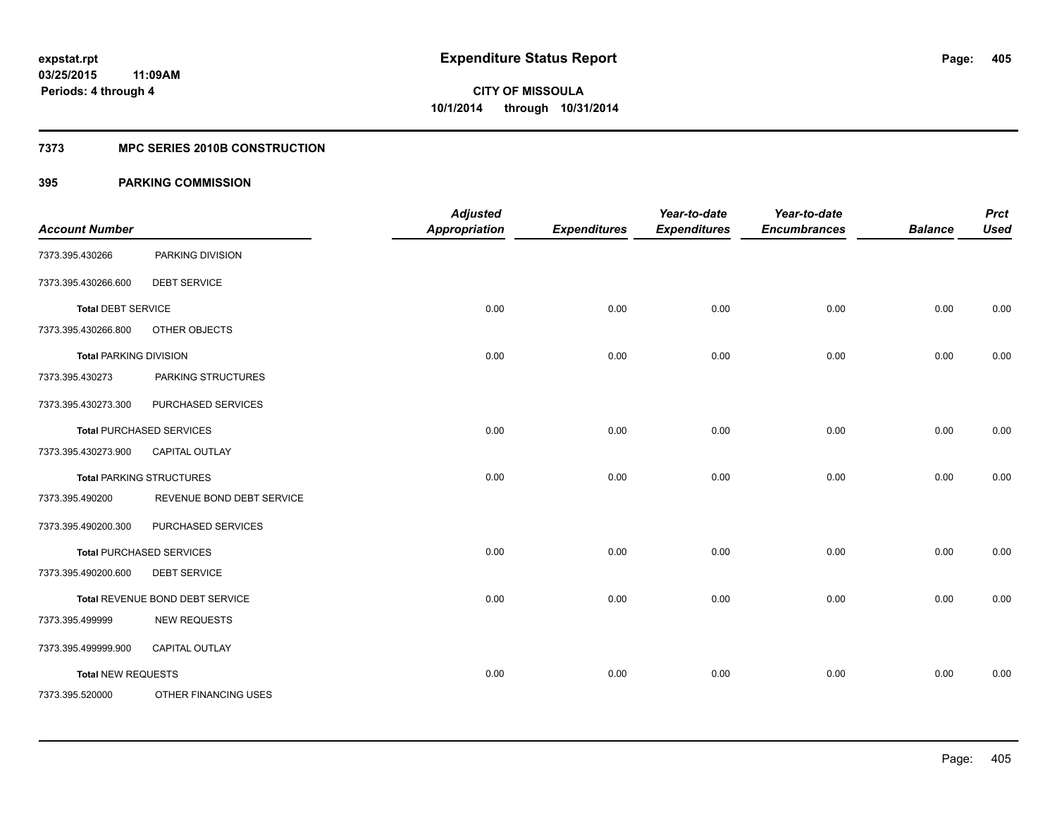**expstat.rpt**
**03/25/2015 11:09AM**
**Periods: 4 through 4**

# Expenditure Status Report

**CITY OF MISSOULA**
**10/1/2014 through 10/31/2014**

## 7373 MPC SERIES 2010B CONSTRUCTION

## 395 PARKING COMMISSION

| Account Number | | Adjusted Appropriation | Expenditures | Year-to-date Expenditures | Year-to-date Encumbrances | Balance | Prct Used |
|---|---|---|---|---|---|---|---|
| 7373.395.430266 | PARKING DIVISION | | | | | | |
| 7373.395.430266.600 | DEBT SERVICE | | | | | | |
| **Total** DEBT SERVICE | | 0.00 | 0.00 | 0.00 | 0.00 | 0.00 | 0.00 |
| 7373.395.430266.800 | OTHER OBJECTS | | | | | | |
| **Total** PARKING DIVISION | | 0.00 | 0.00 | 0.00 | 0.00 | 0.00 | 0.00 |
| 7373.395.430273 | PARKING STRUCTURES | | | | | | |
| 7373.395.430273.300 | PURCHASED SERVICES | | | | | | |
| **Total** PURCHASED SERVICES | | 0.00 | 0.00 | 0.00 | 0.00 | 0.00 | 0.00 |
| 7373.395.430273.900 | CAPITAL OUTLAY | | | | | | |
| **Total** PARKING STRUCTURES | | 0.00 | 0.00 | 0.00 | 0.00 | 0.00 | 0.00 |
| 7373.395.490200 | REVENUE BOND DEBT SERVICE | | | | | | |
| 7373.395.490200.300 | PURCHASED SERVICES | | | | | | |
| **Total** PURCHASED SERVICES | | 0.00 | 0.00 | 0.00 | 0.00 | 0.00 | 0.00 |
| 7373.395.490200.600 | DEBT SERVICE | | | | | | |
| **Total** REVENUE BOND DEBT SERVICE | | 0.00 | 0.00 | 0.00 | 0.00 | 0.00 | 0.00 |
| 7373.395.499999 | NEW REQUESTS | | | | | | |
| 7373.395.499999.900 | CAPITAL OUTLAY | | | | | | |
| **Total** NEW REQUESTS | | 0.00 | 0.00 | 0.00 | 0.00 | 0.00 | 0.00 |
| 7373.395.520000 | OTHER FINANCING USES | | | | | | |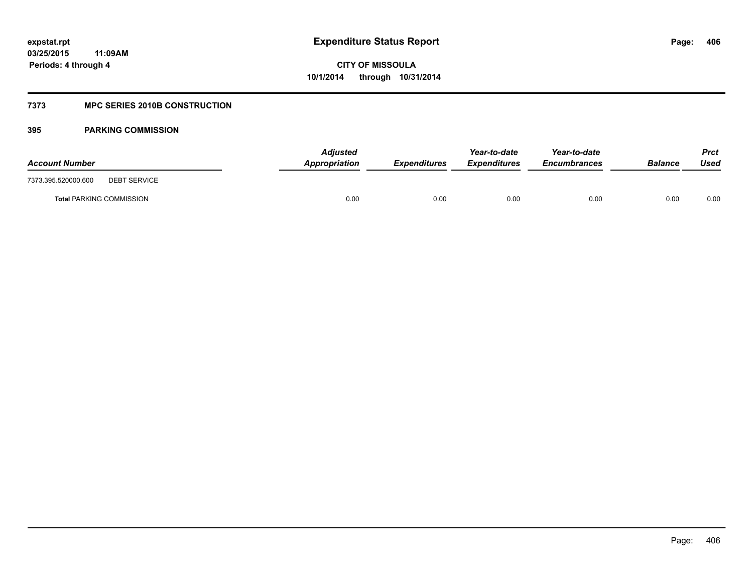# Expenditure Status Report

expstat.rpt
03/25/2015 11:09AM
Periods: 4 through 4

CITY OF MISSOULA
10/1/2014 through 10/31/2014

## 7373 MPC SERIES 2010B CONSTRUCTION

### 395 PARKING COMMISSION

| Account Number | | Adjusted Appropriation | Expenditures | Year-to-date Expenditures | Year-to-date Encumbrances | Balance | Prct Used |
|---|---|---|---|---|---|---|---|
| 7373.395.520000.600 | DEBT SERVICE | | | | | | |
| **Total** PARKING COMMISSION | | 0.00 | 0.00 | 0.00 | 0.00 | 0.00 | 0.00 |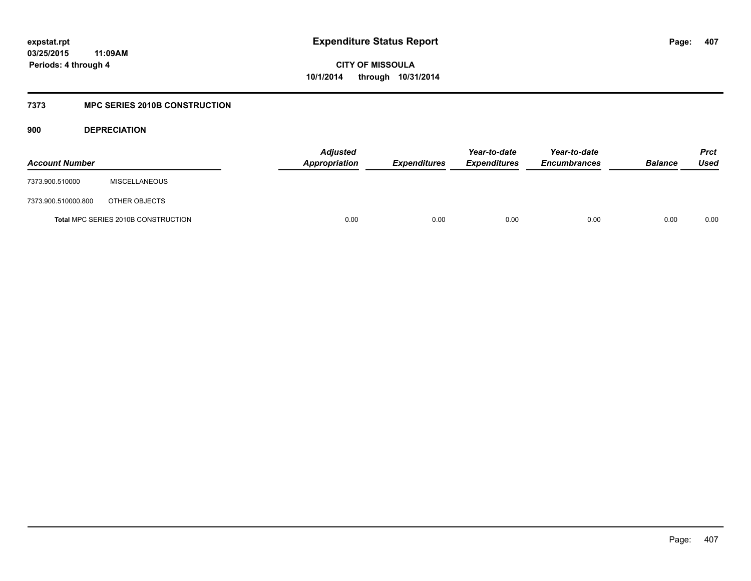**expstat.rpt**
**03/25/2015 11:09AM**
**Periods: 4 through 4**

# Expenditure Status Report

**CITY OF MISSOULA**
**10/1/2014 through 10/31/2014**

## 7373 MPC SERIES 2010B CONSTRUCTION

### 900 DEPRECIATION

| Account Number | | Adjusted Appropriation | Expenditures | Year-to-date Expenditures | Year-to-date Encumbrances | Balance | Prct Used |
|---|---|---|---|---|---|---|---|
| 7373.900.510000 | MISCELLANEOUS | | | | | | |
| 7373.900.510000.800 | OTHER OBJECTS | | | | | | |
| **Total** MPC SERIES 2010B CONSTRUCTION | | 0.00 | 0.00 | 0.00 | 0.00 | 0.00 | 0.00 |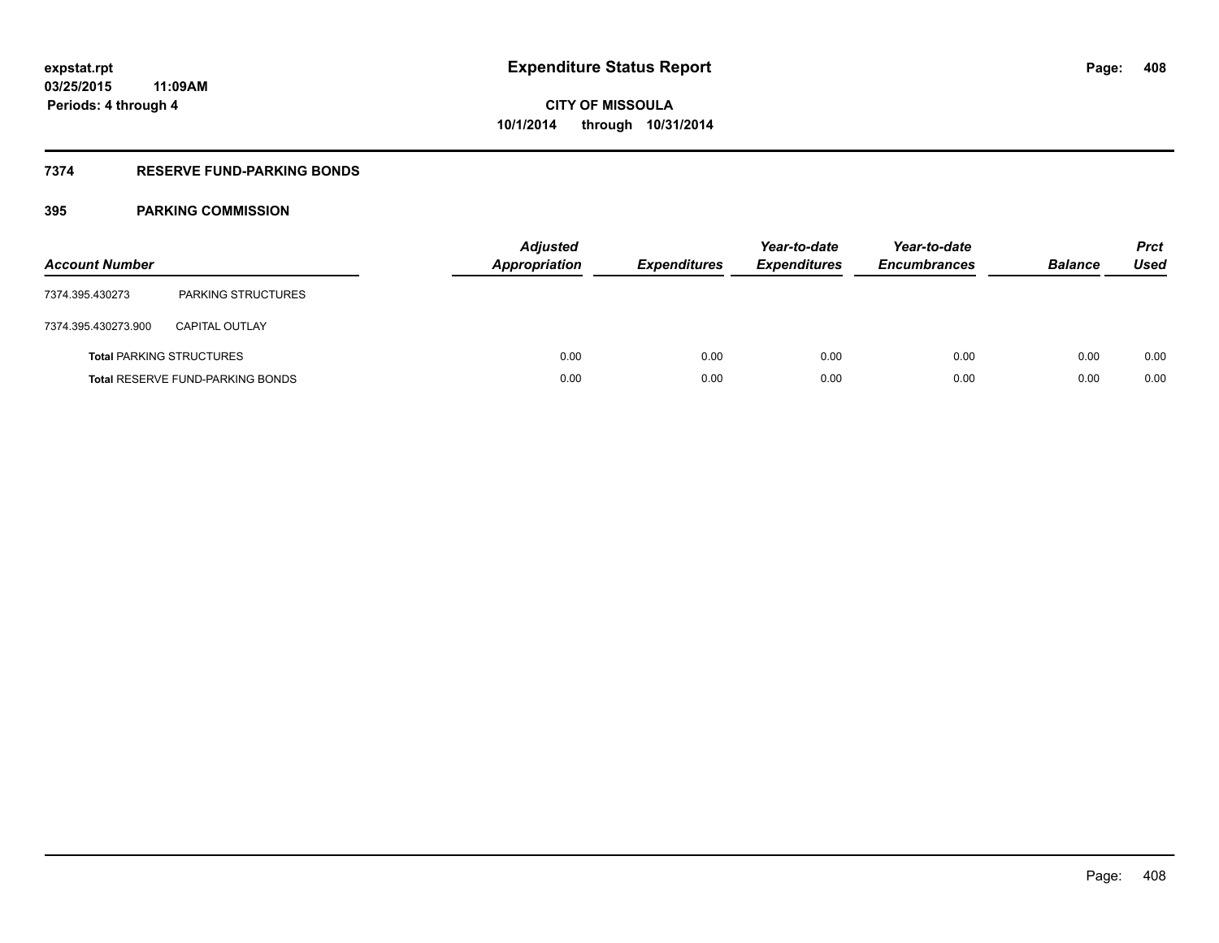# Expenditure Status Report

**CITY OF MISSOULA**
**10/1/2014 through 10/31/2014**

expstat.rpt
03/25/2015 11:09AM
Periods: 4 through 4

## 7374 RESERVE FUND-PARKING BONDS

## 395 PARKING COMMISSION

| Account Number | | Adjusted Appropriation | Expenditures | Year-to-date Expenditures | Year-to-date Encumbrances | Balance | Prct Used |
|---|---|---|---|---|---|---|---|
| 7374.395.430273 | PARKING STRUCTURES | | | | | | |
| 7374.395.430273.900 | CAPITAL OUTLAY | | | | | | |
| **Total** PARKING STRUCTURES | | 0.00 | 0.00 | 0.00 | 0.00 | 0.00 | 0.00 |
| **Total** RESERVE FUND-PARKING BONDS | | 0.00 | 0.00 | 0.00 | 0.00 | 0.00 | 0.00 |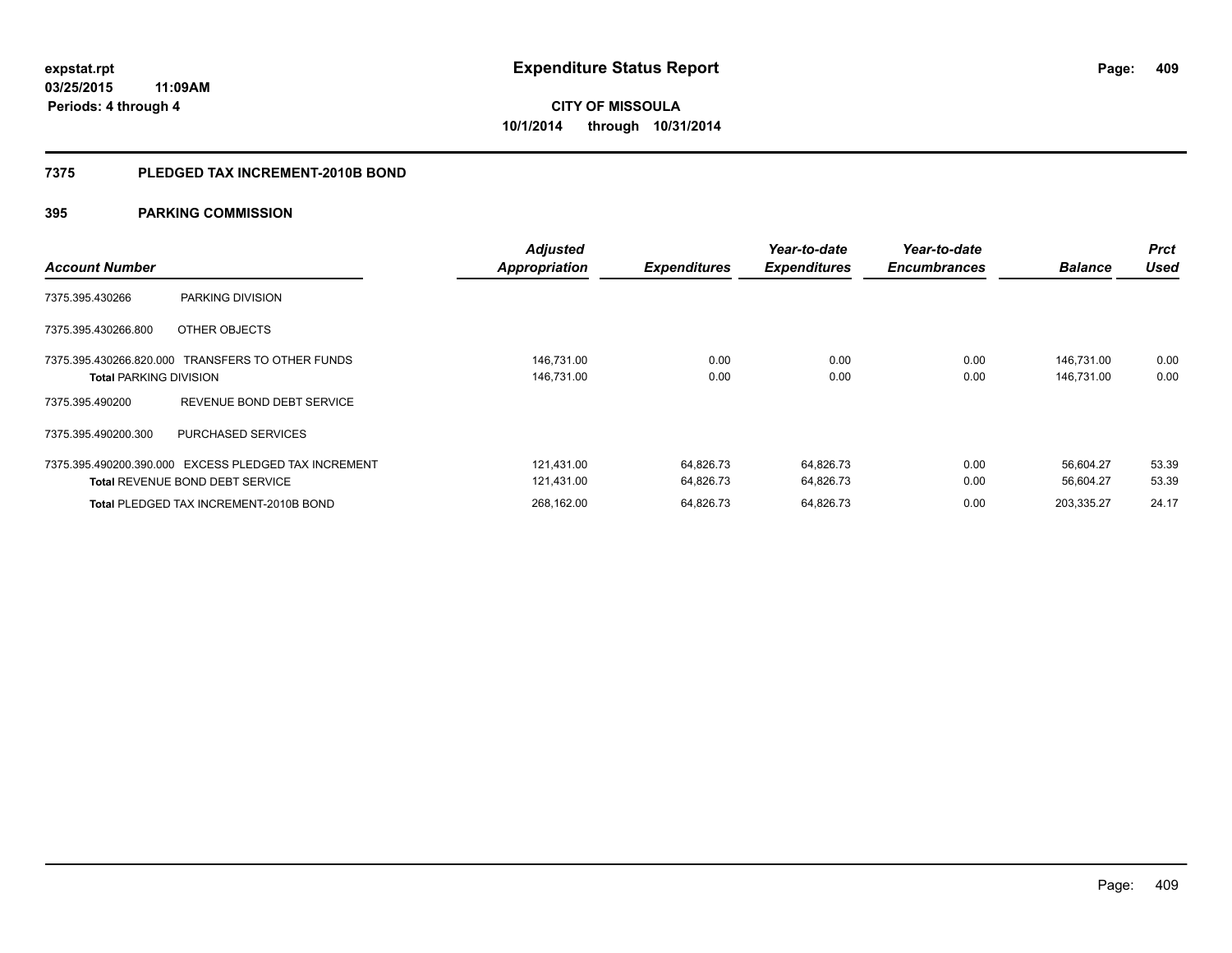# Expenditure Status Report

**expstat.rpt**
**03/25/2015 11:09AM**
**Periods: 4 through 4**

**CITY OF MISSOULA**
**10/1/2014 through 10/31/2014**

## 7375 PLEDGED TAX INCREMENT-2010B BOND

### 395 PARKING COMMISSION

| Account Number | | Adjusted Appropriation | Expenditures | Year-to-date Expenditures | Year-to-date Encumbrances | Balance | Prct Used |
|---|---|---|---|---|---|---|---|
| 7375.395.430266 | PARKING DIVISION | | | | | | |
| 7375.395.430266.800 | OTHER OBJECTS | | | | | | |
| 7375.395.430266.820.000 | TRANSFERS TO OTHER FUNDS | 146,731.00 | 0.00 | 0.00 | 0.00 | 146,731.00 | 0.00 |
| **Total** PARKING DIVISION | | 146,731.00 | 0.00 | 0.00 | 0.00 | 146,731.00 | 0.00 |
| 7375.395.490200 | REVENUE BOND DEBT SERVICE | | | | | | |
| 7375.395.490200.300 | PURCHASED SERVICES | | | | | | |
| 7375.395.490200.390.000 | EXCESS PLEDGED TAX INCREMENT | 121,431.00 | 64,826.73 | 64,826.73 | 0.00 | 56,604.27 | 53.39 |
| **Total** REVENUE BOND DEBT SERVICE | | 121,431.00 | 64,826.73 | 64,826.73 | 0.00 | 56,604.27 | 53.39 |
| **Total** PLEDGED TAX INCREMENT-2010B BOND | | 268,162.00 | 64,826.73 | 64,826.73 | 0.00 | 203,335.27 | 24.17 |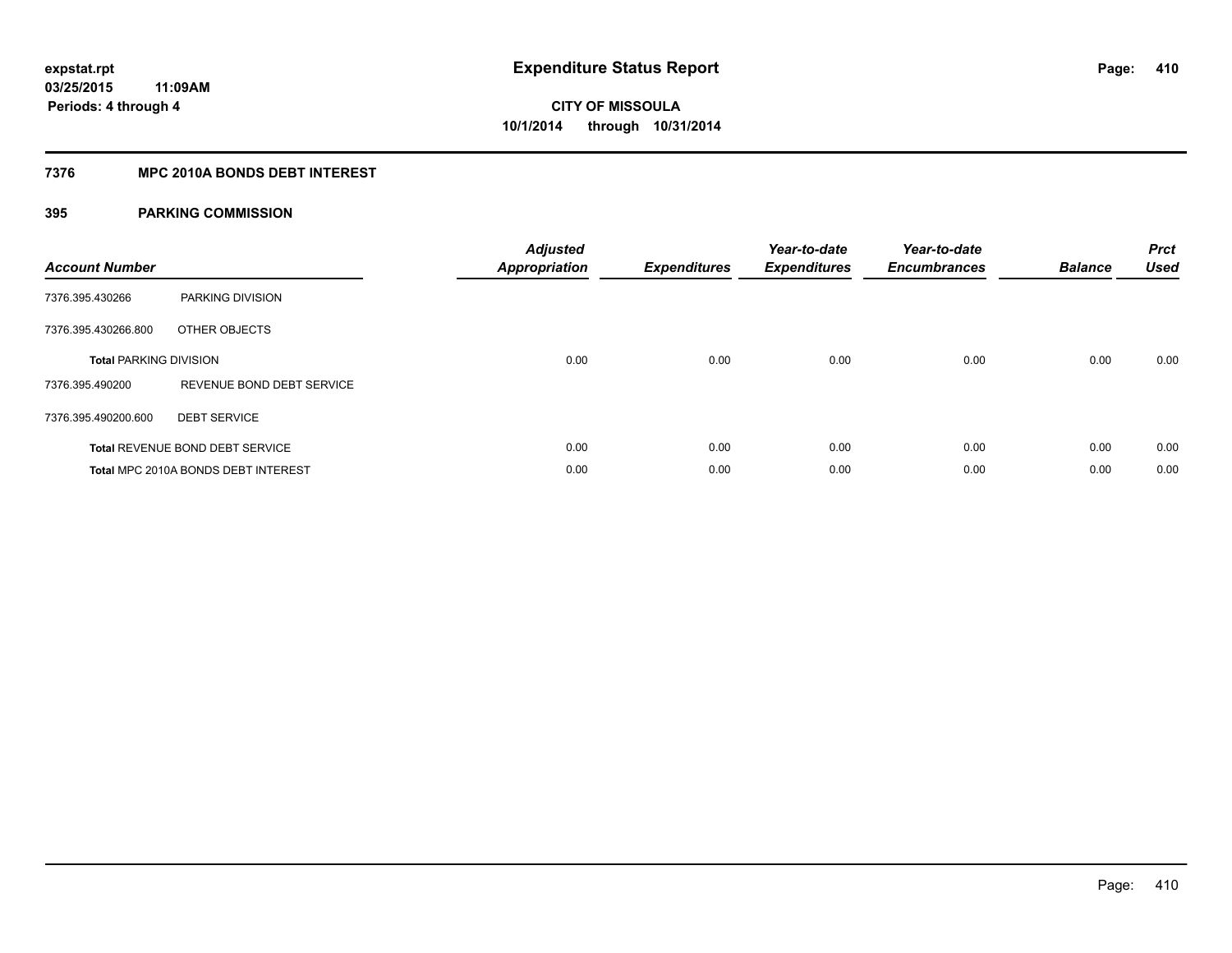# Expenditure Status Report

expstat.rpt
03/25/2015 11:09AM
Periods: 4 through 4

**CITY OF MISSOULA**
**10/1/2014 through 10/31/2014**

## 7376 MPC 2010A BONDS DEBT INTEREST

### 395 PARKING COMMISSION

| Account Number | | Adjusted Appropriation | Expenditures | Year-to-date Expenditures | Year-to-date Encumbrances | Balance | Prct Used |
|---|---|---|---|---|---|---|---|
| 7376.395.430266 | PARKING DIVISION | | | | | | |
| 7376.395.430266.800 | OTHER OBJECTS | | | | | | |
| **Total** PARKING DIVISION | | 0.00 | 0.00 | 0.00 | 0.00 | 0.00 | 0.00 |
| 7376.395.490200 | REVENUE BOND DEBT SERVICE | | | | | | |
| 7376.395.490200.600 | DEBT SERVICE | | | | | | |
| **Total** REVENUE BOND DEBT SERVICE | | 0.00 | 0.00 | 0.00 | 0.00 | 0.00 | 0.00 |
| **Total** MPC 2010A BONDS DEBT INTEREST | | 0.00 | 0.00 | 0.00 | 0.00 | 0.00 | 0.00 |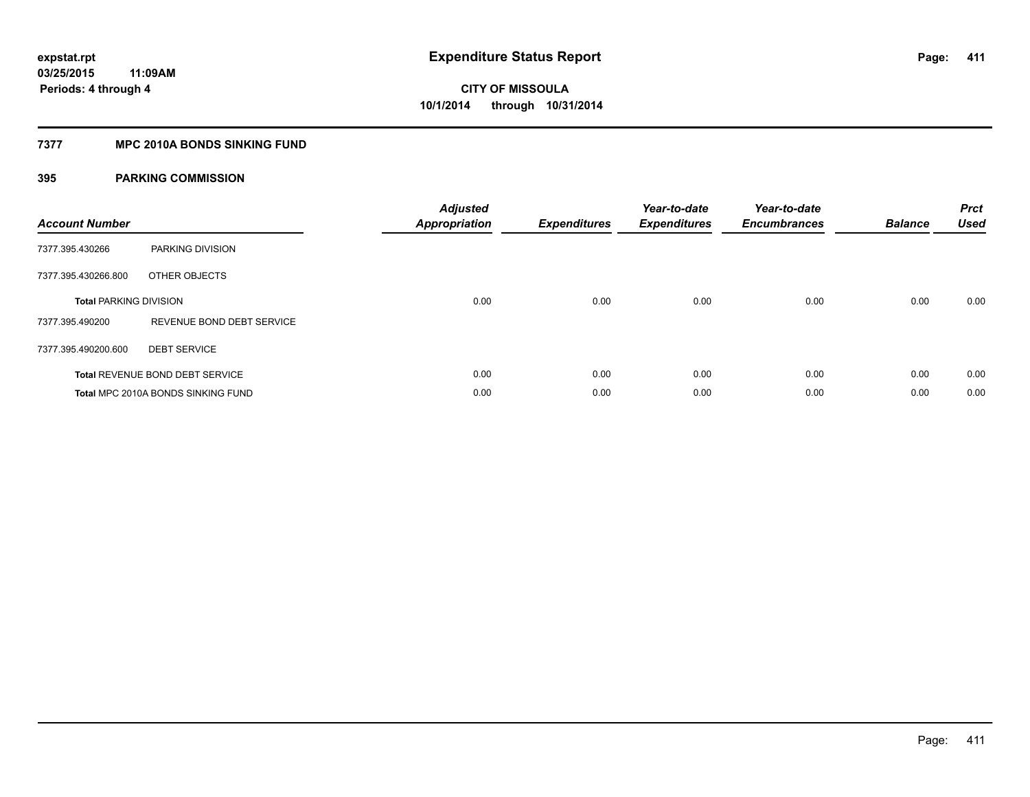**expstat.rpt**
**03/25/2015 11:09AM**
**Periods: 4 through 4**

# Expenditure Status Report

**CITY OF MISSOULA**
**10/1/2014 through 10/31/2014**

## 7377 MPC 2010A BONDS SINKING FUND

### 395 PARKING COMMISSION

| Account Number | | Adjusted Appropriation | Expenditures | Year-to-date Expenditures | Year-to-date Encumbrances | Balance | Prct Used |
|---|---|---|---|---|---|---|---|
| 7377.395.430266 | PARKING DIVISION | | | | | | |
| 7377.395.430266.800 | OTHER OBJECTS | | | | | | |
| **Total** PARKING DIVISION | | 0.00 | 0.00 | 0.00 | 0.00 | 0.00 | 0.00 |
| 7377.395.490200 | REVENUE BOND DEBT SERVICE | | | | | | |
| 7377.395.490200.600 | DEBT SERVICE | | | | | | |
| **Total** REVENUE BOND DEBT SERVICE | | 0.00 | 0.00 | 0.00 | 0.00 | 0.00 | 0.00 |
| **Total** MPC 2010A BONDS SINKING FUND | | 0.00 | 0.00 | 0.00 | 0.00 | 0.00 | 0.00 |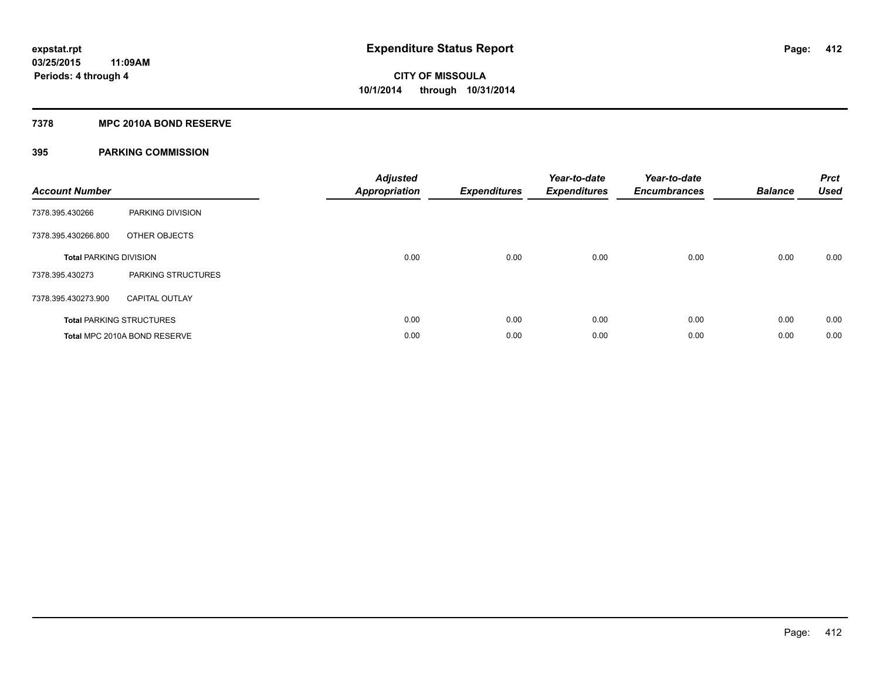# Expenditure Status Report

**expstat.rpt**
**03/25/2015 11:09AM**
**Periods: 4 through 4**

**CITY OF MISSOULA**
**10/1/2014 through 10/31/2014**

## 7378 MPC 2010A BOND RESERVE

## 395 PARKING COMMISSION

| Account Number | | Adjusted Appropriation | Expenditures | Year-to-date Expenditures | Year-to-date Encumbrances | Balance | Prct Used |
|---|---|---|---|---|---|---|---|
| 7378.395.430266 | PARKING DIVISION | | | | | | |
| 7378.395.430266.800 | OTHER OBJECTS | | | | | | |
| **Total** PARKING DIVISION | | 0.00 | 0.00 | 0.00 | 0.00 | 0.00 | 0.00 |
| 7378.395.430273 | PARKING STRUCTURES | | | | | | |
| 7378.395.430273.900 | CAPITAL OUTLAY | | | | | | |
| **Total** PARKING STRUCTURES | | 0.00 | 0.00 | 0.00 | 0.00 | 0.00 | 0.00 |
| **Total** MPC 2010A BOND RESERVE | | 0.00 | 0.00 | 0.00 | 0.00 | 0.00 | 0.00 |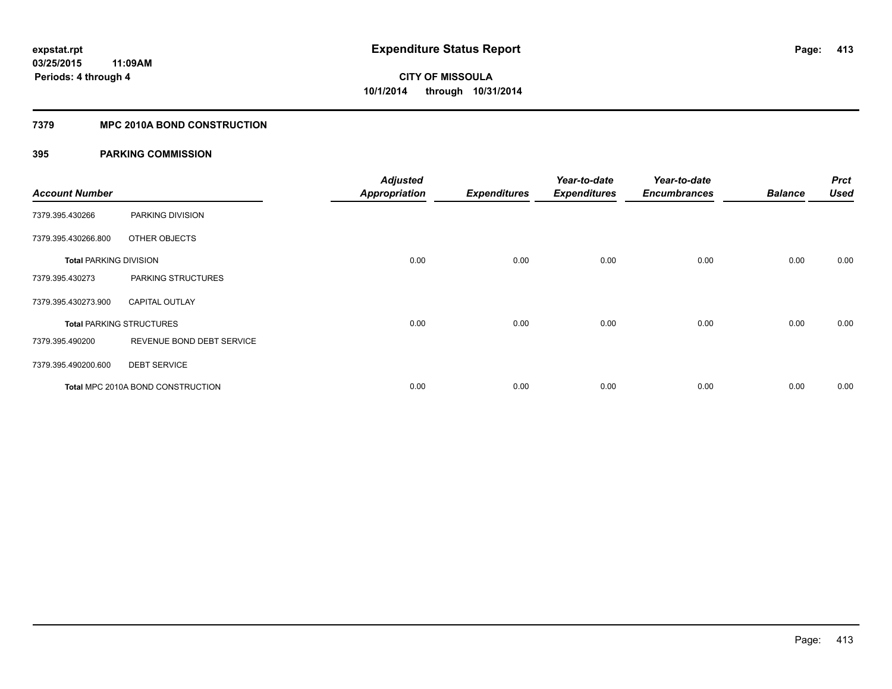**expstat.rpt**
**03/25/2015 11:09AM**
**Periods: 4 through 4**

# Expenditure Status Report

**CITY OF MISSOULA**
**10/1/2014 through 10/31/2014**

## 7379 MPC 2010A BOND CONSTRUCTION

## 395 PARKING COMMISSION

| Account Number | | Adjusted Appropriation | Expenditures | Year-to-date Expenditures | Year-to-date Encumbrances | Balance | Prct Used |
|---|---|---|---|---|---|---|---|
| 7379.395.430266 | PARKING DIVISION | | | | | | |
| 7379.395.430266.800 | OTHER OBJECTS | | | | | | |
| **Total** PARKING DIVISION | | 0.00 | 0.00 | 0.00 | 0.00 | 0.00 | 0.00 |
| 7379.395.430273 | PARKING STRUCTURES | | | | | | |
| 7379.395.430273.900 | CAPITAL OUTLAY | | | | | | |
| **Total** PARKING STRUCTURES | | 0.00 | 0.00 | 0.00 | 0.00 | 0.00 | 0.00 |
| 7379.395.490200 | REVENUE BOND DEBT SERVICE | | | | | | |
| 7379.395.490200.600 | DEBT SERVICE | | | | | | |
| **Total** MPC 2010A BOND CONSTRUCTION | | 0.00 | 0.00 | 0.00 | 0.00 | 0.00 | 0.00 |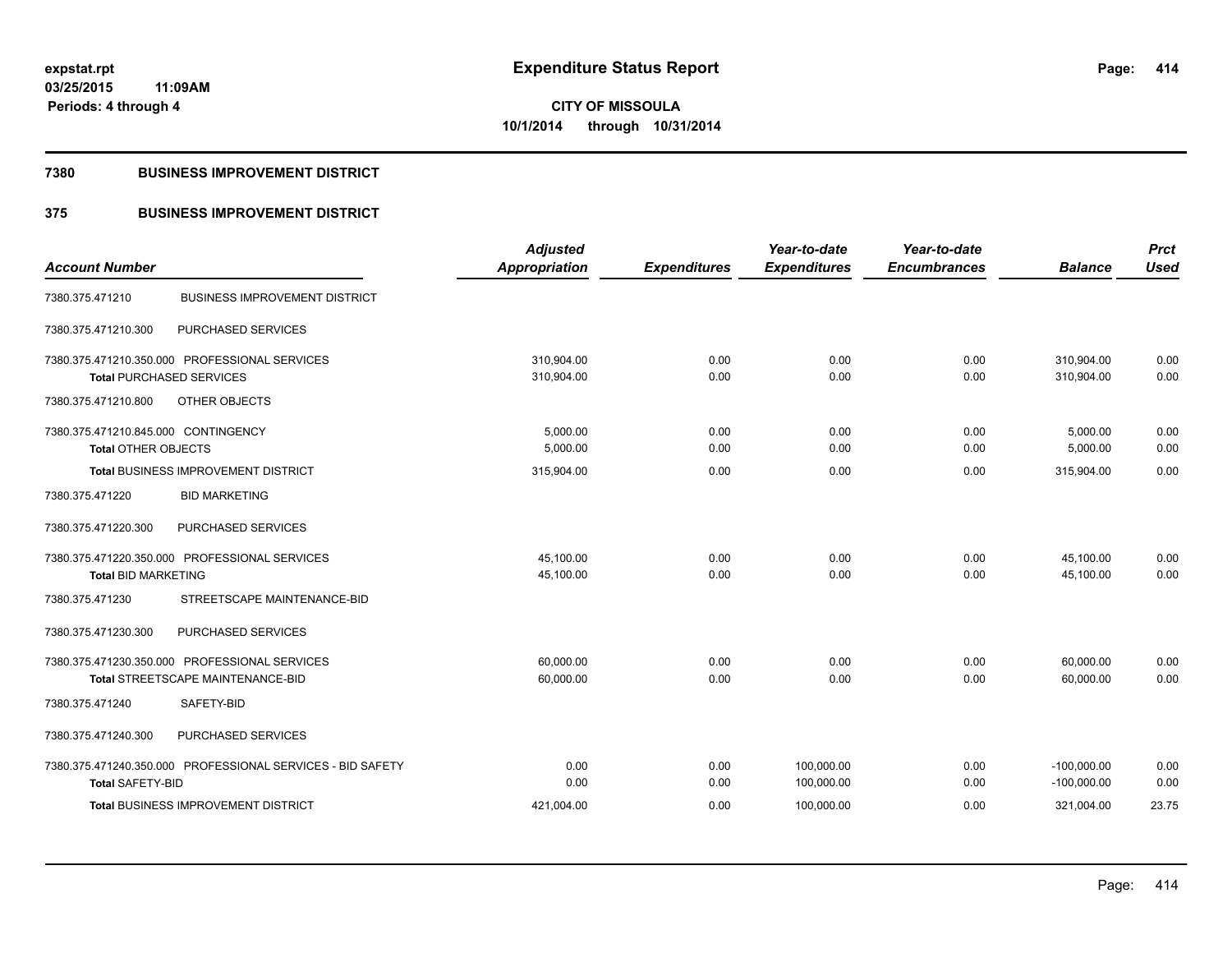**expstat.rpt**
**03/25/2015 11:09AM**
**Periods: 4 through 4**

# Expenditure Status Report

**CITY OF MISSOULA**
**10/1/2014 through 10/31/2014**

## 7380 BUSINESS IMPROVEMENT DISTRICT

## 375 BUSINESS IMPROVEMENT DISTRICT

| Account Number | | Adjusted Appropriation | Expenditures | Year-to-date Expenditures | Year-to-date Encumbrances | Balance | Prct Used |
|---|---|---|---|---|---|---|---|
| 7380.375.471210 | BUSINESS IMPROVEMENT DISTRICT | | | | | | |
| 7380.375.471210.300 | PURCHASED SERVICES | | | | | | |
| 7380.375.471210.350.000 PROFESSIONAL SERVICES | | 310,904.00 | 0.00 | 0.00 | 0.00 | 310,904.00 | 0.00 |
| Total PURCHASED SERVICES | | 310,904.00 | 0.00 | 0.00 | 0.00 | 310,904.00 | 0.00 |
| 7380.375.471210.800 | OTHER OBJECTS | | | | | | |
| 7380.375.471210.845.000 CONTINGENCY | | 5,000.00 | 0.00 | 0.00 | 0.00 | 5,000.00 | 0.00 |
| Total OTHER OBJECTS | | 5,000.00 | 0.00 | 0.00 | 0.00 | 5,000.00 | 0.00 |
| Total BUSINESS IMPROVEMENT DISTRICT | | 315,904.00 | 0.00 | 0.00 | 0.00 | 315,904.00 | 0.00 |
| 7380.375.471220 | BID MARKETING | | | | | | |
| 7380.375.471220.300 | PURCHASED SERVICES | | | | | | |
| 7380.375.471220.350.000 PROFESSIONAL SERVICES | | 45,100.00 | 0.00 | 0.00 | 0.00 | 45,100.00 | 0.00 |
| Total BID MARKETING | | 45,100.00 | 0.00 | 0.00 | 0.00 | 45,100.00 | 0.00 |
| 7380.375.471230 | STREETSCAPE MAINTENANCE-BID | | | | | | |
| 7380.375.471230.300 | PURCHASED SERVICES | | | | | | |
| 7380.375.471230.350.000 PROFESSIONAL SERVICES | | 60,000.00 | 0.00 | 0.00 | 0.00 | 60,000.00 | 0.00 |
| Total STREETSCAPE MAINTENANCE-BID | | 60,000.00 | 0.00 | 0.00 | 0.00 | 60,000.00 | 0.00 |
| 7380.375.471240 | SAFETY-BID | | | | | | |
| 7380.375.471240.300 | PURCHASED SERVICES | | | | | | |
| 7380.375.471240.350.000 PROFESSIONAL SERVICES - BID SAFETY | | 0.00 | 0.00 | 100,000.00 | 0.00 | -100,000.00 | 0.00 |
| Total SAFETY-BID | | 0.00 | 0.00 | 100,000.00 | 0.00 | -100,000.00 | 0.00 |
| Total BUSINESS IMPROVEMENT DISTRICT | | 421,004.00 | 0.00 | 100,000.00 | 0.00 | 321,004.00 | 23.75 |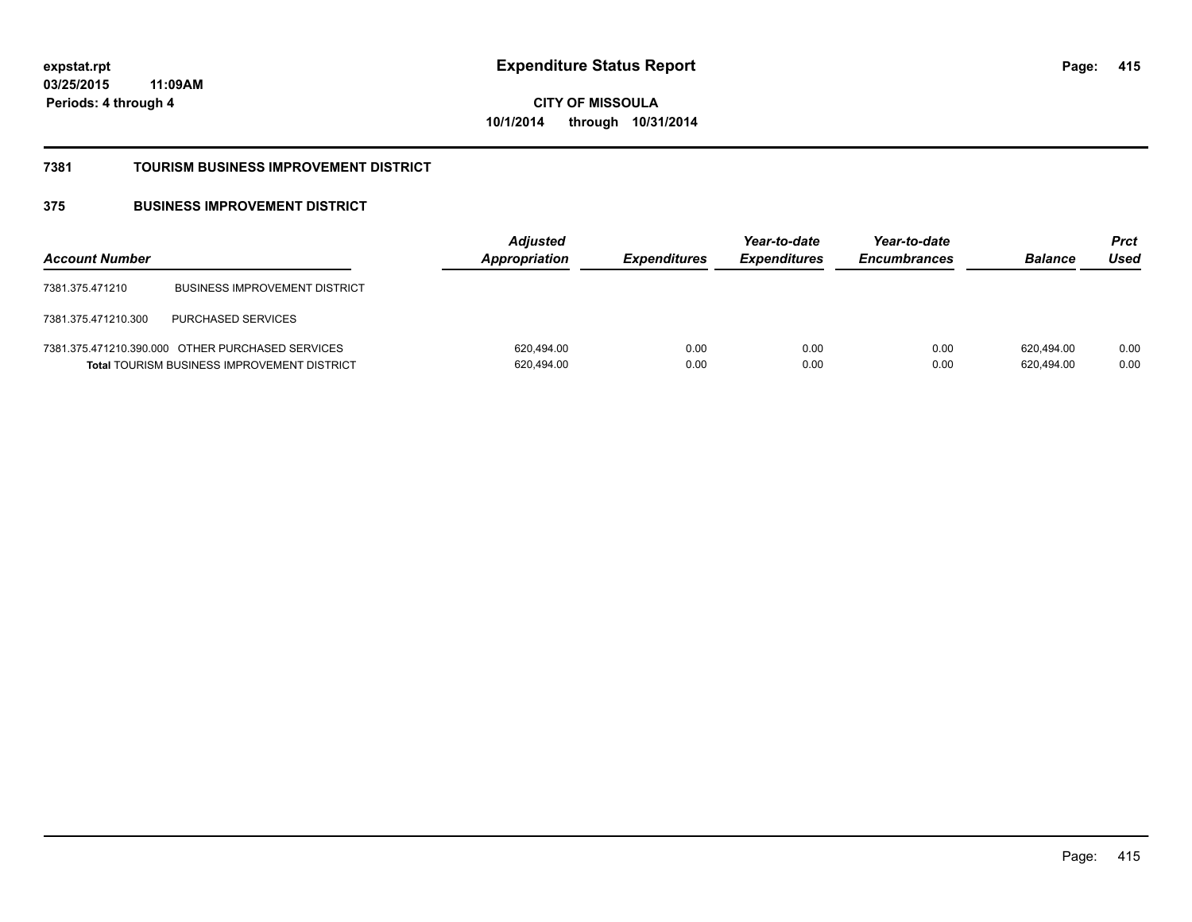expstat.rpt
03/25/2015 11:09AM
Periods: 4 through 4

# Expenditure Status Report

CITY OF MISSOULA
10/1/2014 through 10/31/2014

## 7381 TOURISM BUSINESS IMPROVEMENT DISTRICT

### 375 BUSINESS IMPROVEMENT DISTRICT

| Account Number | | Adjusted Appropriation | Expenditures | Year-to-date Expenditures | Year-to-date Encumbrances | Balance | Prct Used |
|---|---|---|---|---|---|---|---|
| 7381.375.471210 | BUSINESS IMPROVEMENT DISTRICT | | | | | | |
| 7381.375.471210.300 | PURCHASED SERVICES | | | | | | |
| 7381.375.471210.390.000 | OTHER PURCHASED SERVICES | 620,494.00 | 0.00 | 0.00 | 0.00 | 620,494.00 | 0.00 |
| **Total** TOURISM BUSINESS IMPROVEMENT DISTRICT | | 620,494.00 | 0.00 | 0.00 | 0.00 | 620,494.00 | 0.00 |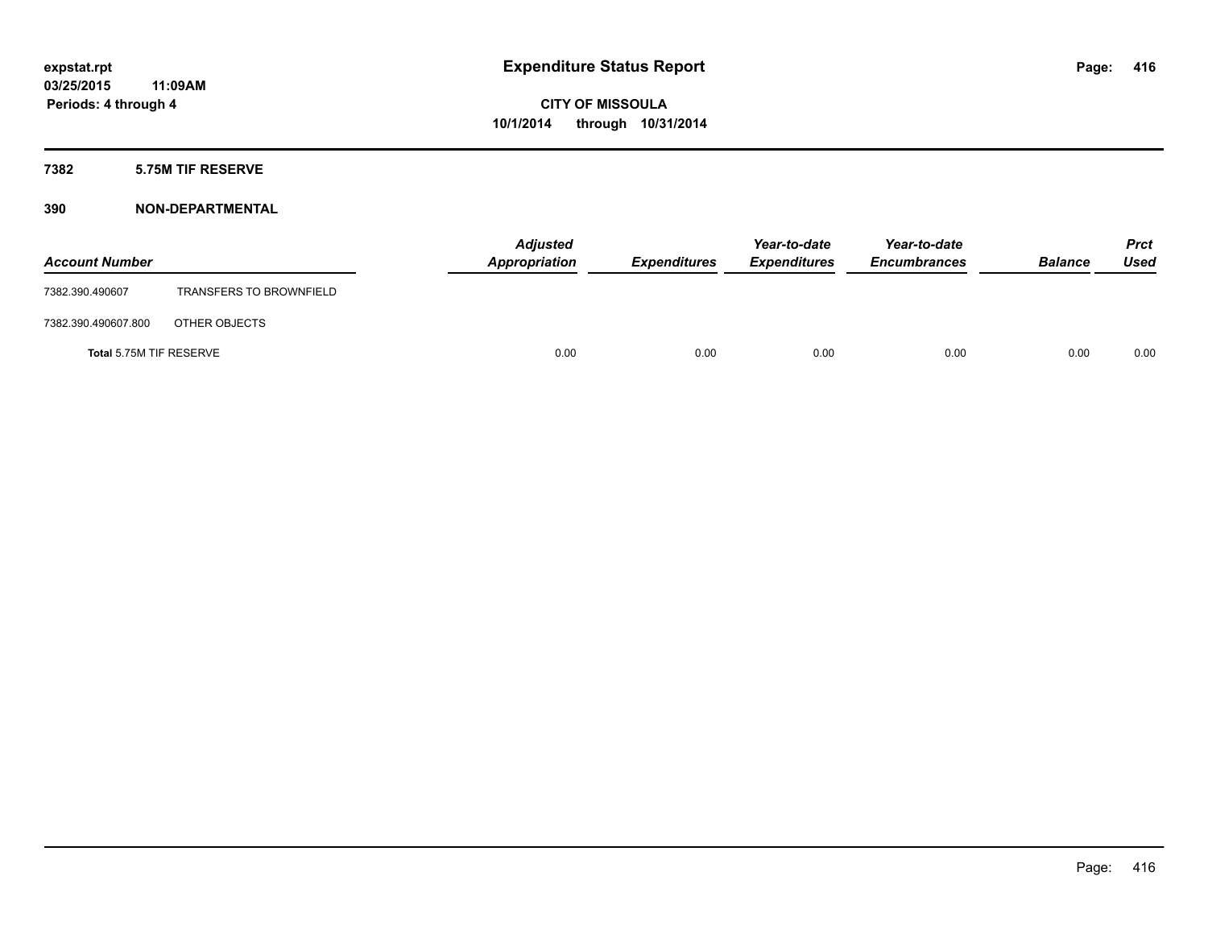**Expenditure Status Report**

**CITY OF MISSOULA**
**10/1/2014 through 10/31/2014**

expstat.rpt
03/25/2015 11:09AM
Periods: 4 through 4

## 7382 5.75M TIF RESERVE

## 390 NON-DEPARTMENTAL

| Account Number | | Adjusted Appropriation | Expenditures | Year-to-date Expenditures | Year-to-date Encumbrances | Balance | Prct Used |
|---|---|---|---|---|---|---|---|
| 7382.390.490607 | TRANSFERS TO BROWNFIELD | | | | | | |
| 7382.390.490607.800 | OTHER OBJECTS | | | | | | |
| **Total** 5.75M TIF RESERVE | | 0.00 | 0.00 | 0.00 | 0.00 | 0.00 | 0.00 |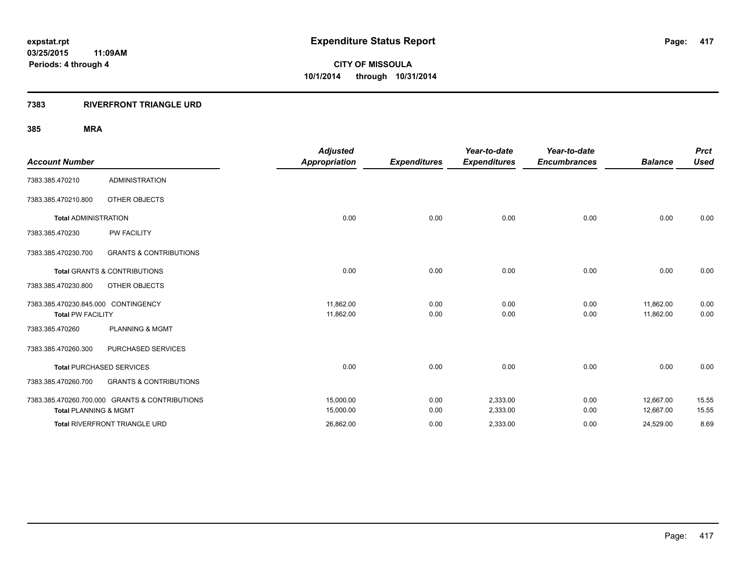**expstat.rpt**
**03/25/2015 11:09AM**
**Periods: 4 through 4**

# Expenditure Status Report

**CITY OF MISSOULA**
**10/1/2014 through 10/31/2014**

## 7383 RIVERFRONT TRIANGLE URD

### 385 MRA

| Account Number | | Adjusted Appropriation | Expenditures | Year-to-date Expenditures | Year-to-date Encumbrances | Balance | Prct Used |
|---|---|---|---|---|---|---|---|
| 7383.385.470210 | ADMINISTRATION | | | | | | |
| 7383.385.470210.800 | OTHER OBJECTS | | | | | | |
| **Total** ADMINISTRATION | | 0.00 | 0.00 | 0.00 | 0.00 | 0.00 | 0.00 |
| 7383.385.470230 | PW FACILITY | | | | | | |
| 7383.385.470230.700 | GRANTS & CONTRIBUTIONS | | | | | | |
| **Total** GRANTS & CONTRIBUTIONS | | 0.00 | 0.00 | 0.00 | 0.00 | 0.00 | 0.00 |
| 7383.385.470230.800 | OTHER OBJECTS | | | | | | |
| 7383.385.470230.845.000 | CONTINGENCY | 11,862.00 | 0.00 | 0.00 | 0.00 | 11,862.00 | 0.00 |
| **Total** PW FACILITY | | 11,862.00 | 0.00 | 0.00 | 0.00 | 11,862.00 | 0.00 |
| 7383.385.470260 | PLANNING & MGMT | | | | | | |
| 7383.385.470260.300 | PURCHASED SERVICES | | | | | | |
| **Total** PURCHASED SERVICES | | 0.00 | 0.00 | 0.00 | 0.00 | 0.00 | 0.00 |
| 7383.385.470260.700 | GRANTS & CONTRIBUTIONS | | | | | | |
| 7383.385.470260.700.000 | GRANTS & CONTRIBUTIONS | 15,000.00 | 0.00 | 2,333.00 | 0.00 | 12,667.00 | 15.55 |
| **Total** PLANNING & MGMT | | 15,000.00 | 0.00 | 2,333.00 | 0.00 | 12,667.00 | 15.55 |
| **Total** RIVERFRONT TRIANGLE URD | | 26,862.00 | 0.00 | 2,333.00 | 0.00 | 24,529.00 | 8.69 |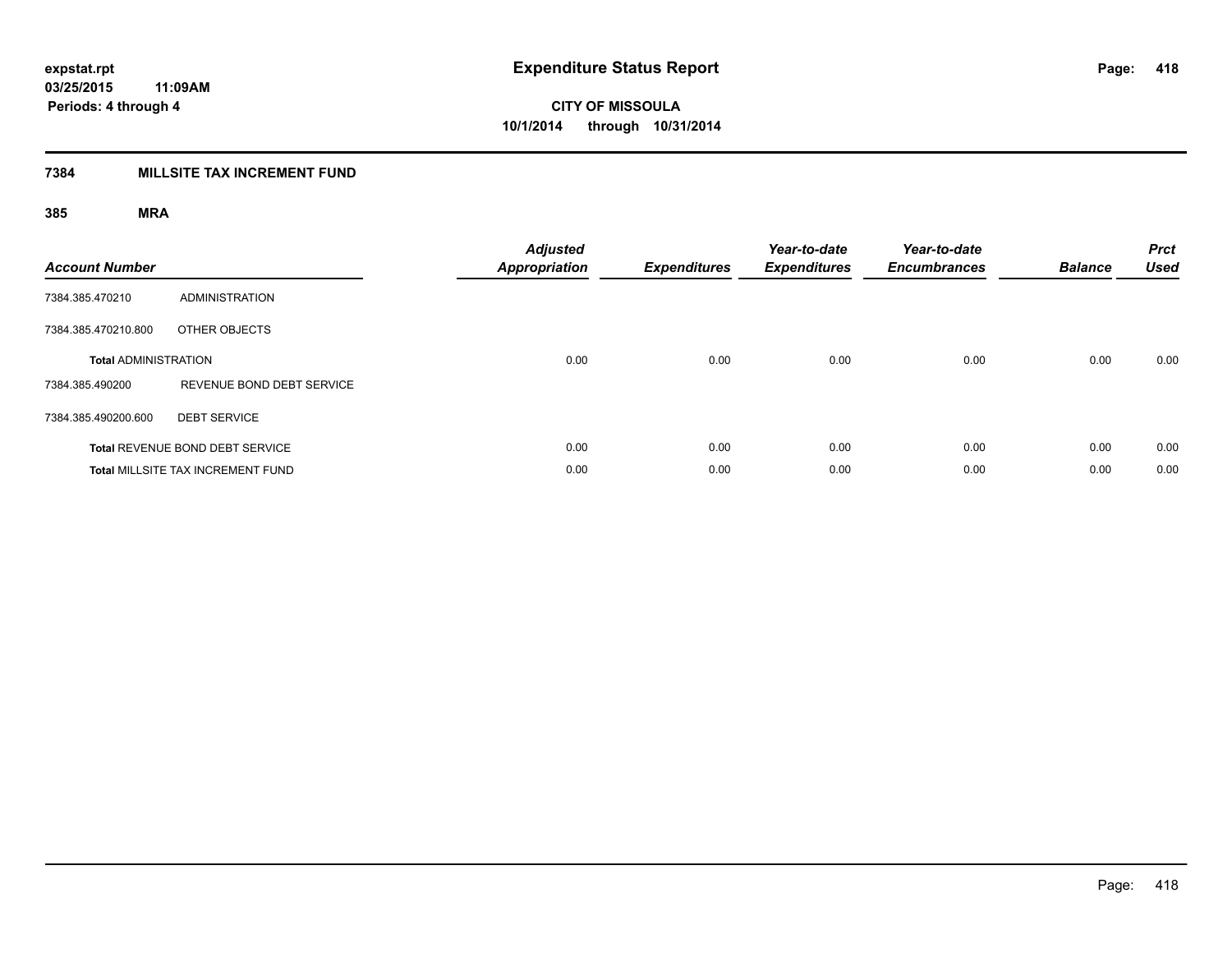# Expenditure Status Report

**expstat.rpt**
**03/25/2015 11:09AM**
**Periods: 4 through 4**

**CITY OF MISSOULA**
**10/1/2014 through 10/31/2014**

## 7384 MILLSITE TAX INCREMENT FUND

### 385 MRA

| Account Number | | Adjusted Appropriation | Expenditures | Year-to-date Expenditures | Year-to-date Encumbrances | Balance | Prct Used |
|---|---|---|---|---|---|---|---|
| 7384.385.470210 | ADMINISTRATION | | | | | | |
| 7384.385.470210.800 | OTHER OBJECTS | | | | | | |
| **Total** ADMINISTRATION | | 0.00 | 0.00 | 0.00 | 0.00 | 0.00 | 0.00 |
| 7384.385.490200 | REVENUE BOND DEBT SERVICE | | | | | | |
| 7384.385.490200.600 | DEBT SERVICE | | | | | | |
| **Total** REVENUE BOND DEBT SERVICE | | 0.00 | 0.00 | 0.00 | 0.00 | 0.00 | 0.00 |
| **Total** MILLSITE TAX INCREMENT FUND | | 0.00 | 0.00 | 0.00 | 0.00 | 0.00 | 0.00 |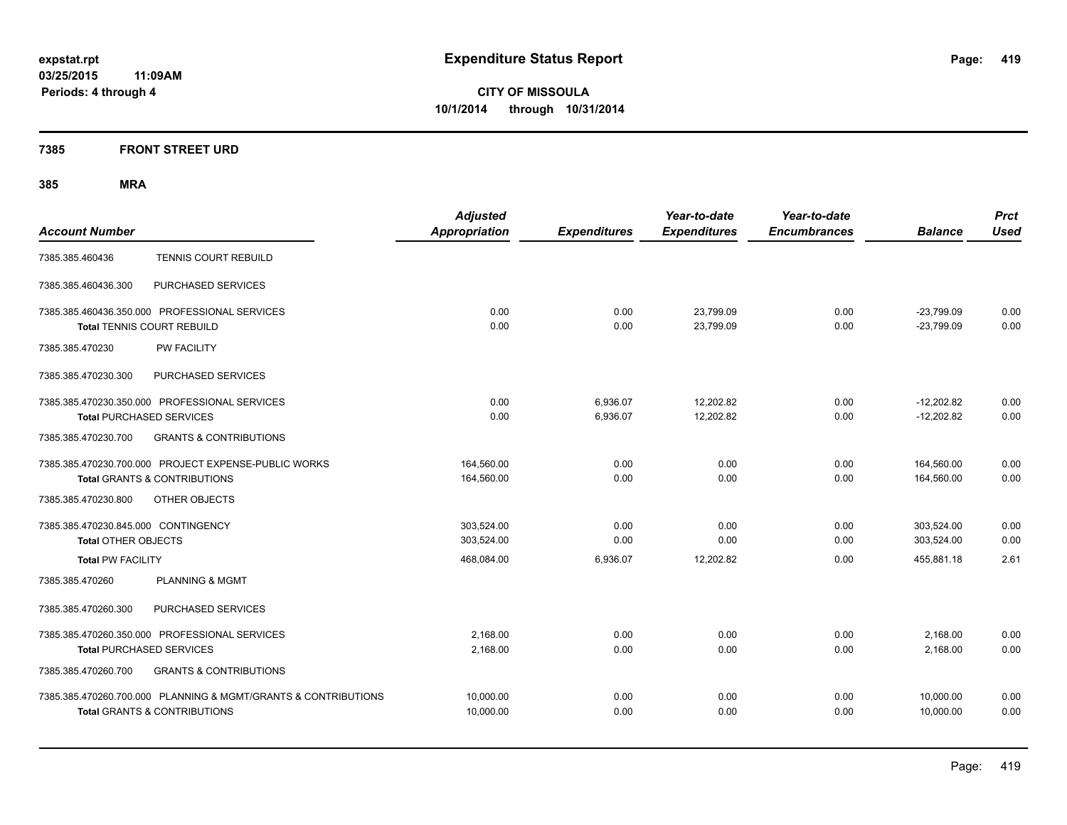# Expenditure Status Report

**CITY OF MISSOULA**
**10/1/2014 through 10/31/2014**

expstat.rpt
03/25/2015 11:09AM
Periods: 4 through 4

## 7385 FRONT STREET URD

### 385 MRA

| Account Number | | Adjusted Appropriation | Expenditures | Year-to-date Expenditures | Year-to-date Encumbrances | Balance | Prct Used |
|---|---|---|---|---|---|---|---|
| 7385.385.460436 | TENNIS COURT REBUILD | | | | | | |
| 7385.385.460436.300 | PURCHASED SERVICES | | | | | | |
| 7385.385.460436.350.000 | PROFESSIONAL SERVICES | 0.00 | 0.00 | 23,799.09 | 0.00 | -23,799.09 | 0.00 |
| **Total** TENNIS COURT REBUILD | | 0.00 | 0.00 | 23,799.09 | 0.00 | -23,799.09 | 0.00 |
| 7385.385.470230 | PW FACILITY | | | | | | |
| 7385.385.470230.300 | PURCHASED SERVICES | | | | | | |
| 7385.385.470230.350.000 | PROFESSIONAL SERVICES | 0.00 | 6,936.07 | 12,202.82 | 0.00 | -12,202.82 | 0.00 |
| **Total** PURCHASED SERVICES | | 0.00 | 6,936.07 | 12,202.82 | 0.00 | -12,202.82 | 0.00 |
| 7385.385.470230.700 | GRANTS & CONTRIBUTIONS | | | | | | |
| 7385.385.470230.700.000 | PROJECT EXPENSE-PUBLIC WORKS | 164,560.00 | 0.00 | 0.00 | 0.00 | 164,560.00 | 0.00 |
| **Total** GRANTS & CONTRIBUTIONS | | 164,560.00 | 0.00 | 0.00 | 0.00 | 164,560.00 | 0.00 |
| 7385.385.470230.800 | OTHER OBJECTS | | | | | | |
| 7385.385.470230.845.000 | CONTINGENCY | 303,524.00 | 0.00 | 0.00 | 0.00 | 303,524.00 | 0.00 |
| **Total** OTHER OBJECTS | | 303,524.00 | 0.00 | 0.00 | 0.00 | 303,524.00 | 0.00 |
| **Total** PW FACILITY | | 468,084.00 | 6,936.07 | 12,202.82 | 0.00 | 455,881.18 | 2.61 |
| 7385.385.470260 | PLANNING & MGMT | | | | | | |
| 7385.385.470260.300 | PURCHASED SERVICES | | | | | | |
| 7385.385.470260.350.000 | PROFESSIONAL SERVICES | 2,168.00 | 0.00 | 0.00 | 0.00 | 2,168.00 | 0.00 |
| **Total** PURCHASED SERVICES | | 2,168.00 | 0.00 | 0.00 | 0.00 | 2,168.00 | 0.00 |
| 7385.385.470260.700 | GRANTS & CONTRIBUTIONS | | | | | | |
| 7385.385.470260.700.000 | PLANNING & MGMT/GRANTS & CONTRIBUTIONS | 10,000.00 | 0.00 | 0.00 | 0.00 | 10,000.00 | 0.00 |
| **Total** GRANTS & CONTRIBUTIONS | | 10,000.00 | 0.00 | 0.00 | 0.00 | 10,000.00 | 0.00 |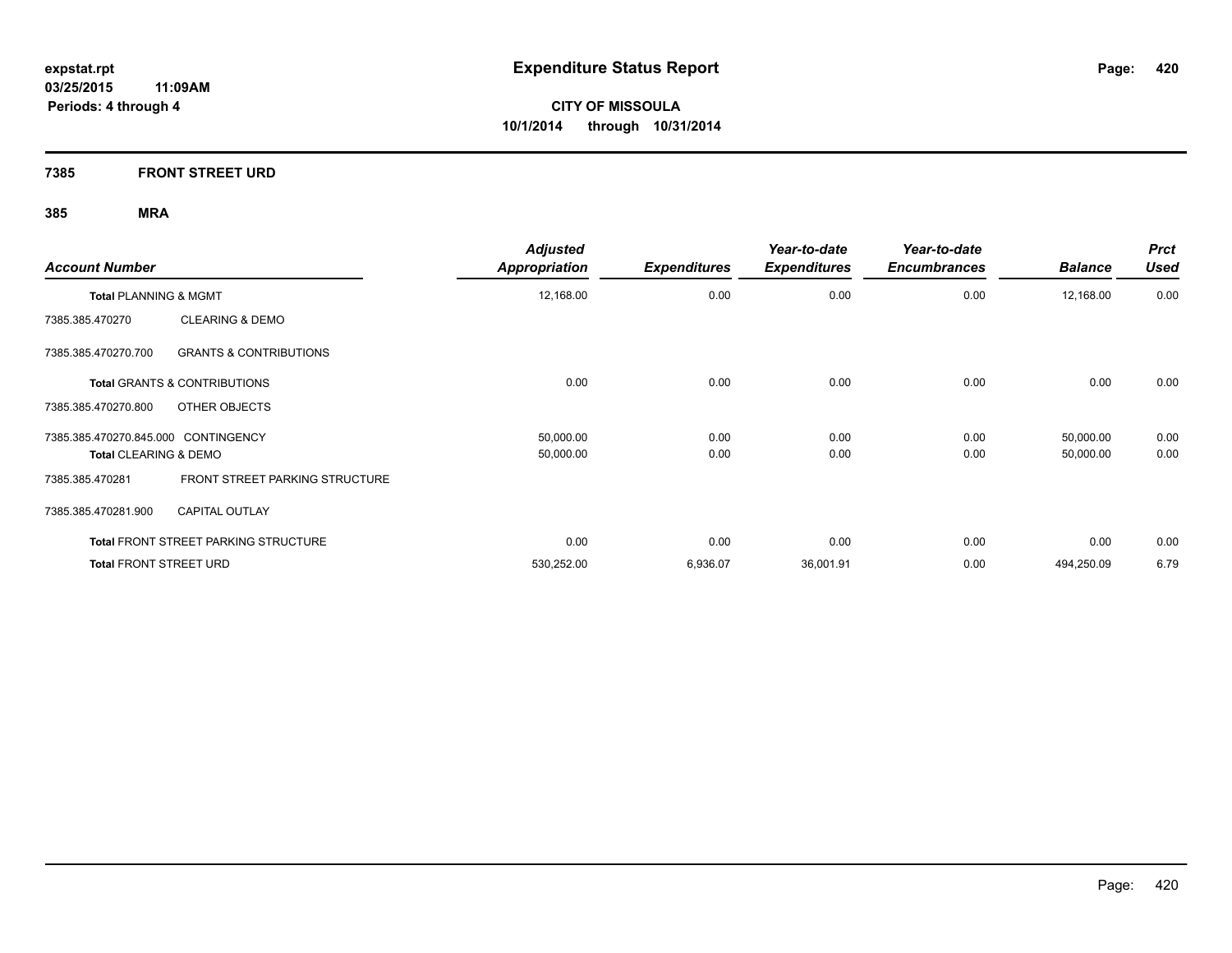**expstat.rpt**
**03/25/2015 11:09AM**
**Periods: 4 through 4**

# Expenditure Status Report

**CITY OF MISSOULA**
**10/1/2014 through 10/31/2014**

## 7385 FRONT STREET URD

### 385 MRA

| Account Number | | Adjusted Appropriation | Expenditures | Year-to-date Expenditures | Year-to-date Encumbrances | Balance | Prct Used |
|---|---|---|---|---|---|---|---|
| **Total** PLANNING & MGMT | | 12,168.00 | 0.00 | 0.00 | 0.00 | 12,168.00 | 0.00 |
| 7385.385.470270 | CLEARING & DEMO | | | | | | |
| 7385.385.470270.700 | GRANTS & CONTRIBUTIONS | | | | | | |
| **Total** GRANTS & CONTRIBUTIONS | | 0.00 | 0.00 | 0.00 | 0.00 | 0.00 | 0.00 |
| 7385.385.470270.800 | OTHER OBJECTS | | | | | | |
| 7385.385.470270.845.000 | CONTINGENCY | 50,000.00 | 0.00 | 0.00 | 0.00 | 50,000.00 | 0.00 |
| **Total** CLEARING & DEMO | | 50,000.00 | 0.00 | 0.00 | 0.00 | 50,000.00 | 0.00 |
| 7385.385.470281 | FRONT STREET PARKING STRUCTURE | | | | | | |
| 7385.385.470281.900 | CAPITAL OUTLAY | | | | | | |
| **Total** FRONT STREET PARKING STRUCTURE | | 0.00 | 0.00 | 0.00 | 0.00 | 0.00 | 0.00 |
| **Total** FRONT STREET URD | | 530,252.00 | 6,936.07 | 36,001.91 | 0.00 | 494,250.09 | 6.79 |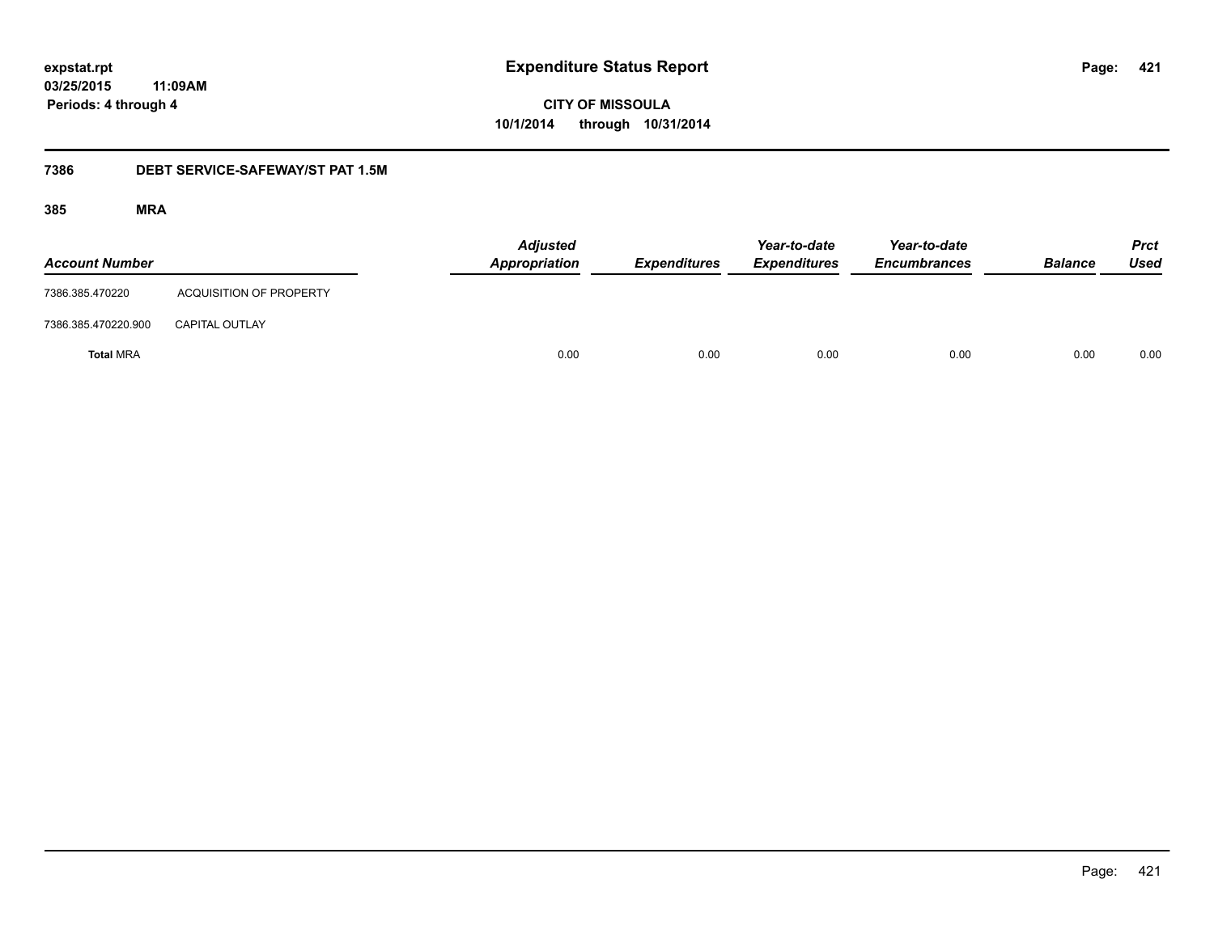**Expenditure Status Report**

expstat.rpt
03/25/2015 11:09AM
Periods: 4 through 4

CITY OF MISSOULA
10/1/2014 through 10/31/2014

## 7386 DEBT SERVICE-SAFEWAY/ST PAT 1.5M

### 385 MRA

| Account Number | | Adjusted Appropriation | Expenditures | Year-to-date Expenditures | Year-to-date Encumbrances | Balance | Prct Used |
|---|---|---|---|---|---|---|---|
| 7386.385.470220 | ACQUISITION OF PROPERTY | | | | | | |
| 7386.385.470220.900 | CAPITAL OUTLAY | | | | | | |
| **Total** MRA | | 0.00 | 0.00 | 0.00 | 0.00 | 0.00 | 0.00 |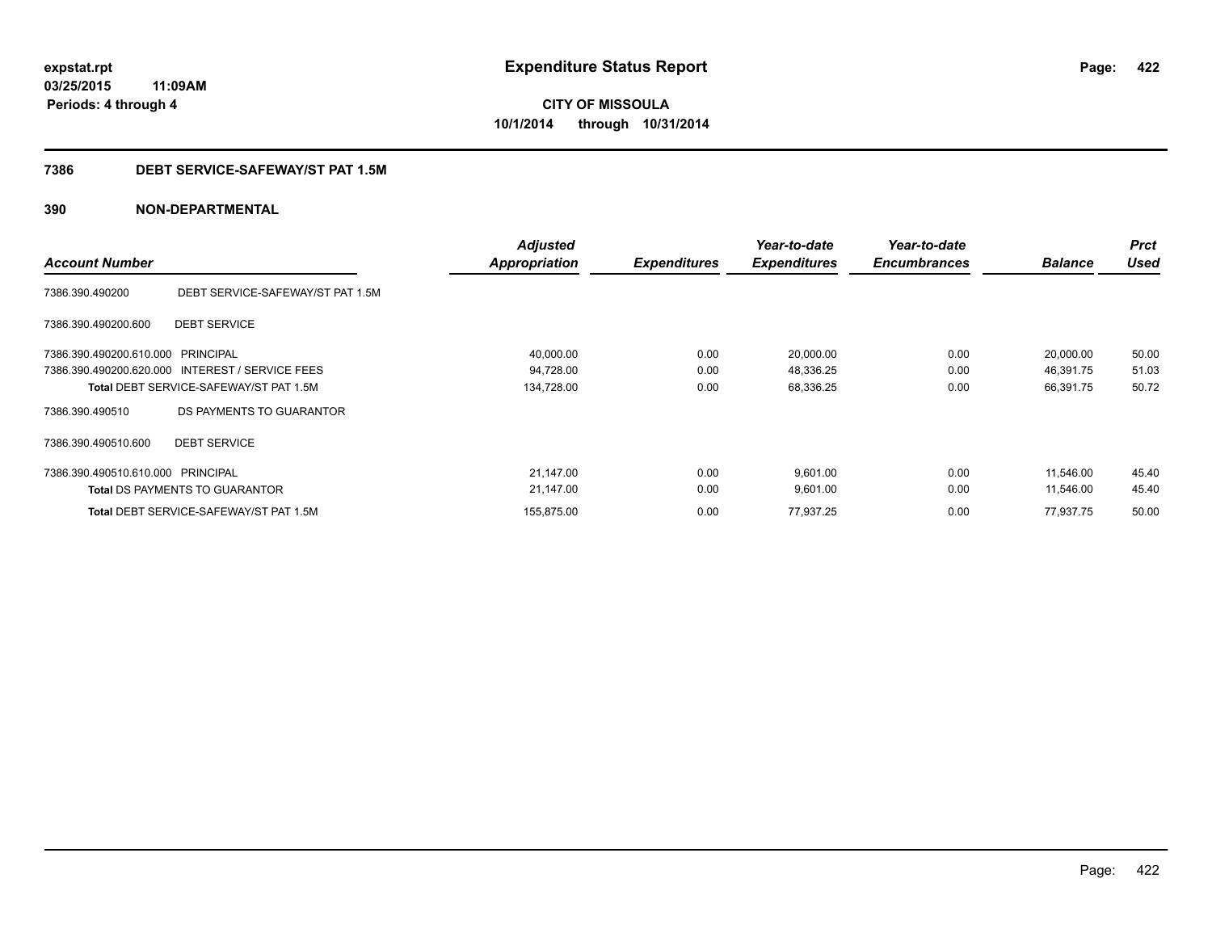expstat.rpt
03/25/2015 11:09AM
Periods: 4 through 4

# Expenditure Status Report

CITY OF MISSOULA
10/1/2014 through 10/31/2014

## 7386 DEBT SERVICE-SAFEWAY/ST PAT 1.5M

## 390 NON-DEPARTMENTAL

| Account Number | | Adjusted Appropriation | Expenditures | Year-to-date Expenditures | Year-to-date Encumbrances | Balance | Prct Used |
|---|---|---|---|---|---|---|---|
| 7386.390.490200 | DEBT SERVICE-SAFEWAY/ST PAT 1.5M | | | | | | |
| 7386.390.490200.600 | DEBT SERVICE | | | | | | |
| 7386.390.490200.610.000 | PRINCIPAL | 40,000.00 | 0.00 | 20,000.00 | 0.00 | 20,000.00 | 50.00 |
| 7386.390.490200.620.000 | INTEREST / SERVICE FEES | 94,728.00 | 0.00 | 48,336.25 | 0.00 | 46,391.75 | 51.03 |
| **Total** DEBT SERVICE-SAFEWAY/ST PAT 1.5M | | 134,728.00 | 0.00 | 68,336.25 | 0.00 | 66,391.75 | 50.72 |
| 7386.390.490510 | DS PAYMENTS TO GUARANTOR | | | | | | |
| 7386.390.490510.600 | DEBT SERVICE | | | | | | |
| 7386.390.490510.610.000 | PRINCIPAL | 21,147.00 | 0.00 | 9,601.00 | 0.00 | 11,546.00 | 45.40 |
| **Total** DS PAYMENTS TO GUARANTOR | | 21,147.00 | 0.00 | 9,601.00 | 0.00 | 11,546.00 | 45.40 |
| **Total** DEBT SERVICE-SAFEWAY/ST PAT 1.5M | | 155,875.00 | 0.00 | 77,937.25 | 0.00 | 77,937.75 | 50.00 |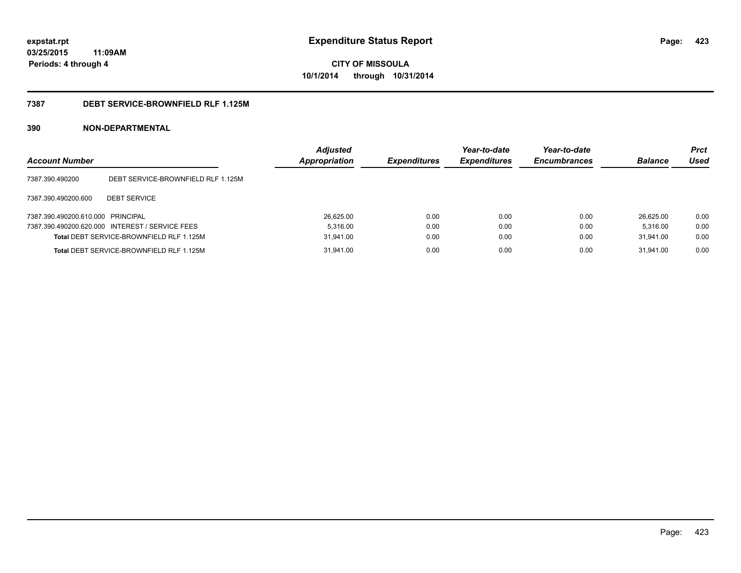**expstat.rpt**
**03/25/2015 11:09AM**
**Periods: 4 through 4**

# Expenditure Status Report

**CITY OF MISSOULA**
**10/1/2014 through 10/31/2014**

## 7387 DEBT SERVICE-BROWNFIELD RLF 1.125M

### 390 NON-DEPARTMENTAL

| Account Number | | *Adjusted Appropriation* | *Expenditures* | *Year-to-date Expenditures* | *Year-to-date Encumbrances* | *Balance* | *Prct Used* |
|---|---|---|---|---|---|---|---|
| 7387.390.490200 | DEBT SERVICE-BROWNFIELD RLF 1.125M | | | | | | |
| 7387.390.490200.600 | DEBT SERVICE | | | | | | |
| 7387.390.490200.610.000 | PRINCIPAL | 26,625.00 | 0.00 | 0.00 | 0.00 | 26,625.00 | 0.00 |
| 7387.390.490200.620.000 | INTEREST / SERVICE FEES | 5,316.00 | 0.00 | 0.00 | 0.00 | 5,316.00 | 0.00 |
| **Total** DEBT SERVICE-BROWNFIELD RLF 1.125M | | 31,941.00 | 0.00 | 0.00 | 0.00 | 31,941.00 | 0.00 |
| **Total** DEBT SERVICE-BROWNFIELD RLF 1.125M | | 31,941.00 | 0.00 | 0.00 | 0.00 | 31,941.00 | 0.00 |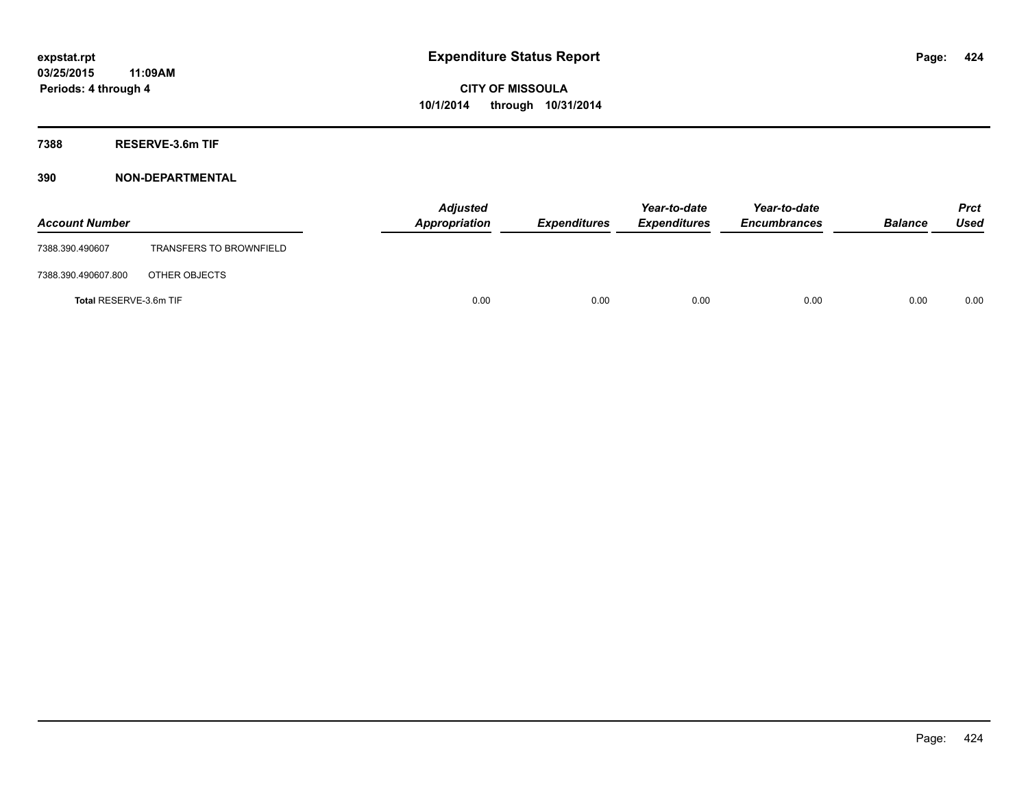**Expenditure Status Report**

**CITY OF MISSOULA**
**10/1/2014 through 10/31/2014**

expstat.rpt
03/25/2015 11:09AM
Periods: 4 through 4

## 7388 RESERVE-3.6m TIF

### 390 NON-DEPARTMENTAL

| Account Number | | Adjusted Appropriation | Expenditures | Year-to-date Expenditures | Year-to-date Encumbrances | Balance | Prct Used |
|---|---|---|---|---|---|---|---|
| 7388.390.490607 | TRANSFERS TO BROWNFIELD | | | | | | |
| 7388.390.490607.800 | OTHER OBJECTS | | | | | | |
| **Total** RESERVE-3.6m TIF | | 0.00 | 0.00 | 0.00 | 0.00 | 0.00 | 0.00 |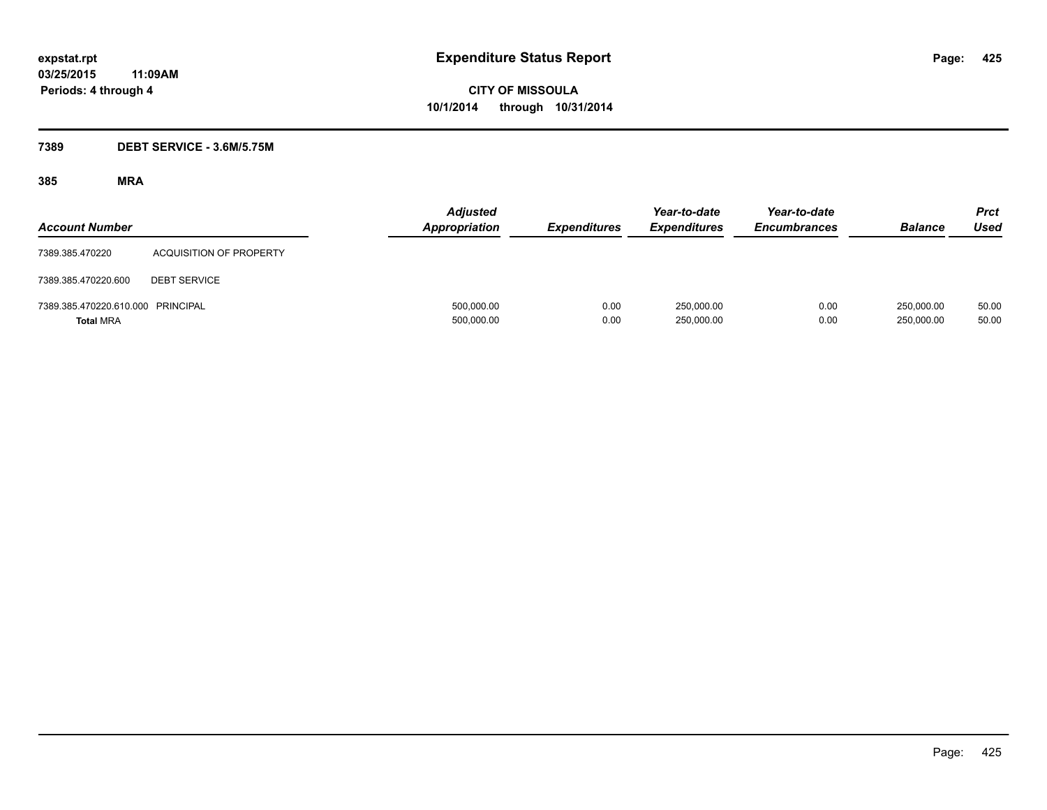expstat.rpt
03/25/2015 11:09AM
Periods: 4 through 4

# Expenditure Status Report

CITY OF MISSOULA
10/1/2014 through 10/31/2014

## 7389 DEBT SERVICE - 3.6M/5.75M

### 385 MRA

| Account Number | | Adjusted Appropriation | Expenditures | Year-to-date Expenditures | Year-to-date Encumbrances | Balance | Prct Used |
|---|---|---|---|---|---|---|---|
| 7389.385.470220 | ACQUISITION OF PROPERTY | | | | | | |
| 7389.385.470220.600 | DEBT SERVICE | | | | | | |
| 7389.385.470220.610.000 | PRINCIPAL | 500,000.00 | 0.00 | 250,000.00 | 0.00 | 250,000.00 | 50.00 |
| **Total** MRA | | 500,000.00 | 0.00 | 250,000.00 | 0.00 | 250,000.00 | 50.00 |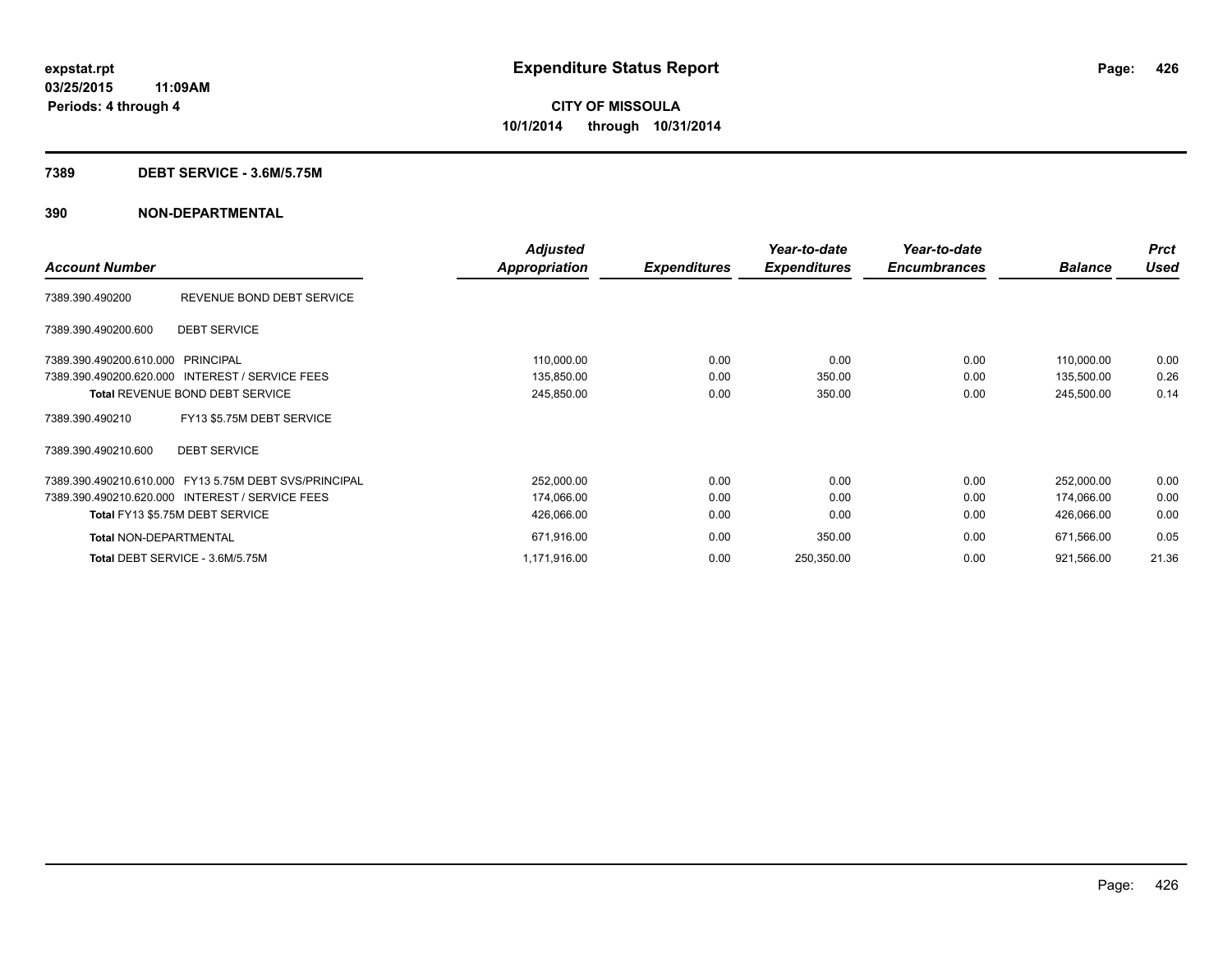**expstat.rpt**
**03/25/2015 11:09AM**
**Periods: 4 through 4**

# Expenditure Status Report

**CITY OF MISSOULA**
**10/1/2014 through 10/31/2014**

## 7389 DEBT SERVICE - 3.6M/5.75M

## 390 NON-DEPARTMENTAL

| Account Number | | Adjusted Appropriation | Expenditures | Year-to-date Expenditures | Year-to-date Encumbrances | Balance | Prct Used |
|---|---|---|---|---|---|---|---|
| 7389.390.490200 | REVENUE BOND DEBT SERVICE | | | | | | |
| 7389.390.490200.600 | DEBT SERVICE | | | | | | |
| 7389.390.490200.610.000 | PRINCIPAL | 110,000.00 | 0.00 | 0.00 | 0.00 | 110,000.00 | 0.00 |
| 7389.390.490200.620.000 | INTEREST / SERVICE FEES | 135,850.00 | 0.00 | 350.00 | 0.00 | 135,500.00 | 0.26 |
| **Total** REVENUE BOND DEBT SERVICE | | 245,850.00 | 0.00 | 350.00 | 0.00 | 245,500.00 | 0.14 |
| 7389.390.490210 | FY13 $5.75M DEBT SERVICE | | | | | | |
| 7389.390.490210.600 | DEBT SERVICE | | | | | | |
| 7389.390.490210.610.000 | FY13 5.75M DEBT SVS/PRINCIPAL | 252,000.00 | 0.00 | 0.00 | 0.00 | 252,000.00 | 0.00 |
| 7389.390.490210.620.000 | INTEREST / SERVICE FEES | 174,066.00 | 0.00 | 0.00 | 0.00 | 174,066.00 | 0.00 |
| **Total** FY13 $5.75M DEBT SERVICE | | 426,066.00 | 0.00 | 0.00 | 0.00 | 426,066.00 | 0.00 |
| **Total** NON-DEPARTMENTAL | | 671,916.00 | 0.00 | 350.00 | 0.00 | 671,566.00 | 0.05 |
| **Total** DEBT SERVICE - 3.6M/5.75M | | 1,171,916.00 | 0.00 | 250,350.00 | 0.00 | 921,566.00 | 21.36 |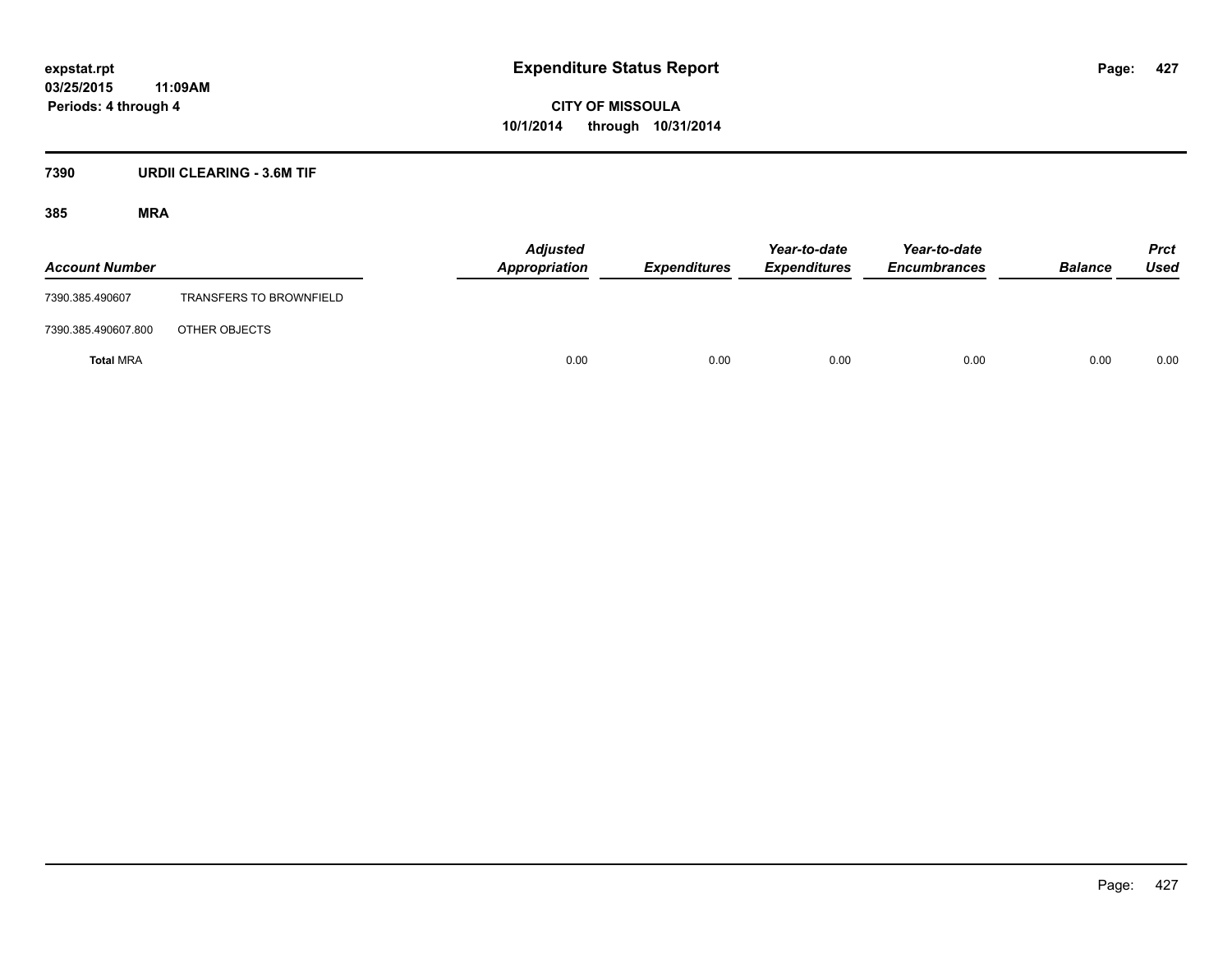**expstat.rpt**
**03/25/2015 11:09AM**
**Periods: 4 through 4**

# Expenditure Status Report

**CITY OF MISSOULA**
**10/1/2014 through 10/31/2014**

## 7390 URDII CLEARING - 3.6M TIF

### 385 MRA

| Account Number | | Adjusted Appropriation | Expenditures | Year-to-date Expenditures | Year-to-date Encumbrances | Balance | Prct Used |
|---|---|---|---|---|---|---|---|
| 7390.385.490607 | TRANSFERS TO BROWNFIELD | | | | | | |
| 7390.385.490607.800 | OTHER OBJECTS | | | | | | |
| **Total** MRA | | 0.00 | 0.00 | 0.00 | 0.00 | 0.00 | 0.00 |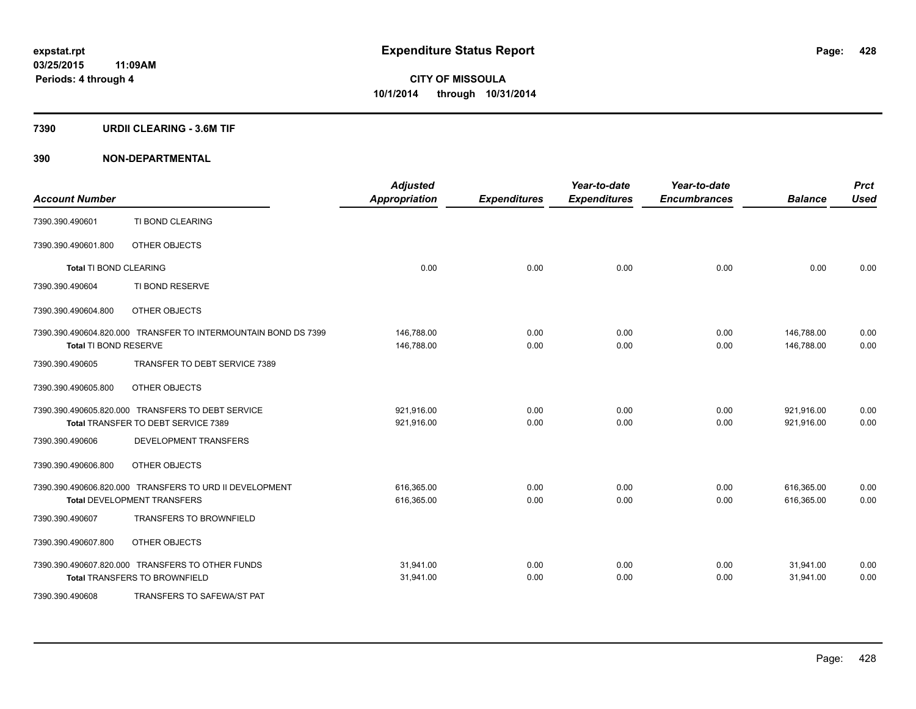**expstat.rpt**
**03/25/2015 11:09AM**
**Periods: 4 through 4**

# Expenditure Status Report

**CITY OF MISSOULA**
**10/1/2014 through 10/31/2014**

## 7390 URDII CLEARING - 3.6M TIF

## 390 NON-DEPARTMENTAL

| Account Number | | Adjusted Appropriation | Expenditures | Year-to-date Expenditures | Year-to-date Encumbrances | Balance | Prct Used |
|---|---|---|---|---|---|---|---|
| 7390.390.490601 | TI BOND CLEARING | | | | | | |
| 7390.390.490601.800 | OTHER OBJECTS | | | | | | |
| **Total** TI BOND CLEARING | | 0.00 | 0.00 | 0.00 | 0.00 | 0.00 | 0.00 |
| 7390.390.490604 | TI BOND RESERVE | | | | | | |
| 7390.390.490604.800 | OTHER OBJECTS | | | | | | |
| 7390.390.490604.820.000 | TRANSFER TO INTERMOUNTAIN BOND DS 7399 | 146,788.00 | 0.00 | 0.00 | 0.00 | 146,788.00 | 0.00 |
| **Total** TI BOND RESERVE | | 146,788.00 | 0.00 | 0.00 | 0.00 | 146,788.00 | 0.00 |
| 7390.390.490605 | TRANSFER TO DEBT SERVICE 7389 | | | | | | |
| 7390.390.490605.800 | OTHER OBJECTS | | | | | | |
| 7390.390.490605.820.000 | TRANSFERS TO DEBT SERVICE | 921,916.00 | 0.00 | 0.00 | 0.00 | 921,916.00 | 0.00 |
| **Total** TRANSFER TO DEBT SERVICE 7389 | | 921,916.00 | 0.00 | 0.00 | 0.00 | 921,916.00 | 0.00 |
| 7390.390.490606 | DEVELOPMENT TRANSFERS | | | | | | |
| 7390.390.490606.800 | OTHER OBJECTS | | | | | | |
| 7390.390.490606.820.000 | TRANSFERS TO URD II DEVELOPMENT | 616,365.00 | 0.00 | 0.00 | 0.00 | 616,365.00 | 0.00 |
| **Total** DEVELOPMENT TRANSFERS | | 616,365.00 | 0.00 | 0.00 | 0.00 | 616,365.00 | 0.00 |
| 7390.390.490607 | TRANSFERS TO BROWNFIELD | | | | | | |
| 7390.390.490607.800 | OTHER OBJECTS | | | | | | |
| 7390.390.490607.820.000 | TRANSFERS TO OTHER FUNDS | 31,941.00 | 0.00 | 0.00 | 0.00 | 31,941.00 | 0.00 |
| **Total** TRANSFERS TO BROWNFIELD | | 31,941.00 | 0.00 | 0.00 | 0.00 | 31,941.00 | 0.00 |
| 7390.390.490608 | TRANSFERS TO SAFEWA/ST PAT | | | | | | |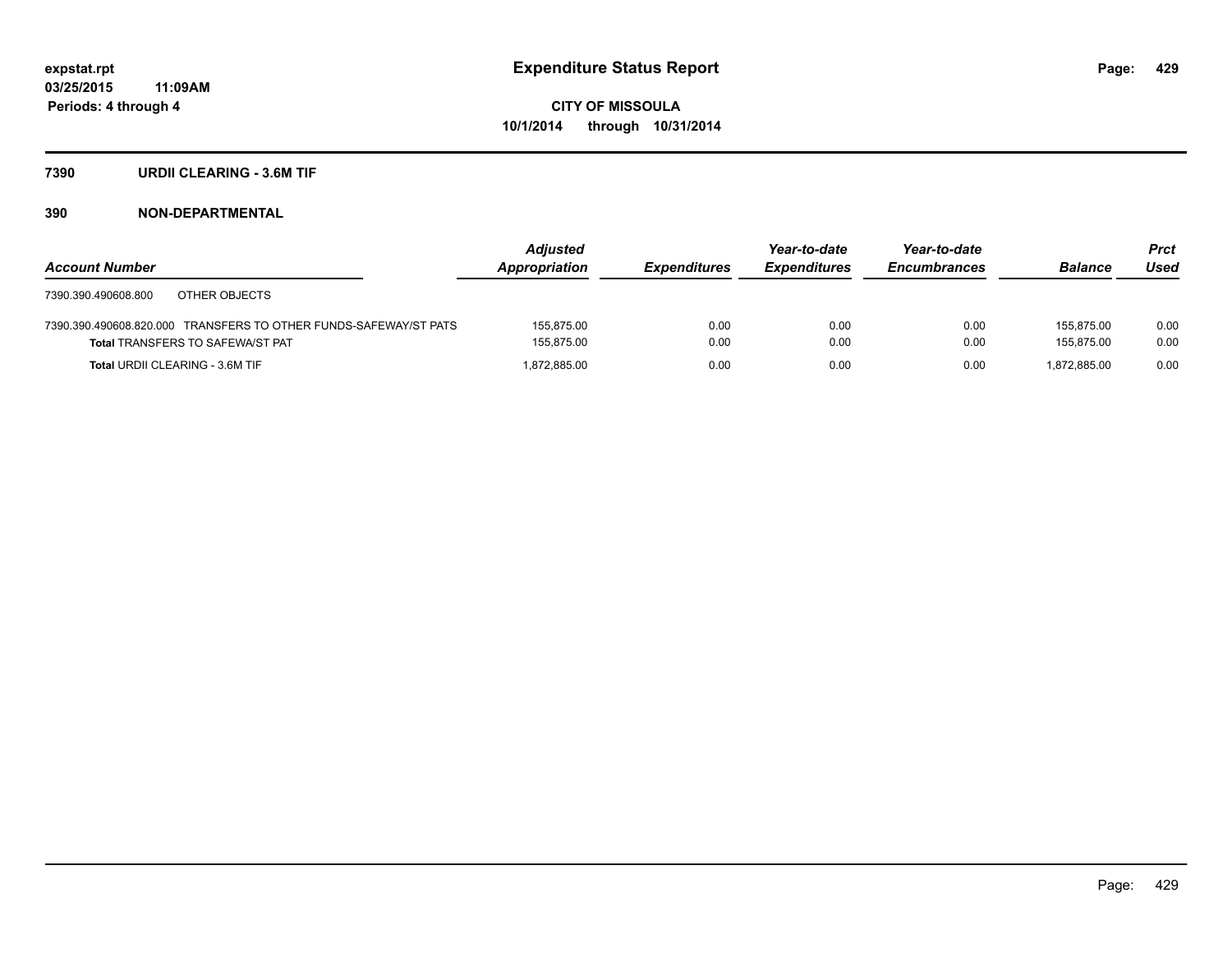**expstat.rpt**
**03/25/2015 11:09AM**
**Periods: 4 through 4**

# Expenditure Status Report

**CITY OF MISSOULA**
**10/1/2014 through 10/31/2014**

## 7390 URDII CLEARING - 3.6M TIF

## 390 NON-DEPARTMENTAL

| Account Number | Adjusted Appropriation | Expenditures | Year-to-date Expenditures | Year-to-date Encumbrances | Balance | Prct Used |
|---|---|---|---|---|---|---|
| 7390.390.490608.800 OTHER OBJECTS | | | | | | |
| 7390.390.490608.820.000 TRANSFERS TO OTHER FUNDS-SAFEWAY/ST PATS | 155,875.00 | 0.00 | 0.00 | 0.00 | 155,875.00 | 0.00 |
| **Total** TRANSFERS TO SAFEWA/ST PAT | 155,875.00 | 0.00 | 0.00 | 0.00 | 155,875.00 | 0.00 |
| **Total** URDII CLEARING - 3.6M TIF | 1,872,885.00 | 0.00 | 0.00 | 0.00 | 1,872,885.00 | 0.00 |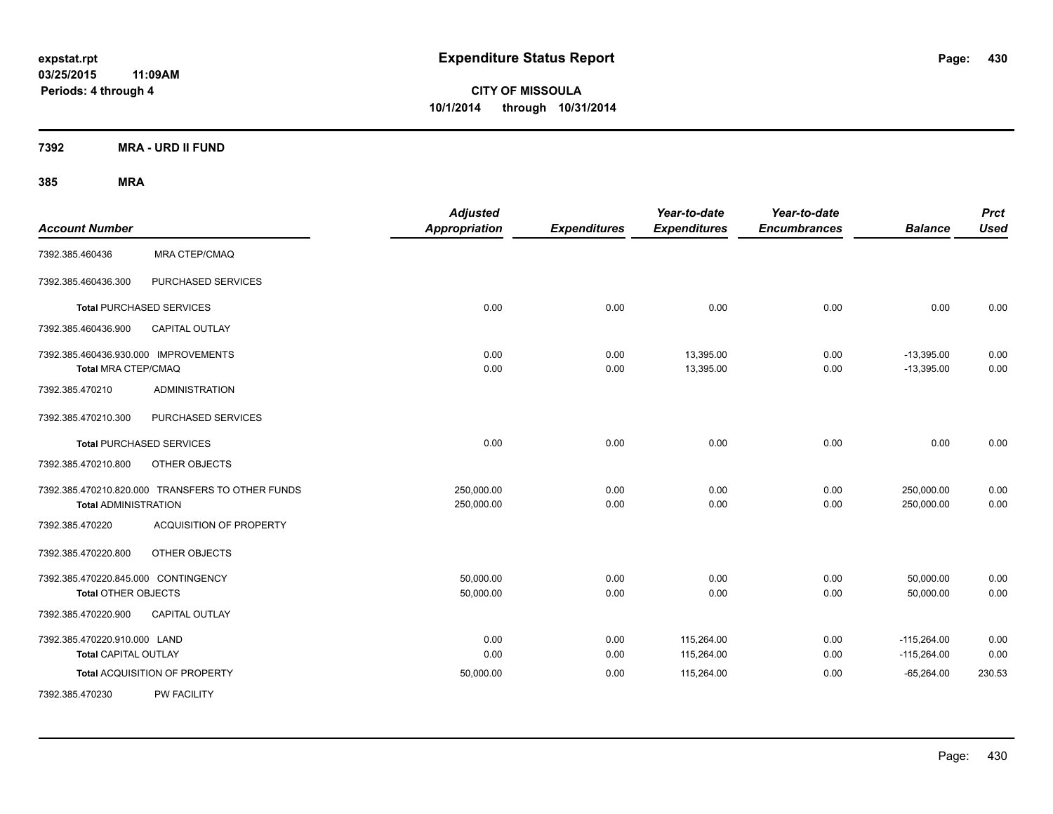expstat.rpt
03/25/2015 11:09AM
Periods: 4 through 4

# Expenditure Status Report

**CITY OF MISSOULA**
**10/1/2014 through 10/31/2014**

## 7392 MRA - URD II FUND

## 385 MRA

| Account Number | | Adjusted Appropriation | Expenditures | Year-to-date Expenditures | Year-to-date Encumbrances | Balance | Prct Used |
|---|---|---|---|---|---|---|---|
| 7392.385.460436 | MRA CTEP/CMAQ | | | | | | |
| 7392.385.460436.300 | PURCHASED SERVICES | | | | | | |
| **Total** PURCHASED SERVICES | | 0.00 | 0.00 | 0.00 | 0.00 | 0.00 | 0.00 |
| 7392.385.460436.900 | CAPITAL OUTLAY | | | | | | |
| 7392.385.460436.930.000 IMPROVEMENTS | | 0.00 | 0.00 | 13,395.00 | 0.00 | -13,395.00 | 0.00 |
| **Total** MRA CTEP/CMAQ | | 0.00 | 0.00 | 13,395.00 | 0.00 | -13,395.00 | 0.00 |
| 7392.385.470210 | ADMINISTRATION | | | | | | |
| 7392.385.470210.300 | PURCHASED SERVICES | | | | | | |
| **Total** PURCHASED SERVICES | | 0.00 | 0.00 | 0.00 | 0.00 | 0.00 | 0.00 |
| 7392.385.470210.800 | OTHER OBJECTS | | | | | | |
| 7392.385.470210.820.000 TRANSFERS TO OTHER FUNDS | | 250,000.00 | 0.00 | 0.00 | 0.00 | 250,000.00 | 0.00 |
| **Total** ADMINISTRATION | | 250,000.00 | 0.00 | 0.00 | 0.00 | 250,000.00 | 0.00 |
| 7392.385.470220 | ACQUISITION OF PROPERTY | | | | | | |
| 7392.385.470220.800 | OTHER OBJECTS | | | | | | |
| 7392.385.470220.845.000 CONTINGENCY | | 50,000.00 | 0.00 | 0.00 | 0.00 | 50,000.00 | 0.00 |
| **Total** OTHER OBJECTS | | 50,000.00 | 0.00 | 0.00 | 0.00 | 50,000.00 | 0.00 |
| 7392.385.470220.900 | CAPITAL OUTLAY | | | | | | |
| 7392.385.470220.910.000 LAND | | 0.00 | 0.00 | 115,264.00 | 0.00 | -115,264.00 | 0.00 |
| **Total** CAPITAL OUTLAY | | 0.00 | 0.00 | 115,264.00 | 0.00 | -115,264.00 | 0.00 |
| **Total** ACQUISITION OF PROPERTY | | 50,000.00 | 0.00 | 115,264.00 | 0.00 | -65,264.00 | 230.53 |
| 7392.385.470230 | PW FACILITY | | | | | | |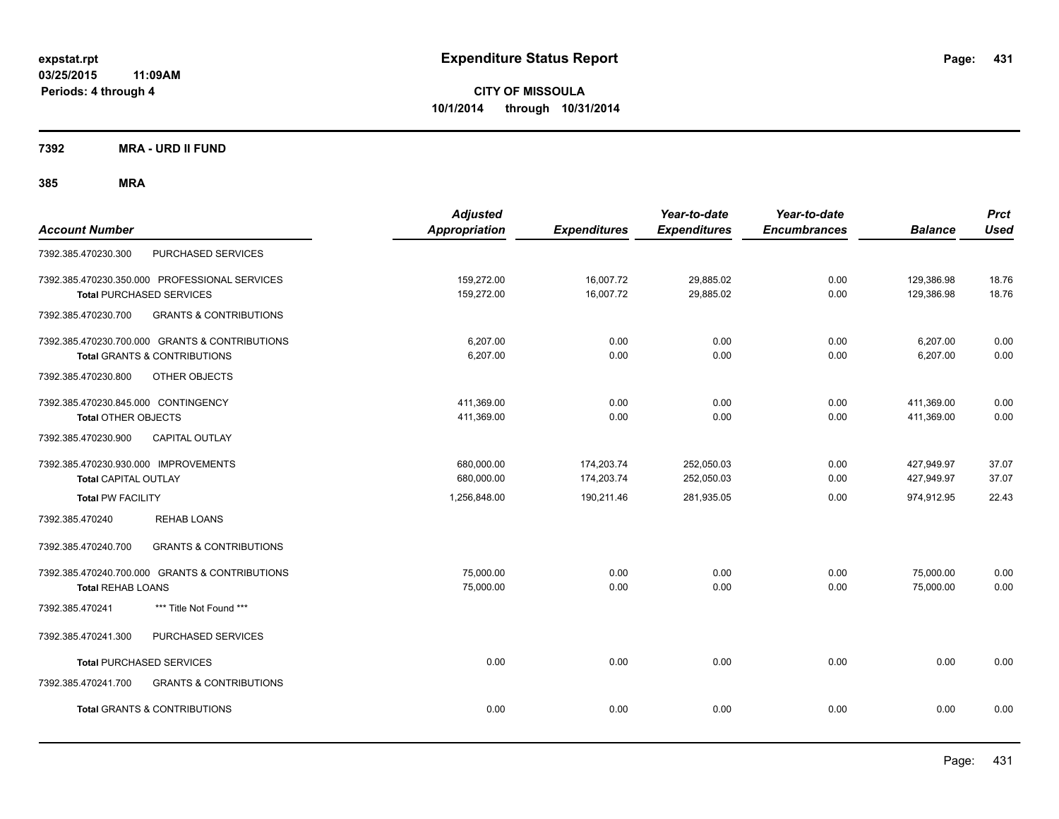# Expenditure Status Report

expstat.rpt
03/25/2015 11:09AM
Periods: 4 through 4

**CITY OF MISSOULA**
**10/1/2014 through 10/31/2014**

## 7392 MRA - URD II FUND

## 385 MRA

| Account Number | Adjusted Appropriation | Expenditures | Year-to-date Expenditures | Year-to-date Encumbrances | Balance | Prct Used |
|---|---|---|---|---|---|---|
| 7392.385.470230.300 PURCHASED SERVICES | | | | | | |
| 7392.385.470230.350.000 PROFESSIONAL SERVICES | 159,272.00 | 16,007.72 | 29,885.02 | 0.00 | 129,386.98 | 18.76 |
| **Total** PURCHASED SERVICES | 159,272.00 | 16,007.72 | 29,885.02 | 0.00 | 129,386.98 | 18.76 |
| 7392.385.470230.700 GRANTS & CONTRIBUTIONS | | | | | | |
| 7392.385.470230.700.000 GRANTS & CONTRIBUTIONS | 6,207.00 | 0.00 | 0.00 | 0.00 | 6,207.00 | 0.00 |
| **Total** GRANTS & CONTRIBUTIONS | 6,207.00 | 0.00 | 0.00 | 0.00 | 6,207.00 | 0.00 |
| 7392.385.470230.800 OTHER OBJECTS | | | | | | |
| 7392.385.470230.845.000 CONTINGENCY | 411,369.00 | 0.00 | 0.00 | 0.00 | 411,369.00 | 0.00 |
| **Total** OTHER OBJECTS | 411,369.00 | 0.00 | 0.00 | 0.00 | 411,369.00 | 0.00 |
| 7392.385.470230.900 CAPITAL OUTLAY | | | | | | |
| 7392.385.470230.930.000 IMPROVEMENTS | 680,000.00 | 174,203.74 | 252,050.03 | 0.00 | 427,949.97 | 37.07 |
| **Total** CAPITAL OUTLAY | 680,000.00 | 174,203.74 | 252,050.03 | 0.00 | 427,949.97 | 37.07 |
| **Total** PW FACILITY | 1,256,848.00 | 190,211.46 | 281,935.05 | 0.00 | 974,912.95 | 22.43 |
| 7392.385.470240 REHAB LOANS | | | | | | |
| 7392.385.470240.700 GRANTS & CONTRIBUTIONS | | | | | | |
| 7392.385.470240.700.000 GRANTS & CONTRIBUTIONS | 75,000.00 | 0.00 | 0.00 | 0.00 | 75,000.00 | 0.00 |
| **Total** REHAB LOANS | 75,000.00 | 0.00 | 0.00 | 0.00 | 75,000.00 | 0.00 |
| 7392.385.470241 *** Title Not Found *** | | | | | | |
| 7392.385.470241.300 PURCHASED SERVICES | | | | | | |
| **Total** PURCHASED SERVICES | 0.00 | 0.00 | 0.00 | 0.00 | 0.00 | 0.00 |
| 7392.385.470241.700 GRANTS & CONTRIBUTIONS | | | | | | |
| **Total** GRANTS & CONTRIBUTIONS | 0.00 | 0.00 | 0.00 | 0.00 | 0.00 | 0.00 |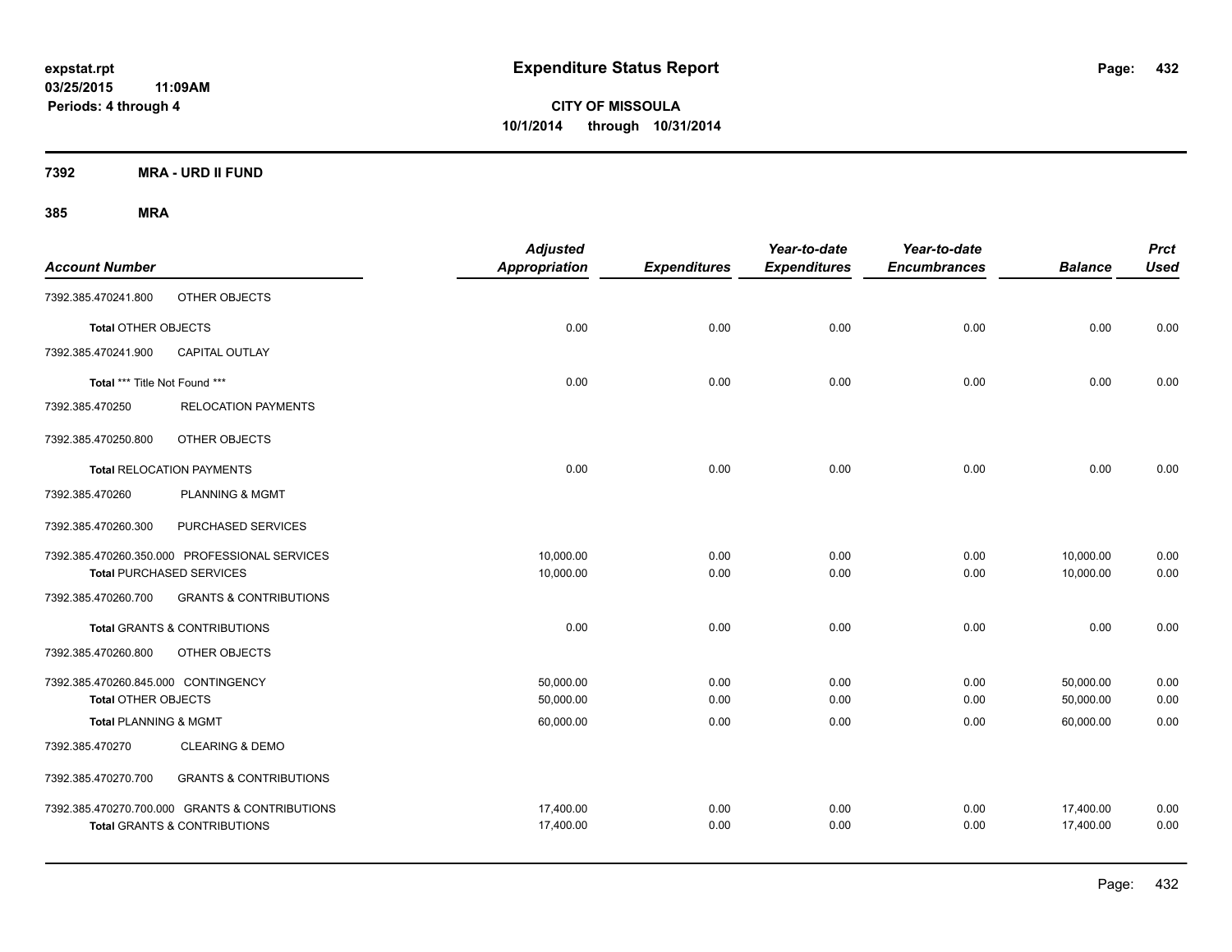# Expenditure Status Report

expstat.rpt
03/25/2015 11:09AM
Periods: 4 through 4

**CITY OF MISSOULA**
**10/1/2014 through 10/31/2014**

## 7392 MRA - URD II FUND

### 385 MRA

| Account Number | | Adjusted Appropriation | Expenditures | Year-to-date Expenditures | Year-to-date Encumbrances | Balance | Prct Used |
|---|---|---|---|---|---|---|---|
| 7392.385.470241.800 | OTHER OBJECTS | | | | | | |
| **Total** OTHER OBJECTS | | 0.00 | 0.00 | 0.00 | 0.00 | 0.00 | 0.00 |
| 7392.385.470241.900 | CAPITAL OUTLAY | | | | | | |
| **Total** *** Title Not Found *** | | 0.00 | 0.00 | 0.00 | 0.00 | 0.00 | 0.00 |
| 7392.385.470250 | RELOCATION PAYMENTS | | | | | | |
| 7392.385.470250.800 | OTHER OBJECTS | | | | | | |
| **Total** RELOCATION PAYMENTS | | 0.00 | 0.00 | 0.00 | 0.00 | 0.00 | 0.00 |
| 7392.385.470260 | PLANNING & MGMT | | | | | | |
| 7392.385.470260.300 | PURCHASED SERVICES | | | | | | |
| 7392.385.470260.350.000 | PROFESSIONAL SERVICES | 10,000.00 | 0.00 | 0.00 | 0.00 | 10,000.00 | 0.00 |
| **Total** PURCHASED SERVICES | | 10,000.00 | 0.00 | 0.00 | 0.00 | 10,000.00 | 0.00 |
| 7392.385.470260.700 | GRANTS & CONTRIBUTIONS | | | | | | |
| **Total** GRANTS & CONTRIBUTIONS | | 0.00 | 0.00 | 0.00 | 0.00 | 0.00 | 0.00 |
| 7392.385.470260.800 | OTHER OBJECTS | | | | | | |
| 7392.385.470260.845.000 | CONTINGENCY | 50,000.00 | 0.00 | 0.00 | 0.00 | 50,000.00 | 0.00 |
| **Total** OTHER OBJECTS | | 50,000.00 | 0.00 | 0.00 | 0.00 | 50,000.00 | 0.00 |
| **Total** PLANNING & MGMT | | 60,000.00 | 0.00 | 0.00 | 0.00 | 60,000.00 | 0.00 |
| 7392.385.470270 | CLEARING & DEMO | | | | | | |
| 7392.385.470270.700 | GRANTS & CONTRIBUTIONS | | | | | | |
| 7392.385.470270.700.000 | GRANTS & CONTRIBUTIONS | 17,400.00 | 0.00 | 0.00 | 0.00 | 17,400.00 | 0.00 |
| **Total** GRANTS & CONTRIBUTIONS | | 17,400.00 | 0.00 | 0.00 | 0.00 | 17,400.00 | 0.00 |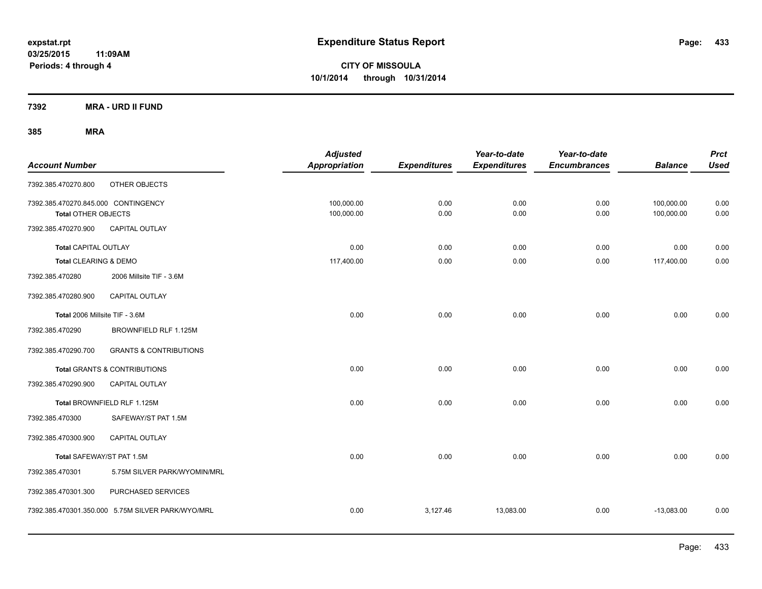**expstat.rpt**
**03/25/2015 11:09AM**
**Periods: 4 through 4**

# Expenditure Status Report

**CITY OF MISSOULA**
**10/1/2014 through 10/31/2014**

**7392 MRA - URD II FUND**

**385 MRA**

| Account Number | | Adjusted Appropriation | Expenditures | Year-to-date Expenditures | Year-to-date Encumbrances | Balance | Prct Used |
|---|---|---|---|---|---|---|---|
| 7392.385.470270.800 | OTHER OBJECTS | | | | | | |
| 7392.385.470270.845.000 CONTINGENCY | | 100,000.00 | 0.00 | 0.00 | 0.00 | 100,000.00 | 0.00 |
| **Total** OTHER OBJECTS | | 100,000.00 | 0.00 | 0.00 | 0.00 | 100,000.00 | 0.00 |
| 7392.385.470270.900 | CAPITAL OUTLAY | | | | | | |
| **Total** CAPITAL OUTLAY | | 0.00 | 0.00 | 0.00 | 0.00 | 0.00 | 0.00 |
| **Total** CLEARING & DEMO | | 117,400.00 | 0.00 | 0.00 | 0.00 | 117,400.00 | 0.00 |
| 7392.385.470280 | 2006 Millsite TIF - 3.6M | | | | | | |
| 7392.385.470280.900 | CAPITAL OUTLAY | | | | | | |
| **Total** 2006 Millsite TIF - 3.6M | | 0.00 | 0.00 | 0.00 | 0.00 | 0.00 | 0.00 |
| 7392.385.470290 | BROWNFIELD RLF 1.125M | | | | | | |
| 7392.385.470290.700 | GRANTS & CONTRIBUTIONS | | | | | | |
| **Total** GRANTS & CONTRIBUTIONS | | 0.00 | 0.00 | 0.00 | 0.00 | 0.00 | 0.00 |
| 7392.385.470290.900 | CAPITAL OUTLAY | | | | | | |
| **Total** BROWNFIELD RLF 1.125M | | 0.00 | 0.00 | 0.00 | 0.00 | 0.00 | 0.00 |
| 7392.385.470300 | SAFEWAY/ST PAT 1.5M | | | | | | |
| 7392.385.470300.900 | CAPITAL OUTLAY | | | | | | |
| **Total** SAFEWAY/ST PAT 1.5M | | 0.00 | 0.00 | 0.00 | 0.00 | 0.00 | 0.00 |
| 7392.385.470301 | 5.75M SILVER PARK/WYOMIN/MRL | | | | | | |
| 7392.385.470301.300 | PURCHASED SERVICES | | | | | | |
| 7392.385.470301.350.000 5.75M SILVER PARK/WYO/MRL | | 0.00 | 3,127.46 | 13,083.00 | 0.00 | -13,083.00 | 0.00 |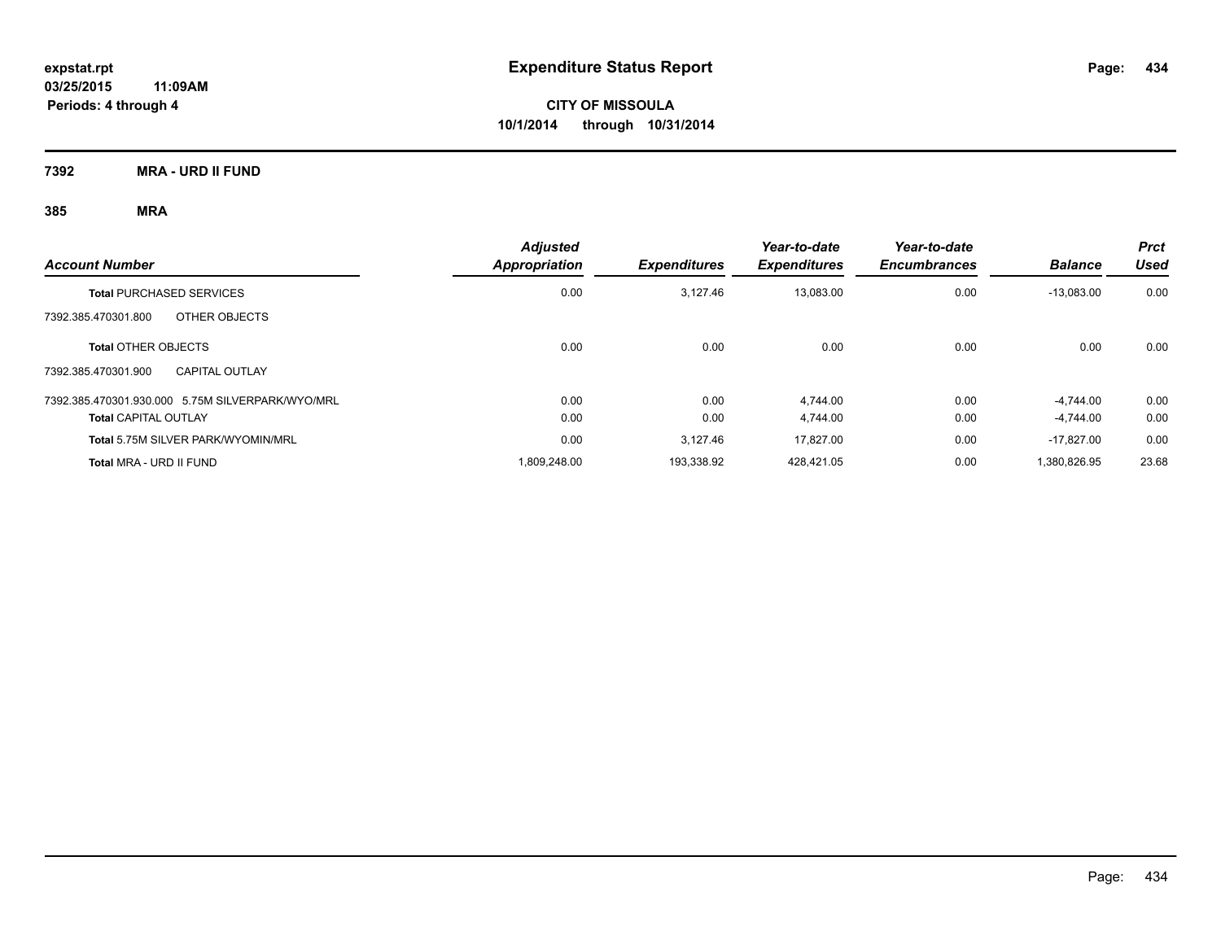**expstat.rpt**
**03/25/2015 11:09AM**
**Periods: 4 through 4**

# Expenditure Status Report

**CITY OF MISSOULA**
**10/1/2014 through 10/31/2014**

## 7392 MRA - URD II FUND

### 385 MRA

| Account Number | | Adjusted Appropriation | Expenditures | Year-to-date Expenditures | Year-to-date Encumbrances | Balance | Prct Used |
|---|---|---|---|---|---|---|---|
| **Total** PURCHASED SERVICES | | 0.00 | 3,127.46 | 13,083.00 | 0.00 | -13,083.00 | 0.00 |
| 7392.385.470301.800 | OTHER OBJECTS | | | | | | |
| **Total** OTHER OBJECTS | | 0.00 | 0.00 | 0.00 | 0.00 | 0.00 | 0.00 |
| 7392.385.470301.900 | CAPITAL OUTLAY | | | | | | |
| 7392.385.470301.930.000 | 5.75M SILVERPARK/WYO/MRL | 0.00 | 0.00 | 4,744.00 | 0.00 | -4,744.00 | 0.00 |
| **Total** CAPITAL OUTLAY | | 0.00 | 0.00 | 4,744.00 | 0.00 | -4,744.00 | 0.00 |
| **Total** 5.75M SILVER PARK/WYOMIN/MRL | | 0.00 | 3,127.46 | 17,827.00 | 0.00 | -17,827.00 | 0.00 |
| **Total** MRA - URD II FUND | | 1,809,248.00 | 193,338.92 | 428,421.05 | 0.00 | 1,380,826.95 | 23.68 |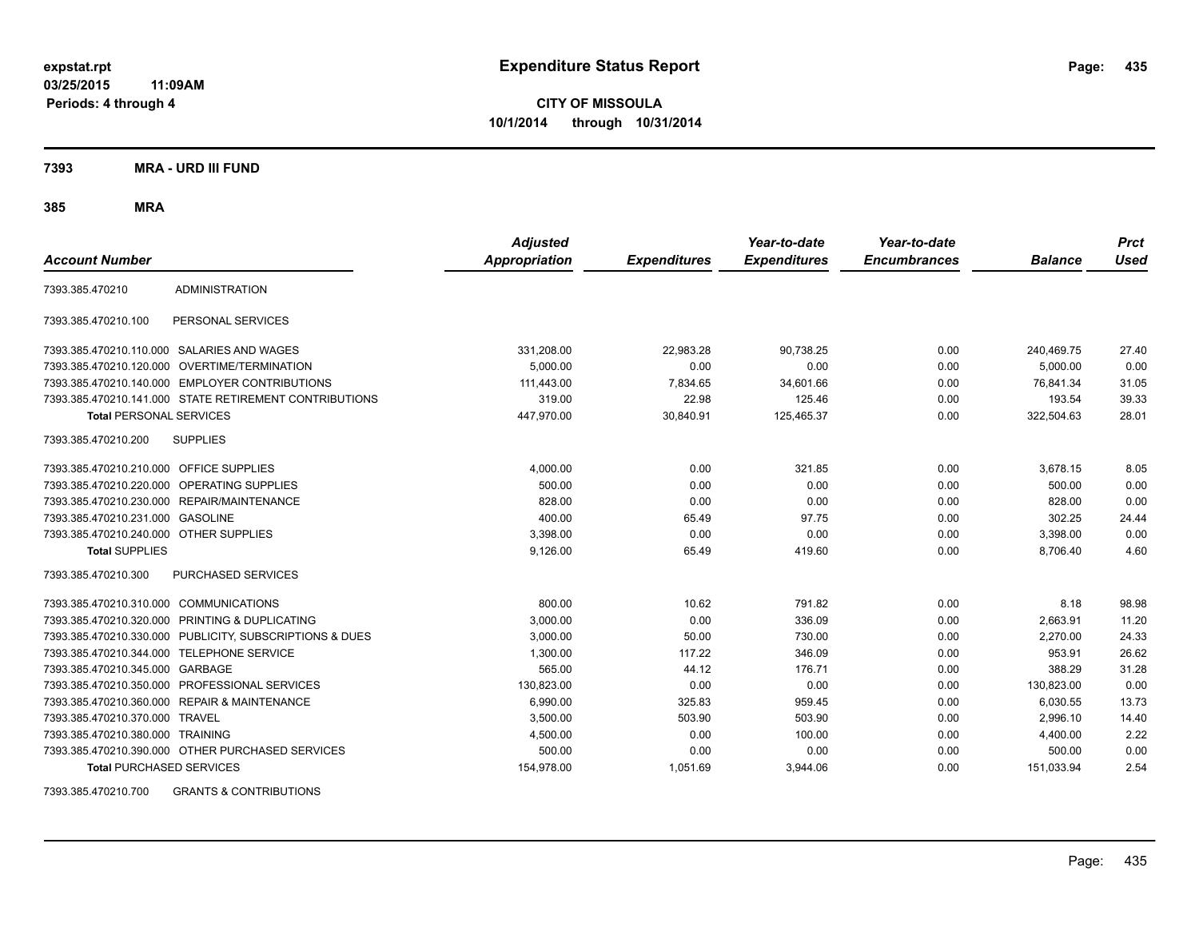expstat.rpt
03/25/2015 11:09AM
Periods: 4 through 4

# Expenditure Status Report

**CITY OF MISSOULA**
**10/1/2014 through 10/31/2014**

## 7393 MRA - URD III FUND

### 385 MRA

| Account Number | | Adjusted Appropriation | Expenditures | Year-to-date Expenditures | Year-to-date Encumbrances | Balance | Prct Used |
|---|---|---|---|---|---|---|---|
| 7393.385.470210 | ADMINISTRATION | | | | | | |
| 7393.385.470210.100 | PERSONAL SERVICES | | | | | | |
| 7393.385.470210.110.000 | SALARIES AND WAGES | 331,208.00 | 22,983.28 | 90,738.25 | 0.00 | 240,469.75 | 27.40 |
| 7393.385.470210.120.000 | OVERTIME/TERMINATION | 5,000.00 | 0.00 | 0.00 | 0.00 | 5,000.00 | 0.00 |
| 7393.385.470210.140.000 | EMPLOYER CONTRIBUTIONS | 111,443.00 | 7,834.65 | 34,601.66 | 0.00 | 76,841.34 | 31.05 |
| 7393.385.470210.141.000 | STATE RETIREMENT CONTRIBUTIONS | 319.00 | 22.98 | 125.46 | 0.00 | 193.54 | 39.33 |
| **Total** PERSONAL SERVICES | | 447,970.00 | 30,840.91 | 125,465.37 | 0.00 | 322,504.63 | 28.01 |
| 7393.385.470210.200 | SUPPLIES | | | | | | |
| 7393.385.470210.210.000 | OFFICE SUPPLIES | 4,000.00 | 0.00 | 321.85 | 0.00 | 3,678.15 | 8.05 |
| 7393.385.470210.220.000 | OPERATING SUPPLIES | 500.00 | 0.00 | 0.00 | 0.00 | 500.00 | 0.00 |
| 7393.385.470210.230.000 | REPAIR/MAINTENANCE | 828.00 | 0.00 | 0.00 | 0.00 | 828.00 | 0.00 |
| 7393.385.470210.231.000 | GASOLINE | 400.00 | 65.49 | 97.75 | 0.00 | 302.25 | 24.44 |
| 7393.385.470210.240.000 | OTHER SUPPLIES | 3,398.00 | 0.00 | 0.00 | 0.00 | 3,398.00 | 0.00 |
| **Total** SUPPLIES | | 9,126.00 | 65.49 | 419.60 | 0.00 | 8,706.40 | 4.60 |
| 7393.385.470210.300 | PURCHASED SERVICES | | | | | | |
| 7393.385.470210.310.000 | COMMUNICATIONS | 800.00 | 10.62 | 791.82 | 0.00 | 8.18 | 98.98 |
| 7393.385.470210.320.000 | PRINTING & DUPLICATING | 3,000.00 | 0.00 | 336.09 | 0.00 | 2,663.91 | 11.20 |
| 7393.385.470210.330.000 | PUBLICITY, SUBSCRIPTIONS & DUES | 3,000.00 | 50.00 | 730.00 | 0.00 | 2,270.00 | 24.33 |
| 7393.385.470210.344.000 | TELEPHONE SERVICE | 1,300.00 | 117.22 | 346.09 | 0.00 | 953.91 | 26.62 |
| 7393.385.470210.345.000 | GARBAGE | 565.00 | 44.12 | 176.71 | 0.00 | 388.29 | 31.28 |
| 7393.385.470210.350.000 | PROFESSIONAL SERVICES | 130,823.00 | 0.00 | 0.00 | 0.00 | 130,823.00 | 0.00 |
| 7393.385.470210.360.000 | REPAIR & MAINTENANCE | 6,990.00 | 325.83 | 959.45 | 0.00 | 6,030.55 | 13.73 |
| 7393.385.470210.370.000 | TRAVEL | 3,500.00 | 503.90 | 503.90 | 0.00 | 2,996.10 | 14.40 |
| 7393.385.470210.380.000 | TRAINING | 4,500.00 | 0.00 | 100.00 | 0.00 | 4,400.00 | 2.22 |
| 7393.385.470210.390.000 | OTHER PURCHASED SERVICES | 500.00 | 0.00 | 0.00 | 0.00 | 500.00 | 0.00 |
| **Total** PURCHASED SERVICES | | 154,978.00 | 1,051.69 | 3,944.06 | 0.00 | 151,033.94 | 2.54 |
| 7393.385.470210.700 | GRANTS & CONTRIBUTIONS | | | | | | |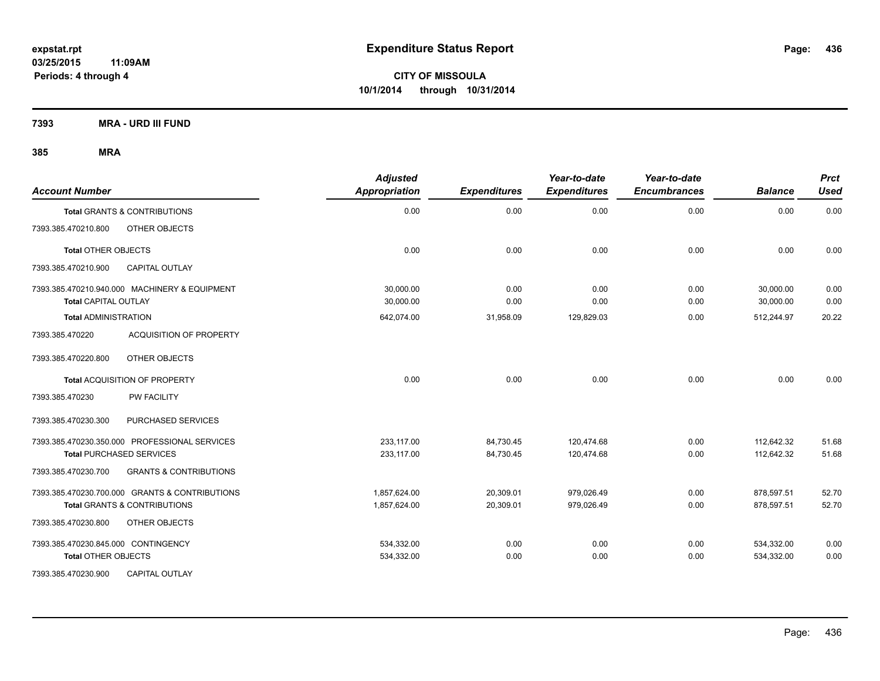**expstat.rpt**
**03/25/2015 11:09AM**
**Periods: 4 through 4**

# Expenditure Status Report

**CITY OF MISSOULA**
**10/1/2014 through 10/31/2014**

**7393 MRA - URD III FUND**

**385 MRA**

| Account Number | | Adjusted Appropriation | Expenditures | Year-to-date Expenditures | Year-to-date Encumbrances | Balance | Prct Used |
|---|---|---|---|---|---|---|---|
| **Total GRANTS & CONTRIBUTIONS** | | 0.00 | 0.00 | 0.00 | 0.00 | 0.00 | 0.00 |
| 7393.385.470210.800 | OTHER OBJECTS | | | | | | |
| **Total OTHER OBJECTS** | | 0.00 | 0.00 | 0.00 | 0.00 | 0.00 | 0.00 |
| 7393.385.470210.900 | CAPITAL OUTLAY | | | | | | |
| 7393.385.470210.940.000 | MACHINERY & EQUIPMENT | 30,000.00 | 0.00 | 0.00 | 0.00 | 30,000.00 | 0.00 |
| **Total CAPITAL OUTLAY** | | 30,000.00 | 0.00 | 0.00 | 0.00 | 30,000.00 | 0.00 |
| **Total ADMINISTRATION** | | 642,074.00 | 31,958.09 | 129,829.03 | 0.00 | 512,244.97 | 20.22 |
| 7393.385.470220 | ACQUISITION OF PROPERTY | | | | | | |
| 7393.385.470220.800 | OTHER OBJECTS | | | | | | |
| **Total ACQUISITION OF PROPERTY** | | 0.00 | 0.00 | 0.00 | 0.00 | 0.00 | 0.00 |
| 7393.385.470230 | PW FACILITY | | | | | | |
| 7393.385.470230.300 | PURCHASED SERVICES | | | | | | |
| 7393.385.470230.350.000 | PROFESSIONAL SERVICES | 233,117.00 | 84,730.45 | 120,474.68 | 0.00 | 112,642.32 | 51.68 |
| **Total PURCHASED SERVICES** | | 233,117.00 | 84,730.45 | 120,474.68 | 0.00 | 112,642.32 | 51.68 |
| 7393.385.470230.700 | GRANTS & CONTRIBUTIONS | | | | | | |
| 7393.385.470230.700.000 | GRANTS & CONTRIBUTIONS | 1,857,624.00 | 20,309.01 | 979,026.49 | 0.00 | 878,597.51 | 52.70 |
| **Total GRANTS & CONTRIBUTIONS** | | 1,857,624.00 | 20,309.01 | 979,026.49 | 0.00 | 878,597.51 | 52.70 |
| 7393.385.470230.800 | OTHER OBJECTS | | | | | | |
| 7393.385.470230.845.000 | CONTINGENCY | 534,332.00 | 0.00 | 0.00 | 0.00 | 534,332.00 | 0.00 |
| **Total OTHER OBJECTS** | | 534,332.00 | 0.00 | 0.00 | 0.00 | 534,332.00 | 0.00 |
| 7393.385.470230.900 | CAPITAL OUTLAY | | | | | | |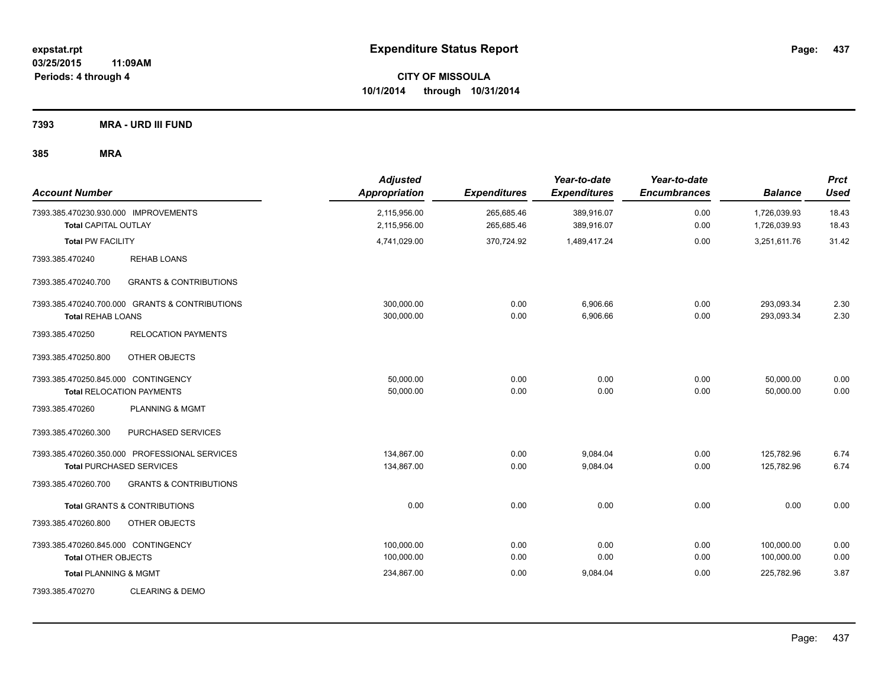**expstat.rpt**
**03/25/2015 11:09AM**
**Periods: 4 through 4**

# Expenditure Status Report

**CITY OF MISSOULA**
**10/1/2014 through 10/31/2014**

## 7393 MRA - URD III FUND

### 385 MRA

| Account Number | | Adjusted Appropriation | Expenditures | Year-to-date Expenditures | Year-to-date Encumbrances | Balance | Prct Used |
|---|---|---|---|---|---|---|---|
| 7393.385.470230.930.000 IMPROVEMENTS | | 2,115,956.00 | 265,685.46 | 389,916.07 | 0.00 | 1,726,039.93 | 18.43 |
| **Total** CAPITAL OUTLAY | | 2,115,956.00 | 265,685.46 | 389,916.07 | 0.00 | 1,726,039.93 | 18.43 |
| **Total** PW FACILITY | | 4,741,029.00 | 370,724.92 | 1,489,417.24 | 0.00 | 3,251,611.76 | 31.42 |
| 7393.385.470240 | REHAB LOANS | | | | | | |
| 7393.385.470240.700 | GRANTS & CONTRIBUTIONS | | | | | | |
| 7393.385.470240.700.000 GRANTS & CONTRIBUTIONS | | 300,000.00 | 0.00 | 6,906.66 | 0.00 | 293,093.34 | 2.30 |
| **Total** REHAB LOANS | | 300,000.00 | 0.00 | 6,906.66 | 0.00 | 293,093.34 | 2.30 |
| 7393.385.470250 | RELOCATION PAYMENTS | | | | | | |
| 7393.385.470250.800 | OTHER OBJECTS | | | | | | |
| 7393.385.470250.845.000 CONTINGENCY | | 50,000.00 | 0.00 | 0.00 | 0.00 | 50,000.00 | 0.00 |
| **Total** RELOCATION PAYMENTS | | 50,000.00 | 0.00 | 0.00 | 0.00 | 50,000.00 | 0.00 |
| 7393.385.470260 | PLANNING & MGMT | | | | | | |
| 7393.385.470260.300 | PURCHASED SERVICES | | | | | | |
| 7393.385.470260.350.000 PROFESSIONAL SERVICES | | 134,867.00 | 0.00 | 9,084.04 | 0.00 | 125,782.96 | 6.74 |
| **Total** PURCHASED SERVICES | | 134,867.00 | 0.00 | 9,084.04 | 0.00 | 125,782.96 | 6.74 |
| 7393.385.470260.700 | GRANTS & CONTRIBUTIONS | | | | | | |
| **Total** GRANTS & CONTRIBUTIONS | | 0.00 | 0.00 | 0.00 | 0.00 | 0.00 | 0.00 |
| 7393.385.470260.800 | OTHER OBJECTS | | | | | | |
| 7393.385.470260.845.000 CONTINGENCY | | 100,000.00 | 0.00 | 0.00 | 0.00 | 100,000.00 | 0.00 |
| **Total** OTHER OBJECTS | | 100,000.00 | 0.00 | 0.00 | 0.00 | 100,000.00 | 0.00 |
| **Total** PLANNING & MGMT | | 234,867.00 | 0.00 | 9,084.04 | 0.00 | 225,782.96 | 3.87 |
| 7393.385.470270 | CLEARING & DEMO | | | | | | |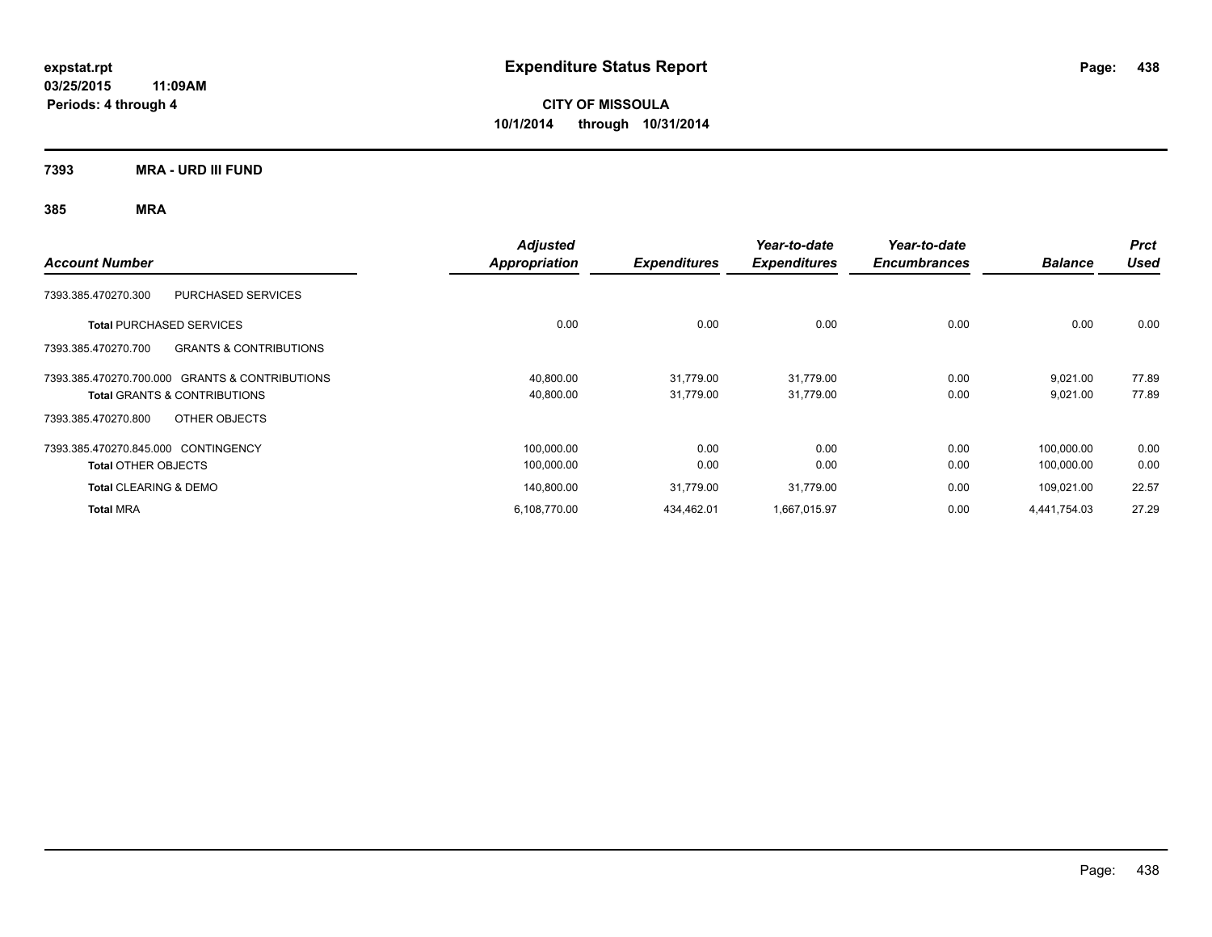expstat.rpt
03/25/2015 11:09AM
Periods: 4 through 4

# Expenditure Status Report

**CITY OF MISSOULA**
**10/1/2014 through 10/31/2014**

## 7393 MRA - URD III FUND

### 385 MRA

| Account Number | | Adjusted Appropriation | Expenditures | Year-to-date Expenditures | Year-to-date Encumbrances | Balance | Prct Used |
|---|---|---|---|---|---|---|---|
| 7393.385.470270.300 | PURCHASED SERVICES | | | | | | |
| **Total** PURCHASED SERVICES | | 0.00 | 0.00 | 0.00 | 0.00 | 0.00 | 0.00 |
| 7393.385.470270.700 | GRANTS & CONTRIBUTIONS | | | | | | |
| 7393.385.470270.700.000 | GRANTS & CONTRIBUTIONS | 40,800.00 | 31,779.00 | 31,779.00 | 0.00 | 9,021.00 | 77.89 |
| **Total** GRANTS & CONTRIBUTIONS | | 40,800.00 | 31,779.00 | 31,779.00 | 0.00 | 9,021.00 | 77.89 |
| 7393.385.470270.800 | OTHER OBJECTS | | | | | | |
| 7393.385.470270.845.000 | CONTINGENCY | 100,000.00 | 0.00 | 0.00 | 0.00 | 100,000.00 | 0.00 |
| **Total** OTHER OBJECTS | | 100,000.00 | 0.00 | 0.00 | 0.00 | 100,000.00 | 0.00 |
| **Total** CLEARING & DEMO | | 140,800.00 | 31,779.00 | 31,779.00 | 0.00 | 109,021.00 | 22.57 |
| **Total** MRA | | 6,108,770.00 | 434,462.01 | 1,667,015.97 | 0.00 | 4,441,754.03 | 27.29 |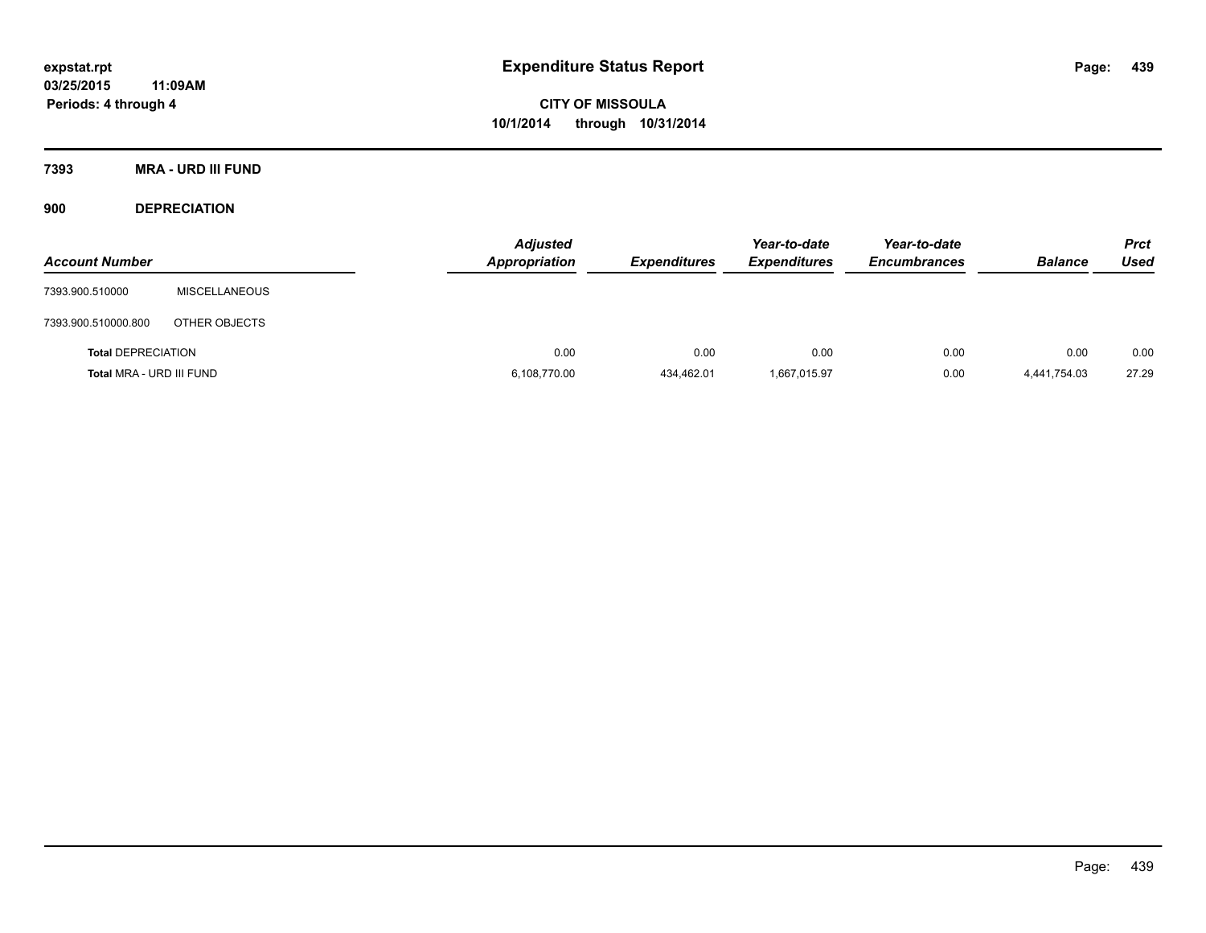**expstat.rpt**
**03/25/2015 11:09AM**
**Periods: 4 through 4**

# Expenditure Status Report

**CITY OF MISSOULA**
**10/1/2014 through 10/31/2014**

## 7393 MRA - URD III FUND

### 900 DEPRECIATION

| Account Number | | Adjusted Appropriation | Expenditures | Year-to-date Expenditures | Year-to-date Encumbrances | Balance | Prct Used |
|---|---|---|---|---|---|---|---|
| 7393.900.510000 | MISCELLANEOUS | | | | | | |
| 7393.900.510000.800 | OTHER OBJECTS | | | | | | |
| **Total** DEPRECIATION | | 0.00 | 0.00 | 0.00 | 0.00 | 0.00 | 0.00 |
| **Total** MRA - URD III FUND | | 6,108,770.00 | 434,462.01 | 1,667,015.97 | 0.00 | 4,441,754.03 | 27.29 |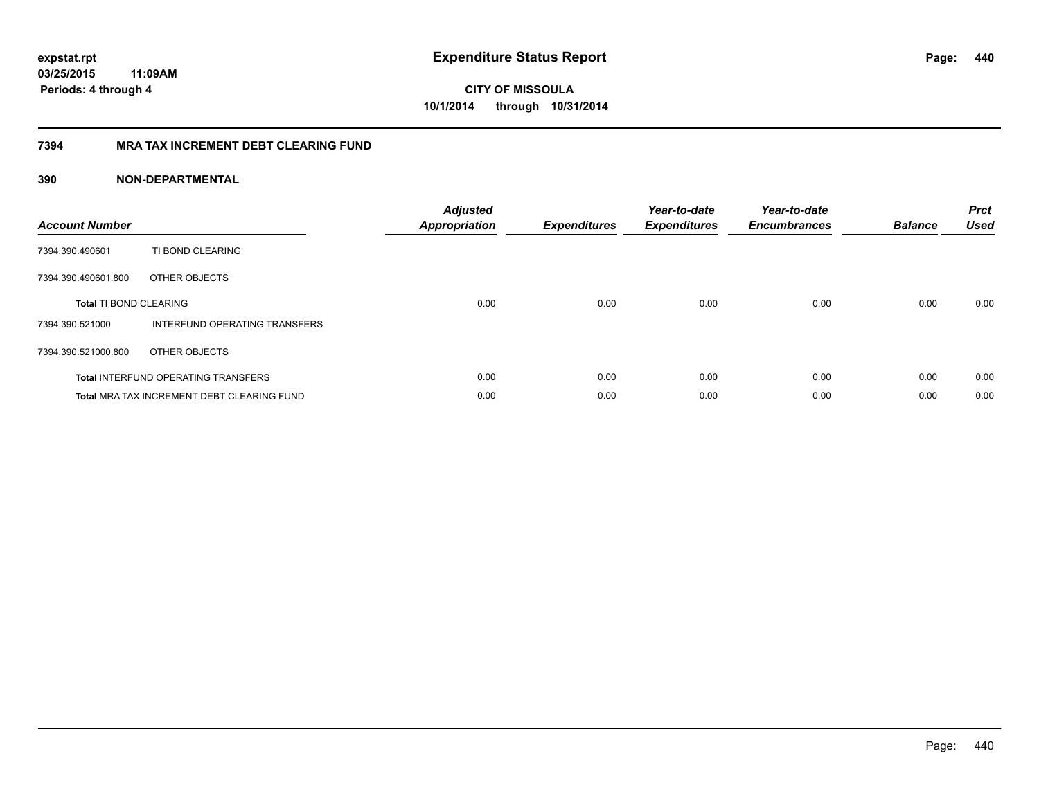# Expenditure Status Report

expstat.rpt
03/25/2015 11:09AM
Periods: 4 through 4

**CITY OF MISSOULA**
**10/1/2014 through 10/31/2014**

## 7394 MRA TAX INCREMENT DEBT CLEARING FUND

### 390 NON-DEPARTMENTAL

| Account Number | | Adjusted Appropriation | Expenditures | Year-to-date Expenditures | Year-to-date Encumbrances | Balance | Prct Used |
|---|---|---|---|---|---|---|---|
| 7394.390.490601 | TI BOND CLEARING | | | | | | |
| 7394.390.490601.800 | OTHER OBJECTS | | | | | | |
| **Total** TI BOND CLEARING | | 0.00 | 0.00 | 0.00 | 0.00 | 0.00 | 0.00 |
| 7394.390.521000 | INTERFUND OPERATING TRANSFERS | | | | | | |
| 7394.390.521000.800 | OTHER OBJECTS | | | | | | |
| **Total** INTERFUND OPERATING TRANSFERS | | 0.00 | 0.00 | 0.00 | 0.00 | 0.00 | 0.00 |
| **Total** MRA TAX INCREMENT DEBT CLEARING FUND | | 0.00 | 0.00 | 0.00 | 0.00 | 0.00 | 0.00 |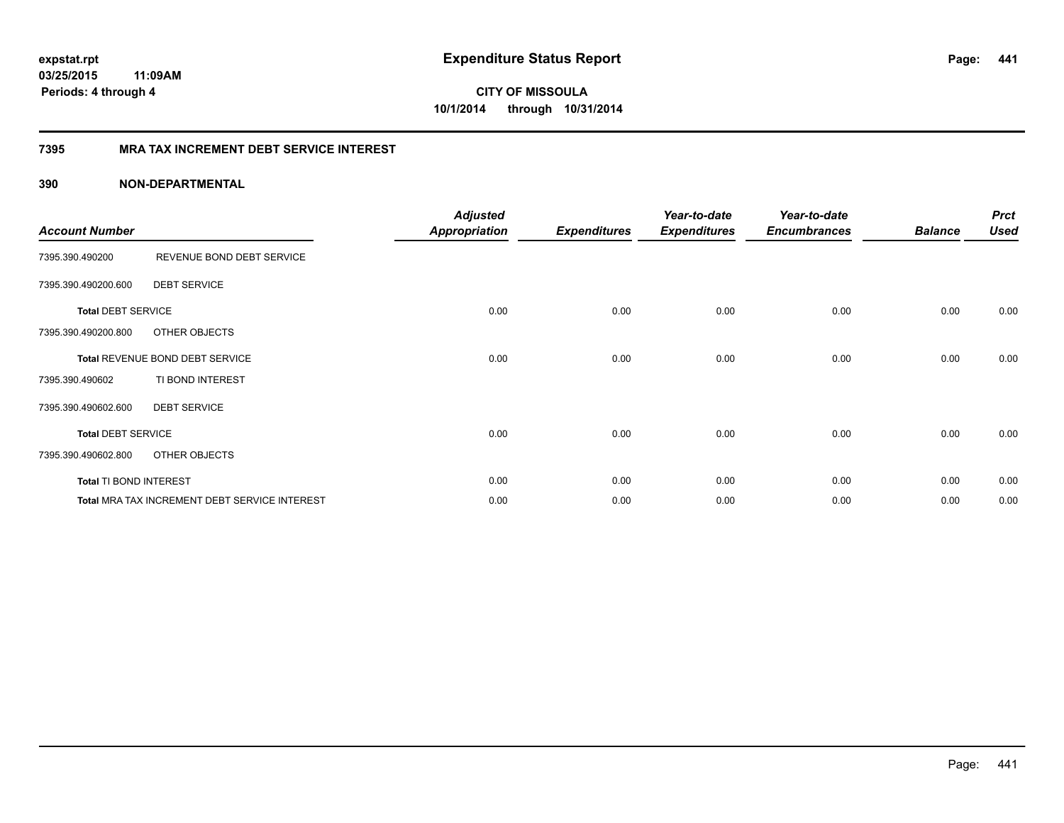# Expenditure Status Report

expstat.rpt
03/25/2015 11:09AM
Periods: 4 through 4

**CITY OF MISSOULA**
**10/1/2014 through 10/31/2014**

## 7395 MRA TAX INCREMENT DEBT SERVICE INTEREST

### 390 NON-DEPARTMENTAL

| Account Number | | Adjusted Appropriation | Expenditures | Year-to-date Expenditures | Year-to-date Encumbrances | Balance | Prct Used |
|---|---|---|---|---|---|---|---|
| 7395.390.490200 | REVENUE BOND DEBT SERVICE | | | | | | |
| 7395.390.490200.600 | DEBT SERVICE | | | | | | |
| **Total** DEBT SERVICE | | 0.00 | 0.00 | 0.00 | 0.00 | 0.00 | 0.00 |
| 7395.390.490200.800 | OTHER OBJECTS | | | | | | |
| **Total** REVENUE BOND DEBT SERVICE | | 0.00 | 0.00 | 0.00 | 0.00 | 0.00 | 0.00 |
| 7395.390.490602 | TI BOND INTEREST | | | | | | |
| 7395.390.490602.600 | DEBT SERVICE | | | | | | |
| **Total** DEBT SERVICE | | 0.00 | 0.00 | 0.00 | 0.00 | 0.00 | 0.00 |
| 7395.390.490602.800 | OTHER OBJECTS | | | | | | |
| **Total** TI BOND INTEREST | | 0.00 | 0.00 | 0.00 | 0.00 | 0.00 | 0.00 |
| **Total** MRA TAX INCREMENT DEBT SERVICE INTEREST | | 0.00 | 0.00 | 0.00 | 0.00 | 0.00 | 0.00 |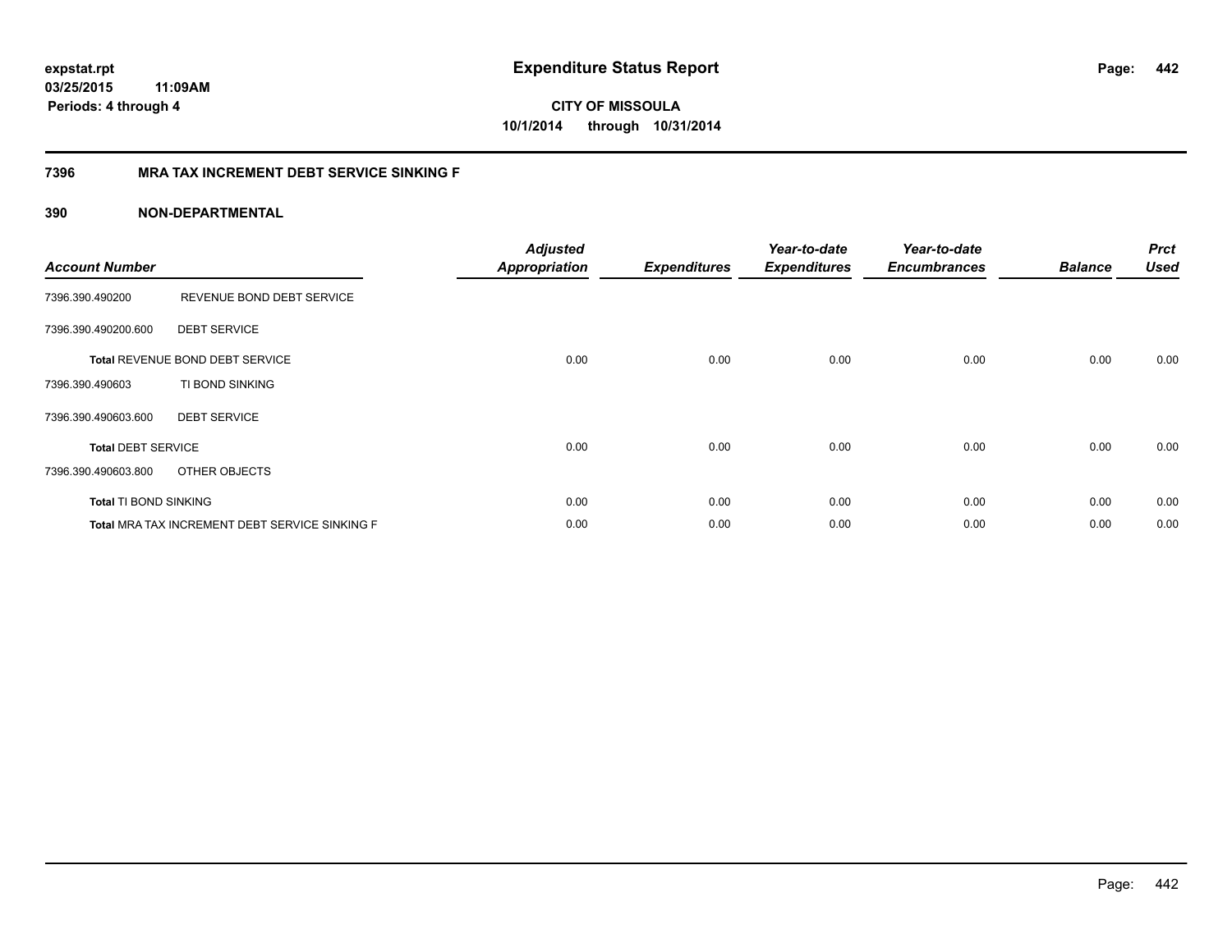**expstat.rpt**
**03/25/2015 11:09AM**
**Periods: 4 through 4**

# Expenditure Status Report

**CITY OF MISSOULA**
**10/1/2014 through 10/31/2014**

## 7396 MRA TAX INCREMENT DEBT SERVICE SINKING F

### 390 NON-DEPARTMENTAL

| Account Number | | Adjusted Appropriation | Expenditures | Year-to-date Expenditures | Year-to-date Encumbrances | Balance | Prct Used |
|---|---|---|---|---|---|---|---|
| 7396.390.490200 | REVENUE BOND DEBT SERVICE | | | | | | |
| 7396.390.490200.600 | DEBT SERVICE | | | | | | |
| **Total** REVENUE BOND DEBT SERVICE | | 0.00 | 0.00 | 0.00 | 0.00 | 0.00 | 0.00 |
| 7396.390.490603 | TI BOND SINKING | | | | | | |
| 7396.390.490603.600 | DEBT SERVICE | | | | | | |
| **Total** DEBT SERVICE | | 0.00 | 0.00 | 0.00 | 0.00 | 0.00 | 0.00 |
| 7396.390.490603.800 | OTHER OBJECTS | | | | | | |
| **Total** TI BOND SINKING | | 0.00 | 0.00 | 0.00 | 0.00 | 0.00 | 0.00 |
| **Total** MRA TAX INCREMENT DEBT SERVICE SINKING F | | 0.00 | 0.00 | 0.00 | 0.00 | 0.00 | 0.00 |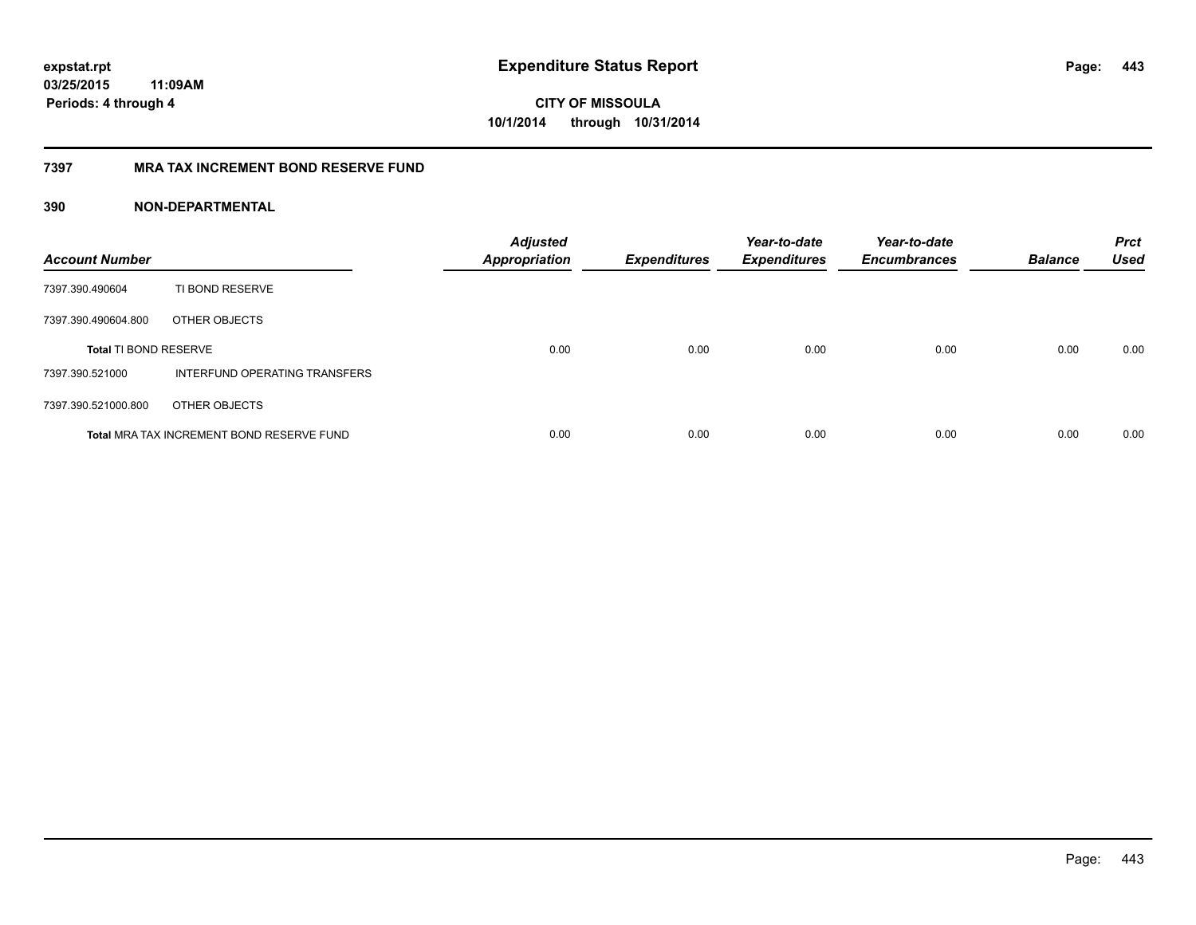**expstat.rpt**
**03/25/2015 11:09AM**
**Periods: 4 through 4**

# Expenditure Status Report

**CITY OF MISSOULA**
**10/1/2014 through 10/31/2014**

## 7397 MRA TAX INCREMENT BOND RESERVE FUND

### 390 NON-DEPARTMENTAL

| Account Number | | Adjusted Appropriation | Expenditures | Year-to-date Expenditures | Year-to-date Encumbrances | Balance | Prct Used |
|---|---|---|---|---|---|---|---|
| 7397.390.490604 | TI BOND RESERVE | | | | | | |
| 7397.390.490604.800 | OTHER OBJECTS | | | | | | |
| **Total** TI BOND RESERVE | | 0.00 | 0.00 | 0.00 | 0.00 | 0.00 | 0.00 |
| 7397.390.521000 | INTERFUND OPERATING TRANSFERS | | | | | | |
| 7397.390.521000.800 | OTHER OBJECTS | | | | | | |
| **Total** MRA TAX INCREMENT BOND RESERVE FUND | | 0.00 | 0.00 | 0.00 | 0.00 | 0.00 | 0.00 |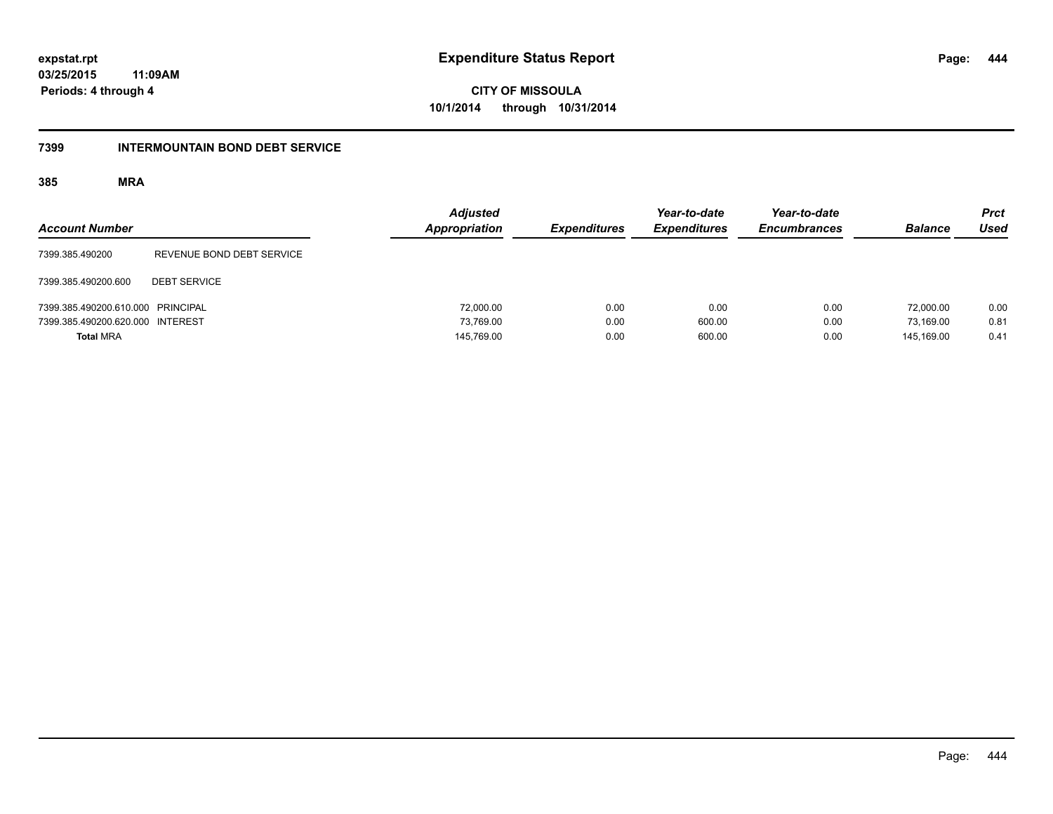**expstat.rpt**
**03/25/2015 11:09AM**
**Periods: 4 through 4**

# Expenditure Status Report

**CITY OF MISSOULA**
**10/1/2014 through 10/31/2014**

## 7399 INTERMOUNTAIN BOND DEBT SERVICE

### 385 MRA

| Account Number | | *Adjusted Appropriation* | *Expenditures* | *Year-to-date Expenditures* | *Year-to-date Encumbrances* | *Balance* | *Prct Used* |
|---|---|---|---|---|---|---|---|
| 7399.385.490200 | REVENUE BOND DEBT SERVICE | | | | | | |
| 7399.385.490200.600 | DEBT SERVICE | | | | | | |
| 7399.385.490200.610.000 | PRINCIPAL | 72,000.00 | 0.00 | 0.00 | 0.00 | 72,000.00 | 0.00 |
| 7399.385.490200.620.000 | INTEREST | 73,769.00 | 0.00 | 600.00 | 0.00 | 73,169.00 | 0.81 |
| **Total** MRA | | 145,769.00 | 0.00 | 600.00 | 0.00 | 145,169.00 | 0.41 |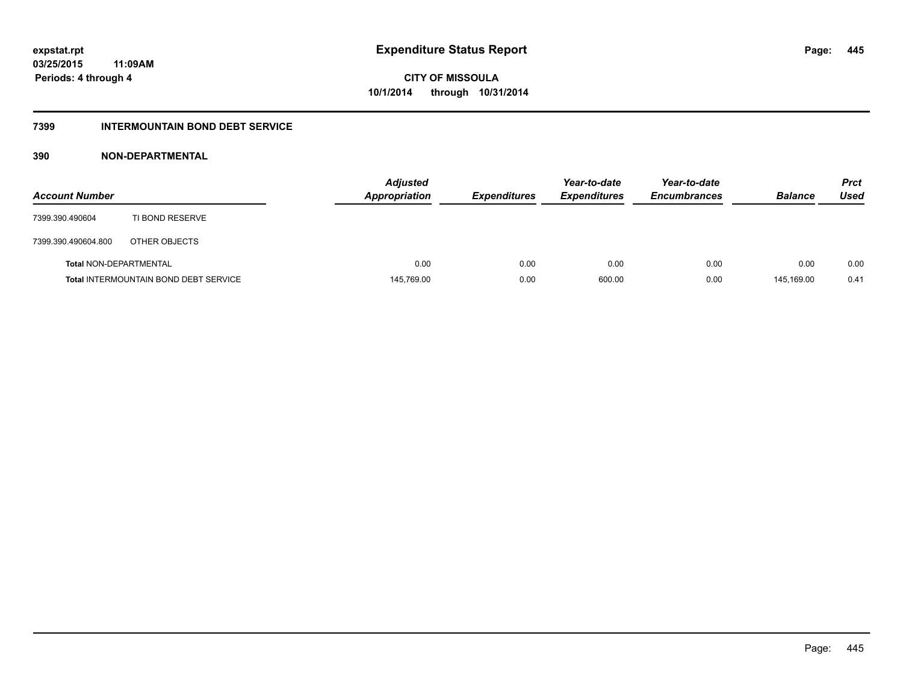**expstat.rpt**
**03/25/2015 11:09AM**
**Periods: 4 through 4**

# Expenditure Status Report

**CITY OF MISSOULA**
**10/1/2014 through 10/31/2014**

## 7399 INTERMOUNTAIN BOND DEBT SERVICE

### 390 NON-DEPARTMENTAL

| Account Number | | Adjusted Appropriation | Expenditures | Year-to-date Expenditures | Year-to-date Encumbrances | Balance | Prct Used |
|---|---|---|---|---|---|---|---|
| 7399.390.490604 | TI BOND RESERVE | | | | | | |
| 7399.390.490604.800 | OTHER OBJECTS | | | | | | |
| **Total** NON-DEPARTMENTAL | | 0.00 | 0.00 | 0.00 | 0.00 | 0.00 | 0.00 |
| **Total** INTERMOUNTAIN BOND DEBT SERVICE | | 145,769.00 | 0.00 | 600.00 | 0.00 | 145,169.00 | 0.41 |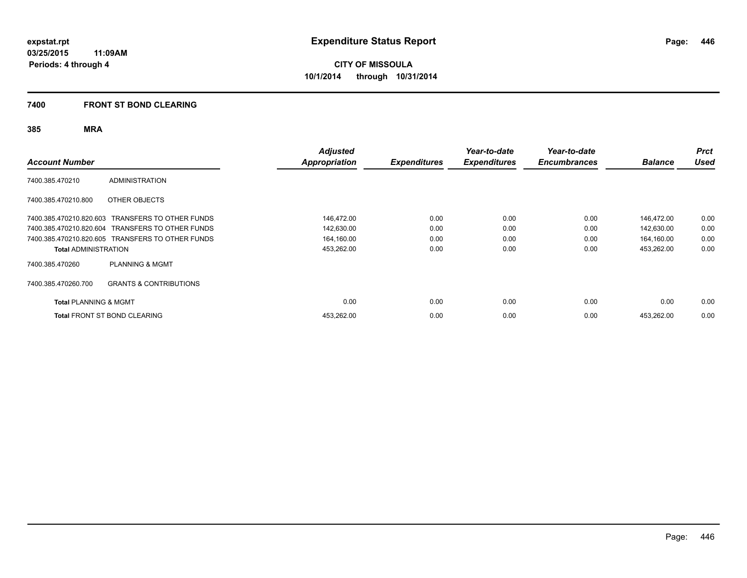# Expenditure Status Report

expstat.rpt
03/25/2015 11:09AM
Periods: 4 through 4

**CITY OF MISSOULA**
**10/1/2014 through 10/31/2014**

## 7400 FRONT ST BOND CLEARING

### 385 MRA

| Account Number | | Adjusted Appropriation | Expenditures | Year-to-date Expenditures | Year-to-date Encumbrances | Balance | Prct Used |
|---|---|---|---|---|---|---|---|
| 7400.385.470210 | ADMINISTRATION | | | | | | |
| 7400.385.470210.800 | OTHER OBJECTS | | | | | | |
| 7400.385.470210.820.603 | TRANSFERS TO OTHER FUNDS | 146,472.00 | 0.00 | 0.00 | 0.00 | 146,472.00 | 0.00 |
| 7400.385.470210.820.604 | TRANSFERS TO OTHER FUNDS | 142,630.00 | 0.00 | 0.00 | 0.00 | 142,630.00 | 0.00 |
| 7400.385.470210.820.605 | TRANSFERS TO OTHER FUNDS | 164,160.00 | 0.00 | 0.00 | 0.00 | 164,160.00 | 0.00 |
| **Total** ADMINISTRATION | | 453,262.00 | 0.00 | 0.00 | 0.00 | 453,262.00 | 0.00 |
| 7400.385.470260 | PLANNING & MGMT | | | | | | |
| 7400.385.470260.700 | GRANTS & CONTRIBUTIONS | | | | | | |
| **Total** PLANNING & MGMT | | 0.00 | 0.00 | 0.00 | 0.00 | 0.00 | 0.00 |
| **Total** FRONT ST BOND CLEARING | | 453,262.00 | 0.00 | 0.00 | 0.00 | 453,262.00 | 0.00 |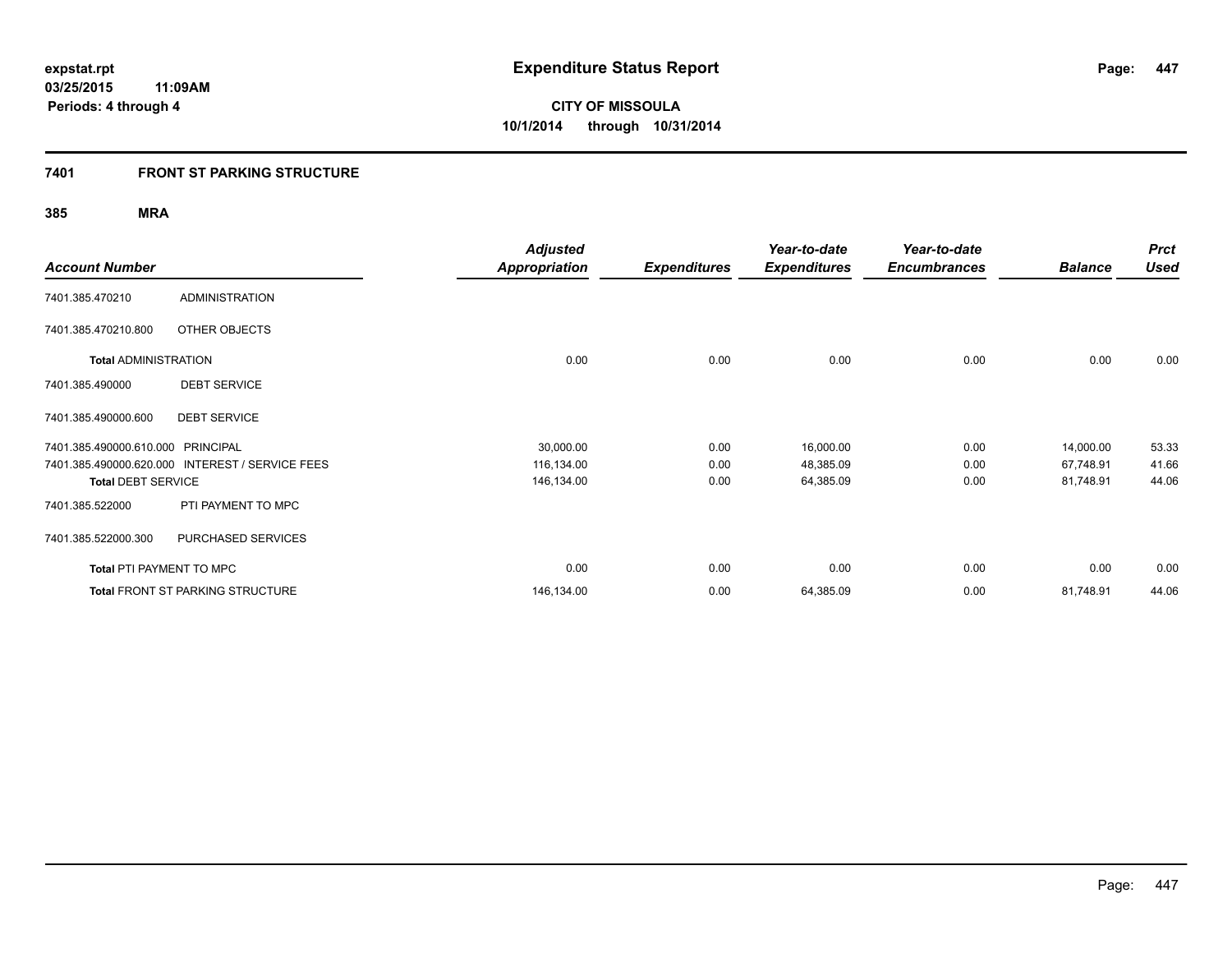**expstat.rpt**
**03/25/2015 11:09AM**
**Periods: 4 through 4**

# Expenditure Status Report

**CITY OF MISSOULA**
**10/1/2014 through 10/31/2014**

## 7401 FRONT ST PARKING STRUCTURE

### 385 MRA

| Account Number | | Adjusted Appropriation | Expenditures | Year-to-date Expenditures | Year-to-date Encumbrances | Balance | Prct Used |
|---|---|---|---|---|---|---|---|
| 7401.385.470210 | ADMINISTRATION | | | | | | |
| 7401.385.470210.800 | OTHER OBJECTS | | | | | | |
| **Total** ADMINISTRATION | | 0.00 | 0.00 | 0.00 | 0.00 | 0.00 | 0.00 |
| 7401.385.490000 | DEBT SERVICE | | | | | | |
| 7401.385.490000.600 | DEBT SERVICE | | | | | | |
| 7401.385.490000.610.000 | PRINCIPAL | 30,000.00 | 0.00 | 16,000.00 | 0.00 | 14,000.00 | 53.33 |
| 7401.385.490000.620.000 | INTEREST / SERVICE FEES | 116,134.00 | 0.00 | 48,385.09 | 0.00 | 67,748.91 | 41.66 |
| **Total** DEBT SERVICE | | 146,134.00 | 0.00 | 64,385.09 | 0.00 | 81,748.91 | 44.06 |
| 7401.385.522000 | PTI PAYMENT TO MPC | | | | | | |
| 7401.385.522000.300 | PURCHASED SERVICES | | | | | | |
| **Total** PTI PAYMENT TO MPC | | 0.00 | 0.00 | 0.00 | 0.00 | 0.00 | 0.00 |
| **Total** FRONT ST PARKING STRUCTURE | | 146,134.00 | 0.00 | 64,385.09 | 0.00 | 81,748.91 | 44.06 |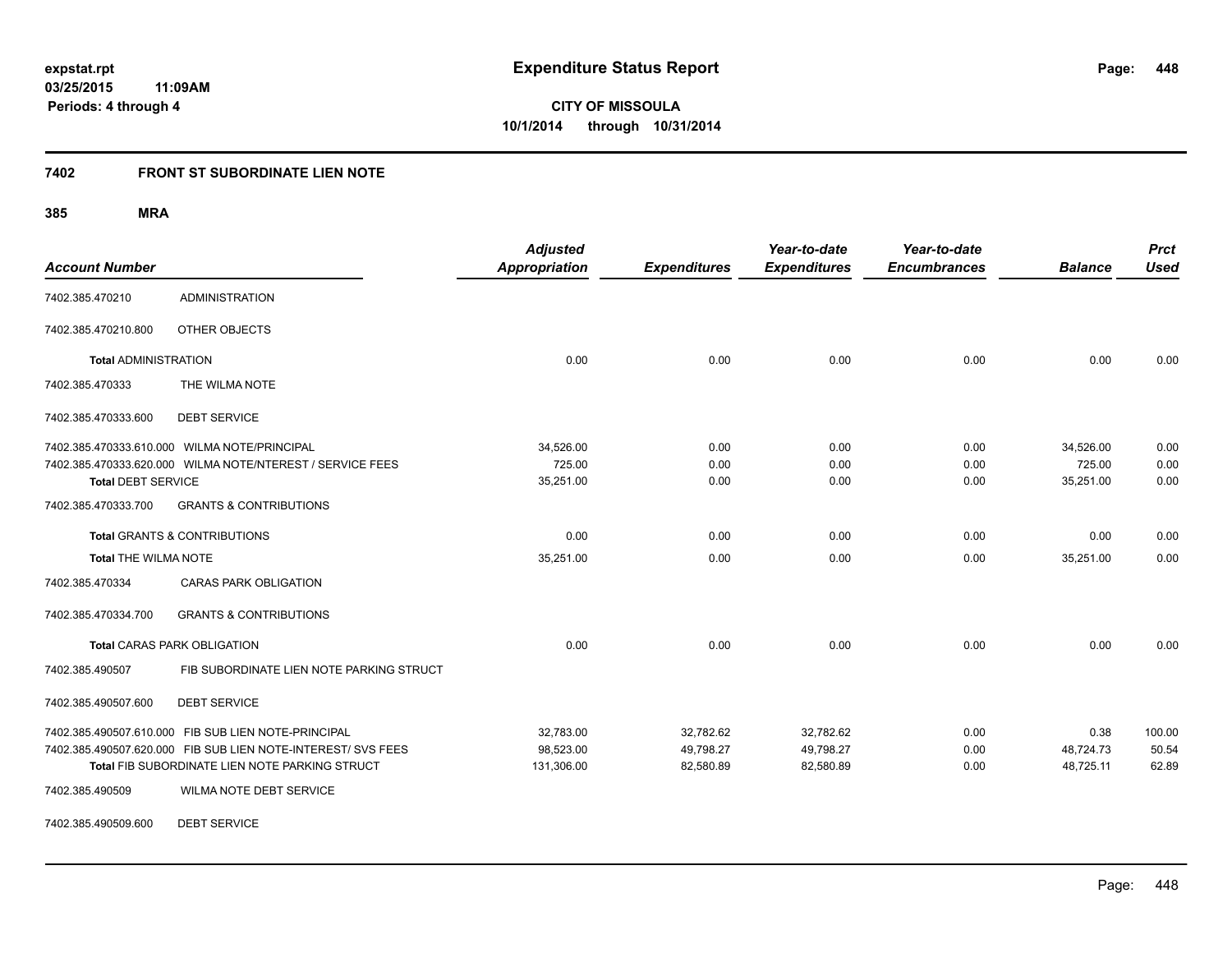**expstat.rpt**
**03/25/2015 11:09AM**
**Periods: 4 through 4**

# Expenditure Status Report

**CITY OF MISSOULA**
**10/1/2014 through 10/31/2014**

## 7402 FRONT ST SUBORDINATE LIEN NOTE

### 385 MRA

| Account Number | | Adjusted Appropriation | Expenditures | Year-to-date Expenditures | Year-to-date Encumbrances | Balance | Prct Used |
|---|---|---|---|---|---|---|---|
| 7402.385.470210 | ADMINISTRATION | | | | | | |
| 7402.385.470210.800 | OTHER OBJECTS | | | | | | |
| **Total** ADMINISTRATION | | 0.00 | 0.00 | 0.00 | 0.00 | 0.00 | 0.00 |
| 7402.385.470333 | THE WILMA NOTE | | | | | | |
| 7402.385.470333.600 | DEBT SERVICE | | | | | | |
| 7402.385.470333.610.000 | WILMA NOTE/PRINCIPAL | 34,526.00 | 0.00 | 0.00 | 0.00 | 34,526.00 | 0.00 |
| 7402.385.470333.620.000 | WILMA NOTE/NTEREST / SERVICE FEES | 725.00 | 0.00 | 0.00 | 0.00 | 725.00 | 0.00 |
| **Total** DEBT SERVICE | | 35,251.00 | 0.00 | 0.00 | 0.00 | 35,251.00 | 0.00 |
| 7402.385.470333.700 | GRANTS & CONTRIBUTIONS | | | | | | |
| **Total** GRANTS & CONTRIBUTIONS | | 0.00 | 0.00 | 0.00 | 0.00 | 0.00 | 0.00 |
| **Total** THE WILMA NOTE | | 35,251.00 | 0.00 | 0.00 | 0.00 | 35,251.00 | 0.00 |
| 7402.385.470334 | CARAS PARK OBLIGATION | | | | | | |
| 7402.385.470334.700 | GRANTS & CONTRIBUTIONS | | | | | | |
| **Total** CARAS PARK OBLIGATION | | 0.00 | 0.00 | 0.00 | 0.00 | 0.00 | 0.00 |
| 7402.385.490507 | FIB SUBORDINATE LIEN NOTE PARKING STRUCT | | | | | | |
| 7402.385.490507.600 | DEBT SERVICE | | | | | | |
| 7402.385.490507.610.000 | FIB SUB LIEN NOTE-PRINCIPAL | 32,783.00 | 32,782.62 | 32,782.62 | 0.00 | 0.38 | 100.00 |
| 7402.385.490507.620.000 | FIB SUB LIEN NOTE-INTEREST/ SVS FEES | 98,523.00 | 49,798.27 | 49,798.27 | 0.00 | 48,724.73 | 50.54 |
| **Total** FIB SUBORDINATE LIEN NOTE PARKING STRUCT | | 131,306.00 | 82,580.89 | 82,580.89 | 0.00 | 48,725.11 | 62.89 |
| 7402.385.490509 | WILMA NOTE DEBT SERVICE | | | | | | |
| 7402.385.490509.600 | DEBT SERVICE | | | | | | |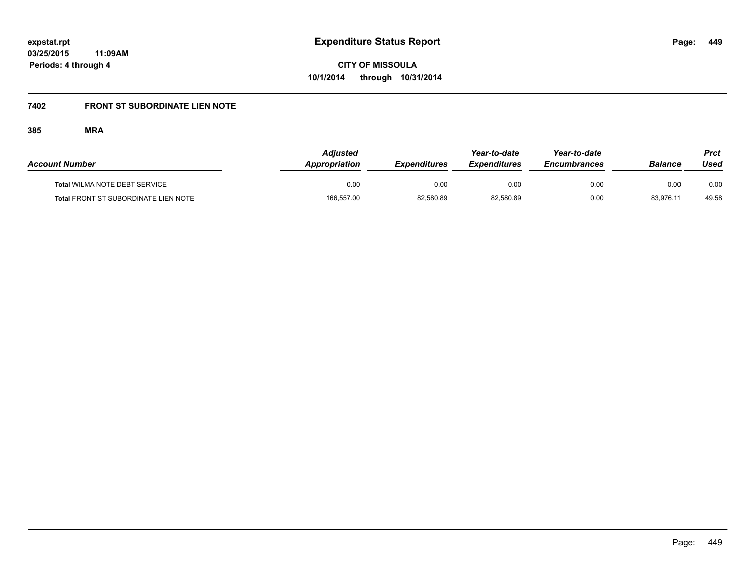**Expenditure Status Report**

**CITY OF MISSOULA**

**10/1/2014 through 10/31/2014**

expstat.rpt
03/25/2015 11:09AM
Periods: 4 through 4

## 7402 FRONT ST SUBORDINATE LIEN NOTE

### 385 MRA

| Account Number | Adjusted Appropriation | Expenditures | Year-to-date Expenditures | Year-to-date Encumbrances | Balance | Prct Used |
|---|---|---|---|---|---|---|
| **Total** WILMA NOTE DEBT SERVICE | 0.00 | 0.00 | 0.00 | 0.00 | 0.00 | 0.00 |
| **Total** FRONT ST SUBORDINATE LIEN NOTE | 166,557.00 | 82,580.89 | 82,580.89 | 0.00 | 83,976.11 | 49.58 |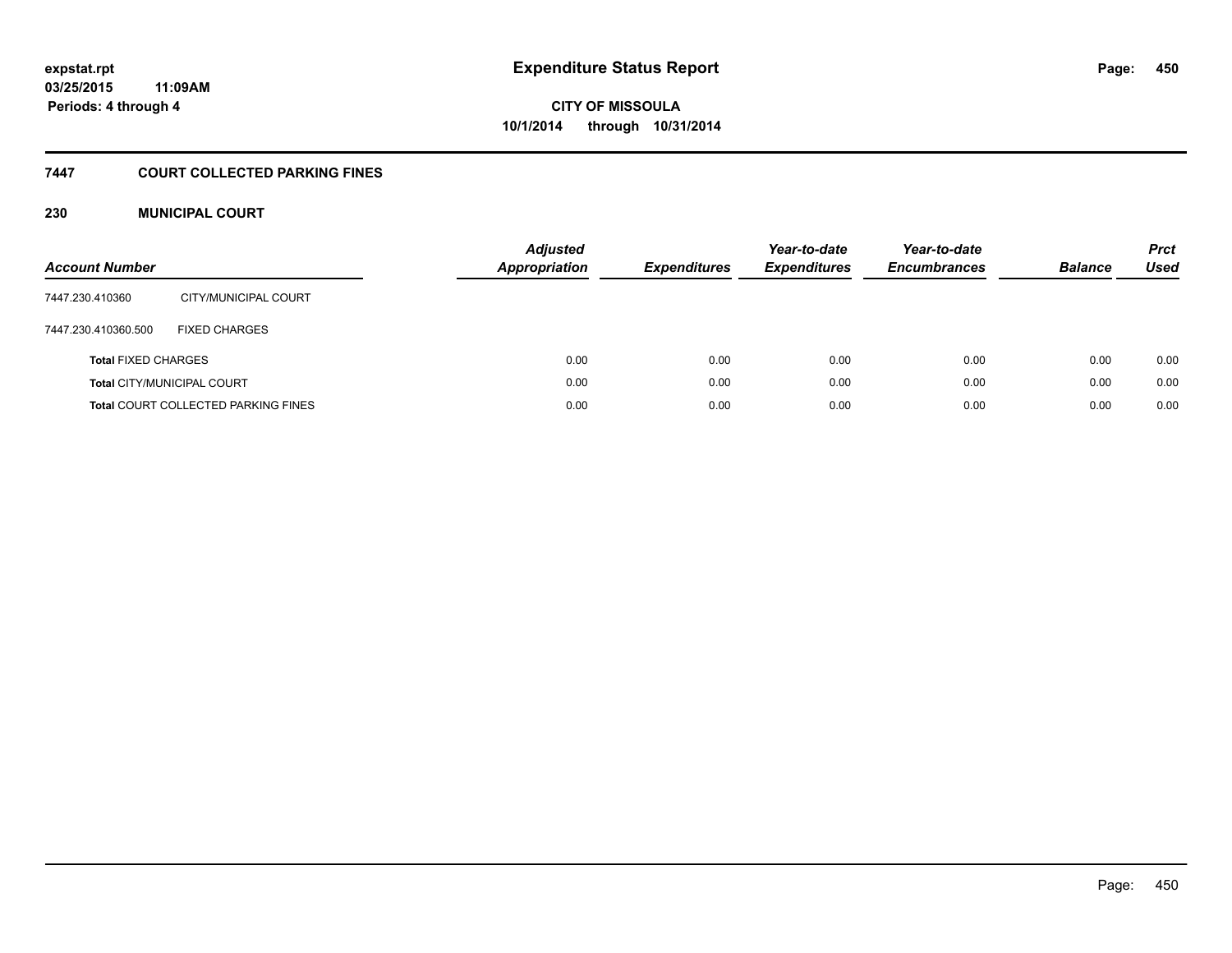**expstat.rpt**
**03/25/2015 11:09AM**
**Periods: 4 through 4**

# Expenditure Status Report

**CITY OF MISSOULA**
**10/1/2014 through 10/31/2014**

## 7447 COURT COLLECTED PARKING FINES

### 230 MUNICIPAL COURT

| Account Number | | Adjusted Appropriation | Expenditures | Year-to-date Expenditures | Year-to-date Encumbrances | Balance | Prct Used |
|---|---|---|---|---|---|---|---|
| 7447.230.410360 | CITY/MUNICIPAL COURT | | | | | | |
| 7447.230.410360.500 | FIXED CHARGES | | | | | | |
| **Total** FIXED CHARGES | | 0.00 | 0.00 | 0.00 | 0.00 | 0.00 | 0.00 |
| **Total** CITY/MUNICIPAL COURT | | 0.00 | 0.00 | 0.00 | 0.00 | 0.00 | 0.00 |
| **Total** COURT COLLECTED PARKING FINES | | 0.00 | 0.00 | 0.00 | 0.00 | 0.00 | 0.00 |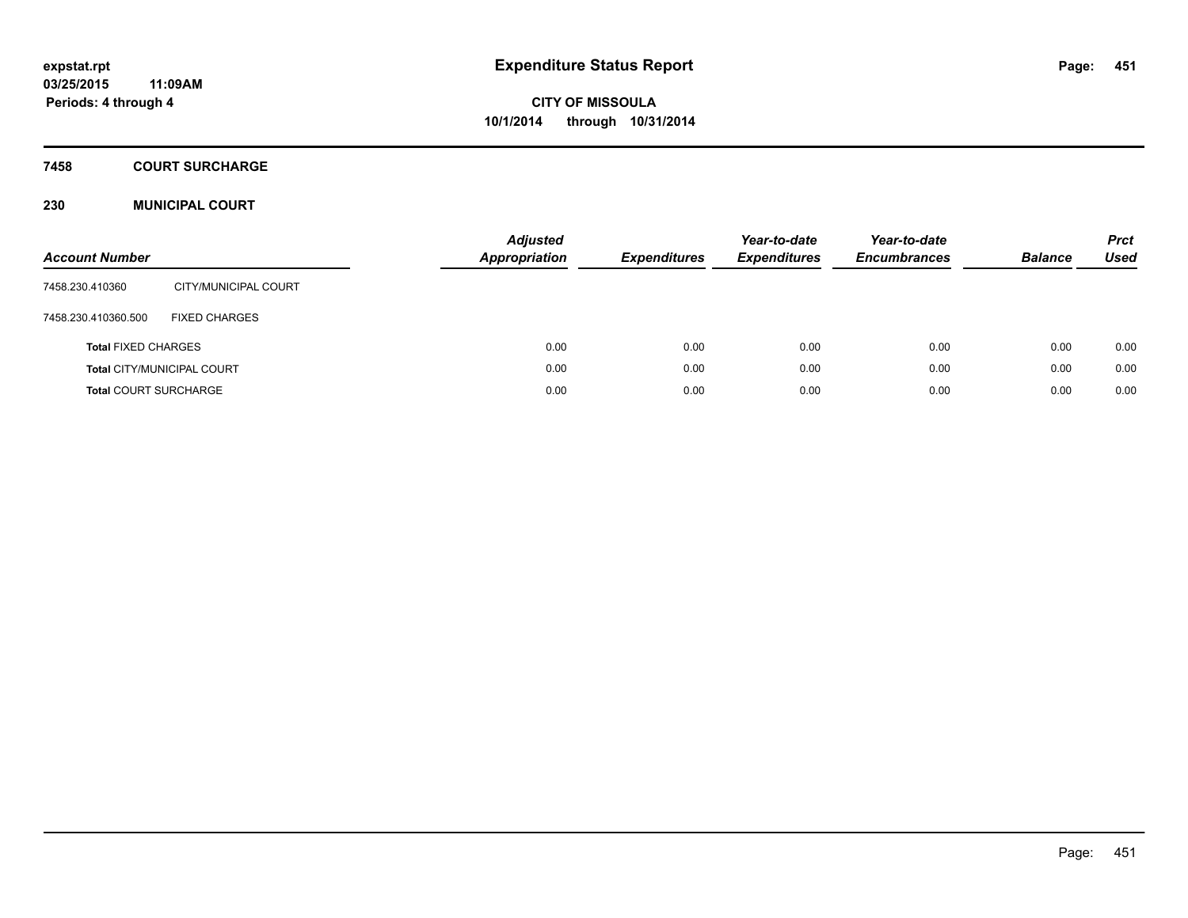expstat.rpt
03/25/2015 11:09AM
Periods: 4 through 4

# Expenditure Status Report

**CITY OF MISSOULA**
**10/1/2014 through 10/31/2014**

## 7458 COURT SURCHARGE

### 230 MUNICIPAL COURT

| Account Number | | Adjusted Appropriation | Expenditures | Year-to-date Expenditures | Year-to-date Encumbrances | Balance | Prct Used |
|---|---|---|---|---|---|---|---|
| 7458.230.410360 | CITY/MUNICIPAL COURT | | | | | | |
| 7458.230.410360.500 | FIXED CHARGES | | | | | | |
| **Total** FIXED CHARGES | | 0.00 | 0.00 | 0.00 | 0.00 | 0.00 | 0.00 |
| **Total** CITY/MUNICIPAL COURT | | 0.00 | 0.00 | 0.00 | 0.00 | 0.00 | 0.00 |
| **Total** COURT SURCHARGE | | 0.00 | 0.00 | 0.00 | 0.00 | 0.00 | 0.00 |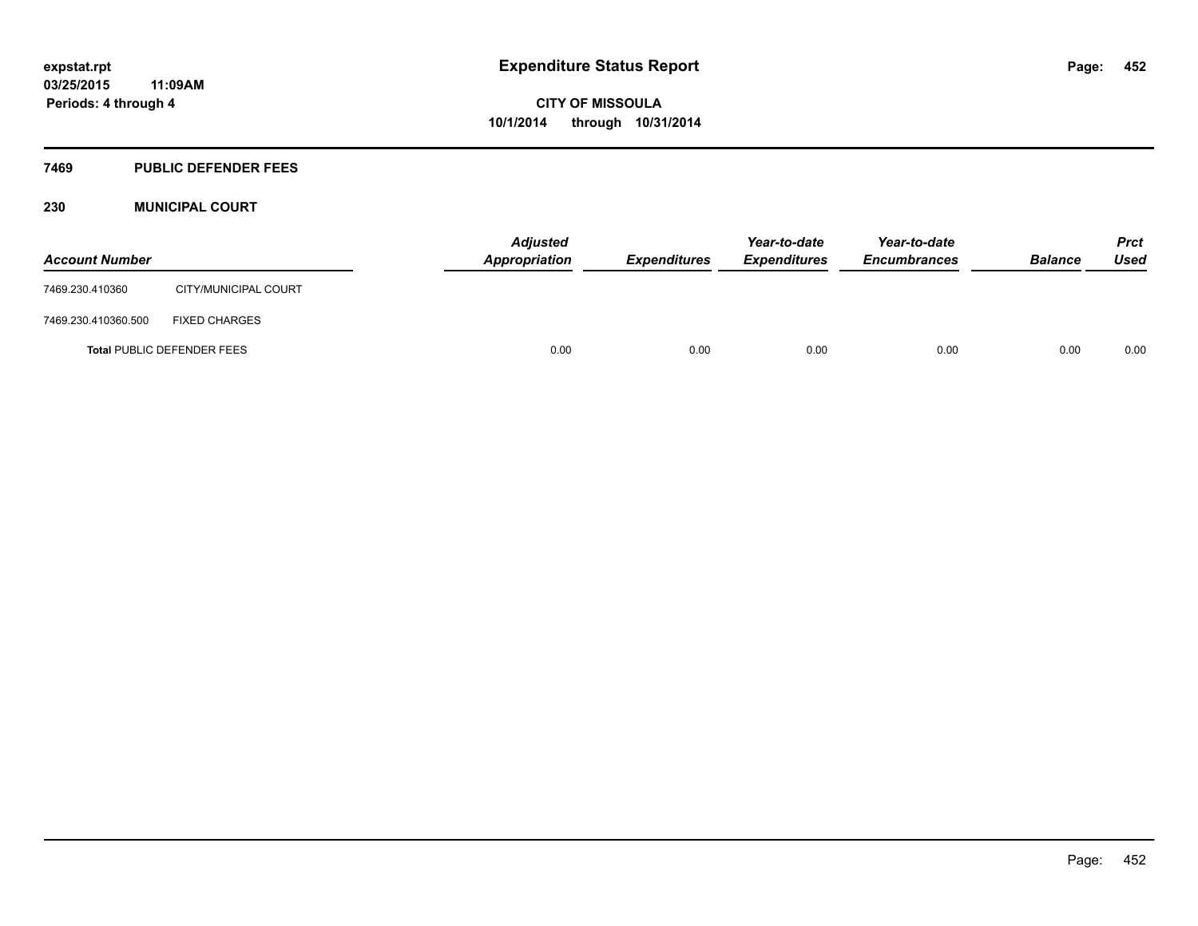# Expenditure Status Report

expstat.rpt
03/25/2015 11:09AM
Periods: 4 through 4

CITY OF MISSOULA
10/1/2014 through 10/31/2014

## 7469 PUBLIC DEFENDER FEES

### 230 MUNICIPAL COURT

| Account Number | | Adjusted Appropriation | Expenditures | Year-to-date Expenditures | Year-to-date Encumbrances | Balance | Prct Used |
|---|---|---|---|---|---|---|---|
| 7469.230.410360 | CITY/MUNICIPAL COURT | | | | | | |
| 7469.230.410360.500 | FIXED CHARGES | | | | | | |
| **Total** PUBLIC DEFENDER FEES | | 0.00 | 0.00 | 0.00 | 0.00 | 0.00 | 0.00 |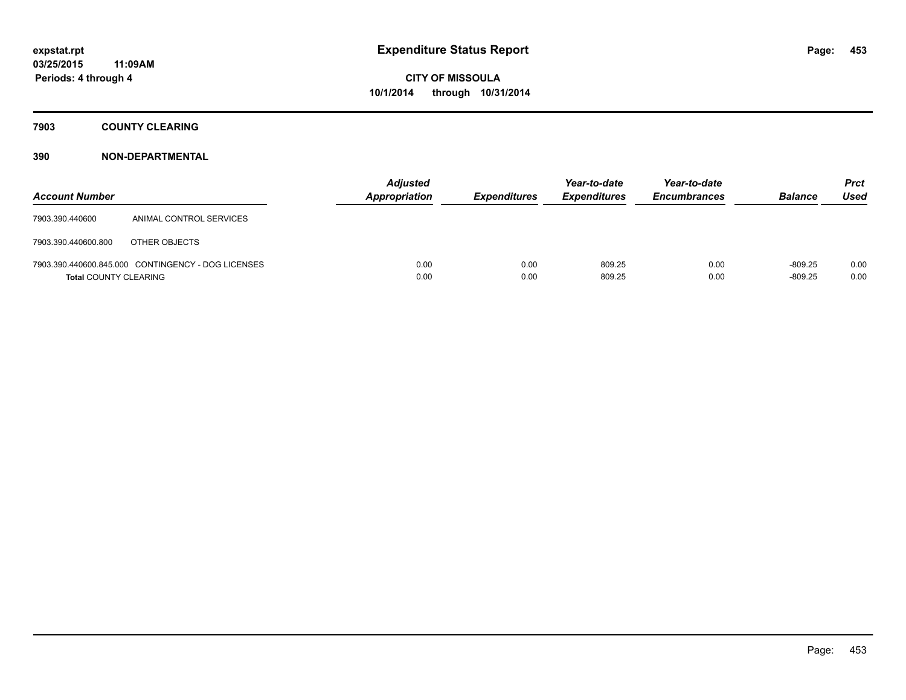# Expenditure Status Report

**CITY OF MISSOULA**
**10/1/2014 through 10/31/2014**

expstat.rpt
03/25/2015 11:09AM
Periods: 4 through 4

## 7903 COUNTY CLEARING

### 390 NON-DEPARTMENTAL

| Account Number | | Adjusted Appropriation | Expenditures | Year-to-date Expenditures | Year-to-date Encumbrances | Balance | Prct Used |
|---|---|---|---|---|---|---|---|
| 7903.390.440600 | ANIMAL CONTROL SERVICES | | | | | | |
| 7903.390.440600.800 | OTHER OBJECTS | | | | | | |
| 7903.390.440600.845.000 | CONTINGENCY - DOG LICENSES | 0.00 | 0.00 | 809.25 | 0.00 | -809.25 | 0.00 |
| **Total** COUNTY CLEARING | | 0.00 | 0.00 | 809.25 | 0.00 | -809.25 | 0.00 |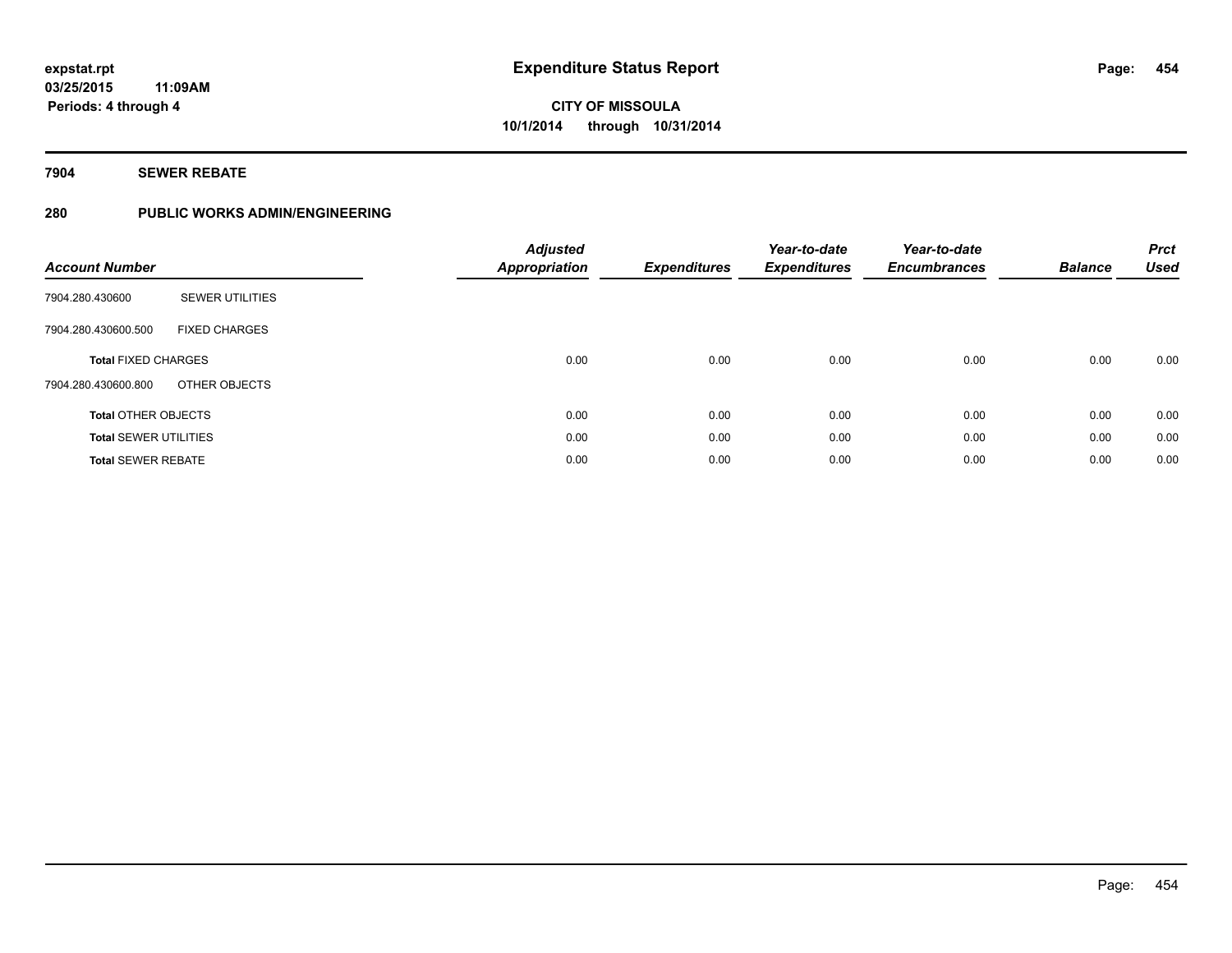**expstat.rpt**
**03/25/2015 11:09AM**
**Periods: 4 through 4**

# Expenditure Status Report

**CITY OF MISSOULA**
**10/1/2014 through 10/31/2014**

## 7904 SEWER REBATE

## 280 PUBLIC WORKS ADMIN/ENGINEERING

| Account Number | | Adjusted Appropriation | Expenditures | Year-to-date Expenditures | Year-to-date Encumbrances | Balance | Prct Used |
|---|---|---|---|---|---|---|---|
| 7904.280.430600 | SEWER UTILITIES | | | | | | |
| 7904.280.430600.500 | FIXED CHARGES | | | | | | |
| **Total** FIXED CHARGES | | 0.00 | 0.00 | 0.00 | 0.00 | 0.00 | 0.00 |
| 7904.280.430600.800 | OTHER OBJECTS | | | | | | |
| **Total** OTHER OBJECTS | | 0.00 | 0.00 | 0.00 | 0.00 | 0.00 | 0.00 |
| **Total** SEWER UTILITIES | | 0.00 | 0.00 | 0.00 | 0.00 | 0.00 | 0.00 |
| **Total** SEWER REBATE | | 0.00 | 0.00 | 0.00 | 0.00 | 0.00 | 0.00 |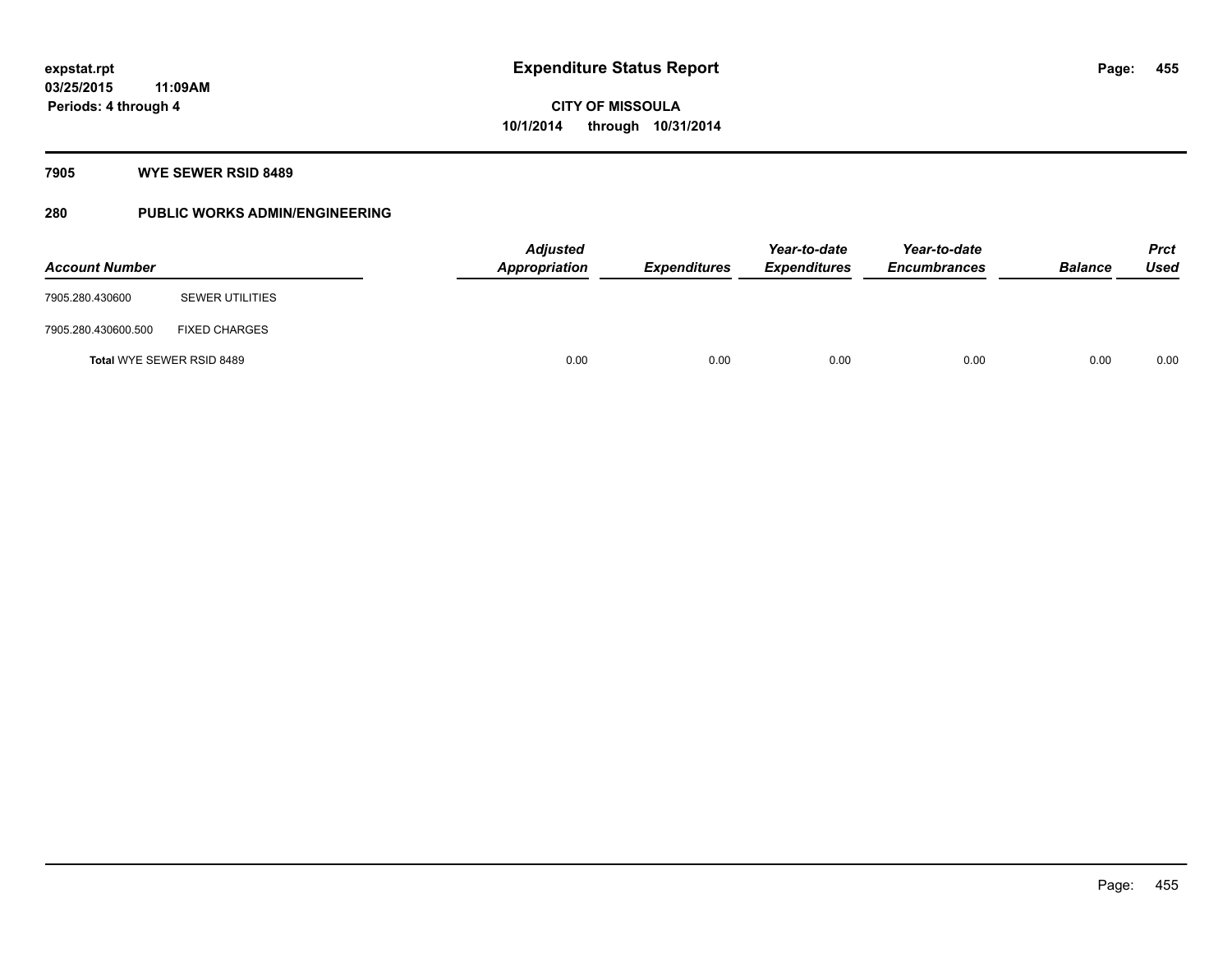**expstat.rpt**
**03/25/2015 11:09AM**
**Periods: 4 through 4**

# Expenditure Status Report

**CITY OF MISSOULA**
**10/1/2014 through 10/31/2014**

## 7905 WYE SEWER RSID 8489

## 280 PUBLIC WORKS ADMIN/ENGINEERING

| Account Number | | Adjusted Appropriation | Expenditures | Year-to-date Expenditures | Year-to-date Encumbrances | Balance | Prct Used |
|---|---|---|---|---|---|---|---|
| 7905.280.430600 | SEWER UTILITIES | | | | | | |
| 7905.280.430600.500 | FIXED CHARGES | | | | | | |
| **Total** WYE SEWER RSID 8489 | | 0.00 | 0.00 | 0.00 | 0.00 | 0.00 | 0.00 |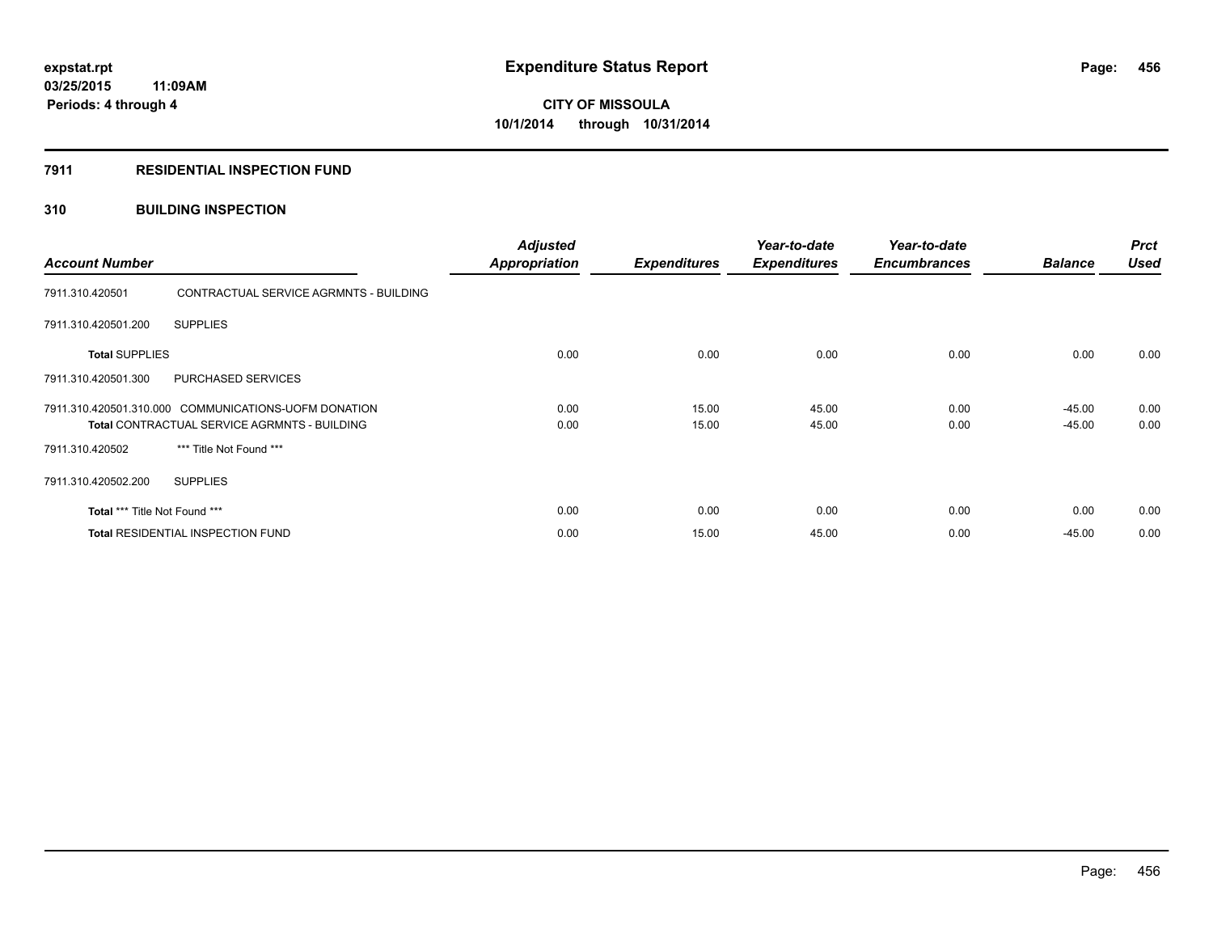**expstat.rpt**
**03/25/2015 11:09AM**
**Periods: 4 through 4**

# Expenditure Status Report

**CITY OF MISSOULA**
**10/1/2014 through 10/31/2014**

## 7911 RESIDENTIAL INSPECTION FUND

## 310 BUILDING INSPECTION

| Account Number | | Adjusted Appropriation | Expenditures | Year-to-date Expenditures | Year-to-date Encumbrances | Balance | Prct Used |
|---|---|---|---|---|---|---|---|
| 7911.310.420501 | CONTRACTUAL SERVICE AGRMNTS - BUILDING | | | | | | |
| 7911.310.420501.200 | SUPPLIES | | | | | | |
| **Total** SUPPLIES | | 0.00 | 0.00 | 0.00 | 0.00 | 0.00 | 0.00 |
| 7911.310.420501.300 | PURCHASED SERVICES | | | | | | |
| 7911.310.420501.310.000 | COMMUNICATIONS-UOFM DONATION | 0.00 | 15.00 | 45.00 | 0.00 | -45.00 | 0.00 |
| **Total** CONTRACTUAL SERVICE AGRMNTS - BUILDING | | 0.00 | 15.00 | 45.00 | 0.00 | -45.00 | 0.00 |
| 7911.310.420502 | *** Title Not Found *** | | | | | | |
| 7911.310.420502.200 | SUPPLIES | | | | | | |
| **Total** *** Title Not Found *** | | 0.00 | 0.00 | 0.00 | 0.00 | 0.00 | 0.00 |
| **Total** RESIDENTIAL INSPECTION FUND | | 0.00 | 15.00 | 45.00 | 0.00 | -45.00 | 0.00 |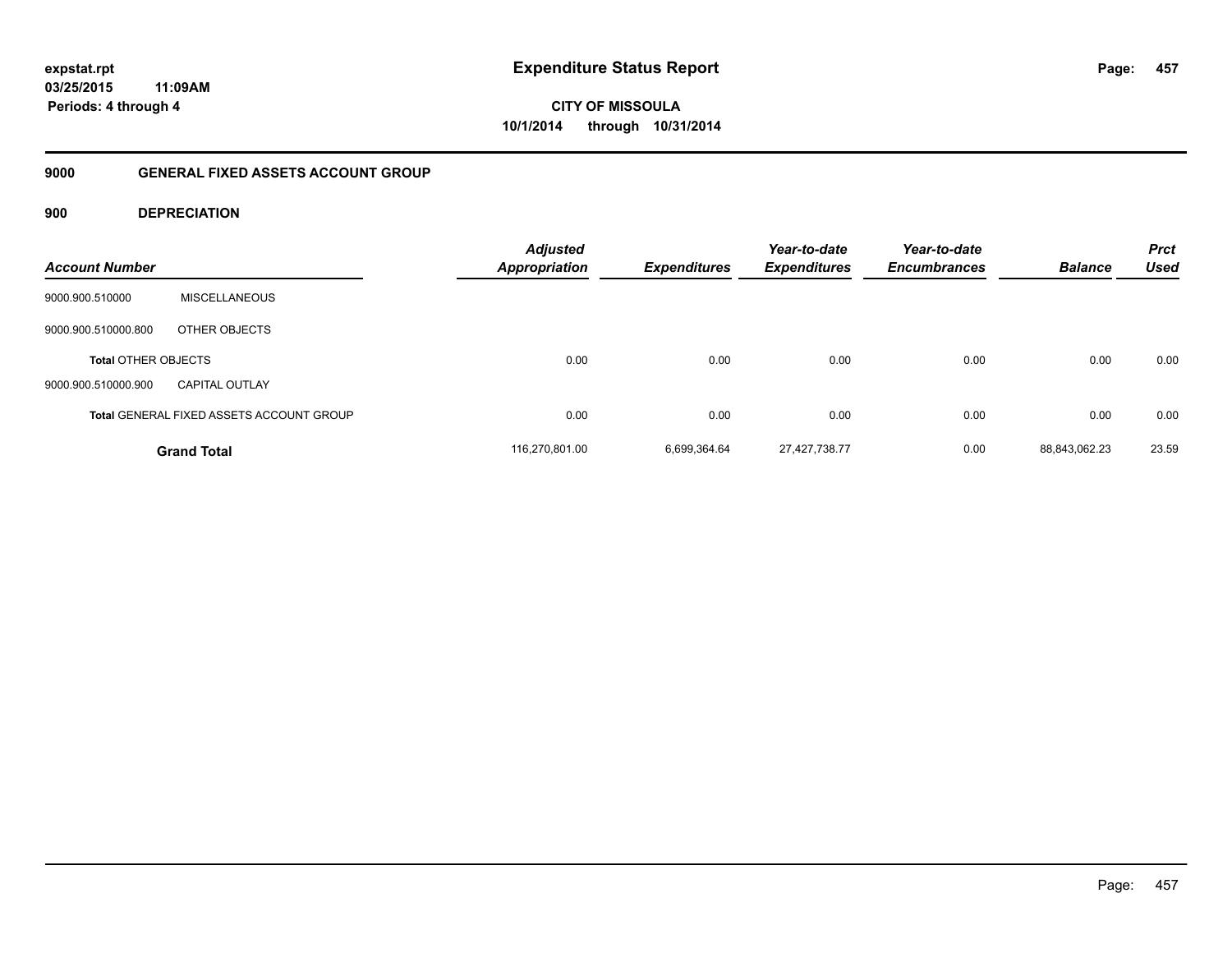**expstat.rpt**
**03/25/2015 11:09AM**
**Periods: 4 through 4**

# Expenditure Status Report

**CITY OF MISSOULA**
**10/1/2014 through 10/31/2014**

## 9000 GENERAL FIXED ASSETS ACCOUNT GROUP

### 900 DEPRECIATION

| Account Number | | Adjusted Appropriation | Expenditures | Year-to-date Expenditures | Year-to-date Encumbrances | Balance | Prct Used |
|---|---|---|---|---|---|---|---|
| 9000.900.510000 | MISCELLANEOUS | | | | | | |
| 9000.900.510000.800 | OTHER OBJECTS | | | | | | |
| Total OTHER OBJECTS | | 0.00 | 0.00 | 0.00 | 0.00 | 0.00 | 0.00 |
| 9000.900.510000.900 | CAPITAL OUTLAY | | | | | | |
| Total GENERAL FIXED ASSETS ACCOUNT GROUP | | 0.00 | 0.00 | 0.00 | 0.00 | 0.00 | 0.00 |
| **Grand Total** | | 116,270,801.00 | 6,699,364.64 | 27,427,738.77 | 0.00 | 88,843,062.23 | 23.59 |